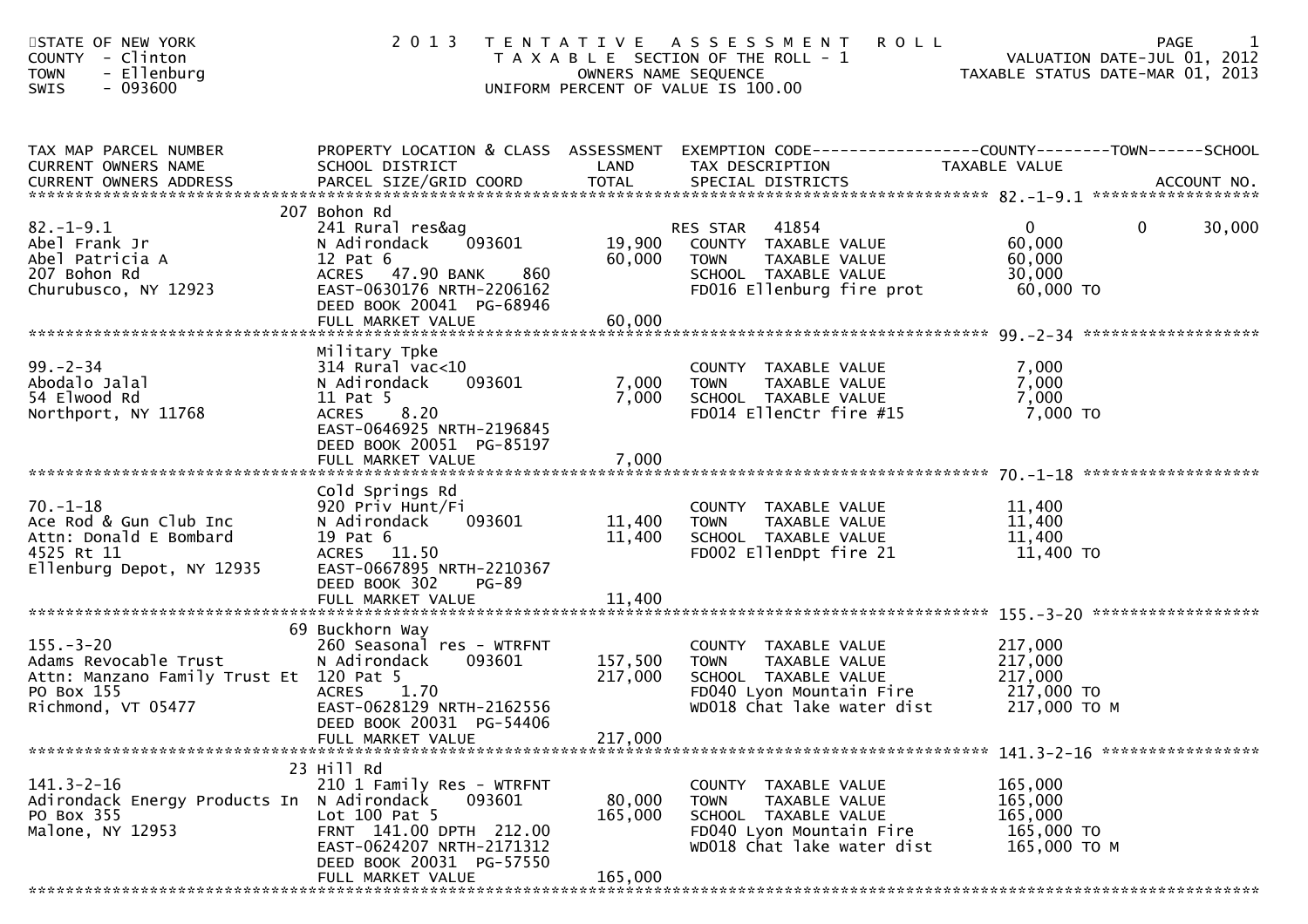STATE OF NEW YORK
COUNTY - Clinton
TOWN - Ellenburg
SWIS - 093600

# 2013 TENTATIVE ASSESSMENT ROLL

TAXABLE SECTION OF THE ROLL - 1
OWNERS NAME SEQUENCE
UNIFORM PERCENT OF VALUE IS 100.00

VALUATION DATE-JUL 01, 2012
TAXABLE STATUS DATE-MAR 01, 2013

| TAX MAP PARCEL NUMBER / CURRENT OWNERS NAME / CURRENT OWNERS ADDRESS | PROPERTY LOCATION & CLASS / SCHOOL DISTRICT / PARCEL SIZE/GRID COORD | ASSESSMENT LAND / TOTAL | EXEMPTION CODE / TAX DESCRIPTION / SPECIAL DISTRICTS | COUNTY TAXABLE VALUE | TOWN | SCHOOL | ACCOUNT NO. |
|---|---|---|---|---|---|---|---|
| 82.-1-9.1 | 207 Bohon Rd | | | | | | |
| | 241 Rural res&ag | | RES STAR 41854 | 0 | 0 | 30,000 | |
| Abel Frank Jr | N Adirondack 093601 | 19,900 | COUNTY TAXABLE VALUE | 60,000 | | | |
| Abel Patricia A | 12 Pat 6 | 60,000 | TOWN TAXABLE VALUE | 60,000 | | | |
| 207 Bohon Rd | ACRES 47.90 BANK 860 | | SCHOOL TAXABLE VALUE | 30,000 | | | |
| Churubusco, NY 12923 | EAST-0630176 NRTH-2206162 | | FD016 Ellenburg fire prot | 60,000 TO | | | |
| | DEED BOOK 20041 PG-68946 | | | | | | |
| | FULL MARKET VALUE | 60,000 | | | | | |
| 99.-2-34 | Military Tpke | | | | | | |
| | 314 Rural vac<10 | | COUNTY TAXABLE VALUE | 7,000 | | | |
| Abodalo Jalal | N Adirondack 093601 | 7,000 | TOWN TAXABLE VALUE | 7,000 | | | |
| 54 Elwood Rd | 11 Pat 5 | 7,000 | SCHOOL TAXABLE VALUE | 7,000 | | | |
| Northport, NY 11768 | ACRES 8.20 | | FD014 EllenCtr fire #15 | 7,000 TO | | | |
| | EAST-0646925 NRTH-2196845 | | | | | | |
| | DEED BOOK 20051 PG-85197 | | | | | | |
| | FULL MARKET VALUE | 7,000 | | | | | |
| 70.-1-18 | Cold Springs Rd | | | | | | |
| | 920 Priv Hunt/Fi | | COUNTY TAXABLE VALUE | 11,400 | | | |
| Ace Rod & Gun Club Inc | N Adirondack 093601 | 11,400 | TOWN TAXABLE VALUE | 11,400 | | | |
| Attn: Donald E Bombard | 19 Pat 6 | 11,400 | SCHOOL TAXABLE VALUE | 11,400 | | | |
| 4525 Rt 11 | ACRES 11.50 | | FD002 EllenDpt fire 21 | 11,400 TO | | | |
| Ellenburg Depot, NY 12935 | EAST-0667895 NRTH-2210367 | | | | | | |
| | DEED BOOK 302 PG-89 | | | | | | |
| | FULL MARKET VALUE | 11,400 | | | | | |
| 155.-3-20 | 69 Buckhorn Way | | | | | | |
| | 260 Seasonal res - WTRFNT | | COUNTY TAXABLE VALUE | 217,000 | | | |
| Adams Revocable Trust | N Adirondack 093601 | 157,500 | TOWN TAXABLE VALUE | 217,000 | | | |
| Attn: Manzano Family Trust Et | 120 Pat 5 | 217,000 | SCHOOL TAXABLE VALUE | 217,000 | | | |
| PO Box 155 | ACRES 1.70 | | FD040 Lyon Mountain Fire | 217,000 TO | | | |
| Richmond, VT 05477 | EAST-0628129 NRTH-2162556 | | WD018 Chat lake water dist | 217,000 TO M | | | |
| | DEED BOOK 20031 PG-54406 | | | | | | |
| | FULL MARKET VALUE | 217,000 | | | | | |
| 141.3-2-16 | 23 Hill Rd | | | | | | |
| | 210 1 Family Res - WTRFNT | | COUNTY TAXABLE VALUE | 165,000 | | | |
| Adirondack Energy Products In | N Adirondack 093601 | 80,000 | TOWN TAXABLE VALUE | 165,000 | | | |
| PO Box 355 | Lot 100 Pat 5 | 165,000 | SCHOOL TAXABLE VALUE | 165,000 | | | |
| Malone, NY 12953 | FRNT 141.00 DPTH 212.00 | | FD040 Lyon Mountain Fire | 165,000 TO | | | |
| | EAST-0624207 NRTH-2171312 | | WD018 Chat lake water dist | 165,000 TO M | | | |
| | DEED BOOK 20031 PG-57550 | | | | | | |
| | FULL MARKET VALUE | 165,000 | | | | | |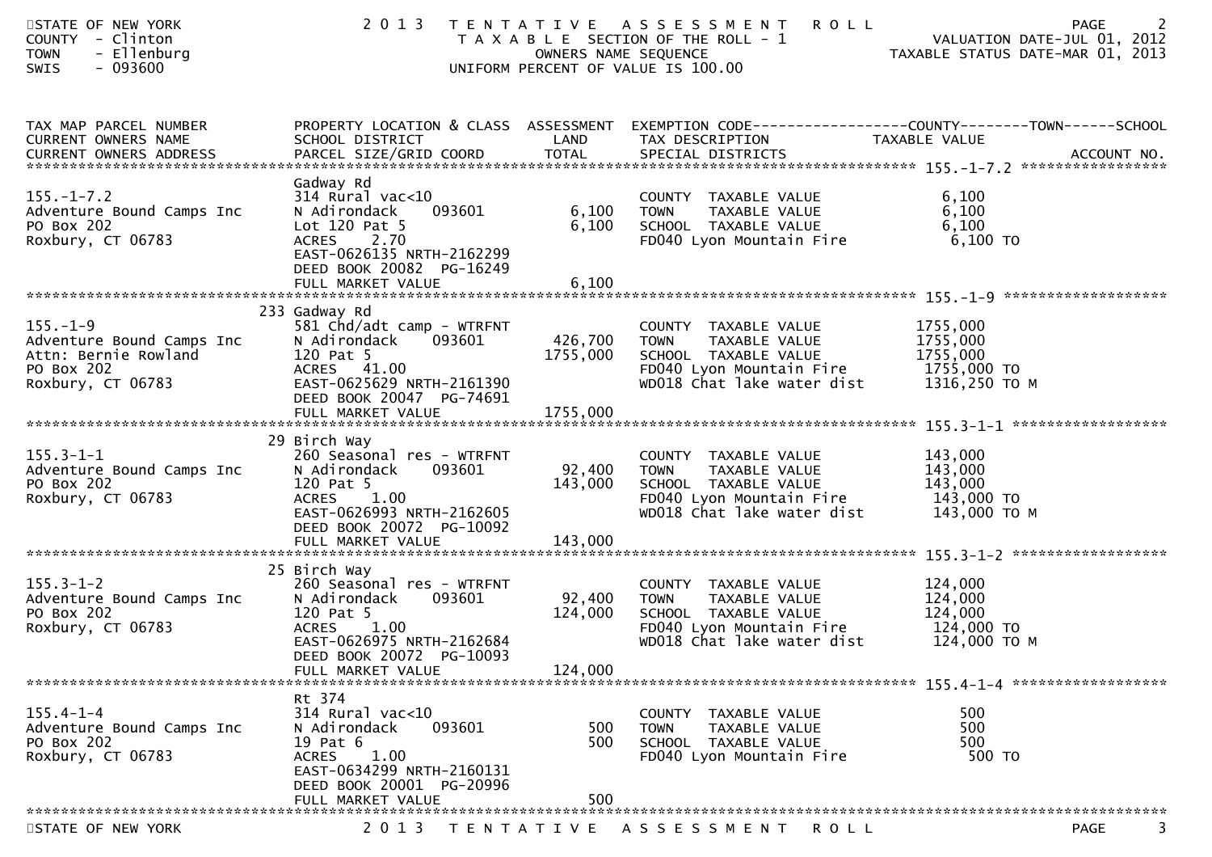STATE OF NEW YORK
COUNTY - Clinton
TOWN - Ellenburg
SWIS - 093600

2013 TENTATIVE ASSESSMENT ROLL
TAXABLE SECTION OF THE ROLL - 1
OWNERS NAME SEQUENCE
UNIFORM PERCENT OF VALUE IS 100.00

VALUATION DATE-JUL 01, 2012
TAXABLE STATUS DATE-MAR 01, 2013

| TAX MAP PARCEL NUMBER / CURRENT OWNERS NAME / CURRENT OWNERS ADDRESS | PROPERTY LOCATION & CLASS / SCHOOL DISTRICT / PARCEL SIZE/GRID COORD | ASSESSMENT LAND / TOTAL | EXEMPTION CODE / TAX DESCRIPTION / SPECIAL DISTRICTS | TAXABLE VALUE (COUNTY / TOWN / SCHOOL) | ACCOUNT NO. |
|---|---|---|---|---|---|
| **155.-1-7.2** | Gadway Rd | | | | |
| 155.-1-7.2 | 314 Rural vac<10 | | COUNTY TAXABLE VALUE | 6,100 | |
| Adventure Bound Camps Inc | N Adirondack 093601 | 6,100 | TOWN TAXABLE VALUE | 6,100 | |
| PO Box 202 | Lot 120 Pat 5 | 6,100 | SCHOOL TAXABLE VALUE | 6,100 | |
| Roxbury, CT 06783 | ACRES 2.70 | | FD040 Lyon Mountain Fire | 6,100 TO | |
| | EAST-0626135 NRTH-2162299 | | | | |
| | DEED BOOK 20082 PG-16249 | | | | |
| | FULL MARKET VALUE | 6,100 | | | |
| **155.-1-9** | 233 Gadway Rd | | | | |
| 155.-1-9 | 581 Chd/adt camp - WTRFNT | | COUNTY TAXABLE VALUE | 1755,000 | |
| Adventure Bound Camps Inc | N Adirondack 093601 | 426,700 | TOWN TAXABLE VALUE | 1755,000 | |
| Attn: Bernie Rowland | 120 Pat 5 | 1755,000 | SCHOOL TAXABLE VALUE | 1755,000 | |
| PO Box 202 | ACRES 41.00 | | FD040 Lyon Mountain Fire | 1755,000 TO | |
| Roxbury, CT 06783 | EAST-0625629 NRTH-2161390 | | WD018 Chat lake water dist | 1316,250 TO M | |
| | DEED BOOK 20047 PG-74691 | | | | |
| | FULL MARKET VALUE | 1755,000 | | | |
| **155.3-1-1** | 29 Birch Way | | | | |
| 155.3-1-1 | 260 Seasonal res - WTRFNT | | COUNTY TAXABLE VALUE | 143,000 | |
| Adventure Bound Camps Inc | N Adirondack 093601 | 92,400 | TOWN TAXABLE VALUE | 143,000 | |
| PO Box 202 | 120 Pat 5 | 143,000 | SCHOOL TAXABLE VALUE | 143,000 | |
| Roxbury, CT 06783 | ACRES 1.00 | | FD040 Lyon Mountain Fire | 143,000 TO | |
| | EAST-0626993 NRTH-2162605 | | WD018 Chat lake water dist | 143,000 TO M | |
| | DEED BOOK 20072 PG-10092 | | | | |
| | FULL MARKET VALUE | 143,000 | | | |
| **155.3-1-2** | 25 Birch Way | | | | |
| 155.3-1-2 | 260 Seasonal res - WTRFNT | | COUNTY TAXABLE VALUE | 124,000 | |
| Adventure Bound Camps Inc | N Adirondack 093601 | 92,400 | TOWN TAXABLE VALUE | 124,000 | |
| PO Box 202 | 120 Pat 5 | 124,000 | SCHOOL TAXABLE VALUE | 124,000 | |
| Roxbury, CT 06783 | ACRES 1.00 | | FD040 Lyon Mountain Fire | 124,000 TO | |
| | EAST-0626975 NRTH-2162684 | | WD018 Chat lake water dist | 124,000 TO M | |
| | DEED BOOK 20072 PG-10093 | | | | |
| | FULL MARKET VALUE | 124,000 | | | |
| **155.4-1-4** | Rt 374 | | | | |
| 155.4-1-4 | 314 Rural vac<10 | | COUNTY TAXABLE VALUE | 500 | |
| Adventure Bound Camps Inc | N Adirondack 093601 | 500 | TOWN TAXABLE VALUE | 500 | |
| PO Box 202 | 19 Pat 6 | 500 | SCHOOL TAXABLE VALUE | 500 | |
| Roxbury, CT 06783 | ACRES 1.00 | | FD040 Lyon Mountain Fire | 500 TO | |
| | EAST-0634299 NRTH-2160131 | | | | |
| | DEED BOOK 20001 PG-20996 | | | | |
| | FULL MARKET VALUE | 500 | | | |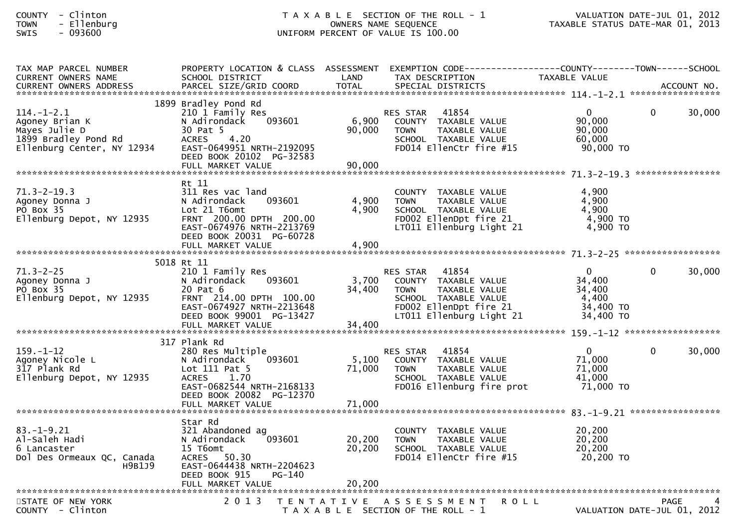COUNTY - Clinton
TOWN - Ellenburg
SWIS - 093600

TAXABLE SECTION OF THE ROLL - 1
OWNERS NAME SEQUENCE
UNIFORM PERCENT OF VALUE IS 100.00

VALUATION DATE-JUL 01, 2012
TAXABLE STATUS DATE-MAR 01, 2013

| TAX MAP PARCEL NUMBER / CURRENT OWNERS NAME / CURRENT OWNERS ADDRESS | PROPERTY LOCATION & CLASS / SCHOOL DISTRICT / PARCEL SIZE/GRID COORD | ASSESSMENT LAND / TOTAL | EXEMPTION CODE / TAX DESCRIPTION / SPECIAL DISTRICTS | COUNTY TAXABLE VALUE | TOWN | SCHOOL / ACCOUNT NO. |
|---|---|---|---|---|---|---|
| **114.-1-2.1** | 1899 Bradley Pond Rd | | | | | |
| 114.-1-2.1 | 210 1 Family Res | | RES STAR 41854 | 0 | 0 | 30,000 |
| Agoney Brian K | N Adirondack 093601 | 6,900 | COUNTY TAXABLE VALUE | 90,000 | | |
| Mayes Julie D | 30 Pat 5 | 90,000 | TOWN TAXABLE VALUE | 90,000 | | |
| 1899 Bradley Pond Rd | ACRES 4.20 | | SCHOOL TAXABLE VALUE | 60,000 | | |
| Ellenburg Center, NY 12934 | EAST-0649951 NRTH-2192095 | | FD014 EllenCtr fire #15 | 90,000 TO | | |
| | DEED BOOK 20102 PG-32583 | | | | | |
| | FULL MARKET VALUE | 90,000 | | | | |
| **71.3-2-19.3** | Rt 11 | | | | | |
| 71.3-2-19.3 | 311 Res vac land | | COUNTY TAXABLE VALUE | 4,900 | | |
| Agoney Donna J | N Adirondack 093601 | 4,900 | TOWN TAXABLE VALUE | 4,900 | | |
| PO Box 35 | Lot 21 T6omt | 4,900 | SCHOOL TAXABLE VALUE | 4,900 | | |
| Ellenburg Depot, NY 12935 | FRNT 200.00 DPTH 200.00 | | FD002 EllenDpt fire 21 | 4,900 TO | | |
| | EAST-0674976 NRTH-2213769 | | LT011 Ellenburg Light 21 | 4,900 TO | | |
| | DEED BOOK 20031 PG-60728 | | | | | |
| | FULL MARKET VALUE | 4,900 | | | | |
| **71.3-2-25** | 5018 Rt 11 | | | | | |
| 71.3-2-25 | 210 1 Family Res | | RES STAR 41854 | 0 | 0 | 30,000 |
| Agoney Donna J | N Adirondack 093601 | 3,700 | COUNTY TAXABLE VALUE | 34,400 | | |
| PO Box 35 | 20 Pat 6 | 34,400 | TOWN TAXABLE VALUE | 34,400 | | |
| Ellenburg Depot, NY 12935 | FRNT 214.00 DPTH 100.00 | | SCHOOL TAXABLE VALUE | 4,400 | | |
| | EAST-0674927 NRTH-2213648 | | FD002 EllenDpt fire 21 | 34,400 TO | | |
| | DEED BOOK 99001 PG-13427 | | LT011 Ellenburg Light 21 | 34,400 TO | | |
| | FULL MARKET VALUE | 34,400 | | | | |
| **159.-1-12** | 317 Plank Rd | | | | | |
| 159.-1-12 | 280 Res Multiple | | RES STAR 41854 | 0 | 0 | 30,000 |
| Agoney Nicole L | N Adirondack 093601 | 5,100 | COUNTY TAXABLE VALUE | 71,000 | | |
| 317 Plank Rd | Lot 111 Pat 5 | 71,000 | TOWN TAXABLE VALUE | 71,000 | | |
| Ellenburg Depot, NY 12935 | ACRES 1.70 | | SCHOOL TAXABLE VALUE | 41,000 | | |
| | EAST-0682544 NRTH-2168133 | | FD016 Ellenburg fire prot | 71,000 TO | | |
| | DEED BOOK 20082 PG-12370 | | | | | |
| | FULL MARKET VALUE | 71,000 | | | | |
| **83.-1-9.21** | Star Rd | | | | | |
| 83.-1-9.21 | 321 Abandoned ag | | COUNTY TAXABLE VALUE | 20,200 | | |
| Al-Saleh Hadi | N Adirondack 093601 | 20,200 | TOWN TAXABLE VALUE | 20,200 | | |
| 6 Lancaster | 15 T6omt | 20,200 | SCHOOL TAXABLE VALUE | 20,200 | | |
| Dol Des Ormeaux QC, Canada H9B1J9 | ACRES 50.30 | | FD014 EllenCtr fire #15 | 20,200 TO | | |
| | EAST-0644438 NRTH-2204623 | | | | | |
| | DEED BOOK 915 PG-140 | | | | | |
| | FULL MARKET VALUE | 20,200 | | | | |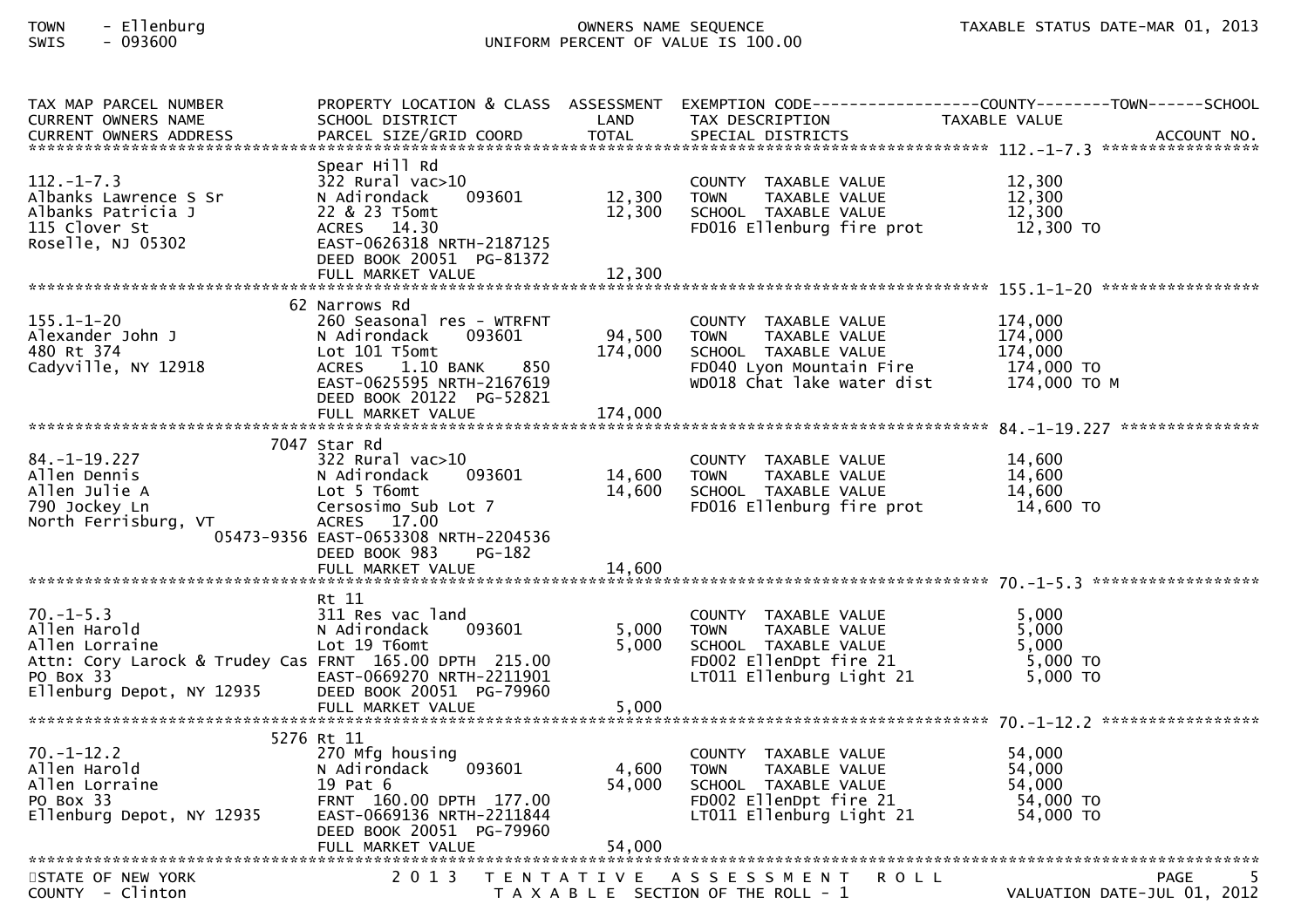TOWN - Ellenburg
SWIS - 093600

OWNERS NAME SEQUENCE
UNIFORM PERCENT OF VALUE IS 100.00

TAXABLE STATUS DATE-MAR 01, 2013

| TAX MAP PARCEL NUMBER / CURRENT OWNERS NAME / CURRENT OWNERS ADDRESS | PROPERTY LOCATION & CLASS / SCHOOL DISTRICT / PARCEL SIZE/GRID COORD | ASSESSMENT LAND / TOTAL | EXEMPTION CODE / TAX DESCRIPTION / SPECIAL DISTRICTS | TAXABLE VALUE (COUNTY / TOWN / SCHOOL) | ACCOUNT NO. |
|---|---|---|---|---|---|
| 112.-1-7.3 | Spear Hill Rd | | | | |
| 112.-1-7.3 | 322 Rural vac>10 | | COUNTY TAXABLE VALUE | 12,300 | |
| Albanks Lawrence S Sr | N Adirondack 093601 | 12,300 | TOWN TAXABLE VALUE | 12,300 | |
| Albanks Patricia J | 22 & 23 T5omt | 12,300 | SCHOOL TAXABLE VALUE | 12,300 | |
| 115 Clover St | ACRES 14.30 | | FD016 Ellenburg fire prot | 12,300 TO | |
| Roselle, NJ 05302 | EAST-0626318 NRTH-2187125 | | | | |
| | DEED BOOK 20051 PG-81372 | | | | |
| | FULL MARKET VALUE | 12,300 | | | |
| 155.1-1-20 | 62 Narrows Rd | | | | |
| 155.1-1-20 | 260 Seasonal res - WTRFNT | | COUNTY TAXABLE VALUE | 174,000 | |
| Alexander John J | N Adirondack 093601 | 94,500 | TOWN TAXABLE VALUE | 174,000 | |
| 480 Rt 374 | Lot 101 T5omt | 174,000 | SCHOOL TAXABLE VALUE | 174,000 | |
| Cadyville, NY 12918 | ACRES 1.10 BANK 850 | | FD040 Lyon Mountain Fire | 174,000 TO | |
| | EAST-0625595 NRTH-2167619 | | WD018 Chat lake water dist | 174,000 TO M | |
| | DEED BOOK 20122 PG-52821 | | | | |
| | FULL MARKET VALUE | 174,000 | | | |
| 84.-1-19.227 | 7047 Star Rd | | | | |
| 84.-1-19.227 | 322 Rural vac>10 | | COUNTY TAXABLE VALUE | 14,600 | |
| Allen Dennis | N Adirondack 093601 | 14,600 | TOWN TAXABLE VALUE | 14,600 | |
| Allen Julie A | Lot 5 T6omt | 14,600 | SCHOOL TAXABLE VALUE | 14,600 | |
| 790 Jockey Ln | Cersosimo Sub Lot 7 | | FD016 Ellenburg fire prot | 14,600 TO | |
| North Ferrisburg, VT 05473-9356 | ACRES 17.00 | | | | |
| | EAST-0653308 NRTH-2204536 | | | | |
| | DEED BOOK 983 PG-182 | | | | |
| | FULL MARKET VALUE | 14,600 | | | |
| 70.-1-5.3 | Rt 11 | | | | |
| 70.-1-5.3 | 311 Res vac land | | COUNTY TAXABLE VALUE | 5,000 | |
| Allen Harold | N Adirondack 093601 | 5,000 | TOWN TAXABLE VALUE | 5,000 | |
| Allen Lorraine | Lot 19 T6omt | 5,000 | SCHOOL TAXABLE VALUE | 5,000 | |
| Attn: Cory Larock & Trudey Cas | FRNT 165.00 DPTH 215.00 | | FD002 EllenDpt fire 21 | 5,000 TO | |
| PO Box 33 | EAST-0669270 NRTH-2211901 | | LT011 Ellenburg Light 21 | 5,000 TO | |
| Ellenburg Depot, NY 12935 | DEED BOOK 20051 PG-79960 | | | | |
| | FULL MARKET VALUE | 5,000 | | | |
| 70.-1-12.2 | 5276 Rt 11 | | | | |
| 70.-1-12.2 | 270 Mfg housing | | COUNTY TAXABLE VALUE | 54,000 | |
| Allen Harold | N Adirondack 093601 | 4,600 | TOWN TAXABLE VALUE | 54,000 | |
| Allen Lorraine | 19 Pat 6 | 54,000 | SCHOOL TAXABLE VALUE | 54,000 | |
| PO Box 33 | FRNT 160.00 DPTH 177.00 | | FD002 EllenDpt fire 21 | 54,000 TO | |
| Ellenburg Depot, NY 12935 | EAST-0669136 NRTH-2211844 | | LT011 Ellenburg Light 21 | 54,000 TO | |
| | DEED BOOK 20051 PG-79960 | | | | |
| | FULL MARKET VALUE | 54,000 | | | |

STATE OF NEW YORK
COUNTY - Clinton

2013 TENTATIVE ASSESSMENT ROLL
TAXABLE SECTION OF THE ROLL - 1

VALUATION DATE-JUL 01, 2012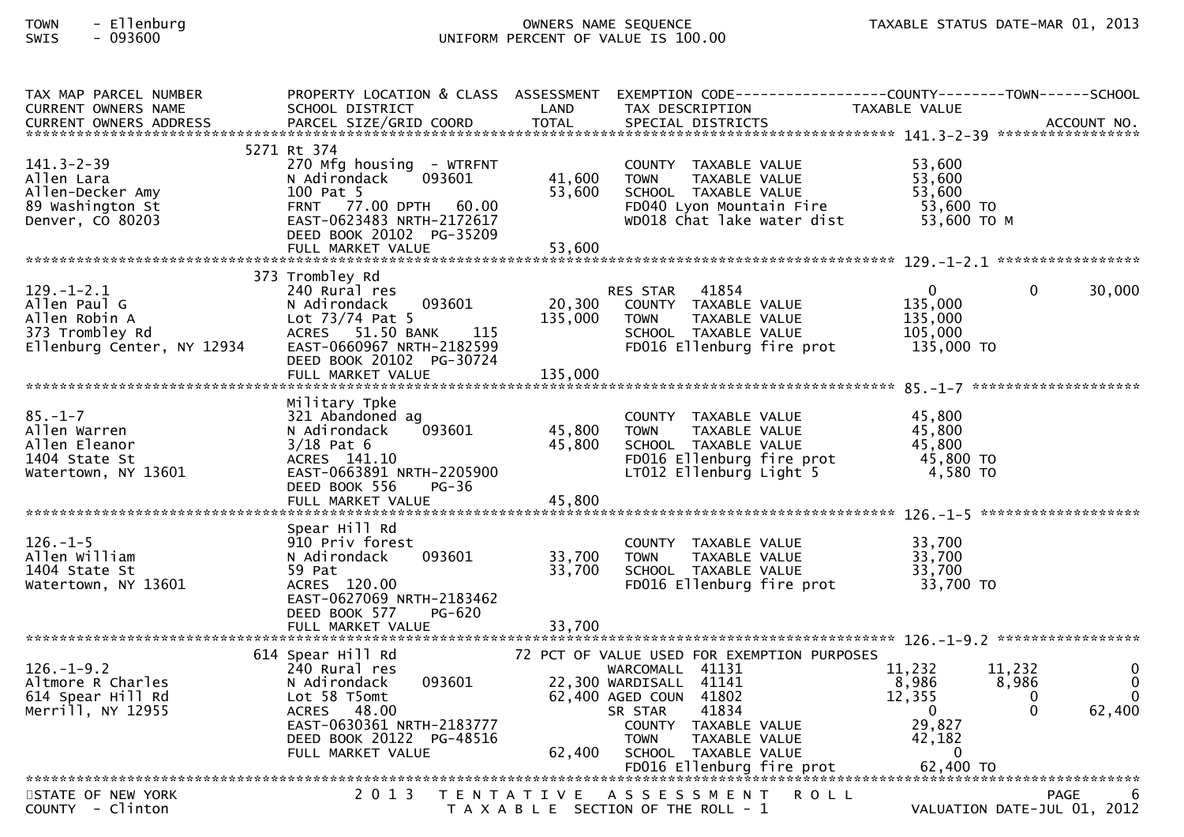TOWN - Ellenburg
SWIS - 093600

OWNERS NAME SEQUENCE
UNIFORM PERCENT OF VALUE IS 100.00

TAXABLE STATUS DATE-MAR 01, 2013

| TAX MAP PARCEL NUMBER / CURRENT OWNERS NAME / CURRENT OWNERS ADDRESS | PROPERTY LOCATION & CLASS / SCHOOL DISTRICT / PARCEL SIZE/GRID COORD | ASSESSMENT LAND / TOTAL | EXEMPTION CODE / TAX DESCRIPTION / SPECIAL DISTRICTS | COUNTY TAXABLE VALUE | TOWN | SCHOOL / ACCOUNT NO. |
|---|---|---|---|---|---|---|
| **141.3-2-39** | 5271 Rt 374 | | | | | |
| 141.3-2-39 | 270 Mfg housing - WTRFNT | | COUNTY TAXABLE VALUE | 53,600 | | |
| Allen Lara | N Adirondack 093601 | 41,600 | TOWN TAXABLE VALUE | 53,600 | | |
| Allen-Decker Amy | 100 Pat 5 | 53,600 | SCHOOL TAXABLE VALUE | 53,600 | | |
| 89 Washington St | FRNT 77.00 DPTH 60.00 | | FD040 Lyon Mountain Fire | 53,600 TO | | |
| Denver, CO 80203 | EAST-0623483 NRTH-2172617 | | WD018 Chat lake water dist | 53,600 TO M | | |
| | DEED BOOK 20102 PG-35209 | | | | | |
| | FULL MARKET VALUE | 53,600 | | | | |
| **129.-1-2.1** | 373 Trombley Rd | | | | | |
| 129.-1-2.1 | 240 Rural res | | RES STAR 41854 | 0 | 0 | 30,000 |
| Allen Paul G | N Adirondack 093601 | 20,300 | COUNTY TAXABLE VALUE | 135,000 | | |
| Allen Robin A | Lot 73/74 Pat 5 | 135,000 | TOWN TAXABLE VALUE | 135,000 | | |
| 373 Trombley Rd | ACRES 51.50 BANK 115 | | SCHOOL TAXABLE VALUE | 105,000 | | |
| Ellenburg Center, NY 12934 | EAST-0660967 NRTH-2182599 | | FD016 Ellenburg fire prot | 135,000 TO | | |
| | DEED BOOK 20102 PG-30724 | | | | | |
| | FULL MARKET VALUE | 135,000 | | | | |
| **85.-1-7** | Military Tpke | | | | | |
| 85.-1-7 | 321 Abandoned ag | | COUNTY TAXABLE VALUE | 45,800 | | |
| Allen Warren | N Adirondack 093601 | 45,800 | TOWN TAXABLE VALUE | 45,800 | | |
| Allen Eleanor | 3/18 Pat 6 | 45,800 | SCHOOL TAXABLE VALUE | 45,800 | | |
| 1404 State St | ACRES 141.10 | | FD016 Ellenburg fire prot | 45,800 TO | | |
| Watertown, NY 13601 | EAST-0663891 NRTH-2205900 | | LT012 Ellenburg Light 5 | 4,580 TO | | |
| | DEED BOOK 556 PG-36 | | | | | |
| | FULL MARKET VALUE | 45,800 | | | | |
| **126.-1-5** | Spear Hill Rd | | | | | |
| 126.-1-5 | 910 Priv forest | | COUNTY TAXABLE VALUE | 33,700 | | |
| Allen William | N Adirondack 093601 | 33,700 | TOWN TAXABLE VALUE | 33,700 | | |
| 1404 State St | 59 Pat | 33,700 | SCHOOL TAXABLE VALUE | 33,700 | | |
| Watertown, NY 13601 | ACRES 120.00 | | FD016 Ellenburg fire prot | 33,700 TO | | |
| | EAST-0627069 NRTH-2183462 | | | | | |
| | DEED BOOK 577 PG-620 | | | | | |
| | FULL MARKET VALUE | 33,700 | | | | |
| **126.-1-9.2** | 614 Spear Hill Rd | | 72 PCT OF VALUE USED FOR EXEMPTION PURPOSES | | | |
| 126.-1-9.2 | 240 Rural res | | WARCOMALL 41131 | 11,232 | 11,232 | 0 |
| Altmore R Charles | N Adirondack 093601 | 22,300 | WARDISALL 41141 | 8,986 | 8,986 | 0 |
| 614 Spear Hill Rd | Lot 58 T5omt | 62,400 | AGED COUN 41802 | 12,355 | 0 | 0 |
| Merrill, NY 12955 | ACRES 48.00 | | SR STAR 41834 | 0 | 0 | 62,400 |
| | EAST-0630361 NRTH-2183777 | | COUNTY TAXABLE VALUE | 29,827 | | |
| | DEED BOOK 20122 PG-48516 | | TOWN TAXABLE VALUE | 42,182 | | |
| | FULL MARKET VALUE | 62,400 | SCHOOL TAXABLE VALUE | 0 | | |
| | | | FD016 Ellenburg fire prot | 62,400 TO | | |

STATE OF NEW YORK
COUNTY - Clinton

2013 TENTATIVE ASSESSMENT ROLL
TAXABLE SECTION OF THE ROLL - 1

VALUATION DATE-JUL 01, 2012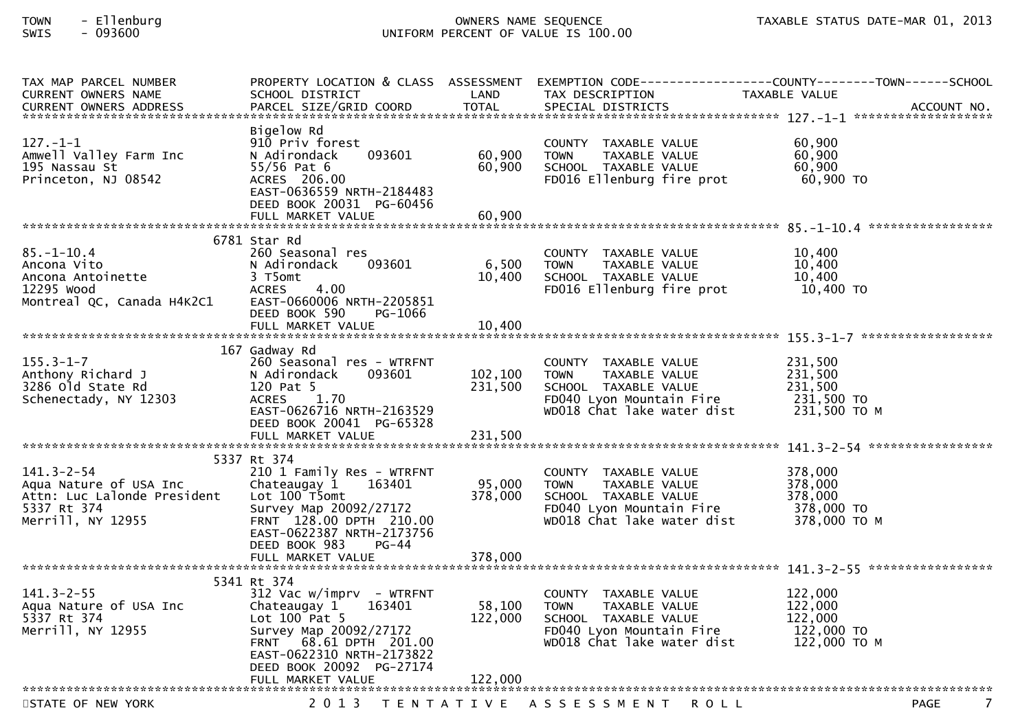TOWN - Ellenburg
SWIS - 093600

OWNERS NAME SEQUENCE
UNIFORM PERCENT OF VALUE IS 100.00

TAXABLE STATUS DATE-MAR 01, 2013

| TAX MAP PARCEL NUMBER / CURRENT OWNERS NAME / CURRENT OWNERS ADDRESS | PROPERTY LOCATION & CLASS / SCHOOL DISTRICT / PARCEL SIZE/GRID COORD | ASSESSMENT LAND / TOTAL | EXEMPTION CODE / TAX DESCRIPTION / SPECIAL DISTRICTS | TAXABLE VALUE (COUNTY / TOWN / SCHOOL) | ACCOUNT NO. |
|---|---|---|---|---|---|
| 127.-1-1 | Bigelow Rd | | | | |
| 127.-1-1 | 910 Priv forest | | COUNTY TAXABLE VALUE | 60,900 | |
| Amwell Valley Farm Inc | N Adirondack 093601 | 60,900 | TOWN TAXABLE VALUE | 60,900 | |
| 195 Nassau St | 55/56 Pat 6 | 60,900 | SCHOOL TAXABLE VALUE | 60,900 | |
| Princeton, NJ 08542 | ACRES 206.00 | | FD016 Ellenburg fire prot | 60,900 TO | |
| | EAST-0636559 NRTH-2184483 | | | | |
| | DEED BOOK 20031 PG-60456 | | | | |
| | FULL MARKET VALUE | 60,900 | | | |
| 85.-1-10.4 | 6781 Star Rd | | | | |
| 85.-1-10.4 | 260 Seasonal res | | COUNTY TAXABLE VALUE | 10,400 | |
| Ancona Vito | N Adirondack 093601 | 6,500 | TOWN TAXABLE VALUE | 10,400 | |
| Ancona Antoinette | 3 T5omt | 10,400 | SCHOOL TAXABLE VALUE | 10,400 | |
| 12295 Wood | ACRES 4.00 | | FD016 Ellenburg fire prot | 10,400 TO | |
| Montreal QC, Canada H4K2C1 | EAST-0660006 NRTH-2205851 | | | | |
| | DEED BOOK 590 PG-1066 | | | | |
| | FULL MARKET VALUE | 10,400 | | | |
| 155.3-1-7 | 167 Gadway Rd | | | | |
| 155.3-1-7 | 260 Seasonal res - WTRFNT | | COUNTY TAXABLE VALUE | 231,500 | |
| Anthony Richard J | N Adirondack 093601 | 102,100 | TOWN TAXABLE VALUE | 231,500 | |
| 3286 Old State Rd | 120 Pat 5 | 231,500 | SCHOOL TAXABLE VALUE | 231,500 | |
| Schenectady, NY 12303 | ACRES 1.70 | | FD040 Lyon Mountain Fire | 231,500 TO | |
| | EAST-0626716 NRTH-2163529 | | WD018 Chat lake water dist | 231,500 TO M | |
| | DEED BOOK 20041 PG-65328 | | | | |
| | FULL MARKET VALUE | 231,500 | | | |
| 141.3-2-54 | 5337 Rt 374 | | | | |
| 141.3-2-54 | 210 1 Family Res - WTRFNT | | COUNTY TAXABLE VALUE | 378,000 | |
| Aqua Nature of USA Inc | Chateaugay 1 163401 | 95,000 | TOWN TAXABLE VALUE | 378,000 | |
| Attn: Luc Lalonde President | Lot 100 T5omt | 378,000 | SCHOOL TAXABLE VALUE | 378,000 | |
| 5337 Rt 374 | Survey Map 20092/27172 | | FD040 Lyon Mountain Fire | 378,000 TO | |
| Merrill, NY 12955 | FRNT 128.00 DPTH 210.00 | | WD018 Chat lake water dist | 378,000 TO M | |
| | EAST-0622387 NRTH-2173756 | | | | |
| | DEED BOOK 983 PG-44 | | | | |
| | FULL MARKET VALUE | 378,000 | | | |
| 141.3-2-55 | 5341 Rt 374 | | | | |
| 141.3-2-55 | 312 Vac w/imprv - WTRFNT | | COUNTY TAXABLE VALUE | 122,000 | |
| Aqua Nature of USA Inc | Chateaugay 1 163401 | 58,100 | TOWN TAXABLE VALUE | 122,000 | |
| 5337 Rt 374 | Lot 100 Pat 5 | 122,000 | SCHOOL TAXABLE VALUE | 122,000 | |
| Merrill, NY 12955 | Survey Map 20092/27172 | | FD040 Lyon Mountain Fire | 122,000 TO | |
| | FRNT 68.61 DPTH 201.00 | | WD018 Chat lake water dist | 122,000 TO M | |
| | EAST-0622310 NRTH-2173822 | | | | |
| | DEED BOOK 20092 PG-27174 | | | | |
| | FULL MARKET VALUE | 122,000 | | | |

STATE OF NEW YORK — 2013 TENTATIVE ASSESSMENT ROLL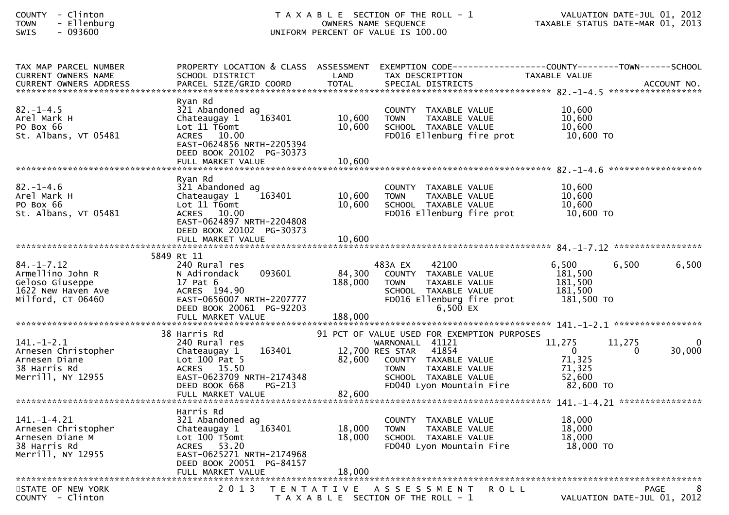COUNTY - Clinton
TOWN - Ellenburg
SWIS - 093600

T A X A B L E SECTION OF THE ROLL - 1
OWNERS NAME SEQUENCE
UNIFORM PERCENT OF VALUE IS 100.00

VALUATION DATE-JUL 01, 2012
TAXABLE STATUS DATE-MAR 01, 2013

| TAX MAP PARCEL NUMBER / CURRENT OWNERS NAME / CURRENT OWNERS ADDRESS | PROPERTY LOCATION & CLASS / SCHOOL DISTRICT / PARCEL SIZE/GRID COORD | ASSESSMENT LAND / TOTAL | EXEMPTION CODE / TAX DESCRIPTION / SPECIAL DISTRICTS | COUNTY TAXABLE VALUE | TOWN | SCHOOL / ACCOUNT NO. |
|---|---|---|---|---|---|---|
| **82.-1-4.5** | Ryan Rd | | | | | |
| 82.-1-4.5 | 321 Abandoned ag | | COUNTY TAXABLE VALUE | 10,600 | | |
| Arel Mark H | Chateaugay 1 163401 | 10,600 | TOWN TAXABLE VALUE | 10,600 | | |
| PO Box 66 | Lot 11 T6omt | 10,600 | SCHOOL TAXABLE VALUE | 10,600 | | |
| St. Albans, VT 05481 | ACRES 10.00 | | FD016 Ellenburg fire prot | 10,600 TO | | |
| | EAST-0624856 NRTH-2205394 | | | | | |
| | DEED BOOK 20102 PG-30373 | | | | | |
| | FULL MARKET VALUE | 10,600 | | | | |
| **82.-1-4.6** | Ryan Rd | | | | | |
| 82.-1-4.6 | 321 Abandoned ag | | COUNTY TAXABLE VALUE | 10,600 | | |
| Arel Mark H | Chateaugay 1 163401 | 10,600 | TOWN TAXABLE VALUE | 10,600 | | |
| PO Box 66 | Lot 11 T6omt | 10,600 | SCHOOL TAXABLE VALUE | 10,600 | | |
| St. Albans, VT 05481 | ACRES 10.00 | | FD016 Ellenburg fire prot | 10,600 TO | | |
| | EAST-0624897 NRTH-2204808 | | | | | |
| | DEED BOOK 20102 PG-30373 | | | | | |
| | FULL MARKET VALUE | 10,600 | | | | |
| **84.-1-7.12** | 5849 Rt 11 | | | | | |
| 84.-1-7.12 | 240 Rural res | | 483A EX 42100 | 6,500 | 6,500 | 6,500 |
| Armellino John R | N Adirondack 093601 | 84,300 | COUNTY TAXABLE VALUE | 181,500 | | |
| Geloso Giuseppe | 17 Pat 6 | 188,000 | TOWN TAXABLE VALUE | 181,500 | | |
| 1622 New Haven Ave | ACRES 194.90 | | SCHOOL TAXABLE VALUE | 181,500 | | |
| Milford, CT 06460 | EAST-0656007 NRTH-2207777 | | FD016 Ellenburg fire prot | 181,500 TO | | |
| | DEED BOOK 20061 PG-92203 | | 6,500 EX | | | |
| | FULL MARKET VALUE | 188,000 | | | | |
| **141.-1-2.1** | 38 Harris Rd | | 91 PCT OF VALUE USED FOR EXEMPTION PURPOSES | | | |
| 141.-1-2.1 | 240 Rural res | | WARNONALL 41121 | 11,275 | 11,275 | 0 |
| Arnesen Christopher | Chateaugay 1 163401 | 12,700 | RES STAR 41854 | 0 | 0 | 30,000 |
| Arnesen Diane | Lot 100 Pat 5 | 82,600 | COUNTY TAXABLE VALUE | 71,325 | | |
| 38 Harris Rd | ACRES 15.50 | | TOWN TAXABLE VALUE | 71,325 | | |
| Merrill, NY 12955 | EAST-0623709 NRTH-2174348 | | SCHOOL TAXABLE VALUE | 52,600 | | |
| | DEED BOOK 668 PG-213 | | FD040 Lyon Mountain Fire | 82,600 TO | | |
| | FULL MARKET VALUE | 82,600 | | | | |
| **141.-1-4.21** | Harris Rd | | | | | |
| 141.-1-4.21 | 321 Abandoned ag | | COUNTY TAXABLE VALUE | 18,000 | | |
| Arnesen Christopher | Chateaugay 1 163401 | 18,000 | TOWN TAXABLE VALUE | 18,000 | | |
| Arnesen Diane M | Lot 100 T5omt | 18,000 | SCHOOL TAXABLE VALUE | 18,000 | | |
| 38 Harris Rd | ACRES 53.20 | | FD040 Lyon Mountain Fire | 18,000 TO | | |
| Merrill, NY 12955 | EAST-0625271 NRTH-2174968 | | | | | |
| | DEED BOOK 20051 PG-84157 | | | | | |
| | FULL MARKET VALUE | 18,000 | | | | |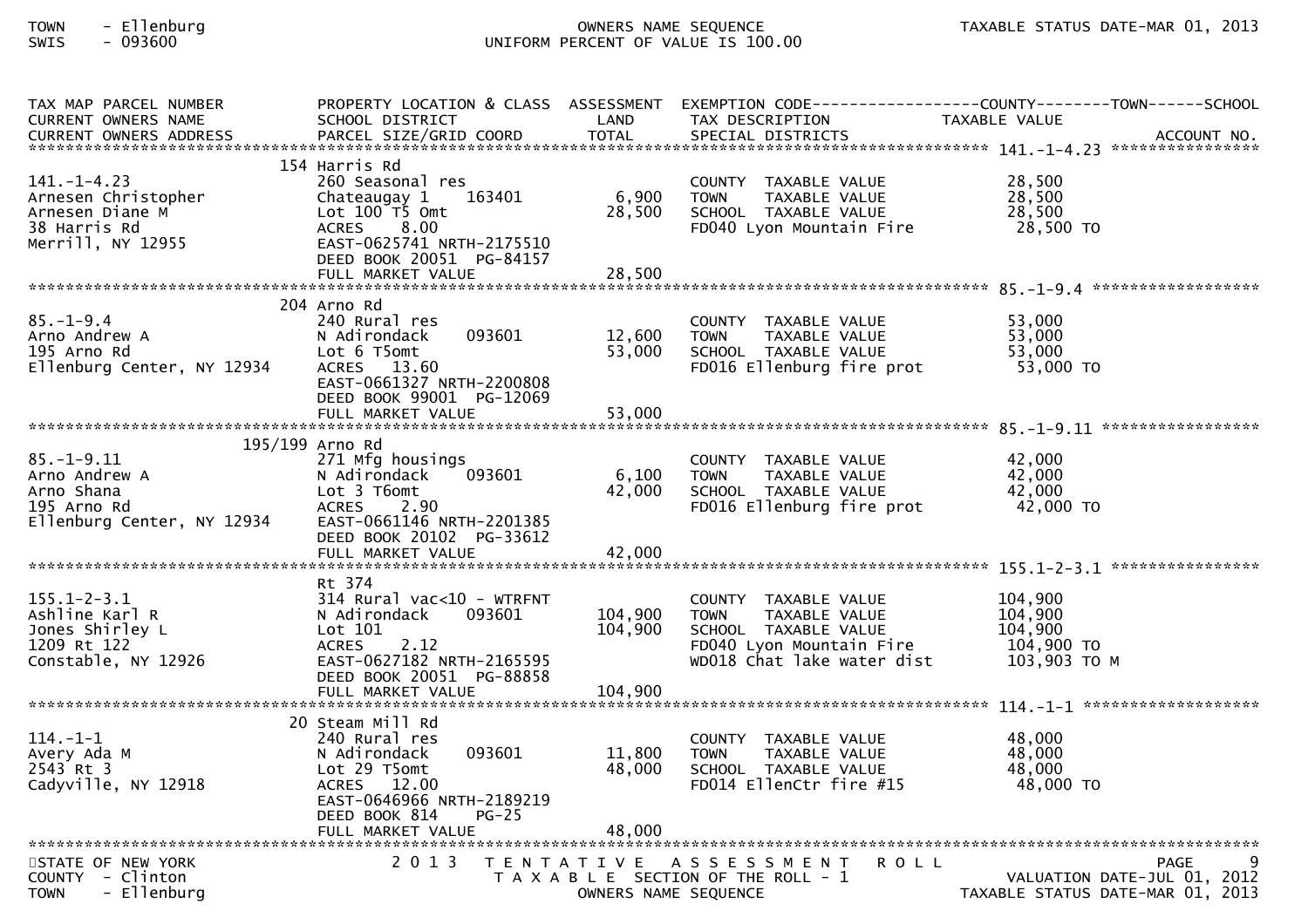| TAX MAP PARCEL NUMBER<br>CURRENT OWNERS NAME<br>CURRENT OWNERS ADDRESS | PROPERTY LOCATION & CLASS<br>SCHOOL DISTRICT<br>PARCEL SIZE/GRID COORD | ASSESSMENT<br>LAND<br>TOTAL | EXEMPTION CODE<br>TAX DESCRIPTION<br>SPECIAL DISTRICTS | COUNTY / TOWN / SCHOOL<br>TAXABLE VALUE | ACCOUNT NO. |
|---|---|---|---|---|---|
| **141.-1-4.23** | | | | | |
| 141.-1-4.23 | 154 Harris Rd | | | | |
| Arnesen Christopher | 260 Seasonal res | | COUNTY TAXABLE VALUE | 28,500 | |
| Arnesen Diane M | Chateaugay 1 163401 | 6,900 | TOWN TAXABLE VALUE | 28,500 | |
| 38 Harris Rd | Lot 100 T5 Omt | 28,500 | SCHOOL TAXABLE VALUE | 28,500 | |
| Merrill, NY 12955 | ACRES 8.00 | | FD040 Lyon Mountain Fire | 28,500 TO | |
| | EAST-0625741 NRTH-2175510 | | | | |
| | DEED BOOK 20051 PG-84157 | | | | |
| | FULL MARKET VALUE | 28,500 | | | |
| **85.-1-9.4** | | | | | |
| 85.-1-9.4 | 204 Arno Rd | | | | |
| Arno Andrew A | 240 Rural res | | COUNTY TAXABLE VALUE | 53,000 | |
| 195 Arno Rd | N Adirondack 093601 | 12,600 | TOWN TAXABLE VALUE | 53,000 | |
| Ellenburg Center, NY 12934 | Lot 6 T5omt | 53,000 | SCHOOL TAXABLE VALUE | 53,000 | |
| | ACRES 13.60 | | FD016 Ellenburg fire prot | 53,000 TO | |
| | EAST-0661327 NRTH-2200808 | | | | |
| | DEED BOOK 99001 PG-12069 | | | | |
| | FULL MARKET VALUE | 53,000 | | | |
| **85.-1-9.11** | | | | | |
| 85.-1-9.11 | 195/199 Arno Rd | | | | |
| Arno Andrew A | 271 Mfg housings | | COUNTY TAXABLE VALUE | 42,000 | |
| Arno Shana | N Adirondack 093601 | 6,100 | TOWN TAXABLE VALUE | 42,000 | |
| 195 Arno Rd | Lot 3 T6omt | 42,000 | SCHOOL TAXABLE VALUE | 42,000 | |
| Ellenburg Center, NY 12934 | ACRES 2.90 | | FD016 Ellenburg fire prot | 42,000 TO | |
| | EAST-0661146 NRTH-2201385 | | | | |
| | DEED BOOK 20102 PG-33612 | | | | |
| | FULL MARKET VALUE | 42,000 | | | |
| **155.1-2-3.1** | | | | | |
| 155.1-2-3.1 | Rt 374 | | | | |
| Ashline Karl R | 314 Rural vac<10 - WTRFNT | | COUNTY TAXABLE VALUE | 104,900 | |
| Jones Shirley L | N Adirondack 093601 | 104,900 | TOWN TAXABLE VALUE | 104,900 | |
| 1209 Rt 122 | Lot 101 | 104,900 | SCHOOL TAXABLE VALUE | 104,900 | |
| Constable, NY 12926 | ACRES 2.12 | | FD040 Lyon Mountain Fire | 104,900 TO | |
| | EAST-0627182 NRTH-2165595 | | WD018 Chat lake water dist | 103,903 TO M | |
| | DEED BOOK 20051 PG-88858 | | | | |
| | FULL MARKET VALUE | 104,900 | | | |
| **114.-1-1** | | | | | |
| 114.-1-1 | 20 Steam Mill Rd | | | | |
| Avery Ada M | 240 Rural res | | COUNTY TAXABLE VALUE | 48,000 | |
| 2543 Rt 3 | N Adirondack 093601 | 11,800 | TOWN TAXABLE VALUE | 48,000 | |
| Cadyville, NY 12918 | Lot 29 T5omt | 48,000 | SCHOOL TAXABLE VALUE | 48,000 | |
| | ACRES 12.00 | | FD014 EllenCtr fire #15 | 48,000 TO | |
| | EAST-0646966 NRTH-2189219 | | | | |
| | DEED BOOK 814 PG-25 | | | | |
| | FULL MARKET VALUE | 48,000 | | | |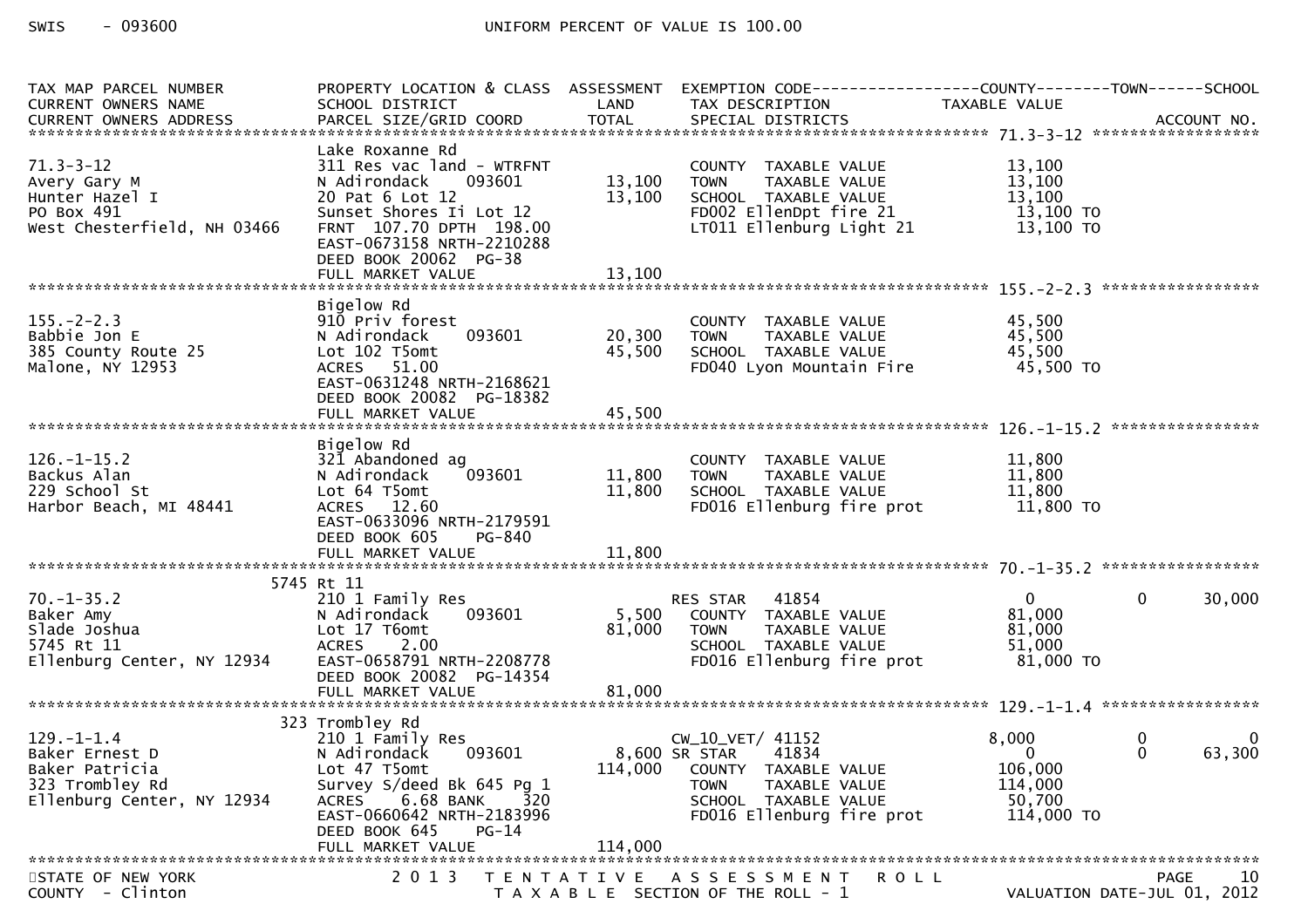SWIS - 093600 UNIFORM PERCENT OF VALUE IS 100.00

```
TAX MAP PARCEL NUMBER          PROPERTY LOCATION & CLASS  ASSESSMENT  EXEMPTION CODE------------------COUNTY--------TOWN------SCHOOL
CURRENT OWNERS NAME            SCHOOL DISTRICT               LAND      TAX DESCRIPTION            TAXABLE VALUE
CURRENT OWNERS ADDRESS         PARCEL SIZE/GRID COORD        TOTAL     SPECIAL DISTRICTS                                     ACCOUNT NO.
*********************************************************************************************************** 71.3-3-12 ******************
                               Lake Roxanne Rd
71.3-3-12                      311 Res vac land - WTRFNT              COUNTY  TAXABLE VALUE           13,100
Avery Gary M                   N Adirondack    093601       13,100    TOWN    TAXABLE VALUE           13,100
Hunter Hazel I                 20 Pat 6 Lot 12              13,100    SCHOOL  TAXABLE VALUE           13,100
PO Box 491                     Sunset Shores Ii Lot 12                FD002 EllenDpt fire 21           13,100 TO
West Chesterfield, NH 03466    FRNT 107.70 DPTH 198.00                LT011 Ellenburg Light 21         13,100 TO
                               EAST-0673158 NRTH-2210288
                               DEED BOOK 20062  PG-38
                               FULL MARKET VALUE            13,100
*********************************************************************************************************** 155.-2-2.3 *****************
                               Bigelow Rd
155.-2-2.3                     910 Priv forest                        COUNTY  TAXABLE VALUE           45,500
Babbie Jon E                   N Adirondack    093601       20,300    TOWN    TAXABLE VALUE           45,500
385 County Route 25            Lot 102 T5omt                45,500    SCHOOL  TAXABLE VALUE           45,500
Malone, NY 12953               ACRES   51.00                          FD040 Lyon Mountain Fire         45,500 TO
                               EAST-0631248 NRTH-2168621
                               DEED BOOK 20082  PG-18382
                               FULL MARKET VALUE            45,500
*********************************************************************************************************** 126.-1-15.2 ****************
                               Bigelow Rd
126.-1-15.2                    321 Abandoned ag                       COUNTY  TAXABLE VALUE           11,800
Backus Alan                    N Adirondack    093601       11,800    TOWN    TAXABLE VALUE           11,800
229 School St                  Lot 64 T5omt                 11,800    SCHOOL  TAXABLE VALUE           11,800
Harbor Beach, MI 48441         ACRES   12.60                          FD016 Ellenburg fire prot        11,800 TO
                               EAST-0633096 NRTH-2179591
                               DEED BOOK 605    PG-840
                               FULL MARKET VALUE            11,800
*********************************************************************************************************** 70.-1-35.2 *****************
                          5745 Rt 11
70.-1-35.2                     210 1 Family Res                       RES STAR   41854                 0           0        30,000
Baker Amy                      N Adirondack    093601        5,500    COUNTY  TAXABLE VALUE           81,000
Slade Joshua                   Lot 17 T6omt                 81,000    TOWN    TAXABLE VALUE           81,000
5745 Rt 11                     ACRES    2.00                          SCHOOL  TAXABLE VALUE           51,000
Ellenburg Center, NY 12934     EAST-0658791 NRTH-2208778              FD016 Ellenburg fire prot        81,000 TO
                               DEED BOOK 20082  PG-14354
                               FULL MARKET VALUE            81,000
*********************************************************************************************************** 129.-1-1.4 *****************
                           323 Trombley Rd
129.-1-1.4                     210 1 Family Res                       CW_10_VET/ 41152             8,000           0             0
Baker Ernest D                 N Adirondack    093601        8,600 SR STAR    41834                 0           0        63,300
Baker Patricia                 Lot 47 T5omt                114,000    COUNTY  TAXABLE VALUE          106,000
323 Trombley Rd                Survey S/deed Bk 645 Pg 1              TOWN    TAXABLE VALUE          114,000
Ellenburg Center, NY 12934     ACRES    6.68 BANK     320             SCHOOL  TAXABLE VALUE           50,700
                               EAST-0660642 NRTH-2183996              FD016 Ellenburg fire prot       114,000 TO
                               DEED BOOK 645    PG-14
                               FULL MARKET VALUE           114,000
*****************************************************************************************************************************************
```

STATE OF NEW YORK 2 0 1 3 T E N T A T I V E A S S E S S M E N T R O L L PAGE 10
COUNTY - Clinton T A X A B L E SECTION OF THE ROLL - 1 VALUATION DATE-JUL 01, 2012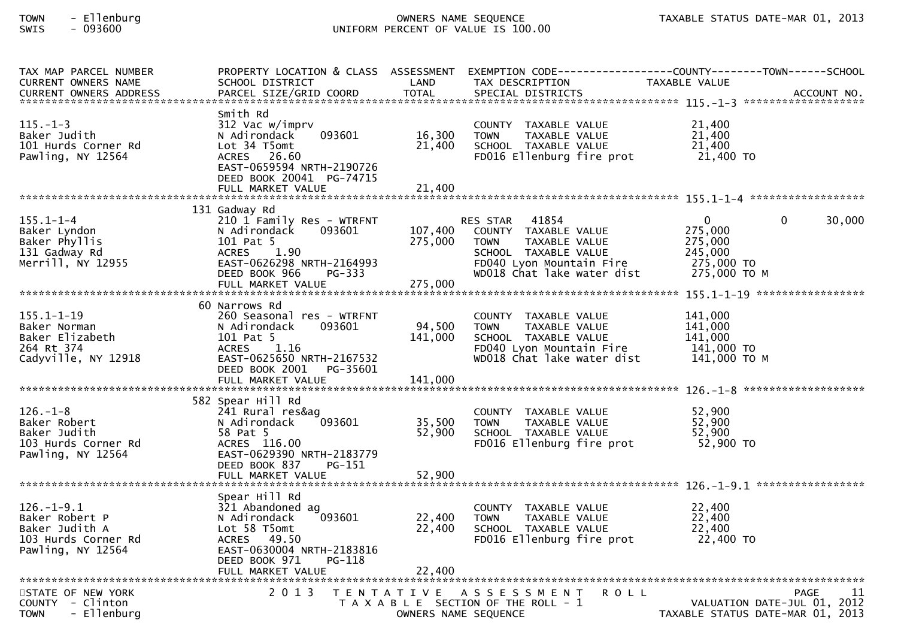| TAX MAP PARCEL NUMBER<br>CURRENT OWNERS NAME<br>CURRENT OWNERS ADDRESS | PROPERTY LOCATION & CLASS<br>SCHOOL DISTRICT<br>PARCEL SIZE/GRID COORD | ASSESSMENT<br>LAND<br>TOTAL | EXEMPTION CODE<br>TAX DESCRIPTION<br>SPECIAL DISTRICTS | COUNTY<br>TAXABLE VALUE | TOWN | SCHOOL<br>ACCOUNT NO. |
|---|---|---|---|---|---|---|
| **115.-1-3** | | | | | | |
| | Smith Rd | | | | | |
| 115.-1-3 | 312 Vac w/imprv | | COUNTY TAXABLE VALUE | 21,400 | | |
| Baker Judith | N Adirondack 093601 | 16,300 | TOWN TAXABLE VALUE | 21,400 | | |
| 101 Hurds Corner Rd | Lot 34 T5omt | 21,400 | SCHOOL TAXABLE VALUE | 21,400 | | |
| Pawling, NY 12564 | ACRES 26.60 | | FD016 Ellenburg fire prot | 21,400 TO | | |
| | EAST-0659594 NRTH-2190726 | | | | | |
| | DEED BOOK 20041 PG-74715 | | | | | |
| | FULL MARKET VALUE | 21,400 | | | | |
| **155.1-1-4** | | | | | | |
| | 131 Gadway Rd | | | | | |
| 155.1-1-4 | 210 1 Family Res - WTRFNT | | RES STAR 41854 | 0 | 0 | 30,000 |
| Baker Lyndon | N Adirondack 093601 | 107,400 | COUNTY TAXABLE VALUE | 275,000 | | |
| Baker Phyllis | 101 Pat 5 | 275,000 | TOWN TAXABLE VALUE | 275,000 | | |
| 131 Gadway Rd | ACRES 1.90 | | SCHOOL TAXABLE VALUE | 245,000 | | |
| Merrill, NY 12955 | EAST-0626298 NRTH-2164993 | | FD040 Lyon Mountain Fire | 275,000 TO | | |
| | DEED BOOK 966 PG-333 | | WD018 Chat lake water dist | 275,000 TO M | | |
| | FULL MARKET VALUE | 275,000 | | | | |
| **155.1-1-19** | | | | | | |
| | 60 Narrows Rd | | | | | |
| 155.1-1-19 | 260 Seasonal res - WTRFNT | | COUNTY TAXABLE VALUE | 141,000 | | |
| Baker Norman | N Adirondack 093601 | 94,500 | TOWN TAXABLE VALUE | 141,000 | | |
| Baker Elizabeth | 101 Pat 5 | 141,000 | SCHOOL TAXABLE VALUE | 141,000 | | |
| 264 Rt 374 | ACRES 1.16 | | FD040 Lyon Mountain Fire | 141,000 TO | | |
| Cadyville, NY 12918 | EAST-0625650 NRTH-2167532 | | WD018 Chat lake water dist | 141,000 TO M | | |
| | DEED BOOK 2001 PG-35601 | | | | | |
| | FULL MARKET VALUE | 141,000 | | | | |
| **126.-1-8** | | | | | | |
| | 582 Spear Hill Rd | | | | | |
| 126.-1-8 | 241 Rural res&ag | | COUNTY TAXABLE VALUE | 52,900 | | |
| Baker Robert | N Adirondack 093601 | 35,500 | TOWN TAXABLE VALUE | 52,900 | | |
| Baker Judith | 58 Pat 5 | 52,900 | SCHOOL TAXABLE VALUE | 52,900 | | |
| 103 Hurds Corner Rd | ACRES 116.00 | | FD016 Ellenburg fire prot | 52,900 TO | | |
| Pawling, NY 12564 | EAST-0629390 NRTH-2183779 | | | | | |
| | DEED BOOK 837 PG-151 | | | | | |
| | FULL MARKET VALUE | 52,900 | | | | |
| **126.-1-9.1** | | | | | | |
| | Spear Hill Rd | | | | | |
| 126.-1-9.1 | 321 Abandoned ag | | COUNTY TAXABLE VALUE | 22,400 | | |
| Baker Robert P | N Adirondack 093601 | 22,400 | TOWN TAXABLE VALUE | 22,400 | | |
| Baker Judith A | Lot 58 T5omt | 22,400 | SCHOOL TAXABLE VALUE | 22,400 | | |
| 103 Hurds Corner Rd | ACRES 49.50 | | FD016 Ellenburg fire prot | 22,400 TO | | |
| Pawling, NY 12564 | EAST-0630004 NRTH-2183816 | | | | | |
| | DEED BOOK 971 PG-118 | | | | | |
| | FULL MARKET VALUE | 22,400 | | | | |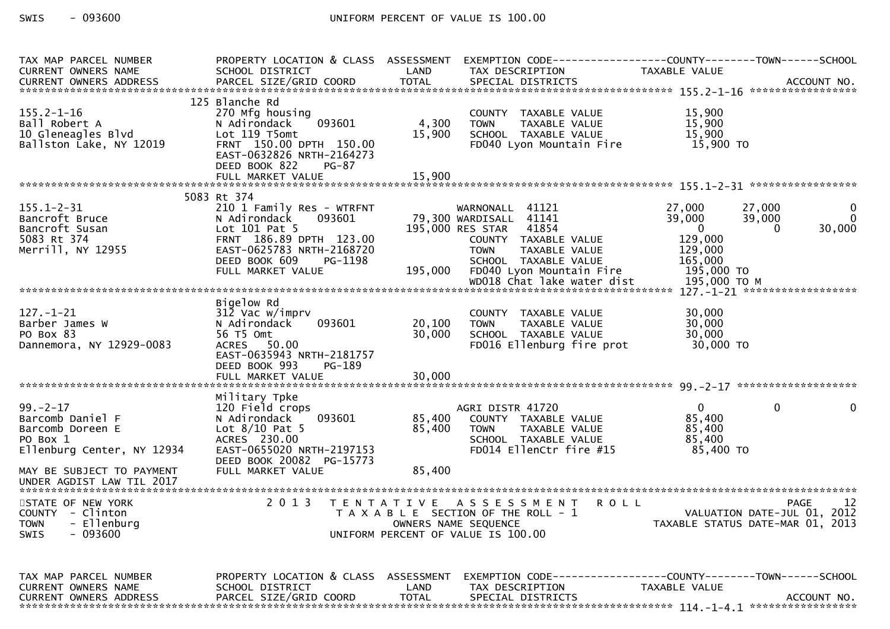| TAX MAP PARCEL NUMBER<br>CURRENT OWNERS NAME<br>CURRENT OWNERS ADDRESS | PROPERTY LOCATION & CLASS<br>SCHOOL DISTRICT<br>PARCEL SIZE/GRID COORD | ASSESSMENT<br>LAND<br>TOTAL | EXEMPTION CODE<br>TAX DESCRIPTION<br>SPECIAL DISTRICTS | COUNTY<br>TAXABLE VALUE | TOWN | SCHOOL<br><br>ACCOUNT NO. |
|---|---|---|---|---|---|---|
| **155.2-1-16** | | | | | | |
| | 125 Blanche Rd | | | | | |
| 155.2-1-16 | 270 Mfg housing | | COUNTY TAXABLE VALUE | 15,900 | | |
| Ball Robert A | N Adirondack 093601 | 4,300 | TOWN TAXABLE VALUE | 15,900 | | |
| 10 Gleneagles Blvd | Lot 119 T5omt | 15,900 | SCHOOL TAXABLE VALUE | 15,900 | | |
| Ballston Lake, NY 12019 | FRNT 150.00 DPTH 150.00 | | FD040 Lyon Mountain Fire | 15,900 TO | | |
| | EAST-0632826 NRTH-2164273 | | | | | |
| | DEED BOOK 822 PG-87 | | | | | |
| | FULL MARKET VALUE | 15,900 | | | | |
| **155.1-2-31** | | | | | | |
| | 5083 Rt 374 | | | | | |
| 155.1-2-31 | 210 1 Family Res - WTRFNT | | WARNONALL 41121 | 27,000 | 27,000 | 0 |
| Bancroft Bruce | N Adirondack 093601 | 79,300 | WARDISALL 41141 | 39,000 | 39,000 | 0 |
| Bancroft Susan | Lot 101 Pat 5 | 195,000 | RES STAR 41854 | 0 | 0 | 30,000 |
| 5083 Rt 374 | FRNT 186.89 DPTH 123.00 | | COUNTY TAXABLE VALUE | 129,000 | | |
| Merrill, NY 12955 | EAST-0625783 NRTH-2168720 | | TOWN TAXABLE VALUE | 129,000 | | |
| | DEED BOOK 609 PG-1198 | | SCHOOL TAXABLE VALUE | 165,000 | | |
| | FULL MARKET VALUE | 195,000 | FD040 Lyon Mountain Fire | 195,000 TO | | |
| | | | WD018 Chat lake water dist | 195,000 TO M | | |
| **127.-1-21** | | | | | | |
| | Bigelow Rd | | | | | |
| 127.-1-21 | 312 Vac w/imprv | | COUNTY TAXABLE VALUE | 30,000 | | |
| Barber James W | N Adirondack 093601 | 20,100 | TOWN TAXABLE VALUE | 30,000 | | |
| PO Box 83 | 56 T5 Omt | 30,000 | SCHOOL TAXABLE VALUE | 30,000 | | |
| Dannemora, NY 12929-0083 | ACRES 50.00 | | FD016 Ellenburg fire prot | 30,000 TO | | |
| | EAST-0635943 NRTH-2181757 | | | | | |
| | DEED BOOK 993 PG-189 | | | | | |
| | FULL MARKET VALUE | 30,000 | | | | |
| **99.-2-17** | | | | | | |
| | Military Tpke | | | | | |
| 99.-2-17 | 120 Field crops | | AGRI DISTR 41720 | 0 | 0 | 0 |
| Barcomb Daniel F | N Adirondack 093601 | 85,400 | COUNTY TAXABLE VALUE | 85,400 | | |
| Barcomb Doreen E | Lot 8/10 Pat 5 | 85,400 | TOWN TAXABLE VALUE | 85,400 | | |
| PO Box 1 | ACRES 230.00 | | SCHOOL TAXABLE VALUE | 85,400 | | |
| Ellenburg Center, NY 12934 | EAST-0655020 NRTH-2197153 | | FD014 EllenCtr fire #15 | 85,400 TO | | |
| | DEED BOOK 20082 PG-15773 | | | | | |
| MAY BE SUBJECT TO PAYMENT<br>UNDER AGDIST LAW TIL 2017 | FULL MARKET VALUE | 85,400 | | | | |

STATE OF NEW YORK
COUNTY - Clinton
TOWN - Ellenburg
SWIS - 093600

2013 TENTATIVE ASSESSMENT ROLL
TAXABLE SECTION OF THE ROLL - 1
OWNERS NAME SEQUENCE
UNIFORM PERCENT OF VALUE IS 100.00

VALUATION DATE-JUL 01, 2012
TAXABLE STATUS DATE-MAR 01, 2013

| TAX MAP PARCEL NUMBER<br>CURRENT OWNERS NAME<br>CURRENT OWNERS ADDRESS | PROPERTY LOCATION & CLASS<br>SCHOOL DISTRICT<br>PARCEL SIZE/GRID COORD | ASSESSMENT<br>LAND<br>TOTAL | EXEMPTION CODE<br>TAX DESCRIPTION<br>SPECIAL DISTRICTS | COUNTY<br>TAXABLE VALUE | TOWN | SCHOOL<br><br>ACCOUNT NO. |
|---|---|---|---|---|---|---|
| **114.-1-4.1** | | | | | | |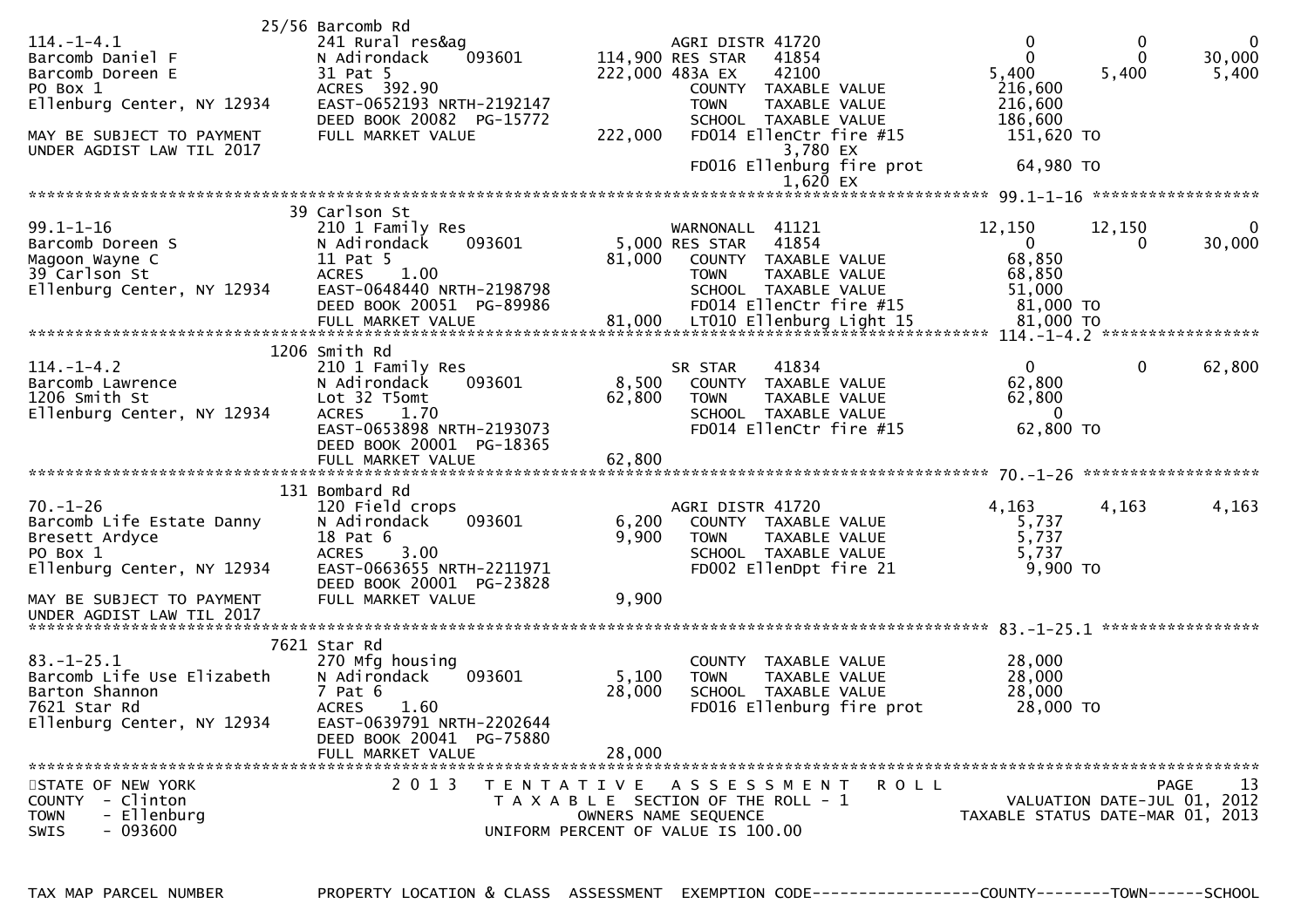| TAX MAP PARCEL NUMBER | PROPERTY LOCATION & CLASS | ASSESSMENT | EXEMPTION CODE | COUNTY | TOWN | SCHOOL |
|---|---|---|---|---|---|---|
| | 25/56 Barcomb Rd | | | | | |
| 114.-1-4.1 | 241 Rural res&ag | | AGRI DISTR 41720 | 0 | 0 | 0 |
| Barcomb Daniel F | N Adirondack 093601 | 114,900 | RES STAR 41854 | 0 | 0 | 30,000 |
| Barcomb Doreen E | 31 Pat 5 | 222,000 | 483A EX 42100 | 5,400 | 5,400 | 5,400 |
| PO Box 1 | ACRES 392.90 | | COUNTY TAXABLE VALUE | 216,600 | | |
| Ellenburg Center, NY 12934 | EAST-0652193 NRTH-2192147 | | TOWN TAXABLE VALUE | 216,600 | | |
| | DEED BOOK 20082 PG-15772 | | SCHOOL TAXABLE VALUE | 186,600 | | |
| MAY BE SUBJECT TO PAYMENT | FULL MARKET VALUE | 222,000 | FD014 EllenCtr fire #15 | 151,620 TO | | |
| UNDER AGDIST LAW TIL 2017 | | | 3,780 EX | | | |
| | | | FD016 Ellenburg fire prot | 64,980 TO | | |
| | | | 1,620 EX | | | |
| | 39 Carlson St | | | | | |
| 99.1-1-16 | 210 1 Family Res | | WARNONALL 41121 | 12,150 | 12,150 | 0 |
| Barcomb Doreen S | N Adirondack 093601 | 5,000 | RES STAR 41854 | 0 | 0 | 30,000 |
| Magoon Wayne C | 11 Pat 5 | 81,000 | COUNTY TAXABLE VALUE | 68,850 | | |
| 39 Carlson St | ACRES 1.00 | | TOWN TAXABLE VALUE | 68,850 | | |
| Ellenburg Center, NY 12934 | EAST-0648440 NRTH-2198798 | | SCHOOL TAXABLE VALUE | 51,000 | | |
| | DEED BOOK 20051 PG-89986 | | FD014 EllenCtr fire #15 | 81,000 TO | | |
| | FULL MARKET VALUE | 81,000 | LT010 Ellenburg Light 15 | 81,000 TO | | |
| | 1206 Smith Rd | | | | | |
| 114.-1-4.2 | 210 1 Family Res | | SR STAR 41834 | 0 | 0 | 62,800 |
| Barcomb Lawrence | N Adirondack 093601 | 8,500 | COUNTY TAXABLE VALUE | 62,800 | | |
| 1206 Smith St | Lot 32 T5omt | 62,800 | TOWN TAXABLE VALUE | 62,800 | | |
| Ellenburg Center, NY 12934 | ACRES 1.70 | | SCHOOL TAXABLE VALUE | 0 | | |
| | EAST-0653898 NRTH-2193073 | | FD014 EllenCtr fire #15 | 62,800 TO | | |
| | DEED BOOK 20001 PG-18365 | | | | | |
| | FULL MARKET VALUE | 62,800 | | | | |
| | 131 Bombard Rd | | | | | |
| 70.-1-26 | 120 Field crops | | AGRI DISTR 41720 | 4,163 | 4,163 | 4,163 |
| Barcomb Life Estate Danny | N Adirondack 093601 | 6,200 | COUNTY TAXABLE VALUE | 5,737 | | |
| Bresett Ardyce | 18 Pat 6 | 9,900 | TOWN TAXABLE VALUE | 5,737 | | |
| PO Box 1 | ACRES 3.00 | | SCHOOL TAXABLE VALUE | 5,737 | | |
| Ellenburg Center, NY 12934 | EAST-0663655 NRTH-2211971 | | FD002 EllenDpt fire 21 | 9,900 TO | | |
| | DEED BOOK 20001 PG-23828 | | | | | |
| MAY BE SUBJECT TO PAYMENT | FULL MARKET VALUE | 9,900 | | | | |
| UNDER AGDIST LAW TIL 2017 | | | | | | |
| | 7621 Star Rd | | | | | |
| 83.-1-25.1 | 270 Mfg housing | | COUNTY TAXABLE VALUE | 28,000 | | |
| Barcomb Life Use Elizabeth | N Adirondack 093601 | 5,100 | TOWN TAXABLE VALUE | 28,000 | | |
| Barton Shannon | 7 Pat 6 | 28,000 | SCHOOL TAXABLE VALUE | 28,000 | | |
| 7621 Star Rd | ACRES 1.60 | | FD016 Ellenburg fire prot | 28,000 TO | | |
| Ellenburg Center, NY 12934 | EAST-0639791 NRTH-2202644 | | | | | |
| | DEED BOOK 20041 PG-75880 | | | | | |
| | FULL MARKET VALUE | 28,000 | | | | |

STATE OF NEW YORK
COUNTY - Clinton
TOWN - Ellenburg
SWIS - 093600

2013 TENTATIVE ASSESSMENT ROLL
TAXABLE SECTION OF THE ROLL - 1
OWNERS NAME SEQUENCE
UNIFORM PERCENT OF VALUE IS 100.00

VALUATION DATE-JUL 01, 2012
TAXABLE STATUS DATE-MAR 01, 2013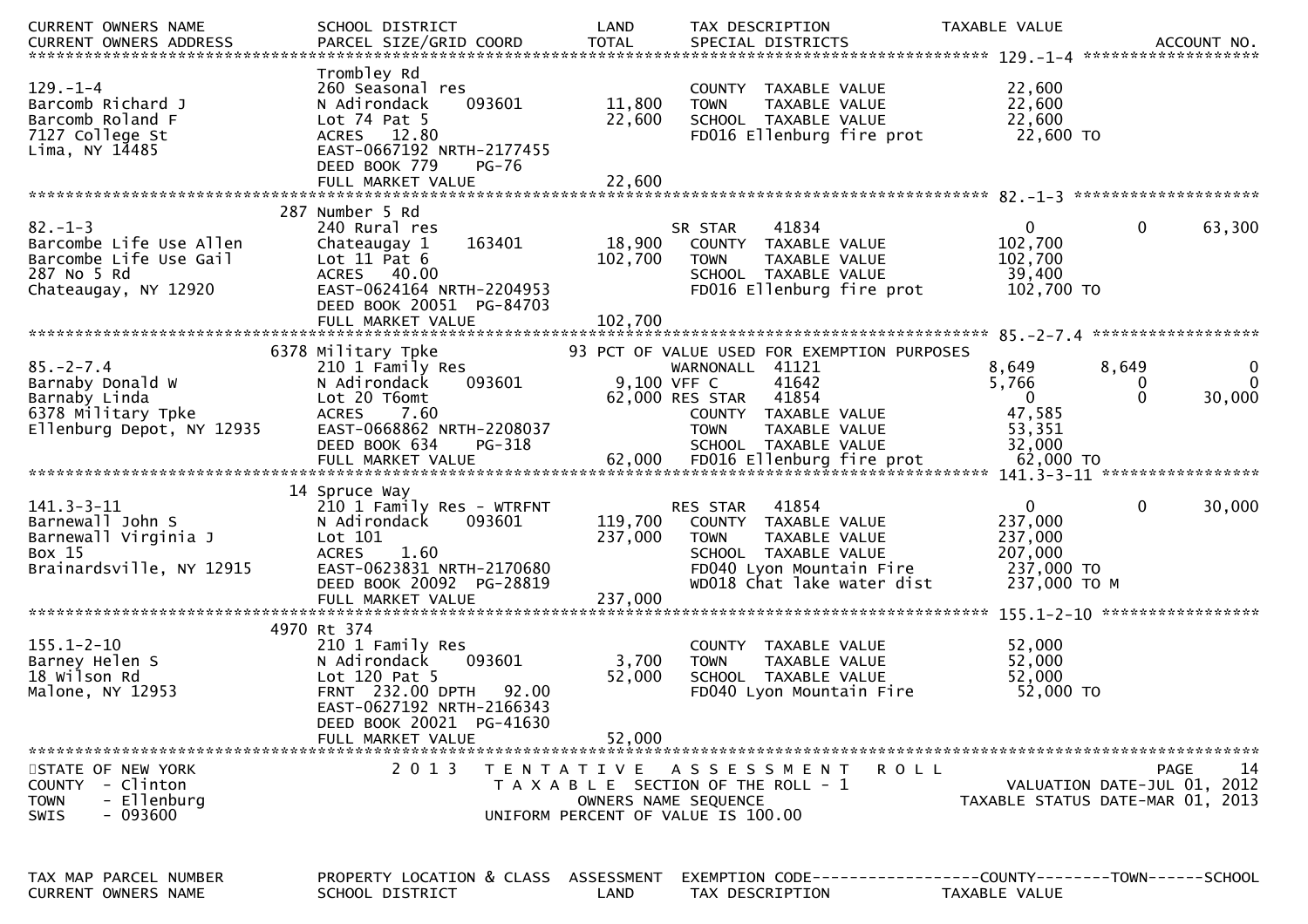| CURRENT OWNERS NAME<br>CURRENT OWNERS ADDRESS | SCHOOL DISTRICT<br>PARCEL SIZE/GRID COORD | LAND<br>TOTAL | TAX DESCRIPTION<br>SPECIAL DISTRICTS | TAXABLE VALUE | | ACCOUNT NO. |
|---|---|---|---|---|---|---|
| **129.-1-4** | | | | | | |
| | Trombley Rd | | | | | |
| 129.-1-4 | 260 Seasonal res | | COUNTY TAXABLE VALUE | 22,600 | | |
| Barcomb Richard J | N Adirondack 093601 | 11,800 | TOWN TAXABLE VALUE | 22,600 | | |
| Barcomb Roland F | Lot 74 Pat 5 | 22,600 | SCHOOL TAXABLE VALUE | 22,600 | | |
| 7127 College St | ACRES 12.80 | | FD016 Ellenburg fire prot | 22,600 TO | | |
| Lima, NY 14485 | EAST-0667192 NRTH-2177455 | | | | | |
| | DEED BOOK 779 PG-76 | | | | | |
| | FULL MARKET VALUE | 22,600 | | | | |
| **82.-1-3** | | | | | | |
| | 287 Number 5 Rd | | | | | |
| 82.-1-3 | 240 Rural res | | SR STAR 41834 | 0 | 0 | 63,300 |
| Barcombe Life Use Allen | Chateaugay 1 163401 | 18,900 | COUNTY TAXABLE VALUE | 102,700 | | |
| Barcombe Life Use Gail | Lot 11 Pat 6 | 102,700 | TOWN TAXABLE VALUE | 102,700 | | |
| 287 No 5 Rd | ACRES 40.00 | | SCHOOL TAXABLE VALUE | 39,400 | | |
| Chateaugay, NY 12920 | EAST-0624164 NRTH-2204953 | | FD016 Ellenburg fire prot | 102,700 TO | | |
| | DEED BOOK 20051 PG-84703 | | | | | |
| | FULL MARKET VALUE | 102,700 | | | | |
| **85.-2-7.4** | | | | | | |
| | 6378 Military Tpke | | 93 PCT OF VALUE USED FOR EXEMPTION PURPOSES | | | |
| 85.-2-7.4 | 210 1 Family Res | | WARNONALL 41121 | 8,649 | 8,649 | 0 |
| Barnaby Donald W | N Adirondack 093601 | 9,100 | VFF C 41642 | 5,766 | 0 | 0 |
| Barnaby Linda | Lot 20 T6omt | 62,000 | RES STAR 41854 | 0 | 0 | 30,000 |
| 6378 Military Tpke | ACRES 7.60 | | COUNTY TAXABLE VALUE | 47,585 | | |
| Ellenburg Depot, NY 12935 | EAST-0668862 NRTH-2208037 | | TOWN TAXABLE VALUE | 53,351 | | |
| | DEED BOOK 634 PG-318 | | SCHOOL TAXABLE VALUE | 32,000 | | |
| | FULL MARKET VALUE | 62,000 | FD016 Ellenburg fire prot | 62,000 TO | | |
| **141.3-3-11** | | | | | | |
| | 14 Spruce Way | | | | | |
| 141.3-3-11 | 210 1 Family Res - WTRFNT | | RES STAR 41854 | 0 | 0 | 30,000 |
| Barnewall John S | N Adirondack 093601 | 119,700 | COUNTY TAXABLE VALUE | 237,000 | | |
| Barnewall Virginia J | Lot 101 | 237,000 | TOWN TAXABLE VALUE | 237,000 | | |
| Box 15 | ACRES 1.60 | | SCHOOL TAXABLE VALUE | 207,000 | | |
| Brainardsville, NY 12915 | EAST-0623831 NRTH-2170680 | | FD040 Lyon Mountain Fire | 237,000 TO | | |
| | DEED BOOK 20092 PG-28819 | | WD018 Chat lake water dist | 237,000 TO M | | |
| | FULL MARKET VALUE | 237,000 | | | | |
| **155.1-2-10** | | | | | | |
| | 4970 Rt 374 | | | | | |
| 155.1-2-10 | 210 1 Family Res | | COUNTY TAXABLE VALUE | 52,000 | | |
| Barney Helen S | N Adirondack 093601 | 3,700 | TOWN TAXABLE VALUE | 52,000 | | |
| 18 Wilson Rd | Lot 120 Pat 5 | 52,000 | SCHOOL TAXABLE VALUE | 52,000 | | |
| Malone, NY 12953 | FRNT 232.00 DPTH 92.00 | | FD040 Lyon Mountain Fire | 52,000 TO | | |
| | EAST-0627192 NRTH-2166343 | | | | | |
| | DEED BOOK 20021 PG-41630 | | | | | |
| | FULL MARKET VALUE | 52,000 | | | | |

STATE OF NEW YORK
COUNTY - Clinton
TOWN - Ellenburg
SWIS - 093600

2013 TENTATIVE ASSESSMENT ROLL
TAXABLE SECTION OF THE ROLL - 1
OWNERS NAME SEQUENCE
UNIFORM PERCENT OF VALUE IS 100.00

VALUATION DATE-JUL 01, 2012
TAXABLE STATUS DATE-MAR 01, 2013

TAX MAP PARCEL NUMBER | PROPERTY LOCATION & CLASS | ASSESSMENT | EXEMPTION CODE------COUNTY------TOWN------SCHOOL
CURRENT OWNERS NAME | SCHOOL DISTRICT | LAND | TAX DESCRIPTION | TAXABLE VALUE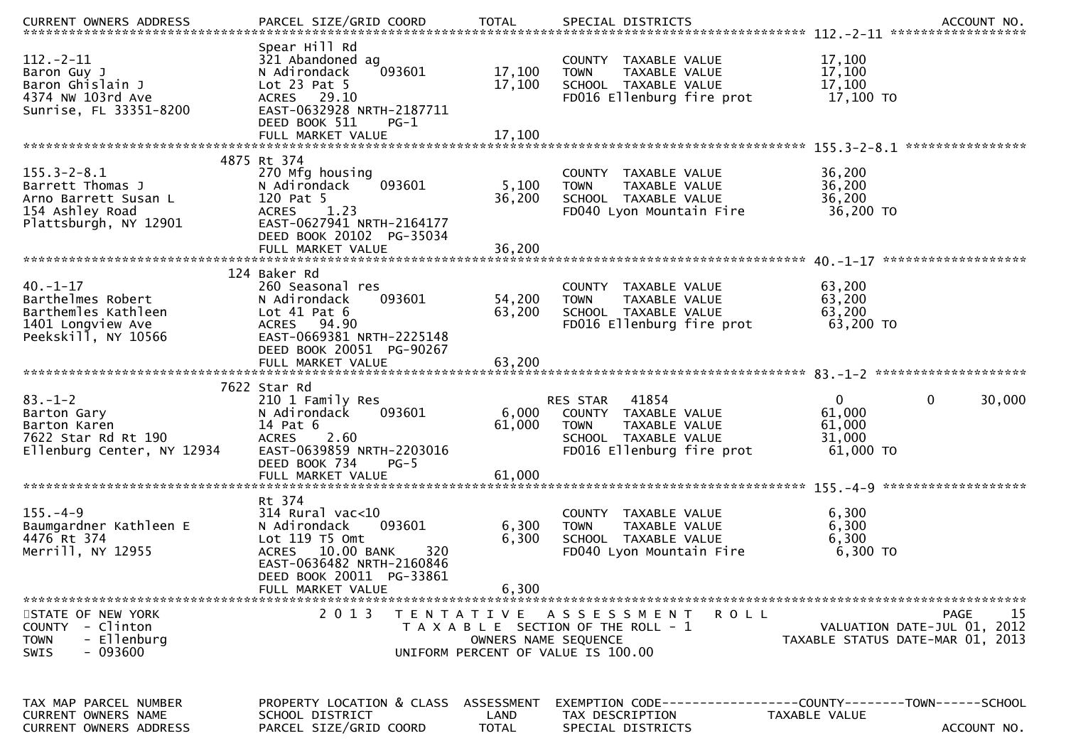| TAX MAP PARCEL NUMBER / CURRENT OWNERS NAME / CURRENT OWNERS ADDRESS | PROPERTY LOCATION & CLASS / SCHOOL DISTRICT / PARCEL SIZE/GRID COORD | ASSESSMENT LAND | TOTAL | EXEMPTION CODE / TAX DESCRIPTION / SPECIAL DISTRICTS | COUNTY TAXABLE VALUE | TOWN | SCHOOL | ACCOUNT NO. |
|---|---|---|---|---|---|---|---|---|
| 112.-2-11 | Spear Hill Rd | | | | | | | |
| Baron Guy J | 321 Abandoned ag | | | COUNTY TAXABLE VALUE | 17,100 | | | |
| Baron Ghislain J | N Adirondack 093601 | 17,100 | | TOWN TAXABLE VALUE | 17,100 | | | |
| 4374 NW 103rd Ave | Lot 23 Pat 5 | | 17,100 | SCHOOL TAXABLE VALUE | 17,100 | | | |
| Sunrise, FL 33351-8200 | ACRES 29.10 | | | FD016 Ellenburg fire prot | 17,100 TO | | | |
| | EAST-0632928 NRTH-2187711 | | | | | | | |
| | DEED BOOK 511 PG-1 | | | | | | | |
| | FULL MARKET VALUE | | 17,100 | | | | | |
| 155.3-2-8.1 | 4875 Rt 374 | | | | | | | |
| Barrett Thomas J | 270 Mfg housing | | | COUNTY TAXABLE VALUE | 36,200 | | | |
| Arno Barrett Susan L | N Adirondack 093601 | 5,100 | | TOWN TAXABLE VALUE | 36,200 | | | |
| 154 Ashley Road | 120 Pat 5 | | 36,200 | SCHOOL TAXABLE VALUE | 36,200 | | | |
| Plattsburgh, NY 12901 | ACRES 1.23 | | | FD040 Lyon Mountain Fire | 36,200 TO | | | |
| | EAST-0627941 NRTH-2164177 | | | | | | | |
| | DEED BOOK 20102 PG-35034 | | | | | | | |
| | FULL MARKET VALUE | | 36,200 | | | | | |
| 40.-1-17 | 124 Baker Rd | | | | | | | |
| Barthelmes Robert | 260 Seasonal res | | | COUNTY TAXABLE VALUE | 63,200 | | | |
| Barthemles Kathleen | N Adirondack 093601 | 54,200 | | TOWN TAXABLE VALUE | 63,200 | | | |
| 1401 Longview Ave | Lot 41 Pat 6 | | 63,200 | SCHOOL TAXABLE VALUE | 63,200 | | | |
| Peekskill, NY 10566 | ACRES 94.90 | | | FD016 Ellenburg fire prot | 63,200 TO | | | |
| | EAST-0669381 NRTH-2225148 | | | | | | | |
| | DEED BOOK 20051 PG-90267 | | | | | | | |
| | FULL MARKET VALUE | | 63,200 | | | | | |
| 83.-1-2 | 7622 Star Rd | | | | | | | |
| Barton Gary | 210 1 Family Res | | | RES STAR 41854 | 0 | 0 | 30,000 | |
| Barton Karen | N Adirondack 093601 | 6,000 | | COUNTY TAXABLE VALUE | 61,000 | | | |
| 7622 Star Rd Rt 190 | 14 Pat 6 | | 61,000 | TOWN TAXABLE VALUE | 61,000 | | | |
| Ellenburg Center, NY 12934 | ACRES 2.60 | | | SCHOOL TAXABLE VALUE | 31,000 | | | |
| | EAST-0639859 NRTH-2203016 | | | FD016 Ellenburg fire prot | 61,000 TO | | | |
| | DEED BOOK 734 PG-5 | | | | | | | |
| | FULL MARKET VALUE | | 61,000 | | | | | |
| 155.-4-9 | Rt 374 | | | | | | | |
| Baumgardner Kathleen E | 314 Rural vac<10 | | | COUNTY TAXABLE VALUE | 6,300 | | | |
| 4476 Rt 374 | N Adirondack 093601 | 6,300 | | TOWN TAXABLE VALUE | 6,300 | | | |
| Merrill, NY 12955 | Lot 119 T5 Omt | | 6,300 | SCHOOL TAXABLE VALUE | 6,300 | | | |
| | ACRES 10.00 BANK 320 | | | FD040 Lyon Mountain Fire | 6,300 TO | | | |
| | EAST-0636482 NRTH-2160846 | | | | | | | |
| | DEED BOOK 20011 PG-33861 | | | | | | | |
| | FULL MARKET VALUE | | 6,300 | | | | | |

STATE OF NEW YORK
COUNTY - Clinton
TOWN - Ellenburg
SWIS - 093600

2013 TENTATIVE ASSESSMENT ROLL
TAXABLE SECTION OF THE ROLL - 1
OWNERS NAME SEQUENCE
UNIFORM PERCENT OF VALUE IS 100.00

VALUATION DATE-JUL 01, 2012
TAXABLE STATUS DATE-MAR 01, 2013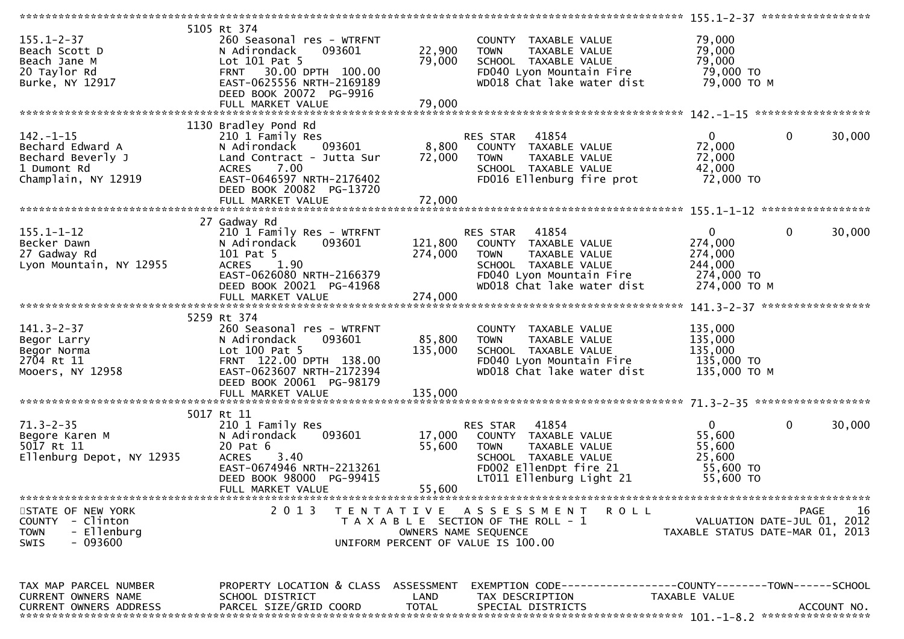| Parcel | Property Location & Class / School District / Parcel Size | Land / Total | Exemption / Tax Description / Special Districts | County Taxable | Town Taxable | School Taxable |
|---|---|---|---|---|---|---|
| **155.1-2-37** | 5105 Rt 374 | | | | | |
| Beach Scott D | 260 Seasonal res - WTRFNT | | COUNTY TAXABLE VALUE | 79,000 | | |
| Beach Jane M | N Adirondack 093601 | 22,900 | TOWN TAXABLE VALUE | 79,000 | | |
| 20 Taylor Rd | Lot 101 Pat 5 | 79,000 | SCHOOL TAXABLE VALUE | 79,000 | | |
| Burke, NY 12917 | FRNT 30.00 DPTH 100.00 | | FD040 Lyon Mountain Fire | 79,000 TO | | |
| | EAST-0625556 NRTH-2169189 | | WD018 Chat lake water dist | 79,000 TO M | | |
| | DEED BOOK 20072 PG-9916 | | | | | |
| | FULL MARKET VALUE | 79,000 | | | | |
| **142.-1-15** | 1130 Bradley Pond Rd | | | | | |
| Bechard Edward A | 210 1 Family Res | | RES STAR 41854 | 0 | 0 | 30,000 |
| Bechard Beverly J | N Adirondack 093601 | 8,800 | COUNTY TAXABLE VALUE | 72,000 | | |
| 1 Dumont Rd | Land Contract - Jutta Sur | 72,000 | TOWN TAXABLE VALUE | 72,000 | | |
| Champlain, NY 12919 | ACRES 7.00 | | SCHOOL TAXABLE VALUE | 42,000 | | |
| | EAST-0646597 NRTH-2176402 | | FD016 Ellenburg fire prot | 72,000 TO | | |
| | DEED BOOK 20082 PG-13720 | | | | | |
| | FULL MARKET VALUE | 72,000 | | | | |
| **155.1-1-12** | 27 Gadway Rd | | | | | |
| Becker Dawn | 210 1 Family Res - WTRFNT | | RES STAR 41854 | 0 | 0 | 30,000 |
| 27 Gadway Rd | N Adirondack 093601 | 121,800 | COUNTY TAXABLE VALUE | 274,000 | | |
| Lyon Mountain, NY 12955 | 101 Pat 5 | 274,000 | TOWN TAXABLE VALUE | 274,000 | | |
| | ACRES 1.90 | | SCHOOL TAXABLE VALUE | 244,000 | | |
| | EAST-0626080 NRTH-2166379 | | FD040 Lyon Mountain Fire | 274,000 TO | | |
| | DEED BOOK 20021 PG-41968 | | WD018 Chat lake water dist | 274,000 TO M | | |
| | FULL MARKET VALUE | 274,000 | | | | |
| **141.3-2-37** | 5259 Rt 374 | | | | | |
| Begor Larry | 260 Seasonal res - WTRFNT | | COUNTY TAXABLE VALUE | 135,000 | | |
| Begor Norma | N Adirondack 093601 | 85,800 | TOWN TAXABLE VALUE | 135,000 | | |
| 2704 Rt 11 | Lot 100 Pat 5 | 135,000 | SCHOOL TAXABLE VALUE | 135,000 | | |
| Mooers, NY 12958 | FRNT 122.00 DPTH 138.00 | | FD040 Lyon Mountain Fire | 135,000 TO | | |
| | EAST-0623607 NRTH-2172394 | | WD018 Chat lake water dist | 135,000 TO M | | |
| | DEED BOOK 20061 PG-98179 | | | | | |
| | FULL MARKET VALUE | 135,000 | | | | |
| **71.3-2-35** | 5017 Rt 11 | | | | | |
| Begore Karen M | 210 1 Family Res | | RES STAR 41854 | 0 | 0 | 30,000 |
| 5017 Rt 11 | N Adirondack 093601 | 17,000 | COUNTY TAXABLE VALUE | 55,600 | | |
| Ellenburg Depot, NY 12935 | 20 Pat 6 | 55,600 | TOWN TAXABLE VALUE | 55,600 | | |
| | ACRES 3.40 | | SCHOOL TAXABLE VALUE | 25,600 | | |
| | EAST-0674946 NRTH-2213261 | | FD002 EllenDpt fire 21 | 55,600 TO | | |
| | DEED BOOK 98000 PG-99415 | | LT011 Ellenburg Light 21 | 55,600 TO | | |
| | FULL MARKET VALUE | 55,600 | | | | |

STATE OF NEW YORK
COUNTY - Clinton
TOWN - Ellenburg
SWIS - 093600

2013 TENTATIVE ASSESSMENT ROLL
TAXABLE SECTION OF THE ROLL - 1
OWNERS NAME SEQUENCE
UNIFORM PERCENT OF VALUE IS 100.00

PAGE 16
VALUATION DATE-JUL 01, 2012
TAXABLE STATUS DATE-MAR 01, 2013

| TAX MAP PARCEL NUMBER / CURRENT OWNERS NAME / CURRENT OWNERS ADDRESS | PROPERTY LOCATION & CLASS / SCHOOL DISTRICT / PARCEL SIZE/GRID COORD | ASSESSMENT LAND / TOTAL | EXEMPTION CODE / TAX DESCRIPTION / SPECIAL DISTRICTS | COUNTY / TAXABLE VALUE | TOWN | SCHOOL / ACCOUNT NO. |
|---|---|---|---|---|---|---|
| **101.-1-8.2** | | | | | | |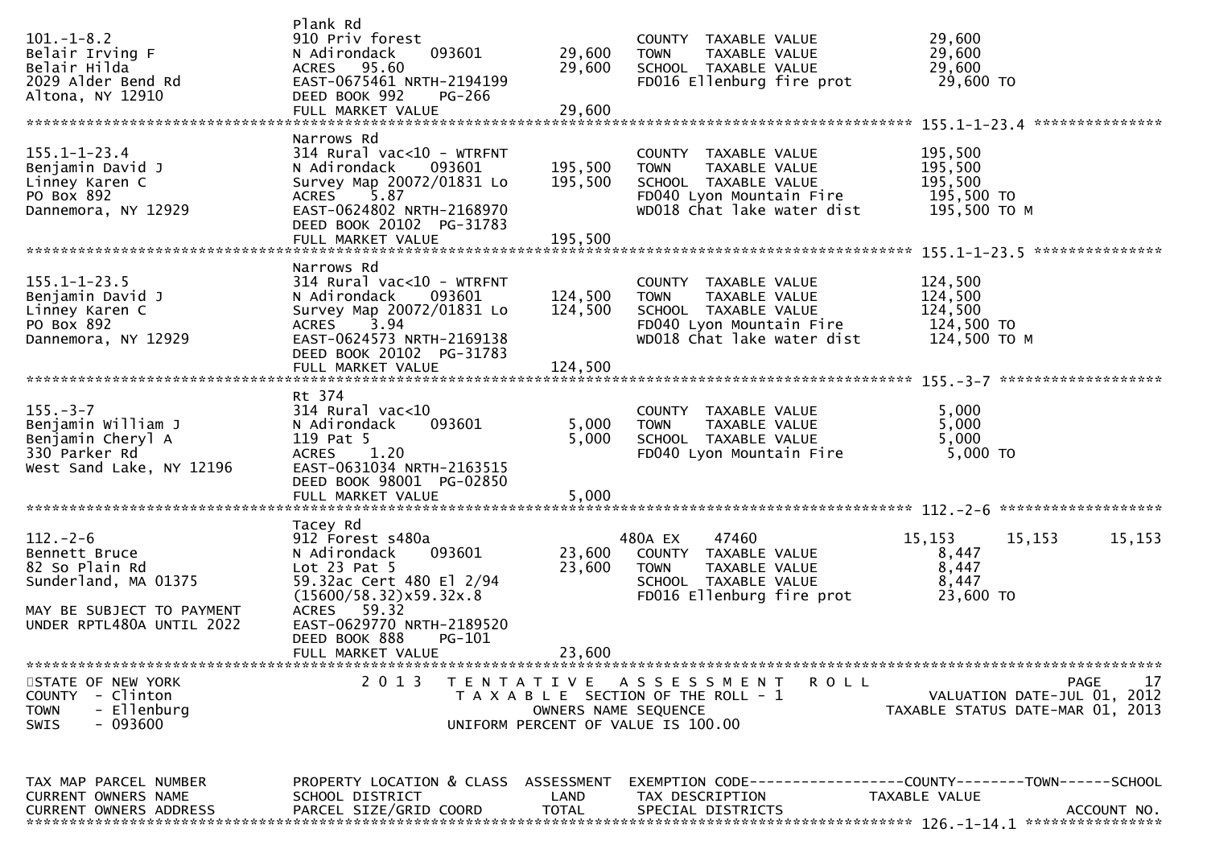| | | | | |
|---|---|---|---|---|
| 101.-1-8.2 | Plank Rd | | | |
| Belair Irving F | 910 Priv forest | | COUNTY TAXABLE VALUE | 29,600 |
| Belair Hilda | N Adirondack 093601 | 29,600 | TOWN TAXABLE VALUE | 29,600 |
| 2029 Alder Bend Rd | ACRES 95.60 | 29,600 | SCHOOL TAXABLE VALUE | 29,600 |
| Altona, NY 12910 | EAST-0675461 NRTH-2194199 | | FD016 Ellenburg fire prot | 29,600 TO |
| | DEED BOOK 992 PG-266 | | | |
| | FULL MARKET VALUE | 29,600 | | |

******************************************************************************************************* 155.1-1-23.4 ***************

| | | | | |
|---|---|---|---|---|
| | Narrows Rd | | | |
| 155.1-1-23.4 | 314 Rural vac<10 - WTRFNT | | COUNTY TAXABLE VALUE | 195,500 |
| Benjamin David J | N Adirondack 093601 | 195,500 | TOWN TAXABLE VALUE | 195,500 |
| Linney Karen C | Survey Map 20072/01831 Lo | 195,500 | SCHOOL TAXABLE VALUE | 195,500 |
| PO Box 892 | ACRES 5.87 | | FD040 Lyon Mountain Fire | 195,500 TO |
| Dannemora, NY 12929 | EAST-0624802 NRTH-2168970 | | WD018 Chat lake water dist | 195,500 TO M |
| | DEED BOOK 20102 PG-31783 | | | |
| | FULL MARKET VALUE | 195,500 | | |

******************************************************************************************************* 155.1-1-23.5 ***************

| | | | | |
|---|---|---|---|---|
| | Narrows Rd | | | |
| 155.1-1-23.5 | 314 Rural vac<10 - WTRFNT | | COUNTY TAXABLE VALUE | 124,500 |
| Benjamin David J | N Adirondack 093601 | 124,500 | TOWN TAXABLE VALUE | 124,500 |
| Linney Karen C | Survey Map 20072/01831 Lo | 124,500 | SCHOOL TAXABLE VALUE | 124,500 |
| PO Box 892 | ACRES 3.94 | | FD040 Lyon Mountain Fire | 124,500 TO |
| Dannemora, NY 12929 | EAST-0624573 NRTH-2169138 | | WD018 Chat lake water dist | 124,500 TO M |
| | DEED BOOK 20102 PG-31783 | | | |
| | FULL MARKET VALUE | 124,500 | | |

******************************************************************************************************* 155.-3-7 *******************

| | | | | |
|---|---|---|---|---|
| | Rt 374 | | | |
| 155.-3-7 | 314 Rural vac<10 | | COUNTY TAXABLE VALUE | 5,000 |
| Benjamin William J | N Adirondack 093601 | 5,000 | TOWN TAXABLE VALUE | 5,000 |
| Benjamin Cheryl A | 119 Pat 5 | 5,000 | SCHOOL TAXABLE VALUE | 5,000 |
| 330 Parker Rd | ACRES 1.20 | | FD040 Lyon Mountain Fire | 5,000 TO |
| West Sand Lake, NY 12196 | EAST-0631034 NRTH-2163515 | | | |
| | DEED BOOK 98001 PG-02850 | | | |
| | FULL MARKET VALUE | 5,000 | | |

******************************************************************************************************* 112.-2-6 *******************

| | | | | | | |
|---|---|---|---|---|---|---|
| | Tacey Rd | | | | | |
| 112.-2-6 | 912 Forest s480a | | 480A EX 47460 | 15,153 | 15,153 | 15,153 |
| Bennett Bruce | N Adirondack 093601 | 23,600 | COUNTY TAXABLE VALUE | 8,447 | | |
| 82 So Plain Rd | Lot 23 Pat 5 | 23,600 | TOWN TAXABLE VALUE | 8,447 | | |
| Sunderland, MA 01375 | 59.32ac Cert 480 El 2/94 | | SCHOOL TAXABLE VALUE | 8,447 | | |
| | (15600/58.32)x59.32x.8 | | FD016 Ellenburg fire prot | 23,600 TO | | |
| MAY BE SUBJECT TO PAYMENT | ACRES 59.32 | | | | | |
| UNDER RPTL480A UNTIL 2022 | EAST-0629770 NRTH-2189520 | | | | | |
| | DEED BOOK 888 PG-101 | | | | | |
| | FULL MARKET VALUE | 23,600 | | | | |

*******************************************************************************************************************************************

STATE OF NEW YORK — 2013 TENTATIVE ASSESSMENT ROLL — PAGE 17
COUNTY - Clinton — TAXABLE SECTION OF THE ROLL - 1 — VALUATION DATE-JUL 01, 2012
TOWN - Ellenburg — OWNERS NAME SEQUENCE — TAXABLE STATUS DATE-MAR 01, 2013
SWIS - 093600 — UNIFORM PERCENT OF VALUE IS 100.00

| TAX MAP PARCEL NUMBER | PROPERTY LOCATION & CLASS | ASSESSMENT | EXEMPTION CODE | COUNTY | TOWN | SCHOOL |
|---|---|---|---|---|---|---|
| CURRENT OWNERS NAME | SCHOOL DISTRICT | LAND | TAX DESCRIPTION | TAXABLE VALUE | | |
| CURRENT OWNERS ADDRESS | PARCEL SIZE/GRID COORD | TOTAL | SPECIAL DISTRICTS | | | ACCOUNT NO. |

******************************************************************************************************* 126.-1-14.1 ****************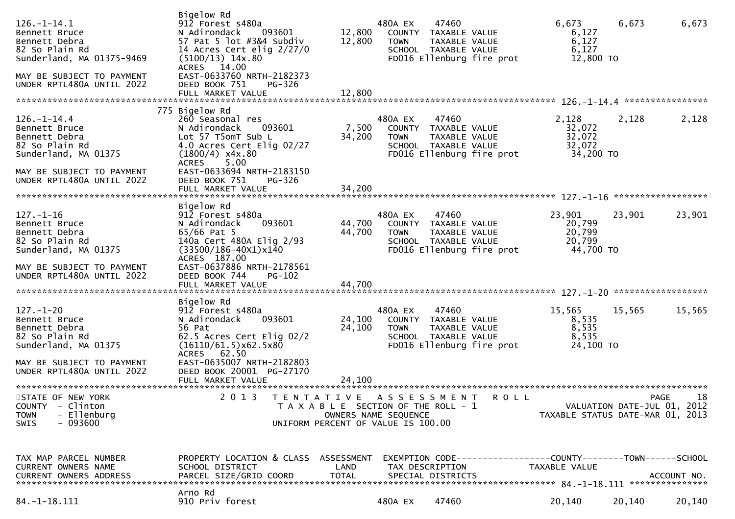```
                              Bigelow Rd
126.-1-14.1                   912 Forest s480a                  480A EX    47460               6,673      6,673      6,673
Bennett Bruce                 N Adirondack    093601     12,800   COUNTY  TAXABLE VALUE           6,127
Bennett Debra                 57 Pat 5 lot #3&4 Subdiv   12,800   TOWN    TAXABLE VALUE           6,127
82 So Plain Rd                14 Acres Cert elig 2/27/0           SCHOOL  TAXABLE VALUE           6,127
Sunderland, MA 01375-9469     (5100/13) 14x.80                    FD016 Ellenburg fire prot      12,800 TO
                              ACRES   14.00
MAY BE SUBJECT TO PAYMENT     EAST-0633760 NRTH-2182373
UNDER RPTL480A UNTIL 2022     DEED BOOK 751    PG-326
                              FULL MARKET VALUE          12,800
******************************************************************************************************* 126.-1-14.4 ****************
                          775 Bigelow Rd
126.-1-14.4                   260 Seasonal res                  480A EX    47460               2,128      2,128      2,128
Bennett Bruce                 N Adirondack    093601      7,500   COUNTY  TAXABLE VALUE          32,072
Bennett Debra                 Lot 57 T5omT Sub L         34,200   TOWN    TAXABLE VALUE          32,072
82 So Plain Rd                4.0 Acres Cert Elig 02/27           SCHOOL  TAXABLE VALUE          32,072
Sunderland, MA 01375          (1800/4) x4x.80                     FD016 Ellenburg fire prot      34,200 TO
                              ACRES    5.00
MAY BE SUBJECT TO PAYMENT     EAST-0633694 NRTH-2183150
UNDER RPTL480A UNTIL 2022     DEED BOOK 751    PG-326
                              FULL MARKET VALUE          34,200
******************************************************************************************************* 127.-1-16 ******************
                              Bigelow Rd
127.-1-16                     912 Forest s480a                  480A EX    47460              23,901     23,901     23,901
Bennett Bruce                 N Adirondack    093601     44,700   COUNTY  TAXABLE VALUE          20,799
Bennett Debra                 65/66 Pat 5                44,700   TOWN    TAXABLE VALUE          20,799
82 So Plain Rd                140a Cert 480A Elig 2/93            SCHOOL  TAXABLE VALUE          20,799
Sunderland, MA 01375          (33500/186-40X1)x140                FD016 Ellenburg fire prot      44,700 TO
                              ACRES  187.00
MAY BE SUBJECT TO PAYMENT     EAST-0637886 NRTH-2178561
UNDER RPTL480A UNTIL 2022     DEED BOOK 744    PG-102
                              FULL MARKET VALUE          44,700
******************************************************************************************************* 127.-1-20 ******************
                              Bigelow Rd
127.-1-20                     912 Forest s480a                  480A EX    47460              15,565     15,565     15,565
Bennett Bruce                 N Adirondack    093601     24,100   COUNTY  TAXABLE VALUE           8,535
Bennett Debra                 56 Pat                     24,100   TOWN    TAXABLE VALUE           8,535
82 So Plain Rd                62.5 Acres Cert Elig 02/2           SCHOOL  TAXABLE VALUE           8,535
Sunderland, MA 01375          (16110/61.5)x62.5x80                FD016 Ellenburg fire prot      24,100 TO
                              ACRES   62.50
MAY BE SUBJECT TO PAYMENT     EAST-0635007 NRTH-2182803
UNDER RPTL480A UNTIL 2022     DEED BOOK 20001  PG-27170
                              FULL MARKET VALUE          24,100
************************************************************************************************************************************
STATE OF NEW YORK                  2 0 1 3   T E N T A T I V E   A S S E S S M E N T   R O L L                            PAGE    18
COUNTY  - Clinton                          T A X A B L E  SECTION OF THE ROLL - 1                     VALUATION DATE-JUL 01, 2012
TOWN    - Ellenburg                              OWNERS NAME SEQUENCE                          TAXABLE STATUS DATE-MAR 01, 2013
SWIS    - 093600                          UNIFORM PERCENT OF VALUE IS 100.00


TAX MAP PARCEL NUMBER         PROPERTY LOCATION & CLASS  ASSESSMENT  EXEMPTION CODE------------------COUNTY--------TOWN------SCHOOL
CURRENT OWNERS NAME           SCHOOL DISTRICT               LAND      TAX DESCRIPTION            TAXABLE VALUE
CURRENT OWNERS ADDRESS        PARCEL SIZE/GRID COORD       TOTAL      SPECIAL DISTRICTS                                  ACCOUNT NO.
******************************************************************************************************* 84.-1-18.111 ***************
                              Arno Rd
84.-1-18.111                  910 Priv forest                   480A EX    47460              20,140     20,140     20,140
```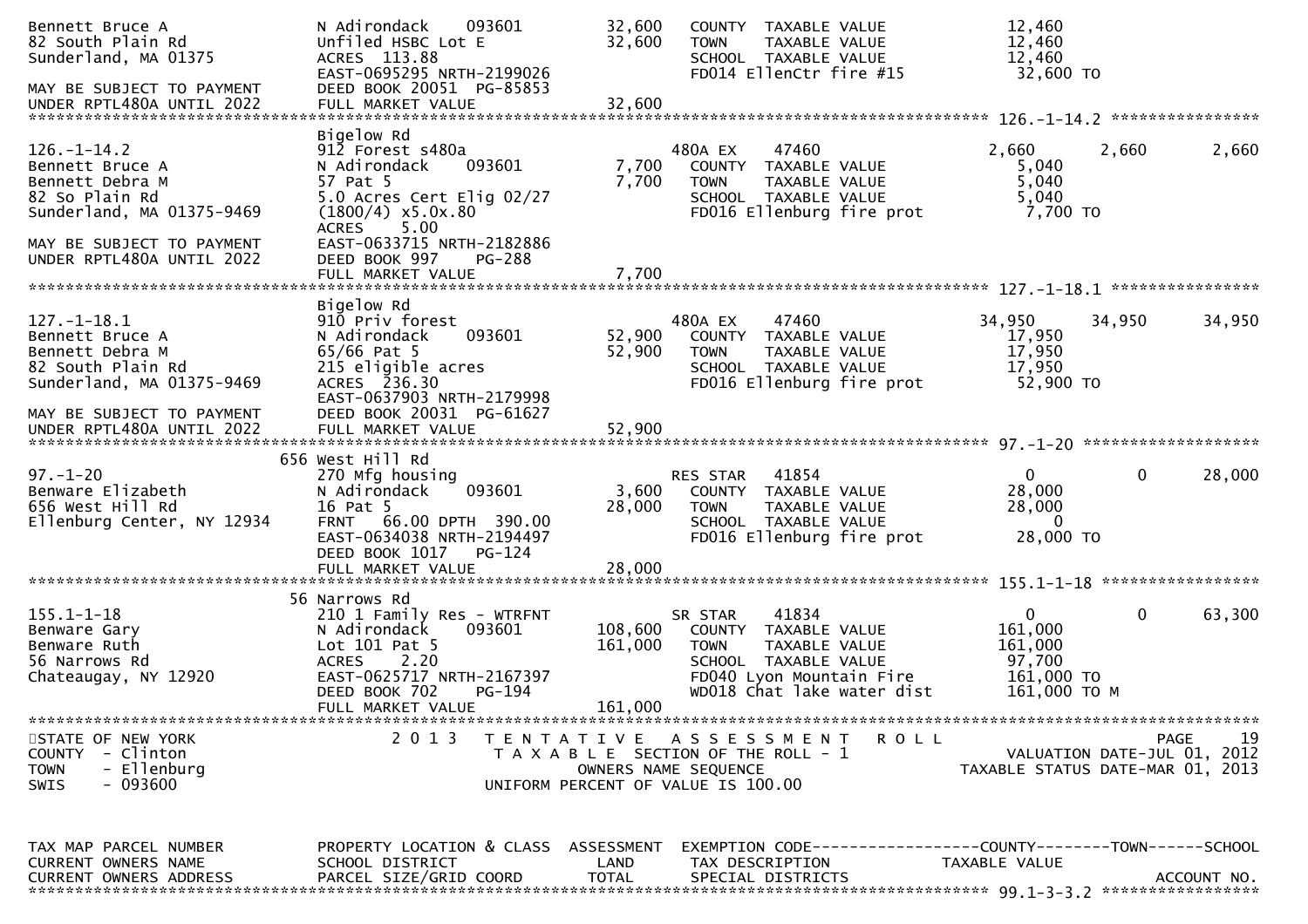```
Bennett Bruce A                N Adirondack    093601       32,600   COUNTY  TAXABLE VALUE           12,460
82 South Plain Rd              Unfiled HSBC Lot E           32,600   TOWN    TAXABLE VALUE           12,460
Sunderland, MA 01375           ACRES  113.88                         SCHOOL  TAXABLE VALUE           12,460
                               EAST-0695295 NRTH-2199026             FD014 EllenCtr fire #15          32,600 TO
MAY BE SUBJECT TO PAYMENT      DEED BOOK 20051  PG-85853
UNDER RPTL480A UNTIL 2022      FULL MARKET VALUE            32,600
******************************************************************************************************* 126.-1-14.2 ****************
                               Bigelow Rd
126.-1-14.2                    912 Forest s480a                      480A EX     47460               2,660       2,660       2,660
Bennett Bruce A                N Adirondack    093601        7,700   COUNTY  TAXABLE VALUE            5,040
Bennett Debra M                57 Pat 5                      7,700   TOWN    TAXABLE VALUE            5,040
82 So Plain Rd                 5.0 Acres Cert Elig 02/27             SCHOOL  TAXABLE VALUE            5,040
Sunderland, MA 01375-9469      (1800/4) x5.0x.80                     FD016 Ellenburg fire prot         7,700 TO
                               ACRES    5.00
MAY BE SUBJECT TO PAYMENT      EAST-0633715 NRTH-2182886
UNDER RPTL480A UNTIL 2022      DEED BOOK 997    PG-288
                               FULL MARKET VALUE             7,700
******************************************************************************************************* 127.-1-18.1 ****************
                               Bigelow Rd
127.-1-18.1                    910 Priv forest                       480A EX     47460              34,950      34,950      34,950
Bennett Bruce A                N Adirondack    093601       52,900   COUNTY  TAXABLE VALUE           17,950
Bennett Debra M                65/66 Pat 5                  52,900   TOWN    TAXABLE VALUE           17,950
82 South Plain Rd              215 eligible acres                    SCHOOL  TAXABLE VALUE           17,950
Sunderland, MA 01375-9469      ACRES  236.30                         FD016 Ellenburg fire prot        52,900 TO
                               EAST-0637903 NRTH-2179998
MAY BE SUBJECT TO PAYMENT      DEED BOOK 20031  PG-61627
UNDER RPTL480A UNTIL 2022      FULL MARKET VALUE            52,900
******************************************************************************************************* 97.-1-20 *******************
                               656 West Hill Rd
97.-1-20                       270 Mfg housing                       RES STAR    41854                   0           0      28,000
Benware Elizabeth              N Adirondack    093601        3,600   COUNTY  TAXABLE VALUE           28,000
656 West Hill Rd               16 Pat 5                     28,000   TOWN    TAXABLE VALUE           28,000
Ellenburg Center, NY 12934     FRNT   66.00 DPTH  390.00             SCHOOL  TAXABLE VALUE                0
                               EAST-0634038 NRTH-2194497             FD016 Ellenburg fire prot        28,000 TO
                               DEED BOOK 1017   PG-124
                               FULL MARKET VALUE            28,000
******************************************************************************************************* 155.1-1-18 *****************
                               56 Narrows Rd
155.1-1-18                     210 1 Family Res - WTRFNT             SR STAR     41834                   0           0      63,300
Benware Gary                   N Adirondack    093601      108,600   COUNTY  TAXABLE VALUE          161,000
Benware Ruth                   Lot 101 Pat 5               161,000   TOWN    TAXABLE VALUE          161,000
56 Narrows Rd                  ACRES    2.20                         SCHOOL  TAXABLE VALUE           97,700
Chateaugay, NY 12920           EAST-0625717 NRTH-2167397             FD040 Lyon Mountain Fire        161,000 TO
                               DEED BOOK 702    PG-194               WD018 Chat lake water dist      161,000 TO M
                               FULL MARKET VALUE           161,000
************************************************************************************************************************************
STATE OF NEW YORK                  2 0 1 3   T E N T A T I V E   A S S E S S M E N T   R O L L                              PAGE    19
COUNTY  - Clinton                            T A X A B L E  SECTION OF THE ROLL - 1                       VALUATION DATE-JUL 01, 2012
TOWN    - Ellenburg                                 OWNERS NAME SEQUENCE                                TAXABLE STATUS DATE-MAR 01, 2013
SWIS    - 093600                              UNIFORM PERCENT OF VALUE IS 100.00


TAX MAP PARCEL NUMBER          PROPERTY LOCATION & CLASS  ASSESSMENT  EXEMPTION CODE------------------COUNTY--------TOWN------SCHOOL
CURRENT OWNERS NAME            SCHOOL DISTRICT               LAND     TAX DESCRIPTION             TAXABLE VALUE
CURRENT OWNERS ADDRESS         PARCEL SIZE/GRID COORD       TOTAL     SPECIAL DISTRICTS                                   ACCOUNT NO.
******************************************************************************************************* 99.1-3-3.2 *****************
```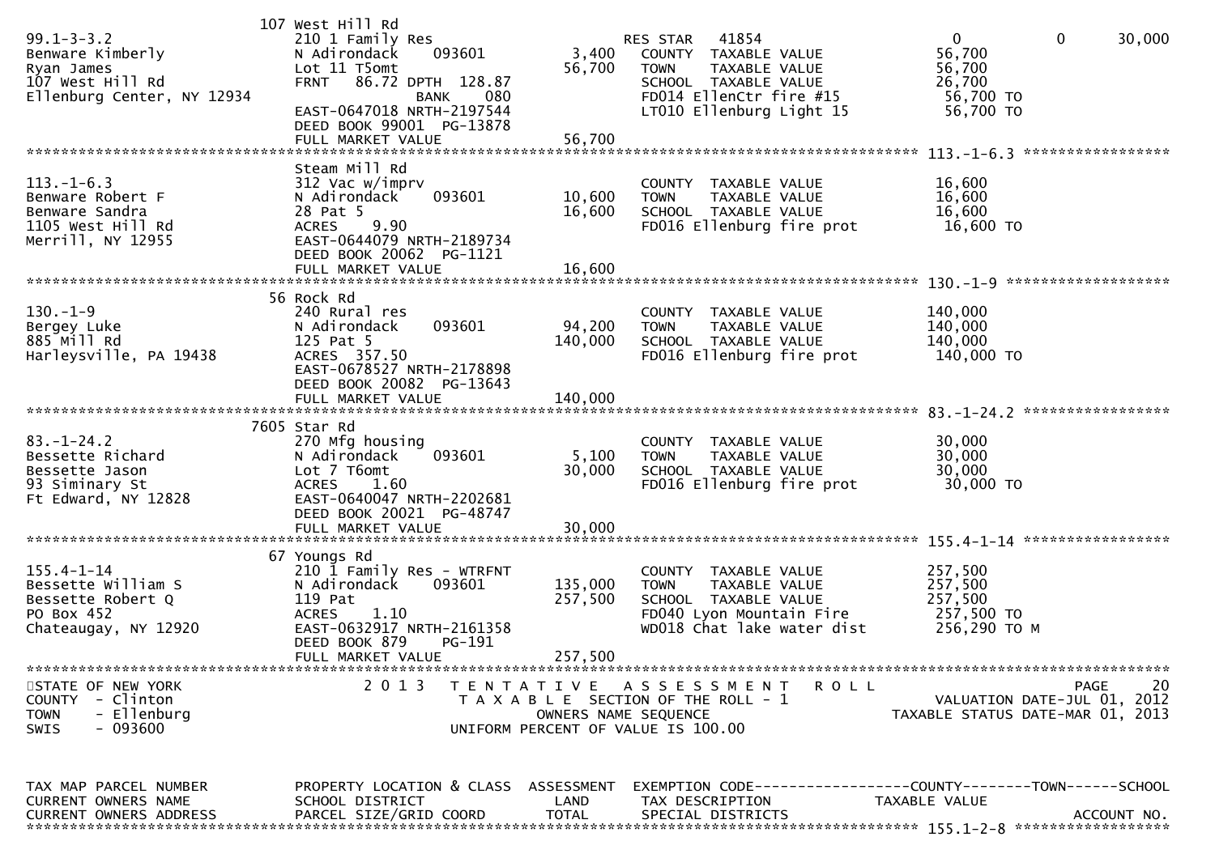| Parcel / Owner | Property Location & Class / School District / Parcel Size | Land / Total | Exemption / Tax Description / Special Districts | Taxable Value |
|---|---|---|---|---|
| 99.1-3-3.2<br>Benware Kimberly<br>Ryan James<br>107 West Hill Rd<br>Ellenburg Center, NY 12934 | 107 West Hill Rd<br>210 1 Family Res<br>N Adirondack 093601<br>Lot 11 T5omt<br>FRNT 86.72 DPTH 128.87<br>BANK 080<br>EAST-0647018 NRTH-2197544<br>DEED BOOK 99001 PG-13878<br>FULL MARKET VALUE | 3,400<br>56,700<br><br><br><br><br><br><br>56,700 | RES STAR 41854<br>COUNTY TAXABLE VALUE<br>TOWN TAXABLE VALUE<br>SCHOOL TAXABLE VALUE<br>FD014 EllenCtr fire #15<br>LT010 Ellenburg Light 15 | 0 0 30,000<br>56,700<br>56,700<br>26,700<br>56,700 TO<br>56,700 TO |
| 113.-1-6.3<br>Benware Robert F<br>Benware Sandra<br>1105 West Hill Rd<br>Merrill, NY 12955 | Steam Mill Rd<br>312 Vac w/imprv<br>N Adirondack 093601<br>28 Pat 5<br>ACRES 9.90<br>EAST-0644079 NRTH-2189734<br>DEED BOOK 20062 PG-1121<br>FULL MARKET VALUE | 10,600<br>16,600<br><br><br><br><br><br>16,600 | COUNTY TAXABLE VALUE<br>TOWN TAXABLE VALUE<br>SCHOOL TAXABLE VALUE<br>FD016 Ellenburg fire prot | 16,600<br>16,600<br>16,600<br>16,600 TO |
| 130.-1-9<br>Bergey Luke<br>885 Mill Rd<br>Harleysville, PA 19438 | 56 Rock Rd<br>240 Rural res<br>N Adirondack 093601<br>125 Pat 5<br>ACRES 357.50<br>EAST-0678527 NRTH-2178898<br>DEED BOOK 20082 PG-13643<br>FULL MARKET VALUE | 94,200<br>140,000<br><br><br><br><br><br>140,000 | COUNTY TAXABLE VALUE<br>TOWN TAXABLE VALUE<br>SCHOOL TAXABLE VALUE<br>FD016 Ellenburg fire prot | 140,000<br>140,000<br>140,000<br>140,000 TO |
| 83.-1-24.2<br>Bessette Richard<br>Bessette Jason<br>93 Siminary St<br>Ft Edward, NY 12828 | 7605 Star Rd<br>270 Mfg housing<br>N Adirondack 093601<br>Lot 7 T6omt<br>ACRES 1.60<br>EAST-0640047 NRTH-2202681<br>DEED BOOK 20021 PG-48747<br>FULL MARKET VALUE | 5,100<br>30,000<br><br><br><br><br><br>30,000 | COUNTY TAXABLE VALUE<br>TOWN TAXABLE VALUE<br>SCHOOL TAXABLE VALUE<br>FD016 Ellenburg fire prot | 30,000<br>30,000<br>30,000<br>30,000 TO |
| 155.4-1-14<br>Bessette William S<br>Bessette Robert Q<br>PO Box 452<br>Chateaugay, NY 12920 | 67 Youngs Rd<br>210 1 Family Res - WTRFNT<br>N Adirondack 093601<br>119 Pat<br>ACRES 1.10<br>EAST-0632917 NRTH-2161358<br>DEED BOOK 879 PG-191<br>FULL MARKET VALUE | 135,000<br>257,500<br><br><br><br><br><br>257,500 | COUNTY TAXABLE VALUE<br>TOWN TAXABLE VALUE<br>SCHOOL TAXABLE VALUE<br>FD040 Lyon Mountain Fire<br>WD018 Chat lake water dist | 257,500<br>257,500<br>257,500<br>257,500 TO<br>256,290 TO M |

STATE OF NEW YORK
COUNTY - Clinton
TOWN - Ellenburg
SWIS - 093600

2 0 1 3 T E N T A T I V E A S S E S S M E N T R O L L
T A X A B L E SECTION OF THE ROLL - 1
OWNERS NAME SEQUENCE
UNIFORM PERCENT OF VALUE IS 100.00

VALUATION DATE-JUL 01, 2012
TAXABLE STATUS DATE-MAR 01, 2013

| TAX MAP PARCEL NUMBER<br>CURRENT OWNERS NAME<br>CURRENT OWNERS ADDRESS | PROPERTY LOCATION & CLASS<br>SCHOOL DISTRICT<br>PARCEL SIZE/GRID COORD | ASSESSMENT<br>LAND<br>TOTAL | EXEMPTION CODE------------------COUNTY--------TOWN------SCHOOL<br>TAX DESCRIPTION<br>SPECIAL DISTRICTS | TAXABLE VALUE<br><br>ACCOUNT NO. |
|---|---|---|---|---|

155.1-2-8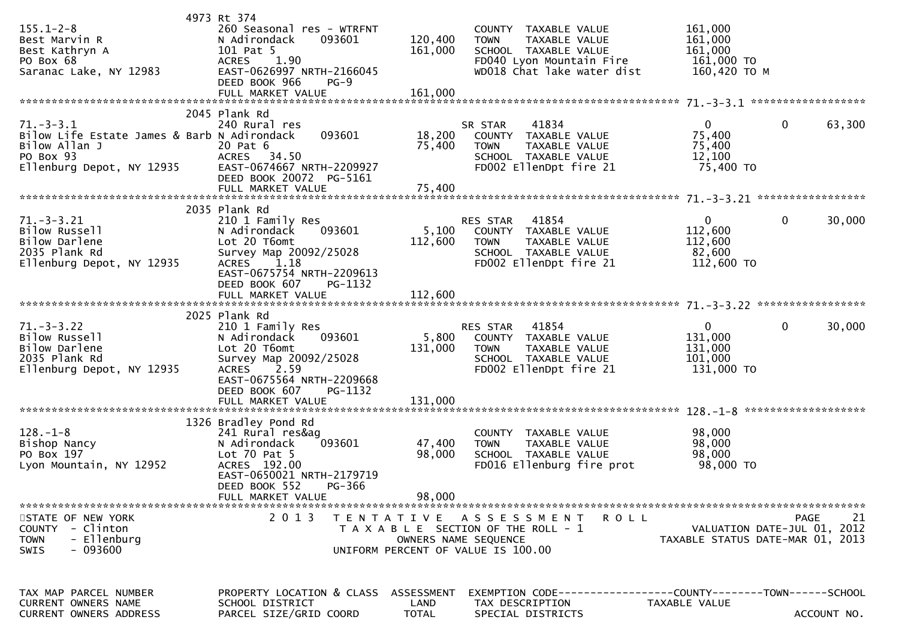```
                              4973 Rt 374
155.1-2-8                     260 Seasonal res - WTRFNT             COUNTY  TAXABLE VALUE            161,000
Best Marvin R                 N Adirondack     093601     120,400   TOWN    TAXABLE VALUE            161,000
Best Kathryn A                101 Pat 5                   161,000   SCHOOL  TAXABLE VALUE            161,000
PO Box 68                     ACRES    1.90                         FD040 Lyon Mountain Fire          161,000 TO
Saranac Lake, NY 12983        EAST-0626997 NRTH-2166045             WD018 Chat lake water dist        160,420 TO M
                              DEED BOOK 966    PG-9
                              FULL MARKET VALUE           161,000
******************************************************************************************************* 71.-3-3.1 ******************
                              2045 Plank Rd
71.-3-3.1                     240 Rural res                         SR STAR     41834                    0          0      63,300
Bilow Life Estate James & Barb N Adirondack     093601      18,200   COUNTY  TAXABLE VALUE             75,400
Bilow Allan J                 20 Pat 6                     75,400   TOWN    TAXABLE VALUE             75,400
PO Box 93                     ACRES   34.50                         SCHOOL  TAXABLE VALUE             12,100
Ellenburg Depot, NY 12935     EAST-0674667 NRTH-2209927             FD002 EllenDpt fire 21             75,400 TO
                              DEED BOOK 20072  PG-5161
                              FULL MARKET VALUE            75,400
******************************************************************************************************* 71.-3-3.21 *****************
                              2035 Plank Rd
71.-3-3.21                    210 1 Family Res                      RES STAR    41854                    0          0      30,000
Bilow Russell                 N Adirondack     093601       5,100   COUNTY  TAXABLE VALUE            112,600
Bilow Darlene                 Lot 20 T6omt                112,600   TOWN    TAXABLE VALUE            112,600
2035 Plank Rd                 Survey Map 20092/25028                SCHOOL  TAXABLE VALUE             82,600
Ellenburg Depot, NY 12935     ACRES    1.18                         FD002 EllenDpt fire 21            112,600 TO
                              EAST-0675754 NRTH-2209613
                              DEED BOOK 607    PG-1132
                              FULL MARKET VALUE           112,600
******************************************************************************************************* 71.-3-3.22 *****************
                              2025 Plank Rd
71.-3-3.22                    210 1 Family Res                      RES STAR    41854                    0          0      30,000
Bilow Russell                 N Adirondack     093601       5,800   COUNTY  TAXABLE VALUE            131,000
Bilow Darlene                 Lot 20 T6omt                131,000   TOWN    TAXABLE VALUE            131,000
2035 Plank Rd                 Survey Map 20092/25028                SCHOOL  TAXABLE VALUE            101,000
Ellenburg Depot, NY 12935     ACRES    2.59                         FD002 EllenDpt fire 21            131,000 TO
                              EAST-0675564 NRTH-2209668
                              DEED BOOK 607    PG-1132
                              FULL MARKET VALUE           131,000
******************************************************************************************************* 128.-1-8 *******************
                              1326 Bradley Pond Rd
128.-1-8                      241 Rural res&ag                      COUNTY  TAXABLE VALUE             98,000
Bishop Nancy                  N Adirondack     093601      47,400   TOWN    TAXABLE VALUE             98,000
PO Box 197                    Lot 70 Pat 5                 98,000   SCHOOL  TAXABLE VALUE             98,000
Lyon Mountain, NY 12952       ACRES  192.00                         FD016 Ellenburg fire prot          98,000 TO
                              EAST-0650021 NRTH-2179719
                              DEED BOOK 552    PG-366
                              FULL MARKET VALUE            98,000
************************************************************************************************************************************
STATE OF NEW YORK                2 0 1 3   T E N T A T I V E   A S S E S S M E N T   R O L L                          PAGE     21
COUNTY  - Clinton                          T A X A B L E  SECTION OF THE ROLL - 1                          VALUATION DATE-JUL 01, 2012
TOWN    - Ellenburg                              OWNERS NAME SEQUENCE                              TAXABLE STATUS DATE-MAR 01, 2013
SWIS    - 093600                           UNIFORM PERCENT OF VALUE IS 100.00


TAX MAP PARCEL NUMBER          PROPERTY LOCATION & CLASS  ASSESSMENT  EXEMPTION CODE------------------COUNTY--------TOWN------SCHOOL
CURRENT OWNERS NAME            SCHOOL DISTRICT               LAND      TAX DESCRIPTION              TAXABLE VALUE
CURRENT OWNERS ADDRESS         PARCEL SIZE/GRID COORD        TOTAL     SPECIAL DISTRICTS                                 ACCOUNT NO.
```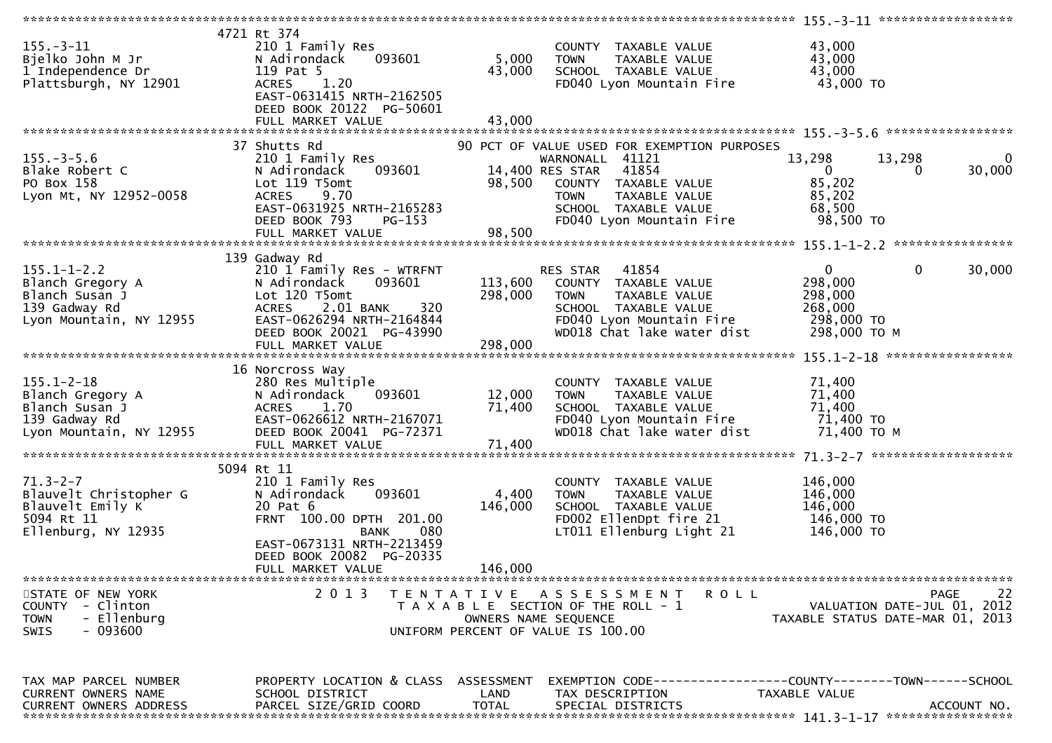```
******************************************************************************************************* 155.-3-11 ******************
                     4721 Rt 374
155.-3-11            210 1 Family Res                         COUNTY  TAXABLE VALUE           43,000
Bjelko John M Jr     N Adirondack     093601       5,000      TOWN    TAXABLE VALUE           43,000
1 Independence Dr    119 Pat 5                    43,000      SCHOOL  TAXABLE VALUE           43,000
Plattsburgh, NY 12901  ACRES    1.20                          FD040 Lyon Mountain Fire         43,000 TO
                     EAST-0631415 NRTH-2162505
                     DEED BOOK 20122  PG-50601
                     FULL MARKET VALUE            43,000
******************************************************************************************************* 155.-3-5.6 *****************
                     37 Shutts Rd
155.-3-5.6           210 1 Family Res                90 PCT OF VALUE USED FOR EXEMPTION PURPOSES
Blake Robert C       N Adirondack     093601      14,400      WARNONALL  41121             13,298      13,298          0
PO Box 158           Lot 119 T5omt                            RES STAR   41854                  0           0     30,000
Lyon Mt, NY 12952-0058  ACRES    9.70             98,500      COUNTY  TAXABLE VALUE           85,202
                     EAST-0631925 NRTH-2165283                TOWN    TAXABLE VALUE           85,202
                     DEED BOOK 793    PG-153                  SCHOOL  TAXABLE VALUE           68,500
                     FULL MARKET VALUE            98,500      FD040 Lyon Mountain Fire         98,500 TO
******************************************************************************************************* 155.1-1-2.2 ****************
                     139 Gadway Rd
155.1-1-2.2          210 1 Family Res - WTRFNT                RES STAR   41854                  0           0     30,000
Blanch Gregory A     N Adirondack     093601     113,600      COUNTY  TAXABLE VALUE          298,000
Blanch Susan J       Lot 120 T5omt               298,000      TOWN    TAXABLE VALUE          298,000
139 Gadway Rd        ACRES    2.01 BANK    320                SCHOOL  TAXABLE VALUE          268,000
Lyon Mountain, NY 12955  EAST-0626294 NRTH-2164844            FD040 Lyon Mountain Fire        298,000 TO
                     DEED BOOK 20021  PG-43990                WD018 Chat lake water dist      298,000 TO M
                     FULL MARKET VALUE           298,000
******************************************************************************************************* 155.1-2-18 *****************
                     16 Norcross Way
155.1-2-18           280 Res Multiple                         COUNTY  TAXABLE VALUE           71,400
Blanch Gregory A     N Adirondack     093601      12,000      TOWN    TAXABLE VALUE           71,400
Blanch Susan J       ACRES    1.70                71,400      SCHOOL  TAXABLE VALUE           71,400
139 Gadway Rd        EAST-0626612 NRTH-2167071                FD040 Lyon Mountain Fire         71,400 TO
Lyon Mountain, NY 12955  DEED BOOK 20041  PG-72371            WD018 Chat lake water dist       71,400 TO M
                     FULL MARKET VALUE            71,400
******************************************************************************************************* 71.3-2-7 *******************
                     5094 Rt 11
71.3-2-7             210 1 Family Res                         COUNTY  TAXABLE VALUE          146,000
Blauvelt Christopher G  N Adirondack   093601      4,400      TOWN    TAXABLE VALUE          146,000
Blauvelt Emily K     20 Pat 6                    146,000      SCHOOL  TAXABLE VALUE          146,000
5094 Rt 11           FRNT 100.00 DPTH 201.00                  FD002 EllenDpt fire 21          146,000 TO
Ellenburg, NY 12935                BANK    080                LT011 Ellenburg Light 21        146,000 TO
                     EAST-0673131 NRTH-2213459
                     DEED BOOK 20082  PG-20335
                     FULL MARKET VALUE           146,000
************************************************************************************************************************************
STATE OF NEW YORK              2 0 1 3   T E N T A T I V E   A S S E S S M E N T   R O L L                              PAGE    22
COUNTY  - Clinton                           T A X A B L E  SECTION OF THE ROLL - 1                   VALUATION DATE-JUL 01, 2012
TOWN    - Ellenburg                              OWNERS NAME SEQUENCE                           TAXABLE STATUS DATE-MAR 01, 2013
SWIS    - 093600                          UNIFORM PERCENT OF VALUE IS 100.00


TAX MAP PARCEL NUMBER     PROPERTY LOCATION & CLASS  ASSESSMENT  EXEMPTION CODE------------------COUNTY--------TOWN------SCHOOL
CURRENT OWNERS NAME       SCHOOL DISTRICT               LAND      TAX DESCRIPTION             TAXABLE VALUE
CURRENT OWNERS ADDRESS    PARCEL SIZE/GRID COORD        TOTAL     SPECIAL DISTRICTS                                    ACCOUNT NO.
******************************************************************************************************* 141.3-1-17 *****************
```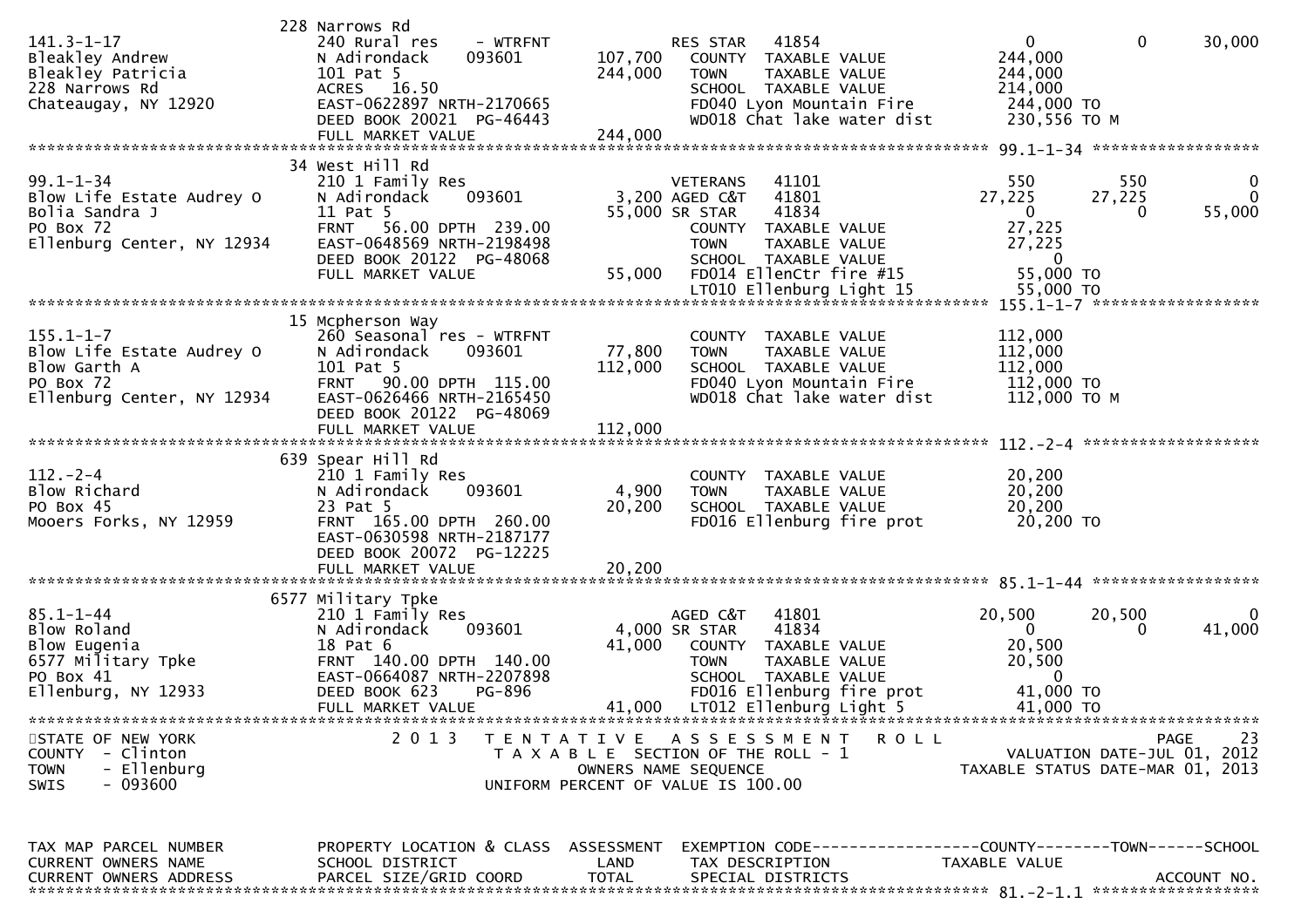```
                              228 Narrows Rd
141.3-1-17                    240 Rural res    - WTRFNT         RES STAR   41854                    0          0     30,000
Bleakley Andrew               N Adirondack     093601    107,700   COUNTY  TAXABLE VALUE          244,000
Bleakley Patricia             101 Pat 5                  244,000   TOWN    TAXABLE VALUE          244,000
228 Narrows Rd                ACRES   16.50                        SCHOOL  TAXABLE VALUE          214,000
Chateaugay, NY 12920          EAST-0622897 NRTH-2170665            FD040 Lyon Mountain Fire        244,000 TO
                              DEED BOOK 20021  PG-46443            WD018 Chat lake water dist      230,556 TO M
                              FULL MARKET VALUE          244,000
******************************************************************************************************* 99.1-1-34 ******************
                              34 West Hill Rd
99.1-1-34                     210 1 Family Res                  VETERANS   41101                  550        550          0
Blow Life Estate Audrey O     N Adirondack     093601      3,200 AGED C&T  41801               27,225     27,225          0
Bolia Sandra J                11 Pat 5                    55,000 SR STAR   41834                    0          0     55,000
PO Box 72                     FRNT   56.00 DPTH  239.00            COUNTY  TAXABLE VALUE           27,225
Ellenburg Center, NY 12934    EAST-0648569 NRTH-2198498            TOWN    TAXABLE VALUE           27,225
                              DEED BOOK 20122  PG-48068            SCHOOL  TAXABLE VALUE                0
                              FULL MARKET VALUE           55,000   FD014 EllenCtr fire #15          55,000 TO
                                                                   LT010 Ellenburg Light 15         55,000 TO
******************************************************************************************************* 155.1-1-7 ******************
                              15 Mcpherson Way
155.1-1-7                     260 Seasonal res - WTRFNT            COUNTY  TAXABLE VALUE          112,000
Blow Life Estate Audrey O     N Adirondack     093601     77,800   TOWN    TAXABLE VALUE          112,000
Blow Garth A                  101 Pat 5                  112,000   SCHOOL  TAXABLE VALUE          112,000
PO Box 72                     FRNT   90.00 DPTH  115.00            FD040 Lyon Mountain Fire        112,000 TO
Ellenburg Center, NY 12934    EAST-0626466 NRTH-2165450            WD018 Chat lake water dist      112,000 TO M
                              DEED BOOK 20122  PG-48069
                              FULL MARKET VALUE          112,000
******************************************************************************************************* 112.-2-4 *******************
                              639 Spear Hill Rd
112.-2-4                      210 1 Family Res                     COUNTY  TAXABLE VALUE           20,200
Blow Richard                  N Adirondack     093601      4,900   TOWN    TAXABLE VALUE           20,200
PO Box 45                     23 Pat 5                    20,200   SCHOOL  TAXABLE VALUE           20,200
Mooers Forks, NY 12959        FRNT  165.00 DPTH  260.00            FD016 Ellenburg fire prot        20,200 TO
                              EAST-0630598 NRTH-2187177
                              DEED BOOK 20072  PG-12225
                              FULL MARKET VALUE           20,200
******************************************************************************************************* 85.1-1-44 ******************
                              6577 Military Tpke
85.1-1-44                     210 1 Family Res                  AGED C&T   41801               20,500     20,500          0
Blow Roland                   N Adirondack     093601      4,000 SR STAR   41834                    0          0     41,000
Blow Eugenia                  18 Pat 6                    41,000   COUNTY  TAXABLE VALUE           20,500
6577 Military Tpke            FRNT  140.00 DPTH  140.00            TOWN    TAXABLE VALUE           20,500
PO Box 41                     EAST-0664087 NRTH-2207898            SCHOOL  TAXABLE VALUE                0
Ellenburg, NY 12933           DEED BOOK 623    PG-896              FD016 Ellenburg fire prot        41,000 TO
                              FULL MARKET VALUE           41,000   LT012 Ellenburg Light 5          41,000 TO
************************************************************************************************************************************
STATE OF NEW YORK                 2 0 1 3   T E N T A T I V E   A S S E S S M E N T   R O L L                              PAGE    23
COUNTY  - Clinton                             T A X A B L E  SECTION OF THE ROLL - 1                    VALUATION DATE-JUL 01, 2012
TOWN    - Ellenburg                                  OWNERS NAME SEQUENCE                          TAXABLE STATUS DATE-MAR 01, 2013
SWIS    - 093600                               UNIFORM PERCENT OF VALUE IS 100.00


TAX MAP PARCEL NUMBER         PROPERTY LOCATION & CLASS  ASSESSMENT  EXEMPTION CODE------------------COUNTY--------TOWN------SCHOOL
CURRENT OWNERS NAME           SCHOOL DISTRICT               LAND      TAX DESCRIPTION            TAXABLE VALUE
CURRENT OWNERS ADDRESS        PARCEL SIZE/GRID COORD        TOTAL     SPECIAL DISTRICTS                                 ACCOUNT NO.
******************************************************************************************************* 81.-2-1.1 ******************
```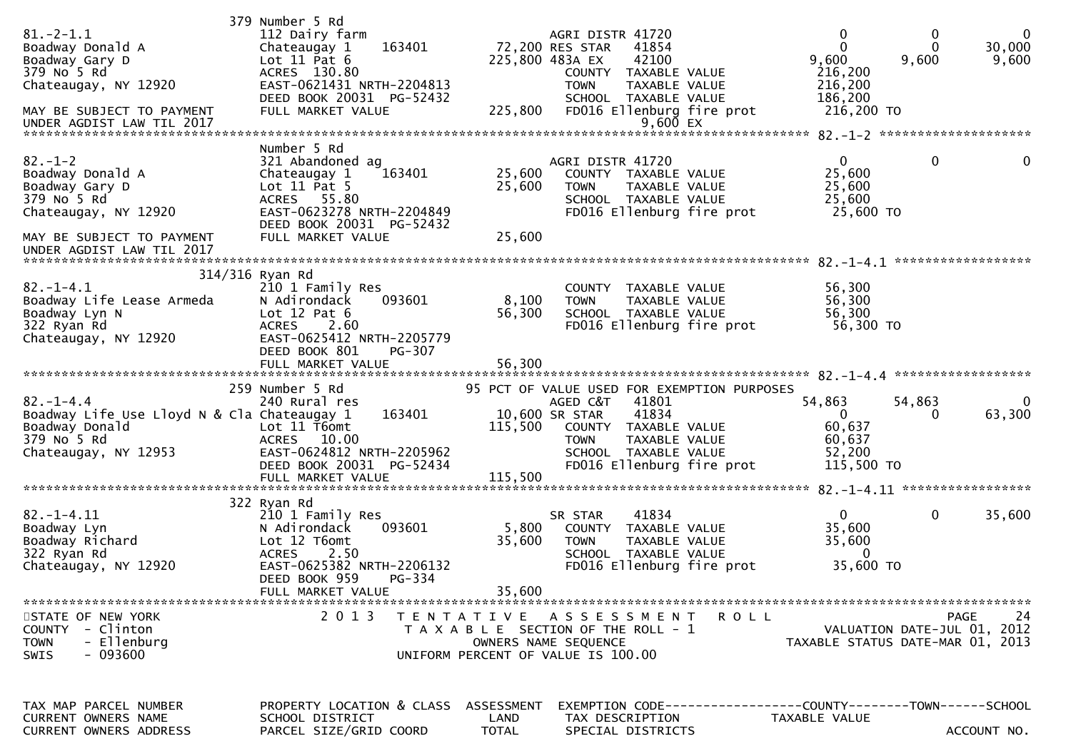```
                              379 Number 5 Rd
81.-2-1.1                     112 Dairy farm                         AGRI DISTR 41720                    0           0           0
Boadway Donald A              Chateaugay 1    163401         72,200 RES STAR    41854                    0           0      30,000
Boadway Gary D                Lot 11 Pat 6                  225,800 483A EX     42100                9,600       9,600       9,600
379 No 5 Rd                   ACRES  130.80                          COUNTY  TAXABLE VALUE          216,200
Chateaugay, NY 12920          EAST-0621431 NRTH-2204813              TOWN    TAXABLE VALUE          216,200
                              DEED BOOK 20031  PG-52432              SCHOOL  TAXABLE VALUE          186,200
MAY BE SUBJECT TO PAYMENT     FULL MARKET VALUE             225,800  FD016 Ellenburg fire prot      216,200 TO
UNDER AGDIST LAW TIL 2017                                                      9,600 EX
******************************************************************************************************* 82.-1-2 ********************
                              Number 5 Rd
82.-1-2                       321 Abandoned ag                       AGRI DISTR 41720                    0           0           0
Boadway Donald A              Chateaugay 1    163401         25,600   COUNTY  TAXABLE VALUE          25,600
Boadway Gary D                Lot 11 Pat 5                   25,600   TOWN    TAXABLE VALUE          25,600
379 No 5 Rd                   ACRES   55.80                           SCHOOL  TAXABLE VALUE          25,600
Chateaugay, NY 12920          EAST-0623278 NRTH-2204849               FD016 Ellenburg fire prot      25,600 TO
                              DEED BOOK 20031  PG-52432
MAY BE SUBJECT TO PAYMENT     FULL MARKET VALUE              25,600
UNDER AGDIST LAW TIL 2017
******************************************************************************************************* 82.-1-4.1 ******************
                      314/316 Ryan Rd
82.-1-4.1                     210 1 Family Res                        COUNTY  TAXABLE VALUE          56,300
Boadway Life Lease Armeda     N Adirondack    093601          8,100   TOWN    TAXABLE VALUE          56,300
Boadway Lyn N                 Lot 12 Pat 6                   56,300   SCHOOL  TAXABLE VALUE          56,300
322 Ryan Rd                   ACRES    2.60                           FD016 Ellenburg fire prot      56,300 TO
Chateaugay, NY 12920          EAST-0625412 NRTH-2205779
                              DEED BOOK 801    PG-307
                              FULL MARKET VALUE              56,300
******************************************************************************************************* 82.-1-4.4 ******************
                              259 Number 5 Rd                 95 PCT OF VALUE USED FOR EXEMPTION PURPOSES
82.-1-4.4                     240 Rural res                          AGED C&T    41801               54,863      54,863           0
Boadway Life Use Lloyd N & Cla Chateaugay 1   163401         10,600 SR STAR     41834                    0           0      63,300
Boadway Donald                Lot 11 T6omt                  115,500   COUNTY  TAXABLE VALUE          60,637
379 No 5 Rd                   ACRES   10.00                           TOWN    TAXABLE VALUE          60,637
Chateaugay, NY 12953          EAST-0624812 NRTH-2205962               SCHOOL  TAXABLE VALUE          52,200
                              DEED BOOK 20031  PG-52434               FD016 Ellenburg fire prot     115,500 TO
                              FULL MARKET VALUE             115,500
******************************************************************************************************* 82.-1-4.11 *****************
                              322 Ryan Rd
82.-1-4.11                    210 1 Family Res                       SR STAR     41834                    0           0      35,600
Boadway Lyn                   N Adirondack    093601          5,800   COUNTY  TAXABLE VALUE          35,600
Boadway Richard               Lot 12 T6omt                   35,600   TOWN    TAXABLE VALUE          35,600
322 Ryan Rd                   ACRES    2.50                           SCHOOL  TAXABLE VALUE               0
Chateaugay, NY 12920          EAST-0625382 NRTH-2206132               FD016 Ellenburg fire prot      35,600 TO
                              DEED BOOK 959    PG-334
                              FULL MARKET VALUE              35,600
************************************************************************************************************************************
STATE OF NEW YORK                   2 0 1 3   T E N T A T I V E   A S S E S S M E N T   R O L L                          PAGE    24
COUNTY  - Clinton                         T A X A B L E  SECTION OF THE ROLL - 1                       VALUATION DATE-JUL 01, 2012
TOWN    - Ellenburg                               OWNERS NAME SEQUENCE                             TAXABLE STATUS DATE-MAR 01, 2013
SWIS    - 093600                            UNIFORM PERCENT OF VALUE IS 100.00


TAX MAP PARCEL NUMBER         PROPERTY LOCATION & CLASS  ASSESSMENT  EXEMPTION CODE------------------COUNTY--------TOWN------SCHOOL
CURRENT OWNERS NAME           SCHOOL DISTRICT               LAND     TAX DESCRIPTION             TAXABLE VALUE
CURRENT OWNERS ADDRESS        PARCEL SIZE/GRID COORD        TOTAL    SPECIAL DISTRICTS                                    ACCOUNT NO.
```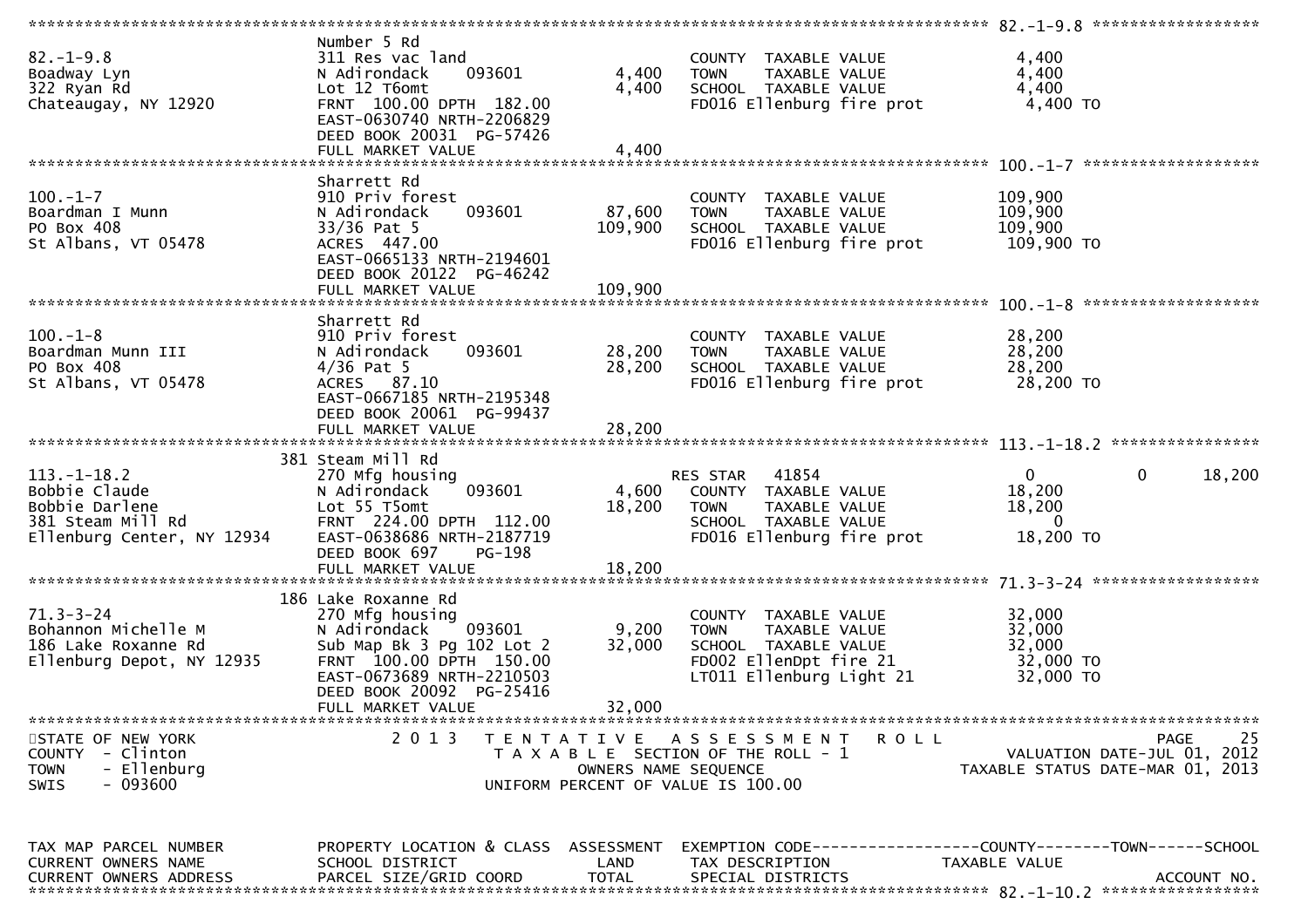```
********************************************************************************************* 82.-1-9.8 ******************
                               Number 5 Rd
82.-1-9.8                      311 Res vac land                       COUNTY  TAXABLE VALUE            4,400
Boadway Lyn                    N Adirondack    093601        4,400    TOWN    TAXABLE VALUE            4,400
322 Ryan Rd                    Lot 12 T6omt                  4,400    SCHOOL  TAXABLE VALUE            4,400
Chateaugay, NY 12920           FRNT 100.00 DPTH 182.00                FD016 Ellenburg fire prot         4,400 TO
                               EAST-0630740 NRTH-2206829
                               DEED BOOK 20031 PG-57426
                               FULL MARKET VALUE             4,400
********************************************************************************************* 100.-1-7 *******************
                               Sharrett Rd
100.-1-7                       910 Priv forest                        COUNTY  TAXABLE VALUE          109,900
Boardman I Munn                N Adirondack    093601       87,600    TOWN    TAXABLE VALUE          109,900
PO Box 408                     33/36 Pat 5                 109,900    SCHOOL  TAXABLE VALUE          109,900
St Albans, VT 05478            ACRES 447.00                           FD016 Ellenburg fire prot       109,900 TO
                               EAST-0665133 NRTH-2194601
                               DEED BOOK 20122 PG-46242
                               FULL MARKET VALUE           109,900
********************************************************************************************* 100.-1-8 *******************
                               Sharrett Rd
100.-1-8                       910 Priv forest                        COUNTY  TAXABLE VALUE           28,200
Boardman Munn III              N Adirondack    093601       28,200    TOWN    TAXABLE VALUE           28,200
PO Box 408                     4/36 Pat 5                   28,200    SCHOOL  TAXABLE VALUE           28,200
St Albans, VT 05478            ACRES  87.10                           FD016 Ellenburg fire prot        28,200 TO
                               EAST-0667185 NRTH-2195348
                               DEED BOOK 20061 PG-99437
                               FULL MARKET VALUE            28,200
********************************************************************************************* 113.-1-18.2 ****************
                             381 Steam Mill Rd
113.-1-18.2                    270 Mfg housing                        RES STAR   41854                 0          0     18,200
Bobbie Claude                  N Adirondack    093601        4,600    COUNTY  TAXABLE VALUE           18,200
Bobbie Darlene                 Lot 55 T5omt                 18,200    TOWN    TAXABLE VALUE           18,200
381 Steam Mill Rd              FRNT 224.00 DPTH 112.00                SCHOOL  TAXABLE VALUE                0
Ellenburg Center, NY 12934     EAST-0638686 NRTH-2187719              FD016 Ellenburg fire prot        18,200 TO
                               DEED BOOK 697    PG-198
                               FULL MARKET VALUE            18,200
********************************************************************************************* 71.3-3-24 ******************
                             186 Lake Roxanne Rd
71.3-3-24                      270 Mfg housing                        COUNTY  TAXABLE VALUE           32,000
Bohannon Michelle M            N Adirondack    093601        9,200    TOWN    TAXABLE VALUE           32,000
186 Lake Roxanne Rd            Sub Map Bk 3 Pg 102 Lot 2    32,000    SCHOOL  TAXABLE VALUE           32,000
Ellenburg Depot, NY 12935      FRNT 100.00 DPTH 150.00                FD002 EllenDpt fire 21           32,000 TO
                               EAST-0673689 NRTH-2210503              LT011 Ellenburg Light 21         32,000 TO
                               DEED BOOK 20092 PG-25416
                               FULL MARKET VALUE            32,000
****************************************************************************************************************************
STATE OF NEW YORK                   2 0 1 3   T E N T A T I V E   A S S E S S M E N T   R O L L                         PAGE    25
COUNTY  - Clinton                             T A X A B L E  SECTION OF THE ROLL - 1                    VALUATION DATE-JUL 01, 2012
TOWN    - Ellenburg                                  OWNERS NAME SEQUENCE                         TAXABLE STATUS DATE-MAR 01, 2013
SWIS    - 093600                                UNIFORM PERCENT OF VALUE IS 100.00


TAX MAP PARCEL NUMBER          PROPERTY LOCATION & CLASS  ASSESSMENT  EXEMPTION CODE------------------COUNTY--------TOWN------SCHOOL
CURRENT OWNERS NAME            SCHOOL DISTRICT               LAND     TAX DESCRIPTION              TAXABLE VALUE
CURRENT OWNERS ADDRESS         PARCEL SIZE/GRID COORD       TOTAL     SPECIAL DISTRICTS                                  ACCOUNT NO.
********************************************************************************************* 82.-1-10.2 *****************
```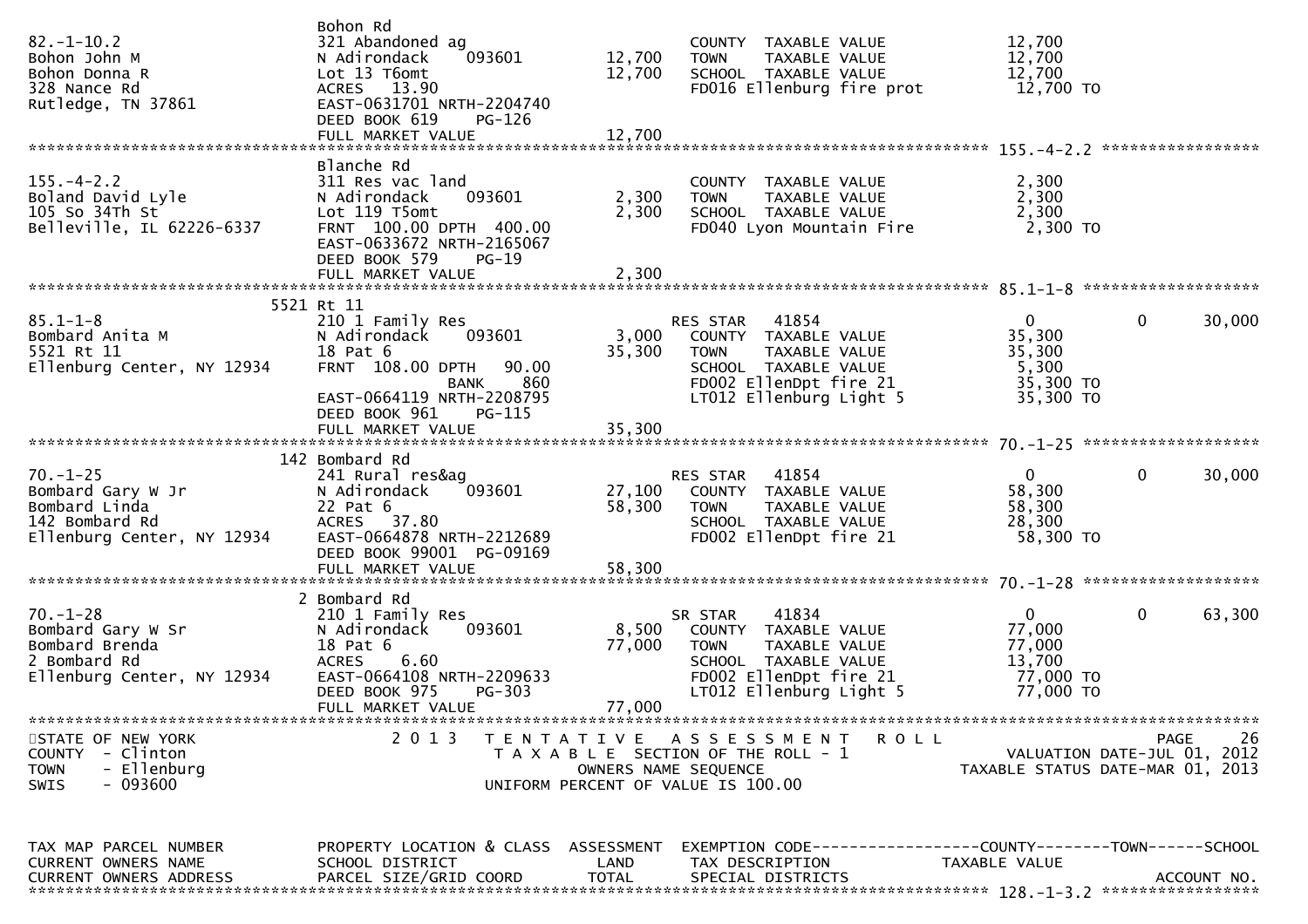| TAX MAP PARCEL NUMBER<br>CURRENT OWNERS NAME<br>CURRENT OWNERS ADDRESS | PROPERTY LOCATION & CLASS<br>SCHOOL DISTRICT<br>PARCEL SIZE/GRID COORD | ASSESSMENT<br>LAND<br>TOTAL | EXEMPTION CODE<br>TAX DESCRIPTION<br>SPECIAL DISTRICTS | COUNTY<br>TAXABLE VALUE | TOWN | SCHOOL<br>ACCOUNT NO. |
|---|---|---|---|---|---|---|
| 82.-1-10.2 | Bohon Rd | | | | | |
| Bohon John M | 321 Abandoned ag | | COUNTY TAXABLE VALUE | 12,700 | | |
| Bohon Donna R | N Adirondack 093601 | 12,700 | TOWN TAXABLE VALUE | 12,700 | | |
| 328 Nance Rd | Lot 13 T6omt | 12,700 | SCHOOL TAXABLE VALUE | 12,700 | | |
| Rutledge, TN 37861 | ACRES 13.90 | | FD016 Ellenburg fire prot | 12,700 TO | | |
| | EAST-0631701 NRTH-2204740 | | | | | |
| | DEED BOOK 619 PG-126 | | | | | |
| | FULL MARKET VALUE | 12,700 | | | | |
| 155.-4-2.2 | Blanche Rd | | | | | |
| Boland David Lyle | 311 Res vac land | | COUNTY TAXABLE VALUE | 2,300 | | |
| 105 So 34Th St | N Adirondack 093601 | 2,300 | TOWN TAXABLE VALUE | 2,300 | | |
| Belleville, IL 62226-6337 | Lot 119 T5omt | 2,300 | SCHOOL TAXABLE VALUE | 2,300 | | |
| | FRNT 100.00 DPTH 400.00 | | FD040 Lyon Mountain Fire | 2,300 TO | | |
| | EAST-0633672 NRTH-2165067 | | | | | |
| | DEED BOOK 579 PG-19 | | | | | |
| | FULL MARKET VALUE | 2,300 | | | | |
| 85.1-1-8 | 5521 Rt 11 | | | | | |
| Bombard Anita M | 210 1 Family Res | | RES STAR 41854 | 0 | 0 | 30,000 |
| 5521 Rt 11 | N Adirondack 093601 | 3,000 | COUNTY TAXABLE VALUE | 35,300 | | |
| Ellenburg Center, NY 12934 | 18 Pat 6 | 35,300 | TOWN TAXABLE VALUE | 35,300 | | |
| | FRNT 108.00 DPTH 90.00 | | SCHOOL TAXABLE VALUE | 5,300 | | |
| | BANK 860 | | FD002 EllenDpt fire 21 | 35,300 TO | | |
| | EAST-0664119 NRTH-2208795 | | LT012 Ellenburg Light 5 | 35,300 TO | | |
| | DEED BOOK 961 PG-115 | | | | | |
| | FULL MARKET VALUE | 35,300 | | | | |
| 70.-1-25 | 142 Bombard Rd | | | | | |
| Bombard Gary W Jr | 241 Rural res&ag | | RES STAR 41854 | 0 | 0 | 30,000 |
| Bombard Linda | N Adirondack 093601 | 27,100 | COUNTY TAXABLE VALUE | 58,300 | | |
| 142 Bombard Rd | 22 Pat 6 | 58,300 | TOWN TAXABLE VALUE | 58,300 | | |
| Ellenburg Center, NY 12934 | ACRES 37.80 | | SCHOOL TAXABLE VALUE | 28,300 | | |
| | EAST-0664878 NRTH-2212689 | | FD002 EllenDpt fire 21 | 58,300 TO | | |
| | DEED BOOK 99001 PG-09169 | | | | | |
| | FULL MARKET VALUE | 58,300 | | | | |
| 70.-1-28 | 2 Bombard Rd | | | | | |
| Bombard Gary W Sr | 210 1 Family Res | | SR STAR 41834 | 0 | 0 | 63,300 |
| Bombard Brenda | N Adirondack 093601 | 8,500 | COUNTY TAXABLE VALUE | 77,000 | | |
| 2 Bombard Rd | 18 Pat 6 | 77,000 | TOWN TAXABLE VALUE | 77,000 | | |
| Ellenburg Center, NY 12934 | ACRES 6.60 | | SCHOOL TAXABLE VALUE | 13,700 | | |
| | EAST-0664108 NRTH-2209633 | | FD002 EllenDpt fire 21 | 77,000 TO | | |
| | DEED BOOK 975 PG-303 | | LT012 Ellenburg Light 5 | 77,000 TO | | |
| | FULL MARKET VALUE | 77,000 | | | | |

STATE OF NEW YORK — COUNTY - Clinton — TOWN - Ellenburg — SWIS - 093600

2013 TENTATIVE ASSESSMENT ROLL
TAXABLE SECTION OF THE ROLL - 1
OWNERS NAME SEQUENCE
UNIFORM PERCENT OF VALUE IS 100.00

VALUATION DATE-JUL 01, 2012
TAXABLE STATUS DATE-MAR 01, 2013

| TAX MAP PARCEL NUMBER<br>CURRENT OWNERS NAME<br>CURRENT OWNERS ADDRESS | PROPERTY LOCATION & CLASS<br>SCHOOL DISTRICT<br>PARCEL SIZE/GRID COORD | ASSESSMENT<br>LAND<br>TOTAL | EXEMPTION CODE<br>TAX DESCRIPTION<br>SPECIAL DISTRICTS | COUNTY<br>TAXABLE VALUE | TOWN | SCHOOL<br>ACCOUNT NO. |
|---|---|---|---|---|---|---|
| 128.-1-3.2 | | | | | | |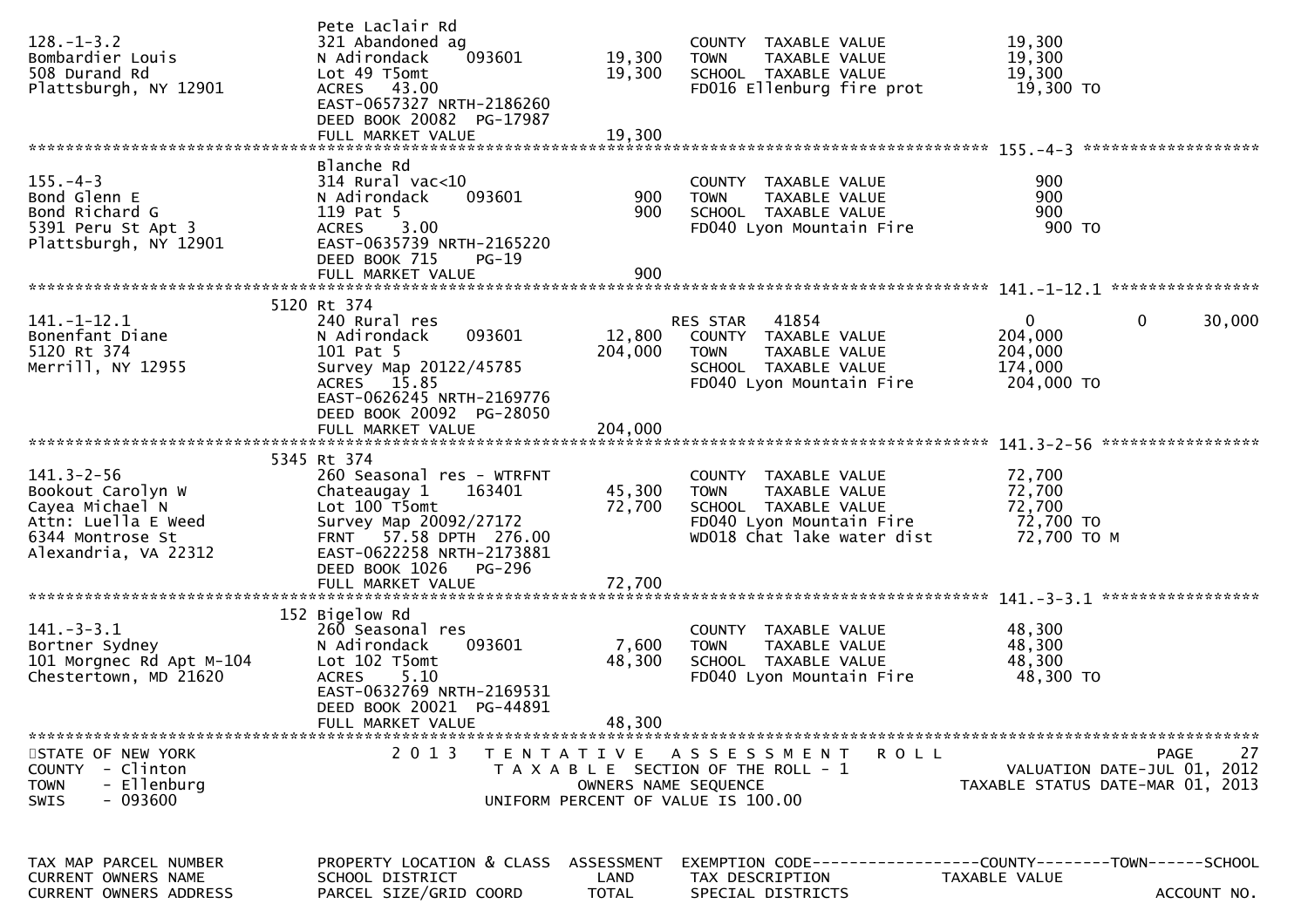```
                                 Pete Laclair Rd
128.-1-3.2                       321 Abandoned ag                         COUNTY  TAXABLE VALUE            19,300
Bombardier Louis                 N Adirondack    093601       19,300      TOWN    TAXABLE VALUE            19,300
508 Durand Rd                    Lot 49 T5omt                 19,300      SCHOOL  TAXABLE VALUE            19,300
Plattsburgh, NY 12901            ACRES   43.00                            FD016 Ellenburg fire prot          19,300 TO
                                 EAST-0657327 NRTH-2186260
                                 DEED BOOK 20082  PG-17987
                                 FULL MARKET VALUE            19,300
******************************************************************************************************* 155.-4-3 ********************
                                 Blanche Rd
155.-4-3                         314 Rural vac<10                         COUNTY  TAXABLE VALUE               900
Bond Glenn E                     N Adirondack    093601          900      TOWN    TAXABLE VALUE               900
Bond Richard G                   119 Pat 5                       900      SCHOOL  TAXABLE VALUE               900
5391 Peru St Apt 3               ACRES    3.00                            FD040 Lyon Mountain Fire              900 TO
Plattsburgh, NY 12901            EAST-0635739 NRTH-2165220
                                 DEED BOOK 715    PG-19
                                 FULL MARKET VALUE               900
******************************************************************************************************* 141.-1-12.1 *****************
                            5120 Rt 374
141.-1-12.1                      240 Rural res                            RES STAR   41854                 0            0      30,000
Bonenfant Diane                  N Adirondack    093601       12,800      COUNTY  TAXABLE VALUE           204,000
5120 Rt 374                      101 Pat 5                   204,000      TOWN    TAXABLE VALUE           204,000
Merrill, NY 12955                Survey Map 20122/45785                   SCHOOL  TAXABLE VALUE           174,000
                                 ACRES   15.85                            FD040 Lyon Mountain Fire          204,000 TO
                                 EAST-0626245 NRTH-2169776
                                 DEED BOOK 20092  PG-28050
                                 FULL MARKET VALUE           204,000
******************************************************************************************************* 141.3-2-56 ******************
                            5345 Rt 374
141.3-2-56                       260 Seasonal res - WTRFNT                COUNTY  TAXABLE VALUE            72,700
Bookout Carolyn W                Chateaugay 1    163401       45,300      TOWN    TAXABLE VALUE            72,700
Cayea Michael N                  Lot 100 T5omt                72,700      SCHOOL  TAXABLE VALUE            72,700
Attn: Luella E Weed              Survey Map 20092/27172                   FD040 Lyon Mountain Fire           72,700 TO
6344 Montrose St                 FRNT   57.58 DPTH  276.00                WD018 Chat lake water dist         72,700 TO M
Alexandria, VA 22312             EAST-0622258 NRTH-2173881
                                 DEED BOOK 1026   PG-296
                                 FULL MARKET VALUE            72,700
******************************************************************************************************* 141.-3-3.1 ******************
                             152 Bigelow Rd
141.-3-3.1                       260 Seasonal res                         COUNTY  TAXABLE VALUE            48,300
Bortner Sydney                   N Adirondack    093601        7,600      TOWN    TAXABLE VALUE            48,300
101 Morgnec Rd Apt M-104         Lot 102 T5omt                48,300      SCHOOL  TAXABLE VALUE            48,300
Chestertown, MD 21620            ACRES    5.10                            FD040 Lyon Mountain Fire           48,300 TO
                                 EAST-0632769 NRTH-2169531
                                 DEED BOOK 20021  PG-44891
                                 FULL MARKET VALUE            48,300
**************************************************************************************************************************************
STATE OF NEW YORK                2 0 1 3   T E N T A T I V E   A S S E S S M E N T   R O L L                                PAGE    27
COUNTY  - Clinton                          T A X A B L E  SECTION OF THE ROLL - 1                            VALUATION DATE-JUL 01, 2012
TOWN    - Ellenburg                             OWNERS NAME SEQUENCE                                    TAXABLE STATUS DATE-MAR 01, 2013
SWIS    - 093600                          UNIFORM PERCENT OF VALUE IS 100.00


TAX MAP PARCEL NUMBER            PROPERTY LOCATION & CLASS  ASSESSMENT  EXEMPTION CODE------------------COUNTY--------TOWN------SCHOOL
CURRENT OWNERS NAME              SCHOOL DISTRICT               LAND     TAX DESCRIPTION             TAXABLE VALUE
CURRENT OWNERS ADDRESS           PARCEL SIZE/GRID COORD        TOTAL    SPECIAL DISTRICTS                                  ACCOUNT NO.
```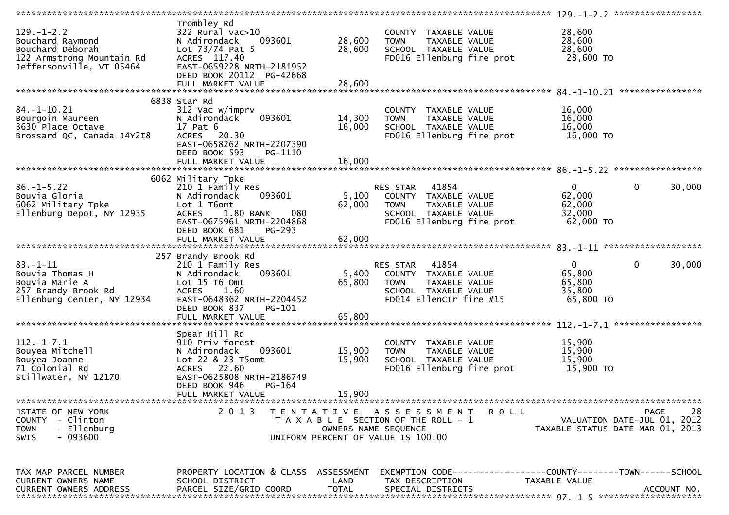```
******************************************************************************************************* 129.-1-2.2 *****************
                                Trombley Rd
129.-1-2.2                      322 Rural vac>10                          COUNTY  TAXABLE VALUE              28,600
Bouchard Raymond                N Adirondack    093601       28,600       TOWN    TAXABLE VALUE              28,600
Bouchard Deborah                Lot 73/74 Pat 5              28,600       SCHOOL  TAXABLE VALUE              28,600
122 Armstrong Mountain Rd       ACRES  117.40                             FD016 Ellenburg fire prot           28,600 TO
Jeffersonville, VT 05464        EAST-0659228 NRTH-2181952
                                DEED BOOK 20112  PG-42668
                                FULL MARKET VALUE            28,600
******************************************************************************************************* 84.-1-10.21 ****************
                           6838 Star Rd
84.-1-10.21                     312 Vac w/imprv                           COUNTY  TAXABLE VALUE              16,000
Bourgoin Maureen                N Adirondack    093601       14,300       TOWN    TAXABLE VALUE              16,000
3630 Place Octave               17 Pat 6                     16,000       SCHOOL  TAXABLE VALUE              16,000
Brossard QC, Canada J4Y2I8      ACRES   20.30                             FD016 Ellenburg fire prot           16,000 TO
                                EAST-0658262 NRTH-2207390
                                DEED BOOK 593    PG-1110
                                FULL MARKET VALUE            16,000
******************************************************************************************************* 86.-1-5.22 *****************
                           6062 Military Tpke
86.-1-5.22                      210 1 Family Res                          RES STAR   41854                    0            0      30,000
Bouvia Gloria                   N Adirondack    093601        5,100       COUNTY  TAXABLE VALUE              62,000
6062 Military Tpke              Lot 1 T6omt                  62,000       TOWN    TAXABLE VALUE              62,000
Ellenburg Depot, NY 12935       ACRES    1.80 BANK    080                 SCHOOL  TAXABLE VALUE              32,000
                                EAST-0675961 NRTH-2204868                 FD016 Ellenburg fire prot           62,000 TO
                                DEED BOOK 681    PG-293
                                FULL MARKET VALUE            62,000
******************************************************************************************************* 83.-1-11 *******************
                            257 Brandy Brook Rd
83.-1-11                        210 1 Family Res                          RES STAR   41854                    0            0      30,000
Bouvia Thomas H                 N Adirondack    093601        5,400       COUNTY  TAXABLE VALUE              65,800
Bouvia Marie A                  Lot 15 T6 Omt                65,800       TOWN    TAXABLE VALUE              65,800
257 Brandy Brook Rd             ACRES    1.60                             SCHOOL  TAXABLE VALUE              35,800
Ellenburg Center, NY 12934      EAST-0648362 NRTH-2204452                 FD014 EllenCtr fire #15             65,800 TO
                                DEED BOOK 837    PG-101
                                FULL MARKET VALUE            65,800
******************************************************************************************************* 112.-1-7.1 *****************
                                Spear Hill Rd
112.-1-7.1                      910 Priv forest                           COUNTY  TAXABLE VALUE              15,900
Bouyea Mitchell                 N Adirondack    093601       15,900       TOWN    TAXABLE VALUE              15,900
Bouyea Joanne                   Lot 22 & 23 T5omt            15,900       SCHOOL  TAXABLE VALUE              15,900
71 Colonial Rd                  ACRES   22.60                             FD016 Ellenburg fire prot           15,900 TO
Stillwater, NY 12170            EAST-0625808 NRTH-2186749
                                DEED BOOK 946    PG-164
                                FULL MARKET VALUE            15,900
************************************************************************************************************************************
STATE OF NEW YORK                  2 0 1 3   T E N T A T I V E   A S S E S S M E N T   R O L L                              PAGE    28
COUNTY  - Clinton                            T A X A B L E  SECTION OF THE ROLL - 1                          VALUATION DATE-JUL 01, 2012
TOWN    - Ellenburg                              OWNERS NAME SEQUENCE                                  TAXABLE STATUS DATE-MAR 01, 2013
SWIS    - 093600                           UNIFORM PERCENT OF VALUE IS 100.00


TAX MAP PARCEL NUMBER           PROPERTY LOCATION & CLASS  ASSESSMENT  EXEMPTION CODE------------------COUNTY--------TOWN------SCHOOL
CURRENT OWNERS NAME             SCHOOL DISTRICT               LAND      TAX DESCRIPTION                 TAXABLE VALUE
CURRENT OWNERS ADDRESS          PARCEL SIZE/GRID COORD        TOTAL     SPECIAL DISTRICTS                                  ACCOUNT NO.
******************************************************************************************************* 97.-1-5 ********************
```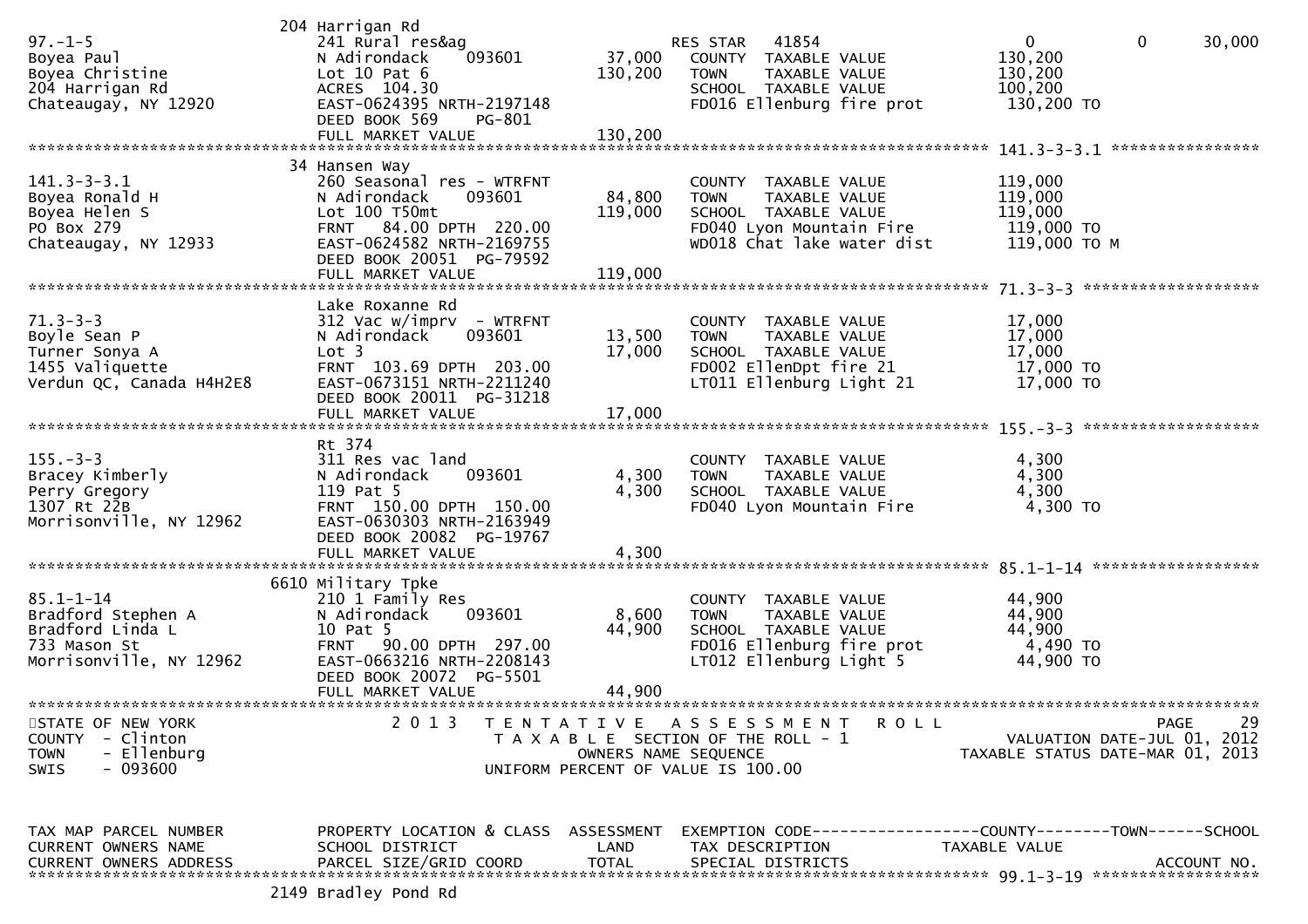```
                           204 Harrigan Rd
97.-1-5                    241 Rural res&ag                     RES STAR   41854                      0           0      30,000
Boyea Paul                 N Adirondack    093601      37,000   COUNTY  TAXABLE VALUE           130,200
Boyea Christine            Lot 10 Pat 6               130,200   TOWN    TAXABLE VALUE           130,200
204 Harrigan Rd            ACRES  104.30                        SCHOOL  TAXABLE VALUE           100,200
Chateaugay, NY 12920       EAST-0624395 NRTH-2197148            FD016 Ellenburg fire prot        130,200 TO
                           DEED BOOK 569     PG-801
                           FULL MARKET VALUE          130,200
******************************************************************************************************* 141.3-3-3.1 ****************
                           34 Hansen Way
141.3-3-3.1                260 Seasonal res - WTRFNT            COUNTY  TAXABLE VALUE           119,000
Boyea Ronald H             N Adirondack    093601      84,800   TOWN    TAXABLE VALUE           119,000
Boyea Helen S              Lot 100 T50mt              119,000   SCHOOL  TAXABLE VALUE           119,000
PO Box 279                 FRNT   84.00 DPTH  220.00            FD040 Lyon Mountain Fire         119,000 TO
Chateaugay, NY 12933       EAST-0624582 NRTH-2169755            WD018 Chat lake water dist       119,000 TO M
                           DEED BOOK 20051  PG-79592
                           FULL MARKET VALUE          119,000
******************************************************************************************************* 71.3-3-3 *******************
                           Lake Roxanne Rd
71.3-3-3                   312 Vac w/imprv  - WTRFNT            COUNTY  TAXABLE VALUE            17,000
Boyle Sean P               N Adirondack    093601      13,500   TOWN    TAXABLE VALUE            17,000
Turner Sonya A             Lot 3                       17,000   SCHOOL  TAXABLE VALUE            17,000
1455 Valiquette            FRNT  103.69 DPTH  203.00            FD002 EllenDpt fire 21            17,000 TO
Verdun QC, Canada H4H2E8   EAST-0673151 NRTH-2211240            LT011 Ellenburg Light 21          17,000 TO
                           DEED BOOK 20011  PG-31218
                           FULL MARKET VALUE           17,000
******************************************************************************************************* 155.-3-3 *******************
                           Rt 374
155.-3-3                   311 Res vac land                     COUNTY  TAXABLE VALUE             4,300
Bracey Kimberly            N Adirondack    093601       4,300   TOWN    TAXABLE VALUE             4,300
Perry Gregory              119 Pat 5                    4,300   SCHOOL  TAXABLE VALUE             4,300
1307 Rt 22B                FRNT  150.00 DPTH  150.00            FD040 Lyon Mountain Fire           4,300 TO
Morrisonville, NY 12962    EAST-0630303 NRTH-2163949
                           DEED BOOK 20082  PG-19767
                           FULL MARKET VALUE            4,300
******************************************************************************************************* 85.1-1-14 ******************
                           6610 Military Tpke
85.1-1-14                  210 1 Family Res                     COUNTY  TAXABLE VALUE            44,900
Bradford Stephen A         N Adirondack    093601       8,600   TOWN    TAXABLE VALUE            44,900
Bradford Linda L           10 Pat 5                    44,900   SCHOOL  TAXABLE VALUE            44,900
733 Mason St               FRNT   90.00 DPTH  297.00            FD016 Ellenburg fire prot          4,490 TO
Morrisonville, NY 12962    EAST-0663216 NRTH-2208143            LT012 Ellenburg Light 5           44,900 TO
                           DEED BOOK 20072  PG-5501
                           FULL MARKET VALUE           44,900
************************************************************************************************************************************
STATE OF NEW YORK               2 0 1 3   T E N T A T I V E   A S S E S S M E N T   R O L L                          PAGE     29
COUNTY  - Clinton                           T A X A B L E  SECTION OF THE ROLL - 1                VALUATION DATE-JUL 01, 2012
TOWN    - Ellenburg                                OWNERS NAME SEQUENCE                     TAXABLE STATUS DATE-MAR 01, 2013
SWIS    - 093600                           UNIFORM PERCENT OF VALUE IS 100.00


TAX MAP PARCEL NUMBER      PROPERTY LOCATION & CLASS  ASSESSMENT  EXEMPTION CODE------------------COUNTY--------TOWN------SCHOOL
CURRENT OWNERS NAME        SCHOOL DISTRICT               LAND     TAX DESCRIPTION            TAXABLE VALUE
CURRENT OWNERS ADDRESS     PARCEL SIZE/GRID COORD       TOTAL     SPECIAL DISTRICTS                                  ACCOUNT NO.
******************************************************************************************************* 99.1-3-19 ******************
                           2149 Bradley Pond Rd
```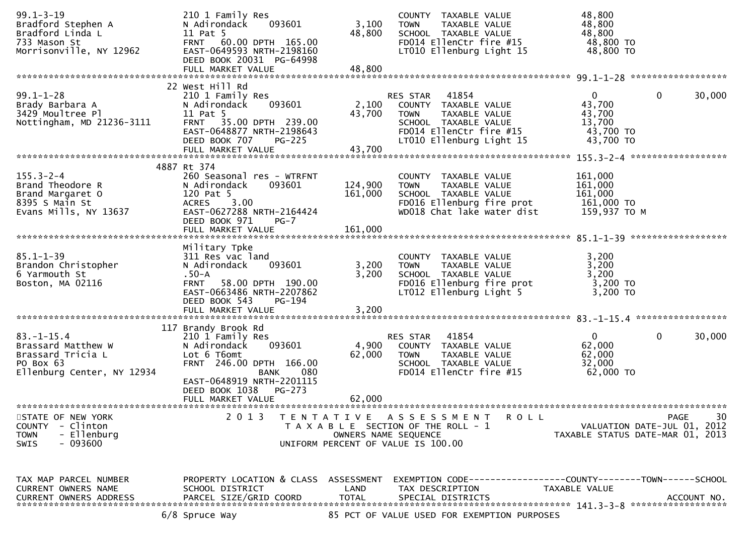```
99.1-3-19                     210 1 Family Res                      COUNTY  TAXABLE VALUE           48,800
Bradford Stephen A            N Adirondack    093601      3,100     TOWN    TAXABLE VALUE           48,800
Bradford Linda L              11 Pat 5                   48,800     SCHOOL  TAXABLE VALUE           48,800
733 Mason St                  FRNT   60.00 DPTH  165.00             FD014 EllenCtr fire #15          48,800 TO
Morrisonville, NY 12962       EAST-0649593 NRTH-2198160             LT010 Ellenburg Light 15         48,800 TO
                              DEED BOOK 20031  PG-64998
                              FULL MARKET VALUE          48,800
******************************************************************************************************* 99.1-1-28 ******************
                              22 West Hill Rd
99.1-1-28                     210 1 Family Res                      RES STAR   41854                 0           0        30,000
Brady Barbara A               N Adirondack    093601      2,100     COUNTY  TAXABLE VALUE           43,700
3429 Moultree Pl              11 Pat 5                   43,700     TOWN    TAXABLE VALUE           43,700
Nottingham, MD 21236-3111     FRNT   35.00 DPTH  239.00             SCHOOL  TAXABLE VALUE           13,700
                              EAST-0648877 NRTH-2198643             FD014 EllenCtr fire #15          43,700 TO
                              DEED BOOK 707    PG-225               LT010 Ellenburg Light 15         43,700 TO
                              FULL MARKET VALUE          43,700
******************************************************************************************************* 155.3-2-4 ******************
                              4887 Rt 374
155.3-2-4                     260 Seasonal res - WTRFNT             COUNTY  TAXABLE VALUE          161,000
Brand Theodore R              N Adirondack    093601    124,900     TOWN    TAXABLE VALUE          161,000
Brand Margaret O              120 Pat 5                 161,000     SCHOOL  TAXABLE VALUE          161,000
8395 S Main St                ACRES    3.00                         FD016 Ellenburg fire prot       161,000 TO
Evans Mills, NY 13637         EAST-0627288 NRTH-2164424             WD018 Chat lake water dist      159,937 TO M
                              DEED BOOK 971    PG-7
                              FULL MARKET VALUE         161,000
******************************************************************************************************* 85.1-1-39 ******************
                              Military Tpke
85.1-1-39                     311 Res vac land                      COUNTY  TAXABLE VALUE            3,200
Brandon Christopher           N Adirondack    093601      3,200     TOWN    TAXABLE VALUE            3,200
6 Yarmouth St                 .50-A                       3,200     SCHOOL  TAXABLE VALUE            3,200
Boston, MA 02116              FRNT   58.00 DPTH  190.00             FD016 Ellenburg fire prot         3,200 TO
                              EAST-0663486 NRTH-2207862             LT012 Ellenburg Light 5           3,200 TO
                              DEED BOOK 543    PG-194
                              FULL MARKET VALUE           3,200
******************************************************************************************************* 83.-1-15.4 *****************
                              117 Brandy Brook Rd
83.-1-15.4                    210 1 Family Res                      RES STAR   41854                 0           0        30,000
Brassard Matthew W            N Adirondack    093601      4,900     COUNTY  TAXABLE VALUE           62,000
Brassard Tricia L             Lot 6 T6omt                62,000     TOWN    TAXABLE VALUE           62,000
PO Box 63                     FRNT  246.00 DPTH  166.00             SCHOOL  TAXABLE VALUE           32,000
Ellenburg Center, NY 12934                   BANK     080           FD014 EllenCtr fire #15          62,000 TO
                              EAST-0648919 NRTH-2201115
                              DEED BOOK 1038   PG-273
                              FULL MARKET VALUE          62,000
************************************************************************************************************************************
STATE OF NEW YORK                2 0 1 3   T E N T A T I V E   A S S E S S M E N T   R O L L                                PAGE    30
COUNTY  - Clinton                          T A X A B L E  SECTION OF THE ROLL - 1                      VALUATION DATE-JUL 01, 2012
TOWN    - Ellenburg                               OWNERS NAME SEQUENCE                          TAXABLE STATUS DATE-MAR 01, 2013
SWIS    - 093600                           UNIFORM PERCENT OF VALUE IS 100.00


TAX MAP PARCEL NUMBER         PROPERTY LOCATION & CLASS  ASSESSMENT  EXEMPTION CODE------------------COUNTY--------TOWN------SCHOOL
CURRENT OWNERS NAME           SCHOOL DISTRICT               LAND     TAX DESCRIPTION              TAXABLE VALUE
CURRENT OWNERS ADDRESS        PARCEL SIZE/GRID COORD       TOTAL     SPECIAL DISTRICTS                                  ACCOUNT NO.
******************************************************************************************************* 141.3-3-8 ******************
                              6/8 Spruce Way                      85 PCT OF VALUE USED FOR EXEMPTION PURPOSES
```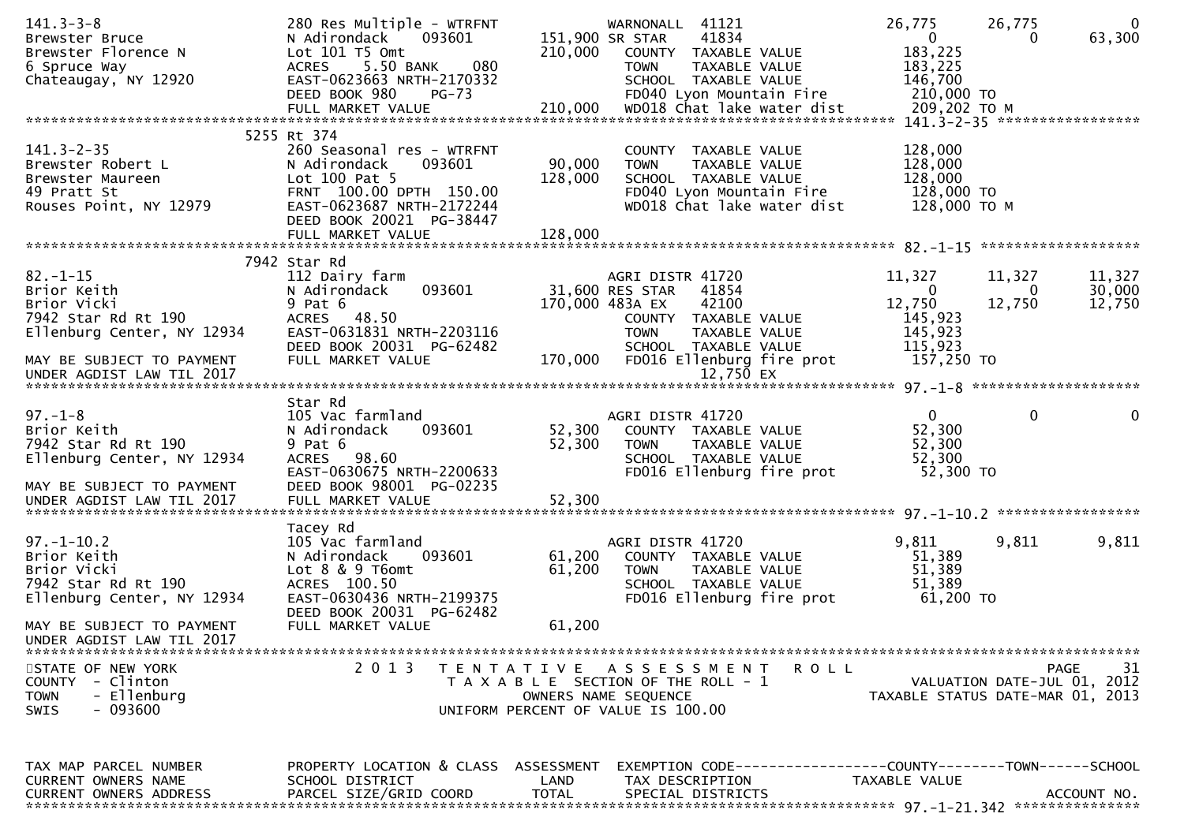```
141.3-3-8                      280 Res Multiple - WTRFNT          WARNONALL  41121                26,775      26,775           0
Brewster Bruce                 N Adirondack     093601     151,900 SR STAR     41834                    0           0      63,300
Brewster Florence N            Lot 101 T5 Omt              210,000   COUNTY  TAXABLE VALUE          183,225
6 Spruce Way                   ACRES    5.50 BANK    080             TOWN    TAXABLE VALUE          183,225
Chateaugay, NY 12920           EAST-0623663 NRTH-2170332             SCHOOL  TAXABLE VALUE          146,700
                               DEED BOOK 980    PG-73                FD040 Lyon Mountain Fire        210,000 TO
                               FULL MARKET VALUE           210,000   WD018 Chat lake water dist      209,202 TO M
******************************************************************************************************* 141.3-2-35 *****************
                              5255 Rt 374
141.3-2-35                     260 Seasonal res - WTRFNT             COUNTY  TAXABLE VALUE          128,000
Brewster Robert L              N Adirondack     093601      90,000   TOWN    TAXABLE VALUE          128,000
Brewster Maureen               Lot 100 Pat 5               128,000   SCHOOL  TAXABLE VALUE          128,000
49 Pratt St                    FRNT  100.00 DPTH  150.00             FD040 Lyon Mountain Fire        128,000 TO
Rouses Point, NY 12979         EAST-0623687 NRTH-2172244             WD018 Chat lake water dist      128,000 TO M
                               DEED BOOK 20021  PG-38447
                               FULL MARKET VALUE           128,000
******************************************************************************************************* 82.-1-15 *******************
                              7942 Star Rd
82.-1-15                       112 Dairy farm                        AGRI DISTR 41720                11,327      11,327      11,327
Brior Keith                    N Adirondack     093601      31,600 RES STAR   41854                    0           0      30,000
Brior Vicki                    9 Pat 6                     170,000 483A EX    42100               12,750      12,750      12,750
7942 Star Rd Rt 190            ACRES   48.50                         COUNTY  TAXABLE VALUE          145,923
Ellenburg Center, NY 12934     EAST-0631831 NRTH-2203116             TOWN    TAXABLE VALUE          145,923
                               DEED BOOK 20031  PG-62482             SCHOOL  TAXABLE VALUE          115,923
MAY BE SUBJECT TO PAYMENT      FULL MARKET VALUE           170,000   FD016 Ellenburg fire prot       157,250 TO
UNDER AGDIST LAW TIL 2017                                                     12,750 EX
******************************************************************************************************* 97.-1-8 ********************
                               Star Rd
97.-1-8                        105 Vac farmland                      AGRI DISTR 41720                    0           0           0
Brior Keith                    N Adirondack     093601      52,300   COUNTY  TAXABLE VALUE           52,300
7942 Star Rd Rt 190            9 Pat 6                      52,300   TOWN    TAXABLE VALUE           52,300
Ellenburg Center, NY 12934     ACRES   98.60                         SCHOOL  TAXABLE VALUE           52,300
                               EAST-0630675 NRTH-2200633             FD016 Ellenburg fire prot        52,300 TO
MAY BE SUBJECT TO PAYMENT      DEED BOOK 98001  PG-02235
UNDER AGDIST LAW TIL 2017      FULL MARKET VALUE            52,300
******************************************************************************************************* 97.-1-10.2 *****************
                               Tacey Rd
97.-1-10.2                     105 Vac farmland                      AGRI DISTR 41720                 9,811       9,811       9,811
Brior Keith                    N Adirondack     093601      61,200   COUNTY  TAXABLE VALUE           51,389
Brior Vicki                    Lot 8 & 9 T6omt              61,200   TOWN    TAXABLE VALUE           51,389
7942 Star Rd Rt 190            ACRES  100.50                         SCHOOL  TAXABLE VALUE           51,389
Ellenburg Center, NY 12934     EAST-0630436 NRTH-2199375             FD016 Ellenburg fire prot        61,200 TO
                               DEED BOOK 20031  PG-62482
MAY BE SUBJECT TO PAYMENT      FULL MARKET VALUE            61,200
UNDER AGDIST LAW TIL 2017
************************************************************************************************************************************
STATE OF NEW YORK                2 0 1 3   T E N T A T I V E   A S S E S S M E N T   R O L L                              PAGE    31
COUNTY  - Clinton                          T A X A B L E  SECTION OF THE ROLL - 1                      VALUATION DATE-JUL 01, 2012
TOWN    - Ellenburg                             OWNERS NAME SEQUENCE                                 TAXABLE STATUS DATE-MAR 01, 2013
SWIS    - 093600                          UNIFORM PERCENT OF VALUE IS 100.00


TAX MAP PARCEL NUMBER          PROPERTY LOCATION & CLASS  ASSESSMENT  EXEMPTION CODE------------------COUNTY--------TOWN------SCHOOL
CURRENT OWNERS NAME            SCHOOL DISTRICT               LAND     TAX DESCRIPTION              TAXABLE VALUE
CURRENT OWNERS ADDRESS         PARCEL SIZE/GRID COORD       TOTAL     SPECIAL DISTRICTS                                  ACCOUNT NO.
******************************************************************************************************* 97.-1-21.342 ***************
```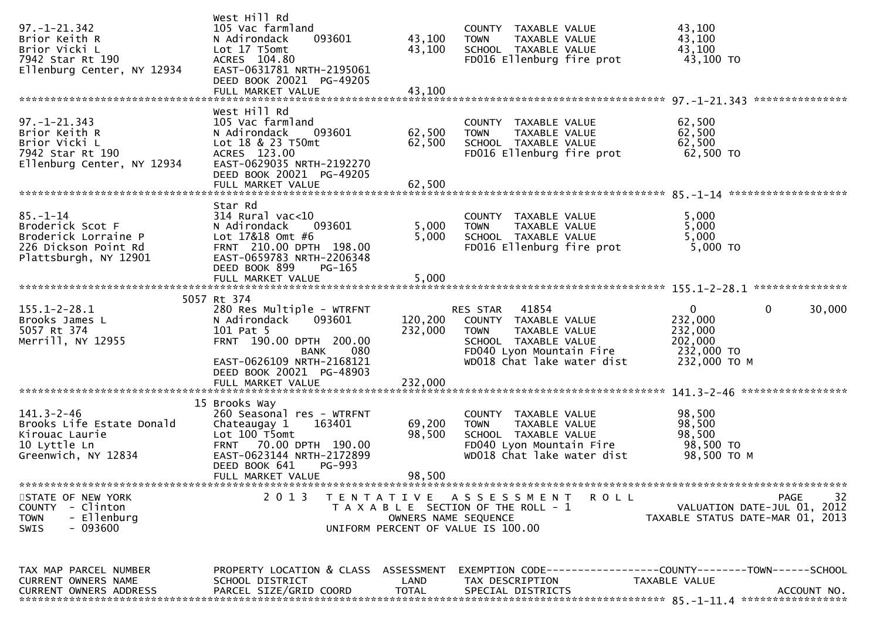```
                              West Hill Rd
97.-1-21.342                  105 Vac farmland                         COUNTY  TAXABLE VALUE          43,100
Brior Keith R                 N Adirondack     093601       43,100     TOWN    TAXABLE VALUE          43,100
Brior Vicki L                 Lot 17 T5omt                  43,100     SCHOOL  TAXABLE VALUE          43,100
7942 Star Rt 190              ACRES  104.80                            FD016 Ellenburg fire prot       43,100 TO
Ellenburg Center, NY 12934    EAST-0631781 NRTH-2195061
                              DEED BOOK 20021  PG-49205
                              FULL MARKET VALUE             43,100
******************************************************************************************************* 97.-1-21.343 ***************
                              West Hill Rd
97.-1-21.343                  105 Vac farmland                         COUNTY  TAXABLE VALUE          62,500
Brior Keith R                 N Adirondack     093601       62,500     TOWN    TAXABLE VALUE          62,500
Brior Vicki L                 Lot 18 & 23 T50mt             62,500     SCHOOL  TAXABLE VALUE          62,500
7942 Star Rt 190              ACRES  123.00                            FD016 Ellenburg fire prot       62,500 TO
Ellenburg Center, NY 12934    EAST-0629035 NRTH-2192270
                              DEED BOOK 20021  PG-49205
                              FULL MARKET VALUE             62,500
******************************************************************************************************* 85.-1-14 *******************
                              Star Rd
85.-1-14                      314 Rural vac<10                         COUNTY  TAXABLE VALUE           5,000
Broderick Scot F              N Adirondack     093601        5,000     TOWN    TAXABLE VALUE           5,000
Broderick Lorraine P          Lot 17&18 Omt #6               5,000     SCHOOL  TAXABLE VALUE           5,000
226 Dickson Point Rd          FRNT  210.00 DPTH  198.00                FD016 Ellenburg fire prot        5,000 TO
Plattsburgh, NY 12901         EAST-0659783 NRTH-2206348
                              DEED BOOK 899    PG-165
                              FULL MARKET VALUE              5,000
******************************************************************************************************* 155.1-2-28.1 ***************
                          5057 Rt 374
155.1-2-28.1                  280 Res Multiple - WTRFNT                RES STAR   41854                    0           0      30,000
Brooks James L                N Adirondack     093601      120,200     COUNTY  TAXABLE VALUE         232,000
5057 Rt 374                   101 Pat 5                    232,000     TOWN    TAXABLE VALUE         232,000
Merrill, NY 12955             FRNT  190.00 DPTH  200.00                SCHOOL  TAXABLE VALUE         202,000
                                          BANK     080                 FD040 Lyon Mountain Fire       232,000 TO
                              EAST-0626109 NRTH-2168121                WD018 Chat lake water dist     232,000 TO M
                              DEED BOOK 20021  PG-48903
                              FULL MARKET VALUE            232,000
******************************************************************************************************* 141.3-2-46 *****************
                           15 Brooks Way
141.3-2-46                    260 Seasonal res - WTRFNT                COUNTY  TAXABLE VALUE          98,500
Brooks Life Estate Donald     Chateaugay 1     163401       69,200     TOWN    TAXABLE VALUE          98,500
Kirouac Laurie                Lot 100 T5omt                 98,500     SCHOOL  TAXABLE VALUE          98,500
10 Lyttle Ln                  FRNT   70.00 DPTH  190.00                FD040 Lyon Mountain Fire        98,500 TO
Greenwich, NY 12834           EAST-0623144 NRTH-2172899                WD018 Chat lake water dist      98,500 TO M
                              DEED BOOK 641    PG-993
                              FULL MARKET VALUE             98,500
************************************************************************************************************************************
STATE OF NEW YORK                  2 0 1 3   T E N T A T I V E   A S S E S S M E N T   R O L L                          PAGE    32
COUNTY  - Clinton                             T A X A B L E  SECTION OF THE ROLL - 1                  VALUATION DATE-JUL 01, 2012
TOWN    - Ellenburg                              OWNERS NAME SEQUENCE                              TAXABLE STATUS DATE-MAR 01, 2013
SWIS    - 093600                            UNIFORM PERCENT OF VALUE IS 100.00


TAX MAP PARCEL NUMBER         PROPERTY LOCATION & CLASS  ASSESSMENT  EXEMPTION CODE------------------COUNTY--------TOWN------SCHOOL
CURRENT OWNERS NAME           SCHOOL DISTRICT               LAND     TAX DESCRIPTION            TAXABLE VALUE
CURRENT OWNERS ADDRESS        PARCEL SIZE/GRID COORD       TOTAL     SPECIAL DISTRICTS                                   ACCOUNT NO.
******************************************************************************************************* 85.-1-11.4 *****************
```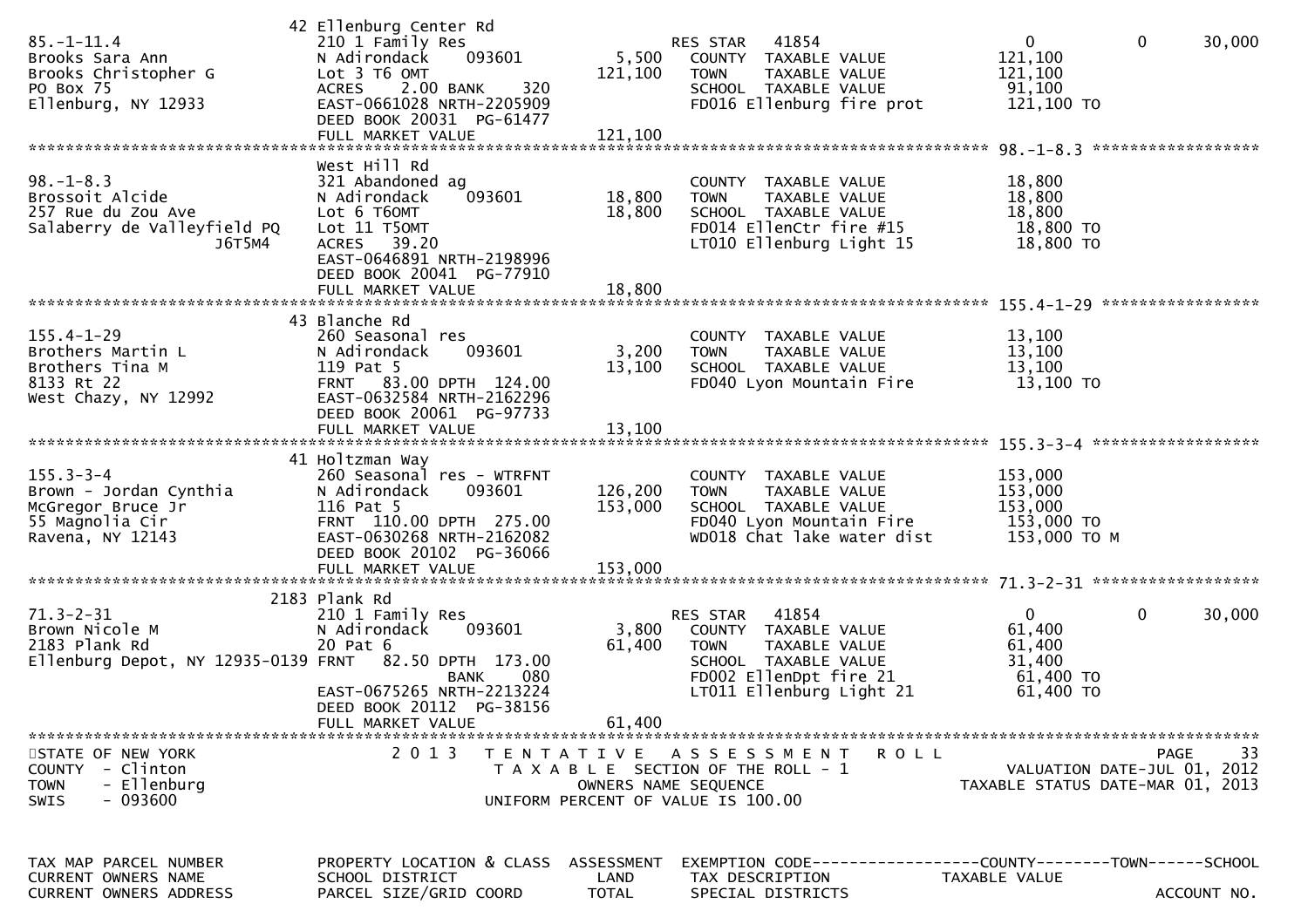```
                              42 Ellenburg Center Rd
85.-1-11.4                    210 1 Family Res                    RES STAR   41854                        0              0       30,000
Brooks Sara Ann               N Adirondack     093601        5,500   COUNTY  TAXABLE VALUE              121,100
Brooks Christopher G          Lot 3 T6 OMT                 121,100   TOWN    TAXABLE VALUE              121,100
PO Box 75                     ACRES    2.00 BANK    320              SCHOOL  TAXABLE VALUE               91,100
Ellenburg, NY 12933           EAST-0661028 NRTH-2205909              FD016 Ellenburg fire prot          121,100 TO
                              DEED BOOK 20031  PG-61477
                              FULL MARKET VALUE            121,100
******************************************************************************************************* 98.-1-8.3 ******************
                              West Hill Rd
98.-1-8.3                     321 Abandoned ag                       COUNTY  TAXABLE VALUE               18,800
Brossoit Alcide               N Adirondack     093601       18,800   TOWN    TAXABLE VALUE               18,800
257 Rue du Zou Ave            Lot 6 T6OMT                   18,800   SCHOOL  TAXABLE VALUE               18,800
Salaberry de Valleyfield PQ   Lot 11 T5OMT                           FD014 EllenCtr fire #15             18,800 TO
                     J6T5M4   ACRES   39.20                          LT010 Ellenburg Light 15            18,800 TO
                              EAST-0646891 NRTH-2198996
                              DEED BOOK 20041  PG-77910
                              FULL MARKET VALUE             18,800
******************************************************************************************************* 155.4-1-29 *****************
                              43 Blanche Rd
155.4-1-29                    260 Seasonal res                       COUNTY  TAXABLE VALUE               13,100
Brothers Martin L             N Adirondack     093601        3,200   TOWN    TAXABLE VALUE               13,100
Brothers Tina M               119 Pat 5                     13,100   SCHOOL  TAXABLE VALUE               13,100
8133 Rt 22                    FRNT   83.00 DPTH 124.00               FD040 Lyon Mountain Fire            13,100 TO
West Chazy, NY 12992          EAST-0632584 NRTH-2162296
                              DEED BOOK 20061  PG-97733
                              FULL MARKET VALUE             13,100
******************************************************************************************************* 155.3-3-4 ******************
                              41 Holtzman Way
155.3-3-4                     260 Seasonal res - WTRFNT              COUNTY  TAXABLE VALUE              153,000
Brown - Jordan Cynthia        N Adirondack     093601      126,200   TOWN    TAXABLE VALUE              153,000
McGregor Bruce Jr             116 Pat 5                    153,000   SCHOOL  TAXABLE VALUE              153,000
55 Magnolia Cir               FRNT  110.00 DPTH 275.00               FD040 Lyon Mountain Fire           153,000 TO
Ravena, NY 12143              EAST-0630268 NRTH-2162082              WD018 Chat lake water dist         153,000 TO M
                              DEED BOOK 20102  PG-36066
                              FULL MARKET VALUE            153,000
******************************************************************************************************* 71.3-2-31 ******************
                              2183 Plank Rd
71.3-2-31                     210 1 Family Res                    RES STAR   41854                        0              0       30,000
Brown Nicole M                N Adirondack     093601        3,800   COUNTY  TAXABLE VALUE               61,400
2183 Plank Rd                 20 Pat 6                      61,400   TOWN    TAXABLE VALUE               61,400
Ellenburg Depot, NY 12935-0139 FRNT   82.50 DPTH 173.00              SCHOOL  TAXABLE VALUE               31,400
                                        BANK    080                  FD002 EllenDpt fire 21              61,400 TO
                              EAST-0675265 NRTH-2213224              LT011 Ellenburg Light 21            61,400 TO
                              DEED BOOK 20112  PG-38156
                              FULL MARKET VALUE             61,400
************************************************************************************************************************************
STATE OF NEW YORK                    2 0 1 3   T E N T A T I V E   A S S E S S M E N T   R O L L                           PAGE     33
COUNTY  - Clinton                          T A X A B L E  SECTION OF THE ROLL - 1                    VALUATION DATE-JUL 01, 2012
TOWN    - Ellenburg                            OWNERS NAME SEQUENCE                             TAXABLE STATUS DATE-MAR 01, 2013
SWIS    - 093600                           UNIFORM PERCENT OF VALUE IS 100.00


TAX MAP PARCEL NUMBER         PROPERTY LOCATION & CLASS  ASSESSMENT  EXEMPTION CODE------------------COUNTY--------TOWN------SCHOOL
CURRENT OWNERS NAME           SCHOOL DISTRICT               LAND     TAX DESCRIPTION            TAXABLE VALUE
CURRENT OWNERS ADDRESS        PARCEL SIZE/GRID COORD       TOTAL     SPECIAL DISTRICTS                                   ACCOUNT NO.
```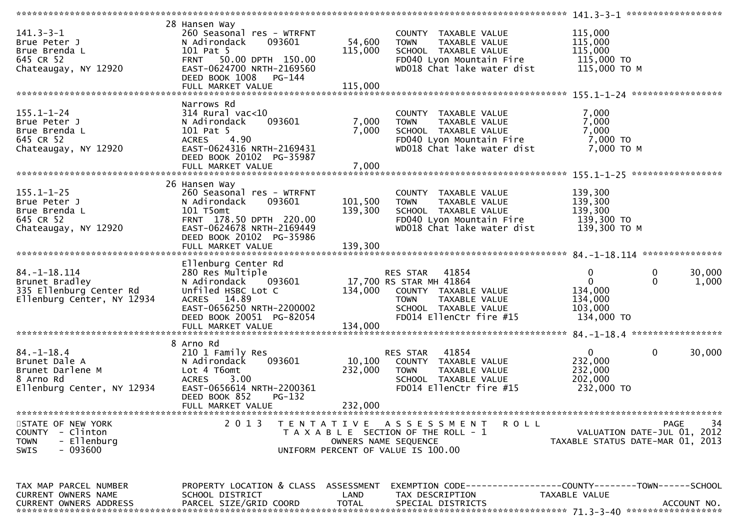```
******************************************************************************************************* 141.3-3-1 ******************
                          28 Hansen Way
141.3-3-1                 260 Seasonal res - WTRFNT               COUNTY  TAXABLE VALUE            115,000
Brue Peter J              N Adirondack     093601      54,600     TOWN    TAXABLE VALUE            115,000
Brue Brenda L             101 Pat 5                   115,000     SCHOOL  TAXABLE VALUE            115,000
645 CR 52                 FRNT   50.00 DPTH  150.00               FD040 Lyon Mountain Fire          115,000 TO
Chateaugay, NY 12920      EAST-0624700 NRTH-2169560               WD018 Chat lake water dist        115,000 TO M
                          DEED BOOK 1008    PG-144
                          FULL MARKET VALUE           115,000
******************************************************************************************************* 155.1-1-24 *****************
                          Narrows Rd
155.1-1-24                314 Rural vac<10                        COUNTY  TAXABLE VALUE              7,000
Brue Peter J              N Adirondack     093601       7,000     TOWN    TAXABLE VALUE              7,000
Brue Brenda L             101 Pat 5                     7,000     SCHOOL  TAXABLE VALUE              7,000
645 CR 52                 ACRES    4.90                           FD040 Lyon Mountain Fire            7,000 TO
Chateaugay, NY 12920      EAST-0624316 NRTH-2169431               WD018 Chat lake water dist          7,000 TO M
                          DEED BOOK 20102  PG-35987
                          FULL MARKET VALUE             7,000
******************************************************************************************************* 155.1-1-25 *****************
                          26 Hansen Way
155.1-1-25                260 Seasonal res - WTRFNT               COUNTY  TAXABLE VALUE            139,300
Brue Peter J              N Adirondack     093601     101,500     TOWN    TAXABLE VALUE            139,300
Brue Brenda L             101 T5omt                   139,300     SCHOOL  TAXABLE VALUE            139,300
645 CR 52                 FRNT  178.50 DPTH  220.00               FD040 Lyon Mountain Fire          139,300 TO
Chateaugay, NY 12920      EAST-0624678 NRTH-2169449               WD018 Chat lake water dist        139,300 TO M
                          DEED BOOK 20102  PG-35986
                          FULL MARKET VALUE           139,300
******************************************************************************************************* 84.-1-18.114 ***************
                          Ellenburg Center Rd
84.-1-18.114              280 Res Multiple                        RES STAR   41854                       0            0       30,000
Brunet Bradley            N Adirondack     093601      17,700 RS STAR MH 41864                           0            0        1,000
335 Ellenburg Center Rd   Unfiled HSBC Lot C          134,000     COUNTY  TAXABLE VALUE            134,000
Ellenburg Center, NY 12934 ACRES   14.89                          TOWN    TAXABLE VALUE            134,000
                          EAST-0656250 NRTH-2200002               SCHOOL  TAXABLE VALUE            103,000
                          DEED BOOK 20051  PG-82054               FD014 EllenCtr fire #15           134,000 TO
                          FULL MARKET VALUE           134,000
******************************************************************************************************* 84.-1-18.4 *****************
                          8 Arno Rd
84.-1-18.4                210 1 Family Res                        RES STAR   41854                       0            0       30,000
Brunet Dale A             N Adirondack     093601      10,100     COUNTY  TAXABLE VALUE            232,000
Brunet Darlene M          Lot 4 T6omt                 232,000     TOWN    TAXABLE VALUE            232,000
8 Arno Rd                 ACRES    3.00                           SCHOOL  TAXABLE VALUE            202,000
Ellenburg Center, NY 12934 EAST-0656614 NRTH-2200361              FD014 EllenCtr fire #15           232,000 TO
                          DEED BOOK 852     PG-132
                          FULL MARKET VALUE           232,000
************************************************************************************************************************************
STATE OF NEW YORK              2 0 1 3   T E N T A T I V E   A S S E S S M E N T   R O L L                                  PAGE    34
COUNTY  - Clinton                           T A X A B L E  SECTION OF THE ROLL - 1                        VALUATION DATE-JUL 01, 2012
TOWN    - Ellenburg                               OWNERS NAME SEQUENCE                                TAXABLE STATUS DATE-MAR 01, 2013
SWIS    - 093600                           UNIFORM PERCENT OF VALUE IS 100.00


TAX MAP PARCEL NUMBER     PROPERTY LOCATION & CLASS  ASSESSMENT  EXEMPTION CODE------------------COUNTY--------TOWN------SCHOOL
CURRENT OWNERS NAME       SCHOOL DISTRICT               LAND      TAX DESCRIPTION            TAXABLE VALUE
CURRENT OWNERS ADDRESS    PARCEL SIZE/GRID COORD       TOTAL      SPECIAL DISTRICTS                                      ACCOUNT NO.
******************************************************************************************************* 71.3-3-40 ******************
```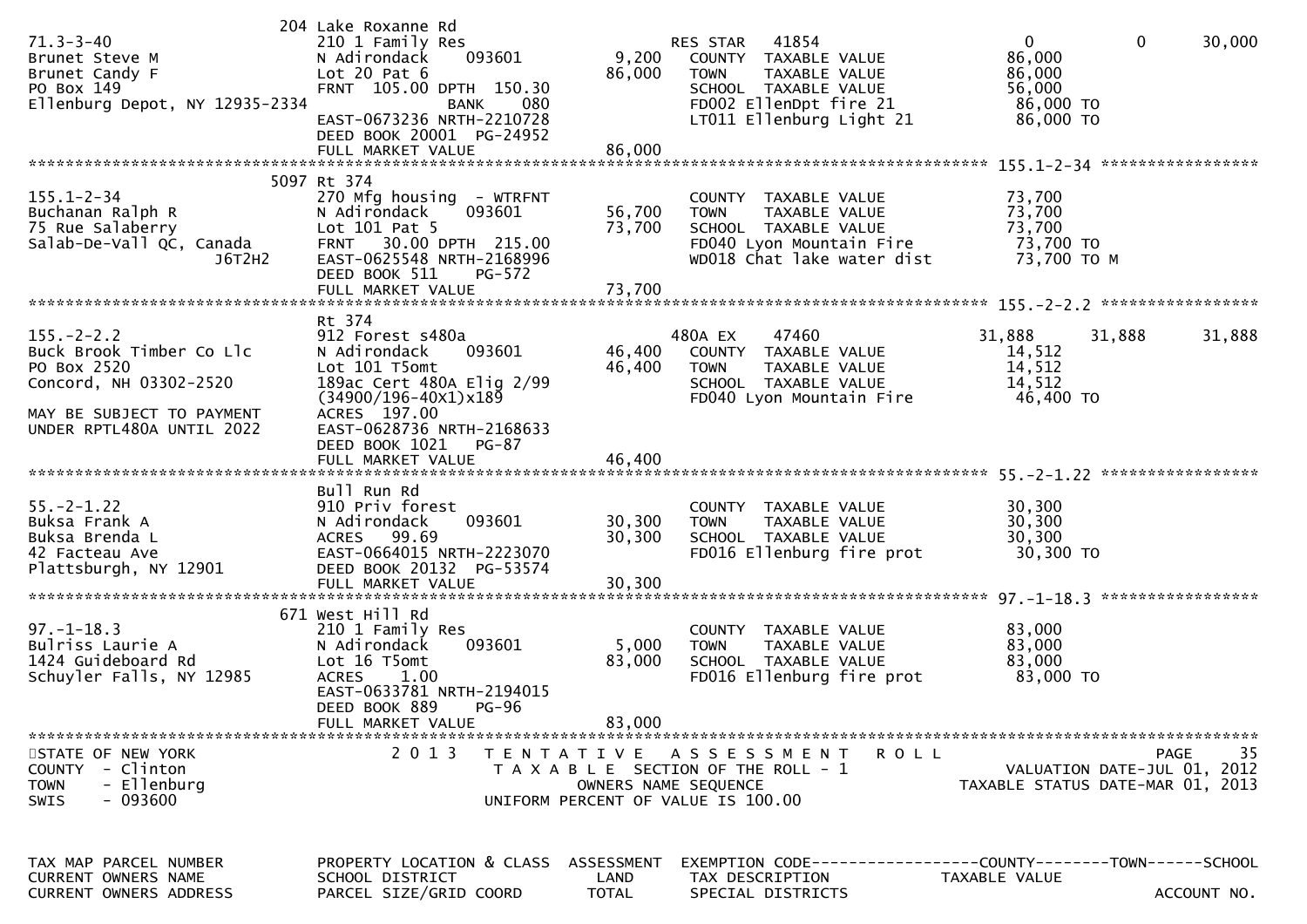```
                          204 Lake Roxanne Rd
71.3-3-40                  210 1 Family Res                   RES STAR   41854                0          0       30,000
Brunet Steve M             N Adirondack     093601      9,200   COUNTY  TAXABLE VALUE        86,000
Brunet Candy F             Lot 20 Pat 6                86,000   TOWN    TAXABLE VALUE        86,000
PO Box 149                 FRNT 105.00 DPTH 150.30              SCHOOL  TAXABLE VALUE        56,000
Ellenburg Depot, NY 12935-2334          BANK    080             FD002 EllenDpt fire 21        86,000 TO
                           EAST-0673236 NRTH-2210728            LT011 Ellenburg Light 21      86,000 TO
                           DEED BOOK 20001  PG-24952
                           FULL MARKET VALUE           86,000
******************************************************************************************************* 155.1-2-34 *****************
                          5097 Rt 374
155.1-2-34                 270 Mfg housing  - WTRFNT            COUNTY  TAXABLE VALUE        73,700
Buchanan Ralph R           N Adirondack     093601     56,700   TOWN    TAXABLE VALUE        73,700
75 Rue Salaberry           Lot 101 Pat 5               73,700   SCHOOL  TAXABLE VALUE        73,700
Salab-De-Vall QC, Canada   FRNT  30.00 DPTH 215.00              FD040 Lyon Mountain Fire      73,700 TO
                   J6T2H2  EAST-0625548 NRTH-2168996            WD018 Chat lake water dist    73,700 TO M
                           DEED BOOK 511    PG-572
                           FULL MARKET VALUE           73,700
******************************************************************************************************* 155.-2-2.2 *****************
                           Rt 374
155.-2-2.2                 912 Forest s480a                   480A EX    47460            31,888     31,888       31,888
Buck Brook Timber Co Llc   N Adirondack     093601     46,400   COUNTY  TAXABLE VALUE        14,512
PO Box 2520                Lot 101 T5omt               46,400   TOWN    TAXABLE VALUE        14,512
Concord, NH 03302-2520     189ac Cert 480A Elig 2/99            SCHOOL  TAXABLE VALUE        14,512
                           (34900/196-40X1)x189                 FD040 Lyon Mountain Fire      46,400 TO
MAY BE SUBJECT TO PAYMENT  ACRES 197.00
UNDER RPTL480A UNTIL 2022  EAST-0628736 NRTH-2168633
                           DEED BOOK 1021   PG-87
                           FULL MARKET VALUE           46,400
******************************************************************************************************* 55.-2-1.22 *****************
                           Bull Run Rd
55.-2-1.22                 910 Priv forest                      COUNTY  TAXABLE VALUE        30,300
Buksa Frank A              N Adirondack     093601     30,300   TOWN    TAXABLE VALUE        30,300
Buksa Brenda L             ACRES  99.69                30,300   SCHOOL  TAXABLE VALUE        30,300
42 Facteau Ave             EAST-0664015 NRTH-2223070            FD016 Ellenburg fire prot     30,300 TO
Plattsburgh, NY 12901      DEED BOOK 20132  PG-53574
                           FULL MARKET VALUE           30,300
******************************************************************************************************* 97.-1-18.3 *****************
                          671 West Hill Rd
97.-1-18.3                 210 1 Family Res                     COUNTY  TAXABLE VALUE        83,000
Bulriss Laurie A           N Adirondack     093601      5,000   TOWN    TAXABLE VALUE        83,000
1424 Guideboard Rd         Lot 16 T5omt                83,000   SCHOOL  TAXABLE VALUE        83,000
Schuyler Falls, NY 12985   ACRES   1.00                         FD016 Ellenburg fire prot     83,000 TO
                           EAST-0633781 NRTH-2194015
                           DEED BOOK 889    PG-96
                           FULL MARKET VALUE           83,000
************************************************************************************************************************************
STATE OF NEW YORK                2 0 1 3   T E N T A T I V E   A S S E S S M E N T   R O L L                          PAGE    35
COUNTY  - Clinton                     T A X A B L E  SECTION OF THE ROLL - 1                     VALUATION DATE-JUL 01, 2012
TOWN    - Ellenburg                          OWNERS NAME SEQUENCE                            TAXABLE STATUS DATE-MAR 01, 2013
SWIS    - 093600                      UNIFORM PERCENT OF VALUE IS 100.00


TAX MAP PARCEL NUMBER      PROPERTY LOCATION & CLASS  ASSESSMENT  EXEMPTION CODE------------------COUNTY--------TOWN------SCHOOL
CURRENT OWNERS NAME        SCHOOL DISTRICT               LAND      TAX DESCRIPTION            TAXABLE VALUE
CURRENT OWNERS ADDRESS     PARCEL SIZE/GRID COORD        TOTAL     SPECIAL DISTRICTS                                  ACCOUNT NO.
```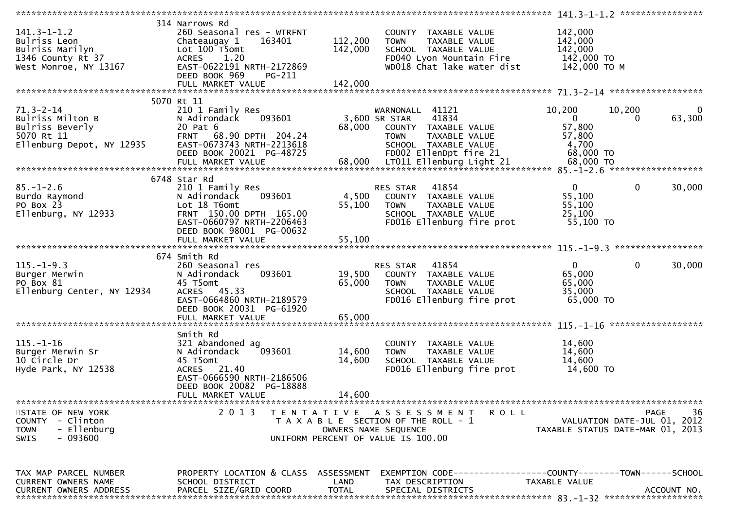```
******************************************************************************************************* 141.3-1-1.2 *****************
                    314 Narrows Rd
141.3-1-1.2          260 Seasonal res - WTRFNT               COUNTY  TAXABLE VALUE          142,000
Bulriss Leon         Chateaugay 1     163401    112,200    TOWN    TAXABLE VALUE          142,000
Bulriss Marilyn      Lot 100 T5omt              142,000    SCHOOL  TAXABLE VALUE          142,000
1346 County Rt 37    ACRES    1.20                         FD040 Lyon Mountain Fire        142,000 TO
West Monroe, NY 13167 EAST-0622191 NRTH-2172869           WD018 Chat lake water dist      142,000 TO M
                     DEED BOOK 969    PG-211
                     FULL MARKET VALUE          142,000
******************************************************************************************************* 71.3-2-14 ******************
                    5070 Rt 11
71.3-2-14            210 1 Family Res                     WARNONALL  41121              10,200     10,200          0
Bulriss Milton B     N Adirondack    093601     3,600 SR STAR    41834                  0          0      63,300
Bulriss Beverly      20 Pat 6                   68,000    COUNTY  TAXABLE VALUE          57,800
5070 Rt 11           FRNT   68.90 DPTH 204.24             TOWN    TAXABLE VALUE          57,800
Ellenburg Depot, NY 12935 EAST-0673743 NRTH-2213618       SCHOOL  TAXABLE VALUE           4,700
                     DEED BOOK 20021  PG-48725            FD002 EllenDpt fire 21          68,000 TO
                     FULL MARKET VALUE          68,000    LT011 Ellenburg Light 21        68,000 TO
******************************************************************************************************* 85.-1-2.6 ******************
                    6748 Star Rd
85.-1-2.6            210 1 Family Res                     RES STAR   41854                  0          0      30,000
Burdo Raymond        N Adirondack    093601     4,500    COUNTY  TAXABLE VALUE          55,100
PO Box 23            Lot 18 T6omt               55,100    TOWN    TAXABLE VALUE          55,100
Ellenburg, NY 12933  FRNT  150.00 DPTH 165.00             SCHOOL  TAXABLE VALUE          25,100
                     EAST-0660797 NRTH-2206463            FD016 Ellenburg fire prot       55,100 TO
                     DEED BOOK 98001  PG-00632
                     FULL MARKET VALUE          55,100
******************************************************************************************************* 115.-1-9.3 *****************
                    674 Smith Rd
115.-1-9.3           260 Seasonal res                     RES STAR   41854                  0          0      30,000
Burger Merwin        N Adirondack    093601    19,500    COUNTY  TAXABLE VALUE          65,000
PO Box 81            45 T5omt                   65,000    TOWN    TAXABLE VALUE          65,000
Ellenburg Center, NY 12934 ACRES   45.33                  SCHOOL  TAXABLE VALUE          35,000
                     EAST-0664860 NRTH-2189579            FD016 Ellenburg fire prot       65,000 TO
                     DEED BOOK 20031  PG-61920
                     FULL MARKET VALUE          65,000
******************************************************************************************************* 115.-1-16 ******************
                    Smith Rd
115.-1-16            321 Abandoned ag                     COUNTY  TAXABLE VALUE          14,600
Burger Merwin Sr     N Adirondack    093601    14,600    TOWN    TAXABLE VALUE          14,600
10 Circle Dr         45 T5omt                   14,600    SCHOOL  TAXABLE VALUE          14,600
Hyde Park, NY 12538  ACRES   21.40                        FD016 Ellenburg fire prot       14,600 TO
                     EAST-0666590 NRTH-2186506
                     DEED BOOK 20082  PG-18888
                     FULL MARKET VALUE          14,600
************************************************************************************************************************************
STATE OF NEW YORK            2 0 1 3   T E N T A T I V E   A S S E S S M E N T   R O L L                          PAGE    36
COUNTY  - Clinton                   T A X A B L E  SECTION OF THE ROLL - 1                      VALUATION DATE-JUL 01, 2012
TOWN    - Ellenburg                       OWNERS NAME SEQUENCE                                 TAXABLE STATUS DATE-MAR 01, 2013
SWIS    - 093600                    UNIFORM PERCENT OF VALUE IS 100.00


TAX MAP PARCEL NUMBER      PROPERTY LOCATION & CLASS  ASSESSMENT  EXEMPTION CODE------------------COUNTY--------TOWN------SCHOOL
CURRENT OWNERS NAME        SCHOOL DISTRICT               LAND      TAX DESCRIPTION            TAXABLE VALUE
CURRENT OWNERS ADDRESS     PARCEL SIZE/GRID COORD       TOTAL      SPECIAL DISTRICTS                                 ACCOUNT NO.
******************************************************************************************************* 83.-1-32 *******************
```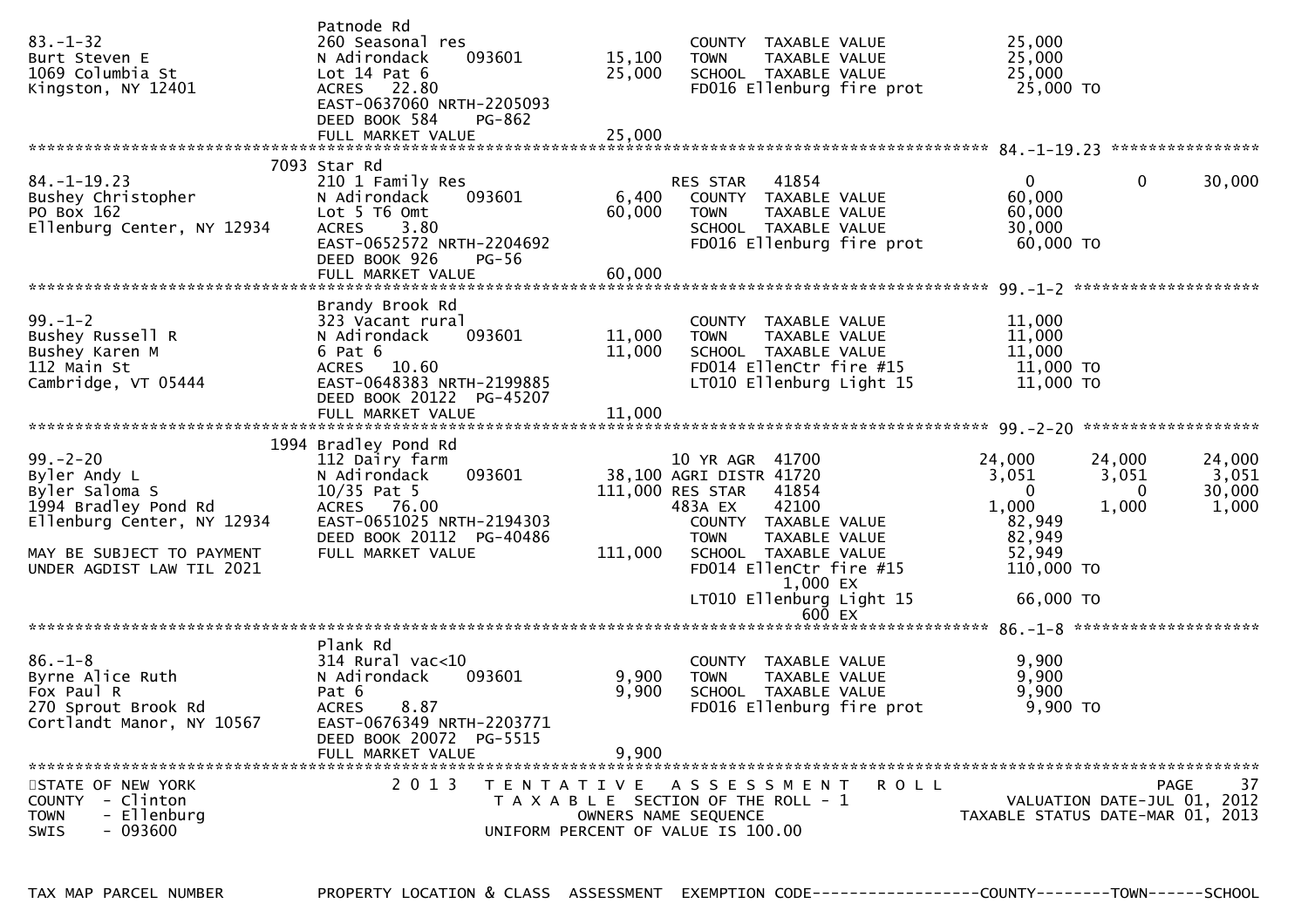```
                              Patnode Rd
83.-1-32                      260 Seasonal res                      COUNTY  TAXABLE VALUE           25,000
Burt Steven E                 N Adirondack    093601     15,100     TOWN    TAXABLE VALUE           25,000
1069 Columbia St              Lot 14 Pat 6               25,000     SCHOOL  TAXABLE VALUE           25,000
Kingston, NY 12401            ACRES   22.80                         FD016 Ellenburg fire prot        25,000 TO
                              EAST-0637060 NRTH-2205093
                              DEED BOOK 584     PG-862
                              FULL MARKET VALUE          25,000
******************************************************************************************************* 84.-1-19.23 ****************
                         7093 Star Rd
84.-1-19.23                   210 1 Family Res                      RES STAR    41854                 0            0       30,000
Bushey Christopher            N Adirondack    093601      6,400     COUNTY  TAXABLE VALUE           60,000
PO Box 162                    Lot 5 T6 Omt               60,000     TOWN    TAXABLE VALUE           60,000
Ellenburg Center, NY 12934    ACRES    3.80                         SCHOOL  TAXABLE VALUE           30,000
                              EAST-0652572 NRTH-2204692             FD016 Ellenburg fire prot        60,000 TO
                              DEED BOOK 926     PG-56
                              FULL MARKET VALUE          60,000
******************************************************************************************************* 99.-1-2 ********************
                              Brandy Brook Rd
99.-1-2                       323 Vacant rural                      COUNTY  TAXABLE VALUE           11,000
Bushey Russell R              N Adirondack    093601     11,000     TOWN    TAXABLE VALUE           11,000
Bushey Karen M                6 Pat 6                    11,000     SCHOOL  TAXABLE VALUE           11,000
112 Main St                   ACRES   10.60                         FD014 EllenCtr fire #15          11,000 TO
Cambridge, VT 05444           EAST-0648383 NRTH-2199885             LT010 Ellenburg Light 15         11,000 TO
                              DEED BOOK 20122  PG-45207
                              FULL MARKET VALUE          11,000
******************************************************************************************************* 99.-2-20 *******************
                         1994 Bradley Pond Rd
99.-2-20                      112 Dairy farm                        10 YR AGR  41700             24,000       24,000       24,000
Byler Andy L                  N Adirondack    093601     38,100 AGRI DISTR 41720              3,051        3,051        3,051
Byler Saloma S                10/35 Pat 5               111,000 RES STAR   41854                  0            0       30,000
1994 Bradley Pond Rd          ACRES   76.00                     483A EX    42100              1,000        1,000        1,000
Ellenburg Center, NY 12934    EAST-0651025 NRTH-2194303             COUNTY  TAXABLE VALUE           82,949
                              DEED BOOK 20112  PG-40486             TOWN    TAXABLE VALUE           82,949
MAY BE SUBJECT TO PAYMENT     FULL MARKET VALUE         111,000     SCHOOL  TAXABLE VALUE           52,949
UNDER AGDIST LAW TIL 2021                                           FD014 EllenCtr fire #15         110,000 TO
                                                                           1,000 EX
                                                                    LT010 Ellenburg Light 15         66,000 TO
                                                                             600 EX
******************************************************************************************************* 86.-1-8 ********************
                              Plank Rd
86.-1-8                       314 Rural vac<10                      COUNTY  TAXABLE VALUE            9,900
Byrne Alice Ruth              N Adirondack    093601      9,900     TOWN    TAXABLE VALUE            9,900
Fox Paul R                    Pat 6                       9,900     SCHOOL  TAXABLE VALUE            9,900
270 Sprout Brook Rd           ACRES    8.87                         FD016 Ellenburg fire prot         9,900 TO
Cortlandt Manor, NY 10567     EAST-0676349 NRTH-2203771
                              DEED BOOK 20072  PG-5515
                              FULL MARKET VALUE           9,900
************************************************************************************************************************************
STATE OF NEW YORK              2 0 1 3   T E N T A T I V E   A S S E S S M E N T   R O L L                          PAGE    37
COUNTY  - Clinton                          T A X A B L E  SECTION OF THE ROLL - 1                 VALUATION DATE-JUL 01, 2012
TOWN    - Ellenburg                              OWNERS NAME SEQUENCE                          TAXABLE STATUS DATE-MAR 01, 2013
SWIS    - 093600                          UNIFORM PERCENT OF VALUE IS 100.00


TAX MAP PARCEL NUMBER          PROPERTY LOCATION & CLASS  ASSESSMENT  EXEMPTION CODE------------------COUNTY--------TOWN------SCHOOL
```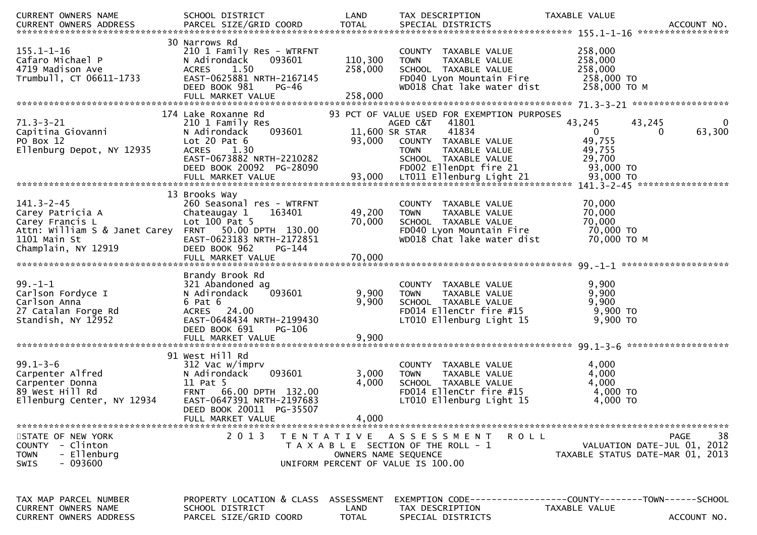| CURRENT OWNERS NAME<br>CURRENT OWNERS ADDRESS | SCHOOL DISTRICT<br>PARCEL SIZE/GRID COORD | LAND<br>TOTAL | TAX DESCRIPTION<br>SPECIAL DISTRICTS | TAXABLE VALUE<br>ACCOUNT NO. |
|---|---|---|---|---|
| **155.1-1-16** | 30 Narrows Rd | | | |
| 155.1-1-16 | 210 1 Family Res - WTRFNT | | COUNTY TAXABLE VALUE | 258,000 |
| Cafaro Michael P | N Adirondack 093601 | 110,300 | TOWN TAXABLE VALUE | 258,000 |
| 4719 Madison Ave | ACRES 1.50 | 258,000 | SCHOOL TAXABLE VALUE | 258,000 |
| Trumbull, CT 06611-1733 | EAST-0625881 NRTH-2167145 | | FD040 Lyon Mountain Fire | 258,000 TO |
| | DEED BOOK 981 PG-46 | | WD018 Chat lake water dist | 258,000 TO M |
| | FULL MARKET VALUE | 258,000 | | |
| **71.3-3-21** | 174 Lake Roxanne Rd | | 93 PCT OF VALUE USED FOR EXEMPTION PURPOSES | |
| 71.3-3-21 | 210 1 Family Res | | AGED C&T 41801 | 43,245 43,245 0 |
| Capitina Giovanni | N Adirondack 093601 | 11,600 | SR STAR 41834 | 0 0 63,300 |
| PO Box 12 | Lot 20 Pat 6 | 93,000 | COUNTY TAXABLE VALUE | 49,755 |
| Ellenburg Depot, NY 12935 | ACRES 1.30 | | TOWN TAXABLE VALUE | 49,755 |
| | EAST-0673882 NRTH-2210282 | | SCHOOL TAXABLE VALUE | 29,700 |
| | DEED BOOK 20092 PG-28090 | | FD002 EllenDpt fire 21 | 93,000 TO |
| | FULL MARKET VALUE | 93,000 | LT011 Ellenburg Light 21 | 93,000 TO |
| **141.3-2-45** | 13 Brooks Way | | | |
| 141.3-2-45 | 260 Seasonal res - WTRFNT | | COUNTY TAXABLE VALUE | 70,000 |
| Carey Patricia A | Chateaugay 1 163401 | 49,200 | TOWN TAXABLE VALUE | 70,000 |
| Carey Francis L | Lot 100 Pat 5 | 70,000 | SCHOOL TAXABLE VALUE | 70,000 |
| Attn: William S & Janet Carey | FRNT 50.00 DPTH 130.00 | | FD040 Lyon Mountain Fire | 70,000 TO |
| 1101 Main St | EAST-0623183 NRTH-2172851 | | WD018 Chat lake water dist | 70,000 TO M |
| Champlain, NY 12919 | DEED BOOK 962 PG-144 | | | |
| | FULL MARKET VALUE | 70,000 | | |
| **99.-1-1** | Brandy Brook Rd | | | |
| 99.-1-1 | 321 Abandoned ag | | COUNTY TAXABLE VALUE | 9,900 |
| Carlson Fordyce I | N Adirondack 093601 | 9,900 | TOWN TAXABLE VALUE | 9,900 |
| Carlson Anna | 6 Pat 6 | 9,900 | SCHOOL TAXABLE VALUE | 9,900 |
| 27 Catalan Forge Rd | ACRES 24.00 | | FD014 EllenCtr fire #15 | 9,900 TO |
| Standish, NY 12952 | EAST-0648434 NRTH-2199430 | | LT010 Ellenburg Light 15 | 9,900 TO |
| | DEED BOOK 691 PG-106 | | | |
| | FULL MARKET VALUE | 9,900 | | |
| **99.1-3-6** | 91 West Hill Rd | | | |
| 99.1-3-6 | 312 Vac w/imprv | | COUNTY TAXABLE VALUE | 4,000 |
| Carpenter Alfred | N Adirondack 093601 | 3,000 | TOWN TAXABLE VALUE | 4,000 |
| Carpenter Donna | 11 Pat 5 | 4,000 | SCHOOL TAXABLE VALUE | 4,000 |
| 89 West Hill Rd | FRNT 66.00 DPTH 132.00 | | FD014 EllenCtr fire #15 | 4,000 TO |
| Ellenburg Center, NY 12934 | EAST-0647391 NRTH-2197683 | | LT010 Ellenburg Light 15 | 4,000 TO |
| | DEED BOOK 20011 PG-35507 | | | |
| | FULL MARKET VALUE | 4,000 | | |

STATE OF NEW YORK
COUNTY - Clinton
TOWN - Ellenburg
SWIS - 093600

2 0 1 3 T E N T A T I V E A S S E S S M E N T R O L L
T A X A B L E SECTION OF THE ROLL - 1
OWNERS NAME SEQUENCE
UNIFORM PERCENT OF VALUE IS 100.00

PAGE 38
VALUATION DATE-JUL 01, 2012
TAXABLE STATUS DATE-MAR 01, 2013

| TAX MAP PARCEL NUMBER<br>CURRENT OWNERS NAME<br>CURRENT OWNERS ADDRESS | PROPERTY LOCATION & CLASS<br>SCHOOL DISTRICT<br>PARCEL SIZE/GRID COORD | ASSESSMENT<br>LAND<br>TOTAL | EXEMPTION CODE------------------COUNTY--------TOWN------SCHOOL<br>TAX DESCRIPTION<br>SPECIAL DISTRICTS | TAXABLE VALUE<br>ACCOUNT NO. |
|---|---|---|---|---|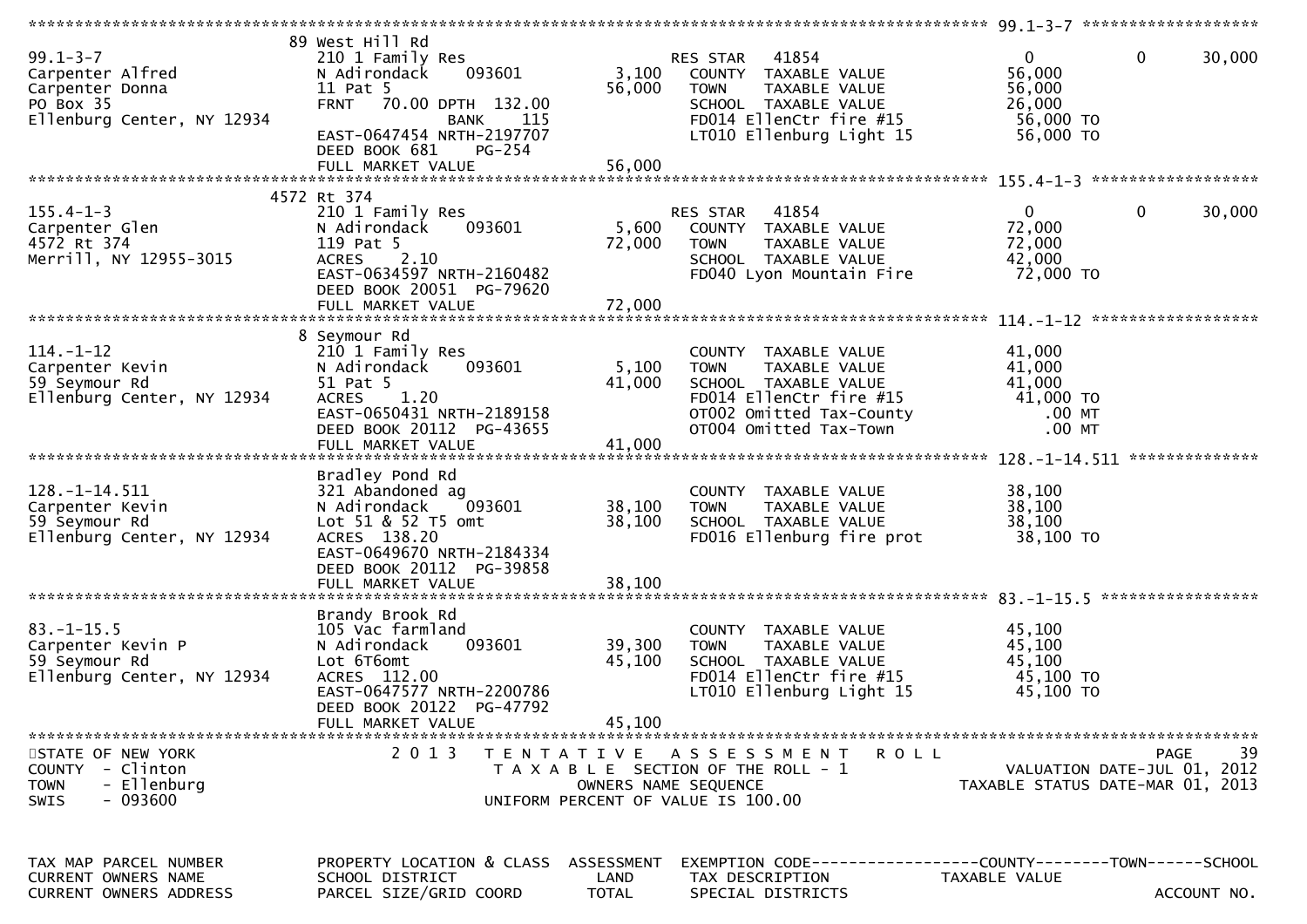| TAX MAP PARCEL NUMBER<br>CURRENT OWNERS NAME<br>CURRENT OWNERS ADDRESS | PROPERTY LOCATION & CLASS<br>SCHOOL DISTRICT<br>PARCEL SIZE/GRID COORD | ASSESSMENT<br>LAND<br>TOTAL | EXEMPTION CODE<br>TAX DESCRIPTION<br>SPECIAL DISTRICTS | COUNTY<br>TAXABLE VALUE | TOWN | SCHOOL<br>ACCOUNT NO. |
|---|---|---|---|---|---|---|
| **99.1-3-7** | 89 West Hill Rd | | | | | |
| 99.1-3-7 | 210 1 Family Res | | RES STAR 41854 | 0 | 0 | 30,000 |
| Carpenter Alfred | N Adirondack 093601 | 3,100 | COUNTY TAXABLE VALUE | 56,000 | | |
| Carpenter Donna | 11 Pat 5 | 56,000 | TOWN TAXABLE VALUE | 56,000 | | |
| PO Box 35 | FRNT 70.00 DPTH 132.00 | | SCHOOL TAXABLE VALUE | 26,000 | | |
| Ellenburg Center, NY 12934 | BANK 115 | | FD014 EllenCtr fire #15 | 56,000 TO | | |
| | EAST-0647454 NRTH-2197707 | | LT010 Ellenburg Light 15 | 56,000 TO | | |
| | DEED BOOK 681 PG-254 | | | | | |
| | FULL MARKET VALUE | 56,000 | | | | |
| **155.4-1-3** | 4572 Rt 374 | | | | | |
| 155.4-1-3 | 210 1 Family Res | | RES STAR 41854 | 0 | 0 | 30,000 |
| Carpenter Glen | N Adirondack 093601 | 5,600 | COUNTY TAXABLE VALUE | 72,000 | | |
| 4572 Rt 374 | 119 Pat 5 | 72,000 | TOWN TAXABLE VALUE | 72,000 | | |
| Merrill, NY 12955-3015 | ACRES 2.10 | | SCHOOL TAXABLE VALUE | 42,000 | | |
| | EAST-0634597 NRTH-2160482 | | FD040 Lyon Mountain Fire | 72,000 TO | | |
| | DEED BOOK 20051 PG-79620 | | | | | |
| | FULL MARKET VALUE | 72,000 | | | | |
| **114.-1-12** | 8 Seymour Rd | | | | | |
| 114.-1-12 | 210 1 Family Res | | COUNTY TAXABLE VALUE | 41,000 | | |
| Carpenter Kevin | N Adirondack 093601 | 5,100 | TOWN TAXABLE VALUE | 41,000 | | |
| 59 Seymour Rd | 51 Pat 5 | 41,000 | SCHOOL TAXABLE VALUE | 41,000 | | |
| Ellenburg Center, NY 12934 | ACRES 1.20 | | FD014 EllenCtr fire #15 | 41,000 TO | | |
| | EAST-0650431 NRTH-2189158 | | OT002 Omitted Tax-County | .00 MT | | |
| | DEED BOOK 20112 PG-43655 | | OT004 Omitted Tax-Town | .00 MT | | |
| | FULL MARKET VALUE | 41,000 | | | | |
| **128.-1-14.511** | Bradley Pond Rd | | | | | |
| 128.-1-14.511 | 321 Abandoned ag | | COUNTY TAXABLE VALUE | 38,100 | | |
| Carpenter Kevin | N Adirondack 093601 | 38,100 | TOWN TAXABLE VALUE | 38,100 | | |
| 59 Seymour Rd | Lot 51 & 52 T5 omt | 38,100 | SCHOOL TAXABLE VALUE | 38,100 | | |
| Ellenburg Center, NY 12934 | ACRES 138.20 | | FD016 Ellenburg fire prot | 38,100 TO | | |
| | EAST-0649670 NRTH-2184334 | | | | | |
| | DEED BOOK 20112 PG-39858 | | | | | |
| | FULL MARKET VALUE | 38,100 | | | | |
| **83.-1-15.5** | Brandy Brook Rd | | | | | |
| 83.-1-15.5 | 105 Vac farmland | | COUNTY TAXABLE VALUE | 45,100 | | |
| Carpenter Kevin P | N Adirondack 093601 | 39,300 | TOWN TAXABLE VALUE | 45,100 | | |
| 59 Seymour Rd | Lot 6T6omt | 45,100 | SCHOOL TAXABLE VALUE | 45,100 | | |
| Ellenburg Center, NY 12934 | ACRES 112.00 | | FD014 EllenCtr fire #15 | 45,100 TO | | |
| | EAST-0647577 NRTH-2200786 | | LT010 Ellenburg Light 15 | 45,100 TO | | |
| | DEED BOOK 20122 PG-47792 | | | | | |
| | FULL MARKET VALUE | 45,100 | | | | |

STATE OF NEW YORK — 2013 TENTATIVE ASSESSMENT ROLL
COUNTY - Clinton — TAXABLE SECTION OF THE ROLL - 1 — VALUATION DATE-JUL 01, 2012
TOWN - Ellenburg — OWNERS NAME SEQUENCE — TAXABLE STATUS DATE-MAR 01, 2013
SWIS - 093600 — UNIFORM PERCENT OF VALUE IS 100.00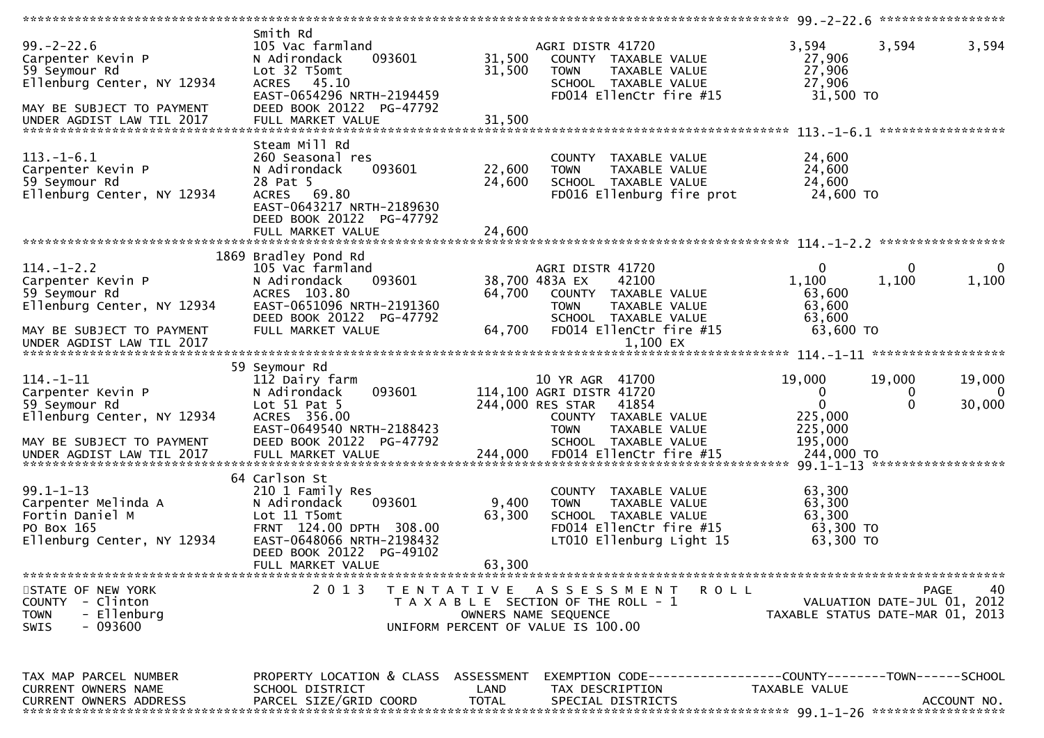```
******************************************************************************************************* 99.-2-22.6 *****************
                              Smith Rd
99.-2-22.6                    105 Vac farmland                        AGRI DISTR 41720                3,594      3,594      3,594
Carpenter Kevin P             N Adirondack      093601      31,500     COUNTY  TAXABLE VALUE           27,906
59 Seymour Rd                 Lot 32 T5omt                  31,500     TOWN    TAXABLE VALUE           27,906
Ellenburg Center, NY 12934    ACRES   45.10                            SCHOOL  TAXABLE VALUE           27,906
                              EAST-0654296 NRTH-2194459                FD014 EllenCtr fire #15          31,500 TO
MAY BE SUBJECT TO PAYMENT     DEED BOOK 20122  PG-47792
UNDER AGDIST LAW TIL 2017     FULL MARKET VALUE             31,500
******************************************************************************************************* 113.-1-6.1 *****************
                              Steam Mill Rd
113.-1-6.1                    260 Seasonal res                         COUNTY  TAXABLE VALUE           24,600
Carpenter Kevin P             N Adirondack      093601      22,600     TOWN    TAXABLE VALUE           24,600
59 Seymour Rd                 28 Pat 5                      24,600     SCHOOL  TAXABLE VALUE           24,600
Ellenburg Center, NY 12934    ACRES   69.80                            FD016 Ellenburg fire prot        24,600 TO
                              EAST-0643217 NRTH-2189630
                              DEED BOOK 20122  PG-47792
                              FULL MARKET VALUE             24,600
******************************************************************************************************* 114.-1-2.2 *****************
                         1869 Bradley Pond Rd
114.-1-2.2                    105 Vac farmland                        AGRI DISTR 41720                    0          0          0
Carpenter Kevin P             N Adirondack      093601      38,700 483A EX      42100                 1,100      1,100      1,100
59 Seymour Rd                 ACRES  103.80                 64,700     COUNTY  TAXABLE VALUE           63,600
Ellenburg Center, NY 12934    EAST-0651096 NRTH-2191360                TOWN    TAXABLE VALUE           63,600
                              DEED BOOK 20122  PG-47792                SCHOOL  TAXABLE VALUE           63,600
MAY BE SUBJECT TO PAYMENT     FULL MARKET VALUE             64,700     FD014 EllenCtr fire #15          63,600 TO
UNDER AGDIST LAW TIL 2017                                                         1,100 EX
******************************************************************************************************* 114.-1-11 ******************
                           59 Seymour Rd
114.-1-11                     112 Dairy farm                           10 YR AGR  41700               19,000     19,000     19,000
Carpenter Kevin P             N Adirondack      093601     114,100 AGRI DISTR 41720                       0          0          0
59 Seymour Rd                 Lot 51 Pat 5                 244,000 RES STAR   41854                       0          0     30,000
Ellenburg Center, NY 12934    ACRES  356.00                            COUNTY  TAXABLE VALUE          225,000
                              EAST-0649540 NRTH-2188423                TOWN    TAXABLE VALUE          225,000
MAY BE SUBJECT TO PAYMENT     DEED BOOK 20122  PG-47792                SCHOOL  TAXABLE VALUE          195,000
UNDER AGDIST LAW TIL 2017     FULL MARKET VALUE            244,000     FD014 EllenCtr fire #15         244,000 TO
******************************************************************************************************* 99.1-1-13 ******************
                           64 Carlson St
99.1-1-13                     210 1 Family Res                         COUNTY  TAXABLE VALUE           63,300
Carpenter Melinda A           N Adirondack      093601       9,400     TOWN    TAXABLE VALUE           63,300
Fortin Daniel M               Lot 11 T5omt                  63,300     SCHOOL  TAXABLE VALUE           63,300
PO Box 165                    FRNT  124.00 DPTH  308.00                FD014 EllenCtr fire #15          63,300 TO
Ellenburg Center, NY 12934    EAST-0648066 NRTH-2198432                LT010 Ellenburg Light 15         63,300 TO
                              DEED BOOK 20122  PG-49102
                              FULL MARKET VALUE             63,300
************************************************************************************************************************************
STATE OF NEW YORK                2 0 1 3   T E N T A T I V E   A S S E S S M E N T   R O L L                                 PAGE    40
COUNTY  - Clinton                              T A X A B L E  SECTION OF THE ROLL - 1                   VALUATION DATE-JUL 01, 2012
TOWN    - Ellenburg                                OWNERS NAME SEQUENCE                             TAXABLE STATUS DATE-MAR 01, 2013
SWIS    - 093600                              UNIFORM PERCENT OF VALUE IS 100.00


TAX MAP PARCEL NUMBER         PROPERTY LOCATION & CLASS  ASSESSMENT  EXEMPTION CODE------------------COUNTY--------TOWN------SCHOOL
CURRENT OWNERS NAME           SCHOOL DISTRICT               LAND      TAX DESCRIPTION            TAXABLE VALUE
CURRENT OWNERS ADDRESS        PARCEL SIZE/GRID COORD        TOTAL     SPECIAL DISTRICTS                                 ACCOUNT NO.
******************************************************************************************************* 99.1-1-26 ******************
```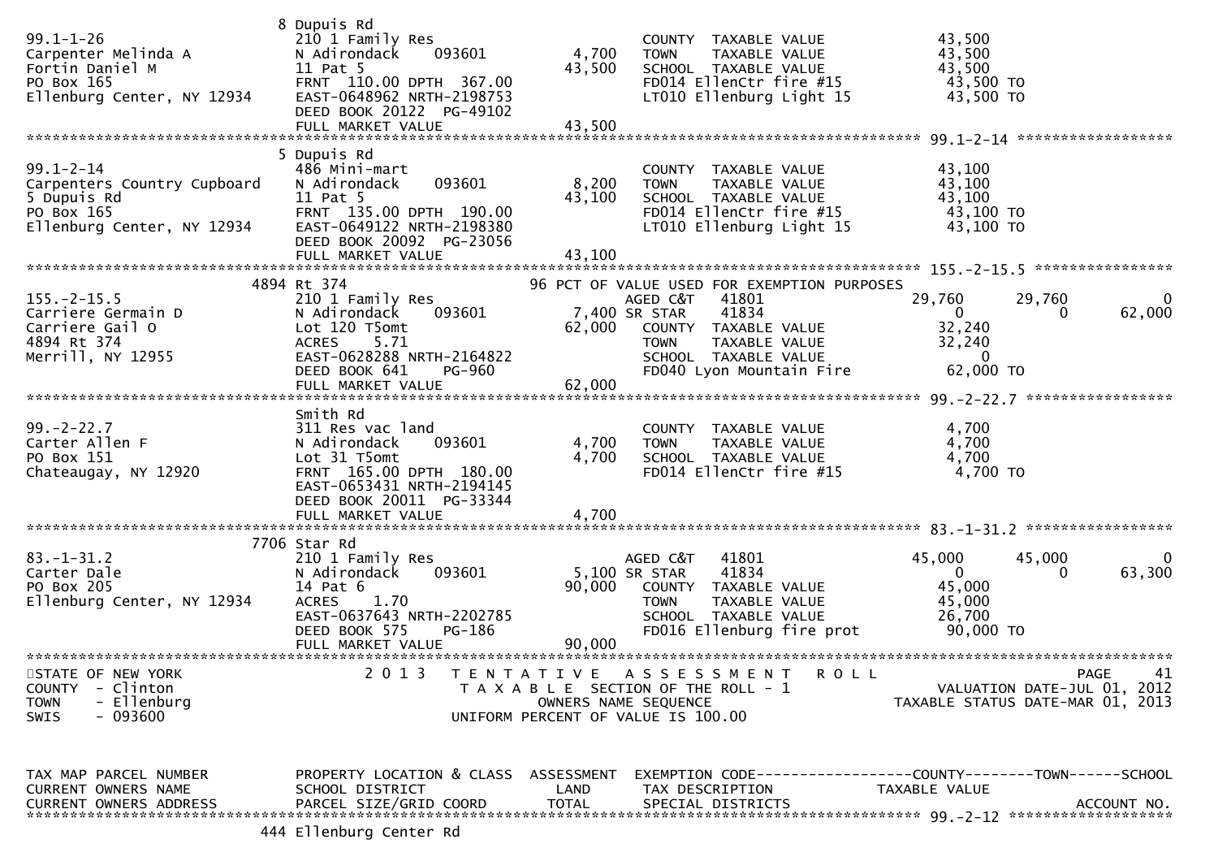```
                              8 Dupuis Rd
99.1-1-26                     210 1 Family Res                         COUNTY  TAXABLE VALUE           43,500
Carpenter Melinda A           N Adirondack    093601          4,700    TOWN    TAXABLE VALUE           43,500
Fortin Daniel M               11 Pat 5                       43,500    SCHOOL  TAXABLE VALUE           43,500
PO Box 165                    FRNT 110.00 DPTH 367.00                  FD014 EllenCtr fire #15          43,500 TO
Ellenburg Center, NY 12934    EAST-0648962 NRTH-2198753                LT010 Ellenburg Light 15         43,500 TO
                              DEED BOOK 20122  PG-49102
                              FULL MARKET VALUE              43,500
******************************************************************************************************* 99.1-2-14 ******************
                              5 Dupuis Rd
99.1-2-14                     486 Mini-mart                            COUNTY  TAXABLE VALUE           43,100
Carpenters Country Cupboard   N Adirondack    093601          8,200    TOWN    TAXABLE VALUE           43,100
5 Dupuis Rd                   11 Pat 5                       43,100    SCHOOL  TAXABLE VALUE           43,100
PO Box 165                    FRNT 135.00 DPTH 190.00                  FD014 EllenCtr fire #15          43,100 TO
Ellenburg Center, NY 12934    EAST-0649122 NRTH-2198380                LT010 Ellenburg Light 15         43,100 TO
                              DEED BOOK 20092  PG-23056
                              FULL MARKET VALUE              43,100
******************************************************************************************************* 155.-2-15.5 ****************
                          4894 Rt 374                           96 PCT OF VALUE USED FOR EXEMPTION PURPOSES
155.-2-15.5                   210 1 Family Res                         AGED C&T    41801              29,760      29,760           0
Carriere Germain D            N Adirondack    093601          7,400 SR STAR     41834                   0           0      62,000
Carriere Gail O               Lot 120 T5omt                  62,000    COUNTY  TAXABLE VALUE           32,240
4894 Rt 374                   ACRES     5.71                           TOWN    TAXABLE VALUE           32,240
Merrill, NY 12955             EAST-0628288 NRTH-2164822                SCHOOL  TAXABLE VALUE                0
                              DEED BOOK 641     PG-960                 FD040 Lyon Mountain Fire         62,000 TO
                              FULL MARKET VALUE              62,000
******************************************************************************************************* 99.-2-22.7 *****************
                              Smith Rd
99.-2-22.7                    311 Res vac land                         COUNTY  TAXABLE VALUE            4,700
Carter Allen F                N Adirondack    093601          4,700    TOWN    TAXABLE VALUE            4,700
PO Box 151                    Lot 31 T5omt                    4,700    SCHOOL  TAXABLE VALUE            4,700
Chateaugay, NY 12920          FRNT 165.00 DPTH 180.00                  FD014 EllenCtr fire #15           4,700 TO
                              EAST-0653431 NRTH-2194145
                              DEED BOOK 20011  PG-33344
                              FULL MARKET VALUE               4,700
******************************************************************************************************* 83.-1-31.2 *****************
                          7706 Star Rd
83.-1-31.2                    210 1 Family Res                         AGED C&T    41801              45,000      45,000           0
Carter Dale                   N Adirondack    093601          5,100 SR STAR     41834                   0           0      63,300
PO Box 205                    14 Pat 6                       90,000    COUNTY  TAXABLE VALUE           45,000
Ellenburg Center, NY 12934    ACRES     1.70                           TOWN    TAXABLE VALUE           45,000
                              EAST-0637643 NRTH-2202785                SCHOOL  TAXABLE VALUE           26,700
                              DEED BOOK 575     PG-186                 FD016 Ellenburg fire prot        90,000 TO
                              FULL MARKET VALUE              90,000
************************************************************************************************************************************
STATE OF NEW YORK                 2 0 1 3   T E N T A T I V E   A S S E S S M E N T   R O L L                        PAGE    41
COUNTY  - Clinton                           T A X A B L E  SECTION OF THE ROLL - 1                  VALUATION DATE-JUL 01, 2012
TOWN    - Ellenburg                               OWNERS NAME SEQUENCE                          TAXABLE STATUS DATE-MAR 01, 2013
SWIS    - 093600                            UNIFORM PERCENT OF VALUE IS 100.00


TAX MAP PARCEL NUMBER          PROPERTY LOCATION & CLASS  ASSESSMENT  EXEMPTION CODE------------------COUNTY--------TOWN------SCHOOL
CURRENT OWNERS NAME            SCHOOL DISTRICT               LAND      TAX DESCRIPTION            TAXABLE VALUE
CURRENT OWNERS ADDRESS         PARCEL SIZE/GRID COORD        TOTAL     SPECIAL DISTRICTS                                 ACCOUNT NO.
******************************************************************************************************* 99.-2-12 *******************
                          444 Ellenburg Center Rd
```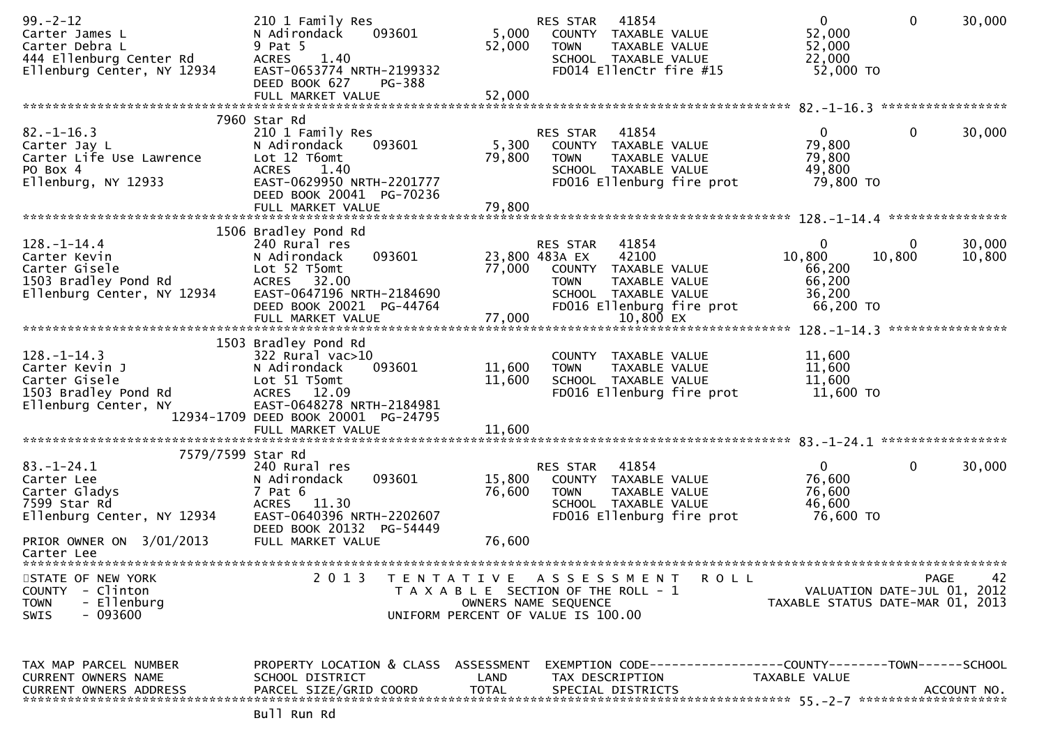```
99.-2-12                       210 1 Family Res                      RES STAR   41854                    0             0        30,000
Carter James L                 N Adirondack     093601        5,000    COUNTY  TAXABLE VALUE          52,000
Carter Debra L                 9 Pat 5                       52,000    TOWN    TAXABLE VALUE          52,000
444 Ellenburg Center Rd        ACRES    1.40                           SCHOOL  TAXABLE VALUE          22,000
Ellenburg Center, NY 12934     EAST-0653774 NRTH-2199332               FD014 EllenCtr fire #15         52,000 TO
                               DEED BOOK 627    PG-388
                               FULL MARKET VALUE             52,000
******************************************************************************************************* 82.-1-16.3 *****************
                          7960 Star Rd
82.-1-16.3                     210 1 Family Res                      RES STAR   41854                    0             0        30,000
Carter Jay L                   N Adirondack     093601        5,300    COUNTY  TAXABLE VALUE          79,800
Carter Life Use Lawrence       Lot 12 T6omt                  79,800    TOWN    TAXABLE VALUE          79,800
PO Box 4                       ACRES    1.40                           SCHOOL  TAXABLE VALUE          49,800
Ellenburg, NY 12933            EAST-0629950 NRTH-2201777               FD016 Ellenburg fire prot       79,800 TO
                               DEED BOOK 20041  PG-70236
                               FULL MARKET VALUE             79,800
******************************************************************************************************* 128.-1-14.4 ****************
                          1506 Bradley Pond Rd
128.-1-14.4                    240 Rural res                         RES STAR   41854                    0             0        30,000
Carter Kevin                   N Adirondack     093601       23,800 483A EX     42100               10,800        10,800        10,800
Carter Gisele                  Lot 52 T5omt                  77,000    COUNTY  TAXABLE VALUE          66,200
1503 Bradley Pond Rd           ACRES   32.00                           TOWN    TAXABLE VALUE          66,200
Ellenburg Center, NY 12934     EAST-0647196 NRTH-2184690               SCHOOL  TAXABLE VALUE          36,200
                               DEED BOOK 20021  PG-44764               FD016 Ellenburg fire prot       66,200 TO
                               FULL MARKET VALUE             77,000               10,800 EX
******************************************************************************************************* 128.-1-14.3 ****************
                          1503 Bradley Pond Rd
128.-1-14.3                    322 Rural vac>10                        COUNTY  TAXABLE VALUE          11,600
Carter Kevin J                 N Adirondack     093601       11,600    TOWN    TAXABLE VALUE          11,600
Carter Gisele                  Lot 51 T5omt                  11,600    SCHOOL  TAXABLE VALUE          11,600
1503 Bradley Pond Rd           ACRES   12.09                           FD016 Ellenburg fire prot       11,600 TO
Ellenburg Center, NY           EAST-0648278 NRTH-2184981
                    12934-1709 DEED BOOK 20001  PG-24795
                               FULL MARKET VALUE             11,600
******************************************************************************************************* 83.-1-24.1 *****************
                     7579/7599 Star Rd
83.-1-24.1                     240 Rural res                         RES STAR   41854                    0             0        30,000
Carter Lee                     N Adirondack     093601       15,800    COUNTY  TAXABLE VALUE          76,600
Carter Gladys                  7 Pat 6                       76,600    TOWN    TAXABLE VALUE          76,600
7599 Star Rd                   ACRES   11.30                           SCHOOL  TAXABLE VALUE          46,600
Ellenburg Center, NY 12934     EAST-0640396 NRTH-2202607               FD016 Ellenburg fire prot       76,600 TO
                               DEED BOOK 20132  PG-54449
PRIOR OWNER ON  3/01/2013      FULL MARKET VALUE             76,600
Carter Lee
************************************************************************************************************************************
STATE OF NEW YORK                  2 0 1 3   T E N T A T I V E   A S S E S S M E N T   R O L L                             PAGE    42
COUNTY  - Clinton                            T A X A B L E  SECTION OF THE ROLL - 1                      VALUATION DATE-JUL 01, 2012
TOWN    - Ellenburg                                  OWNERS NAME SEQUENCE                           TAXABLE STATUS DATE-MAR 01, 2013
SWIS    - 093600                               UNIFORM PERCENT OF VALUE IS 100.00



TAX MAP PARCEL NUMBER          PROPERTY LOCATION & CLASS  ASSESSMENT  EXEMPTION CODE------------------COUNTY--------TOWN------SCHOOL
CURRENT OWNERS NAME            SCHOOL DISTRICT               LAND      TAX DESCRIPTION              TAXABLE VALUE
CURRENT OWNERS ADDRESS         PARCEL SIZE/GRID COORD        TOTAL     SPECIAL DISTRICTS                                   ACCOUNT NO.
******************************************************************************************************* 55.-2-7 ********************
                               Bull Run Rd
```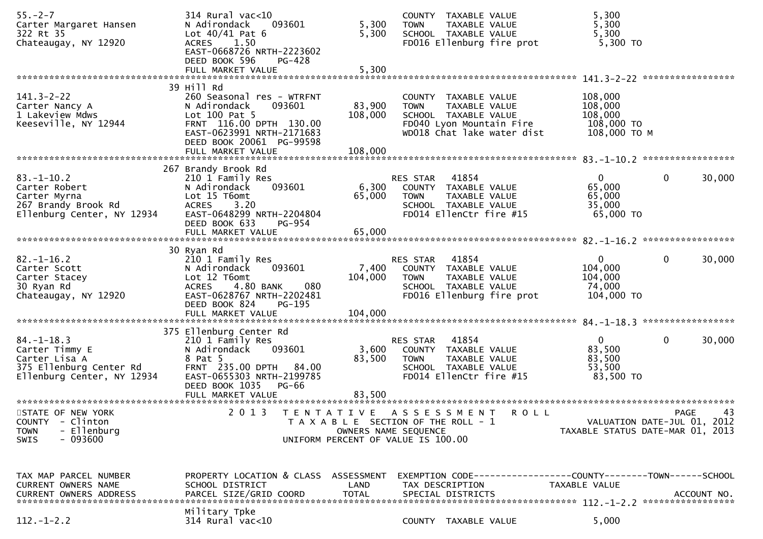```
55.-2-7                      314 Rural vac<10                         COUNTY  TAXABLE VALUE            5,300
Carter Margaret Hansen       N Adirondack    093601        5,300      TOWN    TAXABLE VALUE            5,300
322 Rt 35                    Lot 40/41 Pat 6               5,300      SCHOOL  TAXABLE VALUE            5,300
Chateaugay, NY 12920         ACRES    1.50                            FD016 Ellenburg fire prot        5,300 TO
                             EAST-0668726 NRTH-2223602
                             DEED BOOK 596    PG-428
                             FULL MARKET VALUE             5,300
******************************************************************************************************* 141.3-2-22 *****************
                             39 Hill Rd
141.3-2-22                   260 Seasonal res - WTRFNT                COUNTY  TAXABLE VALUE          108,000
Carter Nancy A               N Adirondack    093601       83,900      TOWN    TAXABLE VALUE          108,000
1 Lakeview Mdws              Lot 100 Pat 5               108,000      SCHOOL  TAXABLE VALUE          108,000
Keeseville, NY 12944         FRNT 116.00 DPTH 130.00                  FD040 Lyon Mountain Fire       108,000 TO
                             EAST-0623991 NRTH-2171683                WD018 Chat lake water dist     108,000 TO M
                             DEED BOOK 20061 PG-99598
                             FULL MARKET VALUE           108,000
******************************************************************************************************* 83.-1-10.2 *****************
                             267 Brandy Brook Rd
83.-1-10.2                   210 1 Family Res                         RES STAR   41854                     0           0      30,000
Carter Robert                N Adirondack    093601        6,300      COUNTY  TAXABLE VALUE           65,000
Carter Myrna                 Lot 15 T6omt                 65,000      TOWN    TAXABLE VALUE           65,000
267 Brandy Brook Rd          ACRES    3.20                            SCHOOL  TAXABLE VALUE           35,000
Ellenburg Center, NY 12934   EAST-0648299 NRTH-2204804                FD014 EllenCtr fire #15         65,000 TO
                             DEED BOOK 633    PG-954
                             FULL MARKET VALUE            65,000
******************************************************************************************************* 82.-1-16.2 *****************
                             30 Ryan Rd
82.-1-16.2                   210 1 Family Res                         RES STAR   41854                     0           0      30,000
Carter Scott                 N Adirondack    093601        7,400      COUNTY  TAXABLE VALUE          104,000
Carter Stacey                Lot 12 T6omt                104,000      TOWN    TAXABLE VALUE          104,000
30 Ryan Rd                   ACRES    4.80 BANK     080               SCHOOL  TAXABLE VALUE           74,000
Chateaugay, NY 12920         EAST-0628767 NRTH-2202481                FD016 Ellenburg fire prot      104,000 TO
                             DEED BOOK 824    PG-195
                             FULL MARKET VALUE           104,000
******************************************************************************************************* 84.-1-18.3 *****************
                             375 Ellenburg Center Rd
84.-1-18.3                   210 1 Family Res                         RES STAR   41854                     0           0      30,000
Carter Timmy E               N Adirondack    093601        3,600      COUNTY  TAXABLE VALUE           83,500
Carter Lisa A                8 Pat 5                      83,500      TOWN    TAXABLE VALUE           83,500
375 Ellenburg Center Rd      FRNT 235.00 DPTH  84.00                  SCHOOL  TAXABLE VALUE           53,500
Ellenburg Center, NY 12934   EAST-0655303 NRTH-2199785                FD014 EllenCtr fire #15         83,500 TO
                             DEED BOOK 1035   PG-66
                             FULL MARKET VALUE            83,500
************************************************************************************************************************************
STATE OF NEW YORK                2 0 1 3   T E N T A T I V E   A S S E S S M E N T   R O L L                              PAGE    43
COUNTY  - Clinton                     T A X A B L E  SECTION OF THE ROLL - 1                        VALUATION DATE-JUL 01, 2012
TOWN    - Ellenburg                            OWNERS NAME SEQUENCE                           TAXABLE STATUS DATE-MAR 01, 2013
SWIS    - 093600                       UNIFORM PERCENT OF VALUE IS 100.00


TAX MAP PARCEL NUMBER        PROPERTY LOCATION & CLASS  ASSESSMENT  EXEMPTION CODE------------------COUNTY--------TOWN------SCHOOL
CURRENT OWNERS NAME          SCHOOL DISTRICT               LAND      TAX DESCRIPTION            TAXABLE VALUE
CURRENT OWNERS ADDRESS       PARCEL SIZE/GRID COORD       TOTAL      SPECIAL DISTRICTS                                   ACCOUNT NO.
******************************************************************************************************* 112.-1-2.2 *****************
                             Military Tpke
112.-1-2.2                   314 Rural vac<10                         COUNTY  TAXABLE VALUE            5,000
```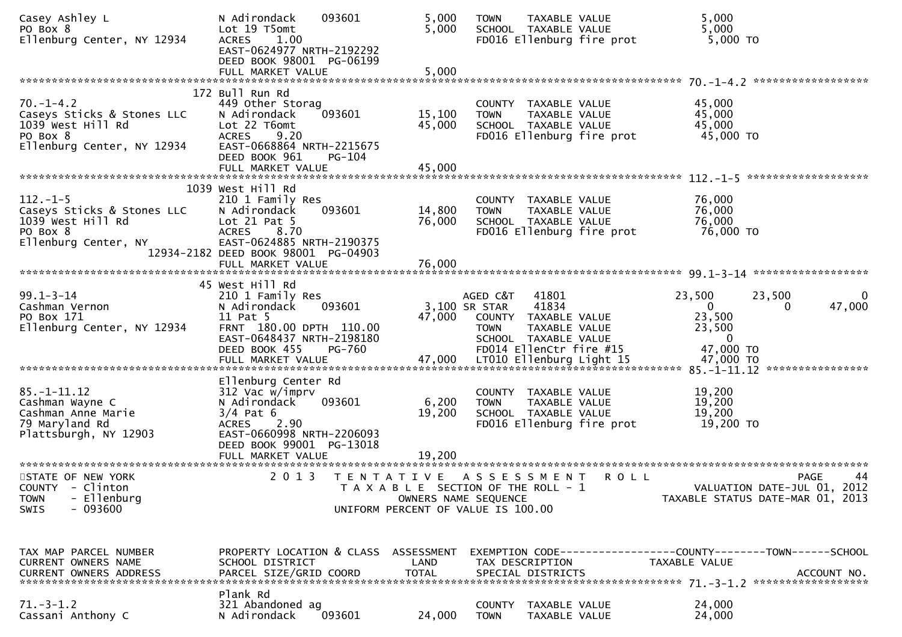| TAX MAP PARCEL NUMBER / CURRENT OWNERS NAME / CURRENT OWNERS ADDRESS | PROPERTY LOCATION & CLASS / SCHOOL DISTRICT / PARCEL SIZE/GRID COORD | ASSESSMENT LAND / TOTAL | EXEMPTION CODE / TAX DESCRIPTION / SPECIAL DISTRICTS | COUNTY TAXABLE VALUE | TOWN | SCHOOL | ACCOUNT NO. |
|---|---|---|---|---|---|---|---|
| Casey Ashley L | N Adirondack 093601 | 5,000 | TOWN TAXABLE VALUE | 5,000 | | | |
| PO Box 8 | Lot 19 T5omt | 5,000 | SCHOOL TAXABLE VALUE | 5,000 | | | |
| Ellenburg Center, NY 12934 | ACRES 1.00 | | FD016 Ellenburg fire prot | 5,000 TO | | | |
| | EAST-0624977 NRTH-2192292 | | | | | | |
| | DEED BOOK 98001 PG-06199 | | | | | | |
| | FULL MARKET VALUE | 5,000 | | | | | |
| **70.-1-4.2** | | | | | | | |
| | 172 Bull Run Rd | | | | | | |
| 70.-1-4.2 | 449 Other Storag | | COUNTY TAXABLE VALUE | 45,000 | | | |
| Caseys Sticks & Stones LLC | N Adirondack 093601 | 15,100 | TOWN TAXABLE VALUE | 45,000 | | | |
| 1039 West Hill Rd | Lot 22 T6omt | 45,000 | SCHOOL TAXABLE VALUE | 45,000 | | | |
| PO Box 8 | ACRES 9.20 | | FD016 Ellenburg fire prot | 45,000 TO | | | |
| Ellenburg Center, NY 12934 | EAST-0668864 NRTH-2215675 | | | | | | |
| | DEED BOOK 961 PG-104 | | | | | | |
| | FULL MARKET VALUE | 45,000 | | | | | |
| **112.-1-5** | | | | | | | |
| | 1039 West Hill Rd | | | | | | |
| 112.-1-5 | 210 1 Family Res | | COUNTY TAXABLE VALUE | 76,000 | | | |
| Caseys Sticks & Stones LLC | N Adirondack 093601 | 14,800 | TOWN TAXABLE VALUE | 76,000 | | | |
| 1039 West Hill Rd | Lot 21 Pat 5 | 76,000 | SCHOOL TAXABLE VALUE | 76,000 | | | |
| PO Box 8 | ACRES 8.70 | | FD016 Ellenburg fire prot | 76,000 TO | | | |
| Ellenburg Center, NY | EAST-0624885 NRTH-2190375 | | | | | | |
| 12934-2182 | DEED BOOK 98001 PG-04903 | | | | | | |
| | FULL MARKET VALUE | 76,000 | | | | | |
| **99.1-3-14** | | | | | | | |
| | 45 West Hill Rd | | | | | | |
| 99.1-3-14 | 210 1 Family Res | | AGED C&T 41801 | 23,500 | 23,500 | 0 | |
| Cashman Vernon | N Adirondack 093601 | 3,100 | SR STAR 41834 | 0 | 0 | 47,000 | |
| PO Box 171 | 11 Pat 5 | 47,000 | COUNTY TAXABLE VALUE | 23,500 | | | |
| Ellenburg Center, NY 12934 | FRNT 180.00 DPTH 110.00 | | TOWN TAXABLE VALUE | 23,500 | | | |
| | EAST-0648437 NRTH-2198180 | | SCHOOL TAXABLE VALUE | 0 | | | |
| | DEED BOOK 455 PG-760 | | FD014 EllenCtr fire #15 | 47,000 TO | | | |
| | FULL MARKET VALUE | 47,000 | LT010 Ellenburg Light 15 | 47,000 TO | | | |
| **85.-1-11.12** | | | | | | | |
| | Ellenburg Center Rd | | | | | | |
| 85.-1-11.12 | 312 Vac w/imprv | | COUNTY TAXABLE VALUE | 19,200 | | | |
| Cashman Wayne C | N Adirondack 093601 | 6,200 | TOWN TAXABLE VALUE | 19,200 | | | |
| Cashman Anne Marie | 3/4 Pat 6 | 19,200 | SCHOOL TAXABLE VALUE | 19,200 | | | |
| 79 Maryland Rd | ACRES 2.90 | | FD016 Ellenburg fire prot | 19,200 TO | | | |
| Plattsburgh, NY 12903 | EAST-0660998 NRTH-2206093 | | | | | | |
| | DEED BOOK 99001 PG-13018 | | | | | | |
| | FULL MARKET VALUE | 19,200 | | | | | |

STATE OF NEW YORK
COUNTY - Clinton
TOWN - Ellenburg
SWIS - 093600

2013 TENTATIVE ASSESSMENT ROLL
TAXABLE SECTION OF THE ROLL - 1
OWNERS NAME SEQUENCE
UNIFORM PERCENT OF VALUE IS 100.00

VALUATION DATE-JUL 01, 2012
TAXABLE STATUS DATE-MAR 01, 2013

| TAX MAP PARCEL NUMBER / CURRENT OWNERS NAME / CURRENT OWNERS ADDRESS | PROPERTY LOCATION & CLASS / SCHOOL DISTRICT / PARCEL SIZE/GRID COORD | ASSESSMENT LAND / TOTAL | EXEMPTION CODE / TAX DESCRIPTION / SPECIAL DISTRICTS | COUNTY TAXABLE VALUE | TOWN | SCHOOL | ACCOUNT NO. |
|---|---|---|---|---|---|---|---|
| **71.-3-1.2** | | | | | | | |
| | Plank Rd | | | | | | |
| 71.-3-1.2 | 321 Abandoned ag | | COUNTY TAXABLE VALUE | 24,000 | | | |
| Cassani Anthony C | N Adirondack 093601 | 24,000 | TOWN TAXABLE VALUE | 24,000 | | | |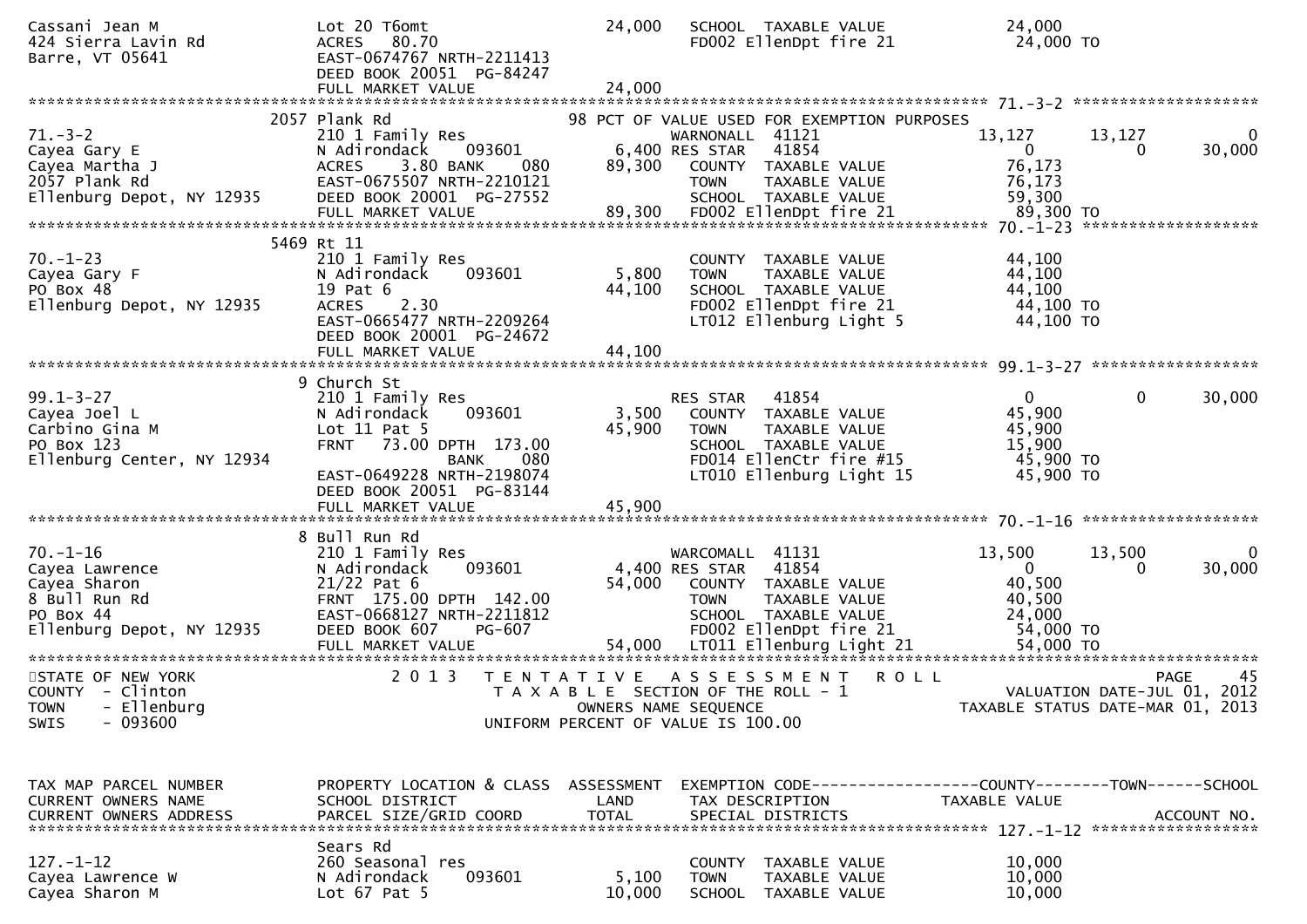```
Cassani Jean M                 Lot 20 T6omt                    24,000   SCHOOL  TAXABLE VALUE              24,000
424 Sierra Lavin Rd            ACRES   80.70                            FD002 EllenDpt fire 21              24,000 TO
Barre, VT 05641                EAST-0674767 NRTH-2211413
                               DEED BOOK 20051  PG-84247
                               FULL MARKET VALUE               24,000
******************************************************************************************************* 71.-3-2 ********************
                  2057 Plank Rd                               98 PCT OF VALUE USED FOR EXEMPTION PURPOSES
71.-3-2                        210 1 Family Res                      WARNONALL  41121              13,127      13,127           0
Cayea Gary E                   N Adirondack     093601         6,400 RES STAR   41854                   0           0      30,000
Cayea Martha J                 ACRES    3.80 BANK     080     89,300   COUNTY  TAXABLE VALUE            76,173
2057 Plank Rd                  EAST-0675507 NRTH-2210121               TOWN    TAXABLE VALUE            76,173
Ellenburg Depot, NY 12935      DEED BOOK 20001  PG-27552               SCHOOL  TAXABLE VALUE            59,300
                               FULL MARKET VALUE              89,300   FD002 EllenDpt fire 21            89,300 TO
******************************************************************************************************* 70.-1-23 *******************
                  5469 Rt 11
70.-1-23                       210 1 Family Res                        COUNTY  TAXABLE VALUE            44,100
Cayea Gary F                   N Adirondack     093601         5,800   TOWN    TAXABLE VALUE            44,100
PO Box 48                      19 Pat 6                       44,100   SCHOOL  TAXABLE VALUE            44,100
Ellenburg Depot, NY 12935      ACRES    2.30                           FD002 EllenDpt fire 21            44,100 TO
                               EAST-0665477 NRTH-2209264               LT012 Ellenburg Light 5           44,100 TO
                               DEED BOOK 20001  PG-24672
                               FULL MARKET VALUE              44,100
******************************************************************************************************* 99.1-3-27 ******************
                  9 Church St
99.1-3-27                      210 1 Family Res                      RES STAR   41854                   0           0      30,000
Cayea Joel L                   N Adirondack     093601         3,500   COUNTY  TAXABLE VALUE            45,900
Carbino Gina M                 Lot 11 Pat 5                   45,900   TOWN    TAXABLE VALUE            45,900
PO Box 123                     FRNT   73.00 DPTH 173.00                SCHOOL  TAXABLE VALUE            15,900
Ellenburg Center, NY 12934                   BANK     080              FD014 EllenCtr fire #15           45,900 TO
                               EAST-0649228 NRTH-2198074               LT010 Ellenburg Light 15          45,900 TO
                               DEED BOOK 20051  PG-83144
                               FULL MARKET VALUE              45,900
******************************************************************************************************* 70.-1-16 *******************
                  8 Bull Run Rd
70.-1-16                       210 1 Family Res                      WARCOMALL  41131              13,500      13,500           0
Cayea Lawrence                 N Adirondack     093601         4,400 RES STAR   41854                   0           0      30,000
Cayea Sharon                   21/22 Pat 6                    54,000   COUNTY  TAXABLE VALUE            40,500
8 Bull Run Rd                  FRNT  175.00 DPTH 142.00                TOWN    TAXABLE VALUE            40,500
PO Box 44                      EAST-0668127 NRTH-2211812               SCHOOL  TAXABLE VALUE            24,000
Ellenburg Depot, NY 12935      DEED BOOK 607    PG-607                 FD002 EllenDpt fire 21            54,000 TO
                               FULL MARKET VALUE              54,000   LT011 Ellenburg Light 21          54,000 TO
************************************************************************************************************************************
STATE OF NEW YORK                 2 0 1 3   T E N T A T I V E   A S S E S S M E N T   R O L L                          PAGE     45
COUNTY  - Clinton                           T A X A B L E  SECTION OF THE ROLL - 1                     VALUATION DATE-JUL 01, 2012
TOWN    - Ellenburg                               OWNERS NAME SEQUENCE                            TAXABLE STATUS DATE-MAR 01, 2013
SWIS    - 093600                           UNIFORM PERCENT OF VALUE IS 100.00


TAX MAP PARCEL NUMBER          PROPERTY LOCATION & CLASS  ASSESSMENT  EXEMPTION CODE------------------COUNTY--------TOWN------SCHOOL
CURRENT OWNERS NAME            SCHOOL DISTRICT               LAND     TAX DESCRIPTION             TAXABLE VALUE
CURRENT OWNERS ADDRESS         PARCEL SIZE/GRID COORD        TOTAL    SPECIAL DISTRICTS                                  ACCOUNT NO.
******************************************************************************************************* 127.-1-12 ******************
                               Sears Rd
127.-1-12                      260 Seasonal res                        COUNTY  TAXABLE VALUE            10,000
Cayea Lawrence W               N Adirondack     093601         5,100   TOWN    TAXABLE VALUE            10,000
Cayea Sharon M                 Lot 67 Pat 5                   10,000   SCHOOL  TAXABLE VALUE            10,000
```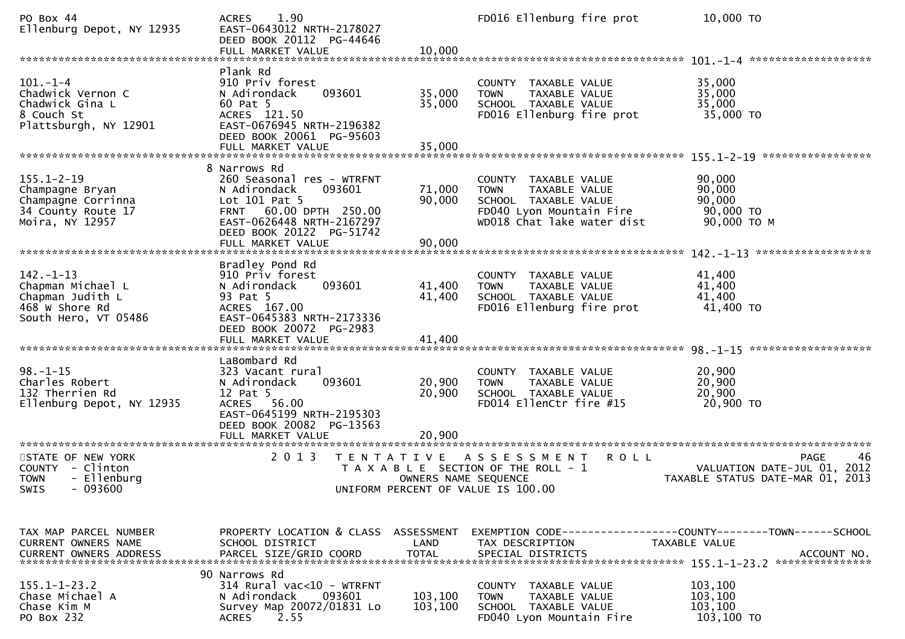```
PO Box 44                        ACRES    1.90                          FD016 Ellenburg fire prot          10,000 TO
Ellenburg Depot, NY 12935        EAST-0643012 NRTH-2178027
                                 DEED BOOK 20112  PG-44646
                                 FULL MARKET VALUE              10,000
******************************************************************************************************* 101.-1-4 ******************
                                 Plank Rd
101.-1-4                         910 Priv forest                        COUNTY  TAXABLE VALUE              35,000
Chadwick Vernon C                N Adirondack     093601       35,000   TOWN    TAXABLE VALUE              35,000
Chadwick Gina L                  60 Pat 5                      35,000   SCHOOL  TAXABLE VALUE              35,000
8 Couch St                       ACRES  121.50                          FD016 Ellenburg fire prot          35,000 TO
Plattsburgh, NY 12901            EAST-0676945 NRTH-2196382
                                 DEED BOOK 20061  PG-95603
                                 FULL MARKET VALUE              35,000
******************************************************************************************************* 155.1-2-19 ****************
                               8 Narrows Rd
155.1-2-19                       260 Seasonal res - WTRFNT              COUNTY  TAXABLE VALUE              90,000
Champagne Bryan                  N Adirondack     093601       71,000   TOWN    TAXABLE VALUE              90,000
Champagne Corrinna               Lot 101 Pat 5                 90,000   SCHOOL  TAXABLE VALUE              90,000
34 County Route 17               FRNT   60.00 DPTH  250.00              FD040 Lyon Mountain Fire           90,000 TO
Moira, NY 12957                  EAST-0626448 NRTH-2167297              WD018 Chat lake water dist         90,000 TO M
                                 DEED BOOK 20122  PG-51742
                                 FULL MARKET VALUE              90,000
******************************************************************************************************* 142.-1-13 *****************
                                 Bradley Pond Rd
142.-1-13                        910 Priv forest                        COUNTY  TAXABLE VALUE              41,400
Chapman Michael L                N Adirondack     093601       41,400   TOWN    TAXABLE VALUE              41,400
Chapman Judith L                 93 Pat 5                      41,400   SCHOOL  TAXABLE VALUE              41,400
468 W Shore Rd                   ACRES  167.00                          FD016 Ellenburg fire prot          41,400 TO
South Hero, VT 05486             EAST-0645383 NRTH-2173336
                                 DEED BOOK 20072  PG-2983
                                 FULL MARKET VALUE              41,400
******************************************************************************************************* 98.-1-15 ******************
                                 LaBombard Rd
98.-1-15                         323 Vacant rural                       COUNTY  TAXABLE VALUE              20,900
Charles Robert                   N Adirondack     093601       20,900   TOWN    TAXABLE VALUE              20,900
132 Therrien Rd                  12 Pat 5                      20,900   SCHOOL  TAXABLE VALUE              20,900
Ellenburg Depot, NY 12935        ACRES   56.00                          FD014 EllenCtr fire #15            20,900 TO
                                 EAST-0645199 NRTH-2195303
                                 DEED BOOK 20082  PG-13563
                                 FULL MARKET VALUE              20,900
************************************************************************************************************************************
STATE OF NEW YORK                2 0 1 3   T E N T A T I V E   A S S E S S M E N T   R O L L                              PAGE    46
COUNTY  - Clinton                         T A X A B L E  SECTION OF THE ROLL - 1                       VALUATION DATE-JUL 01, 2012
TOWN    - Ellenburg                               OWNERS NAME SEQUENCE                          TAXABLE STATUS DATE-MAR 01, 2013
SWIS    - 093600                            UNIFORM PERCENT OF VALUE IS 100.00


TAX MAP PARCEL NUMBER            PROPERTY LOCATION & CLASS  ASSESSMENT  EXEMPTION CODE------------------COUNTY--------TOWN------SCHOOL
CURRENT OWNERS NAME              SCHOOL DISTRICT               LAND     TAX DESCRIPTION              TAXABLE VALUE
CURRENT OWNERS ADDRESS           PARCEL SIZE/GRID COORD        TOTAL    SPECIAL DISTRICTS                                  ACCOUNT NO.
******************************************************************************************************* 155.1-1-23.2 **************
                              90 Narrows Rd
155.1-1-23.2                     314 Rural vac<10 - WTRFNT              COUNTY  TAXABLE VALUE             103,100
Chase Michael A                  N Adirondack     093601      103,100   TOWN    TAXABLE VALUE             103,100
Chase Kim M                      Survey Map 20072/01831 Lo    103,100   SCHOOL  TAXABLE VALUE             103,100
PO Box 232                       ACRES    2.55                          FD040 Lyon Mountain Fire          103,100 TO
```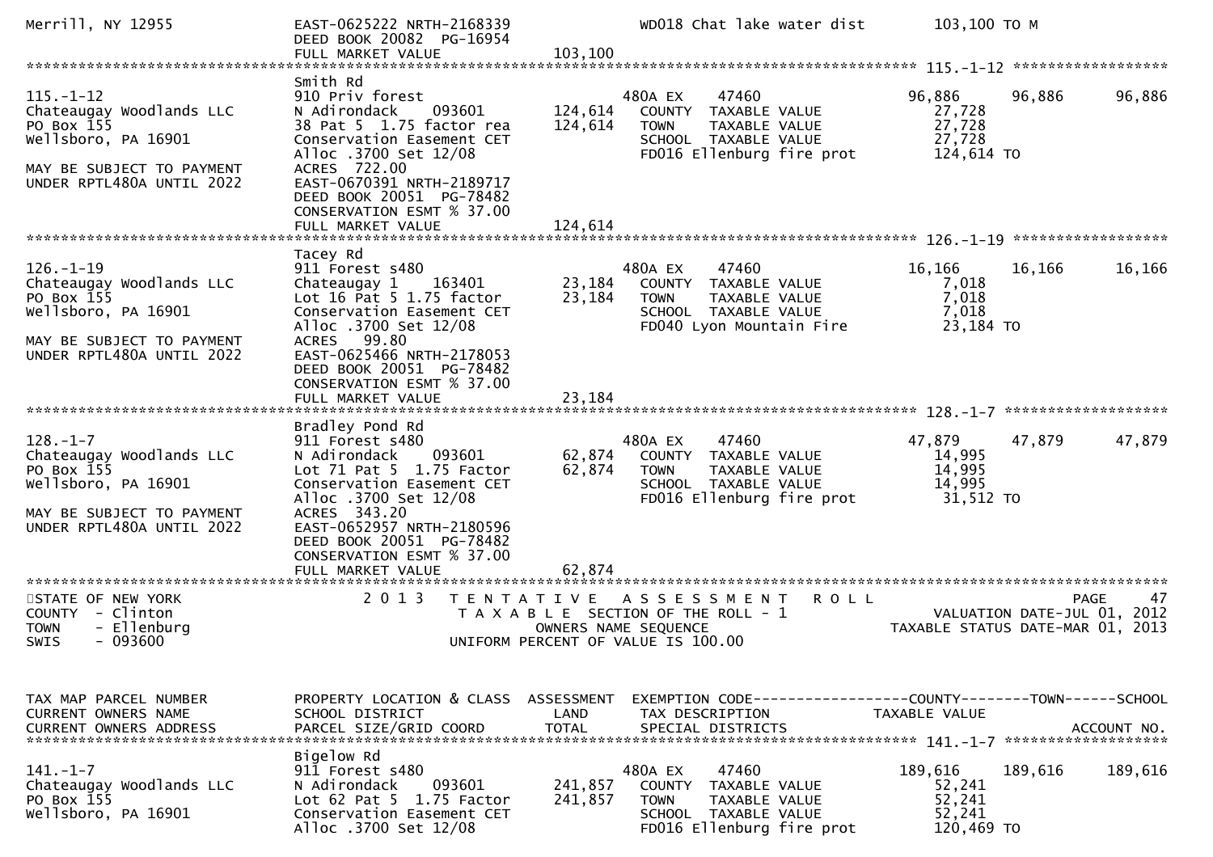```
Merrill, NY 12955              EAST-0625222 NRTH-2168339             WD018 Chat lake water dist       103,100 TO M
                               DEED BOOK 20082  PG-16954
                               FULL MARKET VALUE              103,100
******************************************************************************************************* 115.-1-12 ******************
                               Smith Rd
115.-1-12                      910 Priv forest                      480A EX     47460                96,886     96,886     96,886
Chateaugay Woodlands LLC       N Adirondack     093601      124,614   COUNTY  TAXABLE VALUE             27,728
PO Box 155                     38 Pat 5  1.75 factor rea    124,614   TOWN    TAXABLE VALUE             27,728
Wellsboro, PA 16901            Conservation Easement CET              SCHOOL  TAXABLE VALUE             27,728
                               Alloc .3700 Set 12/08                  FD016 Ellenburg fire prot        124,614 TO
MAY BE SUBJECT TO PAYMENT      ACRES  722.00
UNDER RPTL480A UNTIL 2022      EAST-0670391 NRTH-2189717
                               DEED BOOK 20051  PG-78482
                               CONSERVATION ESMT % 37.00
                               FULL MARKET VALUE              124,614
******************************************************************************************************* 126.-1-19 ******************
                               Tacey Rd
126.-1-19                      911 Forest s480                      480A EX     47460                16,166     16,166     16,166
Chateaugay Woodlands LLC       Chateaugay 1     163401       23,184   COUNTY  TAXABLE VALUE              7,018
PO Box 155                     Lot 16 Pat 5 1.75 factor      23,184   TOWN    TAXABLE VALUE              7,018
Wellsboro, PA 16901            Conservation Easement CET              SCHOOL  TAXABLE VALUE              7,018
                               Alloc .3700 Set 12/08                  FD040 Lyon Mountain Fire          23,184 TO
MAY BE SUBJECT TO PAYMENT      ACRES   99.80
UNDER RPTL480A UNTIL 2022      EAST-0625466 NRTH-2178053
                               DEED BOOK 20051  PG-78482
                               CONSERVATION ESMT % 37.00
                               FULL MARKET VALUE               23,184
******************************************************************************************************* 128.-1-7 *******************
                               Bradley Pond Rd
128.-1-7                       911 Forest s480                      480A EX     47460                47,879     47,879     47,879
Chateaugay Woodlands LLC       N Adirondack     093601       62,874   COUNTY  TAXABLE VALUE             14,995
PO Box 155                     Lot 71 Pat 5  1.75 Factor     62,874   TOWN    TAXABLE VALUE             14,995
Wellsboro, PA 16901            Conservation Easement CET              SCHOOL  TAXABLE VALUE             14,995
                               Alloc .3700 Set 12/08                  FD016 Ellenburg fire prot         31,512 TO
MAY BE SUBJECT TO PAYMENT      ACRES  343.20
UNDER RPTL480A UNTIL 2022      EAST-0652957 NRTH-2180596
                               DEED BOOK 20051  PG-78482
                               CONSERVATION ESMT % 37.00
                               FULL MARKET VALUE               62,874
************************************************************************************************************************************
STATE OF NEW YORK                  2 0 1 3   T E N T A T I V E   A S S E S S M E N T   R O L L                        PAGE    47
COUNTY  - Clinton                            T A X A B L E  SECTION OF THE ROLL - 1                  VALUATION DATE-JUL 01, 2012
TOWN    - Ellenburg                                 OWNERS NAME SEQUENCE                          TAXABLE STATUS DATE-MAR 01, 2013
SWIS    - 093600                              UNIFORM PERCENT OF VALUE IS 100.00


TAX MAP PARCEL NUMBER          PROPERTY LOCATION & CLASS  ASSESSMENT  EXEMPTION CODE------------------COUNTY--------TOWN------SCHOOL
CURRENT OWNERS NAME            SCHOOL DISTRICT               LAND      TAX DESCRIPTION            TAXABLE VALUE
CURRENT OWNERS ADDRESS         PARCEL SIZE/GRID COORD        TOTAL     SPECIAL DISTRICTS                                 ACCOUNT NO.
******************************************************************************************************* 141.-1-7 *******************
                               Bigelow Rd
141.-1-7                       911 Forest s480                      480A EX     47460               189,616    189,616    189,616
Chateaugay Woodlands LLC       N Adirondack     093601      241,857   COUNTY  TAXABLE VALUE             52,241
PO Box 155                     Lot 62 Pat 5  1.75 Factor    241,857   TOWN    TAXABLE VALUE             52,241
Wellsboro, PA 16901            Conservation Easement CET              SCHOOL  TAXABLE VALUE             52,241
                               Alloc .3700 Set 12/08                  FD016 Ellenburg fire prot        120,469 TO
```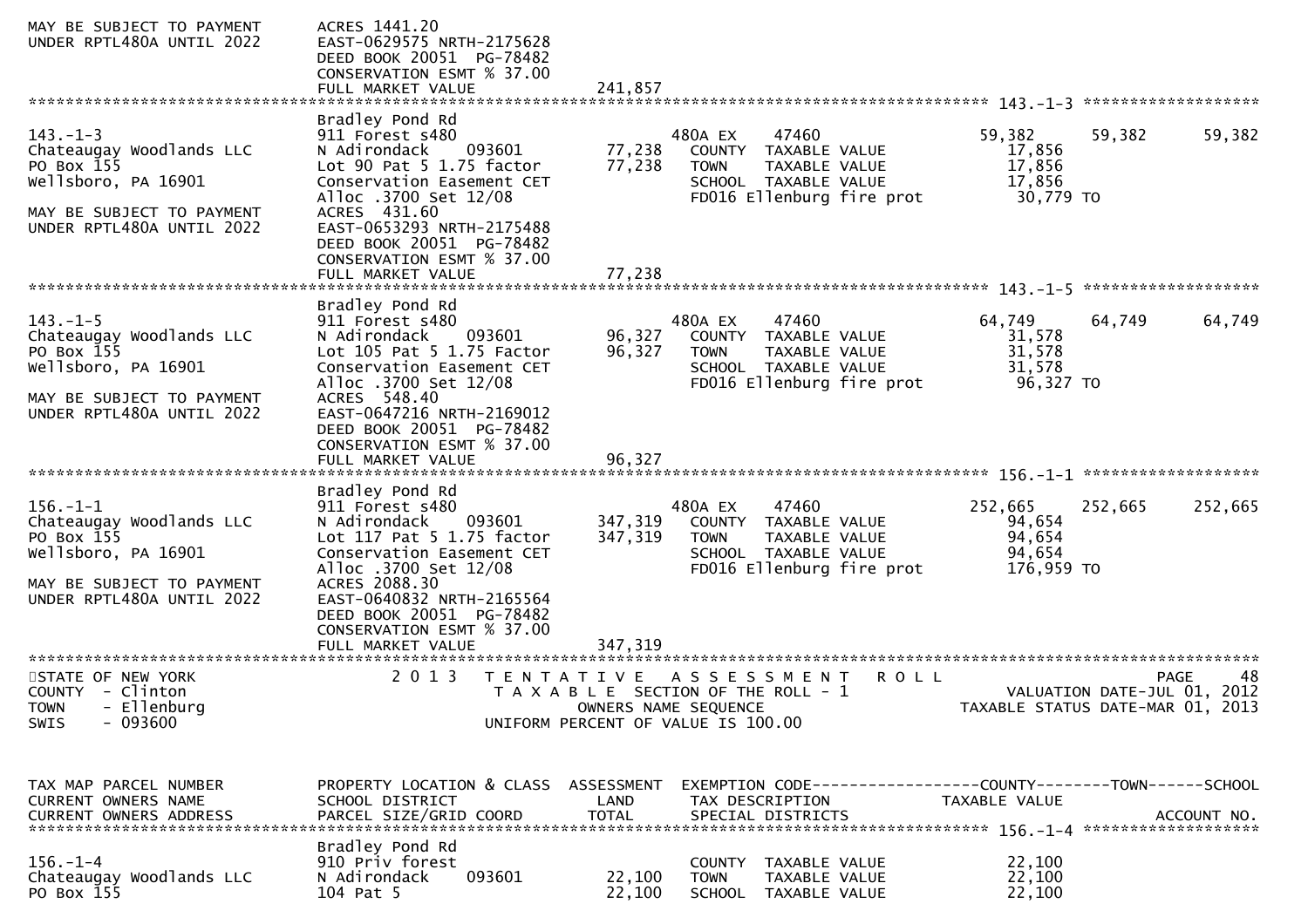```
MAY BE SUBJECT TO PAYMENT      ACRES 1441.20
UNDER RPTL480A UNTIL 2022      EAST-0629575 NRTH-2175628
                               DEED BOOK 20051  PG-78482
                               CONSERVATION ESMT % 37.00
                               FULL MARKET VALUE             241,857
******************************************************************************************************* 143.-1-3 ********************
                               Bradley Pond Rd
143.-1-3                       911 Forest s480                        480A EX     47460                 59,382      59,382      59,382
Chateaugay Woodlands LLC       N Adirondack     093601        77,238    COUNTY  TAXABLE VALUE             17,856
PO Box 155                     Lot 90 Pat 5 1.75 factor       77,238    TOWN    TAXABLE VALUE             17,856
Wellsboro, PA 16901            Conservation Easement CET                SCHOOL  TAXABLE VALUE             17,856
                               Alloc .3700 Set 12/08                    FD016 Ellenburg fire prot          30,779 TO
MAY BE SUBJECT TO PAYMENT      ACRES  431.60
UNDER RPTL480A UNTIL 2022      EAST-0653293 NRTH-2175488
                               DEED BOOK 20051  PG-78482
                               CONSERVATION ESMT % 37.00
                               FULL MARKET VALUE              77,238
******************************************************************************************************* 143.-1-5 ********************
                               Bradley Pond Rd
143.-1-5                       911 Forest s480                        480A EX     47460                 64,749      64,749      64,749
Chateaugay Woodlands LLC       N Adirondack     093601        96,327    COUNTY  TAXABLE VALUE             31,578
PO Box 155                     Lot 105 Pat 5 1.75 Factor      96,327    TOWN    TAXABLE VALUE             31,578
Wellsboro, PA 16901            Conservation Easement CET                SCHOOL  TAXABLE VALUE             31,578
                               Alloc .3700 Set 12/08                    FD016 Ellenburg fire prot          96,327 TO
MAY BE SUBJECT TO PAYMENT      ACRES  548.40
UNDER RPTL480A UNTIL 2022      EAST-0647216 NRTH-2169012
                               DEED BOOK 20051  PG-78482
                               CONSERVATION ESMT % 37.00
                               FULL MARKET VALUE              96,327
******************************************************************************************************* 156.-1-1 ********************
                               Bradley Pond Rd
156.-1-1                       911 Forest s480                        480A EX     47460                252,665     252,665     252,665
Chateaugay Woodlands LLC       N Adirondack     093601       347,319    COUNTY  TAXABLE VALUE             94,654
PO Box 155                     Lot 117 Pat 5 1.75 factor     347,319    TOWN    TAXABLE VALUE             94,654
Wellsboro, PA 16901            Conservation Easement CET                SCHOOL  TAXABLE VALUE             94,654
                               Alloc .3700 Set 12/08                    FD016 Ellenburg fire prot         176,959 TO
MAY BE SUBJECT TO PAYMENT      ACRES 2088.30
UNDER RPTL480A UNTIL 2022      EAST-0640832 NRTH-2165564
                               DEED BOOK 20051  PG-78482
                               CONSERVATION ESMT % 37.00
                               FULL MARKET VALUE             347,319
************************************************************************************************************************************
STATE OF NEW YORK                  2 0 1 3   T E N T A T I V E   A S S E S S M E N T   R O L L                              PAGE     48
COUNTY  - Clinton                          T A X A B L E  SECTION OF THE ROLL - 1                          VALUATION DATE-JUL 01, 2012
TOWN    - Ellenburg                                OWNERS NAME SEQUENCE                                TAXABLE STATUS DATE-MAR 01, 2013
SWIS    - 093600                           UNIFORM PERCENT OF VALUE IS 100.00


TAX MAP PARCEL NUMBER          PROPERTY LOCATION & CLASS  ASSESSMENT  EXEMPTION CODE------------------COUNTY--------TOWN------SCHOOL
CURRENT OWNERS NAME            SCHOOL DISTRICT               LAND     TAX DESCRIPTION             TAXABLE VALUE
CURRENT OWNERS ADDRESS         PARCEL SIZE/GRID COORD       TOTAL     SPECIAL DISTRICTS                                   ACCOUNT NO.
******************************************************************************************************* 156.-1-4 ********************
                               Bradley Pond Rd
156.-1-4                       910 Priv forest                          COUNTY  TAXABLE VALUE             22,100
Chateaugay Woodlands LLC       N Adirondack     093601        22,100    TOWN    TAXABLE VALUE             22,100
PO Box 155                     104 Pat 5                      22,100    SCHOOL  TAXABLE VALUE             22,100
```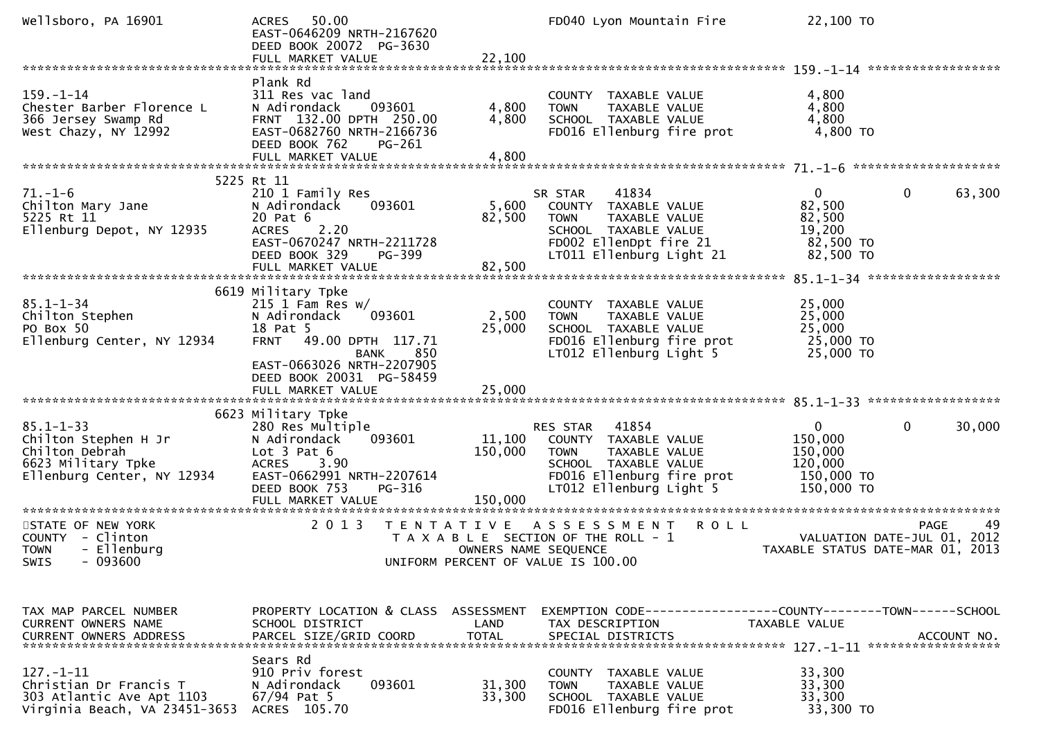```
Wellsboro, PA 16901             ACRES   50.00                              FD040 Lyon Mountain Fire            22,100 TO
                                EAST-0646209 NRTH-2167620
                                DEED BOOK 20072  PG-3630
                                FULL MARKET VALUE              22,100
******************************************************************************************************* 159.-1-14 ******************
                                Plank Rd
159.-1-14                       311 Res vac land                           COUNTY  TAXABLE VALUE               4,800
Chester Barber Florence L       N Adirondack    093601          4,800      TOWN    TAXABLE VALUE               4,800
366 Jersey Swamp Rd             FRNT  132.00 DPTH  250.00       4,800      SCHOOL  TAXABLE VALUE               4,800
West Chazy, NY 12992            EAST-0682760 NRTH-2166736                  FD016 Ellenburg fire prot            4,800 TO
                                DEED BOOK 762     PG-261
                                FULL MARKET VALUE               4,800
******************************************************************************************************* 71.-1-6 ********************
                           5225 Rt 11
71.-1-6                         210 1 Family Res                           SR STAR     41834                       0          0      63,300
Chilton Mary Jane               N Adirondack    093601          5,600      COUNTY  TAXABLE VALUE              82,500
5225 Rt 11                      20 Pat 6                       82,500      TOWN    TAXABLE VALUE              82,500
Ellenburg Depot, NY 12935       ACRES    2.20                              SCHOOL  TAXABLE VALUE              19,200
                                EAST-0670247 NRTH-2211728                  FD002 EllenDpt fire 21              82,500 TO
                                DEED BOOK 329     PG-399                   LT011 Ellenburg Light 21            82,500 TO
                                FULL MARKET VALUE              82,500
******************************************************************************************************* 85.1-1-34 ******************
                           6619 Military Tpke
85.1-1-34                       215 1 Fam Res w/                           COUNTY  TAXABLE VALUE              25,000
Chilton Stephen                 N Adirondack    093601          2,500      TOWN    TAXABLE VALUE              25,000
PO Box 50                       18 Pat 5                       25,000      SCHOOL  TAXABLE VALUE              25,000
Ellenburg Center, NY 12934      FRNT   49.00 DPTH  117.71                  FD016 Ellenburg fire prot           25,000 TO
                                              BANK     850                 LT012 Ellenburg Light 5             25,000 TO
                                EAST-0663026 NRTH-2207905
                                DEED BOOK 20031  PG-58459
                                FULL MARKET VALUE              25,000
******************************************************************************************************* 85.1-1-33 ******************
                           6623 Military Tpke
85.1-1-33                       280 Res Multiple                           RES STAR    41854                       0          0      30,000
Chilton Stephen H Jr            N Adirondack    093601         11,100      COUNTY  TAXABLE VALUE             150,000
Chilton Debrah                  Lot 3 Pat 6                   150,000      TOWN    TAXABLE VALUE             150,000
6623 Military Tpke              ACRES    3.90                              SCHOOL  TAXABLE VALUE             120,000
Ellenburg Center, NY 12934      EAST-0662991 NRTH-2207614                  FD016 Ellenburg fire prot          150,000 TO
                                DEED BOOK 753     PG-316                   LT012 Ellenburg Light 5            150,000 TO
                                FULL MARKET VALUE             150,000
************************************************************************************************************************************
STATE OF NEW YORK                   2 0 1 3   T E N T A T I V E   A S S E S S M E N T   R O L L                              PAGE    49
COUNTY  - Clinton                             T A X A B L E  SECTION OF THE ROLL - 1                            VALUATION DATE-JUL 01, 2012
TOWN    - Ellenburg                                     OWNERS NAME SEQUENCE                                  TAXABLE STATUS DATE-MAR 01, 2013
SWIS    - 093600                                UNIFORM PERCENT OF VALUE IS 100.00


TAX MAP PARCEL NUMBER           PROPERTY LOCATION & CLASS  ASSESSMENT  EXEMPTION CODE------------------COUNTY--------TOWN------SCHOOL
CURRENT OWNERS NAME             SCHOOL DISTRICT                 LAND   TAX DESCRIPTION              TAXABLE VALUE
CURRENT OWNERS ADDRESS          PARCEL SIZE/GRID COORD         TOTAL   SPECIAL DISTRICTS                                    ACCOUNT NO.
******************************************************************************************************* 127.-1-11 ******************
                                Sears Rd
127.-1-11                       910 Priv forest                            COUNTY  TAXABLE VALUE              33,300
Christian Dr Francis T          N Adirondack    093601         31,300      TOWN    TAXABLE VALUE              33,300
303 Atlantic Ave Apt 1103       67/94 Pat 5                    33,300      SCHOOL  TAXABLE VALUE              33,300
Virginia Beach, VA 23451-3653   ACRES  105.70                              FD016 Ellenburg fire prot           33,300 TO
```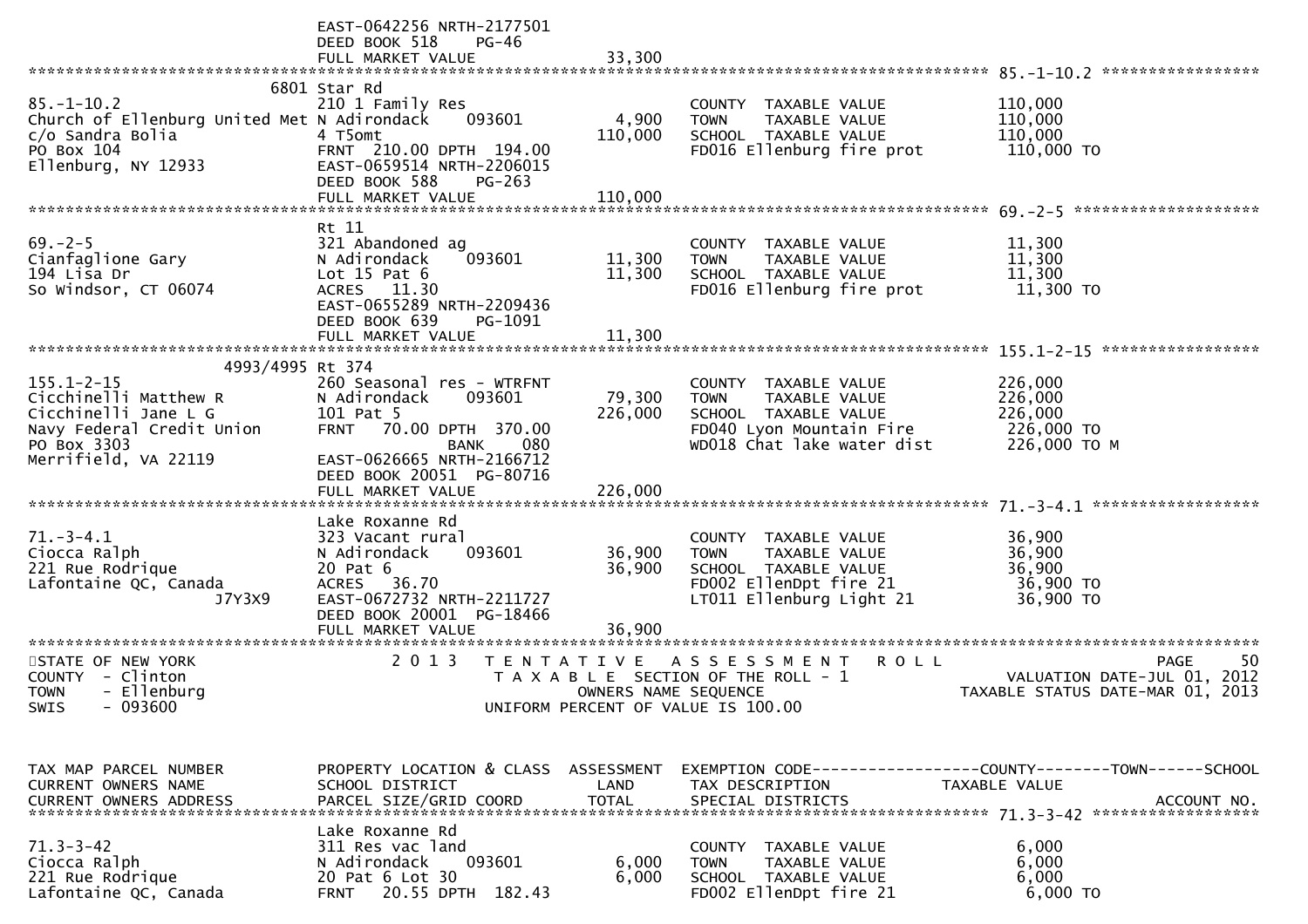```
                              EAST-0642256 NRTH-2177501
                              DEED BOOK 518     PG-46
                              FULL MARKET VALUE              33,300
******************************************************************************************************* 85.-1-10.2 *****************
                        6801 Star Rd
85.-1-10.2                    210 1 Family Res                          COUNTY  TAXABLE VALUE            110,000
Church of Ellenburg United Met N Adirondack     093601        4,900     TOWN    TAXABLE VALUE            110,000
c/o Sandra Bolia              4 T5omt                       110,000     SCHOOL  TAXABLE VALUE            110,000
PO Box 104                    FRNT  210.00 DPTH  194.00                 FD016 Ellenburg fire prot         110,000 TO
Ellenburg, NY 12933           EAST-0659514 NRTH-2206015
                              DEED BOOK 588     PG-263
                              FULL MARKET VALUE             110,000
******************************************************************************************************* 69.-2-5 ********************
                              Rt 11
69.-2-5                       321 Abandoned ag                          COUNTY  TAXABLE VALUE             11,300
Cianfaglione Gary             N Adirondack     093601        11,300     TOWN    TAXABLE VALUE             11,300
194 Lisa Dr                   Lot 15 Pat 6                   11,300     SCHOOL  TAXABLE VALUE             11,300
So Windsor, CT 06074          ACRES   11.30                             FD016 Ellenburg fire prot          11,300 TO
                              EAST-0655289 NRTH-2209436
                              DEED BOOK 639     PG-1091
                              FULL MARKET VALUE              11,300
******************************************************************************************************* 155.1-2-15 *****************
                   4993/4995 Rt 374
155.1-2-15                    260 Seasonal res - WTRFNT                 COUNTY  TAXABLE VALUE            226,000
Cicchinelli Matthew R         N Adirondack     093601        79,300     TOWN    TAXABLE VALUE            226,000
Cicchinelli Jane L G          101 Pat 5                     226,000     SCHOOL  TAXABLE VALUE            226,000
Navy Federal Credit Union     FRNT   70.00 DPTH  370.00                 FD040 Lyon Mountain Fire          226,000 TO
PO Box 3303                                 BANK     080                WD018 Chat lake water dist        226,000 TO M
Merrifield, VA 22119          EAST-0626665 NRTH-2166712
                              DEED BOOK 20051  PG-80716
                              FULL MARKET VALUE             226,000
******************************************************************************************************* 71.-3-4.1 ******************
                              Lake Roxanne Rd
71.-3-4.1                     323 Vacant rural                          COUNTY  TAXABLE VALUE             36,900
Ciocca Ralph                  N Adirondack     093601        36,900     TOWN    TAXABLE VALUE             36,900
221 Rue Rodrique              20 Pat 6                       36,900     SCHOOL  TAXABLE VALUE             36,900
Lafontaine QC, Canada         ACRES   36.70                             FD002 EllenDpt fire 21             36,900 TO
                  J7Y3X9      EAST-0672732 NRTH-2211727                 LT011 Ellenburg Light 21           36,900 TO
                              DEED BOOK 20001  PG-18466
                              FULL MARKET VALUE              36,900
************************************************************************************************************************************
STATE OF NEW YORK                   2 0 1 3   T E N T A T I V E   A S S E S S M E N T   R O L L                          PAGE    50
COUNTY  - Clinton                            T A X A B L E  SECTION OF THE ROLL - 1                      VALUATION DATE-JUL 01, 2012
TOWN    - Ellenburg                                 OWNERS NAME SEQUENCE                           TAXABLE STATUS DATE-MAR 01, 2013
SWIS    - 093600                             UNIFORM PERCENT OF VALUE IS 100.00


TAX MAP PARCEL NUMBER         PROPERTY LOCATION & CLASS  ASSESSMENT  EXEMPTION CODE------------------COUNTY--------TOWN------SCHOOL
CURRENT OWNERS NAME           SCHOOL DISTRICT               LAND      TAX DESCRIPTION            TAXABLE VALUE
CURRENT OWNERS ADDRESS        PARCEL SIZE/GRID COORD        TOTAL     SPECIAL DISTRICTS                                  ACCOUNT NO.
******************************************************************************************************* 71.3-3-42 ******************
                              Lake Roxanne Rd
71.3-3-42                     311 Res vac land                          COUNTY  TAXABLE VALUE              6,000
Ciocca Ralph                  N Adirondack     093601         6,000     TOWN    TAXABLE VALUE              6,000
221 Rue Rodrique              20 Pat 6 Lot 30                 6,000     SCHOOL  TAXABLE VALUE              6,000
Lafontaine QC, Canada         FRNT   20.55 DPTH  182.43                 FD002 EllenDpt fire 21              6,000 TO
```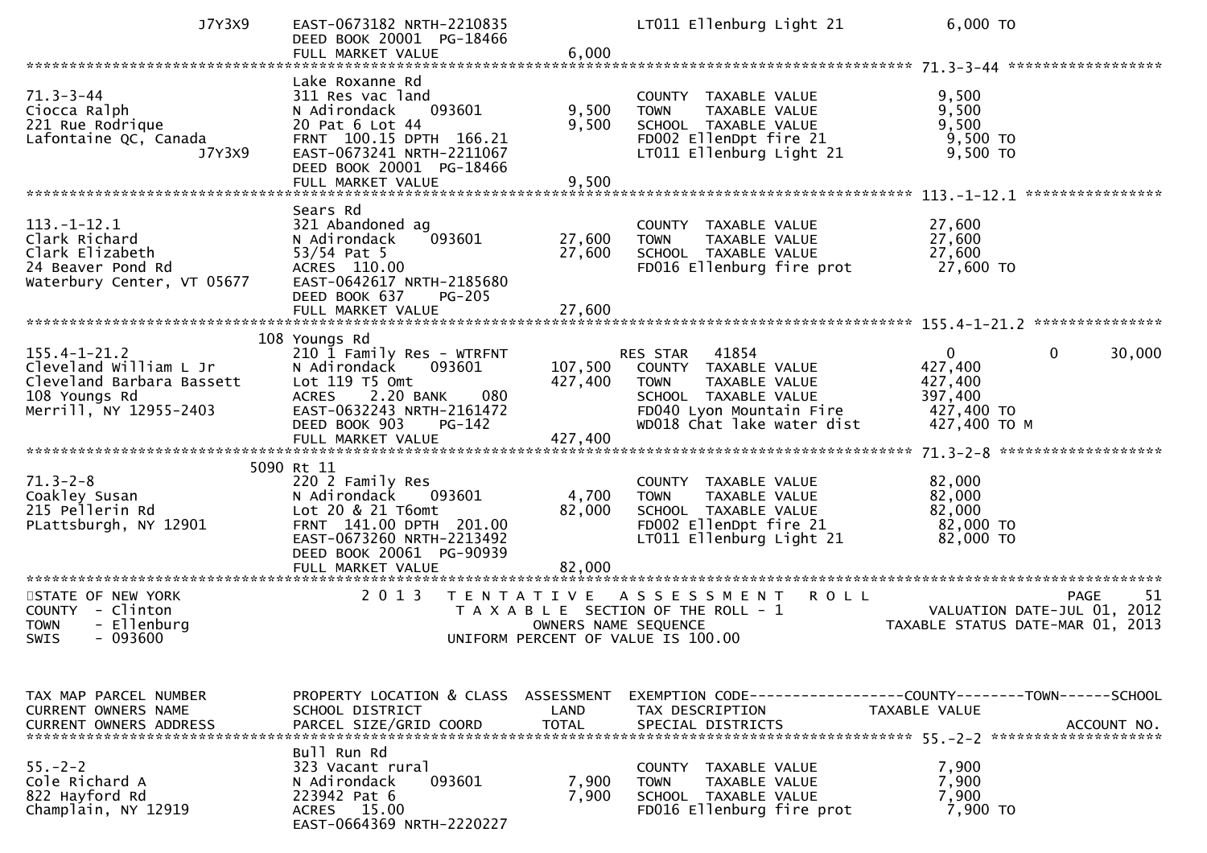```
            J7Y3X9           EAST-0673182 NRTH-2210835                  LT011 Ellenburg Light 21               6,000 TO
                             DEED BOOK 20001  PG-18466
                             FULL MARKET VALUE                 6,000
******************************************************************************************************* 71.3-3-44 ******************
                             Lake Roxanne Rd
71.3-3-44                    311 Res vac land                           COUNTY  TAXABLE VALUE              9,500
Ciocca Ralph                 N Adirondack     093601         9,500     TOWN    TAXABLE VALUE              9,500
221 Rue Rodrique             20 Pat 6 Lot 44                 9,500     SCHOOL  TAXABLE VALUE              9,500
Lafontaine QC, Canada        FRNT  100.15 DPTH  166.21                  FD002 EllenDpt fire 21              9,500 TO
            J7Y3X9           EAST-0673241 NRTH-2211067                  LT011 Ellenburg Light 21            9,500 TO
                             DEED BOOK 20001  PG-18466
                             FULL MARKET VALUE                 9,500
******************************************************************************************************* 113.-1-12.1 ****************
                             Sears Rd
113.-1-12.1                  321 Abandoned ag                           COUNTY  TAXABLE VALUE             27,600
Clark Richard                N Adirondack     093601        27,600     TOWN    TAXABLE VALUE             27,600
Clark Elizabeth              53/54 Pat 5                    27,600     SCHOOL  TAXABLE VALUE             27,600
24 Beaver Pond Rd            ACRES  110.00                              FD016 Ellenburg fire prot          27,600 TO
Waterbury Center, VT 05677   EAST-0642617 NRTH-2185680
                             DEED BOOK 637    PG-205
                             FULL MARKET VALUE                27,600
******************************************************************************************************* 155.4-1-21.2 ***************
                         108 Youngs Rd
155.4-1-21.2                 210 1 Family Res - WTRFNT                  RES STAR   41854                   0             0       30,000
Cleveland William L Jr       N Adirondack     093601       107,500     COUNTY  TAXABLE VALUE            427,400
Cleveland Barbara Bassett    Lot 119 T5 Omt                427,400     TOWN    TAXABLE VALUE            427,400
108 Youngs Rd                ACRES    2.20 BANK     080                 SCHOOL  TAXABLE VALUE            397,400
Merrill, NY 12955-2403       EAST-0632243 NRTH-2161472                  FD040 Lyon Mountain Fire          427,400 TO
                             DEED BOOK 903    PG-142                    WD018 Chat lake water dist        427,400 TO M
                             FULL MARKET VALUE               427,400
******************************************************************************************************* 71.3-2-8 *******************
                        5090 Rt 11
71.3-2-8                     220 2 Family Res                           COUNTY  TAXABLE VALUE             82,000
Coakley Susan                N Adirondack     093601         4,700     TOWN    TAXABLE VALUE             82,000
215 Pellerin Rd              Lot 20 & 21 T6omt              82,000     SCHOOL  TAXABLE VALUE             82,000
PLattsburgh, NY 12901        FRNT  141.00 DPTH  201.00                  FD002 EllenDpt fire 21             82,000 TO
                             EAST-0673260 NRTH-2213492                  LT011 Ellenburg Light 21           82,000 TO
                             DEED BOOK 20061  PG-90939
                             FULL MARKET VALUE                82,000
************************************************************************************************************************************
STATE OF NEW YORK                 2 0 1 3   T E N T A T I V E   A S S E S S M E N T   R O L L                          PAGE     51
COUNTY  - Clinton                           T A X A B L E  SECTION OF THE ROLL - 1                      VALUATION DATE-JUL 01, 2012
TOWN    - Ellenburg                                 OWNERS NAME SEQUENCE                            TAXABLE STATUS DATE-MAR 01, 2013
SWIS    - 093600                             UNIFORM PERCENT OF VALUE IS 100.00


TAX MAP PARCEL NUMBER        PROPERTY LOCATION & CLASS  ASSESSMENT  EXEMPTION CODE------------------COUNTY--------TOWN------SCHOOL
CURRENT OWNERS NAME          SCHOOL DISTRICT               LAND      TAX DESCRIPTION             TAXABLE VALUE
CURRENT OWNERS ADDRESS       PARCEL SIZE/GRID COORD        TOTAL     SPECIAL DISTRICTS                                    ACCOUNT NO.
******************************************************************************************************* 55.-2-2 ********************
                             Bull Run Rd
55.-2-2                      323 Vacant rural                           COUNTY  TAXABLE VALUE              7,900
Cole Richard A               N Adirondack     093601         7,900     TOWN    TAXABLE VALUE              7,900
822 Hayford Rd               223942 Pat 6                    7,900     SCHOOL  TAXABLE VALUE              7,900
Champlain, NY 12919          ACRES   15.00                              FD016 Ellenburg fire prot           7,900 TO
                             EAST-0664369 NRTH-2220227
```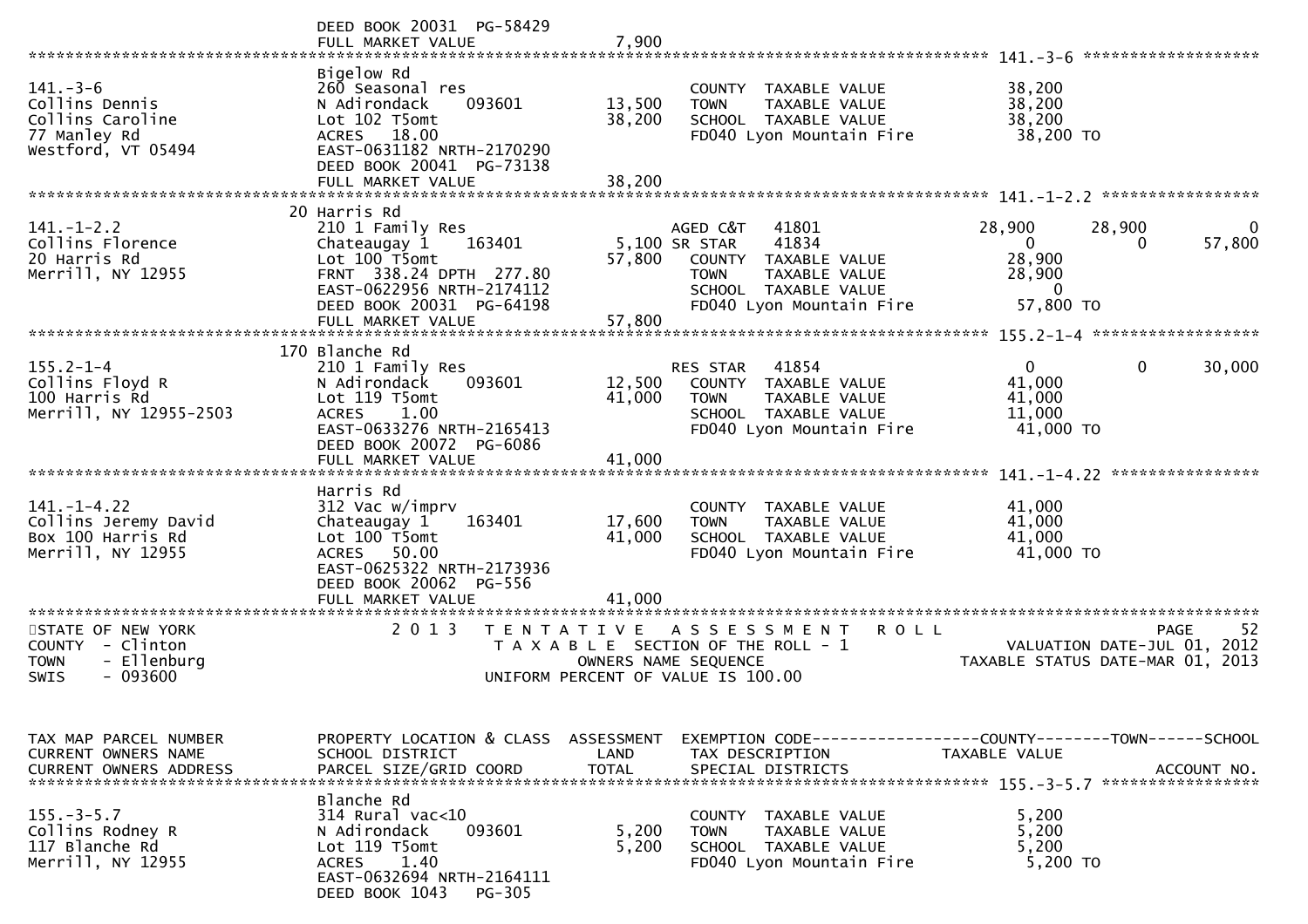DEED BOOK 20031 PG-58429
FULL MARKET VALUE 7,900

**141.-3-6**

| Parcel / Owner | Property Location & Class | Assessment Land / Total | Exemption / Tax Description | County | Town | School |
|---|---|---|---|---|---|---|
| 141.-3-6 | Bigelow Rd | | | | | |
| Collins Dennis | 260 Seasonal res | | COUNTY TAXABLE VALUE | 38,200 | | |
| Collins Caroline | N Adirondack 093601 | 13,500 | TOWN TAXABLE VALUE | 38,200 | | |
| 77 Manley Rd | Lot 102 T5omt | 38,200 | SCHOOL TAXABLE VALUE | 38,200 | | |
| Westford, VT 05494 | ACRES 18.00 | | FD040 Lyon Mountain Fire | 38,200 TO | | |
| | EAST-0631182 NRTH-2170290 | | | | | |
| | DEED BOOK 20041 PG-73138 | | | | | |
| | FULL MARKET VALUE | 38,200 | | | | |

**141.-1-2.2**

| Parcel / Owner | Property Location & Class | Assessment Land / Total | Exemption / Tax Description | County | Town | School |
|---|---|---|---|---|---|---|
| 141.-1-2.2 | 20 Harris Rd | | | | | |
| Collins Florence | 210 1 Family Res | | AGED C&T 41801 | 28,900 | 28,900 | 0 |
| 20 Harris Rd | Chateaugay 1 163401 | 5,100 | SR STAR 41834 | 0 | 0 | 57,800 |
| Merrill, NY 12955 | Lot 100 T5omt | 57,800 | COUNTY TAXABLE VALUE | 28,900 | | |
| | FRNT 338.24 DPTH 277.80 | | TOWN TAXABLE VALUE | 28,900 | | |
| | EAST-0622956 NRTH-2174112 | | SCHOOL TAXABLE VALUE | 0 | | |
| | DEED BOOK 20031 PG-64198 | | FD040 Lyon Mountain Fire | 57,800 TO | | |
| | FULL MARKET VALUE | 57,800 | | | | |

**155.2-1-4**

| Parcel / Owner | Property Location & Class | Assessment Land / Total | Exemption / Tax Description | County | Town | School |
|---|---|---|---|---|---|---|
| 155.2-1-4 | 170 Blanche Rd | | | | | |
| Collins Floyd R | 210 1 Family Res | | RES STAR 41854 | 0 | 0 | 30,000 |
| 100 Harris Rd | N Adirondack 093601 | 12,500 | COUNTY TAXABLE VALUE | 41,000 | | |
| Merrill, NY 12955-2503 | Lot 119 T5omt | 41,000 | TOWN TAXABLE VALUE | 41,000 | | |
| | ACRES 1.00 | | SCHOOL TAXABLE VALUE | 11,000 | | |
| | EAST-0633276 NRTH-2165413 | | FD040 Lyon Mountain Fire | 41,000 TO | | |
| | DEED BOOK 20072 PG-6086 | | | | | |
| | FULL MARKET VALUE | 41,000 | | | | |

**141.-1-4.22**

| Parcel / Owner | Property Location & Class | Assessment Land / Total | Exemption / Tax Description | County | Town | School |
|---|---|---|---|---|---|---|
| 141.-1-4.22 | Harris Rd | | | | | |
| Collins Jeremy David | 312 Vac w/imprv | | COUNTY TAXABLE VALUE | 41,000 | | |
| Box 100 Harris Rd | Chateaugay 1 163401 | 17,600 | TOWN TAXABLE VALUE | 41,000 | | |
| Merrill, NY 12955 | Lot 100 T5omt | 41,000 | SCHOOL TAXABLE VALUE | 41,000 | | |
| | ACRES 50.00 | | FD040 Lyon Mountain Fire | 41,000 TO | | |
| | EAST-0625322 NRTH-2173936 | | | | | |
| | DEED BOOK 20062 PG-556 | | | | | |
| | FULL MARKET VALUE | 41,000 | | | | |

STATE OF NEW YORK
COUNTY - Clinton
TOWN - Ellenburg
SWIS - 093600

2013 TENTATIVE ASSESSMENT ROLL
TAXABLE SECTION OF THE ROLL - 1
OWNERS NAME SEQUENCE
UNIFORM PERCENT OF VALUE IS 100.00

PAGE 52
VALUATION DATE-JUL 01, 2012
TAXABLE STATUS DATE-MAR 01, 2013

| TAX MAP PARCEL NUMBER / CURRENT OWNERS NAME / CURRENT OWNERS ADDRESS | PROPERTY LOCATION & CLASS / SCHOOL DISTRICT / PARCEL SIZE/GRID COORD | ASSESSMENT LAND / TOTAL | EXEMPTION CODE / TAX DESCRIPTION / SPECIAL DISTRICTS | COUNTY TAXABLE VALUE | TOWN | SCHOOL / ACCOUNT NO. |
|---|---|---|---|---|---|---|
| 155.-3-5.7 | Blanche Rd | | | | | |
| Collins Rodney R | 314 Rural vac<10 | | COUNTY TAXABLE VALUE | 5,200 | | |
| 117 Blanche Rd | N Adirondack 093601 | 5,200 | TOWN TAXABLE VALUE | 5,200 | | |
| Merrill, NY 12955 | Lot 119 T5omt | 5,200 | SCHOOL TAXABLE VALUE | 5,200 | | |
| | ACRES 1.40 | | FD040 Lyon Mountain Fire | 5,200 TO | | |
| | EAST-0632694 NRTH-2164111 | | | | | |
| | DEED BOOK 1043 PG-305 | | | | | |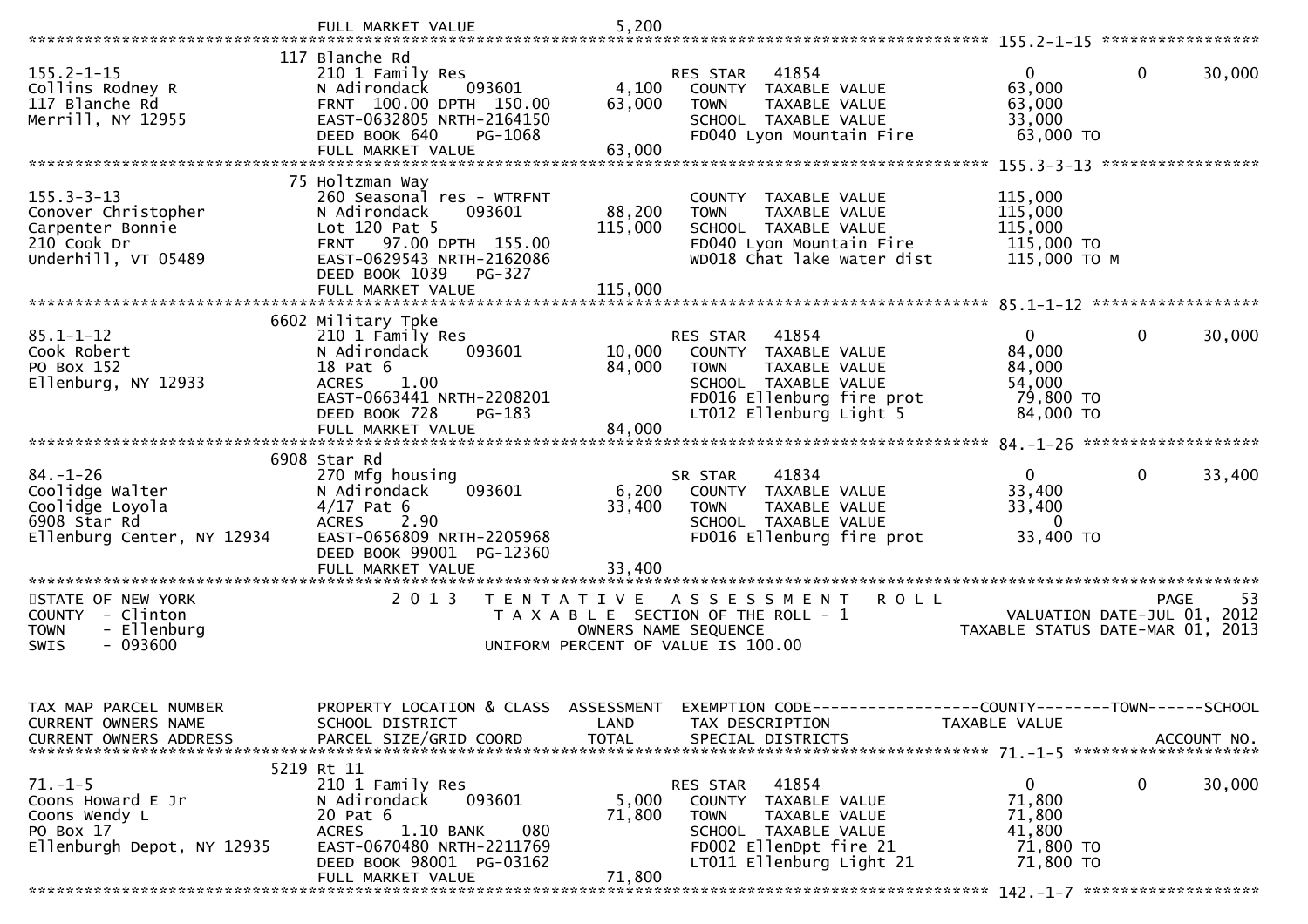```
                                  FULL MARKET VALUE              5,200
******************************************************************************************************* 155.2-1-15 *****************
                              117 Blanche Rd
155.2-1-15                    210 1 Family Res                      RES STAR   41854                   0           0        30,000
Collins Rodney R              N Adirondack     093601        4,100    COUNTY  TAXABLE VALUE           63,000
117 Blanche Rd                FRNT 100.00 DPTH 150.00       63,000    TOWN    TAXABLE VALUE           63,000
Merrill, NY 12955             EAST-0632805 NRTH-2164150               SCHOOL  TAXABLE VALUE           33,000
                              DEED BOOK 640    PG-1068                FD040 Lyon Mountain Fire         63,000 TO
                              FULL MARKET VALUE             63,000
******************************************************************************************************* 155.3-3-13 *****************
                              75 Holtzman Way
155.3-3-13                    260 Seasonal res - WTRFNT               COUNTY  TAXABLE VALUE          115,000
Conover Christopher           N Adirondack     093601       88,200    TOWN    TAXABLE VALUE          115,000
Carpenter Bonnie              Lot 120 Pat 5                115,000    SCHOOL  TAXABLE VALUE          115,000
210 Cook Dr                   FRNT  97.00 DPTH 155.00                 FD040 Lyon Mountain Fire        115,000 TO
Underhill, VT 05489           EAST-0629543 NRTH-2162086               WD018 Chat lake water dist      115,000 TO M
                              DEED BOOK 1039   PG-327
                              FULL MARKET VALUE            115,000
******************************************************************************************************* 85.1-1-12 ******************
                              6602 Military Tpke
85.1-1-12                     210 1 Family Res                      RES STAR   41854                   0           0        30,000
Cook Robert                   N Adirondack     093601       10,000    COUNTY  TAXABLE VALUE           84,000
PO Box 152                    18 Pat 6                      84,000    TOWN    TAXABLE VALUE           84,000
Ellenburg, NY 12933           ACRES    1.00                           SCHOOL  TAXABLE VALUE           54,000
                              EAST-0663441 NRTH-2208201               FD016 Ellenburg fire prot        79,800 TO
                              DEED BOOK 728    PG-183                 LT012 Ellenburg Light 5          84,000 TO
                              FULL MARKET VALUE             84,000
******************************************************************************************************* 84.-1-26 *******************
                              6908 Star Rd
84.-1-26                      270 Mfg housing                       SR STAR    41834                   0           0        33,400
Coolidge Walter               N Adirondack     093601        6,200    COUNTY  TAXABLE VALUE           33,400
Coolidge Loyola               4/17 Pat 6                    33,400    TOWN    TAXABLE VALUE           33,400
6908 Star Rd                  ACRES    2.90                           SCHOOL  TAXABLE VALUE                0
Ellenburg Center, NY 12934    EAST-0656809 NRTH-2205968               FD016 Ellenburg fire prot        33,400 TO
                              DEED BOOK 99001  PG-12360
                              FULL MARKET VALUE             33,400
************************************************************************************************************************************
STATE OF NEW YORK                 2 0 1 3   T E N T A T I V E   A S S E S S M E N T   R O L L                              PAGE    53
COUNTY  - Clinton                          T A X A B L E  SECTION OF THE ROLL - 1                     VALUATION DATE-JUL 01, 2012
TOWN    - Ellenburg                            OWNERS NAME SEQUENCE                            TAXABLE STATUS DATE-MAR 01, 2013
SWIS    - 093600                         UNIFORM PERCENT OF VALUE IS 100.00


TAX MAP PARCEL NUMBER         PROPERTY LOCATION & CLASS  ASSESSMENT  EXEMPTION CODE------------------COUNTY--------TOWN------SCHOOL
CURRENT OWNERS NAME           SCHOOL DISTRICT               LAND      TAX DESCRIPTION            TAXABLE VALUE
CURRENT OWNERS ADDRESS        PARCEL SIZE/GRID COORD        TOTAL     SPECIAL DISTRICTS                                  ACCOUNT NO.
******************************************************************************************************* 71.-1-5 ********************
                              5219 Rt 11
71.-1-5                       210 1 Family Res                      RES STAR   41854                   0           0        30,000
Coons Howard E Jr             N Adirondack     093601        5,000    COUNTY  TAXABLE VALUE           71,800
Coons Wendy L                 20 Pat 6                      71,800    TOWN    TAXABLE VALUE           71,800
PO Box 17                     ACRES    1.10 BANK     080              SCHOOL  TAXABLE VALUE           41,800
Ellenburgh Depot, NY 12935    EAST-0670480 NRTH-2211769               FD002 EllenDpt fire 21           71,800 TO
                              DEED BOOK 98001  PG-03162               LT011 Ellenburg Light 21         71,800 TO
                              FULL MARKET VALUE             71,800
******************************************************************************************************* 142.-1-7 *******************
```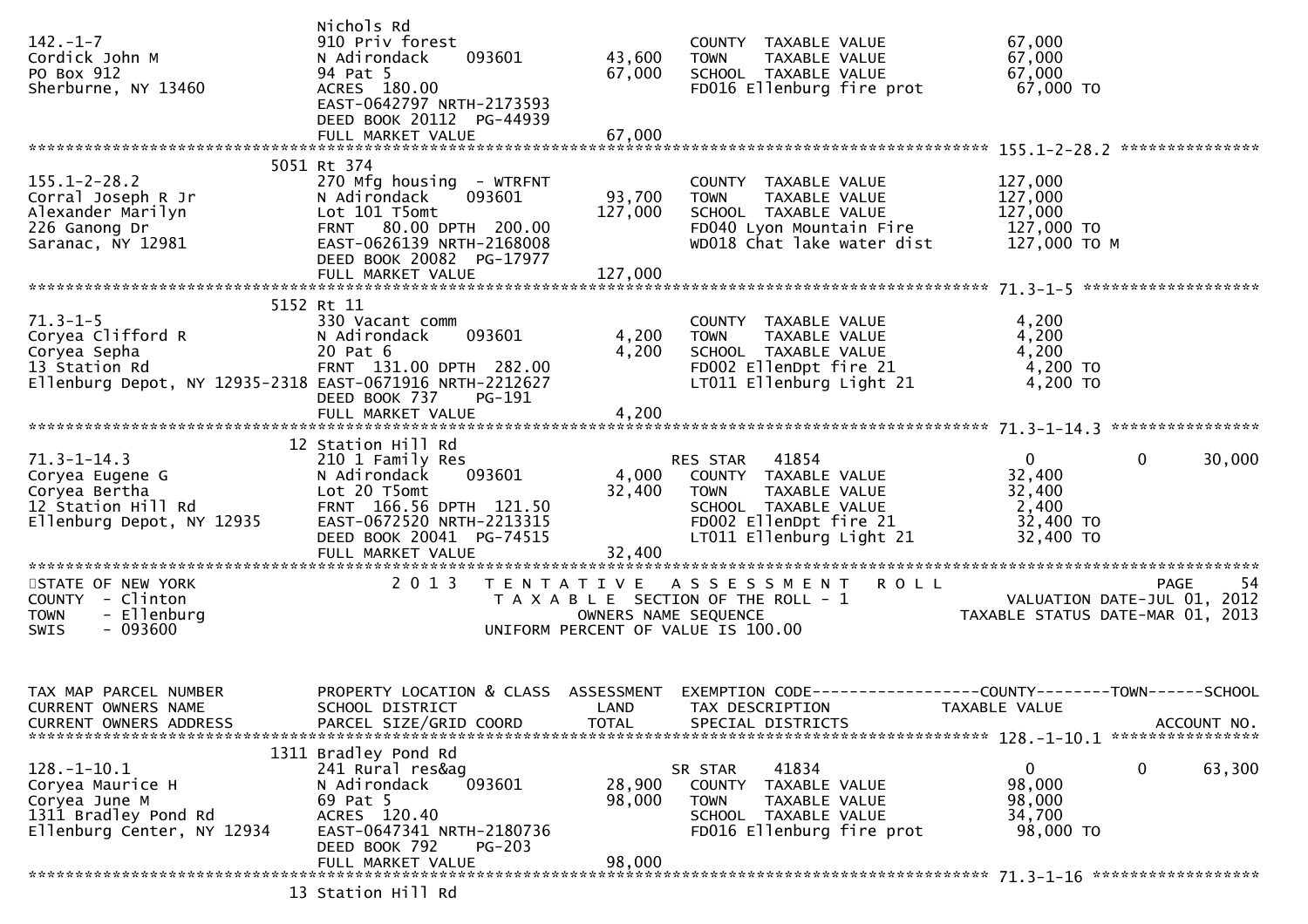```
                              Nichols Rd
142.-1-7                      910 Priv forest                         COUNTY  TAXABLE VALUE             67,000
Cordick John M                N Adirondack    093601       43,600     TOWN    TAXABLE VALUE             67,000
PO Box 912                    94 Pat 5                     67,000     SCHOOL  TAXABLE VALUE             67,000
Sherburne, NY 13460           ACRES  180.00                           FD016 Ellenburg fire prot          67,000 TO
                              EAST-0642797 NRTH-2173593
                              DEED BOOK 20112  PG-44939
                              FULL MARKET VALUE            67,000
******************************************************************************************************* 155.1-2-28.2 ***************
                          5051 Rt 374
155.1-2-28.2                  270 Mfg housing  - WTRFNT               COUNTY  TAXABLE VALUE            127,000
Corral Joseph R Jr            N Adirondack    093601       93,700     TOWN    TAXABLE VALUE            127,000
Alexander Marilyn             Lot 101 T5omt               127,000     SCHOOL  TAXABLE VALUE            127,000
226 Ganong Dr                 FRNT   80.00 DPTH  200.00               FD040 Lyon Mountain Fire          127,000 TO
Saranac, NY 12981             EAST-0626139 NRTH-2168008               WD018 Chat lake water dist        127,000 TO M
                              DEED BOOK 20082  PG-17977
                              FULL MARKET VALUE           127,000
******************************************************************************************************* 71.3-1-5 *******************
                          5152 Rt 11
71.3-1-5                      330 Vacant comm                         COUNTY  TAXABLE VALUE              4,200
Coryea Clifford R             N Adirondack    093601        4,200     TOWN    TAXABLE VALUE              4,200
Coryea Sepha                  20 Pat 6                      4,200     SCHOOL  TAXABLE VALUE              4,200
13 Station Rd                 FRNT  131.00 DPTH  282.00               FD002 EllenDpt fire 21              4,200 TO
Ellenburg Depot, NY 12935-2318 EAST-0671916 NRTH-2212627              LT011 Ellenburg Light 21            4,200 TO
                              DEED BOOK 737    PG-191
                              FULL MARKET VALUE             4,200
******************************************************************************************************* 71.3-1-14.3 ****************
                          12 Station Hill Rd
71.3-1-14.3                   210 1 Family Res                        RES STAR   41854                    0             0      30,000
Coryea Eugene G               N Adirondack    093601        4,000     COUNTY  TAXABLE VALUE             32,400
Coryea Bertha                 Lot 20 T5omt                 32,400     TOWN    TAXABLE VALUE             32,400
12 Station Hill Rd            FRNT  166.56 DPTH  121.50               SCHOOL  TAXABLE VALUE              2,400
Ellenburg Depot, NY 12935     EAST-0672520 NRTH-2213315               FD002 EllenDpt fire 21             32,400 TO
                              DEED BOOK 20041  PG-74515               LT011 Ellenburg Light 21           32,400 TO
                              FULL MARKET VALUE            32,400
************************************************************************************************************************************
STATE OF NEW YORK                 2 0 1 3   T E N T A T I V E   A S S E S S M E N T   R O L L                            PAGE    54
COUNTY  - Clinton                           T A X A B L E  SECTION OF THE ROLL - 1                    VALUATION DATE-JUL 01, 2012
TOWN    - Ellenburg                               OWNERS NAME SEQUENCE                           TAXABLE STATUS DATE-MAR 01, 2013
SWIS    - 093600                             UNIFORM PERCENT OF VALUE IS 100.00


TAX MAP PARCEL NUMBER         PROPERTY LOCATION & CLASS  ASSESSMENT  EXEMPTION CODE------------------COUNTY--------TOWN------SCHOOL
CURRENT OWNERS NAME           SCHOOL DISTRICT               LAND      TAX DESCRIPTION            TAXABLE VALUE
CURRENT OWNERS ADDRESS        PARCEL SIZE/GRID COORD        TOTAL     SPECIAL DISTRICTS                                  ACCOUNT NO.
******************************************************************************************************* 128.-1-10.1 ****************
                          1311 Bradley Pond Rd
128.-1-10.1                   241 Rural res&ag                        SR STAR    41834                    0             0      63,300
Coryea Maurice H              N Adirondack    093601       28,900     COUNTY  TAXABLE VALUE             98,000
Coryea June M                 69 Pat 5                     98,000     TOWN    TAXABLE VALUE             98,000
1311 Bradley Pond Rd          ACRES  120.40                           SCHOOL  TAXABLE VALUE             34,700
Ellenburg Center, NY 12934    EAST-0647341 NRTH-2180736               FD016 Ellenburg fire prot          98,000 TO
                              DEED BOOK 792    PG-203
                              FULL MARKET VALUE            98,000
******************************************************************************************************* 71.3-1-16 ******************
                          13 Station Hill Rd
```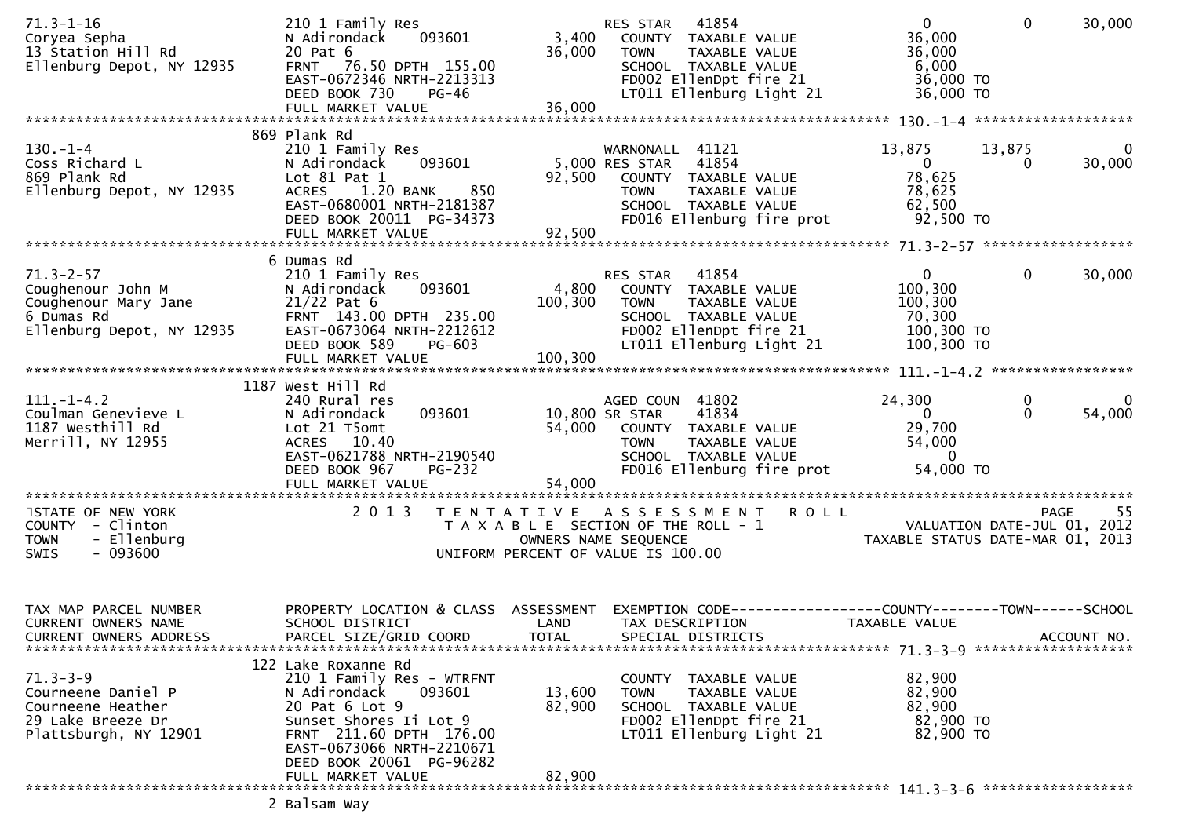```
71.3-1-16                     210 1 Family Res                     RES STAR   41854                    0          0       30,000
Coryea Sepha                  N Adirondack    093601       3,400    COUNTY  TAXABLE VALUE          36,000
13 Station Hill Rd            20 Pat 6                    36,000    TOWN    TAXABLE VALUE          36,000
Ellenburg Depot, NY 12935     FRNT  76.50 DPTH 155.00               SCHOOL  TAXABLE VALUE           6,000
                              EAST-0672346 NRTH-2213313             FD002 EllenDpt fire 21         36,000 TO
                              DEED BOOK 730     PG-46               LT011 Ellenburg Light 21       36,000 TO
                              FULL MARKET VALUE           36,000
******************************************************************************************************* 130.-1-4 ******************
                            869 Plank Rd
130.-1-4                      210 1 Family Res                     WARNONALL  41121               13,875     13,875            0
Coss Richard L                N Adirondack    093601       5,000 RES STAR   41854                    0          0       30,000
869 Plank Rd                  Lot 81 Pat 1                92,500    COUNTY  TAXABLE VALUE          78,625
Ellenburg Depot, NY 12935     ACRES    1.20 BANK     850            TOWN    TAXABLE VALUE          78,625
                              EAST-0680001 NRTH-2181387             SCHOOL  TAXABLE VALUE          62,500
                              DEED BOOK 20011  PG-34373             FD016 Ellenburg fire prot      92,500 TO
                              FULL MARKET VALUE           92,500
******************************************************************************************************* 71.3-2-57 *****************
                            6 Dumas Rd
71.3-2-57                     210 1 Family Res                     RES STAR   41854                    0          0       30,000
Coughenour John M             N Adirondack    093601       4,800    COUNTY  TAXABLE VALUE         100,300
Coughenour Mary Jane          21/22 Pat 6                100,300    TOWN    TAXABLE VALUE         100,300
6 Dumas Rd                    FRNT 143.00 DPTH 235.00               SCHOOL  TAXABLE VALUE          70,300
Ellenburg Depot, NY 12935     EAST-0673064 NRTH-2212612             FD002 EllenDpt fire 21        100,300 TO
                              DEED BOOK 589     PG-603              LT011 Ellenburg Light 21      100,300 TO
                              FULL MARKET VALUE          100,300
******************************************************************************************************* 111.-1-4.2 ****************
                            1187 West Hill Rd
111.-1-4.2                    240 Rural res                        AGED COUN  41802               24,300          0            0
Coulman Genevieve L           N Adirondack    093601      10,800 SR STAR    41834                    0          0       54,000
1187 Westhill Rd              Lot 21 T5omt                54,000    COUNTY  TAXABLE VALUE          29,700
Merrill, NY 12955             ACRES   10.40                         TOWN    TAXABLE VALUE          54,000
                              EAST-0621788 NRTH-2190540             SCHOOL  TAXABLE VALUE               0
                              DEED BOOK 967     PG-232              FD016 Ellenburg fire prot      54,000 TO
                              FULL MARKET VALUE           54,000
***********************************************************************************************************************************
STATE OF NEW YORK                 2 0 1 3   T E N T A T I V E   A S S E S S M E N T   R O L L                        PAGE     55
COUNTY  - Clinton                          T A X A B L E  SECTION OF THE ROLL - 1                  VALUATION DATE-JUL 01, 2012
TOWN    - Ellenburg                              OWNERS NAME SEQUENCE                          TAXABLE STATUS DATE-MAR 01, 2013
SWIS    - 093600                         UNIFORM PERCENT OF VALUE IS 100.00


TAX MAP PARCEL NUMBER         PROPERTY LOCATION & CLASS  ASSESSMENT  EXEMPTION CODE------------------COUNTY--------TOWN------SCHOOL
CURRENT OWNERS NAME           SCHOOL DISTRICT               LAND      TAX DESCRIPTION            TAXABLE VALUE
CURRENT OWNERS ADDRESS        PARCEL SIZE/GRID COORD        TOTAL     SPECIAL DISTRICTS                                  ACCOUNT NO.
******************************************************************************************************* 71.3-3-9 ******************
                            122 Lake Roxanne Rd
71.3-3-9                      210 1 Family Res - WTRFNT             COUNTY  TAXABLE VALUE          82,900
Courneene Daniel P            N Adirondack    093601      13,600    TOWN    TAXABLE VALUE          82,900
Courneene Heather             20 Pat 6 Lot 9              82,900    SCHOOL  TAXABLE VALUE          82,900
29 Lake Breeze Dr             Sunset Shores Ii Lot 9                FD002 EllenDpt fire 21         82,900 TO
Plattsburgh, NY 12901         FRNT 211.60 DPTH 176.00               LT011 Ellenburg Light 21       82,900 TO
                              EAST-0673066 NRTH-2210671
                              DEED BOOK 20061  PG-96282
                              FULL MARKET VALUE           82,900
******************************************************************************************************* 141.3-3-6 *****************
                            2 Balsam Way
```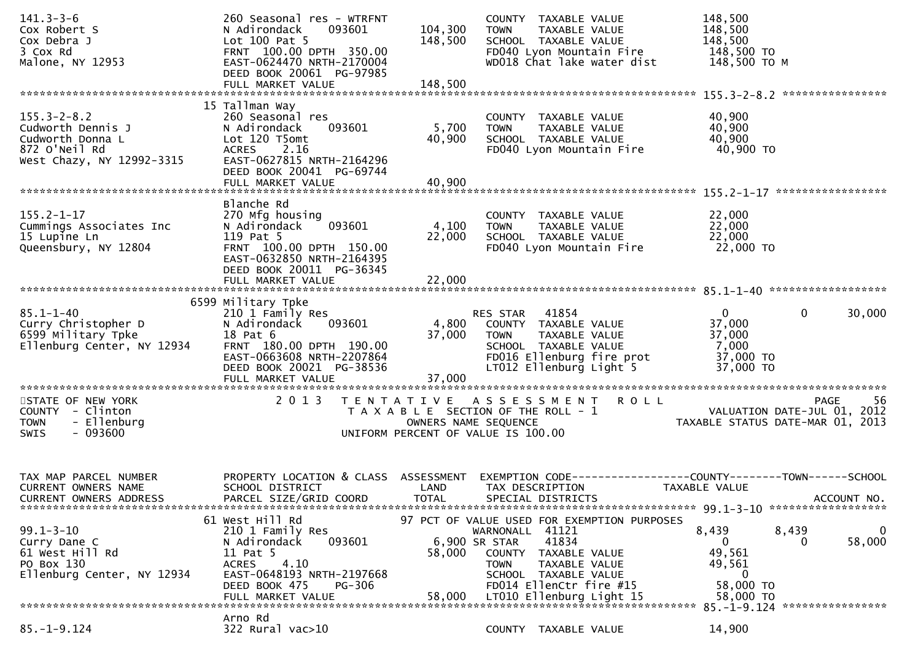```
141.3-3-6                    260 Seasonal res - WTRFNT              COUNTY  TAXABLE VALUE          148,500
Cox Robert S                 N Adirondack    093601      104,300    TOWN    TAXABLE VALUE          148,500
Cox Debra J                  Lot 100 Pat 5               148,500    SCHOOL  TAXABLE VALUE          148,500
3 Cox Rd                     FRNT 100.00 DPTH 350.00                FD040 Lyon Mountain Fire        148,500 TO
Malone, NY 12953             EAST-0624470 NRTH-2170004              WD018 Chat lake water dist      148,500 TO M
                             DEED BOOK 20061  PG-97985
                             FULL MARKET VALUE           148,500
******************************************************************************************************* 155.3-2-8.2 ****************
                          15 Tallman Way
155.3-2-8.2                  260 Seasonal res                       COUNTY  TAXABLE VALUE           40,900
Cudworth Dennis J            N Adirondack    093601        5,700    TOWN    TAXABLE VALUE           40,900
Cudworth Donna L             Lot 120 T5omt                40,900    SCHOOL  TAXABLE VALUE           40,900
872 O'Neil Rd                ACRES    2.16                          FD040 Lyon Mountain Fire         40,900 TO
West Chazy, NY 12992-3315    EAST-0627815 NRTH-2164296
                             DEED BOOK 20041  PG-69744
                             FULL MARKET VALUE            40,900
******************************************************************************************************* 155.2-1-17 *****************
                             Blanche Rd
155.2-1-17                   270 Mfg housing                        COUNTY  TAXABLE VALUE           22,000
Cummings Associates Inc      N Adirondack    093601        4,100    TOWN    TAXABLE VALUE           22,000
15 Lupine Ln                 119 Pat 5                    22,000    SCHOOL  TAXABLE VALUE           22,000
Queensbury, NY 12804         FRNT 100.00 DPTH 150.00                FD040 Lyon Mountain Fire         22,000 TO
                             EAST-0632850 NRTH-2164395
                             DEED BOOK 20011  PG-36345
                             FULL MARKET VALUE            22,000
******************************************************************************************************* 85.1-1-40 ******************
                        6599 Military Tpke
85.1-1-40                    210 1 Family Res                      RES STAR   41854                 0             0        30,000
Curry Christopher D          N Adirondack    093601        4,800    COUNTY  TAXABLE VALUE           37,000
6599 Military Tpke           18 Pat 6                     37,000    TOWN    TAXABLE VALUE           37,000
Ellenburg Center, NY 12934   FRNT 180.00 DPTH 190.00                SCHOOL  TAXABLE VALUE            7,000
                             EAST-0663608 NRTH-2207864              FD016 Ellenburg fire prot        37,000 TO
                             DEED BOOK 20021  PG-38536              LT012 Ellenburg Light 5          37,000 TO
                             FULL MARKET VALUE            37,000
************************************************************************************************************************************
STATE OF NEW YORK                2 0 1 3   T E N T A T I V E   A S S E S S M E N T   R O L L                          PAGE     56
COUNTY  - Clinton                          T A X A B L E  SECTION OF THE ROLL - 1                       VALUATION DATE-JUL 01, 2012
TOWN    - Ellenburg                               OWNERS NAME SEQUENCE                           TAXABLE STATUS DATE-MAR 01, 2013
SWIS    - 093600                           UNIFORM PERCENT OF VALUE IS 100.00


TAX MAP PARCEL NUMBER        PROPERTY LOCATION & CLASS  ASSESSMENT  EXEMPTION CODE------------------COUNTY--------TOWN------SCHOOL
CURRENT OWNERS NAME          SCHOOL DISTRICT               LAND     TAX DESCRIPTION              TAXABLE VALUE
CURRENT OWNERS ADDRESS       PARCEL SIZE/GRID COORD       TOTAL     SPECIAL DISTRICTS                                   ACCOUNT NO.
******************************************************************************************************* 99.1-3-10 ******************
                          61 West Hill Rd               97 PCT OF VALUE USED FOR EXEMPTION PURPOSES
99.1-3-10                    210 1 Family Res                      WARNONALL  41121             8,439        8,439             0
Curry Dane C                 N Adirondack    093601        6,900 SR STAR    41834                 0             0        58,000
61 West Hill Rd              11 Pat 5                     58,000    COUNTY  TAXABLE VALUE           49,561
PO Box 130                   ACRES    4.10                          TOWN    TAXABLE VALUE           49,561
Ellenburg Center, NY 12934   EAST-0648193 NRTH-2197668              SCHOOL  TAXABLE VALUE                0
                             DEED BOOK 475    PG-306                FD014 EllenCtr fire #15          58,000 TO
                             FULL MARKET VALUE            58,000    LT010 Ellenburg Light 15         58,000 TO
******************************************************************************************************* 85.-1-9.124 ****************
                             Arno Rd
85.-1-9.124                  322 Rural vac>10                       COUNTY  TAXABLE VALUE           14,900
```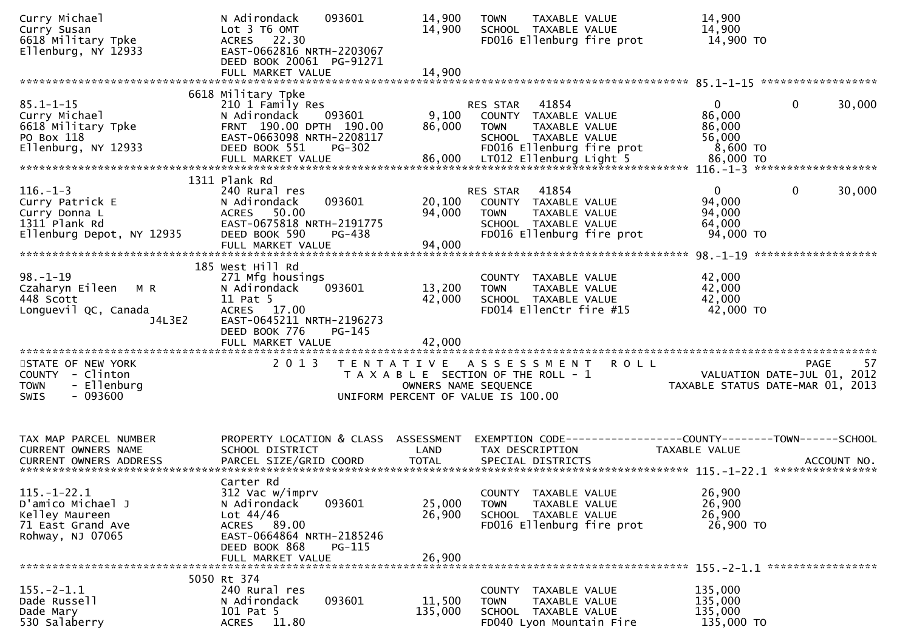```
Curry Michael                  N Adirondack    093601          14,900   TOWN     TAXABLE VALUE              14,900
Curry Susan                    Lot 3 T6 OMT                    14,900   SCHOOL   TAXABLE VALUE              14,900
6618 Military Tpke             ACRES   22.30                            FD016 Ellenburg fire prot            14,900 TO
Ellenburg, NY 12933            EAST-0662816 NRTH-2203067
                               DEED BOOK 20061  PG-91271
                               FULL MARKET VALUE               14,900
******************************************************************************************************* 85.1-1-15 ******************
                          6618 Military Tpke
85.1-1-15                      210 1 Family Res                         RES STAR   41854                    0           0      30,000
Curry Michael                  N Adirondack    093601           9,100   COUNTY   TAXABLE VALUE              86,000
6618 Military Tpke             FRNT 190.00 DPTH 190.00         86,000   TOWN     TAXABLE VALUE              86,000
PO Box 118                     EAST-0663098 NRTH-2208117                SCHOOL   TAXABLE VALUE              56,000
Ellenburg, NY 12933            DEED BOOK 551    PG-302                  FD016 Ellenburg fire prot             8,600 TO
                               FULL MARKET VALUE               86,000   LT012 Ellenburg Light 5              86,000 TO
******************************************************************************************************* 116.-1-3 *******************
                          1311 Plank Rd
116.-1-3                       240 Rural res                            RES STAR   41854                    0           0      30,000
Curry Patrick E                N Adirondack    093601          20,100   COUNTY   TAXABLE VALUE              94,000
Curry Donna L                  ACRES   50.00                   94,000   TOWN     TAXABLE VALUE              94,000
1311 Plank Rd                  EAST-0675818 NRTH-2191775                SCHOOL   TAXABLE VALUE              64,000
Ellenburg Depot, NY 12935      DEED BOOK 590    PG-438                  FD016 Ellenburg fire prot            94,000 TO
                               FULL MARKET VALUE               94,000
******************************************************************************************************* 98.-1-19 *******************
                          185 West Hill Rd
98.-1-19                       271 Mfg housings                         COUNTY   TAXABLE VALUE              42,000
Czaharyn Eileen   M R          N Adirondack    093601          13,200   TOWN     TAXABLE VALUE              42,000
448 Scott                      11 Pat 5                        42,000   SCHOOL   TAXABLE VALUE              42,000
Longuevil QC, Canada           ACRES   17.00                            FD014 EllenCtr fire #15              42,000 TO
                  J4L3E2       EAST-0645211 NRTH-2196273
                               DEED BOOK 776    PG-145
                               FULL MARKET VALUE               42,000
************************************************************************************************************************************
STATE OF NEW YORK                  2 0 1 3   T E N T A T I V E   A S S E S S M E N T   R O L L                          PAGE     57
COUNTY  - Clinton                         T A X A B L E  SECTION OF THE ROLL - 1                      VALUATION DATE-JUL 01, 2012
TOWN    - Ellenburg                               OWNERS NAME SEQUENCE                              TAXABLE STATUS DATE-MAR 01, 2013
SWIS    - 093600                           UNIFORM PERCENT OF VALUE IS 100.00


TAX MAP PARCEL NUMBER          PROPERTY LOCATION & CLASS  ASSESSMENT  EXEMPTION CODE------------------COUNTY--------TOWN------SCHOOL
CURRENT OWNERS NAME            SCHOOL DISTRICT               LAND      TAX DESCRIPTION             TAXABLE VALUE
CURRENT OWNERS ADDRESS         PARCEL SIZE/GRID COORD       TOTAL      SPECIAL DISTRICTS                                   ACCOUNT NO.
******************************************************************************************************* 115.-1-22.1 ****************
                               Carter Rd
115.-1-22.1                    312 Vac w/imprv                          COUNTY   TAXABLE VALUE              26,900
D'amico Michael J              N Adirondack    093601          25,000   TOWN     TAXABLE VALUE              26,900
Kelley Maureen                 Lot 44/46                       26,900   SCHOOL   TAXABLE VALUE              26,900
71 East Grand Ave              ACRES   89.00                            FD016 Ellenburg fire prot            26,900 TO
Rohway, NJ 07065               EAST-0664864 NRTH-2185246
                               DEED BOOK 868    PG-115
                               FULL MARKET VALUE               26,900
******************************************************************************************************* 155.-2-1.1 *****************
                          5050 Rt 374
155.-2-1.1                     240 Rural res                            COUNTY   TAXABLE VALUE             135,000
Dade Russell                   N Adirondack    093601          11,500   TOWN     TAXABLE VALUE             135,000
Dade Mary                      101 Pat 5                      135,000   SCHOOL   TAXABLE VALUE             135,000
530 Salaberry                  ACRES   11.80                            FD040 Lyon Mountain Fire            135,000 TO
```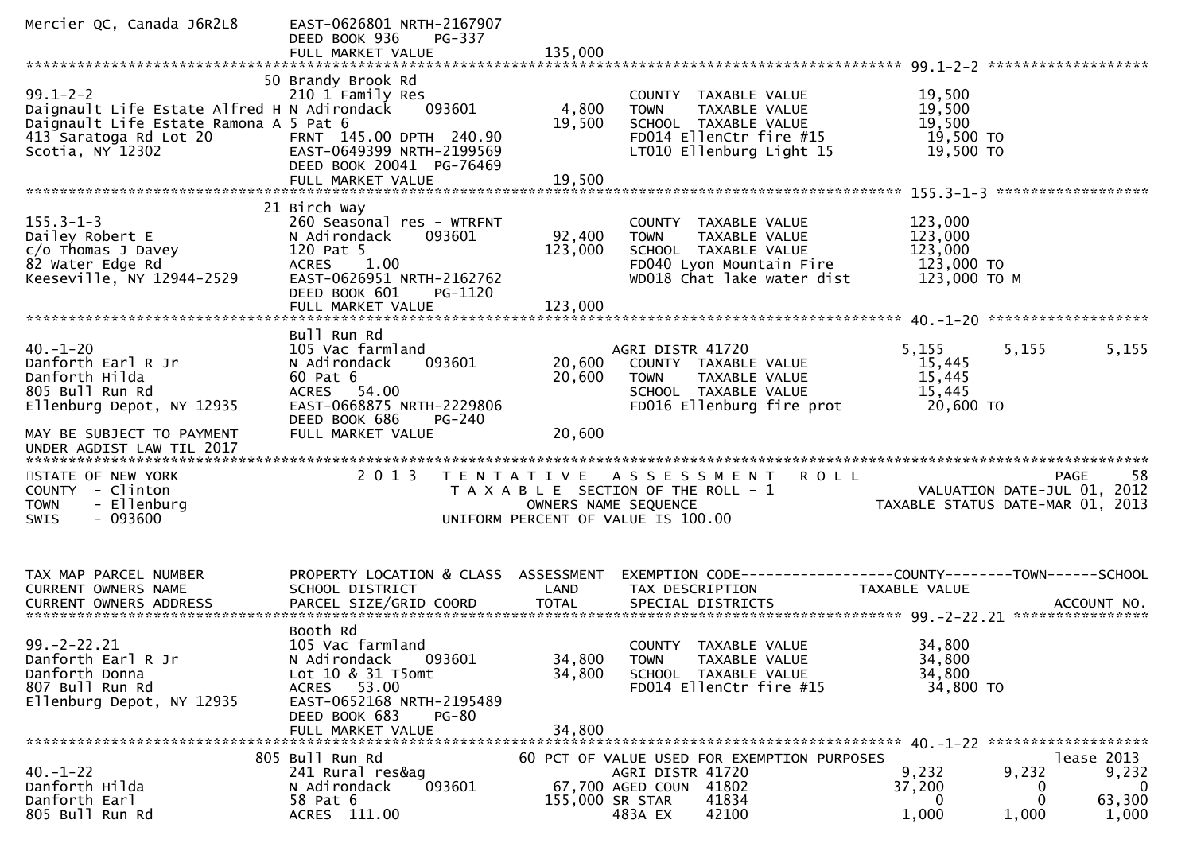```
Mercier QC, Canada J6R2L8     EAST-0626801 NRTH-2167907
                              DEED BOOK 936    PG-337
                              FULL MARKET VALUE             135,000
******************************************************************************************************* 99.1-2-2 ******************
                          50 Brandy Brook Rd
99.1-2-2                      210 1 Family Res                         COUNTY  TAXABLE VALUE            19,500
Daignault Life Estate Alfred H N Adirondack     093601       4,800     TOWN    TAXABLE VALUE            19,500
Daignault Life Estate Ramona A 5 Pat 6                       19,500    SCHOOL  TAXABLE VALUE            19,500
413 Saratoga Rd Lot 20        FRNT 145.00 DPTH 240.90                  FD014 EllenCtr fire #15           19,500 TO
Scotia, NY 12302              EAST-0649399 NRTH-2199569                LT010 Ellenburg Light 15          19,500 TO
                              DEED BOOK 20041  PG-76469
                              FULL MARKET VALUE              19,500
******************************************************************************************************* 155.3-1-3 *****************
                          21 Birch Way
155.3-1-3                     260 Seasonal res - WTRFNT                COUNTY  TAXABLE VALUE           123,000
Dailey Robert E               N Adirondack     093601       92,400     TOWN    TAXABLE VALUE           123,000
c/o Thomas J Davey            120 Pat 5                    123,000     SCHOOL  TAXABLE VALUE           123,000
82 Water Edge Rd              ACRES    1.00                            FD040 Lyon Mountain Fire         123,000 TO
Keeseville, NY 12944-2529     EAST-0626951 NRTH-2162762                WD018 Chat lake water dist       123,000 TO M
                              DEED BOOK 601    PG-1120
                              FULL MARKET VALUE             123,000
******************************************************************************************************* 40.-1-20 ******************
                              Bull Run Rd
40.-1-20                      105 Vac farmland                          AGRI DISTR 41720              5,155      5,155      5,155
Danforth Earl R Jr            N Adirondack     093601       20,600     COUNTY  TAXABLE VALUE            15,445
Danforth Hilda                60 Pat 6                      20,600     TOWN    TAXABLE VALUE            15,445
805 Bull Run Rd               ACRES   54.00                            SCHOOL  TAXABLE VALUE            15,445
Ellenburg Depot, NY 12935     EAST-0668875 NRTH-2229806                FD016 Ellenburg fire prot         20,600 TO
                              DEED BOOK 686    PG-240
MAY BE SUBJECT TO PAYMENT     FULL MARKET VALUE              20,600
UNDER AGDIST LAW TIL 2017
*************************************************************************************************************************************
STATE OF NEW YORK                 2 0 1 3   T E N T A T I V E   A S S E S S M E N T   R O L L                            PAGE    58
COUNTY  - Clinton                           T A X A B L E  SECTION OF THE ROLL - 1                   VALUATION DATE-JUL 01, 2012
TOWN    - Ellenburg                               OWNERS NAME SEQUENCE                          TAXABLE STATUS DATE-MAR 01, 2013
SWIS    - 093600                          UNIFORM PERCENT OF VALUE IS 100.00


TAX MAP PARCEL NUMBER         PROPERTY LOCATION & CLASS  ASSESSMENT  EXEMPTION CODE------------------COUNTY--------TOWN------SCHOOL
CURRENT OWNERS NAME           SCHOOL DISTRICT               LAND      TAX DESCRIPTION            TAXABLE VALUE
CURRENT OWNERS ADDRESS        PARCEL SIZE/GRID COORD        TOTAL     SPECIAL DISTRICTS                                 ACCOUNT NO.
******************************************************************************************************* 99.-2-22.21 ***************
                              Booth Rd
99.-2-22.21                   105 Vac farmland                         COUNTY  TAXABLE VALUE            34,800
Danforth Earl R Jr            N Adirondack     093601       34,800     TOWN    TAXABLE VALUE            34,800
Danforth Donna                Lot 10 & 31 T5omt             34,800     SCHOOL  TAXABLE VALUE            34,800
807 Bull Run Rd               ACRES   53.00                            FD014 EllenCtr fire #15           34,800 TO
Ellenburg Depot, NY 12935     EAST-0652168 NRTH-2195489
                              DEED BOOK 683    PG-80
                              FULL MARKET VALUE              34,800
******************************************************************************************************* 40.-1-22 ******************
                          805 Bull Run Rd               60 PCT OF VALUE USED FOR EXEMPTION PURPOSES                        lease 2013
40.-1-22                      241 Rural res&ag                          AGRI DISTR 41720              9,232      9,232      9,232
Danforth Hilda                N Adirondack     093601       67,700 AGED COUN  41802                  37,200          0          0
Danforth Earl                 58 Pat 6                     155,000 SR STAR    41834                       0          0     63,300
805 Bull Run Rd               ACRES  111.00                        483A EX    42100                   1,000      1,000      1,000
```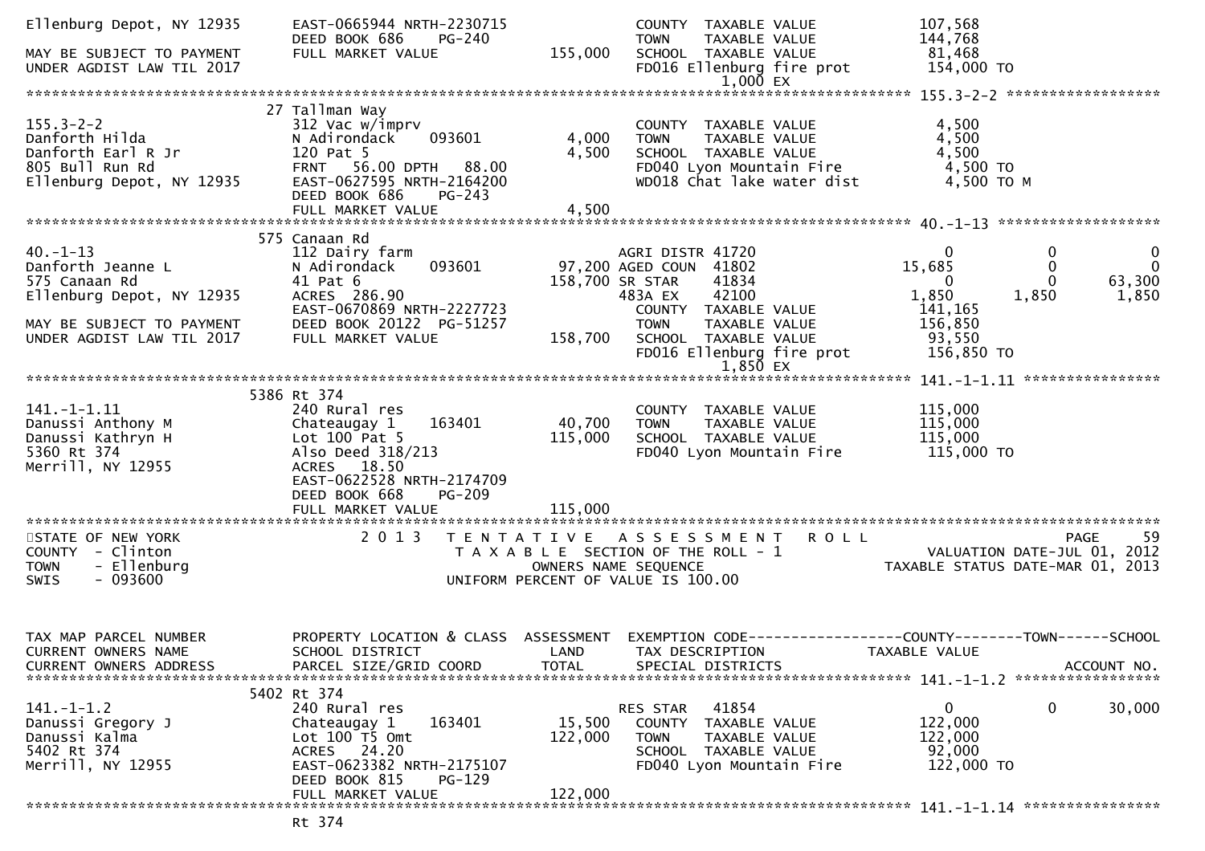```
Ellenburg Depot, NY 12935      EAST-0665944 NRTH-2230715                COUNTY  TAXABLE VALUE             107,568
                               DEED BOOK 686    PG-240                  TOWN    TAXABLE VALUE             144,768
MAY BE SUBJECT TO PAYMENT      FULL MARKET VALUE              155,000   SCHOOL  TAXABLE VALUE              81,468
UNDER AGDIST LAW TIL 2017                                               FD016 Ellenburg fire prot          154,000 TO
                                                                              1,000 EX
******************************************************************************************************* 155.3-2-2 ******************
                              27 Tallman Way
155.3-2-2                      312 Vac w/imprv                          COUNTY  TAXABLE VALUE               4,500
Danforth Hilda                 N Adirondack     093601          4,000   TOWN    TAXABLE VALUE               4,500
Danforth Earl R Jr             120 Pat 5                        4,500   SCHOOL  TAXABLE VALUE               4,500
805 Bull Run Rd                FRNT   56.00 DPTH   88.00                FD040 Lyon Mountain Fire             4,500 TO
Ellenburg Depot, NY 12935      EAST-0627595 NRTH-2164200                WD018 Chat lake water dist           4,500 TO M
                               DEED BOOK 686    PG-243
                               FULL MARKET VALUE                4,500
******************************************************************************************************* 40.-1-13 *******************
                              575 Canaan Rd
40.-1-13                       112 Dairy farm                           AGRI DISTR 41720                        0           0            0
Danforth Jeanne L              N Adirondack     093601         97,200 AGED COUN  41802                    15,685           0            0
575 Canaan Rd                  41 Pat 6                       158,700 SR STAR    41834                         0           0       63,300
Ellenburg Depot, NY 12935      ACRES  286.90                           483A EX    42100                     1,850       1,850        1,850
                               EAST-0670869 NRTH-2227723                COUNTY  TAXABLE VALUE             141,165
MAY BE SUBJECT TO PAYMENT      DEED BOOK 20122  PG-51257                TOWN    TAXABLE VALUE             156,850
UNDER AGDIST LAW TIL 2017      FULL MARKET VALUE              158,700   SCHOOL  TAXABLE VALUE              93,550
                                                                        FD016 Ellenburg fire prot          156,850 TO
                                                                              1,850 EX
******************************************************************************************************* 141.-1-1.11 ****************
                              5386 Rt 374
141.-1-1.11                    240 Rural res                            COUNTY  TAXABLE VALUE             115,000
Danussi Anthony M              Chateaugay 1     163401         40,700   TOWN    TAXABLE VALUE             115,000
Danussi Kathryn H              Lot 100 Pat 5                  115,000   SCHOOL  TAXABLE VALUE             115,000
5360 Rt 374                    Also Deed 318/213                        FD040 Lyon Mountain Fire           115,000 TO
Merrill, NY 12955              ACRES   18.50
                               EAST-0622528 NRTH-2174709
                               DEED BOOK 668    PG-209
                               FULL MARKET VALUE              115,000
*************************************************************************************************************************************
STATE OF NEW YORK                2 0 1 3   T E N T A T I V E   A S S E S S M E N T   R O L L                               PAGE    59
COUNTY  - Clinton                        T A X A B L E  SECTION OF THE ROLL - 1                           VALUATION DATE-JUL 01, 2012
TOWN    - Ellenburg                              OWNERS NAME SEQUENCE                                 TAXABLE STATUS DATE-MAR 01, 2013
SWIS    - 093600                        UNIFORM PERCENT OF VALUE IS 100.00



TAX MAP PARCEL NUMBER          PROPERTY LOCATION & CLASS  ASSESSMENT  EXEMPTION CODE------------------COUNTY--------TOWN------SCHOOL
CURRENT OWNERS NAME            SCHOOL DISTRICT               LAND      TAX DESCRIPTION             TAXABLE VALUE
CURRENT OWNERS ADDRESS         PARCEL SIZE/GRID COORD        TOTAL     SPECIAL DISTRICTS                                     ACCOUNT NO.
******************************************************************************************************* 141.-1-1.2 *****************
                              5402 Rt 374
141.-1-1.2                     240 Rural res                            RES STAR   41854                        0           0       30,000
Danussi Gregory J              Chateaugay 1     163401         15,500   COUNTY  TAXABLE VALUE             122,000
Danussi Kalma                  Lot 100 T5 Omt                 122,000   TOWN    TAXABLE VALUE             122,000
5402 Rt 374                    ACRES   24.20                            SCHOOL  TAXABLE VALUE              92,000
Merrill, NY 12955              EAST-0623382 NRTH-2175107                FD040 Lyon Mountain Fire           122,000 TO
                               DEED BOOK 815    PG-129
                               FULL MARKET VALUE              122,000
******************************************************************************************************* 141.-1-1.14 ****************
                               Rt 374
```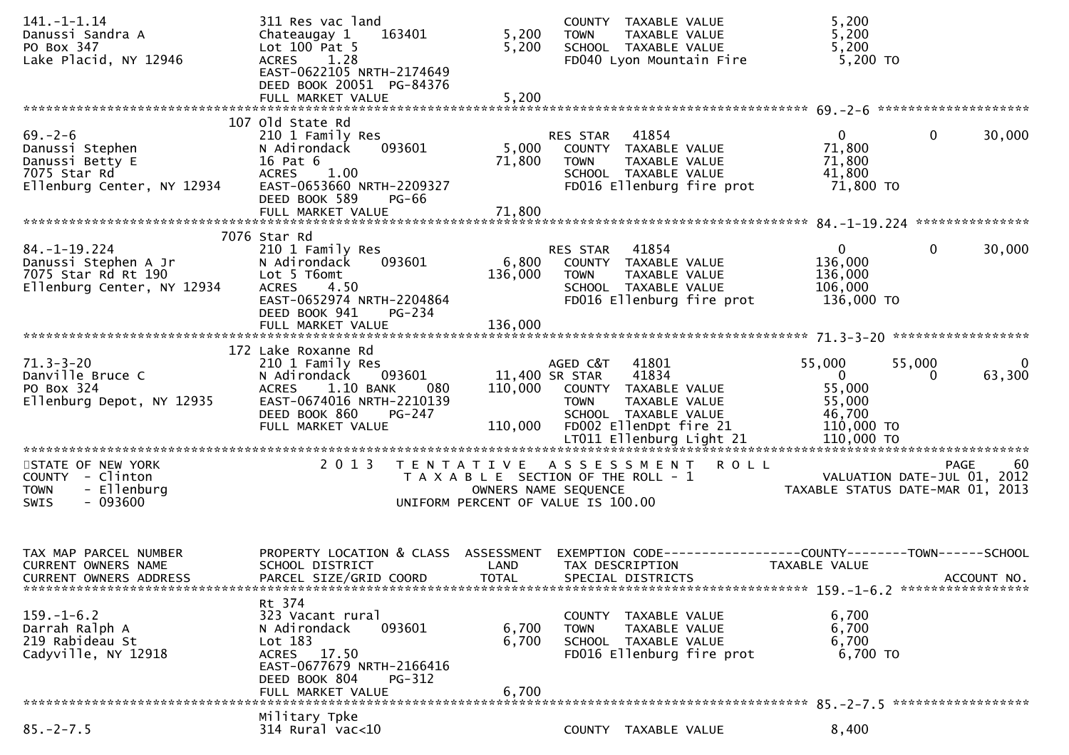```
141.-1-1.14                  311 Res vac land                       COUNTY  TAXABLE VALUE            5,200
Danussi Sandra A             Chateaugay 1     163401       5,200    TOWN    TAXABLE VALUE            5,200
PO Box 347                   Lot 100 Pat 5                 5,200    SCHOOL  TAXABLE VALUE            5,200
Lake Placid, NY 12946        ACRES    1.28                          FD040 Lyon Mountain Fire          5,200 TO
                             EAST-0622105 NRTH-2174649
                             DEED BOOK 20051  PG-84376
                             FULL MARKET VALUE             5,200
******************************************************************************************************* 69.-2-6 ********************
                          107 Old State Rd
69.-2-6                      210 1 Family Res                       RES STAR   41854                   0             0        30,000
Danussi Stephen              N Adirondack     093601       5,000    COUNTY  TAXABLE VALUE           71,800
Danussi Betty E              16 Pat 6                     71,800    TOWN    TAXABLE VALUE           71,800
7075 Star Rd                 ACRES    1.00                          SCHOOL  TAXABLE VALUE           41,800
Ellenburg Center, NY 12934   EAST-0653660 NRTH-2209327              FD016 Ellenburg fire prot        71,800 TO
                             DEED BOOK 589    PG-66
                             FULL MARKET VALUE            71,800
******************************************************************************************************* 84.-1-19.224 ***************
                          7076 Star Rd
84.-1-19.224                 210 1 Family Res                       RES STAR   41854                   0             0        30,000
Danussi Stephen A Jr         N Adirondack     093601       6,800    COUNTY  TAXABLE VALUE          136,000
7075 Star Rd Rt 190          Lot 5 T6omt                 136,000    TOWN    TAXABLE VALUE          136,000
Ellenburg Center, NY 12934   ACRES    4.50                          SCHOOL  TAXABLE VALUE          106,000
                             EAST-0652974 NRTH-2204864              FD016 Ellenburg fire prot       136,000 TO
                             DEED BOOK 941    PG-234
                             FULL MARKET VALUE           136,000
******************************************************************************************************* 71.3-3-20 ******************
                          172 Lake Roxanne Rd
71.3-3-20                    210 1 Family Res                       AGED C&T   41801              55,000        55,000             0
Danville Bruce C             N Adirondack     093601      11,400 SR STAR    41834                   0             0        63,300
PO Box 324                   ACRES    1.10 BANK    080   110,000    COUNTY  TAXABLE VALUE           55,000
Ellenburg Depot, NY 12935    EAST-0674016 NRTH-2210139              TOWN    TAXABLE VALUE           55,000
                             DEED BOOK 860    PG-247                SCHOOL  TAXABLE VALUE           46,700
                             FULL MARKET VALUE           110,000    FD002 EllenDpt fire 21          110,000 TO
                                                                    LT011 Ellenburg Light 21        110,000 TO
************************************************************************************************************************************
STATE OF NEW YORK                2 0 1 3   T E N T A T I V E   A S S E S S M E N T   R O L L                              PAGE    60
COUNTY  - Clinton                          T A X A B L E  SECTION OF THE ROLL - 1                  VALUATION DATE-JUL 01, 2012
TOWN    - Ellenburg                               OWNERS NAME SEQUENCE                          TAXABLE STATUS DATE-MAR 01, 2013
SWIS    - 093600                            UNIFORM PERCENT OF VALUE IS 100.00


TAX MAP PARCEL NUMBER        PROPERTY LOCATION & CLASS  ASSESSMENT  EXEMPTION CODE------------------COUNTY--------TOWN------SCHOOL
CURRENT OWNERS NAME          SCHOOL DISTRICT               LAND     TAX DESCRIPTION            TAXABLE VALUE
CURRENT OWNERS ADDRESS       PARCEL SIZE/GRID COORD        TOTAL    SPECIAL DISTRICTS                                    ACCOUNT NO.
******************************************************************************************************* 159.-1-6.2 *****************
                             Rt 374
159.-1-6.2                   323 Vacant rural                       COUNTY  TAXABLE VALUE            6,700
Darrah Ralph A               N Adirondack     093601       6,700    TOWN    TAXABLE VALUE            6,700
219 Rabideau St              Lot 183                       6,700    SCHOOL  TAXABLE VALUE            6,700
Cadyville, NY 12918          ACRES   17.50                          FD016 Ellenburg fire prot         6,700 TO
                             EAST-0677679 NRTH-2166416
                             DEED BOOK 804    PG-312
                             FULL MARKET VALUE             6,700
******************************************************************************************************* 85.-2-7.5 ******************
                             Military Tpke
85.-2-7.5                    314 Rural vac<10                       COUNTY  TAXABLE VALUE            8,400
```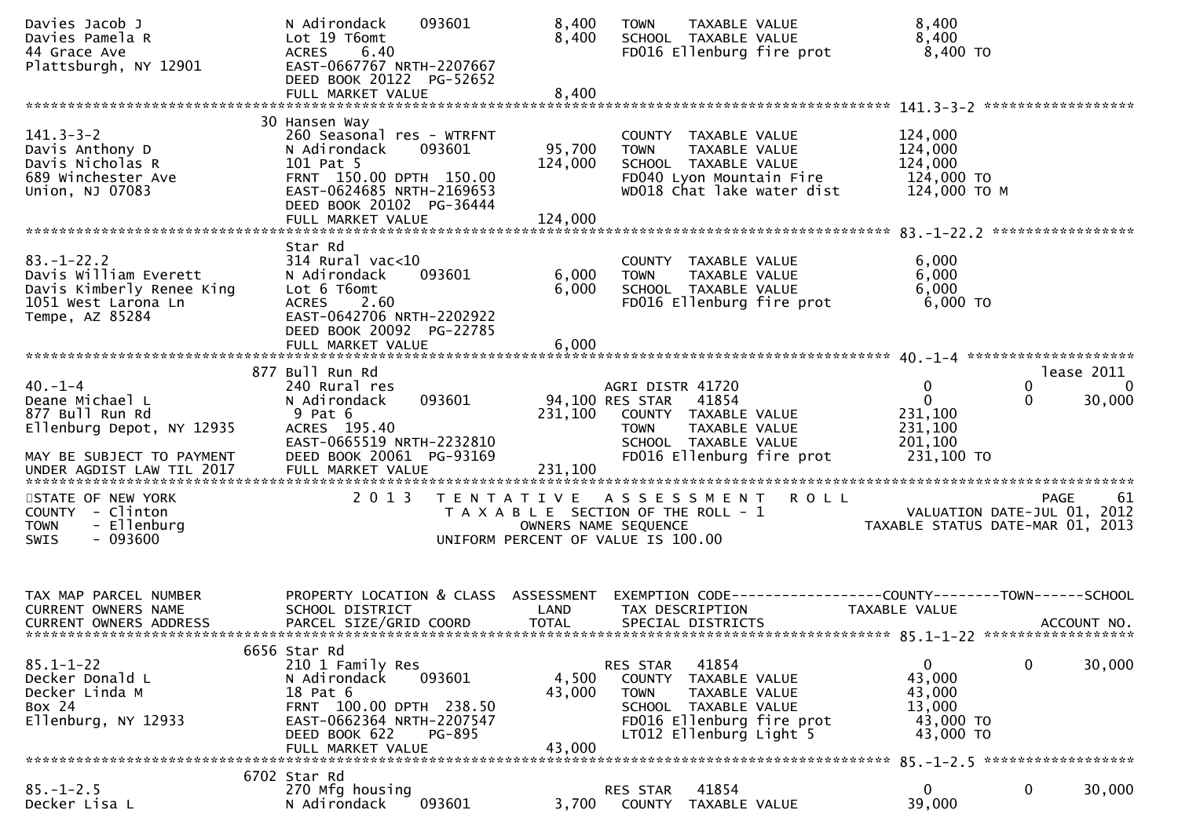```
Davies Jacob J                N Adirondack    093601          8,400   TOWN    TAXABLE VALUE               8,400
Davies Pamela R               Lot 19 T6omt                    8,400   SCHOOL  TAXABLE VALUE               8,400
44 Grace Ave                  ACRES    6.40                           FD016 Ellenburg fire prot            8,400 TO
Plattsburgh, NY 12901         EAST-0667767 NRTH-2207667
                              DEED BOOK 20122  PG-52652
                              FULL MARKET VALUE               8,400
******************************************************************************************************* 141.3-3-2 ******************
                            30 Hansen Way
141.3-3-2                     260 Seasonal res - WTRFNT               COUNTY  TAXABLE VALUE             124,000
Davis Anthony D               N Adirondack    093601         95,700   TOWN    TAXABLE VALUE             124,000
Davis Nicholas R              101 Pat 5                     124,000   SCHOOL  TAXABLE VALUE             124,000
689 Winchester Ave            FRNT 150.00 DPTH 150.00                 FD040 Lyon Mountain Fire           124,000 TO
Union, NJ 07083               EAST-0624685 NRTH-2169653               WD018 Chat lake water dist         124,000 TO M
                              DEED BOOK 20102  PG-36444
                              FULL MARKET VALUE             124,000
******************************************************************************************************* 83.-1-22.2 *****************
                              Star Rd
83.-1-22.2                    314 Rural vac<10                        COUNTY  TAXABLE VALUE               6,000
Davis William Everett         N Adirondack    093601          6,000   TOWN    TAXABLE VALUE               6,000
Davis Kimberly Renee King     Lot 6 T6omt                     6,000   SCHOOL  TAXABLE VALUE               6,000
1051 West Larona Ln           ACRES    2.60                           FD016 Ellenburg fire prot            6,000 TO
Tempe, AZ 85284               EAST-0642706 NRTH-2202922
                              DEED BOOK 20092  PG-22785
                              FULL MARKET VALUE               6,000
******************************************************************************************************* 40.-1-4 ********************
                           877 Bull Run Rd                                                                            lease 2011
40.-1-4                       240 Rural res                           AGRI DISTR 41720                 0             0          0
Deane Michael L               N Adirondack    093601         94,100 RES STAR   41854                   0             0     30,000
877 Bull Run Rd                9 Pat 6                      231,100   COUNTY  TAXABLE VALUE             231,100
Ellenburg Depot, NY 12935     ACRES  195.40                           TOWN    TAXABLE VALUE             231,100
                              EAST-0665519 NRTH-2232810               SCHOOL  TAXABLE VALUE             201,100
MAY BE SUBJECT TO PAYMENT     DEED BOOK 20061  PG-93169               FD016 Ellenburg fire prot          231,100 TO
UNDER AGDIST LAW TIL 2017     FULL MARKET VALUE             231,100
************************************************************************************************************************************
STATE OF NEW YORK                  2 0 1 3   T E N T A T I V E   A S S E S S M E N T   R O L L                          PAGE    61
COUNTY  - Clinton                          T A X A B L E  SECTION OF THE ROLL - 1                        VALUATION DATE-JUL 01, 2012
TOWN    - Ellenburg                              OWNERS NAME SEQUENCE                                  TAXABLE STATUS DATE-MAR 01, 2013
SWIS    - 093600                         UNIFORM PERCENT OF VALUE IS 100.00


TAX MAP PARCEL NUMBER         PROPERTY LOCATION & CLASS  ASSESSMENT  EXEMPTION CODE------------------COUNTY--------TOWN------SCHOOL
CURRENT OWNERS NAME           SCHOOL DISTRICT               LAND      TAX DESCRIPTION             TAXABLE VALUE
CURRENT OWNERS ADDRESS        PARCEL SIZE/GRID COORD       TOTAL      SPECIAL DISTRICTS                                 ACCOUNT NO.
******************************************************************************************************* 85.1-1-22 ******************
                          6656 Star Rd
85.1-1-22                     210 1 Family Res                        RES STAR   41854                   0             0     30,000
Decker Donald L               N Adirondack    093601          4,500   COUNTY  TAXABLE VALUE              43,000
Decker Linda M                18 Pat 6                       43,000   TOWN    TAXABLE VALUE              43,000
Box 24                        FRNT 100.00 DPTH 238.50                 SCHOOL  TAXABLE VALUE              13,000
Ellenburg, NY 12933           EAST-0662364 NRTH-2207547               FD016 Ellenburg fire prot           43,000 TO
                              DEED BOOK 622    PG-895                 LT012 Ellenburg Light 5             43,000 TO
                              FULL MARKET VALUE              43,000
******************************************************************************************************* 85.-1-2.5 ******************
                          6702 Star Rd
85.-1-2.5                     270 Mfg housing                         RES STAR   41854                   0             0     30,000
Decker Lisa L                 N Adirondack    093601          3,700   COUNTY  TAXABLE VALUE              39,000
```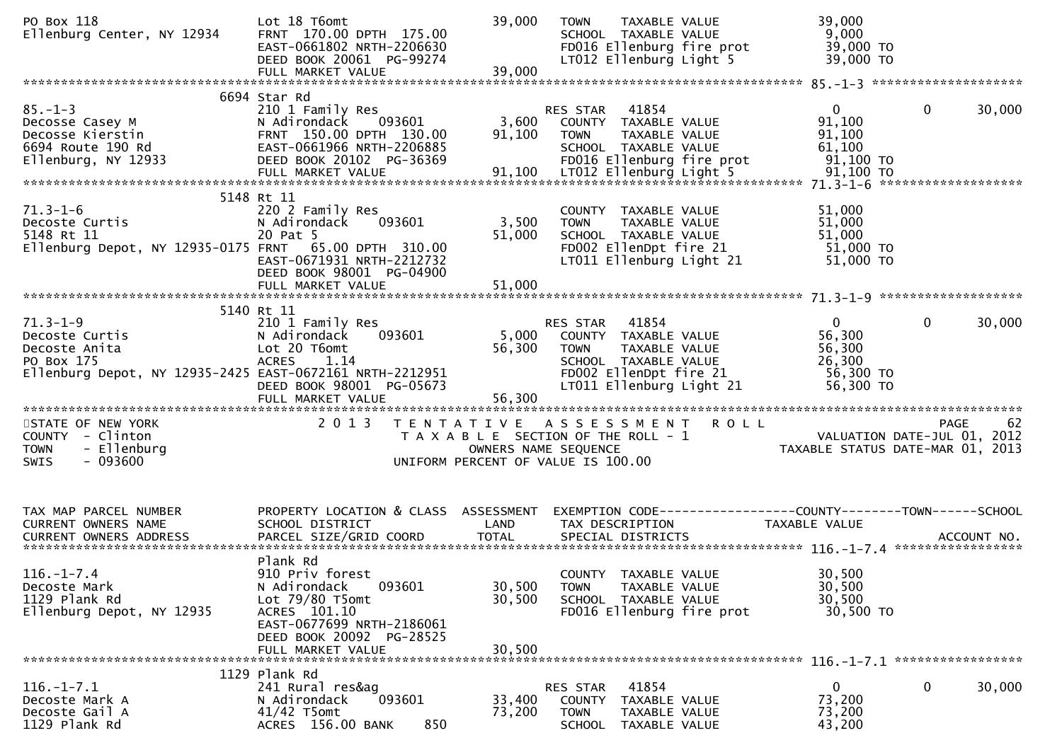```
PO Box 118                       Lot 18 T6omt                       39,000   TOWN    TAXABLE VALUE             39,000
Ellenburg Center, NY 12934       FRNT 170.00 DPTH 175.00                     SCHOOL  TAXABLE VALUE              9,000
                                 EAST-0661802 NRTH-2206630                   FD016 Ellenburg fire prot         39,000 TO
                                 DEED BOOK 20061  PG-99274                   LT012 Ellenburg Light 5           39,000 TO
                                 FULL MARKET VALUE                  39,000
******************************************************************************************************* 85.-1-3 ********************
                       6694 Star Rd
85.-1-3                          210 1 Family Res                            RES STAR    41854                  0          0     30,000
Decosse Casey M                  N Adirondack     093601            3,600    COUNTY  TAXABLE VALUE             91,100
Decosse Kierstin                 FRNT 150.00 DPTH 130.00           91,100    TOWN    TAXABLE VALUE             91,100
6694 Route 190 Rd                EAST-0661966 NRTH-2206885                   SCHOOL  TAXABLE VALUE             61,100
Ellenburg, NY 12933              DEED BOOK 20102  PG-36369                   FD016 Ellenburg fire prot         91,100 TO
                                 FULL MARKET VALUE                  91,100   LT012 Ellenburg Light 5           91,100 TO
******************************************************************************************************* 71.3-1-6 *******************
                       5148 Rt 11
71.3-1-6                         220 2 Family Res                            COUNTY  TAXABLE VALUE             51,000
Decoste Curtis                   N Adirondack     093601            3,500    TOWN    TAXABLE VALUE             51,000
5148 Rt 11                       20 Pat 5                          51,000    SCHOOL  TAXABLE VALUE             51,000
Ellenburg Depot, NY 12935-0175 FRNT  65.00 DPTH 310.00                       FD002 EllenDpt fire 21            51,000 TO
                                 EAST-0671931 NRTH-2212732                   LT011 Ellenburg Light 21          51,000 TO
                                 DEED BOOK 98001  PG-04900
                                 FULL MARKET VALUE                  51,000
******************************************************************************************************* 71.3-1-9 *******************
                       5140 Rt 11
71.3-1-9                         210 1 Family Res                            RES STAR    41854                  0          0     30,000
Decoste Curtis                   N Adirondack     093601            5,000    COUNTY  TAXABLE VALUE             56,300
Decoste Anita                    Lot 20 T6omt                      56,300    TOWN    TAXABLE VALUE             56,300
PO Box 175                       ACRES    1.14                               SCHOOL  TAXABLE VALUE             26,300
Ellenburg Depot, NY 12935-2425 EAST-0672161 NRTH-2212951                     FD002 EllenDpt fire 21            56,300 TO
                                 DEED BOOK 98001  PG-05673                   LT011 Ellenburg Light 21          56,300 TO
                                 FULL MARKET VALUE                  56,300
************************************************************************************************************************************
STATE OF NEW YORK                 2 0 1 3   T E N T A T I V E   A S S E S S M E N T   R O L L                           PAGE    62
COUNTY  - Clinton                           T A X A B L E  SECTION OF THE ROLL - 1                      VALUATION DATE-JUL 01, 2012
TOWN    - Ellenburg                                  OWNERS NAME SEQUENCE                          TAXABLE STATUS DATE-MAR 01, 2013
SWIS    - 093600                                UNIFORM PERCENT OF VALUE IS 100.00


TAX MAP PARCEL NUMBER            PROPERTY LOCATION & CLASS  ASSESSMENT  EXEMPTION CODE------------------COUNTY--------TOWN------SCHOOL
CURRENT OWNERS NAME              SCHOOL DISTRICT               LAND     TAX DESCRIPTION              TAXABLE VALUE
CURRENT OWNERS ADDRESS           PARCEL SIZE/GRID COORD        TOTAL    SPECIAL DISTRICTS                                   ACCOUNT NO.
******************************************************************************************************* 116.-1-7.4 *****************
                                 Plank Rd
116.-1-7.4                       910 Priv forest                             COUNTY  TAXABLE VALUE             30,500
Decoste Mark                     N Adirondack     093601           30,500    TOWN    TAXABLE VALUE             30,500
1129 Plank Rd                    Lot 79/80 T5omt                   30,500    SCHOOL  TAXABLE VALUE             30,500
Ellenburg Depot, NY 12935        ACRES  101.10                               FD016 Ellenburg fire prot         30,500 TO
                                 EAST-0677699 NRTH-2186061
                                 DEED BOOK 20092  PG-28525
                                 FULL MARKET VALUE                  30,500
******************************************************************************************************* 116.-1-7.1 *****************
                       1129 Plank Rd
116.-1-7.1                       241 Rural res&ag                            RES STAR    41854                  0          0     30,000
Decoste Mark A                   N Adirondack     093601           33,400    COUNTY  TAXABLE VALUE             73,200
Decoste Gail A                   41/42 T5omt                       73,200    TOWN    TAXABLE VALUE             73,200
1129 Plank Rd                    ACRES  156.00 BANK     850                  SCHOOL  TAXABLE VALUE             43,200
```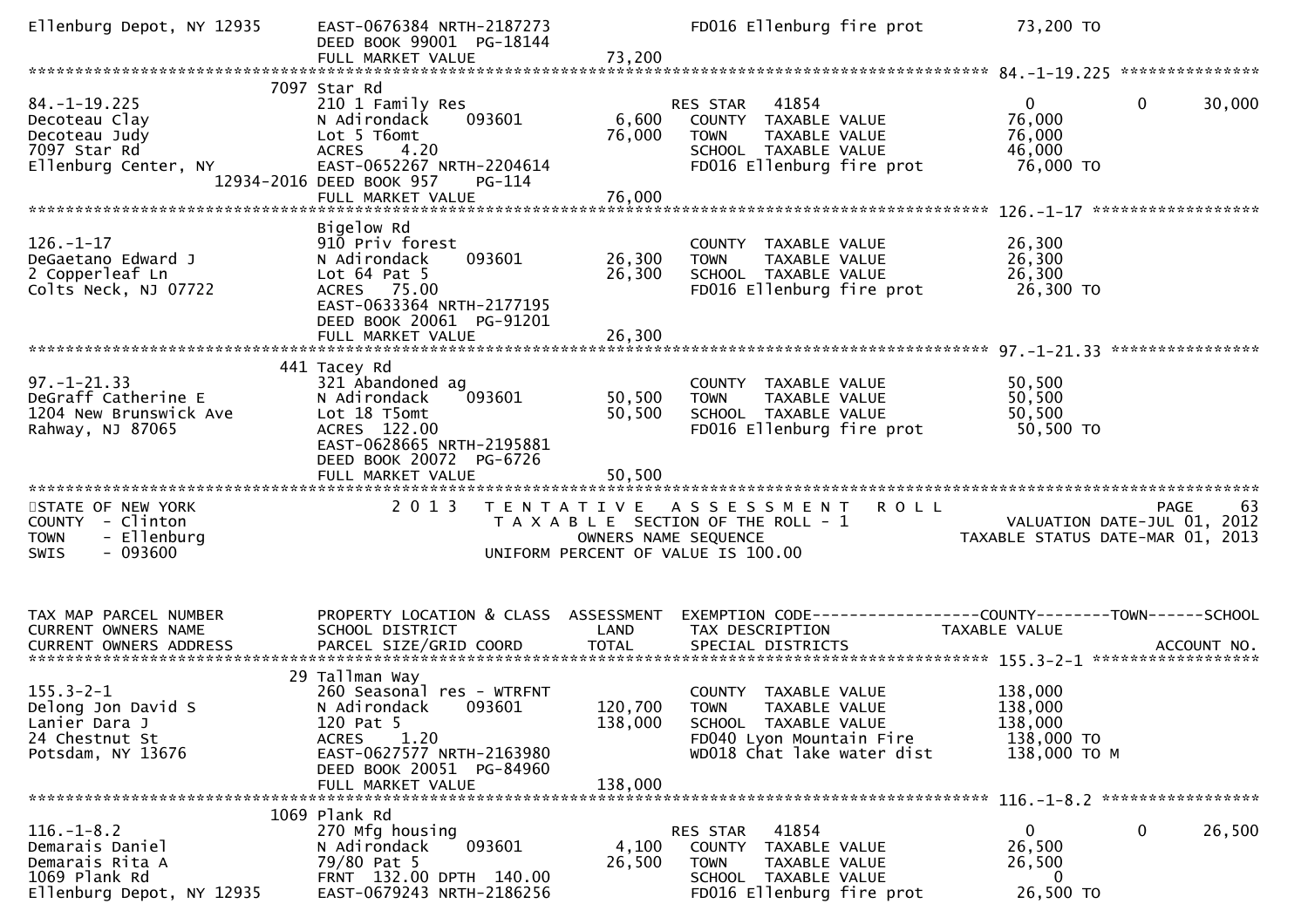```
Ellenburg Depot, NY 12935      EAST-0676384 NRTH-2187273                 FD016 Ellenburg fire prot           73,200 TO
                               DEED BOOK 99001  PG-18144
                               FULL MARKET VALUE             73,200
******************************************************************************************************* 84.-1-19.225 ***************
                         7097 Star Rd
84.-1-19.225                   210 1 Family Res                          RES STAR   41854                    0          0       30,000
Decoteau Clay                  N Adirondack      093601        6,600     COUNTY  TAXABLE VALUE            76,000
Decoteau Judy                  Lot 5 T6omt                    76,000     TOWN    TAXABLE VALUE            76,000
7097 Star Rd                   ACRES    4.20                             SCHOOL  TAXABLE VALUE            46,000
Ellenburg Center, NY           EAST-0652267 NRTH-2204614                 FD016 Ellenburg fire prot           76,000 TO
                    12934-2016 DEED BOOK 957     PG-114
                               FULL MARKET VALUE             76,000
******************************************************************************************************* 126.-1-17 ******************
                               Bigelow Rd
126.-1-17                      910 Priv forest                           COUNTY  TAXABLE VALUE            26,300
DeGaetano Edward J             N Adirondack      093601       26,300     TOWN    TAXABLE VALUE            26,300
2 Copperleaf Ln                Lot 64 Pat 5                   26,300     SCHOOL  TAXABLE VALUE            26,300
Colts Neck, NJ 07722           ACRES   75.00                             FD016 Ellenburg fire prot           26,300 TO
                               EAST-0633364 NRTH-2177195
                               DEED BOOK 20061  PG-91201
                               FULL MARKET VALUE             26,300
******************************************************************************************************* 97.-1-21.33 ****************
                          441 Tacey Rd
97.-1-21.33                    321 Abandoned ag                          COUNTY  TAXABLE VALUE            50,500
DeGraff Catherine E            N Adirondack      093601       50,500     TOWN    TAXABLE VALUE            50,500
1204 New Brunswick Ave         Lot 18 T5omt                   50,500     SCHOOL  TAXABLE VALUE            50,500
Rahway, NJ 87065               ACRES  122.00                             FD016 Ellenburg fire prot           50,500 TO
                               EAST-0628665 NRTH-2195881
                               DEED BOOK 20072  PG-6726
                               FULL MARKET VALUE             50,500
************************************************************************************************************************************
STATE OF NEW YORK                 2 0 1 3   T E N T A T I V E   A S S E S S M E N T   R O L L                           PAGE    63
COUNTY  - Clinton                         T A X A B L E  SECTION OF THE ROLL - 1                         VALUATION DATE-JUL 01, 2012
TOWN    - Ellenburg                              OWNERS NAME SEQUENCE                               TAXABLE STATUS DATE-MAR 01, 2013
SWIS    - 093600                          UNIFORM PERCENT OF VALUE IS 100.00


TAX MAP PARCEL NUMBER          PROPERTY LOCATION & CLASS  ASSESSMENT  EXEMPTION CODE------------------COUNTY--------TOWN------SCHOOL
CURRENT OWNERS NAME            SCHOOL DISTRICT               LAND     TAX DESCRIPTION            TAXABLE VALUE
CURRENT OWNERS ADDRESS         PARCEL SIZE/GRID COORD        TOTAL    SPECIAL DISTRICTS                                  ACCOUNT NO.
******************************************************************************************************* 155.3-2-1 ******************
                           29 Tallman Way
155.3-2-1                      260 Seasonal res - WTRFNT                 COUNTY  TAXABLE VALUE           138,000
Delong Jon David S             N Adirondack      093601      120,700     TOWN    TAXABLE VALUE           138,000
Lanier Dara J                  120 Pat 5                     138,000     SCHOOL  TAXABLE VALUE           138,000
24 Chestnut St                 ACRES    1.20                             FD040 Lyon Mountain Fire           138,000 TO
Potsdam, NY 13676              EAST-0627577 NRTH-2163980                 WD018 Chat lake water dist         138,000 TO M
                               DEED BOOK 20051  PG-84960
                               FULL MARKET VALUE            138,000
******************************************************************************************************* 116.-1-8.2 *****************
                         1069 Plank Rd
116.-1-8.2                     270 Mfg housing                           RES STAR   41854                    0          0       26,500
Demarais Daniel                N Adirondack      093601        4,100     COUNTY  TAXABLE VALUE            26,500
Demarais Rita A                79/80 Pat 5                    26,500     TOWN    TAXABLE VALUE            26,500
1069 Plank Rd                  FRNT 132.00 DPTH 140.00                   SCHOOL  TAXABLE VALUE                 0
Ellenburg Depot, NY 12935      EAST-0679243 NRTH-2186256                 FD016 Ellenburg fire prot           26,500 TO
```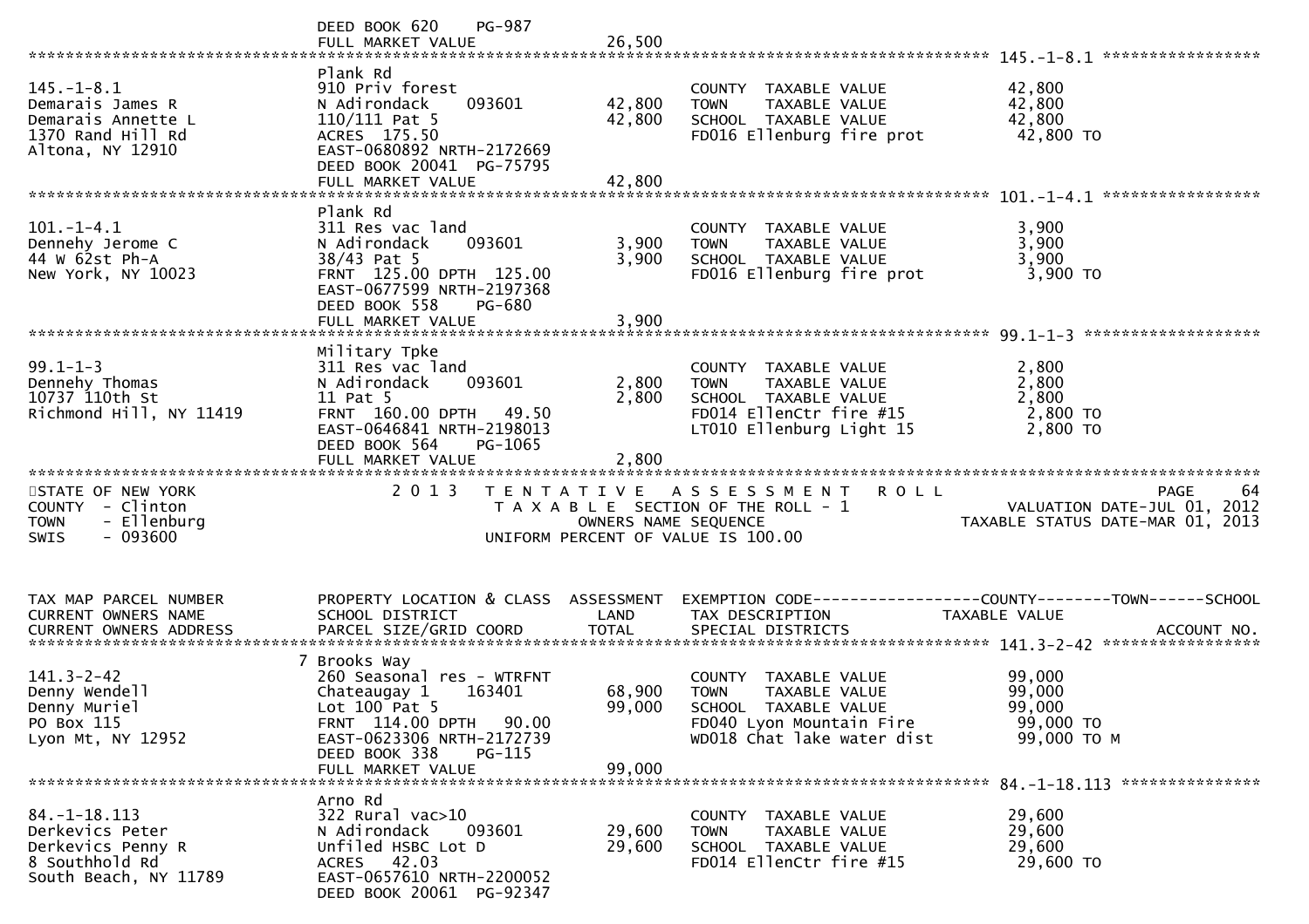DEED BOOK 620 PG-987
FULL MARKET VALUE 26,500

********************************************************************************************* 145.-1-8.1 *****************

| Parcel / Owner | Property Location & Class | Land | Total | Tax Description | Taxable Value |
|---|---|---|---|---|---|
| 145.-1-8.1 | Plank Rd | | | | |
| Demarais James R | 910 Priv forest | | | COUNTY TAXABLE VALUE | 42,800 |
| Demarais Annette L | N Adirondack 093601 | 42,800 | | TOWN TAXABLE VALUE | 42,800 |
| 1370 Rand Hill Rd | 110/111 Pat 5 | | 42,800 | SCHOOL TAXABLE VALUE | 42,800 |
| Altona, NY 12910 | ACRES 175.50 | | | FD016 Ellenburg fire prot | 42,800 TO |
| | EAST-0680892 NRTH-2172669 | | | | |
| | DEED BOOK 20041 PG-75795 | | | | |
| | FULL MARKET VALUE | | 42,800 | | |

********************************************************************************************* 101.-1-4.1 *****************

| Parcel / Owner | Property Location & Class | Land | Total | Tax Description | Taxable Value |
|---|---|---|---|---|---|
| 101.-1-4.1 | Plank Rd | | | | |
| Dennehy Jerome C | 311 Res vac land | | | COUNTY TAXABLE VALUE | 3,900 |
| 44 W 62st Ph-A | N Adirondack 093601 | 3,900 | | TOWN TAXABLE VALUE | 3,900 |
| New York, NY 10023 | 38/43 Pat 5 | | 3,900 | SCHOOL TAXABLE VALUE | 3,900 |
| | FRNT 125.00 DPTH 125.00 | | | FD016 Ellenburg fire prot | 3,900 TO |
| | EAST-0677599 NRTH-2197368 | | | | |
| | DEED BOOK 558 PG-680 | | | | |
| | FULL MARKET VALUE | | 3,900 | | |

********************************************************************************************* 99.1-1-3 *******************

| Parcel / Owner | Property Location & Class | Land | Total | Tax Description | Taxable Value |
|---|---|---|---|---|---|
| 99.1-1-3 | Military Tpke | | | | |
| Dennehy Thomas | 311 Res vac land | | | COUNTY TAXABLE VALUE | 2,800 |
| 10737 110th St | N Adirondack 093601 | 2,800 | | TOWN TAXABLE VALUE | 2,800 |
| Richmond Hill, NY 11419 | 11 Pat 5 | | 2,800 | SCHOOL TAXABLE VALUE | 2,800 |
| | FRNT 160.00 DPTH 49.50 | | | FD014 EllenCtr fire #15 | 2,800 TO |
| | EAST-0646841 NRTH-2198013 | | | LT010 Ellenburg Light 15 | 2,800 TO |
| | DEED BOOK 564 PG-1065 | | | | |
| | FULL MARKET VALUE | | 2,800 | | |

STATE OF NEW YORK — 2013 TENTATIVE ASSESSMENT ROLL — PAGE 64
COUNTY - Clinton — TAXABLE SECTION OF THE ROLL - 1 — VALUATION DATE-JUL 01, 2012
TOWN - Ellenburg — OWNERS NAME SEQUENCE — TAXABLE STATUS DATE-MAR 01, 2013
SWIS - 093600 — UNIFORM PERCENT OF VALUE IS 100.00

| TAX MAP PARCEL NUMBER / CURRENT OWNERS NAME / CURRENT OWNERS ADDRESS | PROPERTY LOCATION & CLASS / SCHOOL DISTRICT / PARCEL SIZE/GRID COORD | ASSESSMENT LAND | TOTAL | EXEMPTION CODE / TAX DESCRIPTION / SPECIAL DISTRICTS | COUNTY--------TOWN------SCHOOL TAXABLE VALUE / ACCOUNT NO. |
|---|---|---|---|---|---|

********************************************************************************************* 141.3-2-42 *****************

| Parcel / Owner | Property Location & Class | Land | Total | Tax Description | Taxable Value |
|---|---|---|---|---|---|
| 141.3-2-42 | 7 Brooks Way | | | | |
| Denny Wendell | 260 Seasonal res - WTRFNT | | | COUNTY TAXABLE VALUE | 99,000 |
| Denny Muriel | Chateaugay 1 163401 | 68,900 | | TOWN TAXABLE VALUE | 99,000 |
| PO Box 115 | Lot 100 Pat 5 | | 99,000 | SCHOOL TAXABLE VALUE | 99,000 |
| Lyon Mt, NY 12952 | FRNT 114.00 DPTH 90.00 | | | FD040 Lyon Mountain Fire | 99,000 TO |
| | EAST-0623306 NRTH-2172739 | | | WD018 Chat lake water dist | 99,000 TO M |
| | DEED BOOK 338 PG-115 | | | | |
| | FULL MARKET VALUE | | 99,000 | | |

********************************************************************************************* 84.-1-18.113 ***************

| Parcel / Owner | Property Location & Class | Land | Total | Tax Description | Taxable Value |
|---|---|---|---|---|---|
| 84.-1-18.113 | Arno Rd | | | | |
| Derkevics Peter | 322 Rural vac>10 | | | COUNTY TAXABLE VALUE | 29,600 |
| Derkevics Penny R | N Adirondack 093601 | 29,600 | | TOWN TAXABLE VALUE | 29,600 |
| 8 Southhold Rd | Unfiled HSBC Lot D | | 29,600 | SCHOOL TAXABLE VALUE | 29,600 |
| South Beach, NY 11789 | ACRES 42.03 | | | FD014 EllenCtr fire #15 | 29,600 TO |
| | EAST-0657610 NRTH-2200052 | | | | |
| | DEED BOOK 20061 PG-92347 | | | | |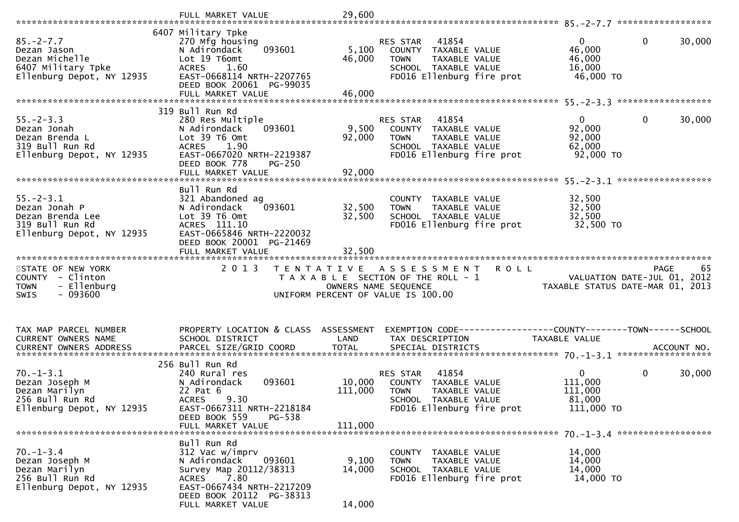FULL MARKET VALUE 29,600

******************************************************************************************************* 85.-2-7.7 ******************

| TAX MAP PARCEL NUMBER / CURRENT OWNERS NAME / CURRENT OWNERS ADDRESS | PROPERTY LOCATION & CLASS / SCHOOL DISTRICT / PARCEL SIZE/GRID COORD | ASSESSMENT LAND | TOTAL | EXEMPTION CODE / TAX DESCRIPTION / SPECIAL DISTRICTS | COUNTY TAXABLE VALUE | TOWN | SCHOOL |
|---|---|---|---|---|---|---|---|
| | 6407 Military Tpke | | | | | | |
| 85.-2-7.7 | 270 Mfg housing | | | RES STAR 41854 | 0 | 0 | 30,000 |
| Dezan Jason | N Adirondack 093601 | 5,100 | | COUNTY TAXABLE VALUE | 46,000 | | |
| Dezan Michelle | Lot 19 T6omt | | 46,000 | TOWN TAXABLE VALUE | 46,000 | | |
| 6407 Military Tpke | ACRES 1.60 | | | SCHOOL TAXABLE VALUE | 16,000 | | |
| Ellenburg Depot, NY 12935 | EAST-0668114 NRTH-2207765 | | | FD016 Ellenburg fire prot | 46,000 TO | | |
| | DEED BOOK 20061 PG-99035 | | | | | | |
| | FULL MARKET VALUE | | 46,000 | | | | |

******************************************************************************************************* 55.-2-3.3 ******************

| | | | | | | | |
|---|---|---|---|---|---|---|---|
| | 319 Bull Run Rd | | | | | | |
| 55.-2-3.3 | 280 Res Multiple | | | RES STAR 41854 | 0 | 0 | 30,000 |
| Dezan Jonah | N Adirondack 093601 | 9,500 | | COUNTY TAXABLE VALUE | 92,000 | | |
| Dezan Brenda L | Lot 39 T6 Omt | | 92,000 | TOWN TAXABLE VALUE | 92,000 | | |
| 319 Bull Run Rd | ACRES 1.90 | | | SCHOOL TAXABLE VALUE | 62,000 | | |
| Ellenburg Depot, NY 12935 | EAST-0667020 NRTH-2219387 | | | FD016 Ellenburg fire prot | 92,000 TO | | |
| | DEED BOOK 778 PG-250 | | | | | | |
| | FULL MARKET VALUE | | 92,000 | | | | |

******************************************************************************************************* 55.-2-3.1 ******************

| | | | | | | | |
|---|---|---|---|---|---|---|---|
| | Bull Run Rd | | | | | | |
| 55.-2-3.1 | 321 Abandoned ag | | | COUNTY TAXABLE VALUE | 32,500 | | |
| Dezan Jonah P | N Adirondack 093601 | 32,500 | | TOWN TAXABLE VALUE | 32,500 | | |
| Dezan Brenda Lee | Lot 39 T6 Omt | | 32,500 | SCHOOL TAXABLE VALUE | 32,500 | | |
| 319 Bull Run Rd | ACRES 111.10 | | | FD016 Ellenburg fire prot | 32,500 TO | | |
| Ellenburg Depot, NY 12935 | EAST-0665846 NRTH-2220032 | | | | | | |
| | DEED BOOK 20001 PG-21469 | | | | | | |
| | FULL MARKET VALUE | | 32,500 | | | | |

*******************************************************************************************************

STATE OF NEW YORK — 2013 TENTATIVE ASSESSMENT ROLL — PAGE 65
COUNTY - Clinton — TAXABLE SECTION OF THE ROLL - 1 — VALUATION DATE-JUL 01, 2012
TOWN - Ellenburg — OWNERS NAME SEQUENCE — TAXABLE STATUS DATE-MAR 01, 2013
SWIS - 093600 — UNIFORM PERCENT OF VALUE IS 100.00

| TAX MAP PARCEL NUMBER / CURRENT OWNERS NAME / CURRENT OWNERS ADDRESS | PROPERTY LOCATION & CLASS / SCHOOL DISTRICT / PARCEL SIZE/GRID COORD | ASSESSMENT LAND | TOTAL | EXEMPTION CODE / TAX DESCRIPTION / SPECIAL DISTRICTS | COUNTY TAXABLE VALUE | TOWN | SCHOOL / ACCOUNT NO. |
|---|---|---|---|---|---|---|---|
| | 256 Bull Run Rd | | | | | | |
| 70.-1-3.1 | 240 Rural res | | | RES STAR 41854 | 0 | 0 | 30,000 |
| Dezan Joseph M | N Adirondack 093601 | 10,000 | | COUNTY TAXABLE VALUE | 111,000 | | |
| Dezan Marilyn | 22 Pat 6 | | 111,000 | TOWN TAXABLE VALUE | 111,000 | | |
| 256 Bull Run Rd | ACRES 9.30 | | | SCHOOL TAXABLE VALUE | 81,000 | | |
| Ellenburg Depot, NY 12935 | EAST-0667311 NRTH-2218184 | | | FD016 Ellenburg fire prot | 111,000 TO | | |
| | DEED BOOK 559 PG-538 | | | | | | |
| | FULL MARKET VALUE | | 111,000 | | | | |

******************************************************************************************************* 70.-1-3.4 ******************

| | | | | | | | |
|---|---|---|---|---|---|---|---|
| | Bull Run Rd | | | | | | |
| 70.-1-3.4 | 312 Vac w/imprv | | | COUNTY TAXABLE VALUE | 14,000 | | |
| Dezan Joseph M | N Adirondack 093601 | 9,100 | | TOWN TAXABLE VALUE | 14,000 | | |
| Dezan Marilyn | Survey Map 20112/38313 | | 14,000 | SCHOOL TAXABLE VALUE | 14,000 | | |
| 256 Bull Run Rd | ACRES 7.80 | | | FD016 Ellenburg fire prot | 14,000 TO | | |
| Ellenburg Depot, NY 12935 | EAST-0667434 NRTH-2217209 | | | | | | |
| | DEED BOOK 20112 PG-38313 | | | | | | |
| | FULL MARKET VALUE | | 14,000 | | | | |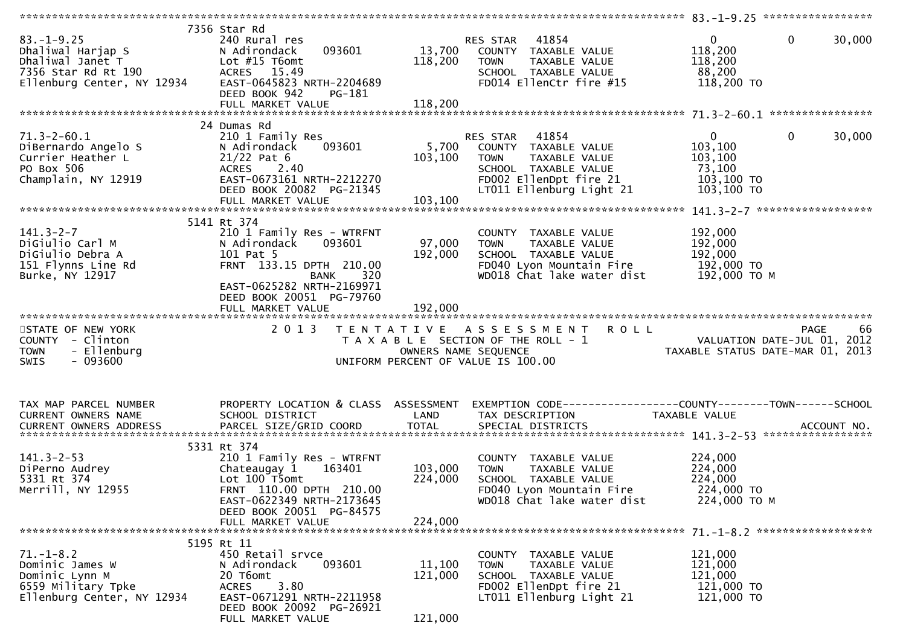```
******************************************************************************************************* 83.-1-9.25 *****************
                         7356 Star Rd
83.-1-9.25               240 Rural res                       RES STAR   41854                  0              0       30,000
Dhaliwal Harjap S        N Adirondack     093601      13,700    COUNTY  TAXABLE VALUE          118,200
Dhaliwal Janet T         Lot #15 T6omt               118,200    TOWN    TAXABLE VALUE          118,200
7356 Star Rd Rt 190      ACRES   15.49                           SCHOOL  TAXABLE VALUE           88,200
Ellenburg Center, NY 12934  EAST-0645823 NRTH-2204689            FD014 EllenCtr fire #15         118,200 TO
                         DEED BOOK 942     PG-181
                         FULL MARKET VALUE           118,200
******************************************************************************************************* 71.3-2-60.1 ****************
                         24 Dumas Rd
71.3-2-60.1              210 1 Family Res                    RES STAR   41854                  0              0       30,000
DiBernardo Angelo S      N Adirondack     093601       5,700    COUNTY  TAXABLE VALUE          103,100
Currier Heather L        21/22 Pat 6                 103,100    TOWN    TAXABLE VALUE          103,100
PO Box 506               ACRES    2.40                           SCHOOL  TAXABLE VALUE           73,100
Champlain, NY 12919      EAST-0673161 NRTH-2212270               FD002 EllenDpt fire 21          103,100 TO
                         DEED BOOK 20082  PG-21345               LT011 Ellenburg Light 21        103,100 TO
                         FULL MARKET VALUE           103,100
******************************************************************************************************* 141.3-2-7 ******************
                         5141 Rt 374
141.3-2-7                210 1 Family Res - WTRFNT            COUNTY  TAXABLE VALUE          192,000
DiGiulio Carl M          N Adirondack     093601      97,000    TOWN    TAXABLE VALUE          192,000
DiGiulio Debra A         101 Pat 5                   192,000    SCHOOL  TAXABLE VALUE          192,000
151 Flynns Line Rd       FRNT 133.15 DPTH 210.00                 FD040 Lyon Mountain Fire        192,000 TO
Burke, NY 12917                         BANK     320             WD018 Chat lake water dist      192,000 TO M
                         EAST-0625282 NRTH-2169971
                         DEED BOOK 20051  PG-79760
                         FULL MARKET VALUE           192,000
************************************************************************************************************************************
STATE OF NEW YORK               2 0 1 3   T E N T A T I V E   A S S E S S M E N T   R O L L                          PAGE     66
COUNTY  - Clinton                   T A X A B L E  SECTION OF THE ROLL - 1                      VALUATION DATE-JUL 01, 2012
TOWN    - Ellenburg                          OWNERS NAME SEQUENCE                           TAXABLE STATUS DATE-MAR 01, 2013
SWIS    - 093600                     UNIFORM PERCENT OF VALUE IS 100.00


TAX MAP PARCEL NUMBER    PROPERTY LOCATION & CLASS  ASSESSMENT  EXEMPTION CODE------------------COUNTY--------TOWN------SCHOOL
CURRENT OWNERS NAME      SCHOOL DISTRICT              LAND      TAX DESCRIPTION              TAXABLE VALUE
CURRENT OWNERS ADDRESS   PARCEL SIZE/GRID COORD       TOTAL     SPECIAL DISTRICTS                                    ACCOUNT NO.
******************************************************************************************************* 141.3-2-53 *****************
                         5331 Rt 374
141.3-2-53               210 1 Family Res - WTRFNT            COUNTY  TAXABLE VALUE          224,000
DiPerno Audrey           Chateaugay 1     163401     103,000    TOWN    TAXABLE VALUE          224,000
5331 Rt 374              Lot 100 T5omt               224,000    SCHOOL  TAXABLE VALUE          224,000
Merrill, NY 12955        FRNT 110.00 DPTH 210.00                 FD040 Lyon Mountain Fire        224,000 TO
                         EAST-0622349 NRTH-2173645               WD018 Chat lake water dist      224,000 TO M
                         DEED BOOK 20051  PG-84575
                         FULL MARKET VALUE           224,000
******************************************************************************************************* 71.-1-8.2 ******************
                         5195 Rt 11
71.-1-8.2                450 Retail srvce                     COUNTY  TAXABLE VALUE          121,000
Dominic James W          N Adirondack     093601      11,100    TOWN    TAXABLE VALUE          121,000
Dominic Lynn M           20 T6omt                    121,000    SCHOOL  TAXABLE VALUE          121,000
6559 Military Tpke       ACRES    3.80                           FD002 EllenDpt fire 21          121,000 TO
Ellenburg Center, NY 12934  EAST-0671291 NRTH-2211958            LT011 Ellenburg Light 21        121,000 TO
                         DEED BOOK 20092  PG-26921
                         FULL MARKET VALUE           121,000
```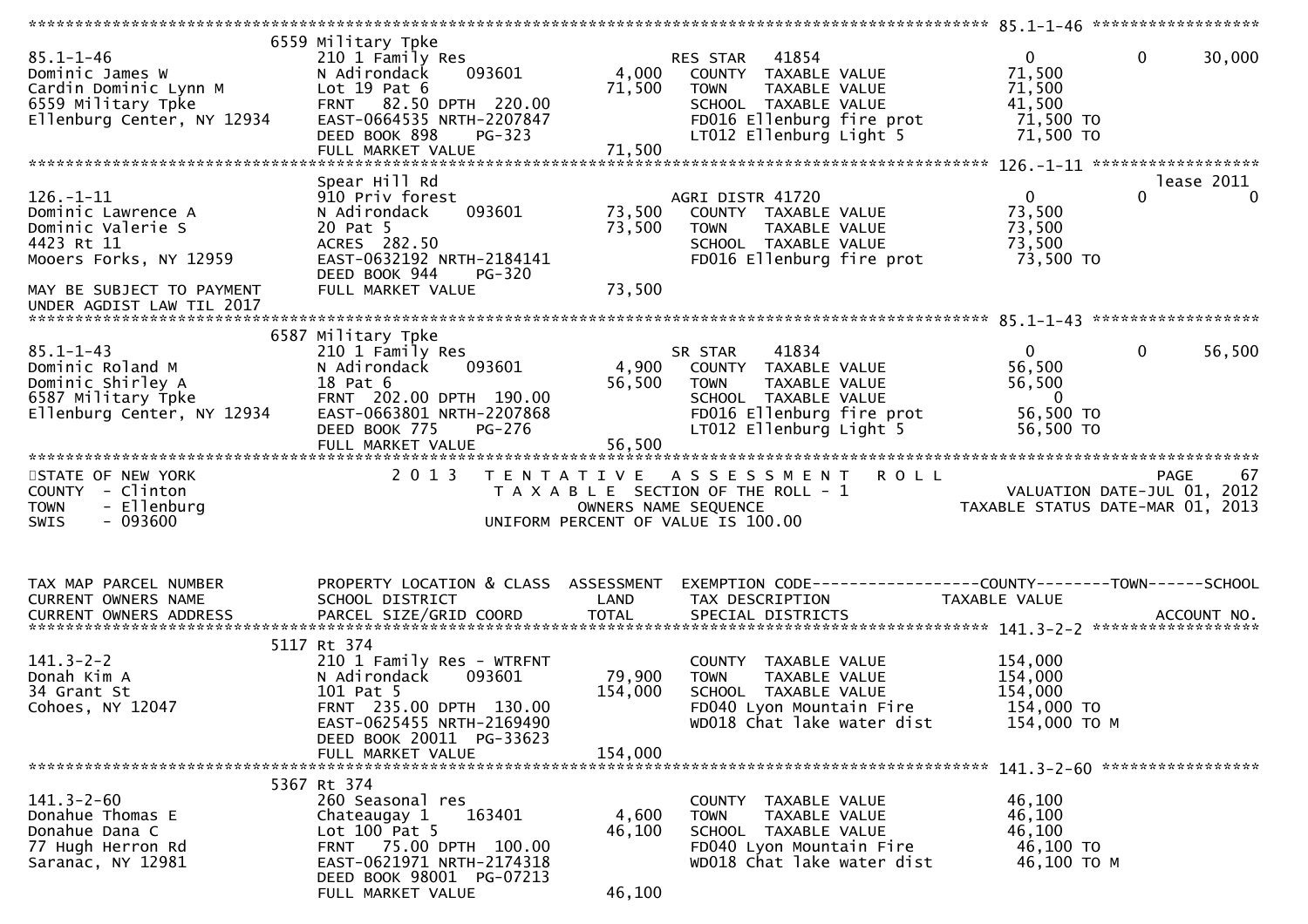```
******************************************************************************************************* 85.1-1-46 ******************
                              6559 Military Tpke
85.1-1-46                       210 1 Family Res                     RES STAR   41854                  0             0        30,000
Dominic James W                 N Adirondack      093601        4,000   COUNTY  TAXABLE VALUE            71,500
Cardin Dominic Lynn M           Lot 19 Pat 6                   71,500   TOWN    TAXABLE VALUE            71,500
6559 Military Tpke              FRNT   82.50 DPTH  220.00                SCHOOL  TAXABLE VALUE            41,500
Ellenburg Center, NY 12934      EAST-0664535 NRTH-2207847                FD016 Ellenburg fire prot         71,500 TO
                                DEED BOOK 898     PG-323                 LT012 Ellenburg Light 5           71,500 TO
                                FULL MARKET VALUE              71,500
******************************************************************************************************* 126.-1-11 ******************
                                Spear Hill Rd                                                                              lease 2011
126.-1-11                       910 Priv forest                      AGRI DISTR 41720                  0             0             0
Dominic Lawrence A              N Adirondack      093601       73,500   COUNTY  TAXABLE VALUE            73,500
Dominic Valerie S               20 Pat 5                       73,500   TOWN    TAXABLE VALUE            73,500
4423 Rt 11                      ACRES  282.50                            SCHOOL  TAXABLE VALUE            73,500
Mooers Forks, NY 12959          EAST-0632192 NRTH-2184141                FD016 Ellenburg fire prot         73,500 TO
                                DEED BOOK 944     PG-320
MAY BE SUBJECT TO PAYMENT       FULL MARKET VALUE              73,500
UNDER AGDIST LAW TIL 2017
******************************************************************************************************* 85.1-1-43 ******************
                              6587 Military Tpke
85.1-1-43                       210 1 Family Res                     SR STAR    41834                  0             0        56,500
Dominic Roland M                N Adirondack      093601        4,900   COUNTY  TAXABLE VALUE            56,500
Dominic Shirley A               18 Pat 6                       56,500   TOWN    TAXABLE VALUE            56,500
6587 Military Tpke              FRNT  202.00 DPTH  190.00                SCHOOL  TAXABLE VALUE                 0
Ellenburg Center, NY 12934      EAST-0663801 NRTH-2207868                FD016 Ellenburg fire prot         56,500 TO
                                DEED BOOK 775     PG-276                 LT012 Ellenburg Light 5           56,500 TO
                                FULL MARKET VALUE              56,500
************************************************************************************************************************************
STATE OF NEW YORK                  2 0 1 3   T E N T A T I V E   A S S E S S M E N T   R O L L                          PAGE    67
COUNTY  - Clinton                            T A X A B L E  SECTION OF THE ROLL - 1                      VALUATION DATE-JUL 01, 2012
TOWN    - Ellenburg                              OWNERS NAME SEQUENCE                              TAXABLE STATUS DATE-MAR 01, 2013
SWIS    - 093600                           UNIFORM PERCENT OF VALUE IS 100.00


TAX MAP PARCEL NUMBER           PROPERTY LOCATION & CLASS  ASSESSMENT  EXEMPTION CODE------------------COUNTY--------TOWN------SCHOOL
CURRENT OWNERS NAME             SCHOOL DISTRICT               LAND      TAX DESCRIPTION            TAXABLE VALUE
CURRENT OWNERS ADDRESS          PARCEL SIZE/GRID COORD       TOTAL      SPECIAL DISTRICTS                                  ACCOUNT NO.
******************************************************************************************************* 141.3-2-2 ******************
                              5117 Rt 374
141.3-2-2                       210 1 Family Res - WTRFNT                COUNTY  TAXABLE VALUE           154,000
Donah Kim A                     N Adirondack      093601       79,900   TOWN    TAXABLE VALUE           154,000
34 Grant St                     101 Pat 5                     154,000   SCHOOL  TAXABLE VALUE           154,000
Cohoes, NY 12047                FRNT  235.00 DPTH  130.00                FD040 Lyon Mountain Fire         154,000 TO
                                EAST-0625455 NRTH-2169490                WD018 Chat lake water dist       154,000 TO M
                                DEED BOOK 20011  PG-33623
                                FULL MARKET VALUE             154,000
******************************************************************************************************* 141.3-2-60 *****************
                              5367 Rt 374
141.3-2-60                      260 Seasonal res                         COUNTY  TAXABLE VALUE            46,100
Donahue Thomas E                Chateaugay 1      163401        4,600   TOWN    TAXABLE VALUE            46,100
Donahue Dana C                  Lot 100 Pat 5                  46,100   SCHOOL  TAXABLE VALUE            46,100
77 Hugh Herron Rd               FRNT   75.00 DPTH  100.00                FD040 Lyon Mountain Fire          46,100 TO
Saranac, NY 12981               EAST-0621971 NRTH-2174318                WD018 Chat lake water dist        46,100 TO M
                                DEED BOOK 98001  PG-07213
                                FULL MARKET VALUE              46,100
```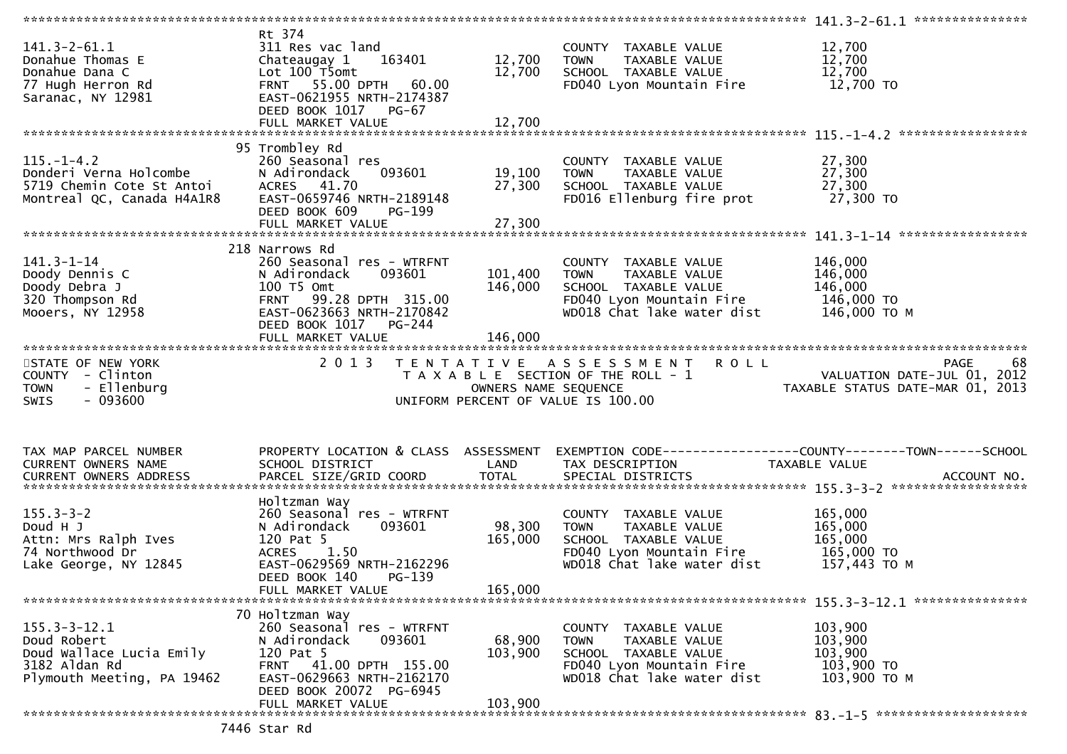```
******************************************************************************************************* 141.3-2-61.1 ***************
                               Rt 374
141.3-2-61.1                   311 Res vac land                         COUNTY  TAXABLE VALUE           12,700
Donahue Thomas E               Chateaugay 1    163401       12,700      TOWN    TAXABLE VALUE           12,700
Donahue Dana C                 Lot 100 T5omt                12,700      SCHOOL  TAXABLE VALUE           12,700
77 Hugh Herron Rd              FRNT   55.00 DPTH   60.00                FD040 Lyon Mountain Fire         12,700 TO
Saranac, NY 12981              EAST-0621955 NRTH-2174387
                               DEED BOOK 1017   PG-67
                               FULL MARKET VALUE            12,700
******************************************************************************************************* 115.-1-4.2 *****************
                             95 Trombley Rd
115.-1-4.2                     260 Seasonal res                         COUNTY  TAXABLE VALUE           27,300
Donderi Verna Holcombe         N Adirondack     093601      19,100      TOWN    TAXABLE VALUE           27,300
5719 Chemin Cote St Antoi      ACRES   41.70                27,300      SCHOOL  TAXABLE VALUE           27,300
Montreal QC, Canada H4A1R8     EAST-0659746 NRTH-2189148                FD016 Ellenburg fire prot        27,300 TO
                               DEED BOOK 609    PG-199
                               FULL MARKET VALUE            27,300
******************************************************************************************************* 141.3-1-14 *****************
                            218 Narrows Rd
141.3-1-14                     260 Seasonal res - WTRFNT                COUNTY  TAXABLE VALUE          146,000
Doody Dennis C                 N Adirondack     093601     101,400      TOWN    TAXABLE VALUE          146,000
Doody Debra J                  100 T5 Omt                  146,000      SCHOOL  TAXABLE VALUE          146,000
320 Thompson Rd                FRNT   99.28 DPTH  315.00                FD040 Lyon Mountain Fire        146,000 TO
Mooers, NY 12958               EAST-0623663 NRTH-2170842                WD018 Chat lake water dist      146,000 TO M
                               DEED BOOK 1017   PG-244
                               FULL MARKET VALUE           146,000
************************************************************************************************************************************
STATE OF NEW YORK                   2 0 1 3   T E N T A T I V E   A S S E S S M E N T   R O L L                              PAGE    68
COUNTY  - Clinton                          T A X A B L E  SECTION OF THE ROLL - 1                        VALUATION DATE-JUL 01, 2012
TOWN    - Ellenburg                                  OWNERS NAME SEQUENCE                             TAXABLE STATUS DATE-MAR 01, 2013
SWIS    - 093600                                UNIFORM PERCENT OF VALUE IS 100.00


TAX MAP PARCEL NUMBER          PROPERTY LOCATION & CLASS  ASSESSMENT  EXEMPTION CODE------------------COUNTY--------TOWN------SCHOOL
CURRENT OWNERS NAME            SCHOOL DISTRICT               LAND      TAX DESCRIPTION             TAXABLE VALUE
CURRENT OWNERS ADDRESS         PARCEL SIZE/GRID COORD        TOTAL     SPECIAL DISTRICTS                                  ACCOUNT NO.
******************************************************************************************************* 155.3-3-2 ******************
                               Holtzman Way
155.3-3-2                      260 Seasonal res - WTRFNT                COUNTY  TAXABLE VALUE          165,000
Doud H J                       N Adirondack     093601      98,300      TOWN    TAXABLE VALUE          165,000
Attn: Mrs Ralph Ives           120 Pat 5                   165,000      SCHOOL  TAXABLE VALUE          165,000
74 Northwood Dr                ACRES    1.50                            FD040 Lyon Mountain Fire        165,000 TO
Lake George, NY 12845          EAST-0629569 NRTH-2162296                WD018 Chat lake water dist      157,443 TO M
                               DEED BOOK 140    PG-139
                               FULL MARKET VALUE           165,000
******************************************************************************************************* 155.3-3-12.1 ***************
                             70 Holtzman Way
155.3-3-12.1                   260 Seasonal res - WTRFNT                COUNTY  TAXABLE VALUE          103,900
Doud Robert                    N Adirondack     093601      68,900      TOWN    TAXABLE VALUE          103,900
Doud Wallace Lucia Emily       120 Pat 5                   103,900      SCHOOL  TAXABLE VALUE          103,900
3182 Aldan Rd                  FRNT   41.00 DPTH  155.00                FD040 Lyon Mountain Fire        103,900 TO
Plymouth Meeting, PA 19462     EAST-0629663 NRTH-2162170                WD018 Chat lake water dist      103,900 TO M
                               DEED BOOK 20072  PG-6945
                               FULL MARKET VALUE           103,900
******************************************************************************************************* 83.-1-5 ********************
                           7446 Star Rd
```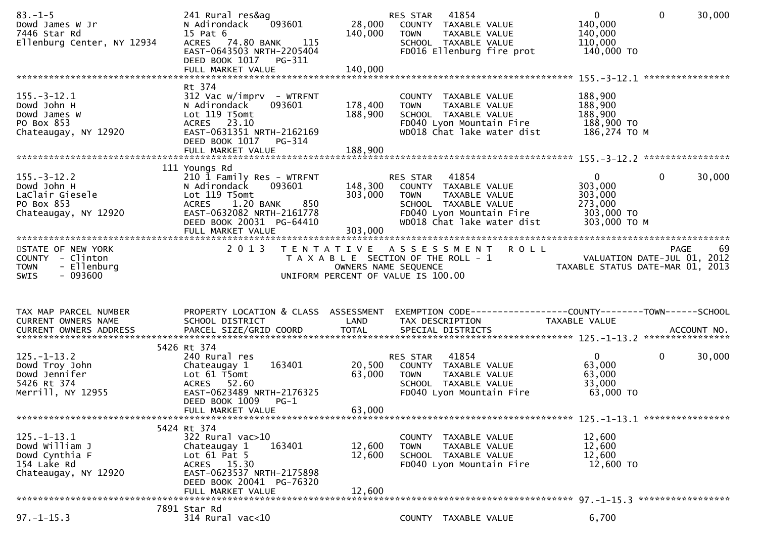```
83.-1-5                        241 Rural res&ag                     RES STAR   41854                    0          0      30,000
Dowd James W Jr                N Adirondack     093601      28,000    COUNTY  TAXABLE VALUE           140,000
7446 Star Rd                   15 Pat 6                    140,000    TOWN    TAXABLE VALUE           140,000
Ellenburg Center, NY 12934     ACRES  74.80 BANK    115               SCHOOL  TAXABLE VALUE           110,000
                               EAST-0643503 NRTH-2205404              FD016 Ellenburg fire prot        140,000 TO
                               DEED BOOK 1017   PG-311
                               FULL MARKET VALUE           140,000
******************************************************************************************************* 155.-3-12.1 ****************
                               Rt 374
155.-3-12.1                    312 Vac w/imprv  - WTRFNT              COUNTY  TAXABLE VALUE           188,900
Dowd John H                    N Adirondack     093601     178,400    TOWN    TAXABLE VALUE           188,900
Dowd James W                   Lot 119 T5omt               188,900    SCHOOL  TAXABLE VALUE           188,900
PO Box 853                     ACRES  23.10                           FD040 Lyon Mountain Fire         188,900 TO
Chateaugay, NY 12920           EAST-0631351 NRTH-2162169              WD018 Chat lake water dist       186,274 TO M
                               DEED BOOK 1017   PG-314
                               FULL MARKET VALUE           188,900
******************************************************************************************************* 155.-3-12.2 ****************
                           111 Youngs Rd
155.-3-12.2                    210 1 Family Res - WTRFNT            RES STAR   41854                    0          0      30,000
Dowd John H                    N Adirondack     093601     148,300    COUNTY  TAXABLE VALUE           303,000
LaClair Giesele                Lot 119 T5omt               303,000    TOWN    TAXABLE VALUE           303,000
PO Box 853                     ACRES   1.20 BANK    850               SCHOOL  TAXABLE VALUE           273,000
Chateaugay, NY 12920           EAST-0632082 NRTH-2161778              FD040 Lyon Mountain Fire         303,000 TO
                               DEED BOOK 20031 PG-64410               WD018 Chat lake water dist       303,000 TO M
                               FULL MARKET VALUE           303,000
************************************************************************************************************************************
STATE OF NEW YORK                 2 0 1 3   T E N T A T I V E   A S S E S S M E N T   R O L L                           PAGE    69
COUNTY  - Clinton                          T A X A B L E SECTION OF THE ROLL - 1                         VALUATION DATE-JUL 01, 2012
TOWN    - Ellenburg                               OWNERS NAME SEQUENCE                             TAXABLE STATUS DATE-MAR 01, 2013
SWIS    - 093600                          UNIFORM PERCENT OF VALUE IS 100.00


TAX MAP PARCEL NUMBER          PROPERTY LOCATION & CLASS  ASSESSMENT  EXEMPTION CODE------------------COUNTY--------TOWN------SCHOOL
CURRENT OWNERS NAME            SCHOOL DISTRICT               LAND      TAX DESCRIPTION              TAXABLE VALUE
CURRENT OWNERS ADDRESS         PARCEL SIZE/GRID COORD       TOTAL      SPECIAL DISTRICTS                                  ACCOUNT NO.
******************************************************************************************************* 125.-1-13.2 ****************
                          5426 Rt 374
125.-1-13.2                    240 Rural res                        RES STAR   41854                    0          0      30,000
Dowd Troy John                 Chateaugay 1     163401      20,500    COUNTY  TAXABLE VALUE            63,000
Dowd Jennifer                  Lot 61 T5omt                 63,000    TOWN    TAXABLE VALUE            63,000
5426 Rt 374                    ACRES  52.60                           SCHOOL  TAXABLE VALUE            33,000
Merrill, NY 12955              EAST-0623489 NRTH-2176325              FD040 Lyon Mountain Fire          63,000 TO
                               DEED BOOK 1009   PG-1
                               FULL MARKET VALUE            63,000
******************************************************************************************************* 125.-1-13.1 ****************
                          5424 Rt 374
125.-1-13.1                    322 Rural vac>10                       COUNTY  TAXABLE VALUE            12,600
Dowd William J                 Chateaugay 1     163401      12,600    TOWN    TAXABLE VALUE            12,600
Dowd Cynthia F                 Lot 61 Pat 5                 12,600    SCHOOL  TAXABLE VALUE            12,600
154 Lake Rd                    ACRES  15.30                           FD040 Lyon Mountain Fire          12,600 TO
Chateaugay, NY 12920           EAST-0623537 NRTH-2175898
                               DEED BOOK 20041 PG-76320
                               FULL MARKET VALUE            12,600
******************************************************************************************************* 97.-1-15.3 *****************
                          7891 Star Rd
97.-1-15.3                     314 Rural vac<10                       COUNTY  TAXABLE VALUE             6,700
```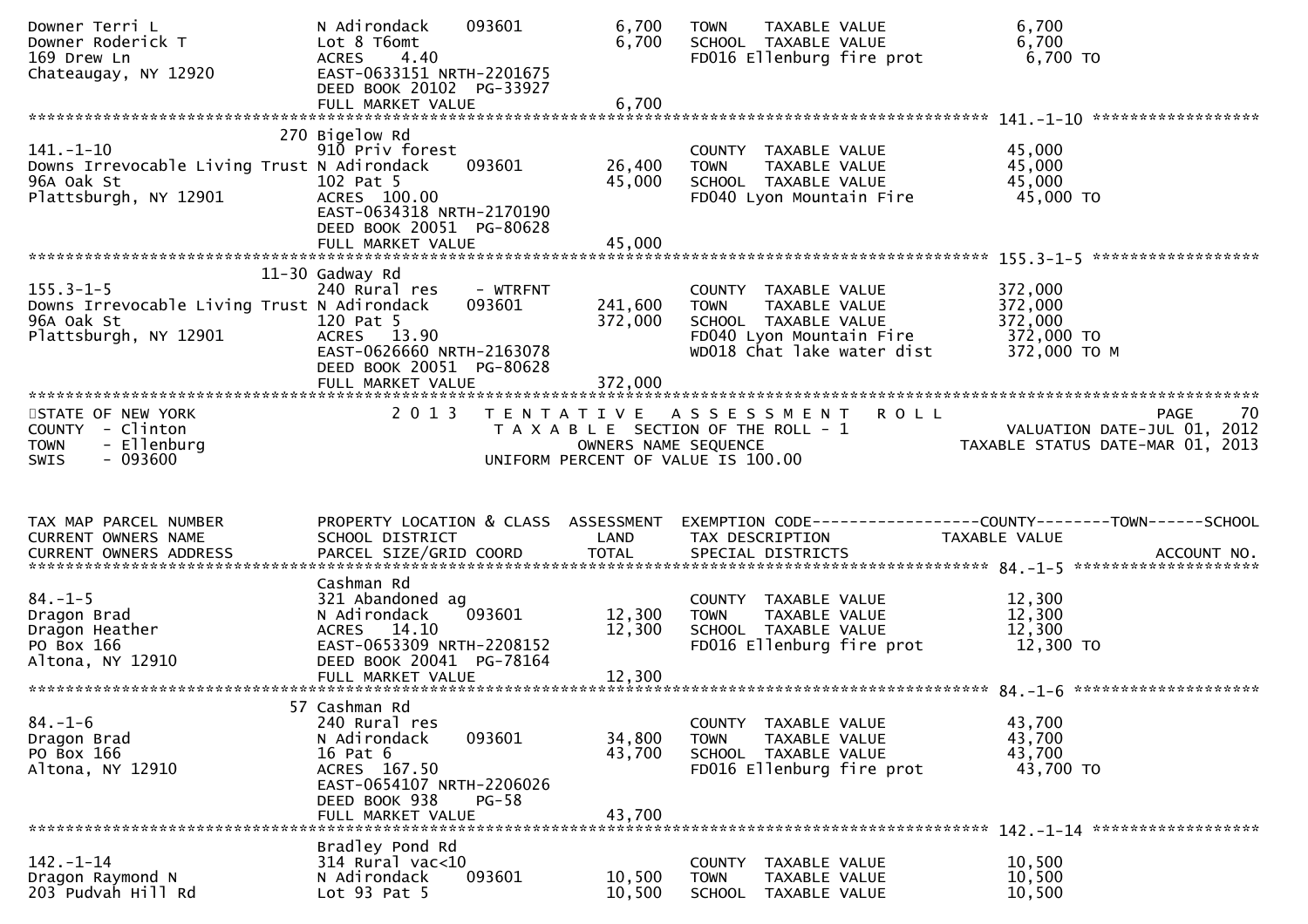```
Downer Terri L                   N Adirondack     093601        6,700    TOWN    TAXABLE VALUE              6,700
Downer Roderick T                Lot 8 T6omt                    6,700    SCHOOL  TAXABLE VALUE              6,700
169 Drew Ln                      ACRES    4.40                           FD016 Ellenburg fire prot           6,700 TO
Chateaugay, NY 12920             EAST-0633151 NRTH-2201675
                                 DEED BOOK 20102  PG-33927
                                 FULL MARKET VALUE              6,700
******************************************************************************************************* 141.-1-10 ******************
                             270 Bigelow Rd
141.-1-10                        910 Priv forest                         COUNTY  TAXABLE VALUE             45,000
Downs Irrevocable Living Trust N Adirondack     093601         26,400    TOWN    TAXABLE VALUE             45,000
96A Oak St                       102 Pat 5                     45,000    SCHOOL  TAXABLE VALUE             45,000
Plattsburgh, NY 12901            ACRES  100.00                           FD040 Lyon Mountain Fire           45,000 TO
                                 EAST-0634318 NRTH-2170190
                                 DEED BOOK 20051  PG-80628
                                 FULL MARKET VALUE             45,000
******************************************************************************************************* 155.3-1-5 ******************
                           11-30 Gadway Rd
155.3-1-5                        240 Rural res     - WTRFNT              COUNTY  TAXABLE VALUE            372,000
Downs Irrevocable Living Trust N Adirondack     093601        241,600    TOWN    TAXABLE VALUE            372,000
96A Oak St                       120 Pat 5                    372,000    SCHOOL  TAXABLE VALUE            372,000
Plattsburgh, NY 12901            ACRES   13.90                           FD040 Lyon Mountain Fire          372,000 TO
                                 EAST-0626660 NRTH-2163078               WD018 Chat lake water dist        372,000 TO M
                                 DEED BOOK 20051  PG-80628
                                 FULL MARKET VALUE            372,000
************************************************************************************************************************************
STATE OF NEW YORK                2 0 1 3   T E N T A T I V E   A S S E S S M E N T   R O L L                          PAGE    70
COUNTY  - Clinton                      T A X A B L E  SECTION OF THE ROLL - 1                       VALUATION DATE-JUL 01, 2012
TOWN    - Ellenburg                          OWNERS NAME SEQUENCE                              TAXABLE STATUS DATE-MAR 01, 2013
SWIS    - 093600                       UNIFORM PERCENT OF VALUE IS 100.00


TAX MAP PARCEL NUMBER            PROPERTY LOCATION & CLASS  ASSESSMENT  EXEMPTION CODE------------------COUNTY--------TOWN------SCHOOL
CURRENT OWNERS NAME              SCHOOL DISTRICT               LAND      TAX DESCRIPTION             TAXABLE VALUE
CURRENT OWNERS ADDRESS           PARCEL SIZE/GRID COORD        TOTAL     SPECIAL DISTRICTS                                 ACCOUNT NO.
******************************************************************************************************* 84.-1-5 ********************
                                 Cashman Rd
84.-1-5                          321 Abandoned ag                        COUNTY  TAXABLE VALUE             12,300
Dragon Brad                      N Adirondack     093601       12,300    TOWN    TAXABLE VALUE             12,300
Dragon Heather                   ACRES   14.10                 12,300    SCHOOL  TAXABLE VALUE             12,300
PO Box 166                       EAST-0653309 NRTH-2208152               FD016 Ellenburg fire prot          12,300 TO
Altona, NY 12910                 DEED BOOK 20041  PG-78164
                                 FULL MARKET VALUE             12,300
******************************************************************************************************* 84.-1-6 ********************
                              57 Cashman Rd
84.-1-6                          240 Rural res                           COUNTY  TAXABLE VALUE             43,700
Dragon Brad                      N Adirondack     093601       34,800    TOWN    TAXABLE VALUE             43,700
PO Box 166                       16 Pat 6                      43,700    SCHOOL  TAXABLE VALUE             43,700
Altona, NY 12910                 ACRES  167.50                           FD016 Ellenburg fire prot          43,700 TO
                                 EAST-0654107 NRTH-2206026
                                 DEED BOOK 938    PG-58
                                 FULL MARKET VALUE             43,700
******************************************************************************************************* 142.-1-14 ******************
                                 Bradley Pond Rd
142.-1-14                        314 Rural vac<10                        COUNTY  TAXABLE VALUE             10,500
Dragon Raymond N                 N Adirondack     093601       10,500    TOWN    TAXABLE VALUE             10,500
203 Pudvah Hill Rd               Lot 93 Pat 5                  10,500    SCHOOL  TAXABLE VALUE             10,500
```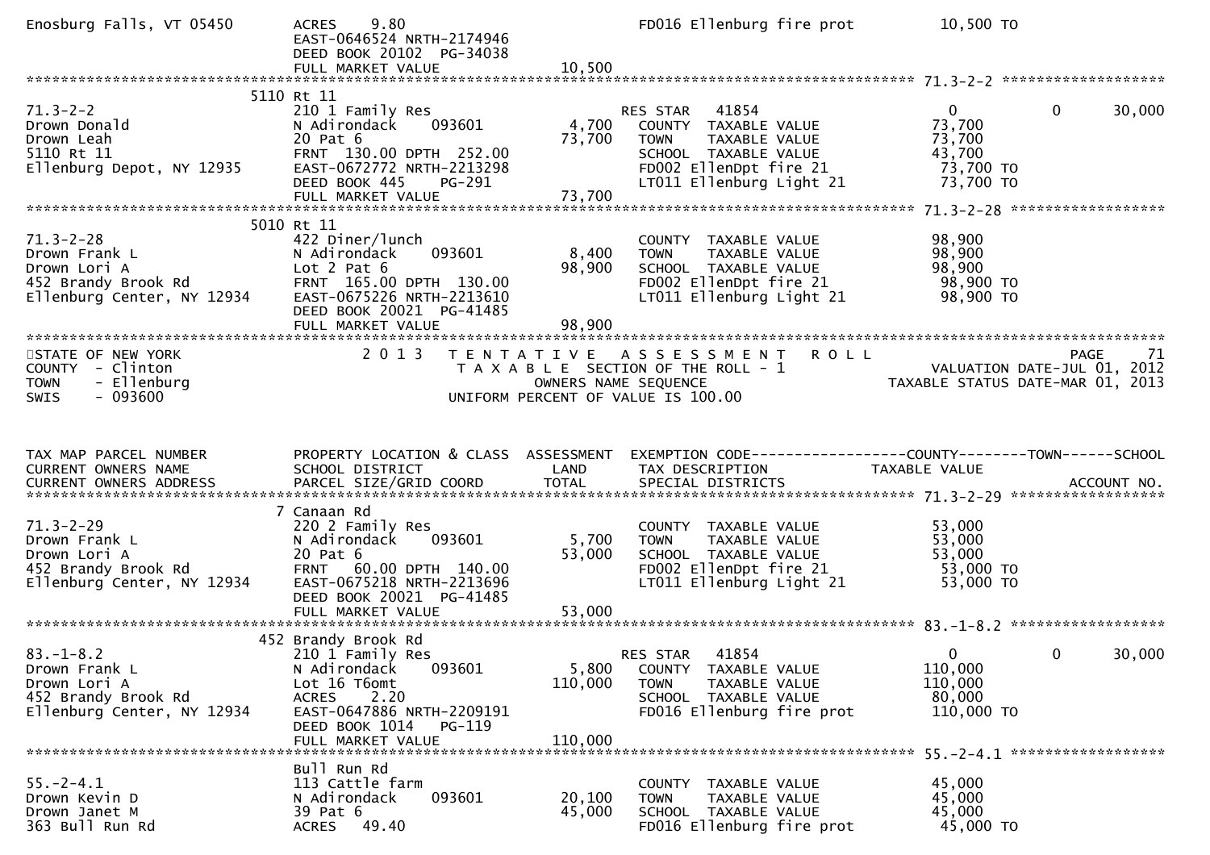```
Enosburg Falls, VT 05450     ACRES    9.80                        FD016 Ellenburg fire prot         10,500 TO
                             EAST-0646524 NRTH-2174946
                             DEED BOOK 20102  PG-34038
                             FULL MARKET VALUE              10,500
******************************************************************************************************* 71.3-2-2 ******************
                          5110 Rt 11
71.3-2-2                     210 1 Family Res                     RES STAR   41854                0           0       30,000
Drown Donald                 N Adirondack    093601         4,700   COUNTY  TAXABLE VALUE           73,700
Drown Leah                   20 Pat 6                      73,700   TOWN    TAXABLE VALUE           73,700
5110 Rt 11                   FRNT 130.00 DPTH 252.00                SCHOOL  TAXABLE VALUE           43,700
Ellenburg Depot, NY 12935    EAST-0672772 NRTH-2213298              FD002 EllenDpt fire 21           73,700 TO
                             DEED BOOK 445     PG-291               LT011 Ellenburg Light 21         73,700 TO
                             FULL MARKET VALUE              73,700
******************************************************************************************************* 71.3-2-28 *****************
                          5010 Rt 11
71.3-2-28                    422 Diner/lunch                        COUNTY  TAXABLE VALUE           98,900
Drown Frank L                N Adirondack    093601         8,400   TOWN    TAXABLE VALUE           98,900
Drown Lori A                 Lot 2 Pat 6                   98,900   SCHOOL  TAXABLE VALUE           98,900
452 Brandy Brook Rd          FRNT 165.00 DPTH 130.00                FD002 EllenDpt fire 21           98,900 TO
Ellenburg Center, NY 12934   EAST-0675226 NRTH-2213610              LT011 Ellenburg Light 21         98,900 TO
                             DEED BOOK 20021  PG-41485
                             FULL MARKET VALUE              98,900
************************************************************************************************************************************
STATE OF NEW YORK                   2 0 1 3   T E N T A T I V E   A S S E S S M E N T   R O L L                      PAGE    71
COUNTY  - Clinton                         T A X A B L E  SECTION OF THE ROLL - 1                    VALUATION DATE-JUL 01, 2012
TOWN    - Ellenburg                              OWNERS NAME SEQUENCE                          TAXABLE STATUS DATE-MAR 01, 2013
SWIS    - 093600                          UNIFORM PERCENT OF VALUE IS 100.00


TAX MAP PARCEL NUMBER        PROPERTY LOCATION & CLASS  ASSESSMENT  EXEMPTION CODE------------------COUNTY--------TOWN------SCHOOL
CURRENT OWNERS NAME          SCHOOL DISTRICT               LAND      TAX DESCRIPTION            TAXABLE VALUE
CURRENT OWNERS ADDRESS       PARCEL SIZE/GRID COORD        TOTAL     SPECIAL DISTRICTS                                  ACCOUNT NO.
******************************************************************************************************* 71.3-2-29 *****************
                          7 Canaan Rd
71.3-2-29                    220 2 Family Res                       COUNTY  TAXABLE VALUE           53,000
Drown Frank L                N Adirondack    093601         5,700   TOWN    TAXABLE VALUE           53,000
Drown Lori A                 20 Pat 6                      53,000   SCHOOL  TAXABLE VALUE           53,000
452 Brandy Brook Rd          FRNT  60.00 DPTH 140.00                FD002 EllenDpt fire 21           53,000 TO
Ellenburg Center, NY 12934   EAST-0675218 NRTH-2213696              LT011 Ellenburg Light 21         53,000 TO
                             DEED BOOK 20021  PG-41485
                             FULL MARKET VALUE              53,000
******************************************************************************************************* 83.-1-8.2 *****************
                          452 Brandy Brook Rd
83.-1-8.2                    210 1 Family Res                     RES STAR   41854                0           0       30,000
Drown Frank L                N Adirondack    093601         5,800   COUNTY  TAXABLE VALUE          110,000
Drown Lori A                 Lot 16 T6omt                 110,000   TOWN    TAXABLE VALUE          110,000
452 Brandy Brook Rd          ACRES    2.20                          SCHOOL  TAXABLE VALUE           80,000
Ellenburg Center, NY 12934   EAST-0647886 NRTH-2209191              FD016 Ellenburg fire prot        110,000 TO
                             DEED BOOK 1014    PG-119
                             FULL MARKET VALUE             110,000
******************************************************************************************************* 55.-2-4.1 *****************
                             Bull Run Rd
55.-2-4.1                    113 Cattle farm                        COUNTY  TAXABLE VALUE           45,000
Drown Kevin D                N Adirondack    093601        20,100   TOWN    TAXABLE VALUE           45,000
Drown Janet M                39 Pat 6                      45,000   SCHOOL  TAXABLE VALUE           45,000
363 Bull Run Rd              ACRES   49.40                          FD016 Ellenburg fire prot         45,000 TO
```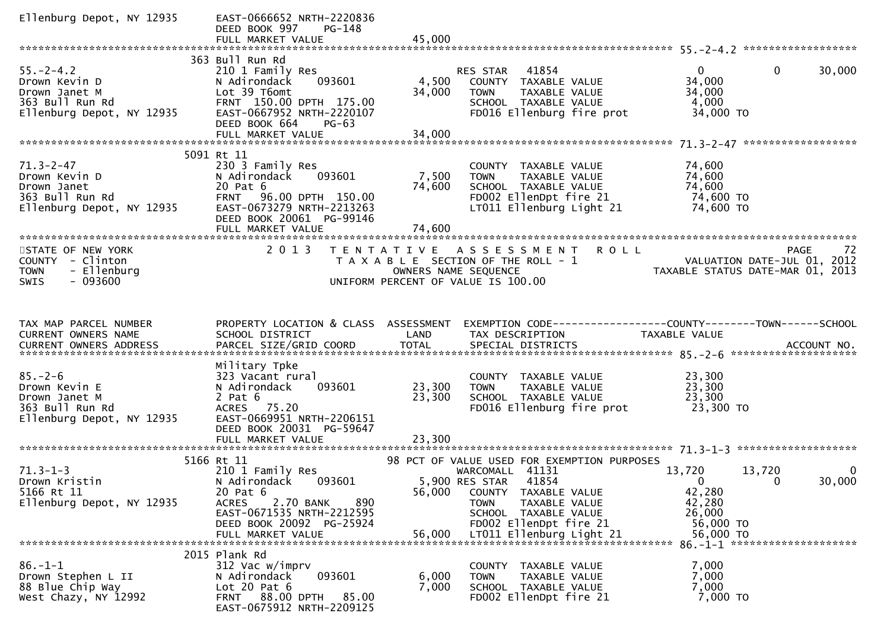```
Ellenburg Depot, NY 12935      EAST-0666652 NRTH-2220836
                               DEED BOOK 997     PG-148
                               FULL MARKET VALUE              45,000
******************************************************************************************************* 55.-2-4.2 *****************
                              363 Bull Run Rd
55.-2-4.2                     210 1 Family Res                      RES STAR   41854                   0           0        30,000
Drown Kevin D                 N Adirondack     093601        4,500    COUNTY  TAXABLE VALUE          34,000
Drown Janet M                 Lot 39 T6omt                  34,000    TOWN    TAXABLE VALUE          34,000
363 Bull Run Rd               FRNT  150.00 DPTH  175.00               SCHOOL  TAXABLE VALUE           4,000
Ellenburg Depot, NY 12935     EAST-0667952 NRTH-2220107               FD016 Ellenburg fire prot      34,000 TO
                              DEED BOOK 664     PG-63
                              FULL MARKET VALUE             34,000
******************************************************************************************************* 71.3-2-47 *****************
                              5091 Rt 11
71.3-2-47                     230 3 Family Res                        COUNTY  TAXABLE VALUE          74,600
Drown Kevin D                 N Adirondack     093601        7,500    TOWN    TAXABLE VALUE          74,600
Drown Janet                   20 Pat 6                      74,600    SCHOOL  TAXABLE VALUE          74,600
363 Bull Run Rd               FRNT   96.00 DPTH  150.00               FD002 EllenDpt fire 21         74,600 TO
Ellenburg Depot, NY 12935     EAST-0673279 NRTH-2213263               LT011 Ellenburg Light 21       74,600 TO
                              DEED BOOK 20061  PG-99146
                              FULL MARKET VALUE             74,600
************************************************************************************************************************************
STATE OF NEW YORK                2 0 1 3   T E N T A T I V E   A S S E S S M E N T   R O L L                          PAGE     72
COUNTY  - Clinton                         T A X A B L E  SECTION OF THE ROLL - 1                    VALUATION DATE-JUL 01, 2012
TOWN    - Ellenburg                              OWNERS NAME SEQUENCE                           TAXABLE STATUS DATE-MAR 01, 2013
SWIS    - 093600                            UNIFORM PERCENT OF VALUE IS 100.00


TAX MAP PARCEL NUMBER         PROPERTY LOCATION & CLASS  ASSESSMENT  EXEMPTION CODE------------------COUNTY--------TOWN------SCHOOL
CURRENT OWNERS NAME           SCHOOL DISTRICT               LAND      TAX DESCRIPTION              TAXABLE VALUE
CURRENT OWNERS ADDRESS        PARCEL SIZE/GRID COORD        TOTAL     SPECIAL DISTRICTS                                 ACCOUNT NO.
******************************************************************************************************* 85.-2-6 *******************
                              Military Tpke
85.-2-6                       323 Vacant rural                        COUNTY  TAXABLE VALUE          23,300
Drown Kevin E                 N Adirondack     093601       23,300    TOWN    TAXABLE VALUE          23,300
Drown Janet M                 2 Pat 6                       23,300    SCHOOL  TAXABLE VALUE          23,300
363 Bull Run Rd               ACRES   75.20                           FD016 Ellenburg fire prot      23,300 TO
Ellenburg Depot, NY 12935     EAST-0669951 NRTH-2206151
                              DEED BOOK 20031  PG-59647
                              FULL MARKET VALUE             23,300
******************************************************************************************************* 71.3-1-3 ******************
                              5166 Rt 11                     98 PCT OF VALUE USED FOR EXEMPTION PURPOSES
71.3-1-3                      210 1 Family Res                      WARCOMALL  41131              13,720      13,720            0
Drown Kristin                 N Adirondack     093601        5,900 RES STAR    41854                   0           0        30,000
5166 Rt 11                    20 Pat 6                      56,000    COUNTY  TAXABLE VALUE          42,280
Ellenburg Depot, NY 12935     ACRES    2.70 BANK     890              TOWN    TAXABLE VALUE          42,280
                              EAST-0671535 NRTH-2212595               SCHOOL  TAXABLE VALUE          26,000
                              DEED BOOK 20092  PG-25924               FD002 EllenDpt fire 21         56,000 TO
                              FULL MARKET VALUE             56,000    LT011 Ellenburg Light 21       56,000 TO
******************************************************************************************************* 86.-1-1 *******************
                              2015 Plank Rd
86.-1-1                       312 Vac w/imprv                         COUNTY  TAXABLE VALUE           7,000
Drown Stephen L II            N Adirondack     093601        6,000    TOWN    TAXABLE VALUE           7,000
88 Blue Chip Way              Lot 20 Pat 6                   7,000    SCHOOL  TAXABLE VALUE           7,000
West Chazy, NY 12992          FRNT   88.00 DPTH   85.00               FD002 EllenDpt fire 21          7,000 TO
                              EAST-0675912 NRTH-2209125
```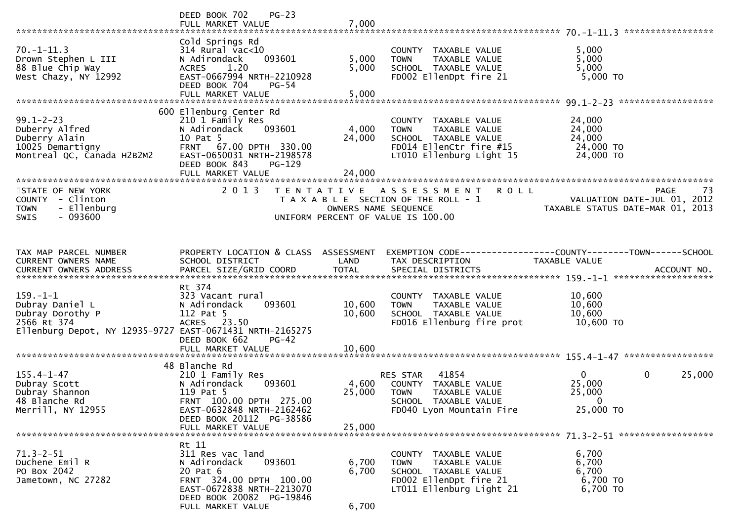```
                              DEED BOOK 702    PG-23
                              FULL MARKET VALUE                 7,000
******************************************************************************************************* 70.-1-11.3 *****************
                              Cold Springs Rd
70.-1-11.3                    314 Rural vac<10                       COUNTY  TAXABLE VALUE              5,000
Drown Stephen L III           N Adirondack     093601       5,000   TOWN    TAXABLE VALUE              5,000
88 Blue Chip Way              ACRES    1.20                 5,000   SCHOOL  TAXABLE VALUE              5,000
West Chazy, NY 12992          EAST-0667994 NRTH-2210928              FD002 EllenDpt fire 21              5,000 TO
                              DEED BOOK 704    PG-54
                              FULL MARKET VALUE                 5,000
******************************************************************************************************* 99.1-2-23 ******************
                          600 Ellenburg Center Rd
99.1-2-23                     210 1 Family Res                       COUNTY  TAXABLE VALUE             24,000
Duberry Alfred                N Adirondack     093601       4,000   TOWN    TAXABLE VALUE             24,000
Duberry Alain                 10 Pat 5                     24,000   SCHOOL  TAXABLE VALUE             24,000
10025 Demartigny              FRNT   67.00 DPTH  330.00              FD014 EllenCtr fire #15            24,000 TO
Montreal QC, Canada H2B2M2    EAST-0650031 NRTH-2198578              LT010 Ellenburg Light 15           24,000 TO
                              DEED BOOK 843    PG-129
                              FULL MARKET VALUE                24,000
************************************************************************************************************************************
STATE OF NEW YORK                  2 0 1 3   T E N T A T I V E   A S S E S S M E N T   R O L L                          PAGE    73
COUNTY  - Clinton                          T A X A B L E  SECTION OF THE ROLL - 1                    VALUATION DATE-JUL 01, 2012
TOWN    - Ellenburg                              OWNERS NAME SEQUENCE                           TAXABLE STATUS DATE-MAR 01, 2013
SWIS    - 093600                        UNIFORM PERCENT OF VALUE IS 100.00


TAX MAP PARCEL NUMBER         PROPERTY LOCATION & CLASS  ASSESSMENT  EXEMPTION CODE------------------COUNTY--------TOWN------SCHOOL
CURRENT OWNERS NAME           SCHOOL DISTRICT               LAND      TAX DESCRIPTION             TAXABLE VALUE
CURRENT OWNERS ADDRESS        PARCEL SIZE/GRID COORD        TOTAL     SPECIAL DISTRICTS                                  ACCOUNT NO.
******************************************************************************************************* 159.-1-1 *******************
                              Rt 374
159.-1-1                      323 Vacant rural                       COUNTY  TAXABLE VALUE             10,600
Dubray Daniel L               N Adirondack     093601      10,600   TOWN    TAXABLE VALUE             10,600
Dubray Dorothy P              112 Pat 5                    10,600   SCHOOL  TAXABLE VALUE             10,600
2566 Rt 374                   ACRES   23.50                          FD016 Ellenburg fire prot          10,600 TO
Ellenburg Depot, NY 12935-9727 EAST-0671431 NRTH-2165275
                              DEED BOOK 662    PG-42
                              FULL MARKET VALUE                10,600
******************************************************************************************************* 155.4-1-47 *****************
                           48 Blanche Rd
155.4-1-47                    210 1 Family Res                       RES STAR   41854                  0            0      25,000
Dubray Scott                  N Adirondack     093601       4,600   COUNTY  TAXABLE VALUE             25,000
Dubray Shannon                119 Pat 5                    25,000   TOWN    TAXABLE VALUE             25,000
48 Blanche Rd                 FRNT  100.00 DPTH  275.00              SCHOOL  TAXABLE VALUE                  0
Merrill, NY 12955             EAST-0632848 NRTH-2162462              FD040 Lyon Mountain Fire           25,000 TO
                              DEED BOOK 20112  PG-38586
                              FULL MARKET VALUE                25,000
******************************************************************************************************* 71.3-2-51 ******************
                              Rt 11
71.3-2-51                     311 Res vac land                       COUNTY  TAXABLE VALUE              6,700
Duchene Emil R                N Adirondack     093601       6,700   TOWN    TAXABLE VALUE              6,700
PO Box 2042                   20 Pat 6                      6,700   SCHOOL  TAXABLE VALUE              6,700
Jametown, NC 27282            FRNT  324.00 DPTH  100.00              FD002 EllenDpt fire 21              6,700 TO
                              EAST-0672838 NRTH-2213070              LT011 Ellenburg Light 21            6,700 TO
                              DEED BOOK 20082  PG-19846
                              FULL MARKET VALUE                 6,700
```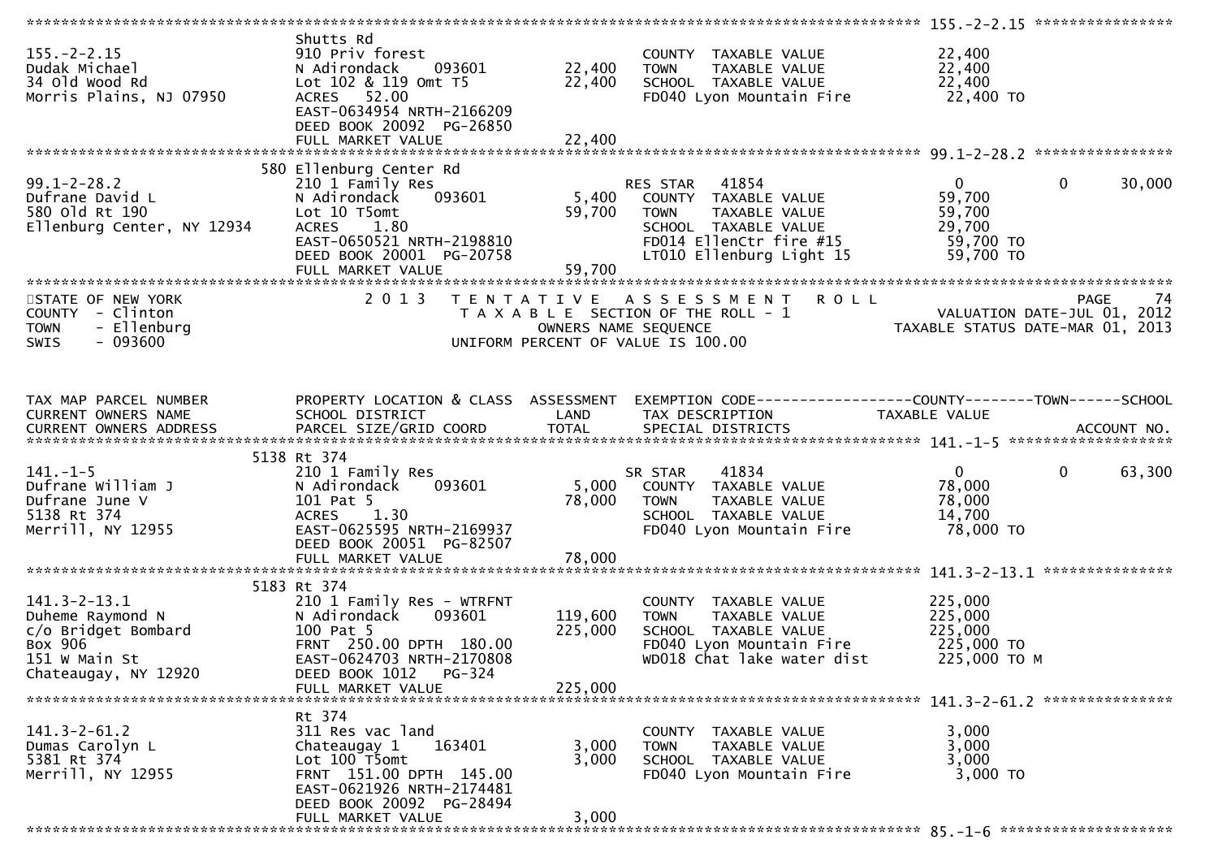```
******************************************************************************************************* 155.-2-2.15 ****************
                              Shutts Rd
155.-2-2.15                   910 Priv forest                          COUNTY  TAXABLE VALUE             22,400
Dudak Michael                 N Adirondack    093601       22,400      TOWN    TAXABLE VALUE             22,400
34 Old Wood Rd                Lot 102 & 119 Omt T5         22,400      SCHOOL  TAXABLE VALUE             22,400
Morris Plains, NJ 07950       ACRES   52.00                            FD040 Lyon Mountain Fire            22,400 TO
                              EAST-0634954 NRTH-2166209
                              DEED BOOK 20092  PG-26850
                              FULL MARKET VALUE            22,400
******************************************************************************************************* 99.1-2-28.2 ****************
                          580 Ellenburg Center Rd
99.1-2-28.2                   210 1 Family Res                         RES STAR   41854                  0          0     30,000
Dufrane David L               N Adirondack    093601        5,400      COUNTY  TAXABLE VALUE             59,700
580 Old Rt 190                Lot 10 T5omt                 59,700      TOWN    TAXABLE VALUE             59,700
Ellenburg Center, NY 12934    ACRES    1.80                            SCHOOL  TAXABLE VALUE             29,700
                              EAST-0650521 NRTH-2198810                FD014 EllenCtr fire #15             59,700 TO
                              DEED BOOK 20001  PG-20758                LT010 Ellenburg Light 15            59,700 TO
                              FULL MARKET VALUE            59,700
*******************************************************************************************************************************
STATE OF NEW YORK                   2 0 1 3   T E N T A T I V E   A S S E S S M E N T   R O L L                       PAGE    74
COUNTY  - Clinton                              T A X A B L E  SECTION OF THE ROLL - 1                  VALUATION DATE-JUL 01, 2012
TOWN    - Ellenburg                                   OWNERS NAME SEQUENCE                          TAXABLE STATUS DATE-MAR 01, 2013
SWIS    - 093600                                UNIFORM PERCENT OF VALUE IS 100.00


TAX MAP PARCEL NUMBER         PROPERTY LOCATION & CLASS  ASSESSMENT  EXEMPTION CODE------------------COUNTY--------TOWN------SCHOOL
CURRENT OWNERS NAME           SCHOOL DISTRICT               LAND      TAX DESCRIPTION                TAXABLE VALUE
CURRENT OWNERS ADDRESS        PARCEL SIZE/GRID COORD        TOTAL     SPECIAL DISTRICTS                                   ACCOUNT NO.
******************************************************************************************************* 141.-1-5 *******************
                         5138 Rt 374
141.-1-5                      210 1 Family Res                         SR STAR    41834                  0          0     63,300
Dufrane William J             N Adirondack    093601        5,000      COUNTY  TAXABLE VALUE             78,000
Dufrane June V                101 Pat 5                    78,000      TOWN    TAXABLE VALUE             78,000
5138 Rt 374                   ACRES    1.30                            SCHOOL  TAXABLE VALUE             14,700
Merrill, NY 12955             EAST-0625595 NRTH-2169937                FD040 Lyon Mountain Fire            78,000 TO
                              DEED BOOK 20051  PG-82507
                              FULL MARKET VALUE            78,000
******************************************************************************************************* 141.3-2-13.1 ***************
                         5183 Rt 374
141.3-2-13.1                  210 1 Family Res - WTRFNT                COUNTY  TAXABLE VALUE            225,000
Duheme Raymond N              N Adirondack    093601      119,600      TOWN    TAXABLE VALUE            225,000
c/o Bridget Bombard           100 Pat 5                   225,000      SCHOOL  TAXABLE VALUE            225,000
Box 906                       FRNT  250.00 DPTH  180.00                FD040 Lyon Mountain Fire           225,000 TO
151 W Main St                 EAST-0624703 NRTH-2170808                WD018 Chat lake water dist         225,000 TO M
Chateaugay, NY 12920          DEED BOOK 1012    PG-324
                              FULL MARKET VALUE           225,000
******************************************************************************************************* 141.3-2-61.2 ***************
                              Rt 374
141.3-2-61.2                  311 Res vac land                         COUNTY  TAXABLE VALUE              3,000
Dumas Carolyn L               Chateaugay 1    163401        3,000      TOWN    TAXABLE VALUE              3,000
5381 Rt 374                   Lot 100 T5omt                 3,000      SCHOOL  TAXABLE VALUE              3,000
Merrill, NY 12955             FRNT  151.00 DPTH  145.00                FD040 Lyon Mountain Fire             3,000 TO
                              EAST-0621926 NRTH-2174481
                              DEED BOOK 20092  PG-28494
                              FULL MARKET VALUE             3,000
******************************************************************************************************* 85.-1-6 ********************
```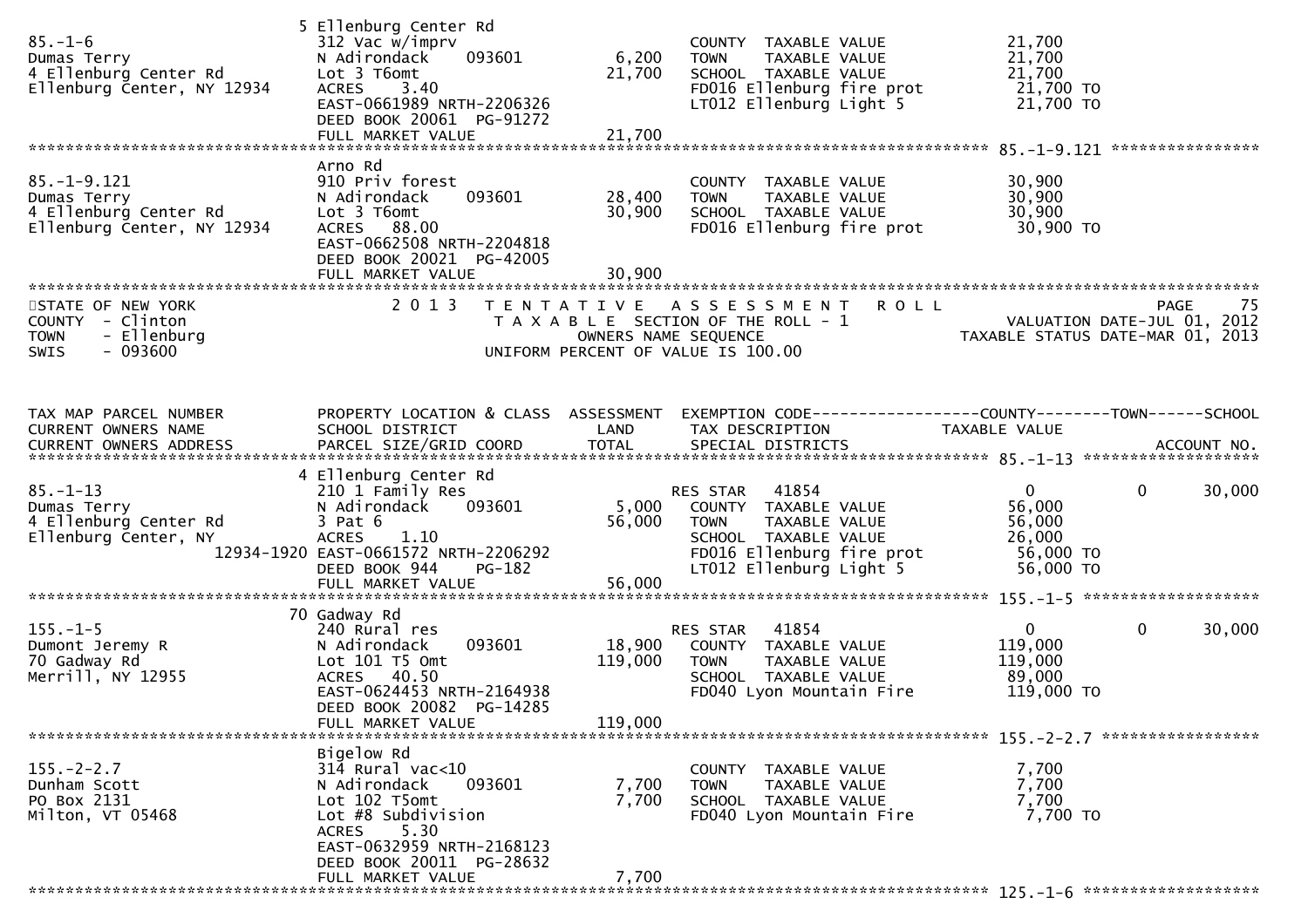```
                                 5 Ellenburg Center Rd
85.-1-6                          312 Vac w/imprv                        COUNTY  TAXABLE VALUE           21,700
Dumas Terry                      N Adirondack     093601       6,200   TOWN    TAXABLE VALUE           21,700
4 Ellenburg Center Rd            Lot 3 T6omt                  21,700   SCHOOL  TAXABLE VALUE           21,700
Ellenburg Center, NY 12934       ACRES     3.40                         FD016 Ellenburg fire prot        21,700 TO
                                 EAST-0661989 NRTH-2206326              LT012 Ellenburg Light 5          21,700 TO
                                 DEED BOOK 20061  PG-91272
                                 FULL MARKET VALUE            21,700
******************************************************************************************************* 85.-1-9.121 ****************
                                 Arno Rd
85.-1-9.121                      910 Priv forest                        COUNTY  TAXABLE VALUE           30,900
Dumas Terry                      N Adirondack     093601      28,400   TOWN    TAXABLE VALUE           30,900
4 Ellenburg Center Rd            Lot 3 T6omt                  30,900   SCHOOL  TAXABLE VALUE           30,900
Ellenburg Center, NY 12934       ACRES    88.00                         FD016 Ellenburg fire prot        30,900 TO
                                 EAST-0662508 NRTH-2204818
                                 DEED BOOK 20021  PG-42005
                                 FULL MARKET VALUE            30,900
************************************************************************************************************************************
STATE OF NEW YORK                2 0 1 3   T E N T A T I V E   A S S E S S M E N T   R O L L                          PAGE     75
COUNTY  - Clinton                          T A X A B L E SECTION OF THE ROLL - 1                  VALUATION DATE-JUL 01, 2012
TOWN    - Ellenburg                              OWNERS NAME SEQUENCE                        TAXABLE STATUS DATE-MAR 01, 2013
SWIS    - 093600                           UNIFORM PERCENT OF VALUE IS 100.00


TAX MAP PARCEL NUMBER            PROPERTY LOCATION & CLASS  ASSESSMENT  EXEMPTION CODE------------------COUNTY--------TOWN------SCHOOL
CURRENT OWNERS NAME              SCHOOL DISTRICT               LAND     TAX DESCRIPTION              TAXABLE VALUE
CURRENT OWNERS ADDRESS           PARCEL SIZE/GRID COORD       TOTAL     SPECIAL DISTRICTS                                  ACCOUNT NO.
******************************************************************************************************* 85.-1-13 *******************
                                 4 Ellenburg Center Rd
85.-1-13                         210 1 Family Res                        RES STAR   41854                  0             0      30,000
Dumas Terry                      N Adirondack     093601       5,000    COUNTY  TAXABLE VALUE           56,000
4 Ellenburg Center Rd            3 Pat 6                      56,000    TOWN    TAXABLE VALUE           56,000
Ellenburg Center, NY             ACRES     1.10                          SCHOOL  TAXABLE VALUE           26,000
                      12934-1920 EAST-0661572 NRTH-2206292               FD016 Ellenburg fire prot        56,000 TO
                                 DEED BOOK 944     PG-182                LT012 Ellenburg Light 5          56,000 TO
                                 FULL MARKET VALUE            56,000
******************************************************************************************************* 155.-1-5 *******************
                                 70 Gadway Rd
155.-1-5                         240 Rural res                           RES STAR   41854                  0             0      30,000
Dumont Jeremy R                  N Adirondack     093601      18,900    COUNTY  TAXABLE VALUE          119,000
70 Gadway Rd                     Lot 101 T5 Omt              119,000    TOWN    TAXABLE VALUE          119,000
Merrill, NY 12955                ACRES    40.50                          SCHOOL  TAXABLE VALUE           89,000
                                 EAST-0624453 NRTH-2164938               FD040 Lyon Mountain Fire        119,000 TO
                                 DEED BOOK 20082  PG-14285
                                 FULL MARKET VALUE           119,000
******************************************************************************************************* 155.-2-2.7 *****************
                                 Bigelow Rd
155.-2-2.7                       314 Rural vac<10                        COUNTY  TAXABLE VALUE            7,700
Dunham Scott                     N Adirondack     093601       7,700    TOWN    TAXABLE VALUE            7,700
PO Box 2131                      Lot 102 T5omt                 7,700    SCHOOL  TAXABLE VALUE            7,700
Milton, VT 05468                 Lot #8 Subdivision                      FD040 Lyon Mountain Fire          7,700 TO
                                 ACRES     5.30
                                 EAST-0632959 NRTH-2168123
                                 DEED BOOK 20011  PG-28632
                                 FULL MARKET VALUE             7,700
******************************************************************************************************* 125.-1-6 *******************
```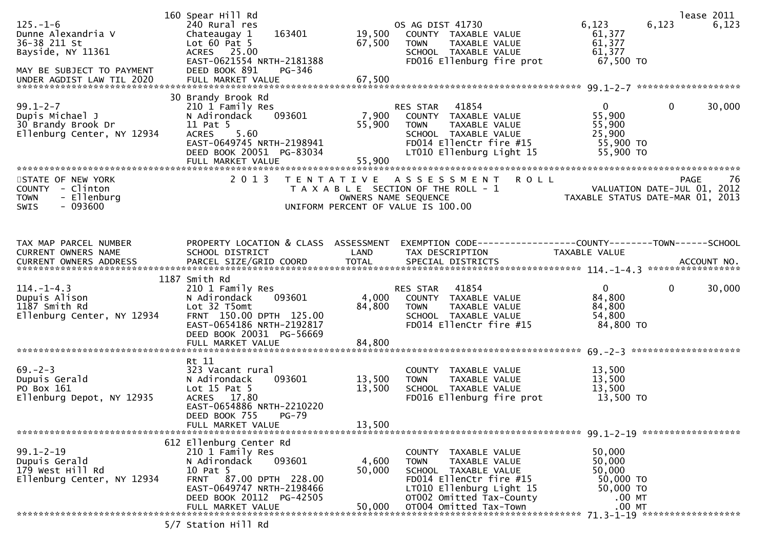```
                          160 Spear Hill Rd                                                                                          lease 2011
125.-1-6                  240 Rural res                           OS AG DIST 41730              6,123       6,123        6,123
Dunne Alexandria V        Chateaugay 1     163401       19,500    COUNTY  TAXABLE VALUE          61,377
36-38 211 St              Lot 60 Pat 5                  67,500    TOWN    TAXABLE VALUE          61,377
Bayside, NY 11361         ACRES   25.00                           SCHOOL  TAXABLE VALUE          61,377
                          EAST-0621554 NRTH-2181388               FD016 Ellenburg fire prot       67,500 TO
MAY BE SUBJECT TO PAYMENT DEED BOOK 891     PG-346
UNDER AGDIST LAW TIL 2020 FULL MARKET VALUE             67,500
******************************************************************************************************* 99.1-2-7 *******************
                          30 Brandy Brook Rd
99.1-2-7                  210 1 Family Res                        RES STAR   41854                   0           0       30,000
Dupis Michael J           N Adirondack     093601        7,900    COUNTY  TAXABLE VALUE          55,900
30 Brandy Brook Dr        11 Pat 5                      55,900    TOWN    TAXABLE VALUE          55,900
Ellenburg Center, NY 12934 ACRES    5.60                          SCHOOL  TAXABLE VALUE          25,900
                          EAST-0649745 NRTH-2198941               FD014 EllenCtr fire #15         55,900 TO
                          DEED BOOK 20051  PG-83034               LT010 Ellenburg Light 15        55,900 TO
                          FULL MARKET VALUE             55,900
************************************************************************************************************************************
STATE OF NEW YORK                2 0 1 3   T E N T A T I V E   A S S E S S M E N T   R O L L                            PAGE    76
COUNTY  - Clinton                          T A X A B L E  SECTION OF THE ROLL - 1                    VALUATION DATE-JUL 01, 2012
TOWN    - Ellenburg                                 OWNERS NAME SEQUENCE                          TAXABLE STATUS DATE-MAR 01, 2013
SWIS    - 093600                              UNIFORM PERCENT OF VALUE IS 100.00


TAX MAP PARCEL NUMBER     PROPERTY LOCATION & CLASS  ASSESSMENT  EXEMPTION CODE------------------COUNTY--------TOWN------SCHOOL
CURRENT OWNERS NAME       SCHOOL DISTRICT               LAND      TAX DESCRIPTION              TAXABLE VALUE
CURRENT OWNERS ADDRESS    PARCEL SIZE/GRID COORD       TOTAL      SPECIAL DISTRICTS                                     ACCOUNT NO.
******************************************************************************************************* 114.-1-4.3 *****************
                          1187 Smith Rd
114.-1-4.3                210 1 Family Res                        RES STAR   41854                   0           0       30,000
Dupuis Alison             N Adirondack     093601        4,000    COUNTY  TAXABLE VALUE          84,800
1187 Smith Rd             Lot 32 T5omt                  84,800    TOWN    TAXABLE VALUE          84,800
Ellenburg Center, NY 12934 FRNT  150.00 DPTH  125.00              SCHOOL  TAXABLE VALUE          54,800
                          EAST-0654186 NRTH-2192817               FD014 EllenCtr fire #15         84,800 TO
                          DEED BOOK 20031  PG-56669
                          FULL MARKET VALUE             84,800
******************************************************************************************************* 69.-2-3 ********************
                          Rt 11
69.-2-3                   323 Vacant rural                        COUNTY  TAXABLE VALUE          13,500
Dupuis Gerald             N Adirondack     093601       13,500    TOWN    TAXABLE VALUE          13,500
PO Box 161                Lot 15 Pat 5                  13,500    SCHOOL  TAXABLE VALUE          13,500
Ellenburg Depot, NY 12935 ACRES   17.80                           FD016 Ellenburg fire prot       13,500 TO
                          EAST-0654886 NRTH-2210220
                          DEED BOOK 755     PG-79
                          FULL MARKET VALUE             13,500
******************************************************************************************************* 99.1-2-19 ******************
                          612 Ellenburg Center Rd
99.1-2-19                 210 1 Family Res                        COUNTY  TAXABLE VALUE          50,000
Dupuis Gerald             N Adirondack     093601        4,600    TOWN    TAXABLE VALUE          50,000
179 West Hill Rd          10 Pat 5                      50,000    SCHOOL  TAXABLE VALUE          50,000
Ellenburg Center, NY 12934 FRNT   87.00 DPTH  228.00              FD014 EllenCtr fire #15         50,000 TO
                          EAST-0649747 NRTH-2198466               LT010 Ellenburg Light 15        50,000 TO
                          DEED BOOK 20112  PG-42505               OT002 Omitted Tax-County           .00 MT
                          FULL MARKET VALUE             50,000    OT004 Omitted Tax-Town             .00 MT
******************************************************************************************************* 71.3-1-19 ******************
                          5/7 Station Hill Rd
```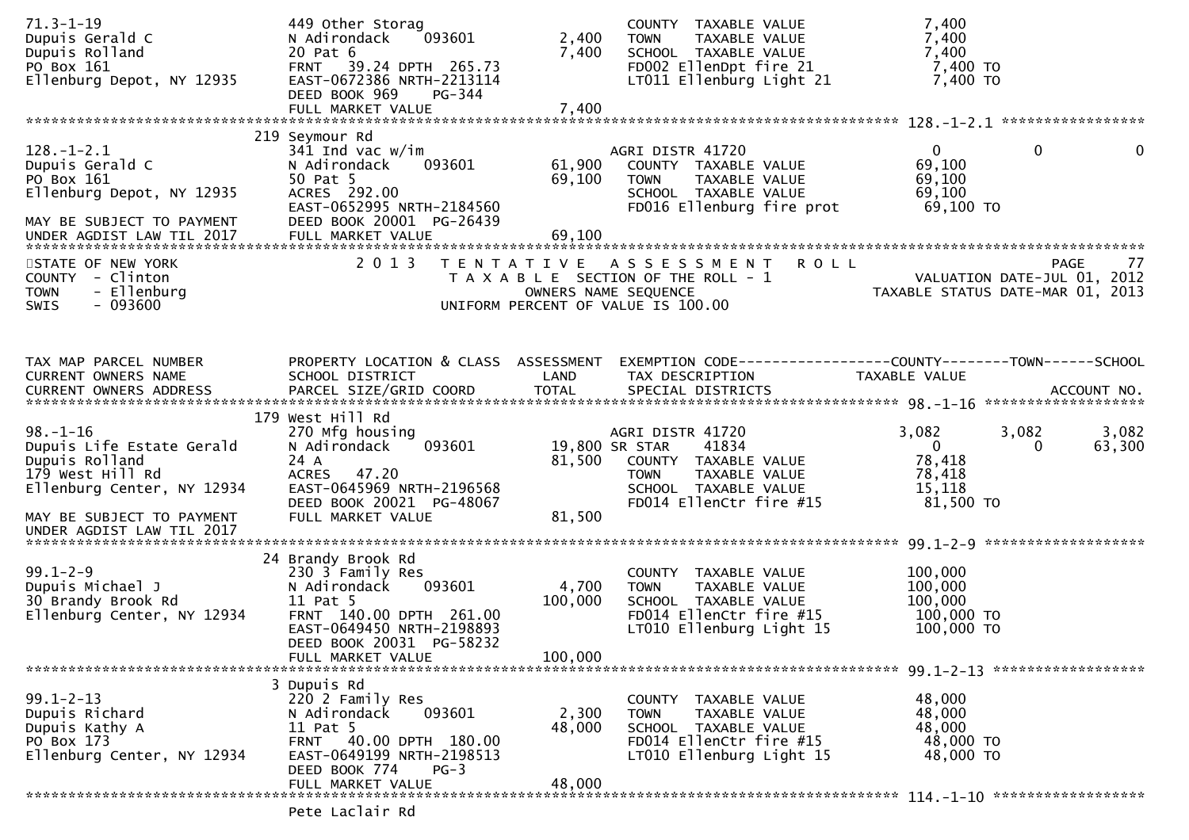```
71.3-1-19                      449 Other Storag                            COUNTY  TAXABLE VALUE             7,400
Dupuis Gerald C                N Adirondack     093601        2,400       TOWN    TAXABLE VALUE             7,400
Dupuis Rolland                 20 Pat 6                       7,400       SCHOOL  TAXABLE VALUE             7,400
PO Box 161                     FRNT   39.24 DPTH 265.73                    FD002 EllenDpt fire 21             7,400 TO
Ellenburg Depot, NY 12935      EAST-0672386 NRTH-2213114                   LT011 Ellenburg Light 21           7,400 TO
                               DEED BOOK 969     PG-344
                               FULL MARKET VALUE              7,400
******************************************************************************************************* 128.-1-2.1 *****************
                               219 Seymour Rd
128.-1-2.1                     341 Ind vac w/im                            AGRI DISTR 41720                    0            0            0
Dupuis Gerald C                N Adirondack     093601       61,900       COUNTY  TAXABLE VALUE            69,100
PO Box 161                     50 Pat 5                      69,100       TOWN    TAXABLE VALUE            69,100
Ellenburg Depot, NY 12935      ACRES  292.00                               SCHOOL  TAXABLE VALUE            69,100
                               EAST-0652995 NRTH-2184560                   FD016 Ellenburg fire prot          69,100 TO
MAY BE SUBJECT TO PAYMENT      DEED BOOK 20001 PG-26439
UNDER AGDIST LAW TIL 2017      FULL MARKET VALUE             69,100
************************************************************************************************************************************
STATE OF NEW YORK                   2 0 1 3   T E N T A T I V E   A S S E S S M E N T   R O L L                              PAGE    77
COUNTY  - Clinton                          T A X A B L E  SECTION OF THE ROLL - 1                          VALUATION DATE-JUL 01, 2012
TOWN    - Ellenburg                                OWNERS NAME SEQUENCE                                 TAXABLE STATUS DATE-MAR 01, 2013
SWIS    - 093600                          UNIFORM PERCENT OF VALUE IS 100.00



TAX MAP PARCEL NUMBER          PROPERTY LOCATION & CLASS  ASSESSMENT  EXEMPTION CODE------------------COUNTY--------TOWN------SCHOOL
CURRENT OWNERS NAME            SCHOOL DISTRICT               LAND      TAX DESCRIPTION                 TAXABLE VALUE
CURRENT OWNERS ADDRESS         PARCEL SIZE/GRID COORD        TOTAL     SPECIAL DISTRICTS                                     ACCOUNT NO.
******************************************************************************************************* 98.-1-16 *******************
                               179 West Hill Rd
98.-1-16                       270 Mfg housing                             AGRI DISTR 41720                3,082        3,082        3,082
Dupuis Life Estate Gerald      N Adirondack     093601       19,800 SR STAR      41834                    0            0       63,300
Dupuis Rolland                 24 A                          81,500       COUNTY  TAXABLE VALUE            78,418
179 West Hill Rd               ACRES   47.20                               TOWN    TAXABLE VALUE            78,418
Ellenburg Center, NY 12934     EAST-0645969 NRTH-2196568                   SCHOOL  TAXABLE VALUE            15,118
                               DEED BOOK 20021 PG-48067                    FD014 EllenCtr fire #15            81,500 TO
MAY BE SUBJECT TO PAYMENT      FULL MARKET VALUE             81,500
UNDER AGDIST LAW TIL 2017
******************************************************************************************************* 99.1-2-9 *******************
                               24 Brandy Brook Rd
99.1-2-9                       230 3 Family Res                            COUNTY  TAXABLE VALUE           100,000
Dupuis Michael J               N Adirondack     093601        4,700       TOWN    TAXABLE VALUE           100,000
30 Brandy Brook Rd             11 Pat 5                     100,000       SCHOOL  TAXABLE VALUE           100,000
Ellenburg Center, NY 12934     FRNT  140.00 DPTH 261.00                    FD014 EllenCtr fire #15           100,000 TO
                               EAST-0649450 NRTH-2198893                   LT010 Ellenburg Light 15          100,000 TO
                               DEED BOOK 20031 PG-58232
                               FULL MARKET VALUE            100,000
******************************************************************************************************* 99.1-2-13 ******************
                               3 Dupuis Rd
99.1-2-13                      220 2 Family Res                            COUNTY  TAXABLE VALUE            48,000
Dupuis Richard                 N Adirondack     093601        2,300       TOWN    TAXABLE VALUE            48,000
Dupuis Kathy A                 11 Pat 5                      48,000       SCHOOL  TAXABLE VALUE            48,000
PO Box 173                     FRNT   40.00 DPTH 180.00                    FD014 EllenCtr fire #15            48,000 TO
Ellenburg Center, NY 12934     EAST-0649199 NRTH-2198513                   LT010 Ellenburg Light 15           48,000 TO
                               DEED BOOK 774     PG-3
                               FULL MARKET VALUE             48,000
******************************************************************************************************* 114.-1-10 ******************
                               Pete Laclair Rd
```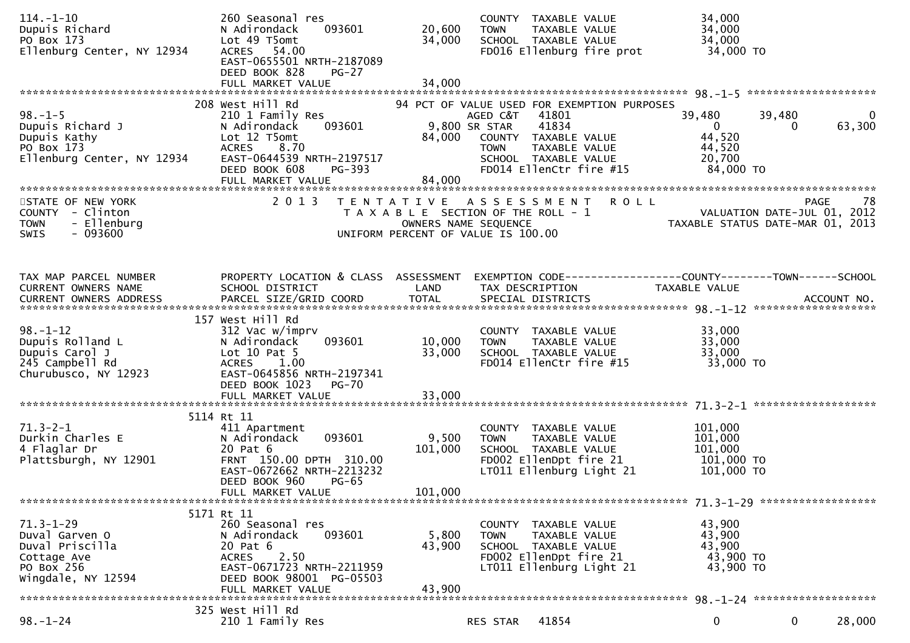```
114.-1-10                      260 Seasonal res                        COUNTY  TAXABLE VALUE            34,000
Dupuis Richard                 N Adirondack     093601       20,600    TOWN    TAXABLE VALUE            34,000
PO Box 173                     Lot 49 T5omt                  34,000    SCHOOL  TAXABLE VALUE            34,000
Ellenburg Center, NY 12934     ACRES   54.00                           FD016 Ellenburg fire prot        34,000 TO
                               EAST-0655501 NRTH-2187089
                               DEED BOOK 828     PG-27
                               FULL MARKET VALUE             34,000
******************************************************************************************************* 98.-1-5 ********************
                           208 West Hill Rd                  94 PCT OF VALUE USED FOR EXEMPTION PURPOSES
98.-1-5                        210 1 Family Res                        AGED C&T    41801            39,480       39,480           0
Dupuis Richard J               N Adirondack     093601        9,800 SR STAR     41834                 0            0      63,300
Dupuis Kathy                   Lot 12 T5omt                  84,000    COUNTY  TAXABLE VALUE            44,520
PO Box 173                     ACRES    8.70                           TOWN    TAXABLE VALUE            44,520
Ellenburg Center, NY 12934     EAST-0644539 NRTH-2197517               SCHOOL  TAXABLE VALUE            20,700
                               DEED BOOK 608     PG-393                FD014 EllenCtr fire #15          84,000 TO
                               FULL MARKET VALUE             84,000
************************************************************************************************************************************
STATE OF NEW YORK                  2 0 1 3   T E N T A T I V E   A S S E S S M E N T   R O L L                          PAGE    78
COUNTY  - Clinton                          T A X A B L E  SECTION OF THE ROLL - 1                      VALUATION DATE-JUL 01, 2012
TOWN    - Ellenburg                                 OWNERS NAME SEQUENCE                        TAXABLE STATUS DATE-MAR 01, 2013
SWIS    - 093600                           UNIFORM PERCENT OF VALUE IS 100.00



TAX MAP PARCEL NUMBER          PROPERTY LOCATION & CLASS  ASSESSMENT  EXEMPTION CODE------------------COUNTY--------TOWN------SCHOOL
CURRENT OWNERS NAME            SCHOOL DISTRICT               LAND      TAX DESCRIPTION                  TAXABLE VALUE
CURRENT OWNERS ADDRESS         PARCEL SIZE/GRID COORD        TOTAL     SPECIAL DISTRICTS                                     ACCOUNT NO.
******************************************************************************************************* 98.-1-12 *******************
                           157 West Hill Rd
98.-1-12                       312 Vac w/imprv                         COUNTY  TAXABLE VALUE            33,000
Dupuis Rolland L               N Adirondack     093601       10,000    TOWN    TAXABLE VALUE            33,000
Dupuis Carol J                 Lot 10 Pat 5                  33,000    SCHOOL  TAXABLE VALUE            33,000
245 Campbell Rd                ACRES    1.00                           FD014 EllenCtr fire #15          33,000 TO
Churubusco, NY 12923           EAST-0645856 NRTH-2197341
                               DEED BOOK 1023    PG-70
                               FULL MARKET VALUE             33,000
******************************************************************************************************* 71.3-2-1 *******************
                          5114 Rt 11
71.3-2-1                       411 Apartment                           COUNTY  TAXABLE VALUE           101,000
Durkin Charles E               N Adirondack     093601        9,500    TOWN    TAXABLE VALUE           101,000
4 Flaglar Dr                   20 Pat 6                     101,000    SCHOOL  TAXABLE VALUE           101,000
Plattsburgh, NY 12901          FRNT  150.00 DPTH  310.00               FD002 EllenDpt fire 21          101,000 TO
                               EAST-0672662 NRTH-2213232               LT011 Ellenburg Light 21        101,000 TO
                               DEED BOOK 960     PG-65
                               FULL MARKET VALUE            101,000
******************************************************************************************************* 71.3-1-29 ******************
                          5171 Rt 11
71.3-1-29                      260 Seasonal res                        COUNTY  TAXABLE VALUE            43,900
Duval Garven O                 N Adirondack     093601        5,800    TOWN    TAXABLE VALUE            43,900
Duval Priscilla                20 Pat 6                      43,900    SCHOOL  TAXABLE VALUE            43,900
Cottage Ave                    ACRES    2.50                           FD002 EllenDpt fire 21           43,900 TO
PO Box 256                     EAST-0671723 NRTH-2211959               LT011 Ellenburg Light 21         43,900 TO
Wingdale, NY 12594             DEED BOOK 98001  PG-05503
                               FULL MARKET VALUE             43,900
******************************************************************************************************* 98.-1-24 *******************
                           325 West Hill Rd
98.-1-24                       210 1 Family Res                        RES STAR    41854                  0            0      28,000
```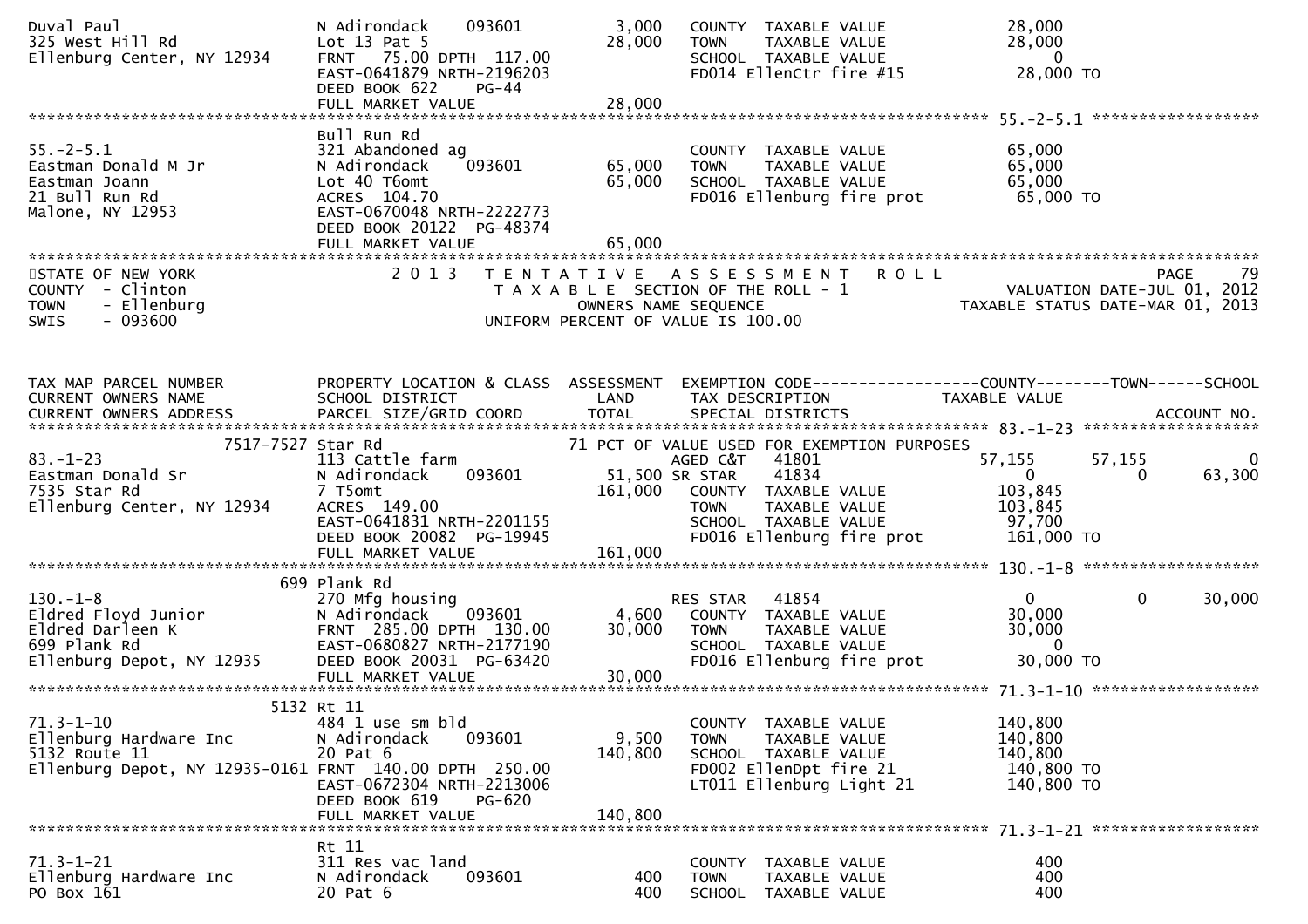```
Duval Paul                     N Adirondack     093601          3,000   COUNTY  TAXABLE VALUE            28,000
325 West Hill Rd               Lot 13 Pat 5                    28,000   TOWN    TAXABLE VALUE            28,000
Ellenburg Center, NY 12934     FRNT   75.00 DPTH  117.00                SCHOOL  TAXABLE VALUE                 0
                               EAST-0641879 NRTH-2196203                FD014 EllenCtr fire #15          28,000 TO
                               DEED BOOK 622     PG-44
                               FULL MARKET VALUE               28,000
******************************************************************************************************* 55.-2-5.1 ******************
                               Bull Run Rd
55.-2-5.1                      321 Abandoned ag                         COUNTY  TAXABLE VALUE            65,000
Eastman Donald M Jr            N Adirondack     093601         65,000   TOWN    TAXABLE VALUE            65,000
Eastman Joann                  Lot 40 T6omt                    65,000   SCHOOL  TAXABLE VALUE            65,000
21 Bull Run Rd                 ACRES  104.70                            FD016 Ellenburg fire prot         65,000 TO
Malone, NY 12953               EAST-0670048 NRTH-2222773
                               DEED BOOK 20122  PG-48374
                               FULL MARKET VALUE               65,000
************************************************************************************************************************************
STATE OF NEW YORK                  2 0 1 3   T E N T A T I V E   A S S E S S M E N T   R O L L                          PAGE    79
COUNTY  - Clinton                            T A X A B L E  SECTION OF THE ROLL - 1                    VALUATION DATE-JUL 01, 2012
TOWN    - Ellenburg                                  OWNERS NAME SEQUENCE                             TAXABLE STATUS DATE-MAR 01, 2013
SWIS    - 093600                             UNIFORM PERCENT OF VALUE IS 100.00


TAX MAP PARCEL NUMBER          PROPERTY LOCATION & CLASS  ASSESSMENT  EXEMPTION CODE------------------COUNTY--------TOWN------SCHOOL
CURRENT OWNERS NAME            SCHOOL DISTRICT               LAND      TAX DESCRIPTION             TAXABLE VALUE
CURRENT OWNERS ADDRESS         PARCEL SIZE/GRID COORD        TOTAL     SPECIAL DISTRICTS                                  ACCOUNT NO.
******************************************************************************************************* 83.-1-23 *******************
                   7517-7527 Star Rd                       71 PCT OF VALUE USED FOR EXEMPTION PURPOSES
83.-1-23                       113 Cattle farm                          AGED C&T    41801          57,155       57,155            0
Eastman Donald Sr              N Adirondack     093601          51,500 SR STAR    41834               0            0       63,300
7535 Star Rd                   7 T5omt                        161,000   COUNTY  TAXABLE VALUE           103,845
Ellenburg Center, NY 12934     ACRES  149.00                            TOWN    TAXABLE VALUE           103,845
                               EAST-0641831 NRTH-2201155                SCHOOL  TAXABLE VALUE            97,700
                               DEED BOOK 20082  PG-19945                FD016 Ellenburg fire prot        161,000 TO
                               FULL MARKET VALUE              161,000
******************************************************************************************************* 130.-1-8 *******************
                         699 Plank Rd
130.-1-8                       270 Mfg housing                          RES STAR    41854               0            0       30,000
Eldred Floyd Junior            N Adirondack     093601          4,600   COUNTY  TAXABLE VALUE            30,000
Eldred Darleen K               FRNT  285.00 DPTH  130.00       30,000   TOWN    TAXABLE VALUE            30,000
699 Plank Rd                   EAST-0680827 NRTH-2177190                SCHOOL  TAXABLE VALUE                 0
Ellenburg Depot, NY 12935      DEED BOOK 20031  PG-63420                FD016 Ellenburg fire prot         30,000 TO
                               FULL MARKET VALUE               30,000
******************************************************************************************************* 71.3-1-10 ******************
                        5132 Rt 11
71.3-1-10                      484 1 use sm bld                         COUNTY  TAXABLE VALUE           140,800
Ellenburg Hardware Inc         N Adirondack     093601          9,500   TOWN    TAXABLE VALUE           140,800
5132 Route 11                  20 Pat 6                       140,800   SCHOOL  TAXABLE VALUE           140,800
Ellenburg Depot, NY 12935-0161 FRNT  140.00 DPTH  250.00                FD002 EllenDpt fire 21           140,800 TO
                               EAST-0672304 NRTH-2213006                LT011 Ellenburg Light 21         140,800 TO
                               DEED BOOK 619     PG-620
                               FULL MARKET VALUE              140,800
******************************************************************************************************* 71.3-1-21 ******************
                               Rt 11
71.3-1-21                      311 Res vac land                         COUNTY  TAXABLE VALUE               400
Ellenburg Hardware Inc         N Adirondack     093601            400   TOWN    TAXABLE VALUE               400
PO Box 161                     20 Pat 6                           400   SCHOOL  TAXABLE VALUE               400
```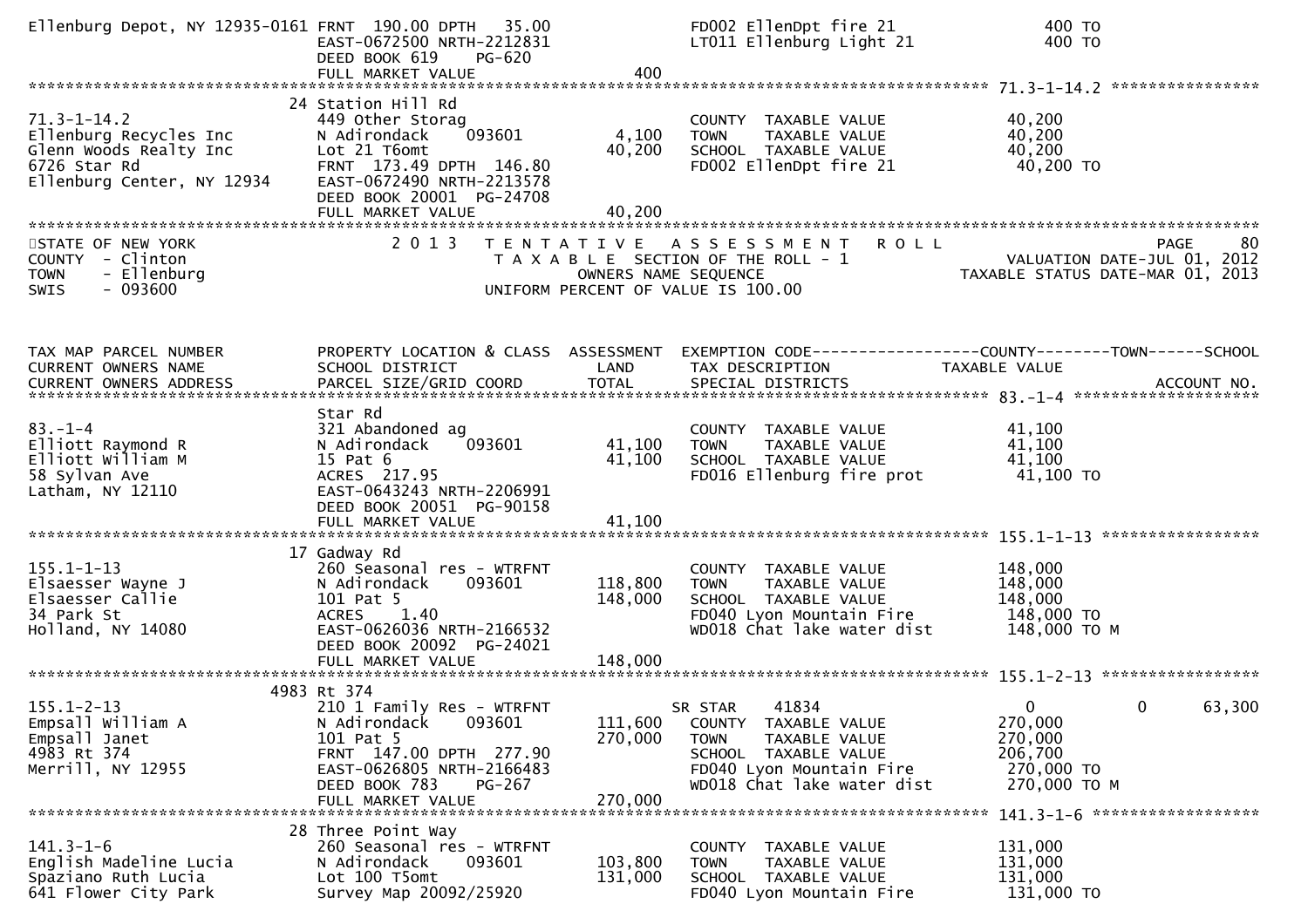```
Ellenburg Depot, NY 12935-0161 FRNT  190.00 DPTH   35.00                  FD002 EllenDpt fire 21                   400 TO
                               EAST-0672500 NRTH-2212831                  LT011 Ellenburg Light 21                 400 TO
                               DEED BOOK 619    PG-620
                               FULL MARKET VALUE                  400
******************************************************************************************************* 71.3-1-14.2 ****************
                          24 Station Hill Rd
71.3-1-14.2                    449 Other Storag                            COUNTY  TAXABLE VALUE             40,200
Ellenburg Recycles Inc         N Adirondack     093601          4,100      TOWN    TAXABLE VALUE             40,200
Glenn Woods Realty Inc         Lot 21 T6omt                     40,200     SCHOOL  TAXABLE VALUE             40,200
6726 Star Rd                   FRNT  173.49 DPTH  146.80                   FD002 EllenDpt fire 21            40,200 TO
Ellenburg Center, NY 12934     EAST-0672490 NRTH-2213578
                               DEED BOOK 20001  PG-24708
                               FULL MARKET VALUE                40,200
************************************************************************************************************************************
```

```
STATE OF NEW YORK              2 0 1 3   T E N T A T I V E   A S S E S S M E N T   R O L L                          PAGE     80
COUNTY  - Clinton                        T A X A B L E  SECTION OF THE ROLL - 1                  VALUATION DATE-JUL 01, 2012
TOWN    - Ellenburg                            OWNERS NAME SEQUENCE                          TAXABLE STATUS DATE-MAR 01, 2013
SWIS    - 093600                         UNIFORM PERCENT OF VALUE IS 100.00
```

```
TAX MAP PARCEL NUMBER          PROPERTY LOCATION & CLASS  ASSESSMENT  EXEMPTION CODE------------------COUNTY--------TOWN------SCHOOL
CURRENT OWNERS NAME            SCHOOL DISTRICT               LAND      TAX DESCRIPTION              TAXABLE VALUE
CURRENT OWNERS ADDRESS         PARCEL SIZE/GRID COORD        TOTAL     SPECIAL DISTRICTS                                  ACCOUNT NO.
******************************************************************************************************* 83.-1-4 ********************
                               Star Rd
83.-1-4                        321 Abandoned ag                            COUNTY  TAXABLE VALUE             41,100
Elliott Raymond R              N Adirondack     093601         41,100      TOWN    TAXABLE VALUE             41,100
Elliott William M              15 Pat 6                        41,100      SCHOOL  TAXABLE VALUE             41,100
58 Sylvan Ave                  ACRES  217.95                               FD016 Ellenburg fire prot          41,100 TO
Latham, NY 12110               EAST-0643243 NRTH-2206991
                               DEED BOOK 20051  PG-90158
                               FULL MARKET VALUE                41,100
******************************************************************************************************* 155.1-1-13 *****************
                          17 Gadway Rd
155.1-1-13                     260 Seasonal res - WTRFNT                   COUNTY  TAXABLE VALUE            148,000
Elsaesser Wayne J              N Adirondack     093601        118,800      TOWN    TAXABLE VALUE            148,000
Elsaesser Callie               101 Pat 5                      148,000      SCHOOL  TAXABLE VALUE            148,000
34 Park St                     ACRES    1.40                               FD040 Lyon Mountain Fire          148,000 TO
Holland, NY 14080              EAST-0626036 NRTH-2166532                   WD018 Chat lake water dist        148,000 TO M
                               DEED BOOK 20092  PG-24021
                               FULL MARKET VALUE               148,000
******************************************************************************************************* 155.1-2-13 *****************
                        4983 Rt 374
155.1-2-13                     210 1 Family Res - WTRFNT              SR STAR      41834                  0             0      63,300
Empsall William A              N Adirondack     093601        111,600      COUNTY  TAXABLE VALUE            270,000
Empsall Janet                  101 Pat 5                      270,000      TOWN    TAXABLE VALUE            270,000
4983 Rt 374                    FRNT  147.00 DPTH  277.90                   SCHOOL  TAXABLE VALUE            206,700
Merrill, NY 12955              EAST-0626805 NRTH-2166483                   FD040 Lyon Mountain Fire          270,000 TO
                               DEED BOOK 783    PG-267                     WD018 Chat lake water dist        270,000 TO M
                               FULL MARKET VALUE               270,000
******************************************************************************************************* 141.3-1-6 ******************
                          28 Three Point Way
141.3-1-6                      260 Seasonal res - WTRFNT                   COUNTY  TAXABLE VALUE            131,000
English Madeline Lucia         N Adirondack     093601        103,800      TOWN    TAXABLE VALUE            131,000
Spaziano Ruth Lucia            Lot 100 T5omt                  131,000      SCHOOL  TAXABLE VALUE            131,000
641 Flower City Park           Survey Map 20092/25920                      FD040 Lyon Mountain Fire          131,000 TO
```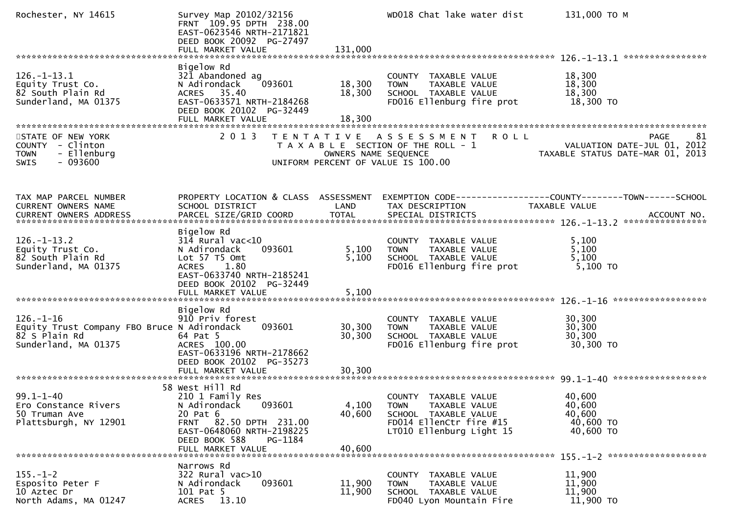```
Rochester, NY 14615           Survey Map 20102/32156                     WD018 Chat lake water dist          131,000 TO M
                              FRNT 109.95 DPTH 238.00
                              EAST-0623546 NRTH-2171821
                              DEED BOOK 20092 PG-27497
                              FULL MARKET VALUE             131,000
******************************************************************************************************* 126.-1-13.1 ****************
                              Bigelow Rd
126.-1-13.1                   321 Abandoned ag                           COUNTY  TAXABLE VALUE               18,300
Equity Trust Co.              N Adirondack    093601       18,300        TOWN    TAXABLE VALUE               18,300
82 South Plain Rd             ACRES  35.40                 18,300        SCHOOL  TAXABLE VALUE               18,300
Sunderland, MA 01375          EAST-0633571 NRTH-2184268                  FD016 Ellenburg fire prot            18,300 TO
                              DEED BOOK 20102 PG-32449
                              FULL MARKET VALUE              18,300
************************************************************************************************************************************
STATE OF NEW YORK                  2 0 1 3   T E N T A T I V E   A S S E S S M E N T   R O L L                                  PAGE    81
COUNTY  - Clinton                           T A X A B L E  SECTION OF THE ROLL - 1                          VALUATION DATE-JUL 01, 2012
TOWN    - Ellenburg                                OWNERS NAME SEQUENCE                                TAXABLE STATUS DATE-MAR 01, 2013
SWIS    - 093600                           UNIFORM PERCENT OF VALUE IS 100.00


TAX MAP PARCEL NUMBER         PROPERTY LOCATION & CLASS  ASSESSMENT  EXEMPTION CODE------------------COUNTY--------TOWN------SCHOOL
CURRENT OWNERS NAME           SCHOOL DISTRICT               LAND      TAX DESCRIPTION              TAXABLE VALUE
CURRENT OWNERS ADDRESS        PARCEL SIZE/GRID COORD        TOTAL     SPECIAL DISTRICTS                                   ACCOUNT NO.
******************************************************************************************************* 126.-1-13.2 ****************
                              Bigelow Rd
126.-1-13.2                   314 Rural vac<10                           COUNTY  TAXABLE VALUE                5,100
Equity Trust Co.              N Adirondack    093601        5,100        TOWN    TAXABLE VALUE                5,100
82 South Plain Rd             Lot 57 T5 Omt                 5,100        SCHOOL  TAXABLE VALUE                5,100
Sunderland, MA 01375          ACRES    1.80                              FD016 Ellenburg fire prot             5,100 TO
                              EAST-0633740 NRTH-2185241
                              DEED BOOK 20102 PG-32449
                              FULL MARKET VALUE               5,100
******************************************************************************************************* 126.-1-16 ******************
                              Bigelow Rd
126.-1-16                     910 Priv forest                            COUNTY  TAXABLE VALUE               30,300
Equity Trust Company FBO Bruce N Adirondack    093601      30,300        TOWN    TAXABLE VALUE               30,300
82 S Plain Rd                 64 Pat 5                     30,300        SCHOOL  TAXABLE VALUE               30,300
Sunderland, MA 01375          ACRES 100.00                               FD016 Ellenburg fire prot            30,300 TO
                              EAST-0633196 NRTH-2178662
                              DEED BOOK 20102 PG-35273
                              FULL MARKET VALUE              30,300
******************************************************************************************************* 99.1-1-40 ******************
                            58 West Hill Rd
99.1-1-40                     210 1 Family Res                           COUNTY  TAXABLE VALUE               40,600
Ero Constance Rivers          N Adirondack    093601        4,100        TOWN    TAXABLE VALUE               40,600
50 Truman Ave                 20 Pat 6                     40,600        SCHOOL  TAXABLE VALUE               40,600
Plattsburgh, NY 12901         FRNT  82.50 DPTH 231.00                    FD014 EllenCtr fire #15              40,600 TO
                              EAST-0648060 NRTH-2198225                  LT010 Ellenburg Light 15             40,600 TO
                              DEED BOOK 588    PG-1184
                              FULL MARKET VALUE              40,600
******************************************************************************************************* 155.-1-2 *******************
                              Narrows Rd
155.-1-2                      322 Rural vac>10                           COUNTY  TAXABLE VALUE               11,900
Esposito Peter F              N Adirondack    093601       11,900        TOWN    TAXABLE VALUE               11,900
10 Aztec Dr                   101 Pat 5                    11,900        SCHOOL  TAXABLE VALUE               11,900
North Adams, MA 01247         ACRES  13.10                               FD040 Lyon Mountain Fire             11,900 TO
```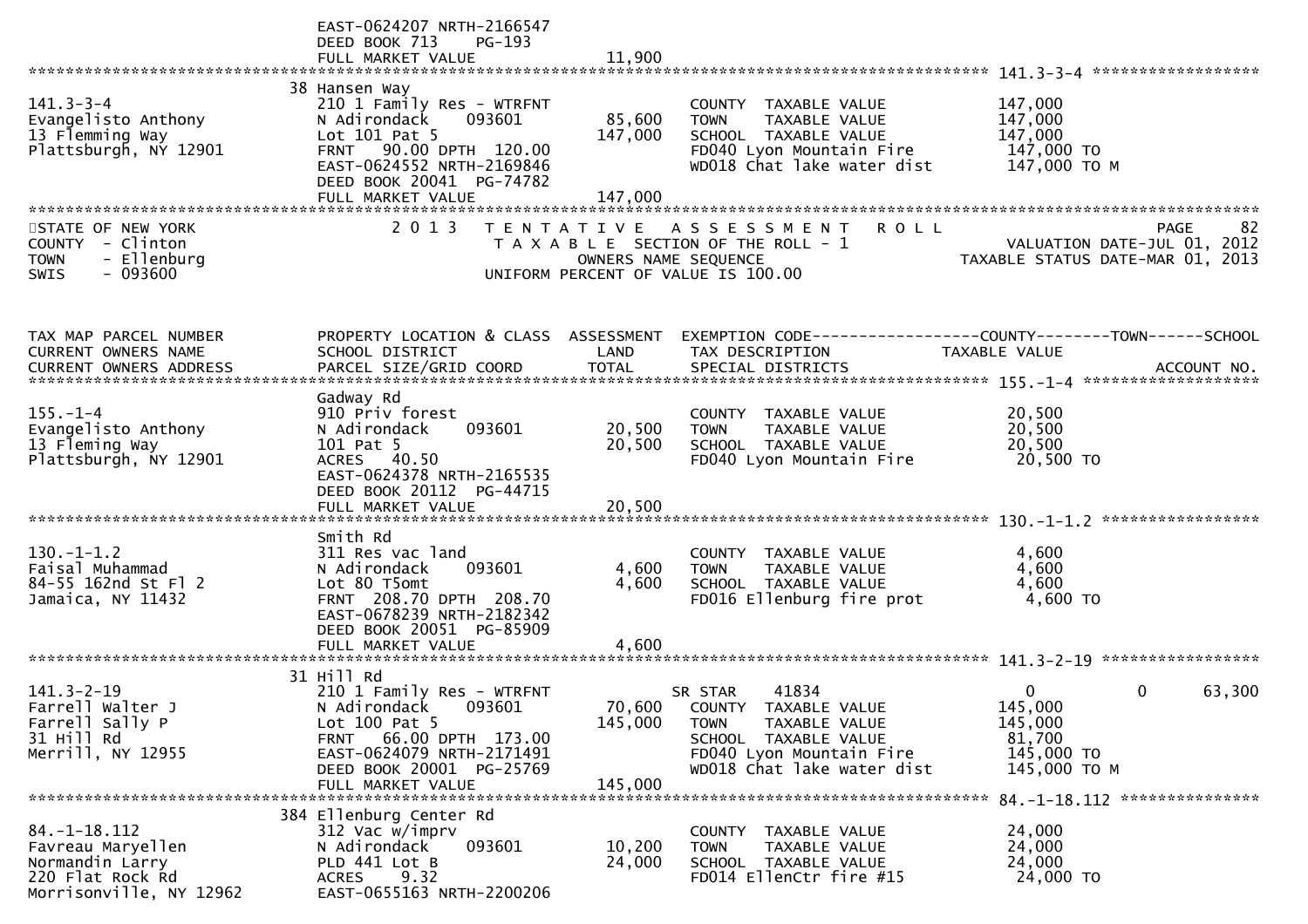```
                              EAST-0624207 NRTH-2166547
                              DEED BOOK 713     PG-193
                              FULL MARKET VALUE              11,900
******************************************************************************************************* 141.3-3-4 ******************
                              38 Hansen Way
141.3-3-4                     210 1 Family Res - WTRFNT                   COUNTY  TAXABLE VALUE           147,000
Evangelisto Anthony           N Adirondack      093601       85,600       TOWN    TAXABLE VALUE           147,000
13 Flemming Way               Lot 101 Pat 5                 147,000       SCHOOL  TAXABLE VALUE           147,000
Plattsburgh, NY 12901         FRNT   90.00 DPTH  120.00                   FD040 Lyon Mountain Fire         147,000 TO
                              EAST-0624552 NRTH-2169846                   WD018 Chat lake water dist       147,000 TO M
                              DEED BOOK 20041  PG-74782
                              FULL MARKET VALUE             147,000
************************************************************************************************************************************
STATE OF NEW YORK                2 0 1 3   T E N T A T I V E   A S S E S S M E N T   R O L L                            PAGE     82
COUNTY  - Clinton                      T A X A B L E  SECTION OF THE ROLL - 1                       VALUATION DATE-JUL 01, 2012
TOWN    - Ellenburg                          OWNERS NAME SEQUENCE                               TAXABLE STATUS DATE-MAR 01, 2013
SWIS    - 093600                       UNIFORM PERCENT OF VALUE IS 100.00


TAX MAP PARCEL NUMBER         PROPERTY LOCATION & CLASS  ASSESSMENT  EXEMPTION CODE------------------COUNTY--------TOWN------SCHOOL
CURRENT OWNERS NAME           SCHOOL DISTRICT               LAND      TAX DESCRIPTION              TAXABLE VALUE
CURRENT OWNERS ADDRESS        PARCEL SIZE/GRID COORD       TOTAL      SPECIAL DISTRICTS                                  ACCOUNT NO.
******************************************************************************************************* 155.-1-4 *******************
                              Gadway Rd
155.-1-4                      910 Priv forest                             COUNTY  TAXABLE VALUE            20,500
Evangelisto Anthony           N Adirondack      093601       20,500       TOWN    TAXABLE VALUE            20,500
13 Fleming Way                101 Pat 5                      20,500       SCHOOL  TAXABLE VALUE            20,500
Plattsburgh, NY 12901         ACRES   40.50                               FD040 Lyon Mountain Fire          20,500 TO
                              EAST-0624378 NRTH-2165535
                              DEED BOOK 20112  PG-44715
                              FULL MARKET VALUE              20,500
******************************************************************************************************* 130.-1-1.2 *****************
                              Smith Rd
130.-1-1.2                    311 Res vac land                            COUNTY  TAXABLE VALUE             4,600
Faisal Muhammad               N Adirondack      093601        4,600       TOWN    TAXABLE VALUE             4,600
84-55 162nd St Fl 2           Lot 80 T5omt                    4,600       SCHOOL  TAXABLE VALUE             4,600
Jamaica, NY 11432             FRNT  208.70 DPTH  208.70                   FD016 Ellenburg fire prot          4,600 TO
                              EAST-0678239 NRTH-2182342
                              DEED BOOK 20051  PG-85909
                              FULL MARKET VALUE               4,600
******************************************************************************************************* 141.3-2-19 *****************
                              31 Hill Rd
141.3-2-19                    210 1 Family Res - WTRFNT          SR STAR     41834                 0             0        63,300
Farrell Walter J              N Adirondack      093601       70,600   COUNTY  TAXABLE VALUE           145,000
Farrell Sally P               Lot 100 Pat 5                 145,000   TOWN    TAXABLE VALUE           145,000
31 Hill Rd                    FRNT   66.00 DPTH  173.00               SCHOOL  TAXABLE VALUE            81,700
Merrill, NY 12955             EAST-0624079 NRTH-2171491               FD040 Lyon Mountain Fire         145,000 TO
                              DEED BOOK 20001  PG-25769               WD018 Chat lake water dist       145,000 TO M
                              FULL MARKET VALUE             145,000
******************************************************************************************************* 84.-1-18.112 ***************
                              384 Ellenburg Center Rd
84.-1-18.112                  312 Vac w/imprv                             COUNTY  TAXABLE VALUE            24,000
Favreau Maryellen             N Adirondack      093601       10,200       TOWN    TAXABLE VALUE            24,000
Normandin Larry               PLD 441 Lot B                  24,000       SCHOOL  TAXABLE VALUE            24,000
220 Flat Rock Rd              ACRES    9.32                               FD014 EllenCtr fire #15           24,000 TO
Morrisonville, NY 12962       EAST-0655163 NRTH-2200206
```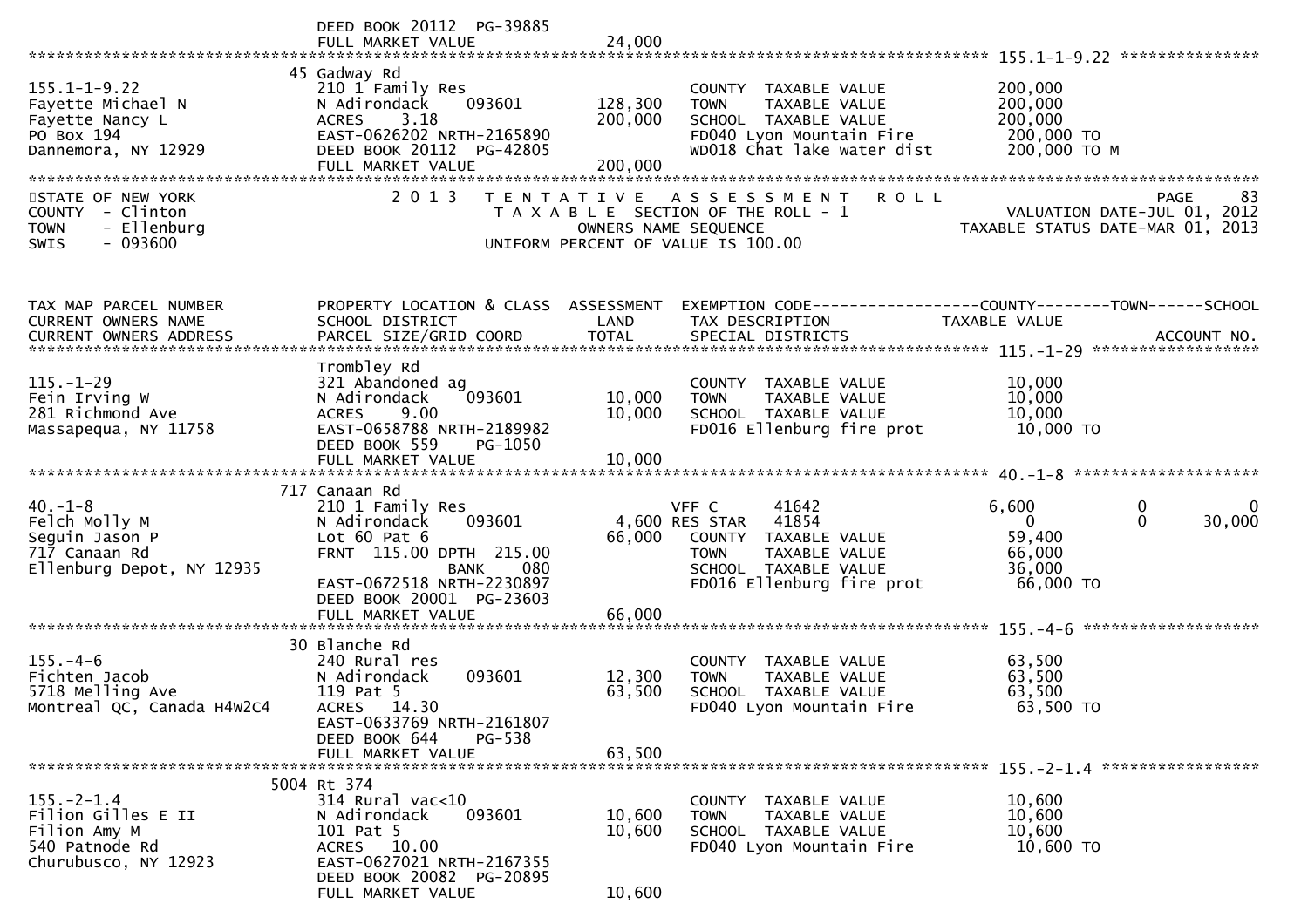```
                              DEED BOOK 20112  PG-39885
                              FULL MARKET VALUE              24,000
******************************************************************************************************* 155.1-1-9.22 ***************
                          45 Gadway Rd
155.1-1-9.22                  210 1 Family Res                         COUNTY  TAXABLE VALUE            200,000
Fayette Michael N             N Adirondack     093601       128,300    TOWN    TAXABLE VALUE            200,000
Fayette Nancy L               ACRES     3.18                200,000    SCHOOL  TAXABLE VALUE            200,000
PO Box 194                    EAST-0626202 NRTH-2165890                FD040 Lyon Mountain Fire          200,000 TO
Dannemora, NY 12929           DEED BOOK 20112  PG-42805                WD018 Chat lake water dist        200,000 TO M
                              FULL MARKET VALUE             200,000
*******************************************************************************************************************************************
STATE OF NEW YORK                2 0 1 3   T E N T A T I V E   A S S E S S M E N T   R O L L                            PAGE     83
COUNTY  - Clinton                      T A X A B L E  SECTION OF THE ROLL - 1                        VALUATION DATE-JUL 01, 2012
TOWN    - Ellenburg                              OWNERS NAME SEQUENCE                              TAXABLE STATUS DATE-MAR 01, 2013
SWIS    - 093600                            UNIFORM PERCENT OF VALUE IS 100.00


TAX MAP PARCEL NUMBER         PROPERTY LOCATION & CLASS  ASSESSMENT  EXEMPTION CODE------------------COUNTY--------TOWN------SCHOOL
CURRENT OWNERS NAME           SCHOOL DISTRICT               LAND      TAX DESCRIPTION             TAXABLE VALUE
CURRENT OWNERS ADDRESS        PARCEL SIZE/GRID COORD        TOTAL     SPECIAL DISTRICTS                                  ACCOUNT NO.
******************************************************************************************************* 115.-1-29 ******************
                              Trombley Rd
115.-1-29                     321 Abandoned ag                         COUNTY  TAXABLE VALUE             10,000
Fein Irving W                 N Adirondack     093601        10,000    TOWN    TAXABLE VALUE             10,000
281 Richmond Ave              ACRES     9.00                 10,000    SCHOOL  TAXABLE VALUE             10,000
Massapequa, NY 11758          EAST-0658788 NRTH-2189982                FD016 Ellenburg fire prot          10,000 TO
                              DEED BOOK 559    PG-1050
                              FULL MARKET VALUE              10,000
******************************************************************************************************* 40.-1-8 ********************
                          717 Canaan Rd
40.-1-8                       210 1 Family Res                         VFF C       41642                6,600           0           0
Felch Molly M                 N Adirondack     093601         4,600 RES STAR   41854                    0           0      30,000
Seguin Jason P                Lot 60 Pat 6                   66,000    COUNTY  TAXABLE VALUE             59,400
717 Canaan Rd                 FRNT  115.00 DPTH  215.00                TOWN    TAXABLE VALUE             66,000
Ellenburg Depot, NY 12935                    BANK     080              SCHOOL  TAXABLE VALUE             36,000
                              EAST-0672518 NRTH-2230897                FD016 Ellenburg fire prot          66,000 TO
                              DEED BOOK 20001  PG-23603
                              FULL MARKET VALUE              66,000
******************************************************************************************************* 155.-4-6 *******************
                           30 Blanche Rd
155.-4-6                      240 Rural res                            COUNTY  TAXABLE VALUE             63,500
Fichten Jacob                 N Adirondack     093601        12,300    TOWN    TAXABLE VALUE             63,500
5718 Melling Ave              119 Pat 5                      63,500    SCHOOL  TAXABLE VALUE             63,500
Montreal QC, Canada H4W2C4    ACRES    14.30                           FD040 Lyon Mountain Fire           63,500 TO
                              EAST-0633769 NRTH-2161807
                              DEED BOOK 644    PG-538
                              FULL MARKET VALUE              63,500
******************************************************************************************************* 155.-2-1.4 *****************
                         5004 Rt 374
155.-2-1.4                    314 Rural vac<10                         COUNTY  TAXABLE VALUE             10,600
Filion Gilles E II            N Adirondack     093601        10,600    TOWN    TAXABLE VALUE             10,600
Filion Amy M                  101 Pat 5                      10,600    SCHOOL  TAXABLE VALUE             10,600
540 Patnode Rd                ACRES    10.00                           FD040 Lyon Mountain Fire           10,600 TO
Churubusco, NY 12923          EAST-0627021 NRTH-2167355
                              DEED BOOK 20082  PG-20895
                              FULL MARKET VALUE              10,600
```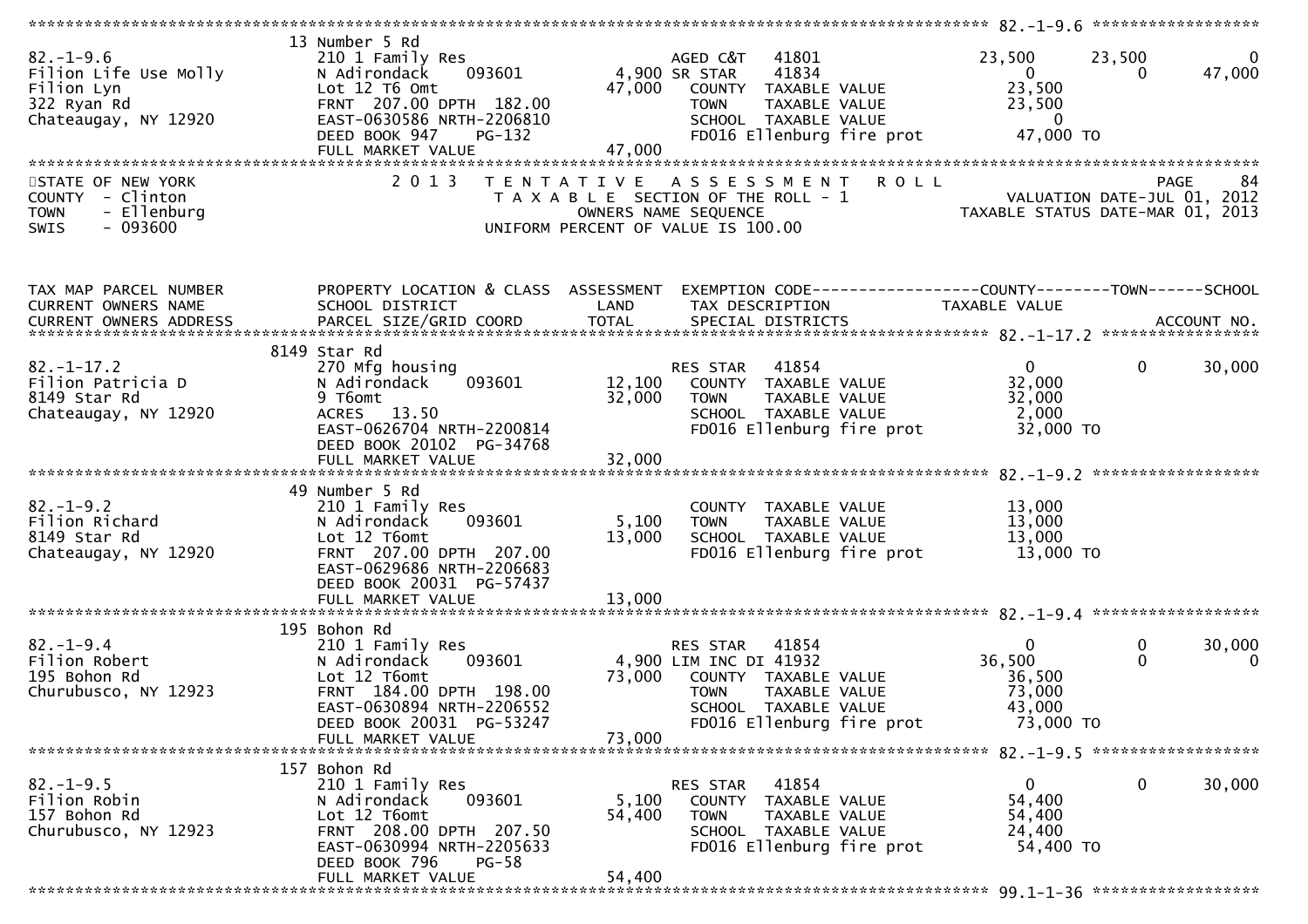```
******************************************************************************************************* 82.-1-9.6 ******************
                    13 Number 5 Rd
82.-1-9.6                       210 1 Family Res                   AGED C&T   41801          23,500     23,500          0
Filion Life Use Molly           N Adirondack    093601       4,900 SR STAR    41834               0          0     47,000
Filion Lyn                      Lot 12 T6 Omt               47,000   COUNTY  TAXABLE VALUE        23,500
322 Ryan Rd                     FRNT 207.00 DPTH 182.00              TOWN    TAXABLE VALUE        23,500
Chateaugay, NY 12920            EAST-0630586 NRTH-2206810            SCHOOL  TAXABLE VALUE             0
                                DEED BOOK 947    PG-132              FD016 Ellenburg fire prot     47,000 TO
                                FULL MARKET VALUE           47,000
************************************************************************************************************************************
STATE OF NEW YORK                 2 0 1 3   T E N T A T I V E   A S S E S S M E N T   R O L L                       PAGE    84
COUNTY  - Clinton                           T A X A B L E  SECTION OF THE ROLL - 1                VALUATION DATE-JUL 01, 2012
TOWN    - Ellenburg                                OWNERS NAME SEQUENCE                       TAXABLE STATUS DATE-MAR 01, 2013
SWIS    - 093600                           UNIFORM PERCENT OF VALUE IS 100.00


TAX MAP PARCEL NUMBER           PROPERTY LOCATION & CLASS  ASSESSMENT  EXEMPTION CODE------------------COUNTY--------TOWN------SCHOOL
CURRENT OWNERS NAME             SCHOOL DISTRICT               LAND     TAX DESCRIPTION             TAXABLE VALUE
CURRENT OWNERS ADDRESS          PARCEL SIZE/GRID COORD        TOTAL    SPECIAL DISTRICTS                                  ACCOUNT NO.
******************************************************************************************************* 82.-1-17.2 *****************
                    8149 Star Rd
82.-1-17.2                      270 Mfg housing                    RES STAR   41854               0          0     30,000
Filion Patricia D               N Adirondack    093601      12,100   COUNTY  TAXABLE VALUE        32,000
8149 Star Rd                    9 T6omt                     32,000   TOWN    TAXABLE VALUE        32,000
Chateaugay, NY 12920            ACRES   13.50                        SCHOOL  TAXABLE VALUE         2,000
                                EAST-0626704 NRTH-2200814            FD016 Ellenburg fire prot     32,000 TO
                                DEED BOOK 20102  PG-34768
                                FULL MARKET VALUE           32,000
******************************************************************************************************* 82.-1-9.2 ******************
                    49 Number 5 Rd
82.-1-9.2                       210 1 Family Res                     COUNTY  TAXABLE VALUE        13,000
Filion Richard                  N Adirondack    093601       5,100   TOWN    TAXABLE VALUE        13,000
8149 Star Rd                    Lot 12 T6omt                13,000   SCHOOL  TAXABLE VALUE        13,000
Chateaugay, NY 12920            FRNT 207.00 DPTH 207.00              FD016 Ellenburg fire prot     13,000 TO
                                EAST-0629686 NRTH-2206683
                                DEED BOOK 20031  PG-57437
                                FULL MARKET VALUE           13,000
******************************************************************************************************* 82.-1-9.4 ******************
                    195 Bohon Rd
82.-1-9.4                       210 1 Family Res                   RES STAR   41854               0          0     30,000
Filion Robert                   N Adirondack    093601       4,900 LIM INC DI 41932          36,500          0          0
195 Bohon Rd                    Lot 12 T6omt                73,000   COUNTY  TAXABLE VALUE        36,500
Churubusco, NY 12923            FRNT 184.00 DPTH 198.00              TOWN    TAXABLE VALUE        73,000
                                EAST-0630894 NRTH-2206552            SCHOOL  TAXABLE VALUE        43,000
                                DEED BOOK 20031  PG-53247            FD016 Ellenburg fire prot     73,000 TO
                                FULL MARKET VALUE           73,000
******************************************************************************************************* 82.-1-9.5 ******************
                    157 Bohon Rd
82.-1-9.5                       210 1 Family Res                   RES STAR   41854               0          0     30,000
Filion Robin                    N Adirondack    093601       5,100   COUNTY  TAXABLE VALUE        54,400
157 Bohon Rd                    Lot 12 T6omt                54,400   TOWN    TAXABLE VALUE        54,400
Churubusco, NY 12923            FRNT 208.00 DPTH 207.50              SCHOOL  TAXABLE VALUE        24,400
                                EAST-0630994 NRTH-2205633            FD016 Ellenburg fire prot     54,400 TO
                                DEED BOOK 796    PG-58
                                FULL MARKET VALUE           54,400
******************************************************************************************************* 99.1-1-36 ******************
```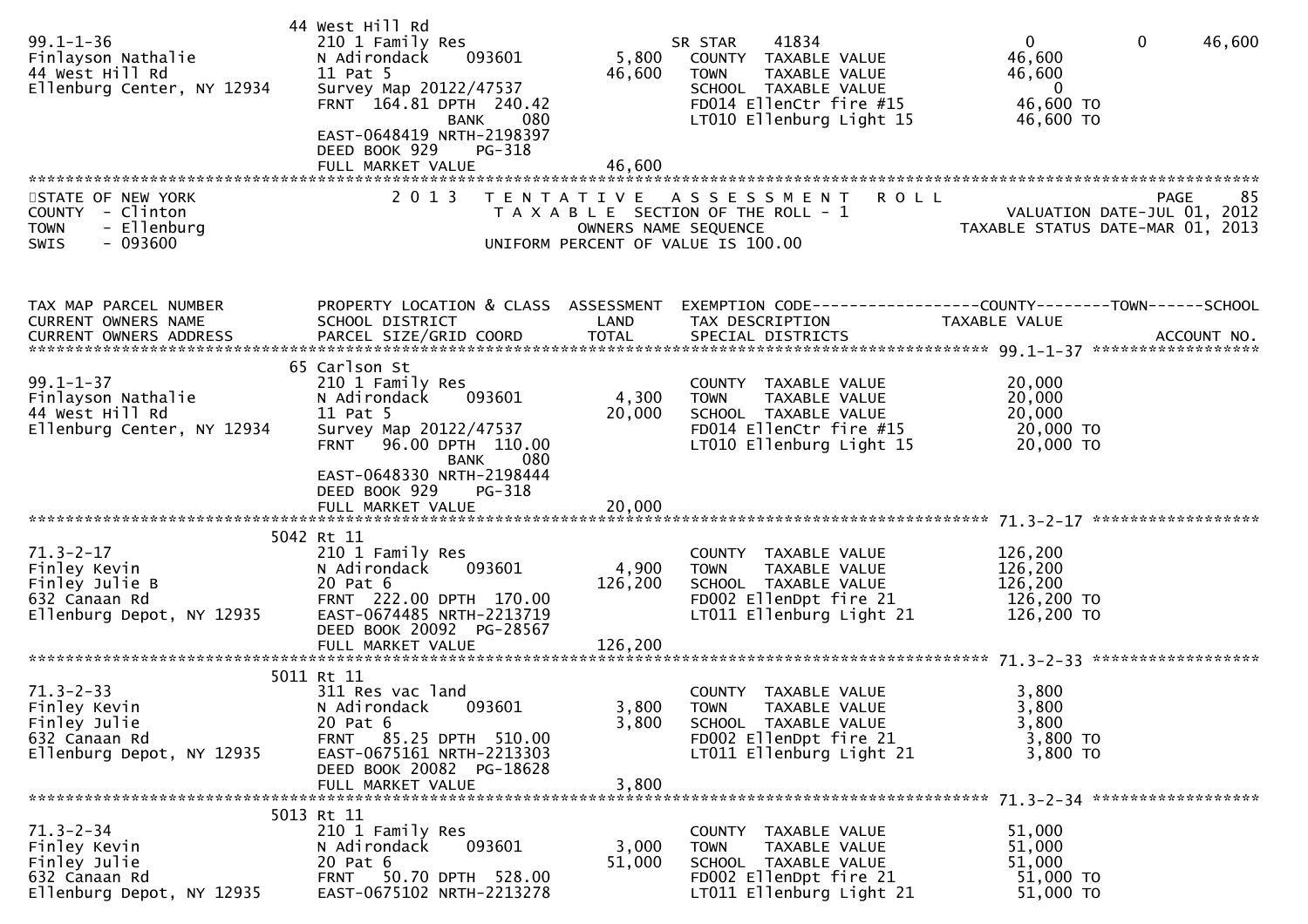```
                              44 West Hill Rd
99.1-1-36                     210 1 Family Res                     SR STAR     41834                    0             0        46,600
Finlayson Nathalie            N Adirondack     093601       5,800    COUNTY  TAXABLE VALUE            46,600
44 West Hill Rd               11 Pat 5                     46,600    TOWN    TAXABLE VALUE            46,600
Ellenburg Center, NY 12934    Survey Map 20122/47537                  SCHOOL  TAXABLE VALUE                 0
                              FRNT  164.81 DPTH  240.42               FD014 EllenCtr fire #15          46,600 TO
                                          BANK    080                 LT010 Ellenburg Light 15         46,600 TO
                              EAST-0648419 NRTH-2198397
                              DEED BOOK 929     PG-318
                              FULL MARKET VALUE            46,600
******************************************************************************************************************************************
STATE OF NEW YORK                  2 0 1 3   T E N T A T I V E   A S S E S S M E N T   R O L L                              PAGE     85
COUNTY  - Clinton                           T A X A B L E  SECTION OF THE ROLL - 1                     VALUATION DATE-JUL 01, 2012
TOWN    - Ellenburg                                  OWNERS NAME SEQUENCE                          TAXABLE STATUS DATE-MAR 01, 2013
SWIS    - 093600                            UNIFORM PERCENT OF VALUE IS 100.00


TAX MAP PARCEL NUMBER         PROPERTY LOCATION & CLASS  ASSESSMENT  EXEMPTION CODE------------------COUNTY--------TOWN------SCHOOL
CURRENT OWNERS NAME           SCHOOL DISTRICT               LAND      TAX DESCRIPTION              TAXABLE VALUE
CURRENT OWNERS ADDRESS        PARCEL SIZE/GRID COORD        TOTAL     SPECIAL DISTRICTS                                    ACCOUNT NO.
****************************************************************************************************** 99.1-1-37 ******************
                              65 Carlson St
99.1-1-37                     210 1 Family Res                        COUNTY  TAXABLE VALUE            20,000
Finlayson Nathalie            N Adirondack     093601       4,300    TOWN    TAXABLE VALUE            20,000
44 West Hill Rd               11 Pat 5                     20,000    SCHOOL  TAXABLE VALUE            20,000
Ellenburg Center, NY 12934    Survey Map 20122/47537                  FD014 EllenCtr fire #15          20,000 TO
                              FRNT   96.00 DPTH  110.00               LT010 Ellenburg Light 15         20,000 TO
                                          BANK    080
                              EAST-0648330 NRTH-2198444
                              DEED BOOK 929     PG-318
                              FULL MARKET VALUE            20,000
****************************************************************************************************** 71.3-2-17 ******************
                              5042 Rt 11
71.3-2-17                     210 1 Family Res                        COUNTY  TAXABLE VALUE           126,200
Finley Kevin                  N Adirondack     093601       4,900    TOWN    TAXABLE VALUE           126,200
Finley Julie B                20 Pat 6                    126,200    SCHOOL  TAXABLE VALUE           126,200
632 Canaan Rd                 FRNT  222.00 DPTH  170.00               FD002 EllenDpt fire 21          126,200 TO
Ellenburg Depot, NY 12935     EAST-0674485 NRTH-2213719               LT011 Ellenburg Light 21        126,200 TO
                              DEED BOOK 20092  PG-28567
                              FULL MARKET VALUE           126,200
****************************************************************************************************** 71.3-2-33 ******************
                              5011 Rt 11
71.3-2-33                     311 Res vac land                        COUNTY  TAXABLE VALUE             3,800
Finley Kevin                  N Adirondack     093601       3,800    TOWN    TAXABLE VALUE             3,800
Finley Julie                  20 Pat 6                      3,800    SCHOOL  TAXABLE VALUE             3,800
632 Canaan Rd                 FRNT   85.25 DPTH  510.00               FD002 EllenDpt fire 21            3,800 TO
Ellenburg Depot, NY 12935     EAST-0675161 NRTH-2213303               LT011 Ellenburg Light 21          3,800 TO
                              DEED BOOK 20082  PG-18628
                              FULL MARKET VALUE             3,800
****************************************************************************************************** 71.3-2-34 ******************
                              5013 Rt 11
71.3-2-34                     210 1 Family Res                        COUNTY  TAXABLE VALUE            51,000
Finley Kevin                  N Adirondack     093601       3,000    TOWN    TAXABLE VALUE            51,000
Finley Julie                  20 Pat 6                     51,000    SCHOOL  TAXABLE VALUE            51,000
632 Canaan Rd                 FRNT   50.70 DPTH  528.00               FD002 EllenDpt fire 21           51,000 TO
Ellenburg Depot, NY 12935     EAST-0675102 NRTH-2213278               LT011 Ellenburg Light 21         51,000 TO
```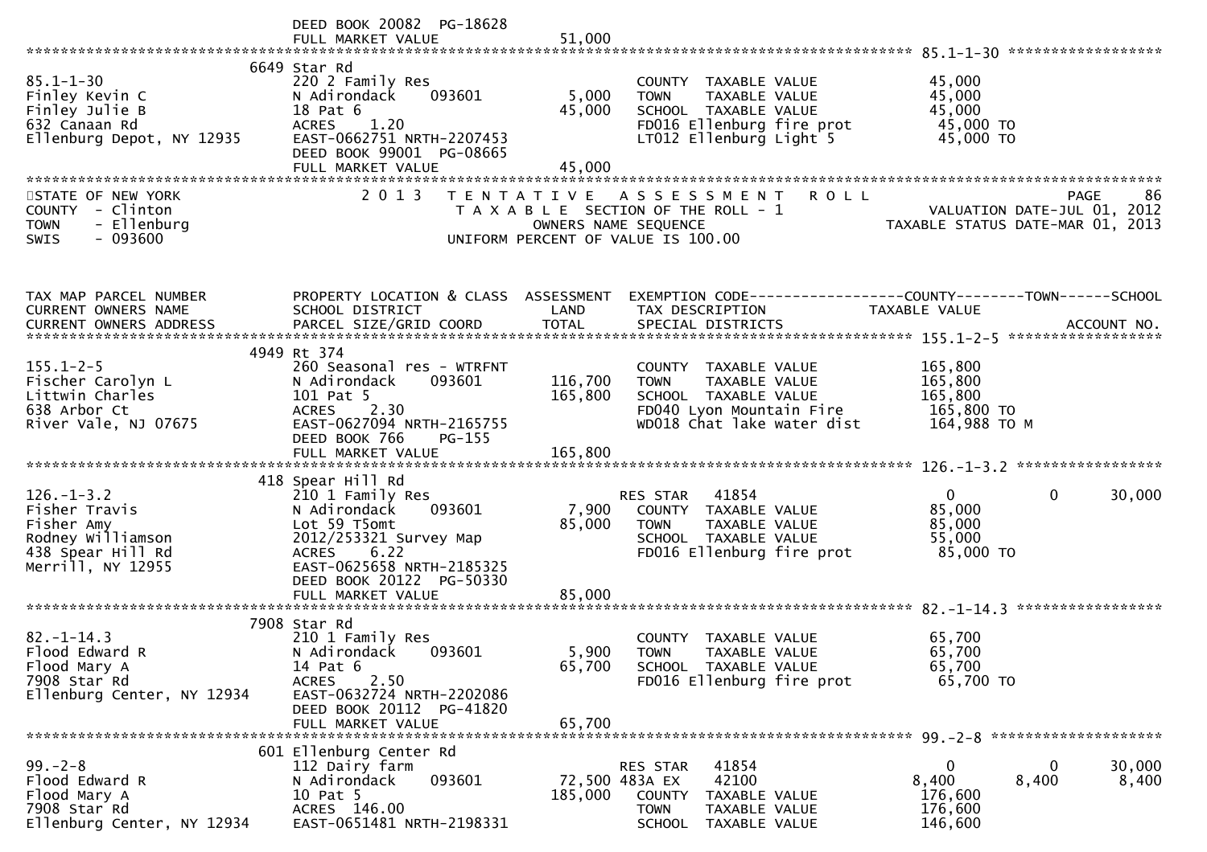DEED BOOK 20082 PG-18628
FULL MARKET VALUE 51,000

******************************************************************************************************* 85.1-1-30 ******************

| | 6649 Star Rd | | | |
|---|---|---|---|---|
| 85.1-1-30 | 220 2 Family Res | | COUNTY TAXABLE VALUE | 45,000 |
| Finley Kevin C | N Adirondack 093601 | 5,000 | TOWN TAXABLE VALUE | 45,000 |
| Finley Julie B | 18 Pat 6 | 45,000 | SCHOOL TAXABLE VALUE | 45,000 |
| 632 Canaan Rd | ACRES 1.20 | | FD016 Ellenburg fire prot | 45,000 TO |
| Ellenburg Depot, NY 12935 | EAST-0662751 NRTH-2207453 | | LT012 Ellenburg Light 5 | 45,000 TO |
| | DEED BOOK 99001 PG-08665 | | | |
| | FULL MARKET VALUE | 45,000 | | |

STATE OF NEW YORK — 2013 TENTATIVE ASSESSMENT ROLL — PAGE 86
COUNTY - Clinton — TAXABLE SECTION OF THE ROLL - 1 — VALUATION DATE-JUL 01, 2012
TOWN - Ellenburg — OWNERS NAME SEQUENCE — TAXABLE STATUS DATE-MAR 01, 2013
SWIS - 093600 — UNIFORM PERCENT OF VALUE IS 100.00

| TAX MAP PARCEL NUMBER / CURRENT OWNERS NAME / CURRENT OWNERS ADDRESS | PROPERTY LOCATION & CLASS / SCHOOL DISTRICT / PARCEL SIZE/GRID COORD | ASSESSMENT LAND / TOTAL | EXEMPTION CODE / TAX DESCRIPTION / SPECIAL DISTRICTS | COUNTY TAXABLE VALUE | TOWN | SCHOOL / ACCOUNT NO. |
|---|---|---|---|---|---|---|
| **155.1-2-5** | 4949 Rt 374 | | | | | |
| 155.1-2-5 | 260 Seasonal res - WTRFNT | | COUNTY TAXABLE VALUE | 165,800 | | |
| Fischer Carolyn L | N Adirondack 093601 | 116,700 | TOWN TAXABLE VALUE | 165,800 | | |
| Littwin Charles | 101 Pat 5 | 165,800 | SCHOOL TAXABLE VALUE | 165,800 | | |
| 638 Arbor Ct | ACRES 2.30 | | FD040 Lyon Mountain Fire | 165,800 TO | | |
| River Vale, NJ 07675 | EAST-0627094 NRTH-2165755 | | WD018 Chat lake water dist | 164,988 TO M | | |
| | DEED BOOK 766 PG-155 | | | | | |
| | FULL MARKET VALUE | 165,800 | | | | |
| **126.-1-3.2** | 418 Spear Hill Rd | | | | | |
| 126.-1-3.2 | 210 1 Family Res | | RES STAR 41854 | 0 | 0 | 30,000 |
| Fisher Travis | N Adirondack 093601 | 7,900 | COUNTY TAXABLE VALUE | 85,000 | | |
| Fisher Amy | Lot 59 T5omt | 85,000 | TOWN TAXABLE VALUE | 85,000 | | |
| Rodney Williamson | 2012/253321 Survey Map | | SCHOOL TAXABLE VALUE | 55,000 | | |
| 438 Spear Hill Rd | ACRES 6.22 | | FD016 Ellenburg fire prot | 85,000 TO | | |
| Merrill, NY 12955 | EAST-0625658 NRTH-2185325 | | | | | |
| | DEED BOOK 20122 PG-50330 | | | | | |
| | FULL MARKET VALUE | 85,000 | | | | |
| **82.-1-14.3** | 7908 Star Rd | | | | | |
| 82.-1-14.3 | 210 1 Family Res | | COUNTY TAXABLE VALUE | 65,700 | | |
| Flood Edward R | N Adirondack 093601 | 5,900 | TOWN TAXABLE VALUE | 65,700 | | |
| Flood Mary A | 14 Pat 6 | 65,700 | SCHOOL TAXABLE VALUE | 65,700 | | |
| 7908 Star Rd | ACRES 2.50 | | FD016 Ellenburg fire prot | 65,700 TO | | |
| Ellenburg Center, NY 12934 | EAST-0632724 NRTH-2202086 | | | | | |
| | DEED BOOK 20112 PG-41820 | | | | | |
| | FULL MARKET VALUE | 65,700 | | | | |
| **99.-2-8** | 601 Ellenburg Center Rd | | | | | |
| 99.-2-8 | 112 Dairy farm | | RES STAR 41854 | 0 | 0 | 30,000 |
| Flood Edward R | N Adirondack 093601 | 72,500 | 483A EX 42100 | 8,400 | 8,400 | 8,400 |
| Flood Mary A | 10 Pat 5 | 185,000 | COUNTY TAXABLE VALUE | 176,600 | | |
| 7908 Star Rd | ACRES 146.00 | | TOWN TAXABLE VALUE | 176,600 | | |
| Ellenburg Center, NY 12934 | EAST-0651481 NRTH-2198331 | | SCHOOL TAXABLE VALUE | 146,600 | | |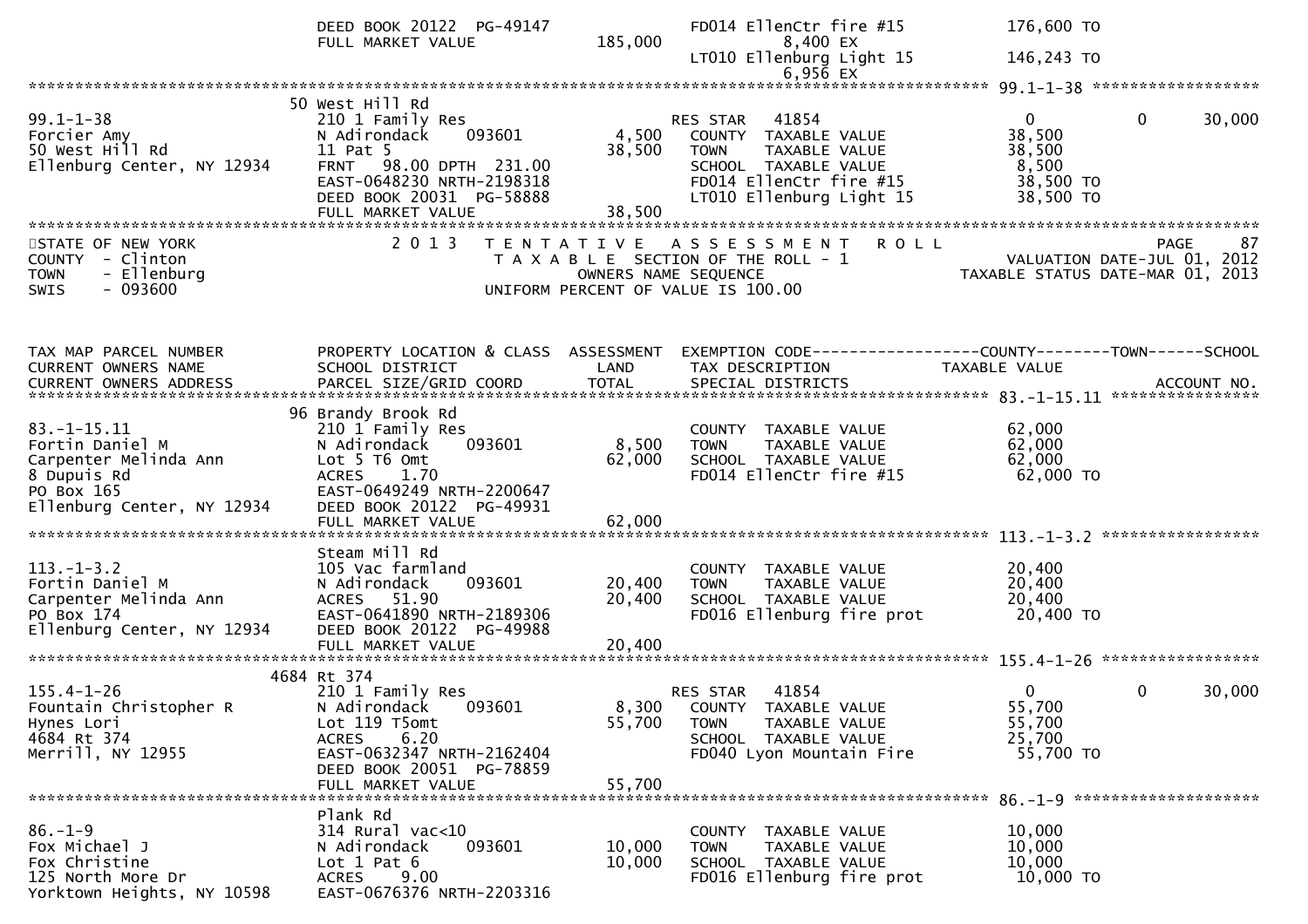```
                              DEED BOOK 20122  PG-49147                FD014 EllenCtr fire #15          176,600 TO
                              FULL MARKET VALUE           185,000           8,400 EX
                                                                        LT010 Ellenburg Light 15         146,243 TO
                                                                            6,956 EX
******************************************************************************************************* 99.1-1-38 ******************
                             50 West Hill Rd
99.1-1-38                     210 1 Family Res                   RES STAR   41854                    0            0       30,000
Forcier Amy                   N Adirondack      093601     4,500    COUNTY  TAXABLE VALUE            38,500
50 West Hill Rd               11 Pat 5                     38,500    TOWN    TAXABLE VALUE            38,500
Ellenburg Center, NY 12934    FRNT   98.00 DPTH  231.00              SCHOOL  TAXABLE VALUE             8,500
                              EAST-0648230 NRTH-2198318              FD014 EllenCtr fire #15           38,500 TO
                              DEED BOOK 20031  PG-58888              LT010 Ellenburg Light 15          38,500 TO
                              FULL MARKET VALUE            38,500
*************************************************************************************************************************************
STATE OF NEW YORK                 2 0 1 3   T E N T A T I V E   A S S E S S M E N T   R O L L                            PAGE     87
COUNTY  - Clinton                           T A X A B L E  SECTION OF THE ROLL - 1                      VALUATION DATE-JUL 01, 2012
TOWN    - Ellenburg                             OWNERS NAME SEQUENCE                                 TAXABLE STATUS DATE-MAR 01, 2013
SWIS    - 093600                        UNIFORM PERCENT OF VALUE IS 100.00


TAX MAP PARCEL NUMBER         PROPERTY LOCATION & CLASS  ASSESSMENT  EXEMPTION CODE------------------COUNTY--------TOWN------SCHOOL
CURRENT OWNERS NAME           SCHOOL DISTRICT               LAND      TAX DESCRIPTION             TAXABLE VALUE
CURRENT OWNERS ADDRESS        PARCEL SIZE/GRID COORD        TOTAL     SPECIAL DISTRICTS                                 ACCOUNT NO.
******************************************************************************************************* 83.-1-15.11 ****************
                             96 Brandy Brook Rd
83.-1-15.11                   210 1 Family Res                        COUNTY  TAXABLE VALUE            62,000
Fortin Daniel M               N Adirondack      093601      8,500    TOWN    TAXABLE VALUE            62,000
Carpenter Melinda Ann         Lot 5 T6 Omt                  62,000    SCHOOL  TAXABLE VALUE            62,000
8 Dupuis Rd                   ACRES     1.70                          FD014 EllenCtr fire #15           62,000 TO
PO Box 165                    EAST-0649249 NRTH-2200647
Ellenburg Center, NY 12934    DEED BOOK 20122  PG-49931
                              FULL MARKET VALUE            62,000
******************************************************************************************************* 113.-1-3.2 *****************
                              Steam Mill Rd
113.-1-3.2                    105 Vac farmland                        COUNTY  TAXABLE VALUE            20,400
Fortin Daniel M               N Adirondack      093601     20,400    TOWN    TAXABLE VALUE            20,400
Carpenter Melinda Ann         ACRES    51.90                20,400    SCHOOL  TAXABLE VALUE            20,400
PO Box 174                    EAST-0641890 NRTH-2189306              FD016 Ellenburg fire prot          20,400 TO
Ellenburg Center, NY 12934    DEED BOOK 20122  PG-49988
                              FULL MARKET VALUE            20,400
******************************************************************************************************* 155.4-1-26 *****************
                           4684 Rt 374
155.4-1-26                    210 1 Family Res                   RES STAR   41854                    0            0       30,000
Fountain Christopher R        N Adirondack      093601      8,300    COUNTY  TAXABLE VALUE            55,700
Hynes Lori                    Lot 119 T5omt                 55,700    TOWN    TAXABLE VALUE            55,700
4684 Rt 374                   ACRES     6.20                          SCHOOL  TAXABLE VALUE            25,700
Merrill, NY 12955             EAST-0632347 NRTH-2162404              FD040 Lyon Mountain Fire           55,700 TO
                              DEED BOOK 20051  PG-78859
                              FULL MARKET VALUE            55,700
******************************************************************************************************* 86.-1-9 ********************
                              Plank Rd
86.-1-9                       314 Rural vac<10                        COUNTY  TAXABLE VALUE            10,000
Fox Michael J                 N Adirondack      093601     10,000    TOWN    TAXABLE VALUE            10,000
Fox Christine                 Lot 1 Pat 6                   10,000    SCHOOL  TAXABLE VALUE            10,000
125 North More Dr             ACRES     9.00                          FD016 Ellenburg fire prot          10,000 TO
Yorktown Heights, NY 10598    EAST-0676376 NRTH-2203316
```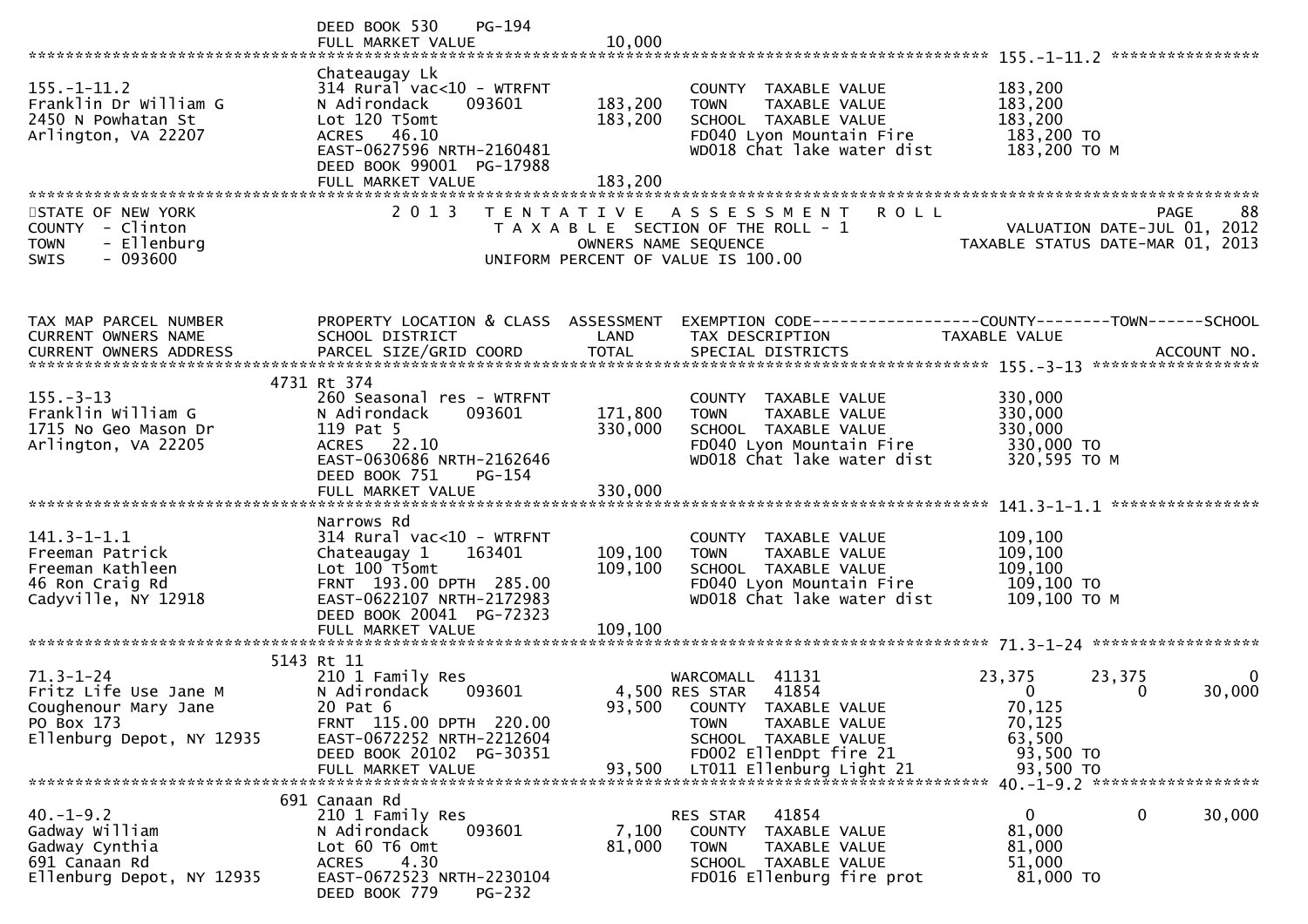DEED BOOK 530 PG-194
FULL MARKET VALUE 10,000

******************************************************************************************************* 155.-1-11.2 ****************

| | | | | |
|---|---|---|---|---|
| 155.-1-11.2 | Chateaugay Lk | | | |
| Franklin Dr William G | 314 Rural vac<10 - WTRFNT | | COUNTY TAXABLE VALUE | 183,200 |
| 2450 N Powhatan St | N Adirondack 093601 | 183,200 | TOWN TAXABLE VALUE | 183,200 |
| Arlington, VA 22207 | Lot 120 T5omt | 183,200 | SCHOOL TAXABLE VALUE | 183,200 |
| | ACRES 46.10 | | FD040 Lyon Mountain Fire | 183,200 TO |
| | EAST-0627596 NRTH-2160481 | | WD018 Chat lake water dist | 183,200 TO M |
| | DEED BOOK 99001 PG-17988 | | | |
| | FULL MARKET VALUE | 183,200 | | |

STATE OF NEW YORK — COUNTY - Clinton — TOWN - Ellenburg — SWIS - 093600

2013 TENTATIVE ASSESSMENT ROLL — TAXABLE SECTION OF THE ROLL - 1 — OWNERS NAME SEQUENCE — UNIFORM PERCENT OF VALUE IS 100.00

PAGE 88 — VALUATION DATE-JUL 01, 2012 — TAXABLE STATUS DATE-MAR 01, 2013

| TAX MAP PARCEL NUMBER / CURRENT OWNERS NAME / CURRENT OWNERS ADDRESS | PROPERTY LOCATION & CLASS / SCHOOL DISTRICT / PARCEL SIZE/GRID COORD | ASSESSMENT LAND / TOTAL | EXEMPTION CODE / TAX DESCRIPTION / SPECIAL DISTRICTS | COUNTY TAXABLE VALUE | TOWN | SCHOOL / ACCOUNT NO. |
|---|---|---|---|---|---|---|
| **155.-3-13** | 4731 Rt 374 | | | | | |
| 155.-3-13 | 260 Seasonal res - WTRFNT | | COUNTY TAXABLE VALUE | 330,000 | | |
| Franklin William G | N Adirondack 093601 | 171,800 | TOWN TAXABLE VALUE | 330,000 | | |
| 1715 No Geo Mason Dr | 119 Pat 5 | 330,000 | SCHOOL TAXABLE VALUE | 330,000 | | |
| Arlington, VA 22205 | ACRES 22.10 | | FD040 Lyon Mountain Fire | 330,000 TO | | |
| | EAST-0630686 NRTH-2162646 | | WD018 Chat lake water dist | 320,595 TO M | | |
| | DEED BOOK 751 PG-154 | | | | | |
| | FULL MARKET VALUE | 330,000 | | | | |
| **141.3-1-1.1** | Narrows Rd | | | | | |
| 141.3-1-1.1 | 314 Rural vac<10 - WTRFNT | | COUNTY TAXABLE VALUE | 109,100 | | |
| Freeman Patrick | Chateaugay 1 163401 | 109,100 | TOWN TAXABLE VALUE | 109,100 | | |
| Freeman Kathleen | Lot 100 T5omt | 109,100 | SCHOOL TAXABLE VALUE | 109,100 | | |
| 46 Ron Craig Rd | FRNT 193.00 DPTH 285.00 | | FD040 Lyon Mountain Fire | 109,100 TO | | |
| Cadyville, NY 12918 | EAST-0622107 NRTH-2172983 | | WD018 Chat lake water dist | 109,100 TO M | | |
| | DEED BOOK 20041 PG-72323 | | | | | |
| | FULL MARKET VALUE | 109,100 | | | | |
| **71.3-1-24** | 5143 Rt 11 | | | | | |
| 71.3-1-24 | 210 1 Family Res | | WARCOMALL 41131 | 23,375 | 23,375 | 0 |
| Fritz Life Use Jane M | N Adirondack 093601 | 4,500 | RES STAR 41854 | 0 | 0 | 30,000 |
| Coughenour Mary Jane | 20 Pat 6 | 93,500 | COUNTY TAXABLE VALUE | 70,125 | | |
| PO Box 173 | FRNT 115.00 DPTH 220.00 | | TOWN TAXABLE VALUE | 70,125 | | |
| Ellenburg Depot, NY 12935 | EAST-0672252 NRTH-2212604 | | SCHOOL TAXABLE VALUE | 63,500 | | |
| | DEED BOOK 20102 PG-30351 | | FD002 EllenDpt fire 21 | 93,500 TO | | |
| | FULL MARKET VALUE | 93,500 | LT011 Ellenburg Light 21 | 93,500 TO | | |
| **40.-1-9.2** | 691 Canaan Rd | | | | | |
| 40.-1-9.2 | 210 1 Family Res | | RES STAR 41854 | 0 | 0 | 30,000 |
| Gadway William | N Adirondack 093601 | 7,100 | COUNTY TAXABLE VALUE | 81,000 | | |
| Gadway Cynthia | Lot 60 T6 Omt | 81,000 | TOWN TAXABLE VALUE | 81,000 | | |
| 691 Canaan Rd | ACRES 4.30 | | SCHOOL TAXABLE VALUE | 51,000 | | |
| Ellenburg Depot, NY 12935 | EAST-0672523 NRTH-2230104 | | FD016 Ellenburg fire prot | 81,000 TO | | |
| | DEED BOOK 779 PG-232 | | | | | |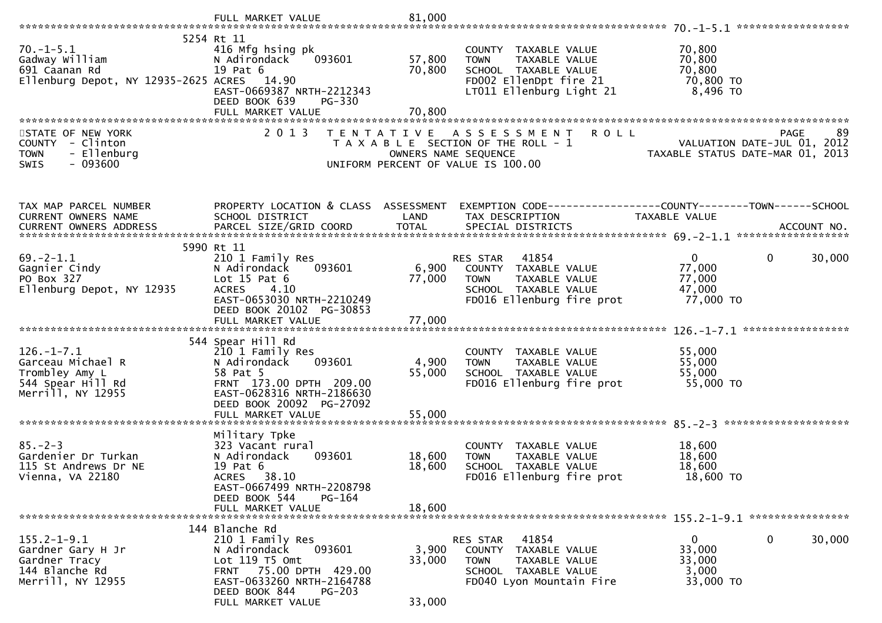FULL MARKET VALUE 81,000

******************************************************************************************************* 70.-1-5.1 ******************

| | | | | |
|---|---|---|---|---|
| 70.-1-5.1 | 5254 Rt 11 | | | |
| Gadway William | 416 Mfg hsing pk | | COUNTY TAXABLE VALUE | 70,800 |
| 691 Caanan Rd | N Adirondack 093601 | 57,800 | TOWN TAXABLE VALUE | 70,800 |
| Ellenburg Depot, NY 12935-2625 | 19 Pat 6 | 70,800 | SCHOOL TAXABLE VALUE | 70,800 |
| | ACRES 14.90 | | FD002 EllenDpt fire 21 | 70,800 TO |
| | EAST-0669387 NRTH-2212343 | | LT011 Ellenburg Light 21 | 8,496 TO |
| | DEED BOOK 639 PG-330 | | | |
| | FULL MARKET VALUE | 70,800 | | |

STATE OF NEW YORK — 2013 TENTATIVE ASSESSMENT ROLL — PAGE 89
COUNTY - Clinton — TAXABLE SECTION OF THE ROLL - 1 — VALUATION DATE-JUL 01, 2012
TOWN - Ellenburg — OWNERS NAME SEQUENCE — TAXABLE STATUS DATE-MAR 01, 2013
SWIS - 093600 — UNIFORM PERCENT OF VALUE IS 100.00

| TAX MAP PARCEL NUMBER / CURRENT OWNERS NAME / CURRENT OWNERS ADDRESS | PROPERTY LOCATION & CLASS / SCHOOL DISTRICT / PARCEL SIZE/GRID COORD | ASSESSMENT LAND / TOTAL | EXEMPTION CODE / TAX DESCRIPTION / SPECIAL DISTRICTS | COUNTY TAXABLE VALUE | TOWN | SCHOOL / ACCOUNT NO. |
|---|---|---|---|---|---|---|
| **69.-2-1.1** | 5990 Rt 11 | | | | | |
| Gagnier Cindy | 210 1 Family Res | | RES STAR 41854 | 0 | 0 | 30,000 |
| PO Box 327 | N Adirondack 093601 | 6,900 | COUNTY TAXABLE VALUE | 77,000 | | |
| Ellenburg Depot, NY 12935 | Lot 15 Pat 6 | 77,000 | TOWN TAXABLE VALUE | 77,000 | | |
| | ACRES 4.10 | | SCHOOL TAXABLE VALUE | 47,000 | | |
| | EAST-0653030 NRTH-2210249 | | FD016 Ellenburg fire prot | 77,000 TO | | |
| | DEED BOOK 20102 PG-30853 | | | | | |
| | FULL MARKET VALUE | 77,000 | | | | |
| **126.-1-7.1** | 544 Spear Hill Rd | | | | | |
| Garceau Michael R | 210 1 Family Res | | COUNTY TAXABLE VALUE | 55,000 | | |
| Trombley Amy L | N Adirondack 093601 | 4,900 | TOWN TAXABLE VALUE | 55,000 | | |
| 544 Spear Hill Rd | 58 Pat 5 | 55,000 | SCHOOL TAXABLE VALUE | 55,000 | | |
| Merrill, NY 12955 | FRNT 173.00 DPTH 209.00 | | FD016 Ellenburg fire prot | 55,000 TO | | |
| | EAST-0628316 NRTH-2186630 | | | | | |
| | DEED BOOK 20092 PG-27092 | | | | | |
| | FULL MARKET VALUE | 55,000 | | | | |
| **85.-2-3** | Military Tpke | | | | | |
| Gardenier Dr Turkan | 323 Vacant rural | | COUNTY TAXABLE VALUE | 18,600 | | |
| 115 St Andrews Dr NE | N Adirondack 093601 | 18,600 | TOWN TAXABLE VALUE | 18,600 | | |
| Vienna, VA 22180 | 19 Pat 6 | 18,600 | SCHOOL TAXABLE VALUE | 18,600 | | |
| | ACRES 38.10 | | FD016 Ellenburg fire prot | 18,600 TO | | |
| | EAST-0667499 NRTH-2208798 | | | | | |
| | DEED BOOK 544 PG-164 | | | | | |
| | FULL MARKET VALUE | 18,600 | | | | |
| **155.2-1-9.1** | 144 Blanche Rd | | | | | |
| Gardner Gary H Jr | 210 1 Family Res | | RES STAR 41854 | 0 | 0 | 30,000 |
| Gardner Tracy | N Adirondack 093601 | 3,900 | COUNTY TAXABLE VALUE | 33,000 | | |
| 144 Blanche Rd | Lot 119 T5 Omt | 33,000 | TOWN TAXABLE VALUE | 33,000 | | |
| Merrill, NY 12955 | FRNT 75.00 DPTH 429.00 | | SCHOOL TAXABLE VALUE | 3,000 | | |
| | EAST-0633260 NRTH-2164788 | | FD040 Lyon Mountain Fire | 33,000 TO | | |
| | DEED BOOK 844 PG-203 | | | | | |
| | FULL MARKET VALUE | 33,000 | | | | |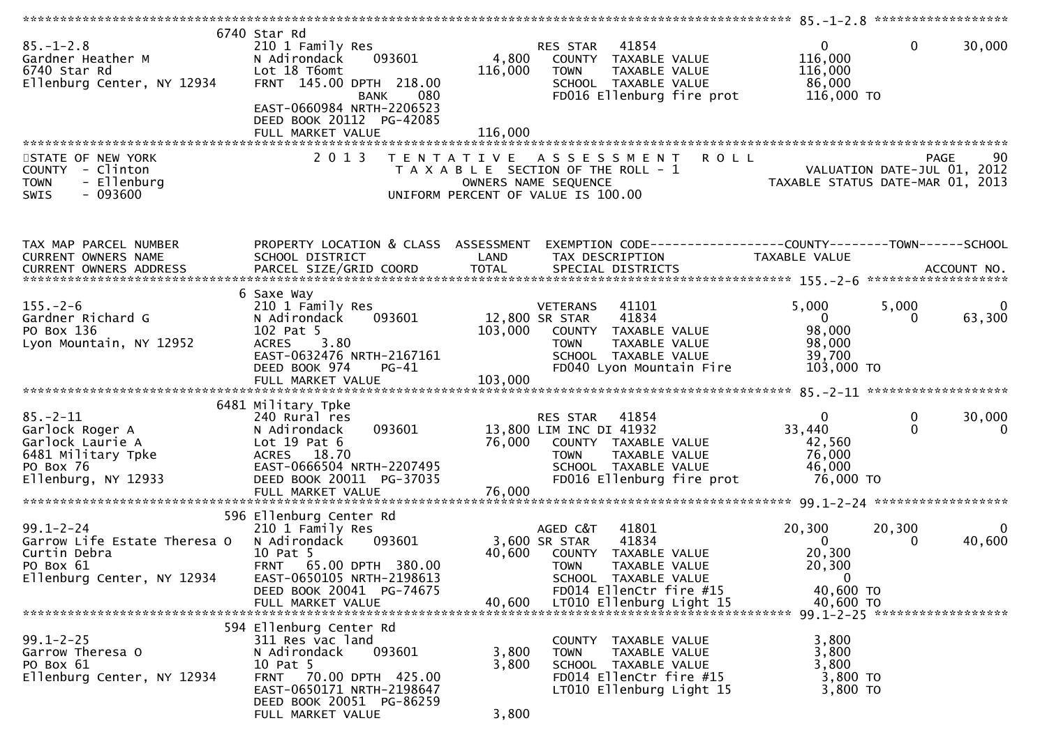85.-1-2.8

| TAX MAP PARCEL NUMBER / CURRENT OWNERS NAME / CURRENT OWNERS ADDRESS | PROPERTY LOCATION & CLASS / SCHOOL DISTRICT / PARCEL SIZE/GRID COORD | LAND | TOTAL | EXEMPTION CODE / TAX DESCRIPTION / SPECIAL DISTRICTS | COUNTY TAXABLE VALUE | TOWN | SCHOOL |
|---|---|---|---|---|---|---|---|
| 85.-1-2.8 | 6740 Star Rd | | | | | | |
| | 210 1 Family Res | | | RES STAR 41854 | 0 | 0 | 30,000 |
| Gardner Heather M | N Adirondack 093601 | 4,800 | | COUNTY TAXABLE VALUE | 116,000 | | |
| 6740 Star Rd | Lot 18 T6omt | | 116,000 | TOWN TAXABLE VALUE | 116,000 | | |
| Ellenburg Center, NY 12934 | FRNT 145.00 DPTH 218.00 | | | SCHOOL TAXABLE VALUE | 86,000 | | |
| | BANK 080 | | | FD016 Ellenburg fire prot | 116,000 TO | | |
| | EAST-0660984 NRTH-2206523 | | | | | | |
| | DEED BOOK 20112 PG-42085 | | | | | | |
| | FULL MARKET VALUE | | 116,000 | | | | |

STATE OF NEW YORK — 2013 TENTATIVE ASSESSMENT ROLL — PAGE 90
COUNTY - Clinton — TAXABLE SECTION OF THE ROLL - 1 — VALUATION DATE-JUL 01, 2012
TOWN - Ellenburg — OWNERS NAME SEQUENCE — TAXABLE STATUS DATE-MAR 01, 2013
SWIS - 093600 — UNIFORM PERCENT OF VALUE IS 100.00

| TAX MAP PARCEL NUMBER / CURRENT OWNERS NAME / CURRENT OWNERS ADDRESS | PROPERTY LOCATION & CLASS / SCHOOL DISTRICT / PARCEL SIZE/GRID COORD | ASSESSMENT LAND | ASSESSMENT TOTAL | EXEMPTION CODE / TAX DESCRIPTION / SPECIAL DISTRICTS | COUNTY TAXABLE VALUE | TOWN | SCHOOL |
|---|---|---|---|---|---|---|---|
| **155.-2-6** | 6 Saxe Way | | | | | | |
| 155.-2-6 | 210 1 Family Res | | | VETERANS 41101 | 5,000 | 5,000 | 0 |
| Gardner Richard G | N Adirondack 093601 | 12,800 | | SR STAR 41834 | 0 | 0 | 63,300 |
| PO Box 136 | 102 Pat 5 | | 103,000 | COUNTY TAXABLE VALUE | 98,000 | | |
| Lyon Mountain, NY 12952 | ACRES 3.80 | | | TOWN TAXABLE VALUE | 98,000 | | |
| | EAST-0632476 NRTH-2167161 | | | SCHOOL TAXABLE VALUE | 39,700 | | |
| | DEED BOOK 974 PG-41 | | | FD040 Lyon Mountain Fire | 103,000 TO | | |
| | FULL MARKET VALUE | | 103,000 | | | | |
| **85.-2-11** | 6481 Military Tpke | | | | | | |
| 85.-2-11 | 240 Rural res | | | RES STAR 41854 | 0 | 0 | 30,000 |
| Garlock Roger A | N Adirondack 093601 | 13,800 | | LIM INC DI 41932 | 33,440 | 0 | 0 |
| Garlock Laurie A | Lot 19 Pat 6 | | 76,000 | COUNTY TAXABLE VALUE | 42,560 | | |
| 6481 Military Tpke | ACRES 18.70 | | | TOWN TAXABLE VALUE | 76,000 | | |
| PO Box 76 | EAST-0666504 NRTH-2207495 | | | SCHOOL TAXABLE VALUE | 46,000 | | |
| Ellenburg, NY 12933 | DEED BOOK 20011 PG-37035 | | | FD016 Ellenburg fire prot | 76,000 TO | | |
| | FULL MARKET VALUE | | 76,000 | | | | |
| **99.1-2-24** | 596 Ellenburg Center Rd | | | | | | |
| 99.1-2-24 | 210 1 Family Res | | | AGED C&T 41801 | 20,300 | 20,300 | 0 |
| Garrow Life Estate Theresa O | N Adirondack 093601 | 3,600 | | SR STAR 41834 | 0 | 0 | 40,600 |
| Curtin Debra | 10 Pat 5 | | 40,600 | COUNTY TAXABLE VALUE | 20,300 | | |
| PO Box 61 | FRNT 65.00 DPTH 380.00 | | | TOWN TAXABLE VALUE | 20,300 | | |
| Ellenburg Center, NY 12934 | EAST-0650105 NRTH-2198613 | | | SCHOOL TAXABLE VALUE | 0 | | |
| | DEED BOOK 20041 PG-74675 | | | FD014 EllenCtr fire #15 | 40,600 TO | | |
| | FULL MARKET VALUE | | 40,600 | LT010 Ellenburg Light 15 | 40,600 TO | | |
| **99.1-2-25** | 594 Ellenburg Center Rd | | | | | | |
| 99.1-2-25 | 311 Res vac land | | | COUNTY TAXABLE VALUE | 3,800 | | |
| Garrow Theresa O | N Adirondack 093601 | 3,800 | | TOWN TAXABLE VALUE | 3,800 | | |
| PO Box 61 | 10 Pat 5 | | 3,800 | SCHOOL TAXABLE VALUE | 3,800 | | |
| Ellenburg Center, NY 12934 | FRNT 70.00 DPTH 425.00 | | | FD014 EllenCtr fire #15 | 3,800 TO | | |
| | EAST-0650171 NRTH-2198647 | | | LT010 Ellenburg Light 15 | 3,800 TO | | |
| | DEED BOOK 20051 PG-86259 | | | | | | |
| | FULL MARKET VALUE | | 3,800 | | | | |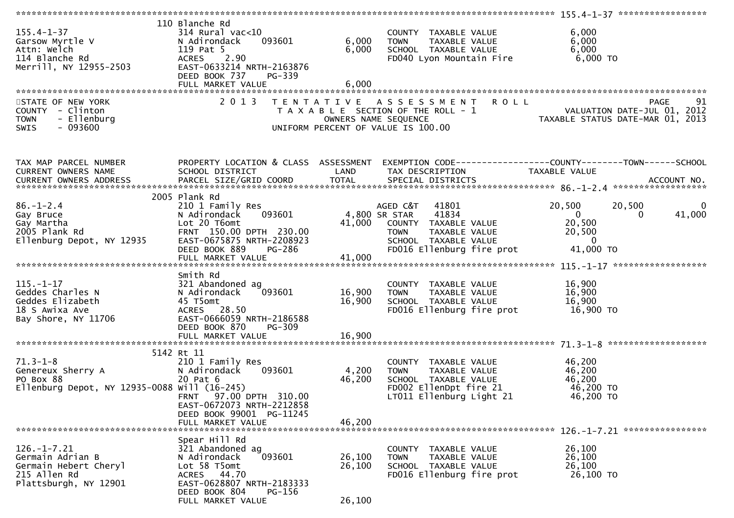```
******************************************************************************************************* 155.4-1-37 *****************
                              110 Blanche Rd
155.4-1-37                    314 Rural vac<10                      COUNTY  TAXABLE VALUE              6,000
Garsow Myrtle V               N Adirondack    093601         6,000  TOWN    TAXABLE VALUE              6,000
Attn: Welch                   119 Pat 5                      6,000  SCHOOL  TAXABLE VALUE              6,000
114 Blanche Rd                ACRES    2.90                         FD040 Lyon Mountain Fire           6,000 TO
Merrill, NY 12955-2503        EAST-0633214 NRTH-2163876
                              DEED BOOK 737     PG-339
                              FULL MARKET VALUE              6,000
************************************************************************************************************************************
STATE OF NEW YORK              2 0 1 3   T E N T A T I V E   A S S E S S M E N T   R O L L                             PAGE    91
COUNTY  - Clinton                   T A X A B L E SECTION OF THE ROLL - 1                         VALUATION DATE-JUL 01, 2012
TOWN    - Ellenburg                          OWNERS NAME SEQUENCE                               TAXABLE STATUS DATE-MAR 01, 2013
SWIS    - 093600                     UNIFORM PERCENT OF VALUE IS 100.00


TAX MAP PARCEL NUMBER          PROPERTY LOCATION & CLASS  ASSESSMENT  EXEMPTION CODE------------------COUNTY--------TOWN------SCHOOL
CURRENT OWNERS NAME            SCHOOL DISTRICT               LAND     TAX DESCRIPTION             TAXABLE VALUE
CURRENT OWNERS ADDRESS         PARCEL SIZE/GRID COORD       TOTAL     SPECIAL DISTRICTS                                 ACCOUNT NO.
******************************************************************************************************* 86.-1-2.4 ******************
                              2005 Plank Rd
86.-1-2.4                     210 1 Family Res                     AGED C&T    41801             20,500      20,500          0
Gay Bruce                     N Adirondack    093601         4,800 SR STAR     41834                  0           0     41,000
Gay Martha                    Lot 20 T6omt                  41,000  COUNTY  TAXABLE VALUE             20,500
2005 Plank Rd                 FRNT  150.00 DPTH  230.00            TOWN    TAXABLE VALUE             20,500
Ellenburg Depot, NY 12935     EAST-0675875 NRTH-2208923            SCHOOL  TAXABLE VALUE                  0
                              DEED BOOK 889     PG-286             FD016 Ellenburg fire prot         41,000 TO
                              FULL MARKET VALUE             41,000
******************************************************************************************************* 115.-1-17 ******************
                              Smith Rd
115.-1-17                     321 Abandoned ag                      COUNTY  TAXABLE VALUE             16,900
Geddes Charles N              N Adirondack    093601        16,900  TOWN    TAXABLE VALUE             16,900
Geddes Elizabeth              45 T5omt                      16,900  SCHOOL  TAXABLE VALUE             16,900
18 S Awixa Ave                ACRES   28.50                         FD016 Ellenburg fire prot         16,900 TO
Bay Shore, NY 11706           EAST-0666059 NRTH-2186588
                              DEED BOOK 870     PG-309
                              FULL MARKET VALUE             16,900
******************************************************************************************************* 71.3-1-8 *******************
                              5142 Rt 11
71.3-1-8                      210 1 Family Res                      COUNTY  TAXABLE VALUE             46,200
Genereux Sherry A             N Adirondack    093601         4,200  TOWN    TAXABLE VALUE             46,200
PO Box 88                     20 Pat 6                      46,200  SCHOOL  TAXABLE VALUE             46,200
Ellenburg Depot, NY 12935-0088 Will (16-245)                        FD002 EllenDpt fire 21            46,200 TO
                              FRNT   97.00 DPTH  310.00             LT011 Ellenburg Light 21          46,200 TO
                              EAST-0672073 NRTH-2212858
                              DEED BOOK 99001  PG-11245
                              FULL MARKET VALUE             46,200
******************************************************************************************************* 126.-1-7.21 ****************
                              Spear Hill Rd
126.-1-7.21                   321 Abandoned ag                      COUNTY  TAXABLE VALUE             26,100
Germain Adrian B              N Adirondack    093601        26,100  TOWN    TAXABLE VALUE             26,100
Germain Hebert Cheryl         Lot 58 T5omt                  26,100  SCHOOL  TAXABLE VALUE             26,100
215 Allen Rd                  ACRES   44.70                         FD016 Ellenburg fire prot         26,100 TO
Plattsburgh, NY 12901         EAST-0628807 NRTH-2183333
                              DEED BOOK 804     PG-156
                              FULL MARKET VALUE             26,100
```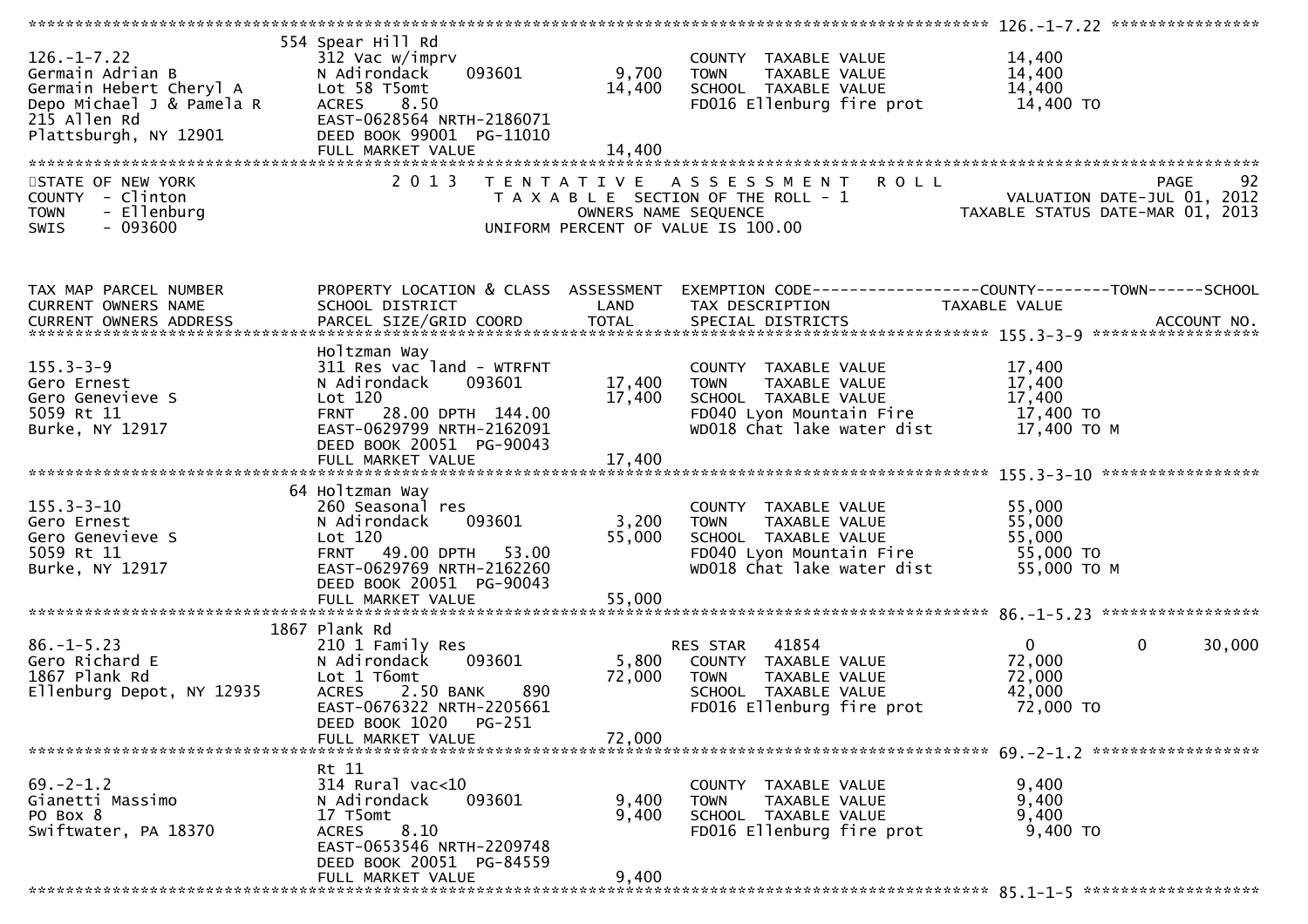```
******************************************************************************************************* 126.-1-7.22 ****************
                               554 Spear Hill Rd
126.-1-7.22                    312 Vac w/imprv                          COUNTY  TAXABLE VALUE            14,400
Germain Adrian B               N Adirondack     093601        9,700     TOWN    TAXABLE VALUE            14,400
Germain Hebert Cheryl A        Lot 58 T5omt                   14,400     SCHOOL  TAXABLE VALUE            14,400
Depo Michael J & Pamela R      ACRES    8.50                            FD016 Ellenburg fire prot         14,400 TO
215 Allen Rd                   EAST-0628564 NRTH-2186071
Plattsburgh, NY 12901          DEED BOOK 99001  PG-11010
                               FULL MARKET VALUE              14,400
************************************************************************************************************************************
STATE OF NEW YORK                  2 0 1 3   T E N T A T I V E   A S S E S S M E N T   R O L L                         PAGE    92
COUNTY  - Clinton                          T A X A B L E SECTION OF THE ROLL - 1                    VALUATION DATE-JUL 01, 2012
TOWN    - Ellenburg                               OWNERS NAME SEQUENCE                        TAXABLE STATUS DATE-MAR 01, 2013
SWIS    - 093600                         UNIFORM PERCENT OF VALUE IS 100.00


TAX MAP PARCEL NUMBER          PROPERTY LOCATION & CLASS  ASSESSMENT  EXEMPTION CODE------------------COUNTY--------TOWN------SCHOOL
CURRENT OWNERS NAME            SCHOOL DISTRICT               LAND      TAX DESCRIPTION            TAXABLE VALUE
CURRENT OWNERS ADDRESS         PARCEL SIZE/GRID COORD        TOTAL     SPECIAL DISTRICTS                                 ACCOUNT NO.
******************************************************************************************************* 155.3-3-9 ******************
                               Holtzman Way
155.3-3-9                      311 Res vac land - WTRFNT                COUNTY  TAXABLE VALUE            17,400
Gero Ernest                    N Adirondack     093601       17,400     TOWN    TAXABLE VALUE            17,400
Gero Genevieve S               Lot 120                       17,400     SCHOOL  TAXABLE VALUE            17,400
5059 Rt 11                     FRNT   28.00 DPTH  144.00                FD040 Lyon Mountain Fire          17,400 TO
Burke, NY 12917                EAST-0629799 NRTH-2162091                WD018 Chat lake water dist        17,400 TO M
                               DEED BOOK 20051  PG-90043
                               FULL MARKET VALUE             17,400
******************************************************************************************************* 155.3-3-10 *****************
                            64 Holtzman Way
155.3-3-10                     260 Seasonal res                         COUNTY  TAXABLE VALUE            55,000
Gero Ernest                    N Adirondack     093601        3,200     TOWN    TAXABLE VALUE            55,000
Gero Genevieve S               Lot 120                       55,000     SCHOOL  TAXABLE VALUE            55,000
5059 Rt 11                     FRNT   49.00 DPTH   53.00                FD040 Lyon Mountain Fire          55,000 TO
Burke, NY 12917                EAST-0629769 NRTH-2162260                WD018 Chat lake water dist        55,000 TO M
                               DEED BOOK 20051  PG-90043
                               FULL MARKET VALUE             55,000
******************************************************************************************************* 86.-1-5.23 *****************
                          1867 Plank Rd
86.-1-5.23                     210 1 Family Res                         RES STAR    41854                    0            0      30,000
Gero Richard E                 N Adirondack     093601        5,800     COUNTY  TAXABLE VALUE            72,000
1867 Plank Rd                  Lot 1 T6omt                   72,000     TOWN    TAXABLE VALUE            72,000
Ellenburg Depot, NY 12935      ACRES    2.50 BANK     890               SCHOOL  TAXABLE VALUE            42,000
                               EAST-0676322 NRTH-2205661                FD016 Ellenburg fire prot         72,000 TO
                               DEED BOOK 1020    PG-251
                               FULL MARKET VALUE             72,000
******************************************************************************************************* 69.-2-1.2 ******************
                               Rt 11
69.-2-1.2                      314 Rural vac<10                         COUNTY  TAXABLE VALUE             9,400
Gianetti Massimo               N Adirondack     093601        9,400     TOWN    TAXABLE VALUE             9,400
PO Box 8                       17 T5omt                       9,400     SCHOOL  TAXABLE VALUE             9,400
Swiftwater, PA 18370           ACRES    8.10                            FD016 Ellenburg fire prot          9,400 TO
                               EAST-0653546 NRTH-2209748
                               DEED BOOK 20051  PG-84559
                               FULL MARKET VALUE              9,400
******************************************************************************************************* 85.1-1-5 *******************
```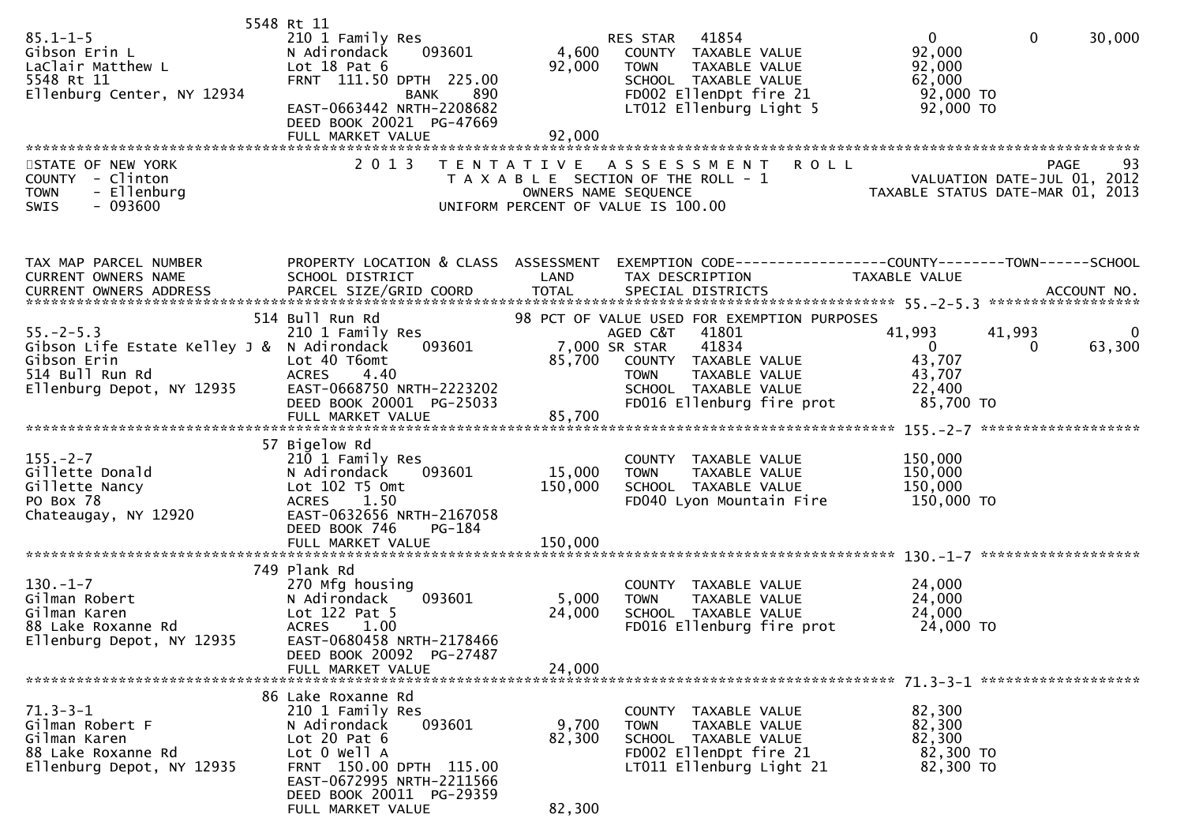```
                              5548 Rt 11
85.1-1-5                       210 1 Family Res                        RES STAR   41854                       0            0       30,000
Gibson Erin L                  N Adirondack     093601         4,600    COUNTY  TAXABLE VALUE            92,000
LaClair Matthew L              Lot 18 Pat 6                   92,000    TOWN    TAXABLE VALUE            92,000
5548 Rt 11                     FRNT 111.50 DPTH 225.00                  SCHOOL  TAXABLE VALUE            62,000
Ellenburg Center, NY 12934                BANK    890                   FD002 EllenDpt fire 21            92,000 TO
                               EAST-0663442 NRTH-2208682                LT012 Ellenburg Light 5           92,000 TO
                               DEED BOOK 20021  PG-47669
                               FULL MARKET VALUE              92,000
*****************************************************************************************************************************************
STATE OF NEW YORK                 2 0 1 3   T E N T A T I V E   A S S E S S M E N T   R O L L                                  PAGE    93
COUNTY  - Clinton                    T A X A B L E  SECTION OF THE ROLL - 1                         VALUATION DATE-JUL 01, 2012
TOWN    - Ellenburg                           OWNERS NAME SEQUENCE                             TAXABLE STATUS DATE-MAR 01, 2013
SWIS    - 093600                         UNIFORM PERCENT OF VALUE IS 100.00


TAX MAP PARCEL NUMBER          PROPERTY LOCATION & CLASS  ASSESSMENT  EXEMPTION CODE------------------COUNTY--------TOWN------SCHOOL
CURRENT OWNERS NAME            SCHOOL DISTRICT               LAND      TAX DESCRIPTION            TAXABLE VALUE
CURRENT OWNERS ADDRESS         PARCEL SIZE/GRID COORD        TOTAL     SPECIAL DISTRICTS                                  ACCOUNT NO.
******************************************************************************************************* 55.-2-5.3 *******************
                              514 Bull Run Rd               98 PCT OF VALUE USED FOR EXEMPTION PURPOSES
55.-2-5.3                      210 1 Family Res                        AGED C&T   41801                  41,993       41,993            0
Gibson Life Estate Kelley J &  N Adirondack     093601         7,000 SR STAR    41834                       0            0       63,300
Gibson Erin                    Lot 40 T6omt                   85,700    COUNTY  TAXABLE VALUE            43,707
514 Bull Run Rd                ACRES    4.40                            TOWN    TAXABLE VALUE            43,707
Ellenburg Depot, NY 12935      EAST-0668750 NRTH-2223202                SCHOOL  TAXABLE VALUE            22,400
                               DEED BOOK 20001  PG-25033                FD016 Ellenburg fire prot         85,700 TO
                               FULL MARKET VALUE              85,700
******************************************************************************************************* 155.-2-7 ********************
                              57 Bigelow Rd
155.-2-7                       210 1 Family Res                         COUNTY  TAXABLE VALUE           150,000
Gillette Donald                N Adirondack     093601        15,000    TOWN    TAXABLE VALUE           150,000
Gillette Nancy                 Lot 102 T5 Omt                150,000    SCHOOL  TAXABLE VALUE           150,000
PO Box 78                      ACRES    1.50                            FD040 Lyon Mountain Fire         150,000 TO
Chateaugay, NY 12920           EAST-0632656 NRTH-2167058
                               DEED BOOK 746    PG-184
                               FULL MARKET VALUE             150,000
******************************************************************************************************* 130.-1-7 ********************
                              749 Plank Rd
130.-1-7                       270 Mfg housing                          COUNTY  TAXABLE VALUE            24,000
Gilman Robert                  N Adirondack     093601         5,000    TOWN    TAXABLE VALUE            24,000
Gilman Karen                   Lot 122 Pat 5                  24,000    SCHOOL  TAXABLE VALUE            24,000
88 Lake Roxanne Rd             ACRES    1.00                            FD016 Ellenburg fire prot         24,000 TO
Ellenburg Depot, NY 12935      EAST-0680458 NRTH-2178466
                               DEED BOOK 20092  PG-27487
                               FULL MARKET VALUE              24,000
******************************************************************************************************* 71.3-3-1 ********************
                              86 Lake Roxanne Rd
71.3-3-1                       210 1 Family Res                         COUNTY  TAXABLE VALUE            82,300
Gilman Robert F                N Adirondack     093601         9,700    TOWN    TAXABLE VALUE            82,300
Gilman Karen                   Lot 20 Pat 6                   82,300    SCHOOL  TAXABLE VALUE            82,300
88 Lake Roxanne Rd             Lot 0 Well A                             FD002 EllenDpt fire 21            82,300 TO
Ellenburg Depot, NY 12935      FRNT 150.00 DPTH 115.00                  LT011 Ellenburg Light 21          82,300 TO
                               EAST-0672995 NRTH-2211566
                               DEED BOOK 20011  PG-29359
                               FULL MARKET VALUE              82,300
```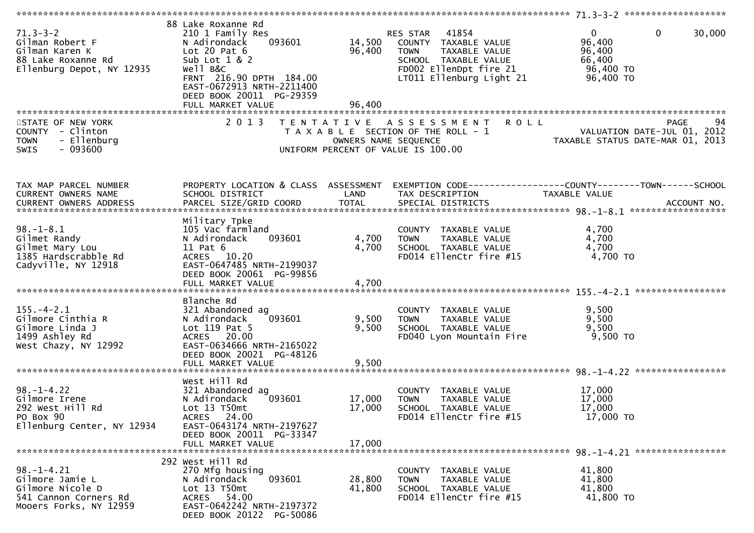```
********************************************************************************************************* 71.3-3-2 *******************
                                88 Lake Roxanne Rd
71.3-3-2                        210 1 Family Res                     RES STAR   41854                0          0      30,000
Gilman Robert F                 N Adirondack     093601      14,500   COUNTY  TAXABLE VALUE          96,400
Gilman Karen K                  Lot 20 Pat 6                 96,400   TOWN    TAXABLE VALUE          96,400
88 Lake Roxanne Rd              Sub Lot 1 & 2                         SCHOOL  TAXABLE VALUE          66,400
Ellenburg Depot, NY 12935       Well B&C                              FD002 EllenDpt fire 21          96,400 TO
                                FRNT 216.90 DPTH 184.00               LT011 Ellenburg Light 21        96,400 TO
                                EAST-0672913 NRTH-2211400
                                DEED BOOK 20011  PG-29359
                                FULL MARKET VALUE            96,400
************************************************************************************************************************************
STATE OF NEW YORK                2 0 1 3   T E N T A T I V E   A S S E S S M E N T   R O L L                           PAGE     94
COUNTY  - Clinton                          T A X A B L E  SECTION OF THE ROLL - 1                      VALUATION DATE-JUL 01, 2012
TOWN    - Ellenburg                             OWNERS NAME SEQUENCE                          TAXABLE STATUS DATE-MAR 01, 2013
SWIS    - 093600                          UNIFORM PERCENT OF VALUE IS 100.00


TAX MAP PARCEL NUMBER           PROPERTY LOCATION & CLASS  ASSESSMENT  EXEMPTION CODE------------------COUNTY--------TOWN------SCHOOL
CURRENT OWNERS NAME             SCHOOL DISTRICT              LAND      TAX DESCRIPTION              TAXABLE VALUE
CURRENT OWNERS ADDRESS          PARCEL SIZE/GRID COORD       TOTAL     SPECIAL DISTRICTS                                 ACCOUNT NO.
********************************************************************************************************* 98.-1-8.1 ******************
                                Military Tpke
98.-1-8.1                       105 Vac farmland                      COUNTY  TAXABLE VALUE           4,700
Gilmet Randy                    N Adirondack     093601       4,700   TOWN    TAXABLE VALUE           4,700
Gilmet Mary Lou                 11 Pat 6                      4,700   SCHOOL  TAXABLE VALUE           4,700
1385 Hardscrabble Rd            ACRES   10.20                         FD014 EllenCtr fire #15          4,700 TO
Cadyville, NY 12918             EAST-0647485 NRTH-2199037
                                DEED BOOK 20061  PG-99856
                                FULL MARKET VALUE             4,700
********************************************************************************************************* 155.-4-2.1 *****************
                                Blanche Rd
155.-4-2.1                      321 Abandoned ag                      COUNTY  TAXABLE VALUE           9,500
Gilmore Cinthia R               N Adirondack     093601       9,500   TOWN    TAXABLE VALUE           9,500
Gilmore Linda J                 Lot 119 Pat 5                 9,500   SCHOOL  TAXABLE VALUE           9,500
1499 Ashley Rd                  ACRES   20.00                         FD040 Lyon Mountain Fire         9,500 TO
West Chazy, NY 12992            EAST-0634666 NRTH-2165022
                                DEED BOOK 20021  PG-48126
                                FULL MARKET VALUE             9,500
********************************************************************************************************* 98.-1-4.22 *****************
                                West Hill Rd
98.-1-4.22                      321 Abandoned ag                      COUNTY  TAXABLE VALUE          17,000
Gilmore Irene                   N Adirondack     093601      17,000   TOWN    TAXABLE VALUE          17,000
292 West Hill Rd                Lot 13 T50mt                 17,000   SCHOOL  TAXABLE VALUE          17,000
PO Box 90                       ACRES   24.00                         FD014 EllenCtr fire #15         17,000 TO
Ellenburg Center, NY 12934      EAST-0643174 NRTH-2197627
                                DEED BOOK 20011  PG-33347
                                FULL MARKET VALUE            17,000
********************************************************************************************************* 98.-1-4.21 *****************
                                292 West Hill Rd
98.-1-4.21                      270 Mfg housing                       COUNTY  TAXABLE VALUE          41,800
Gilmore Jamie L                 N Adirondack     093601      28,800   TOWN    TAXABLE VALUE          41,800
Gilmore Nicole D                Lot 13 T50mt                 41,800   SCHOOL  TAXABLE VALUE          41,800
541 Cannon Corners Rd           ACRES   54.00                         FD014 EllenCtr fire #15         41,800 TO
Mooers Forks, NY 12959          EAST-0642242 NRTH-2197372
                                DEED BOOK 20122  PG-50086
```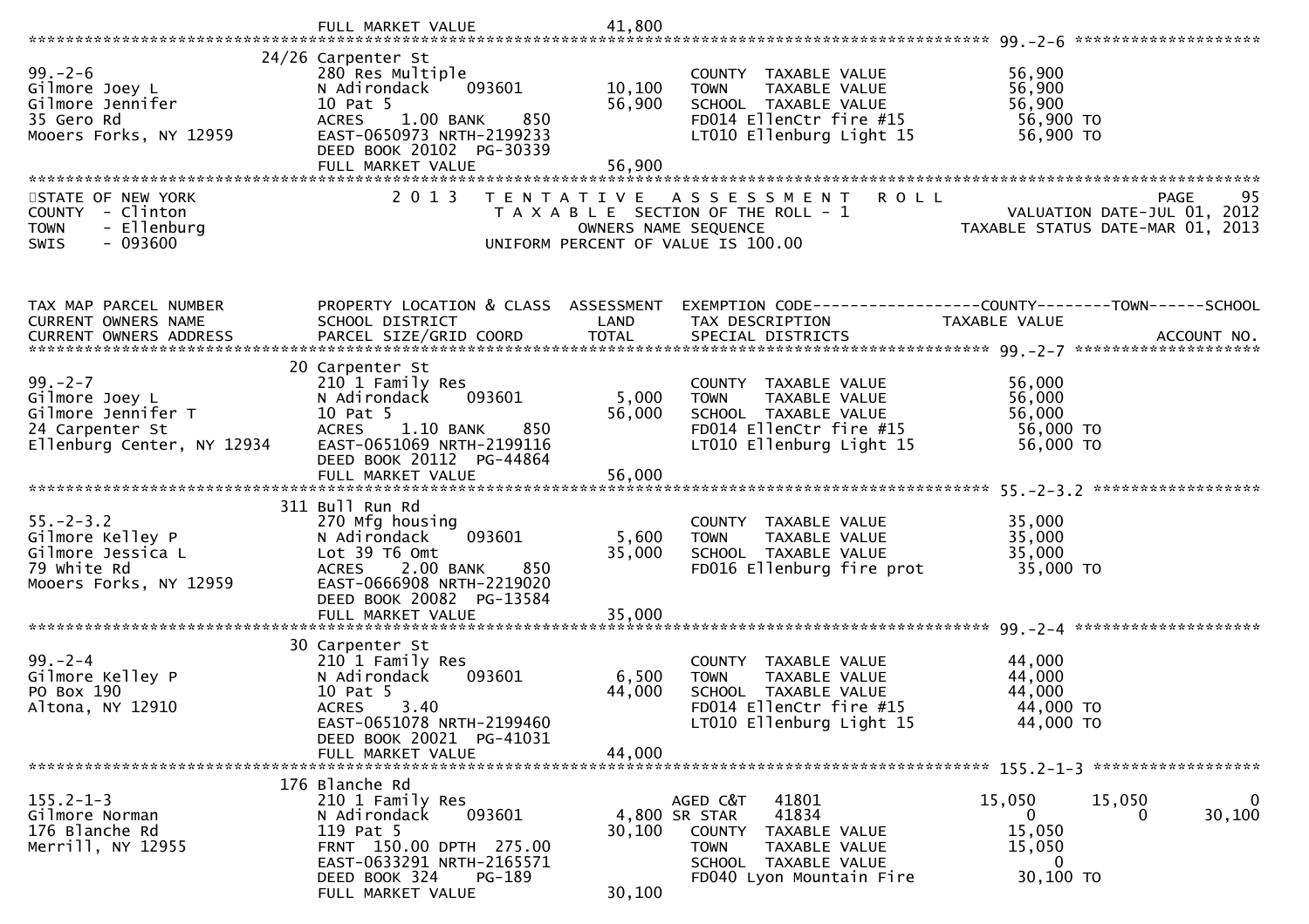FULL MARKET VALUE 41,800

******************************************************************************************************* 99.-2-6 ********************

```
                                24/26 Carpenter St
99.-2-6                         280 Res Multiple                         COUNTY  TAXABLE VALUE            56,900
Gilmore Joey L                  N Adirondack    093601      10,100       TOWN    TAXABLE VALUE            56,900
Gilmore Jennifer                10 Pat 5                    56,900       SCHOOL  TAXABLE VALUE            56,900
35 Gero Rd                      ACRES    1.00 BANK    850                FD014 EllenCtr fire #15           56,900 TO
Mooers Forks, NY 12959          EAST-0650973 NRTH-2199233                LT010 Ellenburg Light 15          56,900 TO
                                DEED BOOK 20102  PG-30339
                                FULL MARKET VALUE           56,900
```

******************************************************************************************************************************************

STATE OF NEW YORK — 2 0 1 3 T E N T A T I V E A S S E S S M E N T R O L L — PAGE 95
COUNTY - Clinton — T A X A B L E SECTION OF THE ROLL - 1 — VALUATION DATE-JUL 01, 2012
TOWN - Ellenburg — OWNERS NAME SEQUENCE — TAXABLE STATUS DATE-MAR 01, 2013
SWIS - 093600 — UNIFORM PERCENT OF VALUE IS 100.00

```
TAX MAP PARCEL NUMBER          PROPERTY LOCATION & CLASS  ASSESSMENT  EXEMPTION CODE------------------COUNTY--------TOWN------SCHOOL
CURRENT OWNERS NAME            SCHOOL DISTRICT               LAND      TAX DESCRIPTION            TAXABLE VALUE
CURRENT OWNERS ADDRESS         PARCEL SIZE/GRID COORD        TOTAL     SPECIAL DISTRICTS                                  ACCOUNT NO.
******************************************************************************************************* 99.-2-7 ********************
                                20 Carpenter St
99.-2-7                         210 1 Family Res                         COUNTY  TAXABLE VALUE            56,000
Gilmore Joey L                  N Adirondack    093601       5,000       TOWN    TAXABLE VALUE            56,000
Gilmore Jennifer T              10 Pat 5                    56,000       SCHOOL  TAXABLE VALUE            56,000
24 Carpenter St                 ACRES    1.10 BANK    850                FD014 EllenCtr fire #15           56,000 TO
Ellenburg Center, NY 12934      EAST-0651069 NRTH-2199116                LT010 Ellenburg Light 15          56,000 TO
                                DEED BOOK 20112  PG-44864
                                FULL MARKET VALUE           56,000
******************************************************************************************************* 55.-2-3.2 ******************
                                311 Bull Run Rd
55.-2-3.2                       270 Mfg housing                          COUNTY  TAXABLE VALUE            35,000
Gilmore Kelley P                N Adirondack    093601       5,600       TOWN    TAXABLE VALUE            35,000
Gilmore Jessica L               Lot 39 T6 Omt               35,000       SCHOOL  TAXABLE VALUE            35,000
79 White Rd                     ACRES    2.00 BANK    850                FD016 Ellenburg fire prot         35,000 TO
Mooers Forks, NY 12959          EAST-0666908 NRTH-2219020
                                DEED BOOK 20082  PG-13584
                                FULL MARKET VALUE           35,000
******************************************************************************************************* 99.-2-4 ********************
                                30 Carpenter St
99.-2-4                         210 1 Family Res                         COUNTY  TAXABLE VALUE            44,000
Gilmore Kelley P                N Adirondack    093601       6,500       TOWN    TAXABLE VALUE            44,000
PO Box 190                      10 Pat 5                    44,000       SCHOOL  TAXABLE VALUE            44,000
Altona, NY 12910                ACRES    3.40                            FD014 EllenCtr fire #15           44,000 TO
                                EAST-0651078 NRTH-2199460                LT010 Ellenburg Light 15          44,000 TO
                                DEED BOOK 20021  PG-41031
                                FULL MARKET VALUE           44,000
******************************************************************************************************* 155.2-1-3 ******************
                                176 Blanche Rd
155.2-1-3                       210 1 Family Res                         AGED C&T    41801            15,050      15,050           0
Gilmore Norman                  N Adirondack    093601       4,800 SR STAR     41834                 0           0      30,100
176 Blanche Rd                  119 Pat 5                   30,100       COUNTY  TAXABLE VALUE            15,050
Merrill, NY 12955               FRNT 150.00 DPTH 275.00                  TOWN    TAXABLE VALUE            15,050
                                EAST-0633291 NRTH-2165571                SCHOOL  TAXABLE VALUE                 0
                                DEED BOOK 324    PG-189                  FD040 Lyon Mountain Fire          30,100 TO
                                FULL MARKET VALUE           30,100
```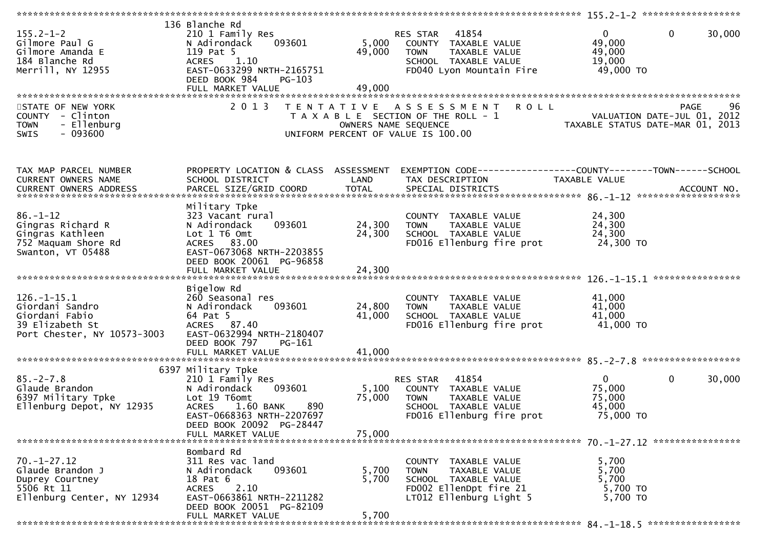```
******************************************************************************************************* 155.2-1-2 ******************
                              136 Blanche Rd
155.2-1-2                     210 1 Family Res                    RES STAR   41854                   0            0       30,000
Gilmore Paul G                N Adirondack      093601      5,000   COUNTY  TAXABLE VALUE           49,000
Gilmore Amanda E              119 Pat 5                    49,000   TOWN    TAXABLE VALUE           49,000
184 Blanche Rd                ACRES    1.10                         SCHOOL  TAXABLE VALUE           19,000
Merrill, NY 12955             EAST-0633299 NRTH-2165751             FD040 Lyon Mountain Fire          49,000 TO
                              DEED BOOK 984    PG-103
                              FULL MARKET VALUE            49,000
************************************************************************************************************************************
STATE OF NEW YORK              2 0 1 3   T E N T A T I V E   A S S E S S M E N T   R O L L                             PAGE     96
COUNTY  - Clinton                          T A X A B L E SECTION OF THE ROLL - 1                   VALUATION DATE-JUL 01, 2012
TOWN    - Ellenburg                           OWNERS NAME SEQUENCE                          TAXABLE STATUS DATE-MAR 01, 2013
SWIS    - 093600                       UNIFORM PERCENT OF VALUE IS 100.00


TAX MAP PARCEL NUMBER         PROPERTY LOCATION & CLASS  ASSESSMENT  EXEMPTION CODE------------------COUNTY--------TOWN------SCHOOL
CURRENT OWNERS NAME           SCHOOL DISTRICT               LAND      TAX DESCRIPTION             TAXABLE VALUE
CURRENT OWNERS ADDRESS        PARCEL SIZE/GRID COORD        TOTAL     SPECIAL DISTRICTS                                   ACCOUNT NO.
******************************************************************************************************* 86.-1-12 *******************
                              Military Tpke
86.-1-12                      323 Vacant rural                      COUNTY  TAXABLE VALUE           24,300
Gingras Richard R             N Adirondack      093601     24,300   TOWN    TAXABLE VALUE           24,300
Gingras Kathleen              Lot 1 T6 Omt                 24,300   SCHOOL  TAXABLE VALUE           24,300
752 Maquam Shore Rd           ACRES   83.00                         FD016 Ellenburg fire prot         24,300 TO
Swanton, VT 05488             EAST-0673068 NRTH-2203855
                              DEED BOOK 20061  PG-96858
                              FULL MARKET VALUE            24,300
******************************************************************************************************* 126.-1-15.1 ****************
                              Bigelow Rd
126.-1-15.1                   260 Seasonal res                      COUNTY  TAXABLE VALUE           41,000
Giordani Sandro               N Adirondack      093601     24,800   TOWN    TAXABLE VALUE           41,000
Giordani Fabio                64 Pat 5                     41,000   SCHOOL  TAXABLE VALUE           41,000
39 Elizabeth St               ACRES   87.40                         FD016 Ellenburg fire prot         41,000 TO
Port Chester, NY 10573-3003   EAST-0632994 NRTH-2180407
                              DEED BOOK 797    PG-161
                              FULL MARKET VALUE            41,000
******************************************************************************************************* 85.-2-7.8 ******************
                              6397 Military Tpke
85.-2-7.8                     210 1 Family Res                    RES STAR   41854                   0            0       30,000
Glaude Brandon                N Adirondack      093601      5,100   COUNTY  TAXABLE VALUE           75,000
6397 Military Tpke            Lot 19 T6omt                 75,000   TOWN    TAXABLE VALUE           75,000
Ellenburg Depot, NY 12935     ACRES    1.60 BANK     890            SCHOOL  TAXABLE VALUE           45,000
                              EAST-0668363 NRTH-2207697             FD016 Ellenburg fire prot         75,000 TO
                              DEED BOOK 20092  PG-28447
                              FULL MARKET VALUE            75,000
******************************************************************************************************* 70.-1-27.12 ****************
                              Bombard Rd
70.-1-27.12                   311 Res vac land                      COUNTY  TAXABLE VALUE            5,700
Glaude Brandon J              N Adirondack      093601      5,700   TOWN    TAXABLE VALUE            5,700
Duprey Courtney               18 Pat 6                      5,700   SCHOOL  TAXABLE VALUE            5,700
5506 Rt 11                    ACRES    2.10                         FD002 EllenDpt fire 21             5,700 TO
Ellenburg Center, NY 12934    EAST-0663861 NRTH-2211282             LT012 Ellenburg Light 5            5,700 TO
                              DEED BOOK 20051  PG-82109
                              FULL MARKET VALUE             5,700
******************************************************************************************************* 84.-1-18.5 *****************
```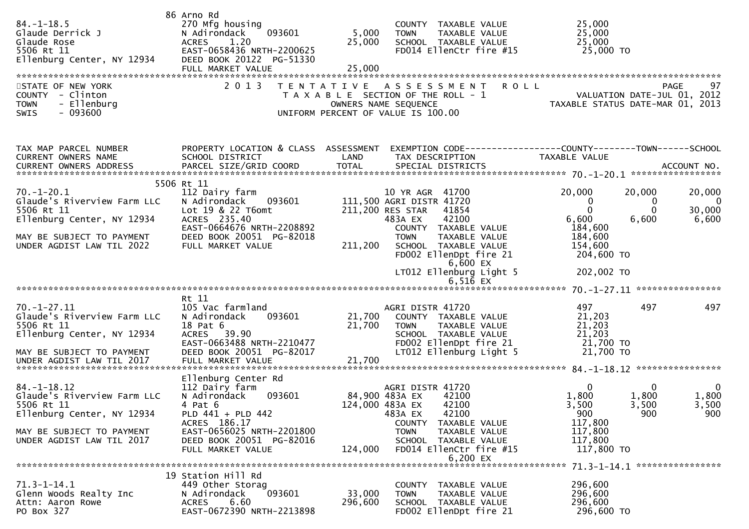```
                               86 Arno Rd
84.-1-18.5                     270 Mfg housing                         COUNTY  TAXABLE VALUE             25,000
Glaude Derrick J               N Adirondack    093601         5,000    TOWN    TAXABLE VALUE             25,000
Glaude Rose                    ACRES    1.20                 25,000    SCHOOL  TAXABLE VALUE             25,000
5506 Rt 11                     EAST-0658436 NRTH-2200625               FD014 EllenCtr fire #15           25,000 TO
Ellenburg Center, NY 12934     DEED BOOK 20122  PG-51330
                               FULL MARKET VALUE             25,000
******************************************************************************************************************************
STATE OF NEW YORK              2 0 1 3   T E N T A T I V E   A S S E S S M E N T   R O L L                         PAGE    97
COUNTY  - Clinton                    T A X A B L E SECTION OF THE ROLL - 1                  VALUATION DATE-JUL 01, 2012
TOWN    - Ellenburg                          OWNERS NAME SEQUENCE                       TAXABLE STATUS DATE-MAR 01, 2013
SWIS    - 093600                    UNIFORM PERCENT OF VALUE IS 100.00


TAX MAP PARCEL NUMBER          PROPERTY LOCATION & CLASS  ASSESSMENT  EXEMPTION CODE------------------COUNTY--------TOWN------SCHOOL
CURRENT OWNERS NAME            SCHOOL DISTRICT               LAND      TAX DESCRIPTION            TAXABLE VALUE
CURRENT OWNERS ADDRESS         PARCEL SIZE/GRID COORD       TOTAL      SPECIAL DISTRICTS                                 ACCOUNT NO.
****************************************************************************************************** 70.-1-20.1 *****************
                               5506 Rt 11
70.-1-20.1                     112 Dairy farm                         10 YR AGR  41700              20,000      20,000      20,000
Glaude's Riverview Farm LLC    N Adirondack    093601       111,500 AGRI DISTR 41720                     0           0           0
5506 Rt 11                     Lot 19 & 22 T6omt            211,200 RES STAR    41854                    0           0      30,000
Ellenburg Center, NY 12934     ACRES  235.40                          483A EX     42100              6,600       6,600       6,600
                               EAST-0664676 NRTH-2208892               COUNTY  TAXABLE VALUE            184,600
MAY BE SUBJECT TO PAYMENT      DEED BOOK 20051  PG-82018               TOWN    TAXABLE VALUE            184,600
UNDER AGDIST LAW TIL 2022      FULL MARKET VALUE            211,200    SCHOOL  TAXABLE VALUE            154,600
                                                                       FD002 EllenDpt fire 21           204,600 TO
                                                                             6,600 EX
                                                                       LT012 Ellenburg Light 5          202,002 TO
                                                                             6,516 EX
****************************************************************************************************** 70.-1-27.11 ****************
                               Rt 11
70.-1-27.11                    105 Vac farmland                       AGRI DISTR 41720                  497         497         497
Glaude's Riverview Farm LLC    N Adirondack    093601        21,700    COUNTY  TAXABLE VALUE             21,203
5506 Rt 11                     18 Pat 6                      21,700    TOWN    TAXABLE VALUE             21,203
Ellenburg Center, NY 12934     ACRES   39.90                           SCHOOL  TAXABLE VALUE             21,203
                               EAST-0663488 NRTH-2210477               FD002 EllenDpt fire 21            21,700 TO
MAY BE SUBJECT TO PAYMENT      DEED BOOK 20051  PG-82017               LT012 Ellenburg Light 5           21,700 TO
UNDER AGDIST LAW TIL 2017      FULL MARKET VALUE             21,700
****************************************************************************************************** 84.-1-18.12 ****************
                               Ellenburg Center Rd
84.-1-18.12                    112 Dairy farm                         AGRI DISTR 41720                     0           0           0
Glaude's Riverview Farm LLC    N Adirondack    093601        84,900 483A EX     42100                1,800       1,800       1,800
5506 Rt 11                     4 Pat 6                      124,000 483A EX     42100                3,500       3,500       3,500
Ellenburg Center, NY 12934     PLD 441 + PLD 442                      483A EX     42100                  900         900         900
                               ACRES  186.17                           COUNTY  TAXABLE VALUE            117,800
MAY BE SUBJECT TO PAYMENT      EAST-0656025 NRTH-2201800               TOWN    TAXABLE VALUE            117,800
UNDER AGDIST LAW TIL 2017      DEED BOOK 20051  PG-82016               SCHOOL  TAXABLE VALUE            117,800
                               FULL MARKET VALUE            124,000    FD014 EllenCtr fire #15          117,800 TO
                                                                             6,200 EX
****************************************************************************************************** 71.3-1-14.1 ****************
                               19 Station Hill Rd
71.3-1-14.1                    449 Other Storag                        COUNTY  TAXABLE VALUE            296,600
Glenn Woods Realty Inc         N Adirondack    093601        33,000    TOWN    TAXABLE VALUE            296,600
Attn: Aaron Rowe               ACRES    6.60                296,600    SCHOOL  TAXABLE VALUE            296,600
PO Box 327                     EAST-0672390 NRTH-2213898               FD002 EllenDpt fire 21           296,600 TO
```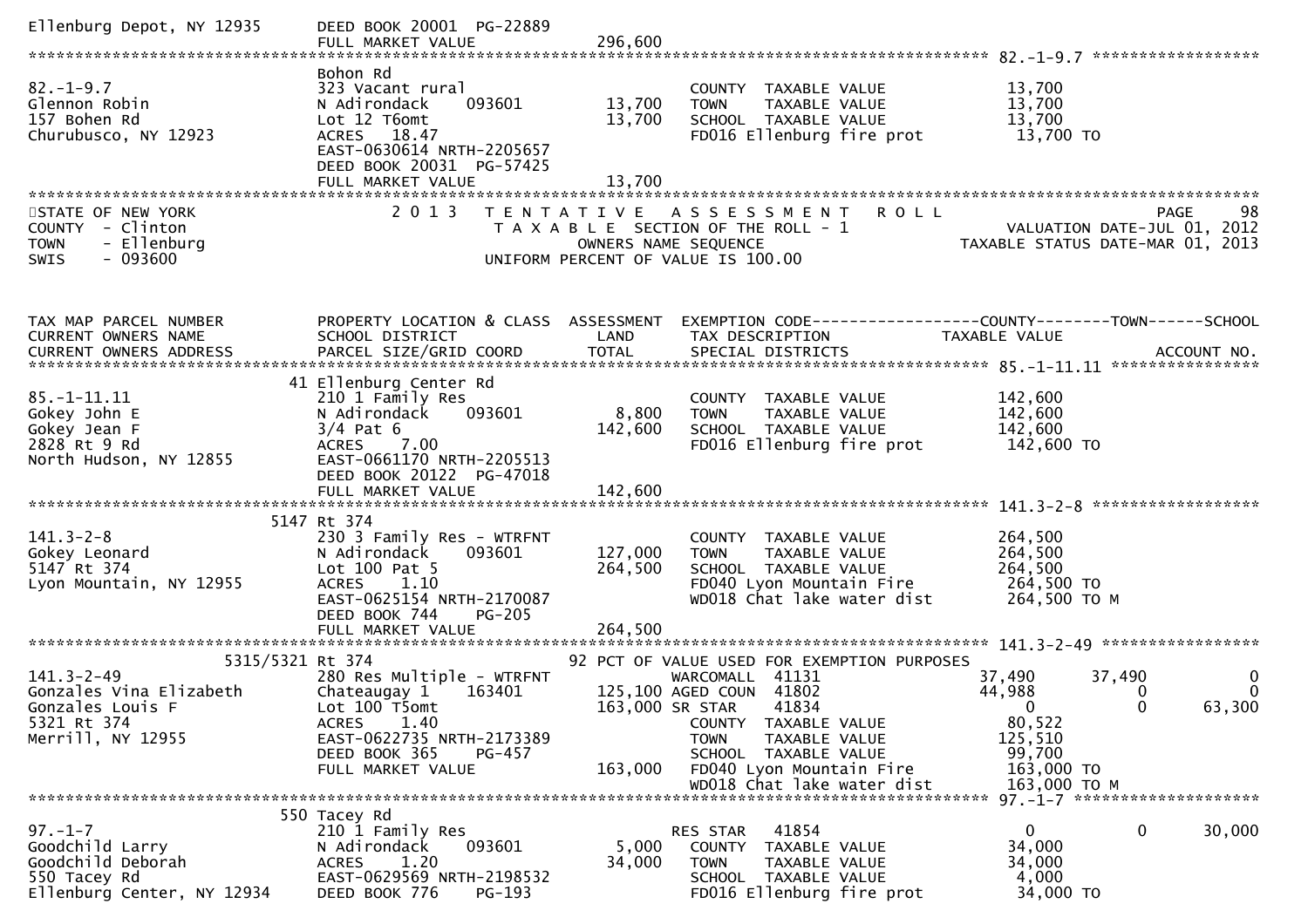```
Ellenburg Depot, NY 12935      DEED BOOK 20001  PG-22889
                               FULL MARKET VALUE              296,600
******************************************************************************************************* 82.-1-9.7 ******************
                               Bohon Rd
82.-1-9.7                      323 Vacant rural                        COUNTY  TAXABLE VALUE            13,700
Glennon Robin                  N Adirondack     093601      13,700     TOWN    TAXABLE VALUE            13,700
157 Bohen Rd                   Lot 12 T6omt                 13,700     SCHOOL  TAXABLE VALUE            13,700
Churubusco, NY 12923           ACRES   18.47                           FD016 Ellenburg fire prot         13,700 TO
                               EAST-0630614 NRTH-2205657
                               DEED BOOK 20031  PG-57425
                               FULL MARKET VALUE             13,700
************************************************************************************************************************************
STATE OF NEW YORK              2 0 1 3   T E N T A T I V E   A S S E S S M E N T   R O L L                          PAGE    98
COUNTY  - Clinton                         T A X A B L E  SECTION OF THE ROLL - 1                 VALUATION DATE-JUL 01, 2012
TOWN    - Ellenburg                           OWNERS NAME SEQUENCE                          TAXABLE STATUS DATE-MAR 01, 2013
SWIS    - 093600                       UNIFORM PERCENT OF VALUE IS 100.00


TAX MAP PARCEL NUMBER          PROPERTY LOCATION & CLASS  ASSESSMENT  EXEMPTION CODE------------------COUNTY--------TOWN------SCHOOL
CURRENT OWNERS NAME            SCHOOL DISTRICT               LAND      TAX DESCRIPTION             TAXABLE VALUE
CURRENT OWNERS ADDRESS         PARCEL SIZE/GRID COORD        TOTAL     SPECIAL DISTRICTS                                 ACCOUNT NO.
******************************************************************************************************* 85.-1-11.11 ****************
                            41 Ellenburg Center Rd
85.-1-11.11                    210 1 Family Res                        COUNTY  TAXABLE VALUE           142,600
Gokey John E                   N Adirondack     093601       8,800     TOWN    TAXABLE VALUE           142,600
Gokey Jean F                   3/4 Pat 6                   142,600     SCHOOL  TAXABLE VALUE           142,600
2828 Rt 9 Rd                   ACRES    7.00                           FD016 Ellenburg fire prot        142,600 TO
North Hudson, NY 12855         EAST-0661170 NRTH-2205513
                               DEED BOOK 20122  PG-47018
                               FULL MARKET VALUE            142,600
******************************************************************************************************* 141.3-2-8 ******************
                          5147 Rt 374
141.3-2-8                      230 3 Family Res - WTRFNT               COUNTY  TAXABLE VALUE           264,500
Gokey Leonard                  N Adirondack     093601     127,000     TOWN    TAXABLE VALUE           264,500
5147 Rt 374                    Lot 100 Pat 5               264,500     SCHOOL  TAXABLE VALUE           264,500
Lyon Mountain, NY 12955        ACRES    1.10                           FD040 Lyon Mountain Fire         264,500 TO
                               EAST-0625154 NRTH-2170087               WD018 Chat lake water dist       264,500 TO M
                               DEED BOOK 744    PG-205
                               FULL MARKET VALUE            264,500
******************************************************************************************************* 141.3-2-49 *****************
                     5315/5321 Rt 374                    92 PCT OF VALUE USED FOR EXEMPTION PURPOSES
141.3-2-49                     280 Res Multiple - WTRFNT               WARCOMALL  41131                  37,490     37,490          0
Gonzales Vina Elizabeth        Chateaugay 1     163401     125,100 AGED COUN  41802                  44,988          0          0
Gonzales Louis F               Lot 100 T5omt               163,000 SR STAR    41834                       0          0     63,300
5321 Rt 374                    ACRES    1.40                           COUNTY  TAXABLE VALUE            80,522
Merrill, NY 12955              EAST-0622735 NRTH-2173389               TOWN    TAXABLE VALUE           125,510
                               DEED BOOK 365    PG-457                 SCHOOL  TAXABLE VALUE            99,700
                               FULL MARKET VALUE            163,000    FD040 Lyon Mountain Fire         163,000 TO
                                                                       WD018 Chat lake water dist       163,000 TO M
******************************************************************************************************* 97.-1-7 ********************
                           550 Tacey Rd
97.-1-7                        210 1 Family Res                        RES STAR   41854                       0          0     30,000
Goodchild Larry                N Adirondack     093601       5,000     COUNTY  TAXABLE VALUE            34,000
Goodchild Deborah              ACRES    1.20                34,000     TOWN    TAXABLE VALUE            34,000
550 Tacey Rd                   EAST-0629569 NRTH-2198532               SCHOOL  TAXABLE VALUE             4,000
Ellenburg Center, NY 12934     DEED BOOK 776    PG-193                 FD016 Ellenburg fire prot         34,000 TO
```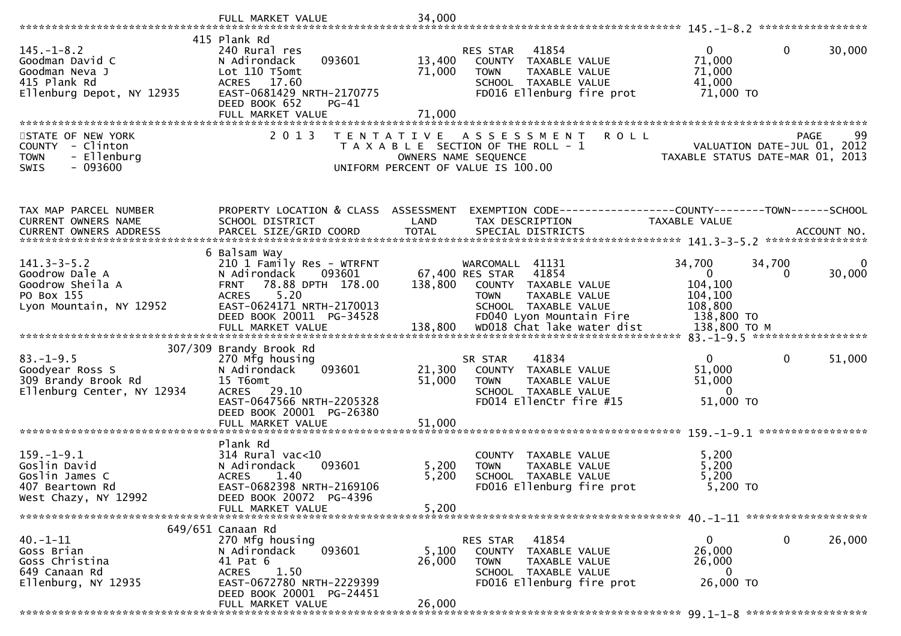```
                              FULL MARKET VALUE               34,000
******************************************************************************************************* 145.-1-8.2 *****************
                           415 Plank Rd
145.-1-8.2                 240 Rural res                           RES STAR   41854                    0            0       30,000
Goodman David C            N Adirondack     093601        13,400     COUNTY  TAXABLE VALUE             71,000
Goodman Neva J             Lot 110 T5omt                  71,000     TOWN    TAXABLE VALUE             71,000
415 Plank Rd               ACRES   17.60                             SCHOOL  TAXABLE VALUE             41,000
Ellenburg Depot, NY 12935  EAST-0681429 NRTH-2170775                 FD016 Ellenburg fire prot          71,000 TO
                           DEED BOOK 652     PG-41
                           FULL MARKET VALUE               71,000
************************************************************************************************************************************
STATE OF NEW YORK                 2 0 1 3   T E N T A T I V E   A S S E S S M E N T   R O L L                             PAGE    99
COUNTY  - Clinton                             T A X A B L E  SECTION OF THE ROLL - 1                   VALUATION DATE-JUL 01, 2012
TOWN    - Ellenburg                                  OWNERS NAME SEQUENCE                           TAXABLE STATUS DATE-MAR 01, 2013
SWIS    - 093600                              UNIFORM PERCENT OF VALUE IS 100.00



TAX MAP PARCEL NUMBER          PROPERTY LOCATION & CLASS  ASSESSMENT  EXEMPTION CODE------------------COUNTY--------TOWN------SCHOOL
CURRENT OWNERS NAME            SCHOOL DISTRICT               LAND      TAX DESCRIPTION                 TAXABLE VALUE
CURRENT OWNERS ADDRESS         PARCEL SIZE/GRID COORD       TOTAL      SPECIAL DISTRICTS                                     ACCOUNT NO.
******************************************************************************************************* 141.3-3-5.2 ****************
                           6 Balsam Way
141.3-3-5.2                210 1 Family Res - WTRFNT               WARCOMALL  41131                34,700       34,700            0
Goodrow Dale A             N Adirondack     093601        67,400 RES STAR   41854                    0            0       30,000
Goodrow Sheila A           FRNT   78.88 DPTH 178.00      138,800     COUNTY  TAXABLE VALUE            104,100
PO Box 155                 ACRES    5.20                             TOWN    TAXABLE VALUE            104,100
Lyon Mountain, NY 12952    EAST-0624171 NRTH-2170013                 SCHOOL  TAXABLE VALUE            108,800
                           DEED BOOK 20011  PG-34528                 FD040 Lyon Mountain Fire          138,800 TO
                           FULL MARKET VALUE              138,800    WD018 Chat lake water dist        138,800 TO M
******************************************************************************************************* 83.-1-9.5 ******************
                       307/309 Brandy Brook Rd
83.-1-9.5                  270 Mfg housing                         SR STAR    41834                    0            0       51,000
Goodyear Ross S            N Adirondack     093601        21,300     COUNTY  TAXABLE VALUE             51,000
309 Brandy Brook Rd        15 T6omt                       51,000     TOWN    TAXABLE VALUE             51,000
Ellenburg Center, NY 12934 ACRES   29.10                             SCHOOL  TAXABLE VALUE                  0
                           EAST-0647566 NRTH-2205328                 FD014 EllenCtr fire #15            51,000 TO
                           DEED BOOK 20001  PG-26380
                           FULL MARKET VALUE               51,000
******************************************************************************************************* 159.-1-9.1 *****************
                           Plank Rd
159.-1-9.1                 314 Rural vac<10                          COUNTY  TAXABLE VALUE              5,200
Goslin David               N Adirondack     093601         5,200     TOWN    TAXABLE VALUE              5,200
Goslin James C             ACRES    1.40                   5,200     SCHOOL  TAXABLE VALUE              5,200
407 Beartown Rd            EAST-0682398 NRTH-2169106                 FD016 Ellenburg fire prot           5,200 TO
West Chazy, NY 12992       DEED BOOK 20072  PG-4396
                           FULL MARKET VALUE                5,200
******************************************************************************************************* 40.-1-11 *******************
                       649/651 Canaan Rd
40.-1-11                   270 Mfg housing                         RES STAR   41854                    0            0       26,000
Goss Brian                 N Adirondack     093601         5,100     COUNTY  TAXABLE VALUE             26,000
Goss Christina             41 Pat 6                       26,000     TOWN    TAXABLE VALUE             26,000
649 Canaan Rd              ACRES    1.50                             SCHOOL  TAXABLE VALUE                  0
Ellenburg, NY 12935        EAST-0672780 NRTH-2229399                 FD016 Ellenburg fire prot          26,000 TO
                           DEED BOOK 20001  PG-24451
                           FULL MARKET VALUE               26,000
******************************************************************************************************* 99.1-1-8 *******************
```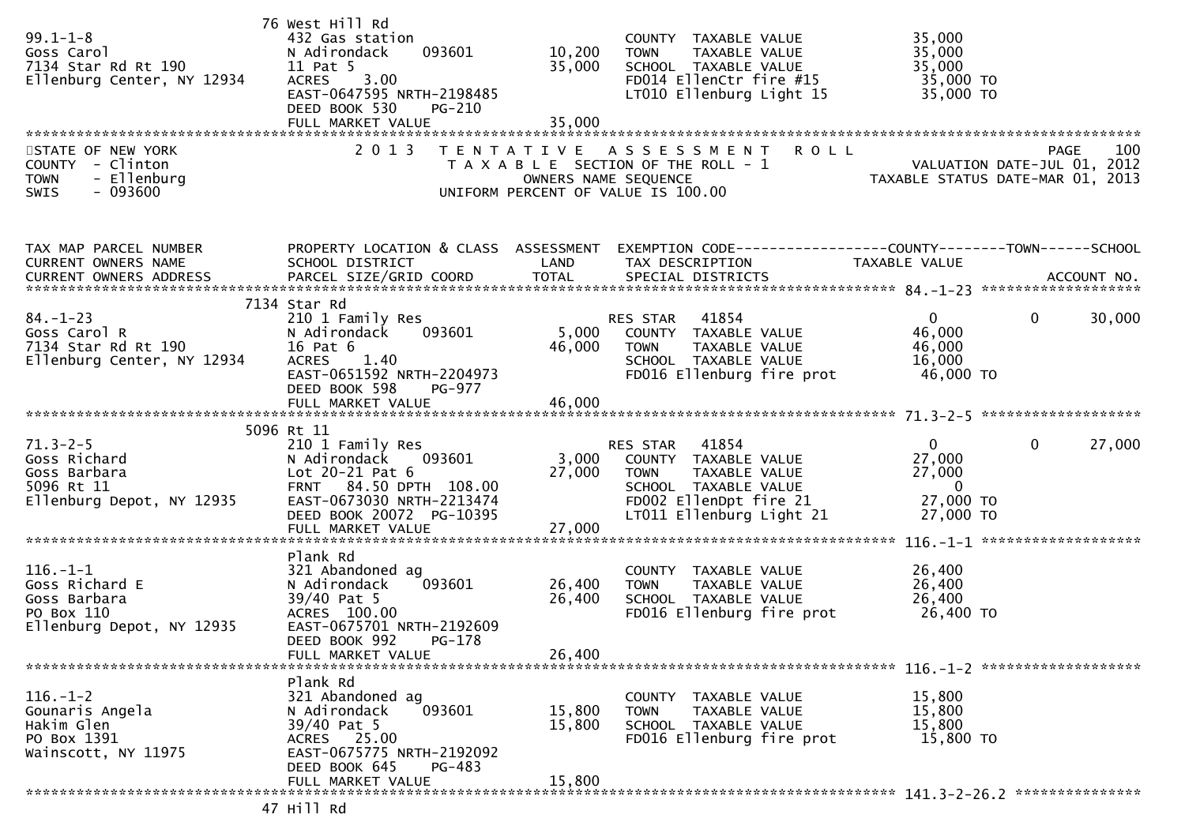```
                               76 West Hill Rd
99.1-1-8                       432 Gas station                         COUNTY  TAXABLE VALUE            35,000
Goss Carol                     N Adirondack     093601       10,200    TOWN    TAXABLE VALUE            35,000
7134 Star Rd Rt 190            11 Pat 5                      35,000    SCHOOL  TAXABLE VALUE            35,000
Ellenburg Center, NY 12934     ACRES    3.00                           FD014 EllenCtr fire #15           35,000 TO
                               EAST-0647595 NRTH-2198485               LT010 Ellenburg Light 15          35,000 TO
                               DEED BOOK 530    PG-210
                               FULL MARKET VALUE             35,000
*******************************************************************************************************************************
STATE OF NEW YORK              2 0 1 3   T E N T A T I V E   A S S E S S M E N T   R O L L                       PAGE    100
COUNTY  - Clinton                          T A X A B L E  SECTION OF THE ROLL - 1                VALUATION DATE-JUL 01, 2012
TOWN    - Ellenburg                              OWNERS NAME SEQUENCE                        TAXABLE STATUS DATE-MAR 01, 2013
SWIS    - 093600                          UNIFORM PERCENT OF VALUE IS 100.00


TAX MAP PARCEL NUMBER          PROPERTY LOCATION & CLASS  ASSESSMENT  EXEMPTION CODE------------------COUNTY--------TOWN------SCHOOL
CURRENT OWNERS NAME            SCHOOL DISTRICT               LAND      TAX DESCRIPTION              TAXABLE VALUE
CURRENT OWNERS ADDRESS         PARCEL SIZE/GRID COORD        TOTAL     SPECIAL DISTRICTS                                 ACCOUNT NO.
*********************************************************************************************** 84.-1-23 ********************
                               7134 Star Rd
84.-1-23                       210 1 Family Res                        RES STAR   41854                  0            0      30,000
Goss Carol R                   N Adirondack     093601        5,000    COUNTY  TAXABLE VALUE            46,000
7134 Star Rd Rt 190            16 Pat 6                      46,000    TOWN    TAXABLE VALUE            46,000
Ellenburg Center, NY 12934     ACRES    1.40                           SCHOOL  TAXABLE VALUE            16,000
                               EAST-0651592 NRTH-2204973               FD016 Ellenburg fire prot         46,000 TO
                               DEED BOOK 598    PG-977
                               FULL MARKET VALUE             46,000
*********************************************************************************************** 71.3-2-5 ********************
                               5096 Rt 11
71.3-2-5                       210 1 Family Res                        RES STAR   41854                  0            0      27,000
Goss Richard                   N Adirondack     093601        3,000    COUNTY  TAXABLE VALUE            27,000
Goss Barbara                   Lot 20-21 Pat 6               27,000    TOWN    TAXABLE VALUE            27,000
5096 Rt 11                     FRNT   84.50 DPTH  108.00               SCHOOL  TAXABLE VALUE                 0
Ellenburg Depot, NY 12935      EAST-0673030 NRTH-2213474               FD002 EllenDpt fire 21            27,000 TO
                               DEED BOOK 20072  PG-10395               LT011 Ellenburg Light 21          27,000 TO
                               FULL MARKET VALUE             27,000
*********************************************************************************************** 116.-1-1 ********************
                               Plank Rd
116.-1-1                       321 Abandoned ag                        COUNTY  TAXABLE VALUE            26,400
Goss Richard E                 N Adirondack     093601       26,400    TOWN    TAXABLE VALUE            26,400
Goss Barbara                   39/40 Pat 5                   26,400    SCHOOL  TAXABLE VALUE            26,400
PO Box 110                     ACRES  100.00                           FD016 Ellenburg fire prot         26,400 TO
Ellenburg Depot, NY 12935      EAST-0675701 NRTH-2192609
                               DEED BOOK 992    PG-178
                               FULL MARKET VALUE             26,400
*********************************************************************************************** 116.-1-2 ********************
                               Plank Rd
116.-1-2                       321 Abandoned ag                        COUNTY  TAXABLE VALUE            15,800
Gounaris Angela                N Adirondack     093601       15,800    TOWN    TAXABLE VALUE            15,800
Hakim Glen                     39/40 Pat 5                   15,800    SCHOOL  TAXABLE VALUE            15,800
PO Box 1391                    ACRES   25.00                           FD016 Ellenburg fire prot         15,800 TO
Wainscott, NY 11975            EAST-0675775 NRTH-2192092
                               DEED BOOK 645    PG-483
                               FULL MARKET VALUE             15,800
*********************************************************************************************** 141.3-2-26.2 ****************
                               47 Hill Rd
```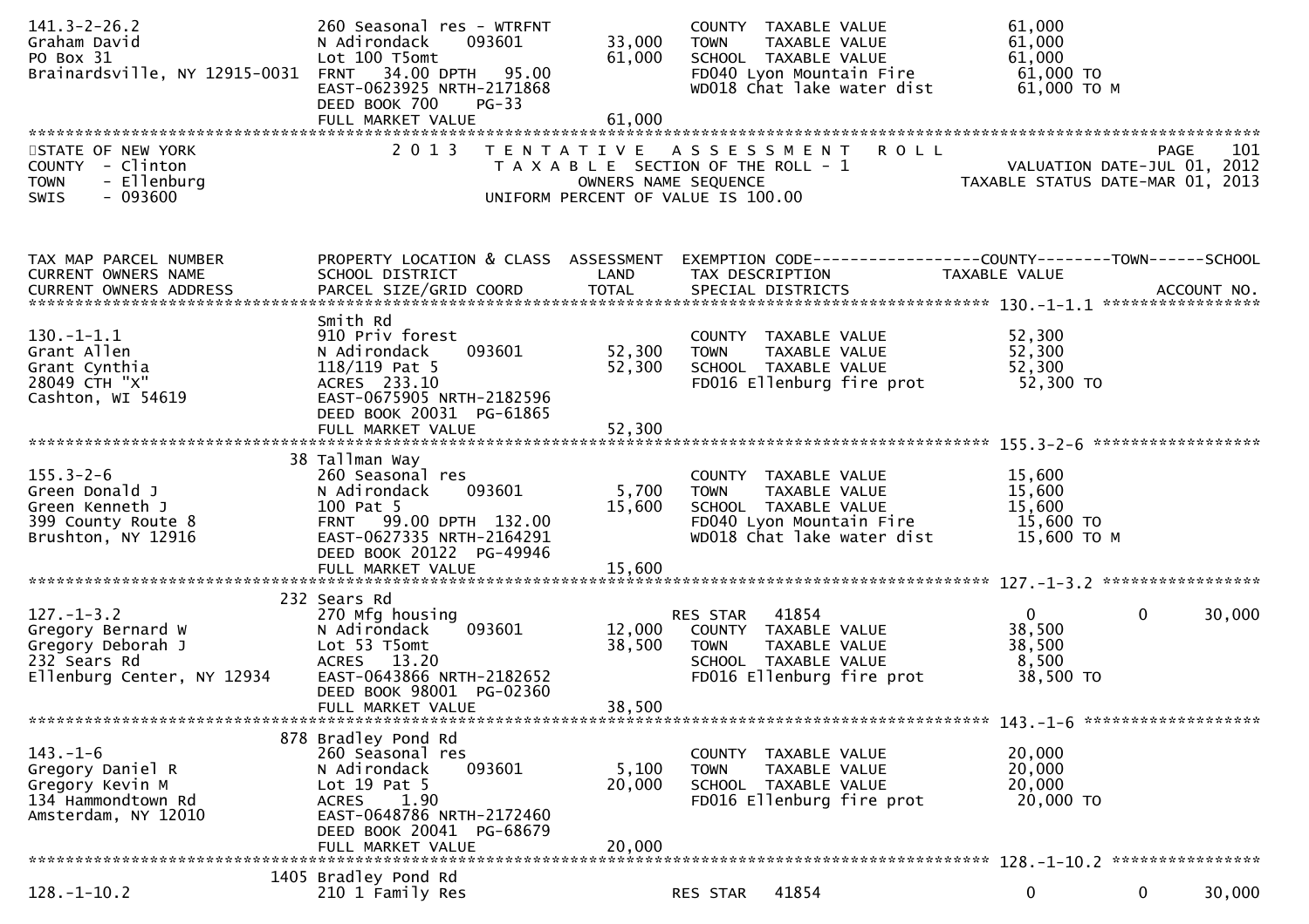```
141.3-2-26.2                260 Seasonal res - WTRFNT              COUNTY  TAXABLE VALUE            61,000
Graham David                N Adirondack     093601       33,000   TOWN    TAXABLE VALUE            61,000
PO Box 31                   Lot 100 T5omt                 61,000   SCHOOL  TAXABLE VALUE            61,000
Brainardsville, NY 12915-0031  FRNT   34.00 DPTH   95.00           FD040 Lyon Mountain Fire          61,000 TO
                            EAST-0623925 NRTH-2171868              WD018 Chat lake water dist        61,000 TO M
                            DEED BOOK 700    PG-33
                            FULL MARKET VALUE             61,000
******************************************************************************************************************************************
STATE OF NEW YORK                2 0 1 3   T E N T A T I V E   A S S E S S M E N T   R O L L                          PAGE    101
COUNTY  - Clinton                       T A X A B L E SECTION OF THE ROLL - 1                          VALUATION DATE-JUL 01, 2012
TOWN    - Ellenburg                           OWNERS NAME SEQUENCE                                  TAXABLE STATUS DATE-MAR 01, 2013
SWIS    - 093600                       UNIFORM PERCENT OF VALUE IS 100.00


TAX MAP PARCEL NUMBER       PROPERTY LOCATION & CLASS  ASSESSMENT  EXEMPTION CODE------------------COUNTY--------TOWN------SCHOOL
CURRENT OWNERS NAME         SCHOOL DISTRICT               LAND     TAX DESCRIPTION            TAXABLE VALUE
CURRENT OWNERS ADDRESS      PARCEL SIZE/GRID COORD        TOTAL    SPECIAL DISTRICTS                                      ACCOUNT NO.
*************************************************************************************************** 130.-1-1.1 *****************
                            Smith Rd
130.-1-1.1                  910 Priv forest                        COUNTY  TAXABLE VALUE            52,300
Grant Allen                 N Adirondack     093601       52,300   TOWN    TAXABLE VALUE            52,300
Grant Cynthia               118/119 Pat 5                 52,300   SCHOOL  TAXABLE VALUE            52,300
28049 CTH "X"               ACRES  233.10                          FD016 Ellenburg fire prot         52,300 TO
Cashton, WI 54619           EAST-0675905 NRTH-2182596
                            DEED BOOK 20031  PG-61865
                            FULL MARKET VALUE             52,300
*************************************************************************************************** 155.3-2-6 ******************
                         38 Tallman Way
155.3-2-6                   260 Seasonal res                       COUNTY  TAXABLE VALUE            15,600
Green Donald J              N Adirondack     093601        5,700   TOWN    TAXABLE VALUE            15,600
Green Kenneth J             100 Pat 5                     15,600   SCHOOL  TAXABLE VALUE            15,600
399 County Route 8          FRNT   99.00 DPTH  132.00              FD040 Lyon Mountain Fire          15,600 TO
Brushton, NY 12916          EAST-0627335 NRTH-2164291              WD018 Chat lake water dist        15,600 TO M
                            DEED BOOK 20122  PG-49946
                            FULL MARKET VALUE             15,600
*************************************************************************************************** 127.-1-3.2 *****************
                        232 Sears Rd
127.-1-3.2                  270 Mfg housing                        RES STAR   41854                  0            0       30,000
Gregory Bernard W           N Adirondack     093601       12,000   COUNTY  TAXABLE VALUE            38,500
Gregory Deborah J           Lot 53 T5omt                  38,500   TOWN    TAXABLE VALUE            38,500
232 Sears Rd                ACRES   13.20                          SCHOOL  TAXABLE VALUE             8,500
Ellenburg Center, NY 12934  EAST-0643866 NRTH-2182652              FD016 Ellenburg fire prot         38,500 TO
                            DEED BOOK 98001  PG-02360
                            FULL MARKET VALUE             38,500
*************************************************************************************************** 143.-1-6 *******************
                        878 Bradley Pond Rd
143.-1-6                    260 Seasonal res                       COUNTY  TAXABLE VALUE            20,000
Gregory Daniel R            N Adirondack     093601        5,100   TOWN    TAXABLE VALUE            20,000
Gregory Kevin M             Lot 19 Pat 5                  20,000   SCHOOL  TAXABLE VALUE            20,000
134 Hammondtown Rd          ACRES    1.90                          FD016 Ellenburg fire prot         20,000 TO
Amsterdam, NY 12010         EAST-0648786 NRTH-2172460
                            DEED BOOK 20041  PG-68679
                            FULL MARKET VALUE             20,000
*************************************************************************************************** 128.-1-10.2 ****************
                       1405 Bradley Pond Rd
128.-1-10.2                 210 1 Family Res                       RES STAR   41854                  0            0       30,000
```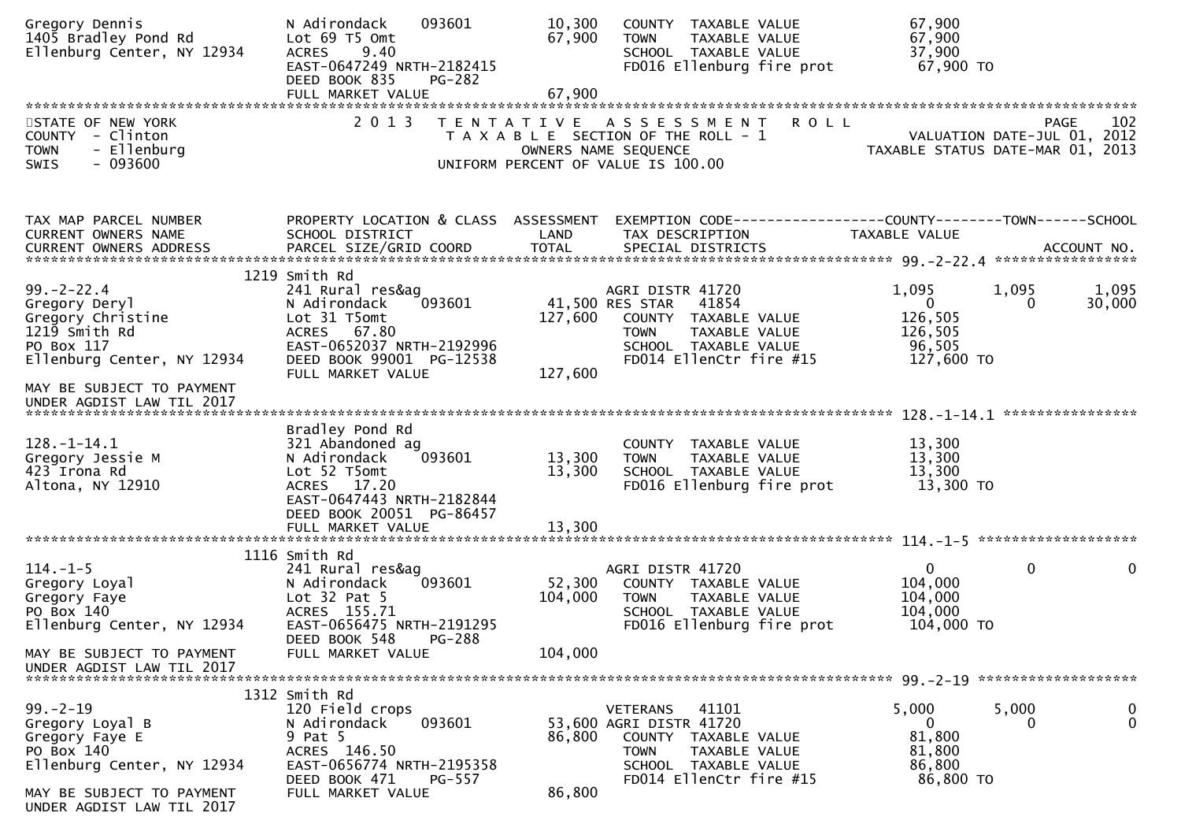```
Gregory Dennis                     N Adirondack    093601        10,300   COUNTY  TAXABLE VALUE            67,900
1405 Bradley Pond Rd               Lot 69 T5 Omt                 67,900   TOWN    TAXABLE VALUE            67,900
Ellenburg Center, NY 12934         ACRES    9.40                          SCHOOL  TAXABLE VALUE            37,900
                                   EAST-0647249 NRTH-2182415              FD016 Ellenburg fire prot         67,900 TO
                                   DEED BOOK 835    PG-282
                                   FULL MARKET VALUE             67,900
******************************************************************************************************************************
STATE OF NEW YORK                  2 0 1 3   T E N T A T I V E   A S S E S S M E N T   R O L L                         PAGE    102
COUNTY  - Clinton                          T A X A B L E  SECTION OF THE ROLL - 1                   VALUATION DATE-JUL 01, 2012
TOWN    - Ellenburg                              OWNERS NAME SEQUENCE                          TAXABLE STATUS DATE-MAR 01, 2013
SWIS    - 093600                          UNIFORM PERCENT OF VALUE IS 100.00


TAX MAP PARCEL NUMBER              PROPERTY LOCATION & CLASS  ASSESSMENT  EXEMPTION CODE------------------COUNTY--------TOWN------SCHOOL
CURRENT OWNERS NAME                SCHOOL DISTRICT               LAND     TAX DESCRIPTION              TAXABLE VALUE
CURRENT OWNERS ADDRESS             PARCEL SIZE/GRID COORD        TOTAL    SPECIAL DISTRICTS                                ACCOUNT NO.
****************************************************************************************************** 99.-2-22.4 *****************
                               1219 Smith Rd
99.-2-22.4                         241 Rural res&ag                       AGRI DISTR 41720               1,095       1,095       1,095
Gregory Deryl                      N Adirondack    093601        41,500 RES STAR   41854                     0           0      30,000
Gregory Christine                  Lot 31 T5omt                 127,600   COUNTY  TAXABLE VALUE           126,505
1219 Smith Rd                      ACRES   67.80                          TOWN    TAXABLE VALUE           126,505
PO Box 117                         EAST-0652037 NRTH-2192996              SCHOOL  TAXABLE VALUE            96,505
Ellenburg Center, NY 12934         DEED BOOK 99001  PG-12538              FD014 EllenCtr fire #15          127,600 TO
                                   FULL MARKET VALUE            127,600
MAY BE SUBJECT TO PAYMENT
UNDER AGDIST LAW TIL 2017
****************************************************************************************************** 128.-1-14.1 ****************
                                   Bradley Pond Rd
128.-1-14.1                        321 Abandoned ag                       COUNTY  TAXABLE VALUE            13,300
Gregory Jessie M                   N Adirondack    093601        13,300   TOWN    TAXABLE VALUE            13,300
423 Irona Rd                       Lot 52 T5omt                  13,300   SCHOOL  TAXABLE VALUE            13,300
Altona, NY 12910                   ACRES   17.20                          FD016 Ellenburg fire prot         13,300 TO
                                   EAST-0647443 NRTH-2182844
                                   DEED BOOK 20051  PG-86457
                                   FULL MARKET VALUE             13,300
****************************************************************************************************** 114.-1-5 *******************
                               1116 Smith Rd
114.-1-5                           241 Rural res&ag                       AGRI DISTR 41720                   0           0           0
Gregory Loyal                      N Adirondack    093601        52,300   COUNTY  TAXABLE VALUE           104,000
Gregory Faye                       Lot 32 Pat 5                 104,000   TOWN    TAXABLE VALUE           104,000
PO Box 140                         ACRES  155.71                          SCHOOL  TAXABLE VALUE           104,000
Ellenburg Center, NY 12934         EAST-0656475 NRTH-2191295              FD016 Ellenburg fire prot        104,000 TO
                                   DEED BOOK 548    PG-288
MAY BE SUBJECT TO PAYMENT          FULL MARKET VALUE            104,000
UNDER AGDIST LAW TIL 2017
****************************************************************************************************** 99.-2-19 *******************
                               1312 Smith Rd
99.-2-19                           120 Field crops                        VETERANS   41101               5,000       5,000           0
Gregory Loyal B                    N Adirondack    093601        53,600 AGRI DISTR 41720                     0           0           0
Gregory Faye E                     9 Pat 5                       86,800   COUNTY  TAXABLE VALUE            81,800
PO Box 140                         ACRES  146.50                          TOWN    TAXABLE VALUE            81,800
Ellenburg Center, NY 12934         EAST-0656774 NRTH-2195358              SCHOOL  TAXABLE VALUE            86,800
                                   DEED BOOK 471    PG-557                FD014 EllenCtr fire #15           86,800 TO
MAY BE SUBJECT TO PAYMENT          FULL MARKET VALUE             86,800
UNDER AGDIST LAW TIL 2017
```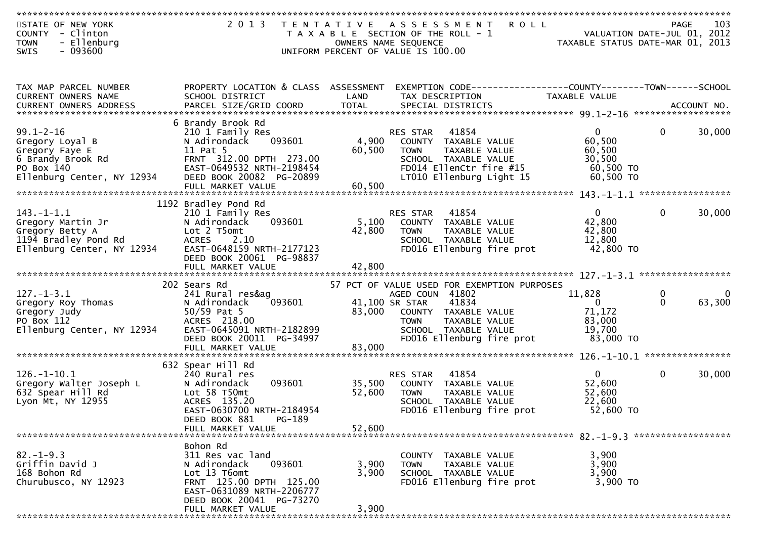STATE OF NEW YORK
COUNTY - Clinton
TOWN - Ellenburg
SWIS - 093600

# 2013 TENTATIVE ASSESSMENT ROLL

TAXABLE SECTION OF THE ROLL - 1
OWNERS NAME SEQUENCE
UNIFORM PERCENT OF VALUE IS 100.00

VALUATION DATE-JUL 01, 2012
TAXABLE STATUS DATE-MAR 01, 2013

| TAX MAP PARCEL NUMBER / CURRENT OWNERS NAME / CURRENT OWNERS ADDRESS | PROPERTY LOCATION & CLASS / SCHOOL DISTRICT / PARCEL SIZE/GRID COORD | ASSESSMENT LAND | ASSESSMENT TOTAL | EXEMPTION CODE / TAX DESCRIPTION / SPECIAL DISTRICTS | COUNTY TAXABLE VALUE | TOWN | SCHOOL |
|---|---|---|---|---|---|---|---|
| **99.1-2-16** | 6 Brandy Brook Rd | | | | | | |
| 99.1-2-16 | 210 1 Family Res | | | RES STAR 41854 | 0 | 0 | 30,000 |
| Gregory Loyal B | N Adirondack 093601 | 4,900 | | COUNTY TAXABLE VALUE | 60,500 | | |
| Gregory Faye E | 11 Pat 5 | | 60,500 | TOWN TAXABLE VALUE | 60,500 | | |
| 6 Brandy Brook Rd | FRNT 312.00 DPTH 273.00 | | | SCHOOL TAXABLE VALUE | 30,500 | | |
| PO Box 140 | EAST-0649532 NRTH-2198454 | | | FD014 EllenCtr fire #15 | 60,500 TO | | |
| Ellenburg Center, NY 12934 | DEED BOOK 20082 PG-20899 | | | LT010 Ellenburg Light 15 | 60,500 TO | | |
| | FULL MARKET VALUE | | 60,500 | | | | |
| **143.-1-1.1** | 1192 Bradley Pond Rd | | | | | | |
| 143.-1-1.1 | 210 1 Family Res | | | RES STAR 41854 | 0 | 0 | 30,000 |
| Gregory Martin Jr | N Adirondack 093601 | 5,100 | | COUNTY TAXABLE VALUE | 42,800 | | |
| Gregory Betty A | Lot 2 T5omt | | 42,800 | TOWN TAXABLE VALUE | 42,800 | | |
| 1194 Bradley Pond Rd | ACRES 2.10 | | | SCHOOL TAXABLE VALUE | 12,800 | | |
| Ellenburg Center, NY 12934 | EAST-0648159 NRTH-2177123 | | | FD016 Ellenburg fire prot | 42,800 TO | | |
| | DEED BOOK 20061 PG-98837 | | | | | | |
| | FULL MARKET VALUE | | 42,800 | | | | |
| **127.-1-3.1** | 202 Sears Rd | | | 57 PCT OF VALUE USED FOR EXEMPTION PURPOSES | | | |
| 127.-1-3.1 | 241 Rural res&ag | | | AGED COUN 41802 | 11,828 | 0 | 0 |
| Gregory Roy Thomas | N Adirondack 093601 | 41,100 | | SR STAR 41834 | 0 | 0 | 63,300 |
| Gregory Judy | 50/59 Pat 5 | | 83,000 | COUNTY TAXABLE VALUE | 71,172 | | |
| PO Box 112 | ACRES 218.00 | | | TOWN TAXABLE VALUE | 83,000 | | |
| Ellenburg Center, NY 12934 | EAST-0645091 NRTH-2182899 | | | SCHOOL TAXABLE VALUE | 19,700 | | |
| | DEED BOOK 20011 PG-34997 | | | FD016 Ellenburg fire prot | 83,000 TO | | |
| | FULL MARKET VALUE | | 83,000 | | | | |
| **126.-1-10.1** | 632 Spear Hill Rd | | | | | | |
| 126.-1-10.1 | 240 Rural res | | | RES STAR 41854 | 0 | 0 | 30,000 |
| Gregory Walter Joseph L | N Adirondack 093601 | 35,500 | | COUNTY TAXABLE VALUE | 52,600 | | |
| 632 Spear Hill Rd | Lot 58 T50mt | | 52,600 | TOWN TAXABLE VALUE | 52,600 | | |
| Lyon Mt, NY 12955 | ACRES 135.20 | | | SCHOOL TAXABLE VALUE | 22,600 | | |
| | EAST-0630700 NRTH-2184954 | | | FD016 Ellenburg fire prot | 52,600 TO | | |
| | DEED BOOK 881 PG-189 | | | | | | |
| | FULL MARKET VALUE | | 52,600 | | | | |
| **82.-1-9.3** | Bohon Rd | | | | | | |
| 82.-1-9.3 | 311 Res vac land | | | COUNTY TAXABLE VALUE | 3,900 | | |
| Griffin David J | N Adirondack 093601 | 3,900 | | TOWN TAXABLE VALUE | 3,900 | | |
| 168 Bohon Rd | Lot 13 T6omt | | 3,900 | SCHOOL TAXABLE VALUE | 3,900 | | |
| Churubusco, NY 12923 | FRNT 125.00 DPTH 125.00 | | | FD016 Ellenburg fire prot | 3,900 TO | | |
| | EAST-0631089 NRTH-2206777 | | | | | | |
| | DEED BOOK 20041 PG-73270 | | | | | | |
| | FULL MARKET VALUE | | 3,900 | | | | |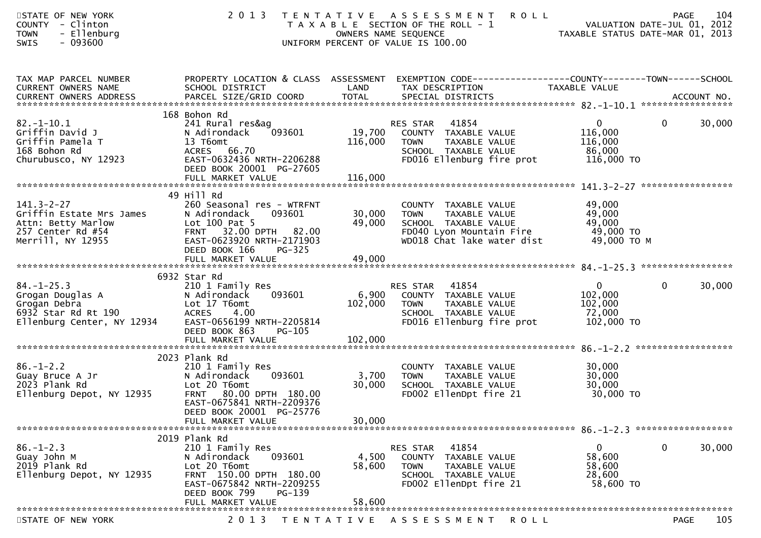STATE OF NEW YORK
COUNTY - Clinton
TOWN - Ellenburg
SWIS - 093600

2 0 1 3 T E N T A T I V E A S S E S S M E N T R O L L
T A X A B L E SECTION OF THE ROLL - 1
OWNERS NAME SEQUENCE
UNIFORM PERCENT OF VALUE IS 100.00

VALUATION DATE-JUL 01, 2012
TAXABLE STATUS DATE-MAR 01, 2013

| TAX MAP PARCEL NUMBER / CURRENT OWNERS NAME / CURRENT OWNERS ADDRESS | PROPERTY LOCATION & CLASS / SCHOOL DISTRICT / PARCEL SIZE/GRID COORD | ASSESSMENT LAND / TOTAL | EXEMPTION CODE / TAX DESCRIPTION / SPECIAL DISTRICTS | COUNTY TAXABLE VALUE | TOWN | SCHOOL / ACCOUNT NO. |
|---|---|---|---|---|---|---|
| 82.-1-10.1 | 168 Bohon Rd | | | | | |
| | 241 Rural res&ag | | RES STAR 41854 | 0 | 0 | 30,000 |
| Griffin David J | N Adirondack 093601 | 19,700 | COUNTY TAXABLE VALUE | 116,000 | | |
| Griffin Pamela T | 13 T6omt | 116,000 | TOWN TAXABLE VALUE | 116,000 | | |
| 168 Bohon Rd | ACRES 66.70 | | SCHOOL TAXABLE VALUE | 86,000 | | |
| Churubusco, NY 12923 | EAST-0632436 NRTH-2206288 | | FD016 Ellenburg fire prot | 116,000 TO | | |
| | DEED BOOK 20001 PG-27605 | | | | | |
| | FULL MARKET VALUE | 116,000 | | | | |
| 141.3-2-27 | 49 Hill Rd | | | | | |
| | 260 Seasonal res - WTRFNT | | COUNTY TAXABLE VALUE | 49,000 | | |
| Griffin Estate Mrs James | N Adirondack 093601 | 30,000 | TOWN TAXABLE VALUE | 49,000 | | |
| Attn: Betty Marlow | Lot 100 Pat 5 | 49,000 | SCHOOL TAXABLE VALUE | 49,000 | | |
| 257 Center Rd #54 | FRNT 32.00 DPTH 82.00 | | FD040 Lyon Mountain Fire | 49,000 TO | | |
| Merrill, NY 12955 | EAST-0623920 NRTH-2171903 | | WD018 Chat lake water dist | 49,000 TO M | | |
| | DEED BOOK 166 PG-325 | | | | | |
| | FULL MARKET VALUE | 49,000 | | | | |
| 84.-1-25.3 | 6932 Star Rd | | | | | |
| | 210 1 Family Res | | RES STAR 41854 | 0 | 0 | 30,000 |
| Grogan Douglas A | N Adirondack 093601 | 6,900 | COUNTY TAXABLE VALUE | 102,000 | | |
| Grogan Debra | Lot 17 T6omt | 102,000 | TOWN TAXABLE VALUE | 102,000 | | |
| 6932 Star Rd Rt 190 | ACRES 4.00 | | SCHOOL TAXABLE VALUE | 72,000 | | |
| Ellenburg Center, NY 12934 | EAST-0656199 NRTH-2205814 | | FD016 Ellenburg fire prot | 102,000 TO | | |
| | DEED BOOK 863 PG-105 | | | | | |
| | FULL MARKET VALUE | 102,000 | | | | |
| 86.-1-2.2 | 2023 Plank Rd | | | | | |
| | 210 1 Family Res | | COUNTY TAXABLE VALUE | 30,000 | | |
| Guay Bruce A Jr | N Adirondack 093601 | 3,700 | TOWN TAXABLE VALUE | 30,000 | | |
| 2023 Plank Rd | Lot 20 T6omt | 30,000 | SCHOOL TAXABLE VALUE | 30,000 | | |
| Ellenburg Depot, NY 12935 | FRNT 80.00 DPTH 180.00 | | FD002 EllenDpt fire 21 | 30,000 TO | | |
| | EAST-0675841 NRTH-2209376 | | | | | |
| | DEED BOOK 20001 PG-25776 | | | | | |
| | FULL MARKET VALUE | 30,000 | | | | |
| 86.-1-2.3 | 2019 Plank Rd | | | | | |
| | 210 1 Family Res | | RES STAR 41854 | 0 | 0 | 30,000 |
| Guay John M | N Adirondack 093601 | 4,500 | COUNTY TAXABLE VALUE | 58,600 | | |
| 2019 Plank Rd | Lot 20 T6omt | 58,600 | TOWN TAXABLE VALUE | 58,600 | | |
| Ellenburg Depot, NY 12935 | FRNT 150.00 DPTH 180.00 | | SCHOOL TAXABLE VALUE | 28,600 | | |
| | EAST-0675842 NRTH-2209255 | | FD002 EllenDpt fire 21 | 58,600 TO | | |
| | DEED BOOK 799 PG-139 | | | | | |
| | FULL MARKET VALUE | 58,600 | | | | |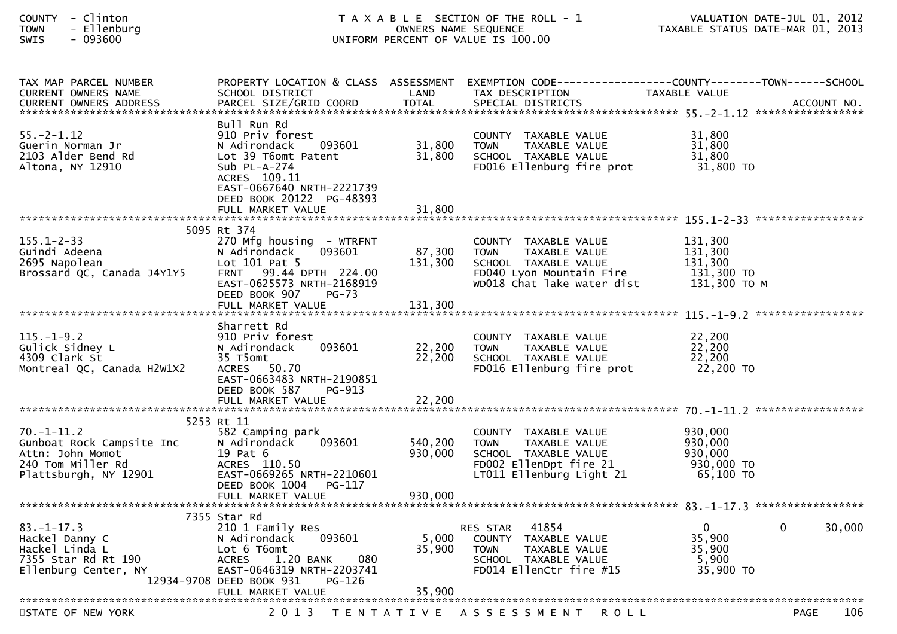COUNTY - Clinton
TOWN - Ellenburg
SWIS - 093600

TAXABLE SECTION OF THE ROLL - 1
OWNERS NAME SEQUENCE
UNIFORM PERCENT OF VALUE IS 100.00

VALUATION DATE-JUL 01, 2012
TAXABLE STATUS DATE-MAR 01, 2013

| TAX MAP PARCEL NUMBER / CURRENT OWNERS NAME / CURRENT OWNERS ADDRESS | PROPERTY LOCATION & CLASS / SCHOOL DISTRICT / PARCEL SIZE/GRID COORD | ASSESSMENT LAND / TOTAL | EXEMPTION CODE / TAX DESCRIPTION / SPECIAL DISTRICTS | COUNTY | TOWN | SCHOOL | ACCOUNT NO. |
|---|---|---|---|---|---|---|---|
| **55.-2-1.12** | Bull Run Rd | | | | | | |
| 55.-2-1.12 | 910 Priv forest | | COUNTY TAXABLE VALUE | 31,800 | | | |
| Guerin Norman Jr | N Adirondack 093601 | 31,800 | TOWN TAXABLE VALUE | 31,800 | | | |
| 2103 Alder Bend Rd | Lot 39 T6omt Patent | 31,800 | SCHOOL TAXABLE VALUE | 31,800 | | | |
| Altona, NY 12910 | Sub PL-A-274 | | FD016 Ellenburg fire prot | 31,800 TO | | | |
| | ACRES 109.11 | | | | | | |
| | EAST-0667640 NRTH-2221739 | | | | | | |
| | DEED BOOK 20122 PG-48393 | | | | | | |
| | FULL MARKET VALUE | 31,800 | | | | | |
| **155.1-2-33** | 5095 Rt 374 | | | | | | |
| 155.1-2-33 | 270 Mfg housing - WTRFNT | | COUNTY TAXABLE VALUE | 131,300 | | | |
| Guindi Adeena | N Adirondack 093601 | 87,300 | TOWN TAXABLE VALUE | 131,300 | | | |
| 2695 Napolean | Lot 101 Pat 5 | 131,300 | SCHOOL TAXABLE VALUE | 131,300 | | | |
| Brossard QC, Canada J4Y1Y5 | FRNT 99.44 DPTH 224.00 | | FD040 Lyon Mountain Fire | 131,300 TO | | | |
| | EAST-0625573 NRTH-2168919 | | WD018 Chat lake water dist | 131,300 TO M | | | |
| | DEED BOOK 907 PG-73 | | | | | | |
| | FULL MARKET VALUE | 131,300 | | | | | |
| **115.-1-9.2** | Sharrett Rd | | | | | | |
| 115.-1-9.2 | 910 Priv forest | | COUNTY TAXABLE VALUE | 22,200 | | | |
| Gulick Sidney L | N Adirondack 093601 | 22,200 | TOWN TAXABLE VALUE | 22,200 | | | |
| 4309 Clark St | 35 T5omt | 22,200 | SCHOOL TAXABLE VALUE | 22,200 | | | |
| Montreal QC, Canada H2W1X2 | ACRES 50.70 | | FD016 Ellenburg fire prot | 22,200 TO | | | |
| | EAST-0663483 NRTH-2190851 | | | | | | |
| | DEED BOOK 587 PG-913 | | | | | | |
| | FULL MARKET VALUE | 22,200 | | | | | |
| **70.-1-11.2** | 5253 Rt 11 | | | | | | |
| 70.-1-11.2 | 582 Camping park | | COUNTY TAXABLE VALUE | 930,000 | | | |
| Gunboat Rock Campsite Inc | N Adirondack 093601 | 540,200 | TOWN TAXABLE VALUE | 930,000 | | | |
| Attn: John Momot | 19 Pat 6 | 930,000 | SCHOOL TAXABLE VALUE | 930,000 | | | |
| 240 Tom Miller Rd | ACRES 110.50 | | FD002 EllenDpt fire 21 | 930,000 TO | | | |
| Plattsburgh, NY 12901 | EAST-0669265 NRTH-2210601 | | LT011 Ellenburg Light 21 | 65,100 TO | | | |
| | DEED BOOK 1004 PG-117 | | | | | | |
| | FULL MARKET VALUE | 930,000 | | | | | |
| **83.-1-17.3** | 7355 Star Rd | | | | | | |
| 83.-1-17.3 | 210 1 Family Res | | RES STAR 41854 | 0 | 0 | 30,000 | |
| Hackel Danny C | N Adirondack 093601 | 5,000 | COUNTY TAXABLE VALUE | 35,900 | | | |
| Hackel Linda L | Lot 6 T6omt | 35,900 | TOWN TAXABLE VALUE | 35,900 | | | |
| 7355 Star Rd Rt 190 | ACRES 1.20 BANK 080 | | SCHOOL TAXABLE VALUE | 5,900 | | | |
| Ellenburg Center, NY 12934-9708 | EAST-0646319 NRTH-2203741 | | FD014 EllenCtr fire #15 | 35,900 TO | | | |
| | DEED BOOK 931 PG-126 | | | | | | |
| | FULL MARKET VALUE | 35,900 | | | | | |

STATE OF NEW YORK — 2013 TENTATIVE ASSESSMENT ROLL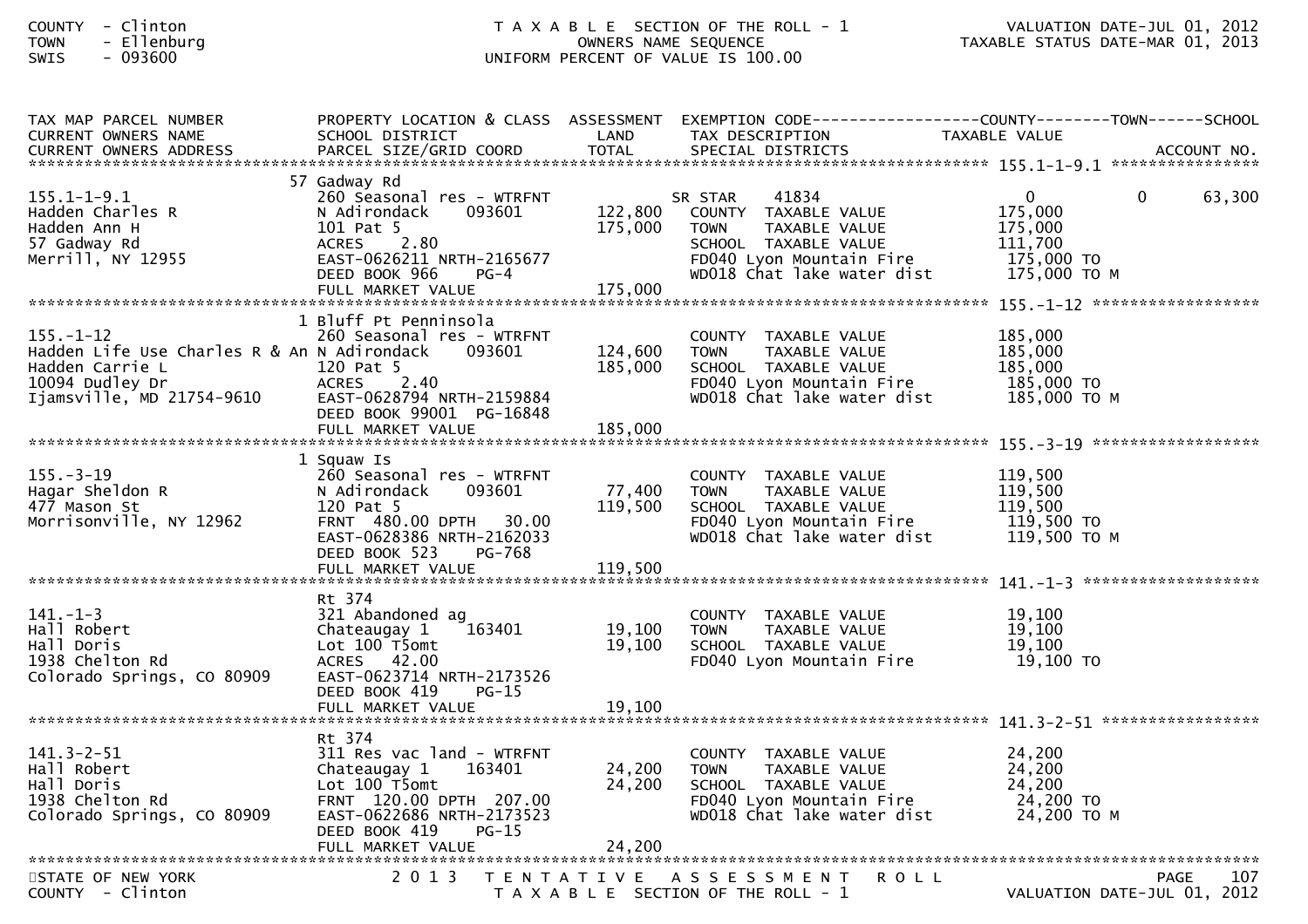COUNTY - Clinton
TOWN - Ellenburg
SWIS - 093600

T A X A B L E SECTION OF THE ROLL - 1
OWNERS NAME SEQUENCE
UNIFORM PERCENT OF VALUE IS 100.00

VALUATION DATE-JUL 01, 2012
TAXABLE STATUS DATE-MAR 01, 2013

| TAX MAP PARCEL NUMBER / CURRENT OWNERS NAME / CURRENT OWNERS ADDRESS | PROPERTY LOCATION & CLASS / SCHOOL DISTRICT / PARCEL SIZE/GRID COORD | ASSESSMENT LAND / TOTAL | EXEMPTION CODE / TAX DESCRIPTION / SPECIAL DISTRICTS | COUNTY TAXABLE VALUE | TOWN | SCHOOL | ACCOUNT NO. |
|---|---|---|---|---|---|---|---|
| **155.1-1-9.1** | 57 Gadway Rd | | | | | | |
| 155.1-1-9.1 | 260 Seasonal res - WTRFNT | | SR STAR 41834 | 0 | 0 | 63,300 | |
| Hadden Charles R | N Adirondack 093601 | 122,800 | COUNTY TAXABLE VALUE | 175,000 | | | |
| Hadden Ann H | 101 Pat 5 | 175,000 | TOWN TAXABLE VALUE | 175,000 | | | |
| 57 Gadway Rd | ACRES 2.80 | | SCHOOL TAXABLE VALUE | 111,700 | | | |
| Merrill, NY 12955 | EAST-0626211 NRTH-2165677 | | FD040 Lyon Mountain Fire | 175,000 TO | | | |
| | DEED BOOK 966 PG-4 | | WD018 Chat lake water dist | 175,000 TO M | | | |
| | FULL MARKET VALUE | 175,000 | | | | | |
| **155.-1-12** | 1 Bluff Pt Penninsola | | | | | | |
| 155.-1-12 | 260 Seasonal res - WTRFNT | | COUNTY TAXABLE VALUE | 185,000 | | | |
| Hadden Life Use Charles R & An | N Adirondack 093601 | 124,600 | TOWN TAXABLE VALUE | 185,000 | | | |
| Hadden Carrie L | 120 Pat 5 | 185,000 | SCHOOL TAXABLE VALUE | 185,000 | | | |
| 10094 Dudley Dr | ACRES 2.40 | | FD040 Lyon Mountain Fire | 185,000 TO | | | |
| Ijamsville, MD 21754-9610 | EAST-0628794 NRTH-2159884 | | WD018 Chat lake water dist | 185,000 TO M | | | |
| | DEED BOOK 99001 PG-16848 | | | | | | |
| | FULL MARKET VALUE | 185,000 | | | | | |
| **155.-3-19** | 1 Squaw Is | | | | | | |
| 155.-3-19 | 260 Seasonal res - WTRFNT | | COUNTY TAXABLE VALUE | 119,500 | | | |
| Hagar Sheldon R | N Adirondack 093601 | 77,400 | TOWN TAXABLE VALUE | 119,500 | | | |
| 477 Mason St | 120 Pat 5 | 119,500 | SCHOOL TAXABLE VALUE | 119,500 | | | |
| Morrisonville, NY 12962 | FRNT 480.00 DPTH 30.00 | | FD040 Lyon Mountain Fire | 119,500 TO | | | |
| | EAST-0628386 NRTH-2162033 | | WD018 Chat lake water dist | 119,500 TO M | | | |
| | DEED BOOK 523 PG-768 | | | | | | |
| | FULL MARKET VALUE | 119,500 | | | | | |
| **141.-1-3** | Rt 374 | | | | | | |
| 141.-1-3 | 321 Abandoned ag | | COUNTY TAXABLE VALUE | 19,100 | | | |
| Hall Robert | Chateaugay 1 163401 | 19,100 | TOWN TAXABLE VALUE | 19,100 | | | |
| Hall Doris | Lot 100 T5omt | 19,100 | SCHOOL TAXABLE VALUE | 19,100 | | | |
| 1938 Chelton Rd | ACRES 42.00 | | FD040 Lyon Mountain Fire | 19,100 TO | | | |
| Colorado Springs, CO 80909 | EAST-0623714 NRTH-2173526 | | | | | | |
| | DEED BOOK 419 PG-15 | | | | | | |
| | FULL MARKET VALUE | 19,100 | | | | | |
| **141.3-2-51** | Rt 374 | | | | | | |
| 141.3-2-51 | 311 Res vac land - WTRFNT | | COUNTY TAXABLE VALUE | 24,200 | | | |
| Hall Robert | Chateaugay 1 163401 | 24,200 | TOWN TAXABLE VALUE | 24,200 | | | |
| Hall Doris | Lot 100 T5omt | 24,200 | SCHOOL TAXABLE VALUE | 24,200 | | | |
| 1938 Chelton Rd | FRNT 120.00 DPTH 207.00 | | FD040 Lyon Mountain Fire | 24,200 TO | | | |
| Colorado Springs, CO 80909 | EAST-0622686 NRTH-2173523 | | WD018 Chat lake water dist | 24,200 TO M | | | |
| | DEED BOOK 419 PG-15 | | | | | | |
| | FULL MARKET VALUE | 24,200 | | | | | |

STATE OF NEW YORK
COUNTY - Clinton

2 0 1 3 T E N T A T I V E A S S E S S M E N T R O L L
T A X A B L E SECTION OF THE ROLL - 1

PAGE 107
VALUATION DATE-JUL 01, 2012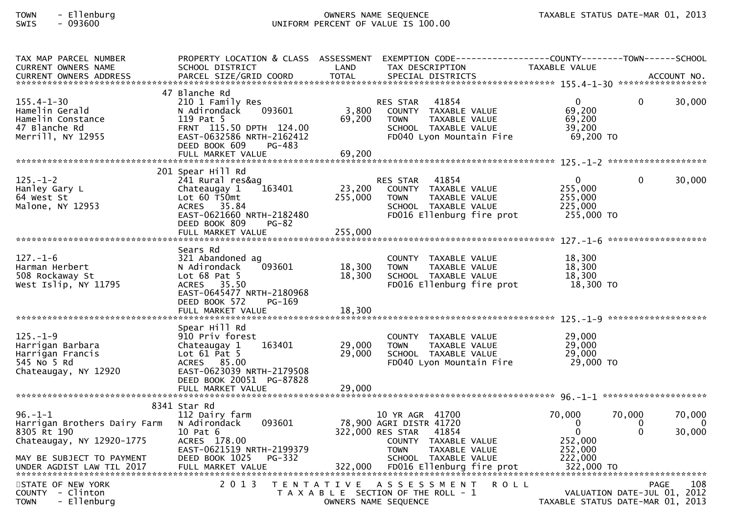TOWN - Ellenburg
SWIS - 093600

OWNERS NAME SEQUENCE
UNIFORM PERCENT OF VALUE IS 100.00

TAXABLE STATUS DATE-MAR 01, 2013

| TAX MAP PARCEL NUMBER / CURRENT OWNERS NAME / CURRENT OWNERS ADDRESS | PROPERTY LOCATION & CLASS / SCHOOL DISTRICT / PARCEL SIZE/GRID COORD | ASSESSMENT LAND / TOTAL | EXEMPTION CODE / TAX DESCRIPTION / SPECIAL DISTRICTS | COUNTY TAXABLE VALUE | TOWN | SCHOOL |
|---|---|---|---|---|---|---|
| **155.4-1-30** | 47 Blanche Rd | | | | | |
| 155.4-1-30 | 210 1 Family Res | | RES STAR 41854 | 0 | 0 | 30,000 |
| Hamelin Gerald | N Adirondack 093601 | 3,800 | COUNTY TAXABLE VALUE | 69,200 | | |
| Hamelin Constance | 119 Pat 5 | 69,200 | TOWN TAXABLE VALUE | 69,200 | | |
| 47 Blanche Rd | FRNT 115.50 DPTH 124.00 | | SCHOOL TAXABLE VALUE | 39,200 | | |
| Merrill, NY 12955 | EAST-0632586 NRTH-2162412 | | FD040 Lyon Mountain Fire | 69,200 TO | | |
| | DEED BOOK 609 PG-483 | | | | | |
| | FULL MARKET VALUE | 69,200 | | | | |
| **125.-1-2** | 201 Spear Hill Rd | | | | | |
| 125.-1-2 | 241 Rural res&ag | | RES STAR 41854 | 0 | 0 | 30,000 |
| Hanley Gary L | Chateaugay 1 163401 | 23,200 | COUNTY TAXABLE VALUE | 255,000 | | |
| 64 West St | Lot 60 T50mt | 255,000 | TOWN TAXABLE VALUE | 255,000 | | |
| Malone, NY 12953 | ACRES 35.84 | | SCHOOL TAXABLE VALUE | 225,000 | | |
| | EAST-0621660 NRTH-2182480 | | FD016 Ellenburg fire prot | 255,000 TO | | |
| | DEED BOOK 809 PG-82 | | | | | |
| | FULL MARKET VALUE | 255,000 | | | | |
| **127.-1-6** | Sears Rd | | | | | |
| 127.-1-6 | 321 Abandoned ag | | COUNTY TAXABLE VALUE | 18,300 | | |
| Harman Herbert | N Adirondack 093601 | 18,300 | TOWN TAXABLE VALUE | 18,300 | | |
| 508 Rockaway St | Lot 68 Pat 5 | 18,300 | SCHOOL TAXABLE VALUE | 18,300 | | |
| West Islip, NY 11795 | ACRES 35.50 | | FD016 Ellenburg fire prot | 18,300 TO | | |
| | EAST-0645477 NRTH-2180968 | | | | | |
| | DEED BOOK 572 PG-169 | | | | | |
| | FULL MARKET VALUE | 18,300 | | | | |
| **125.-1-9** | Spear Hill Rd | | | | | |
| 125.-1-9 | 910 Priv forest | | COUNTY TAXABLE VALUE | 29,000 | | |
| Harrigan Barbara | Chateaugay 1 163401 | 29,000 | TOWN TAXABLE VALUE | 29,000 | | |
| Harrigan Francis | Lot 61 Pat 5 | 29,000 | SCHOOL TAXABLE VALUE | 29,000 | | |
| 545 No 5 Rd | ACRES 85.00 | | FD040 Lyon Mountain Fire | 29,000 TO | | |
| Chateaugay, NY 12920 | EAST-0623039 NRTH-2179508 | | | | | |
| | DEED BOOK 20051 PG-87828 | | | | | |
| | FULL MARKET VALUE | 29,000 | | | | |
| **96.-1-1** | 8341 Star Rd | | | | | |
| 96.-1-1 | 112 Dairy farm | | 10 YR AGR 41700 | 70,000 | 70,000 | 70,000 |
| Harrigan Brothers Dairy Farm | N Adirondack 093601 | 78,900 | AGRI DISTR 41720 | 0 | 0 | 0 |
| 8305 Rt 190 | 10 Pat 6 | 322,000 | RES STAR 41854 | 0 | 0 | 30,000 |
| Chateaugay, NY 12920-1775 | ACRES 178.00 | | COUNTY TAXABLE VALUE | 252,000 | | |
| | EAST-0621519 NRTH-2199379 | | TOWN TAXABLE VALUE | 252,000 | | |
| MAY BE SUBJECT TO PAYMENT | DEED BOOK 1025 PG-332 | | SCHOOL TAXABLE VALUE | 222,000 | | |
| UNDER AGDIST LAW TIL 2017 | FULL MARKET VALUE | 322,000 | FD016 Ellenburg fire prot | 322,000 TO | | |

STATE OF NEW YORK
COUNTY - Clinton
TOWN - Ellenburg

2013 TENTATIVE ASSESSMENT ROLL
TAXABLE SECTION OF THE ROLL - 1
OWNERS NAME SEQUENCE

VALUATION DATE-JUL 01, 2012
TAXABLE STATUS DATE-MAR 01, 2013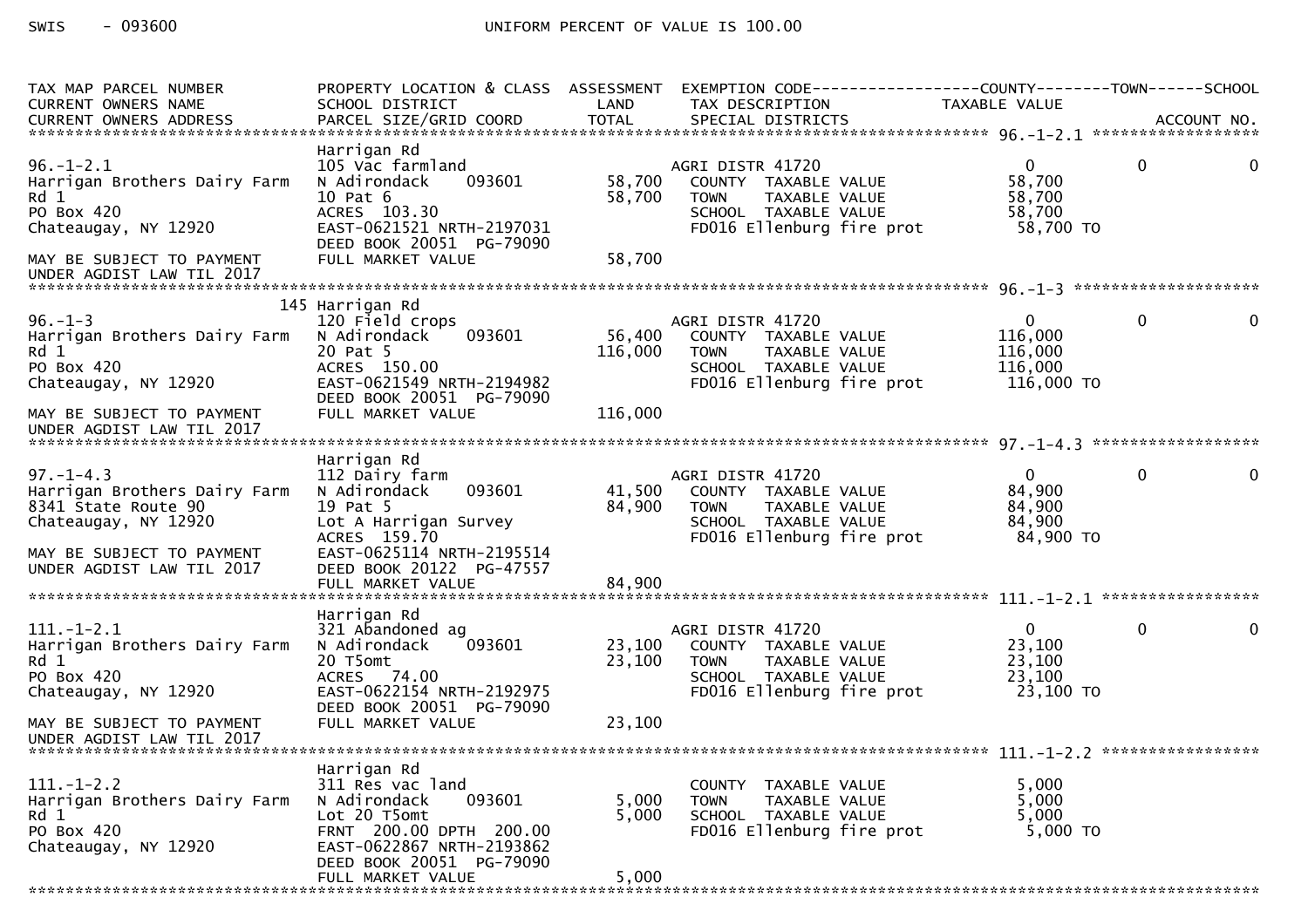SWIS - 093600 UNIFORM PERCENT OF VALUE IS 100.00

| TAX MAP PARCEL NUMBER / CURRENT OWNERS NAME / CURRENT OWNERS ADDRESS | PROPERTY LOCATION & CLASS / SCHOOL DISTRICT / PARCEL SIZE/GRID COORD | ASSESSMENT LAND | TOTAL | EXEMPTION CODE / TAX DESCRIPTION / SPECIAL DISTRICTS | COUNTY TAXABLE VALUE | TOWN | SCHOOL / ACCOUNT NO. |
|---|---|---|---|---|---|---|---|
| **96.-1-2.1** | | | | | | | |
| 96.-1-2.1 | Harrigan Rd | | | | | | |
| Harrigan Brothers Dairy Farm | 105 Vac farmland | | | AGRI DISTR 41720 | 0 | 0 | 0 |
| Rd 1 | N Adirondack 093601 | 58,700 | | COUNTY TAXABLE VALUE | 58,700 | | |
| PO Box 420 | 10 Pat 6 | | 58,700 | TOWN TAXABLE VALUE | 58,700 | | |
| Chateaugay, NY 12920 | ACRES 103.30 | | | SCHOOL TAXABLE VALUE | 58,700 | | |
| | EAST-0621521 NRTH-2197031 | | | FD016 Ellenburg fire prot | 58,700 TO | | |
| MAY BE SUBJECT TO PAYMENT | DEED BOOK 20051 PG-79090 | | | | | | |
| UNDER AGDIST LAW TIL 2017 | FULL MARKET VALUE | | 58,700 | | | | |
| **96.-1-3** | | | | | | | |
| 96.-1-3 | 145 Harrigan Rd | | | | | | |
| Harrigan Brothers Dairy Farm | 120 Field crops | | | AGRI DISTR 41720 | 0 | 0 | 0 |
| Rd 1 | N Adirondack 093601 | 56,400 | | COUNTY TAXABLE VALUE | 116,000 | | |
| PO Box 420 | 20 Pat 5 | | 116,000 | TOWN TAXABLE VALUE | 116,000 | | |
| Chateaugay, NY 12920 | ACRES 150.00 | | | SCHOOL TAXABLE VALUE | 116,000 | | |
| | EAST-0621549 NRTH-2194982 | | | FD016 Ellenburg fire prot | 116,000 TO | | |
| MAY BE SUBJECT TO PAYMENT | DEED BOOK 20051 PG-79090 | | | | | | |
| UNDER AGDIST LAW TIL 2017 | FULL MARKET VALUE | | 116,000 | | | | |
| **97.-1-4.3** | | | | | | | |
| 97.-1-4.3 | Harrigan Rd | | | | | | |
| Harrigan Brothers Dairy Farm | 112 Dairy farm | | | AGRI DISTR 41720 | 0 | 0 | 0 |
| 8341 State Route 90 | N Adirondack 093601 | 41,500 | | COUNTY TAXABLE VALUE | 84,900 | | |
| Chateaugay, NY 12920 | 19 Pat 5 | | 84,900 | TOWN TAXABLE VALUE | 84,900 | | |
| | Lot A Harrigan Survey | | | SCHOOL TAXABLE VALUE | 84,900 | | |
| MAY BE SUBJECT TO PAYMENT | ACRES 159.70 | | | FD016 Ellenburg fire prot | 84,900 TO | | |
| UNDER AGDIST LAW TIL 2017 | EAST-0625114 NRTH-2195514 | | | | | | |
| | DEED BOOK 20122 PG-47557 | | | | | | |
| | FULL MARKET VALUE | | 84,900 | | | | |
| **111.-1-2.1** | | | | | | | |
| 111.-1-2.1 | Harrigan Rd | | | | | | |
| Harrigan Brothers Dairy Farm | 321 Abandoned ag | | | AGRI DISTR 41720 | 0 | 0 | 0 |
| Rd 1 | N Adirondack 093601 | 23,100 | | COUNTY TAXABLE VALUE | 23,100 | | |
| PO Box 420 | 20 T5omt | | 23,100 | TOWN TAXABLE VALUE | 23,100 | | |
| Chateaugay, NY 12920 | ACRES 74.00 | | | SCHOOL TAXABLE VALUE | 23,100 | | |
| | EAST-0622154 NRTH-2192975 | | | FD016 Ellenburg fire prot | 23,100 TO | | |
| MAY BE SUBJECT TO PAYMENT | DEED BOOK 20051 PG-79090 | | | | | | |
| UNDER AGDIST LAW TIL 2017 | FULL MARKET VALUE | | 23,100 | | | | |
| **111.-1-2.2** | | | | | | | |
| 111.-1-2.2 | Harrigan Rd | | | | | | |
| Harrigan Brothers Dairy Farm | 311 Res vac land | | | COUNTY TAXABLE VALUE | 5,000 | | |
| Rd 1 | N Adirondack 093601 | 5,000 | | TOWN TAXABLE VALUE | 5,000 | | |
| PO Box 420 | Lot 20 T5omt | | 5,000 | SCHOOL TAXABLE VALUE | 5,000 | | |
| Chateaugay, NY 12920 | FRNT 200.00 DPTH 200.00 | | | FD016 Ellenburg fire prot | 5,000 TO | | |
| | EAST-0622867 NRTH-2193862 | | | | | | |
| | DEED BOOK 20051 PG-79090 | | | | | | |
| | FULL MARKET VALUE | | 5,000 | | | | |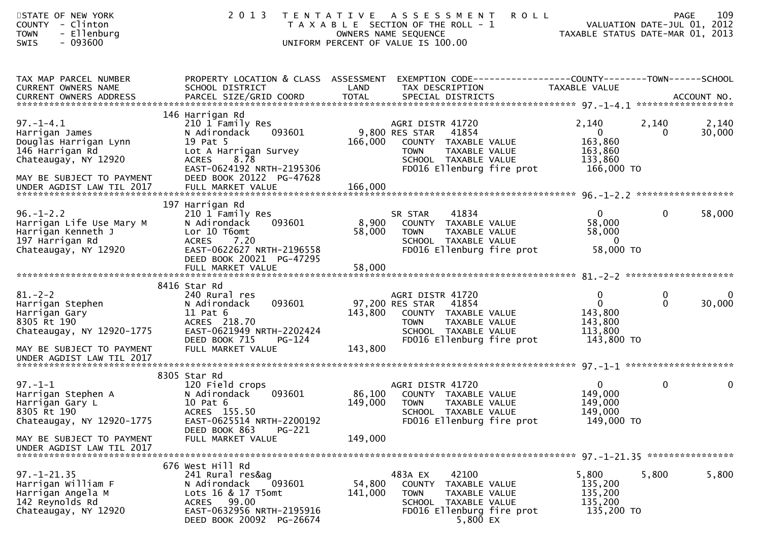STATE OF NEW YORK
COUNTY - Clinton
TOWN - Ellenburg
SWIS - 093600

2013 TENTATIVE ASSESSMENT ROLL
TAXABLE SECTION OF THE ROLL - 1
OWNERS NAME SEQUENCE
UNIFORM PERCENT OF VALUE IS 100.00

VALUATION DATE-JUL 01, 2012
TAXABLE STATUS DATE-MAR 01, 2013

| TAX MAP PARCEL NUMBER / CURRENT OWNERS NAME / CURRENT OWNERS ADDRESS | PROPERTY LOCATION & CLASS / SCHOOL DISTRICT / PARCEL SIZE/GRID COORD | ASSESSMENT LAND / TOTAL | EXEMPTION CODE / TAX DESCRIPTION / SPECIAL DISTRICTS | COUNTY TAXABLE VALUE | TOWN | SCHOOL / ACCOUNT NO. |
|---|---|---|---|---|---|---|
| **97.-1-4.1** | 146 Harrigan Rd | | | | | |
| 97.-1-4.1 | 210 1 Family Res | | AGRI DISTR 41720 | 2,140 | 2,140 | 2,140 |
| Harrigan James | N Adirondack 093601 | 9,800 | RES STAR 41854 | 0 | 0 | 30,000 |
| Douglas Harrigan Lynn | 19 Pat 5 | 166,000 | COUNTY TAXABLE VALUE | 163,860 | | |
| 146 Harrigan Rd | Lot A Harrigan Survey | | TOWN TAXABLE VALUE | 163,860 | | |
| Chateaugay, NY 12920 | ACRES 8.78 | | SCHOOL TAXABLE VALUE | 133,860 | | |
| | EAST-0624192 NRTH-2195306 | | FD016 Ellenburg fire prot | 166,000 TO | | |
| MAY BE SUBJECT TO PAYMENT | DEED BOOK 20122 PG-47628 | | | | | |
| UNDER AGDIST LAW TIL 2017 | FULL MARKET VALUE | 166,000 | | | | |
| **96.-1-2.2** | 197 Harrigan Rd | | | | | |
| 96.-1-2.2 | 210 1 Family Res | | SR STAR 41834 | 0 | 0 | 58,000 |
| Harrigan Life Use Mary M | N Adirondack 093601 | 8,900 | COUNTY TAXABLE VALUE | 58,000 | | |
| Harrigan Kenneth J | Lor 10 T6omt | 58,000 | TOWN TAXABLE VALUE | 58,000 | | |
| 197 Harrigan Rd | ACRES 7.20 | | SCHOOL TAXABLE VALUE | 0 | | |
| Chateaugay, NY 12920 | EAST-0622627 NRTH-2196558 | | FD016 Ellenburg fire prot | 58,000 TO | | |
| | DEED BOOK 20021 PG-47295 | | | | | |
| | FULL MARKET VALUE | 58,000 | | | | |
| **81.-2-2** | 8416 Star Rd | | | | | |
| 81.-2-2 | 240 Rural res | | AGRI DISTR 41720 | 0 | 0 | 0 |
| Harrigan Stephen | N Adirondack 093601 | 97,200 | RES STAR 41854 | 0 | 0 | 30,000 |
| Harrigan Gary | 11 Pat 6 | 143,800 | COUNTY TAXABLE VALUE | 143,800 | | |
| 8305 Rt 190 | ACRES 218.70 | | TOWN TAXABLE VALUE | 143,800 | | |
| Chateaugay, NY 12920-1775 | EAST-0621949 NRTH-2202424 | | SCHOOL TAXABLE VALUE | 113,800 | | |
| | DEED BOOK 715 PG-124 | | FD016 Ellenburg fire prot | 143,800 TO | | |
| MAY BE SUBJECT TO PAYMENT | FULL MARKET VALUE | 143,800 | | | | |
| UNDER AGDIST LAW TIL 2017 | | | | | | |
| **97.-1-1** | 8305 Star Rd | | | | | |
| 97.-1-1 | 120 Field crops | | AGRI DISTR 41720 | 0 | 0 | 0 |
| Harrigan Stephen A | N Adirondack 093601 | 86,100 | COUNTY TAXABLE VALUE | 149,000 | | |
| Harrigan Gary L | 10 Pat 6 | 149,000 | TOWN TAXABLE VALUE | 149,000 | | |
| 8305 Rt 190 | ACRES 155.50 | | SCHOOL TAXABLE VALUE | 149,000 | | |
| Chateaugay, NY 12920-1775 | EAST-0625514 NRTH-2200192 | | FD016 Ellenburg fire prot | 149,000 TO | | |
| | DEED BOOK 863 PG-221 | | | | | |
| MAY BE SUBJECT TO PAYMENT | FULL MARKET VALUE | 149,000 | | | | |
| UNDER AGDIST LAW TIL 2017 | | | | | | |
| **97.-1-21.35** | 676 West Hill Rd | | | | | |
| 97.-1-21.35 | 241 Rural res&ag | | 483A EX 42100 | 5,800 | 5,800 | 5,800 |
| Harrigan William F | N Adirondack 093601 | 54,800 | COUNTY TAXABLE VALUE | 135,200 | | |
| Harrigan Angela M | Lots 16 & 17 T5omt | 141,000 | TOWN TAXABLE VALUE | 135,200 | | |
| 142 Reynolds Rd | ACRES 99.00 | | SCHOOL TAXABLE VALUE | 135,200 | | |
| Chateaugay, NY 12920 | EAST-0632956 NRTH-2195916 | | FD016 Ellenburg fire prot | 135,200 TO | | |
| | DEED BOOK 20092 PG-26674 | | 5,800 EX | | | |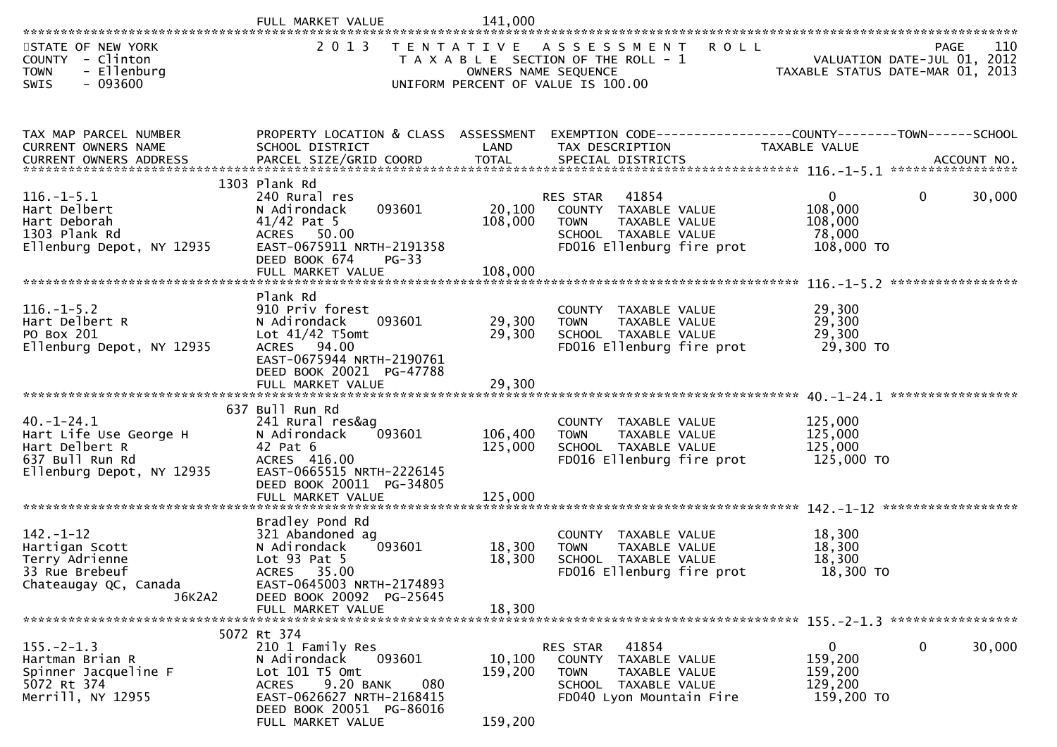FULL MARKET VALUE 141,000

STATE OF NEW YORK
COUNTY - Clinton
TOWN - Ellenburg
SWIS - 093600

2013 TENTATIVE ASSESSMENT ROLL
TAXABLE SECTION OF THE ROLL - 1
OWNERS NAME SEQUENCE
UNIFORM PERCENT OF VALUE IS 100.00

PAGE 110
VALUATION DATE-JUL 01, 2012
TAXABLE STATUS DATE-MAR 01, 2013

| TAX MAP PARCEL NUMBER / CURRENT OWNERS NAME / CURRENT OWNERS ADDRESS | PROPERTY LOCATION & CLASS / SCHOOL DISTRICT / PARCEL SIZE/GRID COORD | ASSESSMENT LAND / TOTAL | EXEMPTION CODE / TAX DESCRIPTION / SPECIAL DISTRICTS | COUNTY TAXABLE VALUE | TOWN | SCHOOL |
|---|---|---|---|---|---|---|
| **116.-1-5.1** | 1303 Plank Rd | | | | | |
| 116.-1-5.1 | 240 Rural res | | RES STAR 41854 | 0 | 0 | 30,000 |
| Hart Delbert | N Adirondack 093601 | 20,100 | COUNTY TAXABLE VALUE | 108,000 | | |
| Hart Deborah | 41/42 Pat 5 | 108,000 | TOWN TAXABLE VALUE | 108,000 | | |
| 1303 Plank Rd | ACRES 50.00 | | SCHOOL TAXABLE VALUE | 78,000 | | |
| Ellenburg Depot, NY 12935 | EAST-0675911 NRTH-2191358 | | FD016 Ellenburg fire prot | 108,000 TO | | |
| | DEED BOOK 674 PG-33 | | | | | |
| | FULL MARKET VALUE | 108,000 | | | | |
| **116.-1-5.2** | Plank Rd | | | | | |
| 116.-1-5.2 | 910 Priv forest | | COUNTY TAXABLE VALUE | 29,300 | | |
| Hart Delbert R | N Adirondack 093601 | 29,300 | TOWN TAXABLE VALUE | 29,300 | | |
| PO Box 201 | Lot 41/42 T5omt | 29,300 | SCHOOL TAXABLE VALUE | 29,300 | | |
| Ellenburg Depot, NY 12935 | ACRES 94.00 | | FD016 Ellenburg fire prot | 29,300 TO | | |
| | EAST-0675944 NRTH-2190761 | | | | | |
| | DEED BOOK 20021 PG-47788 | | | | | |
| | FULL MARKET VALUE | 29,300 | | | | |
| **40.-1-24.1** | 637 Bull Run Rd | | | | | |
| 40.-1-24.1 | 241 Rural res&ag | | COUNTY TAXABLE VALUE | 125,000 | | |
| Hart Life Use George H | N Adirondack 093601 | 106,400 | TOWN TAXABLE VALUE | 125,000 | | |
| Hart Delbert R | 42 Pat 6 | 125,000 | SCHOOL TAXABLE VALUE | 125,000 | | |
| 637 Bull Run Rd | ACRES 416.00 | | FD016 Ellenburg fire prot | 125,000 TO | | |
| Ellenburg Depot, NY 12935 | EAST-0665515 NRTH-2226145 | | | | | |
| | DEED BOOK 20011 PG-34805 | | | | | |
| | FULL MARKET VALUE | 125,000 | | | | |
| **142.-1-12** | Bradley Pond Rd | | | | | |
| 142.-1-12 | 321 Abandoned ag | | COUNTY TAXABLE VALUE | 18,300 | | |
| Hartigan Scott | N Adirondack 093601 | 18,300 | TOWN TAXABLE VALUE | 18,300 | | |
| Terry Adrienne | Lot 93 Pat 5 | 18,300 | SCHOOL TAXABLE VALUE | 18,300 | | |
| 33 Rue Brebeuf | ACRES 35.00 | | FD016 Ellenburg fire prot | 18,300 TO | | |
| Chateaugay QC, Canada J6K2A2 | EAST-0645003 NRTH-2174893 | | | | | |
| | DEED BOOK 20092 PG-25645 | | | | | |
| | FULL MARKET VALUE | 18,300 | | | | |
| **155.-2-1.3** | 5072 Rt 374 | | | | | |
| 155.-2-1.3 | 210 1 Family Res | | RES STAR 41854 | 0 | 0 | 30,000 |
| Hartman Brian R | N Adirondack 093601 | 10,100 | COUNTY TAXABLE VALUE | 159,200 | | |
| Spinner Jacqueline F | Lot 101 T5 Omt | 159,200 | TOWN TAXABLE VALUE | 159,200 | | |
| 5072 Rt 374 | ACRES 9.20 BANK 080 | | SCHOOL TAXABLE VALUE | 129,200 | | |
| Merrill, NY 12955 | EAST-0626627 NRTH-2168415 | | FD040 Lyon Mountain Fire | 159,200 TO | | |
| | DEED BOOK 20051 PG-86016 | | | | | |
| | FULL MARKET VALUE | 159,200 | | | | |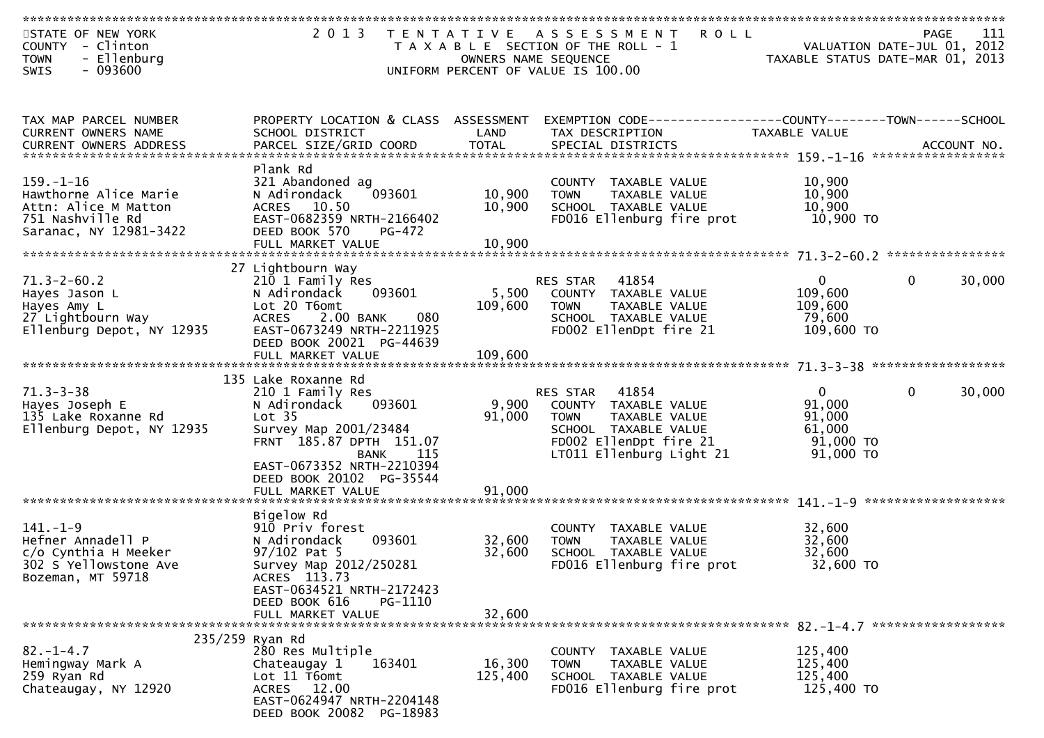STATE OF NEW YORK
COUNTY - Clinton
TOWN - Ellenburg
SWIS - 093600

2013 TENTATIVE ASSESSMENT ROLL
TAXABLE SECTION OF THE ROLL - 1
OWNERS NAME SEQUENCE
UNIFORM PERCENT OF VALUE IS 100.00

VALUATION DATE-JUL 01, 2012
TAXABLE STATUS DATE-MAR 01, 2013

| TAX MAP PARCEL NUMBER / CURRENT OWNERS NAME / CURRENT OWNERS ADDRESS | PROPERTY LOCATION & CLASS / SCHOOL DISTRICT / PARCEL SIZE/GRID COORD | ASSESSMENT LAND | ASSESSMENT TOTAL | EXEMPTION CODE / TAX DESCRIPTION / SPECIAL DISTRICTS | COUNTY TAXABLE VALUE | TOWN | SCHOOL | ACCOUNT NO. |
|---|---|---|---|---|---|---|---|---|
| **159.-1-16** | Plank Rd | | | | | | | |
| 159.-1-16 | 321 Abandoned ag | | | COUNTY TAXABLE VALUE | 10,900 | | | |
| Hawthorne Alice Marie | N Adirondack 093601 | 10,900 | | TOWN TAXABLE VALUE | 10,900 | | | |
| Attn: Alice M Matton | ACRES 10.50 | | 10,900 | SCHOOL TAXABLE VALUE | 10,900 | | | |
| 751 Nashville Rd | EAST-0682359 NRTH-2166402 | | | FD016 Ellenburg fire prot | 10,900 TO | | | |
| Saranac, NY 12981-3422 | DEED BOOK 570 PG-472 | | | | | | | |
| | FULL MARKET VALUE | | 10,900 | | | | | |
| **71.3-2-60.2** | 27 Lightbourn Way | | | | | | | |
| 71.3-2-60.2 | 210 1 Family Res | | | RES STAR 41854 | 0 | 0 | 30,000 | |
| Hayes Jason L | N Adirondack 093601 | 5,500 | | COUNTY TAXABLE VALUE | 109,600 | | | |
| Hayes Amy L | Lot 20 T6omt | | 109,600 | TOWN TAXABLE VALUE | 109,600 | | | |
| 27 Lightbourn Way | ACRES 2.00 BANK 080 | | | SCHOOL TAXABLE VALUE | 79,600 | | | |
| Ellenburg Depot, NY 12935 | EAST-0673249 NRTH-2211925 | | | FD002 EllenDpt fire 21 | 109,600 TO | | | |
| | DEED BOOK 20021 PG-44639 | | | | | | | |
| | FULL MARKET VALUE | | 109,600 | | | | | |
| **71.3-3-38** | 135 Lake Roxanne Rd | | | | | | | |
| 71.3-3-38 | 210 1 Family Res | | | RES STAR 41854 | 0 | 0 | 30,000 | |
| Hayes Joseph E | N Adirondack 093601 | 9,900 | | COUNTY TAXABLE VALUE | 91,000 | | | |
| 135 Lake Roxanne Rd | Lot 35 | | 91,000 | TOWN TAXABLE VALUE | 91,000 | | | |
| Ellenburg Depot, NY 12935 | Survey Map 2001/23484 | | | SCHOOL TAXABLE VALUE | 61,000 | | | |
| | FRNT 185.87 DPTH 151.07 | | | FD002 EllenDpt fire 21 | 91,000 TO | | | |
| | BANK 115 | | | LT011 Ellenburg Light 21 | 91,000 TO | | | |
| | EAST-0673352 NRTH-2210394 | | | | | | | |
| | DEED BOOK 20102 PG-35544 | | | | | | | |
| | FULL MARKET VALUE | | 91,000 | | | | | |
| **141.-1-9** | Bigelow Rd | | | | | | | |
| 141.-1-9 | 910 Priv forest | | | COUNTY TAXABLE VALUE | 32,600 | | | |
| Hefner Annadell P | N Adirondack 093601 | 32,600 | | TOWN TAXABLE VALUE | 32,600 | | | |
| c/o Cynthia H Meeker | 97/102 Pat 5 | | 32,600 | SCHOOL TAXABLE VALUE | 32,600 | | | |
| 302 S Yellowstone Ave | Survey Map 2012/250281 | | | FD016 Ellenburg fire prot | 32,600 TO | | | |
| Bozeman, MT 59718 | ACRES 113.73 | | | | | | | |
| | EAST-0634521 NRTH-2172423 | | | | | | | |
| | DEED BOOK 616 PG-1110 | | | | | | | |
| | FULL MARKET VALUE | | 32,600 | | | | | |
| **82.-1-4.7** | 235/259 Ryan Rd | | | | | | | |
| 82.-1-4.7 | 280 Res Multiple | | | COUNTY TAXABLE VALUE | 125,400 | | | |
| Hemingway Mark A | Chateaugay 1 163401 | 16,300 | | TOWN TAXABLE VALUE | 125,400 | | | |
| 259 Ryan Rd | Lot 11 T6omt | | 125,400 | SCHOOL TAXABLE VALUE | 125,400 | | | |
| Chateaugay, NY 12920 | ACRES 12.00 | | | FD016 Ellenburg fire prot | 125,400 TO | | | |
| | EAST-0624947 NRTH-2204148 | | | | | | | |
| | DEED BOOK 20082 PG-18983 | | | | | | | |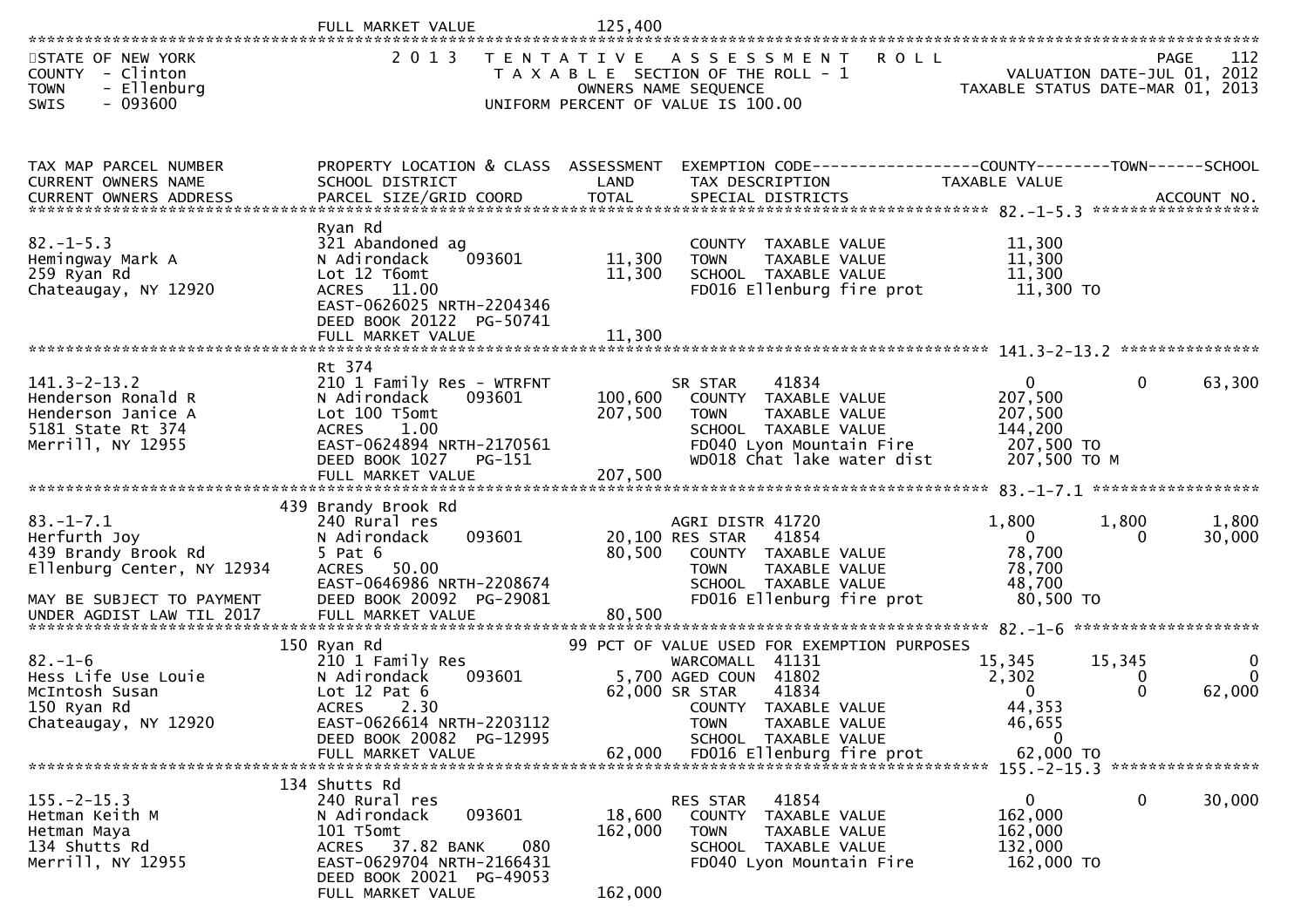FULL MARKET VALUE 125,400

STATE OF NEW YORK
COUNTY - Clinton
TOWN - Ellenburg
SWIS - 093600

2013 TENTATIVE ASSESSMENT ROLL
TAXABLE SECTION OF THE ROLL - 1
OWNERS NAME SEQUENCE
UNIFORM PERCENT OF VALUE IS 100.00

PAGE 112
VALUATION DATE-JUL 01, 2012
TAXABLE STATUS DATE-MAR 01, 2013

| TAX MAP PARCEL NUMBER / CURRENT OWNERS NAME / CURRENT OWNERS ADDRESS | PROPERTY LOCATION & CLASS / SCHOOL DISTRICT / PARCEL SIZE/GRID COORD | ASSESSMENT LAND / TOTAL | EXEMPTION CODE / TAX DESCRIPTION / SPECIAL DISTRICTS | COUNTY TAXABLE VALUE | TOWN | SCHOOL |
|---|---|---|---|---|---|---|
| **82.-1-5.3** | Ryan Rd | | | | | |
| 82.-1-5.3 | 321 Abandoned ag | | COUNTY TAXABLE VALUE | 11,300 | | |
| Hemingway Mark A | N Adirondack 093601 | 11,300 | TOWN TAXABLE VALUE | 11,300 | | |
| 259 Ryan Rd | Lot 12 T6omt | 11,300 | SCHOOL TAXABLE VALUE | 11,300 | | |
| Chateaugay, NY 12920 | ACRES 11.00 | | FD016 Ellenburg fire prot | 11,300 TO | | |
| | EAST-0626025 NRTH-2204346 | | | | | |
| | DEED BOOK 20122 PG-50741 | | | | | |
| | FULL MARKET VALUE | 11,300 | | | | |
| **141.3-2-13.2** | Rt 374 | | | | | |
| 141.3-2-13.2 | 210 1 Family Res - WTRFNT | | SR STAR 41834 | 0 | 0 | 63,300 |
| Henderson Ronald R | N Adirondack 093601 | 100,600 | COUNTY TAXABLE VALUE | 207,500 | | |
| Henderson Janice A | Lot 100 T5omt | 207,500 | TOWN TAXABLE VALUE | 207,500 | | |
| 5181 State Rt 374 | ACRES 1.00 | | SCHOOL TAXABLE VALUE | 144,200 | | |
| Merrill, NY 12955 | EAST-0624894 NRTH-2170561 | | FD040 Lyon Mountain Fire | 207,500 TO | | |
| | DEED BOOK 1027 PG-151 | | WD018 Chat lake water dist | 207,500 TO M | | |
| | FULL MARKET VALUE | 207,500 | | | | |
| **83.-1-7.1** | 439 Brandy Brook Rd | | | | | |
| 83.-1-7.1 | 240 Rural res | | AGRI DISTR 41720 | 1,800 | 1,800 | 1,800 |
| Herfurth Joy | N Adirondack 093601 | 20,100 | RES STAR 41854 | 0 | 0 | 30,000 |
| 439 Brandy Brook Rd | 5 Pat 6 | 80,500 | COUNTY TAXABLE VALUE | 78,700 | | |
| Ellenburg Center, NY 12934 | ACRES 50.00 | | TOWN TAXABLE VALUE | 78,700 | | |
| | EAST-0646986 NRTH-2208674 | | SCHOOL TAXABLE VALUE | 48,700 | | |
| MAY BE SUBJECT TO PAYMENT | DEED BOOK 20092 PG-29081 | | FD016 Ellenburg fire prot | 80,500 TO | | |
| UNDER AGDIST LAW TIL 2017 | FULL MARKET VALUE | 80,500 | | | | |
| **82.-1-6** | 150 Ryan Rd | | 99 PCT OF VALUE USED FOR EXEMPTION PURPOSES | | | |
| 82.-1-6 | 210 1 Family Res | | WARCOMALL 41131 | 15,345 | 15,345 | 0 |
| Hess Life Use Louie | N Adirondack 093601 | 5,700 | AGED COUN 41802 | 2,302 | 0 | 0 |
| McIntosh Susan | Lot 12 Pat 6 | 62,000 | SR STAR 41834 | 0 | 0 | 62,000 |
| 150 Ryan Rd | ACRES 2.30 | | COUNTY TAXABLE VALUE | 44,353 | | |
| Chateaugay, NY 12920 | EAST-0626614 NRTH-2203112 | | TOWN TAXABLE VALUE | 46,655 | | |
| | DEED BOOK 20082 PG-12995 | | SCHOOL TAXABLE VALUE | 0 | | |
| | FULL MARKET VALUE | 62,000 | FD016 Ellenburg fire prot | 62,000 TO | | |
| **155.-2-15.3** | 134 Shutts Rd | | | | | |
| 155.-2-15.3 | 240 Rural res | | RES STAR 41854 | 0 | 0 | 30,000 |
| Hetman Keith M | N Adirondack 093601 | 18,600 | COUNTY TAXABLE VALUE | 162,000 | | |
| Hetman Maya | 101 T5omt | 162,000 | TOWN TAXABLE VALUE | 162,000 | | |
| 134 Shutts Rd | ACRES 37.82 BANK 080 | | SCHOOL TAXABLE VALUE | 132,000 | | |
| Merrill, NY 12955 | EAST-0629704 NRTH-2166431 | | FD040 Lyon Mountain Fire | 162,000 TO | | |
| | DEED BOOK 20021 PG-49053 | | | | | |
| | FULL MARKET VALUE | 162,000 | | | | |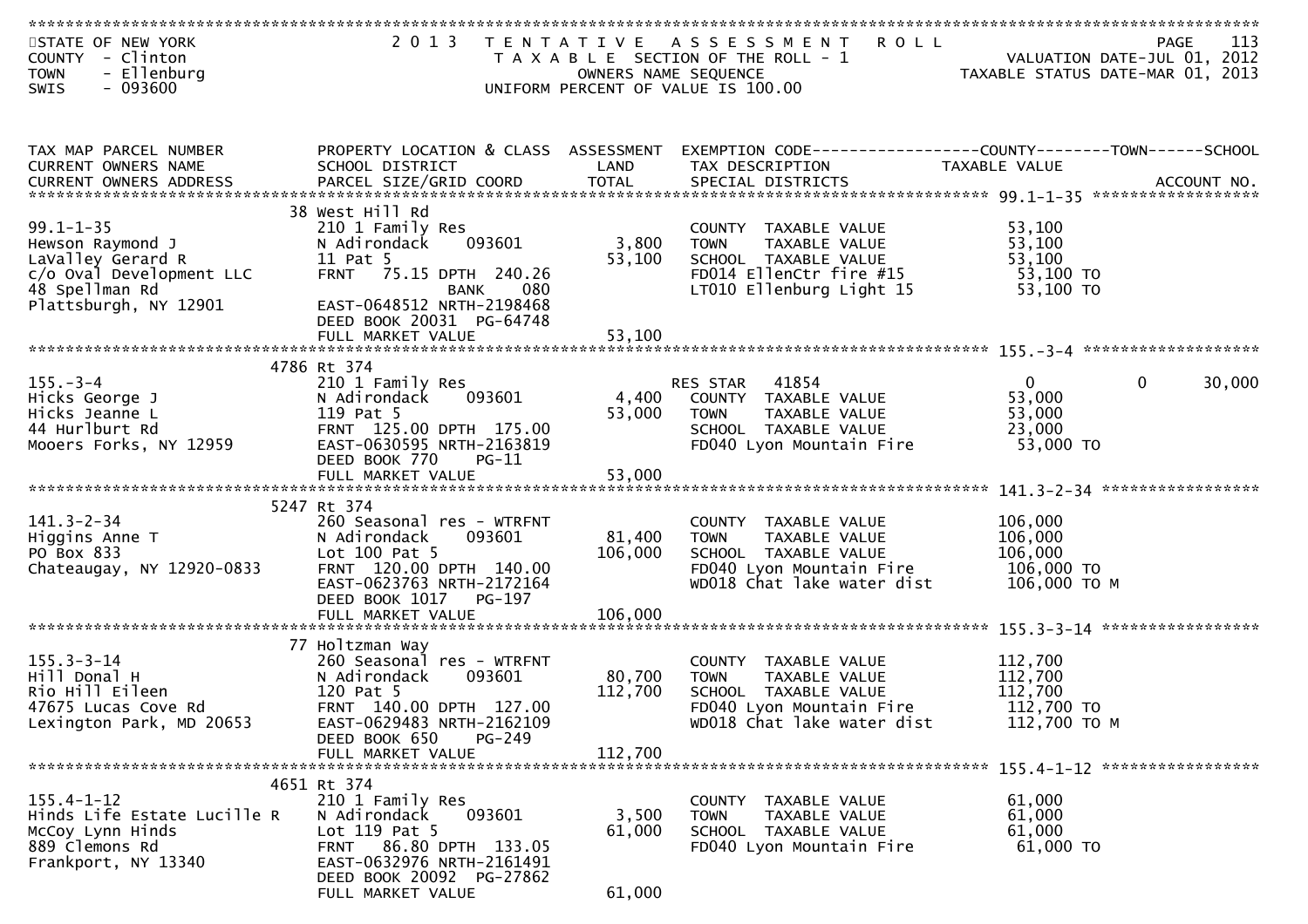STATE OF NEW YORK
COUNTY - Clinton
TOWN - Ellenburg
SWIS - 093600

2013 TENTATIVE ASSESSMENT ROLL
TAXABLE SECTION OF THE ROLL - 1
OWNERS NAME SEQUENCE
UNIFORM PERCENT OF VALUE IS 100.00

VALUATION DATE-JUL 01, 2012
TAXABLE STATUS DATE-MAR 01, 2013

| TAX MAP PARCEL NUMBER / CURRENT OWNERS NAME / CURRENT OWNERS ADDRESS | PROPERTY LOCATION & CLASS / SCHOOL DISTRICT / PARCEL SIZE/GRID COORD | ASSESSMENT LAND / TOTAL | EXEMPTION CODE / TAX DESCRIPTION / SPECIAL DISTRICTS | COUNTY TAXABLE VALUE | TOWN | SCHOOL / ACCOUNT NO. |
|---|---|---|---|---|---|---|
| **99.1-1-35** | 38 West Hill Rd | | | | | |
| 99.1-1-35 | 210 1 Family Res | | COUNTY TAXABLE VALUE | 53,100 | | |
| Hewson Raymond J | N Adirondack 093601 | 3,800 | TOWN TAXABLE VALUE | 53,100 | | |
| LaValley Gerard R | 11 Pat 5 | 53,100 | SCHOOL TAXABLE VALUE | 53,100 | | |
| c/o Oval Development LLC | FRNT 75.15 DPTH 240.26 | | FD014 EllenCtr fire #15 | 53,100 TO | | |
| 48 Spellman Rd | BANK 080 | | LT010 Ellenburg Light 15 | 53,100 TO | | |
| Plattsburgh, NY 12901 | EAST-0648512 NRTH-2198468 | | | | | |
| | DEED BOOK 20031 PG-64748 | | | | | |
| | FULL MARKET VALUE | 53,100 | | | | |
| **155.-3-4** | 4786 Rt 374 | | | | | |
| 155.-3-4 | 210 1 Family Res | | RES STAR 41854 | 0 | 0 | 30,000 |
| Hicks George J | N Adirondack 093601 | 4,400 | COUNTY TAXABLE VALUE | 53,000 | | |
| Hicks Jeanne L | 119 Pat 5 | 53,000 | TOWN TAXABLE VALUE | 53,000 | | |
| 44 Hurlburt Rd | FRNT 125.00 DPTH 175.00 | | SCHOOL TAXABLE VALUE | 23,000 | | |
| Mooers Forks, NY 12959 | EAST-0630595 NRTH-2163819 | | FD040 Lyon Mountain Fire | 53,000 TO | | |
| | DEED BOOK 770 PG-11 | | | | | |
| | FULL MARKET VALUE | 53,000 | | | | |
| **141.3-2-34** | 5247 Rt 374 | | | | | |
| 141.3-2-34 | 260 Seasonal res - WTRFNT | | COUNTY TAXABLE VALUE | 106,000 | | |
| Higgins Anne T | N Adirondack 093601 | 81,400 | TOWN TAXABLE VALUE | 106,000 | | |
| PO Box 833 | Lot 100 Pat 5 | 106,000 | SCHOOL TAXABLE VALUE | 106,000 | | |
| Chateaugay, NY 12920-0833 | FRNT 120.00 DPTH 140.00 | | FD040 Lyon Mountain Fire | 106,000 TO | | |
| | EAST-0623763 NRTH-2172164 | | WD018 Chat lake water dist | 106,000 TO M | | |
| | DEED BOOK 1017 PG-197 | | | | | |
| | FULL MARKET VALUE | 106,000 | | | | |
| **155.3-3-14** | 77 Holtzman Way | | | | | |
| 155.3-3-14 | 260 Seasonal res - WTRFNT | | COUNTY TAXABLE VALUE | 112,700 | | |
| Hill Donal H | N Adirondack 093601 | 80,700 | TOWN TAXABLE VALUE | 112,700 | | |
| Rio Hill Eileen | 120 Pat 5 | 112,700 | SCHOOL TAXABLE VALUE | 112,700 | | |
| 47675 Lucas Cove Rd | FRNT 140.00 DPTH 127.00 | | FD040 Lyon Mountain Fire | 112,700 TO | | |
| Lexington Park, MD 20653 | EAST-0629483 NRTH-2162109 | | WD018 Chat lake water dist | 112,700 TO M | | |
| | DEED BOOK 650 PG-249 | | | | | |
| | FULL MARKET VALUE | 112,700 | | | | |
| **155.4-1-12** | 4651 Rt 374 | | | | | |
| 155.4-1-12 | 210 1 Family Res | | COUNTY TAXABLE VALUE | 61,000 | | |
| Hinds Life Estate Lucille R | N Adirondack 093601 | 3,500 | TOWN TAXABLE VALUE | 61,000 | | |
| McCoy Lynn Hinds | Lot 119 Pat 5 | 61,000 | SCHOOL TAXABLE VALUE | 61,000 | | |
| 889 Clemons Rd | FRNT 86.80 DPTH 133.05 | | FD040 Lyon Mountain Fire | 61,000 TO | | |
| Frankport, NY 13340 | EAST-0632976 NRTH-2161491 | | | | | |
| | DEED BOOK 20092 PG-27862 | | | | | |
| | FULL MARKET VALUE | 61,000 | | | | |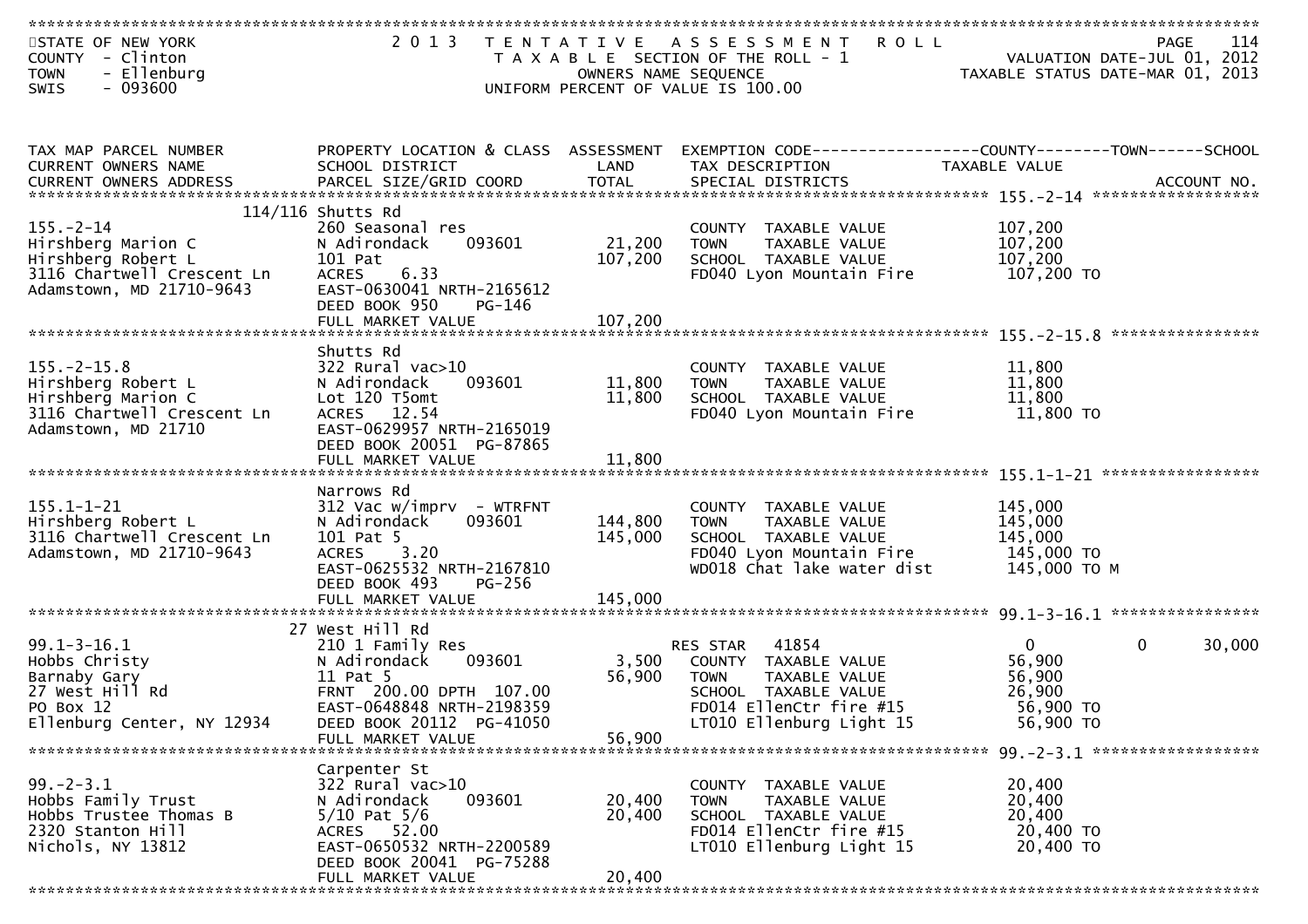STATE OF NEW YORK
COUNTY - Clinton
TOWN - Ellenburg
SWIS - 093600

2013 TENTATIVE ASSESSMENT ROLL
TAXABLE SECTION OF THE ROLL - 1
OWNERS NAME SEQUENCE
UNIFORM PERCENT OF VALUE IS 100.00

VALUATION DATE-JUL 01, 2012
TAXABLE STATUS DATE-MAR 01, 2013

| TAX MAP PARCEL NUMBER / CURRENT OWNERS NAME / CURRENT OWNERS ADDRESS | PROPERTY LOCATION & CLASS / SCHOOL DISTRICT / PARCEL SIZE/GRID COORD | ASSESSMENT LAND / TOTAL | EXEMPTION CODE / TAX DESCRIPTION / SPECIAL DISTRICTS | COUNTY TAXABLE VALUE | TOWN | SCHOOL | ACCOUNT NO. |
|---|---|---|---|---|---|---|---|
| **155.-2-14** | 114/116 Shutts Rd | | | | | | |
| 155.-2-14 | 260 Seasonal res | | COUNTY TAXABLE VALUE | 107,200 | | | |
| Hirshberg Marion C | N Adirondack 093601 | 21,200 | TOWN TAXABLE VALUE | 107,200 | | | |
| Hirshberg Robert L | 101 Pat | 107,200 | SCHOOL TAXABLE VALUE | 107,200 | | | |
| 3116 Chartwell Crescent Ln | ACRES 6.33 | | FD040 Lyon Mountain Fire | 107,200 TO | | | |
| Adamstown, MD 21710-9643 | EAST-0630041 NRTH-2165612 | | | | | | |
| | DEED BOOK 950 PG-146 | | | | | | |
| | FULL MARKET VALUE | 107,200 | | | | | |
| **155.-2-15.8** | Shutts Rd | | | | | | |
| 155.-2-15.8 | 322 Rural vac>10 | | COUNTY TAXABLE VALUE | 11,800 | | | |
| Hirshberg Robert L | N Adirondack 093601 | 11,800 | TOWN TAXABLE VALUE | 11,800 | | | |
| Hirshberg Marion C | Lot 120 T5omt | 11,800 | SCHOOL TAXABLE VALUE | 11,800 | | | |
| 3116 Chartwell Crescent Ln | ACRES 12.54 | | FD040 Lyon Mountain Fire | 11,800 TO | | | |
| Adamstown, MD 21710 | EAST-0629957 NRTH-2165019 | | | | | | |
| | DEED BOOK 20051 PG-87865 | | | | | | |
| | FULL MARKET VALUE | 11,800 | | | | | |
| **155.1-1-21** | Narrows Rd | | | | | | |
| 155.1-1-21 | 312 Vac w/imprv - WTRFNT | | COUNTY TAXABLE VALUE | 145,000 | | | |
| Hirshberg Robert L | N Adirondack 093601 | 144,800 | TOWN TAXABLE VALUE | 145,000 | | | |
| 3116 Chartwell Crescent Ln | 101 Pat 5 | 145,000 | SCHOOL TAXABLE VALUE | 145,000 | | | |
| Adamstown, MD 21710-9643 | ACRES 3.20 | | FD040 Lyon Mountain Fire | 145,000 TO | | | |
| | EAST-0625532 NRTH-2167810 | | WD018 Chat lake water dist | 145,000 TO M | | | |
| | DEED BOOK 493 PG-256 | | | | | | |
| | FULL MARKET VALUE | 145,000 | | | | | |
| **99.1-3-16.1** | 27 West Hill Rd | | | | | | |
| 99.1-3-16.1 | 210 1 Family Res | | RES STAR 41854 | 0 | 0 | 30,000 | |
| Hobbs Christy | N Adirondack 093601 | 3,500 | COUNTY TAXABLE VALUE | 56,900 | | | |
| Barnaby Gary | 11 Pat 5 | 56,900 | TOWN TAXABLE VALUE | 56,900 | | | |
| 27 West Hill Rd | FRNT 200.00 DPTH 107.00 | | SCHOOL TAXABLE VALUE | 26,900 | | | |
| PO Box 12 | EAST-0648848 NRTH-2198359 | | FD014 EllenCtr fire #15 | 56,900 TO | | | |
| Ellenburg Center, NY 12934 | DEED BOOK 20112 PG-41050 | | LT010 Ellenburg Light 15 | 56,900 TO | | | |
| | FULL MARKET VALUE | 56,900 | | | | | |
| **99.-2-3.1** | Carpenter St | | | | | | |
| 99.-2-3.1 | 322 Rural vac>10 | | COUNTY TAXABLE VALUE | 20,400 | | | |
| Hobbs Family Trust | N Adirondack 093601 | 20,400 | TOWN TAXABLE VALUE | 20,400 | | | |
| Hobbs Trustee Thomas B | 5/10 Pat 5/6 | 20,400 | SCHOOL TAXABLE VALUE | 20,400 | | | |
| 2320 Stanton Hill | ACRES 52.00 | | FD014 EllenCtr fire #15 | 20,400 TO | | | |
| Nichols, NY 13812 | EAST-0650532 NRTH-2200589 | | LT010 Ellenburg Light 15 | 20,400 TO | | | |
| | DEED BOOK 20041 PG-75288 | | | | | | |
| | FULL MARKET VALUE | 20,400 | | | | | |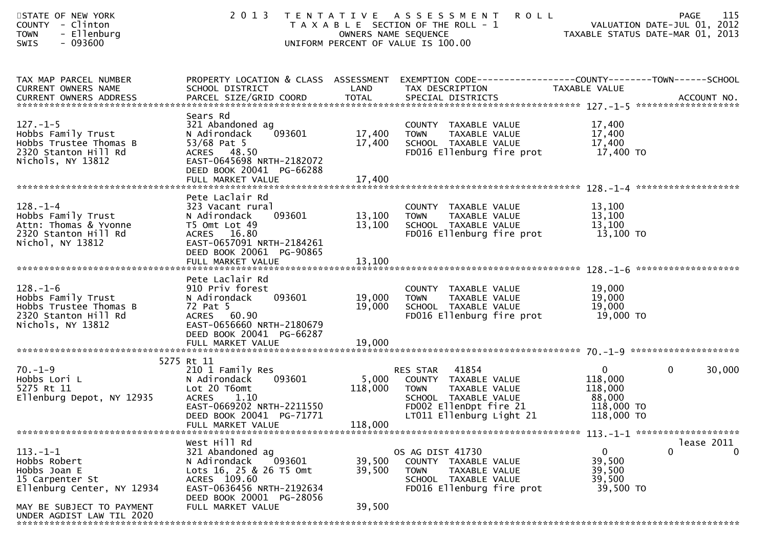STATE OF NEW YORK
COUNTY - Clinton
TOWN - Ellenburg
SWIS - 093600

2013 TENTATIVE ASSESSMENT ROLL
TAXABLE SECTION OF THE ROLL - 1
OWNERS NAME SEQUENCE
UNIFORM PERCENT OF VALUE IS 100.00

VALUATION DATE-JUL 01, 2012
TAXABLE STATUS DATE-MAR 01, 2013

| TAX MAP PARCEL NUMBER / CURRENT OWNERS NAME / CURRENT OWNERS ADDRESS | PROPERTY LOCATION & CLASS / SCHOOL DISTRICT / PARCEL SIZE/GRID COORD | ASSESSMENT LAND | TOTAL | EXEMPTION CODE / TAX DESCRIPTION / SPECIAL DISTRICTS | COUNTY TAXABLE VALUE | TOWN | SCHOOL / ACCOUNT NO. |
|---|---|---|---|---|---|---|---|
| **127.-1-5** | Sears Rd | | | | | | |
| 127.-1-5 | 321 Abandoned ag | | | COUNTY TAXABLE VALUE | 17,400 | | |
| Hobbs Family Trust | N Adirondack 093601 | 17,400 | | TOWN TAXABLE VALUE | 17,400 | | |
| Hobbs Trustee Thomas B | 53/68 Pat 5 | | 17,400 | SCHOOL TAXABLE VALUE | 17,400 | | |
| 2320 Stanton Hill Rd | ACRES 48.50 | | | FD016 Ellenburg fire prot | 17,400 TO | | |
| Nichols, NY 13812 | EAST-0645698 NRTH-2182072 | | | | | | |
| | DEED BOOK 20041 PG-66288 | | | | | | |
| | FULL MARKET VALUE | | 17,400 | | | | |
| **128.-1-4** | Pete Laclair Rd | | | | | | |
| 128.-1-4 | 323 Vacant rural | | | COUNTY TAXABLE VALUE | 13,100 | | |
| Hobbs Family Trust | N Adirondack 093601 | 13,100 | | TOWN TAXABLE VALUE | 13,100 | | |
| Attn: Thomas & Yvonne | T5 Omt Lot 49 | | 13,100 | SCHOOL TAXABLE VALUE | 13,100 | | |
| 2320 Stanton Hill Rd | ACRES 16.80 | | | FD016 Ellenburg fire prot | 13,100 TO | | |
| Nichol, NY 13812 | EAST-0657091 NRTH-2184261 | | | | | | |
| | DEED BOOK 20061 PG-90865 | | | | | | |
| | FULL MARKET VALUE | | 13,100 | | | | |
| **128.-1-6** | Pete Laclair Rd | | | | | | |
| 128.-1-6 | 910 Priv forest | | | COUNTY TAXABLE VALUE | 19,000 | | |
| Hobbs Family Trust | N Adirondack 093601 | 19,000 | | TOWN TAXABLE VALUE | 19,000 | | |
| Hobbs Trustee Thomas B | 72 Pat 5 | | 19,000 | SCHOOL TAXABLE VALUE | 19,000 | | |
| 2320 Stanton Hill Rd | ACRES 60.90 | | | FD016 Ellenburg fire prot | 19,000 TO | | |
| Nichols, NY 13812 | EAST-0656660 NRTH-2180679 | | | | | | |
| | DEED BOOK 20041 PG-66287 | | | | | | |
| | FULL MARKET VALUE | | 19,000 | | | | |
| **70.-1-9** | 5275 Rt 11 | | | | | | |
| 70.-1-9 | 210 1 Family Res | | | RES STAR 41854 | 0 | 0 | 30,000 |
| Hobbs Lori L | N Adirondack 093601 | 5,000 | | COUNTY TAXABLE VALUE | 118,000 | | |
| 5275 Rt 11 | Lot 20 T6omt | | 118,000 | TOWN TAXABLE VALUE | 118,000 | | |
| Ellenburg Depot, NY 12935 | ACRES 1.10 | | | SCHOOL TAXABLE VALUE | 88,000 | | |
| | EAST-0669202 NRTH-2211550 | | | FD002 EllenDpt fire 21 | 118,000 TO | | |
| | DEED BOOK 20041 PG-71771 | | | LT011 Ellenburg Light 21 | 118,000 TO | | |
| | FULL MARKET VALUE | | 118,000 | | | | |
| **113.-1-1** | West Hill Rd | | | | | | lease 2011 |
| 113.-1-1 | 321 Abandoned ag | | | OS AG DIST 41730 | 0 | 0 | 0 |
| Hobbs Robert | N Adirondack 093601 | 39,500 | | COUNTY TAXABLE VALUE | 39,500 | | |
| Hobbs Joan E | Lots 16, 25 & 26 T5 Omt | | 39,500 | TOWN TAXABLE VALUE | 39,500 | | |
| 15 Carpenter St | ACRES 109.60 | | | SCHOOL TAXABLE VALUE | 39,500 | | |
| Ellenburg Center, NY 12934 | EAST-0636456 NRTH-2192634 | | | FD016 Ellenburg fire prot | 39,500 TO | | |
| | DEED BOOK 20001 PG-28056 | | | | | | |
| MAY BE SUBJECT TO PAYMENT UNDER AGDIST LAW TIL 2020 | FULL MARKET VALUE | | 39,500 | | | | |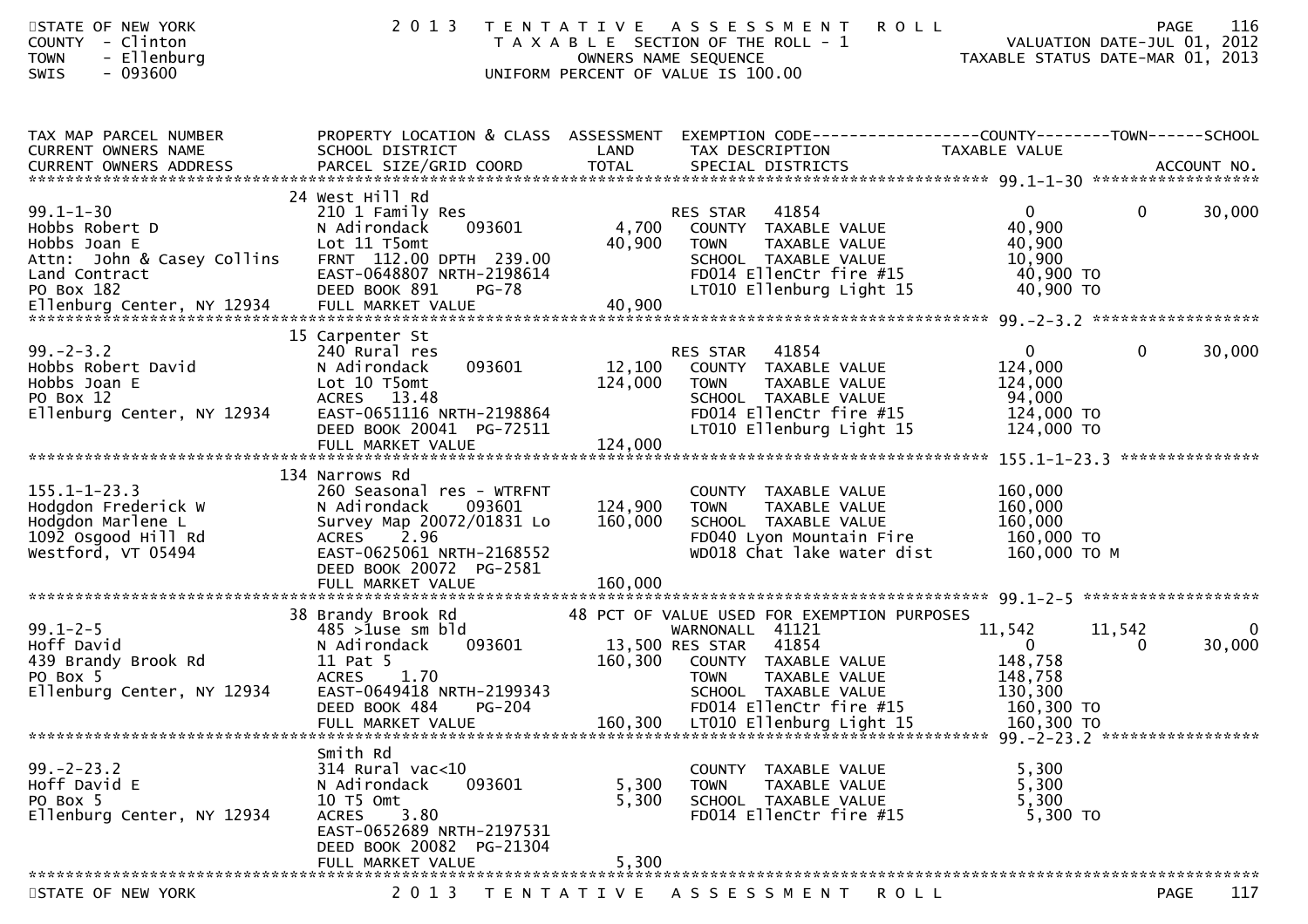STATE OF NEW YORK
COUNTY - Clinton
TOWN - Ellenburg
SWIS - 093600

2013 TENTATIVE ASSESSMENT ROLL
TAXABLE SECTION OF THE ROLL - 1
OWNERS NAME SEQUENCE
UNIFORM PERCENT OF VALUE IS 100.00

VALUATION DATE-JUL 01, 2012
TAXABLE STATUS DATE-MAR 01, 2013

| TAX MAP PARCEL NUMBER / CURRENT OWNERS NAME / CURRENT OWNERS ADDRESS | PROPERTY LOCATION & CLASS / SCHOOL DISTRICT / PARCEL SIZE/GRID COORD | ASSESSMENT LAND / TOTAL | EXEMPTION CODE / TAX DESCRIPTION / SPECIAL DISTRICTS | COUNTY TAXABLE VALUE | TOWN | SCHOOL / ACCOUNT NO. |
|---|---|---|---|---|---|---|
| **99.1-1-30** | 24 West Hill Rd | | | | | |
| 99.1-1-30 | 210 1 Family Res | | RES STAR 41854 | 0 | 0 | 30,000 |
| Hobbs Robert D | N Adirondack 093601 | 4,700 | COUNTY TAXABLE VALUE | 40,900 | | |
| Hobbs Joan E | Lot 11 T5omt | 40,900 | TOWN TAXABLE VALUE | 40,900 | | |
| Attn: John & Casey Collins | FRNT 112.00 DPTH 239.00 | | SCHOOL TAXABLE VALUE | 10,900 | | |
| Land Contract | EAST-0648807 NRTH-2198614 | | FD014 EllenCtr fire #15 | 40,900 TO | | |
| PO Box 182 | DEED BOOK 891 PG-78 | | LT010 Ellenburg Light 15 | 40,900 TO | | |
| Ellenburg Center, NY 12934 | FULL MARKET VALUE | 40,900 | | | | |
| **99.-2-3.2** | 15 Carpenter St | | | | | |
| 99.-2-3.2 | 240 Rural res | | RES STAR 41854 | 0 | 0 | 30,000 |
| Hobbs Robert David | N Adirondack 093601 | 12,100 | COUNTY TAXABLE VALUE | 124,000 | | |
| Hobbs Joan E | Lot 10 T5omt | 124,000 | TOWN TAXABLE VALUE | 124,000 | | |
| PO Box 12 | ACRES 13.48 | | SCHOOL TAXABLE VALUE | 94,000 | | |
| Ellenburg Center, NY 12934 | EAST-0651116 NRTH-2198864 | | FD014 EllenCtr fire #15 | 124,000 TO | | |
| | DEED BOOK 20041 PG-72511 | | LT010 Ellenburg Light 15 | 124,000 TO | | |
| | FULL MARKET VALUE | 124,000 | | | | |
| **155.1-1-23.3** | 134 Narrows Rd | | | | | |
| 155.1-1-23.3 | 260 Seasonal res - WTRFNT | | COUNTY TAXABLE VALUE | 160,000 | | |
| Hodgdon Frederick W | N Adirondack 093601 | 124,900 | TOWN TAXABLE VALUE | 160,000 | | |
| Hodgdon Marlene L | Survey Map 20072/01831 Lo | 160,000 | SCHOOL TAXABLE VALUE | 160,000 | | |
| 1092 Osgood Hill Rd | ACRES 2.96 | | FD040 Lyon Mountain Fire | 160,000 TO | | |
| Westford, VT 05494 | EAST-0625061 NRTH-2168552 | | WD018 Chat lake water dist | 160,000 TO M | | |
| | DEED BOOK 20072 PG-2581 | | | | | |
| | FULL MARKET VALUE | 160,000 | | | | |
| **99.1-2-5** | 38 Brandy Brook Rd | | 48 PCT OF VALUE USED FOR EXEMPTION PURPOSES | | | |
| 99.1-2-5 | 485 >1use sm bld | | WARNONALL 41121 | 11,542 | 11,542 | 0 |
| Hoff David | N Adirondack 093601 | 13,500 | RES STAR 41854 | 0 | 0 | 30,000 |
| 439 Brandy Brook Rd | 11 Pat 5 | 160,300 | COUNTY TAXABLE VALUE | 148,758 | | |
| PO Box 5 | ACRES 1.70 | | TOWN TAXABLE VALUE | 148,758 | | |
| Ellenburg Center, NY 12934 | EAST-0649418 NRTH-2199343 | | SCHOOL TAXABLE VALUE | 130,300 | | |
| | DEED BOOK 484 PG-204 | | FD014 EllenCtr fire #15 | 160,300 TO | | |
| | FULL MARKET VALUE | 160,300 | LT010 Ellenburg Light 15 | 160,300 TO | | |
| **99.-2-23.2** | Smith Rd | | | | | |
| 99.-2-23.2 | 314 Rural vac<10 | | COUNTY TAXABLE VALUE | 5,300 | | |
| Hoff David E | N Adirondack 093601 | 5,300 | TOWN TAXABLE VALUE | 5,300 | | |
| PO Box 5 | 10 T5 Omt | 5,300 | SCHOOL TAXABLE VALUE | 5,300 | | |
| Ellenburg Center, NY 12934 | ACRES 3.80 | | FD014 EllenCtr fire #15 | 5,300 TO | | |
| | EAST-0652689 NRTH-2197531 | | | | | |
| | DEED BOOK 20082 PG-21304 | | | | | |
| | FULL MARKET VALUE | 5,300 | | | | |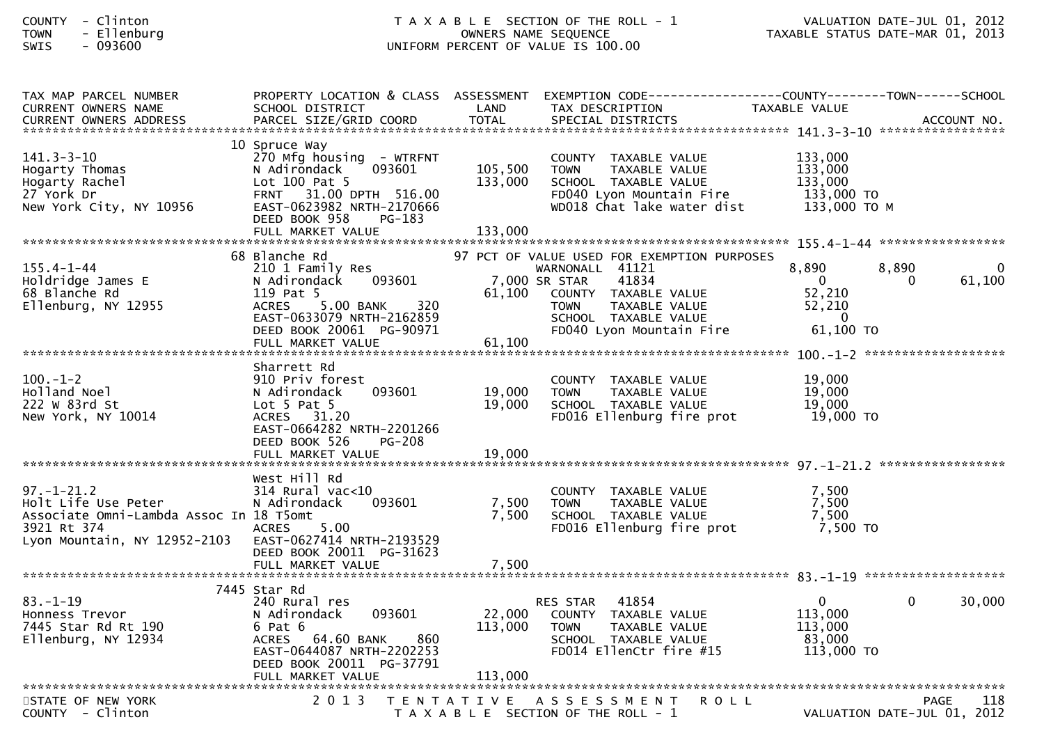COUNTY - Clinton
TOWN - Ellenburg
SWIS - 093600

TAXABLE SECTION OF THE ROLL - 1
OWNERS NAME SEQUENCE
UNIFORM PERCENT OF VALUE IS 100.00

VALUATION DATE-JUL 01, 2012
TAXABLE STATUS DATE-MAR 01, 2013

| TAX MAP PARCEL NUMBER / CURRENT OWNERS NAME / CURRENT OWNERS ADDRESS | PROPERTY LOCATION & CLASS / SCHOOL DISTRICT / PARCEL SIZE/GRID COORD | ASSESSMENT LAND / TOTAL | EXEMPTION CODE / TAX DESCRIPTION / SPECIAL DISTRICTS | COUNTY TAXABLE VALUE | TOWN | SCHOOL / ACCOUNT NO. |
|---|---|---|---|---|---|---|
| **141.3-3-10** | 10 Spruce Way | | | | | |
| 141.3-3-10 | 270 Mfg housing - WTRFNT | | COUNTY TAXABLE VALUE | 133,000 | | |
| Hogarty Thomas | N Adirondack 093601 | 105,500 | TOWN TAXABLE VALUE | 133,000 | | |
| Hogarty Rachel | Lot 100 Pat 5 | 133,000 | SCHOOL TAXABLE VALUE | 133,000 | | |
| 27 York Dr | FRNT 31.00 DPTH 516.00 | | FD040 Lyon Mountain Fire | 133,000 TO | | |
| New York City, NY 10956 | EAST-0623982 NRTH-2170666 | | WD018 Chat lake water dist | 133,000 TO M | | |
| | DEED BOOK 958 PG-183 | | | | | |
| | FULL MARKET VALUE | 133,000 | | | | |
| **155.4-1-44** | 68 Blanche Rd | | 97 PCT OF VALUE USED FOR EXEMPTION PURPOSES | | | |
| 155.4-1-44 | 210 1 Family Res | | WARNONALL 41121 | 8,890 | 8,890 | 0 |
| Holdridge James E | N Adirondack 093601 | 7,000 | SR STAR 41834 | 0 | 0 | 61,100 |
| 68 Blanche Rd | 119 Pat 5 | 61,100 | COUNTY TAXABLE VALUE | 52,210 | | |
| Ellenburg, NY 12955 | ACRES 5.00 BANK 320 | | TOWN TAXABLE VALUE | 52,210 | | |
| | EAST-0633079 NRTH-2162859 | | SCHOOL TAXABLE VALUE | 0 | | |
| | DEED BOOK 20061 PG-90971 | | FD040 Lyon Mountain Fire | 61,100 TO | | |
| | FULL MARKET VALUE | 61,100 | | | | |
| **100.-1-2** | Sharrett Rd | | | | | |
| 100.-1-2 | 910 Priv forest | | COUNTY TAXABLE VALUE | 19,000 | | |
| Holland Noel | N Adirondack 093601 | 19,000 | TOWN TAXABLE VALUE | 19,000 | | |
| 222 W 83rd St | Lot 5 Pat 5 | 19,000 | SCHOOL TAXABLE VALUE | 19,000 | | |
| New York, NY 10014 | ACRES 31.20 | | FD016 Ellenburg fire prot | 19,000 TO | | |
| | EAST-0664282 NRTH-2201266 | | | | | |
| | DEED BOOK 526 PG-208 | | | | | |
| | FULL MARKET VALUE | 19,000 | | | | |
| **97.-1-21.2** | West Hill Rd | | | | | |
| 97.-1-21.2 | 314 Rural vac<10 | | COUNTY TAXABLE VALUE | 7,500 | | |
| Holt Life Use Peter | N Adirondack 093601 | 7,500 | TOWN TAXABLE VALUE | 7,500 | | |
| Associate Omni-Lambda Assoc In | 18 T5omt | 7,500 | SCHOOL TAXABLE VALUE | 7,500 | | |
| 3921 Rt 374 | ACRES 5.00 | | FD016 Ellenburg fire prot | 7,500 TO | | |
| Lyon Mountain, NY 12952-2103 | EAST-0627414 NRTH-2193529 | | | | | |
| | DEED BOOK 20011 PG-31623 | | | | | |
| | FULL MARKET VALUE | 7,500 | | | | |
| **83.-1-19** | 7445 Star Rd | | | | | |
| 83.-1-19 | 240 Rural res | | RES STAR 41854 | 0 | 0 | 30,000 |
| Honness Trevor | N Adirondack 093601 | 22,000 | COUNTY TAXABLE VALUE | 113,000 | | |
| 7445 Star Rd Rt 190 | 6 Pat 6 | 113,000 | TOWN TAXABLE VALUE | 113,000 | | |
| Ellenburg, NY 12934 | ACRES 64.60 BANK 860 | | SCHOOL TAXABLE VALUE | 83,000 | | |
| | EAST-0644087 NRTH-2202253 | | FD014 EllenCtr fire #15 | 113,000 TO | | |
| | DEED BOOK 20011 PG-37791 | | | | | |
| | FULL MARKET VALUE | 113,000 | | | | |

STATE OF NEW YORK
COUNTY - Clinton

2013 TENTATIVE ASSESSMENT ROLL
TAXABLE SECTION OF THE ROLL - 1

PAGE 118
VALUATION DATE-JUL 01, 2012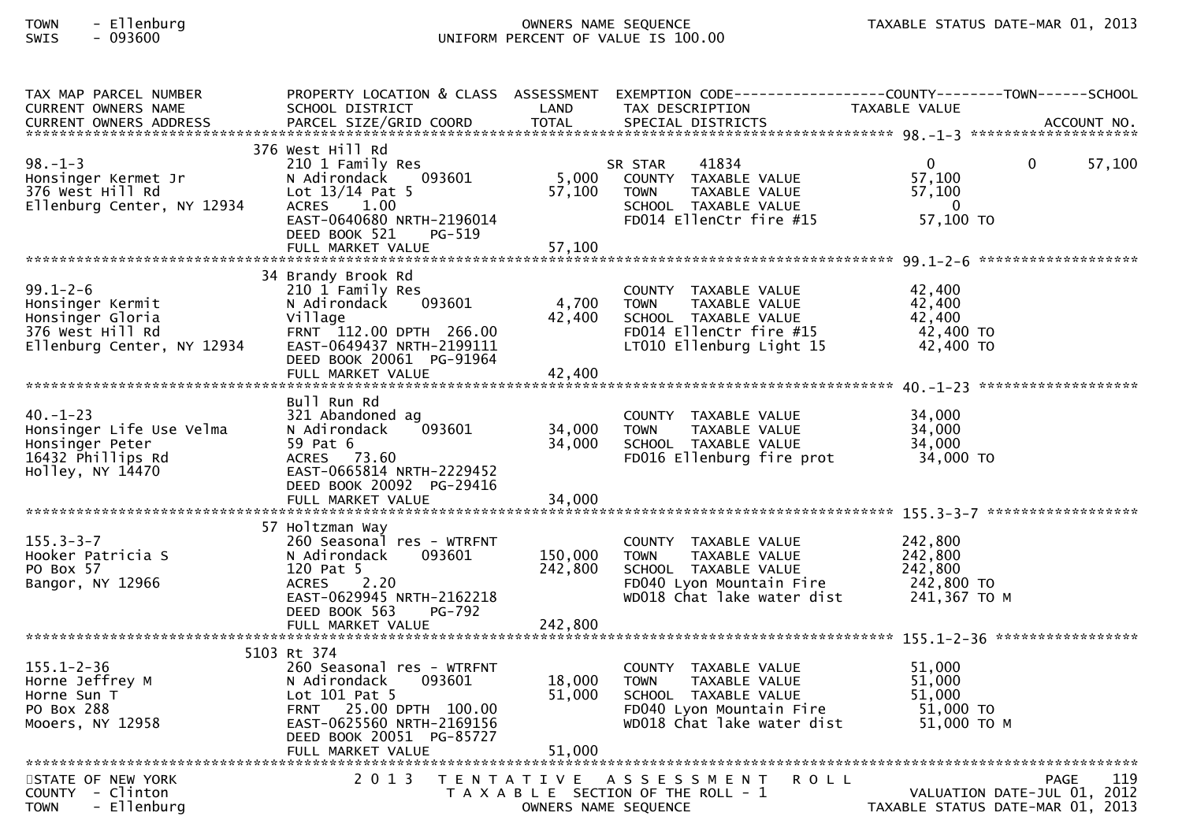TOWN - Ellenburg
SWIS - 093600

OWNERS NAME SEQUENCE
UNIFORM PERCENT OF VALUE IS 100.00

TAXABLE STATUS DATE-MAR 01, 2013

| TAX MAP PARCEL NUMBER / CURRENT OWNERS NAME / CURRENT OWNERS ADDRESS | PROPERTY LOCATION & CLASS / SCHOOL DISTRICT / PARCEL SIZE/GRID COORD | ASSESSMENT LAND / TOTAL | EXEMPTION CODE / TAX DESCRIPTION / SPECIAL DISTRICTS | COUNTY TAXABLE VALUE | TOWN | SCHOOL / ACCOUNT NO. |
|---|---|---|---|---|---|---|
| **98.-1-3** | 376 West Hill Rd | | | | | |
| 98.-1-3 | 210 1 Family Res | | SR STAR 41834 | 0 | 0 | 57,100 |
| Honsinger Kermet Jr | N Adirondack 093601 | 5,000 | COUNTY TAXABLE VALUE | 57,100 | | |
| 376 West Hill Rd | Lot 13/14 Pat 5 | 57,100 | TOWN TAXABLE VALUE | 57,100 | | |
| Ellenburg Center, NY 12934 | ACRES 1.00 | | SCHOOL TAXABLE VALUE | 0 | | |
| | EAST-0640680 NRTH-2196014 | | FD014 EllenCtr fire #15 | 57,100 TO | | |
| | DEED BOOK 521 PG-519 | | | | | |
| | FULL MARKET VALUE | 57,100 | | | | |
| **99.1-2-6** | 34 Brandy Brook Rd | | | | | |
| 99.1-2-6 | 210 1 Family Res | | COUNTY TAXABLE VALUE | 42,400 | | |
| Honsinger Kermit | N Adirondack 093601 | 4,700 | TOWN TAXABLE VALUE | 42,400 | | |
| Honsinger Gloria | Village | 42,400 | SCHOOL TAXABLE VALUE | 42,400 | | |
| 376 West Hill Rd | FRNT 112.00 DPTH 266.00 | | FD014 EllenCtr fire #15 | 42,400 TO | | |
| Ellenburg Center, NY 12934 | EAST-0649437 NRTH-2199111 | | LT010 Ellenburg Light 15 | 42,400 TO | | |
| | DEED BOOK 20061 PG-91964 | | | | | |
| | FULL MARKET VALUE | 42,400 | | | | |
| **40.-1-23** | Bull Run Rd | | | | | |
| 40.-1-23 | 321 Abandoned ag | | COUNTY TAXABLE VALUE | 34,000 | | |
| Honsinger Life Use Velma | N Adirondack 093601 | 34,000 | TOWN TAXABLE VALUE | 34,000 | | |
| Honsinger Peter | 59 Pat 6 | 34,000 | SCHOOL TAXABLE VALUE | 34,000 | | |
| 16432 Phillips Rd | ACRES 73.60 | | FD016 Ellenburg fire prot | 34,000 TO | | |
| Holley, NY 14470 | EAST-0665814 NRTH-2229452 | | | | | |
| | DEED BOOK 20092 PG-29416 | | | | | |
| | FULL MARKET VALUE | 34,000 | | | | |
| **155.3-3-7** | 57 Holtzman Way | | | | | |
| 155.3-3-7 | 260 Seasonal res - WTRFNT | | COUNTY TAXABLE VALUE | 242,800 | | |
| Hooker Patricia S | N Adirondack 093601 | 150,000 | TOWN TAXABLE VALUE | 242,800 | | |
| PO Box 57 | 120 Pat 5 | 242,800 | SCHOOL TAXABLE VALUE | 242,800 | | |
| Bangor, NY 12966 | ACRES 2.20 | | FD040 Lyon Mountain Fire | 242,800 TO | | |
| | EAST-0629945 NRTH-2162218 | | WD018 Chat lake water dist | 241,367 TO M | | |
| | DEED BOOK 563 PG-792 | | | | | |
| | FULL MARKET VALUE | 242,800 | | | | |
| **155.1-2-36** | 5103 Rt 374 | | | | | |
| 155.1-2-36 | 260 Seasonal res - WTRFNT | | COUNTY TAXABLE VALUE | 51,000 | | |
| Horne Jeffrey M | N Adirondack 093601 | 18,000 | TOWN TAXABLE VALUE | 51,000 | | |
| Horne Sun T | Lot 101 Pat 5 | 51,000 | SCHOOL TAXABLE VALUE | 51,000 | | |
| PO Box 288 | FRNT 25.00 DPTH 100.00 | | FD040 Lyon Mountain Fire | 51,000 TO | | |
| Mooers, NY 12958 | EAST-0625560 NRTH-2169156 | | WD018 Chat lake water dist | 51,000 TO M | | |
| | DEED BOOK 20051 PG-85727 | | | | | |
| | FULL MARKET VALUE | 51,000 | | | | |

STATE OF NEW YORK
COUNTY - Clinton
TOWN - Ellenburg

2013 TENTATIVE ASSESSMENT ROLL
TAXABLE SECTION OF THE ROLL - 1
OWNERS NAME SEQUENCE

VALUATION DATE-JUL 01, 2012
TAXABLE STATUS DATE-MAR 01, 2013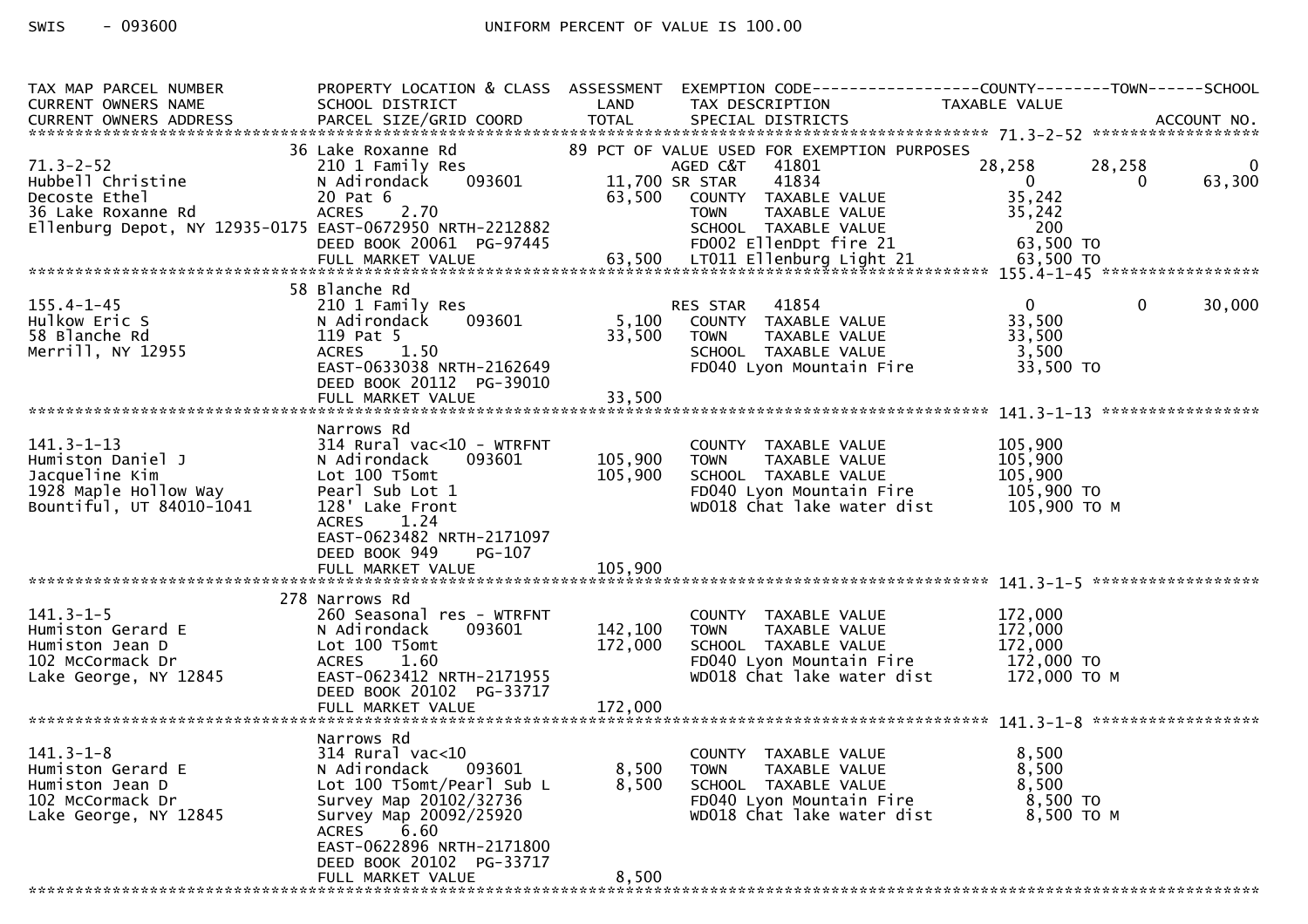SWIS - 093600 UNIFORM PERCENT OF VALUE IS 100.00

| TAX MAP PARCEL NUMBER<br>CURRENT OWNERS NAME<br>CURRENT OWNERS ADDRESS | PROPERTY LOCATION & CLASS<br>SCHOOL DISTRICT<br>PARCEL SIZE/GRID COORD | ASSESSMENT<br>LAND<br>TOTAL | EXEMPTION CODE<br>TAX DESCRIPTION<br>SPECIAL DISTRICTS | COUNTY<br>TAXABLE VALUE | TOWN | SCHOOL<br>ACCOUNT NO. |
|---|---|---|---|---|---|---|
| **71.3-2-52** | | | | | | |
| | 36 Lake Roxanne Rd | | 89 PCT OF VALUE USED FOR EXEMPTION PURPOSES | | | |
| 71.3-2-52 | 210 1 Family Res | | AGED C&T 41801 | 28,258 | 28,258 | 0 |
| Hubbell Christine | N Adirondack 093601 | 11,700 | SR STAR 41834 | 0 | 0 | 63,300 |
| Decoste Ethel | 20 Pat 6 | 63,500 | COUNTY TAXABLE VALUE | 35,242 | | |
| 36 Lake Roxanne Rd | ACRES 2.70 | | TOWN TAXABLE VALUE | 35,242 | | |
| Ellenburg Depot, NY 12935-0175 | EAST-0672950 NRTH-2212882 | | SCHOOL TAXABLE VALUE | 200 | | |
| | DEED BOOK 20061 PG-97445 | | FD002 EllenDpt fire 21 | 63,500 TO | | |
| | FULL MARKET VALUE | 63,500 | LT011 Ellenburg Light 21 | 63,500 TO | | |
| **155.4-1-45** | | | | | | |
| | 58 Blanche Rd | | | | | |
| 155.4-1-45 | 210 1 Family Res | | RES STAR 41854 | 0 | 0 | 30,000 |
| Hulkow Eric S | N Adirondack 093601 | 5,100 | COUNTY TAXABLE VALUE | 33,500 | | |
| 58 Blanche Rd | 119 Pat 5 | 33,500 | TOWN TAXABLE VALUE | 33,500 | | |
| Merrill, NY 12955 | ACRES 1.50 | | SCHOOL TAXABLE VALUE | 3,500 | | |
| | EAST-0633038 NRTH-2162649 | | FD040 Lyon Mountain Fire | 33,500 TO | | |
| | DEED BOOK 20112 PG-39010 | | | | | |
| | FULL MARKET VALUE | 33,500 | | | | |
| **141.3-1-13** | | | | | | |
| | Narrows Rd | | | | | |
| 141.3-1-13 | 314 Rural vac<10 - WTRFNT | | COUNTY TAXABLE VALUE | 105,900 | | |
| Humiston Daniel J | N Adirondack 093601 | 105,900 | TOWN TAXABLE VALUE | 105,900 | | |
| Jacqueline Kim | Lot 100 T5omt | 105,900 | SCHOOL TAXABLE VALUE | 105,900 | | |
| 1928 Maple Hollow Way | Pearl Sub Lot 1 | | FD040 Lyon Mountain Fire | 105,900 TO | | |
| Bountiful, UT 84010-1041 | 128' Lake Front | | WD018 Chat lake water dist | 105,900 TO M | | |
| | ACRES 1.24 | | | | | |
| | EAST-0623482 NRTH-2171097 | | | | | |
| | DEED BOOK 949 PG-107 | | | | | |
| | FULL MARKET VALUE | 105,900 | | | | |
| **141.3-1-5** | | | | | | |
| | 278 Narrows Rd | | | | | |
| 141.3-1-5 | 260 Seasonal res - WTRFNT | | COUNTY TAXABLE VALUE | 172,000 | | |
| Humiston Gerard E | N Adirondack 093601 | 142,100 | TOWN TAXABLE VALUE | 172,000 | | |
| Humiston Jean D | Lot 100 T5omt | 172,000 | SCHOOL TAXABLE VALUE | 172,000 | | |
| 102 McCormack Dr | ACRES 1.60 | | FD040 Lyon Mountain Fire | 172,000 TO | | |
| Lake George, NY 12845 | EAST-0623412 NRTH-2171955 | | WD018 Chat lake water dist | 172,000 TO M | | |
| | DEED BOOK 20102 PG-33717 | | | | | |
| | FULL MARKET VALUE | 172,000 | | | | |
| **141.3-1-8** | | | | | | |
| | Narrows Rd | | | | | |
| 141.3-1-8 | 314 Rural vac<10 | | COUNTY TAXABLE VALUE | 8,500 | | |
| Humiston Gerard E | N Adirondack 093601 | 8,500 | TOWN TAXABLE VALUE | 8,500 | | |
| Humiston Jean D | Lot 100 T5omt/Pearl Sub L | 8,500 | SCHOOL TAXABLE VALUE | 8,500 | | |
| 102 McCormack Dr | Survey Map 20102/32736 | | FD040 Lyon Mountain Fire | 8,500 TO | | |
| Lake George, NY 12845 | Survey Map 20092/25920 | | WD018 Chat lake water dist | 8,500 TO M | | |
| | ACRES 6.60 | | | | | |
| | EAST-0622896 NRTH-2171800 | | | | | |
| | DEED BOOK 20102 PG-33717 | | | | | |
| | FULL MARKET VALUE | 8,500 | | | | |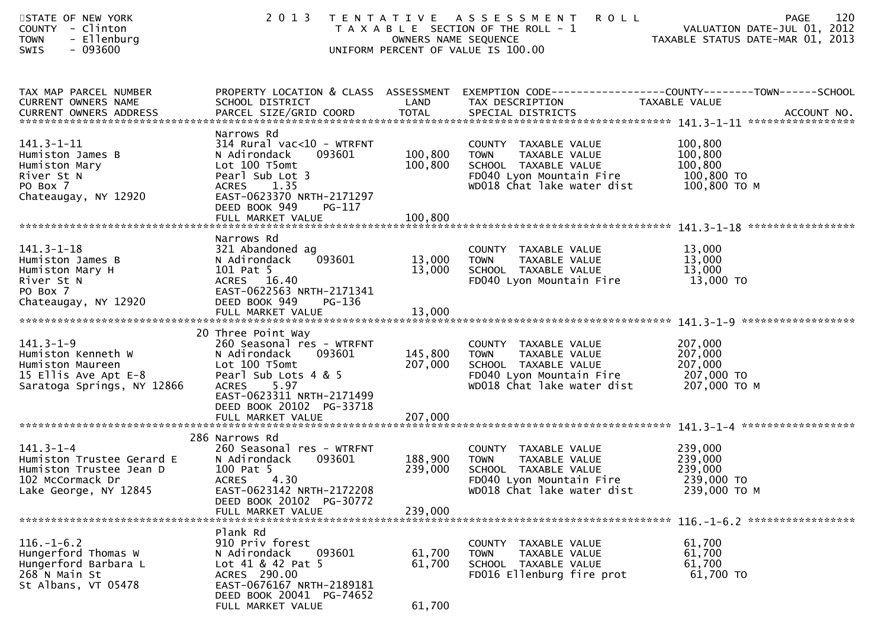STATE OF NEW YORK
COUNTY - Clinton
TOWN - Ellenburg
SWIS - 093600

2013 TENTATIVE ASSESSMENT ROLL
TAXABLE SECTION OF THE ROLL - 1
OWNERS NAME SEQUENCE
UNIFORM PERCENT OF VALUE IS 100.00

VALUATION DATE-JUL 01, 2012
TAXABLE STATUS DATE-MAR 01, 2013

| TAX MAP PARCEL NUMBER / CURRENT OWNERS NAME / CURRENT OWNERS ADDRESS | PROPERTY LOCATION & CLASS / SCHOOL DISTRICT / PARCEL SIZE/GRID COORD | ASSESSMENT LAND / TOTAL | EXEMPTION CODE / TAX DESCRIPTION / SPECIAL DISTRICTS | TAXABLE VALUE (COUNTY / TOWN / SCHOOL) | ACCOUNT NO. |
|---|---|---|---|---|---|
| **141.3-1-11** | Narrows Rd | | | | |
| 141.3-1-11 | 314 Rural vac<10 - WTRFNT | | COUNTY TAXABLE VALUE | 100,800 | |
| Humiston James B | N Adirondack 093601 | 100,800 | TOWN TAXABLE VALUE | 100,800 | |
| Humiston Mary | Lot 100 T5omt | 100,800 | SCHOOL TAXABLE VALUE | 100,800 | |
| River St N | Pearl Sub Lot 3 | | FD040 Lyon Mountain Fire | 100,800 TO | |
| PO Box 7 | ACRES 1.35 | | WD018 Chat lake water dist | 100,800 TO M | |
| Chateaugay, NY 12920 | EAST-0623370 NRTH-2171297 | | | | |
| | DEED BOOK 949 PG-117 | | | | |
| | FULL MARKET VALUE | 100,800 | | | |
| **141.3-1-18** | Narrows Rd | | | | |
| 141.3-1-18 | 321 Abandoned ag | | COUNTY TAXABLE VALUE | 13,000 | |
| Humiston James B | N Adirondack 093601 | 13,000 | TOWN TAXABLE VALUE | 13,000 | |
| Humiston Mary H | 101 Pat 5 | 13,000 | SCHOOL TAXABLE VALUE | 13,000 | |
| River St N | ACRES 16.40 | | FD040 Lyon Mountain Fire | 13,000 TO | |
| PO Box 7 | EAST-0622563 NRTH-2171341 | | | | |
| Chateaugay, NY 12920 | DEED BOOK 949 PG-136 | | | | |
| | FULL MARKET VALUE | 13,000 | | | |
| **141.3-1-9** | 20 Three Point Way | | | | |
| 141.3-1-9 | 260 Seasonal res - WTRFNT | | COUNTY TAXABLE VALUE | 207,000 | |
| Humiston Kenneth W | N Adirondack 093601 | 145,800 | TOWN TAXABLE VALUE | 207,000 | |
| Humiston Maureen | Lot 100 T5omt | 207,000 | SCHOOL TAXABLE VALUE | 207,000 | |
| 15 Ellis Ave Apt E-8 | Pearl Sub Lots 4 & 5 | | FD040 Lyon Mountain Fire | 207,000 TO | |
| Saratoga Springs, NY 12866 | ACRES 5.97 | | WD018 Chat lake water dist | 207,000 TO M | |
| | EAST-0623311 NRTH-2171499 | | | | |
| | DEED BOOK 20102 PG-33718 | | | | |
| | FULL MARKET VALUE | 207,000 | | | |
| **141.3-1-4** | 286 Narrows Rd | | | | |
| 141.3-1-4 | 260 Seasonal res - WTRFNT | | COUNTY TAXABLE VALUE | 239,000 | |
| Humiston Trustee Gerard E | N Adirondack 093601 | 188,900 | TOWN TAXABLE VALUE | 239,000 | |
| Humiston Trustee Jean D | 100 Pat 5 | 239,000 | SCHOOL TAXABLE VALUE | 239,000 | |
| 102 McCormack Dr | ACRES 4.30 | | FD040 Lyon Mountain Fire | 239,000 TO | |
| Lake George, NY 12845 | EAST-0623142 NRTH-2172208 | | WD018 Chat lake water dist | 239,000 TO M | |
| | DEED BOOK 20102 PG-30772 | | | | |
| | FULL MARKET VALUE | 239,000 | | | |
| **116.-1-6.2** | Plank Rd | | | | |
| 116.-1-6.2 | 910 Priv forest | | COUNTY TAXABLE VALUE | 61,700 | |
| Hungerford Thomas W | N Adirondack 093601 | 61,700 | TOWN TAXABLE VALUE | 61,700 | |
| Hungerford Barbara L | Lot 41 & 42 Pat 5 | 61,700 | SCHOOL TAXABLE VALUE | 61,700 | |
| 268 N Main St | ACRES 290.00 | | FD016 Ellenburg fire prot | 61,700 TO | |
| St Albans, VT 05478 | EAST-0676167 NRTH-2189181 | | | | |
| | DEED BOOK 20041 PG-74652 | | | | |
| | FULL MARKET VALUE | 61,700 | | | |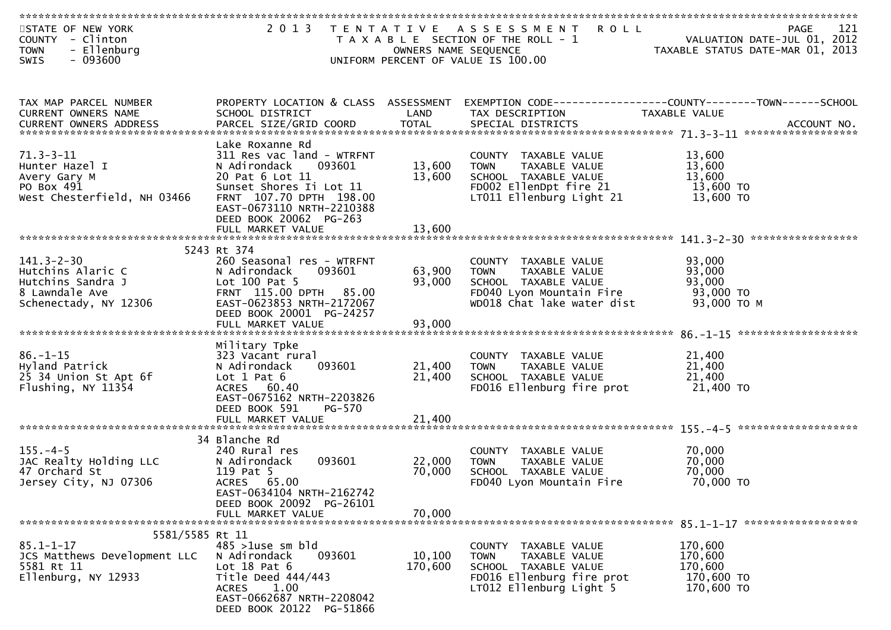STATE OF NEW YORK
COUNTY - Clinton
TOWN - Ellenburg
SWIS - 093600

2013 TENTATIVE ASSESSMENT ROLL
TAXABLE SECTION OF THE ROLL - 1
OWNERS NAME SEQUENCE
UNIFORM PERCENT OF VALUE IS 100.00

VALUATION DATE-JUL 01, 2012
TAXABLE STATUS DATE-MAR 01, 2013

| TAX MAP PARCEL NUMBER / CURRENT OWNERS NAME / CURRENT OWNERS ADDRESS | PROPERTY LOCATION & CLASS / SCHOOL DISTRICT / PARCEL SIZE/GRID COORD | ASSESSMENT LAND / TOTAL | EXEMPTION CODE / TAX DESCRIPTION / SPECIAL DISTRICTS | TAXABLE VALUE (COUNTY / TOWN / SCHOOL) | ACCOUNT NO. |
|---|---|---|---|---|---|
| **71.3-3-11** | Lake Roxanne Rd | | | | |
| 71.3-3-11 | 311 Res vac land - WTRFNT | | COUNTY TAXABLE VALUE | 13,600 | |
| Hunter Hazel I | N Adirondack 093601 | 13,600 | TOWN TAXABLE VALUE | 13,600 | |
| Avery Gary M | 20 Pat 6 Lot 11 | 13,600 | SCHOOL TAXABLE VALUE | 13,600 | |
| PO Box 491 | Sunset Shores Ii Lot 11 | | FD002 EllenDpt fire 21 | 13,600 TO | |
| West Chesterfield, NH 03466 | FRNT 107.70 DPTH 198.00 | | LT011 Ellenburg Light 21 | 13,600 TO | |
| | EAST-0673110 NRTH-2210388 | | | | |
| | DEED BOOK 20062 PG-263 | | | | |
| | FULL MARKET VALUE | 13,600 | | | |
| **141.3-2-30** | 5243 Rt 374 | | | | |
| 141.3-2-30 | 260 Seasonal res - WTRFNT | | COUNTY TAXABLE VALUE | 93,000 | |
| Hutchins Alaric C | N Adirondack 093601 | 63,900 | TOWN TAXABLE VALUE | 93,000 | |
| Hutchins Sandra J | Lot 100 Pat 5 | 93,000 | SCHOOL TAXABLE VALUE | 93,000 | |
| 8 Lawndale Ave | FRNT 115.00 DPTH 85.00 | | FD040 Lyon Mountain Fire | 93,000 TO | |
| Schenectady, NY 12306 | EAST-0623853 NRTH-2172067 | | WD018 Chat lake water dist | 93,000 TO M | |
| | DEED BOOK 20001 PG-24257 | | | | |
| | FULL MARKET VALUE | 93,000 | | | |
| **86.-1-15** | Military Tpke | | | | |
| 86.-1-15 | 323 Vacant rural | | COUNTY TAXABLE VALUE | 21,400 | |
| Hyland Patrick | N Adirondack 093601 | 21,400 | TOWN TAXABLE VALUE | 21,400 | |
| 25 34 Union St Apt 6f | Lot 1 Pat 6 | 21,400 | SCHOOL TAXABLE VALUE | 21,400 | |
| Flushing, NY 11354 | ACRES 60.40 | | FD016 Ellenburg fire prot | 21,400 TO | |
| | EAST-0675162 NRTH-2203826 | | | | |
| | DEED BOOK 591 PG-570 | | | | |
| | FULL MARKET VALUE | 21,400 | | | |
| **155.-4-5** | 34 Blanche Rd | | | | |
| 155.-4-5 | 240 Rural res | | COUNTY TAXABLE VALUE | 70,000 | |
| JAC Realty Holding LLC | N Adirondack 093601 | 22,000 | TOWN TAXABLE VALUE | 70,000 | |
| 47 Orchard St | 119 Pat 5 | 70,000 | SCHOOL TAXABLE VALUE | 70,000 | |
| Jersey City, NJ 07306 | ACRES 65.00 | | FD040 Lyon Mountain Fire | 70,000 TO | |
| | EAST-0634104 NRTH-2162742 | | | | |
| | DEED BOOK 20092 PG-26101 | | | | |
| | FULL MARKET VALUE | 70,000 | | | |
| **85.1-1-17** | 5581/5585 Rt 11 | | | | |
| 85.1-1-17 | 485 >1use sm bld | | COUNTY TAXABLE VALUE | 170,600 | |
| JCS Matthews Development LLC | N Adirondack 093601 | 10,100 | TOWN TAXABLE VALUE | 170,600 | |
| 5581 Rt 11 | Lot 18 Pat 6 | 170,600 | SCHOOL TAXABLE VALUE | 170,600 | |
| Ellenburg, NY 12933 | Title Deed 444/443 | | FD016 Ellenburg fire prot | 170,600 TO | |
| | ACRES 1.00 | | LT012 Ellenburg Light 5 | 170,600 TO | |
| | EAST-0662687 NRTH-2208042 | | | | |
| | DEED BOOK 20122 PG-51866 | | | | |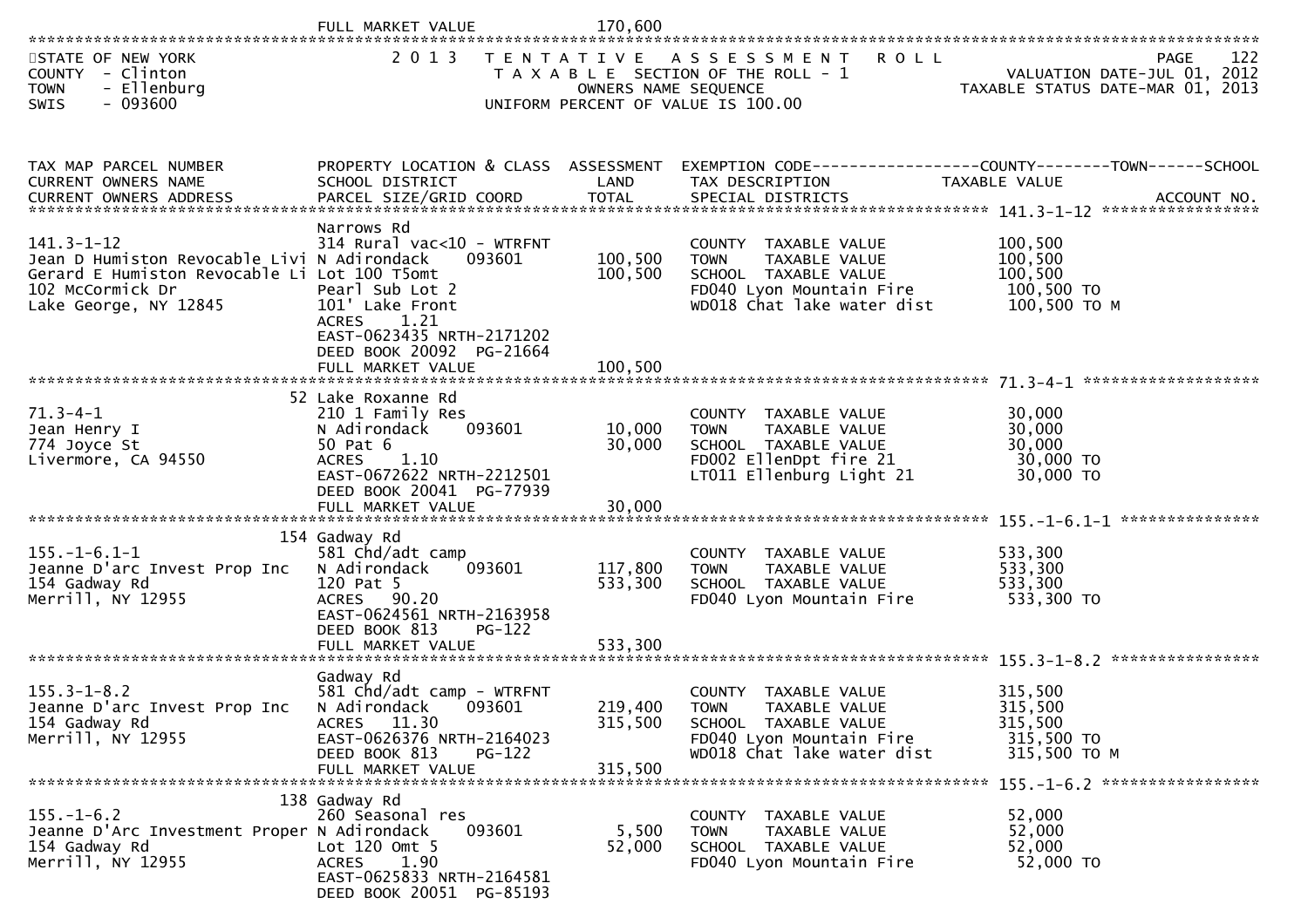FULL MARKET VALUE 170,600

STATE OF NEW YORK
COUNTY - Clinton
TOWN - Ellenburg
SWIS - 093600

2013 TENTATIVE ASSESSMENT ROLL
TAXABLE SECTION OF THE ROLL - 1
OWNERS NAME SEQUENCE
UNIFORM PERCENT OF VALUE IS 100.00

VALUATION DATE-JUL 01, 2012
TAXABLE STATUS DATE-MAR 01, 2013

| TAX MAP PARCEL NUMBER / CURRENT OWNERS NAME / CURRENT OWNERS ADDRESS | PROPERTY LOCATION & CLASS / SCHOOL DISTRICT / PARCEL SIZE/GRID COORD | ASSESSMENT LAND / TOTAL | EXEMPTION CODE / TAX DESCRIPTION / SPECIAL DISTRICTS | TAXABLE VALUE (COUNTY / TOWN / SCHOOL) / ACCOUNT NO. |
|---|---|---|---|---|
| **141.3-1-12** | Narrows Rd | | | |
| 141.3-1-12 | 314 Rural vac<10 - WTRFNT | | COUNTY TAXABLE VALUE | 100,500 |
| Jean D Humiston Revocable Livi | N Adirondack 093601 | 100,500 | TOWN TAXABLE VALUE | 100,500 |
| Gerard E Humiston Revocable Li | Lot 100 T5omt | 100,500 | SCHOOL TAXABLE VALUE | 100,500 |
| 102 McCormick Dr | Pearl Sub Lot 2 | | FD040 Lyon Mountain Fire | 100,500 TO |
| Lake George, NY 12845 | 101' Lake Front | | WD018 Chat lake water dist | 100,500 TO M |
| | ACRES 1.21 | | | |
| | EAST-0623435 NRTH-2171202 | | | |
| | DEED BOOK 20092 PG-21664 | | | |
| | FULL MARKET VALUE | 100,500 | | |
| **71.3-4-1** | 52 Lake Roxanne Rd | | | |
| 71.3-4-1 | 210 1 Family Res | | COUNTY TAXABLE VALUE | 30,000 |
| Jean Henry I | N Adirondack 093601 | 10,000 | TOWN TAXABLE VALUE | 30,000 |
| 774 Joyce St | 50 Pat 6 | 30,000 | SCHOOL TAXABLE VALUE | 30,000 |
| Livermore, CA 94550 | ACRES 1.10 | | FD002 EllenDpt fire 21 | 30,000 TO |
| | EAST-0672622 NRTH-2212501 | | LT011 Ellenburg Light 21 | 30,000 TO |
| | DEED BOOK 20041 PG-77939 | | | |
| | FULL MARKET VALUE | 30,000 | | |
| **155.-1-6.1-1** | 154 Gadway Rd | | | |
| 155.-1-6.1-1 | 581 Chd/adt camp | | COUNTY TAXABLE VALUE | 533,300 |
| Jeanne D'arc Invest Prop Inc | N Adirondack 093601 | 117,800 | TOWN TAXABLE VALUE | 533,300 |
| 154 Gadway Rd | 120 Pat 5 | 533,300 | SCHOOL TAXABLE VALUE | 533,300 |
| Merrill, NY 12955 | ACRES 90.20 | | FD040 Lyon Mountain Fire | 533,300 TO |
| | EAST-0624561 NRTH-2163958 | | | |
| | DEED BOOK 813 PG-122 | | | |
| | FULL MARKET VALUE | 533,300 | | |
| **155.3-1-8.2** | Gadway Rd | | | |
| 155.3-1-8.2 | 581 Chd/adt camp - WTRFNT | | COUNTY TAXABLE VALUE | 315,500 |
| Jeanne D'arc Invest Prop Inc | N Adirondack 093601 | 219,400 | TOWN TAXABLE VALUE | 315,500 |
| 154 Gadway Rd | ACRES 11.30 | 315,500 | SCHOOL TAXABLE VALUE | 315,500 |
| Merrill, NY 12955 | EAST-0626376 NRTH-2164023 | | FD040 Lyon Mountain Fire | 315,500 TO |
| | DEED BOOK 813 PG-122 | | WD018 Chat lake water dist | 315,500 TO M |
| | FULL MARKET VALUE | 315,500 | | |
| **155.-1-6.2** | 138 Gadway Rd | | | |
| 155.-1-6.2 | 260 Seasonal res | | COUNTY TAXABLE VALUE | 52,000 |
| Jeanne D'Arc Investment Proper | N Adirondack 093601 | 5,500 | TOWN TAXABLE VALUE | 52,000 |
| 154 Gadway Rd | Lot 120 Omt 5 | 52,000 | SCHOOL TAXABLE VALUE | 52,000 |
| Merrill, NY 12955 | ACRES 1.90 | | FD040 Lyon Mountain Fire | 52,000 TO |
| | EAST-0625833 NRTH-2164581 | | | |
| | DEED BOOK 20051 PG-85193 | | | |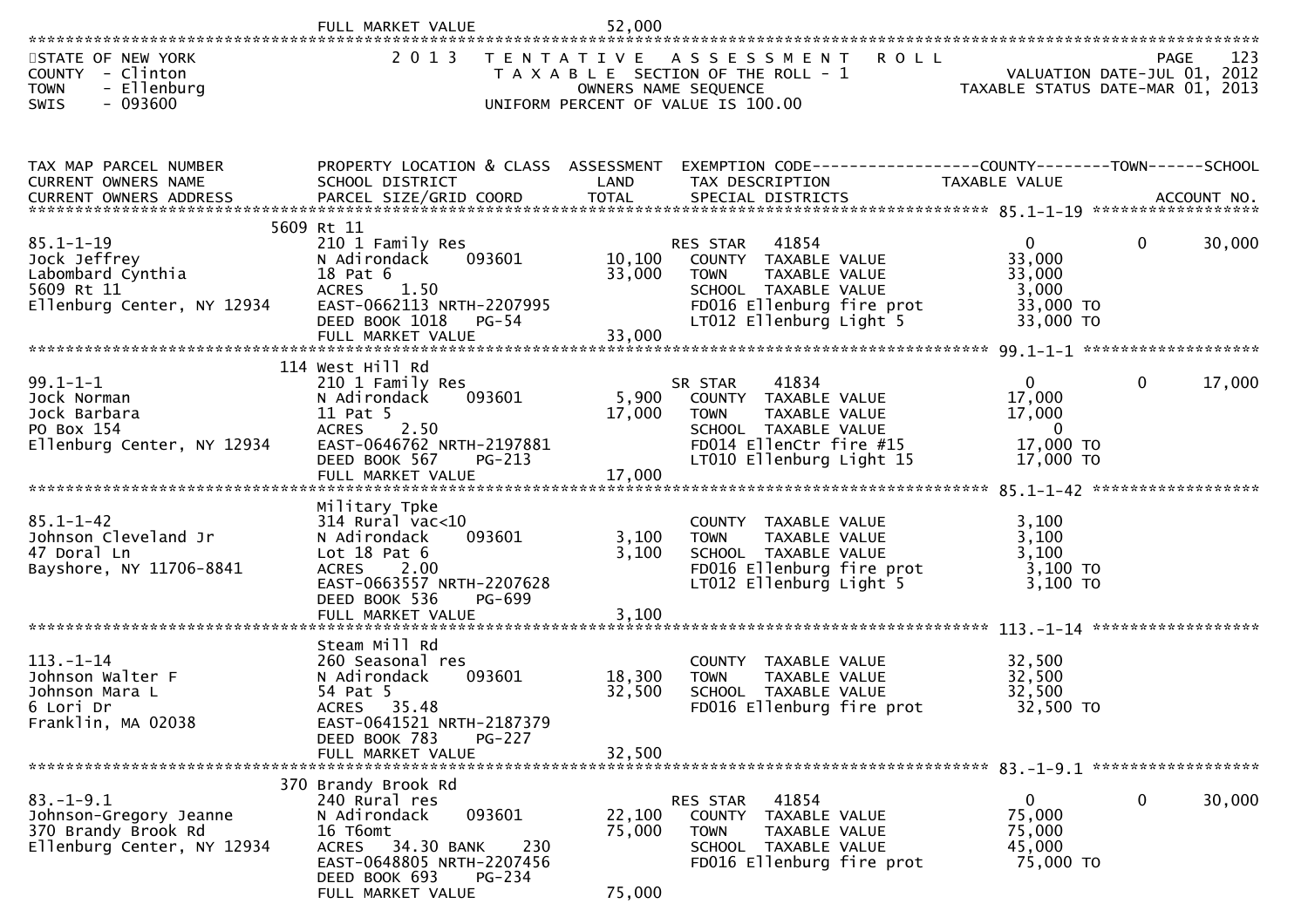FULL MARKET VALUE 52,000

STATE OF NEW YORK
COUNTY - Clinton
TOWN - Ellenburg
SWIS - 093600

**2013 TENTATIVE ASSESSMENT ROLL**
TAXABLE SECTION OF THE ROLL - 1
OWNERS NAME SEQUENCE
UNIFORM PERCENT OF VALUE IS 100.00

VALUATION DATE-JUL 01, 2012
TAXABLE STATUS DATE-MAR 01, 2013

| TAX MAP PARCEL NUMBER / CURRENT OWNERS NAME / CURRENT OWNERS ADDRESS | PROPERTY LOCATION & CLASS / SCHOOL DISTRICT / PARCEL SIZE/GRID COORD | ASSESSMENT LAND | ASSESSMENT TOTAL | EXEMPTION CODE / TAX DESCRIPTION / SPECIAL DISTRICTS | COUNTY TAXABLE VALUE | TOWN | SCHOOL / ACCOUNT NO. |
|---|---|---|---|---|---|---|---|
| 85.1-1-19 | 5609 Rt 11 | | | | | | |
| | 210 1 Family Res | | | RES STAR 41854 | 0 | 0 | 30,000 |
| Jock Jeffrey | N Adirondack 093601 | 10,100 | | COUNTY TAXABLE VALUE | 33,000 | | |
| Labombard Cynthia | 18 Pat 6 | | 33,000 | TOWN TAXABLE VALUE | 33,000 | | |
| 5609 Rt 11 | ACRES 1.50 | | | SCHOOL TAXABLE VALUE | 3,000 | | |
| Ellenburg Center, NY 12934 | EAST-0662113 NRTH-2207995 | | | FD016 Ellenburg fire prot | 33,000 TO | | |
| | DEED BOOK 1018 PG-54 | | | LT012 Ellenburg Light 5 | 33,000 TO | | |
| | FULL MARKET VALUE | | 33,000 | | | | |
| 99.1-1-1 | 114 West Hill Rd | | | | | | |
| | 210 1 Family Res | | | SR STAR 41834 | 0 | 0 | 17,000 |
| Jock Norman | N Adirondack 093601 | 5,900 | | COUNTY TAXABLE VALUE | 17,000 | | |
| Jock Barbara | 11 Pat 5 | | 17,000 | TOWN TAXABLE VALUE | 17,000 | | |
| PO Box 154 | ACRES 2.50 | | | SCHOOL TAXABLE VALUE | 0 | | |
| Ellenburg Center, NY 12934 | EAST-0646762 NRTH-2197881 | | | FD014 EllenCtr fire #15 | 17,000 TO | | |
| | DEED BOOK 567 PG-213 | | | LT010 Ellenburg Light 15 | 17,000 TO | | |
| | FULL MARKET VALUE | | 17,000 | | | | |
| 85.1-1-42 | Military Tpke | | | | | | |
| | 314 Rural vac<10 | | | COUNTY TAXABLE VALUE | 3,100 | | |
| Johnson Cleveland Jr | N Adirondack 093601 | 3,100 | | TOWN TAXABLE VALUE | 3,100 | | |
| 47 Doral Ln | Lot 18 Pat 6 | | 3,100 | SCHOOL TAXABLE VALUE | 3,100 | | |
| Bayshore, NY 11706-8841 | ACRES 2.00 | | | FD016 Ellenburg fire prot | 3,100 TO | | |
| | EAST-0663557 NRTH-2207628 | | | LT012 Ellenburg Light 5 | 3,100 TO | | |
| | DEED BOOK 536 PG-699 | | | | | | |
| | FULL MARKET VALUE | | 3,100 | | | | |
| 113.-1-14 | Steam Mill Rd | | | | | | |
| | 260 Seasonal res | | | COUNTY TAXABLE VALUE | 32,500 | | |
| Johnson Walter F | N Adirondack 093601 | 18,300 | | TOWN TAXABLE VALUE | 32,500 | | |
| Johnson Mara L | 54 Pat 5 | | 32,500 | SCHOOL TAXABLE VALUE | 32,500 | | |
| 6 Lori Dr | ACRES 35.48 | | | FD016 Ellenburg fire prot | 32,500 TO | | |
| Franklin, MA 02038 | EAST-0641521 NRTH-2187379 | | | | | | |
| | DEED BOOK 783 PG-227 | | | | | | |
| | FULL MARKET VALUE | | 32,500 | | | | |
| 83.-1-9.1 | 370 Brandy Brook Rd | | | | | | |
| | 240 Rural res | | | RES STAR 41854 | 0 | 0 | 30,000 |
| Johnson-Gregory Jeanne | N Adirondack 093601 | 22,100 | | COUNTY TAXABLE VALUE | 75,000 | | |
| 370 Brandy Brook Rd | 16 T6omt | | 75,000 | TOWN TAXABLE VALUE | 75,000 | | |
| Ellenburg Center, NY 12934 | ACRES 34.30 BANK 230 | | | SCHOOL TAXABLE VALUE | 45,000 | | |
| | EAST-0648805 NRTH-2207456 | | | FD016 Ellenburg fire prot | 75,000 TO | | |
| | DEED BOOK 693 PG-234 | | | | | | |
| | FULL MARKET VALUE | | 75,000 | | | | |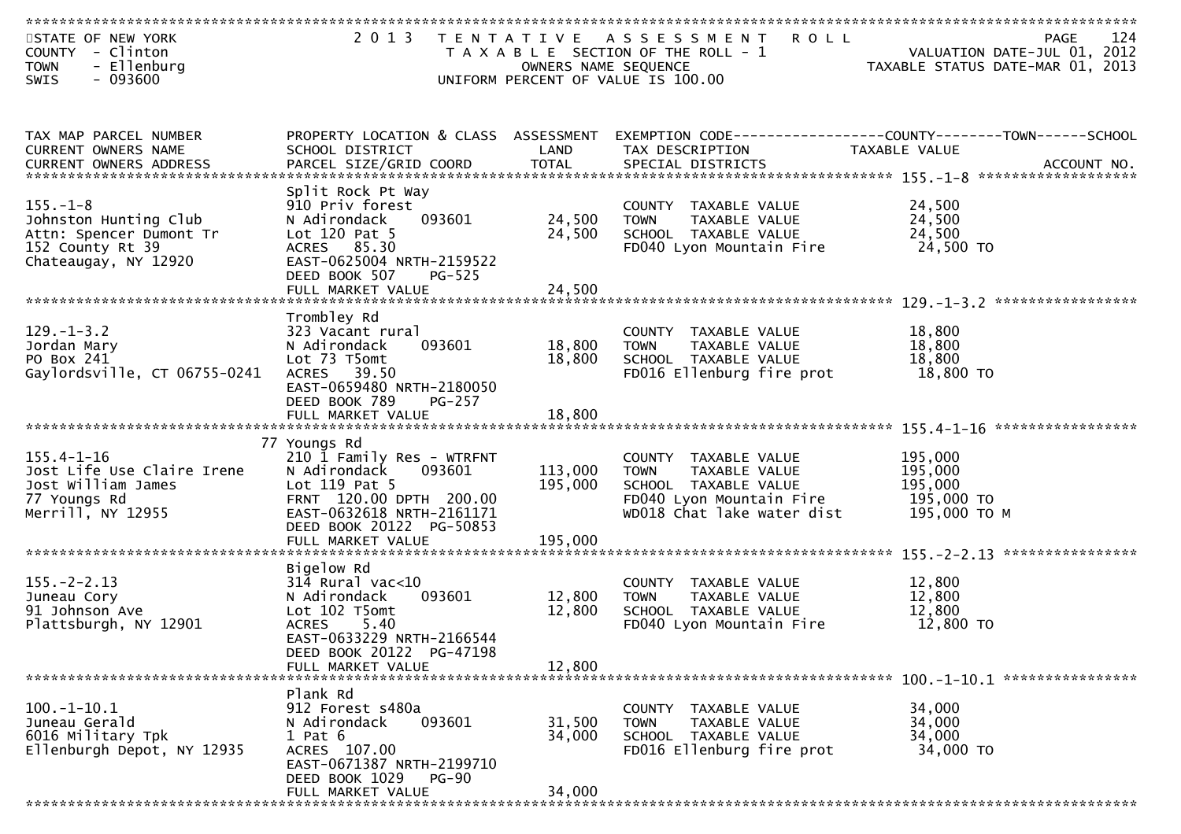STATE OF NEW YORK
COUNTY - Clinton
TOWN - Ellenburg
SWIS - 093600

2 0 1 3 T E N T A T I V E A S S E S S M E N T R O L L
T A X A B L E SECTION OF THE ROLL - 1
OWNERS NAME SEQUENCE
UNIFORM PERCENT OF VALUE IS 100.00

VALUATION DATE-JUL 01, 2012
TAXABLE STATUS DATE-MAR 01, 2013

| TAX MAP PARCEL NUMBER / CURRENT OWNERS NAME / CURRENT OWNERS ADDRESS | PROPERTY LOCATION & CLASS / SCHOOL DISTRICT / PARCEL SIZE/GRID COORD | ASSESSMENT LAND / TOTAL | EXEMPTION CODE / TAX DESCRIPTION / SPECIAL DISTRICTS | COUNTY / TOWN / SCHOOL TAXABLE VALUE | ACCOUNT NO. |
|---|---|---|---|---|---|
| 155.-1-8 | Split Rock Pt Way | | | | |
| 155.-1-8 | 910 Priv forest | | COUNTY TAXABLE VALUE | 24,500 | |
| Johnston Hunting Club | N Adirondack 093601 | 24,500 | TOWN TAXABLE VALUE | 24,500 | |
| Attn: Spencer Dumont Tr | Lot 120 Pat 5 | 24,500 | SCHOOL TAXABLE VALUE | 24,500 | |
| 152 County Rt 39 | ACRES 85.30 | | FD040 Lyon Mountain Fire | 24,500 TO | |
| Chateaugay, NY 12920 | EAST-0625004 NRTH-2159522 | | | | |
| | DEED BOOK 507 PG-525 | | | | |
| | FULL MARKET VALUE | 24,500 | | | |
| 129.-1-3.2 | Trombley Rd | | | | |
| 129.-1-3.2 | 323 Vacant rural | | COUNTY TAXABLE VALUE | 18,800 | |
| Jordan Mary | N Adirondack 093601 | 18,800 | TOWN TAXABLE VALUE | 18,800 | |
| PO Box 241 | Lot 73 T5omt | 18,800 | SCHOOL TAXABLE VALUE | 18,800 | |
| Gaylordsville, CT 06755-0241 | ACRES 39.50 | | FD016 Ellenburg fire prot | 18,800 TO | |
| | EAST-0659480 NRTH-2180050 | | | | |
| | DEED BOOK 789 PG-257 | | | | |
| | FULL MARKET VALUE | 18,800 | | | |
| 155.4-1-16 | 77 Youngs Rd | | | | |
| 155.4-1-16 | 210 1 Family Res - WTRFNT | | COUNTY TAXABLE VALUE | 195,000 | |
| Jost Life Use Claire Irene | N Adirondack 093601 | 113,000 | TOWN TAXABLE VALUE | 195,000 | |
| Jost William James | Lot 119 Pat 5 | 195,000 | SCHOOL TAXABLE VALUE | 195,000 | |
| 77 Youngs Rd | FRNT 120.00 DPTH 200.00 | | FD040 Lyon Mountain Fire | 195,000 TO | |
| Merrill, NY 12955 | EAST-0632618 NRTH-2161171 | | WD018 Chat lake water dist | 195,000 TO M | |
| | DEED BOOK 20122 PG-50853 | | | | |
| | FULL MARKET VALUE | 195,000 | | | |
| 155.-2-2.13 | Bigelow Rd | | | | |
| 155.-2-2.13 | 314 Rural vac<10 | | COUNTY TAXABLE VALUE | 12,800 | |
| Juneau Cory | N Adirondack 093601 | 12,800 | TOWN TAXABLE VALUE | 12,800 | |
| 91 Johnson Ave | Lot 102 T5omt | 12,800 | SCHOOL TAXABLE VALUE | 12,800 | |
| Plattsburgh, NY 12901 | ACRES 5.40 | | FD040 Lyon Mountain Fire | 12,800 TO | |
| | EAST-0633229 NRTH-2166544 | | | | |
| | DEED BOOK 20122 PG-47198 | | | | |
| | FULL MARKET VALUE | 12,800 | | | |
| 100.-1-10.1 | Plank Rd | | | | |
| 100.-1-10.1 | 912 Forest s480a | | COUNTY TAXABLE VALUE | 34,000 | |
| Juneau Gerald | N Adirondack 093601 | 31,500 | TOWN TAXABLE VALUE | 34,000 | |
| 6016 Military Tpk | 1 Pat 6 | 34,000 | SCHOOL TAXABLE VALUE | 34,000 | |
| Ellenburgh Depot, NY 12935 | ACRES 107.00 | | FD016 Ellenburg fire prot | 34,000 TO | |
| | EAST-0671387 NRTH-2199710 | | | | |
| | DEED BOOK 1029 PG-90 | | | | |
| | FULL MARKET VALUE | 34,000 | | | |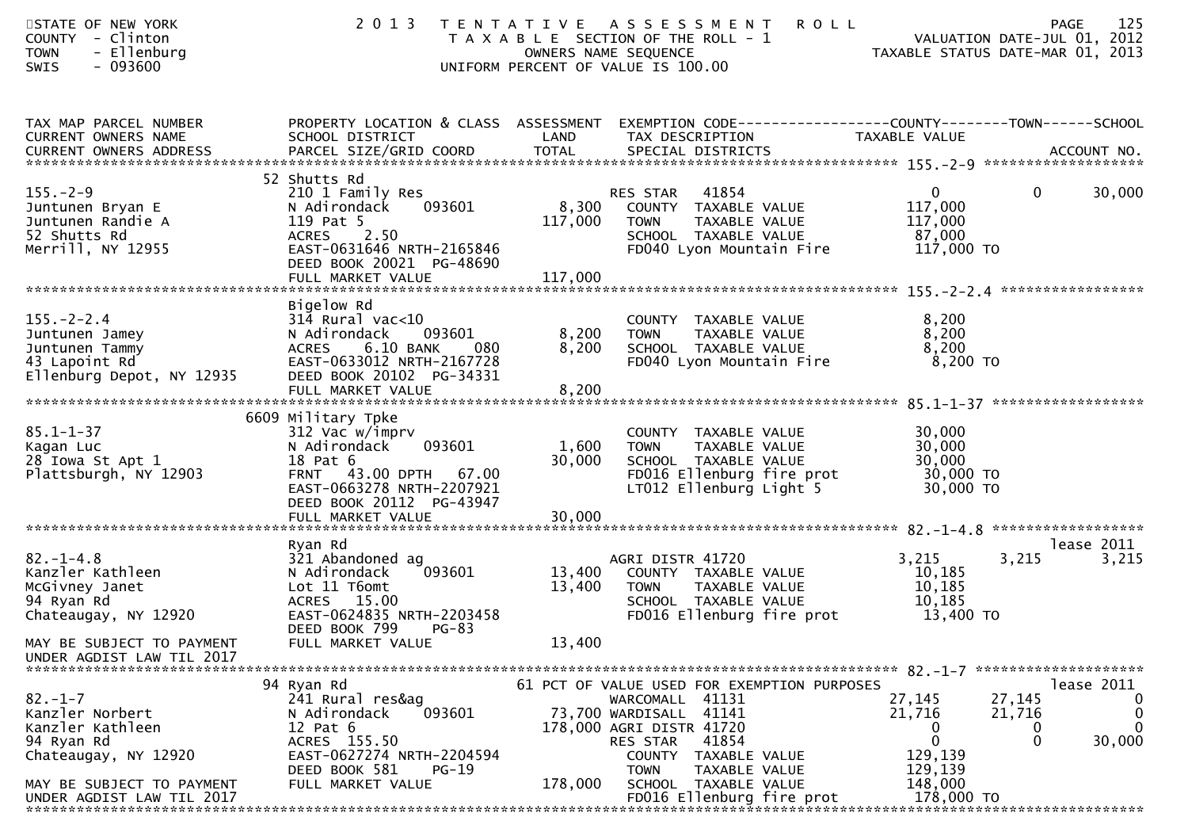STATE OF NEW YORK
COUNTY - Clinton
TOWN - Ellenburg
SWIS - 093600

2013 TENTATIVE ASSESSMENT ROLL
TAXABLE SECTION OF THE ROLL - 1
OWNERS NAME SEQUENCE
UNIFORM PERCENT OF VALUE IS 100.00

VALUATION DATE-JUL 01, 2012
TAXABLE STATUS DATE-MAR 01, 2013

| TAX MAP PARCEL NUMBER / CURRENT OWNERS NAME / CURRENT OWNERS ADDRESS | PROPERTY LOCATION & CLASS / SCHOOL DISTRICT / PARCEL SIZE/GRID COORD | ASSESSMENT LAND / TOTAL | EXEMPTION CODE / TAX DESCRIPTION / SPECIAL DISTRICTS | COUNTY TAXABLE VALUE | TOWN | SCHOOL / ACCOUNT NO. |
|---|---|---|---|---|---|---|
| **155.-2-9** | 52 Shutts Rd | | | | | |
| | 210 1 Family Res | | RES STAR 41854 | 0 | 0 | 30,000 |
| Juntunen Bryan E | N Adirondack 093601 | 8,300 | COUNTY TAXABLE VALUE | 117,000 | | |
| Juntunen Randie A | 119 Pat 5 | 117,000 | TOWN TAXABLE VALUE | 117,000 | | |
| 52 Shutts Rd | ACRES 2.50 | | SCHOOL TAXABLE VALUE | 87,000 | | |
| Merrill, NY 12955 | EAST-0631646 NRTH-2165846 | | FD040 Lyon Mountain Fire | 117,000 TO | | |
| | DEED BOOK 20021 PG-48690 | | | | | |
| | FULL MARKET VALUE | 117,000 | | | | |
| **155.-2-2.4** | Bigelow Rd | | | | | |
| | 314 Rural vac<10 | | COUNTY TAXABLE VALUE | 8,200 | | |
| Juntunen Jamey | N Adirondack 093601 | 8,200 | TOWN TAXABLE VALUE | 8,200 | | |
| Juntunen Tammy | ACRES 6.10 BANK 080 | 8,200 | SCHOOL TAXABLE VALUE | 8,200 | | |
| 43 Lapoint Rd | EAST-0633012 NRTH-2167728 | | FD040 Lyon Mountain Fire | 8,200 TO | | |
| Ellenburg Depot, NY 12935 | DEED BOOK 20102 PG-34331 | | | | | |
| | FULL MARKET VALUE | 8,200 | | | | |
| **85.1-1-37** | 6609 Military Tpke | | | | | |
| | 312 Vac w/imprv | | COUNTY TAXABLE VALUE | 30,000 | | |
| Kagan Luc | N Adirondack 093601 | 1,600 | TOWN TAXABLE VALUE | 30,000 | | |
| 28 Iowa St Apt 1 | 18 Pat 6 | 30,000 | SCHOOL TAXABLE VALUE | 30,000 | | |
| Plattsburgh, NY 12903 | FRNT 43.00 DPTH 67.00 | | FD016 Ellenburg fire prot | 30,000 TO | | |
| | EAST-0663278 NRTH-2207921 | | LT012 Ellenburg Light 5 | 30,000 TO | | |
| | DEED BOOK 20112 PG-43947 | | | | | |
| | FULL MARKET VALUE | 30,000 | | | | |
| **82.-1-4.8** | Ryan Rd | | | | | lease 2011 |
| | 321 Abandoned ag | | AGRI DISTR 41720 | 3,215 | 3,215 | 3,215 |
| Kanzler Kathleen | N Adirondack 093601 | 13,400 | COUNTY TAXABLE VALUE | 10,185 | | |
| McGivney Janet | Lot 11 T6omt | 13,400 | TOWN TAXABLE VALUE | 10,185 | | |
| 94 Ryan Rd | ACRES 15.00 | | SCHOOL TAXABLE VALUE | 10,185 | | |
| Chateaugay, NY 12920 | EAST-0624835 NRTH-2203458 | | FD016 Ellenburg fire prot | 13,400 TO | | |
| | DEED BOOK 799 PG-83 | | | | | |
| MAY BE SUBJECT TO PAYMENT UNDER AGDIST LAW TIL 2017 | FULL MARKET VALUE | 13,400 | | | | |
| **82.-1-7** | 94 Ryan Rd | | 61 PCT OF VALUE USED FOR EXEMPTION PURPOSES | | | lease 2011 |
| | 241 Rural res&ag | | WARCOMALL 41131 | 27,145 | 27,145 | 0 |
| Kanzler Norbert | N Adirondack 093601 | 73,700 | WARDISALL 41141 | 21,716 | 21,716 | 0 |
| Kanzler Kathleen | 12 Pat 6 | 178,000 | AGRI DISTR 41720 | 0 | 0 | 0 |
| 94 Ryan Rd | ACRES 155.50 | | RES STAR 41854 | 0 | 0 | 30,000 |
| Chateaugay, NY 12920 | EAST-0627274 NRTH-2204594 | | COUNTY TAXABLE VALUE | 129,139 | | |
| | DEED BOOK 581 PG-19 | | TOWN TAXABLE VALUE | 129,139 | | |
| MAY BE SUBJECT TO PAYMENT | FULL MARKET VALUE | 178,000 | SCHOOL TAXABLE VALUE | 148,000 | | |
| UNDER AGDIST LAW TIL 2017 | | | FD016 Ellenburg fire prot | 178,000 TO | | |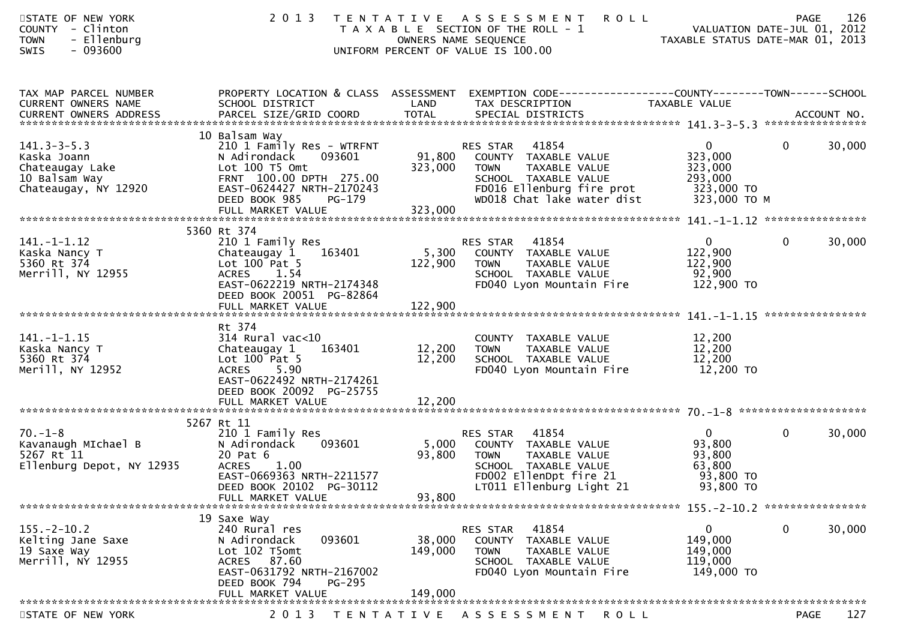STATE OF NEW YORK
COUNTY - Clinton
TOWN - Ellenburg
SWIS - 093600

2013 TENTATIVE ASSESSMENT ROLL
TAXABLE SECTION OF THE ROLL - 1
OWNERS NAME SEQUENCE
UNIFORM PERCENT OF VALUE IS 100.00

VALUATION DATE-JUL 01, 2012
TAXABLE STATUS DATE-MAR 01, 2013

| TAX MAP PARCEL NUMBER / CURRENT OWNERS NAME / CURRENT OWNERS ADDRESS | PROPERTY LOCATION & CLASS / SCHOOL DISTRICT / PARCEL SIZE/GRID COORD | ASSESSMENT LAND / TOTAL | EXEMPTION CODE / TAX DESCRIPTION / SPECIAL DISTRICTS | COUNTY TAXABLE VALUE | TOWN | SCHOOL / ACCOUNT NO. |
|---|---|---|---|---|---|---|
| 141.3-3-5.3 | 10 Balsam Way | | | | | |
| | 210 1 Family Res - WTRFNT | | RES STAR 41854 | 0 | 0 | 30,000 |
| Kaska Joann | N Adirondack 093601 | 91,800 | COUNTY TAXABLE VALUE | 323,000 | | |
| Chateaugay Lake | Lot 100 T5 Omt | 323,000 | TOWN TAXABLE VALUE | 323,000 | | |
| 10 Balsam Way | FRNT 100.00 DPTH 275.00 | | SCHOOL TAXABLE VALUE | 293,000 | | |
| Chateaugay, NY 12920 | EAST-0624427 NRTH-2170243 | | FD016 Ellenburg fire prot | 323,000 TO | | |
| | DEED BOOK 985 PG-179 | | WD018 Chat lake water dist | 323,000 TO M | | |
| | FULL MARKET VALUE | 323,000 | | | | |
| 141.-1-1.12 | 5360 Rt 374 | | | | | |
| | 210 1 Family Res | | RES STAR 41854 | 0 | 0 | 30,000 |
| Kaska Nancy T | Chateaugay 1 163401 | 5,300 | COUNTY TAXABLE VALUE | 122,900 | | |
| 5360 Rt 374 | Lot 100 Pat 5 | 122,900 | TOWN TAXABLE VALUE | 122,900 | | |
| Merrill, NY 12955 | ACRES 1.54 | | SCHOOL TAXABLE VALUE | 92,900 | | |
| | EAST-0622219 NRTH-2174348 | | FD040 Lyon Mountain Fire | 122,900 TO | | |
| | DEED BOOK 20051 PG-82864 | | | | | |
| | FULL MARKET VALUE | 122,900 | | | | |
| 141.-1-1.15 | Rt 374 | | | | | |
| | 314 Rural vac<10 | | COUNTY TAXABLE VALUE | 12,200 | | |
| Kaska Nancy T | Chateaugay 1 163401 | 12,200 | TOWN TAXABLE VALUE | 12,200 | | |
| 5360 Rt 374 | Lot 100 Pat 5 | 12,200 | SCHOOL TAXABLE VALUE | 12,200 | | |
| Merill, NY 12952 | ACRES 5.90 | | FD040 Lyon Mountain Fire | 12,200 TO | | |
| | EAST-0622492 NRTH-2174261 | | | | | |
| | DEED BOOK 20092 PG-25755 | | | | | |
| | FULL MARKET VALUE | 12,200 | | | | |
| 70.-1-8 | 5267 Rt 11 | | | | | |
| | 210 1 Family Res | | RES STAR 41854 | 0 | 0 | 30,000 |
| Kavanaugh MIchael B | N Adirondack 093601 | 5,000 | COUNTY TAXABLE VALUE | 93,800 | | |
| 5267 Rt 11 | 20 Pat 6 | 93,800 | TOWN TAXABLE VALUE | 93,800 | | |
| Ellenburg Depot, NY 12935 | ACRES 1.00 | | SCHOOL TAXABLE VALUE | 63,800 | | |
| | EAST-0669363 NRTH-2211577 | | FD002 EllenDpt fire 21 | 93,800 TO | | |
| | DEED BOOK 20102 PG-30112 | | LT011 Ellenburg Light 21 | 93,800 TO | | |
| | FULL MARKET VALUE | 93,800 | | | | |
| 155.-2-10.2 | 19 Saxe Way | | | | | |
| | 240 Rural res | | RES STAR 41854 | 0 | 0 | 30,000 |
| Kelting Jane Saxe | N Adirondack 093601 | 38,000 | COUNTY TAXABLE VALUE | 149,000 | | |
| 19 Saxe Way | Lot 102 T5omt | 149,000 | TOWN TAXABLE VALUE | 149,000 | | |
| Merrill, NY 12955 | ACRES 87.60 | | SCHOOL TAXABLE VALUE | 119,000 | | |
| | EAST-0631792 NRTH-2167002 | | FD040 Lyon Mountain Fire | 149,000 TO | | |
| | DEED BOOK 794 PG-295 | | | | | |
| | FULL MARKET VALUE | 149,000 | | | | |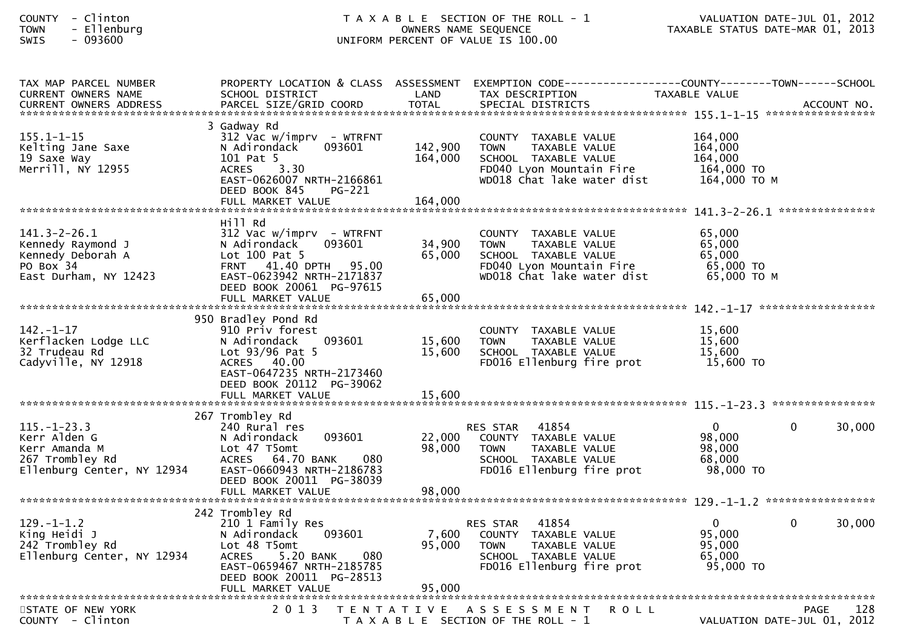COUNTY - Clinton
TOWN - Ellenburg
SWIS - 093600

T A X A B L E SECTION OF THE ROLL - 1
OWNERS NAME SEQUENCE
UNIFORM PERCENT OF VALUE IS 100.00

VALUATION DATE-JUL 01, 2012
TAXABLE STATUS DATE-MAR 01, 2013

| TAX MAP PARCEL NUMBER / CURRENT OWNERS NAME / CURRENT OWNERS ADDRESS | PROPERTY LOCATION & CLASS / SCHOOL DISTRICT / PARCEL SIZE/GRID COORD | ASSESSMENT LAND / TOTAL | EXEMPTION CODE / TAX DESCRIPTION / SPECIAL DISTRICTS | COUNTY TAXABLE VALUE | TOWN | SCHOOL / ACCOUNT NO. |
|---|---|---|---|---|---|---|
| **155.1-1-15** | | | | | | |
| | 3 Gadway Rd | | | | | |
| 155.1-1-15 | 312 Vac w/imprv - WTRFNT | | COUNTY TAXABLE VALUE | 164,000 | | |
| Kelting Jane Saxe | N Adirondack 093601 | 142,900 | TOWN TAXABLE VALUE | 164,000 | | |
| 19 Saxe Way | 101 Pat 5 | 164,000 | SCHOOL TAXABLE VALUE | 164,000 | | |
| Merrill, NY 12955 | ACRES 3.30 | | FD040 Lyon Mountain Fire | 164,000 TO | | |
| | EAST-0626007 NRTH-2166861 | | WD018 Chat lake water dist | 164,000 TO M | | |
| | DEED BOOK 845 PG-221 | | | | | |
| | FULL MARKET VALUE | 164,000 | | | | |
| **141.3-2-26.1** | | | | | | |
| | Hill Rd | | | | | |
| 141.3-2-26.1 | 312 Vac w/imprv - WTRFNT | | COUNTY TAXABLE VALUE | 65,000 | | |
| Kennedy Raymond J | N Adirondack 093601 | 34,900 | TOWN TAXABLE VALUE | 65,000 | | |
| Kennedy Deborah A | Lot 100 Pat 5 | 65,000 | SCHOOL TAXABLE VALUE | 65,000 | | |
| PO Box 34 | FRNT 41.40 DPTH 95.00 | | FD040 Lyon Mountain Fire | 65,000 TO | | |
| East Durham, NY 12423 | EAST-0623942 NRTH-2171837 | | WD018 Chat lake water dist | 65,000 TO M | | |
| | DEED BOOK 20061 PG-97615 | | | | | |
| | FULL MARKET VALUE | 65,000 | | | | |
| **142.-1-17** | | | | | | |
| | 950 Bradley Pond Rd | | | | | |
| 142.-1-17 | 910 Priv forest | | COUNTY TAXABLE VALUE | 15,600 | | |
| Kerflacken Lodge LLC | N Adirondack 093601 | 15,600 | TOWN TAXABLE VALUE | 15,600 | | |
| 32 Trudeau Rd | Lot 93/96 Pat 5 | 15,600 | SCHOOL TAXABLE VALUE | 15,600 | | |
| Cadyville, NY 12918 | ACRES 40.00 | | FD016 Ellenburg fire prot | 15,600 TO | | |
| | EAST-0647235 NRTH-2173460 | | | | | |
| | DEED BOOK 20112 PG-39062 | | | | | |
| | FULL MARKET VALUE | 15,600 | | | | |
| **115.-1-23.3** | | | | | | |
| | 267 Trombley Rd | | | | | |
| 115.-1-23.3 | 240 Rural res | | RES STAR 41854 | 0 | 0 | 30,000 |
| Kerr Alden G | N Adirondack 093601 | 22,000 | COUNTY TAXABLE VALUE | 98,000 | | |
| Kerr Amanda M | Lot 47 T5omt | 98,000 | TOWN TAXABLE VALUE | 98,000 | | |
| 267 Trombley Rd | ACRES 64.70 BANK 080 | | SCHOOL TAXABLE VALUE | 68,000 | | |
| Ellenburg Center, NY 12934 | EAST-0660943 NRTH-2186783 | | FD016 Ellenburg fire prot | 98,000 TO | | |
| | DEED BOOK 20011 PG-38039 | | | | | |
| | FULL MARKET VALUE | 98,000 | | | | |
| **129.-1-1.2** | | | | | | |
| | 242 Trombley Rd | | | | | |
| 129.-1-1.2 | 210 1 Family Res | | RES STAR 41854 | 0 | 0 | 30,000 |
| King Heidi J | N Adirondack 093601 | 7,600 | COUNTY TAXABLE VALUE | 95,000 | | |
| 242 Trombley Rd | Lot 48 T5omt | 95,000 | TOWN TAXABLE VALUE | 95,000 | | |
| Ellenburg Center, NY 12934 | ACRES 5.20 BANK 080 | | SCHOOL TAXABLE VALUE | 65,000 | | |
| | EAST-0659467 NRTH-2185785 | | FD016 Ellenburg fire prot | 95,000 TO | | |
| | DEED BOOK 20011 PG-28513 | | | | | |
| | FULL MARKET VALUE | 95,000 | | | | |

STATE OF NEW YORK
COUNTY - Clinton

2 0 1 3 T E N T A T I V E A S S E S S M E N T R O L L
T A X A B L E SECTION OF THE ROLL - 1

VALUATION DATE-JUL 01, 2012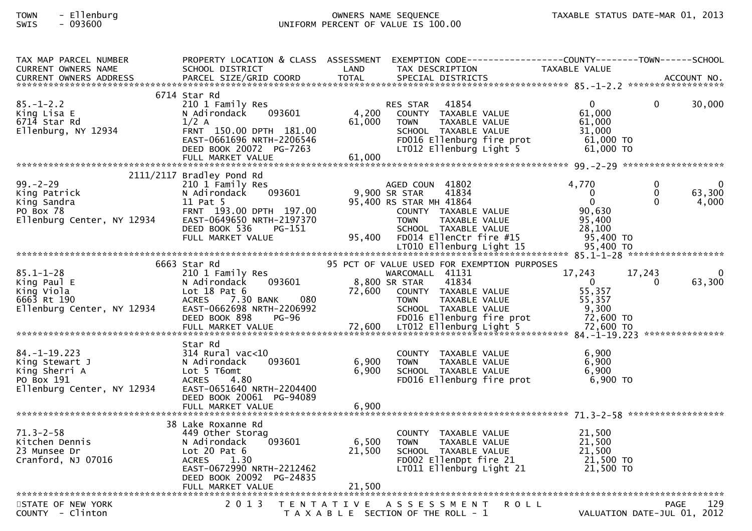TOWN - Ellenburg
SWIS - 093600

OWNERS NAME SEQUENCE
UNIFORM PERCENT OF VALUE IS 100.00

TAXABLE STATUS DATE-MAR 01, 2013

STATE OF NEW YORK
COUNTY - Clinton

2013 TENTATIVE ASSESSMENT ROLL
TAXABLE SECTION OF THE ROLL - 1

VALUATION DATE-JUL 01, 2012

| TAX MAP PARCEL NUMBER / CURRENT OWNERS NAME / CURRENT OWNERS ADDRESS | PROPERTY LOCATION & CLASS / SCHOOL DISTRICT / PARCEL SIZE/GRID COORD | ASSESSMENT LAND / TOTAL | EXEMPTION CODE / TAX DESCRIPTION / SPECIAL DISTRICTS | COUNTY TAXABLE VALUE | TOWN | SCHOOL |
|---|---|---|---|---|---|---|
| **85.-1-2.2** | 6714 Star Rd | | | | | |
| 85.-1-2.2 | 210 1 Family Res | | RES STAR 41854 | 0 | 0 | 30,000 |
| King Lisa E | N Adirondack 093601 | 4,200 | COUNTY TAXABLE VALUE | 61,000 | | |
| 6714 Star Rd | 1/2 A | 61,000 | TOWN TAXABLE VALUE | 61,000 | | |
| Ellenburg, NY 12934 | FRNT 150.00 DPTH 181.00 | | SCHOOL TAXABLE VALUE | 31,000 | | |
| | EAST-0661696 NRTH-2206546 | | FD016 Ellenburg fire prot | 61,000 TO | | |
| | DEED BOOK 20072 PG-7263 | | LT012 Ellenburg Light 5 | 61,000 TO | | |
| | FULL MARKET VALUE | 61,000 | | | | |
| **99.-2-29** | 2111/2117 Bradley Pond Rd | | | | | |
| 99.-2-29 | 210 1 Family Res | | AGED COUN 41802 | 4,770 | 0 | 0 |
| King Patrick | N Adirondack 093601 | 9,900 | SR STAR 41834 | 0 | 0 | 63,300 |
| King Sandra | 11 Pat 5 | 95,400 | RS STAR MH 41864 | 0 | 0 | 4,000 |
| PO Box 78 | FRNT 193.00 DPTH 197.00 | | COUNTY TAXABLE VALUE | 90,630 | | |
| Ellenburg Center, NY 12934 | EAST-0649650 NRTH-2197370 | | TOWN TAXABLE VALUE | 95,400 | | |
| | DEED BOOK 536 PG-151 | | SCHOOL TAXABLE VALUE | 28,100 | | |
| | FULL MARKET VALUE | 95,400 | FD014 EllenCtr fire #15 | 95,400 TO | | |
| | | | LT010 Ellenburg Light 15 | 95,400 TO | | |
| **85.1-1-28** | 6663 Star Rd | | 95 PCT OF VALUE USED FOR EXEMPTION PURPOSES | | | |
| 85.1-1-28 | 210 1 Family Res | | WARCOMALL 41131 | 17,243 | 17,243 | 0 |
| King Paul E | N Adirondack 093601 | 8,800 | SR STAR 41834 | 0 | 0 | 63,300 |
| King Viola | Lot 18 Pat 6 | 72,600 | COUNTY TAXABLE VALUE | 55,357 | | |
| 6663 Rt 190 | ACRES 7.30 BANK 080 | | TOWN TAXABLE VALUE | 55,357 | | |
| Ellenburg Center, NY 12934 | EAST-0662698 NRTH-2206992 | | SCHOOL TAXABLE VALUE | 9,300 | | |
| | DEED BOOK 898 PG-96 | | FD016 Ellenburg fire prot | 72,600 TO | | |
| | FULL MARKET VALUE | 72,600 | LT012 Ellenburg Light 5 | 72,600 TO | | |
| **84.-1-19.223** | Star Rd | | | | | |
| 84.-1-19.223 | 314 Rural vac<10 | | COUNTY TAXABLE VALUE | 6,900 | | |
| King Stewart J | N Adirondack 093601 | 6,900 | TOWN TAXABLE VALUE | 6,900 | | |
| King Sherri A | Lot 5 T6omt | 6,900 | SCHOOL TAXABLE VALUE | 6,900 | | |
| PO Box 191 | ACRES 4.80 | | FD016 Ellenburg fire prot | 6,900 TO | | |
| Ellenburg Center, NY 12934 | EAST-0651640 NRTH-2204400 | | | | | |
| | DEED BOOK 20061 PG-94089 | | | | | |
| | FULL MARKET VALUE | 6,900 | | | | |
| **71.3-2-58** | 38 Lake Roxanne Rd | | | | | |
| 71.3-2-58 | 449 Other Storag | | COUNTY TAXABLE VALUE | 21,500 | | |
| Kitchen Dennis | N Adirondack 093601 | 6,500 | TOWN TAXABLE VALUE | 21,500 | | |
| 23 Munsee Dr | Lot 20 Pat 6 | 21,500 | SCHOOL TAXABLE VALUE | 21,500 | | |
| Cranford, NJ 07016 | ACRES 1.30 | | FD002 EllenDpt fire 21 | 21,500 TO | | |
| | EAST-0672990 NRTH-2212462 | | LT011 Ellenburg Light 21 | 21,500 TO | | |
| | DEED BOOK 20092 PG-24835 | | | | | |
| | FULL MARKET VALUE | 21,500 | | | | |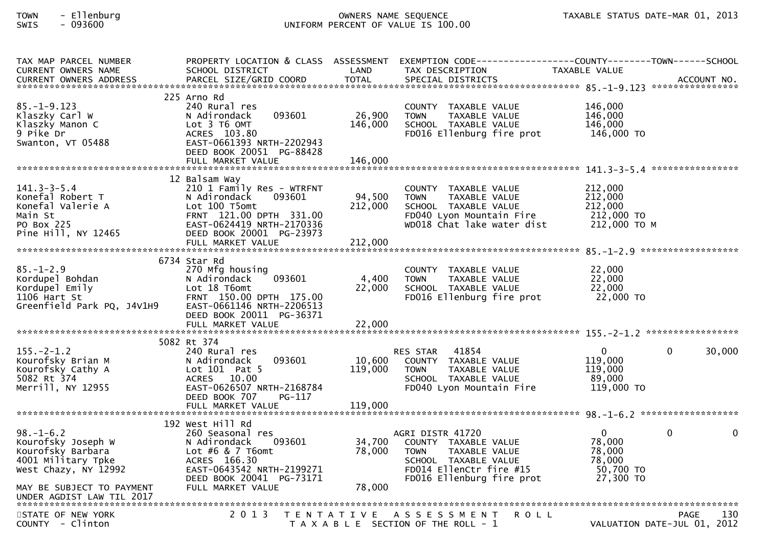TOWN - Ellenburg
SWIS - 093600

OWNERS NAME SEQUENCE
UNIFORM PERCENT OF VALUE IS 100.00

TAXABLE STATUS DATE-MAR 01, 2013

| TAX MAP PARCEL NUMBER / CURRENT OWNERS NAME / CURRENT OWNERS ADDRESS | PROPERTY LOCATION & CLASS / SCHOOL DISTRICT / PARCEL SIZE/GRID COORD | ASSESSMENT LAND / TOTAL | EXEMPTION CODE / TAX DESCRIPTION / SPECIAL DISTRICTS | COUNTY TAXABLE VALUE | TOWN | SCHOOL / ACCOUNT NO. |
|---|---|---|---|---|---|---|
| **85.-1-9.123** | 225 Arno Rd | | | | | |
| 85.-1-9.123 | 240 Rural res | | COUNTY TAXABLE VALUE | 146,000 | | |
| Klaszky Carl W | N Adirondack 093601 | 26,900 | TOWN TAXABLE VALUE | 146,000 | | |
| Klaszky Manon C | Lot 3 T6 OMT | 146,000 | SCHOOL TAXABLE VALUE | 146,000 | | |
| 9 Pike Dr | ACRES 103.80 | | FD016 Ellenburg fire prot | 146,000 TO | | |
| Swanton, VT 05488 | EAST-0661393 NRTH-2202943 | | | | | |
| | DEED BOOK 20051 PG-88428 | | | | | |
| | FULL MARKET VALUE | 146,000 | | | | |
| **141.3-3-5.4** | 12 Balsam Way | | | | | |
| 141.3-3-5.4 | 210 1 Family Res - WTRFNT | | COUNTY TAXABLE VALUE | 212,000 | | |
| Konefal Robert T | N Adirondack 093601 | 94,500 | TOWN TAXABLE VALUE | 212,000 | | |
| Konefal Valerie A | Lot 100 T5omt | 212,000 | SCHOOL TAXABLE VALUE | 212,000 | | |
| Main St | FRNT 121.00 DPTH 331.00 | | FD040 Lyon Mountain Fire | 212,000 TO | | |
| PO Box 225 | EAST-0624419 NRTH-2170336 | | WD018 Chat lake water dist | 212,000 TO M | | |
| Pine Hill, NY 12465 | DEED BOOK 20001 PG-23973 | | | | | |
| | FULL MARKET VALUE | 212,000 | | | | |
| **85.-1-2.9** | 6734 Star Rd | | | | | |
| 85.-1-2.9 | 270 Mfg housing | | COUNTY TAXABLE VALUE | 22,000 | | |
| Kordupel Bohdan | N Adirondack 093601 | 4,400 | TOWN TAXABLE VALUE | 22,000 | | |
| Kordupel Emily | Lot 18 T6omt | 22,000 | SCHOOL TAXABLE VALUE | 22,000 | | |
| 1106 Hart St | FRNT 150.00 DPTH 175.00 | | FD016 Ellenburg fire prot | 22,000 TO | | |
| Greenfield Park PQ, J4V1H9 | EAST-0661146 NRTH-2206513 | | | | | |
| | DEED BOOK 20011 PG-36371 | | | | | |
| | FULL MARKET VALUE | 22,000 | | | | |
| **155.-2-1.2** | 5082 Rt 374 | | | | | |
| 155.-2-1.2 | 240 Rural res | | RES STAR 41854 | 0 | 0 | 30,000 |
| Kourofsky Brian M | N Adirondack 093601 | 10,600 | COUNTY TAXABLE VALUE | 119,000 | | |
| Kourofsky Cathy A | Lot 101 Pat 5 | 119,000 | TOWN TAXABLE VALUE | 119,000 | | |
| 5082 Rt 374 | ACRES 10.00 | | SCHOOL TAXABLE VALUE | 89,000 | | |
| Merrill, NY 12955 | EAST-0626507 NRTH-2168784 | | FD040 Lyon Mountain Fire | 119,000 TO | | |
| | DEED BOOK 707 PG-117 | | | | | |
| | FULL MARKET VALUE | 119,000 | | | | |
| **98.-1-6.2** | 192 West Hill Rd | | | | | |
| 98.-1-6.2 | 260 Seasonal res | | AGRI DISTR 41720 | 0 | 0 | 0 |
| Kourofsky Joseph W | N Adirondack 093601 | 34,700 | COUNTY TAXABLE VALUE | 78,000 | | |
| Kourofsky Barbara | Lot #6 & 7 T6omt | 78,000 | TOWN TAXABLE VALUE | 78,000 | | |
| 4001 Military Tpke | ACRES 166.30 | | SCHOOL TAXABLE VALUE | 78,000 | | |
| West Chazy, NY 12992 | EAST-0643542 NRTH-2199271 | | FD014 EllenCtr fire #15 | 50,700 TO | | |
| | DEED BOOK 20041 PG-73171 | | FD016 Ellenburg fire prot | 27,300 TO | | |
| MAY BE SUBJECT TO PAYMENT | FULL MARKET VALUE | 78,000 | | | | |
| UNDER AGDIST LAW TIL 2017 | | | | | | |

STATE OF NEW YORK
COUNTY - Clinton

2013 TENTATIVE ASSESSMENT ROLL
TAXABLE SECTION OF THE ROLL - 1

VALUATION DATE-JUL 01, 2012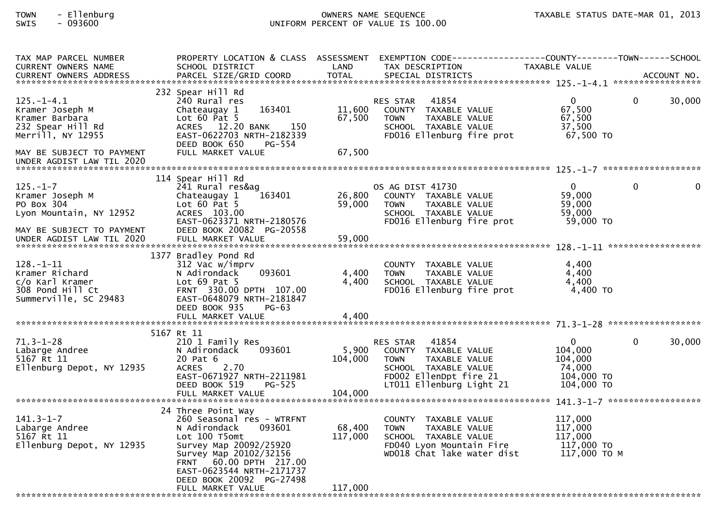TOWN - Ellenburg
SWIS - 093600

OWNERS NAME SEQUENCE
UNIFORM PERCENT OF VALUE IS 100.00

TAXABLE STATUS DATE-MAR 01, 2013

| TAX MAP PARCEL NUMBER / CURRENT OWNERS NAME / CURRENT OWNERS ADDRESS | PROPERTY LOCATION & CLASS / SCHOOL DISTRICT / PARCEL SIZE/GRID COORD | ASSESSMENT LAND / TOTAL | EXEMPTION CODE / TAX DESCRIPTION / SPECIAL DISTRICTS | COUNTY TAXABLE VALUE | TOWN | SCHOOL / ACCOUNT NO. |
|---|---|---|---|---|---|---|
| **125.-1-4.1** | 232 Spear Hill Rd | | | | | |
| 125.-1-4.1 | 240 Rural res | | RES STAR 41854 | 0 | 0 | 30,000 |
| Kramer Joseph M | Chateaugay 1 163401 | 11,600 | COUNTY TAXABLE VALUE | 67,500 | | |
| Kramer Barbara | Lot 60 Pat 5 | 67,500 | TOWN TAXABLE VALUE | 67,500 | | |
| 232 Spear Hill Rd | ACRES 12.20 BANK 150 | | SCHOOL TAXABLE VALUE | 37,500 | | |
| Merrill, NY 12955 | EAST-0622703 NRTH-2182339 | | FD016 Ellenburg fire prot | 67,500 TO | | |
| | DEED BOOK 650 PG-554 | | | | | |
| MAY BE SUBJECT TO PAYMENT UNDER AGDIST LAW TIL 2020 | FULL MARKET VALUE | 67,500 | | | | |
| **125.-1-7** | 114 Spear Hill Rd | | | | | |
| 125.-1-7 | 241 Rural res&ag | | OS AG DIST 41730 | 0 | 0 | 0 |
| Kramer Joseph M | Chateaugay 1 163401 | 26,800 | COUNTY TAXABLE VALUE | 59,000 | | |
| PO Box 304 | Lot 60 Pat 5 | 59,000 | TOWN TAXABLE VALUE | 59,000 | | |
| Lyon Mountain, NY 12952 | ACRES 103.00 | | SCHOOL TAXABLE VALUE | 59,000 | | |
| | EAST-0623371 NRTH-2180576 | | FD016 Ellenburg fire prot | 59,000 TO | | |
| MAY BE SUBJECT TO PAYMENT | DEED BOOK 20082 PG-20558 | | | | | |
| UNDER AGDIST LAW TIL 2020 | FULL MARKET VALUE | 59,000 | | | | |
| **128.-1-11** | 1377 Bradley Pond Rd | | | | | |
| 128.-1-11 | 312 Vac w/imprv | | COUNTY TAXABLE VALUE | 4,400 | | |
| Kramer Richard | N Adirondack 093601 | 4,400 | TOWN TAXABLE VALUE | 4,400 | | |
| c/o Karl Kramer | Lot 69 Pat 5 | 4,400 | SCHOOL TAXABLE VALUE | 4,400 | | |
| 308 Pond Hill Ct | FRNT 330.00 DPTH 107.00 | | FD016 Ellenburg fire prot | 4,400 TO | | |
| Summerville, SC 29483 | EAST-0648079 NRTH-2181847 | | | | | |
| | DEED BOOK 935 PG-63 | | | | | |
| | FULL MARKET VALUE | 4,400 | | | | |
| **71.3-1-28** | 5167 Rt 11 | | | | | |
| 71.3-1-28 | 210 1 Family Res | | RES STAR 41854 | 0 | 0 | 30,000 |
| Labarge Andree | N Adirondack 093601 | 5,900 | COUNTY TAXABLE VALUE | 104,000 | | |
| 5167 Rt 11 | 20 Pat 6 | 104,000 | TOWN TAXABLE VALUE | 104,000 | | |
| Ellenburg Depot, NY 12935 | ACRES 2.70 | | SCHOOL TAXABLE VALUE | 74,000 | | |
| | EAST-0671927 NRTH-2211981 | | FD002 EllenDpt fire 21 | 104,000 TO | | |
| | DEED BOOK 519 PG-525 | | LT011 Ellenburg Light 21 | 104,000 TO | | |
| | FULL MARKET VALUE | 104,000 | | | | |
| **141.3-1-7** | 24 Three Point Way | | | | | |
| 141.3-1-7 | 260 Seasonal res - WTRFNT | | COUNTY TAXABLE VALUE | 117,000 | | |
| Labarge Andree | N Adirondack 093601 | 68,400 | TOWN TAXABLE VALUE | 117,000 | | |
| 5167 Rt 11 | Lot 100 T5omt | 117,000 | SCHOOL TAXABLE VALUE | 117,000 | | |
| Ellenburg Depot, NY 12935 | Survey Map 20092/25920 | | FD040 Lyon Mountain Fire | 117,000 TO | | |
| | Survey Map 20102/32156 | | WD018 Chat lake water dist | 117,000 TO M | | |
| | FRNT 60.00 DPTH 217.00 | | | | | |
| | EAST-0623544 NRTH-2171737 | | | | | |
| | DEED BOOK 20092 PG-27498 | | | | | |
| | FULL MARKET VALUE | 117,000 | | | | |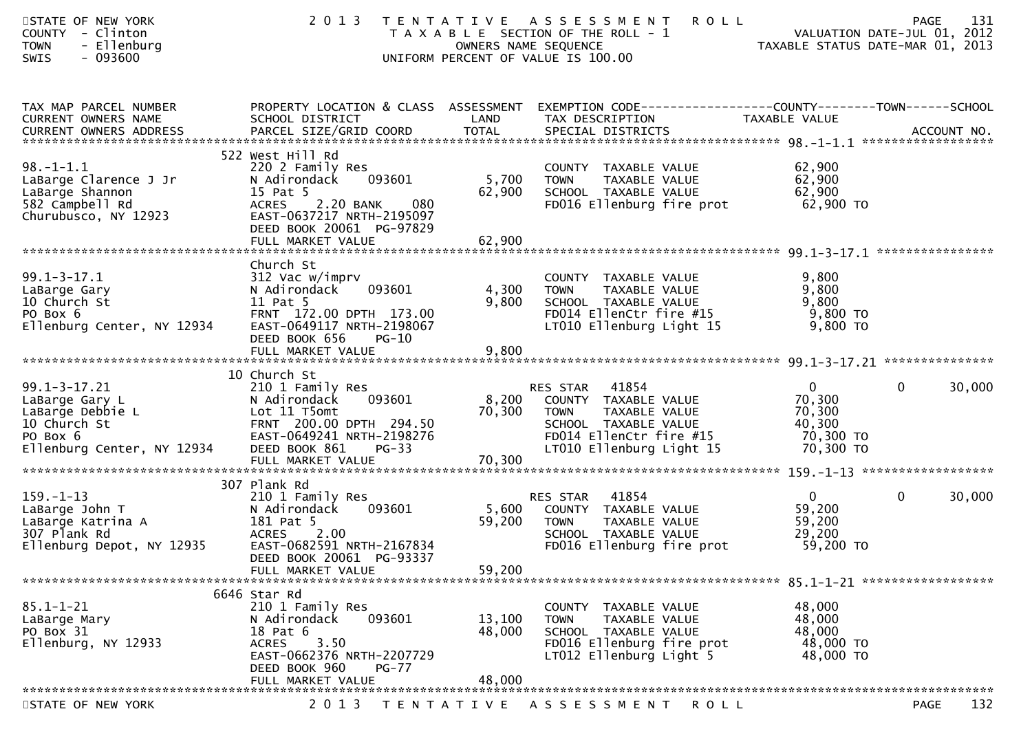STATE OF NEW YORK
COUNTY - Clinton
TOWN - Ellenburg
SWIS - 093600

# 2013 TENTATIVE ASSESSMENT ROLL

TAXABLE SECTION OF THE ROLL - 1
OWNERS NAME SEQUENCE
UNIFORM PERCENT OF VALUE IS 100.00

VALUATION DATE-JUL 01, 2012
TAXABLE STATUS DATE-MAR 01, 2013

| TAX MAP PARCEL NUMBER / CURRENT OWNERS NAME / CURRENT OWNERS ADDRESS | PROPERTY LOCATION & CLASS / SCHOOL DISTRICT / PARCEL SIZE/GRID COORD | ASSESSMENT LAND | TOTAL | EXEMPTION CODE / TAX DESCRIPTION / SPECIAL DISTRICTS | COUNTY TAXABLE VALUE | TOWN | SCHOOL | ACCOUNT NO. |
|---|---|---|---|---|---|---|---|---|
| 98.-1-1.1 | 522 West Hill Rd | | | | | | | |
| 98.-1-1.1 | 220 2 Family Res | | | COUNTY TAXABLE VALUE | 62,900 | | | |
| LaBarge Clarence J Jr | N Adirondack 093601 | 5,700 | | TOWN TAXABLE VALUE | 62,900 | | | |
| LaBarge Shannon | 15 Pat 5 | | 62,900 | SCHOOL TAXABLE VALUE | 62,900 | | | |
| 582 Campbell Rd | ACRES 2.20 BANK 080 | | | FD016 Ellenburg fire prot | 62,900 TO | | | |
| Churubusco, NY 12923 | EAST-0637217 NRTH-2195097 | | | | | | | |
| | DEED BOOK 20061 PG-97829 | | | | | | | |
| | FULL MARKET VALUE | | 62,900 | | | | | |
| 99.1-3-17.1 | Church St | | | | | | | |
| 99.1-3-17.1 | 312 Vac w/imprv | | | COUNTY TAXABLE VALUE | 9,800 | | | |
| LaBarge Gary | N Adirondack 093601 | 4,300 | | TOWN TAXABLE VALUE | 9,800 | | | |
| 10 Church St | 11 Pat 5 | | 9,800 | SCHOOL TAXABLE VALUE | 9,800 | | | |
| PO Box 6 | FRNT 172.00 DPTH 173.00 | | | FD014 EllenCtr fire #15 | 9,800 TO | | | |
| Ellenburg Center, NY 12934 | EAST-0649117 NRTH-2198067 | | | LT010 Ellenburg Light 15 | 9,800 TO | | | |
| | DEED BOOK 656 PG-10 | | | | | | | |
| | FULL MARKET VALUE | | 9,800 | | | | | |
| 99.1-3-17.21 | 10 Church St | | | | | | | |
| 99.1-3-17.21 | 210 1 Family Res | | | RES STAR 41854 | 0 | 0 | 30,000 | |
| LaBarge Gary L | N Adirondack 093601 | 8,200 | | COUNTY TAXABLE VALUE | 70,300 | | | |
| LaBarge Debbie L | Lot 11 T5omt | | 70,300 | TOWN TAXABLE VALUE | 70,300 | | | |
| 10 Church St | FRNT 200.00 DPTH 294.50 | | | SCHOOL TAXABLE VALUE | 40,300 | | | |
| PO Box 6 | EAST-0649241 NRTH-2198276 | | | FD014 EllenCtr fire #15 | 70,300 TO | | | |
| Ellenburg Center, NY 12934 | DEED BOOK 861 PG-33 | | | LT010 Ellenburg Light 15 | 70,300 TO | | | |
| | FULL MARKET VALUE | | 70,300 | | | | | |
| 159.-1-13 | 307 Plank Rd | | | | | | | |
| 159.-1-13 | 210 1 Family Res | | | RES STAR 41854 | 0 | 0 | 30,000 | |
| LaBarge John T | N Adirondack 093601 | 5,600 | | COUNTY TAXABLE VALUE | 59,200 | | | |
| LaBarge Katrina A | 181 Pat 5 | | 59,200 | TOWN TAXABLE VALUE | 59,200 | | | |
| 307 Plank Rd | ACRES 2.00 | | | SCHOOL TAXABLE VALUE | 29,200 | | | |
| Ellenburg Depot, NY 12935 | EAST-0682591 NRTH-2167834 | | | FD016 Ellenburg fire prot | 59,200 TO | | | |
| | DEED BOOK 20061 PG-93337 | | | | | | | |
| | FULL MARKET VALUE | | 59,200 | | | | | |
| 85.1-1-21 | 6646 Star Rd | | | | | | | |
| 85.1-1-21 | 210 1 Family Res | | | COUNTY TAXABLE VALUE | 48,000 | | | |
| LaBarge Mary | N Adirondack 093601 | 13,100 | | TOWN TAXABLE VALUE | 48,000 | | | |
| PO Box 31 | 18 Pat 6 | | 48,000 | SCHOOL TAXABLE VALUE | 48,000 | | | |
| Ellenburg, NY 12933 | ACRES 3.50 | | | FD016 Ellenburg fire prot | 48,000 TO | | | |
| | EAST-0662376 NRTH-2207729 | | | LT012 Ellenburg Light 5 | 48,000 TO | | | |
| | DEED BOOK 960 PG-77 | | | | | | | |
| | FULL MARKET VALUE | | 48,000 | | | | | |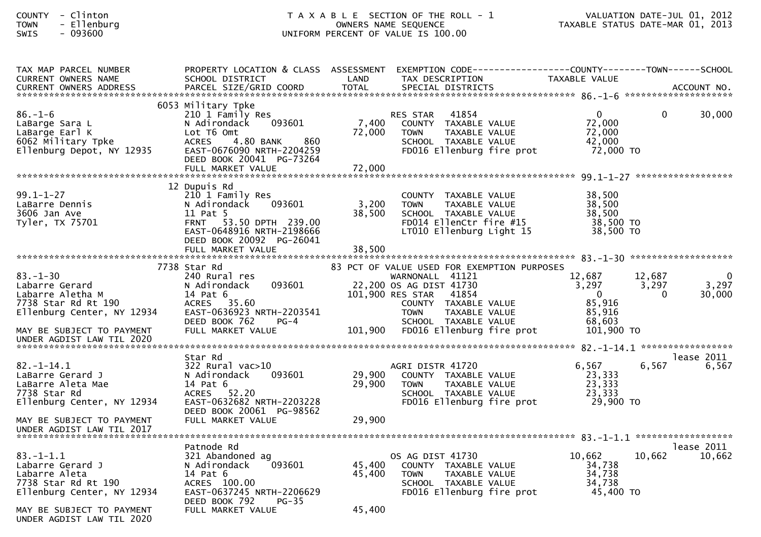COUNTY - Clinton
TOWN - Ellenburg
SWIS - 093600

TAXABLE SECTION OF THE ROLL - 1
OWNERS NAME SEQUENCE
UNIFORM PERCENT OF VALUE IS 100.00

VALUATION DATE-JUL 01, 2012
TAXABLE STATUS DATE-MAR 01, 2013

| TAX MAP PARCEL NUMBER / CURRENT OWNERS NAME / CURRENT OWNERS ADDRESS | PROPERTY LOCATION & CLASS / SCHOOL DISTRICT / PARCEL SIZE/GRID COORD | ASSESSMENT LAND / TOTAL | EXEMPTION CODE / TAX DESCRIPTION / SPECIAL DISTRICTS | COUNTY TAXABLE VALUE | TOWN | SCHOOL / ACCOUNT NO. |
|---|---|---|---|---|---|---|
| **86.-1-6** | 6053 Military Tpke | | | | | |
| 86.-1-6 | 210 1 Family Res | | RES STAR 41854 | 0 | 0 | 30,000 |
| LaBarge Sara L | N Adirondack 093601 | 7,400 | COUNTY TAXABLE VALUE | 72,000 | | |
| LaBarge Earl K | Lot T6 Omt | 72,000 | TOWN TAXABLE VALUE | 72,000 | | |
| 6062 Military Tpke | ACRES 4.80 BANK 860 | | SCHOOL TAXABLE VALUE | 42,000 | | |
| Ellenburg Depot, NY 12935 | EAST-0676090 NRTH-2204259 | | FD016 Ellenburg fire prot | 72,000 TO | | |
| | DEED BOOK 20041 PG-73264 | | | | | |
| | FULL MARKET VALUE | 72,000 | | | | |
| **99.1-1-27** | 12 Dupuis Rd | | | | | |
| 99.1-1-27 | 210 1 Family Res | | COUNTY TAXABLE VALUE | 38,500 | | |
| LaBarre Dennis | N Adirondack 093601 | 3,200 | TOWN TAXABLE VALUE | 38,500 | | |
| 3606 Jan Ave | 11 Pat 5 | 38,500 | SCHOOL TAXABLE VALUE | 38,500 | | |
| Tyler, TX 75701 | FRNT 53.50 DPTH 239.00 | | FD014 EllenCtr fire #15 | 38,500 TO | | |
| | EAST-0648916 NRTH-2198666 | | LT010 Ellenburg Light 15 | 38,500 TO | | |
| | DEED BOOK 20092 PG-26041 | | | | | |
| | FULL MARKET VALUE | 38,500 | | | | |
| **83.-1-30** | 7738 Star Rd | | 83 PCT OF VALUE USED FOR EXEMPTION PURPOSES | | | |
| 83.-1-30 | 240 Rural res | | WARNONALL 41121 | 12,687 | 12,687 | 0 |
| Labarre Gerard | N Adirondack 093601 | 22,200 | OS AG DIST 41730 | 3,297 | 3,297 | 3,297 |
| Labarre Aletha M | 14 Pat 6 | 101,900 | RES STAR 41854 | 0 | 0 | 30,000 |
| 7738 Star Rd Rt 190 | ACRES 35.60 | | COUNTY TAXABLE VALUE | 85,916 | | |
| Ellenburg Center, NY 12934 | EAST-0636923 NRTH-2203541 | | TOWN TAXABLE VALUE | 85,916 | | |
| | DEED BOOK 762 PG-4 | | SCHOOL TAXABLE VALUE | 68,603 | | |
| MAY BE SUBJECT TO PAYMENT UNDER AGDIST LAW TIL 2020 | FULL MARKET VALUE | 101,900 | FD016 Ellenburg fire prot | 101,900 TO | | |
| **82.-1-14.1** | Star Rd | | | | | lease 2011 |
| 82.-1-14.1 | 322 Rural vac>10 | | AGRI DISTR 41720 | 6,567 | 6,567 | 6,567 |
| LaBarre Gerard J | N Adirondack 093601 | 29,900 | COUNTY TAXABLE VALUE | 23,333 | | |
| LaBarre Aleta Mae | 14 Pat 6 | 29,900 | TOWN TAXABLE VALUE | 23,333 | | |
| 7738 Star Rd | ACRES 52.20 | | SCHOOL TAXABLE VALUE | 23,333 | | |
| Ellenburg Center, NY 12934 | EAST-0632682 NRTH-2203228 | | FD016 Ellenburg fire prot | 29,900 TO | | |
| | DEED BOOK 20061 PG-98562 | | | | | |
| MAY BE SUBJECT TO PAYMENT UNDER AGDIST LAW TIL 2017 | FULL MARKET VALUE | 29,900 | | | | |
| **83.-1-1.1** | Patnode Rd | | | | | lease 2011 |
| 83.-1-1.1 | 321 Abandoned ag | | OS AG DIST 41730 | 10,662 | 10,662 | 10,662 |
| Labarre Gerard J | N Adirondack 093601 | 45,400 | COUNTY TAXABLE VALUE | 34,738 | | |
| Labarre Aleta | 14 Pat 6 | 45,400 | TOWN TAXABLE VALUE | 34,738 | | |
| 7738 Star Rd Rt 190 | ACRES 100.00 | | SCHOOL TAXABLE VALUE | 34,738 | | |
| Ellenburg Center, NY 12934 | EAST-0637245 NRTH-2206629 | | FD016 Ellenburg fire prot | 45,400 TO | | |
| | DEED BOOK 792 PG-35 | | | | | |
| MAY BE SUBJECT TO PAYMENT UNDER AGDIST LAW TIL 2020 | FULL MARKET VALUE | 45,400 | | | | |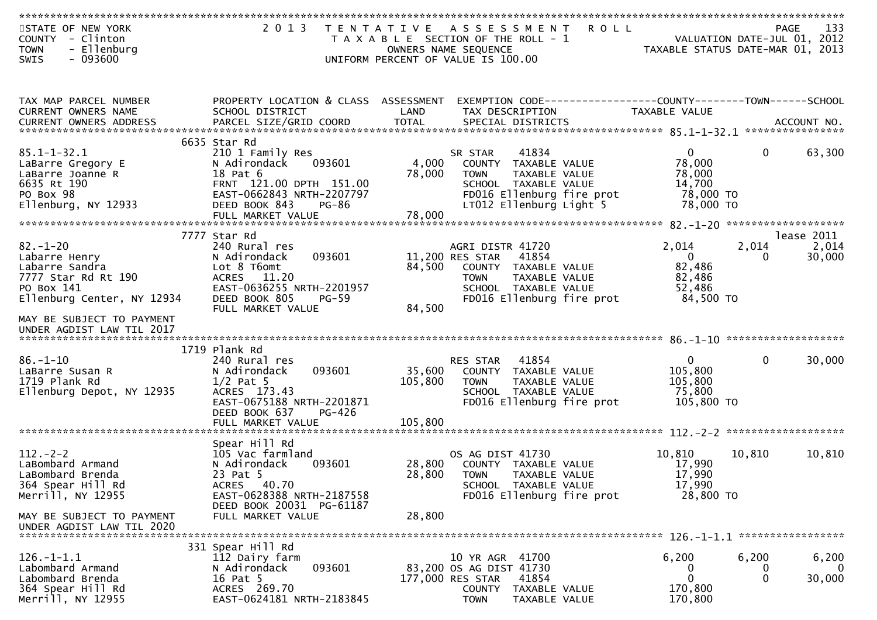STATE OF NEW YORK
COUNTY - Clinton
TOWN - Ellenburg
SWIS - 093600

2013 TENTATIVE ASSESSMENT ROLL
TAXABLE SECTION OF THE ROLL - 1
OWNERS NAME SEQUENCE
UNIFORM PERCENT OF VALUE IS 100.00

VALUATION DATE-JUL 01, 2012
TAXABLE STATUS DATE-MAR 01, 2013

| TAX MAP PARCEL NUMBER / CURRENT OWNERS NAME / CURRENT OWNERS ADDRESS | PROPERTY LOCATION & CLASS / SCHOOL DISTRICT / PARCEL SIZE/GRID COORD | ASSESSMENT LAND / TOTAL | EXEMPTION CODE / TAX DESCRIPTION / SPECIAL DISTRICTS | COUNTY TAXABLE VALUE | TOWN | SCHOOL |
|---|---|---|---|---|---|---|
| | 6635 Star Rd | | | | | |
| 85.1-1-32.1 | 210 1 Family Res | | SR STAR 41834 | 0 | 0 | 63,300 |
| LaBarre Gregory E | N Adirondack 093601 | 4,000 | COUNTY TAXABLE VALUE | 78,000 | | |
| LaBarre Joanne R | 18 Pat 6 | 78,000 | TOWN TAXABLE VALUE | 78,000 | | |
| 6635 Rt 190 | FRNT 121.00 DPTH 151.00 | | SCHOOL TAXABLE VALUE | 14,700 | | |
| PO Box 98 | EAST-0662843 NRTH-2207797 | | FD016 Ellenburg fire prot | 78,000 TO | | |
| Ellenburg, NY 12933 | DEED BOOK 843 PG-86 | | LT012 Ellenburg Light 5 | 78,000 TO | | |
| | FULL MARKET VALUE | 78,000 | | | | |
| | 7777 Star Rd | | | | | lease 2011 |
| 82.-1-20 | 240 Rural res | | AGRI DISTR 41720 | 2,014 | 2,014 | 2,014 |
| Labarre Henry | N Adirondack 093601 | 11,200 | RES STAR 41854 | 0 | 0 | 30,000 |
| Labarre Sandra | Lot 8 T6omt | 84,500 | COUNTY TAXABLE VALUE | 82,486 | | |
| 7777 Star Rd Rt 190 | ACRES 11.20 | | TOWN TAXABLE VALUE | 82,486 | | |
| PO Box 141 | EAST-0636255 NRTH-2201957 | | SCHOOL TAXABLE VALUE | 52,486 | | |
| Ellenburg Center, NY 12934 | DEED BOOK 805 PG-59 | | FD016 Ellenburg fire prot | 84,500 TO | | |
| | FULL MARKET VALUE | 84,500 | | | | |
| MAY BE SUBJECT TO PAYMENT UNDER AGDIST LAW TIL 2017 | | | | | | |
| | 1719 Plank Rd | | | | | |
| 86.-1-10 | 240 Rural res | | RES STAR 41854 | 0 | 0 | 30,000 |
| LaBarre Susan R | N Adirondack 093601 | 35,600 | COUNTY TAXABLE VALUE | 105,800 | | |
| 1719 Plank Rd | 1/2 Pat 5 | 105,800 | TOWN TAXABLE VALUE | 105,800 | | |
| Ellenburg Depot, NY 12935 | ACRES 173.43 | | SCHOOL TAXABLE VALUE | 75,800 | | |
| | EAST-0675188 NRTH-2201871 | | FD016 Ellenburg fire prot | 105,800 TO | | |
| | DEED BOOK 637 PG-426 | | | | | |
| | FULL MARKET VALUE | 105,800 | | | | |
| | Spear Hill Rd | | | | | |
| 112.-2-2 | 105 Vac farmland | | OS AG DIST 41730 | 10,810 | 10,810 | 10,810 |
| LaBombard Armand | N Adirondack 093601 | 28,800 | COUNTY TAXABLE VALUE | 17,990 | | |
| LaBombard Brenda | 23 Pat 5 | 28,800 | TOWN TAXABLE VALUE | 17,990 | | |
| 364 Spear Hill Rd | ACRES 40.70 | | SCHOOL TAXABLE VALUE | 17,990 | | |
| Merrill, NY 12955 | EAST-0628388 NRTH-2187558 | | FD016 Ellenburg fire prot | 28,800 TO | | |
| | DEED BOOK 20031 PG-61187 | | | | | |
| MAY BE SUBJECT TO PAYMENT UNDER AGDIST LAW TIL 2020 | FULL MARKET VALUE | 28,800 | | | | |
| | 331 Spear Hill Rd | | | | | |
| 126.-1-1.1 | 112 Dairy farm | | 10 YR AGR 41700 | 6,200 | 6,200 | 6,200 |
| Labombard Armand | N Adirondack 093601 | 83,200 | OS AG DIST 41730 | 0 | 0 | 0 |
| Labombard Brenda | 16 Pat 5 | 177,000 | RES STAR 41854 | 0 | 0 | 30,000 |
| 364 Spear Hill Rd | ACRES 269.70 | | COUNTY TAXABLE VALUE | 170,800 | | |
| Merrill, NY 12955 | EAST-0624181 NRTH-2183845 | | TOWN TAXABLE VALUE | 170,800 | | |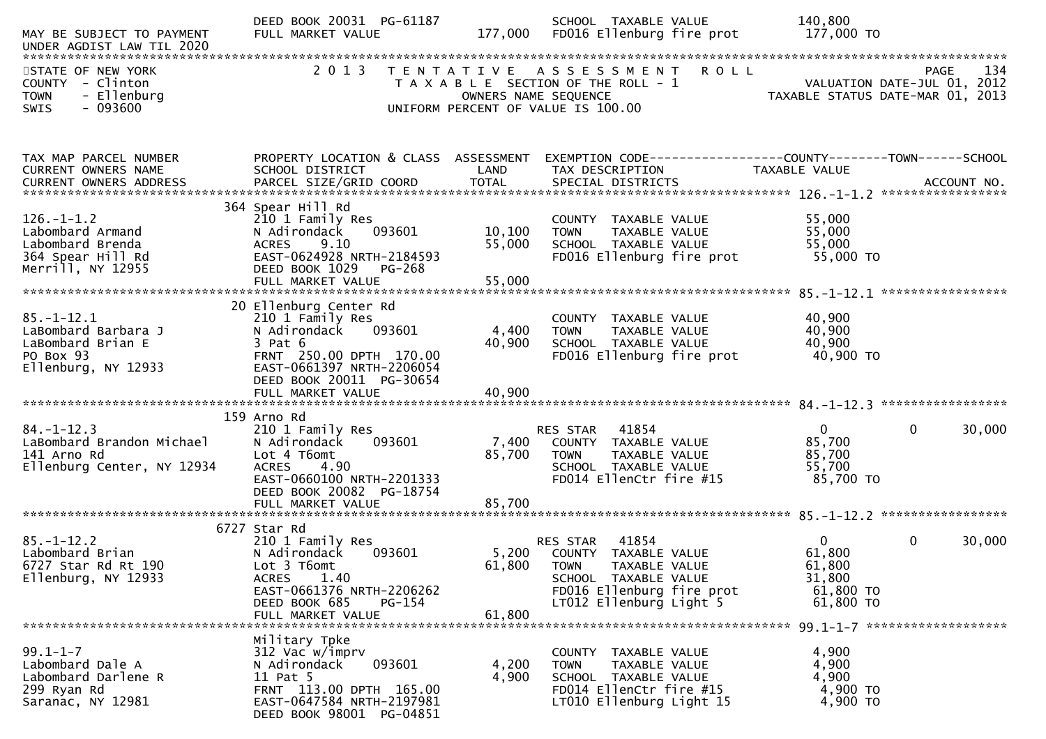```
MAY BE SUBJECT TO PAYMENT     DEED BOOK 20031  PG-61187              SCHOOL  TAXABLE VALUE           140,800
UNDER AGDIST LAW TIL 2020     FULL MARKET VALUE           177,000    FD016 Ellenburg fire prot        177,000 TO
*********************************************************************************************************************************
STATE OF NEW YORK                  2 0 1 3   T E N T A T I V E   A S S E S S M E N T   R O L L                      PAGE    134
COUNTY  - Clinton                        T A X A B L E  SECTION OF THE ROLL - 1                   VALUATION DATE-JUL 01, 2012
TOWN    - Ellenburg                            OWNERS NAME SEQUENCE                          TAXABLE STATUS DATE-MAR 01, 2013
SWIS    - 093600                        UNIFORM PERCENT OF VALUE IS 100.00


TAX MAP PARCEL NUMBER         PROPERTY LOCATION & CLASS  ASSESSMENT  EXEMPTION CODE------------------COUNTY--------TOWN------SCHOOL
CURRENT OWNERS NAME           SCHOOL DISTRICT               LAND      TAX DESCRIPTION             TAXABLE VALUE
CURRENT OWNERS ADDRESS        PARCEL SIZE/GRID COORD       TOTAL      SPECIAL DISTRICTS                                  ACCOUNT NO.
******************************************************************************************************* 126.-1-1.2 *****************
                          364 Spear Hill Rd
126.-1-1.2                    210 1 Family Res                        COUNTY  TAXABLE VALUE            55,000
Labombard Armand              N Adirondack      093601      10,100    TOWN    TAXABLE VALUE            55,000
Labombard Brenda              ACRES     9.10                55,000    SCHOOL  TAXABLE VALUE            55,000
364 Spear Hill Rd             EAST-0624928 NRTH-2184593               FD016 Ellenburg fire prot         55,000 TO
Merrill, NY 12955             DEED BOOK 1029    PG-268
                              FULL MARKET VALUE             55,000
******************************************************************************************************* 85.-1-12.1 *****************
                          20 Ellenburg Center Rd
85.-1-12.1                    210 1 Family Res                        COUNTY  TAXABLE VALUE            40,900
LaBombard Barbara J           N Adirondack      093601       4,400    TOWN    TAXABLE VALUE            40,900
LaBombard Brian E             3 Pat 6                       40,900    SCHOOL  TAXABLE VALUE            40,900
PO Box 93                     FRNT  250.00 DPTH  170.00               FD016 Ellenburg fire prot         40,900 TO
Ellenburg, NY 12933           EAST-0661397 NRTH-2206054
                              DEED BOOK 20011  PG-30654
                              FULL MARKET VALUE             40,900
******************************************************************************************************* 84.-1-12.3 *****************
                          159 Arno Rd
84.-1-12.3                    210 1 Family Res                        RES STAR   41854                      0             0     30,000
LaBombard Brandon Michael     N Adirondack      093601       7,400    COUNTY  TAXABLE VALUE            85,700
141 Arno Rd                   Lot 4 T6omt                   85,700    TOWN    TAXABLE VALUE            85,700
Ellenburg Center, NY 12934    ACRES     4.90                          SCHOOL  TAXABLE VALUE            55,700
                              EAST-0660100 NRTH-2201333               FD014 EllenCtr fire #15           85,700 TO
                              DEED BOOK 20082  PG-18754
                              FULL MARKET VALUE             85,700
******************************************************************************************************* 85.-1-12.2 *****************
                          6727 Star Rd
85.-1-12.2                    210 1 Family Res                        RES STAR   41854                      0             0     30,000
Labombard Brian               N Adirondack      093601       5,200    COUNTY  TAXABLE VALUE            61,800
6727 Star Rd Rt 190           Lot 3 T6omt                   61,800    TOWN    TAXABLE VALUE            61,800
Ellenburg, NY 12933           ACRES     1.40                          SCHOOL  TAXABLE VALUE            31,800
                              EAST-0661376 NRTH-2206262               FD016 Ellenburg fire prot         61,800 TO
                              DEED BOOK 685     PG-154                LT012 Ellenburg Light 5           61,800 TO
                              FULL MARKET VALUE             61,800
******************************************************************************************************* 99.1-1-7 *******************
                              Military Tpke
99.1-1-7                      312 Vac w/imprv                         COUNTY  TAXABLE VALUE             4,900
Labombard Dale A              N Adirondack      093601       4,200    TOWN    TAXABLE VALUE             4,900
Labombard Darlene R           11 Pat 5                       4,900    SCHOOL  TAXABLE VALUE             4,900
299 Ryan Rd                   FRNT  113.00 DPTH  165.00               FD014 EllenCtr fire #15            4,900 TO
Saranac, NY 12981             EAST-0647584 NRTH-2197981               LT010 Ellenburg Light 15           4,900 TO
                              DEED BOOK 98001  PG-04851
```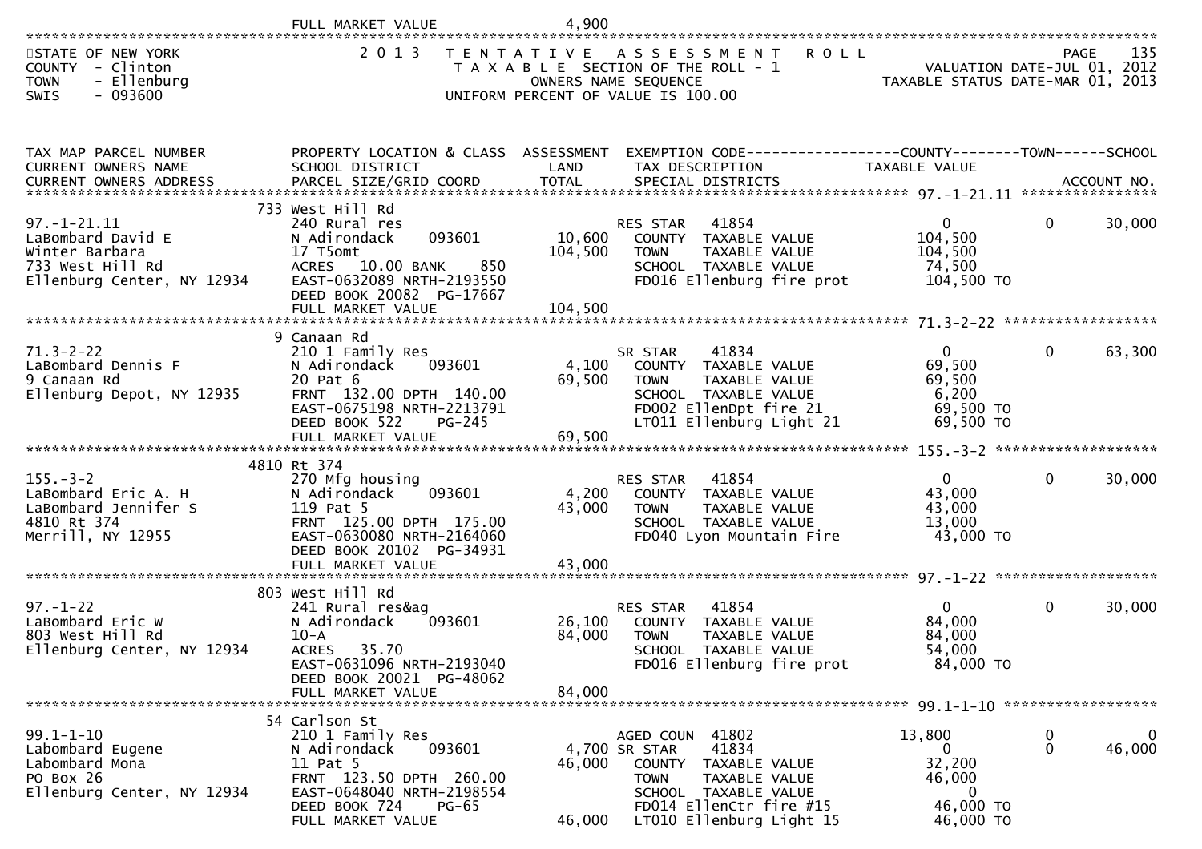FULL MARKET VALUE 4,900

STATE OF NEW YORK
COUNTY - Clinton
TOWN - Ellenburg
SWIS - 093600

2013 TENTATIVE ASSESSMENT ROLL
TAXABLE SECTION OF THE ROLL - 1
OWNERS NAME SEQUENCE
UNIFORM PERCENT OF VALUE IS 100.00

VALUATION DATE-JUL 01, 2012
TAXABLE STATUS DATE-MAR 01, 2013

| TAX MAP PARCEL NUMBER / CURRENT OWNERS NAME / CURRENT OWNERS ADDRESS | PROPERTY LOCATION & CLASS / SCHOOL DISTRICT / PARCEL SIZE/GRID COORD | ASSESSMENT LAND / TOTAL | EXEMPTION CODE / TAX DESCRIPTION / SPECIAL DISTRICTS | COUNTY TAXABLE VALUE | TOWN | SCHOOL / ACCOUNT NO. |
|---|---|---|---|---|---|---|
| 97.-1-21.11 | 733 West Hill Rd | | | | | |
| | 240 Rural res | | RES STAR 41854 | 0 | 0 | 30,000 |
| LaBombard David E | N Adirondack 093601 | 10,600 | COUNTY TAXABLE VALUE | 104,500 | | |
| Winter Barbara | 17 T5omt | 104,500 | TOWN TAXABLE VALUE | 104,500 | | |
| 733 West Hill Rd | ACRES 10.00 BANK 850 | | SCHOOL TAXABLE VALUE | 74,500 | | |
| Ellenburg Center, NY 12934 | EAST-0632089 NRTH-2193550 | | FD016 Ellenburg fire prot | 104,500 TO | | |
| | DEED BOOK 20082 PG-17667 | | | | | |
| | FULL MARKET VALUE | 104,500 | | | | |
| 71.3-2-22 | 9 Canaan Rd | | | | | |
| | 210 1 Family Res | | SR STAR 41834 | 0 | 0 | 63,300 |
| LaBombard Dennis F | N Adirondack 093601 | 4,100 | COUNTY TAXABLE VALUE | 69,500 | | |
| 9 Canaan Rd | 20 Pat 6 | 69,500 | TOWN TAXABLE VALUE | 69,500 | | |
| Ellenburg Depot, NY 12935 | FRNT 132.00 DPTH 140.00 | | SCHOOL TAXABLE VALUE | 6,200 | | |
| | EAST-0675198 NRTH-2213791 | | FD002 EllenDpt fire 21 | 69,500 TO | | |
| | DEED BOOK 522 PG-245 | | LT011 Ellenburg Light 21 | 69,500 TO | | |
| | FULL MARKET VALUE | 69,500 | | | | |
| 155.-3-2 | 4810 Rt 374 | | | | | |
| | 270 Mfg housing | | RES STAR 41854 | 0 | 0 | 30,000 |
| LaBombard Eric A. H | N Adirondack 093601 | 4,200 | COUNTY TAXABLE VALUE | 43,000 | | |
| LaBombard Jennifer S | 119 Pat 5 | 43,000 | TOWN TAXABLE VALUE | 43,000 | | |
| 4810 Rt 374 | FRNT 125.00 DPTH 175.00 | | SCHOOL TAXABLE VALUE | 13,000 | | |
| Merrill, NY 12955 | EAST-0630080 NRTH-2164060 | | FD040 Lyon Mountain Fire | 43,000 TO | | |
| | DEED BOOK 20102 PG-34931 | | | | | |
| | FULL MARKET VALUE | 43,000 | | | | |
| 97.-1-22 | 803 West Hill Rd | | | | | |
| | 241 Rural res&ag | | RES STAR 41854 | 0 | 0 | 30,000 |
| LaBombard Eric W | N Adirondack 093601 | 26,100 | COUNTY TAXABLE VALUE | 84,000 | | |
| 803 West Hill Rd | 10-A | 84,000 | TOWN TAXABLE VALUE | 84,000 | | |
| Ellenburg Center, NY 12934 | ACRES 35.70 | | SCHOOL TAXABLE VALUE | 54,000 | | |
| | EAST-0631096 NRTH-2193040 | | FD016 Ellenburg fire prot | 84,000 TO | | |
| | DEED BOOK 20021 PG-48062 | | | | | |
| | FULL MARKET VALUE | 84,000 | | | | |
| 99.1-1-10 | 54 Carlson St | | | | | |
| | 210 1 Family Res | | AGED COUN 41802 | 13,800 | 0 | 0 |
| Labombard Eugene | N Adirondack 093601 | 4,700 | SR STAR 41834 | 0 | 0 | 46,000 |
| Labombard Mona | 11 Pat 5 | 46,000 | COUNTY TAXABLE VALUE | 32,200 | | |
| PO Box 26 | FRNT 123.50 DPTH 260.00 | | TOWN TAXABLE VALUE | 46,000 | | |
| Ellenburg Center, NY 12934 | EAST-0648040 NRTH-2198554 | | SCHOOL TAXABLE VALUE | 0 | | |
| | DEED BOOK 724 PG-65 | | FD014 EllenCtr fire #15 | 46,000 TO | | |
| | FULL MARKET VALUE | 46,000 | LT010 Ellenburg Light 15 | 46,000 TO | | |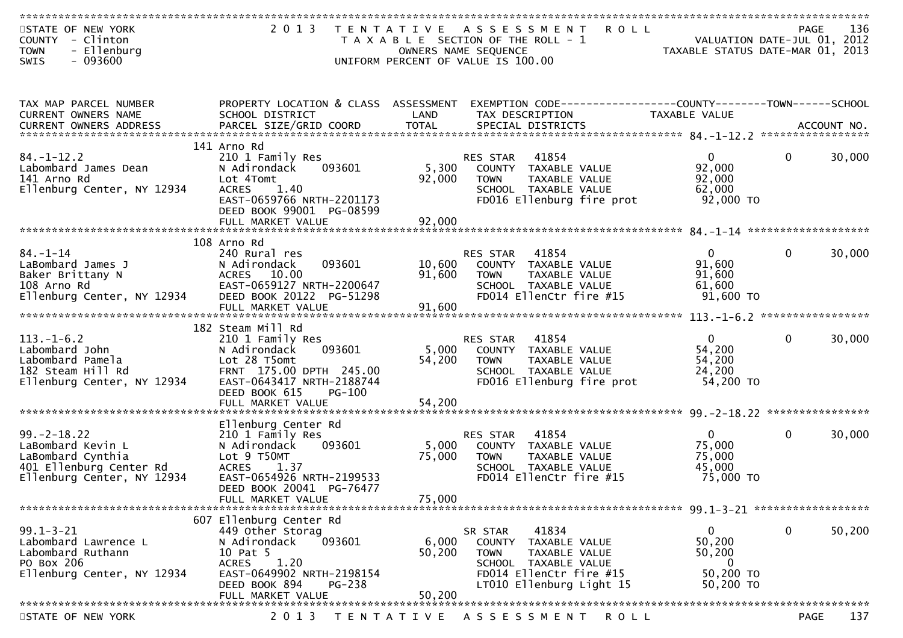STATE OF NEW YORK — COUNTY - Clinton — TOWN - Ellenburg — SWIS - 093600

**2013 TENTATIVE ASSESSMENT ROLL**
TAXABLE SECTION OF THE ROLL - 1
OWNERS NAME SEQUENCE
UNIFORM PERCENT OF VALUE IS 100.00

VALUATION DATE-JUL 01, 2012
TAXABLE STATUS DATE-MAR 01, 2013

| TAX MAP PARCEL NUMBER / CURRENT OWNERS NAME / CURRENT OWNERS ADDRESS | PROPERTY LOCATION & CLASS / SCHOOL DISTRICT / PARCEL SIZE/GRID COORD | ASSESSMENT LAND | ASSESSMENT TOTAL | EXEMPTION CODE / TAX DESCRIPTION / SPECIAL DISTRICTS | COUNTY TAXABLE VALUE | TOWN | SCHOOL |
|---|---|---|---|---|---|---|---|
| 84.-1-12.2 | 141 Arno Rd | | | | | | |
| Labombard James Dean | 210 1 Family Res | | | RES STAR 41854 | 0 | 0 | 30,000 |
| 141 Arno Rd | N Adirondack 093601 | 5,300 | | COUNTY TAXABLE VALUE | 92,000 | | |
| Ellenburg Center, NY 12934 | Lot 4Tomt | | 92,000 | TOWN TAXABLE VALUE | 92,000 | | |
| | ACRES 1.40 | | | SCHOOL TAXABLE VALUE | 62,000 | | |
| | EAST-0659766 NRTH-2201173 | | | FD016 Ellenburg fire prot | 92,000 TO | | |
| | DEED BOOK 99001 PG-08599 | | | | | | |
| | FULL MARKET VALUE | | 92,000 | | | | |
| 84.-1-14 | 108 Arno Rd | | | | | | |
| LaBombard James J | 240 Rural res | | | RES STAR 41854 | 0 | 0 | 30,000 |
| Baker Brittany N | N Adirondack 093601 | 10,600 | | COUNTY TAXABLE VALUE | 91,600 | | |
| 108 Arno Rd | ACRES 10.00 | | 91,600 | TOWN TAXABLE VALUE | 91,600 | | |
| Ellenburg Center, NY 12934 | EAST-0659127 NRTH-2200647 | | | SCHOOL TAXABLE VALUE | 61,600 | | |
| | DEED BOOK 20122 PG-51298 | | | FD014 EllenCtr fire #15 | 91,600 TO | | |
| | FULL MARKET VALUE | | 91,600 | | | | |
| 113.-1-6.2 | 182 Steam Mill Rd | | | | | | |
| Labombard John | 210 1 Family Res | | | RES STAR 41854 | 0 | 0 | 30,000 |
| Labombard Pamela | N Adirondack 093601 | 5,000 | | COUNTY TAXABLE VALUE | 54,200 | | |
| 182 Steam Hill Rd | Lot 28 T5omt | | 54,200 | TOWN TAXABLE VALUE | 54,200 | | |
| Ellenburg Center, NY 12934 | FRNT 175.00 DPTH 245.00 | | | SCHOOL TAXABLE VALUE | 24,200 | | |
| | EAST-0643417 NRTH-2188744 | | | FD016 Ellenburg fire prot | 54,200 TO | | |
| | DEED BOOK 615 PG-100 | | | | | | |
| | FULL MARKET VALUE | | 54,200 | | | | |
| 99.-2-18.22 | Ellenburg Center Rd | | | | | | |
| LaBombard Kevin L | 210 1 Family Res | | | RES STAR 41854 | 0 | 0 | 30,000 |
| LaBombard Cynthia | N Adirondack 093601 | 5,000 | | COUNTY TAXABLE VALUE | 75,000 | | |
| 401 Ellenburg Center Rd | Lot 9 T50MT | | 75,000 | TOWN TAXABLE VALUE | 75,000 | | |
| Ellenburg Center, NY 12934 | ACRES 1.37 | | | SCHOOL TAXABLE VALUE | 45,000 | | |
| | EAST-0654926 NRTH-2199533 | | | FD014 EllenCtr fire #15 | 75,000 TO | | |
| | DEED BOOK 20041 PG-76477 | | | | | | |
| | FULL MARKET VALUE | | 75,000 | | | | |
| 99.1-3-21 | 607 Ellenburg Center Rd | | | | | | |
| Labombard Lawrence L | 449 Other Storag | | | SR STAR 41834 | 0 | 0 | 50,200 |
| Labombard Ruthann | N Adirondack 093601 | 6,000 | | COUNTY TAXABLE VALUE | 50,200 | | |
| PO Box 206 | 10 Pat 5 | | 50,200 | TOWN TAXABLE VALUE | 50,200 | | |
| Ellenburg Center, NY 12934 | ACRES 1.20 | | | SCHOOL TAXABLE VALUE | 0 | | |
| | EAST-0649902 NRTH-2198154 | | | FD014 EllenCtr fire #15 | 50,200 TO | | |
| | DEED BOOK 894 PG-238 | | | LT010 Ellenburg Light 15 | 50,200 TO | | |
| | FULL MARKET VALUE | | 50,200 | | | | |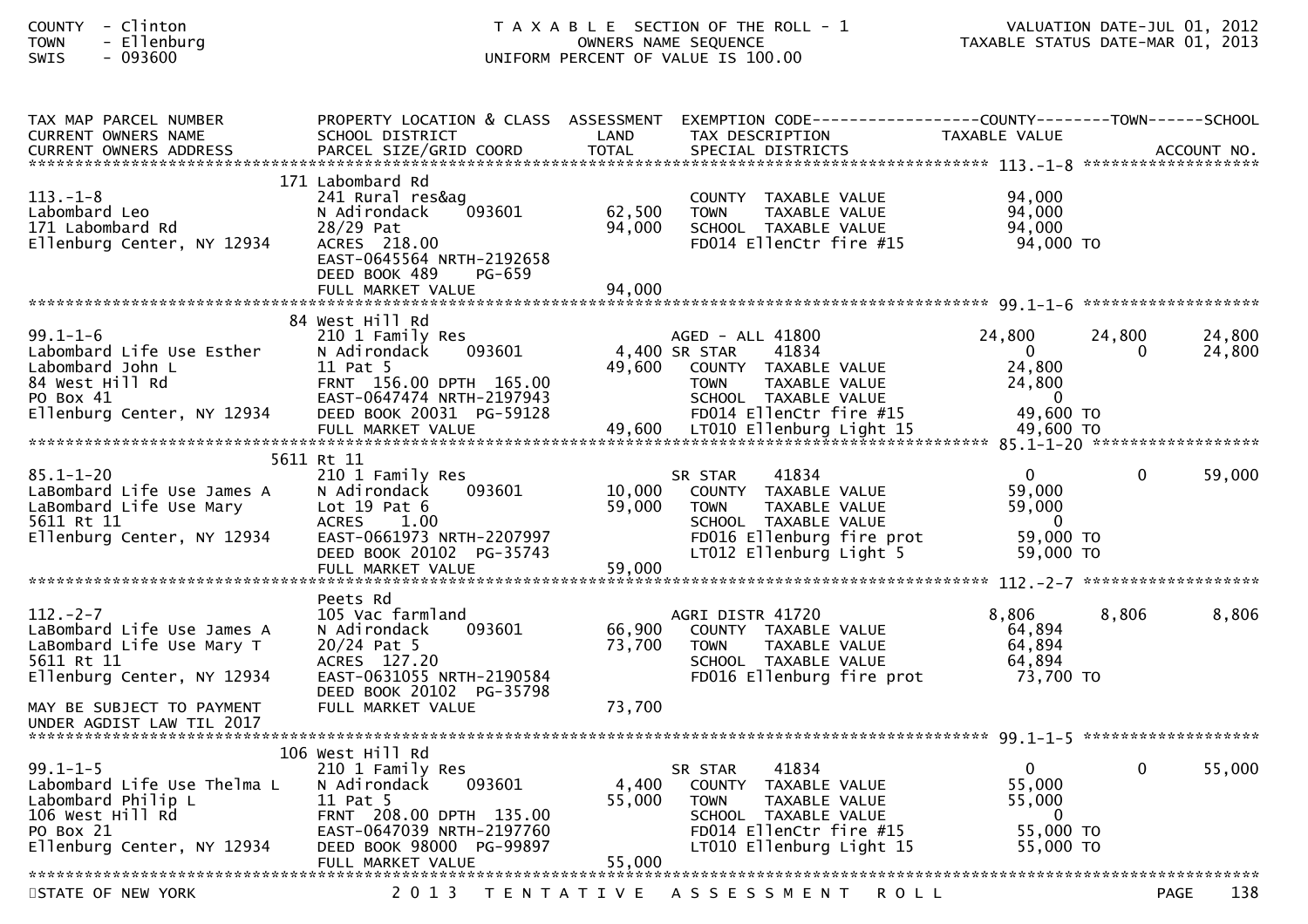COUNTY - Clinton
TOWN - Ellenburg
SWIS - 093600

TAXABLE SECTION OF THE ROLL - 1
OWNERS NAME SEQUENCE
UNIFORM PERCENT OF VALUE IS 100.00

VALUATION DATE-JUL 01, 2012
TAXABLE STATUS DATE-MAR 01, 2013

| TAX MAP PARCEL NUMBER / CURRENT OWNERS NAME / CURRENT OWNERS ADDRESS | PROPERTY LOCATION & CLASS / SCHOOL DISTRICT / PARCEL SIZE/GRID COORD | ASSESSMENT LAND / TOTAL | EXEMPTION CODE / TAX DESCRIPTION / SPECIAL DISTRICTS | COUNTY TAXABLE VALUE | TOWN | SCHOOL / ACCOUNT NO. |
|---|---|---|---|---|---|---|
| **113.-1-8** | 171 Labombard Rd | | | | | |
| 113.-1-8 | 241 Rural res&ag | | COUNTY TAXABLE VALUE | 94,000 | | |
| Labombard Leo | N Adirondack 093601 | 62,500 | TOWN TAXABLE VALUE | 94,000 | | |
| 171 Labombard Rd | 28/29 Pat | 94,000 | SCHOOL TAXABLE VALUE | 94,000 | | |
| Ellenburg Center, NY 12934 | ACRES 218.00 | | FD014 EllenCtr fire #15 | 94,000 TO | | |
| | EAST-0645564 NRTH-2192658 | | | | | |
| | DEED BOOK 489 PG-659 | | | | | |
| | FULL MARKET VALUE | 94,000 | | | | |
| **99.1-1-6** | 84 West Hill Rd | | | | | |
| 99.1-1-6 | 210 1 Family Res | | AGED - ALL 41800 | 24,800 | 24,800 | 24,800 |
| Labombard Life Use Esther | N Adirondack 093601 | 4,400 | SR STAR 41834 | 0 | 0 | 24,800 |
| Labombard John L | 11 Pat 5 | 49,600 | COUNTY TAXABLE VALUE | 24,800 | | |
| 84 West Hill Rd | FRNT 156.00 DPTH 165.00 | | TOWN TAXABLE VALUE | 24,800 | | |
| PO Box 41 | EAST-0647474 NRTH-2197943 | | SCHOOL TAXABLE VALUE | 0 | | |
| Ellenburg Center, NY 12934 | DEED BOOK 20031 PG-59128 | | FD014 EllenCtr fire #15 | 49,600 TO | | |
| | FULL MARKET VALUE | 49,600 | LT010 Ellenburg Light 15 | 49,600 TO | | |
| **85.1-1-20** | 5611 Rt 11 | | | | | |
| 85.1-1-20 | 210 1 Family Res | | SR STAR 41834 | 0 | 0 | 59,000 |
| LaBombard Life Use James A | N Adirondack 093601 | 10,000 | COUNTY TAXABLE VALUE | 59,000 | | |
| LaBombard Life Use Mary | Lot 19 Pat 6 | 59,000 | TOWN TAXABLE VALUE | 59,000 | | |
| 5611 Rt 11 | ACRES 1.00 | | SCHOOL TAXABLE VALUE | 0 | | |
| Ellenburg Center, NY 12934 | EAST-0661973 NRTH-2207997 | | FD016 Ellenburg fire prot | 59,000 TO | | |
| | DEED BOOK 20102 PG-35743 | | LT012 Ellenburg Light 5 | 59,000 TO | | |
| | FULL MARKET VALUE | 59,000 | | | | |
| **112.-2-7** | Peets Rd | | | | | |
| 112.-2-7 | 105 Vac farmland | | AGRI DISTR 41720 | 8,806 | 8,806 | 8,806 |
| LaBombard Life Use James A | N Adirondack 093601 | 66,900 | COUNTY TAXABLE VALUE | 64,894 | | |
| LaBombard Life Use Mary T | 20/24 Pat 5 | 73,700 | TOWN TAXABLE VALUE | 64,894 | | |
| 5611 Rt 11 | ACRES 127.20 | | SCHOOL TAXABLE VALUE | 64,894 | | |
| Ellenburg Center, NY 12934 | EAST-0631055 NRTH-2190584 | | FD016 Ellenburg fire prot | 73,700 TO | | |
| | DEED BOOK 20102 PG-35798 | | | | | |
| MAY BE SUBJECT TO PAYMENT | FULL MARKET VALUE | 73,700 | | | | |
| UNDER AGDIST LAW TIL 2017 | | | | | | |
| **99.1-1-5** | 106 West Hill Rd | | | | | |
| 99.1-1-5 | 210 1 Family Res | | SR STAR 41834 | 0 | 0 | 55,000 |
| Labombard Life Use Thelma L | N Adirondack 093601 | 4,400 | COUNTY TAXABLE VALUE | 55,000 | | |
| Labombard Philip L | 11 Pat 5 | 55,000 | TOWN TAXABLE VALUE | 55,000 | | |
| 106 West Hill Rd | FRNT 208.00 DPTH 135.00 | | SCHOOL TAXABLE VALUE | 0 | | |
| PO Box 21 | EAST-0647039 NRTH-2197760 | | FD014 EllenCtr fire #15 | 55,000 TO | | |
| Ellenburg Center, NY 12934 | DEED BOOK 98000 PG-99897 | | LT010 Ellenburg Light 15 | 55,000 TO | | |
| | FULL MARKET VALUE | 55,000 | | | | |

STATE OF NEW YORK — 2013 TENTATIVE ASSESSMENT ROLL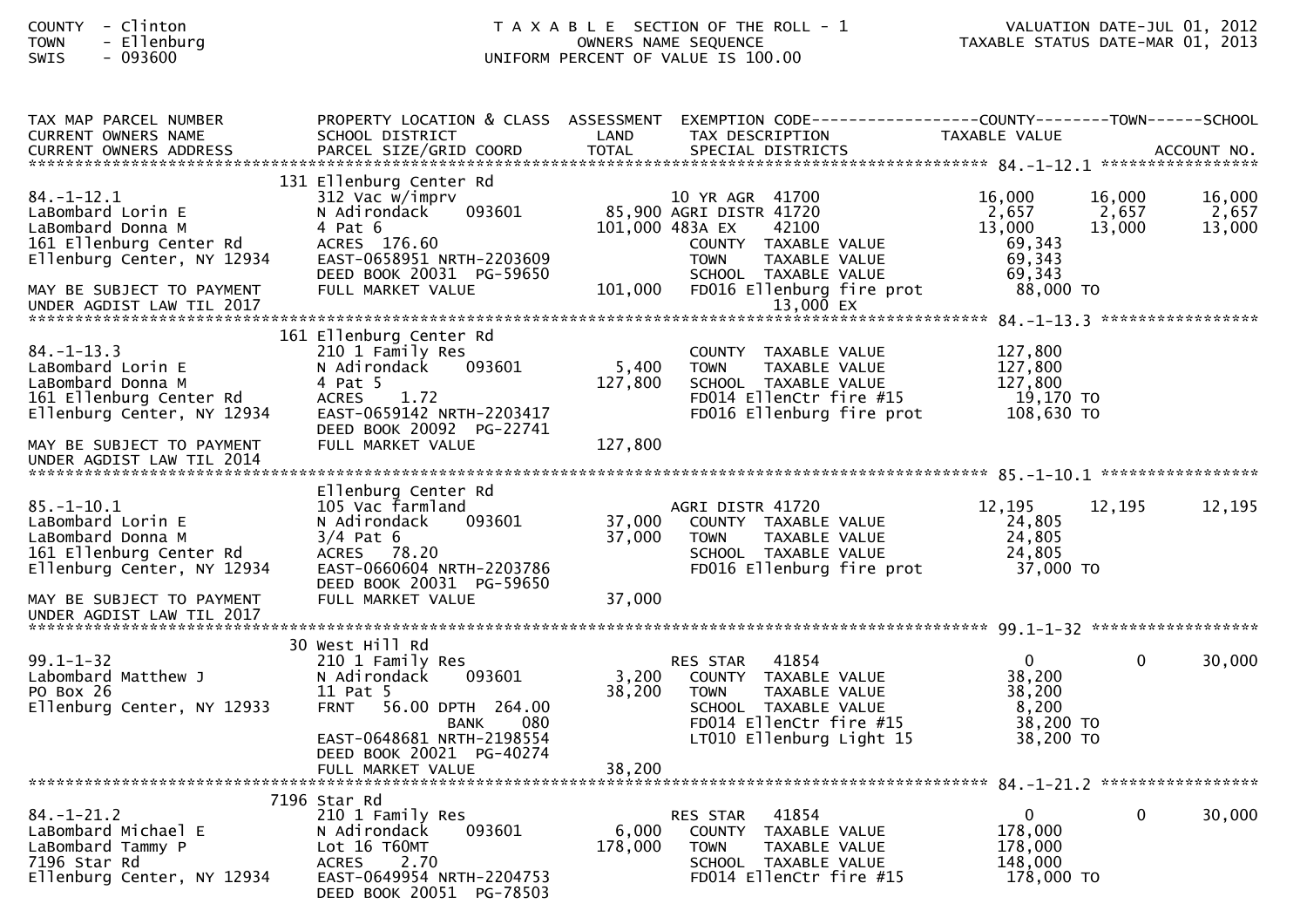COUNTY - Clinton
TOWN - Ellenburg
SWIS - 093600

T A X A B L E SECTION OF THE ROLL - 1
OWNERS NAME SEQUENCE
UNIFORM PERCENT OF VALUE IS 100.00

VALUATION DATE-JUL 01, 2012
TAXABLE STATUS DATE-MAR 01, 2013

```
TAX MAP PARCEL NUMBER          PROPERTY LOCATION & CLASS  ASSESSMENT  EXEMPTION CODE------------------COUNTY--------TOWN------SCHOOL
CURRENT OWNERS NAME            SCHOOL DISTRICT               LAND      TAX DESCRIPTION             TAXABLE VALUE
CURRENT OWNERS ADDRESS         PARCEL SIZE/GRID COORD        TOTAL     SPECIAL DISTRICTS                                        ACCOUNT NO.
******************************************************************************************************* 84.-1-12.1 *****************
                               131 Ellenburg Center Rd
84.-1-12.1                     312 Vac w/imprv                         10 YR AGR  41700              16,000      16,000      16,000
LaBombard Lorin E              N Adirondack      093601        85,900 AGRI DISTR 41720                 2,657       2,657       2,657
LaBombard Donna M              4 Pat 6                        101,000 483A EX     42100               13,000      13,000      13,000
161 Ellenburg Center Rd        ACRES  176.60                           COUNTY  TAXABLE VALUE          69,343
Ellenburg Center, NY 12934     EAST-0658951 NRTH-2203609               TOWN    TAXABLE VALUE          69,343
                               DEED BOOK 20031  PG-59650               SCHOOL  TAXABLE VALUE          69,343
MAY BE SUBJECT TO PAYMENT      FULL MARKET VALUE             101,000   FD016 Ellenburg fire prot      88,000 TO
UNDER AGDIST LAW TIL 2017                                                        13,000 EX
******************************************************************************************************* 84.-1-13.3 *****************
                               161 Ellenburg Center Rd
84.-1-13.3                     210 1 Family Res                        COUNTY  TAXABLE VALUE         127,800
LaBombard Lorin E              N Adirondack      093601         5,400  TOWN    TAXABLE VALUE         127,800
LaBombard Donna M              4 Pat 5                        127,800  SCHOOL  TAXABLE VALUE         127,800
161 Ellenburg Center Rd        ACRES    1.72                           FD014 EllenCtr fire #15        19,170 TO
Ellenburg Center, NY 12934     EAST-0659142 NRTH-2203417               FD016 Ellenburg fire prot     108,630 TO
                               DEED BOOK 20092  PG-22741
MAY BE SUBJECT TO PAYMENT      FULL MARKET VALUE             127,800
UNDER AGDIST LAW TIL 2014
******************************************************************************************************* 85.-1-10.1 *****************
                               Ellenburg Center Rd
85.-1-10.1                     105 Vac farmland                        AGRI DISTR 41720               12,195      12,195      12,195
LaBombard Lorin E              N Adirondack      093601        37,000  COUNTY  TAXABLE VALUE          24,805
LaBombard Donna M              3/4 Pat 6                       37,000  TOWN    TAXABLE VALUE          24,805
161 Ellenburg Center Rd        ACRES   78.20                           SCHOOL  TAXABLE VALUE          24,805
Ellenburg Center, NY 12934     EAST-0660604 NRTH-2203786               FD016 Ellenburg fire prot      37,000 TO
                               DEED BOOK 20031  PG-59650
MAY BE SUBJECT TO PAYMENT      FULL MARKET VALUE              37,000
UNDER AGDIST LAW TIL 2017
******************************************************************************************************* 99.1-1-32 ******************
                               30 West Hill Rd
99.1-1-32                      210 1 Family Res                        RES STAR   41854                    0           0      30,000
Labombard Matthew J            N Adirondack      093601         3,200  COUNTY  TAXABLE VALUE          38,200
PO Box 26                      11 Pat 5                        38,200  TOWN    TAXABLE VALUE          38,200
Ellenburg Center, NY 12933     FRNT   56.00 DPTH 264.00                SCHOOL  TAXABLE VALUE           8,200
                                              BANK     080             FD014 EllenCtr fire #15        38,200 TO
                               EAST-0648681 NRTH-2198554               LT010 Ellenburg Light 15       38,200 TO
                               DEED BOOK 20021  PG-40274
                               FULL MARKET VALUE              38,200
******************************************************************************************************* 84.-1-21.2 *****************
                               7196 Star Rd
84.-1-21.2                     210 1 Family Res                        RES STAR   41854                    0           0      30,000
LaBombard Michael E            N Adirondack      093601         6,000  COUNTY  TAXABLE VALUE         178,000
LaBombard Tammy P              Lot 16 T60MT                   178,000  TOWN    TAXABLE VALUE         178,000
7196 Star Rd                   ACRES    2.70                           SCHOOL  TAXABLE VALUE         148,000
Ellenburg Center, NY 12934     EAST-0649954 NRTH-2204753               FD014 EllenCtr fire #15       178,000 TO
                               DEED BOOK 20051  PG-78503
```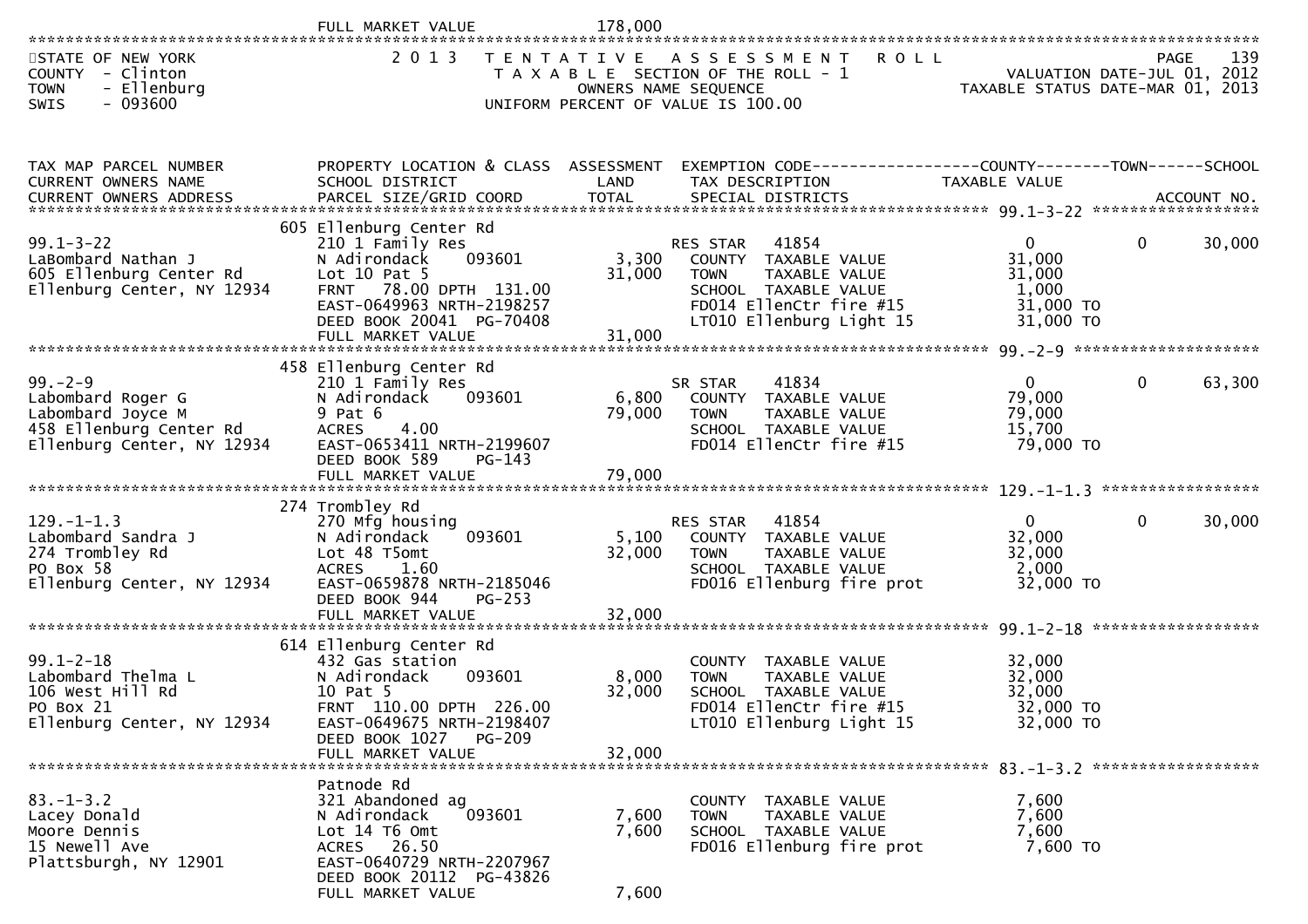FULL MARKET VALUE 178,000

STATE OF NEW YORK
COUNTY - Clinton
TOWN - Ellenburg
SWIS - 093600

2013 TENTATIVE ASSESSMENT ROLL
TAXABLE SECTION OF THE ROLL - 1
OWNERS NAME SEQUENCE
UNIFORM PERCENT OF VALUE IS 100.00

PAGE 139
VALUATION DATE-JUL 01, 2012
TAXABLE STATUS DATE-MAR 01, 2013

| TAX MAP PARCEL NUMBER / CURRENT OWNERS NAME / CURRENT OWNERS ADDRESS | PROPERTY LOCATION & CLASS / SCHOOL DISTRICT / PARCEL SIZE/GRID COORD | ASSESSMENT LAND / TOTAL | EXEMPTION CODE / TAX DESCRIPTION / SPECIAL DISTRICTS | COUNTY TAXABLE VALUE | TOWN | SCHOOL / ACCOUNT NO. |
|---|---|---|---|---|---|---|
| 99.1-3-22 | 605 Ellenburg Center Rd | | | | | |
| LaBombard Nathan J | 210 1 Family Res | | RES STAR 41854 | 0 | 0 | 30,000 |
| 605 Ellenburg Center Rd | N Adirondack 093601 | 3,300 | COUNTY TAXABLE VALUE | 31,000 | | |
| Ellenburg Center, NY 12934 | Lot 10 Pat 5 | 31,000 | TOWN TAXABLE VALUE | 31,000 | | |
| | FRNT 78.00 DPTH 131.00 | | SCHOOL TAXABLE VALUE | 1,000 | | |
| | EAST-0649963 NRTH-2198257 | | FD014 EllenCtr fire #15 | 31,000 TO | | |
| | DEED BOOK 20041 PG-70408 | | LT010 Ellenburg Light 15 | 31,000 TO | | |
| | FULL MARKET VALUE | 31,000 | | | | |
| 99.-2-9 | 458 Ellenburg Center Rd | | | | | |
| Labombard Roger G | 210 1 Family Res | | SR STAR 41834 | 0 | 0 | 63,300 |
| Labombard Joyce M | N Adirondack 093601 | 6,800 | COUNTY TAXABLE VALUE | 79,000 | | |
| 458 Ellenburg Center Rd | 9 Pat 6 | 79,000 | TOWN TAXABLE VALUE | 79,000 | | |
| Ellenburg Center, NY 12934 | ACRES 4.00 | | SCHOOL TAXABLE VALUE | 15,700 | | |
| | EAST-0653411 NRTH-2199607 | | FD014 EllenCtr fire #15 | 79,000 TO | | |
| | DEED BOOK 589 PG-143 | | | | | |
| | FULL MARKET VALUE | 79,000 | | | | |
| 129.-1-1.3 | 274 Trombley Rd | | | | | |
| Labombard Sandra J | 270 Mfg housing | | RES STAR 41854 | 0 | 0 | 30,000 |
| 274 Trombley Rd | N Adirondack 093601 | 5,100 | COUNTY TAXABLE VALUE | 32,000 | | |
| PO Box 58 | Lot 48 T5omt | 32,000 | TOWN TAXABLE VALUE | 32,000 | | |
| Ellenburg Center, NY 12934 | ACRES 1.60 | | SCHOOL TAXABLE VALUE | 2,000 | | |
| | EAST-0659878 NRTH-2185046 | | FD016 Ellenburg fire prot | 32,000 TO | | |
| | DEED BOOK 944 PG-253 | | | | | |
| | FULL MARKET VALUE | 32,000 | | | | |
| 99.1-2-18 | 614 Ellenburg Center Rd | | | | | |
| Labombard Thelma L | 432 Gas station | | COUNTY TAXABLE VALUE | 32,000 | | |
| 106 West Hill Rd | N Adirondack 093601 | 8,000 | TOWN TAXABLE VALUE | 32,000 | | |
| PO Box 21 | 10 Pat 5 | 32,000 | SCHOOL TAXABLE VALUE | 32,000 | | |
| Ellenburg Center, NY 12934 | FRNT 110.00 DPTH 226.00 | | FD014 EllenCtr fire #15 | 32,000 TO | | |
| | EAST-0649675 NRTH-2198407 | | LT010 Ellenburg Light 15 | 32,000 TO | | |
| | DEED BOOK 1027 PG-209 | | | | | |
| | FULL MARKET VALUE | 32,000 | | | | |
| 83.-1-3.2 | Patnode Rd | | | | | |
| Lacey Donald | 321 Abandoned ag | | COUNTY TAXABLE VALUE | 7,600 | | |
| Moore Dennis | N Adirondack 093601 | 7,600 | TOWN TAXABLE VALUE | 7,600 | | |
| 15 Newell Ave | Lot 14 T6 Omt | 7,600 | SCHOOL TAXABLE VALUE | 7,600 | | |
| Plattsburgh, NY 12901 | ACRES 26.50 | | FD016 Ellenburg fire prot | 7,600 TO | | |
| | EAST-0640729 NRTH-2207967 | | | | | |
| | DEED BOOK 20112 PG-43826 | | | | | |
| | FULL MARKET VALUE | 7,600 | | | | |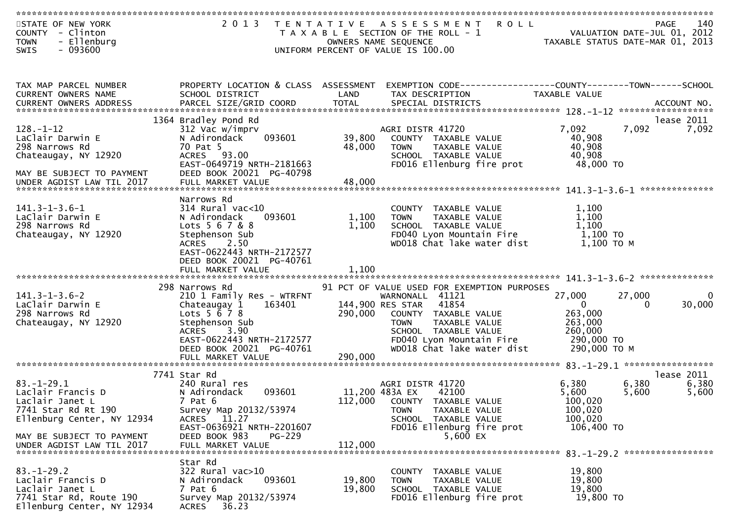STATE OF NEW YORK
COUNTY - Clinton
TOWN - Ellenburg
SWIS - 093600

**2013 TENTATIVE ASSESSMENT ROLL**
TAXABLE SECTION OF THE ROLL - 1
OWNERS NAME SEQUENCE
UNIFORM PERCENT OF VALUE IS 100.00

VALUATION DATE-JUL 01, 2012
TAXABLE STATUS DATE-MAR 01, 2013

| TAX MAP PARCEL NUMBER / CURRENT OWNERS NAME / CURRENT OWNERS ADDRESS | PROPERTY LOCATION & CLASS / SCHOOL DISTRICT / PARCEL SIZE/GRID COORD | ASSESSMENT LAND / TOTAL | EXEMPTION CODE / TAX DESCRIPTION / SPECIAL DISTRICTS | COUNTY TAXABLE VALUE | TOWN | SCHOOL / ACCOUNT NO. |
|---|---|---|---|---|---|---|
| **128.-1-12** | 1364 Bradley Pond Rd | | | | | lease 2011 |
| 128.-1-12 | 312 Vac w/imprv | | AGRI DISTR 41720 | 7,092 | 7,092 | 7,092 |
| LaClair Darwin E | N Adirondack 093601 | 39,800 | COUNTY TAXABLE VALUE | 40,908 | | |
| 298 Narrows Rd | 70 Pat 5 | 48,000 | TOWN TAXABLE VALUE | 40,908 | | |
| Chateaugay, NY 12920 | ACRES 93.00 | | SCHOOL TAXABLE VALUE | 40,908 | | |
| | EAST-0649719 NRTH-2181663 | | FD016 Ellenburg fire prot | 48,000 TO | | |
| MAY BE SUBJECT TO PAYMENT | DEED BOOK 20021 PG-40798 | | | | | |
| UNDER AGDIST LAW TIL 2017 | FULL MARKET VALUE | 48,000 | | | | |
| **141.3-1-3.6-1** | Narrows Rd | | | | | |
| 141.3-1-3.6-1 | 314 Rural vac<10 | | COUNTY TAXABLE VALUE | 1,100 | | |
| LaClair Darwin E | N Adirondack 093601 | 1,100 | TOWN TAXABLE VALUE | 1,100 | | |
| 298 Narrows Rd | Lots 5 6 7 & 8 | 1,100 | SCHOOL TAXABLE VALUE | 1,100 | | |
| Chateaugay, NY 12920 | Stephenson Sub | | FD040 Lyon Mountain Fire | 1,100 TO | | |
| | ACRES 2.50 | | WD018 Chat lake water dist | 1,100 TO M | | |
| | EAST-0622443 NRTH-2172577 | | | | | |
| | DEED BOOK 20021 PG-40761 | | | | | |
| | FULL MARKET VALUE | 1,100 | | | | |
| **141.3-1-3.6-2** | 298 Narrows Rd | | 91 PCT OF VALUE USED FOR EXEMPTION PURPOSES | | | |
| 141.3-1-3.6-2 | 210 1 Family Res - WTRFNT | | WARNONALL 41121 | 27,000 | 27,000 | 0 |
| LaClair Darwin E | Chateaugay 1 163401 | 144,900 | RES STAR 41854 | 0 | 0 | 30,000 |
| 298 Narrows Rd | Lots 5 6 7 8 | 290,000 | COUNTY TAXABLE VALUE | 263,000 | | |
| Chateaugay, NY 12920 | Stephenson Sub | | TOWN TAXABLE VALUE | 263,000 | | |
| | ACRES 3.90 | | SCHOOL TAXABLE VALUE | 260,000 | | |
| | EAST-0622443 NRTH-2172577 | | FD040 Lyon Mountain Fire | 290,000 TO | | |
| | DEED BOOK 20021 PG-40761 | | WD018 Chat lake water dist | 290,000 TO M | | |
| | FULL MARKET VALUE | 290,000 | | | | |
| **83.-1-29.1** | 7741 Star Rd | | | | | lease 2011 |
| 83.-1-29.1 | 240 Rural res | | AGRI DISTR 41720 | 6,380 | 6,380 | 6,380 |
| Laclair Francis D | N Adirondack 093601 | 11,200 | 483A EX 42100 | 5,600 | 5,600 | 5,600 |
| Laclair Janet L | 7 Pat 6 | 112,000 | COUNTY TAXABLE VALUE | 100,020 | | |
| 7741 Star Rd Rt 190 | Survey Map 20132/53974 | | TOWN TAXABLE VALUE | 100,020 | | |
| Ellenburg Center, NY 12934 | ACRES 11.27 | | SCHOOL TAXABLE VALUE | 100,020 | | |
| | EAST-0636921 NRTH-2201607 | | FD016 Ellenburg fire prot | 106,400 TO | | |
| MAY BE SUBJECT TO PAYMENT | DEED BOOK 983 PG-229 | | 5,600 EX | | | |
| UNDER AGDIST LAW TIL 2017 | FULL MARKET VALUE | 112,000 | | | | |
| **83.-1-29.2** | Star Rd | | | | | |
| 83.-1-29.2 | 322 Rural vac>10 | | COUNTY TAXABLE VALUE | 19,800 | | |
| Laclair Francis D | N Adirondack 093601 | 19,800 | TOWN TAXABLE VALUE | 19,800 | | |
| Laclair Janet L | 7 Pat 6 | 19,800 | SCHOOL TAXABLE VALUE | 19,800 | | |
| 7741 Star Rd, Route 190 | Survey Map 20132/53974 | | FD016 Ellenburg fire prot | 19,800 TO | | |
| Ellenburg Center, NY 12934 | ACRES 36.23 | | | | | |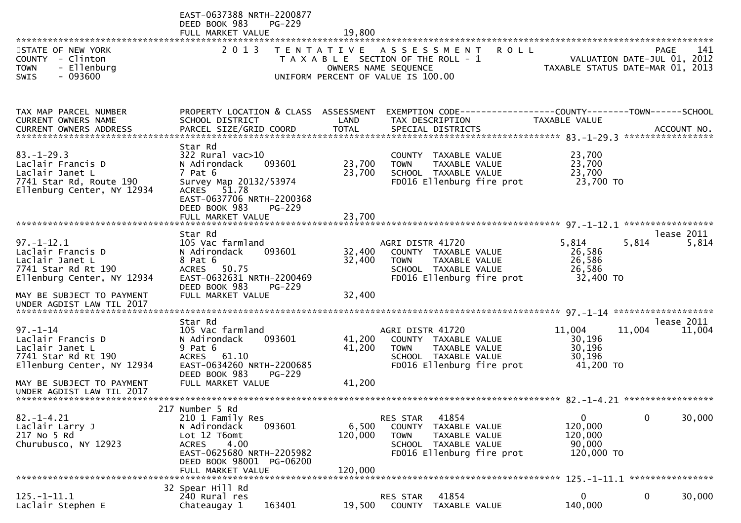EAST-0637388 NRTH-2200877
DEED BOOK 983 PG-229
FULL MARKET VALUE 19,800

STATE OF NEW YORK — 2013 TENTATIVE ASSESSMENT ROLL
COUNTY - Clinton — TAXABLE SECTION OF THE ROLL - 1 — VALUATION DATE-JUL 01, 2012
TOWN - Ellenburg — OWNERS NAME SEQUENCE — TAXABLE STATUS DATE-MAR 01, 2013
SWIS - 093600 — UNIFORM PERCENT OF VALUE IS 100.00

| TAX MAP PARCEL NUMBER / CURRENT OWNERS NAME / CURRENT OWNERS ADDRESS | PROPERTY LOCATION & CLASS / SCHOOL DISTRICT / PARCEL SIZE/GRID COORD | ASSESSMENT LAND / TOTAL | EXEMPTION CODE / TAX DESCRIPTION / SPECIAL DISTRICTS | COUNTY TAXABLE VALUE | TOWN | SCHOOL / ACCOUNT NO. |
|---|---|---|---|---|---|---|
| **83.-1-29.3** | Star Rd | | | | | |
| 83.-1-29.3 | 322 Rural vac>10 | | COUNTY TAXABLE VALUE | 23,700 | | |
| Laclair Francis D | N Adirondack 093601 | 23,700 | TOWN TAXABLE VALUE | 23,700 | | |
| Laclair Janet L | 7 Pat 6 | 23,700 | SCHOOL TAXABLE VALUE | 23,700 | | |
| 7741 Star Rd, Route 190 | Survey Map 20132/53974 | | FD016 Ellenburg fire prot | 23,700 TO | | |
| Ellenburg Center, NY 12934 | ACRES 51.78 | | | | | |
| | EAST-0637706 NRTH-2200368 | | | | | |
| | DEED BOOK 983 PG-229 | | | | | |
| | FULL MARKET VALUE | 23,700 | | | | |
| **97.-1-12.1** | Star Rd | | | | | lease 2011 |
| 97.-1-12.1 | 105 Vac farmland | | AGRI DISTR 41720 | 5,814 | 5,814 | 5,814 |
| Laclair Francis D | N Adirondack 093601 | 32,400 | COUNTY TAXABLE VALUE | 26,586 | | |
| Laclair Janet L | 8 Pat 6 | 32,400 | TOWN TAXABLE VALUE | 26,586 | | |
| 7741 Star Rd Rt 190 | ACRES 50.75 | | SCHOOL TAXABLE VALUE | 26,586 | | |
| Ellenburg Center, NY 12934 | EAST-0632631 NRTH-2200469 | | FD016 Ellenburg fire prot | 32,400 TO | | |
| | DEED BOOK 983 PG-229 | | | | | |
| MAY BE SUBJECT TO PAYMENT UNDER AGDIST LAW TIL 2017 | FULL MARKET VALUE | 32,400 | | | | |
| **97.-1-14** | Star Rd | | | | | lease 2011 |
| 97.-1-14 | 105 Vac farmland | | AGRI DISTR 41720 | 11,004 | 11,004 | 11,004 |
| Laclair Francis D | N Adirondack 093601 | 41,200 | COUNTY TAXABLE VALUE | 30,196 | | |
| Laclair Janet L | 9 Pat 6 | 41,200 | TOWN TAXABLE VALUE | 30,196 | | |
| 7741 Star Rd Rt 190 | ACRES 61.10 | | SCHOOL TAXABLE VALUE | 30,196 | | |
| Ellenburg Center, NY 12934 | EAST-0634260 NRTH-2200685 | | FD016 Ellenburg fire prot | 41,200 TO | | |
| | DEED BOOK 983 PG-229 | | | | | |
| MAY BE SUBJECT TO PAYMENT UNDER AGDIST LAW TIL 2017 | FULL MARKET VALUE | 41,200 | | | | |
| **82.-1-4.21** | 217 Number 5 Rd | | | | | |
| 82.-1-4.21 | 210 1 Family Res | | RES STAR 41854 | 0 | 0 | 30,000 |
| Laclair Larry J | N Adirondack 093601 | 6,500 | COUNTY TAXABLE VALUE | 120,000 | | |
| 217 No 5 Rd | Lot 12 T6omt | 120,000 | TOWN TAXABLE VALUE | 120,000 | | |
| Churubusco, NY 12923 | ACRES 4.00 | | SCHOOL TAXABLE VALUE | 90,000 | | |
| | EAST-0625680 NRTH-2205982 | | FD016 Ellenburg fire prot | 120,000 TO | | |
| | DEED BOOK 98001 PG-06200 | | | | | |
| | FULL MARKET VALUE | 120,000 | | | | |
| **125.-1-11.1** | 32 Spear Hill Rd | | | | | |
| 125.-1-11.1 | 240 Rural res | | RES STAR 41854 | 0 | 0 | 30,000 |
| Laclair Stephen E | Chateaugay 1 163401 | 19,500 | COUNTY TAXABLE VALUE | 140,000 | | |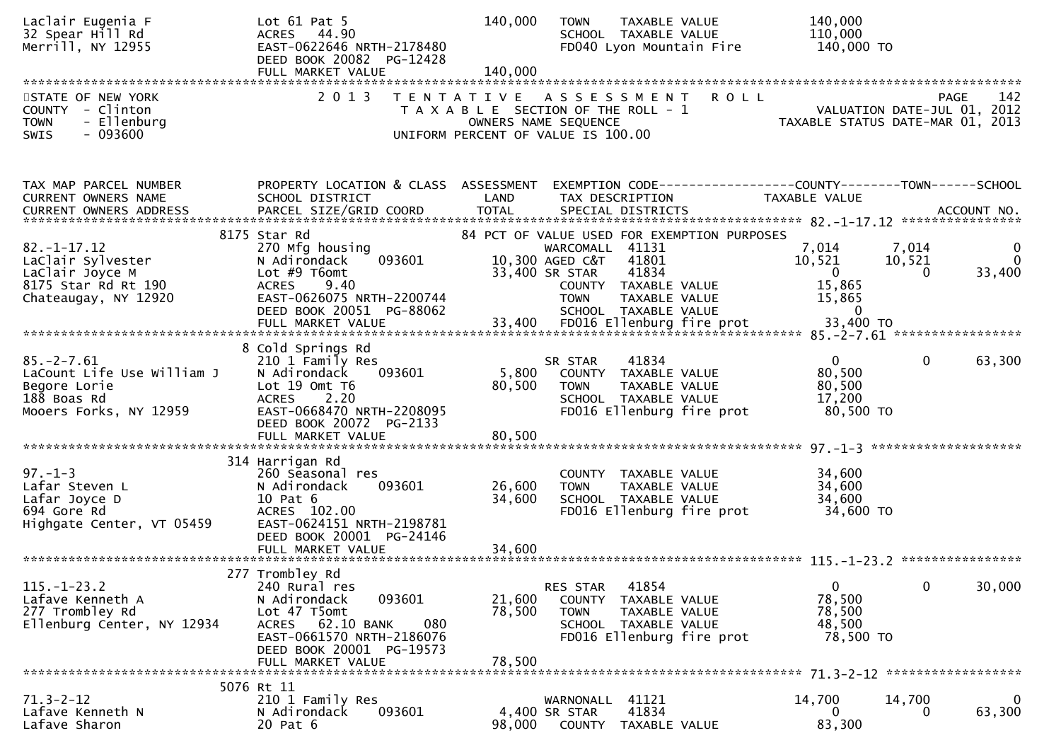| | | | | |
|---|---|---|---|---|
| Laclair Eugenia F<br>32 Spear Hill Rd<br>Merrill, NY 12955 | Lot 61 Pat 5<br>ACRES 44.90<br>EAST-0622646 NRTH-2178480<br>DEED BOOK 20082 PG-12428<br>FULL MARKET VALUE | 140,000<br><br><br><br>140,000 | TOWN TAXABLE VALUE<br>SCHOOL TAXABLE VALUE<br>FD040 Lyon Mountain Fire | 140,000<br>110,000<br>140,000 TO |

STATE OF NEW YORK
COUNTY - Clinton
TOWN - Ellenburg
SWIS - 093600

2013 TENTATIVE ASSESSMENT ROLL
TAXABLE SECTION OF THE ROLL - 1
OWNERS NAME SEQUENCE
UNIFORM PERCENT OF VALUE IS 100.00

PAGE 142
VALUATION DATE-JUL 01, 2012
TAXABLE STATUS DATE-MAR 01, 2013

| TAX MAP PARCEL NUMBER<br>CURRENT OWNERS NAME<br>CURRENT OWNERS ADDRESS | PROPERTY LOCATION & CLASS<br>SCHOOL DISTRICT<br>PARCEL SIZE/GRID COORD | ASSESSMENT<br>LAND<br>TOTAL | EXEMPTION CODE<br>TAX DESCRIPTION<br>SPECIAL DISTRICTS | COUNTY<br>TAXABLE VALUE | TOWN | SCHOOL<br><br>ACCOUNT NO. |
|---|---|---|---|---|---|---|
| **82.-1-17.12** | 8175 Star Rd | | 84 PCT OF VALUE USED FOR EXEMPTION PURPOSES | | | |
| 82.-1-17.12 | 270 Mfg housing | | WARCOMALL 41131 | 7,014 | 7,014 | 0 |
| LaClair Sylvester | N Adirondack 093601 | 10,300 | AGED C&T 41801 | 10,521 | 10,521 | 0 |
| LaClair Joyce M | Lot #9 T6omt | 33,400 | SR STAR 41834 | 0 | 0 | 33,400 |
| 8175 Star Rd Rt 190 | ACRES 9.40 | | COUNTY TAXABLE VALUE | 15,865 | | |
| Chateaugay, NY 12920 | EAST-0626075 NRTH-2200744 | | TOWN TAXABLE VALUE | 15,865 | | |
| | DEED BOOK 20051 PG-88062 | | SCHOOL TAXABLE VALUE | 0 | | |
| | FULL MARKET VALUE | 33,400 | FD016 Ellenburg fire prot | 33,400 TO | | |
| **85.-2-7.61** | 8 Cold Springs Rd | | | | | |
| 85.-2-7.61 | 210 1 Family Res | | SR STAR 41834 | 0 | 0 | 63,300 |
| LaCount Life Use William J | N Adirondack 093601 | 5,800 | COUNTY TAXABLE VALUE | 80,500 | | |
| Begore Lorie | Lot 19 Omt T6 | 80,500 | TOWN TAXABLE VALUE | 80,500 | | |
| 188 Boas Rd | ACRES 2.20 | | SCHOOL TAXABLE VALUE | 17,200 | | |
| Mooers Forks, NY 12959 | EAST-0668470 NRTH-2208095 | | FD016 Ellenburg fire prot | 80,500 TO | | |
| | DEED BOOK 20072 PG-2133 | | | | | |
| | FULL MARKET VALUE | 80,500 | | | | |
| **97.-1-3** | 314 Harrigan Rd | | | | | |
| 97.-1-3 | 260 Seasonal res | | COUNTY TAXABLE VALUE | 34,600 | | |
| Lafar Steven L | N Adirondack 093601 | 26,600 | TOWN TAXABLE VALUE | 34,600 | | |
| Lafar Joyce D | 10 Pat 6 | 34,600 | SCHOOL TAXABLE VALUE | 34,600 | | |
| 694 Gore Rd | ACRES 102.00 | | FD016 Ellenburg fire prot | 34,600 TO | | |
| Highgate Center, VT 05459 | EAST-0624151 NRTH-2198781 | | | | | |
| | DEED BOOK 20001 PG-24146 | | | | | |
| | FULL MARKET VALUE | 34,600 | | | | |
| **115.-1-23.2** | 277 Trombley Rd | | | | | |
| 115.-1-23.2 | 240 Rural res | | RES STAR 41854 | 0 | 0 | 30,000 |
| Lafave Kenneth A | N Adirondack 093601 | 21,600 | COUNTY TAXABLE VALUE | 78,500 | | |
| 277 Trombley Rd | Lot 47 T5omt | 78,500 | TOWN TAXABLE VALUE | 78,500 | | |
| Ellenburg Center, NY 12934 | ACRES 62.10 BANK 080 | | SCHOOL TAXABLE VALUE | 48,500 | | |
| | EAST-0661570 NRTH-2186076 | | FD016 Ellenburg fire prot | 78,500 TO | | |
| | DEED BOOK 20001 PG-19573 | | | | | |
| | FULL MARKET VALUE | 78,500 | | | | |
| **71.3-2-12** | 5076 Rt 11 | | | | | |
| 71.3-2-12 | 210 1 Family Res | | WARNONALL 41121 | 14,700 | 14,700 | 0 |
| Lafave Kenneth N | N Adirondack 093601 | 4,400 | SR STAR 41834 | 0 | 0 | 63,300 |
| Lafave Sharon | 20 Pat 6 | 98,000 | COUNTY TAXABLE VALUE | 83,300 | | |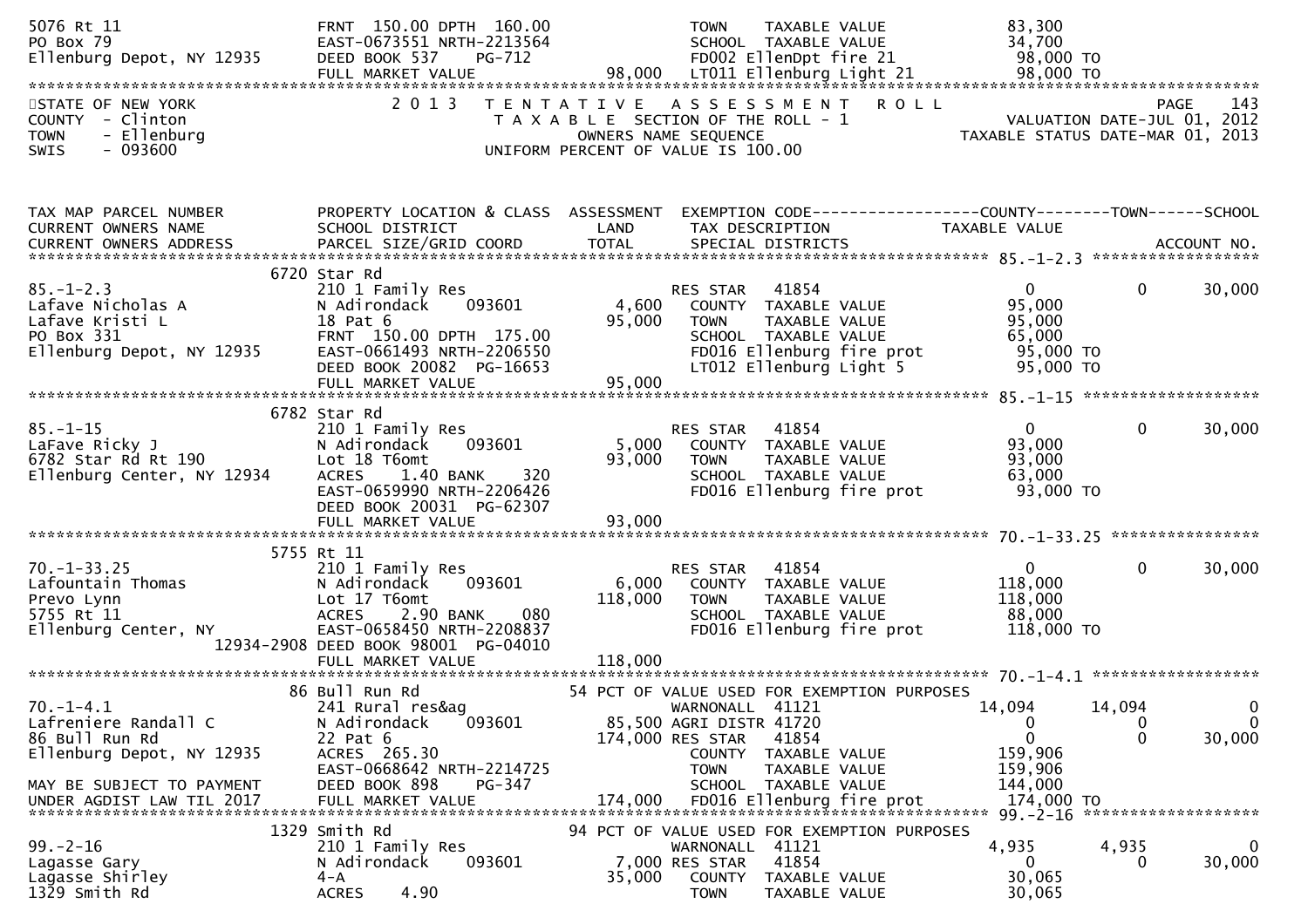```
5076 Rt 11                     FRNT 150.00 DPTH 160.00              TOWN    TAXABLE VALUE               83,300
PO Box 79                      EAST-0673551 NRTH-2213564            SCHOOL  TAXABLE VALUE               34,700
Ellenburg Depot, NY 12935      DEED BOOK 537    PG-712              FD002 EllenDpt fire 21              98,000 TO
                               FULL MARKET VALUE             98,000 LT011 Ellenburg Light 21            98,000 TO
******************************************************************************************************************************************
STATE OF NEW YORK                2 0 1 3   T E N T A T I V E   A S S E S S M E N T   R O L L                        PAGE    143
COUNTY  - Clinton                          T A X A B L E  SECTION OF THE ROLL - 1                    VALUATION DATE-JUL 01, 2012
TOWN    - Ellenburg                           OWNERS NAME SEQUENCE                                TAXABLE STATUS DATE-MAR 01, 2013
SWIS    - 093600                        UNIFORM PERCENT OF VALUE IS 100.00


TAX MAP PARCEL NUMBER          PROPERTY LOCATION & CLASS  ASSESSMENT  EXEMPTION CODE-----------------COUNTY--------TOWN------SCHOOL
CURRENT OWNERS NAME            SCHOOL DISTRICT               LAND     TAX DESCRIPTION             TAXABLE VALUE
CURRENT OWNERS ADDRESS         PARCEL SIZE/GRID COORD        TOTAL    SPECIAL DISTRICTS                                       ACCOUNT NO.
*************************************************************************************************** 85.-1-2.3 ******************
                    6720 Star Rd
85.-1-2.3                      210 1 Family Res                       RES STAR   41854                   0           0        30,000
Lafave Nicholas A              N Adirondack     093601        4,600   COUNTY  TAXABLE VALUE             95,000
Lafave Kristi L                18 Pat 6                      95,000   TOWN    TAXABLE VALUE             95,000
PO Box 331                     FRNT 150.00 DPTH 175.00                SCHOOL  TAXABLE VALUE             65,000
Ellenburg Depot, NY 12935      EAST-0661493 NRTH-2206550              FD016 Ellenburg fire prot          95,000 TO
                               DEED BOOK 20082  PG-16653              LT012 Ellenburg Light 5            95,000 TO
                               FULL MARKET VALUE             95,000
*************************************************************************************************** 85.-1-15 *******************
                    6782 Star Rd
85.-1-15                       210 1 Family Res                       RES STAR   41854                   0           0        30,000
LaFave Ricky J                 N Adirondack     093601        5,000   COUNTY  TAXABLE VALUE             93,000
6782 Star Rd Rt 190            Lot 18 T6omt                  93,000   TOWN    TAXABLE VALUE             93,000
Ellenburg Center, NY 12934     ACRES    1.40 BANK     320             SCHOOL  TAXABLE VALUE             63,000
                               EAST-0659990 NRTH-2206426              FD016 Ellenburg fire prot          93,000 TO
                               DEED BOOK 20031  PG-62307
                               FULL MARKET VALUE             93,000
*************************************************************************************************** 70.-1-33.25 ****************
                    5755 Rt 11
70.-1-33.25                    210 1 Family Res                       RES STAR   41854                   0           0        30,000
Lafountain Thomas              N Adirondack     093601        6,000   COUNTY  TAXABLE VALUE            118,000
Prevo Lynn                     Lot 17 T6omt                 118,000   TOWN    TAXABLE VALUE            118,000
5755 Rt 11                     ACRES    2.90 BANK     080             SCHOOL  TAXABLE VALUE             88,000
Ellenburg Center, NY           EAST-0658450 NRTH-2208837              FD016 Ellenburg fire prot         118,000 TO
                    12934-2908 DEED BOOK 98001  PG-04010
                               FULL MARKET VALUE            118,000
*************************************************************************************************** 70.-1-4.1 ******************
                    86 Bull Run Rd                         54 PCT OF VALUE USED FOR EXEMPTION PURPOSES
70.-1-4.1                      241 Rural res&ag                       WARNONALL  41121              14,094      14,094            0
Lafreniere Randall C           N Adirondack     093601       85,500 AGRI DISTR 41720                     0           0            0
86 Bull Run Rd                 22 Pat 6                     174,000 RES STAR   41854                     0           0       30,000
Ellenburg Depot, NY 12935      ACRES  265.30                          COUNTY  TAXABLE VALUE            159,906
                               EAST-0668642 NRTH-2214725              TOWN    TAXABLE VALUE            159,906
MAY BE SUBJECT TO PAYMENT      DEED BOOK 898    PG-347                SCHOOL  TAXABLE VALUE            144,000
UNDER AGDIST LAW TIL 2017      FULL MARKET VALUE            174,000   FD016 Ellenburg fire prot         174,000 TO
*************************************************************************************************** 99.-2-16 *******************
                    1329 Smith Rd                          94 PCT OF VALUE USED FOR EXEMPTION PURPOSES
99.-2-16                       210 1 Family Res                       WARNONALL  41121               4,935       4,935            0
Lagasse Gary                   N Adirondack     093601        7,000 RES STAR   41854                     0           0       30,000
Lagasse Shirley                4-A                           35,000   COUNTY  TAXABLE VALUE             30,065
1329 Smith Rd                  ACRES    4.90                          TOWN    TAXABLE VALUE             30,065
```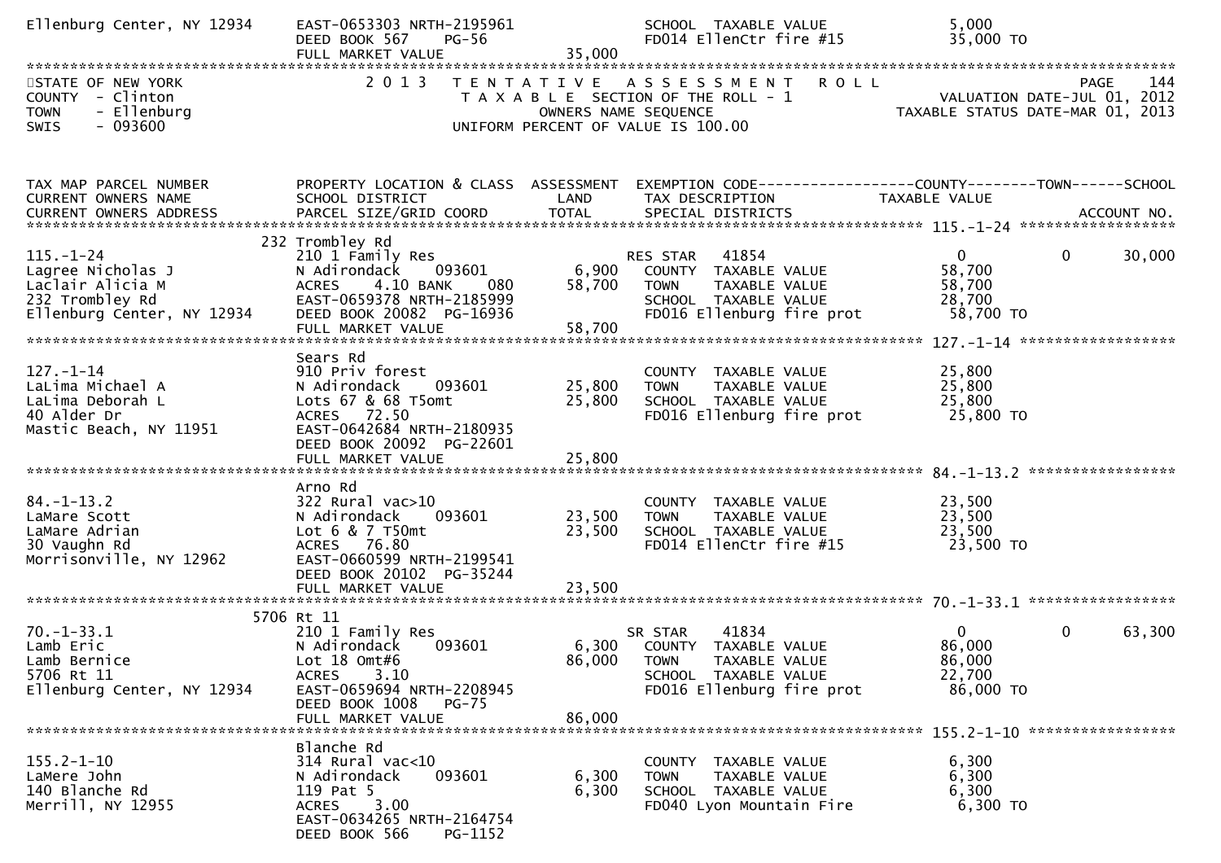```
Ellenburg Center, NY 12934    EAST-0653303 NRTH-2195961                 SCHOOL  TAXABLE VALUE             5,000
                              DEED BOOK 567    PG-56                    FD014 EllenCtr fire #15          35,000 TO
                              FULL MARKET VALUE              35,000
************************************************************************************************************************************
STATE OF NEW YORK               2 0 1 3   T E N T A T I V E   A S S E S S M E N T   R O L L                           PAGE    144
COUNTY  - Clinton                           T A X A B L E  SECTION OF THE ROLL - 1                      VALUATION DATE-JUL 01, 2012
TOWN    - Ellenburg                                OWNERS NAME SEQUENCE                          TAXABLE STATUS DATE-MAR 01, 2013
SWIS    - 093600                            UNIFORM PERCENT OF VALUE IS 100.00


TAX MAP PARCEL NUMBER         PROPERTY LOCATION & CLASS  ASSESSMENT  EXEMPTION CODE------------------COUNTY--------TOWN------SCHOOL
CURRENT OWNERS NAME           SCHOOL DISTRICT               LAND      TAX DESCRIPTION              TAXABLE VALUE
CURRENT OWNERS ADDRESS        PARCEL SIZE/GRID COORD        TOTAL     SPECIAL DISTRICTS                                  ACCOUNT NO.
******************************************************************************************************* 115.-1-24 ******************
                          232 Trombley Rd
115.-1-24                     210 1 Family Res                      RES STAR   41854                 0            0       30,000
Lagree Nicholas J             N Adirondack      093601      6,900    COUNTY  TAXABLE VALUE           58,700
Laclair Alicia M              ACRES     4.10 BANK     080   58,700    TOWN    TAXABLE VALUE           58,700
232 Trombley Rd               EAST-0659378 NRTH-2185999                SCHOOL  TAXABLE VALUE           28,700
Ellenburg Center, NY 12934    DEED BOOK 20082  PG-16936                FD016 Ellenburg fire prot        58,700 TO
                              FULL MARKET VALUE              58,700
******************************************************************************************************* 127.-1-14 ******************
                              Sears Rd
127.-1-14                     910 Priv forest                          COUNTY  TAXABLE VALUE           25,800
LaLima Michael A              N Adirondack      093601     25,800    TOWN    TAXABLE VALUE           25,800
LaLima Deborah L              Lots 67 & 68 T5omt            25,800    SCHOOL  TAXABLE VALUE           25,800
40 Alder Dr                   ACRES    72.50                           FD016 Ellenburg fire prot        25,800 TO
Mastic Beach, NY 11951        EAST-0642684 NRTH-2180935
                              DEED BOOK 20092  PG-22601
                              FULL MARKET VALUE              25,800
******************************************************************************************************* 84.-1-13.2 *****************
                              Arno Rd
84.-1-13.2                    322 Rural vac>10                         COUNTY  TAXABLE VALUE           23,500
LaMare Scott                  N Adirondack      093601     23,500    TOWN    TAXABLE VALUE           23,500
LaMare Adrian                 Lot 6 & 7 T50mt               23,500    SCHOOL  TAXABLE VALUE           23,500
30 Vaughn Rd                  ACRES    76.80                           FD014 EllenCtr fire #15          23,500 TO
Morrisonville, NY 12962       EAST-0660599 NRTH-2199541
                              DEED BOOK 20102  PG-35244
                              FULL MARKET VALUE              23,500
******************************************************************************************************* 70.-1-33.1 *****************
                         5706 Rt 11
70.-1-33.1                    210 1 Family Res                      SR STAR    41834                 0            0       63,300
Lamb Eric                     N Adirondack      093601      6,300    COUNTY  TAXABLE VALUE           86,000
Lamb Bernice                  Lot 18 Omt#6                  86,000    TOWN    TAXABLE VALUE           86,000
5706 Rt 11                    ACRES     3.10                           SCHOOL  TAXABLE VALUE           22,700
Ellenburg Center, NY 12934    EAST-0659694 NRTH-2208945                FD016 Ellenburg fire prot        86,000 TO
                              DEED BOOK 1008   PG-75
                              FULL MARKET VALUE              86,000
******************************************************************************************************* 155.2-1-10 *****************
                              Blanche Rd
155.2-1-10                    314 Rural vac<10                         COUNTY  TAXABLE VALUE            6,300
LaMere John                   N Adirondack      093601      6,300    TOWN    TAXABLE VALUE            6,300
140 Blanche Rd                119 Pat 5                      6,300    SCHOOL  TAXABLE VALUE            6,300
Merrill, NY 12955             ACRES     3.00                           FD040 Lyon Mountain Fire          6,300 TO
                              EAST-0634265 NRTH-2164754
                              DEED BOOK 566    PG-1152
```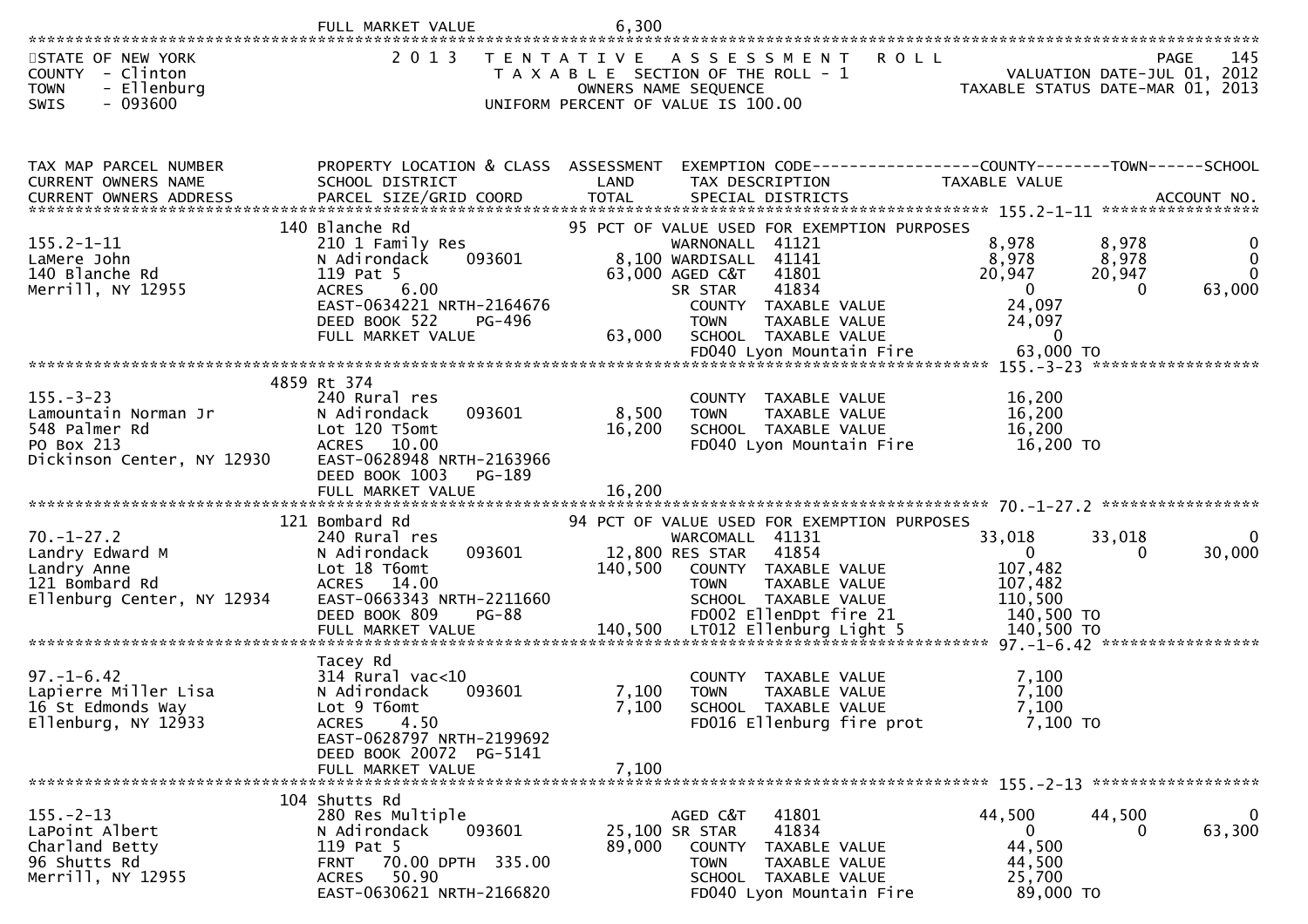FULL MARKET VALUE 6,300

STATE OF NEW YORK
COUNTY - Clinton
TOWN - Ellenburg
SWIS - 093600

## 2013 TENTATIVE ASSESSMENT ROLL
TAXABLE SECTION OF THE ROLL - 1
OWNERS NAME SEQUENCE
UNIFORM PERCENT OF VALUE IS 100.00

VALUATION DATE-JUL 01, 2012
TAXABLE STATUS DATE-MAR 01, 2013

| TAX MAP PARCEL NUMBER / CURRENT OWNERS NAME / CURRENT OWNERS ADDRESS | PROPERTY LOCATION & CLASS / SCHOOL DISTRICT / PARCEL SIZE/GRID COORD | ASSESSMENT LAND / TOTAL | EXEMPTION CODE / TAX DESCRIPTION / SPECIAL DISTRICTS | COUNTY TAXABLE VALUE | TOWN | SCHOOL / ACCOUNT NO. |
|---|---|---|---|---|---|---|
| **155.2-1-11** | 140 Blanche Rd | | 95 PCT OF VALUE USED FOR EXEMPTION PURPOSES | | | |
| LaMere John | 210 1 Family Res | | WARNONALL 41121 | 8,978 | 8,978 | 0 |
| 140 Blanche Rd | N Adirondack 093601 | 8,100 | WARDISALL 41141 | 8,978 | 8,978 | 0 |
| Merrill, NY 12955 | 119 Pat 5 | 63,000 | AGED C&T 41801 | 20,947 | 20,947 | 0 |
| | ACRES 6.00 | | SR STAR 41834 | 0 | 0 | 63,000 |
| | EAST-0634221 NRTH-2164676 | | COUNTY TAXABLE VALUE | 24,097 | | |
| | DEED BOOK 522 PG-496 | | TOWN TAXABLE VALUE | 24,097 | | |
| | FULL MARKET VALUE | 63,000 | SCHOOL TAXABLE VALUE | 0 | | |
| | | | FD040 Lyon Mountain Fire | 63,000 TO | | |
| **155.-3-23** | 4859 Rt 374 | | | | | |
| Lamountain Norman Jr | 240 Rural res | | COUNTY TAXABLE VALUE | 16,200 | | |
| 548 Palmer Rd | N Adirondack 093601 | 8,500 | TOWN TAXABLE VALUE | 16,200 | | |
| PO Box 213 | Lot 120 T5omt | 16,200 | SCHOOL TAXABLE VALUE | 16,200 | | |
| Dickinson Center, NY 12930 | ACRES 10.00 | | FD040 Lyon Mountain Fire | 16,200 TO | | |
| | EAST-0628948 NRTH-2163966 | | | | | |
| | DEED BOOK 1003 PG-189 | | | | | |
| | FULL MARKET VALUE | 16,200 | | | | |
| **70.-1-27.2** | 121 Bombard Rd | | 94 PCT OF VALUE USED FOR EXEMPTION PURPOSES | | | |
| Landry Edward M | 240 Rural res | | WARCOMALL 41131 | 33,018 | 33,018 | 0 |
| Landry Anne | N Adirondack 093601 | 12,800 | RES STAR 41854 | 0 | 0 | 30,000 |
| 121 Bombard Rd | Lot 18 T6omt | 140,500 | COUNTY TAXABLE VALUE | 107,482 | | |
| Ellenburg Center, NY 12934 | ACRES 14.00 | | TOWN TAXABLE VALUE | 107,482 | | |
| | EAST-0663343 NRTH-2211660 | | SCHOOL TAXABLE VALUE | 110,500 | | |
| | DEED BOOK 809 PG-88 | | FD002 EllenDpt fire 21 | 140,500 TO | | |
| | FULL MARKET VALUE | 140,500 | LT012 Ellenburg Light 5 | 140,500 TO | | |
| **97.-1-6.42** | Tacey Rd | | | | | |
| Lapierre Miller Lisa | 314 Rural vac<10 | | COUNTY TAXABLE VALUE | 7,100 | | |
| 16 St Edmonds Way | N Adirondack 093601 | 7,100 | TOWN TAXABLE VALUE | 7,100 | | |
| Ellenburg, NY 12933 | Lot 9 T6omt | 7,100 | SCHOOL TAXABLE VALUE | 7,100 | | |
| | ACRES 4.50 | | FD016 Ellenburg fire prot | 7,100 TO | | |
| | EAST-0628797 NRTH-2199692 | | | | | |
| | DEED BOOK 20072 PG-5141 | | | | | |
| | FULL MARKET VALUE | 7,100 | | | | |
| **155.-2-13** | 104 Shutts Rd | | | | | |
| LaPoint Albert | 280 Res Multiple | | AGED C&T 41801 | 44,500 | 44,500 | 0 |
| Charland Betty | N Adirondack 093601 | 25,100 | SR STAR 41834 | 0 | 0 | 63,300 |
| 96 Shutts Rd | 119 Pat 5 | 89,000 | COUNTY TAXABLE VALUE | 44,500 | | |
| Merrill, NY 12955 | FRNT 70.00 DPTH 335.00 | | TOWN TAXABLE VALUE | 44,500 | | |
| | ACRES 50.90 | | SCHOOL TAXABLE VALUE | 25,700 | | |
| | EAST-0630621 NRTH-2166820 | | FD040 Lyon Mountain Fire | 89,000 TO | | |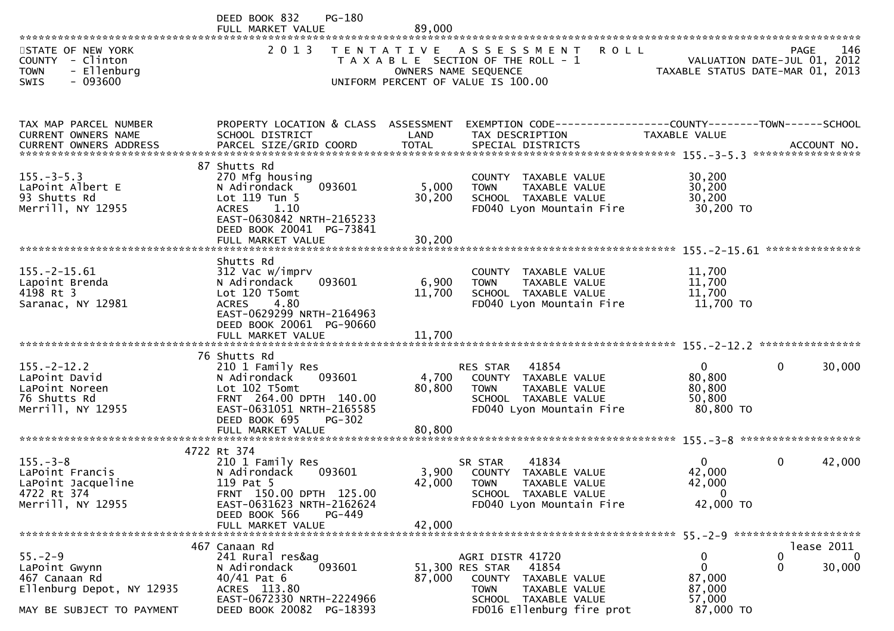DEED BOOK 832 PG-180
FULL MARKET VALUE 89,000

STATE OF NEW YORK
COUNTY - Clinton
TOWN - Ellenburg
SWIS - 093600

# 2013 TENTATIVE ASSESSMENT ROLL

TAXABLE SECTION OF THE ROLL - 1
OWNERS NAME SEQUENCE
UNIFORM PERCENT OF VALUE IS 100.00

VALUATION DATE-JUL 01, 2012
TAXABLE STATUS DATE-MAR 01, 2013

| TAX MAP PARCEL NUMBER / CURRENT OWNERS NAME / CURRENT OWNERS ADDRESS | PROPERTY LOCATION & CLASS / SCHOOL DISTRICT / PARCEL SIZE/GRID COORD | ASSESSMENT LAND | TOTAL | EXEMPTION CODE / TAX DESCRIPTION / SPECIAL DISTRICTS | COUNTY TAXABLE VALUE | TOWN | SCHOOL / ACCOUNT NO. |
|---|---|---|---|---|---|---|---|
| **155.-3-5.3** | 87 Shutts Rd | | | | | | |
| 155.-3-5.3 | 270 Mfg housing | | | COUNTY TAXABLE VALUE | 30,200 | | |
| LaPoint Albert E | N Adirondack 093601 | 5,000 | | TOWN TAXABLE VALUE | 30,200 | | |
| 93 Shutts Rd | Lot 119 Tun 5 | | 30,200 | SCHOOL TAXABLE VALUE | 30,200 | | |
| Merrill, NY 12955 | ACRES 1.10 | | | FD040 Lyon Mountain Fire | 30,200 TO | | |
| | EAST-0630842 NRTH-2165233 | | | | | | |
| | DEED BOOK 20041 PG-73841 | | | | | | |
| | FULL MARKET VALUE | | 30,200 | | | | |
| **155.-2-15.61** | Shutts Rd | | | | | | |
| 155.-2-15.61 | 312 Vac w/imprv | | | COUNTY TAXABLE VALUE | 11,700 | | |
| Lapoint Brenda | N Adirondack 093601 | 6,900 | | TOWN TAXABLE VALUE | 11,700 | | |
| 4198 Rt 3 | Lot 120 T5omt | | 11,700 | SCHOOL TAXABLE VALUE | 11,700 | | |
| Saranac, NY 12981 | ACRES 4.80 | | | FD040 Lyon Mountain Fire | 11,700 TO | | |
| | EAST-0629299 NRTH-2164963 | | | | | | |
| | DEED BOOK 20061 PG-90660 | | | | | | |
| | FULL MARKET VALUE | | 11,700 | | | | |
| **155.-2-12.2** | 76 Shutts Rd | | | | | | |
| 155.-2-12.2 | 210 1 Family Res | | | RES STAR 41854 | 0 | 0 | 30,000 |
| LaPoint David | N Adirondack 093601 | 4,700 | | COUNTY TAXABLE VALUE | 80,800 | | |
| LaPoint Noreen | Lot 102 T5omt | | 80,800 | TOWN TAXABLE VALUE | 80,800 | | |
| 76 Shutts Rd | FRNT 264.00 DPTH 140.00 | | | SCHOOL TAXABLE VALUE | 50,800 | | |
| Merrill, NY 12955 | EAST-0631051 NRTH-2165585 | | | FD040 Lyon Mountain Fire | 80,800 TO | | |
| | DEED BOOK 695 PG-302 | | | | | | |
| | FULL MARKET VALUE | | 80,800 | | | | |
| **155.-3-8** | 4722 Rt 374 | | | | | | |
| 155.-3-8 | 210 1 Family Res | | | SR STAR 41834 | 0 | 0 | 42,000 |
| LaPoint Francis | N Adirondack 093601 | 3,900 | | COUNTY TAXABLE VALUE | 42,000 | | |
| LaPoint Jacqueline | 119 Pat 5 | | 42,000 | TOWN TAXABLE VALUE | 42,000 | | |
| 4722 Rt 374 | FRNT 150.00 DPTH 125.00 | | | SCHOOL TAXABLE VALUE | 0 | | |
| Merrill, NY 12955 | EAST-0631623 NRTH-2162624 | | | FD040 Lyon Mountain Fire | 42,000 TO | | |
| | DEED BOOK 566 PG-449 | | | | | | |
| | FULL MARKET VALUE | | 42,000 | | | | |
| **55.-2-9** | 467 Canaan Rd | | | | | | lease 2011 |
| 55.-2-9 | 241 Rural res&ag | | | AGRI DISTR 41720 | 0 | 0 | 0 |
| LaPoint Gwynn | N Adirondack 093601 | 51,300 | | RES STAR 41854 | 0 | 0 | 30,000 |
| 467 Canaan Rd | 40/41 Pat 6 | | 87,000 | COUNTY TAXABLE VALUE | 87,000 | | |
| Ellenburg Depot, NY 12935 | ACRES 113.80 | | | TOWN TAXABLE VALUE | 87,000 | | |
| | EAST-0672330 NRTH-2224966 | | | SCHOOL TAXABLE VALUE | 57,000 | | |
| MAY BE SUBJECT TO PAYMENT | DEED BOOK 20082 PG-18393 | | | FD016 Ellenburg fire prot | 87,000 TO | | |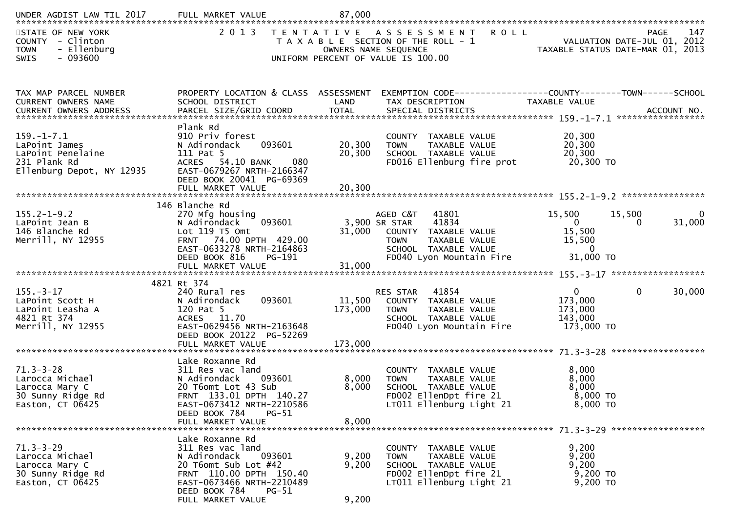UNDER AGDIST LAW TIL 2017 FULL MARKET VALUE 87,000

STATE OF NEW YORK — 2013 TENTATIVE ASSESSMENT ROLL
COUNTY - Clinton — TAXABLE SECTION OF THE ROLL - 1 — VALUATION DATE-JUL 01, 2012
TOWN - Ellenburg — OWNERS NAME SEQUENCE — TAXABLE STATUS DATE-MAR 01, 2013
SWIS - 093600 — UNIFORM PERCENT OF VALUE IS 100.00

| TAX MAP PARCEL NUMBER / CURRENT OWNERS NAME / CURRENT OWNERS ADDRESS | PROPERTY LOCATION & CLASS / SCHOOL DISTRICT / PARCEL SIZE/GRID COORD | ASSESSMENT LAND / TOTAL | EXEMPTION CODE / TAX DESCRIPTION / SPECIAL DISTRICTS | COUNTY TAXABLE VALUE | TOWN | SCHOOL / ACCOUNT NO. |
|---|---|---|---|---|---|---|
| **159.-1-7.1** | Plank Rd | | | | | |
| 159.-1-7.1 | 910 Priv forest | | COUNTY TAXABLE VALUE | 20,300 | | |
| LaPoint James | N Adirondack 093601 | 20,300 | TOWN TAXABLE VALUE | 20,300 | | |
| LaPoint Penelaine | 111 Pat 5 | 20,300 | SCHOOL TAXABLE VALUE | 20,300 | | |
| 231 Plank Rd | ACRES 54.10 BANK 080 | | FD016 Ellenburg fire prot | 20,300 TO | | |
| Ellenburg Depot, NY 12935 | EAST-0679267 NRTH-2166347 | | | | | |
| | DEED BOOK 20041 PG-69369 | | | | | |
| | FULL MARKET VALUE | 20,300 | | | | |
| **155.2-1-9.2** | 146 Blanche Rd | | | | | |
| 155.2-1-9.2 | 270 Mfg housing | | AGED C&T 41801 | 15,500 | 15,500 | 0 |
| LaPoint Jean B | N Adirondack 093601 | 3,900 | SR STAR 41834 | 0 | 0 | 31,000 |
| 146 Blanche Rd | Lot 119 T5 Omt | 31,000 | COUNTY TAXABLE VALUE | 15,500 | | |
| Merrill, NY 12955 | FRNT 74.00 DPTH 429.00 | | TOWN TAXABLE VALUE | 15,500 | | |
| | EAST-0633278 NRTH-2164863 | | SCHOOL TAXABLE VALUE | 0 | | |
| | DEED BOOK 816 PG-191 | | FD040 Lyon Mountain Fire | 31,000 TO | | |
| | FULL MARKET VALUE | 31,000 | | | | |
| **155.-3-17** | 4821 Rt 374 | | | | | |
| 155.-3-17 | 240 Rural res | | RES STAR 41854 | 0 | 0 | 30,000 |
| LaPoint Scott H | N Adirondack 093601 | 11,500 | COUNTY TAXABLE VALUE | 173,000 | | |
| LaPoint Leasha A | 120 Pat 5 | 173,000 | TOWN TAXABLE VALUE | 173,000 | | |
| 4821 Rt 374 | ACRES 11.70 | | SCHOOL TAXABLE VALUE | 143,000 | | |
| Merrill, NY 12955 | EAST-0629456 NRTH-2163648 | | FD040 Lyon Mountain Fire | 173,000 TO | | |
| | DEED BOOK 20122 PG-52269 | | | | | |
| | FULL MARKET VALUE | 173,000 | | | | |
| **71.3-3-28** | Lake Roxanne Rd | | | | | |
| 71.3-3-28 | 311 Res vac land | | COUNTY TAXABLE VALUE | 8,000 | | |
| Larocca Michael | N Adirondack 093601 | 8,000 | TOWN TAXABLE VALUE | 8,000 | | |
| Larocca Mary C | 20 T6omt Lot 43 Sub | 8,000 | SCHOOL TAXABLE VALUE | 8,000 | | |
| 30 Sunny Ridge Rd | FRNT 133.01 DPTH 140.27 | | FD002 EllenDpt fire 21 | 8,000 TO | | |
| Easton, CT 06425 | EAST-0673412 NRTH-2210586 | | LT011 Ellenburg Light 21 | 8,000 TO | | |
| | DEED BOOK 784 PG-51 | | | | | |
| | FULL MARKET VALUE | 8,000 | | | | |
| **71.3-3-29** | Lake Roxanne Rd | | | | | |
| 71.3-3-29 | 311 Res vac land | | COUNTY TAXABLE VALUE | 9,200 | | |
| Larocca Michael | N Adirondack 093601 | 9,200 | TOWN TAXABLE VALUE | 9,200 | | |
| Larocca Mary C | 20 T6omt Sub Lot #42 | 9,200 | SCHOOL TAXABLE VALUE | 9,200 | | |
| 30 Sunny Ridge Rd | FRNT 110.00 DPTH 150.40 | | FD002 EllenDpt fire 21 | 9,200 TO | | |
| Easton, CT 06425 | EAST-0673466 NRTH-2210489 | | LT011 Ellenburg Light 21 | 9,200 TO | | |
| | DEED BOOK 784 PG-51 | | | | | |
| | FULL MARKET VALUE | 9,200 | | | | |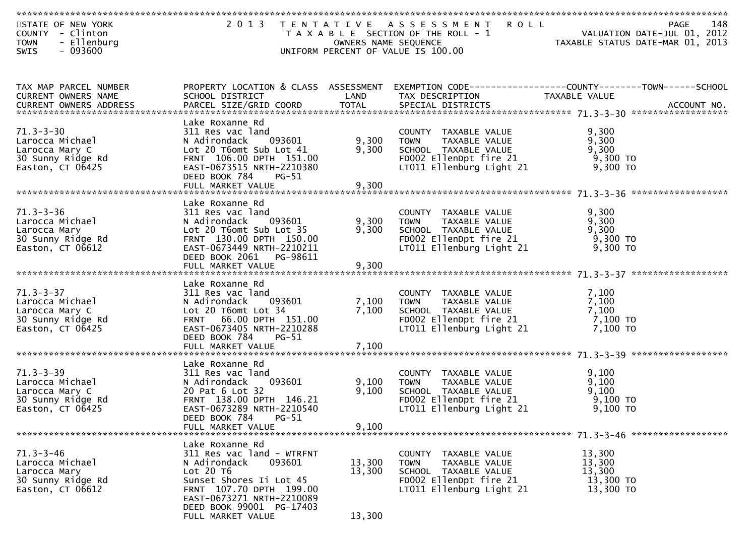STATE OF NEW YORK
COUNTY - Clinton
TOWN - Ellenburg
SWIS - 093600

2013 TENTATIVE ASSESSMENT ROLL
TAXABLE SECTION OF THE ROLL - 1
OWNERS NAME SEQUENCE
UNIFORM PERCENT OF VALUE IS 100.00

VALUATION DATE-JUL 01, 2012
TAXABLE STATUS DATE-MAR 01, 2013

| TAX MAP PARCEL NUMBER / CURRENT OWNERS NAME / CURRENT OWNERS ADDRESS | PROPERTY LOCATION & CLASS / SCHOOL DISTRICT / PARCEL SIZE/GRID COORD | ASSESSMENT LAND / TOTAL | EXEMPTION CODE / TAX DESCRIPTION / SPECIAL DISTRICTS | TAXABLE VALUE (COUNTY / TOWN / SCHOOL) | ACCOUNT NO. |
|---|---|---|---|---|---|
| 71.3-3-30 | Lake Roxanne Rd | | | | |
| Larocca Michael | 311 Res vac land | | COUNTY TAXABLE VALUE | 9,300 | |
| Larocca Mary C | N Adirondack 093601 | 9,300 | TOWN TAXABLE VALUE | 9,300 | |
| 30 Sunny Ridge Rd | Lot 20 T6omt Sub Lot 41 | 9,300 | SCHOOL TAXABLE VALUE | 9,300 | |
| Easton, CT 06425 | FRNT 106.00 DPTH 151.00 | | FD002 EllenDpt fire 21 | 9,300 TO | |
| | EAST-0673515 NRTH-2210380 | | LT011 Ellenburg Light 21 | 9,300 TO | |
| | DEED BOOK 784 PG-51 | | | | |
| | FULL MARKET VALUE | 9,300 | | | |
| 71.3-3-36 | Lake Roxanne Rd | | | | |
| Larocca Michael | 311 Res vac land | | COUNTY TAXABLE VALUE | 9,300 | |
| Larocca Mary | N Adirondack 093601 | 9,300 | TOWN TAXABLE VALUE | 9,300 | |
| 30 Sunny Ridge Rd | Lot 20 T6omt Sub Lot 35 | 9,300 | SCHOOL TAXABLE VALUE | 9,300 | |
| Easton, CT 06612 | FRNT 130.00 DPTH 150.00 | | FD002 EllenDpt fire 21 | 9,300 TO | |
| | EAST-0673449 NRTH-2210211 | | LT011 Ellenburg Light 21 | 9,300 TO | |
| | DEED BOOK 2061 PG-98611 | | | | |
| | FULL MARKET VALUE | 9,300 | | | |
| 71.3-3-37 | Lake Roxanne Rd | | | | |
| Larocca Michael | 311 Res vac land | | COUNTY TAXABLE VALUE | 7,100 | |
| Larocca Mary C | N Adirondack 093601 | 7,100 | TOWN TAXABLE VALUE | 7,100 | |
| 30 Sunny Ridge Rd | Lot 20 T6omt Lot 34 | 7,100 | SCHOOL TAXABLE VALUE | 7,100 | |
| Easton, CT 06425 | FRNT 66.00 DPTH 151.00 | | FD002 EllenDpt fire 21 | 7,100 TO | |
| | EAST-0673405 NRTH-2210288 | | LT011 Ellenburg Light 21 | 7,100 TO | |
| | DEED BOOK 784 PG-51 | | | | |
| | FULL MARKET VALUE | 7,100 | | | |
| 71.3-3-39 | Lake Roxanne Rd | | | | |
| Larocca Michael | 311 Res vac land | | COUNTY TAXABLE VALUE | 9,100 | |
| Larocca Mary C | N Adirondack 093601 | 9,100 | TOWN TAXABLE VALUE | 9,100 | |
| 30 Sunny Ridge Rd | 20 Pat 6 Lot 32 | 9,100 | SCHOOL TAXABLE VALUE | 9,100 | |
| Easton, CT 06425 | FRNT 138.00 DPTH 146.21 | | FD002 EllenDpt fire 21 | 9,100 TO | |
| | EAST-0673289 NRTH-2210540 | | LT011 Ellenburg Light 21 | 9,100 TO | |
| | DEED BOOK 784 PG-51 | | | | |
| | FULL MARKET VALUE | 9,100 | | | |
| 71.3-3-46 | Lake Roxanne Rd | | | | |
| Larocca Michael | 311 Res vac land - WTRFNT | | COUNTY TAXABLE VALUE | 13,300 | |
| Larocca Mary | N Adirondack 093601 | 13,300 | TOWN TAXABLE VALUE | 13,300 | |
| 30 Sunny Ridge Rd | Lot 20 T6 | 13,300 | SCHOOL TAXABLE VALUE | 13,300 | |
| Easton, CT 06612 | Sunset Shores Ii Lot 45 | | FD002 EllenDpt fire 21 | 13,300 TO | |
| | FRNT 107.70 DPTH 199.00 | | LT011 Ellenburg Light 21 | 13,300 TO | |
| | EAST-0673271 NRTH-2210089 | | | | |
| | DEED BOOK 99001 PG-17403 | | | | |
| | FULL MARKET VALUE | 13,300 | | | |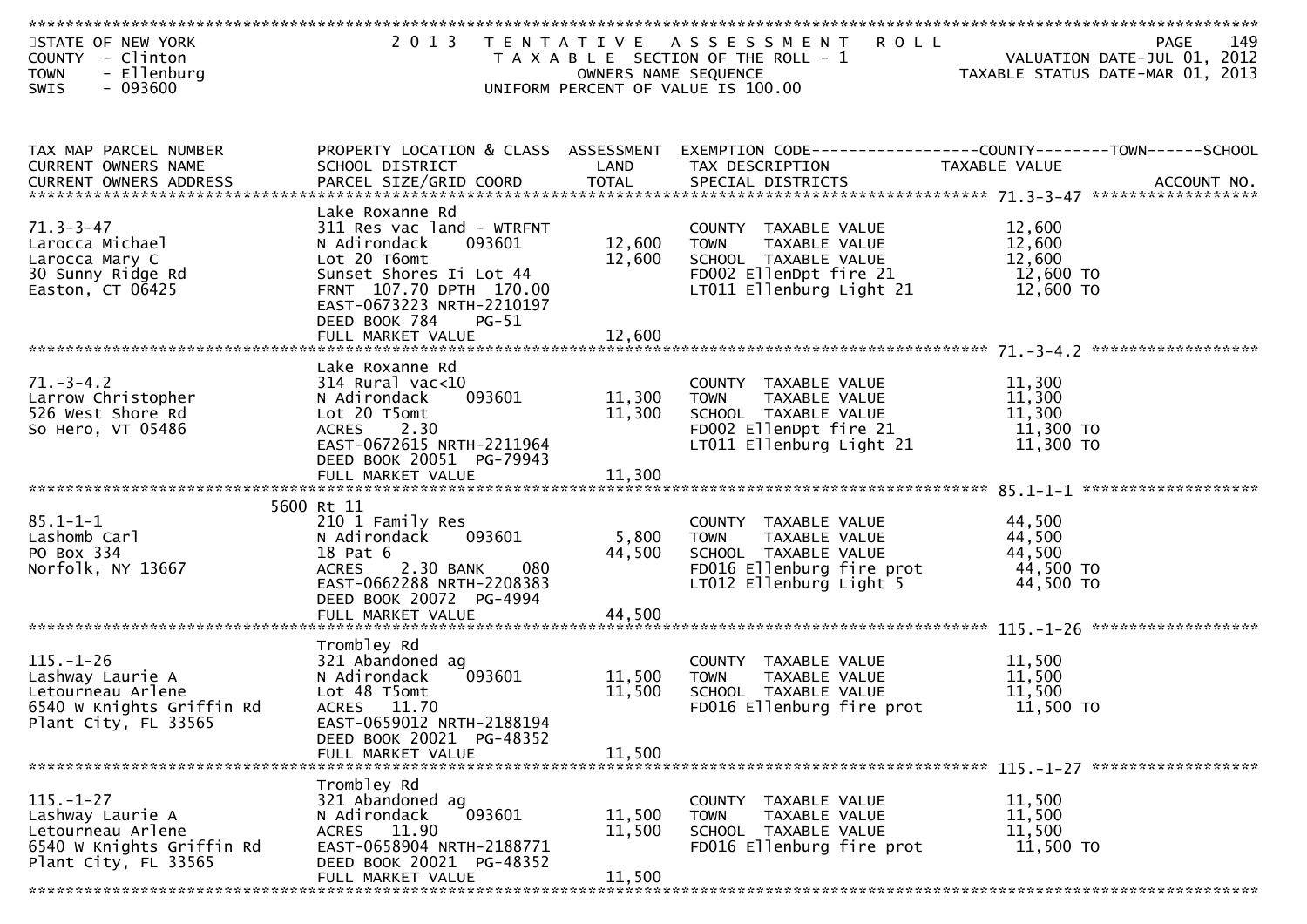STATE OF NEW YORK
COUNTY - Clinton
TOWN - Ellenburg
SWIS - 093600

**2013 TENTATIVE ASSESSMENT ROLL**
TAXABLE SECTION OF THE ROLL - 1
OWNERS NAME SEQUENCE
UNIFORM PERCENT OF VALUE IS 100.00

VALUATION DATE-JUL 01, 2012
TAXABLE STATUS DATE-MAR 01, 2013

| TAX MAP PARCEL NUMBER / CURRENT OWNERS NAME / CURRENT OWNERS ADDRESS | PROPERTY LOCATION & CLASS / SCHOOL DISTRICT / PARCEL SIZE/GRID COORD | ASSESSMENT LAND | TOTAL | EXEMPTION CODE / TAX DESCRIPTION / SPECIAL DISTRICTS | COUNTY / TOWN / SCHOOL TAXABLE VALUE | ACCOUNT NO. |
|---|---|---|---|---|---|---|
| **71.3-3-47** | Lake Roxanne Rd | | | | | |
| 71.3-3-47 | 311 Res vac land - WTRFNT | | | COUNTY TAXABLE VALUE | 12,600 | |
| Larocca Michael | N Adirondack 093601 | 12,600 | | TOWN TAXABLE VALUE | 12,600 | |
| Larocca Mary C | Lot 20 T6omt | | 12,600 | SCHOOL TAXABLE VALUE | 12,600 | |
| 30 Sunny Ridge Rd | Sunset Shores Ii Lot 44 | | | FD002 EllenDpt fire 21 | 12,600 TO | |
| Easton, CT 06425 | FRNT 107.70 DPTH 170.00 | | | LT011 Ellenburg Light 21 | 12,600 TO | |
| | EAST-0673223 NRTH-2210197 | | | | | |
| | DEED BOOK 784 PG-51 | | | | | |
| | FULL MARKET VALUE | | 12,600 | | | |
| **71.-3-4.2** | Lake Roxanne Rd | | | | | |
| 71.-3-4.2 | 314 Rural vac<10 | | | COUNTY TAXABLE VALUE | 11,300 | |
| Larrow Christopher | N Adirondack 093601 | 11,300 | | TOWN TAXABLE VALUE | 11,300 | |
| 526 West Shore Rd | Lot 20 T5omt | | 11,300 | SCHOOL TAXABLE VALUE | 11,300 | |
| So Hero, VT 05486 | ACRES 2.30 | | | FD002 EllenDpt fire 21 | 11,300 TO | |
| | EAST-0672615 NRTH-2211964 | | | LT011 Ellenburg Light 21 | 11,300 TO | |
| | DEED BOOK 20051 PG-79943 | | | | | |
| | FULL MARKET VALUE | | 11,300 | | | |
| **85.1-1-1** | 5600 Rt 11 | | | | | |
| 85.1-1-1 | 210 1 Family Res | | | COUNTY TAXABLE VALUE | 44,500 | |
| Lashomb Carl | N Adirondack 093601 | 5,800 | | TOWN TAXABLE VALUE | 44,500 | |
| PO Box 334 | 18 Pat 6 | | 44,500 | SCHOOL TAXABLE VALUE | 44,500 | |
| Norfolk, NY 13667 | ACRES 2.30 BANK 080 | | | FD016 Ellenburg fire prot | 44,500 TO | |
| | EAST-0662288 NRTH-2208383 | | | LT012 Ellenburg Light 5 | 44,500 TO | |
| | DEED BOOK 20072 PG-4994 | | | | | |
| | FULL MARKET VALUE | | 44,500 | | | |
| **115.-1-26** | Trombley Rd | | | | | |
| 115.-1-26 | 321 Abandoned ag | | | COUNTY TAXABLE VALUE | 11,500 | |
| Lashway Laurie A | N Adirondack 093601 | 11,500 | | TOWN TAXABLE VALUE | 11,500 | |
| Letourneau Arlene | Lot 48 T5omt | | 11,500 | SCHOOL TAXABLE VALUE | 11,500 | |
| 6540 W Knights Griffin Rd | ACRES 11.70 | | | FD016 Ellenburg fire prot | 11,500 TO | |
| Plant City, FL 33565 | EAST-0659012 NRTH-2188194 | | | | | |
| | DEED BOOK 20021 PG-48352 | | | | | |
| | FULL MARKET VALUE | | 11,500 | | | |
| **115.-1-27** | Trombley Rd | | | | | |
| 115.-1-27 | 321 Abandoned ag | | | COUNTY TAXABLE VALUE | 11,500 | |
| Lashway Laurie A | N Adirondack 093601 | 11,500 | | TOWN TAXABLE VALUE | 11,500 | |
| Letourneau Arlene | ACRES 11.90 | | 11,500 | SCHOOL TAXABLE VALUE | 11,500 | |
| 6540 W Knights Griffin Rd | EAST-0658904 NRTH-2188771 | | | FD016 Ellenburg fire prot | 11,500 TO | |
| Plant City, FL 33565 | DEED BOOK 20021 PG-48352 | | | | | |
| | FULL MARKET VALUE | | 11,500 | | | |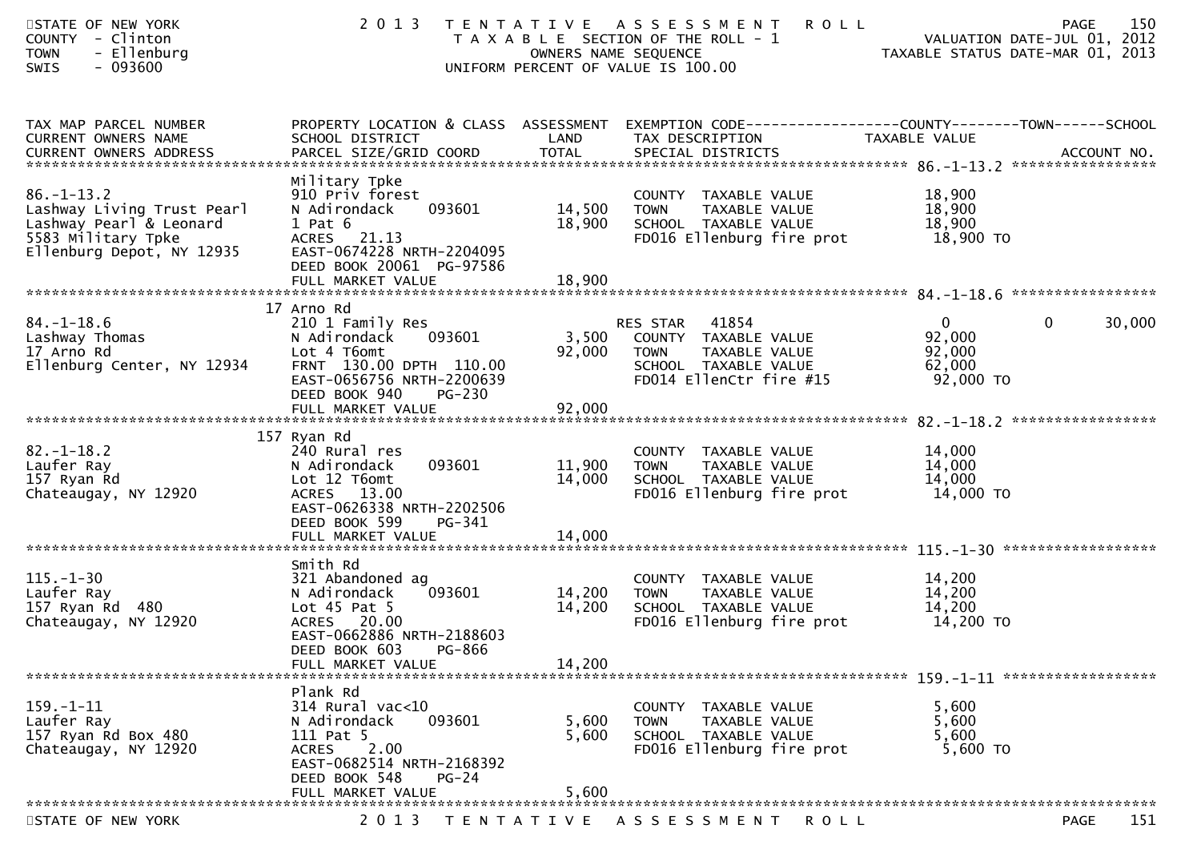STATE OF NEW YORK
COUNTY - Clinton
TOWN - Ellenburg
SWIS - 093600

# 2013 TENTATIVE ASSESSMENT ROLL

TAXABLE SECTION OF THE ROLL - 1
OWNERS NAME SEQUENCE
UNIFORM PERCENT OF VALUE IS 100.00

VALUATION DATE-JUL 01, 2012
TAXABLE STATUS DATE-MAR 01, 2013

| TAX MAP PARCEL NUMBER / CURRENT OWNERS NAME / CURRENT OWNERS ADDRESS | PROPERTY LOCATION & CLASS / SCHOOL DISTRICT / PARCEL SIZE/GRID COORD | ASSESSMENT LAND | ASSESSMENT TOTAL | EXEMPTION CODE / TAX DESCRIPTION / SPECIAL DISTRICTS | COUNTY TAXABLE VALUE | TOWN | SCHOOL |
|---|---|---|---|---|---|---|---|
| **86.-1-13.2** | Military Tpke | | | | | | |
| 86.-1-13.2 | 910 Priv forest | | | COUNTY TAXABLE VALUE | 18,900 | | |
| Lashway Living Trust Pearl | N Adirondack 093601 | 14,500 | | TOWN TAXABLE VALUE | 18,900 | | |
| Lashway Pearl & Leonard | 1 Pat 6 | | 18,900 | SCHOOL TAXABLE VALUE | 18,900 | | |
| 5583 Military Tpke | ACRES 21.13 | | | FD016 Ellenburg fire prot | 18,900 TO | | |
| Ellenburg Depot, NY 12935 | EAST-0674228 NRTH-2204095 | | | | | | |
| | DEED BOOK 20061 PG-97586 | | | | | | |
| | FULL MARKET VALUE | | 18,900 | | | | |
| **84.-1-18.6** | 17 Arno Rd | | | | | | |
| 84.-1-18.6 | 210 1 Family Res | | | RES STAR 41854 | 0 | 0 | 30,000 |
| Lashway Thomas | N Adirondack 093601 | 3,500 | | COUNTY TAXABLE VALUE | 92,000 | | |
| 17 Arno Rd | Lot 4 T6omt | | 92,000 | TOWN TAXABLE VALUE | 92,000 | | |
| Ellenburg Center, NY 12934 | FRNT 130.00 DPTH 110.00 | | | SCHOOL TAXABLE VALUE | 62,000 | | |
| | EAST-0656756 NRTH-2200639 | | | FD014 EllenCtr fire #15 | 92,000 TO | | |
| | DEED BOOK 940 PG-230 | | | | | | |
| | FULL MARKET VALUE | | 92,000 | | | | |
| **82.-1-18.2** | 157 Ryan Rd | | | | | | |
| 82.-1-18.2 | 240 Rural res | | | COUNTY TAXABLE VALUE | 14,000 | | |
| Laufer Ray | N Adirondack 093601 | 11,900 | | TOWN TAXABLE VALUE | 14,000 | | |
| 157 Ryan Rd | Lot 12 T6omt | | 14,000 | SCHOOL TAXABLE VALUE | 14,000 | | |
| Chateaugay, NY 12920 | ACRES 13.00 | | | FD016 Ellenburg fire prot | 14,000 TO | | |
| | EAST-0626338 NRTH-2202506 | | | | | | |
| | DEED BOOK 599 PG-341 | | | | | | |
| | FULL MARKET VALUE | | 14,000 | | | | |
| **115.-1-30** | Smith Rd | | | | | | |
| 115.-1-30 | 321 Abandoned ag | | | COUNTY TAXABLE VALUE | 14,200 | | |
| Laufer Ray | N Adirondack 093601 | 14,200 | | TOWN TAXABLE VALUE | 14,200 | | |
| 157 Ryan Rd 480 | Lot 45 Pat 5 | | 14,200 | SCHOOL TAXABLE VALUE | 14,200 | | |
| Chateaugay, NY 12920 | ACRES 20.00 | | | FD016 Ellenburg fire prot | 14,200 TO | | |
| | EAST-0662886 NRTH-2188603 | | | | | | |
| | DEED BOOK 603 PG-866 | | | | | | |
| | FULL MARKET VALUE | | 14,200 | | | | |
| **159.-1-11** | Plank Rd | | | | | | |
| 159.-1-11 | 314 Rural vac<10 | | | COUNTY TAXABLE VALUE | 5,600 | | |
| Laufer Ray | N Adirondack 093601 | 5,600 | | TOWN TAXABLE VALUE | 5,600 | | |
| 157 Ryan Rd Box 480 | 111 Pat 5 | | 5,600 | SCHOOL TAXABLE VALUE | 5,600 | | |
| Chateaugay, NY 12920 | ACRES 2.00 | | | FD016 Ellenburg fire prot | 5,600 TO | | |
| | EAST-0682514 NRTH-2168392 | | | | | | |
| | DEED BOOK 548 PG-24 | | | | | | |
| | FULL MARKET VALUE | | 5,600 | | | | |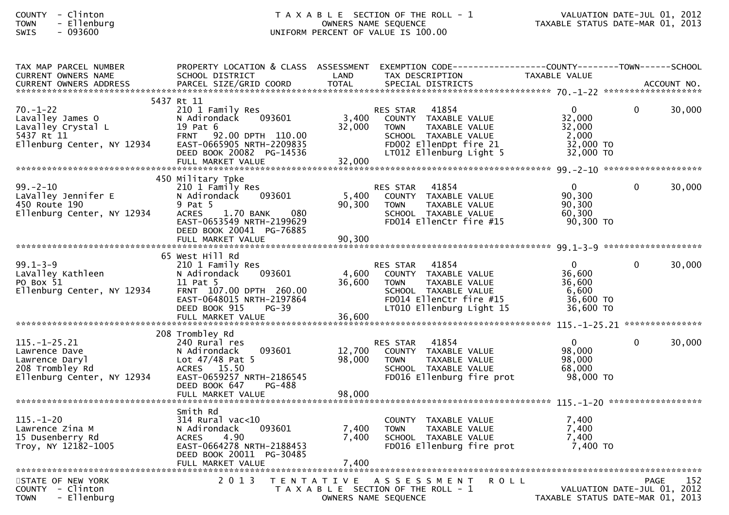COUNTY - Clinton
TOWN - Ellenburg
SWIS - 093600

TAXABLE SECTION OF THE ROLL - 1
OWNERS NAME SEQUENCE
UNIFORM PERCENT OF VALUE IS 100.00

VALUATION DATE-JUL 01, 2012
TAXABLE STATUS DATE-MAR 01, 2013

| TAX MAP PARCEL NUMBER / CURRENT OWNERS NAME / CURRENT OWNERS ADDRESS | PROPERTY LOCATION & CLASS / SCHOOL DISTRICT / PARCEL SIZE/GRID COORD | ASSESSMENT LAND / TOTAL | EXEMPTION CODE / TAX DESCRIPTION / SPECIAL DISTRICTS | COUNTY TAXABLE VALUE | TOWN | SCHOOL / ACCOUNT NO. |
|---|---|---|---|---|---|---|
| **70.-1-22** | 5437 Rt 11 | | | | | |
| 70.-1-22 | 210 1 Family Res | | RES STAR 41854 | 0 | 0 | 30,000 |
| Lavalley James O | N Adirondack 093601 | 3,400 | COUNTY TAXABLE VALUE | 32,000 | | |
| Lavalley Crystal L | 19 Pat 6 | 32,000 | TOWN TAXABLE VALUE | 32,000 | | |
| 5437 Rt 11 | FRNT 92.00 DPTH 110.00 | | SCHOOL TAXABLE VALUE | 2,000 | | |
| Ellenburg Center, NY 12934 | EAST-0665905 NRTH-2209835 | | FD002 EllenDpt fire 21 | 32,000 TO | | |
| | DEED BOOK 20082 PG-14536 | | LT012 Ellenburg Light 5 | 32,000 TO | | |
| | FULL MARKET VALUE | 32,000 | | | | |
| **99.-2-10** | 450 Military Tpke | | | | | |
| 99.-2-10 | 210 1 Family Res | | RES STAR 41854 | 0 | 0 | 30,000 |
| LaValley Jennifer E | N Adirondack 093601 | 5,400 | COUNTY TAXABLE VALUE | 90,300 | | |
| 450 Route 190 | 9 Pat 5 | 90,300 | TOWN TAXABLE VALUE | 90,300 | | |
| Ellenburg Center, NY 12934 | ACRES 1.70 BANK 080 | | SCHOOL TAXABLE VALUE | 60,300 | | |
| | EAST-0653549 NRTH-2199629 | | FD014 EllenCtr fire #15 | 90,300 TO | | |
| | DEED BOOK 20041 PG-76885 | | | | | |
| | FULL MARKET VALUE | 90,300 | | | | |
| **99.1-3-9** | 65 West Hill Rd | | | | | |
| 99.1-3-9 | 210 1 Family Res | | RES STAR 41854 | 0 | 0 | 30,000 |
| LaValley Kathleen | N Adirondack 093601 | 4,600 | COUNTY TAXABLE VALUE | 36,600 | | |
| PO Box 51 | 11 Pat 5 | 36,600 | TOWN TAXABLE VALUE | 36,600 | | |
| Ellenburg Center, NY 12934 | FRNT 107.00 DPTH 260.00 | | SCHOOL TAXABLE VALUE | 6,600 | | |
| | EAST-0648015 NRTH-2197864 | | FD014 EllenCtr fire #15 | 36,600 TO | | |
| | DEED BOOK 915 PG-39 | | LT010 Ellenburg Light 15 | 36,600 TO | | |
| | FULL MARKET VALUE | 36,600 | | | | |
| **115.-1-25.21** | 208 Trombley Rd | | | | | |
| 115.-1-25.21 | 240 Rural res | | RES STAR 41854 | 0 | 0 | 30,000 |
| Lawrence Dave | N Adirondack 093601 | 12,700 | COUNTY TAXABLE VALUE | 98,000 | | |
| Lawrence Daryl | Lot 47/48 Pat 5 | 98,000 | TOWN TAXABLE VALUE | 98,000 | | |
| 208 Trombley Rd | ACRES 15.50 | | SCHOOL TAXABLE VALUE | 68,000 | | |
| Ellenburg Center, NY 12934 | EAST-0659257 NRTH-2186545 | | FD016 Ellenburg fire prot | 98,000 TO | | |
| | DEED BOOK 647 PG-488 | | | | | |
| | FULL MARKET VALUE | 98,000 | | | | |
| **115.-1-20** | Smith Rd | | | | | |
| 115.-1-20 | 314 Rural vac<10 | | COUNTY TAXABLE VALUE | 7,400 | | |
| Lawrence Zina M | N Adirondack 093601 | 7,400 | TOWN TAXABLE VALUE | 7,400 | | |
| 15 Dusenberry Rd | ACRES 4.90 | 7,400 | SCHOOL TAXABLE VALUE | 7,400 | | |
| Troy, NY 12182-1005 | EAST-0664278 NRTH-2188453 | | FD016 Ellenburg fire prot | 7,400 TO | | |
| | DEED BOOK 20011 PG-30485 | | | | | |
| | FULL MARKET VALUE | 7,400 | | | | |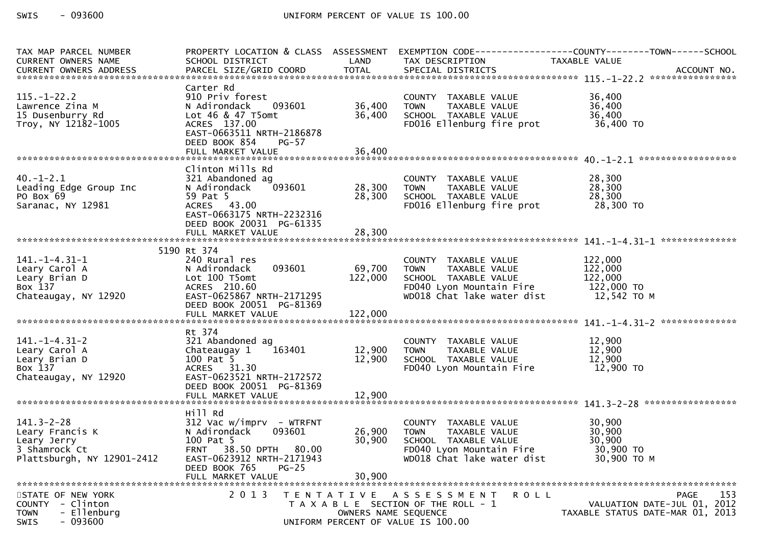| TAX MAP PARCEL NUMBER<br>CURRENT OWNERS NAME<br>CURRENT OWNERS ADDRESS | PROPERTY LOCATION & CLASS<br>SCHOOL DISTRICT<br>PARCEL SIZE/GRID COORD | ASSESSMENT<br>LAND<br>TOTAL | EXEMPTION CODE<br>TAX DESCRIPTION<br>SPECIAL DISTRICTS | COUNTY--------TOWN------SCHOOL<br>TAXABLE VALUE | ACCOUNT NO. |
|---|---|---|---|---|---|
| **115.-1-22.2** | | | | | |
| 115.-1-22.2<br>Lawrence Zina M<br>15 Dusenburry Rd<br>Troy, NY 12182-1005 | Carter Rd<br>910 Priv forest<br>N Adirondack 093601<br>Lot 46 & 47 T5omt<br>ACRES 137.00<br>EAST-0663511 NRTH-2186878<br>DEED BOOK 854 PG-57<br>FULL MARKET VALUE | <br><br>36,400<br>36,400<br><br><br><br>36,400 | COUNTY TAXABLE VALUE<br>TOWN TAXABLE VALUE<br>SCHOOL TAXABLE VALUE<br>FD016 Ellenburg fire prot | 36,400<br>36,400<br>36,400<br>36,400 TO | |
| **40.-1-2.1** | | | | | |
| 40.-1-2.1<br>Leading Edge Group Inc<br>PO Box 69<br>Saranac, NY 12981 | Clinton Mills Rd<br>321 Abandoned ag<br>N Adirondack 093601<br>59 Pat 5<br>ACRES 43.00<br>EAST-0663175 NRTH-2232316<br>DEED BOOK 20031 PG-61335<br>FULL MARKET VALUE | <br><br>28,300<br>28,300<br><br><br><br>28,300 | COUNTY TAXABLE VALUE<br>TOWN TAXABLE VALUE<br>SCHOOL TAXABLE VALUE<br>FD016 Ellenburg fire prot | 28,300<br>28,300<br>28,300<br>28,300 TO | |
| **141.-1-4.31-1** | | | | | |
| 141.-1-4.31-1<br>Leary Carol A<br>Leary Brian D<br>Box 137<br>Chateaugay, NY 12920 | 5190 Rt 374<br>240 Rural res<br>N Adirondack 093601<br>Lot 100 T5omt<br>ACRES 210.60<br>EAST-0625867 NRTH-2171295<br>DEED BOOK 20051 PG-81369<br>FULL MARKET VALUE | <br><br>69,700<br>122,000<br><br><br><br>122,000 | COUNTY TAXABLE VALUE<br>TOWN TAXABLE VALUE<br>SCHOOL TAXABLE VALUE<br>FD040 Lyon Mountain Fire<br>WD018 Chat lake water dist | 122,000<br>122,000<br>122,000<br>122,000 TO<br>12,542 TO M | |
| **141.-1-4.31-2** | | | | | |
| 141.-1-4.31-2<br>Leary Carol A<br>Leary Brian D<br>Box 137<br>Chateaugay, NY 12920 | Rt 374<br>321 Abandoned ag<br>Chateaugay 1 163401<br>100 Pat 5<br>ACRES 31.30<br>EAST-0623521 NRTH-2172572<br>DEED BOOK 20051 PG-81369<br>FULL MARKET VALUE | <br><br>12,900<br>12,900<br><br><br><br>12,900 | COUNTY TAXABLE VALUE<br>TOWN TAXABLE VALUE<br>SCHOOL TAXABLE VALUE<br>FD040 Lyon Mountain Fire | 12,900<br>12,900<br>12,900<br>12,900 TO | |
| **141.3-2-28** | | | | | |
| 141.3-2-28<br>Leary Francis K<br>Leary Jerry<br>3 Shamrock Ct<br>Plattsburgh, NY 12901-2412 | Hill Rd<br>312 Vac w/imprv - WTRFNT<br>N Adirondack 093601<br>100 Pat 5<br>FRNT 38.50 DPTH 80.00<br>EAST-0623912 NRTH-2171943<br>DEED BOOK 765 PG-25<br>FULL MARKET VALUE | <br><br>26,900<br>30,900<br><br><br><br>30,900 | COUNTY TAXABLE VALUE<br>TOWN TAXABLE VALUE<br>SCHOOL TAXABLE VALUE<br>FD040 Lyon Mountain Fire<br>WD018 Chat lake water dist | 30,900<br>30,900<br>30,900<br>30,900 TO<br>30,900 TO M | |

STATE OF NEW YORK
COUNTY - Clinton
TOWN - Ellenburg
SWIS - 093600

2013 TENTATIVE ASSESSMENT ROLL
TAXABLE SECTION OF THE ROLL - 1
OWNERS NAME SEQUENCE
UNIFORM PERCENT OF VALUE IS 100.00

VALUATION DATE-JUL 01, 2012
TAXABLE STATUS DATE-MAR 01, 2013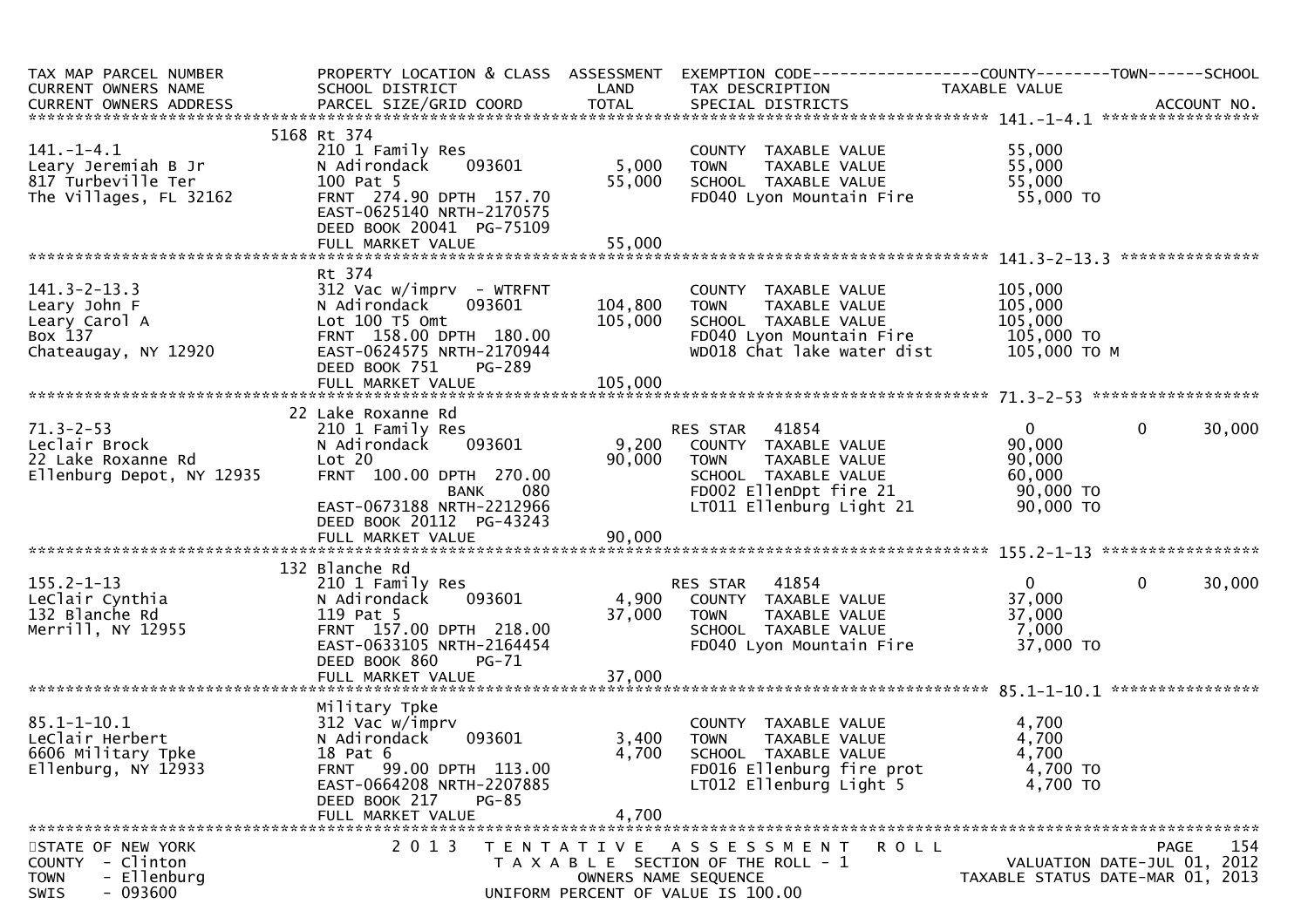| TAX MAP PARCEL NUMBER<br>CURRENT OWNERS NAME<br>CURRENT OWNERS ADDRESS | PROPERTY LOCATION & CLASS<br>SCHOOL DISTRICT<br>PARCEL SIZE/GRID COORD | ASSESSMENT<br>LAND<br>TOTAL | EXEMPTION CODE<br>TAX DESCRIPTION<br>SPECIAL DISTRICTS | COUNTY<br>TAXABLE VALUE | TOWN | SCHOOL<br>ACCOUNT NO. |
|---|---|---|---|---|---|---|
| **141.-1-4.1** | 5168 Rt 374 | | | | | |
| 141.-1-4.1 | 210 1 Family Res | | COUNTY TAXABLE VALUE | 55,000 | | |
| Leary Jeremiah B Jr | N Adirondack 093601 | 5,000 | TOWN TAXABLE VALUE | 55,000 | | |
| 817 Turbeville Ter | 100 Pat 5 | 55,000 | SCHOOL TAXABLE VALUE | 55,000 | | |
| The Villages, FL 32162 | FRNT 274.90 DPTH 157.70 | | FD040 Lyon Mountain Fire | 55,000 TO | | |
| | EAST-0625140 NRTH-2170575 | | | | | |
| | DEED BOOK 20041 PG-75109 | | | | | |
| | FULL MARKET VALUE | 55,000 | | | | |
| **141.3-2-13.3** | Rt 374 | | | | | |
| 141.3-2-13.3 | 312 Vac w/imprv - WTRFNT | | COUNTY TAXABLE VALUE | 105,000 | | |
| Leary John F | N Adirondack 093601 | 104,800 | TOWN TAXABLE VALUE | 105,000 | | |
| Leary Carol A | Lot 100 T5 Omt | 105,000 | SCHOOL TAXABLE VALUE | 105,000 | | |
| Box 137 | FRNT 158.00 DPTH 180.00 | | FD040 Lyon Mountain Fire | 105,000 TO | | |
| Chateaugay, NY 12920 | EAST-0624575 NRTH-2170944 | | WD018 Chat lake water dist | 105,000 TO M | | |
| | DEED BOOK 751 PG-289 | | | | | |
| | FULL MARKET VALUE | 105,000 | | | | |
| **71.3-2-53** | 22 Lake Roxanne Rd | | | | | |
| 71.3-2-53 | 210 1 Family Res | | RES STAR 41854 | 0 | 0 | 30,000 |
| Leclair Brock | N Adirondack 093601 | 9,200 | COUNTY TAXABLE VALUE | 90,000 | | |
| 22 Lake Roxanne Rd | Lot 20 | 90,000 | TOWN TAXABLE VALUE | 90,000 | | |
| Ellenburg Depot, NY 12935 | FRNT 100.00 DPTH 270.00 | | SCHOOL TAXABLE VALUE | 60,000 | | |
| | BANK 080 | | FD002 EllenDpt fire 21 | 90,000 TO | | |
| | EAST-0673188 NRTH-2212966 | | LT011 Ellenburg Light 21 | 90,000 TO | | |
| | DEED BOOK 20112 PG-43243 | | | | | |
| | FULL MARKET VALUE | 90,000 | | | | |
| **155.2-1-13** | 132 Blanche Rd | | | | | |
| 155.2-1-13 | 210 1 Family Res | | RES STAR 41854 | 0 | 0 | 30,000 |
| LeClair Cynthia | N Adirondack 093601 | 4,900 | COUNTY TAXABLE VALUE | 37,000 | | |
| 132 Blanche Rd | 119 Pat 5 | 37,000 | TOWN TAXABLE VALUE | 37,000 | | |
| Merrill, NY 12955 | FRNT 157.00 DPTH 218.00 | | SCHOOL TAXABLE VALUE | 7,000 | | |
| | EAST-0633105 NRTH-2164454 | | FD040 Lyon Mountain Fire | 37,000 TO | | |
| | DEED BOOK 860 PG-71 | | | | | |
| | FULL MARKET VALUE | 37,000 | | | | |
| **85.1-1-10.1** | Military Tpke | | | | | |
| 85.1-1-10.1 | 312 Vac w/imprv | | COUNTY TAXABLE VALUE | 4,700 | | |
| LeClair Herbert | N Adirondack 093601 | 3,400 | TOWN TAXABLE VALUE | 4,700 | | |
| 6606 Military Tpke | 18 Pat 6 | 4,700 | SCHOOL TAXABLE VALUE | 4,700 | | |
| Ellenburg, NY 12933 | FRNT 99.00 DPTH 113.00 | | FD016 Ellenburg fire prot | 4,700 TO | | |
| | EAST-0664208 NRTH-2207885 | | LT012 Ellenburg Light 5 | 4,700 TO | | |
| | DEED BOOK 217 PG-85 | | | | | |
| | FULL MARKET VALUE | 4,700 | | | | |

STATE OF NEW YORK
COUNTY - Clinton
TOWN - Ellenburg
SWIS - 093600

2013 TENTATIVE ASSESSMENT ROLL
TAXABLE SECTION OF THE ROLL - 1
OWNERS NAME SEQUENCE
UNIFORM PERCENT OF VALUE IS 100.00

VALUATION DATE-JUL 01, 2012
TAXABLE STATUS DATE-MAR 01, 2013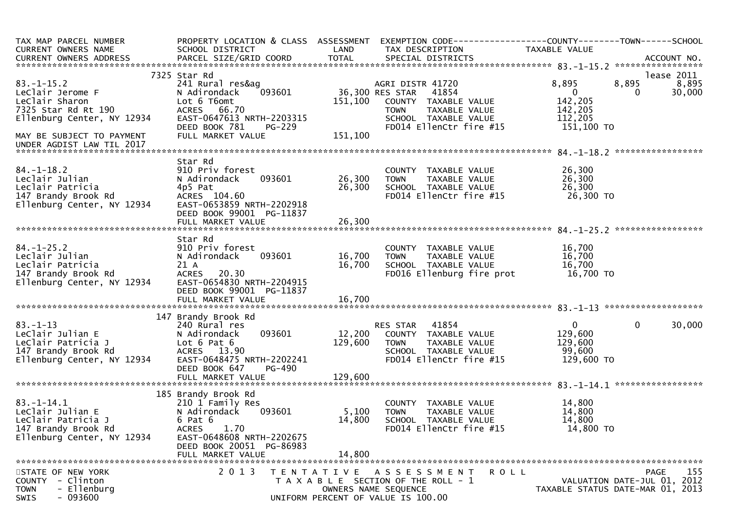```
TAX MAP PARCEL NUMBER          PROPERTY LOCATION & CLASS  ASSESSMENT  EXEMPTION CODE------------------COUNTY--------TOWN------SCHOOL
CURRENT OWNERS NAME            SCHOOL DISTRICT               LAND      TAX DESCRIPTION             TAXABLE VALUE
CURRENT OWNERS ADDRESS         PARCEL SIZE/GRID COORD        TOTAL     SPECIAL DISTRICTS                                     ACCOUNT NO.
******************************************************************************************************* 83.-1-15.2 *****************
                          7325 Star Rd                                                                                   lease 2011
83.-1-15.2                     241 Rural res&ag                      AGRI DISTR 41720               8,895        8,895        8,895
LeClair Jerome F               N Adirondack    093601        36,300 RES STAR   41854                     0            0       30,000
LeClair Sharon                 Lot 6 T6omt                   151,100   COUNTY  TAXABLE VALUE          142,205
7325 Star Rd Rt 190            ACRES   66.70                           TOWN    TAXABLE VALUE          142,205
Ellenburg Center, NY 12934     EAST-0647613 NRTH-2203315               SCHOOL  TAXABLE VALUE          112,205
                               DEED BOOK 781    PG-229                 FD014 EllenCtr fire #15         151,100 TO
MAY BE SUBJECT TO PAYMENT      FULL MARKET VALUE             151,100
UNDER AGDIST LAW TIL 2017
******************************************************************************************************* 84.-1-18.2 *****************
                               Star Rd
84.-1-18.2                     910 Priv forest                         COUNTY  TAXABLE VALUE           26,300
Leclair Julian                 N Adirondack    093601         26,300   TOWN    TAXABLE VALUE           26,300
Leclair Patricia               4p5 Pat                        26,300   SCHOOL  TAXABLE VALUE           26,300
147 Brandy Brook Rd            ACRES  104.60                           FD014 EllenCtr fire #15          26,300 TO
Ellenburg Center, NY 12934     EAST-0653859 NRTH-2202918
                               DEED BOOK 99001 PG-11837
                               FULL MARKET VALUE              26,300
******************************************************************************************************* 84.-1-25.2 *****************
                               Star Rd
84.-1-25.2                     910 Priv forest                         COUNTY  TAXABLE VALUE           16,700
Leclair Julian                 N Adirondack    093601         16,700   TOWN    TAXABLE VALUE           16,700
Leclair Patricia               21 A                           16,700   SCHOOL  TAXABLE VALUE           16,700
147 Brandy Brook Rd            ACRES   20.30                           FD016 Ellenburg fire prot        16,700 TO
Ellenburg Center, NY 12934     EAST-0654830 NRTH-2204915
                               DEED BOOK 99001 PG-11837
                               FULL MARKET VALUE              16,700
******************************************************************************************************* 83.-1-13 *******************
                          147 Brandy Brook Rd
83.-1-13                       240 Rural res                           RES STAR   41854                  0            0       30,000
LeClair Julian E               N Adirondack    093601         12,200   COUNTY  TAXABLE VALUE          129,600
LeClair Patricia J             Lot 6 Pat 6                   129,600   TOWN    TAXABLE VALUE          129,600
147 Brandy Brook Rd            ACRES   13.90                           SCHOOL  TAXABLE VALUE           99,600
Ellenburg Center, NY 12934     EAST-0648475 NRTH-2202241               FD014 EllenCtr fire #15         129,600 TO
                               DEED BOOK 647    PG-490
                               FULL MARKET VALUE             129,600
******************************************************************************************************* 83.-1-14.1 *****************
                          185 Brandy Brook Rd
83.-1-14.1                     210 1 Family Res                        COUNTY  TAXABLE VALUE           14,800
LeClair Julian E               N Adirondack    093601          5,100   TOWN    TAXABLE VALUE           14,800
LeClair Patricia J             6 Pat 6                        14,800   SCHOOL  TAXABLE VALUE           14,800
147 Brandy Brook Rd            ACRES    1.70                           FD014 EllenCtr fire #15          14,800 TO
Ellenburg Center, NY 12934     EAST-0648608 NRTH-2202675
                               DEED BOOK 20051 PG-86983
                               FULL MARKET VALUE              14,800
************************************************************************************************************************************
STATE OF NEW YORK              2 0 1 3   T E N T A T I V E   A S S E S S M E N T   R O L L                                 PAGE   155
COUNTY  - Clinton                        T A X A B L E  SECTION OF THE ROLL - 1                      VALUATION DATE-JUL 01, 2012
TOWN    - Ellenburg                             OWNERS NAME SEQUENCE                            TAXABLE STATUS DATE-MAR 01, 2013
SWIS    - 093600                          UNIFORM PERCENT OF VALUE IS 100.00
```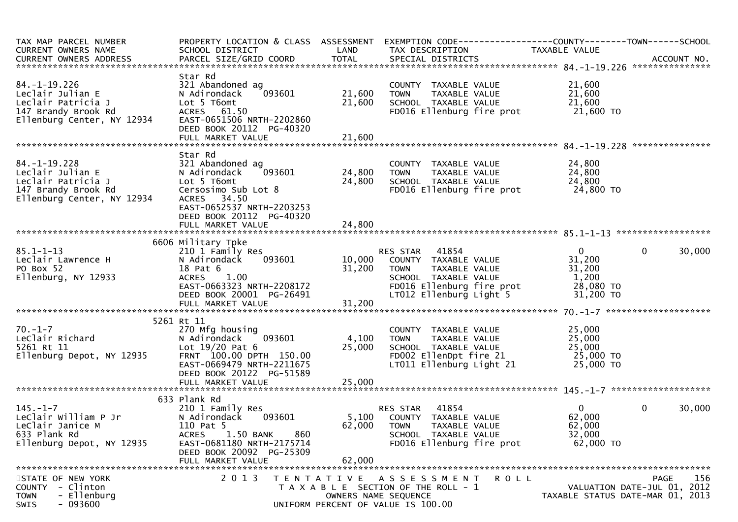```
TAX MAP PARCEL NUMBER          PROPERTY LOCATION & CLASS  ASSESSMENT  EXEMPTION CODE------------------COUNTY--------TOWN------SCHOOL
CURRENT OWNERS NAME            SCHOOL DISTRICT                LAND    TAX DESCRIPTION             TAXABLE VALUE
CURRENT OWNERS ADDRESS         PARCEL SIZE/GRID COORD         TOTAL   SPECIAL DISTRICTS                                     ACCOUNT NO.
******************************************************************************************************* 84.-1-19.226 ***************
                               Star Rd
84.-1-19.226                   321 Abandoned ag                       COUNTY  TAXABLE VALUE            21,600
Leclair Julian E               N Adirondack    093601       21,600    TOWN    TAXABLE VALUE            21,600
Leclair Patricia J             Lot 5 T6omt                  21,600    SCHOOL  TAXABLE VALUE            21,600
147 Brandy Brook Rd            ACRES   61.50                          FD016 Ellenburg fire prot         21,600 TO
Ellenburg Center, NY 12934     EAST-0651506 NRTH-2202860
                               DEED BOOK 20112  PG-40320
                               FULL MARKET VALUE            21,600
******************************************************************************************************* 84.-1-19.228 ***************
                               Star Rd
84.-1-19.228                   321 Abandoned ag                       COUNTY  TAXABLE VALUE            24,800
Leclair Julian E               N Adirondack    093601       24,800    TOWN    TAXABLE VALUE            24,800
Leclair Patricia J             Lot 5 T6omt                  24,800    SCHOOL  TAXABLE VALUE            24,800
147 Brandy Brook Rd            Cersosimo Sub Lot 8                    FD016 Ellenburg fire prot         24,800 TO
Ellenburg Center, NY 12934     ACRES   34.50
                               EAST-0652537 NRTH-2203253
                               DEED BOOK 20112  PG-40320
                               FULL MARKET VALUE            24,800
******************************************************************************************************* 85.1-1-13 ******************
                          6606 Military Tpke
85.1-1-13                      210 1 Family Res                       RES STAR   41854                   0             0      30,000
Leclair Lawrence H             N Adirondack    093601       10,000    COUNTY  TAXABLE VALUE            31,200
PO Box 52                      18 Pat 6                     31,200    TOWN    TAXABLE VALUE            31,200
Ellenburg, NY 12933            ACRES    1.00                          SCHOOL  TAXABLE VALUE             1,200
                               EAST-0663323 NRTH-2208172              FD016 Ellenburg fire prot         28,080 TO
                               DEED BOOK 20001  PG-26491              LT012 Ellenburg Light 5           31,200 TO
                               FULL MARKET VALUE            31,200
******************************************************************************************************* 70.-1-7 ********************
                          5261 Rt 11
70.-1-7                        270 Mfg housing                        COUNTY  TAXABLE VALUE            25,000
LeClair Richard                N Adirondack    093601        4,100    TOWN    TAXABLE VALUE            25,000
5261 Rt 11                     Lot 19/20 Pat 6              25,000    SCHOOL  TAXABLE VALUE            25,000
Ellenburg Depot, NY 12935      FRNT 100.00 DPTH 150.00                FD002 EllenDpt fire 21            25,000 TO
                               EAST-0669479 NRTH-2211675              LT011 Ellenburg Light 21          25,000 TO
                               DEED BOOK 20122  PG-51589
                               FULL MARKET VALUE            25,000
******************************************************************************************************* 145.-1-7 *******************
                           633 Plank Rd
145.-1-7                       210 1 Family Res                       RES STAR   41854                   0             0      30,000
LeClair William P Jr           N Adirondack    093601        5,100    COUNTY  TAXABLE VALUE            62,000
LeClair Janice M               110 Pat 5                    62,000    TOWN    TAXABLE VALUE            62,000
633 Plank Rd                   ACRES    1.50 BANK     860             SCHOOL  TAXABLE VALUE            32,000
Ellenburg Depot, NY 12935      EAST-0681180 NRTH-2175714              FD016 Ellenburg fire prot         62,000 TO
                               DEED BOOK 20092  PG-25309
                               FULL MARKET VALUE            62,000
************************************************************************************************************************************
STATE OF NEW YORK                 2 0 1 3   T E N T A T I V E   A S S E S S M E N T   R O L L
COUNTY  - Clinton                           T A X A B L E  SECTION OF THE ROLL - 1                 VALUATION DATE-JUL 01, 2012
TOWN    - Ellenburg                                OWNERS NAME SEQUENCE                        TAXABLE STATUS DATE-MAR 01, 2013
SWIS    - 093600                          UNIFORM PERCENT OF VALUE IS 100.00
```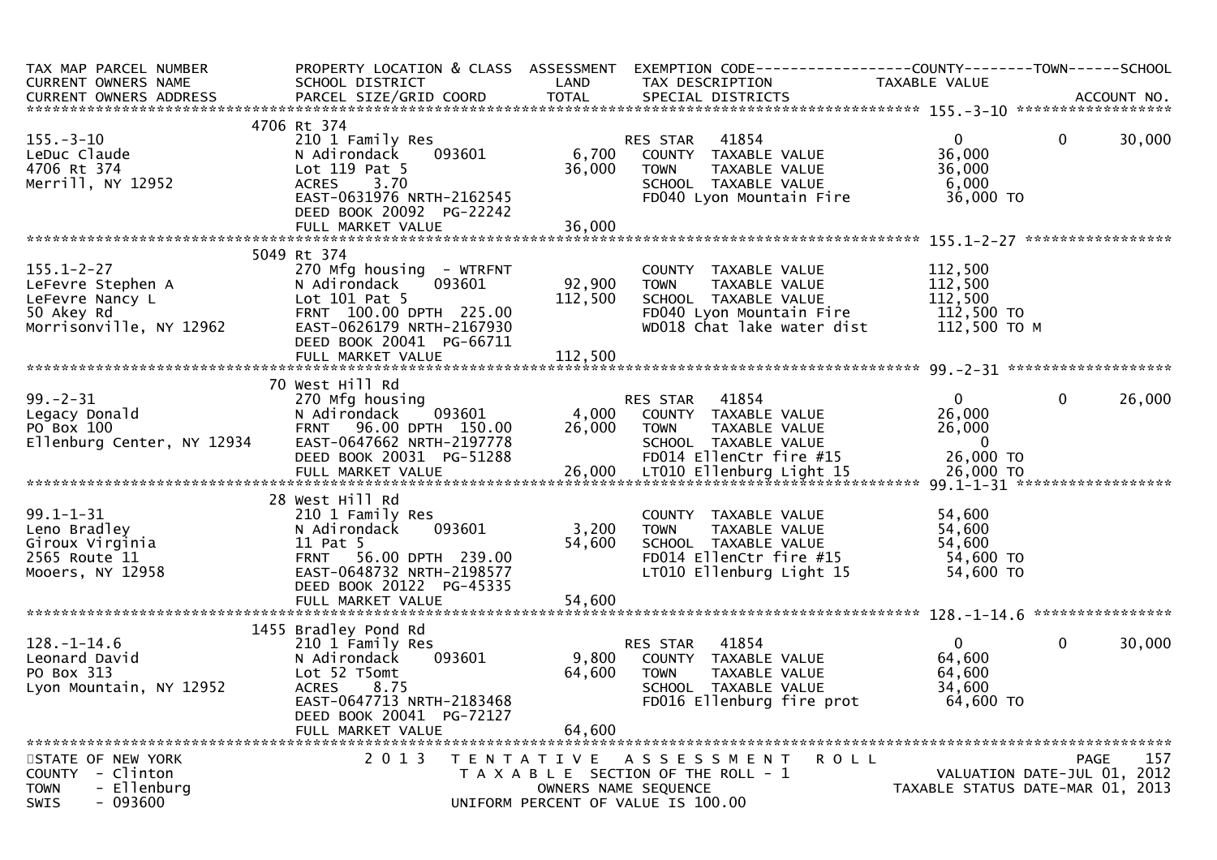| TAX MAP PARCEL NUMBER<br>CURRENT OWNERS NAME<br>CURRENT OWNERS ADDRESS | PROPERTY LOCATION & CLASS<br>SCHOOL DISTRICT<br>PARCEL SIZE/GRID COORD | ASSESSMENT<br>LAND<br>TOTAL | EXEMPTION CODE<br>TAX DESCRIPTION<br>SPECIAL DISTRICTS | COUNTY<br>TAXABLE VALUE | TOWN | SCHOOL<br>ACCOUNT NO. |
|---|---|---|---|---|---|---|
| **155.-3-10** | 4706 Rt 374 | | | | | |
| 155.-3-10 | 210 1 Family Res | | RES STAR 41854 | 0 | 0 | 30,000 |
| LeDuc Claude | N Adirondack 093601 | 6,700 | COUNTY TAXABLE VALUE | 36,000 | | |
| 4706 Rt 374 | Lot 119 Pat 5 | 36,000 | TOWN TAXABLE VALUE | 36,000 | | |
| Merrill, NY 12952 | ACRES 3.70 | | SCHOOL TAXABLE VALUE | 6,000 | | |
| | EAST-0631976 NRTH-2162545 | | FD040 Lyon Mountain Fire | 36,000 TO | | |
| | DEED BOOK 20092 PG-22242 | | | | | |
| | FULL MARKET VALUE | 36,000 | | | | |
| **155.1-2-27** | 5049 Rt 374 | | | | | |
| 155.1-2-27 | 270 Mfg housing - WTRFNT | | COUNTY TAXABLE VALUE | 112,500 | | |
| LeFevre Stephen A | N Adirondack 093601 | 92,900 | TOWN TAXABLE VALUE | 112,500 | | |
| LeFevre Nancy L | Lot 101 Pat 5 | 112,500 | SCHOOL TAXABLE VALUE | 112,500 | | |
| 50 Akey Rd | FRNT 100.00 DPTH 225.00 | | FD040 Lyon Mountain Fire | 112,500 TO | | |
| Morrisonville, NY 12962 | EAST-0626179 NRTH-2167930 | | WD018 Chat lake water dist | 112,500 TO M | | |
| | DEED BOOK 20041 PG-66711 | | | | | |
| | FULL MARKET VALUE | 112,500 | | | | |
| **99.-2-31** | 70 West Hill Rd | | | | | |
| 99.-2-31 | 270 Mfg housing | | RES STAR 41854 | 0 | 0 | 26,000 |
| Legacy Donald | N Adirondack 093601 | 4,000 | COUNTY TAXABLE VALUE | 26,000 | | |
| PO Box 100 | FRNT 96.00 DPTH 150.00 | 26,000 | TOWN TAXABLE VALUE | 26,000 | | |
| Ellenburg Center, NY 12934 | EAST-0647662 NRTH-2197778 | | SCHOOL TAXABLE VALUE | 0 | | |
| | DEED BOOK 20031 PG-51288 | | FD014 EllenCtr fire #15 | 26,000 TO | | |
| | FULL MARKET VALUE | 26,000 | LT010 Ellenburg Light 15 | 26,000 TO | | |
| **99.1-1-31** | 28 West Hill Rd | | | | | |
| 99.1-1-31 | 210 1 Family Res | | COUNTY TAXABLE VALUE | 54,600 | | |
| Leno Bradley | N Adirondack 093601 | 3,200 | TOWN TAXABLE VALUE | 54,600 | | |
| Giroux Virginia | 11 Pat 5 | 54,600 | SCHOOL TAXABLE VALUE | 54,600 | | |
| 2565 Route 11 | FRNT 56.00 DPTH 239.00 | | FD014 EllenCtr fire #15 | 54,600 TO | | |
| Mooers, NY 12958 | EAST-0648732 NRTH-2198577 | | LT010 Ellenburg Light 15 | 54,600 TO | | |
| | DEED BOOK 20122 PG-45335 | | | | | |
| | FULL MARKET VALUE | 54,600 | | | | |
| **128.-1-14.6** | 1455 Bradley Pond Rd | | | | | |
| 128.-1-14.6 | 210 1 Family Res | | RES STAR 41854 | 0 | 0 | 30,000 |
| Leonard David | N Adirondack 093601 | 9,800 | COUNTY TAXABLE VALUE | 64,600 | | |
| PO Box 313 | Lot 52 T5omt | 64,600 | TOWN TAXABLE VALUE | 64,600 | | |
| Lyon Mountain, NY 12952 | ACRES 8.75 | | SCHOOL TAXABLE VALUE | 34,600 | | |
| | EAST-0647713 NRTH-2183468 | | FD016 Ellenburg fire prot | 64,600 TO | | |
| | DEED BOOK 20041 PG-72127 | | | | | |
| | FULL MARKET VALUE | 64,600 | | | | |

STATE OF NEW YORK
COUNTY - Clinton
TOWN - Ellenburg
SWIS - 093600

2013 TENTATIVE ASSESSMENT ROLL
TAXABLE SECTION OF THE ROLL - 1
OWNERS NAME SEQUENCE
UNIFORM PERCENT OF VALUE IS 100.00

VALUATION DATE-JUL 01, 2012
TAXABLE STATUS DATE-MAR 01, 2013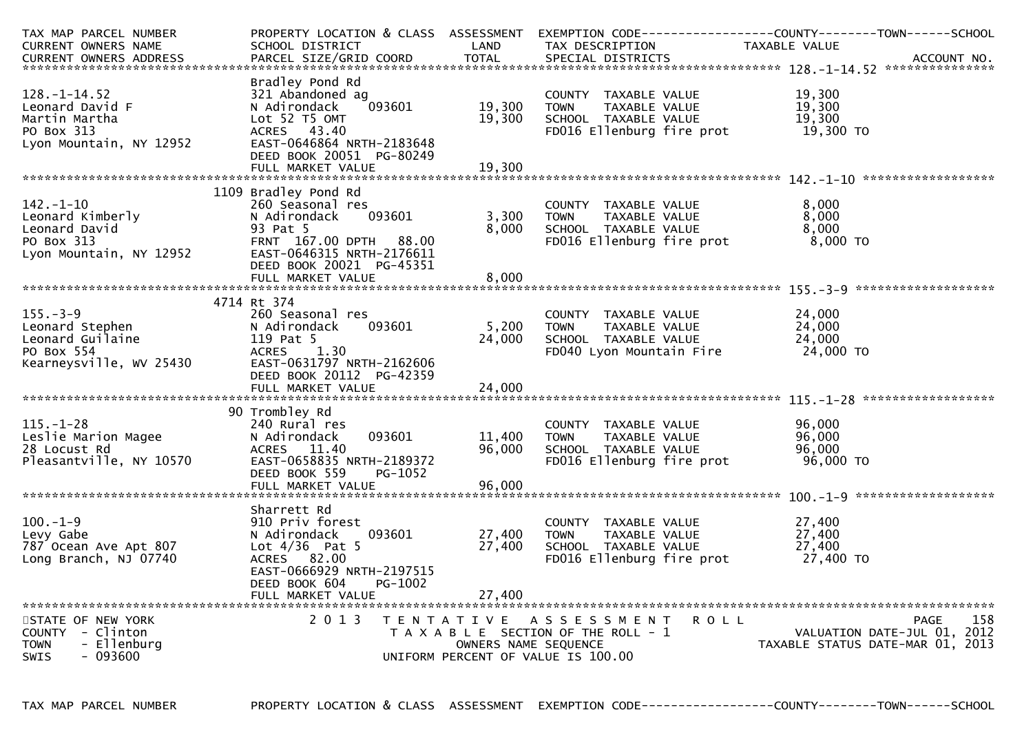```
TAX MAP PARCEL NUMBER          PROPERTY LOCATION & CLASS  ASSESSMENT  EXEMPTION CODE------------------COUNTY--------TOWN------SCHOOL
CURRENT OWNERS NAME            SCHOOL DISTRICT               LAND      TAX DESCRIPTION              TAXABLE VALUE
CURRENT OWNERS ADDRESS         PARCEL SIZE/GRID COORD        TOTAL     SPECIAL DISTRICTS                                      ACCOUNT NO.
******************************************************************************************************* 128.-1-14.52 ***************
                               Bradley Pond Rd
128.-1-14.52                   321 Abandoned ag                        COUNTY  TAXABLE VALUE            19,300
Leonard David F                N Adirondack     093601       19,300    TOWN    TAXABLE VALUE            19,300
Martin Martha                  Lot 52 T5 OMT                 19,300    SCHOOL  TAXABLE VALUE            19,300
PO Box 313                     ACRES   43.40                           FD016 Ellenburg fire prot         19,300 TO
Lyon Mountain, NY 12952        EAST-0646864 NRTH-2183648
                               DEED BOOK 20051  PG-80249
                               FULL MARKET VALUE             19,300
******************************************************************************************************* 142.-1-10 ******************
                          1109 Bradley Pond Rd
142.-1-10                      260 Seasonal res                        COUNTY  TAXABLE VALUE             8,000
Leonard Kimberly               N Adirondack     093601        3,300    TOWN    TAXABLE VALUE             8,000
Leonard David                  93 Pat 5                       8,000    SCHOOL  TAXABLE VALUE             8,000
PO Box 313                     FRNT  167.00 DPTH   88.00               FD016 Ellenburg fire prot          8,000 TO
Lyon Mountain, NY 12952        EAST-0646315 NRTH-2176611
                               DEED BOOK 20021  PG-45351
                               FULL MARKET VALUE              8,000
******************************************************************************************************* 155.-3-9 *******************
                          4714 Rt 374
155.-3-9                       260 Seasonal res                        COUNTY  TAXABLE VALUE            24,000
Leonard Stephen                N Adirondack     093601        5,200    TOWN    TAXABLE VALUE            24,000
Leonard Guilaine               119 Pat 5                     24,000    SCHOOL  TAXABLE VALUE            24,000
PO Box 554                     ACRES    1.30                           FD040 Lyon Mountain Fire          24,000 TO
Kearneysville, WV 25430        EAST-0631797 NRTH-2162606
                               DEED BOOK 20112  PG-42359
                               FULL MARKET VALUE             24,000
******************************************************************************************************* 115.-1-28 ******************
                            90 Trombley Rd
115.-1-28                      240 Rural res                           COUNTY  TAXABLE VALUE            96,000
Leslie Marion Magee            N Adirondack     093601       11,400    TOWN    TAXABLE VALUE            96,000
28 Locust Rd                   ACRES   11.40                 96,000    SCHOOL  TAXABLE VALUE            96,000
Pleasantville, NY 10570        EAST-0658835 NRTH-2189372               FD016 Ellenburg fire prot         96,000 TO
                               DEED BOOK 559    PG-1052
                               FULL MARKET VALUE             96,000
******************************************************************************************************* 100.-1-9 *******************
                               Sharrett Rd
100.-1-9                       910 Priv forest                         COUNTY  TAXABLE VALUE            27,400
Levy Gabe                      N Adirondack     093601       27,400    TOWN    TAXABLE VALUE            27,400
787 Ocean Ave Apt 807          Lot 4/36  Pat 5               27,400    SCHOOL  TAXABLE VALUE            27,400
Long Branch, NJ 07740          ACRES   82.00                           FD016 Ellenburg fire prot         27,400 TO
                               EAST-0666929 NRTH-2197515
                               DEED BOOK 604    PG-1002
                               FULL MARKET VALUE             27,400
************************************************************************************************************************************
STATE OF NEW YORK                  2 0 1 3   T E N T A T I V E   A S S E S S M E N T   R O L L                            PAGE   158
COUNTY  - Clinton                            T A X A B L E  SECTION OF THE ROLL - 1                  VALUATION DATE-JUL 01, 2012
TOWN    - Ellenburg                                  OWNERS NAME SEQUENCE                       TAXABLE STATUS DATE-MAR 01, 2013
SWIS    - 093600                             UNIFORM PERCENT OF VALUE IS 100.00
```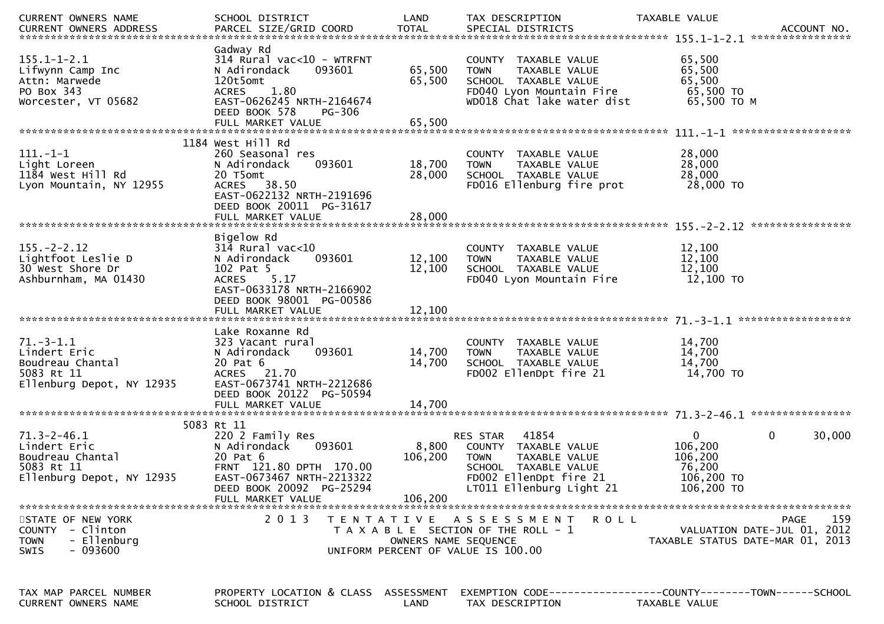| CURRENT OWNERS NAME<br>CURRENT OWNERS ADDRESS | SCHOOL DISTRICT<br>PARCEL SIZE/GRID COORD | LAND<br>TOTAL | TAX DESCRIPTION<br>SPECIAL DISTRICTS | TAXABLE VALUE | ACCOUNT NO. |
|---|---|---|---|---|---|
| **155.1-1-2.1** | | | | | |
| 155.1-1-2.1 | Gadway Rd | | | | |
| Lifwynn Camp Inc | 314 Rural vac<10 - WTRFNT | | COUNTY TAXABLE VALUE | 65,500 | |
| Attn: Marwede | N Adirondack 093601 | 65,500 | TOWN TAXABLE VALUE | 65,500 | |
| PO Box 343 | 120t5omt | 65,500 | SCHOOL TAXABLE VALUE | 65,500 | |
| Worcester, VT 05682 | ACRES 1.80 | | FD040 Lyon Mountain Fire | 65,500 TO | |
| | EAST-0626245 NRTH-2164674 | | WD018 Chat lake water dist | 65,500 TO M | |
| | DEED BOOK 578 PG-306 | | | | |
| | FULL MARKET VALUE | 65,500 | | | |
| **111.-1-1** | | | | | |
| | 1184 West Hill Rd | | | | |
| 111.-1-1 | 260 Seasonal res | | COUNTY TAXABLE VALUE | 28,000 | |
| Light Loreen | N Adirondack 093601 | 18,700 | TOWN TAXABLE VALUE | 28,000 | |
| 1184 West Hill Rd | 20 T5omt | 28,000 | SCHOOL TAXABLE VALUE | 28,000 | |
| Lyon Mountain, NY 12955 | ACRES 38.50 | | FD016 Ellenburg fire prot | 28,000 TO | |
| | EAST-0622132 NRTH-2191696 | | | | |
| | DEED BOOK 20011 PG-31617 | | | | |
| | FULL MARKET VALUE | 28,000 | | | |
| **155.-2-2.12** | | | | | |
| | Bigelow Rd | | | | |
| 155.-2-2.12 | 314 Rural vac<10 | | COUNTY TAXABLE VALUE | 12,100 | |
| Lightfoot Leslie D | N Adirondack 093601 | 12,100 | TOWN TAXABLE VALUE | 12,100 | |
| 30 West Shore Dr | 102 Pat 5 | 12,100 | SCHOOL TAXABLE VALUE | 12,100 | |
| Ashburnham, MA 01430 | ACRES 5.17 | | FD040 Lyon Mountain Fire | 12,100 TO | |
| | EAST-0633178 NRTH-2166902 | | | | |
| | DEED BOOK 98001 PG-00586 | | | | |
| | FULL MARKET VALUE | 12,100 | | | |
| **71.-3-1.1** | | | | | |
| | Lake Roxanne Rd | | | | |
| 71.-3-1.1 | 323 Vacant rural | | COUNTY TAXABLE VALUE | 14,700 | |
| Lindert Eric | N Adirondack 093601 | 14,700 | TOWN TAXABLE VALUE | 14,700 | |
| Boudreau Chantal | 20 Pat 6 | 14,700 | SCHOOL TAXABLE VALUE | 14,700 | |
| 5083 Rt 11 | ACRES 21.70 | | FD002 EllenDpt fire 21 | 14,700 TO | |
| Ellenburg Depot, NY 12935 | EAST-0673741 NRTH-2212686 | | | | |
| | DEED BOOK 20122 PG-50594 | | | | |
| | FULL MARKET VALUE | 14,700 | | | |
| **71.3-2-46.1** | | | | | |
| | 5083 Rt 11 | | | | |
| 71.3-2-46.1 | 220 2 Family Res | | RES STAR 41854 | 0 0 | 30,000 |
| Lindert Eric | N Adirondack 093601 | 8,800 | COUNTY TAXABLE VALUE | 106,200 | |
| Boudreau Chantal | 20 Pat 6 | 106,200 | TOWN TAXABLE VALUE | 106,200 | |
| 5083 Rt 11 | FRNT 121.80 DPTH 170.00 | | SCHOOL TAXABLE VALUE | 76,200 | |
| Ellenburg Depot, NY 12935 | EAST-0673467 NRTH-2213322 | | FD002 EllenDpt fire 21 | 106,200 TO | |
| | DEED BOOK 20092 PG-25294 | | LT011 Ellenburg Light 21 | 106,200 TO | |
| | FULL MARKET VALUE | 106,200 | | | |

STATE OF NEW YORK
COUNTY - Clinton
TOWN - Ellenburg
SWIS - 093600

2013 TENTATIVE ASSESSMENT ROLL
TAXABLE SECTION OF THE ROLL - 1
OWNERS NAME SEQUENCE
UNIFORM PERCENT OF VALUE IS 100.00

VALUATION DATE-JUL 01, 2012
TAXABLE STATUS DATE-MAR 01, 2013

TAX MAP PARCEL NUMBER | PROPERTY LOCATION & CLASS | ASSESSMENT | EXEMPTION CODE------------------COUNTY--------TOWN------SCHOOL
CURRENT OWNERS NAME | SCHOOL DISTRICT | LAND | TAX DESCRIPTION | TAXABLE VALUE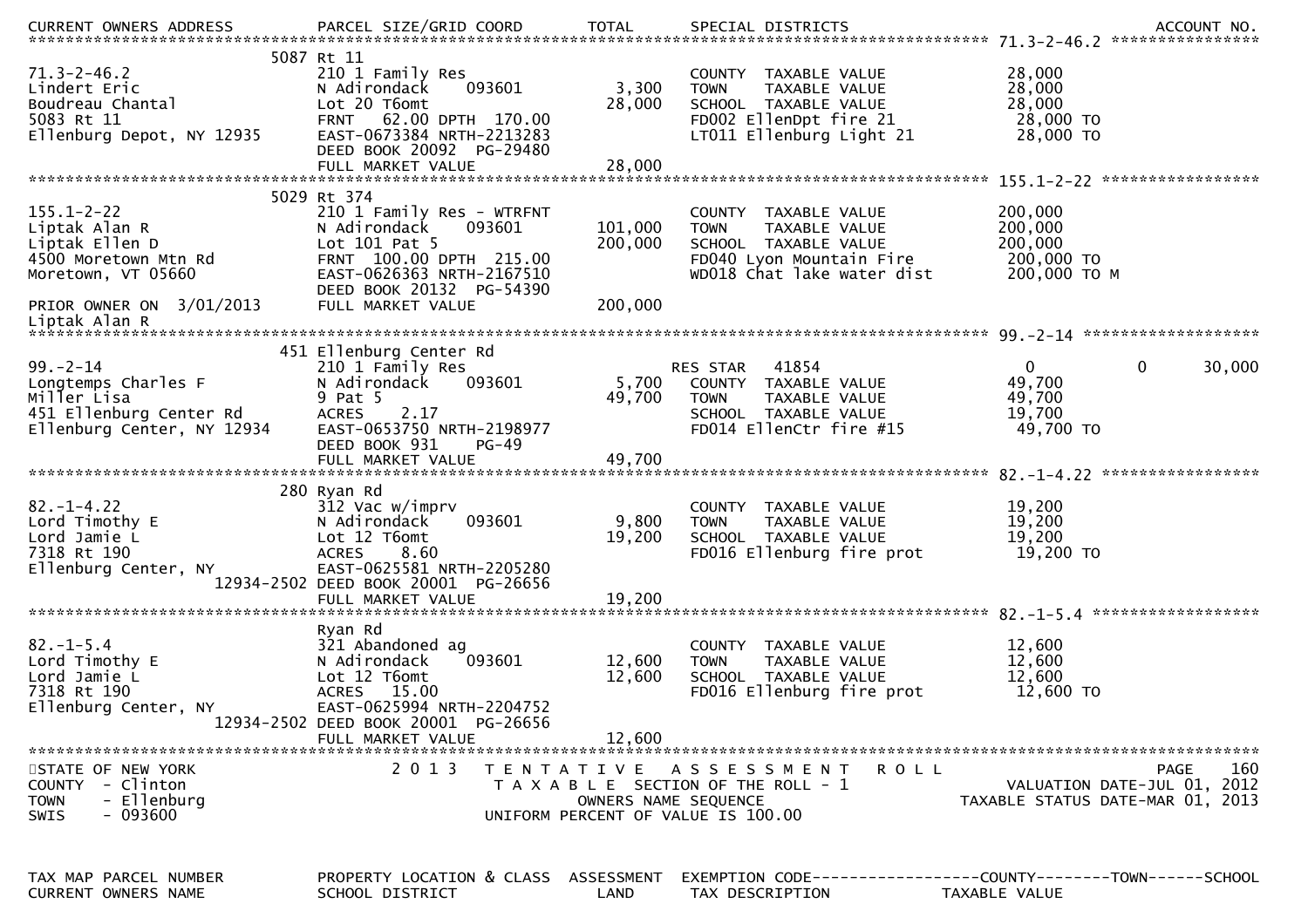| CURRENT OWNERS ADDRESS | PARCEL SIZE/GRID COORD | TOTAL | SPECIAL DISTRICTS | | | ACCOUNT NO. |
|---|---|---|---|---|---|---|
| ************************************ | 71.3-2-46.2 | ************ | | | | |
| | 5087 Rt 11 | | | | | |
| 71.3-2-46.2 | 210 1 Family Res | | COUNTY TAXABLE VALUE | 28,000 | | |
| Lindert Eric | N Adirondack 093601 | 3,300 | TOWN TAXABLE VALUE | 28,000 | | |
| Boudreau Chantal | Lot 20 T6omt | 28,000 | SCHOOL TAXABLE VALUE | 28,000 | | |
| 5083 Rt 11 | FRNT 62.00 DPTH 170.00 | | FD002 EllenDpt fire 21 | 28,000 TO | | |
| Ellenburg Depot, NY 12935 | EAST-0673384 NRTH-2213283 | | LT011 Ellenburg Light 21 | 28,000 TO | | |
| | DEED BOOK 20092 PG-29480 | | | | | |
| | FULL MARKET VALUE | 28,000 | | | | |
| ************************************ | 155.1-2-22 | ************ | | | | |
| | 5029 Rt 374 | | | | | |
| 155.1-2-22 | 210 1 Family Res - WTRFNT | | COUNTY TAXABLE VALUE | 200,000 | | |
| Liptak Alan R | N Adirondack 093601 | 101,000 | TOWN TAXABLE VALUE | 200,000 | | |
| Liptak Ellen D | Lot 101 Pat 5 | 200,000 | SCHOOL TAXABLE VALUE | 200,000 | | |
| 4500 Moretown Mtn Rd | FRNT 100.00 DPTH 215.00 | | FD040 Lyon Mountain Fire | 200,000 TO | | |
| Moretown, VT 05660 | EAST-0626363 NRTH-2167510 | | WD018 Chat lake water dist | 200,000 TO M | | |
| | DEED BOOK 20132 PG-54390 | | | | | |
| PRIOR OWNER ON 3/01/2013 | FULL MARKET VALUE | 200,000 | | | | |
| Liptak Alan R | | | | | | |
| ************************************ | 99.-2-14 | ************ | | | | |
| | 451 Ellenburg Center Rd | | | | | |
| 99.-2-14 | 210 1 Family Res | | RES STAR 41854 | 0 | 0 | 30,000 |
| Longtemps Charles F | N Adirondack 093601 | 5,700 | COUNTY TAXABLE VALUE | 49,700 | | |
| Miller Lisa | 9 Pat 5 | 49,700 | TOWN TAXABLE VALUE | 49,700 | | |
| 451 Ellenburg Center Rd | ACRES 2.17 | | SCHOOL TAXABLE VALUE | 19,700 | | |
| Ellenburg Center, NY 12934 | EAST-0653750 NRTH-2198977 | | FD014 EllenCtr fire #15 | 49,700 TO | | |
| | DEED BOOK 931 PG-49 | | | | | |
| | FULL MARKET VALUE | 49,700 | | | | |
| ************************************ | 82.-1-4.22 | ************ | | | | |
| | 280 Ryan Rd | | | | | |
| 82.-1-4.22 | 312 Vac w/imprv | | COUNTY TAXABLE VALUE | 19,200 | | |
| Lord Timothy E | N Adirondack 093601 | 9,800 | TOWN TAXABLE VALUE | 19,200 | | |
| Lord Jamie L | Lot 12 T6omt | 19,200 | SCHOOL TAXABLE VALUE | 19,200 | | |
| 7318 Rt 190 | ACRES 8.60 | | FD016 Ellenburg fire prot | 19,200 TO | | |
| Ellenburg Center, NY | EAST-0625581 NRTH-2205280 | | | | | |
| 12934-2502 | DEED BOOK 20001 PG-26656 | | | | | |
| | FULL MARKET VALUE | 19,200 | | | | |
| ************************************ | 82.-1-5.4 | ************ | | | | |
| | Ryan Rd | | | | | |
| 82.-1-5.4 | 321 Abandoned ag | | COUNTY TAXABLE VALUE | 12,600 | | |
| Lord Timothy E | N Adirondack 093601 | 12,600 | TOWN TAXABLE VALUE | 12,600 | | |
| Lord Jamie L | Lot 12 T6omt | 12,600 | SCHOOL TAXABLE VALUE | 12,600 | | |
| 7318 Rt 190 | ACRES 15.00 | | FD016 Ellenburg fire prot | 12,600 TO | | |
| Ellenburg Center, NY | EAST-0625994 NRTH-2204752 | | | | | |
| 12934-2502 | DEED BOOK 20001 PG-26656 | | | | | |
| | FULL MARKET VALUE | 12,600 | | | | |

STATE OF NEW YORK
COUNTY - Clinton
TOWN - Ellenburg
SWIS - 093600

2013 TENTATIVE ASSESSMENT ROLL
TAXABLE SECTION OF THE ROLL - 1
OWNERS NAME SEQUENCE
UNIFORM PERCENT OF VALUE IS 100.00

VALUATION DATE-JUL 01, 2012
TAXABLE STATUS DATE-MAR 01, 2013

| TAX MAP PARCEL NUMBER | PROPERTY LOCATION & CLASS | ASSESSMENT | EXEMPTION CODE------------------COUNTY--------TOWN------SCHOOL |
|---|---|---|---|
| CURRENT OWNERS NAME | SCHOOL DISTRICT | LAND | TAX DESCRIPTION TAXABLE VALUE |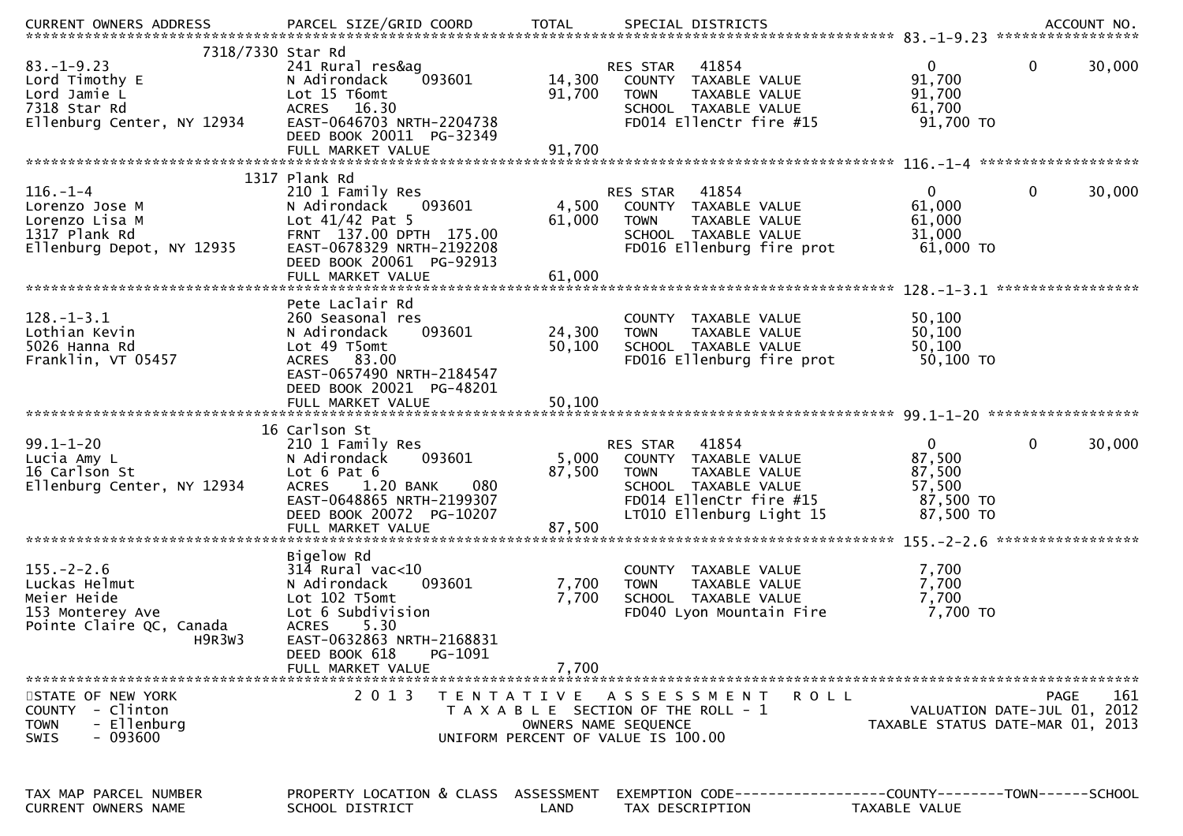| TAX MAP PARCEL NUMBER / CURRENT OWNERS NAME / CURRENT OWNERS ADDRESS | PROPERTY LOCATION & CLASS / SCHOOL DISTRICT / PARCEL SIZE/GRID COORD | ASSESSMENT LAND / TOTAL | EXEMPTION CODE / TAX DESCRIPTION / SPECIAL DISTRICTS | COUNTY TAXABLE VALUE | TOWN | SCHOOL / ACCOUNT NO. |
|---|---|---|---|---|---|---|
| **83.-1-9.23** | 7318/7330 Star Rd | | | | | |
| 83.-1-9.23 | 241 Rural res&ag | | RES STAR 41854 | 0 | 0 | 30,000 |
| Lord Timothy E | N Adirondack 093601 | 14,300 | COUNTY TAXABLE VALUE | 91,700 | | |
| Lord Jamie L | Lot 15 T6omt | 91,700 | TOWN TAXABLE VALUE | 91,700 | | |
| 7318 Star Rd | ACRES 16.30 | | SCHOOL TAXABLE VALUE | 61,700 | | |
| Ellenburg Center, NY 12934 | EAST-0646703 NRTH-2204738 | | FD014 EllenCtr fire #15 | 91,700 TO | | |
| | DEED BOOK 20011 PG-32349 | | | | | |
| | FULL MARKET VALUE | 91,700 | | | | |
| **116.-1-4** | 1317 Plank Rd | | | | | |
| 116.-1-4 | 210 1 Family Res | | RES STAR 41854 | 0 | 0 | 30,000 |
| Lorenzo Jose M | N Adirondack 093601 | 4,500 | COUNTY TAXABLE VALUE | 61,000 | | |
| Lorenzo Lisa M | Lot 41/42 Pat 5 | 61,000 | TOWN TAXABLE VALUE | 61,000 | | |
| 1317 Plank Rd | FRNT 137.00 DPTH 175.00 | | SCHOOL TAXABLE VALUE | 31,000 | | |
| Ellenburg Depot, NY 12935 | EAST-0678329 NRTH-2192208 | | FD016 Ellenburg fire prot | 61,000 TO | | |
| | DEED BOOK 20061 PG-92913 | | | | | |
| | FULL MARKET VALUE | 61,000 | | | | |
| **128.-1-3.1** | Pete Laclair Rd | | | | | |
| 128.-1-3.1 | 260 Seasonal res | | COUNTY TAXABLE VALUE | 50,100 | | |
| Lothian Kevin | N Adirondack 093601 | 24,300 | TOWN TAXABLE VALUE | 50,100 | | |
| 5026 Hanna Rd | Lot 49 T5omt | 50,100 | SCHOOL TAXABLE VALUE | 50,100 | | |
| Franklin, VT 05457 | ACRES 83.00 | | FD016 Ellenburg fire prot | 50,100 TO | | |
| | EAST-0657490 NRTH-2184547 | | | | | |
| | DEED BOOK 20021 PG-48201 | | | | | |
| | FULL MARKET VALUE | 50,100 | | | | |
| **99.1-1-20** | 16 Carlson St | | | | | |
| 99.1-1-20 | 210 1 Family Res | | RES STAR 41854 | 0 | 0 | 30,000 |
| Lucia Amy L | N Adirondack 093601 | 5,000 | COUNTY TAXABLE VALUE | 87,500 | | |
| 16 Carlson St | Lot 6 Pat 6 | 87,500 | TOWN TAXABLE VALUE | 87,500 | | |
| Ellenburg Center, NY 12934 | ACRES 1.20 BANK 080 | | SCHOOL TAXABLE VALUE | 57,500 | | |
| | EAST-0648865 NRTH-2199307 | | FD014 EllenCtr fire #15 | 87,500 TO | | |
| | DEED BOOK 20072 PG-10207 | | LT010 Ellenburg Light 15 | 87,500 TO | | |
| | FULL MARKET VALUE | 87,500 | | | | |
| **155.-2-2.6** | Bigelow Rd | | | | | |
| 155.-2-2.6 | 314 Rural vac<10 | | COUNTY TAXABLE VALUE | 7,700 | | |
| Luckas Helmut | N Adirondack 093601 | 7,700 | TOWN TAXABLE VALUE | 7,700 | | |
| Meier Heide | Lot 102 T5omt | 7,700 | SCHOOL TAXABLE VALUE | 7,700 | | |
| 153 Monterey Ave | Lot 6 Subdivision | | FD040 Lyon Mountain Fire | 7,700 TO | | |
| Pointe Claire QC, Canada H9R3W3 | ACRES 5.30 | | | | | |
| | EAST-0632863 NRTH-2168831 | | | | | |
| | DEED BOOK 618 PG-1091 | | | | | |
| | FULL MARKET VALUE | 7,700 | | | | |

STATE OF NEW YORK
COUNTY - Clinton
TOWN - Ellenburg
SWIS - 093600

2013 TENTATIVE ASSESSMENT ROLL
TAXABLE SECTION OF THE ROLL - 1
OWNERS NAME SEQUENCE
UNIFORM PERCENT OF VALUE IS 100.00

VALUATION DATE-JUL 01, 2012
TAXABLE STATUS DATE-MAR 01, 2013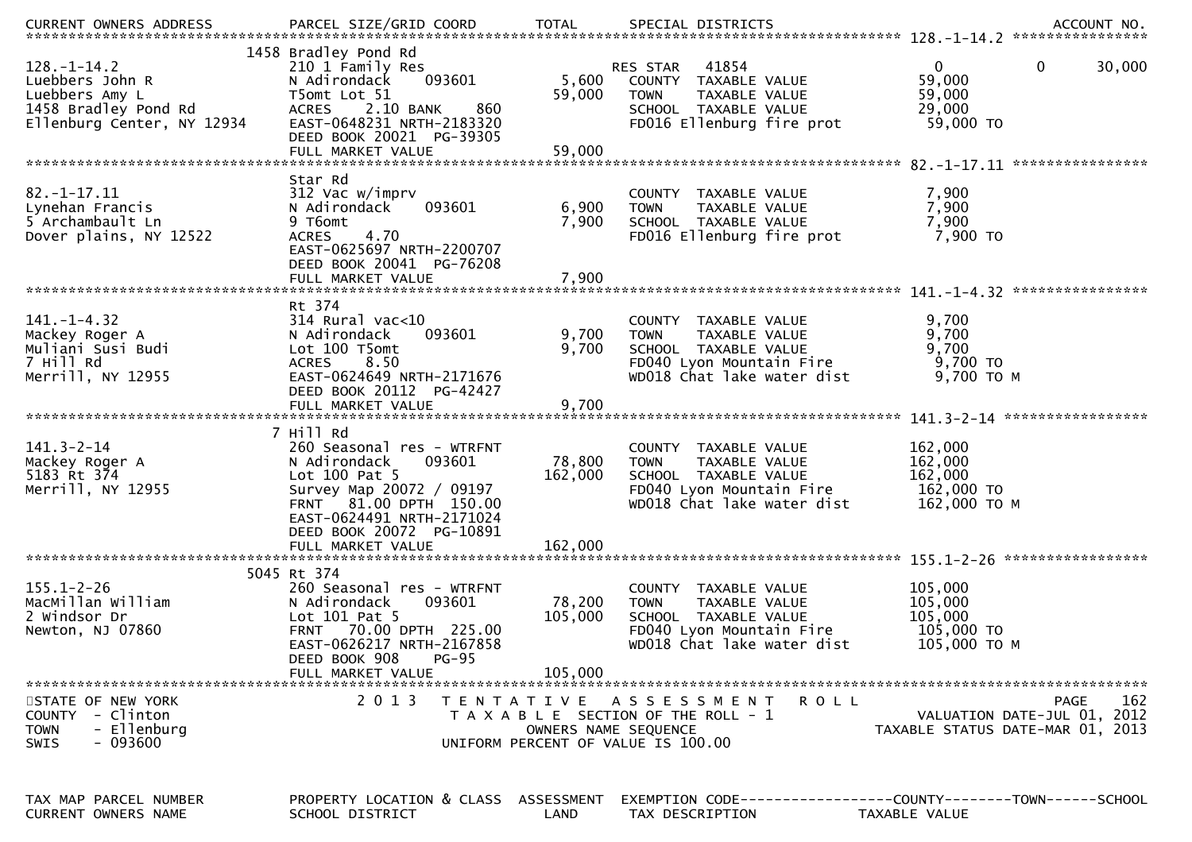| CURRENT OWNERS ADDRESS | PARCEL SIZE/GRID COORD | TOTAL | SPECIAL DISTRICTS | | | ACCOUNT NO. |
|---|---|---|---|---|---|---|
| | | | | | | 128.-1-14.2 |
| | 1458 Bradley Pond Rd | | | | | |
| 128.-1-14.2 | 210 1 Family Res | | RES STAR 41854 | 0 | 0 | 30,000 |
| Luebbers John R | N Adirondack 093601 | 5,600 | COUNTY TAXABLE VALUE | 59,000 | | |
| Luebbers Amy L | T5omt Lot 51 | 59,000 | TOWN TAXABLE VALUE | 59,000 | | |
| 1458 Bradley Pond Rd | ACRES 2.10 BANK 860 | | SCHOOL TAXABLE VALUE | 29,000 | | |
| Ellenburg Center, NY 12934 | EAST-0648231 NRTH-2183320 | | FD016 Ellenburg fire prot | 59,000 TO | | |
| | DEED BOOK 20021 PG-39305 | | | | | |
| | FULL MARKET VALUE | 59,000 | | | | |
| | | | | | | 82.-1-17.11 |
| | Star Rd | | | | | |
| 82.-1-17.11 | 312 Vac w/imprv | | COUNTY TAXABLE VALUE | 7,900 | | |
| Lynehan Francis | N Adirondack 093601 | 6,900 | TOWN TAXABLE VALUE | 7,900 | | |
| 5 Archambault Ln | 9 T6omt | 7,900 | SCHOOL TAXABLE VALUE | 7,900 | | |
| Dover plains, NY 12522 | ACRES 4.70 | | FD016 Ellenburg fire prot | 7,900 TO | | |
| | EAST-0625697 NRTH-2200707 | | | | | |
| | DEED BOOK 20041 PG-76208 | | | | | |
| | FULL MARKET VALUE | 7,900 | | | | |
| | | | | | | 141.-1-4.32 |
| | Rt 374 | | | | | |
| 141.-1-4.32 | 314 Rural vac<10 | | COUNTY TAXABLE VALUE | 9,700 | | |
| Mackey Roger A | N Adirondack 093601 | 9,700 | TOWN TAXABLE VALUE | 9,700 | | |
| Muliani Susi Budi | Lot 100 T5omt | 9,700 | SCHOOL TAXABLE VALUE | 9,700 | | |
| 7 Hill Rd | ACRES 8.50 | | FD040 Lyon Mountain Fire | 9,700 TO | | |
| Merrill, NY 12955 | EAST-0624649 NRTH-2171676 | | WD018 Chat lake water dist | 9,700 TO M | | |
| | DEED BOOK 20112 PG-42427 | | | | | |
| | FULL MARKET VALUE | 9,700 | | | | |
| | | | | | | 141.3-2-14 |
| | 7 Hill Rd | | | | | |
| 141.3-2-14 | 260 Seasonal res - WTRFNT | | COUNTY TAXABLE VALUE | 162,000 | | |
| Mackey Roger A | N Adirondack 093601 | 78,800 | TOWN TAXABLE VALUE | 162,000 | | |
| 5183 Rt 374 | Lot 100 Pat 5 | 162,000 | SCHOOL TAXABLE VALUE | 162,000 | | |
| Merrill, NY 12955 | Survey Map 20072 / 09197 | | FD040 Lyon Mountain Fire | 162,000 TO | | |
| | FRNT 81.00 DPTH 150.00 | | WD018 Chat lake water dist | 162,000 TO M | | |
| | EAST-0624491 NRTH-2171024 | | | | | |
| | DEED BOOK 20072 PG-10891 | | | | | |
| | FULL MARKET VALUE | 162,000 | | | | |
| | | | | | | 155.1-2-26 |
| | 5045 Rt 374 | | | | | |
| 155.1-2-26 | 260 Seasonal res - WTRFNT | | COUNTY TAXABLE VALUE | 105,000 | | |
| MacMillan William | N Adirondack 093601 | 78,200 | TOWN TAXABLE VALUE | 105,000 | | |
| 2 Windsor Dr | Lot 101 Pat 5 | 105,000 | SCHOOL TAXABLE VALUE | 105,000 | | |
| Newton, NJ 07860 | FRNT 70.00 DPTH 225.00 | | FD040 Lyon Mountain Fire | 105,000 TO | | |
| | EAST-0626217 NRTH-2167858 | | WD018 Chat lake water dist | 105,000 TO M | | |
| | DEED BOOK 908 PG-95 | | | | | |
| | FULL MARKET VALUE | 105,000 | | | | |

STATE OF NEW YORK
COUNTY - Clinton
TOWN - Ellenburg
SWIS - 093600

2013 TENTATIVE ASSESSMENT ROLL
TAXABLE SECTION OF THE ROLL - 1
OWNERS NAME SEQUENCE
UNIFORM PERCENT OF VALUE IS 100.00

VALUATION DATE-JUL 01, 2012
TAXABLE STATUS DATE-MAR 01, 2013

| TAX MAP PARCEL NUMBER | PROPERTY LOCATION & CLASS | ASSESSMENT | EXEMPTION CODE------------------COUNTY--------TOWN------SCHOOL |
|---|---|---|---|
| CURRENT OWNERS NAME | SCHOOL DISTRICT | LAND | TAX DESCRIPTION TAXABLE VALUE |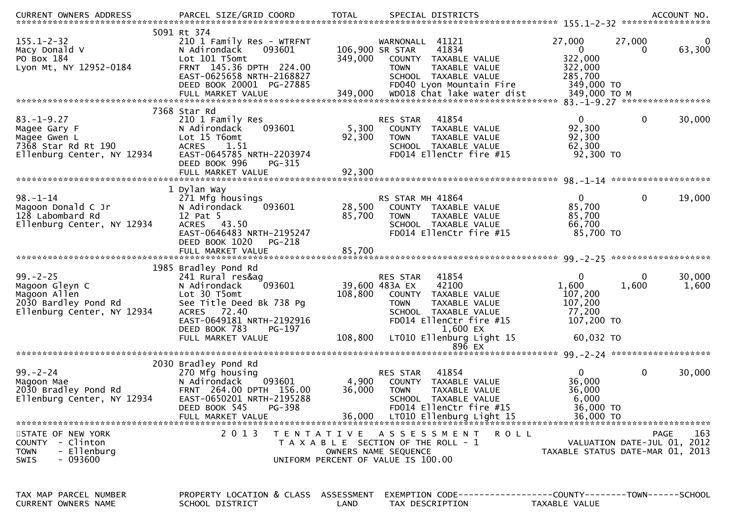| CURRENT OWNERS ADDRESS | PARCEL SIZE/GRID COORD | TOTAL | SPECIAL DISTRICTS | | | ACCOUNT NO. |
|---|---|---|---|---|---|---|

**155.1-2-32**

| | 5091 Rt 374 | | | | | |
|---|---|---|---|---|---|---|
| 155.1-2-32 | 210 1 Family Res - WTRFNT | | WARNONALL 41121 | 27,000 | 27,000 | 0 |
| Macy Donald V | N Adirondack 093601 | 106,900 | SR STAR 41834 | 0 | 0 | 63,300 |
| PO Box 184 | Lot 101 T5omt | 349,000 | COUNTY TAXABLE VALUE | 322,000 | | |
| Lyon Mt, NY 12952-0184 | FRNT 145.36 DPTH 224.00 | | TOWN TAXABLE VALUE | 322,000 | | |
| | EAST-0625658 NRTH-2168827 | | SCHOOL TAXABLE VALUE | 285,700 | | |
| | DEED BOOK 20001 PG-27885 | | FD040 Lyon Mountain Fire | 349,000 TO | | |
| | FULL MARKET VALUE | 349,000 | WD018 Chat lake water dist | 349,000 TO M | | |

**83.-1-9.27**

| | 7368 Star Rd | | | | | |
|---|---|---|---|---|---|---|
| 83.-1-9.27 | 210 1 Family Res | | RES STAR 41854 | 0 | 0 | 30,000 |
| Magee Gary F | N Adirondack 093601 | 5,300 | COUNTY TAXABLE VALUE | 92,300 | | |
| Magee Gwen L | Lot 15 T6omt | 92,300 | TOWN TAXABLE VALUE | 92,300 | | |
| 7368 Star Rd Rt 190 | ACRES 1.51 | | SCHOOL TAXABLE VALUE | 62,300 | | |
| Ellenburg Center, NY 12934 | EAST-0645785 NRTH-2203974 | | FD014 EllenCtr fire #15 | 92,300 TO | | |
| | DEED BOOK 996 PG-315 | | | | | |
| | FULL MARKET VALUE | 92,300 | | | | |

**98.-1-14**

| | 1 Dylan Way | | | | | |
|---|---|---|---|---|---|---|
| 98.-1-14 | 271 Mfg housings | | RS STAR MH 41864 | 0 | 0 | 19,000 |
| Magoon Donald C Jr | N Adirondack 093601 | 28,500 | COUNTY TAXABLE VALUE | 85,700 | | |
| 128 Labombard Rd | 12 Pat 5 | 85,700 | TOWN TAXABLE VALUE | 85,700 | | |
| Ellenburg Center, NY 12934 | ACRES 43.50 | | SCHOOL TAXABLE VALUE | 66,700 | | |
| | EAST-0646483 NRTH-2195247 | | FD014 EllenCtr fire #15 | 85,700 TO | | |
| | DEED BOOK 1020 PG-218 | | | | | |
| | FULL MARKET VALUE | 85,700 | | | | |

**99.-2-25**

| | 1985 Bradley Pond Rd | | | | | |
|---|---|---|---|---|---|---|
| 99.-2-25 | 241 Rural res&ag | | RES STAR 41854 | 0 | 0 | 30,000 |
| Magoon Gleyn C | N Adirondack 093601 | 39,600 | 483A EX 42100 | 1,600 | 1,600 | 1,600 |
| Magoon Allen | Lot 30 T5omt | 108,800 | COUNTY TAXABLE VALUE | 107,200 | | |
| 2030 Bardley Pond Rd | See Title Deed Bk 738 Pg | | TOWN TAXABLE VALUE | 107,200 | | |
| Ellenburg Center, NY 12934 | ACRES 72.40 | | SCHOOL TAXABLE VALUE | 77,200 | | |
| | EAST-0649181 NRTH-2192916 | | FD014 EllenCtr fire #15 | 107,200 TO | | |
| | DEED BOOK 783 PG-197 | | 1,600 EX | | | |
| | FULL MARKET VALUE | 108,800 | LT010 Ellenburg Light 15 | 60,032 TO | | |
| | | | 896 EX | | | |

**99.-2-24**

| | 2030 Bradley Pond Rd | | | | | |
|---|---|---|---|---|---|---|
| 99.-2-24 | 270 Mfg housing | | RES STAR 41854 | 0 | 0 | 30,000 |
| Magoon Mae | N Adirondack 093601 | 4,900 | COUNTY TAXABLE VALUE | 36,000 | | |
| 2030 Bradley Pond Rd | FRNT 264.00 DPTH 156.00 | 36,000 | TOWN TAXABLE VALUE | 36,000 | | |
| Ellenburg Center, NY 12934 | EAST-0650201 NRTH-2195288 | | SCHOOL TAXABLE VALUE | 6,000 | | |
| | DEED BOOK 545 PG-398 | | FD014 EllenCtr fire #15 | 36,000 TO | | |
| | FULL MARKET VALUE | 36,000 | LT010 Ellenburg Light 15 | 36,000 TO | | |

STATE OF NEW YORK — 2013 TENTATIVE ASSESSMENT ROLL
COUNTY - Clinton — TAXABLE SECTION OF THE ROLL - 1 — VALUATION DATE-JUL 01, 2012
TOWN - Ellenburg — OWNERS NAME SEQUENCE — TAXABLE STATUS DATE-MAR 01, 2013
SWIS - 093600 — UNIFORM PERCENT OF VALUE IS 100.00

| TAX MAP PARCEL NUMBER | PROPERTY LOCATION & CLASS | ASSESSMENT | EXEMPTION CODE | COUNTY | TOWN | SCHOOL |
|---|---|---|---|---|---|---|
| CURRENT OWNERS NAME | SCHOOL DISTRICT | LAND | TAX DESCRIPTION | TAXABLE VALUE | | |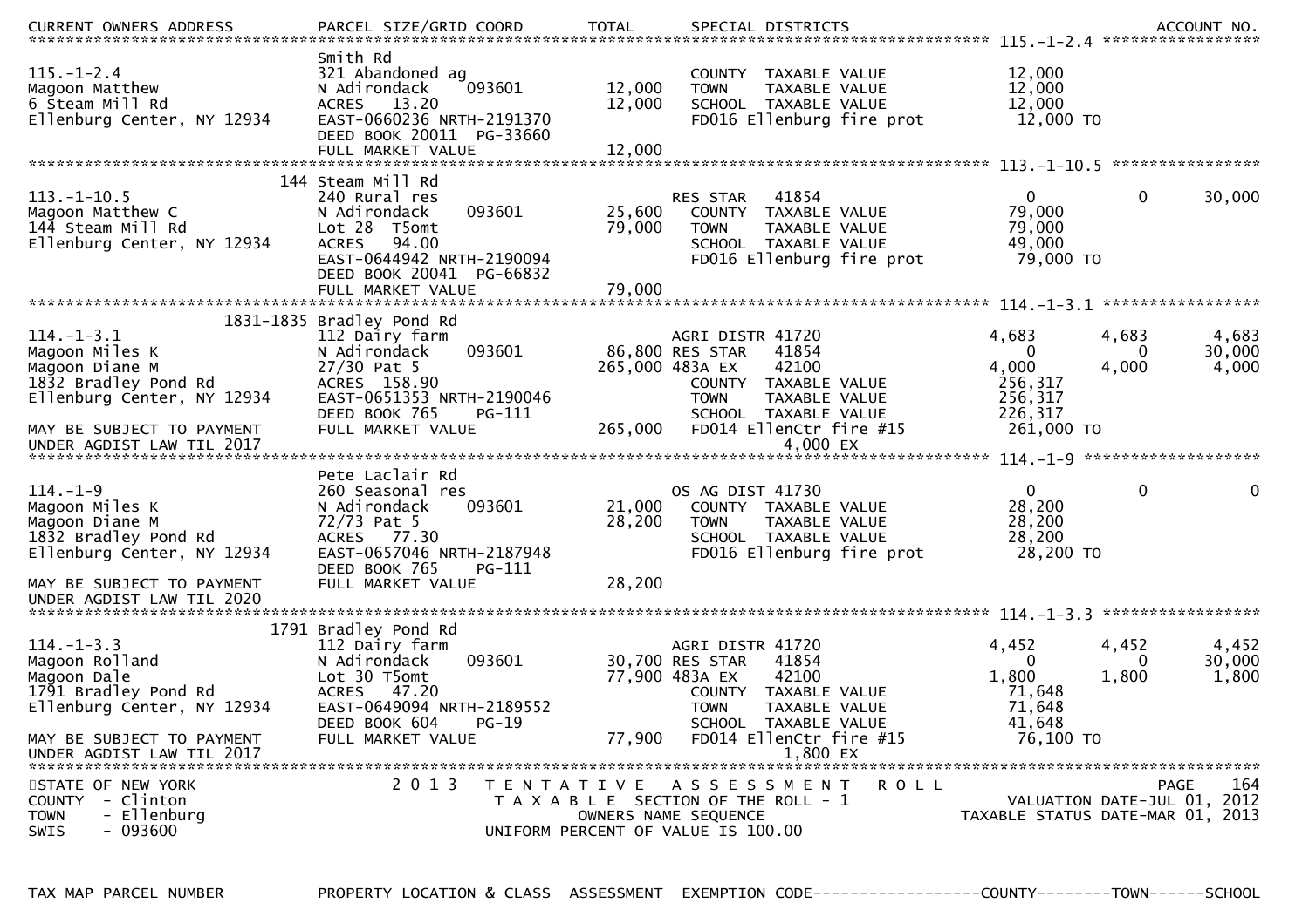| CURRENT OWNERS ADDRESS | PARCEL SIZE/GRID COORD | TOTAL | SPECIAL DISTRICTS | | | ACCOUNT NO. |
|---|---|---|---|---|---|---|
| **115.-1-2.4** | | | | | | |
| | Smith Rd | | | | | |
| 115.-1-2.4 | 321 Abandoned ag | | COUNTY TAXABLE VALUE | 12,000 | | |
| Magoon Matthew | N Adirondack 093601 | 12,000 | TOWN TAXABLE VALUE | 12,000 | | |
| 6 Steam Mill Rd | ACRES 13.20 | 12,000 | SCHOOL TAXABLE VALUE | 12,000 | | |
| Ellenburg Center, NY 12934 | EAST-0660236 NRTH-2191370 | | FD016 Ellenburg fire prot | 12,000 TO | | |
| | DEED BOOK 20011 PG-33660 | | | | | |
| | FULL MARKET VALUE | 12,000 | | | | |
| **113.-1-10.5** | | | | | | |
| | 144 Steam Mill Rd | | | | | |
| 113.-1-10.5 | 240 Rural res | | RES STAR 41854 | 0 | 0 | 30,000 |
| Magoon Matthew C | N Adirondack 093601 | 25,600 | COUNTY TAXABLE VALUE | 79,000 | | |
| 144 Steam Mill Rd | Lot 28 T5omt | 79,000 | TOWN TAXABLE VALUE | 79,000 | | |
| Ellenburg Center, NY 12934 | ACRES 94.00 | | SCHOOL TAXABLE VALUE | 49,000 | | |
| | EAST-0644942 NRTH-2190094 | | FD016 Ellenburg fire prot | 79,000 TO | | |
| | DEED BOOK 20041 PG-66832 | | | | | |
| | FULL MARKET VALUE | 79,000 | | | | |
| **114.-1-3.1** | | | | | | |
| | 1831-1835 Bradley Pond Rd | | | | | |
| 114.-1-3.1 | 112 Dairy farm | | AGRI DISTR 41720 | 4,683 | 4,683 | 4,683 |
| Magoon Miles K | N Adirondack 093601 | 86,800 | RES STAR 41854 | 0 | 0 | 30,000 |
| Magoon Diane M | 27/30 Pat 5 | 265,000 | 483A EX 42100 | 4,000 | 4,000 | 4,000 |
| 1832 Bradley Pond Rd | ACRES 158.90 | | COUNTY TAXABLE VALUE | 256,317 | | |
| Ellenburg Center, NY 12934 | EAST-0651353 NRTH-2190046 | | TOWN TAXABLE VALUE | 256,317 | | |
| | DEED BOOK 765 PG-111 | | SCHOOL TAXABLE VALUE | 226,317 | | |
| MAY BE SUBJECT TO PAYMENT | FULL MARKET VALUE | 265,000 | FD014 EllenCtr fire #15 | 261,000 TO | | |
| UNDER AGDIST LAW TIL 2017 | | | 4,000 EX | | | |
| **114.-1-9** | | | | | | |
| | Pete Laclair Rd | | | | | |
| 114.-1-9 | 260 Seasonal res | | OS AG DIST 41730 | 0 | 0 | 0 |
| Magoon Miles K | N Adirondack 093601 | 21,000 | COUNTY TAXABLE VALUE | 28,200 | | |
| Magoon Diane M | 72/73 Pat 5 | 28,200 | TOWN TAXABLE VALUE | 28,200 | | |
| 1832 Bradley Pond Rd | ACRES 77.30 | | SCHOOL TAXABLE VALUE | 28,200 | | |
| Ellenburg Center, NY 12934 | EAST-0657046 NRTH-2187948 | | FD016 Ellenburg fire prot | 28,200 TO | | |
| | DEED BOOK 765 PG-111 | | | | | |
| MAY BE SUBJECT TO PAYMENT | FULL MARKET VALUE | 28,200 | | | | |
| UNDER AGDIST LAW TIL 2020 | | | | | | |
| **114.-1-3.3** | | | | | | |
| | 1791 Bradley Pond Rd | | | | | |
| 114.-1-3.3 | 112 Dairy farm | | AGRI DISTR 41720 | 4,452 | 4,452 | 4,452 |
| Magoon Rolland | N Adirondack 093601 | 30,700 | RES STAR 41854 | 0 | 0 | 30,000 |
| Magoon Dale | Lot 30 T5omt | 77,900 | 483A EX 42100 | 1,800 | 1,800 | 1,800 |
| 1791 Bradley Pond Rd | ACRES 47.20 | | COUNTY TAXABLE VALUE | 71,648 | | |
| Ellenburg Center, NY 12934 | EAST-0649094 NRTH-2189552 | | TOWN TAXABLE VALUE | 71,648 | | |
| | DEED BOOK 604 PG-19 | | SCHOOL TAXABLE VALUE | 41,648 | | |
| MAY BE SUBJECT TO PAYMENT | FULL MARKET VALUE | 77,900 | FD014 EllenCtr fire #15 | 76,100 TO | | |
| UNDER AGDIST LAW TIL 2017 | | | 1,800 EX | | | |

STATE OF NEW YORK
COUNTY - Clinton
TOWN - Ellenburg
SWIS - 093600

2013 TENTATIVE ASSESSMENT ROLL
TAXABLE SECTION OF THE ROLL - 1
OWNERS NAME SEQUENCE
UNIFORM PERCENT OF VALUE IS 100.00

VALUATION DATE-JUL 01, 2012
TAXABLE STATUS DATE-MAR 01, 2013

TAX MAP PARCEL NUMBER | PROPERTY LOCATION & CLASS | ASSESSMENT | EXEMPTION CODE------------------COUNTY--------TOWN------SCHOOL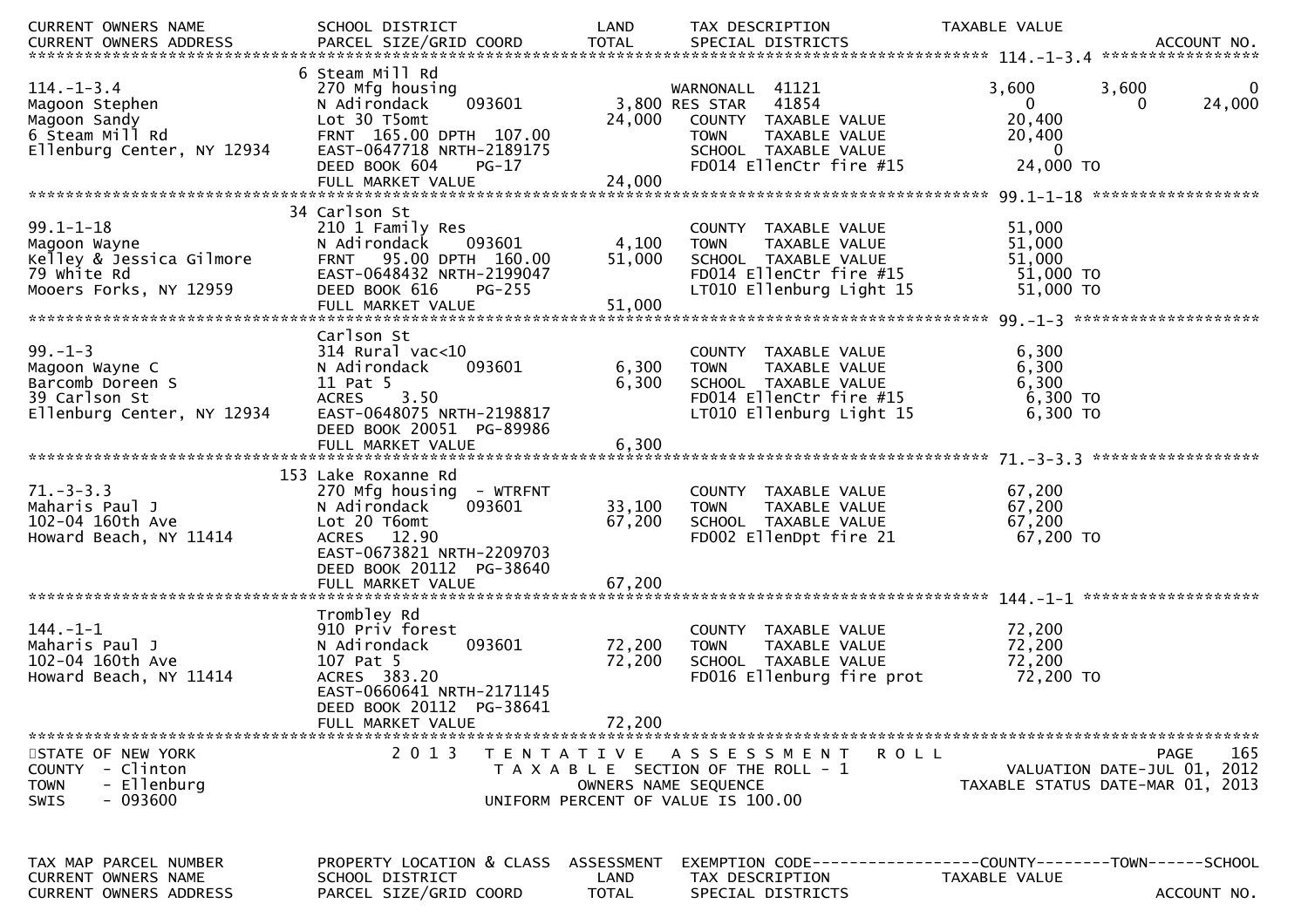| CURRENT OWNERS NAME / CURRENT OWNERS ADDRESS | SCHOOL DISTRICT / PARCEL SIZE/GRID COORD | LAND / TOTAL | TAX DESCRIPTION / SPECIAL DISTRICTS | TAXABLE VALUE | | ACCOUNT NO. |
|---|---|---|---|---|---|---|
| **114.-1-3.4** | | | | | | |
| | 6 Steam Mill Rd | | | | | |
| 114.-1-3.4 | 270 Mfg housing | | WARNONALL 41121 | 3,600 | 3,600 | 0 |
| Magoon Stephen | N Adirondack 093601 | 3,800 | RES STAR 41854 | 0 | 0 | 24,000 |
| Magoon Sandy | Lot 30 T5omt | 24,000 | COUNTY TAXABLE VALUE | 20,400 | | |
| 6 Steam Mill Rd | FRNT 165.00 DPTH 107.00 | | TOWN TAXABLE VALUE | 20,400 | | |
| Ellenburg Center, NY 12934 | EAST-0647718 NRTH-2189175 | | SCHOOL TAXABLE VALUE | 0 | | |
| | DEED BOOK 604 PG-17 | | FD014 EllenCtr fire #15 | 24,000 TO | | |
| | FULL MARKET VALUE | 24,000 | | | | |
| **99.1-1-18** | | | | | | |
| | 34 Carlson St | | | | | |
| 99.1-1-18 | 210 1 Family Res | | COUNTY TAXABLE VALUE | 51,000 | | |
| Magoon Wayne | N Adirondack 093601 | 4,100 | TOWN TAXABLE VALUE | 51,000 | | |
| Kelley & Jessica Gilmore | FRNT 95.00 DPTH 160.00 | 51,000 | SCHOOL TAXABLE VALUE | 51,000 | | |
| 79 White Rd | EAST-0648432 NRTH-2199047 | | FD014 EllenCtr fire #15 | 51,000 TO | | |
| Mooers Forks, NY 12959 | DEED BOOK 616 PG-255 | | LT010 Ellenburg Light 15 | 51,000 TO | | |
| | FULL MARKET VALUE | 51,000 | | | | |
| **99.-1-3** | | | | | | |
| | Carlson St | | | | | |
| 99.-1-3 | 314 Rural vac<10 | | COUNTY TAXABLE VALUE | 6,300 | | |
| Magoon Wayne C | N Adirondack 093601 | 6,300 | TOWN TAXABLE VALUE | 6,300 | | |
| Barcomb Doreen S | 11 Pat 5 | 6,300 | SCHOOL TAXABLE VALUE | 6,300 | | |
| 39 Carlson St | ACRES 3.50 | | FD014 EllenCtr fire #15 | 6,300 TO | | |
| Ellenburg Center, NY 12934 | EAST-0648075 NRTH-2198817 | | LT010 Ellenburg Light 15 | 6,300 TO | | |
| | DEED BOOK 20051 PG-89986 | | | | | |
| | FULL MARKET VALUE | 6,300 | | | | |
| **71.-3-3.3** | | | | | | |
| | 153 Lake Roxanne Rd | | | | | |
| 71.-3-3.3 | 270 Mfg housing - WTRFNT | | COUNTY TAXABLE VALUE | 67,200 | | |
| Maharis Paul J | N Adirondack 093601 | 33,100 | TOWN TAXABLE VALUE | 67,200 | | |
| 102-04 160th Ave | Lot 20 T6omt | 67,200 | SCHOOL TAXABLE VALUE | 67,200 | | |
| Howard Beach, NY 11414 | ACRES 12.90 | | FD002 EllenDpt fire 21 | 67,200 TO | | |
| | EAST-0673821 NRTH-2209703 | | | | | |
| | DEED BOOK 20112 PG-38640 | | | | | |
| | FULL MARKET VALUE | 67,200 | | | | |
| **144.-1-1** | | | | | | |
| | Trombley Rd | | | | | |
| 144.-1-1 | 910 Priv forest | | COUNTY TAXABLE VALUE | 72,200 | | |
| Maharis Paul J | N Adirondack 093601 | 72,200 | TOWN TAXABLE VALUE | 72,200 | | |
| 102-04 160th Ave | 107 Pat 5 | 72,200 | SCHOOL TAXABLE VALUE | 72,200 | | |
| Howard Beach, NY 11414 | ACRES 383.20 | | FD016 Ellenburg fire prot | 72,200 TO | | |
| | EAST-0660641 NRTH-2171145 | | | | | |
| | DEED BOOK 20112 PG-38641 | | | | | |
| | FULL MARKET VALUE | 72,200 | | | | |

STATE OF NEW YORK
COUNTY - Clinton
TOWN - Ellenburg
SWIS - 093600

2013 TENTATIVE ASSESSMENT ROLL
TAXABLE SECTION OF THE ROLL - 1
OWNERS NAME SEQUENCE
UNIFORM PERCENT OF VALUE IS 100.00

VALUATION DATE-JUL 01, 2012
TAXABLE STATUS DATE-MAR 01, 2013

TAX MAP PARCEL NUMBER | PROPERTY LOCATION & CLASS | ASSESSMENT | EXEMPTION CODE------COUNTY------TOWN------SCHOOL
CURRENT OWNERS NAME | SCHOOL DISTRICT | LAND | TAX DESCRIPTION | TAXABLE VALUE
CURRENT OWNERS ADDRESS | PARCEL SIZE/GRID COORD | TOTAL | SPECIAL DISTRICTS | ACCOUNT NO.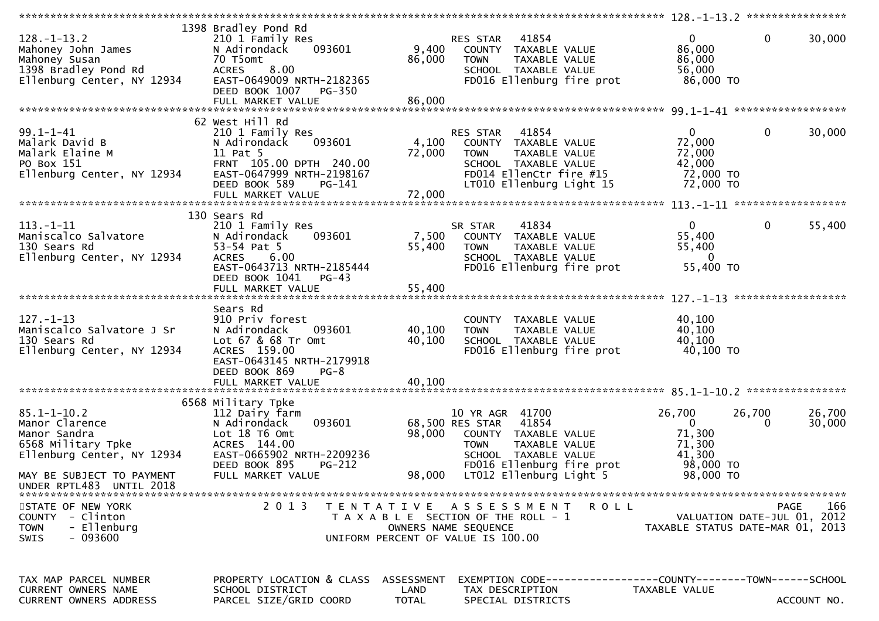```
******************************************************************************************************* 128.-1-13.2 ****************
                            1398 Bradley Pond Rd
128.-1-13.2                  210 1 Family Res                    RES STAR   41854                  0            0       30,000
Mahoney John James           N Adirondack    093601      9,400    COUNTY  TAXABLE VALUE           86,000
Mahoney Susan                70 T5omt                   86,000    TOWN    TAXABLE VALUE           86,000
1398 Bradley Pond Rd         ACRES     8.00                       SCHOOL  TAXABLE VALUE           56,000
Ellenburg Center, NY 12934   EAST-0649009 NRTH-2182365            FD016 Ellenburg fire prot        86,000 TO
                             DEED BOOK 1007    PG-350
                             FULL MARKET VALUE          86,000
******************************************************************************************************* 99.1-1-41 ******************
                            62 West Hill Rd
99.1-1-41                    210 1 Family Res                    RES STAR   41854                  0            0       30,000
Malark David B               N Adirondack    093601      4,100    COUNTY  TAXABLE VALUE           72,000
Malark Elaine M              11 Pat 5                   72,000    TOWN    TAXABLE VALUE           72,000
PO Box 151                   FRNT  105.00 DPTH  240.00            SCHOOL  TAXABLE VALUE           42,000
Ellenburg Center, NY 12934   EAST-0647999 NRTH-2198167            FD014 EllenCtr fire #15          72,000 TO
                             DEED BOOK 589     PG-141             LT010 Ellenburg Light 15         72,000 TO
                             FULL MARKET VALUE          72,000
******************************************************************************************************* 113.-1-11 ******************
                            130 Sears Rd
113.-1-11                    210 1 Family Res                    SR STAR    41834                  0            0       55,400
Maniscalco Salvatore         N Adirondack    093601      7,500    COUNTY  TAXABLE VALUE           55,400
130 Sears Rd                 53-54 Pat 5                55,400    TOWN    TAXABLE VALUE           55,400
Ellenburg Center, NY 12934   ACRES     6.00                       SCHOOL  TAXABLE VALUE                0
                             EAST-0643713 NRTH-2185444            FD016 Ellenburg fire prot        55,400 TO
                             DEED BOOK 1041    PG-43
                             FULL MARKET VALUE          55,400
******************************************************************************************************* 127.-1-13 ******************
                            Sears Rd
127.-1-13                    910 Priv forest                      COUNTY  TAXABLE VALUE           40,100
Maniscalco Salvatore J Sr    N Adirondack    093601     40,100    TOWN    TAXABLE VALUE           40,100
130 Sears Rd                 Lot 67 & 68 Tr Omt         40,100    SCHOOL  TAXABLE VALUE           40,100
Ellenburg Center, NY 12934   ACRES   159.00                       FD016 Ellenburg fire prot        40,100 TO
                             EAST-0643145 NRTH-2179918
                             DEED BOOK 869     PG-8
                             FULL MARKET VALUE          40,100
******************************************************************************************************* 85.1-1-10.2 ****************
                            6568 Military Tpke
85.1-1-10.2                  112 Dairy farm                      10 YR AGR  41700             26,700       26,700       26,700
Manor Clarence               N Adirondack    093601     68,500 RES STAR   41854                  0            0       30,000
Manor Sandra                 Lot 18 T6 Omt              98,000    COUNTY  TAXABLE VALUE           71,300
6568 Military Tpke           ACRES   144.00                       TOWN    TAXABLE VALUE           71,300
Ellenburg Center, NY 12934   EAST-0665902 NRTH-2209236            SCHOOL  TAXABLE VALUE           41,300
                             DEED BOOK 895     PG-212             FD016 Ellenburg fire prot        98,000 TO
MAY BE SUBJECT TO PAYMENT    FULL MARKET VALUE          98,000    LT012 Ellenburg Light 5          98,000 TO
UNDER RPTL483  UNTIL 2018
************************************************************************************************************************************
STATE OF NEW YORK              2 0 1 3   T E N T A T I V E   A S S E S S M E N T   R O L L                             PAGE    166
COUNTY  - Clinton                          T A X A B L E  SECTION OF THE ROLL - 1                   VALUATION DATE-JUL 01, 2012
TOWN    - Ellenburg                           OWNERS NAME SEQUENCE                              TAXABLE STATUS DATE-MAR 01, 2013
SWIS    - 093600                        UNIFORM PERCENT OF VALUE IS 100.00


TAX MAP PARCEL NUMBER        PROPERTY LOCATION & CLASS  ASSESSMENT  EXEMPTION CODE------------------COUNTY--------TOWN------SCHOOL
CURRENT OWNERS NAME          SCHOOL DISTRICT              LAND      TAX DESCRIPTION              TAXABLE VALUE
CURRENT OWNERS ADDRESS       PARCEL SIZE/GRID COORD       TOTAL     SPECIAL DISTRICTS                                  ACCOUNT NO.
```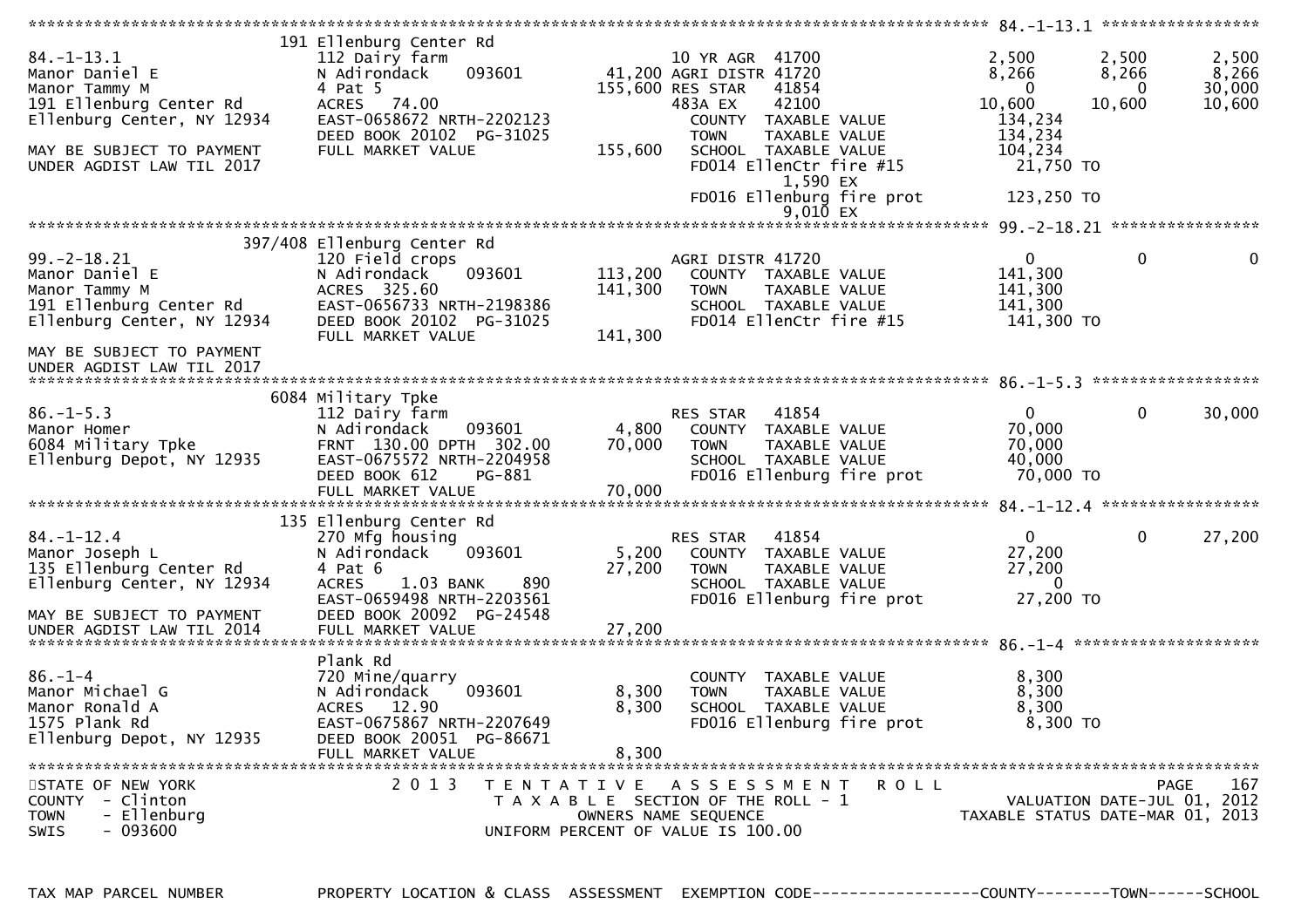```
******************************************************************************************************* 84.-1-13.1 *****************
                  191 Ellenburg Center Rd
84.-1-13.1                     112 Dairy farm                            10 YR AGR  41700                  2,500        2,500        2,500
Manor Daniel E                 N Adirondack     093601          41,200 AGRI DISTR 41720                   8,266        8,266        8,266
Manor Tammy M                  4 Pat 5                        155,600 RES STAR    41854                       0            0       30,000
191 Ellenburg Center Rd        ACRES   74.00                           483A EX     42100                  10,600       10,600       10,600
Ellenburg Center, NY 12934     EAST-0658672 NRTH-2202123                COUNTY  TAXABLE VALUE           134,234
                               DEED BOOK 20102  PG-31025                TOWN    TAXABLE VALUE           134,234
MAY BE SUBJECT TO PAYMENT      FULL MARKET VALUE              155,600   SCHOOL  TAXABLE VALUE           104,234
UNDER AGDIST LAW TIL 2017                                               FD014 EllenCtr fire #15          21,750 TO
                                                                            1,590 EX
                                                                        FD016 Ellenburg fire prot        123,250 TO
                                                                            9,010 EX
******************************************************************************************************* 99.-2-18.21 ****************
                  397/408 Ellenburg Center Rd
99.-2-18.21                    120 Field crops                          AGRI DISTR 41720                      0            0            0
Manor Daniel E                 N Adirondack     093601         113,200   COUNTY  TAXABLE VALUE           141,300
Manor Tammy M                  ACRES  325.60                   141,300   TOWN    TAXABLE VALUE           141,300
191 Ellenburg Center Rd        EAST-0656733 NRTH-2198386                SCHOOL  TAXABLE VALUE           141,300
Ellenburg Center, NY 12934     DEED BOOK 20102  PG-31025                FD014 EllenCtr fire #15          141,300 TO
                               FULL MARKET VALUE              141,300
MAY BE SUBJECT TO PAYMENT
UNDER AGDIST LAW TIL 2017
******************************************************************************************************* 86.-1-5.3 ******************
                  6084 Military Tpke
86.-1-5.3                      112 Dairy farm                           RES STAR    41854                      0            0       30,000
Manor Homer                    N Adirondack     093601           4,800   COUNTY  TAXABLE VALUE            70,000
6084 Military Tpke             FRNT  130.00 DPTH  302.00        70,000   TOWN    TAXABLE VALUE            70,000
Ellenburg Depot, NY 12935      EAST-0675572 NRTH-2204958                SCHOOL  TAXABLE VALUE            40,000
                               DEED BOOK 612     PG-881                 FD016 Ellenburg fire prot         70,000 TO
                               FULL MARKET VALUE               70,000
******************************************************************************************************* 84.-1-12.4 *****************
                  135 Ellenburg Center Rd
84.-1-12.4                     270 Mfg housing                          RES STAR    41854                      0            0       27,200
Manor Joseph L                 N Adirondack     093601           5,200   COUNTY  TAXABLE VALUE            27,200
135 Ellenburg Center Rd        4 Pat 6                          27,200   TOWN    TAXABLE VALUE            27,200
Ellenburg Center, NY 12934     ACRES    1.03 BANK      890              SCHOOL  TAXABLE VALUE                 0
                               EAST-0659498 NRTH-2203561                FD016 Ellenburg fire prot         27,200 TO
MAY BE SUBJECT TO PAYMENT      DEED BOOK 20092  PG-24548
UNDER AGDIST LAW TIL 2014      FULL MARKET VALUE               27,200
******************************************************************************************************* 86.-1-4 ********************
                  Plank Rd
86.-1-4                        720 Mine/quarry                          COUNTY  TAXABLE VALUE             8,300
Manor Michael G                N Adirondack     093601           8,300   TOWN    TAXABLE VALUE             8,300
Manor Ronald A                 ACRES   12.90                     8,300   SCHOOL  TAXABLE VALUE             8,300
1575 Plank Rd                  EAST-0675867 NRTH-2207649                FD016 Ellenburg fire prot          8,300 TO
Ellenburg Depot, NY 12935      DEED BOOK 20051  PG-86671
                               FULL MARKET VALUE                8,300
************************************************************************************************************************************
STATE OF NEW YORK                2013  T E N T A T I V E   A S S E S S M E N T   R O L L                                 PAGE   167
COUNTY  - Clinton                         T A X A B L E  SECTION OF THE ROLL - 1                   VALUATION DATE-JUL 01, 2012
TOWN    - Ellenburg                             OWNERS NAME SEQUENCE                          TAXABLE STATUS DATE-MAR 01, 2013
SWIS    - 093600                         UNIFORM PERCENT OF VALUE IS 100.00

TAX MAP PARCEL NUMBER          PROPERTY LOCATION & CLASS  ASSESSMENT  EXEMPTION CODE------------------COUNTY--------TOWN------SCHOOL
```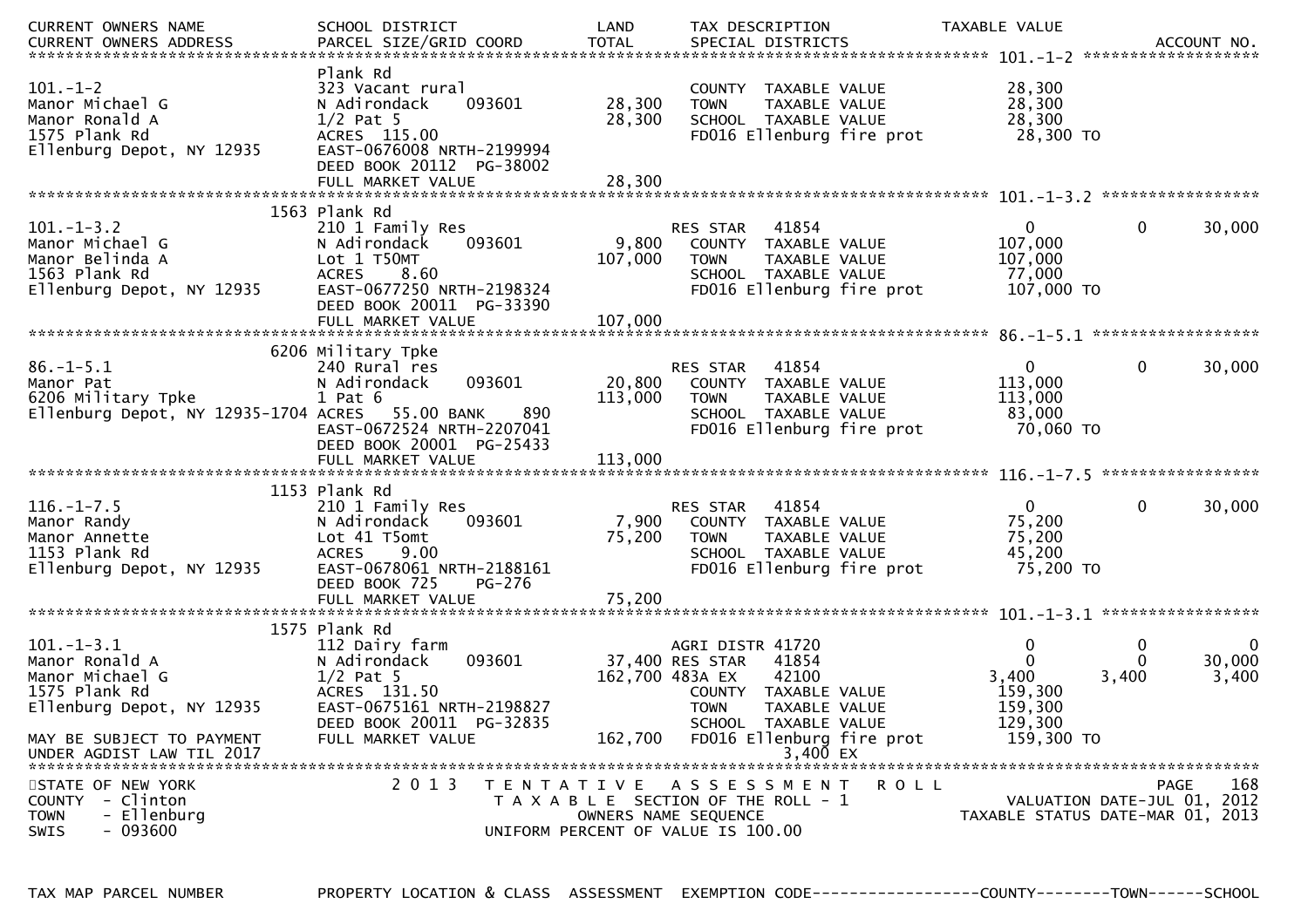| CURRENT OWNERS NAME<br>CURRENT OWNERS ADDRESS | SCHOOL DISTRICT<br>PARCEL SIZE/GRID COORD | LAND<br>TOTAL | TAX DESCRIPTION<br>SPECIAL DISTRICTS | TAXABLE VALUE | | ACCOUNT NO. |
|---|---|---|---|---|---|---|
| **101.-1-2** | | | | | | |
| 101.-1-2 | Plank Rd | | | | | |
| Manor Michael G | 323 Vacant rural | | COUNTY TAXABLE VALUE | 28,300 | | |
| Manor Ronald A | N Adirondack 093601 | 28,300 | TOWN TAXABLE VALUE | 28,300 | | |
| 1575 Plank Rd | 1/2 Pat 5 | 28,300 | SCHOOL TAXABLE VALUE | 28,300 | | |
| Ellenburg Depot, NY 12935 | ACRES 115.00 | | FD016 Ellenburg fire prot | 28,300 TO | | |
| | EAST-0676008 NRTH-2199994 | | | | | |
| | DEED BOOK 20112 PG-38002 | | | | | |
| | FULL MARKET VALUE | 28,300 | | | | |
| **101.-1-3.2** | | | | | | |
| 101.-1-3.2 | 1563 Plank Rd | | | | | |
| Manor Michael G | 210 1 Family Res | | RES STAR 41854 | 0 | 0 | 30,000 |
| Manor Belinda A | N Adirondack 093601 | 9,800 | COUNTY TAXABLE VALUE | 107,000 | | |
| 1563 Plank Rd | Lot 1 T50MT | 107,000 | TOWN TAXABLE VALUE | 107,000 | | |
| Ellenburg Depot, NY 12935 | ACRES 8.60 | | SCHOOL TAXABLE VALUE | 77,000 | | |
| | EAST-0677250 NRTH-2198324 | | FD016 Ellenburg fire prot | 107,000 TO | | |
| | DEED BOOK 20011 PG-33390 | | | | | |
| | FULL MARKET VALUE | 107,000 | | | | |
| **86.-1-5.1** | | | | | | |
| 86.-1-5.1 | 6206 Military Tpke | | | | | |
| Manor Pat | 240 Rural res | | RES STAR 41854 | 0 | 0 | 30,000 |
| 6206 Military Tpke | N Adirondack 093601 | 20,800 | COUNTY TAXABLE VALUE | 113,000 | | |
| Ellenburg Depot, NY 12935-1704 | 1 Pat 6 | 113,000 | TOWN TAXABLE VALUE | 113,000 | | |
| | ACRES 55.00 BANK 890 | | SCHOOL TAXABLE VALUE | 83,000 | | |
| | EAST-0672524 NRTH-2207041 | | FD016 Ellenburg fire prot | 70,060 TO | | |
| | DEED BOOK 20001 PG-25433 | | | | | |
| | FULL MARKET VALUE | 113,000 | | | | |
| **116.-1-7.5** | | | | | | |
| 116.-1-7.5 | 1153 Plank Rd | | | | | |
| Manor Randy | 210 1 Family Res | | RES STAR 41854 | 0 | 0 | 30,000 |
| Manor Annette | N Adirondack 093601 | 7,900 | COUNTY TAXABLE VALUE | 75,200 | | |
| 1153 Plank Rd | Lot 41 T5omt | 75,200 | TOWN TAXABLE VALUE | 75,200 | | |
| Ellenburg Depot, NY 12935 | ACRES 9.00 | | SCHOOL TAXABLE VALUE | 45,200 | | |
| | EAST-0678061 NRTH-2188161 | | FD016 Ellenburg fire prot | 75,200 TO | | |
| | DEED BOOK 725 PG-276 | | | | | |
| | FULL MARKET VALUE | 75,200 | | | | |
| **101.-1-3.1** | | | | | | |
| 101.-1-3.1 | 1575 Plank Rd | | | | | |
| Manor Ronald A | 112 Dairy farm | | AGRI DISTR 41720 | 0 | 0 | 0 |
| Manor Michael G | N Adirondack 093601 | 37,400 | RES STAR 41854 | 0 | 0 | 30,000 |
| 1575 Plank Rd | 1/2 Pat 5 | 162,700 | 483A EX 42100 | 3,400 | 3,400 | 3,400 |
| Ellenburg Depot, NY 12935 | ACRES 131.50 | | COUNTY TAXABLE VALUE | 159,300 | | |
| | EAST-0675161 NRTH-2198827 | | TOWN TAXABLE VALUE | 159,300 | | |
| | DEED BOOK 20011 PG-32835 | | SCHOOL TAXABLE VALUE | 129,300 | | |
| MAY BE SUBJECT TO PAYMENT | FULL MARKET VALUE | 162,700 | FD016 Ellenburg fire prot | 159,300 TO | | |
| UNDER AGDIST LAW TIL 2017 | | | 3,400 EX | | | |

STATE OF NEW YORK
COUNTY - Clinton
TOWN - Ellenburg
SWIS - 093600

2013 TENTATIVE ASSESSMENT ROLL
TAXABLE SECTION OF THE ROLL - 1
OWNERS NAME SEQUENCE
UNIFORM PERCENT OF VALUE IS 100.00

PAGE 168
VALUATION DATE-JUL 01, 2012
TAXABLE STATUS DATE-MAR 01, 2013

TAX MAP PARCEL NUMBER — PROPERTY LOCATION & CLASS — ASSESSMENT — EXEMPTION CODE------------------COUNTY--------TOWN------SCHOOL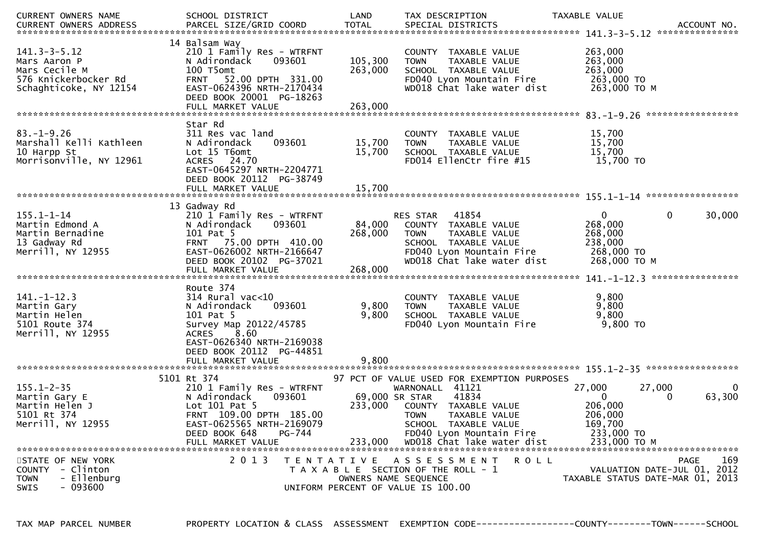| CURRENT OWNERS NAME<br>CURRENT OWNERS ADDRESS | SCHOOL DISTRICT<br>PARCEL SIZE/GRID COORD | LAND<br>TOTAL | TAX DESCRIPTION<br>SPECIAL DISTRICTS | TAXABLE VALUE | ACCOUNT NO. |
|---|---|---|---|---|---|
| **141.3-3-5.12** | | | | | |
| | 14 Balsam Way | | | | |
| 141.3-3-5.12 | 210 1 Family Res - WTRFNT | | COUNTY TAXABLE VALUE | 263,000 | |
| Mars Aaron P | N Adirondack 093601 | 105,300 | TOWN TAXABLE VALUE | 263,000 | |
| Mars Cecile M | 100 T5omt | 263,000 | SCHOOL TAXABLE VALUE | 263,000 | |
| 576 Knickerbocker Rd | FRNT 52.00 DPTH 331.00 | | FD040 Lyon Mountain Fire | 263,000 TO | |
| Schaghticoke, NY 12154 | EAST-0624396 NRTH-2170434 | | WD018 Chat lake water dist | 263,000 TO M | |
| | DEED BOOK 20001 PG-18263 | | | | |
| | FULL MARKET VALUE | 263,000 | | | |
| **83.-1-9.26** | | | | | |
| | Star Rd | | | | |
| 83.-1-9.26 | 311 Res vac land | | COUNTY TAXABLE VALUE | 15,700 | |
| Marshall Kelli Kathleen | N Adirondack 093601 | 15,700 | TOWN TAXABLE VALUE | 15,700 | |
| 10 Harpp St | Lot 15 T6omt | 15,700 | SCHOOL TAXABLE VALUE | 15,700 | |
| Morrisonville, NY 12961 | ACRES 24.70 | | FD014 EllenCtr fire #15 | 15,700 TO | |
| | EAST-0645297 NRTH-2204771 | | | | |
| | DEED BOOK 20112 PG-38749 | | | | |
| | FULL MARKET VALUE | 15,700 | | | |
| **155.1-1-14** | | | | | |
| | 13 Gadway Rd | | | | |
| 155.1-1-14 | 210 1 Family Res - WTRFNT | | RES STAR 41854 | 0 0 | 30,000 |
| Martin Edmond A | N Adirondack 093601 | 84,000 | COUNTY TAXABLE VALUE | 268,000 | |
| Martin Bernadine | 101 Pat 5 | 268,000 | TOWN TAXABLE VALUE | 268,000 | |
| 13 Gadway Rd | FRNT 75.00 DPTH 410.00 | | SCHOOL TAXABLE VALUE | 238,000 | |
| Merrill, NY 12955 | EAST-0626002 NRTH-2166647 | | FD040 Lyon Mountain Fire | 268,000 TO | |
| | DEED BOOK 20102 PG-37021 | | WD018 Chat lake water dist | 268,000 TO M | |
| | FULL MARKET VALUE | 268,000 | | | |
| **141.-1-12.3** | | | | | |
| | Route 374 | | | | |
| 141.-1-12.3 | 314 Rural vac<10 | | COUNTY TAXABLE VALUE | 9,800 | |
| Martin Gary | N Adirondack 093601 | 9,800 | TOWN TAXABLE VALUE | 9,800 | |
| Martin Helen | 101 Pat 5 | 9,800 | SCHOOL TAXABLE VALUE | 9,800 | |
| 5101 Route 374 | Survey Map 20122/45785 | | FD040 Lyon Mountain Fire | 9,800 TO | |
| Merrill, NY 12955 | ACRES 8.60 | | | | |
| | EAST-0626340 NRTH-2169038 | | | | |
| | DEED BOOK 20112 PG-44851 | | | | |
| | FULL MARKET VALUE | 9,800 | | | |
| **155.1-2-35** | | | | | |
| | 5101 Rt 374 | | 97 PCT OF VALUE USED FOR EXEMPTION PURPOSES | | |
| 155.1-2-35 | 210 1 Family Res - WTRFNT | | WARNONALL 41121 | 27,000 27,000 | 0 |
| Martin Gary E | N Adirondack 093601 | 69,000 | SR STAR 41834 | 0 0 | 63,300 |
| Martin Helen J | Lot 101 Pat 5 | 233,000 | COUNTY TAXABLE VALUE | 206,000 | |
| 5101 Rt 374 | FRNT 109.00 DPTH 185.00 | | TOWN TAXABLE VALUE | 206,000 | |
| Merrill, NY 12955 | EAST-0625565 NRTH-2169079 | | SCHOOL TAXABLE VALUE | 169,700 | |
| | DEED BOOK 648 PG-744 | | FD040 Lyon Mountain Fire | 233,000 TO | |
| | FULL MARKET VALUE | 233,000 | WD018 Chat lake water dist | 233,000 TO M | |

STATE OF NEW YORK — 2013 TENTATIVE ASSESSMENT ROLL — PAGE 169
COUNTY - Clinton — TAXABLE SECTION OF THE ROLL - 1 — VALUATION DATE-JUL 01, 2012
TOWN - Ellenburg — OWNERS NAME SEQUENCE — TAXABLE STATUS DATE-MAR 01, 2013
SWIS - 093600 — UNIFORM PERCENT OF VALUE IS 100.00

TAX MAP PARCEL NUMBER — PROPERTY LOCATION & CLASS — ASSESSMENT — EXEMPTION CODE------------------COUNTY--------TOWN------SCHOOL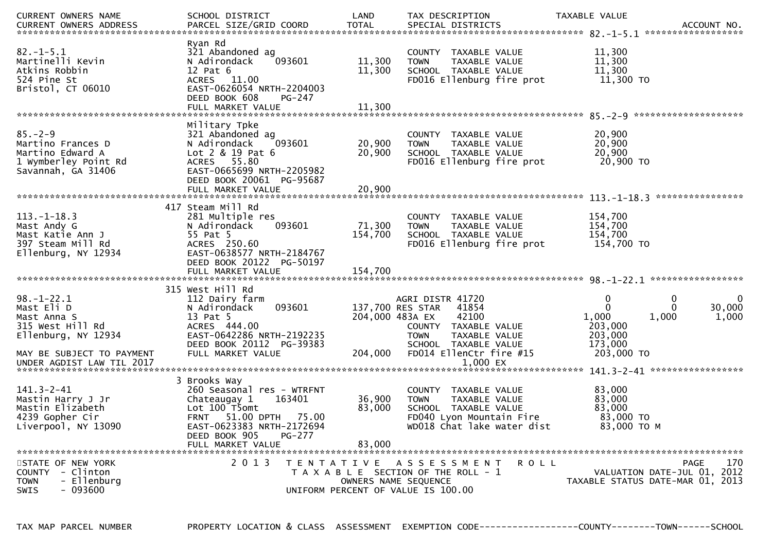| CURRENT OWNERS NAME<br>CURRENT OWNERS ADDRESS | SCHOOL DISTRICT<br>PARCEL SIZE/GRID COORD | LAND<br>TOTAL | TAX DESCRIPTION<br>SPECIAL DISTRICTS | TAXABLE VALUE | | ACCOUNT NO. |
|---|---|---|---|---|---|---|
| **82.-1-5.1** | | | | | | |
| | Ryan Rd | | | | | |
| 82.-1-5.1 | 321 Abandoned ag | | COUNTY TAXABLE VALUE | 11,300 | | |
| Martinelli Kevin | N Adirondack 093601 | 11,300 | TOWN TAXABLE VALUE | 11,300 | | |
| Atkins Robbin | 12 Pat 6 | 11,300 | SCHOOL TAXABLE VALUE | 11,300 | | |
| 524 Pine St | ACRES 11.00 | | FD016 Ellenburg fire prot | 11,300 TO | | |
| Bristol, CT 06010 | EAST-0626054 NRTH-2204003 | | | | | |
| | DEED BOOK 608 PG-247 | | | | | |
| | FULL MARKET VALUE | 11,300 | | | | |
| **85.-2-9** | | | | | | |
| | Military Tpke | | | | | |
| 85.-2-9 | 321 Abandoned ag | | COUNTY TAXABLE VALUE | 20,900 | | |
| Martino Frances D | N Adirondack 093601 | 20,900 | TOWN TAXABLE VALUE | 20,900 | | |
| Martino Edward A | Lot 2 & 19 Pat 6 | 20,900 | SCHOOL TAXABLE VALUE | 20,900 | | |
| 1 Wymberley Point Rd | ACRES 55.80 | | FD016 Ellenburg fire prot | 20,900 TO | | |
| Savannah, GA 31406 | EAST-0665699 NRTH-2205982 | | | | | |
| | DEED BOOK 20061 PG-95687 | | | | | |
| | FULL MARKET VALUE | 20,900 | | | | |
| **113.-1-18.3** | | | | | | |
| | 417 Steam Mill Rd | | | | | |
| 113.-1-18.3 | 281 Multiple res | | COUNTY TAXABLE VALUE | 154,700 | | |
| Mast Andy G | N Adirondack 093601 | 71,300 | TOWN TAXABLE VALUE | 154,700 | | |
| Mast Katie Ann J | 55 Pat 5 | 154,700 | SCHOOL TAXABLE VALUE | 154,700 | | |
| 397 Steam Mill Rd | ACRES 250.60 | | FD016 Ellenburg fire prot | 154,700 TO | | |
| Ellenburg, NY 12934 | EAST-0638577 NRTH-2184767 | | | | | |
| | DEED BOOK 20122 PG-50197 | | | | | |
| | FULL MARKET VALUE | 154,700 | | | | |
| **98.-1-22.1** | | | | | | |
| | 315 West Hill Rd | | | | | |
| 98.-1-22.1 | 112 Dairy farm | | AGRI DISTR 41720 | 0 | 0 | 0 |
| Mast Eli D | N Adirondack 093601 | 137,700 | RES STAR 41854 | 0 | 0 | 30,000 |
| Mast Anna S | 13 Pat 5 | 204,000 | 483A EX 42100 | 1,000 | 1,000 | 1,000 |
| 315 West Hill Rd | ACRES 444.00 | | COUNTY TAXABLE VALUE | 203,000 | | |
| Ellenburg, NY 12934 | EAST-0642286 NRTH-2192235 | | TOWN TAXABLE VALUE | 203,000 | | |
| | DEED BOOK 20112 PG-39383 | | SCHOOL TAXABLE VALUE | 173,000 | | |
| MAY BE SUBJECT TO PAYMENT | FULL MARKET VALUE | 204,000 | FD014 EllenCtr fire #15 | 203,000 TO | | |
| UNDER AGDIST LAW TIL 2017 | | | 1,000 EX | | | |
| **141.3-2-41** | | | | | | |
| | 3 Brooks Way | | | | | |
| 141.3-2-41 | 260 Seasonal res - WTRFNT | | COUNTY TAXABLE VALUE | 83,000 | | |
| Mastin Harry J Jr | Chateaugay 1 163401 | 36,900 | TOWN TAXABLE VALUE | 83,000 | | |
| Mastin Elizabeth | Lot 100 T5omt | 83,000 | SCHOOL TAXABLE VALUE | 83,000 | | |
| 4239 Gopher Cir | FRNT 51.00 DPTH 75.00 | | FD040 Lyon Mountain Fire | 83,000 TO | | |
| Liverpool, NY 13090 | EAST-0623383 NRTH-2172694 | | WD018 Chat lake water dist | 83,000 TO M | | |
| | DEED BOOK 905 PG-277 | | | | | |
| | FULL MARKET VALUE | 83,000 | | | | |

STATE OF NEW YORK
COUNTY - Clinton
TOWN - Ellenburg
SWIS - 093600

2013 TENTATIVE ASSESSMENT ROLL
TAXABLE SECTION OF THE ROLL - 1
OWNERS NAME SEQUENCE
UNIFORM PERCENT OF VALUE IS 100.00

VALUATION DATE-JUL 01, 2012
TAXABLE STATUS DATE-MAR 01, 2013

TAX MAP PARCEL NUMBER PROPERTY LOCATION & CLASS ASSESSMENT EXEMPTION CODE------------------COUNTY--------TOWN------SCHOOL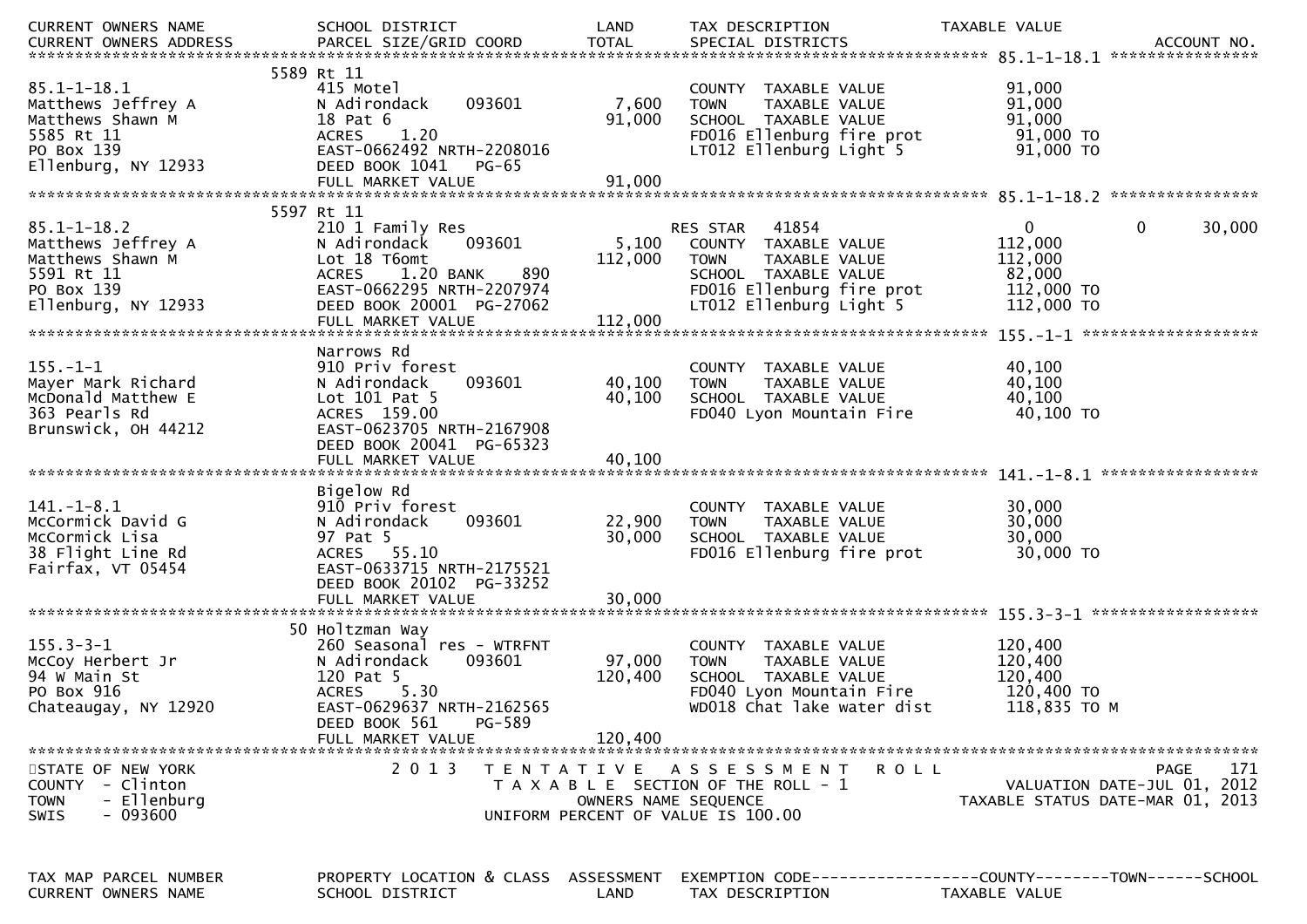| CURRENT OWNERS NAME / CURRENT OWNERS ADDRESS | SCHOOL DISTRICT / PARCEL SIZE/GRID COORD | LAND / TOTAL | TAX DESCRIPTION / SPECIAL DISTRICTS | TAXABLE VALUE | ACCOUNT NO. |
|---|---|---|---|---|---|
| **85.1-1-18.1** | 5589 Rt 11 | | | | |
| 85.1-1-18.1 | 415 Motel | | COUNTY TAXABLE VALUE | 91,000 | |
| Matthews Jeffrey A | N Adirondack 093601 | 7,600 | TOWN TAXABLE VALUE | 91,000 | |
| Matthews Shawn M | 18 Pat 6 | 91,000 | SCHOOL TAXABLE VALUE | 91,000 | |
| 5585 Rt 11 | ACRES 1.20 | | FD016 Ellenburg fire prot | 91,000 TO | |
| PO Box 139 | EAST-0662492 NRTH-2208016 | | LT012 Ellenburg Light 5 | 91,000 TO | |
| Ellenburg, NY 12933 | DEED BOOK 1041 PG-65 | | | | |
| | FULL MARKET VALUE | 91,000 | | | |
| **85.1-1-18.2** | 5597 Rt 11 | | | | |
| 85.1-1-18.2 | 210 1 Family Res | | RES STAR 41854 | 0 0 | 30,000 |
| Matthews Jeffrey A | N Adirondack 093601 | 5,100 | COUNTY TAXABLE VALUE | 112,000 | |
| Matthews Shawn M | Lot 18 T6omt | 112,000 | TOWN TAXABLE VALUE | 112,000 | |
| 5591 Rt 11 | ACRES 1.20 BANK 890 | | SCHOOL TAXABLE VALUE | 82,000 | |
| PO Box 139 | EAST-0662295 NRTH-2207974 | | FD016 Ellenburg fire prot | 112,000 TO | |
| Ellenburg, NY 12933 | DEED BOOK 20001 PG-27062 | | LT012 Ellenburg Light 5 | 112,000 TO | |
| | FULL MARKET VALUE | 112,000 | | | |
| **155.-1-1** | Narrows Rd | | | | |
| 155.-1-1 | 910 Priv forest | | COUNTY TAXABLE VALUE | 40,100 | |
| Mayer Mark Richard | N Adirondack 093601 | 40,100 | TOWN TAXABLE VALUE | 40,100 | |
| McDonald Matthew E | Lot 101 Pat 5 | 40,100 | SCHOOL TAXABLE VALUE | 40,100 | |
| 363 Pearls Rd | ACRES 159.00 | | FD040 Lyon Mountain Fire | 40,100 TO | |
| Brunswick, OH 44212 | EAST-0623705 NRTH-2167908 | | | | |
| | DEED BOOK 20041 PG-65323 | | | | |
| | FULL MARKET VALUE | 40,100 | | | |
| **141.-1-8.1** | Bigelow Rd | | | | |
| 141.-1-8.1 | 910 Priv forest | | COUNTY TAXABLE VALUE | 30,000 | |
| McCormick David G | N Adirondack 093601 | 22,900 | TOWN TAXABLE VALUE | 30,000 | |
| McCormick Lisa | 97 Pat 5 | 30,000 | SCHOOL TAXABLE VALUE | 30,000 | |
| 38 Flight Line Rd | ACRES 55.10 | | FD016 Ellenburg fire prot | 30,000 TO | |
| Fairfax, VT 05454 | EAST-0633715 NRTH-2175521 | | | | |
| | DEED BOOK 20102 PG-33252 | | | | |
| | FULL MARKET VALUE | 30,000 | | | |
| **155.3-3-1** | 50 Holtzman Way | | | | |
| 155.3-3-1 | 260 Seasonal res - WTRFNT | | COUNTY TAXABLE VALUE | 120,400 | |
| McCoy Herbert Jr | N Adirondack 093601 | 97,000 | TOWN TAXABLE VALUE | 120,400 | |
| 94 W Main St | 120 Pat 5 | 120,400 | SCHOOL TAXABLE VALUE | 120,400 | |
| PO Box 916 | ACRES 5.30 | | FD040 Lyon Mountain Fire | 120,400 TO | |
| Chateaugay, NY 12920 | EAST-0629637 NRTH-2162565 | | WD018 Chat lake water dist | 118,835 TO M | |
| | DEED BOOK 561 PG-589 | | | | |
| | FULL MARKET VALUE | 120,400 | | | |

STATE OF NEW YORK — COUNTY - Clinton — TOWN - Ellenburg — SWIS - 093600

2013 TENTATIVE ASSESSMENT ROLL — TAXABLE SECTION OF THE ROLL - 1 — OWNERS NAME SEQUENCE — UNIFORM PERCENT OF VALUE IS 100.00

VALUATION DATE-JUL 01, 2012 — TAXABLE STATUS DATE-MAR 01, 2013

TAX MAP PARCEL NUMBER / CURRENT OWNERS NAME — PROPERTY LOCATION & CLASS / SCHOOL DISTRICT — ASSESSMENT / LAND — EXEMPTION CODE------------------COUNTY--------TOWN------SCHOOL / TAX DESCRIPTION — TAXABLE VALUE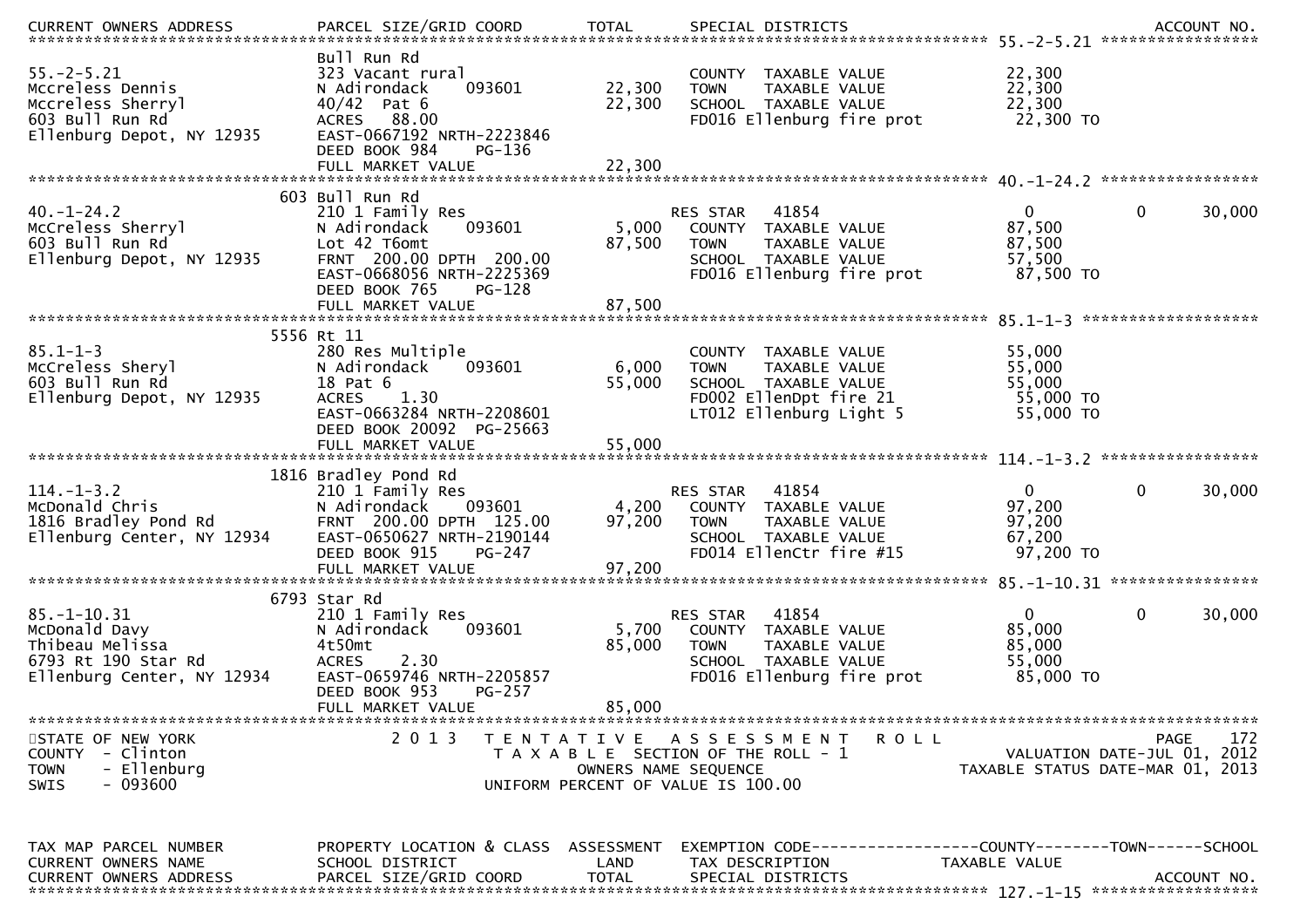```
CURRENT OWNERS ADDRESS        PARCEL SIZE/GRID COORD        TOTAL       SPECIAL DISTRICTS                                          ACCOUNT NO.
******************************************************************************************************* 55.-2-5.21 *****************
                              Bull Run Rd
55.-2-5.21                    323 Vacant rural                          COUNTY  TAXABLE VALUE             22,300
Mccreless Dennis              N Adirondack      093601       22,300     TOWN    TAXABLE VALUE             22,300
Mccreless Sherryl             40/42  Pat 6                   22,300     SCHOOL  TAXABLE VALUE             22,300
603 Bull Run Rd               ACRES   88.00                             FD016 Ellenburg fire prot          22,300 TO
Ellenburg Depot, NY 12935     EAST-0667192 NRTH-2223846
                              DEED BOOK 984     PG-136
                              FULL MARKET VALUE              22,300
******************************************************************************************************* 40.-1-24.2 *****************
                          603 Bull Run Rd
40.-1-24.2                    210 1 Family Res                          RES STAR    41854                  0             0      30,000
McCreless Sherryl             N Adirondack      093601        5,000     COUNTY  TAXABLE VALUE             87,500
603 Bull Run Rd               Lot 42 T6omt                   87,500     TOWN    TAXABLE VALUE             87,500
Ellenburg Depot, NY 12935     FRNT  200.00 DPTH  200.00                 SCHOOL  TAXABLE VALUE             57,500
                              EAST-0668056 NRTH-2225369                 FD016 Ellenburg fire prot          87,500 TO
                              DEED BOOK 765     PG-128
                              FULL MARKET VALUE              87,500
******************************************************************************************************* 85.1-1-3 *******************
                          5556 Rt 11
85.1-1-3                      280 Res Multiple                          COUNTY  TAXABLE VALUE             55,000
McCreless Sheryl              N Adirondack      093601        6,000     TOWN    TAXABLE VALUE             55,000
603 Bull Run Rd               18 Pat 6                       55,000     SCHOOL  TAXABLE VALUE             55,000
Ellenburg Depot, NY 12935     ACRES    1.30                             FD002 EllenDpt fire 21             55,000 TO
                              EAST-0663284 NRTH-2208601                 LT012 Ellenburg Light 5            55,000 TO
                              DEED BOOK 20092  PG-25663
                              FULL MARKET VALUE              55,000
******************************************************************************************************* 114.-1-3.2 *****************
                          1816 Bradley Pond Rd
114.-1-3.2                    210 1 Family Res                          RES STAR    41854                  0             0      30,000
McDonald Chris                N Adirondack      093601        4,200     COUNTY  TAXABLE VALUE             97,200
1816 Bradley Pond Rd          FRNT  200.00 DPTH  125.00      97,200     TOWN    TAXABLE VALUE             97,200
Ellenburg Center, NY 12934    EAST-0650627 NRTH-2190144                 SCHOOL  TAXABLE VALUE             67,200
                              DEED BOOK 915     PG-247                  FD014 EllenCtr fire #15            97,200 TO
                              FULL MARKET VALUE              97,200
******************************************************************************************************* 85.-1-10.31 ****************
                          6793 Star Rd
85.-1-10.31                   210 1 Family Res                          RES STAR    41854                  0             0      30,000
McDonald Davy                 N Adirondack      093601        5,700     COUNTY  TAXABLE VALUE             85,000
Thibeau Melissa               4t50mt                         85,000     TOWN    TAXABLE VALUE             85,000
6793 Rt 190 Star Rd           ACRES    2.30                             SCHOOL  TAXABLE VALUE             55,000
Ellenburg Center, NY 12934    EAST-0659746 NRTH-2205857                 FD016 Ellenburg fire prot          85,000 TO
                              DEED BOOK 953     PG-257
                              FULL MARKET VALUE              85,000
*************************************************************************************************************************************
STATE OF NEW YORK                  2 0 1 3   T E N T A T I V E   A S S E S S M E N T   R O L L                              PAGE    172
COUNTY  - Clinton                             T A X A B L E  SECTION OF THE ROLL - 1                          VALUATION DATE-JUL 01, 2012
TOWN    - Ellenburg                                OWNERS NAME SEQUENCE                                   TAXABLE STATUS DATE-MAR 01, 2013
SWIS    - 093600                              UNIFORM PERCENT OF VALUE IS 100.00


TAX MAP PARCEL NUMBER         PROPERTY LOCATION & CLASS  ASSESSMENT  EXEMPTION CODE------------------COUNTY--------TOWN------SCHOOL
CURRENT OWNERS NAME           SCHOOL DISTRICT               LAND       TAX DESCRIPTION              TAXABLE VALUE
CURRENT OWNERS ADDRESS        PARCEL SIZE/GRID COORD        TOTAL      SPECIAL DISTRICTS                                          ACCOUNT NO.
******************************************************************************************************* 127.-1-15 ******************
```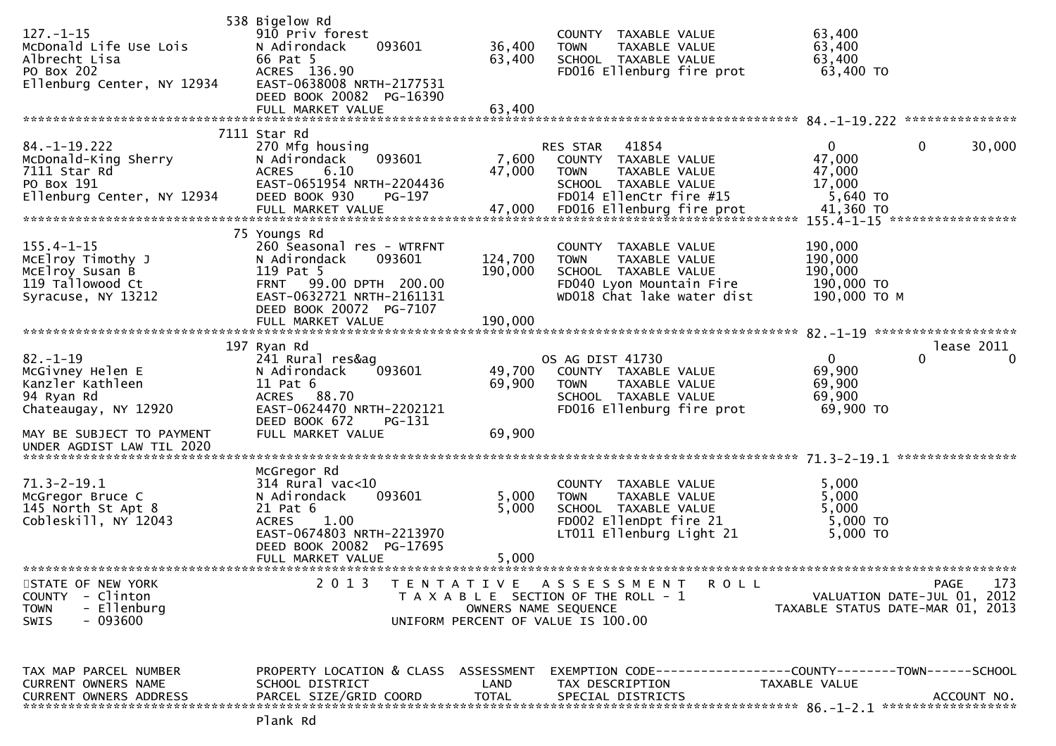```
                              538 Bigelow Rd
127.-1-15                     910 Priv forest                          COUNTY  TAXABLE VALUE             63,400
McDonald Life Use Lois        N Adirondack     093601        36,400    TOWN    TAXABLE VALUE             63,400
Albrecht Lisa                 66 Pat 5                       63,400    SCHOOL  TAXABLE VALUE             63,400
PO Box 202                    ACRES  136.90                            FD016 Ellenburg fire prot          63,400 TO
Ellenburg Center, NY 12934    EAST-0638008 NRTH-2177531
                              DEED BOOK 20082  PG-16390
                              FULL MARKET VALUE              63,400
******************************************************************************************************* 84.-1-19.222 ***************
                              7111 Star Rd
84.-1-19.222                  270 Mfg housing                          RES STAR   41854                 0             0        30,000
McDonald-King Sherry          N Adirondack     093601         7,600    COUNTY  TAXABLE VALUE             47,000
7111 Star Rd                  ACRES    6.10                  47,000    TOWN    TAXABLE VALUE             47,000
PO Box 191                    EAST-0651954 NRTH-2204436                SCHOOL  TAXABLE VALUE             17,000
Ellenburg Center, NY 12934    DEED BOOK 930    PG-197                  FD014 EllenCtr fire #15            5,640 TO
                              FULL MARKET VALUE              47,000    FD016 Ellenburg fire prot         41,360 TO
******************************************************************************************************* 155.4-1-15 *****************
                              75 Youngs Rd
155.4-1-15                    260 Seasonal res - WTRFNT                COUNTY  TAXABLE VALUE            190,000
McElroy Timothy J             N Adirondack     093601       124,700    TOWN    TAXABLE VALUE            190,000
McElroy Susan B               119 Pat 5                     190,000    SCHOOL  TAXABLE VALUE            190,000
119 Tallowood Ct              FRNT   99.00 DPTH  200.00                FD040 Lyon Mountain Fire         190,000 TO
Syracuse, NY 13212            EAST-0632721 NRTH-2161131                WD018 Chat lake water dist       190,000 TO M
                              DEED BOOK 20072  PG-7107
                              FULL MARKET VALUE             190,000
******************************************************************************************************* 82.-1-19 *******************
                              197 Ryan Rd                                                                             lease 2011
82.-1-19                      241 Rural res&ag                         OS AG DIST 41730                 0             0             0
McGivney Helen E              N Adirondack     093601        49,700    COUNTY  TAXABLE VALUE             69,900
Kanzler Kathleen              11 Pat 6                       69,900    TOWN    TAXABLE VALUE             69,900
94 Ryan Rd                    ACRES   88.70                            SCHOOL  TAXABLE VALUE             69,900
Chateaugay, NY 12920          EAST-0624470 NRTH-2202121                FD016 Ellenburg fire prot          69,900 TO
                              DEED BOOK 672    PG-131
MAY BE SUBJECT TO PAYMENT     FULL MARKET VALUE              69,900
UNDER AGDIST LAW TIL 2020
******************************************************************************************************* 71.3-2-19.1 ****************
                              McGregor Rd
71.3-2-19.1                   314 Rural vac<10                         COUNTY  TAXABLE VALUE              5,000
McGregor Bruce C              N Adirondack     093601         5,000    TOWN    TAXABLE VALUE              5,000
145 North St Apt 8            21 Pat 6                        5,000    SCHOOL  TAXABLE VALUE              5,000
Cobleskill, NY 12043          ACRES    1.00                            FD002 EllenDpt fire 21             5,000 TO
                              EAST-0674803 NRTH-2213970                LT011 Ellenburg Light 21           5,000 TO
                              DEED BOOK 20082  PG-17695
                              FULL MARKET VALUE               5,000
************************************************************************************************************************************
STATE OF NEW YORK                   2 0 1 3   T E N T A T I V E   A S S E S S M E N T   R O L L                          PAGE    173
COUNTY  - Clinton                        T A X A B L E  SECTION OF THE ROLL - 1                    VALUATION DATE-JUL 01, 2012
TOWN    - Ellenburg                          OWNERS NAME SEQUENCE                               TAXABLE STATUS DATE-MAR 01, 2013
SWIS    - 093600                       UNIFORM PERCENT OF VALUE IS 100.00


TAX MAP PARCEL NUMBER         PROPERTY LOCATION & CLASS  ASSESSMENT  EXEMPTION CODE------------------COUNTY--------TOWN------SCHOOL
CURRENT OWNERS NAME           SCHOOL DISTRICT              LAND      TAX DESCRIPTION            TAXABLE VALUE
CURRENT OWNERS ADDRESS        PARCEL SIZE/GRID COORD       TOTAL     SPECIAL DISTRICTS                                   ACCOUNT NO.
******************************************************************************************************* 86.-1-2.1 ******************
                              Plank Rd
```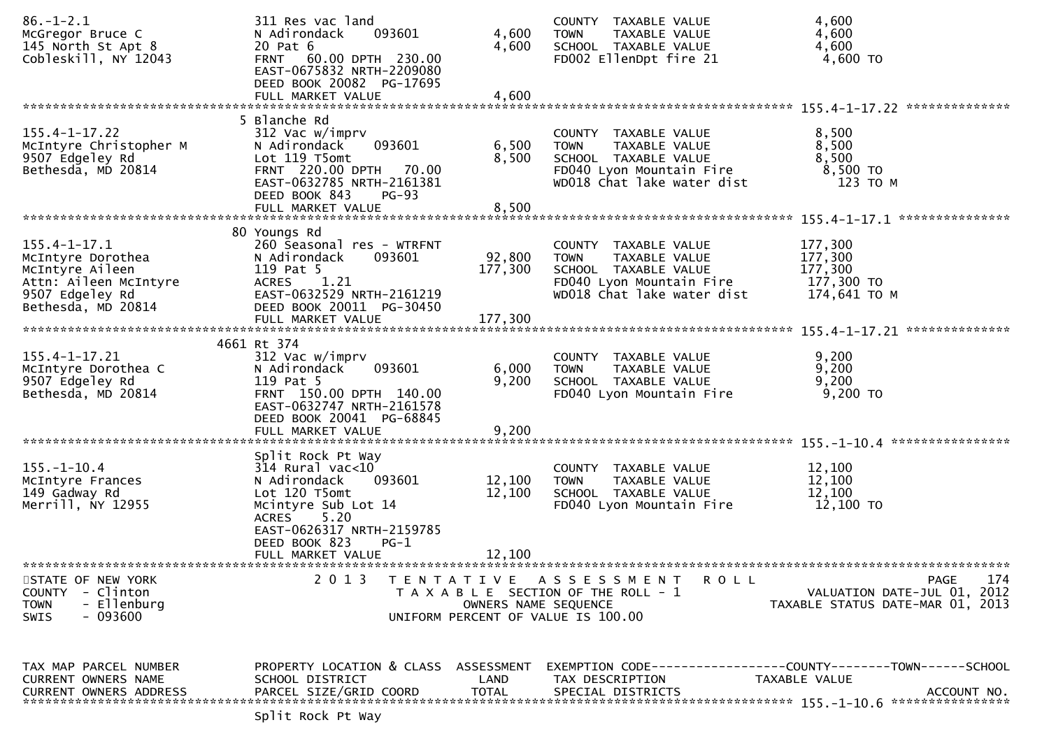```
86.-1-2.1                    311 Res vac land                         COUNTY  TAXABLE VALUE              4,600
McGregor Bruce C             N Adirondack     093601      4,600       TOWN    TAXABLE VALUE              4,600
145 North St Apt 8           20 Pat 6                     4,600       SCHOOL  TAXABLE VALUE              4,600
Cobleskill, NY 12043         FRNT   60.00 DPTH  230.00                FD002 EllenDpt fire 21              4,600 TO
                             EAST-0675832 NRTH-2209080
                             DEED BOOK 20082  PG-17695
                             FULL MARKET VALUE            4,600
******************************************************************************************************* 155.4-1-17.22 **************
                           5 Blanche Rd
155.4-1-17.22                312 Vac w/imprv                          COUNTY  TAXABLE VALUE              8,500
McIntyre Christopher M       N Adirondack     093601      6,500       TOWN    TAXABLE VALUE              8,500
9507 Edgeley Rd              Lot 119 T5omt                8,500       SCHOOL  TAXABLE VALUE              8,500
Bethesda, MD 20814           FRNT  220.00 DPTH   70.00                FD040 Lyon Mountain Fire            8,500 TO
                             EAST-0632785 NRTH-2161381                WD018 Chat lake water dist            123 TO M
                             DEED BOOK 843    PG-93
                             FULL MARKET VALUE            8,500
******************************************************************************************************* 155.4-1-17.1 ***************
                          80 Youngs Rd
155.4-1-17.1                 260 Seasonal res - WTRFNT                COUNTY  TAXABLE VALUE            177,300
McIntyre Dorothea            N Adirondack     093601     92,800       TOWN    TAXABLE VALUE            177,300
McIntyre Aileen              119 Pat 5                  177,300       SCHOOL  TAXABLE VALUE            177,300
Attn: Aileen McIntyre        ACRES    1.21                            FD040 Lyon Mountain Fire          177,300 TO
9507 Edgeley Rd              EAST-0632529 NRTH-2161219                WD018 Chat lake water dist        174,641 TO M
Bethesda, MD 20814           DEED BOOK 20011  PG-30450
                             FULL MARKET VALUE          177,300
******************************************************************************************************* 155.4-1-17.21 **************
                        4661 Rt 374
155.4-1-17.21                312 Vac w/imprv                          COUNTY  TAXABLE VALUE              9,200
McIntyre Dorothea C          N Adirondack     093601      6,000       TOWN    TAXABLE VALUE              9,200
9507 Edgeley Rd              119 Pat 5                    9,200       SCHOOL  TAXABLE VALUE              9,200
Bethesda, MD 20814           FRNT  150.00 DPTH  140.00                FD040 Lyon Mountain Fire            9,200 TO
                             EAST-0632747 NRTH-2161578
                             DEED BOOK 20041  PG-68845
                             FULL MARKET VALUE            9,200
******************************************************************************************************* 155.-1-10.4 ****************
                             Split Rock Pt Way
155.-1-10.4                  314 Rural vac<10                         COUNTY  TAXABLE VALUE             12,100
McIntyre Frances             N Adirondack     093601     12,100       TOWN    TAXABLE VALUE             12,100
149 Gadway Rd                Lot 120 T5omt               12,100       SCHOOL  TAXABLE VALUE             12,100
Merrill, NY 12955            Mcintyre Sub Lot 14                      FD040 Lyon Mountain Fire           12,100 TO
                             ACRES    5.20
                             EAST-0626317 NRTH-2159785
                             DEED BOOK 823    PG-1
                             FULL MARKET VALUE           12,100
************************************************************************************************************************************
STATE OF NEW YORK                2 0 1 3   T E N T A T I V E   A S S E S S M E N T   R O L L                          PAGE    174
COUNTY  - Clinton                          T A X A B L E  SECTION OF THE ROLL - 1                   VALUATION DATE-JUL 01, 2012
TOWN    - Ellenburg                                 OWNERS NAME SEQUENCE                           TAXABLE STATUS DATE-MAR 01, 2013
SWIS    - 093600                           UNIFORM PERCENT OF VALUE IS 100.00



TAX MAP PARCEL NUMBER        PROPERTY LOCATION & CLASS  ASSESSMENT  EXEMPTION CODE------------------COUNTY--------TOWN------SCHOOL
CURRENT OWNERS NAME          SCHOOL DISTRICT               LAND     TAX DESCRIPTION            TAXABLE VALUE
CURRENT OWNERS ADDRESS       PARCEL SIZE/GRID COORD       TOTAL     SPECIAL DISTRICTS                                   ACCOUNT NO.
******************************************************************************************************* 155.-1-10.6 ****************
                             Split Rock Pt Way
```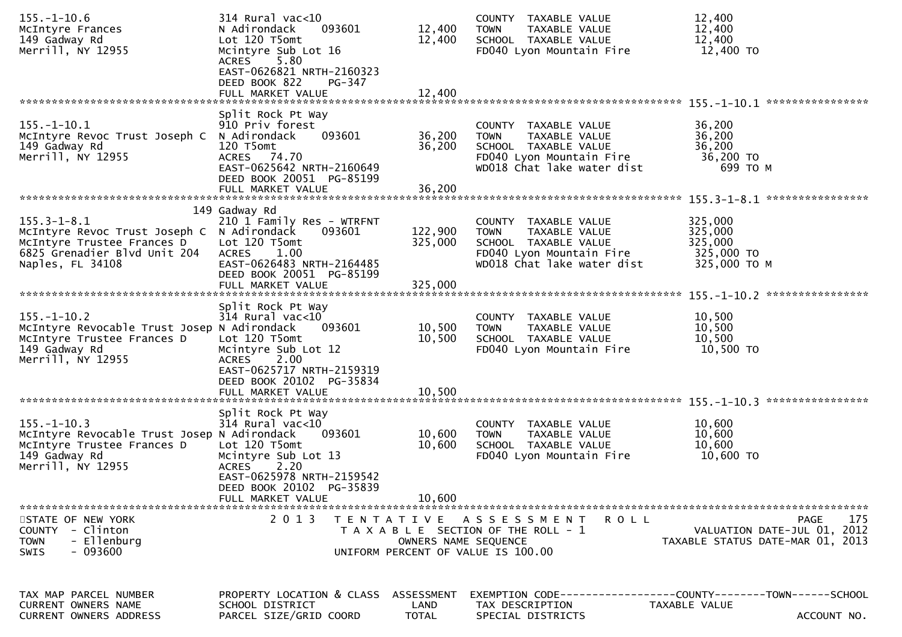```
155.-1-10.6                  314 Rural vac<10                       COUNTY  TAXABLE VALUE            12,400
McIntyre Frances             N Adirondack     093601       12,400   TOWN    TAXABLE VALUE            12,400
149 Gadway Rd                Lot 120 T5omt                 12,400   SCHOOL  TAXABLE VALUE            12,400
Merrill, NY 12955            Mcintyre Sub Lot 16                    FD040 Lyon Mountain Fire          12,400 TO
                             ACRES     5.80
                             EAST-0626821 NRTH-2160323
                             DEED BOOK 822     PG-347
                             FULL MARKET VALUE             12,400
******************************************************************************************************* 155.-1-10.1 ****************
                             Split Rock Pt Way
155.-1-10.1                  910 Priv forest                        COUNTY  TAXABLE VALUE            36,200
McIntyre Revoc Trust Joseph C  N Adirondack   093601       36,200   TOWN    TAXABLE VALUE            36,200
149 Gadway Rd                120 T5omt                     36,200   SCHOOL  TAXABLE VALUE            36,200
Merrill, NY 12955            ACRES    74.70                         FD040 Lyon Mountain Fire          36,200 TO
                             EAST-0625642 NRTH-2160649              WD018 Chat lake water dist           699 TO M
                             DEED BOOK 20051  PG-85199
                             FULL MARKET VALUE             36,200
******************************************************************************************************* 155.3-1-8.1 ****************
                             149 Gadway Rd
155.3-1-8.1                  210 1 Family Res - WTRFNT              COUNTY  TAXABLE VALUE           325,000
McIntyre Revoc Trust Joseph C  N Adirondack   093601      122,900   TOWN    TAXABLE VALUE           325,000
McIntyre Trustee Frances D   Lot 120 T5omt                325,000   SCHOOL  TAXABLE VALUE           325,000
6825 Grenadier Blvd Unit 204  ACRES     1.00                        FD040 Lyon Mountain Fire         325,000 TO
Naples, FL 34108             EAST-0626483 NRTH-2164485              WD018 Chat lake water dist       325,000 TO M
                             DEED BOOK 20051  PG-85199
                             FULL MARKET VALUE            325,000
******************************************************************************************************* 155.-1-10.2 ****************
                             Split Rock Pt Way
155.-1-10.2                  314 Rural vac<10                       COUNTY  TAXABLE VALUE            10,500
McIntyre Revocable Trust Josep N Adirondack   093601       10,500   TOWN    TAXABLE VALUE            10,500
McIntyre Trustee Frances D   Lot 120 T5omt                 10,500   SCHOOL  TAXABLE VALUE            10,500
149 Gadway Rd                Mcintyre Sub Lot 12                    FD040 Lyon Mountain Fire          10,500 TO
Merrill, NY 12955            ACRES     2.00
                             EAST-0625717 NRTH-2159319
                             DEED BOOK 20102  PG-35834
                             FULL MARKET VALUE             10,500
******************************************************************************************************* 155.-1-10.3 ****************
                             Split Rock Pt Way
155.-1-10.3                  314 Rural vac<10                       COUNTY  TAXABLE VALUE            10,600
McIntyre Revocable Trust Josep N Adirondack   093601       10,600   TOWN    TAXABLE VALUE            10,600
McIntyre Trustee Frances D   Lot 120 T5omt                 10,600   SCHOOL  TAXABLE VALUE            10,600
149 Gadway Rd                Mcintyre Sub Lot 13                    FD040 Lyon Mountain Fire          10,600 TO
Merrill, NY 12955            ACRES     2.20
                             EAST-0625978 NRTH-2159542
                             DEED BOOK 20102  PG-35839
                             FULL MARKET VALUE             10,600
************************************************************************************************************************************
STATE OF NEW YORK                  2 0 1 3   T E N T A T I V E   A S S E S S M E N T   R O L L                          PAGE    175
COUNTY  - Clinton                        T A X A B L E  SECTION OF THE ROLL - 1                    VALUATION DATE-JUL 01, 2012
TOWN    - Ellenburg                             OWNERS NAME SEQUENCE                          TAXABLE STATUS DATE-MAR 01, 2013
SWIS    - 093600                          UNIFORM PERCENT OF VALUE IS 100.00


TAX MAP PARCEL NUMBER        PROPERTY LOCATION & CLASS  ASSESSMENT  EXEMPTION CODE------------------COUNTY--------TOWN------SCHOOL
CURRENT OWNERS NAME          SCHOOL DISTRICT               LAND     TAX DESCRIPTION              TAXABLE VALUE
CURRENT OWNERS ADDRESS       PARCEL SIZE/GRID COORD        TOTAL    SPECIAL DISTRICTS                                  ACCOUNT NO.
```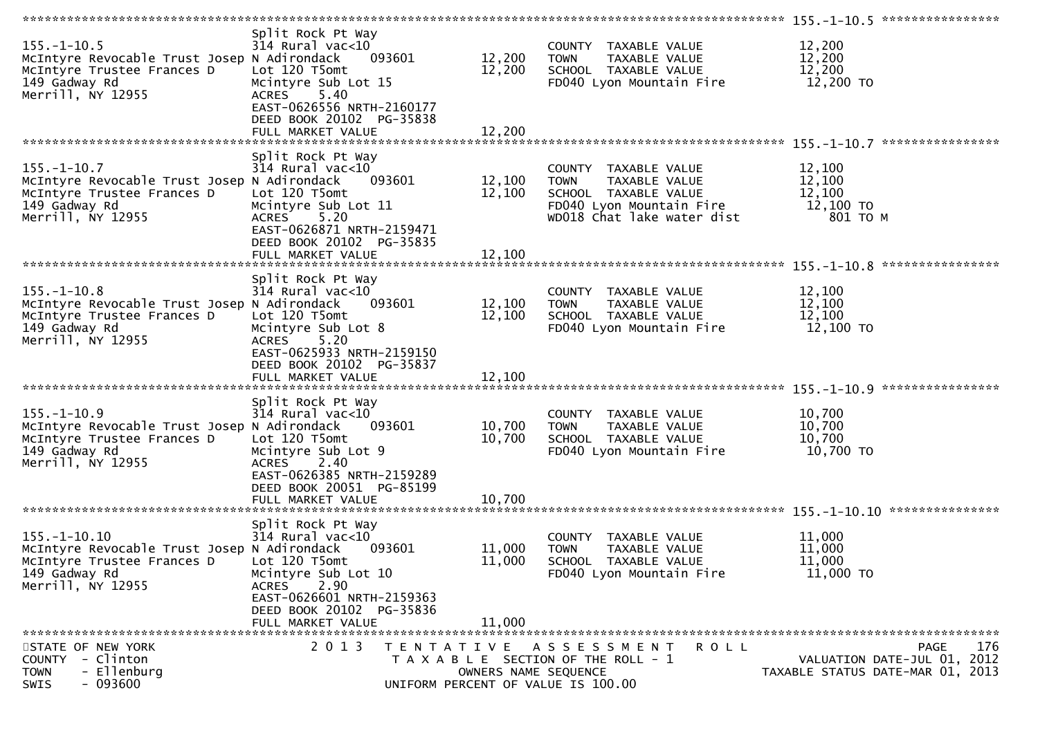```
******************************************************************************************************* 155.-1-10.5 ****************
                                Split Rock Pt Way
155.-1-10.5                     314 Rural vac<10                          COUNTY  TAXABLE VALUE            12,200
McIntyre Revocable Trust Josep  N Adirondack     093601      12,200       TOWN    TAXABLE VALUE            12,200
McIntyre Trustee Frances D      Lot 120 T5omt                12,200       SCHOOL  TAXABLE VALUE            12,200
149 Gadway Rd                   Mcintyre Sub Lot 15                       FD040 Lyon Mountain Fire          12,200 TO
Merrill, NY 12955               ACRES     5.40
                                EAST-0626556 NRTH-2160177
                                DEED BOOK 20102  PG-35838
                                FULL MARKET VALUE            12,200
******************************************************************************************************* 155.-1-10.7 ****************
                                Split Rock Pt Way
155.-1-10.7                     314 Rural vac<10                          COUNTY  TAXABLE VALUE            12,100
McIntyre Revocable Trust Josep  N Adirondack     093601      12,100       TOWN    TAXABLE VALUE            12,100
McIntyre Trustee Frances D      Lot 120 T5omt                12,100       SCHOOL  TAXABLE VALUE            12,100
149 Gadway Rd                   Mcintyre Sub Lot 11                       FD040 Lyon Mountain Fire          12,100 TO
Merrill, NY 12955               ACRES     5.20                            WD018 Chat lake water dist           801 TO M
                                EAST-0626871 NRTH-2159471
                                DEED BOOK 20102  PG-35835
                                FULL MARKET VALUE            12,100
******************************************************************************************************* 155.-1-10.8 ****************
                                Split Rock Pt Way
155.-1-10.8                     314 Rural vac<10                          COUNTY  TAXABLE VALUE            12,100
McIntyre Revocable Trust Josep  N Adirondack     093601      12,100       TOWN    TAXABLE VALUE            12,100
McIntyre Trustee Frances D      Lot 120 T5omt                12,100       SCHOOL  TAXABLE VALUE            12,100
149 Gadway Rd                   Mcintyre Sub Lot 8                        FD040 Lyon Mountain Fire          12,100 TO
Merrill, NY 12955               ACRES     5.20
                                EAST-0625933 NRTH-2159150
                                DEED BOOK 20102  PG-35837
                                FULL MARKET VALUE            12,100
******************************************************************************************************* 155.-1-10.9 ****************
                                Split Rock Pt Way
155.-1-10.9                     314 Rural vac<10                          COUNTY  TAXABLE VALUE            10,700
McIntyre Revocable Trust Josep  N Adirondack     093601      10,700       TOWN    TAXABLE VALUE            10,700
McIntyre Trustee Frances D      Lot 120 T5omt                10,700       SCHOOL  TAXABLE VALUE            10,700
149 Gadway Rd                   Mcintyre Sub Lot 9                        FD040 Lyon Mountain Fire          10,700 TO
Merrill, NY 12955               ACRES     2.40
                                EAST-0626385 NRTH-2159289
                                DEED BOOK 20051  PG-85199
                                FULL MARKET VALUE            10,700
******************************************************************************************************* 155.-1-10.10 ***************
                                Split Rock Pt Way
155.-1-10.10                    314 Rural vac<10                          COUNTY  TAXABLE VALUE            11,000
McIntyre Revocable Trust Josep  N Adirondack     093601      11,000       TOWN    TAXABLE VALUE            11,000
McIntyre Trustee Frances D      Lot 120 T5omt                11,000       SCHOOL  TAXABLE VALUE            11,000
149 Gadway Rd                   Mcintyre Sub Lot 10                       FD040 Lyon Mountain Fire          11,000 TO
Merrill, NY 12955               ACRES     2.90
                                EAST-0626601 NRTH-2159363
                                DEED BOOK 20102  PG-35836
                                FULL MARKET VALUE            11,000
************************************************************************************************************************************
STATE OF NEW YORK                 2 0 1 3   T E N T A T I V E   A S S E S S M E N T   R O L L                          PAGE   176
COUNTY  - Clinton                            T A X A B L E  SECTION OF THE ROLL - 1                      VALUATION DATE-JUL 01, 2012
TOWN    - Ellenburg                                  OWNERS NAME SEQUENCE                            TAXABLE STATUS DATE-MAR 01, 2013
SWIS    - 093600                               UNIFORM PERCENT OF VALUE IS 100.00
```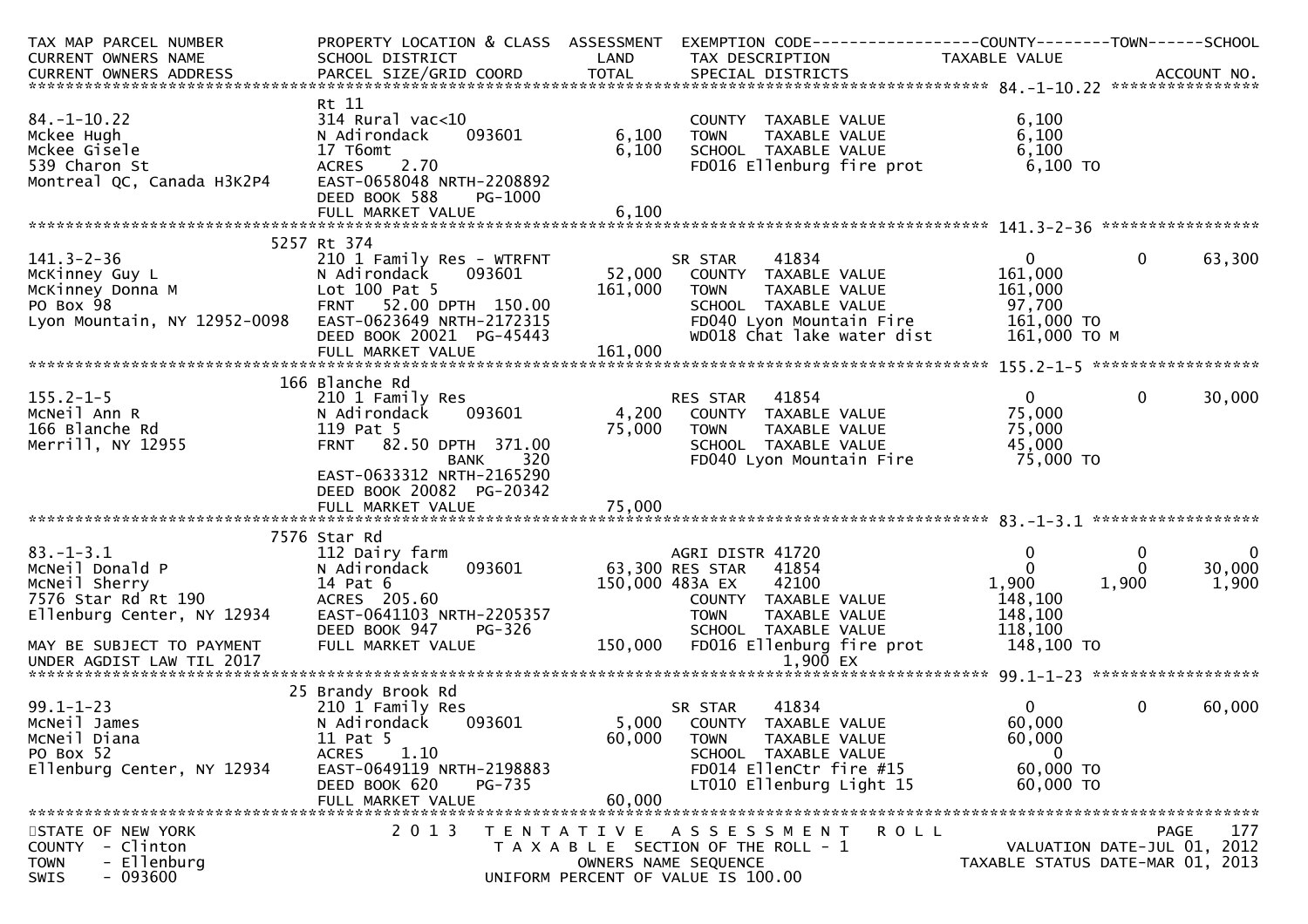| TAX MAP PARCEL NUMBER<br>CURRENT OWNERS NAME<br>CURRENT OWNERS ADDRESS | PROPERTY LOCATION & CLASS<br>SCHOOL DISTRICT<br>PARCEL SIZE/GRID COORD | ASSESSMENT<br>LAND<br>TOTAL | EXEMPTION CODE<br>TAX DESCRIPTION<br>SPECIAL DISTRICTS | COUNTY<br>TAXABLE VALUE | TOWN | SCHOOL<br><br>ACCOUNT NO. |
|---|---|---|---|---|---|---|
| **84.-1-10.22** | | | | | | |
| 84.-1-10.22 | Rt 11<br>314 Rural vac<10 | | COUNTY TAXABLE VALUE | 6,100 | | |
| Mckee Hugh | N Adirondack 093601 | 6,100 | TOWN TAXABLE VALUE | 6,100 | | |
| Mckee Gisele | 17 T6omt | 6,100 | SCHOOL TAXABLE VALUE | 6,100 | | |
| 539 Charon St | ACRES 2.70 | | FD016 Ellenburg fire prot | 6,100 TO | | |
| Montreal QC, Canada H3K2P4 | EAST-0658048 NRTH-2208892 | | | | | |
| | DEED BOOK 588 PG-1000 | | | | | |
| | FULL MARKET VALUE | 6,100 | | | | |
| **141.3-2-36** | | | | | | |
| | 5257 Rt 374 | | | | | |
| 141.3-2-36 | 210 1 Family Res - WTRFNT | | SR STAR 41834 | 0 | 0 | 63,300 |
| McKinney Guy L | N Adirondack 093601 | 52,000 | COUNTY TAXABLE VALUE | 161,000 | | |
| McKinney Donna M | Lot 100 Pat 5 | 161,000 | TOWN TAXABLE VALUE | 161,000 | | |
| PO Box 98 | FRNT 52.00 DPTH 150.00 | | SCHOOL TAXABLE VALUE | 97,700 | | |
| Lyon Mountain, NY 12952-0098 | EAST-0623649 NRTH-2172315 | | FD040 Lyon Mountain Fire | 161,000 TO | | |
| | DEED BOOK 20021 PG-45443 | | WD018 Chat lake water dist | 161,000 TO M | | |
| | FULL MARKET VALUE | 161,000 | | | | |
| **155.2-1-5** | | | | | | |
| | 166 Blanche Rd | | | | | |
| 155.2-1-5 | 210 1 Family Res | | RES STAR 41854 | 0 | 0 | 30,000 |
| McNeil Ann R | N Adirondack 093601 | 4,200 | COUNTY TAXABLE VALUE | 75,000 | | |
| 166 Blanche Rd | 119 Pat 5 | 75,000 | TOWN TAXABLE VALUE | 75,000 | | |
| Merrill, NY 12955 | FRNT 82.50 DPTH 371.00 | | SCHOOL TAXABLE VALUE | 45,000 | | |
| | BANK 320 | | FD040 Lyon Mountain Fire | 75,000 TO | | |
| | EAST-0633312 NRTH-2165290 | | | | | |
| | DEED BOOK 20082 PG-20342 | | | | | |
| | FULL MARKET VALUE | 75,000 | | | | |
| **83.-1-3.1** | | | | | | |
| | 7576 Star Rd | | | | | |
| 83.-1-3.1 | 112 Dairy farm | | AGRI DISTR 41720 | 0 | 0 | 0 |
| McNeil Donald P | N Adirondack 093601 | 63,300 | RES STAR 41854 | 0 | 0 | 30,000 |
| McNeil Sherry | 14 Pat 6 | 150,000 | 483A EX 42100 | 1,900 | 1,900 | 1,900 |
| 7576 Star Rd Rt 190 | ACRES 205.60 | | COUNTY TAXABLE VALUE | 148,100 | | |
| Ellenburg Center, NY 12934 | EAST-0641103 NRTH-2205357 | | TOWN TAXABLE VALUE | 148,100 | | |
| | DEED BOOK 947 PG-326 | | SCHOOL TAXABLE VALUE | 118,100 | | |
| MAY BE SUBJECT TO PAYMENT | FULL MARKET VALUE | 150,000 | FD016 Ellenburg fire prot | 148,100 TO | | |
| UNDER AGDIST LAW TIL 2017 | | | 1,900 EX | | | |
| **99.1-1-23** | | | | | | |
| | 25 Brandy Brook Rd | | | | | |
| 99.1-1-23 | 210 1 Family Res | | SR STAR 41834 | 0 | 0 | 60,000 |
| McNeil James | N Adirondack 093601 | 5,000 | COUNTY TAXABLE VALUE | 60,000 | | |
| McNeil Diana | 11 Pat 5 | 60,000 | TOWN TAXABLE VALUE | 60,000 | | |
| PO Box 52 | ACRES 1.10 | | SCHOOL TAXABLE VALUE | 0 | | |
| Ellenburg Center, NY 12934 | EAST-0649119 NRTH-2198883 | | FD014 EllenCtr fire #15 | 60,000 TO | | |
| | DEED BOOK 620 PG-735 | | LT010 Ellenburg Light 15 | 60,000 TO | | |
| | FULL MARKET VALUE | 60,000 | | | | |

STATE OF NEW YORK — 2013 TENTATIVE ASSESSMENT ROLL
COUNTY - Clinton — TAXABLE SECTION OF THE ROLL - 1 — VALUATION DATE-JUL 01, 2012
TOWN - Ellenburg — OWNERS NAME SEQUENCE — TAXABLE STATUS DATE-MAR 01, 2013
SWIS - 093600 — UNIFORM PERCENT OF VALUE IS 100.00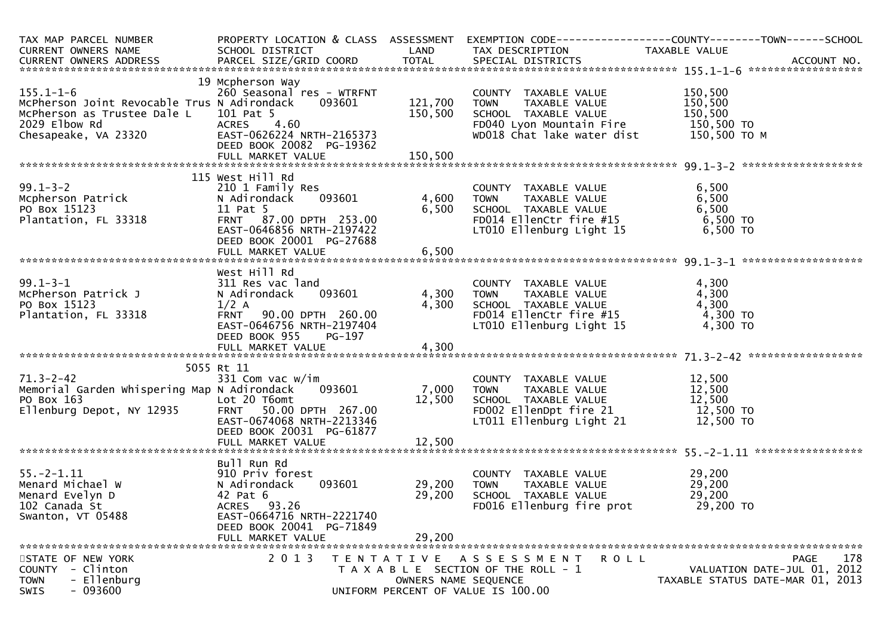| TAX MAP PARCEL NUMBER<br>CURRENT OWNERS NAME<br>CURRENT OWNERS ADDRESS | PROPERTY LOCATION & CLASS<br>SCHOOL DISTRICT<br>PARCEL SIZE/GRID COORD | ASSESSMENT<br>LAND<br>TOTAL | EXEMPTION CODE<br>TAX DESCRIPTION<br>SPECIAL DISTRICTS | COUNTY / TOWN / SCHOOL<br>TAXABLE VALUE<br>ACCOUNT NO. |
|---|---|---|---|---|
| **155.1-1-6** | 19 Mcpherson Way | | | |
| 155.1-1-6 | 260 Seasonal res - WTRFNT | | COUNTY TAXABLE VALUE | 150,500 |
| McPherson Joint Revocable Trus | N Adirondack 093601 | 121,700 | TOWN TAXABLE VALUE | 150,500 |
| McPherson as Trustee Dale L | 101 Pat 5 | 150,500 | SCHOOL TAXABLE VALUE | 150,500 |
| 2029 Elbow Rd | ACRES 4.60 | | FD040 Lyon Mountain Fire | 150,500 TO |
| Chesapeake, VA 23320 | EAST-0626224 NRTH-2165373 | | WD018 Chat lake water dist | 150,500 TO M |
| | DEED BOOK 20082 PG-19362 | | | |
| | FULL MARKET VALUE | 150,500 | | |
| **99.1-3-2** | 115 West Hill Rd | | | |
| 99.1-3-2 | 210 1 Family Res | | COUNTY TAXABLE VALUE | 6,500 |
| Mcpherson Patrick | N Adirondack 093601 | 4,600 | TOWN TAXABLE VALUE | 6,500 |
| PO Box 15123 | 11 Pat 5 | 6,500 | SCHOOL TAXABLE VALUE | 6,500 |
| Plantation, FL 33318 | FRNT 87.00 DPTH 253.00 | | FD014 EllenCtr fire #15 | 6,500 TO |
| | EAST-0646856 NRTH-2197422 | | LT010 Ellenburg Light 15 | 6,500 TO |
| | DEED BOOK 20001 PG-27688 | | | |
| | FULL MARKET VALUE | 6,500 | | |
| **99.1-3-1** | West Hill Rd | | | |
| 99.1-3-1 | 311 Res vac land | | COUNTY TAXABLE VALUE | 4,300 |
| McPherson Patrick J | N Adirondack 093601 | 4,300 | TOWN TAXABLE VALUE | 4,300 |
| PO Box 15123 | 1/2 A | 4,300 | SCHOOL TAXABLE VALUE | 4,300 |
| Plantation, FL 33318 | FRNT 90.00 DPTH 260.00 | | FD014 EllenCtr fire #15 | 4,300 TO |
| | EAST-0646756 NRTH-2197404 | | LT010 Ellenburg Light 15 | 4,300 TO |
| | DEED BOOK 955 PG-197 | | | |
| | FULL MARKET VALUE | 4,300 | | |
| **71.3-2-42** | 5055 Rt 11 | | | |
| 71.3-2-42 | 331 Com vac w/im | | COUNTY TAXABLE VALUE | 12,500 |
| Memorial Garden Whispering Map | N Adirondack 093601 | 7,000 | TOWN TAXABLE VALUE | 12,500 |
| PO Box 163 | Lot 20 T6omt | 12,500 | SCHOOL TAXABLE VALUE | 12,500 |
| Ellenburg Depot, NY 12935 | FRNT 50.00 DPTH 267.00 | | FD002 EllenDpt fire 21 | 12,500 TO |
| | EAST-0674068 NRTH-2213346 | | LT011 Ellenburg Light 21 | 12,500 TO |
| | DEED BOOK 20031 PG-61877 | | | |
| | FULL MARKET VALUE | 12,500 | | |
| **55.-2-1.11** | Bull Run Rd | | | |
| 55.-2-1.11 | 910 Priv forest | | COUNTY TAXABLE VALUE | 29,200 |
| Menard Michael W | N Adirondack 093601 | 29,200 | TOWN TAXABLE VALUE | 29,200 |
| Menard Evelyn D | 42 Pat 6 | 29,200 | SCHOOL TAXABLE VALUE | 29,200 |
| 102 Canada St | ACRES 93.26 | | FD016 Ellenburg fire prot | 29,200 TO |
| Swanton, VT 05488 | EAST-0664716 NRTH-2221740 | | | |
| | DEED BOOK 20041 PG-71849 | | | |
| | FULL MARKET VALUE | 29,200 | | |

STATE OF NEW YORK
COUNTY - Clinton
TOWN - Ellenburg
SWIS - 093600

2013 TENTATIVE ASSESSMENT ROLL
TAXABLE SECTION OF THE ROLL - 1
OWNERS NAME SEQUENCE
UNIFORM PERCENT OF VALUE IS 100.00

VALUATION DATE-JUL 01, 2012
TAXABLE STATUS DATE-MAR 01, 2013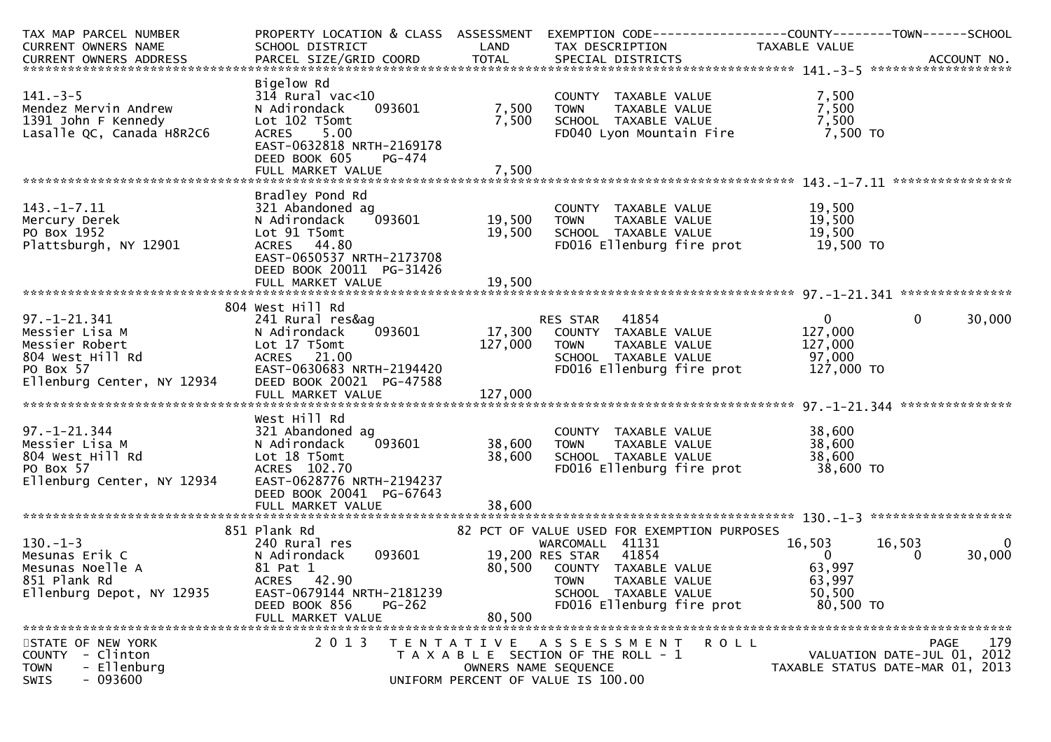| TAX MAP PARCEL NUMBER<br>CURRENT OWNERS NAME<br>CURRENT OWNERS ADDRESS | PROPERTY LOCATION & CLASS<br>SCHOOL DISTRICT<br>PARCEL SIZE/GRID COORD | ASSESSMENT<br>LAND<br>TOTAL | EXEMPTION CODE<br>TAX DESCRIPTION<br>SPECIAL DISTRICTS | COUNTY<br>TAXABLE VALUE | TOWN | SCHOOL<br>ACCOUNT NO. |
|---|---|---|---|---|---|---|
| **141.-3-5** | | | | | | |
| 141.-3-5 | Bigelow Rd | | | | | |
| Mendez Mervin Andrew | 314 Rural vac<10 | | COUNTY TAXABLE VALUE | 7,500 | | |
| 1391 John F Kennedy | N Adirondack 093601 | 7,500 | TOWN TAXABLE VALUE | 7,500 | | |
| Lasalle QC, Canada H8R2C6 | Lot 102 T5omt | 7,500 | SCHOOL TAXABLE VALUE | 7,500 | | |
| | ACRES 5.00 | | FD040 Lyon Mountain Fire | 7,500 TO | | |
| | EAST-0632818 NRTH-2169178 | | | | | |
| | DEED BOOK 605 PG-474 | | | | | |
| | FULL MARKET VALUE | 7,500 | | | | |
| **143.-1-7.11** | | | | | | |
| 143.-1-7.11 | Bradley Pond Rd | | | | | |
| Mercury Derek | 321 Abandoned ag | | COUNTY TAXABLE VALUE | 19,500 | | |
| PO Box 1952 | N Adirondack 093601 | 19,500 | TOWN TAXABLE VALUE | 19,500 | | |
| Plattsburgh, NY 12901 | Lot 91 T5omt | 19,500 | SCHOOL TAXABLE VALUE | 19,500 | | |
| | ACRES 44.80 | | FD016 Ellenburg fire prot | 19,500 TO | | |
| | EAST-0650537 NRTH-2173708 | | | | | |
| | DEED BOOK 20011 PG-31426 | | | | | |
| | FULL MARKET VALUE | 19,500 | | | | |
| **97.-1-21.341** | | | | | | |
| 97.-1-21.341 | 804 West Hill Rd | | | | | |
| Messier Lisa M | 241 Rural res&ag | | RES STAR 41854 | 0 | 0 | 30,000 |
| Messier Robert | N Adirondack 093601 | 17,300 | COUNTY TAXABLE VALUE | 127,000 | | |
| 804 West Hill Rd | Lot 17 T5omt | 127,000 | TOWN TAXABLE VALUE | 127,000 | | |
| PO Box 57 | ACRES 21.00 | | SCHOOL TAXABLE VALUE | 97,000 | | |
| Ellenburg Center, NY 12934 | EAST-0630683 NRTH-2194420 | | FD016 Ellenburg fire prot | 127,000 TO | | |
| | DEED BOOK 20021 PG-47588 | | | | | |
| | FULL MARKET VALUE | 127,000 | | | | |
| **97.-1-21.344** | | | | | | |
| 97.-1-21.344 | West Hill Rd | | | | | |
| Messier Lisa M | 321 Abandoned ag | | COUNTY TAXABLE VALUE | 38,600 | | |
| 804 West Hill Rd | N Adirondack 093601 | 38,600 | TOWN TAXABLE VALUE | 38,600 | | |
| PO Box 57 | Lot 18 T5omt | 38,600 | SCHOOL TAXABLE VALUE | 38,600 | | |
| Ellenburg Center, NY 12934 | ACRES 102.70 | | FD016 Ellenburg fire prot | 38,600 TO | | |
| | EAST-0628776 NRTH-2194237 | | | | | |
| | DEED BOOK 20041 PG-67643 | | | | | |
| | FULL MARKET VALUE | 38,600 | | | | |
| **130.-1-3** | | | | | | |
| 130.-1-3 | 851 Plank Rd | | 82 PCT OF VALUE USED FOR EXEMPTION PURPOSES | | | |
| Mesunas Erik C | 240 Rural res | | WARCOMALL 41131 | 16,503 | 16,503 | 0 |
| Mesunas Noelle A | N Adirondack 093601 | 19,200 | RES STAR 41854 | 0 | 0 | 30,000 |
| 851 Plank Rd | 81 Pat 1 | 80,500 | COUNTY TAXABLE VALUE | 63,997 | | |
| Ellenburg Depot, NY 12935 | ACRES 42.90 | | TOWN TAXABLE VALUE | 63,997 | | |
| | EAST-0679144 NRTH-2181239 | | SCHOOL TAXABLE VALUE | 50,500 | | |
| | DEED BOOK 856 PG-262 | | FD016 Ellenburg fire prot | 80,500 TO | | |
| | FULL MARKET VALUE | 80,500 | | | | |

STATE OF NEW YORK — COUNTY - Clinton — TOWN - Ellenburg — SWIS - 093600

2013 TENTATIVE ASSESSMENT ROLL — TAXABLE SECTION OF THE ROLL - 1 — OWNERS NAME SEQUENCE — UNIFORM PERCENT OF VALUE IS 100.00

VALUATION DATE-JUL 01, 2012 — TAXABLE STATUS DATE-MAR 01, 2013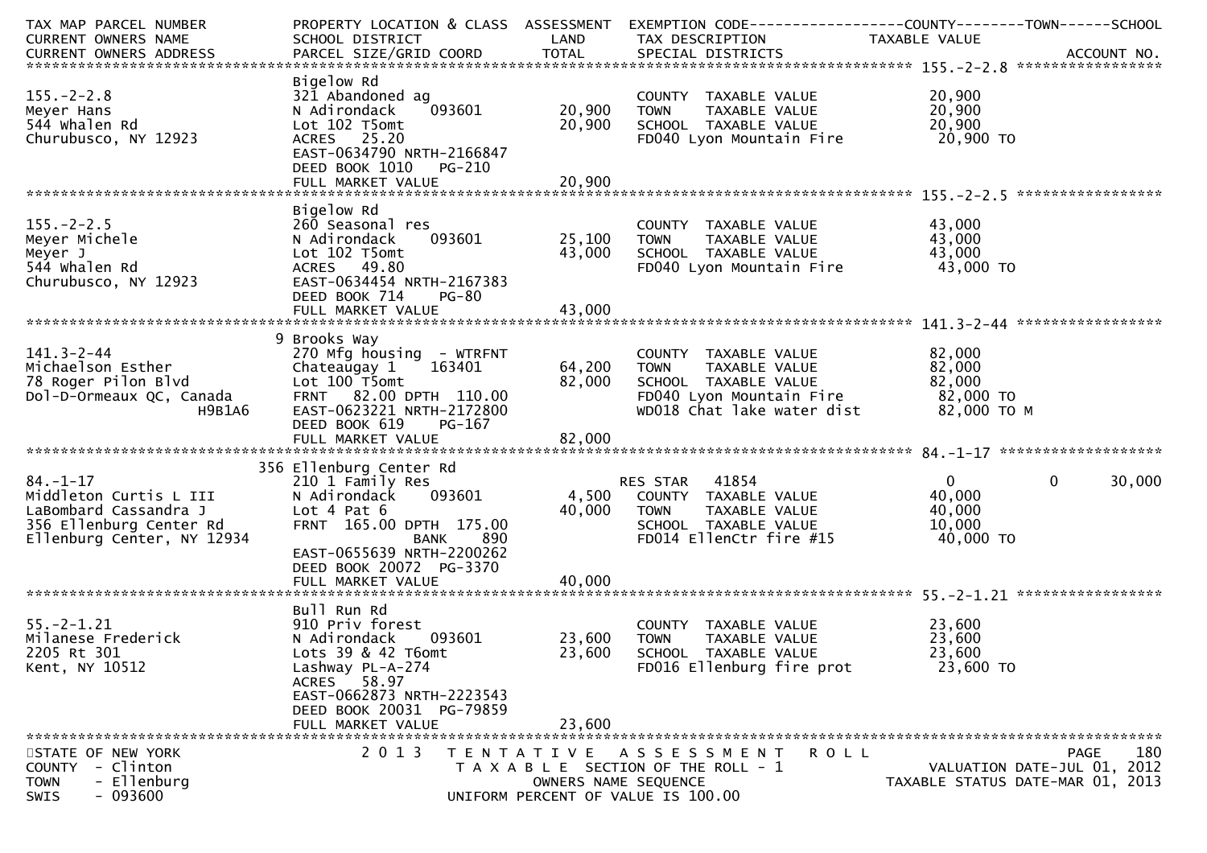| TAX MAP PARCEL NUMBER<br>CURRENT OWNERS NAME<br>CURRENT OWNERS ADDRESS | PROPERTY LOCATION & CLASS<br>SCHOOL DISTRICT<br>PARCEL SIZE/GRID COORD | ASSESSMENT<br>LAND<br>TOTAL | EXEMPTION CODE------COUNTY--------TOWN------SCHOOL<br>TAX DESCRIPTION<br>SPECIAL DISTRICTS | TAXABLE VALUE | ACCOUNT NO. |
|---|---|---|---|---|---|
| **155.-2-2.8** | | | | | |
| | Bigelow Rd | | | | |
| 155.-2-2.8 | 321 Abandoned ag | | COUNTY TAXABLE VALUE | 20,900 | |
| Meyer Hans | N Adirondack 093601 | 20,900 | TOWN TAXABLE VALUE | 20,900 | |
| 544 Whalen Rd | Lot 102 T5omt | 20,900 | SCHOOL TAXABLE VALUE | 20,900 | |
| Churubusco, NY 12923 | ACRES 25.20 | | FD040 Lyon Mountain Fire | 20,900 TO | |
| | EAST-0634790 NRTH-2166847 | | | | |
| | DEED BOOK 1010 PG-210 | | | | |
| | FULL MARKET VALUE | 20,900 | | | |
| **155.-2-2.5** | | | | | |
| | Bigelow Rd | | | | |
| 155.-2-2.5 | 260 Seasonal res | | COUNTY TAXABLE VALUE | 43,000 | |
| Meyer Michele | N Adirondack 093601 | 25,100 | TOWN TAXABLE VALUE | 43,000 | |
| Meyer J | Lot 102 T5omt | 43,000 | SCHOOL TAXABLE VALUE | 43,000 | |
| 544 Whalen Rd | ACRES 49.80 | | FD040 Lyon Mountain Fire | 43,000 TO | |
| Churubusco, NY 12923 | EAST-0634454 NRTH-2167383 | | | | |
| | DEED BOOK 714 PG-80 | | | | |
| | FULL MARKET VALUE | 43,000 | | | |
| **141.3-2-44** | | | | | |
| | 9 Brooks Way | | | | |
| 141.3-2-44 | 270 Mfg housing - WTRFNT | | COUNTY TAXABLE VALUE | 82,000 | |
| Michaelson Esther | Chateaugay 1 163401 | 64,200 | TOWN TAXABLE VALUE | 82,000 | |
| 78 Roger Pilon Blvd | Lot 100 T5omt | 82,000 | SCHOOL TAXABLE VALUE | 82,000 | |
| Dol-D-Ormeaux QC, Canada | FRNT 82.00 DPTH 110.00 | | FD040 Lyon Mountain Fire | 82,000 TO | |
| H9B1A6 | EAST-0623221 NRTH-2172800 | | WD018 Chat lake water dist | 82,000 TO M | |
| | DEED BOOK 619 PG-167 | | | | |
| | FULL MARKET VALUE | 82,000 | | | |
| **84.-1-17** | | | | | |
| | 356 Ellenburg Center Rd | | | | |
| 84.-1-17 | 210 1 Family Res | | RES STAR 41854 | 0 0 30,000 | |
| Middleton Curtis L III | N Adirondack 093601 | 4,500 | COUNTY TAXABLE VALUE | 40,000 | |
| LaBombard Cassandra J | Lot 4 Pat 6 | 40,000 | TOWN TAXABLE VALUE | 40,000 | |
| 356 Ellenburg Center Rd | FRNT 165.00 DPTH 175.00 | | SCHOOL TAXABLE VALUE | 10,000 | |
| Ellenburg Center, NY 12934 | BANK 890 | | FD014 EllenCtr fire #15 | 40,000 TO | |
| | EAST-0655639 NRTH-2200262 | | | | |
| | DEED BOOK 20072 PG-3370 | | | | |
| | FULL MARKET VALUE | 40,000 | | | |
| **55.-2-1.21** | | | | | |
| | Bull Run Rd | | | | |
| 55.-2-1.21 | 910 Priv forest | | COUNTY TAXABLE VALUE | 23,600 | |
| Milanese Frederick | N Adirondack 093601 | 23,600 | TOWN TAXABLE VALUE | 23,600 | |
| 2205 Rt 301 | Lots 39 & 42 T6omt | 23,600 | SCHOOL TAXABLE VALUE | 23,600 | |
| Kent, NY 10512 | Lashway PL-A-274 | | FD016 Ellenburg fire prot | 23,600 TO | |
| | ACRES 58.97 | | | | |
| | EAST-0662873 NRTH-2223543 | | | | |
| | DEED BOOK 20031 PG-79859 | | | | |
| | FULL MARKET VALUE | 23,600 | | | |

STATE OF NEW YORK — 2013 TENTATIVE ASSESSMENT ROLL — PAGE 180
COUNTY - Clinton — TAXABLE SECTION OF THE ROLL - 1 — VALUATION DATE-JUL 01, 2012
TOWN - Ellenburg — OWNERS NAME SEQUENCE — TAXABLE STATUS DATE-MAR 01, 2013
SWIS - 093600 — UNIFORM PERCENT OF VALUE IS 100.00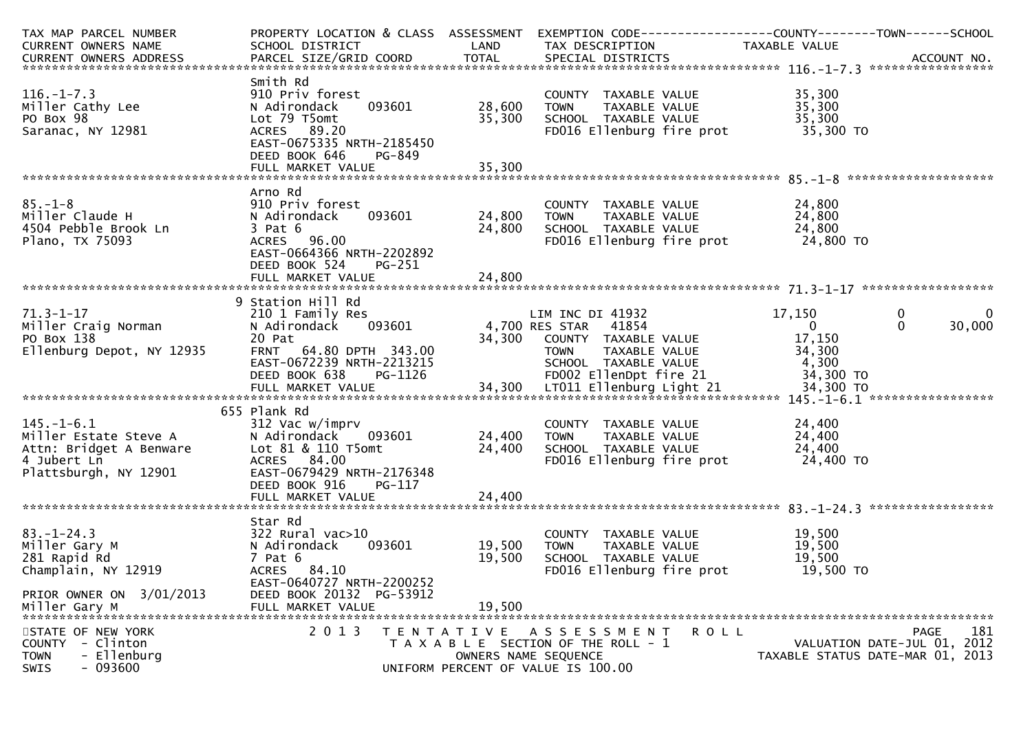| TAX MAP PARCEL NUMBER<br>CURRENT OWNERS NAME<br>CURRENT OWNERS ADDRESS | PROPERTY LOCATION & CLASS<br>SCHOOL DISTRICT<br>PARCEL SIZE/GRID COORD | ASSESSMENT<br>LAND<br>TOTAL | EXEMPTION CODE<br>TAX DESCRIPTION<br>SPECIAL DISTRICTS | COUNTY<br>TAXABLE VALUE | TOWN | SCHOOL<br><br>ACCOUNT NO. |
|---|---|---|---|---|---|---|
| **116.-1-7.3** | | | | | | |
| 116.-1-7.3 | Smith Rd<br>910 Priv forest | | COUNTY TAXABLE VALUE | 35,300 | | |
| Miller Cathy Lee | N Adirondack 093601 | 28,600 | TOWN TAXABLE VALUE | 35,300 | | |
| PO Box 98 | Lot 79 T5omt | 35,300 | SCHOOL TAXABLE VALUE | 35,300 | | |
| Saranac, NY 12981 | ACRES 89.20 | | FD016 Ellenburg fire prot | 35,300 TO | | |
| | EAST-0675335 NRTH-2185450 | | | | | |
| | DEED BOOK 646 PG-849 | | | | | |
| | FULL MARKET VALUE | 35,300 | | | | |
| **85.-1-8** | | | | | | |
| 85.-1-8 | Arno Rd<br>910 Priv forest | | COUNTY TAXABLE VALUE | 24,800 | | |
| Miller Claude H | N Adirondack 093601 | 24,800 | TOWN TAXABLE VALUE | 24,800 | | |
| 4504 Pebble Brook Ln | 3 Pat 6 | 24,800 | SCHOOL TAXABLE VALUE | 24,800 | | |
| Plano, TX 75093 | ACRES 96.00 | | FD016 Ellenburg fire prot | 24,800 TO | | |
| | EAST-0664366 NRTH-2202892 | | | | | |
| | DEED BOOK 524 PG-251 | | | | | |
| | FULL MARKET VALUE | 24,800 | | | | |
| **71.3-1-17** | | | | | | |
| 71.3-1-17 | 9 Station Hill Rd<br>210 1 Family Res | | LIM INC DI 41932 | 17,150 | 0 | 0 |
| Miller Craig Norman | N Adirondack 093601 | 4,700 | RES STAR 41854 | 0 | 0 | 30,000 |
| PO Box 138 | 20 Pat | 34,300 | COUNTY TAXABLE VALUE | 17,150 | | |
| Ellenburg Depot, NY 12935 | FRNT 64.80 DPTH 343.00 | | TOWN TAXABLE VALUE | 34,300 | | |
| | EAST-0672239 NRTH-2213215 | | SCHOOL TAXABLE VALUE | 4,300 | | |
| | DEED BOOK 638 PG-1126 | | FD002 EllenDpt fire 21 | 34,300 TO | | |
| | FULL MARKET VALUE | 34,300 | LT011 Ellenburg Light 21 | 34,300 TO | | |
| **145.-1-6.1** | | | | | | |
| 145.-1-6.1 | 655 Plank Rd<br>312 Vac w/imprv | | COUNTY TAXABLE VALUE | 24,400 | | |
| Miller Estate Steve A | N Adirondack 093601 | 24,400 | TOWN TAXABLE VALUE | 24,400 | | |
| Attn: Bridget A Benware | Lot 81 & 110 T5omt | 24,400 | SCHOOL TAXABLE VALUE | 24,400 | | |
| 4 Jubert Ln | ACRES 84.00 | | FD016 Ellenburg fire prot | 24,400 TO | | |
| Plattsburgh, NY 12901 | EAST-0679429 NRTH-2176348 | | | | | |
| | DEED BOOK 916 PG-117 | | | | | |
| | FULL MARKET VALUE | 24,400 | | | | |
| **83.-1-24.3** | | | | | | |
| 83.-1-24.3 | Star Rd<br>322 Rural vac>10 | | COUNTY TAXABLE VALUE | 19,500 | | |
| Miller Gary M | N Adirondack 093601 | 19,500 | TOWN TAXABLE VALUE | 19,500 | | |
| 281 Rapid Rd | 7 Pat 6 | 19,500 | SCHOOL TAXABLE VALUE | 19,500 | | |
| Champlain, NY 12919 | ACRES 84.10 | | FD016 Ellenburg fire prot | 19,500 TO | | |
| | EAST-0640727 NRTH-2200252 | | | | | |
| PRIOR OWNER ON 3/01/2013 | DEED BOOK 20132 PG-53912 | | | | | |
| Miller Gary M | FULL MARKET VALUE | 19,500 | | | | |

STATE OF NEW YORK — 2013 TENTATIVE ASSESSMENT ROLL — PAGE 181
COUNTY - Clinton — TAXABLE SECTION OF THE ROLL - 1 — VALUATION DATE-JUL 01, 2012
TOWN - Ellenburg — OWNERS NAME SEQUENCE — TAXABLE STATUS DATE-MAR 01, 2013
SWIS - 093600 — UNIFORM PERCENT OF VALUE IS 100.00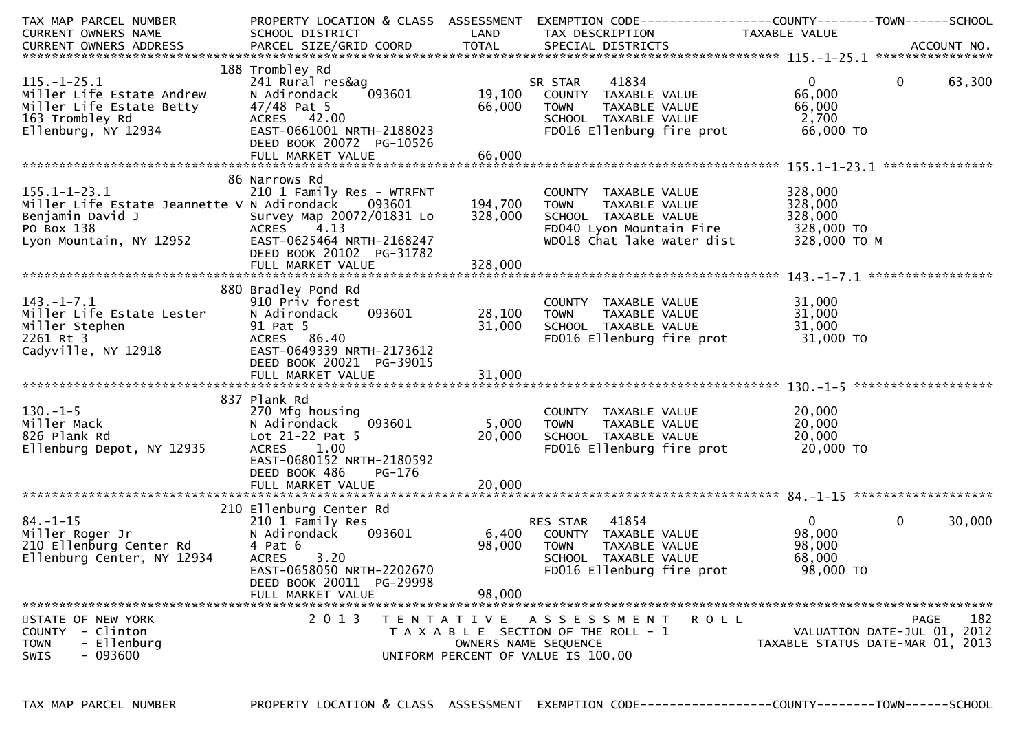| TAX MAP PARCEL NUMBER<br>CURRENT OWNERS NAME<br>CURRENT OWNERS ADDRESS | PROPERTY LOCATION & CLASS<br>SCHOOL DISTRICT<br>PARCEL SIZE/GRID COORD | ASSESSMENT<br>LAND<br>TOTAL | EXEMPTION CODE<br>TAX DESCRIPTION<br>SPECIAL DISTRICTS | COUNTY<br>TAXABLE VALUE | TOWN | SCHOOL<br>ACCOUNT NO. |
|---|---|---|---|---|---|---|
| **115.-1-25.1** | | | | | | |
| | 188 Trombley Rd | | | | | |
| 115.-1-25.1 | 241 Rural res&ag | | SR STAR 41834 | 0 | 0 | 63,300 |
| Miller Life Estate Andrew | N Adirondack 093601 | 19,100 | COUNTY TAXABLE VALUE | 66,000 | | |
| Miller Life Estate Betty | 47/48 Pat 5 | 66,000 | TOWN TAXABLE VALUE | 66,000 | | |
| 163 Trombley Rd | ACRES 42.00 | | SCHOOL TAXABLE VALUE | 2,700 | | |
| Ellenburg, NY 12934 | EAST-0661001 NRTH-2188023 | | FD016 Ellenburg fire prot | 66,000 TO | | |
| | DEED BOOK 20072 PG-10526 | | | | | |
| | FULL MARKET VALUE | 66,000 | | | | |
| **155.1-1-23.1** | | | | | | |
| | 86 Narrows Rd | | | | | |
| 155.1-1-23.1 | 210 1 Family Res - WTRFNT | | COUNTY TAXABLE VALUE | 328,000 | | |
| Miller Life Estate Jeannette V | N Adirondack 093601 | 194,700 | TOWN TAXABLE VALUE | 328,000 | | |
| Benjamin David J | Survey Map 20072/01831 Lo | 328,000 | SCHOOL TAXABLE VALUE | 328,000 | | |
| PO Box 138 | ACRES 4.13 | | FD040 Lyon Mountain Fire | 328,000 TO | | |
| Lyon Mountain, NY 12952 | EAST-0625464 NRTH-2168247 | | WD018 Chat lake water dist | 328,000 TO M | | |
| | DEED BOOK 20102 PG-31782 | | | | | |
| | FULL MARKET VALUE | 328,000 | | | | |
| **143.-1-7.1** | | | | | | |
| | 880 Bradley Pond Rd | | | | | |
| 143.-1-7.1 | 910 Priv forest | | COUNTY TAXABLE VALUE | 31,000 | | |
| Miller Life Estate Lester | N Adirondack 093601 | 28,100 | TOWN TAXABLE VALUE | 31,000 | | |
| Miller Stephen | 91 Pat 5 | 31,000 | SCHOOL TAXABLE VALUE | 31,000 | | |
| 2261 Rt 3 | ACRES 86.40 | | FD016 Ellenburg fire prot | 31,000 TO | | |
| Cadyville, NY 12918 | EAST-0649339 NRTH-2173612 | | | | | |
| | DEED BOOK 20021 PG-39015 | | | | | |
| | FULL MARKET VALUE | 31,000 | | | | |
| **130.-1-5** | | | | | | |
| | 837 Plank Rd | | | | | |
| 130.-1-5 | 270 Mfg housing | | COUNTY TAXABLE VALUE | 20,000 | | |
| Miller Mack | N Adirondack 093601 | 5,000 | TOWN TAXABLE VALUE | 20,000 | | |
| 826 Plank Rd | Lot 21-22 Pat 5 | 20,000 | SCHOOL TAXABLE VALUE | 20,000 | | |
| Ellenburg Depot, NY 12935 | ACRES 1.00 | | FD016 Ellenburg fire prot | 20,000 TO | | |
| | EAST-0680152 NRTH-2180592 | | | | | |
| | DEED BOOK 486 PG-176 | | | | | |
| | FULL MARKET VALUE | 20,000 | | | | |
| **84.-1-15** | | | | | | |
| | 210 Ellenburg Center Rd | | | | | |
| 84.-1-15 | 210 1 Family Res | | RES STAR 41854 | 0 | 0 | 30,000 |
| Miller Roger Jr | N Adirondack 093601 | 6,400 | COUNTY TAXABLE VALUE | 98,000 | | |
| 210 Ellenburg Center Rd | 4 Pat 6 | 98,000 | TOWN TAXABLE VALUE | 98,000 | | |
| Ellenburg Center, NY 12934 | ACRES 3.20 | | SCHOOL TAXABLE VALUE | 68,000 | | |
| | EAST-0658050 NRTH-2202670 | | FD016 Ellenburg fire prot | 98,000 TO | | |
| | DEED BOOK 20011 PG-29998 | | | | | |
| | FULL MARKET VALUE | 98,000 | | | | |

STATE OF NEW YORK
COUNTY - Clinton
TOWN - Ellenburg
SWIS - 093600

2013 TENTATIVE ASSESSMENT ROLL
TAXABLE SECTION OF THE ROLL - 1
OWNERS NAME SEQUENCE
UNIFORM PERCENT OF VALUE IS 100.00

VALUATION DATE-JUL 01, 2012
TAXABLE STATUS DATE-MAR 01, 2013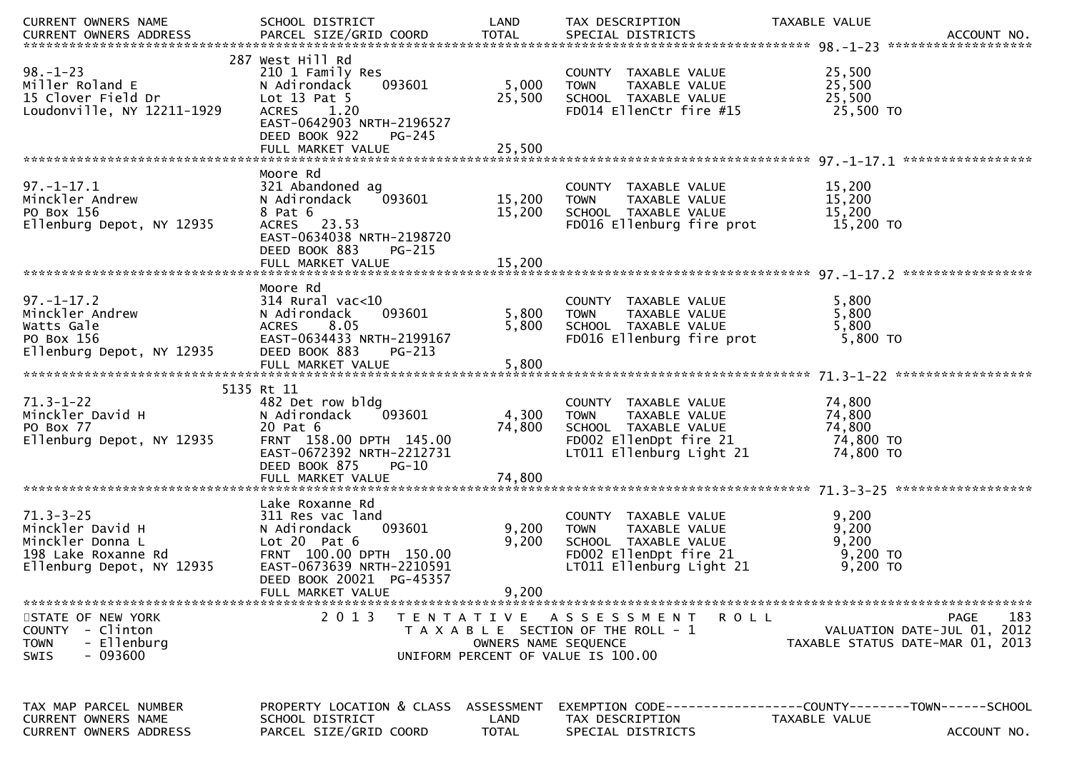| CURRENT OWNERS NAME | SCHOOL DISTRICT | LAND | TAX DESCRIPTION | TAXABLE VALUE | |
|---|---|---|---|---|---|
| CURRENT OWNERS ADDRESS | PARCEL SIZE/GRID COORD | TOTAL | SPECIAL DISTRICTS | | ACCOUNT NO. |

******************************************************************************** 98.-1-23 ********************

| | | | | | |
|---|---|---|---|---|---|
| | 287 West Hill Rd | | | | |
| 98.-1-23 | 210 1 Family Res | | COUNTY TAXABLE VALUE | 25,500 | |
| Miller Roland E | N Adirondack 093601 | 5,000 | TOWN TAXABLE VALUE | 25,500 | |
| 15 Clover Field Dr | Lot 13 Pat 5 | 25,500 | SCHOOL TAXABLE VALUE | 25,500 | |
| Loudonville, NY 12211-1929 | ACRES 1.20 | | FD014 EllenCtr fire #15 | 25,500 TO | |
| | EAST-0642903 NRTH-2196527 | | | | |
| | DEED BOOK 922 PG-245 | | | | |
| | FULL MARKET VALUE | 25,500 | | | |

******************************************************************************** 97.-1-17.1 ******************

| | | | | | |
|---|---|---|---|---|---|
| | Moore Rd | | | | |
| 97.-1-17.1 | 321 Abandoned ag | | COUNTY TAXABLE VALUE | 15,200 | |
| Minckler Andrew | N Adirondack 093601 | 15,200 | TOWN TAXABLE VALUE | 15,200 | |
| PO Box 156 | 8 Pat 6 | 15,200 | SCHOOL TAXABLE VALUE | 15,200 | |
| Ellenburg Depot, NY 12935 | ACRES 23.53 | | FD016 Ellenburg fire prot | 15,200 TO | |
| | EAST-0634038 NRTH-2198720 | | | | |
| | DEED BOOK 883 PG-215 | | | | |
| | FULL MARKET VALUE | 15,200 | | | |

******************************************************************************** 97.-1-17.2 ******************

| | | | | | |
|---|---|---|---|---|---|
| | Moore Rd | | | | |
| 97.-1-17.2 | 314 Rural vac<10 | | COUNTY TAXABLE VALUE | 5,800 | |
| Minckler Andrew | N Adirondack 093601 | 5,800 | TOWN TAXABLE VALUE | 5,800 | |
| Watts Gale | ACRES 8.05 | 5,800 | SCHOOL TAXABLE VALUE | 5,800 | |
| PO Box 156 | EAST-0634433 NRTH-2199167 | | FD016 Ellenburg fire prot | 5,800 TO | |
| Ellenburg Depot, NY 12935 | DEED BOOK 883 PG-213 | | | | |
| | FULL MARKET VALUE | 5,800 | | | |

******************************************************************************** 71.3-1-22 *******************

| | | | | | |
|---|---|---|---|---|---|
| | 5135 Rt 11 | | | | |
| 71.3-1-22 | 482 Det row bldg | | COUNTY TAXABLE VALUE | 74,800 | |
| Minckler David H | N Adirondack 093601 | 4,300 | TOWN TAXABLE VALUE | 74,800 | |
| PO Box 77 | 20 Pat 6 | 74,800 | SCHOOL TAXABLE VALUE | 74,800 | |
| Ellenburg Depot, NY 12935 | FRNT 158.00 DPTH 145.00 | | FD002 EllenDpt fire 21 | 74,800 TO | |
| | EAST-0672392 NRTH-2212731 | | LT011 Ellenburg Light 21 | 74,800 TO | |
| | DEED BOOK 875 PG-10 | | | | |
| | FULL MARKET VALUE | 74,800 | | | |

******************************************************************************** 71.3-3-25 *******************

| | | | | | |
|---|---|---|---|---|---|
| | Lake Roxanne Rd | | | | |
| 71.3-3-25 | 311 Res vac land | | COUNTY TAXABLE VALUE | 9,200 | |
| Minckler David H | N Adirondack 093601 | 9,200 | TOWN TAXABLE VALUE | 9,200 | |
| Minckler Donna L | Lot 20 Pat 6 | 9,200 | SCHOOL TAXABLE VALUE | 9,200 | |
| 198 Lake Roxanne Rd | FRNT 100.00 DPTH 150.00 | | FD002 EllenDpt fire 21 | 9,200 TO | |
| Ellenburg Depot, NY 12935 | EAST-0673639 NRTH-2210591 | | LT011 Ellenburg Light 21 | 9,200 TO | |
| | DEED BOOK 20021 PG-45357 | | | | |
| | FULL MARKET VALUE | 9,200 | | | |

************************************************************************************************************

STATE OF NEW YORK
COUNTY - Clinton
TOWN - Ellenburg
SWIS - 093600

2 0 1 3 T E N T A T I V E A S S E S S M E N T R O L L
T A X A B L E SECTION OF THE ROLL - 1
OWNERS NAME SEQUENCE
UNIFORM PERCENT OF VALUE IS 100.00

VALUATION DATE-JUL 01, 2012
TAXABLE STATUS DATE-MAR 01, 2013

| TAX MAP PARCEL NUMBER | PROPERTY LOCATION & CLASS | ASSESSMENT | EXEMPTION CODE------------------COUNTY--------TOWN------SCHOOL | | |
|---|---|---|---|---|---|
| CURRENT OWNERS NAME | SCHOOL DISTRICT | LAND | TAX DESCRIPTION | TAXABLE VALUE | |
| CURRENT OWNERS ADDRESS | PARCEL SIZE/GRID COORD | TOTAL | SPECIAL DISTRICTS | | ACCOUNT NO. |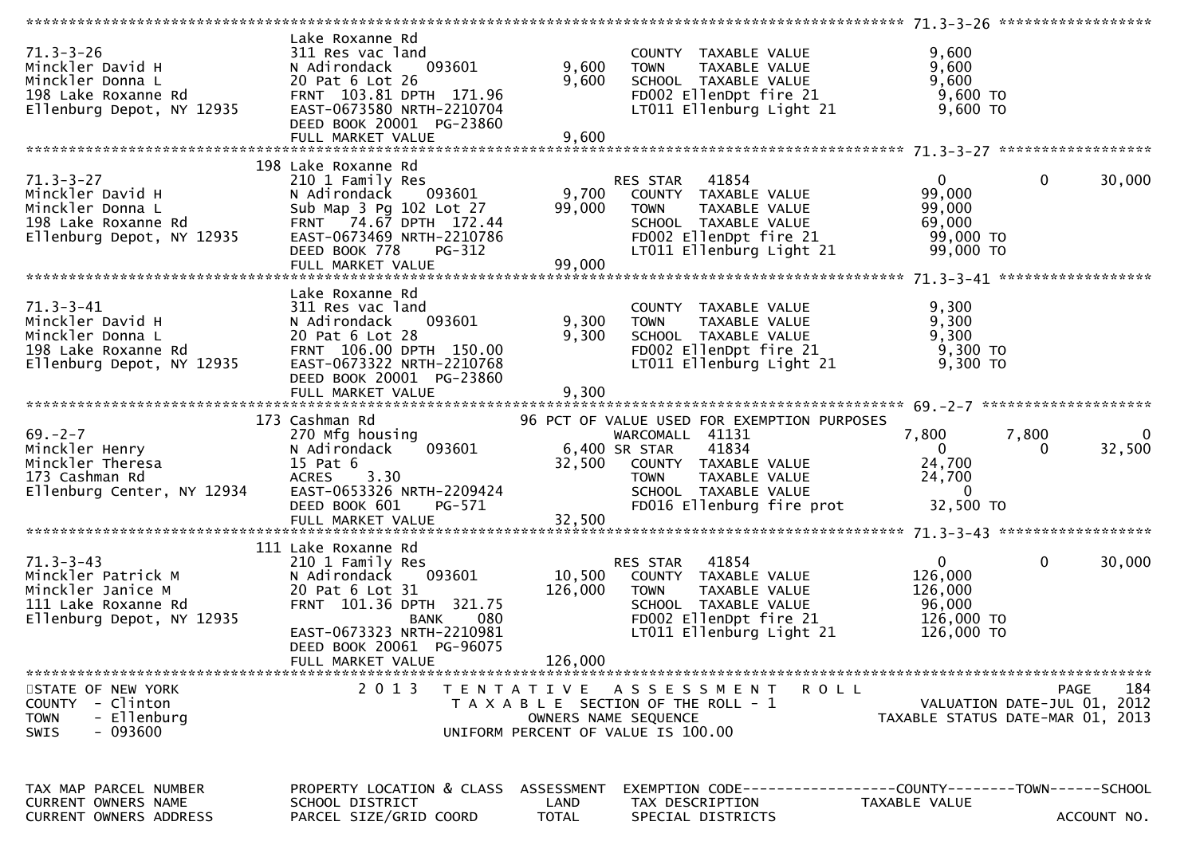```
******************************************************************************************************* 71.3-3-26 ******************
                               Lake Roxanne Rd
71.3-3-26                      311 Res vac land                       COUNTY  TAXABLE VALUE               9,600
Minckler David H               N Adirondack    093601        9,600    TOWN    TAXABLE VALUE               9,600
Minckler Donna L               20 Pat 6 Lot 26               9,600    SCHOOL  TAXABLE VALUE               9,600
198 Lake Roxanne Rd            FRNT  103.81 DPTH  171.96              FD002 EllenDpt fire 21               9,600 TO
Ellenburg Depot, NY 12935      EAST-0673580 NRTH-2210704              LT011 Ellenburg Light 21             9,600 TO
                               DEED BOOK 20001  PG-23860
                               FULL MARKET VALUE             9,600
******************************************************************************************************* 71.3-3-27 ******************
                               198 Lake Roxanne Rd
71.3-3-27                      210 1 Family Res                       RES STAR   41854                    0             0       30,000
Minckler David H               N Adirondack    093601        9,700    COUNTY  TAXABLE VALUE              99,000
Minckler Donna L               Sub Map 3 Pg 102 Lot 27      99,000    TOWN    TAXABLE VALUE              99,000
198 Lake Roxanne Rd            FRNT   74.67 DPTH  172.44              SCHOOL  TAXABLE VALUE              69,000
Ellenburg Depot, NY 12935      EAST-0673469 NRTH-2210786              FD002 EllenDpt fire 21              99,000 TO
                               DEED BOOK 778     PG-312               LT011 Ellenburg Light 21            99,000 TO
                               FULL MARKET VALUE            99,000
******************************************************************************************************* 71.3-3-41 ******************
                               Lake Roxanne Rd
71.3-3-41                      311 Res vac land                       COUNTY  TAXABLE VALUE               9,300
Minckler David H               N Adirondack    093601        9,300    TOWN    TAXABLE VALUE               9,300
Minckler Donna L               20 Pat 6 Lot 28               9,300    SCHOOL  TAXABLE VALUE               9,300
198 Lake Roxanne Rd            FRNT  106.00 DPTH  150.00              FD002 EllenDpt fire 21               9,300 TO
Ellenburg Depot, NY 12935      EAST-0673322 NRTH-2210768              LT011 Ellenburg Light 21             9,300 TO
                               DEED BOOK 20001  PG-23860
                               FULL MARKET VALUE             9,300
******************************************************************************************************* 69.-2-7 ********************
                               173 Cashman Rd                   96 PCT OF VALUE USED FOR EXEMPTION PURPOSES
69.-2-7                        270 Mfg housing                        WARCOMALL  41131                7,800         7,800            0
Minckler Henry                 N Adirondack    093601        6,400 SR STAR    41834                    0             0       32,500
Minckler Theresa               15 Pat 6                     32,500    COUNTY  TAXABLE VALUE              24,700
173 Cashman Rd                 ACRES    3.30                          TOWN    TAXABLE VALUE              24,700
Ellenburg Center, NY 12934     EAST-0653326 NRTH-2209424              SCHOOL  TAXABLE VALUE                   0
                               DEED BOOK 601     PG-571               FD016 Ellenburg fire prot           32,500 TO
                               FULL MARKET VALUE            32,500
******************************************************************************************************* 71.3-3-43 ******************
                               111 Lake Roxanne Rd
71.3-3-43                      210 1 Family Res                       RES STAR   41854                    0             0       30,000
Minckler Patrick M             N Adirondack    093601       10,500    COUNTY  TAXABLE VALUE             126,000
Minckler Janice M              20 Pat 6 Lot 31             126,000    TOWN    TAXABLE VALUE             126,000
111 Lake Roxanne Rd            FRNT  101.36 DPTH  321.75              SCHOOL  TAXABLE VALUE              96,000
Ellenburg Depot, NY 12935                 BANK     080                FD002 EllenDpt fire 21             126,000 TO
                               EAST-0673323 NRTH-2210981              LT011 Ellenburg Light 21           126,000 TO
                               DEED BOOK 20061  PG-96075
                               FULL MARKET VALUE           126,000
************************************************************************************************************************************
STATE OF NEW YORK                   2 0 1 3   T E N T A T I V E   A S S E S S M E N T   R O L L                           PAGE    184
COUNTY  - Clinton                        T A X A B L E  SECTION OF THE ROLL - 1                          VALUATION DATE-JUL 01, 2012
TOWN    - Ellenburg                               OWNERS NAME SEQUENCE                              TAXABLE STATUS DATE-MAR 01, 2013
SWIS    - 093600                          UNIFORM PERCENT OF VALUE IS 100.00


TAX MAP PARCEL NUMBER          PROPERTY LOCATION & CLASS  ASSESSMENT  EXEMPTION CODE------------------COUNTY--------TOWN------SCHOOL
CURRENT OWNERS NAME            SCHOOL DISTRICT               LAND     TAX DESCRIPTION            TAXABLE VALUE
CURRENT OWNERS ADDRESS         PARCEL SIZE/GRID COORD       TOTAL     SPECIAL DISTRICTS                                  ACCOUNT NO.
```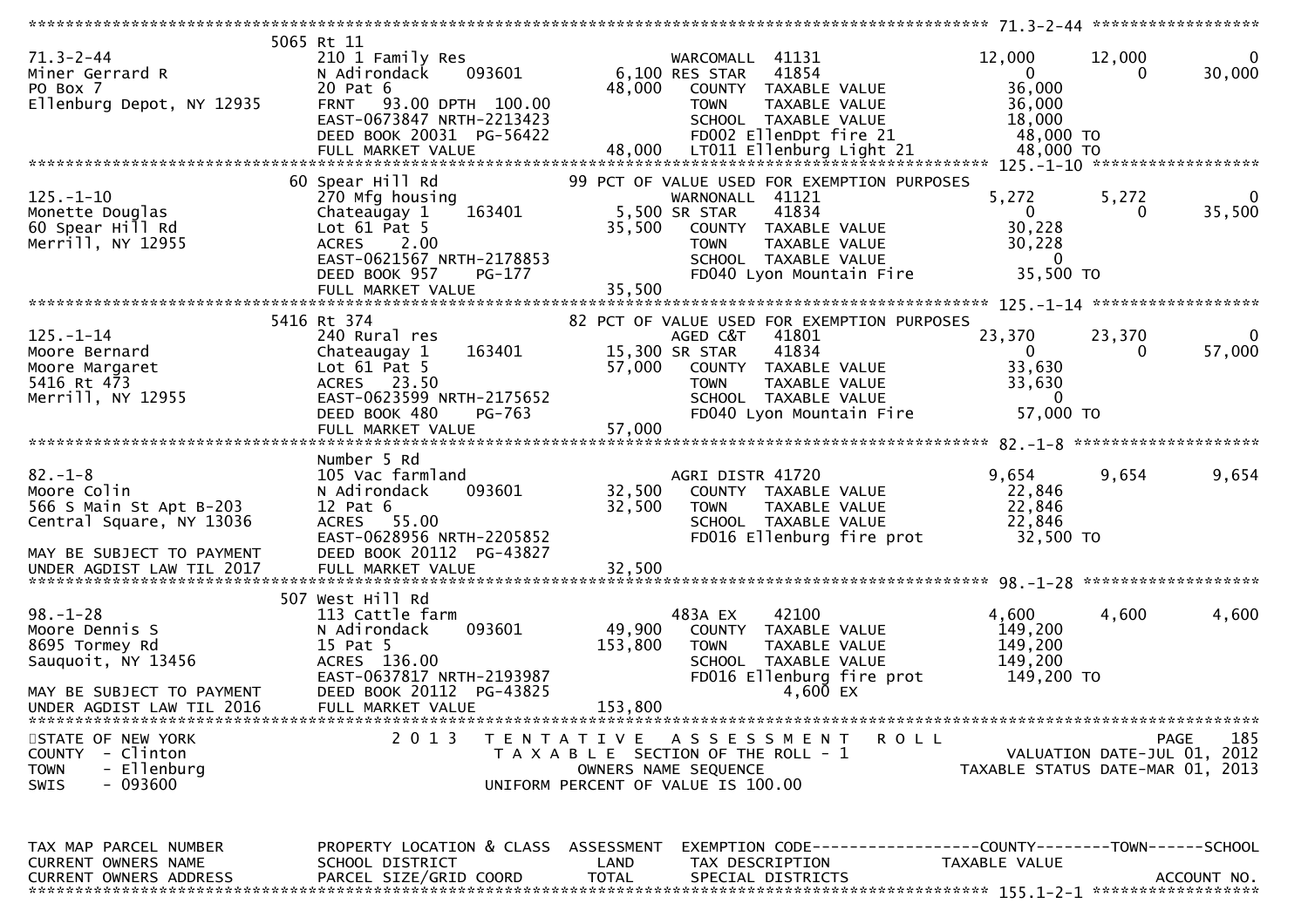```
******************************************************************************************************* 71.3-2-44 ******************
                    5065 Rt 11
71.3-2-44                          210 1 Family Res                     WARCOMALL  41131                12,000       12,000            0
Miner Gerrard R                    N Adirondack     093601        6,100 RES STAR    41854                     0            0       30,000
PO Box 7                           20 Pat 6                       48,000   COUNTY  TAXABLE VALUE             36,000
Ellenburg Depot, NY 12935          FRNT   93.00 DPTH 100.00                TOWN    TAXABLE VALUE             36,000
                                   EAST-0673847 NRTH-2213423               SCHOOL  TAXABLE VALUE             18,000
                                   DEED BOOK 20031  PG-56422               FD002 EllenDpt fire 21            48,000 TO
                                   FULL MARKET VALUE              48,000   LT011 Ellenburg Light 21          48,000 TO
******************************************************************************************************* 125.-1-10 ******************
                    60 Spear Hill Rd                          99 PCT OF VALUE USED FOR EXEMPTION PURPOSES
125.-1-10                          270 Mfg housing                      WARNONALL  41121                 5,272        5,272            0
Monette Douglas                    Chateaugay 1     163401        5,500 SR STAR     41834                     0            0       35,500
60 Spear Hill Rd                   Lot 61 Pat 5                   35,500   COUNTY  TAXABLE VALUE             30,228
Merrill, NY 12955                  ACRES    2.00                           TOWN    TAXABLE VALUE             30,228
                                   EAST-0621567 NRTH-2178853               SCHOOL  TAXABLE VALUE                  0
                                   DEED BOOK 957    PG-177                 FD040 Lyon Mountain Fire          35,500 TO
                                   FULL MARKET VALUE              35,500
******************************************************************************************************* 125.-1-14 ******************
                    5416 Rt 374                               82 PCT OF VALUE USED FOR EXEMPTION PURPOSES
125.-1-14                          240 Rural res                        AGED C&T    41801                23,370       23,370            0
Moore Bernard                      Chateaugay 1     163401       15,300 SR STAR     41834                     0            0       57,000
Moore Margaret                     Lot 61 Pat 5                   57,000   COUNTY  TAXABLE VALUE             33,630
5416 Rt 473                        ACRES   23.50                           TOWN    TAXABLE VALUE             33,630
Merrill, NY 12955                  EAST-0623599 NRTH-2175652               SCHOOL  TAXABLE VALUE                  0
                                   DEED BOOK 480    PG-763                 FD040 Lyon Mountain Fire          57,000 TO
                                   FULL MARKET VALUE              57,000
******************************************************************************************************* 82.-1-8 ********************
                    Number 5 Rd
82.-1-8                            105 Vac farmland                     AGRI DISTR 41720                 9,654        9,654        9,654
Moore Colin                        N Adirondack     093601       32,500   COUNTY  TAXABLE VALUE             22,846
566 S Main St Apt B-203            12 Pat 6                       32,500   TOWN    TAXABLE VALUE             22,846
Central Square, NY 13036           ACRES   55.00                           SCHOOL  TAXABLE VALUE             22,846
                                   EAST-0628956 NRTH-2205852               FD016 Ellenburg fire prot         32,500 TO
MAY BE SUBJECT TO PAYMENT          DEED BOOK 20112  PG-43827
UNDER AGDIST LAW TIL 2017          FULL MARKET VALUE              32,500
******************************************************************************************************* 98.-1-28 *******************
                    507 West Hill Rd
98.-1-28                           113 Cattle farm                      483A EX     42100                 4,600        4,600        4,600
Moore Dennis S                     N Adirondack     093601       49,900   COUNTY  TAXABLE VALUE            149,200
8695 Tormey Rd                     15 Pat 5                      153,800   TOWN    TAXABLE VALUE            149,200
Sauquoit, NY 13456                 ACRES  136.00                           SCHOOL  TAXABLE VALUE            149,200
                                   EAST-0637817 NRTH-2193987               FD016 Ellenburg fire prot        149,200 TO
MAY BE SUBJECT TO PAYMENT          DEED BOOK 20112  PG-43825                     4,600 EX
UNDER AGDIST LAW TIL 2016          FULL MARKET VALUE             153,800
************************************************************************************************************************************
STATE OF NEW YORK                  2 0 1 3   T E N T A T I V E   A S S E S S M E N T   R O L L                               PAGE   185
COUNTY  - Clinton                            T A X A B L E  SECTION OF THE ROLL - 1                    VALUATION DATE-JUL 01, 2012
TOWN    - Ellenburg                               OWNERS NAME SEQUENCE                            TAXABLE STATUS DATE-MAR 01, 2013
SWIS    - 093600                            UNIFORM PERCENT OF VALUE IS 100.00


TAX MAP PARCEL NUMBER              PROPERTY LOCATION & CLASS  ASSESSMENT  EXEMPTION CODE------------------COUNTY--------TOWN------SCHOOL
CURRENT OWNERS NAME                SCHOOL DISTRICT               LAND      TAX DESCRIPTION              TAXABLE VALUE
CURRENT OWNERS ADDRESS             PARCEL SIZE/GRID COORD        TOTAL     SPECIAL DISTRICTS                                  ACCOUNT NO.
******************************************************************************************************* 155.1-2-1 ******************
```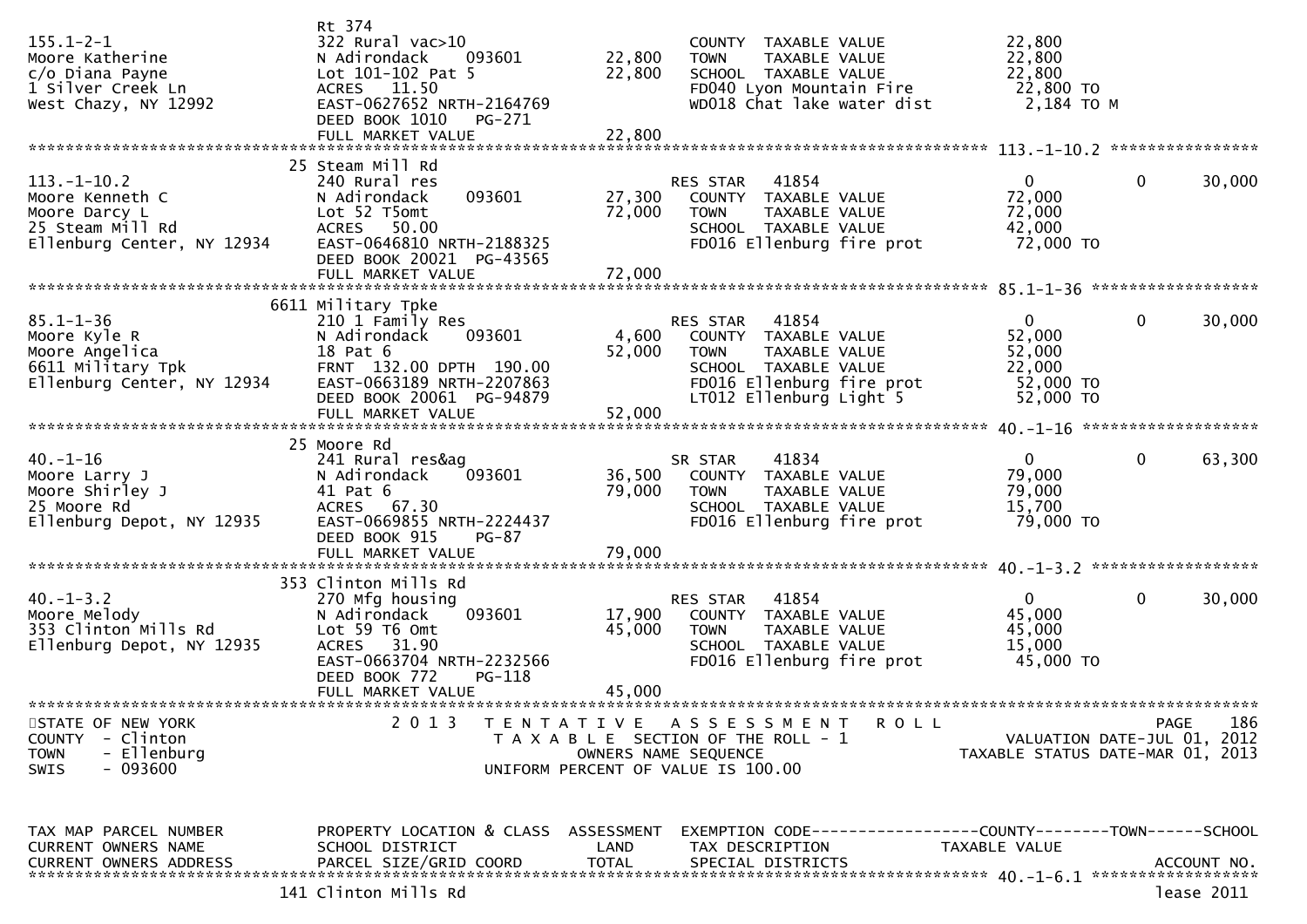```
                              Rt 374
155.1-2-1                     322 Rural vac>10                           COUNTY  TAXABLE VALUE              22,800
Moore Katherine               N Adirondack     093601        22,800      TOWN    TAXABLE VALUE              22,800
c/o Diana Payne               Lot 101-102 Pat 5              22,800      SCHOOL  TAXABLE VALUE              22,800
1 Silver Creek Ln             ACRES   11.50                              FD040 Lyon Mountain Fire            22,800 TO
West Chazy, NY 12992          EAST-0627652 NRTH-2164769                  WD018 Chat lake water dist           2,184 TO M
                              DEED BOOK 1010   PG-271
                              FULL MARKET VALUE              22,800
******************************************************************************************************* 113.-1-10.2 ****************
                              25 Steam Mill Rd
113.-1-10.2                   240 Rural res                              RES STAR    41854                    0          0     30,000
Moore Kenneth C               N Adirondack     093601        27,300      COUNTY  TAXABLE VALUE              72,000
Moore Darcy L                 Lot 52 T5omt                   72,000      TOWN    TAXABLE VALUE              72,000
25 Steam Mill Rd              ACRES   50.00                              SCHOOL  TAXABLE VALUE              42,000
Ellenburg Center, NY 12934    EAST-0646810 NRTH-2188325                  FD016 Ellenburg fire prot           72,000 TO
                              DEED BOOK 20021  PG-43565
                              FULL MARKET VALUE              72,000
******************************************************************************************************* 85.1-1-36 ******************
                              6611 Military Tpke
85.1-1-36                     210 1 Family Res                           RES STAR    41854                    0          0     30,000
Moore Kyle R                  N Adirondack     093601         4,600      COUNTY  TAXABLE VALUE              52,000
Moore Angelica                18 Pat 6                       52,000      TOWN    TAXABLE VALUE              52,000
6611 Military Tpk             FRNT 132.00 DPTH 190.00                    SCHOOL  TAXABLE VALUE              22,000
Ellenburg Center, NY 12934    EAST-0663189 NRTH-2207863                  FD016 Ellenburg fire prot           52,000 TO
                              DEED BOOK 20061  PG-94879                  LT012 Ellenburg Light 5             52,000 TO
                              FULL MARKET VALUE              52,000
******************************************************************************************************* 40.-1-16 *******************
                              25 Moore Rd
40.-1-16                      241 Rural res&ag                           SR STAR     41834                    0          0     63,300
Moore Larry J                 N Adirondack     093601        36,500      COUNTY  TAXABLE VALUE              79,000
Moore Shirley J               41 Pat 6                       79,000      TOWN    TAXABLE VALUE              79,000
25 Moore Rd                   ACRES   67.30                              SCHOOL  TAXABLE VALUE              15,700
Ellenburg Depot, NY 12935     EAST-0669855 NRTH-2224437                  FD016 Ellenburg fire prot           79,000 TO
                              DEED BOOK 915    PG-87
                              FULL MARKET VALUE              79,000
******************************************************************************************************* 40.-1-3.2 ******************
                              353 Clinton Mills Rd
40.-1-3.2                     270 Mfg housing                            RES STAR    41854                    0          0     30,000
Moore Melody                  N Adirondack     093601        17,900      COUNTY  TAXABLE VALUE              45,000
353 Clinton Mills Rd          Lot 59 T6 Omt                  45,000      TOWN    TAXABLE VALUE              45,000
Ellenburg Depot, NY 12935     ACRES   31.90                              SCHOOL  TAXABLE VALUE              15,000
                              EAST-0663704 NRTH-2232566                  FD016 Ellenburg fire prot           45,000 TO
                              DEED BOOK 772    PG-118
                              FULL MARKET VALUE              45,000
************************************************************************************************************************************
STATE OF NEW YORK                 2 0 1 3   T E N T A T I V E   A S S E S S M E N T   R O L L                          PAGE    186
COUNTY  - Clinton                           T A X A B L E  SECTION OF THE ROLL - 1                       VALUATION DATE-JUL 01, 2012
TOWN    - Ellenburg                                   OWNERS NAME SEQUENCE                           TAXABLE STATUS DATE-MAR 01, 2013
SWIS    - 093600                              UNIFORM PERCENT OF VALUE IS 100.00


TAX MAP PARCEL NUMBER         PROPERTY LOCATION & CLASS  ASSESSMENT  EXEMPTION CODE------------------COUNTY--------TOWN------SCHOOL
CURRENT OWNERS NAME           SCHOOL DISTRICT               LAND      TAX DESCRIPTION             TAXABLE VALUE
CURRENT OWNERS ADDRESS        PARCEL SIZE/GRID COORD       TOTAL      SPECIAL DISTRICTS                                  ACCOUNT NO.
******************************************************************************************************* 40.-1-6.1 ******************
                              141 Clinton Mills Rd                                                                        lease 2011
```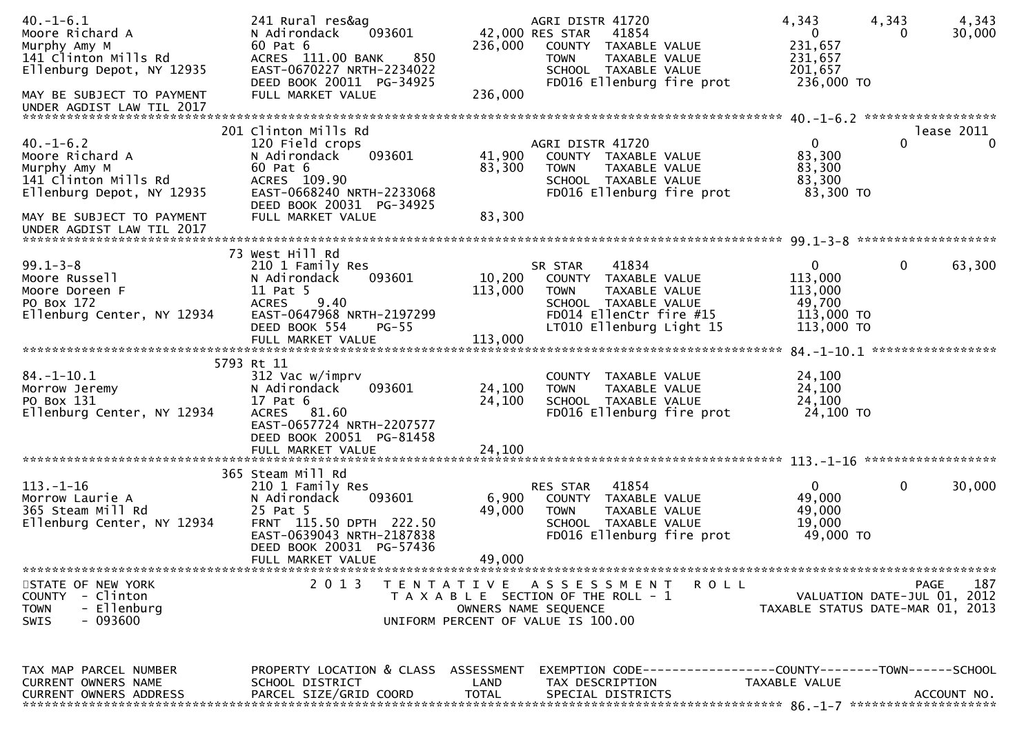```
40.-1-6.1                      241 Rural res&ag                     AGRI DISTR 41720               4,343         4,343         4,343
Moore Richard A                N Adirondack     093601      42,000 RES STAR    41854               0             0        30,000
Murphy Amy M                   60 Pat 6                    236,000    COUNTY  TAXABLE VALUE       231,657
141 Clinton Mills Rd           ACRES  111.00 BANK     850             TOWN    TAXABLE VALUE       231,657
Ellenburg Depot, NY 12935      EAST-0670227 NRTH-2234022              SCHOOL  TAXABLE VALUE       201,657
                               DEED BOOK 20011  PG-34925              FD016 Ellenburg fire prot    236,000 TO
MAY BE SUBJECT TO PAYMENT      FULL MARKET VALUE           236,000
UNDER AGDIST LAW TIL 2017
******************************************************************************************************* 40.-1-6.2 ******************
                               201 Clinton Mills Rd                                                                      lease 2011
40.-1-6.2                      120 Field crops                      AGRI DISTR 41720               0             0             0
Moore Richard A                N Adirondack     093601      41,900    COUNTY  TAXABLE VALUE        83,300
Murphy Amy M                   60 Pat 6                     83,300    TOWN    TAXABLE VALUE        83,300
141 Clinton Mills Rd           ACRES  109.90                          SCHOOL  TAXABLE VALUE        83,300
Ellenburg Depot, NY 12935      EAST-0668240 NRTH-2233068              FD016 Ellenburg fire prot     83,300 TO
                               DEED BOOK 20031  PG-34925
MAY BE SUBJECT TO PAYMENT      FULL MARKET VALUE            83,300
UNDER AGDIST LAW TIL 2017
******************************************************************************************************* 99.1-3-8 *******************
                               73 West Hill Rd
99.1-3-8                       210 1 Family Res                     SR STAR     41834              0             0        63,300
Moore Russell                  N Adirondack     093601      10,200    COUNTY  TAXABLE VALUE       113,000
Moore Doreen F                 11 Pat 5                    113,000    TOWN    TAXABLE VALUE       113,000
PO Box 172                     ACRES    9.40                          SCHOOL  TAXABLE VALUE        49,700
Ellenburg Center, NY 12934     EAST-0647968 NRTH-2197299              FD014 EllenCtr fire #15      113,000 TO
                               DEED BOOK 554    PG-55                 LT010 Ellenburg Light 15     113,000 TO
                               FULL MARKET VALUE           113,000
******************************************************************************************************* 84.-1-10.1 *****************
                               5793 Rt 11
84.-1-10.1                     312 Vac w/imprv                        COUNTY  TAXABLE VALUE        24,100
Morrow Jeremy                  N Adirondack     093601      24,100    TOWN    TAXABLE VALUE        24,100
PO Box 131                     17 Pat 6                     24,100    SCHOOL  TAXABLE VALUE        24,100
Ellenburg Center, NY 12934     ACRES   81.60                          FD016 Ellenburg fire prot     24,100 TO
                               EAST-0657724 NRTH-2207577
                               DEED BOOK 20051  PG-81458
                               FULL MARKET VALUE            24,100
******************************************************************************************************* 113.-1-16 ******************
                               365 Steam Mill Rd
113.-1-16                      210 1 Family Res                     RES STAR    41854              0             0        30,000
Morrow Laurie A                N Adirondack     093601       6,900    COUNTY  TAXABLE VALUE        49,000
365 Steam Mill Rd              25 Pat 5                     49,000    TOWN    TAXABLE VALUE        49,000
Ellenburg Center, NY 12934     FRNT  115.50 DPTH  222.50              SCHOOL  TAXABLE VALUE        19,000
                               EAST-0639043 NRTH-2187838              FD016 Ellenburg fire prot     49,000 TO
                               DEED BOOK 20031  PG-57436
                               FULL MARKET VALUE            49,000
************************************************************************************************************************************
STATE OF NEW YORK                2 0 1 3   T E N T A T I V E   A S S E S S M E N T   R O L L                                PAGE   187
COUNTY  - Clinton                          T A X A B L E  SECTION OF THE ROLL - 1                      VALUATION DATE-JUL 01, 2012
TOWN    - Ellenburg                           OWNERS NAME SEQUENCE                                TAXABLE STATUS DATE-MAR 01, 2013
SWIS    - 093600                        UNIFORM PERCENT OF VALUE IS 100.00


TAX MAP PARCEL NUMBER          PROPERTY LOCATION & CLASS  ASSESSMENT  EXEMPTION CODE------------------COUNTY--------TOWN------SCHOOL
CURRENT OWNERS NAME            SCHOOL DISTRICT               LAND      TAX DESCRIPTION             TAXABLE VALUE
CURRENT OWNERS ADDRESS         PARCEL SIZE/GRID COORD       TOTAL      SPECIAL DISTRICTS                                 ACCOUNT NO.
******************************************************************************************************* 86.-1-7 ********************
```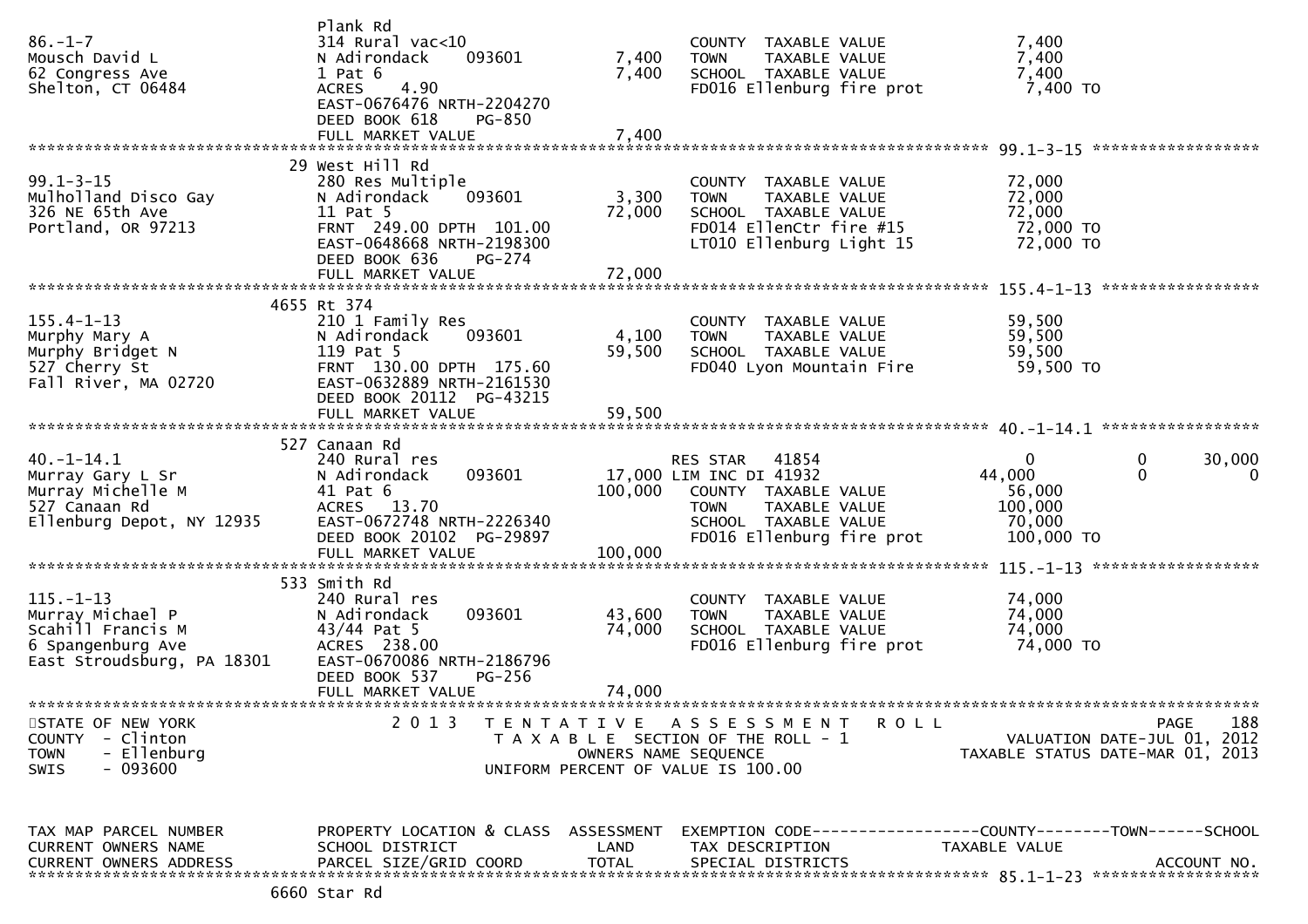```
                               Plank Rd
86.-1-7                        314 Rural vac<10                          COUNTY  TAXABLE VALUE             7,400
Mousch David L                 N Adirondack    093601        7,400      TOWN    TAXABLE VALUE             7,400
62 Congress Ave                1 Pat 6                       7,400      SCHOOL  TAXABLE VALUE             7,400
Shelton, CT 06484              ACRES    4.90                             FD016 Ellenburg fire prot          7,400 TO
                               EAST-0676476 NRTH-2204270
                               DEED BOOK 618     PG-850
                               FULL MARKET VALUE             7,400
******************************************************************************************************* 99.1-3-15 ******************
                            29 West Hill Rd
99.1-3-15                      280 Res Multiple                          COUNTY  TAXABLE VALUE            72,000
Mulholland Disco Gay           N Adirondack    093601        3,300      TOWN    TAXABLE VALUE            72,000
326 NE 65th Ave                11 Pat 5                     72,000      SCHOOL  TAXABLE VALUE            72,000
Portland, OR 97213             FRNT  249.00 DPTH  101.00                 FD014 EllenCtr fire #15           72,000 TO
                               EAST-0648668 NRTH-2198300                 LT010 Ellenburg Light 15          72,000 TO
                               DEED BOOK 636     PG-274
                               FULL MARKET VALUE            72,000
******************************************************************************************************* 155.4-1-13 *****************
                          4655 Rt 374
155.4-1-13                     210 1 Family Res                          COUNTY  TAXABLE VALUE            59,500
Murphy Mary A                  N Adirondack    093601        4,100      TOWN    TAXABLE VALUE            59,500
Murphy Bridget N               119 Pat 5                    59,500      SCHOOL  TAXABLE VALUE            59,500
527 Cherry St                  FRNT  130.00 DPTH  175.60                 FD040 Lyon Mountain Fire          59,500 TO
Fall River, MA 02720           EAST-0632889 NRTH-2161530
                               DEED BOOK 20112  PG-43215
                               FULL MARKET VALUE            59,500
******************************************************************************************************* 40.-1-14.1 *****************
                           527 Canaan Rd
40.-1-14.1                     240 Rural res                             RES STAR   41854                    0            0       30,000
Murray Gary L Sr               N Adirondack    093601       17,000 LIM INC DI 41932                     44,000            0            0
Murray Michelle M              41 Pat 6                    100,000      COUNTY  TAXABLE VALUE            56,000
527 Canaan Rd                  ACRES   13.70                             TOWN    TAXABLE VALUE           100,000
Ellenburg Depot, NY 12935      EAST-0672748 NRTH-2226340                 SCHOOL  TAXABLE VALUE            70,000
                               DEED BOOK 20102  PG-29897                 FD016 Ellenburg fire prot         100,000 TO
                               FULL MARKET VALUE           100,000
******************************************************************************************************* 115.-1-13 ******************
                           533 Smith Rd
115.-1-13                      240 Rural res                             COUNTY  TAXABLE VALUE            74,000
Murray Michael P               N Adirondack    093601       43,600      TOWN    TAXABLE VALUE            74,000
Scahill Francis M              43/44 Pat 5                  74,000      SCHOOL  TAXABLE VALUE            74,000
6 Spangenburg Ave              ACRES  238.00                             FD016 Ellenburg fire prot          74,000 TO
East Stroudsburg, PA 18301     EAST-0670086 NRTH-2186796
                               DEED BOOK 537     PG-256
                               FULL MARKET VALUE            74,000
************************************************************************************************************************************
STATE OF NEW YORK                   2 0 1 3   T E N T A T I V E   A S S E S S M E N T   R O L L                          PAGE    188
COUNTY  - Clinton                              T A X A B L E  SECTION OF THE ROLL - 1                      VALUATION DATE-JUL 01, 2012
TOWN    - Ellenburg                                  OWNERS NAME SEQUENCE                             TAXABLE STATUS DATE-MAR 01, 2013
SWIS    - 093600                              UNIFORM PERCENT OF VALUE IS 100.00


TAX MAP PARCEL NUMBER          PROPERTY LOCATION & CLASS  ASSESSMENT  EXEMPTION CODE------------------COUNTY--------TOWN------SCHOOL
CURRENT OWNERS NAME            SCHOOL DISTRICT               LAND      TAX DESCRIPTION            TAXABLE VALUE
CURRENT OWNERS ADDRESS         PARCEL SIZE/GRID COORD        TOTAL     SPECIAL DISTRICTS                                 ACCOUNT NO.
******************************************************************************************************* 85.1-1-23 ******************
                          6660 Star Rd
```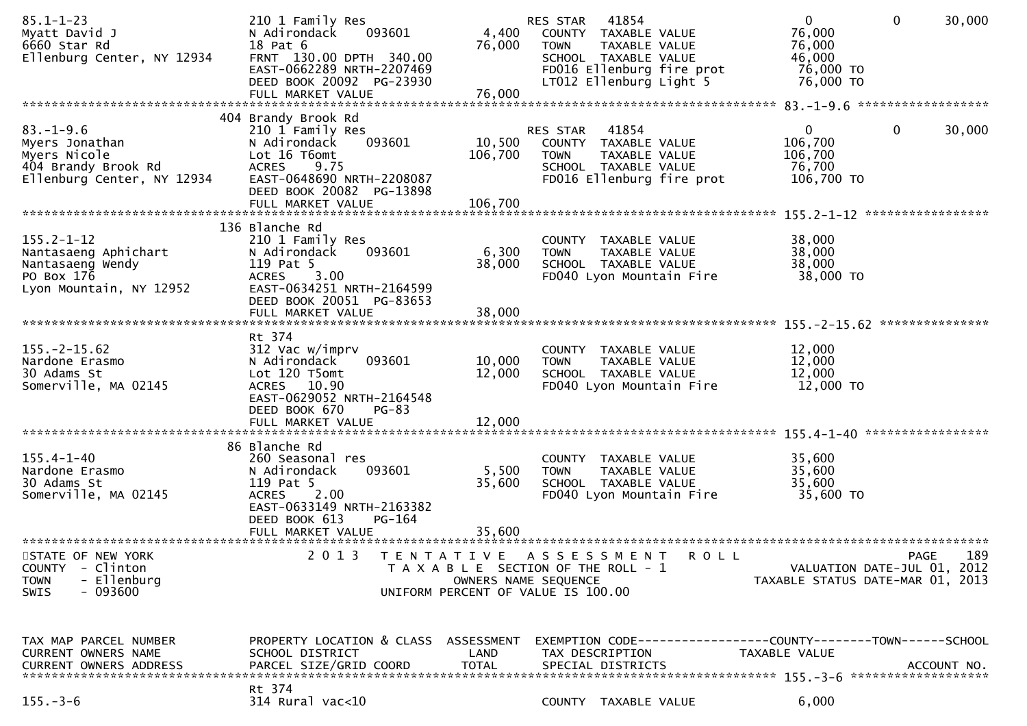```
85.1-1-23                   210 1 Family Res                    RES STAR   41854                  0           0        30,000
Myatt David J               N Adirondack     093601      4,400    COUNTY  TAXABLE VALUE            76,000
6660 Star Rd                18 Pat 6                    76,000    TOWN    TAXABLE VALUE            76,000
Ellenburg Center, NY 12934  FRNT 130.00 DPTH 340.00               SCHOOL  TAXABLE VALUE            46,000
                            EAST-0662289 NRTH-2207469             FD016 Ellenburg fire prot         76,000 TO
                            DEED BOOK 20092  PG-23930             LT012 Ellenburg Light 5           76,000 TO
                            FULL MARKET VALUE           76,000
******************************************************************************************************* 83.-1-9.6 ******************
                            404 Brandy Brook Rd
83.-1-9.6                   210 1 Family Res                    RES STAR   41854                  0           0        30,000
Myers Jonathan              N Adirondack     093601     10,500    COUNTY  TAXABLE VALUE           106,700
Myers Nicole                Lot 16 T6omt               106,700    TOWN    TAXABLE VALUE           106,700
404 Brandy Brook Rd         ACRES    9.75                         SCHOOL  TAXABLE VALUE            76,700
Ellenburg Center, NY 12934  EAST-0648690 NRTH-2208087             FD016 Ellenburg fire prot        106,700 TO
                            DEED BOOK 20082  PG-13898
                            FULL MARKET VALUE          106,700
******************************************************************************************************* 155.2-1-12 *****************
                            136 Blanche Rd
155.2-1-12                  210 1 Family Res                      COUNTY  TAXABLE VALUE            38,000
Nantasaeng Aphichart        N Adirondack     093601      6,300    TOWN    TAXABLE VALUE            38,000
Nantasaeng Wendy            119 Pat 5                   38,000    SCHOOL  TAXABLE VALUE            38,000
PO Box 176                  ACRES    3.00                         FD040 Lyon Mountain Fire          38,000 TO
Lyon Mountain, NY 12952     EAST-0634251 NRTH-2164599
                            DEED BOOK 20051  PG-83653
                            FULL MARKET VALUE           38,000
******************************************************************************************************* 155.-2-15.62 ***************
                            Rt 374
155.-2-15.62                312 Vac w/imprv                       COUNTY  TAXABLE VALUE            12,000
Nardone Erasmo              N Adirondack     093601     10,000    TOWN    TAXABLE VALUE            12,000
30 Adams St                 Lot 120 T5omt               12,000    SCHOOL  TAXABLE VALUE            12,000
Somerville, MA 02145        ACRES   10.90                         FD040 Lyon Mountain Fire          12,000 TO
                            EAST-0629052 NRTH-2164548
                            DEED BOOK 670    PG-83
                            FULL MARKET VALUE           12,000
******************************************************************************************************* 155.4-1-40 *****************
                            86 Blanche Rd
155.4-1-40                  260 Seasonal res                      COUNTY  TAXABLE VALUE            35,600
Nardone Erasmo              N Adirondack     093601      5,500    TOWN    TAXABLE VALUE            35,600
30 Adams St                 119 Pat 5                   35,600    SCHOOL  TAXABLE VALUE            35,600
Somerville, MA 02145        ACRES    2.00                         FD040 Lyon Mountain Fire          35,600 TO
                            EAST-0633149 NRTH-2163382
                            DEED BOOK 613    PG-164
                            FULL MARKET VALUE           35,600
************************************************************************************************************************************
STATE OF NEW YORK                 2 0 1 3   T E N T A T I V E   A S S E S S M E N T   R O L L                          PAGE   189
COUNTY  - Clinton                         T A X A B L E  SECTION OF THE ROLL - 1                      VALUATION DATE-JUL 01, 2012
TOWN    - Ellenburg                               OWNERS NAME SEQUENCE                             TAXABLE STATUS DATE-MAR 01, 2013
SWIS    - 093600                            UNIFORM PERCENT OF VALUE IS 100.00


TAX MAP PARCEL NUMBER       PROPERTY LOCATION & CLASS  ASSESSMENT  EXEMPTION CODE------------------COUNTY--------TOWN------SCHOOL
CURRENT OWNERS NAME         SCHOOL DISTRICT               LAND     TAX DESCRIPTION             TAXABLE VALUE
CURRENT OWNERS ADDRESS      PARCEL SIZE/GRID COORD       TOTAL     SPECIAL DISTRICTS                                  ACCOUNT NO.
******************************************************************************************************* 155.-3-6 *******************
                            Rt 374
155.-3-6                    314 Rural vac<10                      COUNTY  TAXABLE VALUE             6,000
```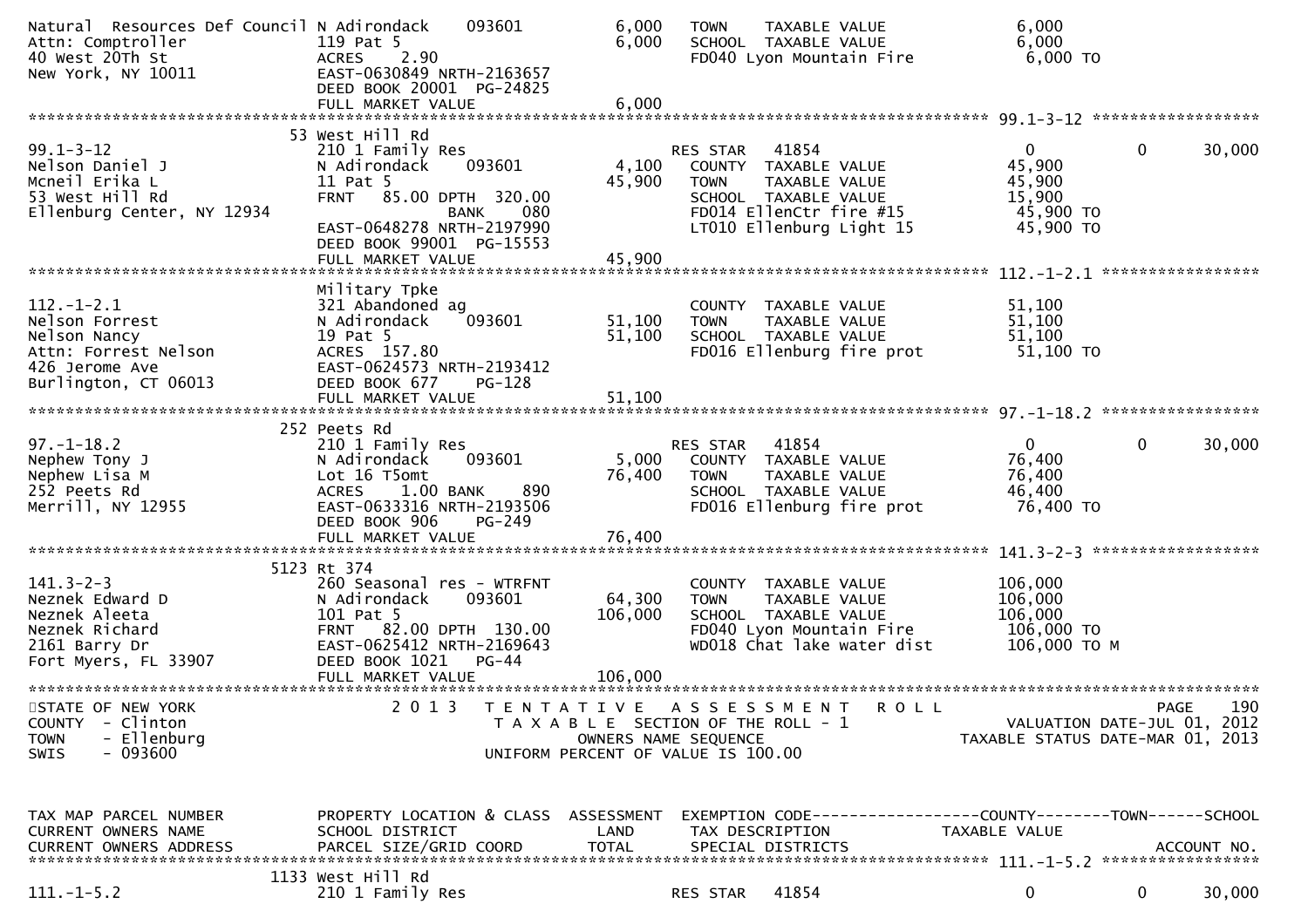```
Natural  Resources Def Council N Adirondack     093601          6,000   TOWN    TAXABLE VALUE               6,000
Attn: Comptroller              119 Pat 5                        6,000   SCHOOL  TAXABLE VALUE               6,000
40 West 20Th St                ACRES    2.90                            FD040 Lyon Mountain Fire             6,000 TO
New York, NY 10011             EAST-0630849 NRTH-2163657
                               DEED BOOK 20001  PG-24825
                               FULL MARKET VALUE                6,000
******************************************************************************************************* 99.1-3-12 ******************
                             53 West Hill Rd
99.1-3-12                      210 1 Family Res                         RES STAR   41854                   0            0     30,000
Nelson Daniel J                N Adirondack     093601          4,100   COUNTY  TAXABLE VALUE              45,900
Mcneil Erika L                 11 Pat 5                        45,900   TOWN    TAXABLE VALUE              45,900
53 West Hill Rd                FRNT   85.00 DPTH  320.00                SCHOOL  TAXABLE VALUE              15,900
Ellenburg Center, NY 12934                     BANK     080             FD014 EllenCtr fire #15             45,900 TO
                               EAST-0648278 NRTH-2197990                LT010 Ellenburg Light 15            45,900 TO
                               DEED BOOK 99001  PG-15553
                               FULL MARKET VALUE               45,900
******************************************************************************************************* 112.-1-2.1 *****************
                               Military Tpke
112.-1-2.1                     321 Abandoned ag                         COUNTY  TAXABLE VALUE              51,100
Nelson Forrest                 N Adirondack     093601         51,100   TOWN    TAXABLE VALUE              51,100
Nelson Nancy                   19 Pat 5                        51,100   SCHOOL  TAXABLE VALUE              51,100
Attn: Forrest Nelson           ACRES  157.80                            FD016 Ellenburg fire prot           51,100 TO
426 Jerome Ave                 EAST-0624573 NRTH-2193412
Burlington, CT 06013           DEED BOOK 677    PG-128
                               FULL MARKET VALUE               51,100
******************************************************************************************************* 97.-1-18.2 *****************
                             252 Peets Rd
97.-1-18.2                     210 1 Family Res                         RES STAR   41854                   0            0     30,000
Nephew Tony J                  N Adirondack     093601          5,000   COUNTY  TAXABLE VALUE              76,400
Nephew Lisa M                  Lot 16 T5omt                    76,400   TOWN    TAXABLE VALUE              76,400
252 Peets Rd                   ACRES    1.00 BANK     890               SCHOOL  TAXABLE VALUE              46,400
Merrill, NY 12955              EAST-0633316 NRTH-2193506                FD016 Ellenburg fire prot           76,400 TO
                               DEED BOOK 906    PG-249
                               FULL MARKET VALUE               76,400
******************************************************************************************************* 141.3-2-3 ******************
                             5123 Rt 374
141.3-2-3                      260 Seasonal res - WTRFNT                COUNTY  TAXABLE VALUE             106,000
Neznek Edward D                N Adirondack     093601         64,300   TOWN    TAXABLE VALUE             106,000
Neznek Aleeta                  101 Pat 5                      106,000   SCHOOL  TAXABLE VALUE             106,000
Neznek Richard                 FRNT   82.00 DPTH  130.00                FD040 Lyon Mountain Fire           106,000 TO
2161 Barry Dr                  EAST-0625412 NRTH-2169643                WD018 Chat lake water dist         106,000 TO M
Fort Myers, FL 33907           DEED BOOK 1021   PG-44
                               FULL MARKET VALUE              106,000
************************************************************************************************************************************
STATE OF NEW YORK                 2 0 1 3   T E N T A T I V E   A S S E S S M E N T   R O L L                           PAGE    190
COUNTY  - Clinton                           T A X A B L E  SECTION OF THE ROLL - 1                       VALUATION DATE-JUL 01, 2012
TOWN    - Ellenburg                                OWNERS NAME SEQUENCE                             TAXABLE STATUS DATE-MAR 01, 2013
SWIS    - 093600                          UNIFORM PERCENT OF VALUE IS 100.00


TAX MAP PARCEL NUMBER          PROPERTY LOCATION & CLASS  ASSESSMENT  EXEMPTION CODE------------------COUNTY--------TOWN------SCHOOL
CURRENT OWNERS NAME            SCHOOL DISTRICT               LAND      TAX DESCRIPTION            TAXABLE VALUE
CURRENT OWNERS ADDRESS         PARCEL SIZE/GRID COORD        TOTAL     SPECIAL DISTRICTS                                 ACCOUNT NO.
******************************************************************************************************* 111.-1-5.2 *****************
                             1133 West Hill Rd
111.-1-5.2                     210 1 Family Res                         RES STAR   41854                   0            0     30,000
```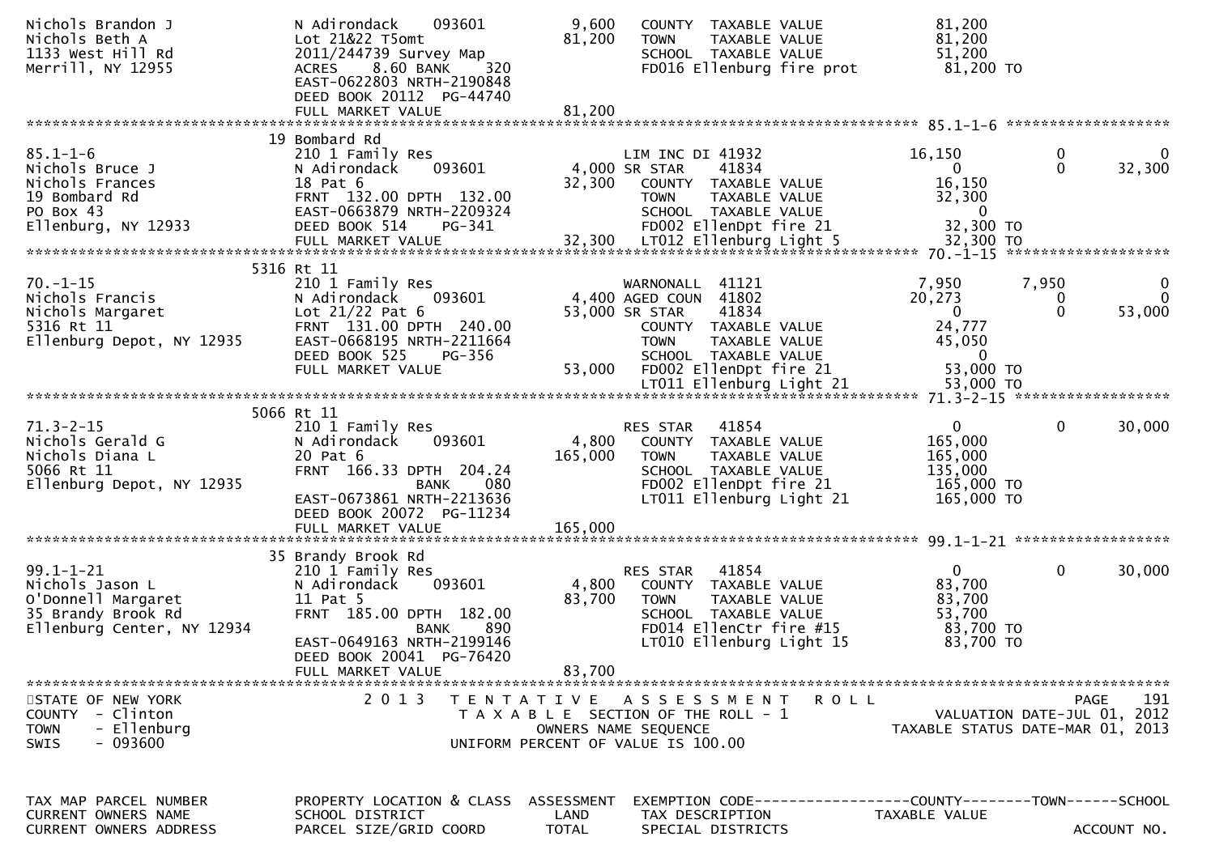```
Nichols Brandon J             N Adirondack    093601         9,600   COUNTY  TAXABLE VALUE             81,200
Nichols Beth A                Lot 21&22 T5omt               81,200   TOWN    TAXABLE VALUE             81,200
1133 West Hill Rd             2011/244739 Survey Map                 SCHOOL  TAXABLE VALUE             51,200
Merrill, NY 12955             ACRES    8.60 BANK     320             FD016 Ellenburg fire prot          81,200 TO
                              EAST-0622803 NRTH-2190848
                              DEED BOOK 20112  PG-44740
                              FULL MARKET VALUE             81,200
******************************************************************************************************* 85.1-1-6 ******************
                           19 Bombard Rd
85.1-1-6                      210 1 Family Res                       LIM INC DI 41932             16,150          0             0
Nichols Bruce J               N Adirondack    093601         4,000 SR STAR     41834                   0          0        32,300
Nichols Frances               18 Pat 6                      32,300   COUNTY  TAXABLE VALUE             16,150
19 Bombard Rd                 FRNT 132.00 DPTH 132.00                TOWN    TAXABLE VALUE             32,300
PO Box 43                     EAST-0663879 NRTH-2209324              SCHOOL  TAXABLE VALUE                  0
Ellenburg, NY 12933           DEED BOOK 514    PG-341                FD002 EllenDpt fire 21             32,300 TO
                              FULL MARKET VALUE             32,300   LT012 Ellenburg Light 5            32,300 TO
******************************************************************************************************* 70.-1-15 ******************
                           5316 Rt 11
70.-1-15                      210 1 Family Res                       WARNONALL  41121              7,950      7,950             0
Nichols Francis               N Adirondack    093601         4,400 AGED COUN  41802               20,273          0             0
Nichols Margaret              Lot 21/22 Pat 6               53,000 SR STAR     41834                   0          0        53,000
5316 Rt 11                    FRNT 131.00 DPTH 240.00                COUNTY  TAXABLE VALUE             24,777
Ellenburg Depot, NY 12935     EAST-0668195 NRTH-2211664              TOWN    TAXABLE VALUE             45,050
                              DEED BOOK 525    PG-356                SCHOOL  TAXABLE VALUE                  0
                              FULL MARKET VALUE             53,000   FD002 EllenDpt fire 21             53,000 TO
                                                                     LT011 Ellenburg Light 21           53,000 TO
******************************************************************************************************* 71.3-2-15 *****************
                           5066 Rt 11
71.3-2-15                     210 1 Family Res                       RES STAR    41854                     0          0        30,000
Nichols Gerald G              N Adirondack    093601         4,800   COUNTY  TAXABLE VALUE            165,000
Nichols Diana L               20 Pat 6                     165,000   TOWN    TAXABLE VALUE            165,000
5066 Rt 11                    FRNT 166.33 DPTH 204.24                SCHOOL  TAXABLE VALUE            135,000
Ellenburg Depot, NY 12935                 BANK     080               FD002 EllenDpt fire 21            165,000 TO
                              EAST-0673861 NRTH-2213636              LT011 Ellenburg Light 21          165,000 TO
                              DEED BOOK 20072  PG-11234
                              FULL MARKET VALUE            165,000
******************************************************************************************************* 99.1-1-21 *****************
                           35 Brandy Brook Rd
99.1-1-21                     210 1 Family Res                       RES STAR    41854                     0          0        30,000
Nichols Jason L               N Adirondack    093601         4,800   COUNTY  TAXABLE VALUE             83,700
O'Donnell Margaret            11 Pat 5                      83,700   TOWN    TAXABLE VALUE             83,700
35 Brandy Brook Rd            FRNT 185.00 DPTH 182.00                SCHOOL  TAXABLE VALUE             53,700
Ellenburg Center, NY 12934                BANK     890               FD014 EllenCtr fire #15            83,700 TO
                              EAST-0649163 NRTH-2199146              LT010 Ellenburg Light 15           83,700 TO
                              DEED BOOK 20041  PG-76420
                              FULL MARKET VALUE             83,700
************************************************************************************************************************************
STATE OF NEW YORK                 2 0 1 3   T E N T A T I V E   A S S E S S M E N T   R O L L                          PAGE    191
COUNTY  - Clinton                      T A X A B L E  SECTION OF THE ROLL - 1                       VALUATION DATE-JUL 01, 2012
TOWN    - Ellenburg                             OWNERS NAME SEQUENCE                               TAXABLE STATUS DATE-MAR 01, 2013
SWIS    - 093600                         UNIFORM PERCENT OF VALUE IS 100.00


TAX MAP PARCEL NUMBER         PROPERTY LOCATION & CLASS  ASSESSMENT  EXEMPTION CODE------------------COUNTY--------TOWN------SCHOOL
CURRENT OWNERS NAME           SCHOOL DISTRICT               LAND     TAX DESCRIPTION             TAXABLE VALUE
CURRENT OWNERS ADDRESS        PARCEL SIZE/GRID COORD        TOTAL    SPECIAL DISTRICTS                                  ACCOUNT NO.
```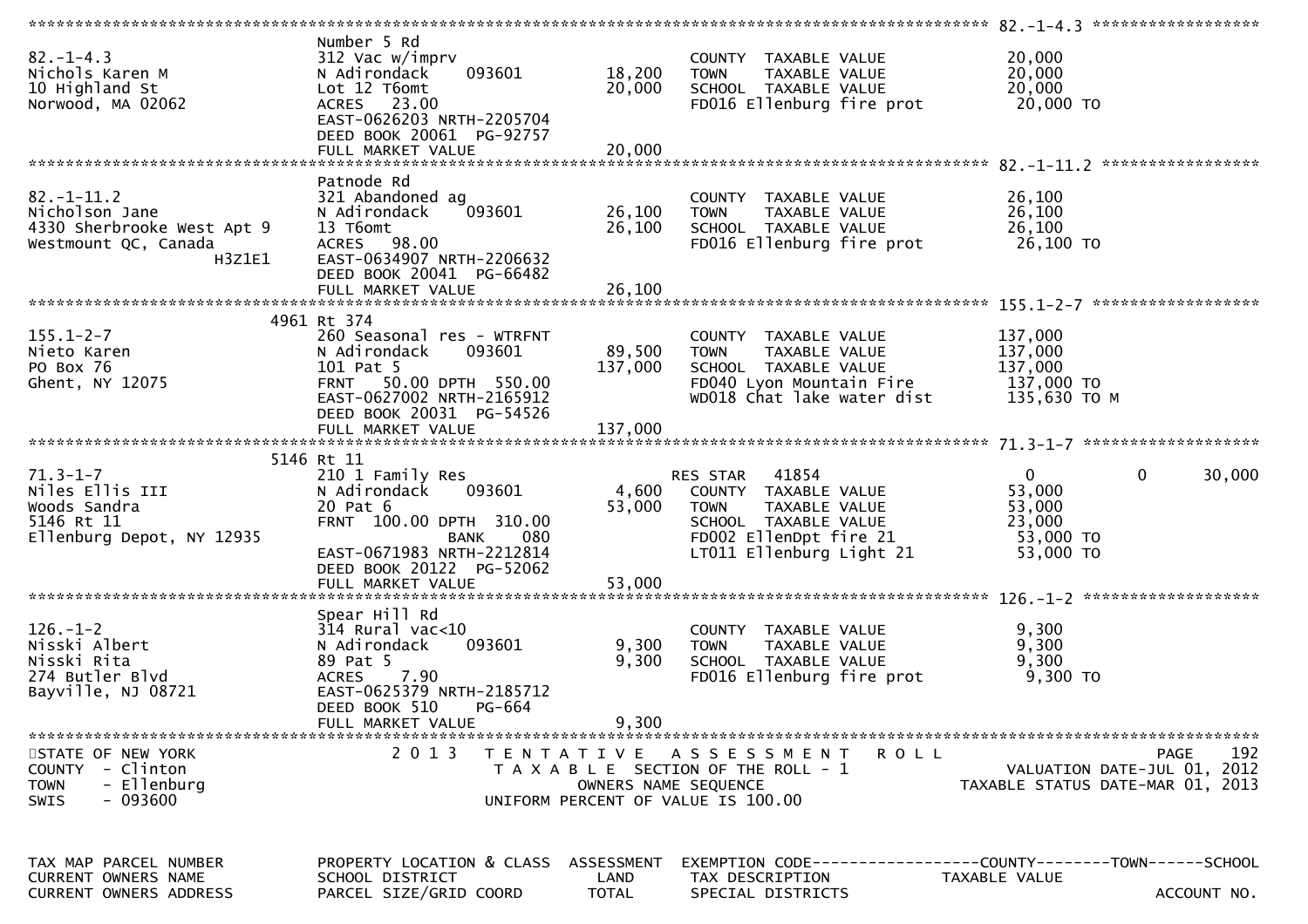```
******************************************************************************************************* 82.-1-4.3 ******************
                                Number 5 Rd
82.-1-4.3                       312 Vac w/imprv                          COUNTY  TAXABLE VALUE             20,000
Nichols Karen M                 N Adirondack     093601         18,200   TOWN    TAXABLE VALUE             20,000
10 Highland St                  Lot 12 T6omt                    20,000   SCHOOL  TAXABLE VALUE             20,000
Norwood, MA 02062               ACRES   23.00                            FD016 Ellenburg fire prot          20,000 TO
                                EAST-0626203 NRTH-2205704
                                DEED BOOK 20061  PG-92757
                                FULL MARKET VALUE               20,000
******************************************************************************************************* 82.-1-11.2 *****************
                                Patnode Rd
82.-1-11.2                      321 Abandoned ag                         COUNTY  TAXABLE VALUE             26,100
Nicholson Jane                  N Adirondack     093601         26,100   TOWN    TAXABLE VALUE             26,100
4330 Sherbrooke West Apt 9      13 T6omt                        26,100   SCHOOL  TAXABLE VALUE             26,100
Westmount QC, Canada            ACRES   98.00                            FD016 Ellenburg fire prot          26,100 TO
                      H3Z1E1    EAST-0634907 NRTH-2206632
                                DEED BOOK 20041  PG-66482
                                FULL MARKET VALUE               26,100
******************************************************************************************************* 155.1-2-7 ******************
                          4961 Rt 374
155.1-2-7                       260 Seasonal res - WTRFNT                COUNTY  TAXABLE VALUE            137,000
Nieto Karen                     N Adirondack     093601         89,500   TOWN    TAXABLE VALUE            137,000
PO Box 76                       101 Pat 5                      137,000   SCHOOL  TAXABLE VALUE            137,000
Ghent, NY 12075                 FRNT   50.00 DPTH  550.00                FD040 Lyon Mountain Fire          137,000 TO
                                EAST-0627002 NRTH-2165912                WD018 Chat lake water dist        135,630 TO M
                                DEED BOOK 20031  PG-54526
                                FULL MARKET VALUE              137,000
******************************************************************************************************* 71.3-1-7 *******************
                          5146 Rt 11
71.3-1-7                        210 1 Family Res                         RES STAR   41854                       0          0     30,000
Niles Ellis III                 N Adirondack     093601          4,600   COUNTY  TAXABLE VALUE             53,000
Woods Sandra                    20 Pat 6                        53,000   TOWN    TAXABLE VALUE             53,000
5146 Rt 11                      FRNT  100.00 DPTH  310.00                SCHOOL  TAXABLE VALUE             23,000
Ellenburg Depot, NY 12935                     BANK    080                FD002 EllenDpt fire 21             53,000 TO
                                EAST-0671983 NRTH-2212814                LT011 Ellenburg Light 21           53,000 TO
                                DEED BOOK 20122  PG-52062
                                FULL MARKET VALUE               53,000
******************************************************************************************************* 126.-1-2 *******************
                                Spear Hill Rd
126.-1-2                        314 Rural vac<10                         COUNTY  TAXABLE VALUE              9,300
Nisski Albert                   N Adirondack     093601          9,300   TOWN    TAXABLE VALUE              9,300
Nisski Rita                     89 Pat 5                         9,300   SCHOOL  TAXABLE VALUE              9,300
274 Butler Blvd                 ACRES    7.90                            FD016 Ellenburg fire prot           9,300 TO
Bayville, NJ 08721              EAST-0625379 NRTH-2185712
                                DEED BOOK 510    PG-664
                                FULL MARKET VALUE                9,300
************************************************************************************************************************************
STATE OF NEW YORK                 2 0 1 3   T E N T A T I V E   A S S E S S M E N T   R O L L                             PAGE    192
COUNTY  - Clinton                           T A X A B L E  SECTION OF THE ROLL - 1                          VALUATION DATE-JUL 01, 2012
TOWN    - Ellenburg                              OWNERS NAME SEQUENCE                                 TAXABLE STATUS DATE-MAR 01, 2013
SWIS    - 093600                          UNIFORM PERCENT OF VALUE IS 100.00


TAX MAP PARCEL NUMBER           PROPERTY LOCATION & CLASS  ASSESSMENT  EXEMPTION CODE------------------COUNTY--------TOWN------SCHOOL
CURRENT OWNERS NAME             SCHOOL DISTRICT               LAND     TAX DESCRIPTION            TAXABLE VALUE
CURRENT OWNERS ADDRESS          PARCEL SIZE/GRID COORD       TOTAL     SPECIAL DISTRICTS                                   ACCOUNT NO.
```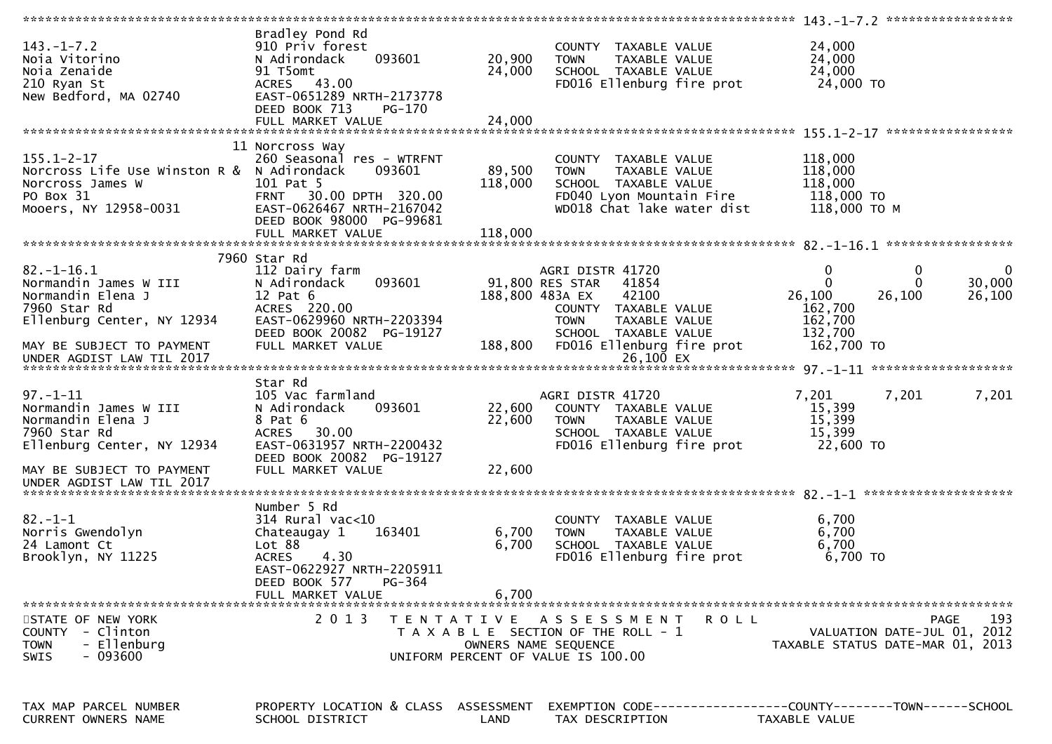```
******************************************************************************************************* 143.-1-7.2 *****************
                                Bradley Pond Rd
143.-1-7.2                      910 Priv forest                       COUNTY  TAXABLE VALUE            24,000
Noia Vitorino                   N Adirondack     093601      20,900   TOWN    TAXABLE VALUE            24,000
Noia Zenaide                    91 T5omt                     24,000   SCHOOL  TAXABLE VALUE            24,000
210 Ryan St                     ACRES   43.00                         FD016 Ellenburg fire prot         24,000 TO
New Bedford, MA 02740           EAST-0651289 NRTH-2173778
                                DEED BOOK 713     PG-170
                                FULL MARKET VALUE            24,000
******************************************************************************************************* 155.1-2-17 *****************
                             11 Norcross Way
155.1-2-17                      260 Seasonal res - WTRFNT             COUNTY  TAXABLE VALUE           118,000
Norcross Life Use Winston R &   N Adirondack     093601      89,500   TOWN    TAXABLE VALUE           118,000
Norcross James W                101 Pat 5                   118,000   SCHOOL  TAXABLE VALUE           118,000
PO Box 31                       FRNT   30.00 DPTH 320.00              FD040 Lyon Mountain Fire         118,000 TO
Mooers, NY 12958-0031           EAST-0626467 NRTH-2167042             WD018 Chat lake water dist       118,000 TO M
                                DEED BOOK 98000 PG-99681
                                FULL MARKET VALUE           118,000
******************************************************************************************************* 82.-1-16.1 *****************
                           7960 Star Rd
82.-1-16.1                      112 Dairy farm                        AGRI DISTR 41720                      0          0          0
Normandin James W III           N Adirondack     093601      91,800 RES STAR   41854                      0          0     30,000
Normandin Elena J               12 Pat 6                    188,800 483A EX    42100                 26,100     26,100     26,100
7960 Star Rd                    ACRES  220.00                         COUNTY  TAXABLE VALUE           162,700
Ellenburg Center, NY 12934      EAST-0629960 NRTH-2203394             TOWN    TAXABLE VALUE           162,700
                                DEED BOOK 20082 PG-19127              SCHOOL  TAXABLE VALUE           132,700
MAY BE SUBJECT TO PAYMENT       FULL MARKET VALUE           188,800   FD016 Ellenburg fire prot        162,700 TO
UNDER AGDIST LAW TIL 2017                                                    26,100 EX
******************************************************************************************************* 97.-1-11 *******************
                                Star Rd
97.-1-11                        105 Vac farmland                      AGRI DISTR 41720                  7,201      7,201      7,201
Normandin James W III           N Adirondack     093601      22,600   COUNTY  TAXABLE VALUE            15,399
Normandin Elena J               8 Pat 6                      22,600   TOWN    TAXABLE VALUE            15,399
7960 Star Rd                    ACRES   30.00                         SCHOOL  TAXABLE VALUE            15,399
Ellenburg Center, NY 12934      EAST-0631957 NRTH-2200432             FD016 Ellenburg fire prot         22,600 TO
                                DEED BOOK 20082 PG-19127
MAY BE SUBJECT TO PAYMENT       FULL MARKET VALUE            22,600
UNDER AGDIST LAW TIL 2017
******************************************************************************************************* 82.-1-1 ********************
                                Number 5 Rd
82.-1-1                         314 Rural vac<10                      COUNTY  TAXABLE VALUE             6,700
Norris Gwendolyn                Chateaugay 1     163401       6,700   TOWN    TAXABLE VALUE             6,700
24 Lamont Ct                    Lot 88                        6,700   SCHOOL  TAXABLE VALUE             6,700
Brooklyn, NY 11225              ACRES    4.30                         FD016 Ellenburg fire prot          6,700 TO
                                EAST-0622927 NRTH-2205911
                                DEED BOOK 577     PG-364
                                FULL MARKET VALUE             6,700
************************************************************************************************************************************
STATE OF NEW YORK                2 0 1 3   T E N T A T I V E   A S S E S S M E N T   R O L L                          PAGE    193
COUNTY  - Clinton                          T A X A B L E  SECTION OF THE ROLL - 1                    VALUATION DATE-JUL 01, 2012
TOWN    - Ellenburg                              OWNERS NAME SEQUENCE                            TAXABLE STATUS DATE-MAR 01, 2013
SWIS    - 093600                          UNIFORM PERCENT OF VALUE IS 100.00


TAX MAP PARCEL NUMBER           PROPERTY LOCATION & CLASS  ASSESSMENT  EXEMPTION CODE------------------COUNTY--------TOWN------SCHOOL
CURRENT OWNERS NAME             SCHOOL DISTRICT               LAND      TAX DESCRIPTION            TAXABLE VALUE
```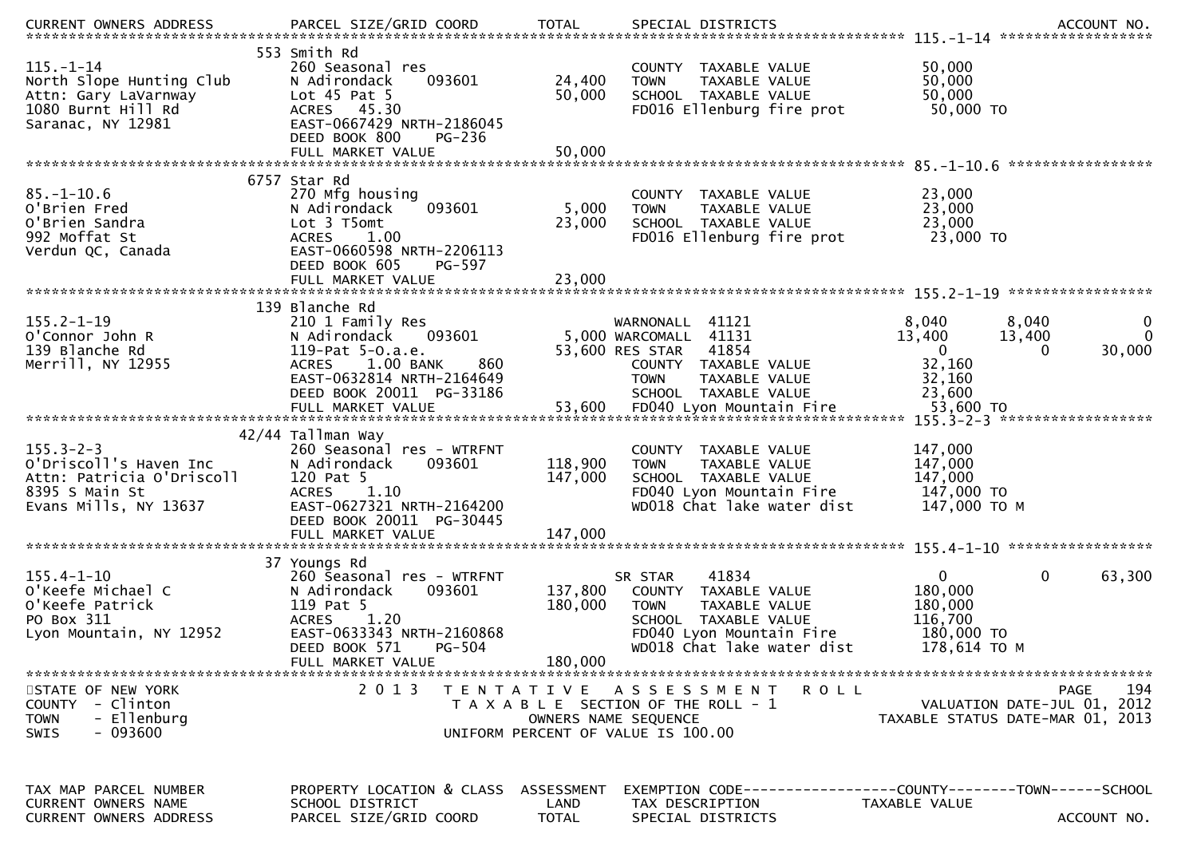| CURRENT OWNERS ADDRESS | PARCEL SIZE/GRID COORD | TOTAL | SPECIAL DISTRICTS | | | ACCOUNT NO. |
|---|---|---|---|---|---|---|
| **115.-1-14** | 553 Smith Rd | | | | | |
| 115.-1-14 | 260 Seasonal res | | COUNTY TAXABLE VALUE | 50,000 | | |
| North Slope Hunting Club | N Adirondack 093601 | 24,400 | TOWN TAXABLE VALUE | 50,000 | | |
| Attn: Gary LaVarnway | Lot 45 Pat 5 | 50,000 | SCHOOL TAXABLE VALUE | 50,000 | | |
| 1080 Burnt Hill Rd | ACRES 45.30 | | FD016 Ellenburg fire prot | 50,000 TO | | |
| Saranac, NY 12981 | EAST-0667429 NRTH-2186045 | | | | | |
| | DEED BOOK 800 PG-236 | | | | | |
| | FULL MARKET VALUE | 50,000 | | | | |
| **85.-1-10.6** | 6757 Star Rd | | | | | |
| 85.-1-10.6 | 270 Mfg housing | | COUNTY TAXABLE VALUE | 23,000 | | |
| O'Brien Fred | N Adirondack 093601 | 5,000 | TOWN TAXABLE VALUE | 23,000 | | |
| O'Brien Sandra | Lot 3 T5omt | 23,000 | SCHOOL TAXABLE VALUE | 23,000 | | |
| 992 Moffat St | ACRES 1.00 | | FD016 Ellenburg fire prot | 23,000 TO | | |
| Verdun QC, Canada | EAST-0660598 NRTH-2206113 | | | | | |
| | DEED BOOK 605 PG-597 | | | | | |
| | FULL MARKET VALUE | 23,000 | | | | |
| **155.2-1-19** | 139 Blanche Rd | | | | | |
| 155.2-1-19 | 210 1 Family Res | | WARNONALL 41121 | 8,040 | 8,040 | 0 |
| O'Connor John R | N Adirondack 093601 | 5,000 | WARCOMALL 41131 | 13,400 | 13,400 | 0 |
| 139 Blanche Rd | 119-Pat 5-O.a.e. | 53,600 | RES STAR 41854 | 0 | 0 | 30,000 |
| Merrill, NY 12955 | ACRES 1.00 BANK 860 | | COUNTY TAXABLE VALUE | 32,160 | | |
| | EAST-0632814 NRTH-2164649 | | TOWN TAXABLE VALUE | 32,160 | | |
| | DEED BOOK 20011 PG-33186 | | SCHOOL TAXABLE VALUE | 23,600 | | |
| | FULL MARKET VALUE | 53,600 | FD040 Lyon Mountain Fire | 53,600 TO | | |
| **155.3-2-3** | 42/44 Tallman Way | | | | | |
| 155.3-2-3 | 260 Seasonal res - WTRFNT | | COUNTY TAXABLE VALUE | 147,000 | | |
| O'Driscoll's Haven Inc | N Adirondack 093601 | 118,900 | TOWN TAXABLE VALUE | 147,000 | | |
| Attn: Patricia O'Driscoll | 120 Pat 5 | 147,000 | SCHOOL TAXABLE VALUE | 147,000 | | |
| 8395 S Main St | ACRES 1.10 | | FD040 Lyon Mountain Fire | 147,000 TO | | |
| Evans Mills, NY 13637 | EAST-0627321 NRTH-2164200 | | WD018 Chat lake water dist | 147,000 TO M | | |
| | DEED BOOK 20011 PG-30445 | | | | | |
| | FULL MARKET VALUE | 147,000 | | | | |
| **155.4-1-10** | 37 Youngs Rd | | | | | |
| 155.4-1-10 | 260 Seasonal res - WTRFNT | | SR STAR 41834 | 0 | 0 | 63,300 |
| O'Keefe Michael C | N Adirondack 093601 | 137,800 | COUNTY TAXABLE VALUE | 180,000 | | |
| O'Keefe Patrick | 119 Pat 5 | 180,000 | TOWN TAXABLE VALUE | 180,000 | | |
| PO Box 311 | ACRES 1.20 | | SCHOOL TAXABLE VALUE | 116,700 | | |
| Lyon Mountain, NY 12952 | EAST-0633343 NRTH-2160868 | | FD040 Lyon Mountain Fire | 180,000 TO | | |
| | DEED BOOK 571 PG-504 | | WD018 Chat lake water dist | 178,614 TO M | | |
| | FULL MARKET VALUE | 180,000 | | | | |

STATE OF NEW YORK
COUNTY - Clinton
TOWN - Ellenburg
SWIS - 093600

2013 TENTATIVE ASSESSMENT ROLL
TAXABLE SECTION OF THE ROLL - 1
OWNERS NAME SEQUENCE
UNIFORM PERCENT OF VALUE IS 100.00

PAGE 194
VALUATION DATE-JUL 01, 2012
TAXABLE STATUS DATE-MAR 01, 2013

| TAX MAP PARCEL NUMBER | PROPERTY LOCATION & CLASS | ASSESSMENT | EXEMPTION CODE | COUNTY | TOWN | SCHOOL |
|---|---|---|---|---|---|---|
| CURRENT OWNERS NAME | SCHOOL DISTRICT | LAND | TAX DESCRIPTION | TAXABLE VALUE | | |
| CURRENT OWNERS ADDRESS | PARCEL SIZE/GRID COORD | TOTAL | SPECIAL DISTRICTS | | | ACCOUNT NO. |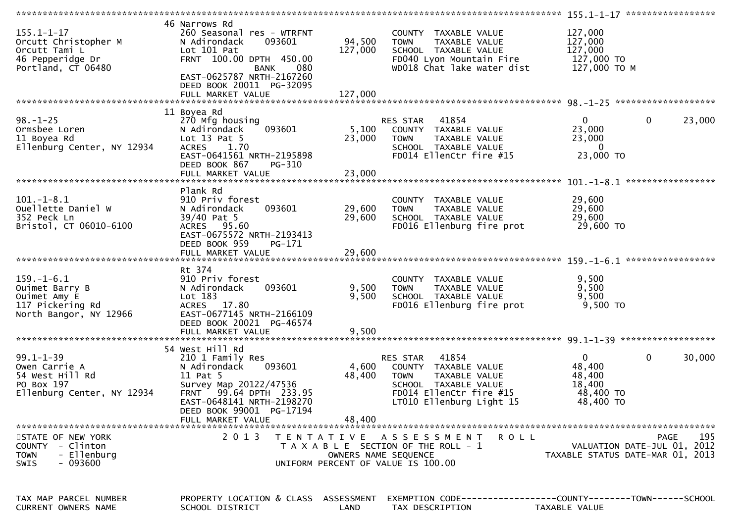**STATE OF NEW YORK** — 2013 TENTATIVE ASSESSMENT ROLL — PAGE 195
COUNTY - Clinton — TAXABLE SECTION OF THE ROLL - 1 — VALUATION DATE-JUL 01, 2012
TOWN - Ellenburg — OWNERS NAME SEQUENCE — TAXABLE STATUS DATE-MAR 01, 2013
SWIS - 093600 — UNIFORM PERCENT OF VALUE IS 100.00

| TAX MAP PARCEL NUMBER / CURRENT OWNERS NAME | PROPERTY LOCATION & CLASS / SCHOOL DISTRICT | ASSESSMENT LAND | ASSESSMENT TOTAL | EXEMPTION CODE / TAX DESCRIPTION | COUNTY TAXABLE VALUE | TOWN | SCHOOL |
|---|---|---|---|---|---|---|---|
| **155.1-1-17** | 46 Narrows Rd | | | | | | |
| Orcutt Christopher M | 260 Seasonal res - WTRFNT | | | COUNTY TAXABLE VALUE | 127,000 | | |
| Orcutt Tami L | N Adirondack 093601 | 94,500 | | TOWN TAXABLE VALUE | 127,000 | | |
| 46 Pepperidge Dr | Lot 101 Pat | | 127,000 | SCHOOL TAXABLE VALUE | 127,000 | | |
| Portland, CT 06480 | FRNT 100.00 DPTH 450.00 | | | FD040 Lyon Mountain Fire | 127,000 TO | | |
| | BANK 080 | | | WD018 Chat lake water dist | 127,000 TO M | | |
| | EAST-0625787 NRTH-2167260 | | | | | | |
| | DEED BOOK 20011 PG-32095 | | | | | | |
| | FULL MARKET VALUE | | 127,000 | | | | |
| **98.-1-25** | 11 Boyea Rd | | | | | | |
| Ormsbee Loren | 270 Mfg housing | | | RES STAR 41854 | 0 | 0 | 23,000 |
| 11 Boyea Rd | N Adirondack 093601 | 5,100 | | COUNTY TAXABLE VALUE | 23,000 | | |
| Ellenburg Center, NY 12934 | Lot 13 Pat 5 | | 23,000 | TOWN TAXABLE VALUE | 23,000 | | |
| | ACRES 1.70 | | | SCHOOL TAXABLE VALUE | 0 | | |
| | EAST-0641561 NRTH-2195898 | | | FD014 EllenCtr fire #15 | 23,000 TO | | |
| | DEED BOOK 867 PG-310 | | | | | | |
| | FULL MARKET VALUE | | 23,000 | | | | |
| **101.-1-8.1** | Plank Rd | | | | | | |
| Ouellette Daniel W | 910 Priv forest | | | COUNTY TAXABLE VALUE | 29,600 | | |
| 352 Peck Ln | N Adirondack 093601 | 29,600 | | TOWN TAXABLE VALUE | 29,600 | | |
| Bristol, CT 06010-6100 | 39/40 Pat 5 | | 29,600 | SCHOOL TAXABLE VALUE | 29,600 | | |
| | ACRES 95.60 | | | FD016 Ellenburg fire prot | 29,600 TO | | |
| | EAST-0675572 NRTH-2193413 | | | | | | |
| | DEED BOOK 959 PG-171 | | | | | | |
| | FULL MARKET VALUE | | 29,600 | | | | |
| **159.-1-6.1** | Rt 374 | | | | | | |
| Ouimet Barry B | 910 Priv forest | | | COUNTY TAXABLE VALUE | 9,500 | | |
| Ouimet Amy E | N Adirondack 093601 | 9,500 | | TOWN TAXABLE VALUE | 9,500 | | |
| 117 Pickering Rd | Lot 183 | | 9,500 | SCHOOL TAXABLE VALUE | 9,500 | | |
| North Bangor, NY 12966 | ACRES 17.80 | | | FD016 Ellenburg fire prot | 9,500 TO | | |
| | EAST-0677145 NRTH-2166109 | | | | | | |
| | DEED BOOK 20021 PG-46574 | | | | | | |
| | FULL MARKET VALUE | | 9,500 | | | | |
| **99.1-1-39** | 54 West Hill Rd | | | | | | |
| Owen Carrie A | 210 1 Family Res | | | RES STAR 41854 | 0 | 0 | 30,000 |
| 54 West Hill Rd | N Adirondack 093601 | 4,600 | | COUNTY TAXABLE VALUE | 48,400 | | |
| PO Box 197 | 11 Pat 5 | | 48,400 | TOWN TAXABLE VALUE | 48,400 | | |
| Ellenburg Center, NY 12934 | Survey Map 20122/47536 | | | SCHOOL TAXABLE VALUE | 18,400 | | |
| | FRNT 99.64 DPTH 233.95 | | | FD014 EllenCtr fire #15 | 48,400 TO | | |
| | EAST-0648141 NRTH-2198270 | | | LT010 Ellenburg Light 15 | 48,400 TO | | |
| | DEED BOOK 99001 PG-17194 | | | | | | |
| | FULL MARKET VALUE | | 48,400 | | | | |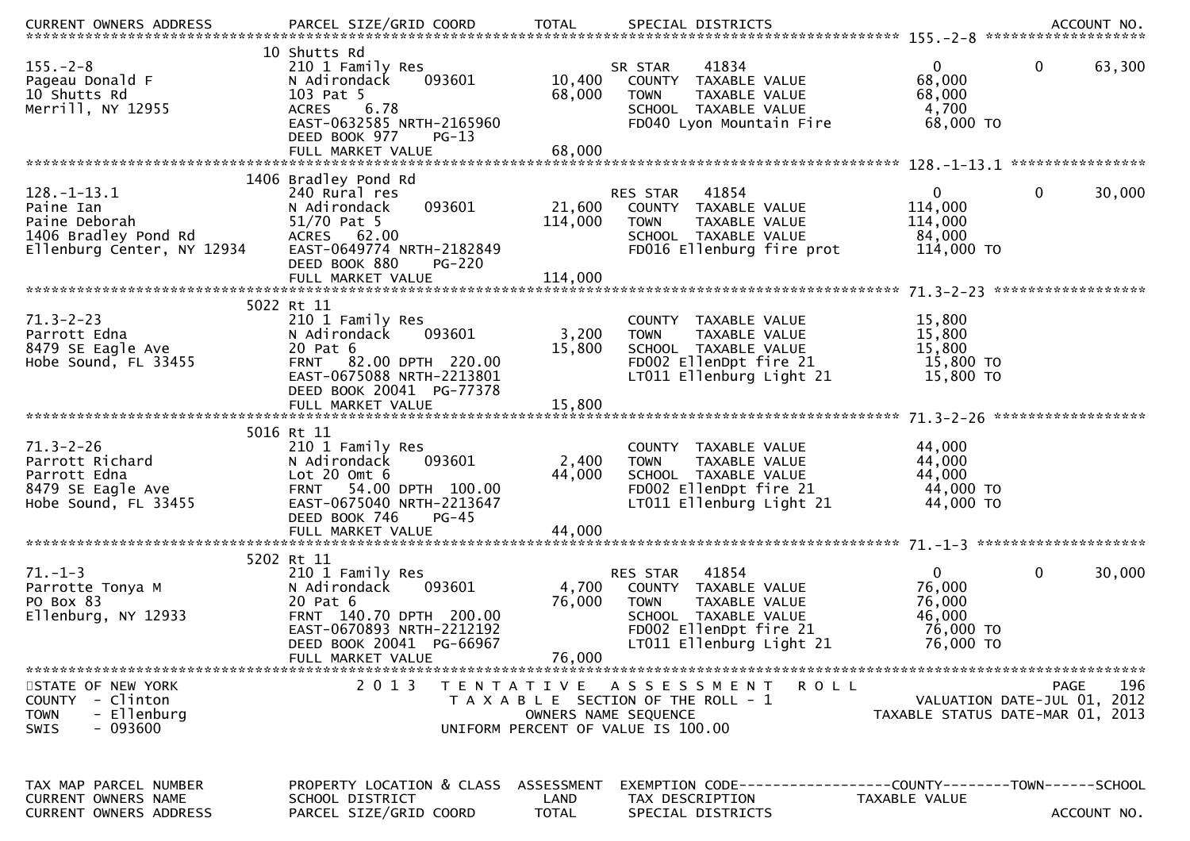| TAX MAP PARCEL NUMBER | PROPERTY LOCATION & CLASS | ASSESSMENT | EXEMPTION CODE | COUNTY | TOWN | SCHOOL |
|---|---|---|---|---|---|---|
| CURRENT OWNERS NAME | SCHOOL DISTRICT | LAND | TAX DESCRIPTION | TAXABLE VALUE | | |
| CURRENT OWNERS ADDRESS | PARCEL SIZE/GRID COORD | TOTAL | SPECIAL DISTRICTS | | | ACCOUNT NO. |
| **155.-2-8** | 10 Shutts Rd | | | | | |
| 155.-2-8 | 210 1 Family Res | | SR STAR 41834 | 0 | 0 | 63,300 |
| Pageau Donald F | N Adirondack 093601 | 10,400 | COUNTY TAXABLE VALUE | 68,000 | | |
| 10 Shutts Rd | 103 Pat 5 | 68,000 | TOWN TAXABLE VALUE | 68,000 | | |
| Merrill, NY 12955 | ACRES 6.78 | | SCHOOL TAXABLE VALUE | 4,700 | | |
| | EAST-0632585 NRTH-2165960 | | FD040 Lyon Mountain Fire | 68,000 TO | | |
| | DEED BOOK 977 PG-13 | | | | | |
| | FULL MARKET VALUE | 68,000 | | | | |
| **128.-1-13.1** | 1406 Bradley Pond Rd | | | | | |
| 128.-1-13.1 | 240 Rural res | | RES STAR 41854 | 0 | 0 | 30,000 |
| Paine Ian | N Adirondack 093601 | 21,600 | COUNTY TAXABLE VALUE | 114,000 | | |
| Paine Deborah | 51/70 Pat 5 | 114,000 | TOWN TAXABLE VALUE | 114,000 | | |
| 1406 Bradley Pond Rd | ACRES 62.00 | | SCHOOL TAXABLE VALUE | 84,000 | | |
| Ellenburg Center, NY 12934 | EAST-0649774 NRTH-2182849 | | FD016 Ellenburg fire prot | 114,000 TO | | |
| | DEED BOOK 880 PG-220 | | | | | |
| | FULL MARKET VALUE | 114,000 | | | | |
| **71.3-2-23** | 5022 Rt 11 | | | | | |
| 71.3-2-23 | 210 1 Family Res | | COUNTY TAXABLE VALUE | 15,800 | | |
| Parrott Edna | N Adirondack 093601 | 3,200 | TOWN TAXABLE VALUE | 15,800 | | |
| 8479 SE Eagle Ave | 20 Pat 6 | 15,800 | SCHOOL TAXABLE VALUE | 15,800 | | |
| Hobe Sound, FL 33455 | FRNT 82.00 DPTH 220.00 | | FD002 EllenDpt fire 21 | 15,800 TO | | |
| | EAST-0675088 NRTH-2213801 | | LT011 Ellenburg Light 21 | 15,800 TO | | |
| | DEED BOOK 20041 PG-77378 | | | | | |
| | FULL MARKET VALUE | 15,800 | | | | |
| **71.3-2-26** | 5016 Rt 11 | | | | | |
| 71.3-2-26 | 210 1 Family Res | | COUNTY TAXABLE VALUE | 44,000 | | |
| Parrott Richard | N Adirondack 093601 | 2,400 | TOWN TAXABLE VALUE | 44,000 | | |
| Parrott Edna | Lot 20 Omt 6 | 44,000 | SCHOOL TAXABLE VALUE | 44,000 | | |
| 8479 SE Eagle Ave | FRNT 54.00 DPTH 100.00 | | FD002 EllenDpt fire 21 | 44,000 TO | | |
| Hobe Sound, FL 33455 | EAST-0675040 NRTH-2213647 | | LT011 Ellenburg Light 21 | 44,000 TO | | |
| | DEED BOOK 746 PG-45 | | | | | |
| | FULL MARKET VALUE | 44,000 | | | | |
| **71.-1-3** | 5202 Rt 11 | | | | | |
| 71.-1-3 | 210 1 Family Res | | RES STAR 41854 | 0 | 0 | 30,000 |
| Parrotte Tonya M | N Adirondack 093601 | 4,700 | COUNTY TAXABLE VALUE | 76,000 | | |
| PO Box 83 | 20 Pat 6 | 76,000 | TOWN TAXABLE VALUE | 76,000 | | |
| Ellenburg, NY 12933 | FRNT 140.70 DPTH 200.00 | | SCHOOL TAXABLE VALUE | 46,000 | | |
| | EAST-0670893 NRTH-2212192 | | FD002 EllenDpt fire 21 | 76,000 TO | | |
| | DEED BOOK 20041 PG-66967 | | LT011 Ellenburg Light 21 | 76,000 TO | | |
| | FULL MARKET VALUE | 76,000 | | | | |

STATE OF NEW YORK
COUNTY - Clinton
TOWN - Ellenburg
SWIS - 093600

2 0 1 3 TENTATIVE ASSESSMENT ROLL
TAXABLE SECTION OF THE ROLL - 1
OWNERS NAME SEQUENCE
UNIFORM PERCENT OF VALUE IS 100.00

PAGE 196
VALUATION DATE-JUL 01, 2012
TAXABLE STATUS DATE-MAR 01, 2013

| TAX MAP PARCEL NUMBER | PROPERTY LOCATION & CLASS | ASSESSMENT | EXEMPTION CODE | COUNTY | TOWN | SCHOOL |
|---|---|---|---|---|---|---|
| CURRENT OWNERS NAME | SCHOOL DISTRICT | LAND | TAX DESCRIPTION | TAXABLE VALUE | | |
| CURRENT OWNERS ADDRESS | PARCEL SIZE/GRID COORD | TOTAL | SPECIAL DISTRICTS | | | ACCOUNT NO. |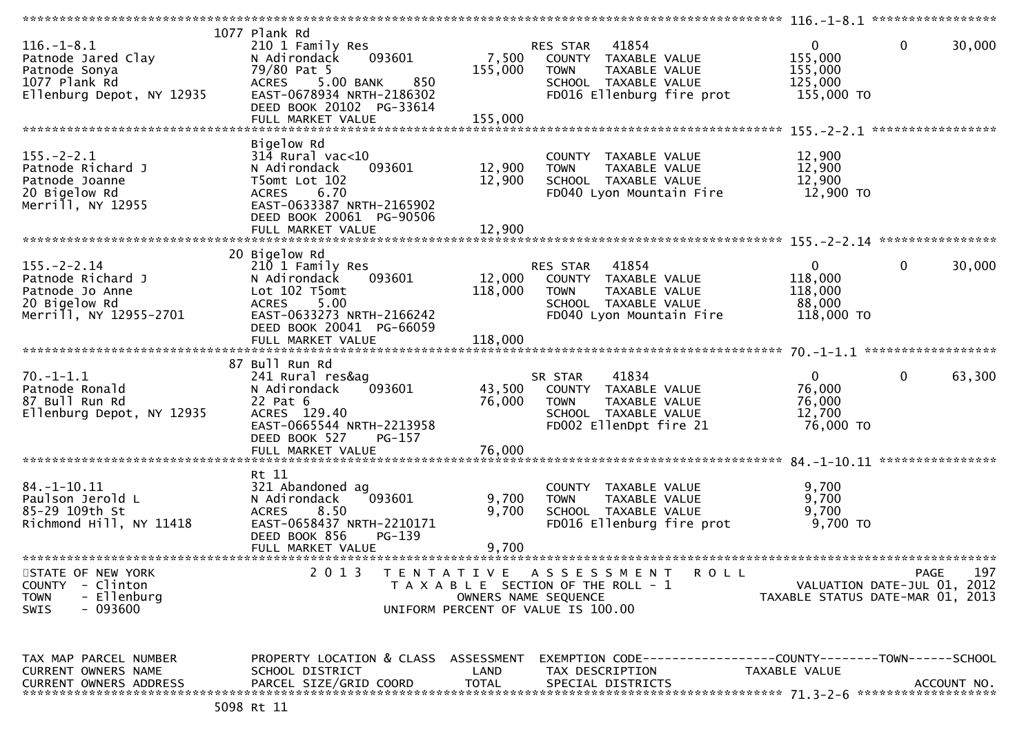```
******************************************************************************************************* 116.-1-8.1 *****************
                       1077 Plank Rd
116.-1-8.1             210 1 Family Res                      RES STAR   41854                  0          0       30,000
Patnode Jared Clay     N Adirondack    093601       7,500    COUNTY  TAXABLE VALUE          155,000
Patnode Sonya          79/80 Pat 5                155,000    TOWN    TAXABLE VALUE          155,000
1077 Plank Rd          ACRES    5.00 BANK    850              SCHOOL  TAXABLE VALUE          125,000
Ellenburg Depot, NY 12935  EAST-0678934 NRTH-2186302          FD016 Ellenburg fire prot      155,000 TO
                       DEED BOOK 20102  PG-33614
                       FULL MARKET VALUE          155,000
******************************************************************************************************* 155.-2-2.1 *****************
                       Bigelow Rd
155.-2-2.1             314 Rural vac<10                      COUNTY  TAXABLE VALUE           12,900
Patnode Richard J      N Adirondack    093601      12,900    TOWN    TAXABLE VALUE           12,900
Patnode Joanne         T5omt Lot 102               12,900    SCHOOL  TAXABLE VALUE           12,900
20 Bigelow Rd          ACRES    6.70                         FD040 Lyon Mountain Fire        12,900 TO
Merrill, NY 12955      EAST-0633387 NRTH-2165902
                       DEED BOOK 20061  PG-90506
                       FULL MARKET VALUE           12,900
******************************************************************************************************* 155.-2-2.14 ****************
                       20 Bigelow Rd
155.-2-2.14            210 1 Family Res                      RES STAR   41854                  0          0       30,000
Patnode Richard J      N Adirondack    093601      12,000    COUNTY  TAXABLE VALUE          118,000
Patnode Jo Anne        Lot 102 T5omt              118,000    TOWN    TAXABLE VALUE          118,000
20 Bigelow Rd          ACRES    5.00                         SCHOOL  TAXABLE VALUE           88,000
Merrill, NY 12955-2701 EAST-0633273 NRTH-2166242             FD040 Lyon Mountain Fire       118,000 TO
                       DEED BOOK 20041  PG-66059
                       FULL MARKET VALUE          118,000
******************************************************************************************************* 70.-1-1.1 ******************
                       87 Bull Run Rd
70.-1-1.1              241 Rural res&ag                      SR STAR    41834                  0          0       63,300
Patnode Ronald         N Adirondack    093601      43,500    COUNTY  TAXABLE VALUE           76,000
87 Bull Run Rd         22 Pat 6                    76,000    TOWN    TAXABLE VALUE           76,000
Ellenburg Depot, NY 12935  ACRES  129.40                      SCHOOL  TAXABLE VALUE           12,700
                       EAST-0665544 NRTH-2213958             FD002 EllenDpt fire 21          76,000 TO
                       DEED BOOK 527    PG-157
                       FULL MARKET VALUE           76,000
******************************************************************************************************* 84.-1-10.11 ****************
                       Rt 11
84.-1-10.11            321 Abandoned ag                      COUNTY  TAXABLE VALUE            9,700
Paulson Jerold L       N Adirondack    093601       9,700    TOWN    TAXABLE VALUE            9,700
85-29 109th St         ACRES    8.50                9,700    SCHOOL  TAXABLE VALUE            9,700
Richmond Hill, NY 11418  EAST-0658437 NRTH-2210171           FD016 Ellenburg fire prot        9,700 TO
                       DEED BOOK 856    PG-139
                       FULL MARKET VALUE            9,700
************************************************************************************************************************************
STATE OF NEW YORK              2 0 1 3   T E N T A T I V E   A S S E S S M E N T   R O L L                          PAGE    197
COUNTY  - Clinton                     T A X A B L E SECTION OF THE ROLL - 1                VALUATION DATE-JUL 01, 2012
TOWN    - Ellenburg                          OWNERS NAME SEQUENCE                         TAXABLE STATUS DATE-MAR 01, 2013
SWIS    - 093600                       UNIFORM PERCENT OF VALUE IS 100.00


TAX MAP PARCEL NUMBER      PROPERTY LOCATION & CLASS  ASSESSMENT  EXEMPTION CODE------------------COUNTY--------TOWN------SCHOOL
CURRENT OWNERS NAME        SCHOOL DISTRICT               LAND      TAX DESCRIPTION             TAXABLE VALUE
CURRENT OWNERS ADDRESS     PARCEL SIZE/GRID COORD        TOTAL     SPECIAL DISTRICTS                                  ACCOUNT NO.
******************************************************************************************************* 71.3-2-6 *******************
                       5098 Rt 11
```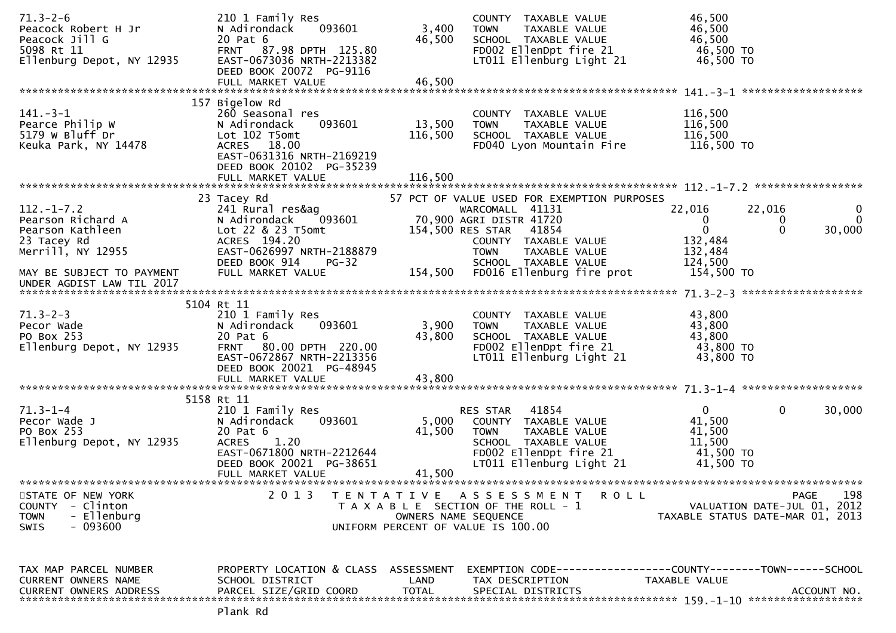```
71.3-2-6                       210 1 Family Res                           COUNTY  TAXABLE VALUE            46,500
Peacock Robert H Jr            N Adirondack    093601         3,400       TOWN    TAXABLE VALUE            46,500
Peacock Jill G                 20 Pat 6                      46,500       SCHOOL  TAXABLE VALUE            46,500
5098 Rt 11                     FRNT   87.98 DPTH 125.80                   FD002 EllenDpt fire 21            46,500 TO
Ellenburg Depot, NY 12935      EAST-0673036 NRTH-2213382                  LT011 Ellenburg Light 21          46,500 TO
                               DEED BOOK 20072  PG-9116
                               FULL MARKET VALUE             46,500
******************************************************************************************************* 141.-3-1 ******************
                            157 Bigelow Rd
141.-3-1                       260 Seasonal res                           COUNTY  TAXABLE VALUE           116,500
Pearce Philip W                N Adirondack    093601        13,500       TOWN    TAXABLE VALUE           116,500
5179 W Bluff Dr                Lot 102 T5omt                116,500       SCHOOL  TAXABLE VALUE           116,500
Keuka Park, NY 14478           ACRES   18.00                              FD040 Lyon Mountain Fire         116,500 TO
                               EAST-0631316 NRTH-2169219
                               DEED BOOK 20102  PG-35239
                               FULL MARKET VALUE            116,500
******************************************************************************************************* 112.-1-7.2 ****************
                            23 Tacey Rd                       57 PCT OF VALUE USED FOR EXEMPTION PURPOSES
112.-1-7.2                     241 Rural res&ag                   WARCOMALL  41131              22,016       22,016            0
Pearson Richard A              N Adirondack    093601        70,900 AGRI DISTR 41720                    0            0            0
Pearson Kathleen               Lot 22 & 23 T5omt            154,500 RES STAR   41854                    0            0       30,000
23 Tacey Rd                    ACRES  194.20                              COUNTY  TAXABLE VALUE           132,484
Merrill, NY 12955              EAST-0626997 NRTH-2188879                  TOWN    TAXABLE VALUE           132,484
                               DEED BOOK 914    PG-32                     SCHOOL  TAXABLE VALUE           124,500
MAY BE SUBJECT TO PAYMENT      FULL MARKET VALUE            154,500       FD016 Ellenburg fire prot        154,500 TO
UNDER AGDIST LAW TIL 2017
******************************************************************************************************* 71.3-2-3 ******************
                            5104 Rt 11
71.3-2-3                       210 1 Family Res                           COUNTY  TAXABLE VALUE            43,800
Pecor Wade                     N Adirondack    093601         3,900       TOWN    TAXABLE VALUE            43,800
PO Box 253                     20 Pat 6                      43,800       SCHOOL  TAXABLE VALUE            43,800
Ellenburg Depot, NY 12935      FRNT   80.00 DPTH 220.00                   FD002 EllenDpt fire 21            43,800 TO
                               EAST-0672867 NRTH-2213356                  LT011 Ellenburg Light 21          43,800 TO
                               DEED BOOK 20021  PG-48945
                               FULL MARKET VALUE             43,800
******************************************************************************************************* 71.3-1-4 ******************
                            5158 Rt 11
71.3-1-4                       210 1 Family Res                   RES STAR   41854                    0            0       30,000
Pecor Wade J                   N Adirondack    093601         5,000       COUNTY  TAXABLE VALUE            41,500
PO Box 253                     20 Pat 6                      41,500       TOWN    TAXABLE VALUE            41,500
Ellenburg Depot, NY 12935      ACRES    1.20                              SCHOOL  TAXABLE VALUE            11,500
                               EAST-0671800 NRTH-2212644                  FD002 EllenDpt fire 21            41,500 TO
                               DEED BOOK 20021  PG-38651                  LT011 Ellenburg Light 21          41,500 TO
                               FULL MARKET VALUE             41,500
************************************************************************************************************************************
STATE OF NEW YORK              2 0 1 3   T E N T A T I V E   A S S E S S M E N T   R O L L                              PAGE    198
COUNTY  - Clinton                         T A X A B L E  SECTION OF THE ROLL - 1                  VALUATION DATE-JUL 01, 2012
TOWN    - Ellenburg                                OWNERS NAME SEQUENCE                        TAXABLE STATUS DATE-MAR 01, 2013
SWIS    - 093600                              UNIFORM PERCENT OF VALUE IS 100.00


TAX MAP PARCEL NUMBER          PROPERTY LOCATION & CLASS  ASSESSMENT  EXEMPTION CODE------------------COUNTY--------TOWN------SCHOOL
CURRENT OWNERS NAME            SCHOOL DISTRICT               LAND      TAX DESCRIPTION            TAXABLE VALUE
CURRENT OWNERS ADDRESS         PARCEL SIZE/GRID COORD        TOTAL     SPECIAL DISTRICTS                                 ACCOUNT NO.
******************************************************************************************************* 159.-1-10 *****************
                               Plank Rd
```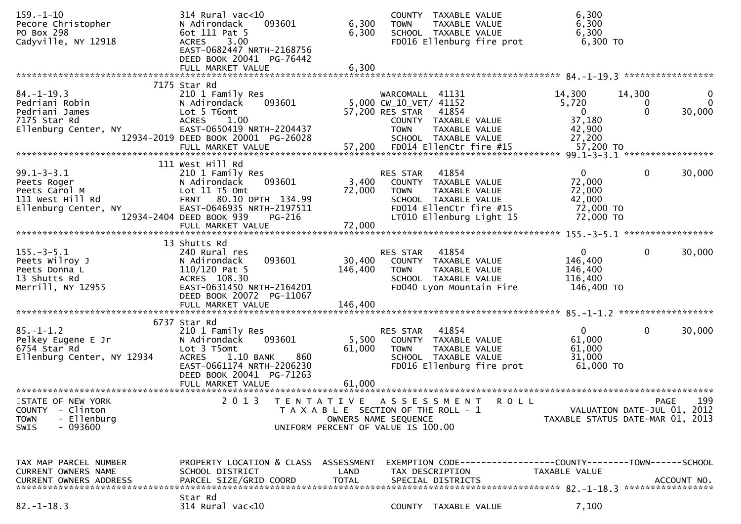```
159.-1-10                      314 Rural vac<10                         COUNTY  TAXABLE VALUE             6,300
Pecore Christopher             N Adirondack     093601        6,300     TOWN    TAXABLE VALUE             6,300
PO Box 298                     6ot 111 Pat 5                  6,300     SCHOOL  TAXABLE VALUE             6,300
Cadyville, NY 12918            ACRES    3.00                            FD016 Ellenburg fire prot          6,300 TO
                               EAST-0682447 NRTH-2168756
                               DEED BOOK 20041  PG-76442
                               FULL MARKET VALUE              6,300
******************************************************************************************************* 84.-1-19.3 *****************
                          7175 Star Rd
84.-1-19.3                     210 1 Family Res                         WARCOMALL  41131               14,300      14,300            0
Pedriani Robin                 N Adirondack     093601        5,000 CW_10_VET/ 41152                    5,720           0            0
Pedriani James                 Lot 5 T6omt                   57,200 RES STAR   41854                        0           0       30,000
7175 Star Rd                   ACRES    1.00                            COUNTY  TAXABLE VALUE            37,180
Ellenburg Center, NY           EAST-0650419 NRTH-2204437                TOWN    TAXABLE VALUE            42,900
                    12934-2019 DEED BOOK 20001  PG-26028                SCHOOL  TAXABLE VALUE            27,200
                               FULL MARKET VALUE             57,200     FD014 EllenCtr fire #15           57,200 TO
******************************************************************************************************* 99.1-3-3.1 *****************
                          111 West Hill Rd
99.1-3-3.1                     210 1 Family Res                         RES STAR   41854                        0           0       30,000
Peets Roger                    N Adirondack     093601        3,400     COUNTY  TAXABLE VALUE            72,000
Peets Carol M                  Lot 11 T5 Omt                 72,000     TOWN    TAXABLE VALUE            72,000
111 West Hill Rd               FRNT   80.10 DPTH 134.99                 SCHOOL  TAXABLE VALUE            42,000
Ellenburg Center, NY           EAST-0646935 NRTH-2197511                FD014 EllenCtr fire #15           72,000 TO
                    12934-2404 DEED BOOK 939     PG-216                 LT010 Ellenburg Light 15          72,000 TO
                               FULL MARKET VALUE             72,000
******************************************************************************************************* 155.-3-5.1 *****************
                          13 Shutts Rd
155.-3-5.1                     240 Rural res                            RES STAR   41854                        0           0       30,000
Peets Wilroy J                 N Adirondack     093601       30,400     COUNTY  TAXABLE VALUE           146,400
Peets Donna L                  110/120 Pat 5                146,400     TOWN    TAXABLE VALUE           146,400
13 Shutts Rd                   ACRES  108.30                            SCHOOL  TAXABLE VALUE           116,400
Merrill, NY 12955              EAST-0631450 NRTH-2164201                FD040 Lyon Mountain Fire         146,400 TO
                               DEED BOOK 20072  PG-11067
                               FULL MARKET VALUE            146,400
******************************************************************************************************* 85.-1-1.2 ******************
                          6737 Star Rd
85.-1-1.2                      210 1 Family Res                         RES STAR   41854                        0           0       30,000
Pelkey Eugene E Jr             N Adirondack     093601        5,500     COUNTY  TAXABLE VALUE            61,000
6754 Star Rd                   Lot 3 T5omt                   61,000     TOWN    TAXABLE VALUE            61,000
Ellenburg Center, NY 12934     ACRES    1.10 BANK     860               SCHOOL  TAXABLE VALUE            31,000
                               EAST-0661174 NRTH-2206230                FD016 Ellenburg fire prot         61,000 TO
                               DEED BOOK 20041  PG-71263
                               FULL MARKET VALUE             61,000
************************************************************************************************************************************
STATE OF NEW YORK                 2 0 1 3   T E N T A T I V E   A S S E S S M E N T   R O L L                         PAGE    199
COUNTY  - Clinton                          T A X A B L E  SECTION OF THE ROLL - 1                     VALUATION DATE-JUL 01, 2012
TOWN    - Ellenburg                                OWNERS NAME SEQUENCE                           TAXABLE STATUS DATE-MAR 01, 2013
SWIS    - 093600                          UNIFORM PERCENT OF VALUE IS 100.00


TAX MAP PARCEL NUMBER          PROPERTY LOCATION & CLASS  ASSESSMENT  EXEMPTION CODE------------------COUNTY--------TOWN------SCHOOL
CURRENT OWNERS NAME            SCHOOL DISTRICT               LAND      TAX DESCRIPTION             TAXABLE VALUE
CURRENT OWNERS ADDRESS         PARCEL SIZE/GRID COORD       TOTAL      SPECIAL DISTRICTS                                 ACCOUNT NO.
******************************************************************************************************* 82.-1-18.3 *****************
                               Star Rd
82.-1-18.3                     314 Rural vac<10                         COUNTY  TAXABLE VALUE             7,100
```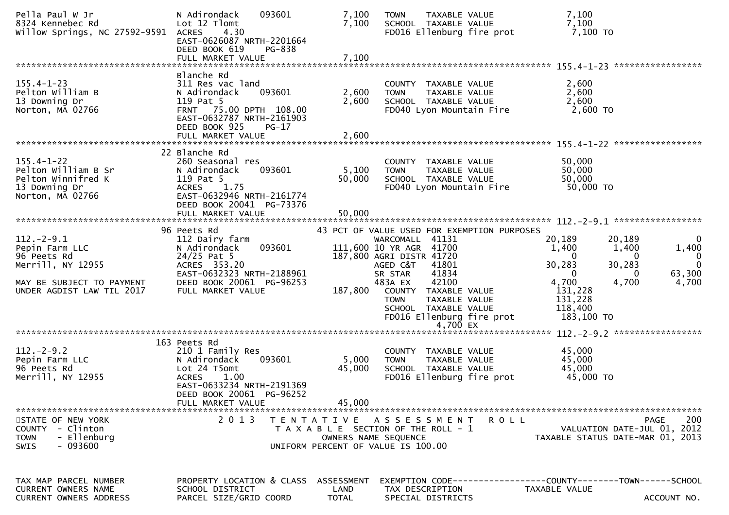```
Pella Paul W Jr                   N Adirondack     093601          7,100    TOWN     TAXABLE VALUE                 7,100
8324 Kennebec Rd                  Lot 12 Tlomt                     7,100    SCHOOL  TAXABLE VALUE                  7,100
Willow Springs, NC 27592-9591     ACRES    4.30                             FD016 Ellenburg fire prot              7,100 TO
                                  EAST-0626087 NRTH-2201664
                                  DEED BOOK 619    PG-838
                                  FULL MARKET VALUE                7,100
******************************************************************************************************* 155.4-1-23 *****************
                                  Blanche Rd
155.4-1-23                        311 Res vac land                          COUNTY  TAXABLE VALUE                  2,600
Pelton William B                  N Adirondack     093601          2,600    TOWN     TAXABLE VALUE                 2,600
13 Downing Dr                     119 Pat 5                        2,600    SCHOOL  TAXABLE VALUE                  2,600
Norton, MA 02766                  FRNT   75.00 DPTH  108.00                 FD040 Lyon Mountain Fire               2,600 TO
                                  EAST-0632787 NRTH-2161903
                                  DEED BOOK 925    PG-17
                                  FULL MARKET VALUE                2,600
******************************************************************************************************* 155.4-1-22 *****************
                                  22 Blanche Rd
155.4-1-22                        260 Seasonal res                          COUNTY  TAXABLE VALUE                 50,000
Pelton William B Sr               N Adirondack     093601          5,100    TOWN     TAXABLE VALUE                50,000
Pelton Winnifred K                119 Pat 5                       50,000    SCHOOL  TAXABLE VALUE                 50,000
13 Downing Dr                     ACRES    1.75                             FD040 Lyon Mountain Fire              50,000 TO
Norton, MA 02766                  EAST-0632946 NRTH-2161774
                                  DEED BOOK 20041  PG-73376
                                  FULL MARKET VALUE               50,000
******************************************************************************************************* 112.-2-9.1 *****************
                                  96 Peets Rd                      43 PCT OF VALUE USED FOR EXEMPTION PURPOSES
112.-2-9.1                        112 Dairy farm                            WARCOMALL  41131               20,189       20,189            0
Pepin Farm LLC                    N Adirondack     093601        111,600 10 YR AGR  41700                 1,400        1,400        1,400
96 Peets Rd                       24/25 Pat 5                    187,800 AGRI DISTR 41720                     0            0            0
Merrill, NY 12955                 ACRES  353.20                             AGED C&T   41801               30,283       30,283            0
                                  EAST-0632323 NRTH-2188961                 SR STAR    41834                    0            0       63,300
MAY BE SUBJECT TO PAYMENT         DEED BOOK 20061  PG-96253                 483A EX    42100                4,700        4,700        4,700
UNDER AGDIST LAW TIL 2017         FULL MARKET VALUE              187,800    COUNTY  TAXABLE VALUE               131,228
                                                                            TOWN     TAXABLE VALUE              131,228
                                                                            SCHOOL  TAXABLE VALUE               118,400
                                                                            FD016 Ellenburg fire prot           183,100 TO
                                                                                     4,700 EX
******************************************************************************************************* 112.-2-9.2 *****************
                                  163 Peets Rd
112.-2-9.2                        210 1 Family Res                          COUNTY  TAXABLE VALUE                 45,000
Pepin Farm LLC                    N Adirondack     093601          5,000    TOWN     TAXABLE VALUE                45,000
96 Peets Rd                       Lot 24 T5omt                    45,000    SCHOOL  TAXABLE VALUE                 45,000
Merrill, NY 12955                 ACRES    1.00                             FD016 Ellenburg fire prot             45,000 TO
                                  EAST-0633234 NRTH-2191369
                                  DEED BOOK 20061  PG-96252
                                  FULL MARKET VALUE               45,000
*************************************************************************************************************************************
STATE OF NEW YORK                 2 0 1 3   T E N T A T I V E   A S S E S S M E N T   R O L L                            PAGE    200
COUNTY  - Clinton                           T A X A B L E  SECTION OF THE ROLL - 1                         VALUATION DATE-JUL 01, 2012
TOWN    - Ellenburg                                  OWNERS NAME SEQUENCE                             TAXABLE STATUS DATE-MAR 01, 2013
SWIS    - 093600                              UNIFORM PERCENT OF VALUE IS 100.00


TAX MAP PARCEL NUMBER             PROPERTY LOCATION & CLASS  ASSESSMENT  EXEMPTION CODE------------------COUNTY--------TOWN------SCHOOL
CURRENT OWNERS NAME               SCHOOL DISTRICT               LAND      TAX DESCRIPTION              TAXABLE VALUE
CURRENT OWNERS ADDRESS            PARCEL SIZE/GRID COORD        TOTAL     SPECIAL DISTRICTS                                  ACCOUNT NO.
```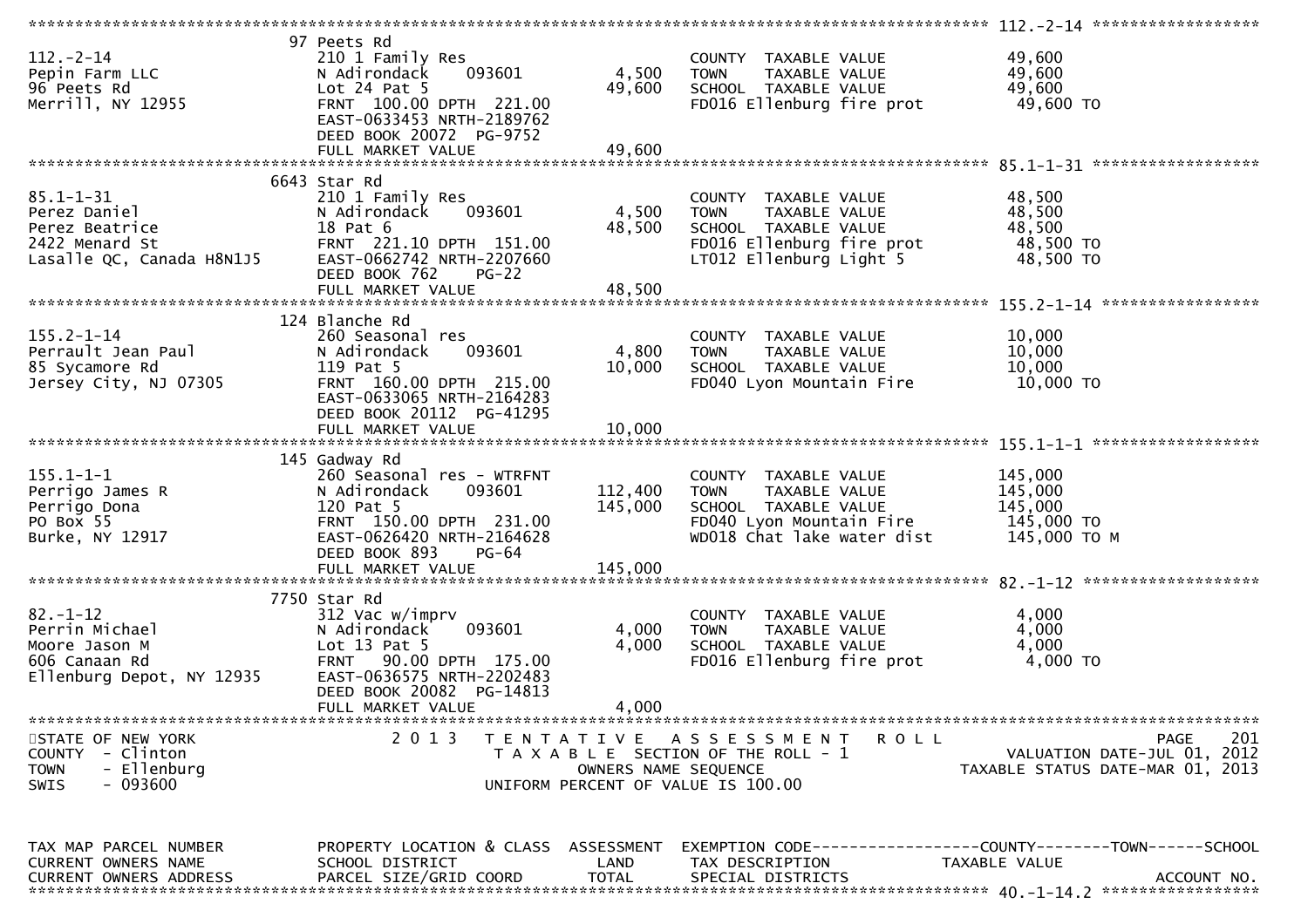```
******************************************************************************************************* 112.-2-14 ******************
                              97 Peets Rd
112.-2-14                     210 1 Family Res                           COUNTY  TAXABLE VALUE              49,600
Pepin Farm LLC                N Adirondack      093601        4,500      TOWN    TAXABLE VALUE              49,600
96 Peets Rd                   Lot 24 Pat 5                   49,600      SCHOOL  TAXABLE VALUE              49,600
Merrill, NY 12955             FRNT  100.00 DPTH  221.00                  FD016 Ellenburg fire prot           49,600 TO
                              EAST-0633453 NRTH-2189762
                              DEED BOOK 20072  PG-9752
                              FULL MARKET VALUE              49,600
******************************************************************************************************* 85.1-1-31 ******************
                              6643 Star Rd
85.1-1-31                     210 1 Family Res                           COUNTY  TAXABLE VALUE              48,500
Perez Daniel                  N Adirondack      093601        4,500      TOWN    TAXABLE VALUE              48,500
Perez Beatrice                18 Pat 6                       48,500      SCHOOL  TAXABLE VALUE              48,500
2422 Menard St                FRNT  221.10 DPTH  151.00                  FD016 Ellenburg fire prot           48,500 TO
Lasalle QC, Canada H8N1J5     EAST-0662742 NRTH-2207660                  LT012 Ellenburg Light 5             48,500 TO
                              DEED BOOK 762    PG-22
                              FULL MARKET VALUE              48,500
******************************************************************************************************* 155.2-1-14 *****************
                              124 Blanche Rd
155.2-1-14                    260 Seasonal res                           COUNTY  TAXABLE VALUE              10,000
Perrault Jean Paul            N Adirondack      093601        4,800      TOWN    TAXABLE VALUE              10,000
85 Sycamore Rd                119 Pat 5                      10,000      SCHOOL  TAXABLE VALUE              10,000
Jersey City, NJ 07305         FRNT  160.00 DPTH  215.00                  FD040 Lyon Mountain Fire            10,000 TO
                              EAST-0633065 NRTH-2164283
                              DEED BOOK 20112  PG-41295
                              FULL MARKET VALUE              10,000
******************************************************************************************************* 155.1-1-1 ******************
                              145 Gadway Rd
155.1-1-1                     260 Seasonal res - WTRFNT                  COUNTY  TAXABLE VALUE             145,000
Perrigo James R               N Adirondack      093601      112,400      TOWN    TAXABLE VALUE             145,000
Perrigo Dona                  120 Pat 5                     145,000      SCHOOL  TAXABLE VALUE             145,000
PO Box 55                     FRNT  150.00 DPTH  231.00                  FD040 Lyon Mountain Fire           145,000 TO
Burke, NY 12917               EAST-0626420 NRTH-2164628                  WD018 Chat lake water dist         145,000 TO M
                              DEED BOOK 893    PG-64
                              FULL MARKET VALUE             145,000
******************************************************************************************************* 82.-1-12 *******************
                              7750 Star Rd
82.-1-12                      312 Vac w/imprv                            COUNTY  TAXABLE VALUE               4,000
Perrin Michael                N Adirondack      093601        4,000      TOWN    TAXABLE VALUE               4,000
Moore Jason M                 Lot 13 Pat 5                    4,000      SCHOOL  TAXABLE VALUE               4,000
606 Canaan Rd                 FRNT   90.00 DPTH  175.00                  FD016 Ellenburg fire prot            4,000 TO
Ellenburg Depot, NY 12935     EAST-0636575 NRTH-2202483
                              DEED BOOK 20082  PG-14813
                              FULL MARKET VALUE               4,000
************************************************************************************************************************************
STATE OF NEW YORK                2 0 1 3   T E N T A T I V E   A S S E S S M E N T   R O L L                                 PAGE   201
COUNTY  - Clinton                           T A X A B L E  SECTION OF THE ROLL - 1                       VALUATION DATE-JUL 01, 2012
TOWN    - Ellenburg                                OWNERS NAME SEQUENCE                               TAXABLE STATUS DATE-MAR 01, 2013
SWIS    - 093600                             UNIFORM PERCENT OF VALUE IS 100.00


TAX MAP PARCEL NUMBER         PROPERTY LOCATION & CLASS  ASSESSMENT  EXEMPTION CODE------------------COUNTY--------TOWN------SCHOOL
CURRENT OWNERS NAME           SCHOOL DISTRICT               LAND      TAX DESCRIPTION             TAXABLE VALUE
CURRENT OWNERS ADDRESS        PARCEL SIZE/GRID COORD        TOTAL     SPECIAL DISTRICTS                                   ACCOUNT NO.
******************************************************************************************************* 40.-1-14.2 *****************
```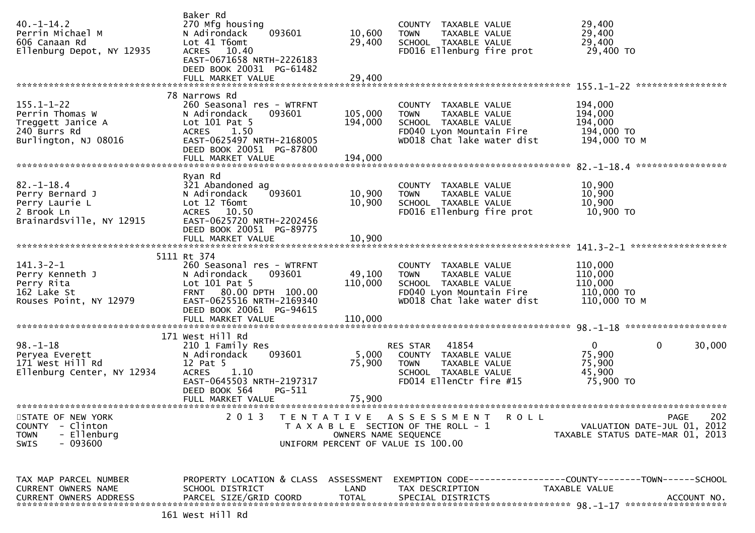```
                              Baker Rd
40.-1-14.2                    270 Mfg housing                          COUNTY  TAXABLE VALUE           29,400
Perrin Michael M              N Adirondack    093601       10,600      TOWN    TAXABLE VALUE           29,400
606 Canaan Rd                 Lot 41 T6omt                 29,400      SCHOOL  TAXABLE VALUE           29,400
Ellenburg Depot, NY 12935     ACRES   10.40                            FD016 Ellenburg fire prot        29,400 TO
                              EAST-0671658 NRTH-2226183
                              DEED BOOK 20031  PG-61482
                              FULL MARKET VALUE            29,400
******************************************************************************************************* 155.1-1-22 *****************
                           78 Narrows Rd
155.1-1-22                    260 Seasonal res - WTRFNT                COUNTY  TAXABLE VALUE          194,000
Perrin Thomas W               N Adirondack    093601      105,000      TOWN    TAXABLE VALUE          194,000
Treggett Janice A             Lot 101 Pat 5               194,000      SCHOOL  TAXABLE VALUE          194,000
240 Burrs Rd                  ACRES    1.50                            FD040 Lyon Mountain Fire        194,000 TO
Burlington, NJ 08016          EAST-0625497 NRTH-2168005                WD018 Chat lake water dist      194,000 TO M
                              DEED BOOK 20051  PG-87800
                              FULL MARKET VALUE           194,000
******************************************************************************************************* 82.-1-18.4 *****************
                              Ryan Rd
82.-1-18.4                    321 Abandoned ag                         COUNTY  TAXABLE VALUE           10,900
Perry Bernard J               N Adirondack    093601       10,900      TOWN    TAXABLE VALUE           10,900
Perry Laurie L                Lot 12 T6omt                 10,900      SCHOOL  TAXABLE VALUE           10,900
2 Brook Ln                    ACRES   10.50                            FD016 Ellenburg fire prot        10,900 TO
Brainardsville, NY 12915      EAST-0625720 NRTH-2202456
                              DEED BOOK 20051  PG-89775
                              FULL MARKET VALUE            10,900
******************************************************************************************************* 141.3-2-1 ******************
                         5111 Rt 374
141.3-2-1                     260 Seasonal res - WTRFNT                COUNTY  TAXABLE VALUE          110,000
Perry Kenneth J               N Adirondack    093601       49,100      TOWN    TAXABLE VALUE          110,000
Perry Rita                    Lot 101 Pat 5               110,000      SCHOOL  TAXABLE VALUE          110,000
162 Lake St                   FRNT   80.00 DPTH 100.00                 FD040 Lyon Mountain Fire        110,000 TO
Rouses Point, NY 12979        EAST-0625516 NRTH-2169340                WD018 Chat lake water dist      110,000 TO M
                              DEED BOOK 20061  PG-94615
                              FULL MARKET VALUE           110,000
******************************************************************************************************* 98.-1-18 *******************
                          171 West Hill Rd
98.-1-18                      210 1 Family Res                         RES STAR   41854                 0              0        30,000
Peryea Everett                N Adirondack    093601        5,000      COUNTY  TAXABLE VALUE           75,900
171 West Hill Rd              12 Pat 5                     75,900      TOWN    TAXABLE VALUE           75,900
Ellenburg Center, NY 12934    ACRES    1.10                            SCHOOL  TAXABLE VALUE           45,900
                              EAST-0645503 NRTH-2197317                FD014 EllenCtr fire #15          75,900 TO
                              DEED BOOK 564    PG-511
                              FULL MARKET VALUE            75,900
************************************************************************************************************************************
STATE OF NEW YORK              2 0 1 3   T E N T A T I V E   A S S E S S M E N T   R O L L                               PAGE    202
COUNTY  - Clinton                         T A X A B L E  SECTION OF THE ROLL - 1                        VALUATION DATE-JUL 01, 2012
TOWN    - Ellenburg                               OWNERS NAME SEQUENCE                           TAXABLE STATUS DATE-MAR 01, 2013
SWIS    - 093600                           UNIFORM PERCENT OF VALUE IS 100.00


TAX MAP PARCEL NUMBER         PROPERTY LOCATION & CLASS  ASSESSMENT  EXEMPTION CODE------------------COUNTY--------TOWN------SCHOOL
CURRENT OWNERS NAME           SCHOOL DISTRICT               LAND      TAX DESCRIPTION              TAXABLE VALUE
CURRENT OWNERS ADDRESS        PARCEL SIZE/GRID COORD       TOTAL      SPECIAL DISTRICTS                                  ACCOUNT NO.
******************************************************************************************************* 98.-1-17 *******************
                          161 West Hill Rd
```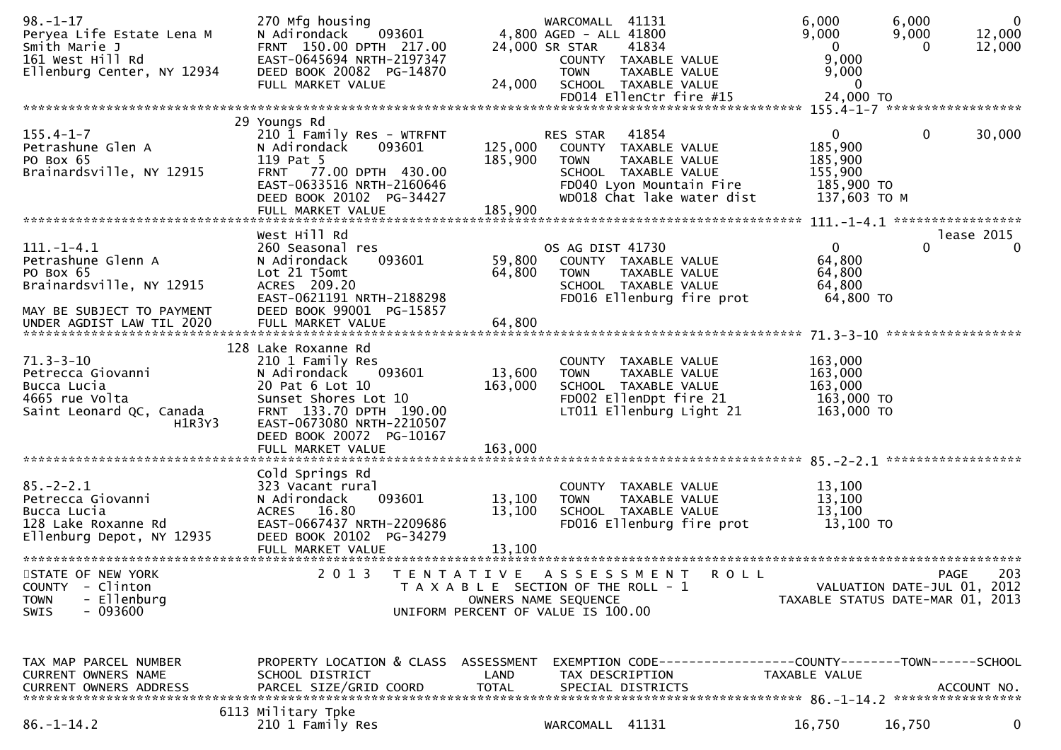```
98.-1-17                      270 Mfg housing                      WARCOMALL  41131                  6,000       6,000           0
Peryea Life Estate Lena M     N Adirondack     093601         4,800 AGED - ALL 41800                  9,000       9,000      12,000
Smith Marie J                 FRNT  150.00 DPTH  217.00      24,000 SR STAR    41834                      0           0      12,000
161 West Hill Rd              EAST-0645694 NRTH-2197347             COUNTY  TAXABLE VALUE             9,000
Ellenburg Center, NY 12934    DEED BOOK 20082  PG-14870             TOWN    TAXABLE VALUE             9,000
                              FULL MARKET VALUE              24,000  SCHOOL  TAXABLE VALUE                 0
                                                                    FD014 EllenCtr fire #15          24,000 TO
******************************************************************************************************* 155.4-1-7 ******************
                              29 Youngs Rd
155.4-1-7                     210 1 Family Res - WTRFNT            RES STAR   41854                      0           0      30,000
Petrashune Glen A             N Adirondack     093601       125,000  COUNTY  TAXABLE VALUE           185,900
PO Box 65                     119 Pat 5                     185,900  TOWN    TAXABLE VALUE           185,900
Brainardsville, NY 12915      FRNT   77.00 DPTH  430.00             SCHOOL  TAXABLE VALUE           155,900
                              EAST-0633516 NRTH-2160646             FD040 Lyon Mountain Fire         185,900 TO
                              DEED BOOK 20102  PG-34427             WD018 Chat lake water dist       137,603 TO M
                              FULL MARKET VALUE             185,900
******************************************************************************************************* 111.-1-4.1 *****************
                              West Hill Rd                                                                              lease 2015
111.-1-4.1                    260 Seasonal res                     OS AG DIST 41730                      0           0           0
Petrashune Glenn A            N Adirondack     093601        59,800  COUNTY  TAXABLE VALUE            64,800
PO Box 65                     Lot 21 T5omt                   64,800  TOWN    TAXABLE VALUE            64,800
Brainardsville, NY 12915      ACRES  209.20                         SCHOOL  TAXABLE VALUE            64,800
                              EAST-0621191 NRTH-2188298             FD016 Ellenburg fire prot         64,800 TO
MAY BE SUBJECT TO PAYMENT     DEED BOOK 99001  PG-15857
UNDER AGDIST LAW TIL 2020     FULL MARKET VALUE              64,800
******************************************************************************************************* 71.3-3-10 ******************
                              128 Lake Roxanne Rd
71.3-3-10                     210 1 Family Res                      COUNTY  TAXABLE VALUE           163,000
Petrecca Giovanni             N Adirondack     093601        13,600  TOWN    TAXABLE VALUE           163,000
Bucca Lucia                   20 Pat 6 Lot 10               163,000  SCHOOL  TAXABLE VALUE           163,000
4665 rue Volta                Sunset Shores Lot 10                  FD002 EllenDpt fire 21           163,000 TO
Saint Leonard QC, Canada      FRNT  133.70 DPTH  190.00             LT011 Ellenburg Light 21         163,000 TO
                    H1R3Y3    EAST-0673080 NRTH-2210507
                              DEED BOOK 20072  PG-10167
                              FULL MARKET VALUE             163,000
******************************************************************************************************* 85.-2-2.1 ******************
                              Cold Springs Rd
85.-2-2.1                     323 Vacant rural                      COUNTY  TAXABLE VALUE            13,100
Petrecca Giovanni             N Adirondack     093601        13,100  TOWN    TAXABLE VALUE            13,100
Bucca Lucia                   ACRES   16.80                  13,100  SCHOOL  TAXABLE VALUE            13,100
128 Lake Roxanne Rd           EAST-0667437 NRTH-2209686             FD016 Ellenburg fire prot         13,100 TO
Ellenburg Depot, NY 12935     DEED BOOK 20102  PG-34279
                              FULL MARKET VALUE              13,100
************************************************************************************************************************************
STATE OF NEW YORK                2 0 1 3   T E N T A T I V E   A S S E S S M E N T   R O L L                               PAGE    203
COUNTY  - Clinton                      T A X A B L E  SECTION OF THE ROLL - 1                           VALUATION DATE-JUL 01, 2012
TOWN    - Ellenburg                              OWNERS NAME SEQUENCE                              TAXABLE STATUS DATE-MAR 01, 2013
SWIS    - 093600                          UNIFORM PERCENT OF VALUE IS 100.00


TAX MAP PARCEL NUMBER         PROPERTY LOCATION & CLASS  ASSESSMENT  EXEMPTION CODE------------------COUNTY--------TOWN------SCHOOL
CURRENT OWNERS NAME           SCHOOL DISTRICT               LAND      TAX DESCRIPTION              TAXABLE VALUE
CURRENT OWNERS ADDRESS        PARCEL SIZE/GRID COORD        TOTAL     SPECIAL DISTRICTS                                  ACCOUNT NO.
******************************************************************************************************* 86.-1-14.2 *****************
                              6113 Military Tpke
86.-1-14.2                    210 1 Family Res                     WARCOMALL  41131                 16,750      16,750           0
```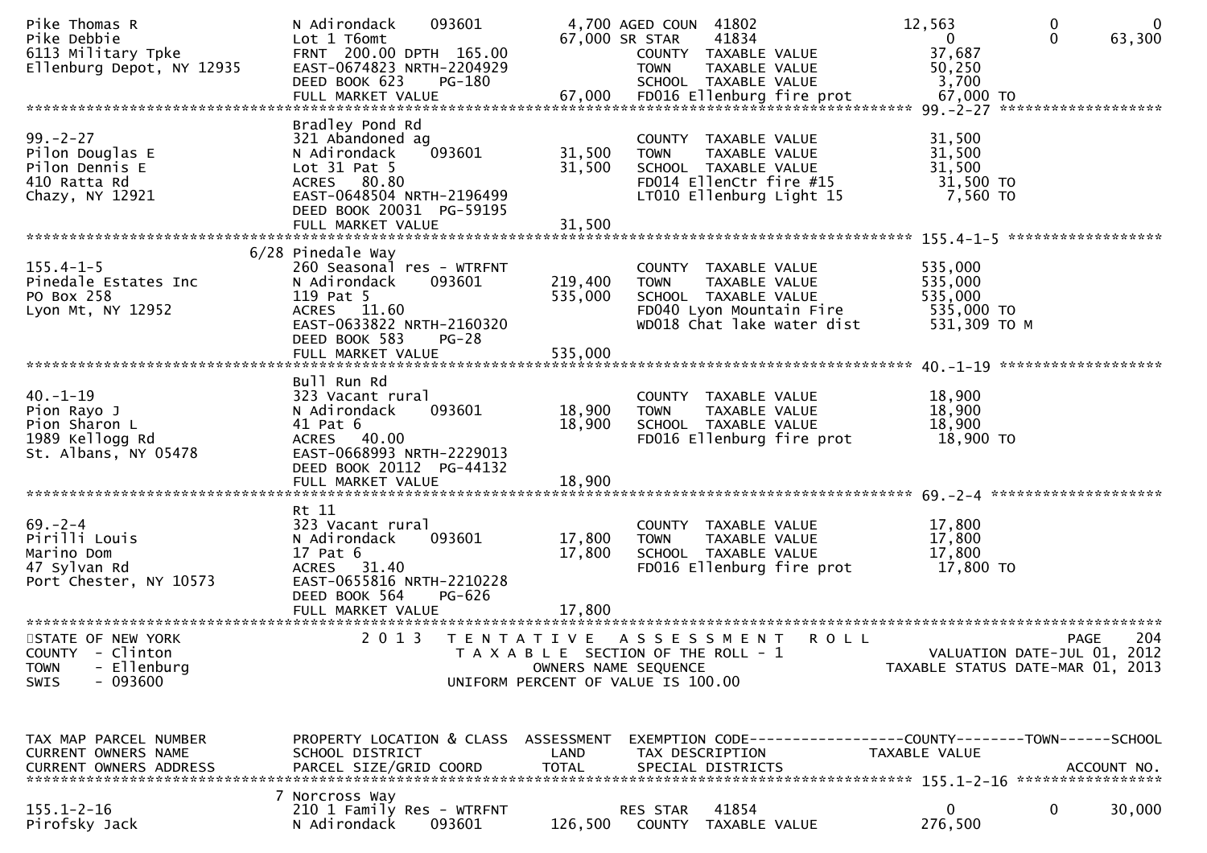```
Pike Thomas R                  N Adirondack    093601         4,700 AGED COUN  41802                 12,563          0          0
Pike Debbie                    Lot 1 T6omt                   67,000 SR STAR    41834                      0          0     63,300
6113 Military Tpke             FRNT 200.00 DPTH 165.00              COUNTY  TAXABLE VALUE            37,687
Ellenburg Depot, NY 12935      EAST-0674823 NRTH-2204929            TOWN    TAXABLE VALUE            50,250
                               DEED BOOK 623    PG-180              SCHOOL  TAXABLE VALUE             3,700
                               FULL MARKET VALUE             67,000 FD016 Ellenburg fire prot        67,000 TO
******************************************************************************************************* 99.-2-27 ******************
                               Bradley Pond Rd
99.-2-27                       321 Abandoned ag                     COUNTY  TAXABLE VALUE            31,500
Pilon Douglas E                N Adirondack    093601        31,500 TOWN    TAXABLE VALUE            31,500
Pilon Dennis E                 Lot 31 Pat 5                  31,500 SCHOOL  TAXABLE VALUE            31,500
410 Ratta Rd                   ACRES  80.80                         FD014 EllenCtr fire #15          31,500 TO
Chazy, NY 12921                EAST-0648504 NRTH-2196499            LT010 Ellenburg Light 15          7,560 TO
                               DEED BOOK 20031 PG-59195
                               FULL MARKET VALUE             31,500
******************************************************************************************************* 155.4-1-5 *****************
                          6/28 Pinedale Way
155.4-1-5                      260 Seasonal res - WTRFNT            COUNTY  TAXABLE VALUE           535,000
Pinedale Estates Inc           N Adirondack    093601       219,400 TOWN    TAXABLE VALUE           535,000
PO Box 258                     119 Pat 5                    535,000 SCHOOL  TAXABLE VALUE           535,000
Lyon Mt, NY 12952              ACRES  11.60                         FD040 Lyon Mountain Fire        535,000 TO
                               EAST-0633822 NRTH-2160320            WD018 Chat lake water dist      531,309 TO M
                               DEED BOOK 583    PG-28
                               FULL MARKET VALUE            535,000
******************************************************************************************************* 40.-1-19 ******************
                               Bull Run Rd
40.-1-19                       323 Vacant rural                     COUNTY  TAXABLE VALUE            18,900
Pion Rayo J                    N Adirondack    093601        18,900 TOWN    TAXABLE VALUE            18,900
Pion Sharon L                  41 Pat 6                      18,900 SCHOOL  TAXABLE VALUE            18,900
1989 Kellogg Rd                ACRES  40.00                         FD016 Ellenburg fire prot        18,900 TO
St. Albans, NY 05478           EAST-0668993 NRTH-2229013
                               DEED BOOK 20112 PG-44132
                               FULL MARKET VALUE             18,900
******************************************************************************************************* 69.-2-4 *******************
                               Rt 11
69.-2-4                        323 Vacant rural                     COUNTY  TAXABLE VALUE            17,800
Pirilli Louis                  N Adirondack    093601        17,800 TOWN    TAXABLE VALUE            17,800
Marino Dom                     17 Pat 6                      17,800 SCHOOL  TAXABLE VALUE            17,800
47 Sylvan Rd                   ACRES  31.40                         FD016 Ellenburg fire prot        17,800 TO
Port Chester, NY 10573         EAST-0655816 NRTH-2210228
                               DEED BOOK 564    PG-626
                               FULL MARKET VALUE             17,800
************************************************************************************************************************************
STATE OF NEW YORK                  2 0 1 3   T E N T A T I V E   A S S E S S M E N T   R O L L                          PAGE    204
COUNTY  - Clinton                           T A X A B L E  SECTION OF THE ROLL - 1                    VALUATION DATE-JUL 01, 2012
TOWN    - Ellenburg                               OWNERS NAME SEQUENCE                           TAXABLE STATUS DATE-MAR 01, 2013
SWIS    - 093600                           UNIFORM PERCENT OF VALUE IS 100.00


TAX MAP PARCEL NUMBER          PROPERTY LOCATION & CLASS  ASSESSMENT  EXEMPTION CODE------------------COUNTY--------TOWN------SCHOOL
CURRENT OWNERS NAME            SCHOOL DISTRICT               LAND     TAX DESCRIPTION             TAXABLE VALUE
CURRENT OWNERS ADDRESS         PARCEL SIZE/GRID COORD        TOTAL    SPECIAL DISTRICTS                                  ACCOUNT NO.
******************************************************************************************************* 155.1-2-16 ****************
                             7 Norcross Way
155.1-2-16                     210 1 Family Res - WTRFNT            RES STAR    41854                     0          0     30,000
Pirofsky Jack                  N Adirondack    093601       126,500  COUNTY  TAXABLE VALUE           276,500
```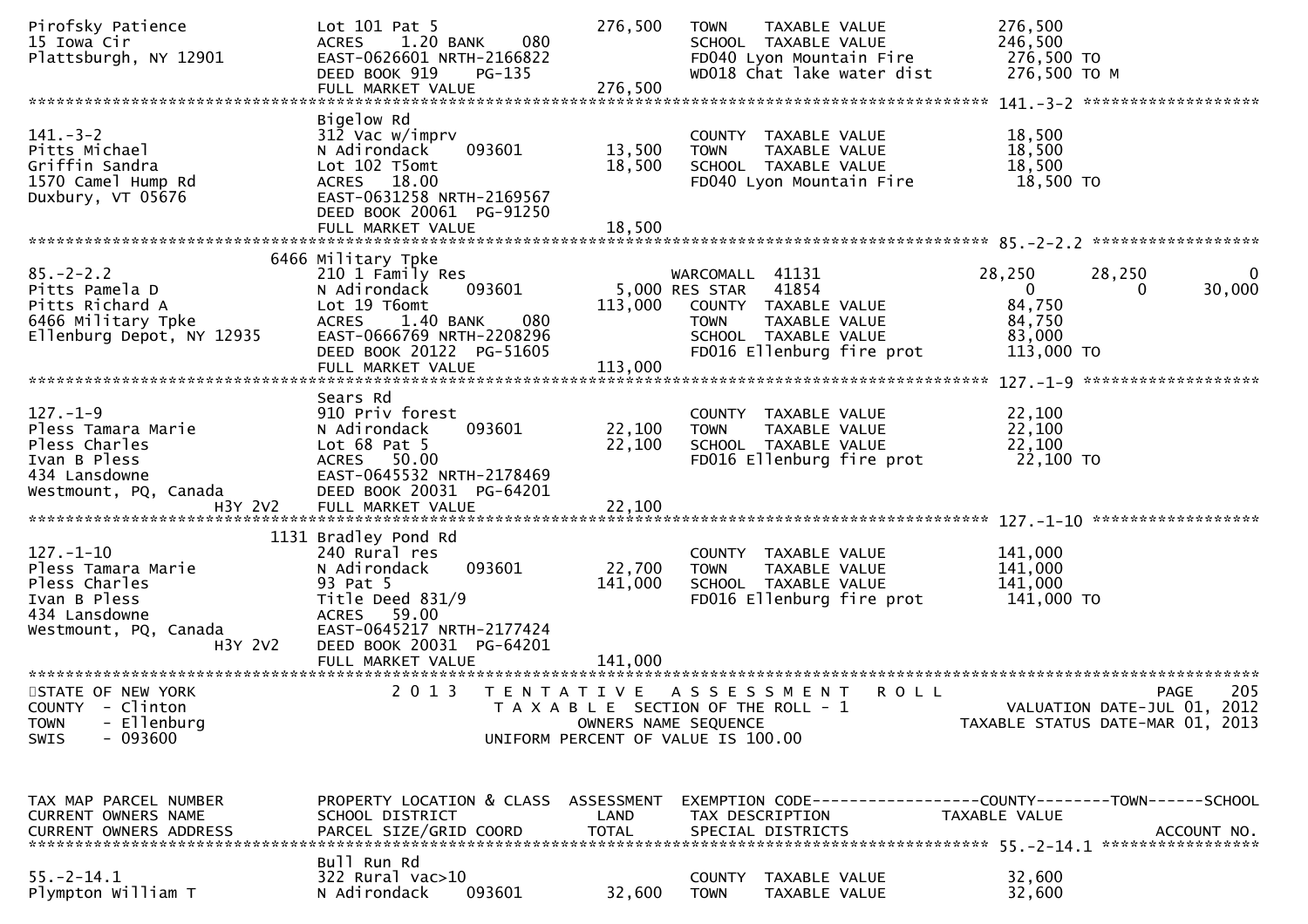```
Pirofsky Patience              Lot 101 Pat 5                 276,500   TOWN    TAXABLE VALUE           276,500
15 Iowa Cir                    ACRES    1.20 BANK    080               SCHOOL  TAXABLE VALUE           246,500
Plattsburgh, NY 12901          EAST-0626601 NRTH-2166822               FD040 Lyon Mountain Fire         276,500 TO
                               DEED BOOK 919    PG-135                 WD018 Chat lake water dist       276,500 TO M
                               FULL MARKET VALUE             276,500
******************************************************************************************************* 141.-3-2 ******************
                               Bigelow Rd
141.-3-2                       312 Vac w/imprv                         COUNTY  TAXABLE VALUE            18,500
Pitts Michael                  N Adirondack     093601        13,500   TOWN    TAXABLE VALUE            18,500
Griffin Sandra                 Lot 102 T5omt                  18,500   SCHOOL  TAXABLE VALUE            18,500
1570 Camel Hump Rd             ACRES   18.00                           FD040 Lyon Mountain Fire          18,500 TO
Duxbury, VT 05676              EAST-0631258 NRTH-2169567
                               DEED BOOK 20061 PG-91250
                               FULL MARKET VALUE              18,500
******************************************************************************************************* 85.-2-2.2 *****************
                          6466 Military Tpke
85.-2-2.2                      210 1 Family Res                         WARCOMALL  41131              28,250      28,250           0
Pitts Pamela D                 N Adirondack     093601         5,000 RES STAR   41854                  0           0      30,000
Pitts Richard A                Lot 19 T6omt                  113,000   COUNTY  TAXABLE VALUE            84,750
6466 Military Tpke             ACRES    1.40 BANK    080               TOWN    TAXABLE VALUE            84,750
Ellenburg Depot, NY 12935      EAST-0666769 NRTH-2208296               SCHOOL  TAXABLE VALUE            83,000
                               DEED BOOK 20122 PG-51605                FD016 Ellenburg fire prot        113,000 TO
                               FULL MARKET VALUE             113,000
******************************************************************************************************* 127.-1-9 ******************
                               Sears Rd
127.-1-9                       910 Priv forest                         COUNTY  TAXABLE VALUE            22,100
Pless Tamara Marie             N Adirondack     093601        22,100   TOWN    TAXABLE VALUE            22,100
Pless Charles                  Lot 68 Pat 5                   22,100   SCHOOL  TAXABLE VALUE            22,100
Ivan B Pless                   ACRES   50.00                           FD016 Ellenburg fire prot         22,100 TO
434 Lansdowne                  EAST-0645532 NRTH-2178469
Westmount, PQ, Canada          DEED BOOK 20031 PG-64201
                  H3Y 2V2      FULL MARKET VALUE              22,100
******************************************************************************************************* 127.-1-10 *****************
                          1131 Bradley Pond Rd
127.-1-10                      240 Rural res                           COUNTY  TAXABLE VALUE           141,000
Pless Tamara Marie             N Adirondack     093601        22,700   TOWN    TAXABLE VALUE           141,000
Pless Charles                  93 Pat 5                      141,000   SCHOOL  TAXABLE VALUE           141,000
Ivan B Pless                   Title Deed 831/9                        FD016 Ellenburg fire prot        141,000 TO
434 Lansdowne                  ACRES   59.00
Westmount, PQ, Canada          EAST-0645217 NRTH-2177424
                  H3Y 2V2      DEED BOOK 20031 PG-64201
                               FULL MARKET VALUE             141,000
************************************************************************************************************************************
STATE OF NEW YORK                    2 0 1 3   T E N T A T I V E   A S S E S S M E N T   R O L L                        PAGE    205
COUNTY  - Clinton                         T A X A B L E  SECTION OF THE ROLL - 1                    VALUATION DATE-JUL 01, 2012
TOWN    - Ellenburg                              OWNERS NAME SEQUENCE                          TAXABLE STATUS DATE-MAR 01, 2013
SWIS    - 093600                          UNIFORM PERCENT OF VALUE IS 100.00


TAX MAP PARCEL NUMBER          PROPERTY LOCATION & CLASS  ASSESSMENT  EXEMPTION CODE------------------COUNTY--------TOWN------SCHOOL
CURRENT OWNERS NAME            SCHOOL DISTRICT               LAND      TAX DESCRIPTION              TAXABLE VALUE
CURRENT OWNERS ADDRESS         PARCEL SIZE/GRID COORD        TOTAL     SPECIAL DISTRICTS                                ACCOUNT NO.
******************************************************************************************************* 55.-2-14.1 ****************
                               Bull Run Rd
55.-2-14.1                     322 Rural vac>10                        COUNTY  TAXABLE VALUE            32,600
Plympton William T             N Adirondack     093601        32,600   TOWN    TAXABLE VALUE            32,600
```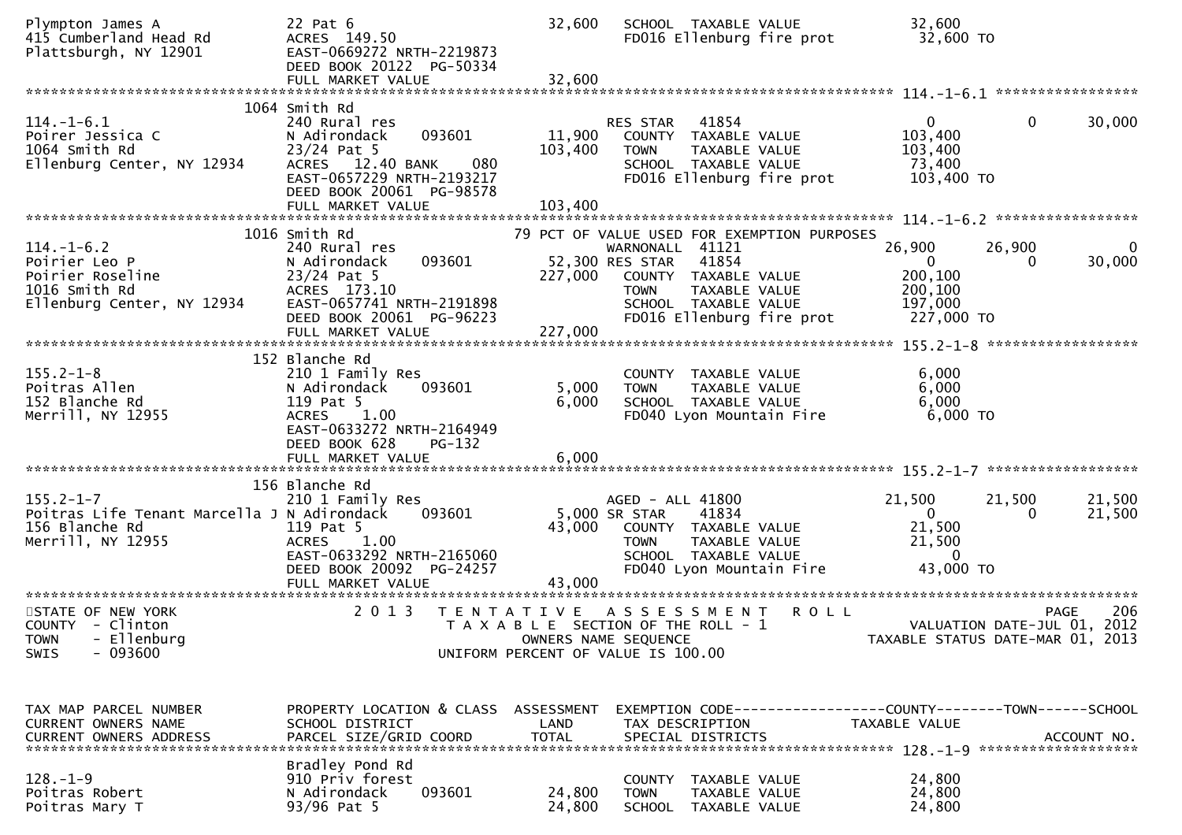```
Plympton James A              22 Pat 6                          32,600   SCHOOL  TAXABLE VALUE              32,600
415 Cumberland Head Rd        ACRES 149.50                               FD016 Ellenburg fire prot           32,600 TO
Plattsburgh, NY 12901         EAST-0669272 NRTH-2219873
                              DEED BOOK 20122  PG-50334
                              FULL MARKET VALUE                 32,600
******************************************************************************************************* 114.-1-6.1 *****************
                         1064 Smith Rd
114.-1-6.1                    240 Rural res                              RES STAR    41854                 0          0       30,000
Poirer Jessica C              N Adirondack     093601           11,900   COUNTY  TAXABLE VALUE             103,400
1064 Smith Rd                 23/24 Pat 5                      103,400   TOWN    TAXABLE VALUE             103,400
Ellenburg Center, NY 12934    ACRES   12.40 BANK     080                 SCHOOL  TAXABLE VALUE              73,400
                              EAST-0657229 NRTH-2193217                  FD016 Ellenburg fire prot          103,400 TO
                              DEED BOOK 20061  PG-98578
                              FULL MARKET VALUE                103,400
******************************************************************************************************* 114.-1-6.2 *****************
                         1016 Smith Rd                       79 PCT OF VALUE USED FOR EXEMPTION PURPOSES
114.-1-6.2                    240 Rural res                              WARNONALL  41121              26,900     26,900           0
Poirier Leo P                 N Adirondack     093601           52,300 RES STAR   41854                     0          0       30,000
Poirier Roseline              23/24 Pat 5                      227,000   COUNTY  TAXABLE VALUE             200,100
1016 Smith Rd                 ACRES 173.10                               TOWN    TAXABLE VALUE             200,100
Ellenburg Center, NY 12934    EAST-0657741 NRTH-2191898                  SCHOOL  TAXABLE VALUE             197,000
                              DEED BOOK 20061  PG-96223                  FD016 Ellenburg fire prot          227,000 TO
                              FULL MARKET VALUE                227,000
******************************************************************************************************* 155.2-1-8 ******************
                         152 Blanche Rd
155.2-1-8                     210 1 Family Res                           COUNTY  TAXABLE VALUE               6,000
Poitras Allen                 N Adirondack     093601            5,000   TOWN    TAXABLE VALUE               6,000
152 Blanche Rd                119 Pat 5                          6,000   SCHOOL  TAXABLE VALUE               6,000
Merrill, NY 12955             ACRES    1.00                              FD040 Lyon Mountain Fire             6,000 TO
                              EAST-0633272 NRTH-2164949
                              DEED BOOK 628    PG-132
                              FULL MARKET VALUE                  6,000
******************************************************************************************************* 155.2-1-7 ******************
                         156 Blanche Rd
155.2-1-7                     210 1 Family Res                           AGED - ALL 41800              21,500     21,500      21,500
Poitras Life Tenant Marcella J N Adirondack    093601            5,000 SR STAR    41834                     0          0       21,500
156 Blanche Rd                119 Pat 5                         43,000   COUNTY  TAXABLE VALUE              21,500
Merrill, NY 12955             ACRES    1.00                              TOWN    TAXABLE VALUE              21,500
                              EAST-0633292 NRTH-2165060                  SCHOOL  TAXABLE VALUE                   0
                              DEED BOOK 20092  PG-24257                  FD040 Lyon Mountain Fire            43,000 TO
                              FULL MARKET VALUE                 43,000
************************************************************************************************************************************
STATE OF NEW YORK                2 0 1 3   T E N T A T I V E   A S S E S S M E N T   R O L L                              PAGE    206
COUNTY  - Clinton                          T A X A B L E  SECTION OF THE ROLL - 1                      VALUATION DATE-JUL 01, 2012
TOWN    - Ellenburg                               OWNERS NAME SEQUENCE                           TAXABLE STATUS DATE-MAR 01, 2013
SWIS    - 093600                           UNIFORM PERCENT OF VALUE IS 100.00


TAX MAP PARCEL NUMBER         PROPERTY LOCATION & CLASS  ASSESSMENT  EXEMPTION CODE------------------COUNTY--------TOWN------SCHOOL
CURRENT OWNERS NAME           SCHOOL DISTRICT               LAND     TAX DESCRIPTION             TAXABLE VALUE
CURRENT OWNERS ADDRESS        PARCEL SIZE/GRID COORD       TOTAL     SPECIAL DISTRICTS                                    ACCOUNT NO.
******************************************************************************************************* 128.-1-9 *******************
                              Bradley Pond Rd
128.-1-9                      910 Priv forest                            COUNTY  TAXABLE VALUE              24,800
Poitras Robert                N Adirondack     093601           24,800   TOWN    TAXABLE VALUE              24,800
Poitras Mary T                93/96 Pat 5                       24,800   SCHOOL  TAXABLE VALUE              24,800
```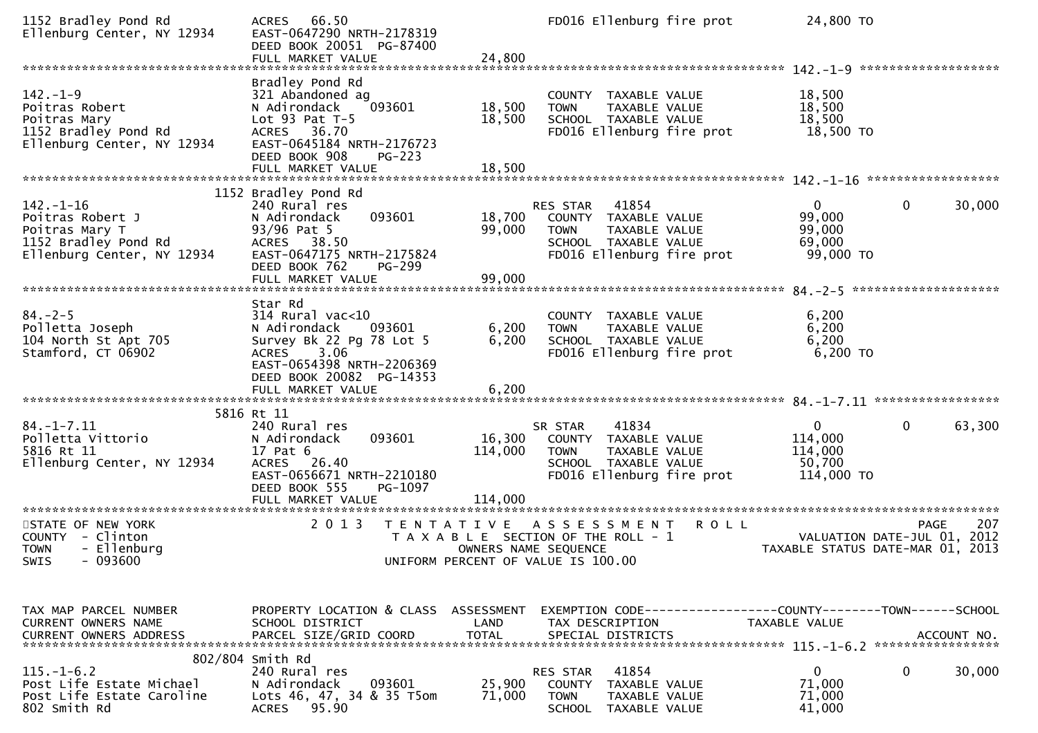```
1152 Bradley Pond Rd           ACRES   66.50                                 FD016 Ellenburg fire prot          24,800 TO
Ellenburg Center, NY 12934     EAST-0647290 NRTH-2178319
                               DEED BOOK 20051  PG-87400
                               FULL MARKET VALUE              24,800
******************************************************************************************************* 142.-1-9 *******************
                               Bradley Pond Rd
142.-1-9                       321 Abandoned ag                          COUNTY  TAXABLE VALUE              18,500
Poitras Robert                 N Adirondack    093601         18,500     TOWN    TAXABLE VALUE              18,500
Poitras Mary                   Lot 93 Pat T-5                 18,500     SCHOOL  TAXABLE VALUE              18,500
1152 Bradley Pond Rd           ACRES   36.70                             FD016 Ellenburg fire prot          18,500 TO
Ellenburg Center, NY 12934     EAST-0645184 NRTH-2176723
                               DEED BOOK 908     PG-223
                               FULL MARKET VALUE              18,500
******************************************************************************************************* 142.-1-16 ******************
                          1152 Bradley Pond Rd
142.-1-16                      240 Rural res                             RES STAR    41854                   0          0      30,000
Poitras Robert J               N Adirondack    093601         18,700     COUNTY  TAXABLE VALUE              99,000
Poitras Mary T                 93/96 Pat 5                    99,000     TOWN    TAXABLE VALUE              99,000
1152 Bradley Pond Rd           ACRES   38.50                             SCHOOL  TAXABLE VALUE              69,000
Ellenburg Center, NY 12934     EAST-0647175 NRTH-2175824                 FD016 Ellenburg fire prot          99,000 TO
                               DEED BOOK 762     PG-299
                               FULL MARKET VALUE              99,000
******************************************************************************************************* 84.-2-5 ********************
                               Star Rd
84.-2-5                        314 Rural vac<10                          COUNTY  TAXABLE VALUE               6,200
Polletta Joseph                N Adirondack    093601          6,200     TOWN    TAXABLE VALUE               6,200
104 North St Apt 705           Survey Bk 22 Pg 78 Lot 5        6,200     SCHOOL  TAXABLE VALUE               6,200
Stamford, CT 06902             ACRES    3.06                             FD016 Ellenburg fire prot           6,200 TO
                               EAST-0654398 NRTH-2206369
                               DEED BOOK 20082  PG-14353
                               FULL MARKET VALUE               6,200
******************************************************************************************************* 84.-1-7.11 *****************
                          5816 Rt 11
84.-1-7.11                     240 Rural res                             SR STAR     41834                   0          0      63,300
Polletta Vittorio              N Adirondack    093601         16,300     COUNTY  TAXABLE VALUE             114,000
5816 Rt 11                     17 Pat 6                      114,000     TOWN    TAXABLE VALUE             114,000
Ellenburg Center, NY 12934     ACRES   26.40                             SCHOOL  TAXABLE VALUE              50,700
                               EAST-0656671 NRTH-2210180                 FD016 Ellenburg fire prot         114,000 TO
                               DEED BOOK 555     PG-1097
                               FULL MARKET VALUE             114,000
************************************************************************************************************************************
STATE OF NEW YORK                 2 0 1 3   T E N T A T I V E   A S S E S S M E N T   R O L L                            PAGE    207
COUNTY  - Clinton                          T A X A B L E  SECTION OF THE ROLL - 1                          VALUATION DATE-JUL 01, 2012
TOWN    - Ellenburg                               OWNERS NAME SEQUENCE                                  TAXABLE STATUS DATE-MAR 01, 2013
SWIS    - 093600                            UNIFORM PERCENT OF VALUE IS 100.00


TAX MAP PARCEL NUMBER          PROPERTY LOCATION & CLASS  ASSESSMENT  EXEMPTION CODE------------------COUNTY--------TOWN------SCHOOL
CURRENT OWNERS NAME            SCHOOL DISTRICT               LAND      TAX DESCRIPTION            TAXABLE VALUE
CURRENT OWNERS ADDRESS         PARCEL SIZE/GRID COORD        TOTAL     SPECIAL DISTRICTS                                  ACCOUNT NO.
******************************************************************************************************* 115.-1-6.2 *****************
                       802/804 Smith Rd
115.-1-6.2                     240 Rural res                             RES STAR    41854                   0          0      30,000
Post Life Estate Michael       N Adirondack    093601         25,900     COUNTY  TAXABLE VALUE              71,000
Post Life Estate Caroline      Lots 46, 47, 34 & 35 T5om      71,000     TOWN    TAXABLE VALUE              71,000
802 Smith Rd                   ACRES   95.90                             SCHOOL  TAXABLE VALUE              41,000
```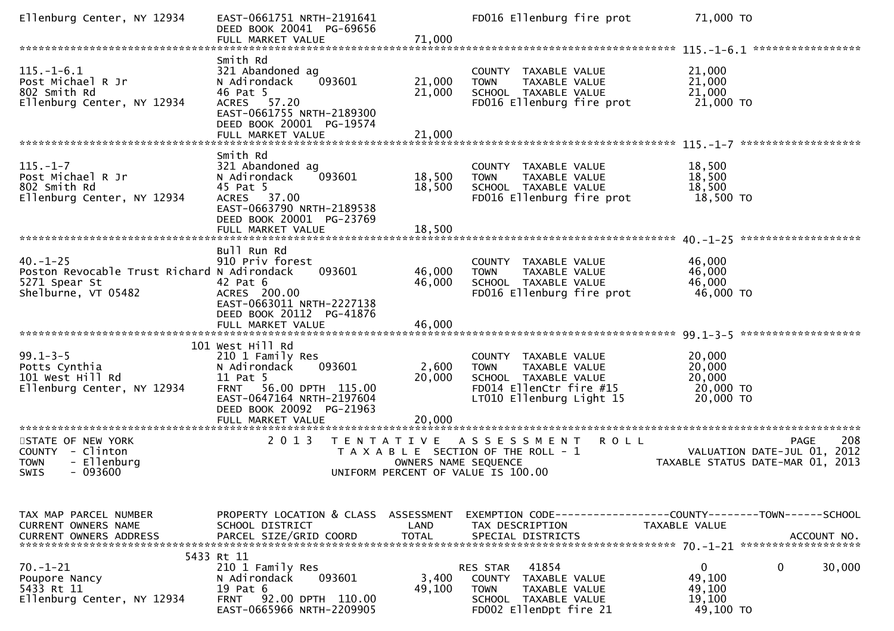```
Ellenburg Center, NY 12934    EAST-0661751 NRTH-2191641               FD016 Ellenburg fire prot           71,000 TO
                              DEED BOOK 20041  PG-69656
                              FULL MARKET VALUE              71,000
******************************************************************************************************* 115.-1-6.1 *****************
                              Smith Rd
115.-1-6.1                    321 Abandoned ag                        COUNTY  TAXABLE VALUE               21,000
Post Michael R Jr             N Adirondack     093601        21,000   TOWN    TAXABLE VALUE               21,000
802 Smith Rd                  46 Pat 5                       21,000   SCHOOL  TAXABLE VALUE               21,000
Ellenburg Center, NY 12934    ACRES   57.20                           FD016 Ellenburg fire prot            21,000 TO
                              EAST-0661755 NRTH-2189300
                              DEED BOOK 20001  PG-19574
                              FULL MARKET VALUE              21,000
******************************************************************************************************* 115.-1-7 *******************
                              Smith Rd
115.-1-7                      321 Abandoned ag                        COUNTY  TAXABLE VALUE               18,500
Post Michael R Jr             N Adirondack     093601        18,500   TOWN    TAXABLE VALUE               18,500
802 Smith Rd                  45 Pat 5                       18,500   SCHOOL  TAXABLE VALUE               18,500
Ellenburg Center, NY 12934    ACRES   37.00                           FD016 Ellenburg fire prot            18,500 TO
                              EAST-0663790 NRTH-2189538
                              DEED BOOK 20001  PG-23769
                              FULL MARKET VALUE              18,500
******************************************************************************************************* 40.-1-25 *******************
                              Bull Run Rd
40.-1-25                      910 Priv forest                         COUNTY  TAXABLE VALUE               46,000
Poston Revocable Trust Richard N Adirondack     093601       46,000   TOWN    TAXABLE VALUE               46,000
5271 Spear St                 42 Pat 6                       46,000   SCHOOL  TAXABLE VALUE               46,000
Shelburne, VT 05482           ACRES  200.00                           FD016 Ellenburg fire prot            46,000 TO
                              EAST-0663011 NRTH-2227138
                              DEED BOOK 20112  PG-41876
                              FULL MARKET VALUE              46,000
******************************************************************************************************* 99.1-3-5 *******************
                          101 West Hill Rd
99.1-3-5                      210 1 Family Res                        COUNTY  TAXABLE VALUE               20,000
Potts Cynthia                 N Adirondack     093601         2,600   TOWN    TAXABLE VALUE               20,000
101 West Hill Rd              11 Pat 5                       20,000   SCHOOL  TAXABLE VALUE               20,000
Ellenburg Center, NY 12934    FRNT   56.00 DPTH  115.00               FD014 EllenCtr fire #15              20,000 TO
                              EAST-0647164 NRTH-2197604               LT010 Ellenburg Light 15             20,000 TO
                              DEED BOOK 20092  PG-21963
                              FULL MARKET VALUE              20,000
************************************************************************************************************************************
STATE OF NEW YORK                  2 0 1 3   T E N T A T I V E   A S S E S S M E N T   R O L L                          PAGE    208
COUNTY  - Clinton                            T A X A B L E  SECTION OF THE ROLL - 1                     VALUATION DATE-JUL 01, 2012
TOWN    - Ellenburg                                 OWNERS NAME SEQUENCE                           TAXABLE STATUS DATE-MAR 01, 2013
SWIS    - 093600                              UNIFORM PERCENT OF VALUE IS 100.00


TAX MAP PARCEL NUMBER         PROPERTY LOCATION & CLASS  ASSESSMENT  EXEMPTION CODE------------------COUNTY--------TOWN------SCHOOL
CURRENT OWNERS NAME           SCHOOL DISTRICT               LAND      TAX DESCRIPTION             TAXABLE VALUE
CURRENT OWNERS ADDRESS        PARCEL SIZE/GRID COORD       TOTAL      SPECIAL DISTRICTS                                 ACCOUNT NO.
******************************************************************************************************* 70.-1-21 *******************
                         5433 Rt 11
70.-1-21                      210 1 Family Res                        RES STAR   41854                       0            0     30,000
Poupore Nancy                 N Adirondack     093601         3,400    COUNTY  TAXABLE VALUE              49,100
5433 Rt 11                    19 Pat 6                       49,100    TOWN    TAXABLE VALUE              49,100
Ellenburg Center, NY 12934    FRNT   92.00 DPTH  110.00                SCHOOL  TAXABLE VALUE              19,100
                              EAST-0665966 NRTH-2209905                FD002 EllenDpt fire 21              49,100 TO
```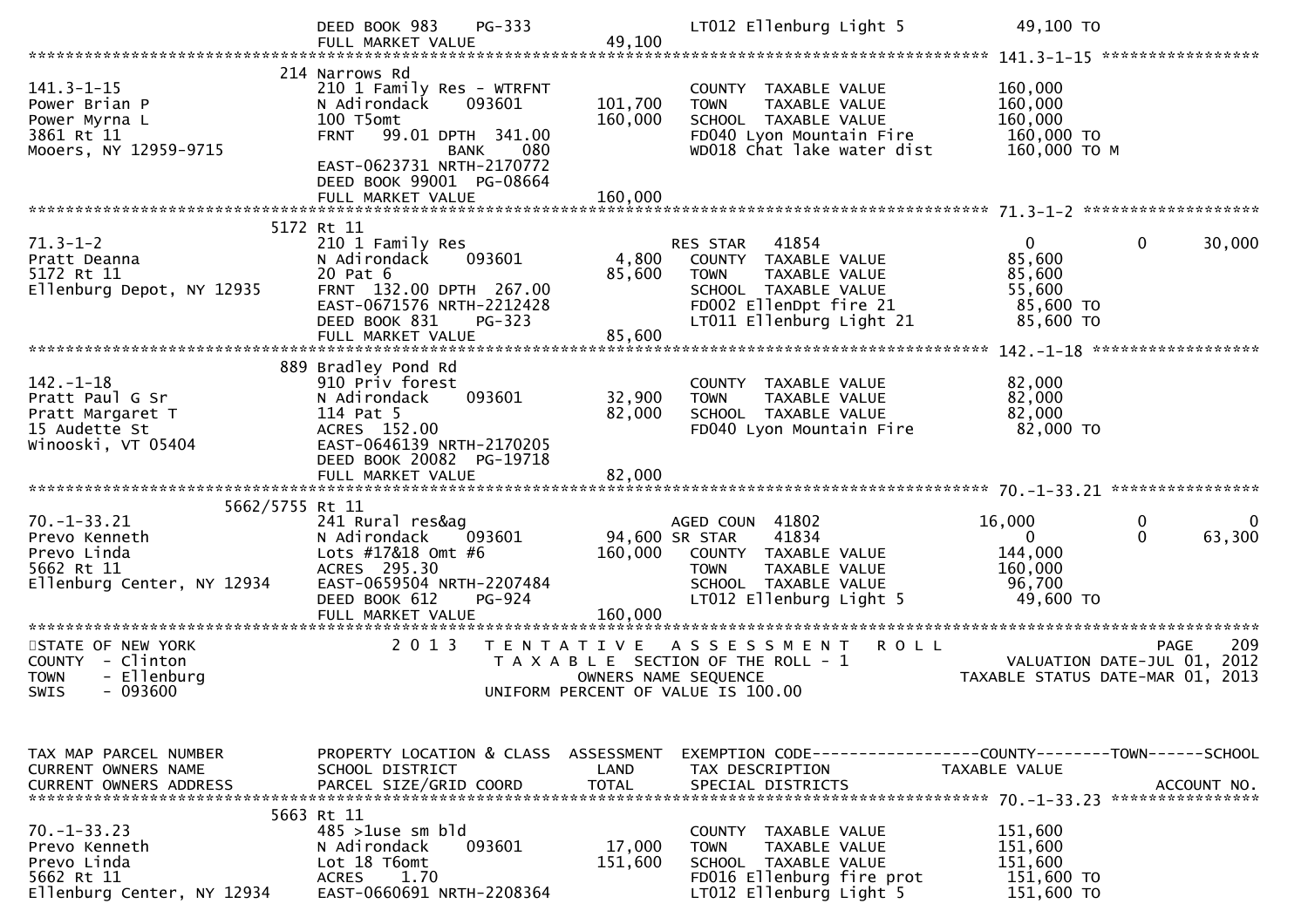```
                            DEED BOOK 983     PG-333                          LT012 Ellenburg Light 5              49,100 TO
                            FULL MARKET VALUE                  49,100
******************************************************************************************************* 141.3-1-15 *****************
                         214 Narrows Rd
141.3-1-15                  210 1 Family Res - WTRFNT                     COUNTY  TAXABLE VALUE               160,000
Power Brian P               N Adirondack      093601        101,700       TOWN    TAXABLE VALUE               160,000
Power Myrna L               100 T5omt                       160,000       SCHOOL  TAXABLE VALUE               160,000
3861 Rt 11                  FRNT   99.01 DPTH  341.00                     FD040 Lyon Mountain Fire             160,000 TO
Mooers, NY 12959-9715                          BANK    080                WD018 Chat lake water dist           160,000 TO M
                            EAST-0623731 NRTH-2170772
                            DEED BOOK 99001  PG-08664
                            FULL MARKET VALUE                 160,000
******************************************************************************************************* 71.3-1-2 *******************
                         5172 Rt 11
71.3-1-2                    210 1 Family Res                              RES STAR   41854                      0            0       30,000
Pratt Deanna                N Adirondack      093601          4,800       COUNTY  TAXABLE VALUE                85,600
5172 Rt 11                  20 Pat 6                         85,600       TOWN    TAXABLE VALUE                85,600
Ellenburg Depot, NY 12935   FRNT  132.00 DPTH  267.00                     SCHOOL  TAXABLE VALUE                55,600
                            EAST-0671576 NRTH-2212428                     FD002 EllenDpt fire 21               85,600 TO
                            DEED BOOK 831     PG-323                      LT011 Ellenburg Light 21             85,600 TO
                            FULL MARKET VALUE                  85,600
******************************************************************************************************* 142.-1-18 ******************
                         889 Bradley Pond Rd
142.-1-18                   910 Priv forest                               COUNTY  TAXABLE VALUE                82,000
Pratt Paul G Sr             N Adirondack      093601         32,900       TOWN    TAXABLE VALUE                82,000
Pratt Margaret T            114 Pat 5                        82,000       SCHOOL  TAXABLE VALUE                82,000
15 Audette St               ACRES  152.00                                 FD040 Lyon Mountain Fire             82,000 TO
Winooski, VT 05404          EAST-0646139 NRTH-2170205
                            DEED BOOK 20082  PG-19718
                            FULL MARKET VALUE                  82,000
******************************************************************************************************* 70.-1-33.21 ****************
                    5662/5755 Rt 11
70.-1-33.21                 241 Rural res&ag                              AGED COUN  41802                 16,000            0            0
Prevo Kenneth               N Adirondack      093601         94,600 SR STAR    41834                          0            0       63,300
Prevo Linda                 Lots #17&18 Omt #6              160,000       COUNTY  TAXABLE VALUE               144,000
5662 Rt 11                  ACRES  295.30                                 TOWN    TAXABLE VALUE               160,000
Ellenburg Center, NY 12934  EAST-0659504 NRTH-2207484                     SCHOOL  TAXABLE VALUE                96,700
                            DEED BOOK 612     PG-924                      LT012 Ellenburg Light 5              49,600 TO
                            FULL MARKET VALUE                 160,000
************************************************************************************************************************************
STATE OF NEW YORK                2 0 1 3   T E N T A T I V E   A S S E S S M E N T   R O L L                              PAGE    209
COUNTY  - Clinton                          T A X A B L E  SECTION OF THE ROLL - 1                     VALUATION DATE-JUL 01, 2012
TOWN    - Ellenburg                               OWNERS NAME SEQUENCE                          TAXABLE STATUS DATE-MAR 01, 2013
SWIS    - 093600                            UNIFORM PERCENT OF VALUE IS 100.00


TAX MAP PARCEL NUMBER       PROPERTY LOCATION & CLASS  ASSESSMENT  EXEMPTION CODE------------------COUNTY--------TOWN------SCHOOL
CURRENT OWNERS NAME         SCHOOL DISTRICT               LAND      TAX DESCRIPTION              TAXABLE VALUE
CURRENT OWNERS ADDRESS      PARCEL SIZE/GRID COORD        TOTAL     SPECIAL DISTRICTS                                  ACCOUNT NO.
******************************************************************************************************* 70.-1-33.23 ****************
                         5663 Rt 11
70.-1-33.23                 485 >1use sm bld                              COUNTY  TAXABLE VALUE               151,600
Prevo Kenneth               N Adirondack      093601         17,000       TOWN    TAXABLE VALUE               151,600
Prevo Linda                 Lot 18 T6omt                    151,600       SCHOOL  TAXABLE VALUE               151,600
5662 Rt 11                  ACRES    1.70                                 FD016 Ellenburg fire prot            151,600 TO
Ellenburg Center, NY 12934  EAST-0660691 NRTH-2208364                     LT012 Ellenburg Light 5              151,600 TO
```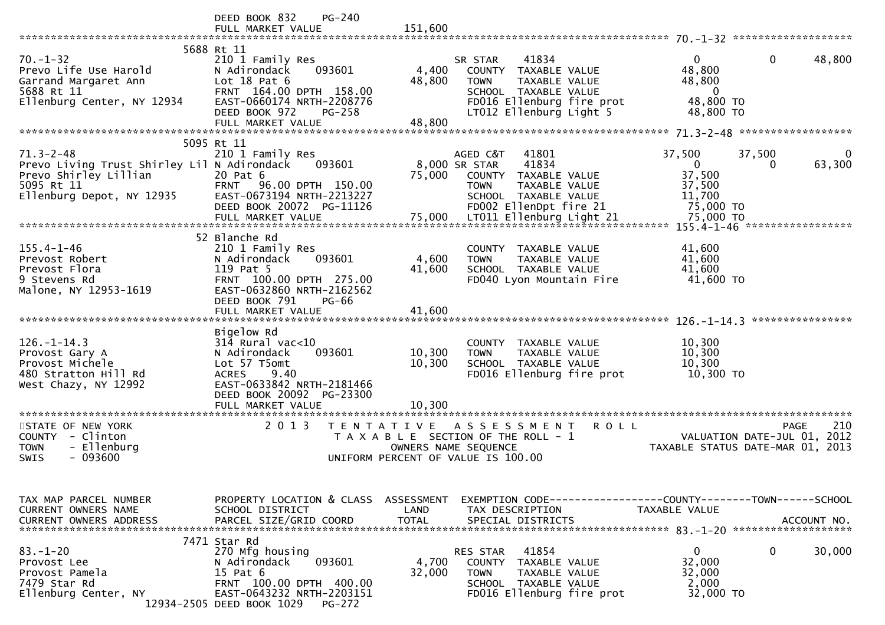```
                                   DEED BOOK 832     PG-240
                                   FULL MARKET VALUE              151,600
******************************************************************************************************* 70.-1-32 ******************
                            5688 Rt 11
70.-1-32                          210 1 Family Res                      SR STAR     41834                   0             0       48,800
Prevo Life Use Harold             N Adirondack      093601         4,400   COUNTY  TAXABLE VALUE             48,800
Garrand Margaret Ann              Lot 18 Pat 6                     48,800   TOWN    TAXABLE VALUE             48,800
5688 Rt 11                        FRNT  164.00 DPTH  158.00                 SCHOOL  TAXABLE VALUE                  0
Ellenburg Center, NY 12934        EAST-0660174 NRTH-2208776                 FD016 Ellenburg fire prot         48,800 TO
                                  DEED BOOK 972     PG-258                  LT012 Ellenburg Light 5           48,800 TO
                                  FULL MARKET VALUE                48,800
******************************************************************************************************* 71.3-2-48 *****************
                            5095 Rt 11
71.3-2-48                         210 1 Family Res                      AGED C&T    41801              37,500        37,500            0
Prevo Living Trust Shirley Lil N Adirondack      093601            8,000 SR STAR     41834                   0             0       63,300
Prevo Shirley Lillian             20 Pat 6                         75,000   COUNTY  TAXABLE VALUE             37,500
5095 Rt 11                        FRNT   96.00 DPTH  150.00                 TOWN    TAXABLE VALUE             37,500
Ellenburg Depot, NY 12935         EAST-0673194 NRTH-2213227                 SCHOOL  TAXABLE VALUE             11,700
                                  DEED BOOK 20072  PG-11126                 FD002 EllenDpt fire 21            75,000 TO
                                  FULL MARKET VALUE                75,000   LT011 Ellenburg Light 21          75,000 TO
******************************************************************************************************* 155.4-1-46 ****************
                            52 Blanche Rd
155.4-1-46                        210 1 Family Res                          COUNTY  TAXABLE VALUE             41,600
Prevost Robert                    N Adirondack      093601          4,600   TOWN    TAXABLE VALUE             41,600
Prevost Flora                     119 Pat 5                        41,600   SCHOOL  TAXABLE VALUE             41,600
9 Stevens Rd                      FRNT  100.00 DPTH  275.00                 FD040 Lyon Mountain Fire          41,600 TO
Malone, NY 12953-1619             EAST-0632860 NRTH-2162562
                                  DEED BOOK 791     PG-66
                                  FULL MARKET VALUE                41,600
******************************************************************************************************* 126.-1-14.3 ***************
                                  Bigelow Rd
126.-1-14.3                       314 Rural vac<10                          COUNTY  TAXABLE VALUE             10,300
Provost Gary A                    N Adirondack      093601         10,300   TOWN    TAXABLE VALUE             10,300
Provost Michele                   Lot 57 T5omt                     10,300   SCHOOL  TAXABLE VALUE             10,300
480 Stratton Hill Rd              ACRES     9.40                            FD016 Ellenburg fire prot         10,300 TO
West Chazy, NY 12992              EAST-0633842 NRTH-2181466
                                  DEED BOOK 20092  PG-23300
                                  FULL MARKET VALUE                10,300
************************************************************************************************************************************
STATE OF NEW YORK                  2 0 1 3   T E N T A T I V E   A S S E S S M E N T   R O L L                            PAGE    210
COUNTY  - Clinton                          T A X A B L E  SECTION OF THE ROLL - 1                      VALUATION DATE-JUL 01, 2012
TOWN    - Ellenburg                               OWNERS NAME SEQUENCE                          TAXABLE STATUS DATE-MAR 01, 2013
SWIS    - 093600                          UNIFORM PERCENT OF VALUE IS 100.00


TAX MAP PARCEL NUMBER             PROPERTY LOCATION & CLASS  ASSESSMENT  EXEMPTION CODE------------------COUNTY--------TOWN------SCHOOL
CURRENT OWNERS NAME               SCHOOL DISTRICT               LAND      TAX DESCRIPTION             TAXABLE VALUE
CURRENT OWNERS ADDRESS            PARCEL SIZE/GRID COORD        TOTAL     SPECIAL DISTRICTS                                  ACCOUNT NO.
******************************************************************************************************* 83.-1-20 ******************
                            7471 Star Rd
83.-1-20                          270 Mfg housing                       RES STAR    41854                   0             0       30,000
Provost Lee                       N Adirondack      093601          4,700   COUNTY  TAXABLE VALUE             32,000
Provost Pamela                    15 Pat 6                         32,000   TOWN    TAXABLE VALUE             32,000
7479 Star Rd                      FRNT  100.00 DPTH  400.00                 SCHOOL  TAXABLE VALUE              2,000
Ellenburg Center, NY              EAST-0643232 NRTH-2203151                 FD016 Ellenburg fire prot         32,000 TO
                       12934-2505 DEED BOOK 1029    PG-272
```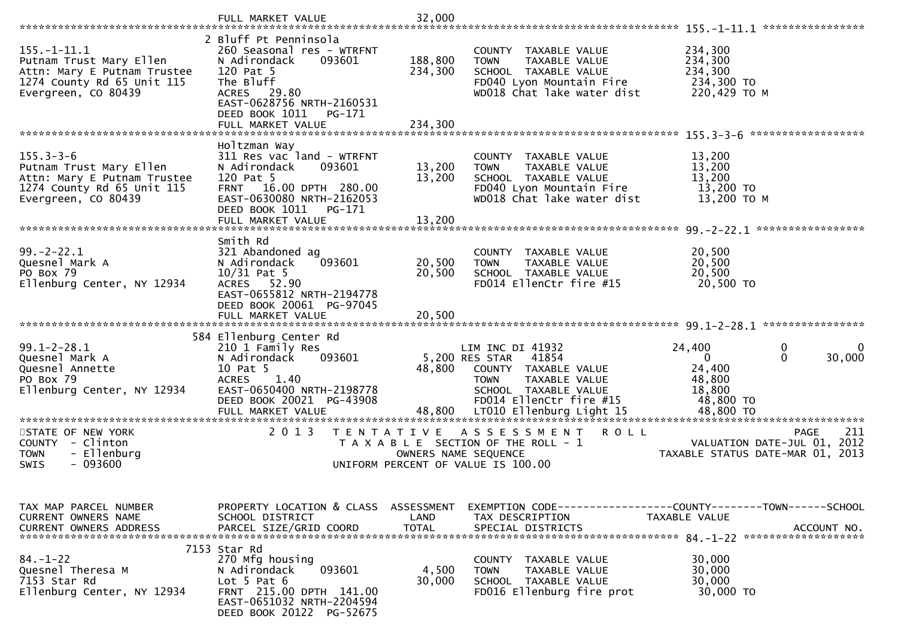```
                                  FULL MARKET VALUE              32,000
******************************************************************************************************* 155.-1-11.1 ****************
                                2 Bluff Pt Penninsola
155.-1-11.1                      260 Seasonal res - WTRFNT              COUNTY  TAXABLE VALUE            234,300
Putnam Trust Mary Ellen          N Adirondack    093601      188,800    TOWN    TAXABLE VALUE            234,300
Attn: Mary E Putnam Trustee      120 Pat 5                   234,300    SCHOOL  TAXABLE VALUE            234,300
1274 County Rd 65 Unit 115       The Bluff                              FD040 Lyon Mountain Fire          234,300 TO
Evergreen, CO 80439              ACRES   29.80                          WD018 Chat lake water dist        220,429 TO M
                                 EAST-0628756 NRTH-2160531
                                 DEED BOOK 1011    PG-171
                                 FULL MARKET VALUE           234,300
******************************************************************************************************* 155.3-3-6 ******************
                                 Holtzman Way
155.3-3-6                        311 Res vac land - WTRFNT              COUNTY  TAXABLE VALUE             13,200
Putnam Trust Mary Ellen          N Adirondack    093601       13,200    TOWN    TAXABLE VALUE             13,200
Attn: Mary E Putnam Trustee      120 Pat 5                    13,200    SCHOOL  TAXABLE VALUE             13,200
1274 County Rd 65 Unit 115       FRNT   16.00 DPTH  280.00              FD040 Lyon Mountain Fire           13,200 TO
Evergreen, CO 80439              EAST-0630080 NRTH-2162053              WD018 Chat lake water dist         13,200 TO M
                                 DEED BOOK 1011    PG-171
                                 FULL MARKET VALUE            13,200
******************************************************************************************************* 99.-2-22.1 *****************
                                 Smith Rd
99.-2-22.1                       321 Abandoned ag                       COUNTY  TAXABLE VALUE             20,500
Quesnel Mark A                   N Adirondack    093601       20,500    TOWN    TAXABLE VALUE             20,500
PO Box 79                        10/31 Pat 5                  20,500    SCHOOL  TAXABLE VALUE             20,500
Ellenburg Center, NY 12934       ACRES   52.90                          FD014 EllenCtr fire #15            20,500 TO
                                 EAST-0655812 NRTH-2194778
                                 DEED BOOK 20061 PG-97045
                                 FULL MARKET VALUE            20,500
******************************************************************************************************* 99.1-2-28.1 ****************
                               584 Ellenburg Center Rd
99.1-2-28.1                      210 1 Family Res                       LIM INC DI 41932          24,400           0             0
Quesnel Mark A                   N Adirondack    093601        5,200 RES STAR   41854                  0           0        30,000
Quesnel Annette                  10 Pat 5                     48,800    COUNTY  TAXABLE VALUE             24,400
PO Box 79                        ACRES    1.40                          TOWN    TAXABLE VALUE             48,800
Ellenburg Center, NY 12934       EAST-0650400 NRTH-2198778              SCHOOL  TAXABLE VALUE             18,800
                                 DEED BOOK 20021 PG-43908               FD014 EllenCtr fire #15            48,800 TO
                                 FULL MARKET VALUE            48,800    LT010 Ellenburg Light 15           48,800 TO
************************************************************************************************************************************
STATE OF NEW YORK                    2 0 1 3   T E N T A T I V E   A S S E S S M E N T   R O L L                          PAGE    211
COUNTY  - Clinton                          T A X A B L E SECTION OF THE ROLL - 1                          VALUATION DATE-JUL 01, 2012
TOWN    - Ellenburg                               OWNERS NAME SEQUENCE                                TAXABLE STATUS DATE-MAR 01, 2013
SWIS    - 093600                           UNIFORM PERCENT OF VALUE IS 100.00


TAX MAP PARCEL NUMBER            PROPERTY LOCATION & CLASS  ASSESSMENT  EXEMPTION CODE------------------COUNTY--------TOWN------SCHOOL
CURRENT OWNERS NAME              SCHOOL DISTRICT               LAND     TAX DESCRIPTION             TAXABLE VALUE
CURRENT OWNERS ADDRESS           PARCEL SIZE/GRID COORD       TOTAL     SPECIAL DISTRICTS                                 ACCOUNT NO.
******************************************************************************************************* 84.-1-22 *******************
                              7153 Star Rd
84.-1-22                         270 Mfg housing                        COUNTY  TAXABLE VALUE             30,000
Quesnel Theresa M                N Adirondack    093601        4,500    TOWN    TAXABLE VALUE             30,000
7153 Star Rd                     Lot 5 Pat 6                  30,000    SCHOOL  TAXABLE VALUE             30,000
Ellenburg Center, NY 12934       FRNT  215.00 DPTH  141.00              FD016 Ellenburg fire prot          30,000 TO
                                 EAST-0651032 NRTH-2204594
                                 DEED BOOK 20122 PG-52675
```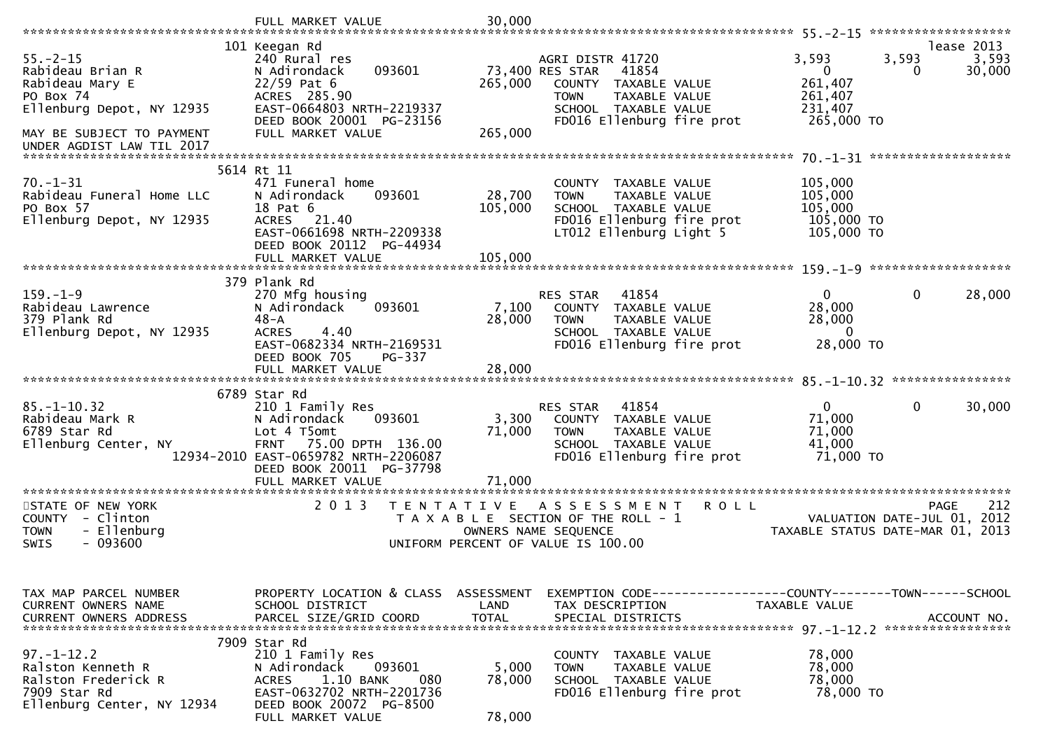```
                              FULL MARKET VALUE              30,000
******************************************************************************************************* 55.-2-15 ******************
                         101 Keegan Rd                                                                                   lease 2013
55.-2-15                     240 Rural res                       AGRI DISTR 41720              3,593        3,593         3,593
Rabideau Brian R             N Adirondack      093601      73,400 RES STAR   41854                  0            0        30,000
Rabideau Mary E              22/59 Pat 6                  265,000    COUNTY  TAXABLE VALUE          261,407
PO Box 74                    ACRES  285.90                           TOWN    TAXABLE VALUE          261,407
Ellenburg Depot, NY 12935    EAST-0664803 NRTH-2219337               SCHOOL  TAXABLE VALUE          231,407
                             DEED BOOK 20001  PG-23156               FD016 Ellenburg fire prot       265,000 TO
MAY BE SUBJECT TO PAYMENT    FULL MARKET VALUE            265,000
UNDER AGDIST LAW TIL 2017
******************************************************************************************************* 70.-1-31 ******************
                        5614 Rt 11
70.-1-31                     471 Funeral home                        COUNTY  TAXABLE VALUE          105,000
Rabideau Funeral Home LLC    N Adirondack      093601      28,700    TOWN    TAXABLE VALUE          105,000
PO Box 57                    18 Pat 6                     105,000    SCHOOL  TAXABLE VALUE          105,000
Ellenburg Depot, NY 12935    ACRES   21.40                           FD016 Ellenburg fire prot       105,000 TO
                             EAST-0661698 NRTH-2209338               LT012 Ellenburg Light 5         105,000 TO
                             DEED BOOK 20112  PG-44934
                             FULL MARKET VALUE            105,000
******************************************************************************************************* 159.-1-9 ******************
                         379 Plank Rd
159.-1-9                     270 Mfg housing                     RES STAR   41854                  0            0        28,000
Rabideau Lawrence            N Adirondack      093601       7,100    COUNTY  TAXABLE VALUE           28,000
379 Plank Rd                 48-A                          28,000    TOWN    TAXABLE VALUE           28,000
Ellenburg Depot, NY 12935    ACRES    4.40                           SCHOOL  TAXABLE VALUE                0
                             EAST-0682334 NRTH-2169531               FD016 Ellenburg fire prot        28,000 TO
                             DEED BOOK 705    PG-337
                             FULL MARKET VALUE             28,000
******************************************************************************************************* 85.-1-10.32 ***************
                        6789 Star Rd
85.-1-10.32                  210 1 Family Res                    RES STAR   41854                  0            0        30,000
Rabideau Mark R              N Adirondack      093601       3,300    COUNTY  TAXABLE VALUE           71,000
6789 Star Rd                 Lot 4 T5omt                   71,000    TOWN    TAXABLE VALUE           71,000
Ellenburg Center, NY         FRNT   75.00 DPTH 136.00                SCHOOL  TAXABLE VALUE           41,000
                  12934-2010 EAST-0659782 NRTH-2206087               FD016 Ellenburg fire prot        71,000 TO
                             DEED BOOK 20011  PG-37798
                             FULL MARKET VALUE             71,000
*************************************************************************************************************************************
STATE OF NEW YORK                 2 0 1 3   T E N T A T I V E   A S S E S S M E N T   R O L L                          PAGE    212
COUNTY  - Clinton                           T A X A B L E  SECTION OF THE ROLL - 1                      VALUATION DATE-JUL 01, 2012
TOWN    - Ellenburg                                  OWNERS NAME SEQUENCE                            TAXABLE STATUS DATE-MAR 01, 2013
SWIS    - 093600                               UNIFORM PERCENT OF VALUE IS 100.00


TAX MAP PARCEL NUMBER        PROPERTY LOCATION & CLASS  ASSESSMENT  EXEMPTION CODE------------------COUNTY--------TOWN------SCHOOL
CURRENT OWNERS NAME          SCHOOL DISTRICT               LAND     TAX DESCRIPTION              TAXABLE VALUE
CURRENT OWNERS ADDRESS       PARCEL SIZE/GRID COORD        TOTAL    SPECIAL DISTRICTS                                   ACCOUNT NO.
******************************************************************************************************* 97.-1-12.2 ****************
                        7909 Star Rd
97.-1-12.2                   210 1 Family Res                        COUNTY  TAXABLE VALUE           78,000
Ralston Kenneth R            N Adirondack      093601       5,000    TOWN    TAXABLE VALUE           78,000
Ralston Frederick R          ACRES    1.10 BANK     080    78,000    SCHOOL  TAXABLE VALUE           78,000
7909 Star Rd                 EAST-0632702 NRTH-2201736               FD016 Ellenburg fire prot        78,000 TO
Ellenburg Center, NY 12934   DEED BOOK 20072  PG-8500
                             FULL MARKET VALUE             78,000
```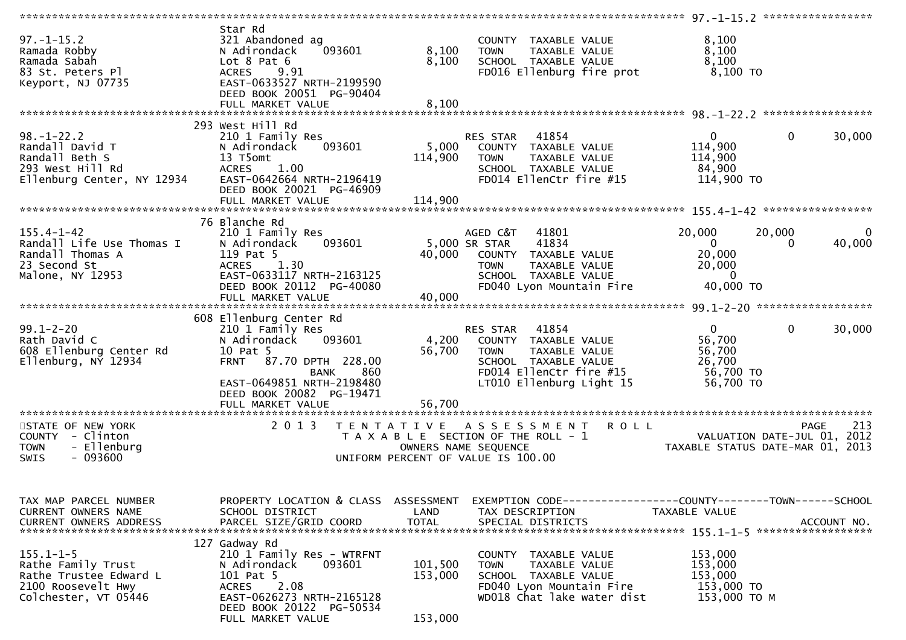```
******************************************************************************************************* 97.-1-15.2 *****************
                               Star Rd
97.-1-15.2                     321 Abandoned ag                          COUNTY  TAXABLE VALUE             8,100
Ramada Robby                   N Adirondack     093601       8,100      TOWN    TAXABLE VALUE             8,100
Ramada Sabah                   Lot 8 Pat 6                   8,100      SCHOOL  TAXABLE VALUE             8,100
83 St. Peters Pl               ACRES    9.91                            FD016 Ellenburg fire prot          8,100 TO
Keyport, NJ 07735              EAST-0633527 NRTH-2199590
                               DEED BOOK 20051  PG-90404
                               FULL MARKET VALUE              8,100
******************************************************************************************************* 98.-1-22.2 *****************
                           293 West Hill Rd
98.-1-22.2                     210 1 Family Res                          RES STAR   41854                 0            0       30,000
Randall David T                N Adirondack     093601       5,000      COUNTY  TAXABLE VALUE           114,900
Randall Beth S                 13 T5omt                    114,900      TOWN    TAXABLE VALUE           114,900
293 West Hill Rd               ACRES    1.00                            SCHOOL  TAXABLE VALUE            84,900
Ellenburg Center, NY 12934     EAST-0642664 NRTH-2196419                FD014 EllenCtr fire #15          114,900 TO
                               DEED BOOK 20021  PG-46909
                               FULL MARKET VALUE            114,900
******************************************************************************************************* 155.4-1-42 *****************
                            76 Blanche Rd
155.4-1-42                     210 1 Family Res                          AGED C&T   41801            20,000       20,000            0
Randall Life Use Thomas I      N Adirondack     093601       5,000 SR STAR      41834                 0            0       40,000
Randall Thomas A               119 Pat 5                    40,000      COUNTY  TAXABLE VALUE            20,000
23 Second St                   ACRES    1.30                            TOWN    TAXABLE VALUE            20,000
Malone, NY 12953               EAST-0633117 NRTH-2163125                SCHOOL  TAXABLE VALUE                 0
                               DEED BOOK 20112  PG-40080                FD040 Lyon Mountain Fire          40,000 TO
                               FULL MARKET VALUE             40,000
******************************************************************************************************* 99.1-2-20 ******************
                           608 Ellenburg Center Rd
99.1-2-20                      210 1 Family Res                          RES STAR   41854                 0            0       30,000
Rath David C                   N Adirondack     093601       4,200      COUNTY  TAXABLE VALUE            56,700
608 Ellenburg Center Rd        10 Pat 5                     56,700      TOWN    TAXABLE VALUE            56,700
Ellenburg, NY 12934            FRNT   87.70 DPTH  228.00                SCHOOL  TAXABLE VALUE            26,700
                                            BANK     860                FD014 EllenCtr fire #15           56,700 TO
                               EAST-0649851 NRTH-2198480                LT010 Ellenburg Light 15          56,700 TO
                               DEED BOOK 20082  PG-19471
                               FULL MARKET VALUE             56,700
************************************************************************************************************************************
STATE OF NEW YORK                 2 0 1 3   T E N T A T I V E   A S S E S S M E N T   R O L L                          PAGE    213
COUNTY  - Clinton                            T A X A B L E  SECTION OF THE ROLL - 1                  VALUATION DATE-JUL 01, 2012
TOWN    - Ellenburg                                 OWNERS NAME SEQUENCE                        TAXABLE STATUS DATE-MAR 01, 2013
SWIS    - 093600                              UNIFORM PERCENT OF VALUE IS 100.00


TAX MAP PARCEL NUMBER          PROPERTY LOCATION & CLASS  ASSESSMENT  EXEMPTION CODE------------------COUNTY--------TOWN------SCHOOL
CURRENT OWNERS NAME            SCHOOL DISTRICT               LAND      TAX DESCRIPTION            TAXABLE VALUE
CURRENT OWNERS ADDRESS         PARCEL SIZE/GRID COORD        TOTAL     SPECIAL DISTRICTS                                ACCOUNT NO.
******************************************************************************************************* 155.1-1-5 ******************
                           127 Gadway Rd
155.1-1-5                      210 1 Family Res - WTRFNT                 COUNTY  TAXABLE VALUE           153,000
Rathe Family Trust             N Adirondack     093601     101,500      TOWN    TAXABLE VALUE           153,000
Rathe Trustee Edward L         101 Pat 5                   153,000      SCHOOL  TAXABLE VALUE           153,000
2100 Roosevelt Hwy             ACRES    2.08                            FD040 Lyon Mountain Fire         153,000 TO
Colchester, VT 05446           EAST-0626273 NRTH-2165128                WD018 Chat lake water dist       153,000 TO M
                               DEED BOOK 20122  PG-50534
                               FULL MARKET VALUE            153,000
```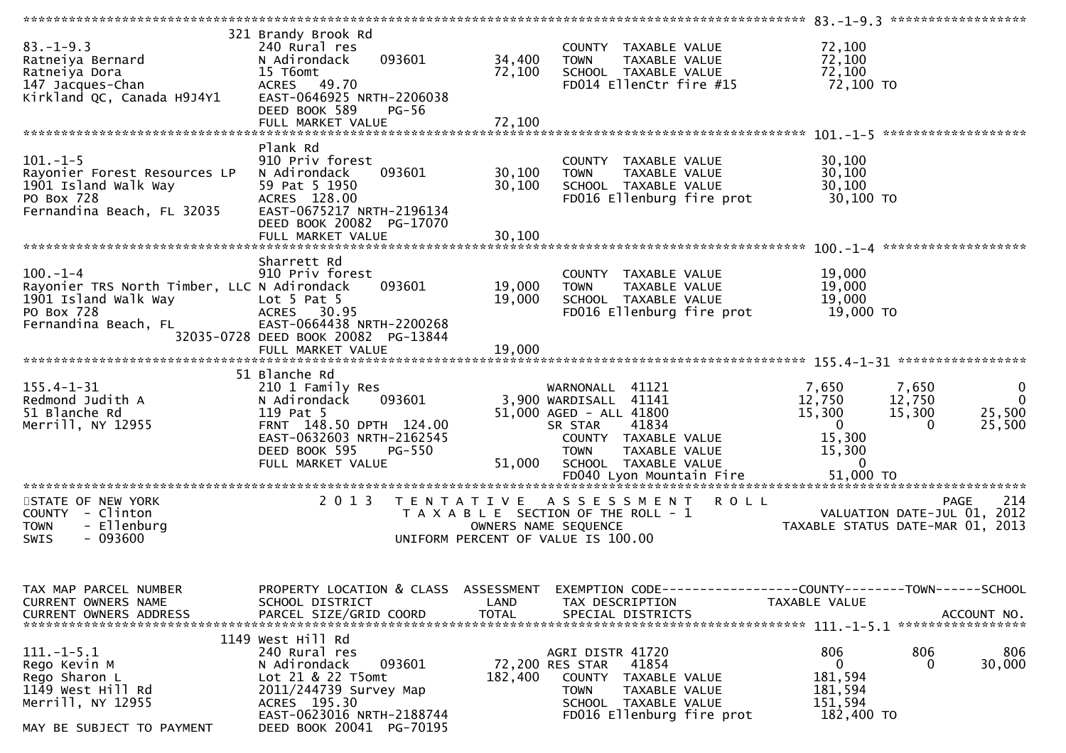```
******************************************************************************************************* 83.-1-9.3 ******************
                              321 Brandy Brook Rd
83.-1-9.3                     240 Rural res                           COUNTY  TAXABLE VALUE            72,100
Ratneiya Bernard              N Adirondack     093601      34,400     TOWN    TAXABLE VALUE            72,100
Ratneiya Dora                 15 T6omt                     72,100     SCHOOL  TAXABLE VALUE            72,100
147 Jacques-Chan              ACRES   49.70                           FD014 EllenCtr fire #15            72,100 TO
Kirkland QC, Canada H9J4Y1    EAST-0646925 NRTH-2206038
                              DEED BOOK 589     PG-56
                              FULL MARKET VALUE            72,100
******************************************************************************************************* 101.-1-5 *******************
                              Plank Rd
101.-1-5                      910 Priv forest                         COUNTY  TAXABLE VALUE            30,100
Rayonier Forest Resources LP  N Adirondack     093601      30,100     TOWN    TAXABLE VALUE            30,100
1901 Island Walk Way          59 Pat 5 1950                30,100     SCHOOL  TAXABLE VALUE            30,100
PO Box 728                    ACRES  128.00                           FD016 Ellenburg fire prot          30,100 TO
Fernandina Beach, FL 32035    EAST-0675217 NRTH-2196134
                              DEED BOOK 20082  PG-17070
                              FULL MARKET VALUE            30,100
******************************************************************************************************* 100.-1-4 *******************
                              Sharrett Rd
100.-1-4                      910 Priv forest                         COUNTY  TAXABLE VALUE            19,000
Rayonier TRS North Timber, LLC N Adirondack    093601      19,000     TOWN    TAXABLE VALUE            19,000
1901 Island Walk Way          Lot 5 Pat 5                  19,000     SCHOOL  TAXABLE VALUE            19,000
PO Box 728                    ACRES   30.95                           FD016 Ellenburg fire prot          19,000 TO
Fernandina Beach, FL          EAST-0664438 NRTH-2200268
                   32035-0728 DEED BOOK 20082  PG-13844
                              FULL MARKET VALUE            19,000
******************************************************************************************************* 155.4-1-31 *****************
                              51 Blanche Rd
155.4-1-31                    210 1 Family Res                        WARNONALL  41121                 7,650       7,650          0
Redmond Judith A              N Adirondack     093601       3,900 WARDISALL  41141                12,750      12,750          0
51 Blanche Rd                 119 Pat 5                    51,000 AGED - ALL 41800                15,300      15,300     25,500
Merrill, NY 12955             FRNT 148.50 DPTH 124.00                 SR STAR    41834                     0           0     25,500
                              EAST-0632603 NRTH-2162545               COUNTY  TAXABLE VALUE            15,300
                              DEED BOOK 595     PG-550                TOWN    TAXABLE VALUE            15,300
                              FULL MARKET VALUE            51,000     SCHOOL  TAXABLE VALUE                 0
                                                                      FD040 Lyon Mountain Fire           51,000 TO
************************************************************************************************************************************
STATE OF NEW YORK                   2 0 1 3   T E N T A T I V E   A S S E S S M E N T   R O L L                          PAGE    214
COUNTY  - Clinton                           T A X A B L E  SECTION OF THE ROLL - 1                      VALUATION DATE-JUL 01, 2012
TOWN    - Ellenburg                                OWNERS NAME SEQUENCE                              TAXABLE STATUS DATE-MAR 01, 2013
SWIS    - 093600                               UNIFORM PERCENT OF VALUE IS 100.00


TAX MAP PARCEL NUMBER         PROPERTY LOCATION & CLASS  ASSESSMENT  EXEMPTION CODE------------------COUNTY--------TOWN------SCHOOL
CURRENT OWNERS NAME           SCHOOL DISTRICT               LAND     TAX DESCRIPTION             TAXABLE VALUE
CURRENT OWNERS ADDRESS        PARCEL SIZE/GRID COORD       TOTAL     SPECIAL DISTRICTS                                   ACCOUNT NO.
******************************************************************************************************* 111.-1-5.1 *****************
                              1149 West Hill Rd
111.-1-5.1                    240 Rural res                           AGRI DISTR 41720                   806         806        806
Rego Kevin M                  N Adirondack     093601      72,200 RES STAR   41854                     0           0     30,000
Rego Sharon L                 Lot 21 & 22 T5omt           182,400     COUNTY  TAXABLE VALUE           181,594
1149 West Hill Rd             2011/244739 Survey Map                  TOWN    TAXABLE VALUE           181,594
Merrill, NY 12955             ACRES  195.30                           SCHOOL  TAXABLE VALUE           151,594
                              EAST-0623016 NRTH-2188744               FD016 Ellenburg fire prot         182,400 TO
MAY BE SUBJECT TO PAYMENT     DEED BOOK 20041  PG-70195
```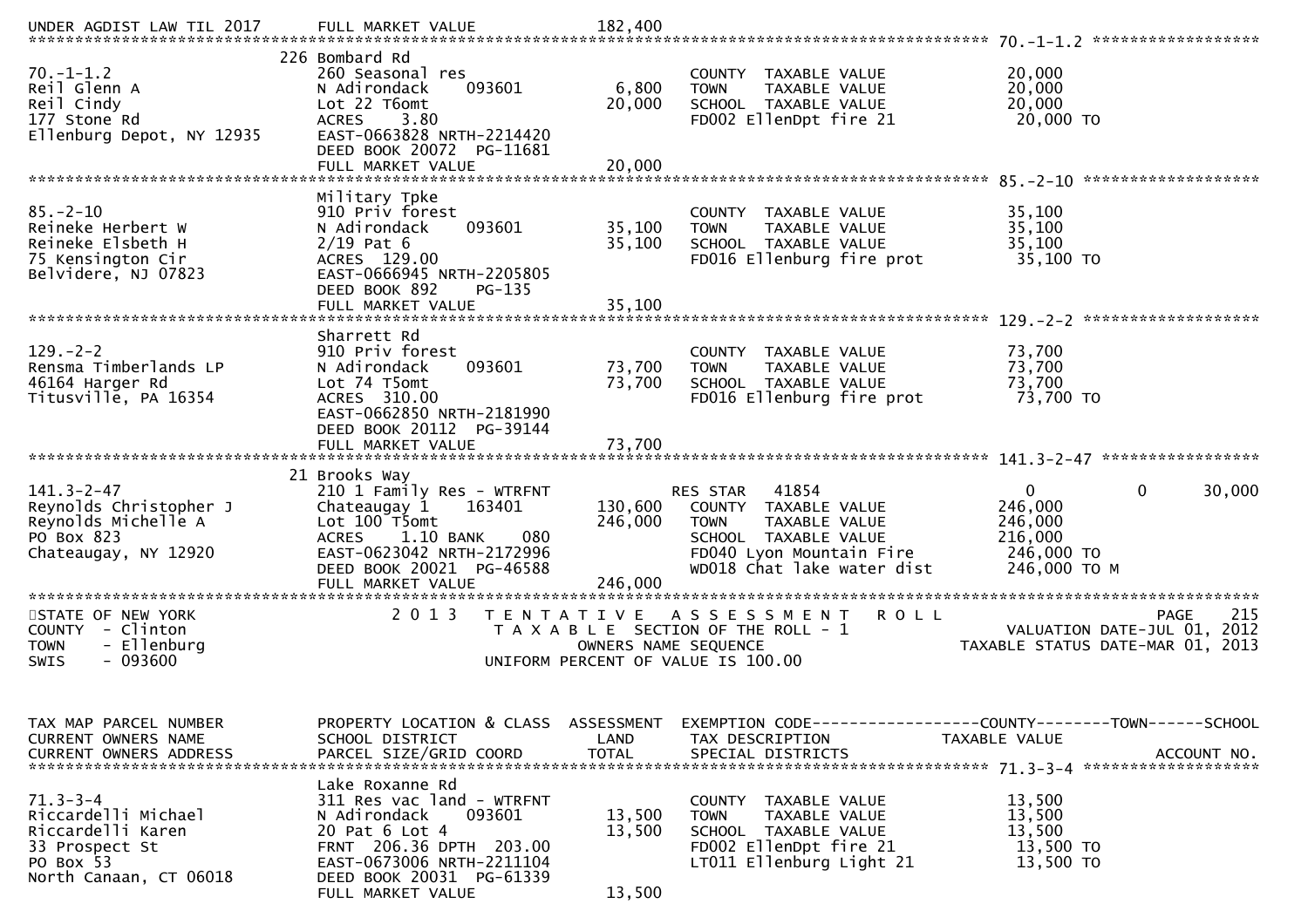```
UNDER AGDIST LAW TIL 2017      FULL MARKET VALUE             182,400
******************************************************************************************************* 70.-1-1.2 ******************
                              226 Bombard Rd
70.-1-1.2                      260 Seasonal res                      COUNTY  TAXABLE VALUE           20,000
Reil Glenn A                   N Adirondack     093601       6,800   TOWN    TAXABLE VALUE           20,000
Reil Cindy                     Lot 22 T6omt                 20,000   SCHOOL  TAXABLE VALUE           20,000
177 Stone Rd                   ACRES    3.80                         FD002 EllenDpt fire 21           20,000 TO
Ellenburg Depot, NY 12935      EAST-0663828 NRTH-2214420
                               DEED BOOK 20072  PG-11681
                               FULL MARKET VALUE             20,000
******************************************************************************************************* 85.-2-10 *******************
                              Military Tpke
85.-2-10                       910 Priv forest                       COUNTY  TAXABLE VALUE           35,100
Reineke Herbert W              N Adirondack     093601      35,100   TOWN    TAXABLE VALUE           35,100
Reineke Elsbeth H              2/19 Pat 6                   35,100   SCHOOL  TAXABLE VALUE           35,100
75 Kensington Cir              ACRES  129.00                         FD016 Ellenburg fire prot        35,100 TO
Belvidere, NJ 07823            EAST-0666945 NRTH-2205805
                               DEED BOOK 892    PG-135
                               FULL MARKET VALUE             35,100
******************************************************************************************************* 129.-2-2 *******************
                              Sharrett Rd
129.-2-2                       910 Priv forest                       COUNTY  TAXABLE VALUE           73,700
Rensma Timberlands LP          N Adirondack     093601      73,700   TOWN    TAXABLE VALUE           73,700
46164 Harger Rd                Lot 74 T5omt                 73,700   SCHOOL  TAXABLE VALUE           73,700
Titusville, PA 16354           ACRES  310.00                         FD016 Ellenburg fire prot        73,700 TO
                               EAST-0662850 NRTH-2181990
                               DEED BOOK 20112  PG-39144
                               FULL MARKET VALUE             73,700
******************************************************************************************************* 141.3-2-47 *****************
                              21 Brooks Way
141.3-2-47                     210 1 Family Res - WTRFNT             RES STAR   41854                 0            0       30,000
Reynolds Christopher J         Chateaugay 1     163401     130,600   COUNTY  TAXABLE VALUE          246,000
Reynolds Michelle A            Lot 100 T5omt               246,000   TOWN    TAXABLE VALUE          246,000
PO Box 823                     ACRES    1.10 BANK     080            SCHOOL  TAXABLE VALUE          216,000
Chateaugay, NY 12920           EAST-0623042 NRTH-2172996             FD040 Lyon Mountain Fire        246,000 TO
                               DEED BOOK 20021  PG-46588             WD018 Chat lake water dist      246,000 TO M
                               FULL MARKET VALUE            246,000
************************************************************************************************************************************
STATE OF NEW YORK                2 0 1 3   T E N T A T I V E   A S S E S S M E N T   R O L L                          PAGE    215
COUNTY  - Clinton                          T A X A B L E  SECTION OF THE ROLL - 1                     VALUATION DATE-JUL 01, 2012
TOWN    - Ellenburg                             OWNERS NAME SEQUENCE                            TAXABLE STATUS DATE-MAR 01, 2013
SWIS    - 093600                           UNIFORM PERCENT OF VALUE IS 100.00


TAX MAP PARCEL NUMBER          PROPERTY LOCATION & CLASS  ASSESSMENT  EXEMPTION CODE------------------COUNTY--------TOWN------SCHOOL
CURRENT OWNERS NAME            SCHOOL DISTRICT               LAND      TAX DESCRIPTION              TAXABLE VALUE
CURRENT OWNERS ADDRESS         PARCEL SIZE/GRID COORD        TOTAL     SPECIAL DISTRICTS                                  ACCOUNT NO.
******************************************************************************************************* 71.3-3-4 *******************
                              Lake Roxanne Rd
71.3-3-4                       311 Res vac land - WTRFNT             COUNTY  TAXABLE VALUE           13,500
Riccardelli Michael            N Adirondack     093601      13,500   TOWN    TAXABLE VALUE           13,500
Riccardelli Karen              20 Pat 6 Lot 4               13,500   SCHOOL  TAXABLE VALUE           13,500
33 Prospect St                 FRNT  206.36 DPTH  203.00             FD002 EllenDpt fire 21           13,500 TO
PO Box 53                      EAST-0673006 NRTH-2211104             LT011 Ellenburg Light 21         13,500 TO
North Canaan, CT 06018         DEED BOOK 20031  PG-61339
                               FULL MARKET VALUE             13,500
```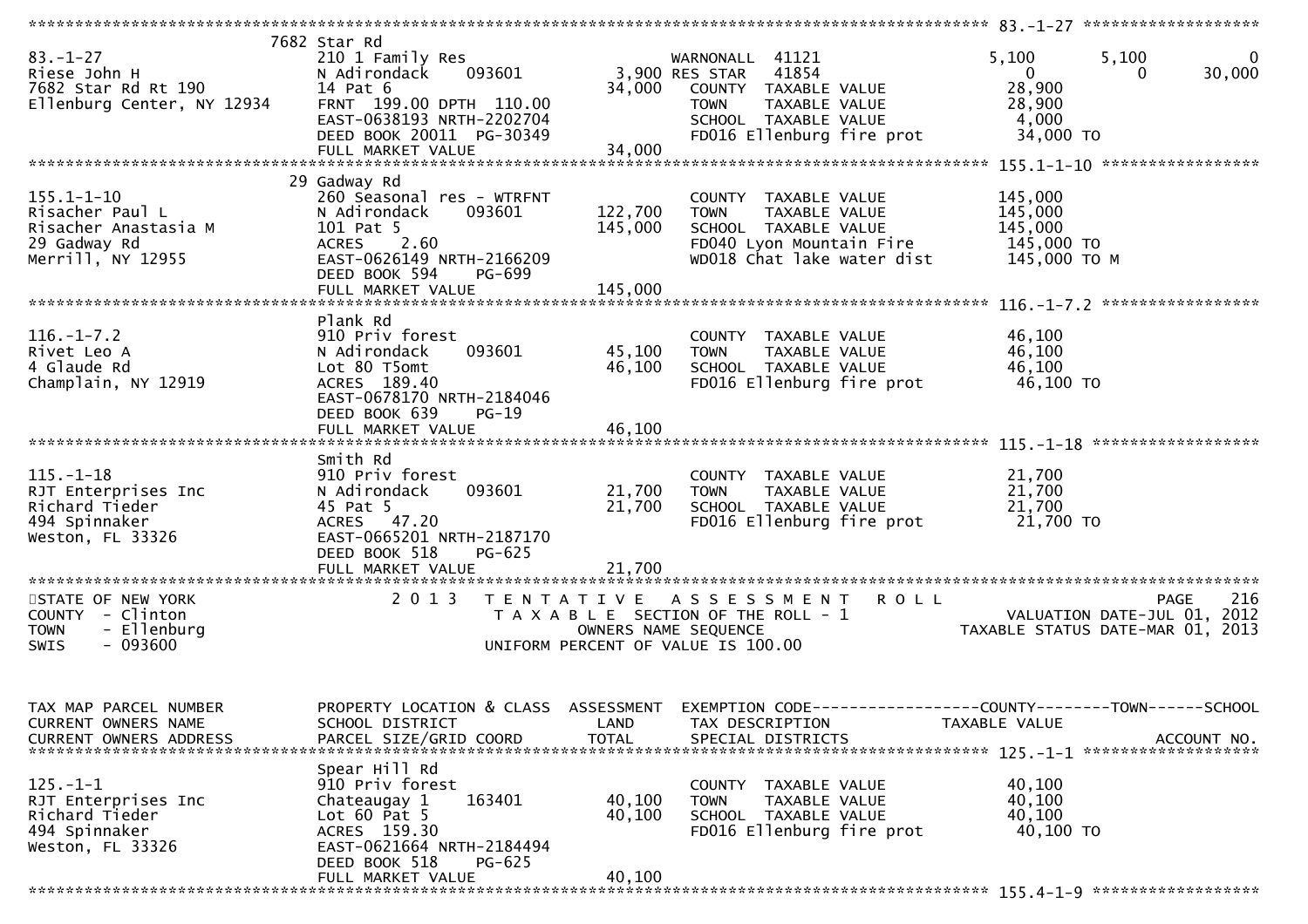```
********************************************************************************************************* 83.-1-27 *******************
                    7682 Star Rd
83.-1-27                     210 1 Family Res                    WARNONALL  41121          5,100       5,100           0
Riese John H                 N Adirondack     093601        3,900 RES STAR   41854              0           0      30,000
7682 Star Rd Rt 190          14 Pat 6                      34,000   COUNTY  TAXABLE VALUE          28,900
Ellenburg Center, NY 12934   FRNT 199.00 DPTH 110.00                TOWN    TAXABLE VALUE          28,900
                             EAST-0638193 NRTH-2202704              SCHOOL  TAXABLE VALUE           4,000
                             DEED BOOK 20011  PG-30349              FD016 Ellenburg fire prot      34,000 TO
                             FULL MARKET VALUE             34,000
********************************************************************************************************* 155.1-1-10 *****************
                    29 Gadway Rd
155.1-1-10                   260 Seasonal res - WTRFNT              COUNTY  TAXABLE VALUE         145,000
Risacher Paul L              N Adirondack     093601      122,700   TOWN    TAXABLE VALUE         145,000
Risacher Anastasia M         101 Pat 5                    145,000   SCHOOL  TAXABLE VALUE         145,000
29 Gadway Rd                 ACRES    2.60                          FD040 Lyon Mountain Fire      145,000 TO
Merrill, NY 12955            EAST-0626149 NRTH-2166209              WD018 Chat lake water dist    145,000 TO M
                             DEED BOOK 594    PG-699
                             FULL MARKET VALUE            145,000
********************************************************************************************************* 116.-1-7.2 *****************
                    Plank Rd
116.-1-7.2                   910 Priv forest                        COUNTY  TAXABLE VALUE          46,100
Rivet Leo A                  N Adirondack     093601       45,100   TOWN    TAXABLE VALUE          46,100
4 Glaude Rd                  Lot 80 T5omt                  46,100   SCHOOL  TAXABLE VALUE          46,100
Champlain, NY 12919          ACRES  189.40                          FD016 Ellenburg fire prot      46,100 TO
                             EAST-0678170 NRTH-2184046
                             DEED BOOK 639    PG-19
                             FULL MARKET VALUE             46,100
********************************************************************************************************* 115.-1-18 ******************
                    Smith Rd
115.-1-18                    910 Priv forest                        COUNTY  TAXABLE VALUE          21,700
RJT Enterprises Inc          N Adirondack     093601       21,700   TOWN    TAXABLE VALUE          21,700
Richard Tieder               45 Pat 5                      21,700   SCHOOL  TAXABLE VALUE          21,700
494 Spinnaker                ACRES   47.20                          FD016 Ellenburg fire prot      21,700 TO
Weston, FL 33326             EAST-0665201 NRTH-2187170
                             DEED BOOK 518    PG-625
                             FULL MARKET VALUE             21,700
************************************************************************************************************************************
STATE OF NEW YORK                 2 0 1 3   T E N T A T I V E   A S S E S S M E N T   R O L L                            PAGE   216
COUNTY  - Clinton                           T A X A B L E  SECTION OF THE ROLL - 1                    VALUATION DATE-JUL 01, 2012
TOWN    - Ellenburg                                 OWNERS NAME SEQUENCE                          TAXABLE STATUS DATE-MAR 01, 2013
SWIS    - 093600                              UNIFORM PERCENT OF VALUE IS 100.00


TAX MAP PARCEL NUMBER        PROPERTY LOCATION & CLASS  ASSESSMENT  EXEMPTION CODE------------------COUNTY--------TOWN------SCHOOL
CURRENT OWNERS NAME          SCHOOL DISTRICT               LAND     TAX DESCRIPTION              TAXABLE VALUE
CURRENT OWNERS ADDRESS       PARCEL SIZE/GRID COORD        TOTAL    SPECIAL DISTRICTS                                   ACCOUNT NO.
********************************************************************************************************* 125.-1-1 *******************
                    Spear Hill Rd
125.-1-1                     910 Priv forest                        COUNTY  TAXABLE VALUE          40,100
RJT Enterprises Inc          Chateaugay 1     163401       40,100   TOWN    TAXABLE VALUE          40,100
Richard Tieder               Lot 60 Pat 5                  40,100   SCHOOL  TAXABLE VALUE          40,100
494 Spinnaker                ACRES  159.30                          FD016 Ellenburg fire prot      40,100 TO
Weston, FL 33326             EAST-0621664 NRTH-2184494
                             DEED BOOK 518    PG-625
                             FULL MARKET VALUE             40,100
********************************************************************************************************* 155.4-1-9 ******************
```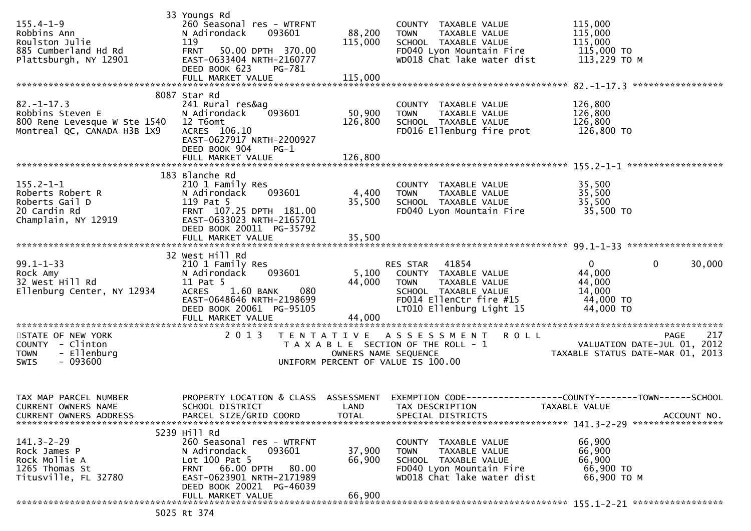```
                            33 Youngs Rd
155.4-1-9                   260 Seasonal res - WTRFNT              COUNTY  TAXABLE VALUE             115,000
Robbins Ann                 N Adirondack     093601       88,200   TOWN    TAXABLE VALUE             115,000
Roulston Julie              119                          115,000   SCHOOL  TAXABLE VALUE             115,000
885 Cumberland Hd Rd        FRNT   50.00 DPTH  370.00              FD040 Lyon Mountain Fire           115,000 TO
Plattsburgh, NY 12901       EAST-0633404 NRTH-2160777              WD018 Chat lake water dist         113,229 TO M
                            DEED BOOK 623     PG-781
                            FULL MARKET VALUE            115,000
******************************************************************************************************* 82.-1-17.3 *****************
                            8087 Star Rd
82.-1-17.3                  241 Rural res&ag                       COUNTY  TAXABLE VALUE             126,800
Robbins Steven E            N Adirondack     093601       50,900   TOWN    TAXABLE VALUE             126,800
800 Rene Levesque W Ste 1540  12 T6omt                   126,800   SCHOOL  TAXABLE VALUE             126,800
Montreal QC, CANADA H3B 1X9  ACRES  106.10                         FD016 Ellenburg fire prot          126,800 TO
                            EAST-0627917 NRTH-2200927
                            DEED BOOK 904     PG-1
                            FULL MARKET VALUE            126,800
******************************************************************************************************* 155.2-1-1 ******************
                            183 Blanche Rd
155.2-1-1                   210 1 Family Res                       COUNTY  TAXABLE VALUE              35,500
Roberts Robert R            N Adirondack     093601        4,400   TOWN    TAXABLE VALUE              35,500
Roberts Gail D              119 Pat 5                     35,500   SCHOOL  TAXABLE VALUE              35,500
20 Cardin Rd                FRNT  107.25 DPTH  181.00              FD040 Lyon Mountain Fire            35,500 TO
Champlain, NY 12919         EAST-0633023 NRTH-2165701
                            DEED BOOK 20011  PG-35792
                            FULL MARKET VALUE             35,500
******************************************************************************************************* 99.1-1-33 ******************
                            32 West Hill Rd
99.1-1-33                   210 1 Family Res                       RES STAR   41854                       0            0       30,000
Rock Amy                    N Adirondack     093601        5,100   COUNTY  TAXABLE VALUE              44,000
32 West Hill Rd             11 Pat 5                      44,000   TOWN    TAXABLE VALUE              44,000
Ellenburg Center, NY 12934  ACRES    1.60 BANK     080             SCHOOL  TAXABLE VALUE              14,000
                            EAST-0648646 NRTH-2198699              FD014 EllenCtr fire #15             44,000 TO
                            DEED BOOK 20061  PG-95105              LT010 Ellenburg Light 15            44,000 TO
                            FULL MARKET VALUE             44,000
************************************************************************************************************************************
STATE OF NEW YORK                2 0 1 3   T E N T A T I V E   A S S E S S M E N T   R O L L                              PAGE   217
COUNTY  - Clinton                      T A X A B L E  SECTION OF THE ROLL - 1                          VALUATION DATE-JUL 01, 2012
TOWN    - Ellenburg                            OWNERS NAME SEQUENCE                                TAXABLE STATUS DATE-MAR 01, 2013
SWIS    - 093600                          UNIFORM PERCENT OF VALUE IS 100.00


TAX MAP PARCEL NUMBER       PROPERTY LOCATION & CLASS  ASSESSMENT  EXEMPTION CODE------------------COUNTY--------TOWN------SCHOOL
CURRENT OWNERS NAME         SCHOOL DISTRICT              LAND      TAX DESCRIPTION              TAXABLE VALUE
CURRENT OWNERS ADDRESS      PARCEL SIZE/GRID COORD       TOTAL     SPECIAL DISTRICTS                                 ACCOUNT NO.
******************************************************************************************************* 141.3-2-29 *****************
                            5239 Hill Rd
141.3-2-29                  260 Seasonal res - WTRFNT              COUNTY  TAXABLE VALUE              66,900
Rock James P                N Adirondack     093601       37,900   TOWN    TAXABLE VALUE              66,900
Rock Mollie A               Lot 100 Pat 5                 66,900   SCHOOL  TAXABLE VALUE              66,900
1265 Thomas St              FRNT   66.00 DPTH   80.00              FD040 Lyon Mountain Fire            66,900 TO
Titusville, FL 32780        EAST-0623901 NRTH-2171989              WD018 Chat lake water dist          66,900 TO M
                            DEED BOOK 20021  PG-46039
                            FULL MARKET VALUE             66,900
******************************************************************************************************* 155.1-2-21 *****************
                            5025 Rt 374
```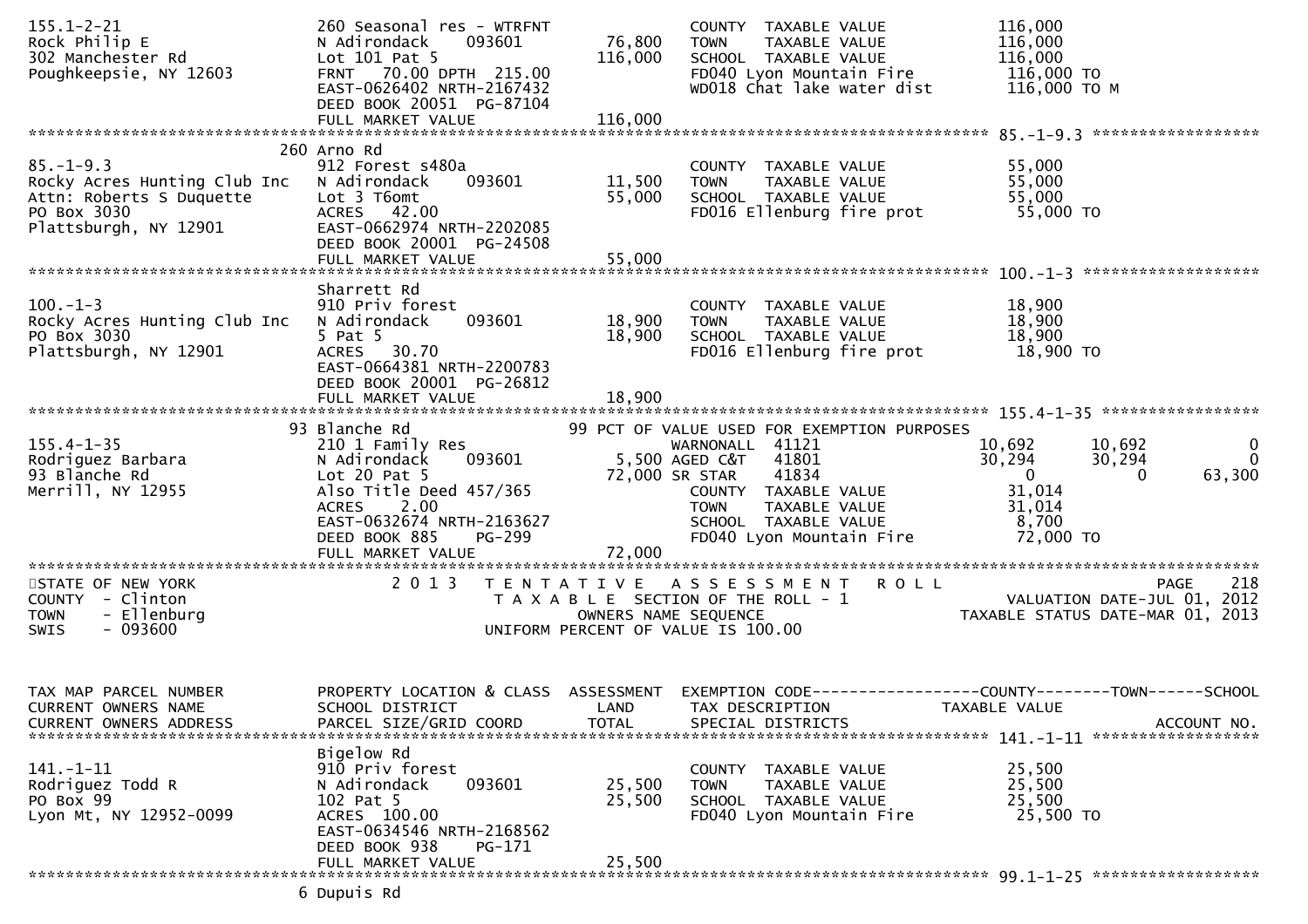```
155.1-2-21                     260 Seasonal res - WTRFNT              COUNTY  TAXABLE VALUE           116,000
Rock Philip E                  N Adirondack     093601       76,800   TOWN    TAXABLE VALUE           116,000
302 Manchester Rd              Lot 101 Pat 5                116,000   SCHOOL  TAXABLE VALUE           116,000
Poughkeepsie, NY 12603         FRNT   70.00 DPTH 215.00               FD040 Lyon Mountain Fire         116,000 TO
                               EAST-0626402 NRTH-2167432              WD018 Chat lake water dist       116,000 TO M
                               DEED BOOK 20051  PG-87104
                               FULL MARKET VALUE            116,000
******************************************************************************************************* 85.-1-9.3 ******************
                           260 Arno Rd
85.-1-9.3                      912 Forest s480a                       COUNTY  TAXABLE VALUE            55,000
Rocky Acres Hunting Club Inc   N Adirondack     093601       11,500   TOWN    TAXABLE VALUE            55,000
Attn: Roberts S Duquette       Lot 3 T6omt                   55,000   SCHOOL  TAXABLE VALUE            55,000
PO Box 3030                    ACRES   42.00                          FD016 Ellenburg fire prot         55,000 TO
Plattsburgh, NY 12901          EAST-0662974 NRTH-2202085
                               DEED BOOK 20001  PG-24508
                               FULL MARKET VALUE             55,000
******************************************************************************************************* 100.-1-3 *******************
                               Sharrett Rd
100.-1-3                       910 Priv forest                        COUNTY  TAXABLE VALUE            18,900
Rocky Acres Hunting Club Inc   N Adirondack     093601       18,900   TOWN    TAXABLE VALUE            18,900
PO Box 3030                    5 Pat 5                       18,900   SCHOOL  TAXABLE VALUE            18,900
Plattsburgh, NY 12901          ACRES   30.70                          FD016 Ellenburg fire prot         18,900 TO
                               EAST-0664381 NRTH-2200783
                               DEED BOOK 20001  PG-26812
                               FULL MARKET VALUE             18,900
******************************************************************************************************* 155.4-1-35 *****************
                            93 Blanche Rd                    99 PCT OF VALUE USED FOR EXEMPTION PURPOSES
155.4-1-35                     210 1 Family Res                        WARNONALL  41121            10,692      10,692           0
Rodriguez Barbara              N Adirondack     093601        5,500 AGED C&T    41801            30,294      30,294           0
93 Blanche Rd                  Lot 20 Pat 5                  72,000 SR STAR     41834                 0           0      63,300
Merrill, NY 12955              Also Title Deed 457/365                COUNTY  TAXABLE VALUE            31,014
                               ACRES    2.00                          TOWN    TAXABLE VALUE            31,014
                               EAST-0632674 NRTH-2163627              SCHOOL  TAXABLE VALUE             8,700
                               DEED BOOK 885    PG-299                FD040 Lyon Mountain Fire          72,000 TO
                               FULL MARKET VALUE             72,000
************************************************************************************************************************************
STATE OF NEW YORK              2 0 1 3   T E N T A T I V E   A S S E S S M E N T   R O L L                          PAGE    218
COUNTY  - Clinton                        T A X A B L E  SECTION OF THE ROLL - 1                      VALUATION DATE-JUL 01, 2012
TOWN    - Ellenburg                             OWNERS NAME SEQUENCE                           TAXABLE STATUS DATE-MAR 01, 2013
SWIS    - 093600                          UNIFORM PERCENT OF VALUE IS 100.00


TAX MAP PARCEL NUMBER          PROPERTY LOCATION & CLASS  ASSESSMENT  EXEMPTION CODE------------------COUNTY--------TOWN------SCHOOL
CURRENT OWNERS NAME            SCHOOL DISTRICT               LAND     TAX DESCRIPTION             TAXABLE VALUE
CURRENT OWNERS ADDRESS         PARCEL SIZE/GRID COORD        TOTAL    SPECIAL DISTRICTS                                 ACCOUNT NO.
******************************************************************************************************* 141.-1-11 ******************
                               Bigelow Rd
141.-1-11                      910 Priv forest                        COUNTY  TAXABLE VALUE            25,500
Rodriguez Todd R               N Adirondack     093601       25,500   TOWN    TAXABLE VALUE            25,500
PO Box 99                      102 Pat 5                     25,500   SCHOOL  TAXABLE VALUE            25,500
Lyon Mt, NY 12952-0099         ACRES  100.00                          FD040 Lyon Mountain Fire          25,500 TO
                               EAST-0634546 NRTH-2168562
                               DEED BOOK 938    PG-171
                               FULL MARKET VALUE             25,500
******************************************************************************************************* 99.1-1-25 ******************
                             6 Dupuis Rd
```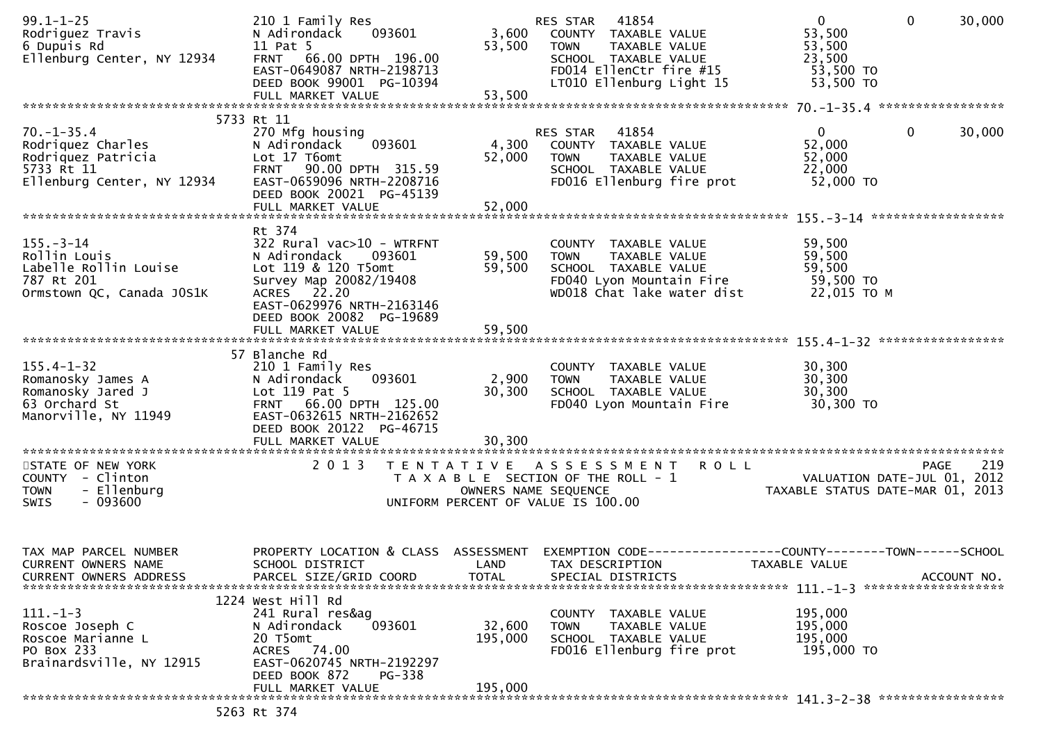```
99.1-1-25                    210 1 Family Res                     RES STAR   41854                   0          0      30,000
Rodriguez Travis             N Adirondack     093601       3,600   COUNTY  TAXABLE VALUE           53,500
6 Dupuis Rd                  11 Pat 5                     53,500   TOWN    TAXABLE VALUE           53,500
Ellenburg Center, NY 12934   FRNT   66.00 DPTH  196.00             SCHOOL  TAXABLE VALUE           23,500
                             EAST-0649087 NRTH-2198713             FD014 EllenCtr fire #15          53,500 TO
                             DEED BOOK 99001  PG-10394             LT010 Ellenburg Light 15         53,500 TO
                             FULL MARKET VALUE            53,500
******************************************************************************************************* 70.-1-35.4 *****************
                        5733 Rt 11
70.-1-35.4                   270 Mfg housing                      RES STAR   41854                   0          0      30,000
Rodriquez Charles            N Adirondack     093601       4,300   COUNTY  TAXABLE VALUE           52,000
Rodriquez Patricia           Lot 17 T6omt                 52,000   TOWN    TAXABLE VALUE           52,000
5733 Rt 11                   FRNT   90.00 DPTH  315.59             SCHOOL  TAXABLE VALUE           22,000
Ellenburg Center, NY 12934   EAST-0659096 NRTH-2208716             FD016 Ellenburg fire prot        52,000 TO
                             DEED BOOK 20021  PG-45139
                             FULL MARKET VALUE            52,000
******************************************************************************************************* 155.-3-14 ******************
                             Rt 374
155.-3-14                    322 Rural vac>10 - WTRFNT             COUNTY  TAXABLE VALUE           59,500
Rollin Louis                 N Adirondack     093601      59,500   TOWN    TAXABLE VALUE           59,500
Labelle Rollin Louise        Lot 119 & 120 T5omt          59,500   SCHOOL  TAXABLE VALUE           59,500
787 Rt 201                   Survey Map 20082/19408                FD040 Lyon Mountain Fire         59,500 TO
Ormstown QC, Canada J0S1K    ACRES   22.20                         WD018 Chat lake water dist       22,015 TO M
                             EAST-0629976 NRTH-2163146
                             DEED BOOK 20082  PG-19689
                             FULL MARKET VALUE            59,500
******************************************************************************************************* 155.4-1-32 *****************
                          57 Blanche Rd
155.4-1-32                   210 1 Family Res                      COUNTY  TAXABLE VALUE           30,300
Romanosky James A            N Adirondack     093601       2,900   TOWN    TAXABLE VALUE           30,300
Romanosky Jared J            Lot 119 Pat 5                30,300   SCHOOL  TAXABLE VALUE           30,300
63 Orchard St                FRNT   66.00 DPTH  125.00             FD040 Lyon Mountain Fire         30,300 TO
Manorville, NY 11949         EAST-0632615 NRTH-2162652
                             DEED BOOK 20122  PG-46715
                             FULL MARKET VALUE            30,300
************************************************************************************************************************************
STATE OF NEW YORK                 2 0 1 3   T E N T A T I V E   A S S E S S M E N T   R O L L                          PAGE    219
COUNTY  - Clinton                           T A X A B L E  SECTION OF THE ROLL - 1                  VALUATION DATE-JUL 01, 2012
TOWN    - Ellenburg                                  OWNERS NAME SEQUENCE                       TAXABLE STATUS DATE-MAR 01, 2013
SWIS    - 093600                            UNIFORM PERCENT OF VALUE IS 100.00


TAX MAP PARCEL NUMBER        PROPERTY LOCATION & CLASS  ASSESSMENT  EXEMPTION CODE------------------COUNTY--------TOWN------SCHOOL
CURRENT OWNERS NAME          SCHOOL DISTRICT               LAND      TAX DESCRIPTION            TAXABLE VALUE
CURRENT OWNERS ADDRESS       PARCEL SIZE/GRID COORD       TOTAL      SPECIAL DISTRICTS                                  ACCOUNT NO.
******************************************************************************************************* 111.-1-3 *******************
                        1224 West Hill Rd
111.-1-3                     241 Rural res&ag                      COUNTY  TAXABLE VALUE          195,000
Roscoe Joseph C              N Adirondack     093601      32,600   TOWN    TAXABLE VALUE          195,000
Roscoe Marianne L            20 T5omt                    195,000   SCHOOL  TAXABLE VALUE          195,000
PO Box 233                   ACRES   74.00                         FD016 Ellenburg fire prot       195,000 TO
Brainardsville, NY 12915     EAST-0620745 NRTH-2192297
                             DEED BOOK 872    PG-338
                             FULL MARKET VALUE           195,000
******************************************************************************************************* 141.3-2-38 *****************
                        5263 Rt 374
```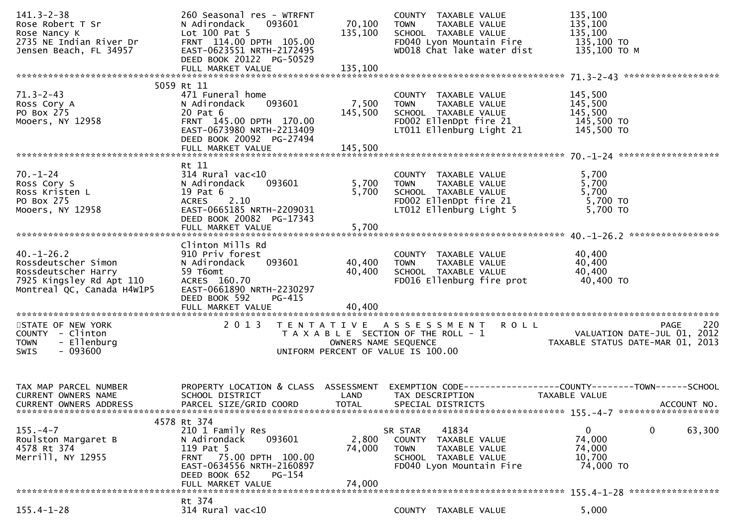```
141.3-2-38                     260 Seasonal res - WTRFNT             COUNTY  TAXABLE VALUE            135,100
Rose Robert T Sr               N Adirondack    093601        70,100  TOWN    TAXABLE VALUE            135,100
Rose Nancy K                   Lot 100 Pat 5                135,100  SCHOOL  TAXABLE VALUE            135,100
2735 NE Indian River Dr        FRNT 114.00 DPTH 105.00               FD040 Lyon Mountain Fire          135,100 TO
Jensen Beach, FL 34957         EAST-0623551 NRTH-2172495             WD018 Chat lake water dist        135,100 TO M
                               DEED BOOK 20122  PG-50529
                               FULL MARKET VALUE            135,100
******************************************************************************************************* 71.3-2-43 ******************
                          5059 Rt 11
71.3-2-43                      471 Funeral home                      COUNTY  TAXABLE VALUE            145,500
Ross Cory A                    N Adirondack    093601         7,500  TOWN    TAXABLE VALUE            145,500
PO Box 275                     20 Pat 6                     145,500  SCHOOL  TAXABLE VALUE            145,500
Mooers, NY 12958               FRNT 145.00 DPTH 170.00               FD002 EllenDpt fire 21            145,500 TO
                               EAST-0673980 NRTH-2213409             LT011 Ellenburg Light 21          145,500 TO
                               DEED BOOK 20092  PG-27494
                               FULL MARKET VALUE            145,500
******************************************************************************************************* 70.-1-24 *******************
                               Rt 11
70.-1-24                       314 Rural vac<10                      COUNTY  TAXABLE VALUE              5,700
Ross Cory S                    N Adirondack    093601         5,700  TOWN    TAXABLE VALUE              5,700
Ross Kristen L                 19 Pat 6                       5,700  SCHOOL  TAXABLE VALUE              5,700
PO Box 275                     ACRES    2.10                         FD002 EllenDpt fire 21              5,700 TO
Mooers, NY 12958               EAST-0665185 NRTH-2209031             LT012 Ellenburg Light 5             5,700 TO
                               DEED BOOK 20082  PG-17343
                               FULL MARKET VALUE              5,700
******************************************************************************************************* 40.-1-26.2 *****************
                               Clinton Mills Rd
40.-1-26.2                     910 Priv forest                       COUNTY  TAXABLE VALUE             40,400
Rossdeutscher Simon            N Adirondack    093601        40,400  TOWN    TAXABLE VALUE             40,400
Rossdeutscher Harry            59 T6omt                      40,400  SCHOOL  TAXABLE VALUE             40,400
7925 Kingsley Rd Apt 110       ACRES  160.70                         FD016 Ellenburg fire prot          40,400 TO
Montreal QC, Canada H4W1P5     EAST-0661890 NRTH-2230297
                               DEED BOOK 592    PG-415
                               FULL MARKET VALUE             40,400
************************************************************************************************************************************
STATE OF NEW YORK                  2 0 1 3   T E N T A T I V E   A S S E S S M E N T   R O L L                            PAGE  220
COUNTY  - Clinton                              T A X A B L E  SECTION OF THE ROLL - 1                  VALUATION DATE-JUL 01, 2012
TOWN    - Ellenburg                                 OWNERS NAME SEQUENCE                            TAXABLE STATUS DATE-MAR 01, 2013
SWIS    - 093600                              UNIFORM PERCENT OF VALUE IS 100.00


TAX MAP PARCEL NUMBER          PROPERTY LOCATION & CLASS  ASSESSMENT  EXEMPTION CODE------------------COUNTY--------TOWN------SCHOOL
CURRENT OWNERS NAME            SCHOOL DISTRICT               LAND     TAX DESCRIPTION            TAXABLE VALUE
CURRENT OWNERS ADDRESS         PARCEL SIZE/GRID COORD        TOTAL    SPECIAL DISTRICTS                                   ACCOUNT NO.
******************************************************************************************************* 155.-4-7 *******************
                          4578 Rt 374
155.-4-7                       210 1 Family Res                      SR STAR    41834                    0            0       63,300
Roulston Margaret B            N Adirondack    093601         2,800  COUNTY  TAXABLE VALUE             74,000
4578 Rt 374                    119 Pat 5                     74,000  TOWN    TAXABLE VALUE             74,000
Merrill, NY 12955              FRNT  75.00 DPTH 100.00               SCHOOL  TAXABLE VALUE             10,700
                               EAST-0634556 NRTH-2160897             FD040 Lyon Mountain Fire           74,000 TO
                               DEED BOOK 652    PG-154
                               FULL MARKET VALUE             74,000
******************************************************************************************************* 155.4-1-28 *****************
                               Rt 374
155.4-1-28                     314 Rural vac<10                      COUNTY  TAXABLE VALUE              5,000
```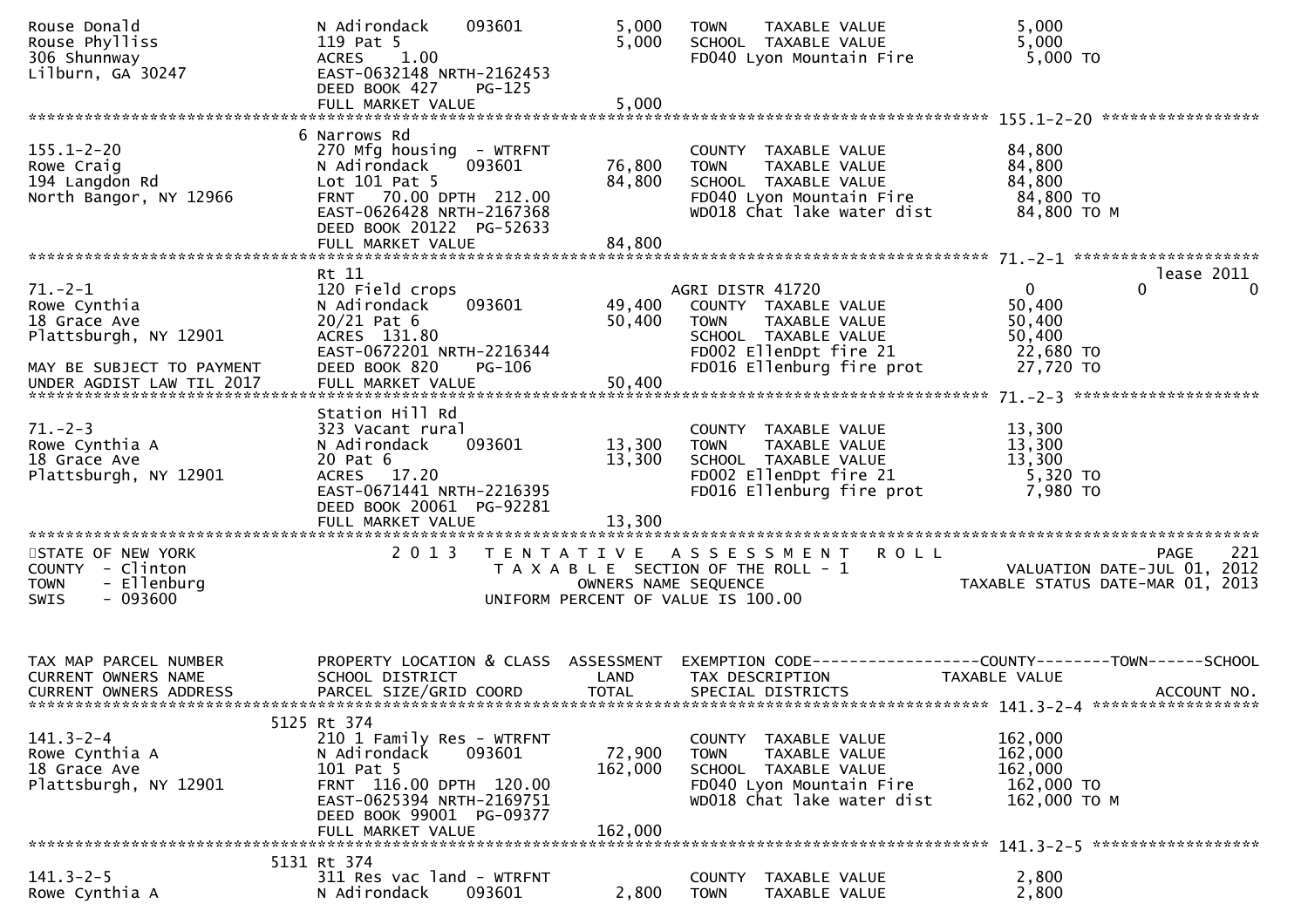```
Rouse Donald                  N Adirondack     093601          5,000   TOWN    TAXABLE VALUE              5,000
Rouse Phylliss                119 Pat 5                        5,000   SCHOOL  TAXABLE VALUE              5,000
306 Shunnway                  ACRES    1.00                            FD040 Lyon Mountain Fire           5,000 TO
Lilburn, GA 30247             EAST-0632148 NRTH-2162453
                              DEED BOOK 427    PG-125
                              FULL MARKET VALUE                5,000
******************************************************************************************************* 155.1-2-20 *****************
                           6 Narrows Rd
155.1-2-20                    270 Mfg housing  - WTRFNT                COUNTY  TAXABLE VALUE             84,800
Rowe Craig                    N Adirondack     093601         76,800   TOWN    TAXABLE VALUE             84,800
194 Langdon Rd                Lot 101 Pat 5                   84,800   SCHOOL  TAXABLE VALUE             84,800
North Bangor, NY 12966        FRNT   70.00 DPTH  212.00                FD040 Lyon Mountain Fire          84,800 TO
                              EAST-0626428 NRTH-2167368                WD018 Chat lake water dist        84,800 TO M
                              DEED BOOK 20122  PG-52633
                              FULL MARKET VALUE               84,800
******************************************************************************************************* 71.-2-1 ********************
                              Rt 11                                                                                  lease 2011
71.-2-1                       120 Field crops                          AGRI DISTR 41720                    0            0           0
Rowe Cynthia                  N Adirondack     093601         49,400   COUNTY  TAXABLE VALUE             50,400
18 Grace Ave                  20/21 Pat 6                     50,400   TOWN    TAXABLE VALUE             50,400
Plattsburgh, NY 12901         ACRES  131.80                            SCHOOL  TAXABLE VALUE             50,400
                              EAST-0672201 NRTH-2216344                FD002 EllenDpt fire 21            22,680 TO
MAY BE SUBJECT TO PAYMENT     DEED BOOK 820    PG-106                  FD016 Ellenburg fire prot         27,720 TO
UNDER AGDIST LAW TIL 2017     FULL MARKET VALUE               50,400
******************************************************************************************************* 71.-2-3 ********************
                              Station Hill Rd
71.-2-3                       323 Vacant rural                         COUNTY  TAXABLE VALUE             13,300
Rowe Cynthia A                N Adirondack     093601         13,300   TOWN    TAXABLE VALUE             13,300
18 Grace Ave                  20 Pat 6                        13,300   SCHOOL  TAXABLE VALUE             13,300
Plattsburgh, NY 12901         ACRES   17.20                            FD002 EllenDpt fire 21             5,320 TO
                              EAST-0671441 NRTH-2216395                FD016 Ellenburg fire prot          7,980 TO
                              DEED BOOK 20061  PG-92281
                              FULL MARKET VALUE               13,300
************************************************************************************************************************************
STATE OF NEW YORK                   2 0 1 3   T E N T A T I V E   A S S E S S M E N T   R O L L                           PAGE    221
COUNTY  - Clinton                          T A X A B L E  SECTION OF THE ROLL - 1                        VALUATION DATE-JUL 01, 2012
TOWN    - Ellenburg                             OWNERS NAME SEQUENCE                                 TAXABLE STATUS DATE-MAR 01, 2013
SWIS    - 093600                          UNIFORM PERCENT OF VALUE IS 100.00


TAX MAP PARCEL NUMBER         PROPERTY LOCATION & CLASS  ASSESSMENT  EXEMPTION CODE------------------COUNTY--------TOWN------SCHOOL
CURRENT OWNERS NAME           SCHOOL DISTRICT               LAND      TAX DESCRIPTION              TAXABLE VALUE
CURRENT OWNERS ADDRESS        PARCEL SIZE/GRID COORD       TOTAL      SPECIAL DISTRICTS                                    ACCOUNT NO.
******************************************************************************************************* 141.3-2-4 ******************
                         5125 Rt 374
141.3-2-4                     210 1 Family Res - WTRFNT                COUNTY  TAXABLE VALUE            162,000
Rowe Cynthia A                N Adirondack     093601         72,900   TOWN    TAXABLE VALUE            162,000
18 Grace Ave                  101 Pat 5                      162,000   SCHOOL  TAXABLE VALUE            162,000
Plattsburgh, NY 12901         FRNT  116.00 DPTH  120.00                FD040 Lyon Mountain Fire         162,000 TO
                              EAST-0625394 NRTH-2169751                WD018 Chat lake water dist       162,000 TO M
                              DEED BOOK 99001  PG-09377
                              FULL MARKET VALUE              162,000
******************************************************************************************************* 141.3-2-5 ******************
                         5131 Rt 374
141.3-2-5                     311 Res vac land - WTRFNT                COUNTY  TAXABLE VALUE              2,800
Rowe Cynthia A                N Adirondack     093601          2,800   TOWN    TAXABLE VALUE              2,800
```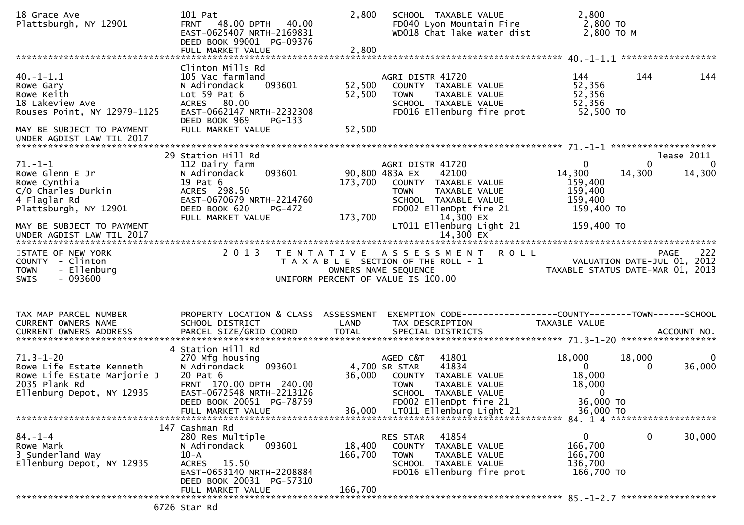```
18 Grace Ave                   101 Pat                          2,800   SCHOOL  TAXABLE VALUE              2,800
Plattsburgh, NY 12901          FRNT   48.00 DPTH   40.00                FD040 Lyon Mountain Fire            2,800 TO
                               EAST-0625407 NRTH-2169831                WD018 Chat lake water dist          2,800 TO M
                               DEED BOOK 99001  PG-09376
                               FULL MARKET VALUE                2,800
******************************************************************************************************* 40.-1-1.1 ******************
                               Clinton Mills Rd
40.-1-1.1                      105 Vac farmland                         AGRI DISTR 41720                 144         144          144
Rowe Gary                      N Adirondack     093601         52,500   COUNTY  TAXABLE VALUE             52,356
Rowe Keith                     Lot 59 Pat 6                    52,500   TOWN    TAXABLE VALUE             52,356
18 Lakeview Ave                ACRES   80.00                            SCHOOL  TAXABLE VALUE             52,356
Rouses Point, NY 12979-1125    EAST-0662147 NRTH-2232308                FD016 Ellenburg fire prot          52,500 TO
                               DEED BOOK 969    PG-133
MAY BE SUBJECT TO PAYMENT      FULL MARKET VALUE               52,500
UNDER AGDIST LAW TIL 2017
******************************************************************************************************* 71.-1-1 ********************
                            29 Station Hill Rd                                                                              lease 2011
71.-1-1                        112 Dairy farm                           AGRI DISTR 41720                   0           0            0
Rowe Glenn E Jr                N Adirondack     093601         90,800 483A EX      42100              14,300      14,300       14,300
Rowe Cynthia                   19 Pat 6                       173,700   COUNTY  TAXABLE VALUE            159,400
C/O Charles Durkin             ACRES  298.50                            TOWN    TAXABLE VALUE            159,400
4 Flaglar Rd                   EAST-0670679 NRTH-2214760                SCHOOL  TAXABLE VALUE            159,400
Plattsburgh, NY 12901          DEED BOOK 620    PG-472                  FD002 EllenDpt fire 21            159,400 TO
                               FULL MARKET VALUE              173,700         14,300 EX
MAY BE SUBJECT TO PAYMENT                                               LT011 Ellenburg Light 21          159,400 TO
UNDER AGDIST LAW TIL 2017                                                     14,300 EX
************************************************************************************************************************************
STATE OF NEW YORK                 2 0 1 3   T E N T A T I V E   A S S E S S M E N T   R O L L                             PAGE    222
COUNTY  - Clinton                              T A X A B L E  SECTION OF THE ROLL - 1                      VALUATION DATE-JUL 01, 2012
TOWN    - Ellenburg                                 OWNERS NAME SEQUENCE                                TAXABLE STATUS DATE-MAR 01, 2013
SWIS    - 093600                               UNIFORM PERCENT OF VALUE IS 100.00


TAX MAP PARCEL NUMBER          PROPERTY LOCATION & CLASS  ASSESSMENT  EXEMPTION CODE------------------COUNTY--------TOWN------SCHOOL
CURRENT OWNERS NAME            SCHOOL DISTRICT               LAND      TAX DESCRIPTION               TAXABLE VALUE
CURRENT OWNERS ADDRESS         PARCEL SIZE/GRID COORD        TOTAL     SPECIAL DISTRICTS                                  ACCOUNT NO.
******************************************************************************************************* 71.3-1-20 ******************
                             4 Station Hill Rd
71.3-1-20                      270 Mfg housing                          AGED C&T     41801            18,000      18,000            0
Rowe Life Estate Kenneth       N Adirondack     093601          4,700 SR STAR      41834                   0           0       36,000
Rowe Life Estate Marjorie J    20 Pat 6                        36,000   COUNTY  TAXABLE VALUE             18,000
2035 Plank Rd                  FRNT  170.00 DPTH  240.00                TOWN    TAXABLE VALUE             18,000
Ellenburg Depot, NY 12935      EAST-0672548 NRTH-2213126                SCHOOL  TAXABLE VALUE                  0
                               DEED BOOK 20051  PG-78759                FD002 EllenDpt fire 21             36,000 TO
                               FULL MARKET VALUE               36,000   LT011 Ellenburg Light 21           36,000 TO
******************************************************************************************************* 84.-1-4 ********************
                           147 Cashman Rd
84.-1-4                        280 Res Multiple                         RES STAR     41854                   0           0       30,000
Rowe Mark                      N Adirondack     093601         18,400   COUNTY  TAXABLE VALUE            166,700
3 Sunderland Way               10-A                           166,700   TOWN    TAXABLE VALUE            166,700
Ellenburg Depot, NY 12935      ACRES   15.50                            SCHOOL  TAXABLE VALUE            136,700
                               EAST-0653140 NRTH-2208884                FD016 Ellenburg fire prot         166,700 TO
                               DEED BOOK 20031  PG-57310
                               FULL MARKET VALUE              166,700
******************************************************************************************************* 85.-1-2.7 ******************
                          6726 Star Rd
```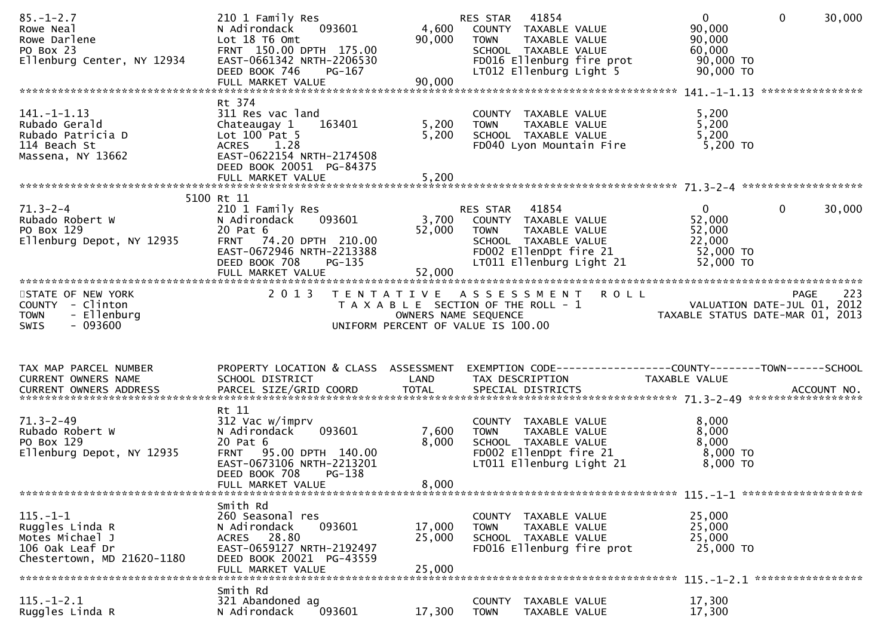```
85.-1-2.7                     210 1 Family Res                      RES STAR   41854                    0          0      30,000
Rowe Neal                     N Adirondack     093601        4,600   COUNTY  TAXABLE VALUE           90,000
Rowe Darlene                  Lot 18 T6 Omt                 90,000   TOWN    TAXABLE VALUE           90,000
PO Box 23                     FRNT 150.00 DPTH 175.00                SCHOOL  TAXABLE VALUE           60,000
Ellenburg Center, NY 12934    EAST-0661342 NRTH-2206530              FD016 Ellenburg fire prot        90,000 TO
                              DEED BOOK 746    PG-167                LT012 Ellenburg Light 5          90,000 TO
                              FULL MARKET VALUE             90,000
******************************************************************************************************* 141.-1-1.13 ****************
                              Rt 374
141.-1-1.13                   311 Res vac land                       COUNTY  TAXABLE VALUE            5,200
Rubado Gerald                 Chateaugay 1     163401        5,200   TOWN    TAXABLE VALUE            5,200
Rubado Patricia D             Lot 100 Pat 5                  5,200   SCHOOL  TAXABLE VALUE            5,200
114 Beach St                  ACRES    1.28                          FD040 Lyon Mountain Fire          5,200 TO
Massena, NY 13662             EAST-0622154 NRTH-2174508
                              DEED BOOK 20051  PG-84375
                              FULL MARKET VALUE              5,200
******************************************************************************************************* 71.3-2-4 *******************
                         5100 Rt 11
71.3-2-4                      210 1 Family Res                      RES STAR   41854                    0          0      30,000
Rubado Robert W               N Adirondack     093601        3,700   COUNTY  TAXABLE VALUE           52,000
PO Box 129                    20 Pat 6                      52,000   TOWN    TAXABLE VALUE           52,000
Ellenburg Depot, NY 12935     FRNT  74.20 DPTH 210.00                SCHOOL  TAXABLE VALUE           22,000
                              EAST-0672946 NRTH-2213388              FD002 EllenDpt fire 21           52,000 TO
                              DEED BOOK 708    PG-135                LT011 Ellenburg Light 21         52,000 TO
                              FULL MARKET VALUE             52,000
************************************************************************************************************************************
STATE OF NEW YORK                2 0 1 3   T E N T A T I V E   A S S E S S M E N T   R O L L                          PAGE    223
COUNTY  - Clinton                         T A X A B L E SECTION OF THE ROLL - 1                    VALUATION DATE-JUL 01, 2012
TOWN    - Ellenburg                              OWNERS NAME SEQUENCE                         TAXABLE STATUS DATE-MAR 01, 2013
SWIS    - 093600                         UNIFORM PERCENT OF VALUE IS 100.00


TAX MAP PARCEL NUMBER         PROPERTY LOCATION & CLASS  ASSESSMENT  EXEMPTION CODE------------------COUNTY--------TOWN------SCHOOL
CURRENT OWNERS NAME           SCHOOL DISTRICT               LAND      TAX DESCRIPTION            TAXABLE VALUE
CURRENT OWNERS ADDRESS        PARCEL SIZE/GRID COORD        TOTAL     SPECIAL DISTRICTS                                  ACCOUNT NO.
******************************************************************************************************* 71.3-2-49 ******************
                              Rt 11
71.3-2-49                     312 Vac w/imprv                        COUNTY  TAXABLE VALUE            8,000
Rubado Robert W               N Adirondack     093601        7,600   TOWN    TAXABLE VALUE            8,000
PO Box 129                    20 Pat 6                       8,000   SCHOOL  TAXABLE VALUE            8,000
Ellenburg Depot, NY 12935     FRNT  95.00 DPTH 140.00                FD002 EllenDpt fire 21            8,000 TO
                              EAST-0673106 NRTH-2213201              LT011 Ellenburg Light 21          8,000 TO
                              DEED BOOK 708    PG-138
                              FULL MARKET VALUE              8,000
******************************************************************************************************* 115.-1-1 *******************
                              Smith Rd
115.-1-1                      260 Seasonal res                       COUNTY  TAXABLE VALUE           25,000
Ruggles Linda R               N Adirondack     093601       17,000   TOWN    TAXABLE VALUE           25,000
Motes Michael J               ACRES   28.80                 25,000   SCHOOL  TAXABLE VALUE           25,000
106 Oak Leaf Dr               EAST-0659127 NRTH-2192497              FD016 Ellenburg fire prot        25,000 TO
Chestertown, MD 21620-1180    DEED BOOK 20021  PG-43559
                              FULL MARKET VALUE             25,000
******************************************************************************************************* 115.-1-2.1 *****************
                              Smith Rd
115.-1-2.1                    321 Abandoned ag                       COUNTY  TAXABLE VALUE           17,300
Ruggles Linda R               N Adirondack     093601       17,300   TOWN    TAXABLE VALUE           17,300
```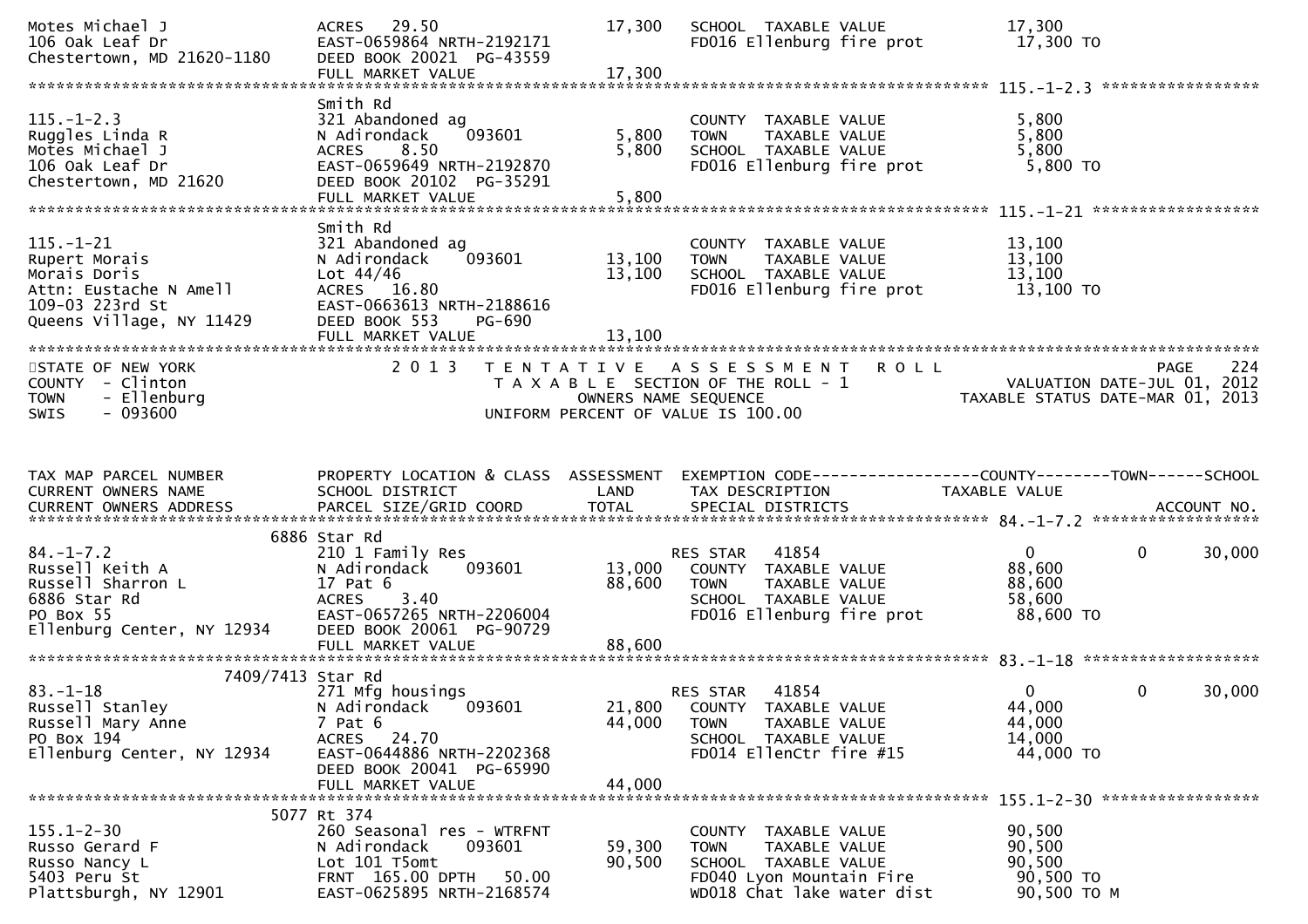```
Motes Michael J                ACRES   29.50                    17,300   SCHOOL  TAXABLE VALUE              17,300
106 Oak Leaf Dr                EAST-0659864 NRTH-2192171                 FD016 Ellenburg fire prot           17,300 TO
Chestertown, MD 21620-1180     DEED BOOK 20021  PG-43559
                               FULL MARKET VALUE                17,300
******************************************************************************************************* 115.-1-2.3 *****************
                               Smith Rd
115.-1-2.3                     321 Abandoned ag                          COUNTY  TAXABLE VALUE               5,800
Ruggles Linda R                N Adirondack     093601           5,800   TOWN    TAXABLE VALUE               5,800
Motes Michael J                ACRES    8.50                     5,800   SCHOOL  TAXABLE VALUE               5,800
106 Oak Leaf Dr                EAST-0659649 NRTH-2192870                 FD016 Ellenburg fire prot            5,800 TO
Chestertown, MD 21620          DEED BOOK 20102  PG-35291
                               FULL MARKET VALUE                 5,800
******************************************************************************************************* 115.-1-21 ******************
                               Smith Rd
115.-1-21                      321 Abandoned ag                          COUNTY  TAXABLE VALUE              13,100
Rupert Morais                  N Adirondack     093601          13,100   TOWN    TAXABLE VALUE              13,100
Morais Doris                   Lot 44/46                        13,100   SCHOOL  TAXABLE VALUE              13,100
Attn: Eustache N Amell         ACRES   16.80                             FD016 Ellenburg fire prot           13,100 TO
109-03 223rd St                EAST-0663613 NRTH-2188616
Queens Village, NY 11429       DEED BOOK 553    PG-690
                               FULL MARKET VALUE                13,100
************************************************************************************************************************************
STATE OF NEW YORK              2 0 1 3   T E N T A T I V E   A S S E S S M E N T   R O L L                             PAGE    224
COUNTY  - Clinton                         T A X A B L E  SECTION OF THE ROLL - 1                     VALUATION DATE-JUL 01, 2012
TOWN    - Ellenburg                              OWNERS NAME SEQUENCE                             TAXABLE STATUS DATE-MAR 01, 2013
SWIS    - 093600                          UNIFORM PERCENT OF VALUE IS 100.00


TAX MAP PARCEL NUMBER          PROPERTY LOCATION & CLASS  ASSESSMENT  EXEMPTION CODE------------------COUNTY--------TOWN------SCHOOL
CURRENT OWNERS NAME            SCHOOL DISTRICT               LAND     TAX DESCRIPTION              TAXABLE VALUE
CURRENT OWNERS ADDRESS         PARCEL SIZE/GRID COORD        TOTAL    SPECIAL DISTRICTS                                  ACCOUNT NO.
******************************************************************************************************* 84.-1-7.2 ******************
                          6886 Star Rd
84.-1-7.2                      210 1 Family Res                          RES STAR   41854                0           0       30,000
Russell Keith A                N Adirondack     093601          13,000   COUNTY  TAXABLE VALUE              88,600
Russell Sharron L              17 Pat 6                         88,600   TOWN    TAXABLE VALUE              88,600
6886 Star Rd                   ACRES    3.40                             SCHOOL  TAXABLE VALUE              58,600
PO Box 55                      EAST-0657265 NRTH-2206004                 FD016 Ellenburg fire prot           88,600 TO
Ellenburg Center, NY 12934     DEED BOOK 20061  PG-90729
                               FULL MARKET VALUE                88,600
******************************************************************************************************* 83.-1-18 *******************
                     7409/7413 Star Rd
83.-1-18                       271 Mfg housings                          RES STAR   41854                0           0       30,000
Russell Stanley                N Adirondack     093601          21,800   COUNTY  TAXABLE VALUE              44,000
Russell Mary Anne              7 Pat 6                          44,000   TOWN    TAXABLE VALUE              44,000
PO Box 194                     ACRES   24.70                             SCHOOL  TAXABLE VALUE              14,000
Ellenburg Center, NY 12934     EAST-0644886 NRTH-2202368                 FD014 EllenCtr fire #15             44,000 TO
                               DEED BOOK 20041  PG-65990
                               FULL MARKET VALUE                44,000
******************************************************************************************************* 155.1-2-30 *****************
                          5077 Rt 374
155.1-2-30                     260 Seasonal res - WTRFNT                 COUNTY  TAXABLE VALUE              90,500
Russo Gerard F                 N Adirondack     093601          59,300   TOWN    TAXABLE VALUE              90,500
Russo Nancy L                  Lot 101 T5omt                    90,500   SCHOOL  TAXABLE VALUE              90,500
5403 Peru St                   FRNT  165.00 DPTH   50.00                 FD040 Lyon Mountain Fire            90,500 TO
Plattsburgh, NY 12901          EAST-0625895 NRTH-2168574                 WD018 Chat lake water dist          90,500 TO M
```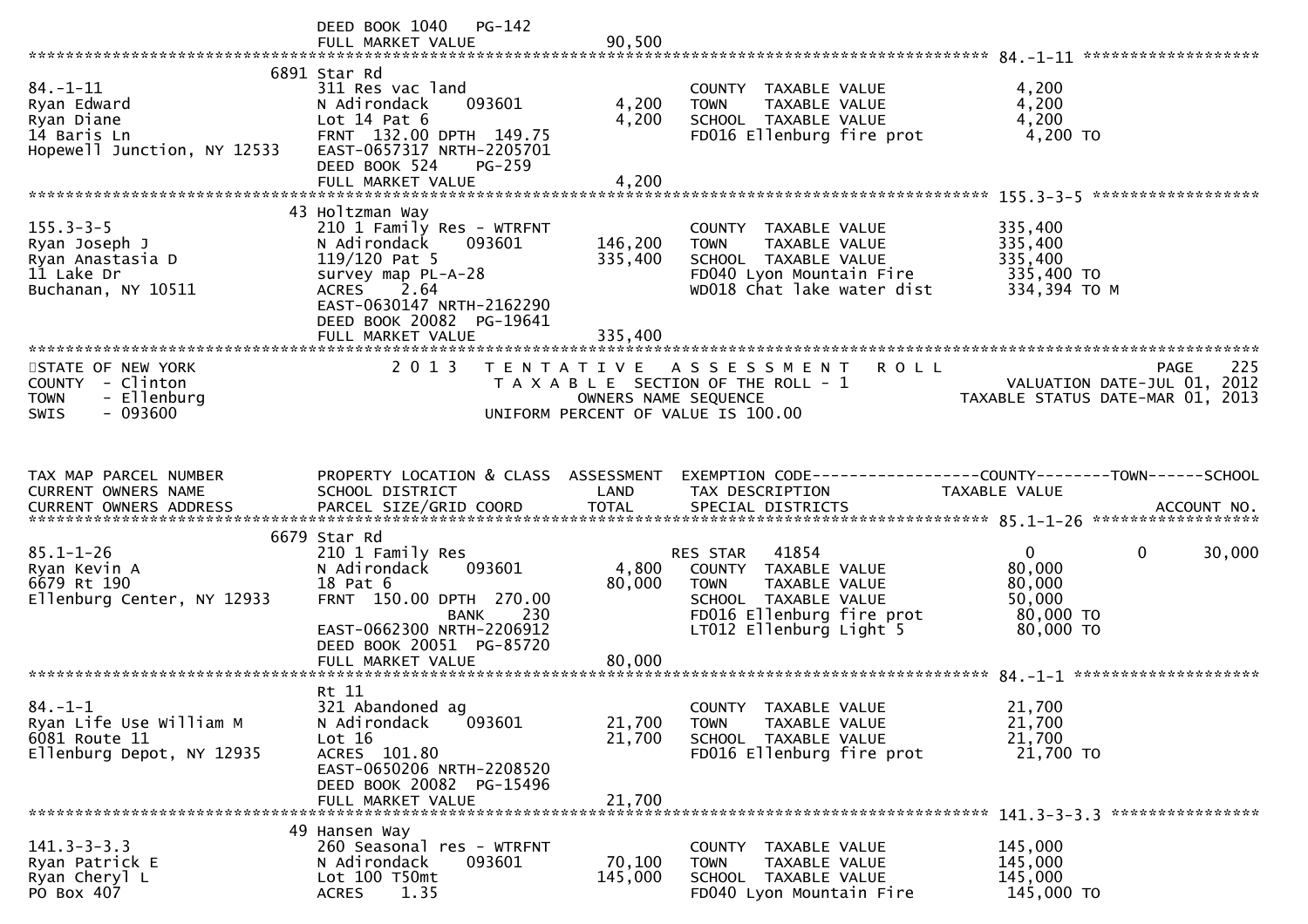DEED BOOK 1040 PG-142
FULL MARKET VALUE 90,500

**84.-1-11**

| | | | | |
|---|---|---|---|---|
| | 6891 Star Rd | | | |
| 84.-1-11 | 311 Res vac land | | COUNTY TAXABLE VALUE | 4,200 |
| Ryan Edward | N Adirondack 093601 | 4,200 | TOWN TAXABLE VALUE | 4,200 |
| Ryan Diane | Lot 14 Pat 6 | 4,200 | SCHOOL TAXABLE VALUE | 4,200 |
| 14 Baris Ln | FRNT 132.00 DPTH 149.75 | | FD016 Ellenburg fire prot | 4,200 TO |
| Hopewell Junction, NY 12533 | EAST-0657317 NRTH-2205701 | | | |
| | DEED BOOK 524 PG-259 | | | |
| | FULL MARKET VALUE | 4,200 | | |

**155.3-3-5**

| | | | | |
|---|---|---|---|---|
| | 43 Holtzman Way | | | |
| 155.3-3-5 | 210 1 Family Res - WTRFNT | | COUNTY TAXABLE VALUE | 335,400 |
| Ryan Joseph J | N Adirondack 093601 | 146,200 | TOWN TAXABLE VALUE | 335,400 |
| Ryan Anastasia D | 119/120 Pat 5 | 335,400 | SCHOOL TAXABLE VALUE | 335,400 |
| 11 Lake Dr | survey map PL-A-28 | | FD040 Lyon Mountain Fire | 335,400 TO |
| Buchanan, NY 10511 | ACRES 2.64 | | WD018 Chat lake water dist | 334,394 TO M |
| | EAST-0630147 NRTH-2162290 | | | |
| | DEED BOOK 20082 PG-19641 | | | |
| | FULL MARKET VALUE | 335,400 | | |

STATE OF NEW YORK — 2013 TENTATIVE ASSESSMENT ROLL — PAGE 225
COUNTY - Clinton — TAXABLE SECTION OF THE ROLL - 1 — VALUATION DATE-JUL 01, 2012
TOWN - Ellenburg — OWNERS NAME SEQUENCE — TAXABLE STATUS DATE-MAR 01, 2013
SWIS - 093600 — UNIFORM PERCENT OF VALUE IS 100.00

| TAX MAP PARCEL NUMBER / CURRENT OWNERS NAME / CURRENT OWNERS ADDRESS | PROPERTY LOCATION & CLASS / SCHOOL DISTRICT / PARCEL SIZE/GRID COORD | ASSESSMENT LAND / TOTAL | EXEMPTION CODE / TAX DESCRIPTION / SPECIAL DISTRICTS | COUNTY | TOWN | SCHOOL | ACCOUNT NO. |
|---|---|---|---|---|---|---|---|
| **85.1-1-26** | | | | | | | |
| | 6679 Star Rd | | | | | | |
| 85.1-1-26 | 210 1 Family Res | | RES STAR 41854 | 0 | 0 | 30,000 | |
| Ryan Kevin A | N Adirondack 093601 | 4,800 | COUNTY TAXABLE VALUE | 80,000 | | | |
| 6679 Rt 190 | 18 Pat 6 | 80,000 | TOWN TAXABLE VALUE | 80,000 | | | |
| Ellenburg Center, NY 12933 | FRNT 150.00 DPTH 270.00 | | SCHOOL TAXABLE VALUE | 50,000 | | | |
| | BANK 230 | | FD016 Ellenburg fire prot | 80,000 TO | | | |
| | EAST-0662300 NRTH-2206912 | | LT012 Ellenburg Light 5 | 80,000 TO | | | |
| | DEED BOOK 20051 PG-85720 | | | | | | |
| | FULL MARKET VALUE | 80,000 | | | | | |
| **84.-1-1** | | | | | | | |
| | Rt 11 | | | | | | |
| 84.-1-1 | 321 Abandoned ag | | COUNTY TAXABLE VALUE | 21,700 | | | |
| Ryan Life Use William M | N Adirondack 093601 | 21,700 | TOWN TAXABLE VALUE | 21,700 | | | |
| 6081 Route 11 | Lot 16 | 21,700 | SCHOOL TAXABLE VALUE | 21,700 | | | |
| Ellenburg Depot, NY 12935 | ACRES 101.80 | | FD016 Ellenburg fire prot | 21,700 TO | | | |
| | EAST-0650206 NRTH-2208520 | | | | | | |
| | DEED BOOK 20082 PG-15496 | | | | | | |
| | FULL MARKET VALUE | 21,700 | | | | | |
| **141.3-3-3.3** | | | | | | | |
| | 49 Hansen Way | | | | | | |
| 141.3-3-3.3 | 260 Seasonal res - WTRFNT | | COUNTY TAXABLE VALUE | 145,000 | | | |
| Ryan Patrick E | N Adirondack 093601 | 70,100 | TOWN TAXABLE VALUE | 145,000 | | | |
| Ryan Cheryl L | Lot 100 T50mt | 145,000 | SCHOOL TAXABLE VALUE | 145,000 | | | |
| PO Box 407 | ACRES 1.35 | | FD040 Lyon Mountain Fire | 145,000 TO | | | |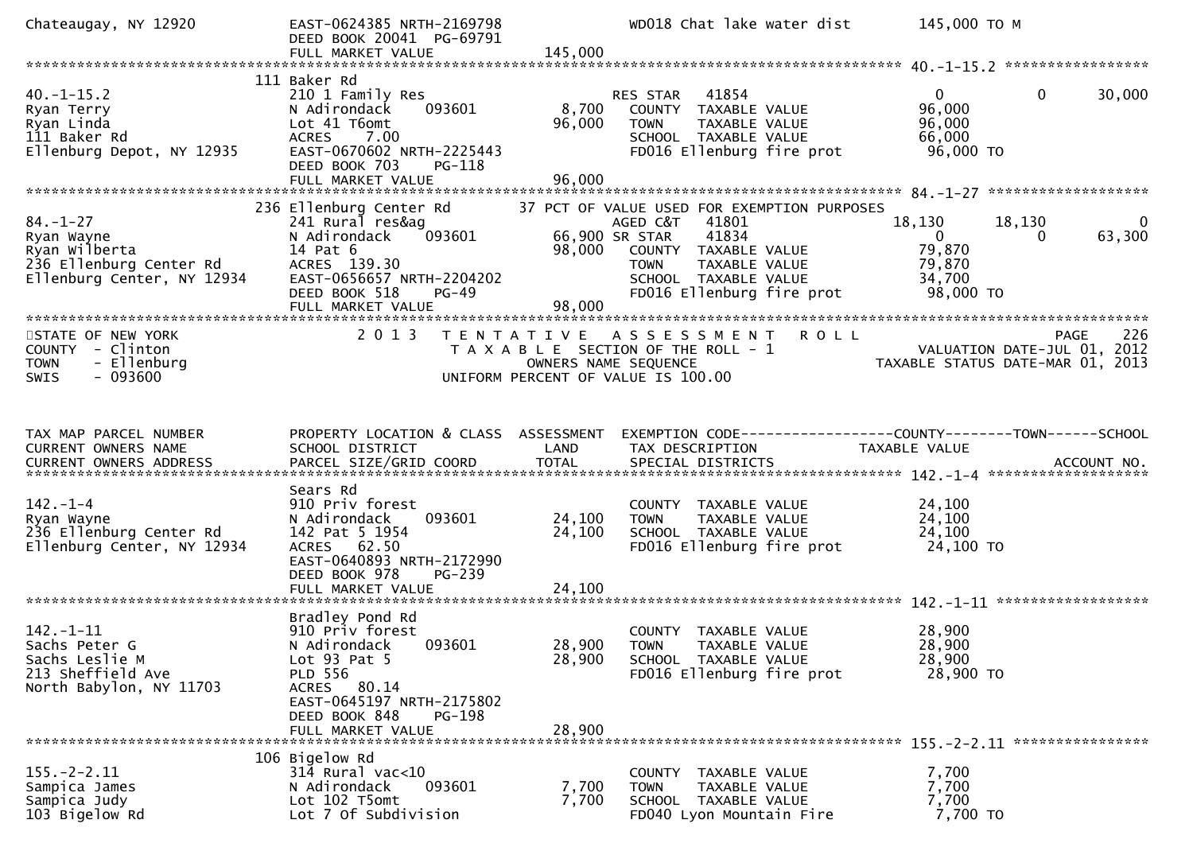```
Chateaugay, NY 12920          EAST-0624385 NRTH-2169798            WD018 Chat lake water dist        145,000 TO M
                              DEED BOOK 20041  PG-69791
                              FULL MARKET VALUE              145,000
******************************************************************************************************* 40.-1-15.2 *****************
                          111 Baker Rd
40.-1-15.2                    210 1 Family Res                      RES STAR    41854                     0            0       30,000
Ryan Terry                    N Adirondack     093601         8,700   COUNTY  TAXABLE VALUE            96,000
Ryan Linda                    Lot 41 T6omt                   96,000   TOWN    TAXABLE VALUE            96,000
111 Baker Rd                  ACRES     7.00                           SCHOOL  TAXABLE VALUE            66,000
Ellenburg Depot, NY 12935     EAST-0670602 NRTH-2225443                FD016 Ellenburg fire prot         96,000 TO
                              DEED BOOK 703    PG-118
                              FULL MARKET VALUE               96,000
******************************************************************************************************* 84.-1-27 *******************
                          236 Ellenburg Center Rd       37 PCT OF VALUE USED FOR EXEMPTION PURPOSES
84.-1-27                      241 Rural res&ag                      AGED C&T    41801                18,130       18,130            0
Ryan Wayne                    N Adirondack     093601        66,900 SR STAR     41834                     0            0       63,300
Ryan Wilberta                 14 Pat 6                       98,000   COUNTY  TAXABLE VALUE            79,870
236 Ellenburg Center Rd       ACRES  139.30                            TOWN    TAXABLE VALUE            79,870
Ellenburg Center, NY 12934    EAST-0656657 NRTH-2204202                SCHOOL  TAXABLE VALUE            34,700
                              DEED BOOK 518    PG-49                   FD016 Ellenburg fire prot         98,000 TO
                              FULL MARKET VALUE               98,000
************************************************************************************************************************************
STATE OF NEW YORK                  2 0 1 3   T E N T A T I V E   A S S E S S M E N T   R O L L                          PAGE    226
COUNTY  - Clinton                           T A X A B L E  SECTION OF THE ROLL - 1                       VALUATION DATE-JUL 01, 2012
TOWN    - Ellenburg                                 OWNERS NAME SEQUENCE                             TAXABLE STATUS DATE-MAR 01, 2013
SWIS    - 093600                              UNIFORM PERCENT OF VALUE IS 100.00


TAX MAP PARCEL NUMBER         PROPERTY LOCATION & CLASS  ASSESSMENT  EXEMPTION CODE------------------COUNTY--------TOWN------SCHOOL
CURRENT OWNERS NAME           SCHOOL DISTRICT               LAND      TAX DESCRIPTION              TAXABLE VALUE
CURRENT OWNERS ADDRESS        PARCEL SIZE/GRID COORD        TOTAL     SPECIAL DISTRICTS                                  ACCOUNT NO.
******************************************************************************************************* 142.-1-4 *******************
                              Sears Rd
142.-1-4                      910 Priv forest                          COUNTY  TAXABLE VALUE            24,100
Ryan Wayne                    N Adirondack     093601        24,100   TOWN    TAXABLE VALUE            24,100
236 Ellenburg Center Rd       142 Pat 5 1954                 24,100   SCHOOL  TAXABLE VALUE            24,100
Ellenburg Center, NY 12934    ACRES   62.50                            FD016 Ellenburg fire prot         24,100 TO
                              EAST-0640893 NRTH-2172990
                              DEED BOOK 978    PG-239
                              FULL MARKET VALUE               24,100
******************************************************************************************************* 142.-1-11 ******************
                              Bradley Pond Rd
142.-1-11                     910 Priv forest                          COUNTY  TAXABLE VALUE            28,900
Sachs Peter G                 N Adirondack     093601        28,900   TOWN    TAXABLE VALUE            28,900
Sachs Leslie M                Lot 93 Pat 5                   28,900   SCHOOL  TAXABLE VALUE            28,900
213 Sheffield Ave             PLD 556                                  FD016 Ellenburg fire prot         28,900 TO
North Babylon, NY 11703       ACRES   80.14
                              EAST-0645197 NRTH-2175802
                              DEED BOOK 848    PG-198
                              FULL MARKET VALUE               28,900
******************************************************************************************************* 155.-2-2.11 ****************
                          106 Bigelow Rd
155.-2-2.11                   314 Rural vac<10                         COUNTY  TAXABLE VALUE             7,700
Sampica James                 N Adirondack     093601         7,700   TOWN    TAXABLE VALUE             7,700
Sampica Judy                  Lot 102 T5omt                   7,700   SCHOOL  TAXABLE VALUE             7,700
103 Bigelow Rd                Lot 7 Of Subdivision                     FD040 Lyon Mountain Fire           7,700 TO
```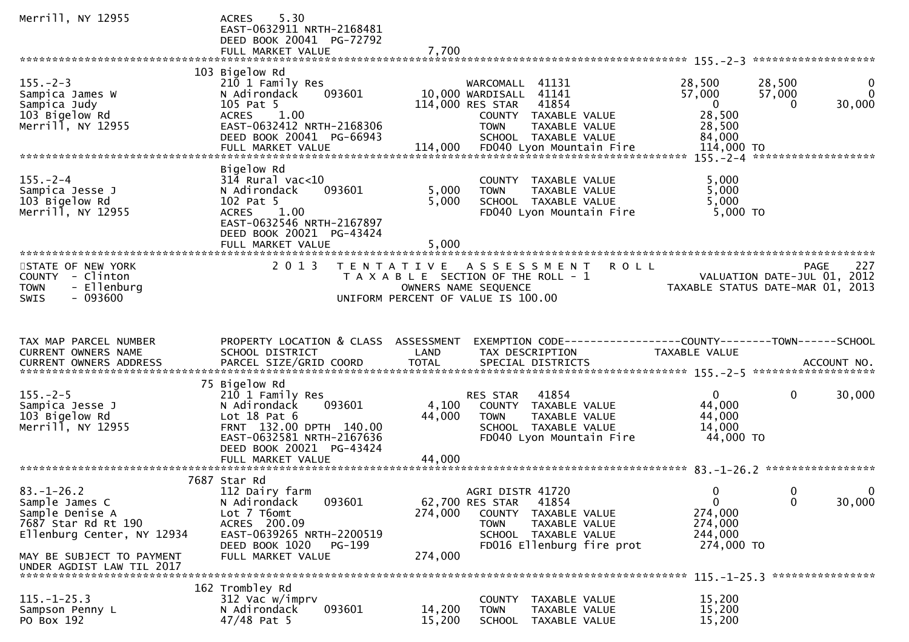```
Merrill, NY 12955             ACRES    5.30
                              EAST-0632911 NRTH-2168481
                              DEED BOOK 20041  PG-72792
                              FULL MARKET VALUE              7,700
******************************************************************************************************* 155.-2-3 ********************
                          103 Bigelow Rd
155.-2-3                      210 1 Family Res                       WARCOMALL  41131             28,500        28,500             0
Sampica James W               N Adirondack     093601        10,000 WARDISALL  41141             57,000        57,000             0
Sampica Judy                  105 Pat 5                     114,000 RES STAR   41854                  0             0        30,000
103 Bigelow Rd                ACRES    1.00                          COUNTY  TAXABLE VALUE           28,500
Merrill, NY 12955             EAST-0632412 NRTH-2168306              TOWN    TAXABLE VALUE           28,500
                              DEED BOOK 20041  PG-66943              SCHOOL  TAXABLE VALUE           84,000
                              FULL MARKET VALUE            114,000   FD040 Lyon Mountain Fire       114,000 TO
******************************************************************************************************* 155.-2-4 ********************
                              Bigelow Rd
155.-2-4                      314 Rural vac<10                       COUNTY  TAXABLE VALUE            5,000
Sampica Jesse J               N Adirondack     093601         5,000  TOWN    TAXABLE VALUE            5,000
103 Bigelow Rd                102 Pat 5                       5,000  SCHOOL  TAXABLE VALUE            5,000
Merrill, NY 12955             ACRES    1.00                          FD040 Lyon Mountain Fire         5,000 TO
                              EAST-0632546 NRTH-2167897
                              DEED BOOK 20021  PG-43424
                              FULL MARKET VALUE              5,000
************************************************************************************************************************************
STATE OF NEW YORK                  2 0 1 3   T E N T A T I V E   A S S E S S M E N T   R O L L                               PAGE    227
COUNTY  - Clinton                        T A X A B L E SECTION OF THE ROLL - 1                           VALUATION DATE-JUL 01, 2012
TOWN    - Ellenburg                               OWNERS NAME SEQUENCE                                TAXABLE STATUS DATE-MAR 01, 2013
SWIS    - 093600                         UNIFORM PERCENT OF VALUE IS 100.00


TAX MAP PARCEL NUMBER         PROPERTY LOCATION & CLASS  ASSESSMENT  EXEMPTION CODE------------------COUNTY--------TOWN------SCHOOL
CURRENT OWNERS NAME           SCHOOL DISTRICT               LAND      TAX DESCRIPTION             TAXABLE VALUE
CURRENT OWNERS ADDRESS        PARCEL SIZE/GRID COORD        TOTAL     SPECIAL DISTRICTS                                  ACCOUNT NO.
******************************************************************************************************* 155.-2-5 ********************
                           75 Bigelow Rd
155.-2-5                      210 1 Family Res                       RES STAR   41854                  0             0        30,000
Sampica Jesse J               N Adirondack     093601         4,100   COUNTY  TAXABLE VALUE           44,000
103 Bigelow Rd                Lot 18 Pat 6                   44,000   TOWN    TAXABLE VALUE           44,000
Merrill, NY 12955             FRNT  132.00 DPTH  140.00               SCHOOL  TAXABLE VALUE           14,000
                              EAST-0632581 NRTH-2167636               FD040 Lyon Mountain Fire        44,000 TO
                              DEED BOOK 20021  PG-43424
                              FULL MARKET VALUE             44,000
******************************************************************************************************* 83.-1-26.2 ******************
                         7687 Star Rd
83.-1-26.2                    112 Dairy farm                          AGRI DISTR 41720                 0             0             0
Sample James C                N Adirondack     093601        62,700 RES STAR   41854                  0             0        30,000
Sample Denise A               Lot 7 T6omt                   274,000   COUNTY  TAXABLE VALUE          274,000
7687 Star Rd Rt 190           ACRES  200.09                           TOWN    TAXABLE VALUE          274,000
Ellenburg Center, NY 12934    EAST-0639265 NRTH-2200519               SCHOOL  TAXABLE VALUE          244,000
                              DEED BOOK 1020    PG-199                FD016 Ellenburg fire prot      274,000 TO
MAY BE SUBJECT TO PAYMENT     FULL MARKET VALUE            274,000
UNDER AGDIST LAW TIL 2017
******************************************************************************************************* 115.-1-25.3 *****************
                          162 Trombley Rd
115.-1-25.3                   312 Vac w/imprv                         COUNTY  TAXABLE VALUE           15,200
Sampson Penny L               N Adirondack     093601        14,200   TOWN    TAXABLE VALUE           15,200
PO Box 192                    47/48 Pat 5                    15,200   SCHOOL  TAXABLE VALUE           15,200
```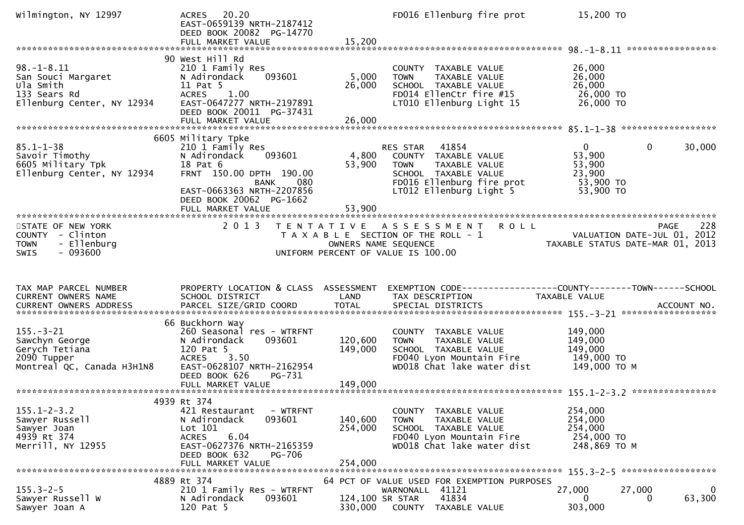```
Wilmington, NY 12997         ACRES   20.20                          FD016 Ellenburg fire prot        15,200 TO
                             EAST-0659139 NRTH-2187412
                             DEED BOOK 20082  PG-14770
                             FULL MARKET VALUE              15,200
******************************************************************************************************* 98.-1-8.11 *****************
                          90 West Hill Rd
98.-1-8.11                   210 1 Family Res                         COUNTY  TAXABLE VALUE          26,000
San Souci Margaret           N Adirondack     093601        5,000    TOWN    TAXABLE VALUE          26,000
Ula Smith                    11 Pat 5                      26,000    SCHOOL  TAXABLE VALUE          26,000
133 Sears Rd                 ACRES    1.00                           FD014 EllenCtr fire #15         26,000 TO
Ellenburg Center, NY 12934   EAST-0647277 NRTH-2197891                LT010 Ellenburg Light 15        26,000 TO
                             DEED BOOK 20011  PG-37431
                             FULL MARKET VALUE              26,000
******************************************************************************************************* 85.1-1-38 ******************
                          6605 Military Tpke
85.1-1-38                    210 1 Family Res                        RES STAR   41854                 0             0        30,000
Savoir Timothy               N Adirondack     093601        4,800    COUNTY  TAXABLE VALUE          53,900
6605 Military Tpk            18 Pat 6                      53,900    TOWN    TAXABLE VALUE          53,900
Ellenburg Center, NY 12934   FRNT  150.00 DPTH  190.00               SCHOOL  TAXABLE VALUE          23,900
                                         BANK     080                FD016 Ellenburg fire prot        53,900 TO
                             EAST-0663363 NRTH-2207856               LT012 Ellenburg Light 5          53,900 TO
                             DEED BOOK 20062  PG-1662
                             FULL MARKET VALUE              53,900
************************************************************************************************************************************
STATE OF NEW YORK                2 0 1 3   T E N T A T I V E   A S S E S S M E N T   R O L L                          PAGE    228
COUNTY  - Clinton                          T A X A B L E  SECTION OF THE ROLL - 1                      VALUATION DATE-JUL 01, 2012
TOWN    - Ellenburg                             OWNERS NAME SEQUENCE                             TAXABLE STATUS DATE-MAR 01, 2013
SWIS    - 093600                          UNIFORM PERCENT OF VALUE IS 100.00


TAX MAP PARCEL NUMBER        PROPERTY LOCATION & CLASS  ASSESSMENT  EXEMPTION CODE------------------COUNTY--------TOWN------SCHOOL
CURRENT OWNERS NAME          SCHOOL DISTRICT               LAND     TAX DESCRIPTION             TAXABLE VALUE
CURRENT OWNERS ADDRESS       PARCEL SIZE/GRID COORD        TOTAL    SPECIAL DISTRICTS                                  ACCOUNT NO.
******************************************************************************************************* 155.-3-21 ******************
                          66 Buckhorn Way
155.-3-21                    260 Seasonal res - WTRFNT               COUNTY  TAXABLE VALUE         149,000
Sawchyn George               N Adirondack     093601      120,600    TOWN    TAXABLE VALUE         149,000
Gerych Tetiana               120 Pat 5                    149,000    SCHOOL  TAXABLE VALUE         149,000
2090 Tupper                  ACRES    3.50                           FD040 Lyon Mountain Fire        149,000 TO
Montreal QC, Canada H3H1N8   EAST-0628107 NRTH-2162954               WD018 Chat lake water dist      149,000 TO M
                             DEED BOOK 626    PG-731
                             FULL MARKET VALUE             149,000
******************************************************************************************************* 155.1-2-3.2 ****************
                          4939 Rt 374
155.1-2-3.2                  421 Restaurant   - WTRFNT               COUNTY  TAXABLE VALUE         254,000
Sawyer Russell               N Adirondack     093601      140,600    TOWN    TAXABLE VALUE         254,000
Sawyer Joan                  Lot 101                      254,000    SCHOOL  TAXABLE VALUE         254,000
4939 Rt 374                  ACRES    6.04                           FD040 Lyon Mountain Fire        254,000 TO
Merrill, NY 12955            EAST-0627376 NRTH-2165359               WD018 Chat lake water dist      248,869 TO M
                             DEED BOOK 632    PG-706
                             FULL MARKET VALUE             254,000
******************************************************************************************************* 155.3-2-5 ******************
                          4889 Rt 374                       64 PCT OF VALUE USED FOR EXEMPTION PURPOSES
155.3-2-5                    210 1 Family Res - WTRFNT               WARNONALL  41121            27,000        27,000             0
Sawyer Russell W             N Adirondack     093601      124,100 SR STAR    41834                 0             0        63,300
Sawyer Joan A                120 Pat 5                    330,000    COUNTY  TAXABLE VALUE         303,000
```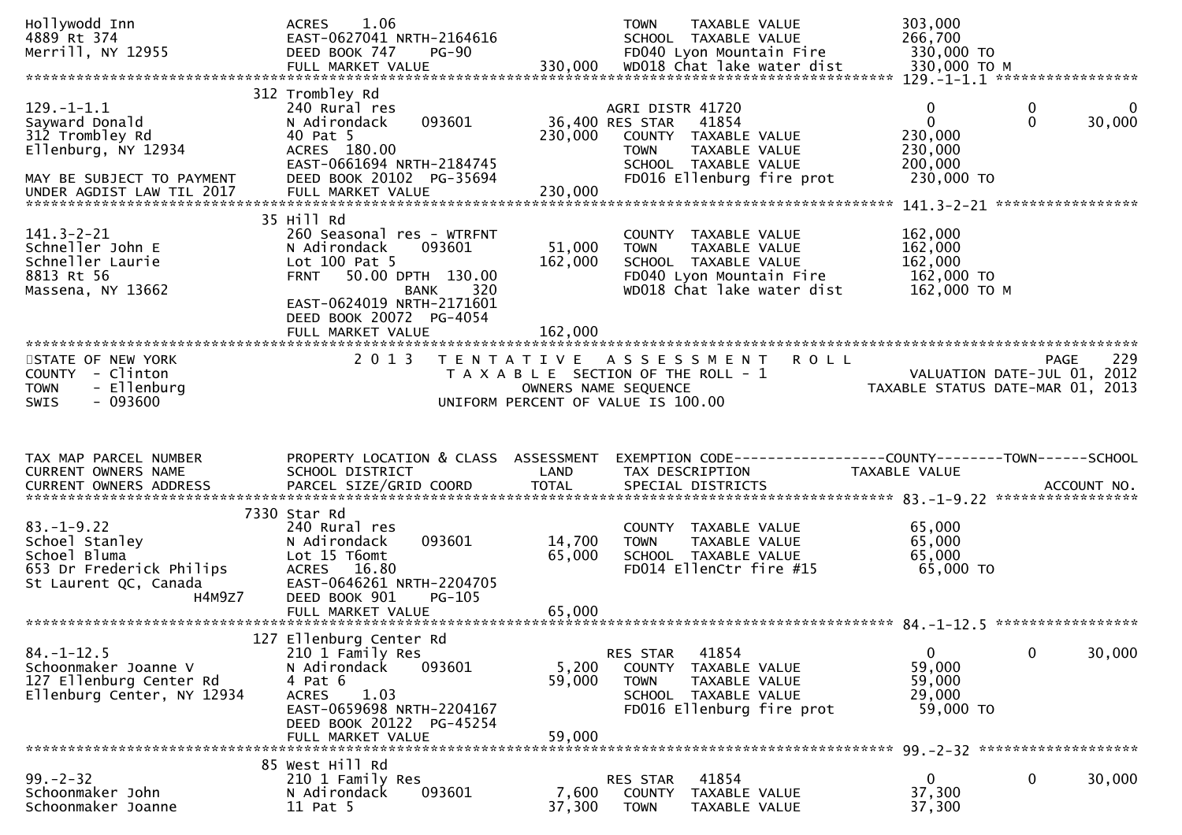```
Hollywodd Inn                  ACRES    1.06                                TOWN    TAXABLE VALUE              303,000
4889 Rt 374                    EAST-0627041 NRTH-2164616                    SCHOOL  TAXABLE VALUE              266,700
Merrill, NY 12955              DEED BOOK 747    PG-90                       FD040 Lyon Mountain Fire            330,000 TO
                               FULL MARKET VALUE              330,000       WD018 Chat lake water dist          330,000 TO M
******************************************************************************************************* 129.-1-1.1 *****************
                          312 Trombley Rd
129.-1-1.1                     240 Rural res                                AGRI DISTR 41720                  0            0            0
Sayward Donald                 N Adirondack     093601          36,400 RES STAR   41854                   0            0       30,000
312 Trombley Rd                40 Pat 5                        230,000    COUNTY  TAXABLE VALUE           230,000
Ellenburg, NY 12934            ACRES  180.00                                TOWN    TAXABLE VALUE           230,000
                               EAST-0661694 NRTH-2184745                    SCHOOL  TAXABLE VALUE           200,000
MAY BE SUBJECT TO PAYMENT      DEED BOOK 20102  PG-35694                    FD016 Ellenburg fire prot        230,000 TO
UNDER AGDIST LAW TIL 2017      FULL MARKET VALUE              230,000
******************************************************************************************************* 141.3-2-21 *****************
                          35 Hill Rd
141.3-2-21                     260 Seasonal res - WTRFNT                    COUNTY  TAXABLE VALUE           162,000
Schneller John E               N Adirondack     093601          51,000    TOWN    TAXABLE VALUE           162,000
Schneller Laurie               Lot 100 Pat 5                   162,000    SCHOOL  TAXABLE VALUE           162,000
8813 Rt 56                     FRNT    50.00 DPTH  130.00                   FD040 Lyon Mountain Fire         162,000 TO
Massena, NY 13662                            BANK     320                   WD018 Chat lake water dist       162,000 TO M
                               EAST-0624019 NRTH-2171601
                               DEED BOOK 20072  PG-4054
                               FULL MARKET VALUE              162,000
************************************************************************************************************************************
STATE OF NEW YORK                      2 0 1 3   T E N T A T I V E   A S S E S S M E N T   R O L L                            PAGE    229
COUNTY  - Clinton                                T A X A B L E  SECTION OF THE ROLL - 1                      VALUATION DATE-JUL 01, 2012
TOWN    - Ellenburg                                   OWNERS NAME SEQUENCE                            TAXABLE STATUS DATE-MAR 01, 2013
SWIS    - 093600                               UNIFORM PERCENT OF VALUE IS 100.00


TAX MAP PARCEL NUMBER          PROPERTY LOCATION & CLASS  ASSESSMENT  EXEMPTION CODE------------------COUNTY--------TOWN------SCHOOL
CURRENT OWNERS NAME            SCHOOL DISTRICT                LAND      TAX DESCRIPTION              TAXABLE VALUE
CURRENT OWNERS ADDRESS         PARCEL SIZE/GRID COORD         TOTAL     SPECIAL DISTRICTS                                ACCOUNT NO.
******************************************************************************************************* 83.-1-9.22 *****************
                          7330 Star Rd
83.-1-9.22                     240 Rural res                                COUNTY  TAXABLE VALUE            65,000
Schoel Stanley                 N Adirondack     093601          14,700    TOWN    TAXABLE VALUE            65,000
Schoel Bluma                   Lot 15 T6omt                     65,000    SCHOOL  TAXABLE VALUE            65,000
653 Dr Frederick Philips       ACRES   16.80                                FD014 EllenCtr fire #15           65,000 TO
St Laurent QC, Canada          EAST-0646261 NRTH-2204705
                   H4M9Z7      DEED BOOK 901    PG-105
                               FULL MARKET VALUE               65,000
******************************************************************************************************* 84.-1-12.5 *****************
                          127 Ellenburg Center Rd
84.-1-12.5                     210 1 Family Res                             RES STAR   41854                   0            0       30,000
Schoonmaker Joanne V           N Adirondack     093601           5,200    COUNTY  TAXABLE VALUE            59,000
127 Ellenburg Center Rd        4 Pat 6                          59,000    TOWN    TAXABLE VALUE            59,000
Ellenburg Center, NY 12934     ACRES    1.03                                SCHOOL  TAXABLE VALUE            29,000
                               EAST-0659698 NRTH-2204167                    FD016 Ellenburg fire prot         59,000 TO
                               DEED BOOK 20122  PG-45254
                               FULL MARKET VALUE               59,000
******************************************************************************************************* 99.-2-32 *******************
                          85 West Hill Rd
99.-2-32                       210 1 Family Res                             RES STAR   41854                   0            0       30,000
Schoonmaker John               N Adirondack     093601           7,600    COUNTY  TAXABLE VALUE            37,300
Schoonmaker Joanne             11 Pat 5                         37,300    TOWN    TAXABLE VALUE            37,300
```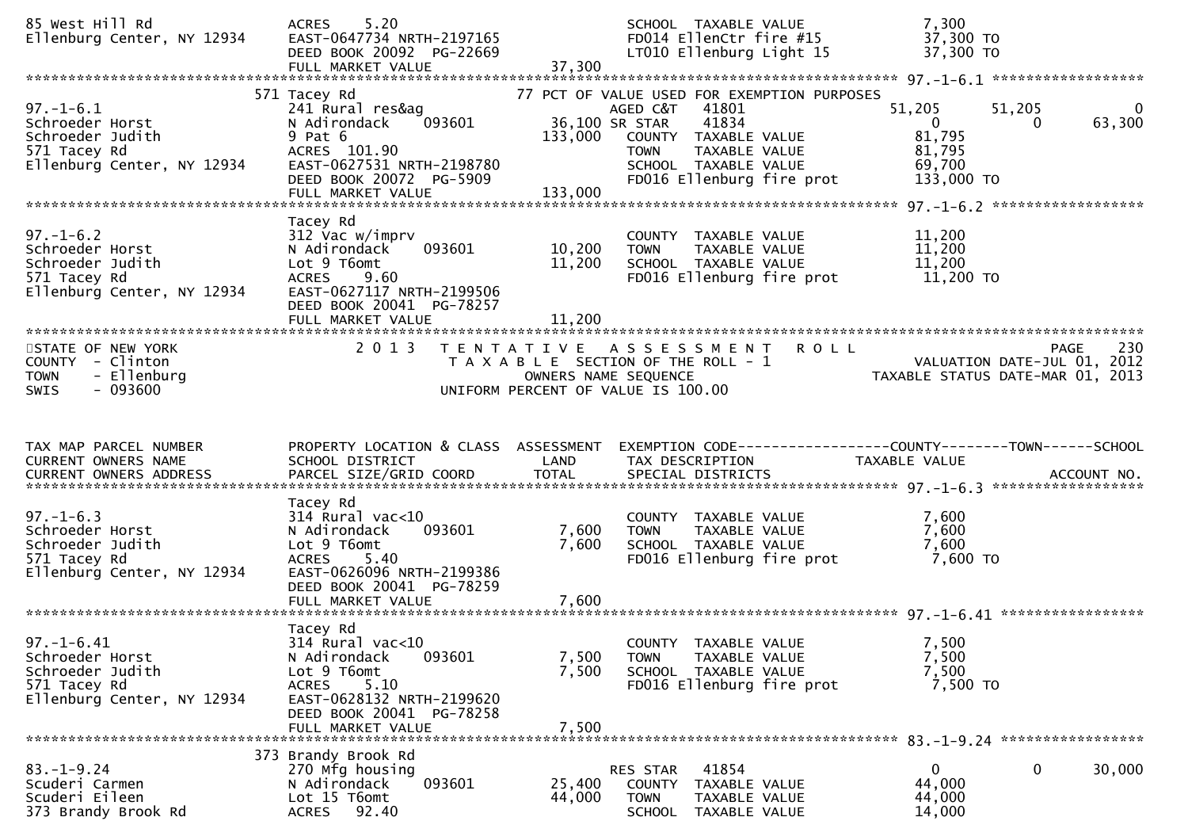```
85 West Hill Rd              ACRES    5.20                              SCHOOL  TAXABLE VALUE               7,300
Ellenburg Center, NY 12934   EAST-0647734 NRTH-2197165                  FD014 EllenCtr fire #15            37,300 TO
                             DEED BOOK 20092  PG-22669                  LT010 Ellenburg Light 15           37,300 TO
                             FULL MARKET VALUE             37,300
******************************************************************************************************* 97.-1-6.1 ******************
                        571 Tacey Rd                           77 PCT OF VALUE USED FOR EXEMPTION PURPOSES
97.-1-6.1                    241 Rural res&ag                      AGED C&T    41801             51,205        51,205             0
Schroeder Horst              N Adirondack     093601        36,100 SR STAR     41834                  0             0        63,300
Schroeder Judith             9 Pat 6                       133,000    COUNTY  TAXABLE VALUE              81,795
571 Tacey Rd                 ACRES  101.90                            TOWN    TAXABLE VALUE              81,795
Ellenburg Center, NY 12934   EAST-0627531 NRTH-2198780                SCHOOL  TAXABLE VALUE              69,700
                             DEED BOOK 20072  PG-5909                 FD016 Ellenburg fire prot         133,000 TO
                             FULL MARKET VALUE            133,000
******************************************************************************************************* 97.-1-6.2 ******************
                             Tacey Rd
97.-1-6.2                    312 Vac w/imprv                          COUNTY  TAXABLE VALUE              11,200
Schroeder Horst              N Adirondack     093601        10,200    TOWN    TAXABLE VALUE              11,200
Schroeder Judith             Lot 9 T6omt                    11,200    SCHOOL  TAXABLE VALUE              11,200
571 Tacey Rd                 ACRES    9.60                            FD016 Ellenburg fire prot          11,200 TO
Ellenburg Center, NY 12934   EAST-0627117 NRTH-2199506
                             DEED BOOK 20041  PG-78257
                             FULL MARKET VALUE             11,200
************************************************************************************************************************************
STATE OF NEW YORK                 2 0 1 3   T E N T A T I V E   A S S E S S M E N T   R O L L                            PAGE    230
COUNTY  - Clinton                        T A X A B L E SECTION OF THE ROLL - 1                           VALUATION DATE-JUL 01, 2012
TOWN    - Ellenburg                            OWNERS NAME SEQUENCE                                 TAXABLE STATUS DATE-MAR 01, 2013
SWIS    - 093600                        UNIFORM PERCENT OF VALUE IS 100.00


TAX MAP PARCEL NUMBER        PROPERTY LOCATION & CLASS  ASSESSMENT  EXEMPTION CODE------------------COUNTY--------TOWN------SCHOOL
CURRENT OWNERS NAME          SCHOOL DISTRICT               LAND     TAX DESCRIPTION              TAXABLE VALUE
CURRENT OWNERS ADDRESS       PARCEL SIZE/GRID COORD        TOTAL    SPECIAL DISTRICTS                                    ACCOUNT NO.
******************************************************************************************************* 97.-1-6.3 ******************
                             Tacey Rd
97.-1-6.3                    314 Rural vac<10                         COUNTY  TAXABLE VALUE               7,600
Schroeder Horst              N Adirondack     093601         7,600    TOWN    TAXABLE VALUE               7,600
Schroeder Judith             Lot 9 T6omt                     7,600    SCHOOL  TAXABLE VALUE               7,600
571 Tacey Rd                 ACRES    5.40                            FD016 Ellenburg fire prot           7,600 TO
Ellenburg Center, NY 12934   EAST-0626096 NRTH-2199386
                             DEED BOOK 20041  PG-78259
                             FULL MARKET VALUE              7,600
******************************************************************************************************* 97.-1-6.41 *****************
                             Tacey Rd
97.-1-6.41                   314 Rural vac<10                         COUNTY  TAXABLE VALUE               7,500
Schroeder Horst              N Adirondack     093601         7,500    TOWN    TAXABLE VALUE               7,500
Schroeder Judith             Lot 9 T6omt                     7,500    SCHOOL  TAXABLE VALUE               7,500
571 Tacey Rd                 ACRES    5.10                            FD016 Ellenburg fire prot           7,500 TO
Ellenburg Center, NY 12934   EAST-0628132 NRTH-2199620
                             DEED BOOK 20041  PG-78258
                             FULL MARKET VALUE              7,500
******************************************************************************************************* 83.-1-9.24 *****************
                        373 Brandy Brook Rd
83.-1-9.24                   270 Mfg housing                          RES STAR    41854                   0             0        30,000
Scuderi Carmen               N Adirondack     093601        25,400    COUNTY  TAXABLE VALUE              44,000
Scuderi Eileen               Lot 15 T6omt                   44,000    TOWN    TAXABLE VALUE              44,000
373 Brandy Brook Rd          ACRES   92.40                            SCHOOL  TAXABLE VALUE              14,000
```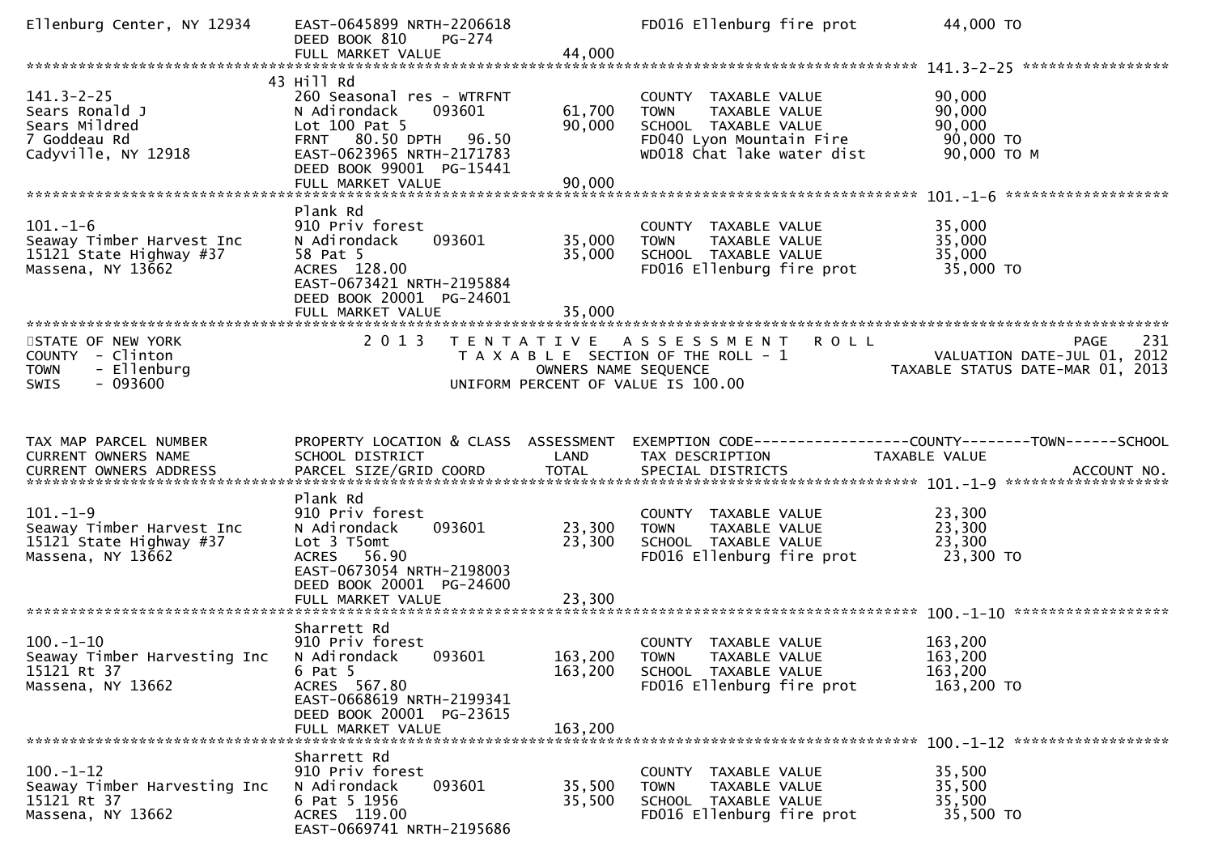```
Ellenburg Center, NY 12934    EAST-0645899 NRTH-2206618              FD016 Ellenburg fire prot          44,000 TO
                              DEED BOOK 810     PG-274
                              FULL MARKET VALUE                44,000
******************************************************************************************************* 141.3-2-25 *****************
                            43 Hill Rd
141.3-2-25                    260 Seasonal res - WTRFNT              COUNTY  TAXABLE VALUE              90,000
Sears Ronald J                N Adirondack      093601      61,700   TOWN    TAXABLE VALUE              90,000
Sears Mildred                 Lot 100 Pat 5                 90,000   SCHOOL  TAXABLE VALUE              90,000
7 Goddeau Rd                  FRNT   80.50 DPTH   96.50              FD040 Lyon Mountain Fire            90,000 TO
Cadyville, NY 12918           EAST-0623965 NRTH-2171783              WD018 Chat lake water dist          90,000 TO M
                              DEED BOOK 99001  PG-15441
                              FULL MARKET VALUE                90,000
******************************************************************************************************* 101.-1-6 *******************
                              Plank Rd
101.-1-6                      910 Priv forest                        COUNTY  TAXABLE VALUE              35,000
Seaway Timber Harvest Inc     N Adirondack      093601      35,000   TOWN    TAXABLE VALUE              35,000
15121 State Highway #37       58 Pat 5                      35,000   SCHOOL  TAXABLE VALUE              35,000
Massena, NY 13662             ACRES  128.00                          FD016 Ellenburg fire prot           35,000 TO
                              EAST-0673421 NRTH-2195884
                              DEED BOOK 20001  PG-24601
                              FULL MARKET VALUE                35,000
************************************************************************************************************************************
STATE OF NEW YORK                2 0 1 3   T E N T A T I V E   A S S E S S M E N T   R O L L                          PAGE    231
COUNTY  - Clinton                      T A X A B L E  SECTION OF THE ROLL - 1                       VALUATION DATE-JUL 01, 2012
TOWN    - Ellenburg                             OWNERS NAME SEQUENCE                             TAXABLE STATUS DATE-MAR 01, 2013
SWIS    - 093600                         UNIFORM PERCENT OF VALUE IS 100.00


TAX MAP PARCEL NUMBER         PROPERTY LOCATION & CLASS  ASSESSMENT  EXEMPTION CODE------------------COUNTY--------TOWN------SCHOOL
CURRENT OWNERS NAME           SCHOOL DISTRICT               LAND     TAX DESCRIPTION              TAXABLE VALUE
CURRENT OWNERS ADDRESS        PARCEL SIZE/GRID COORD       TOTAL     SPECIAL DISTRICTS                                 ACCOUNT NO.
******************************************************************************************************* 101.-1-9 *******************
                              Plank Rd
101.-1-9                      910 Priv forest                        COUNTY  TAXABLE VALUE              23,300
Seaway Timber Harvest Inc     N Adirondack      093601      23,300   TOWN    TAXABLE VALUE              23,300
15121 State Highway #37       Lot 3 T5omt                   23,300   SCHOOL  TAXABLE VALUE              23,300
Massena, NY 13662             ACRES   56.90                          FD016 Ellenburg fire prot           23,300 TO
                              EAST-0673054 NRTH-2198003
                              DEED BOOK 20001  PG-24600
                              FULL MARKET VALUE                23,300
******************************************************************************************************* 100.-1-10 ******************
                              Sharrett Rd
100.-1-10                     910 Priv forest                        COUNTY  TAXABLE VALUE             163,200
Seaway Timber Harvesting Inc  N Adirondack      093601     163,200   TOWN    TAXABLE VALUE             163,200
15121 Rt 37                   6 Pat 5                      163,200   SCHOOL  TAXABLE VALUE             163,200
Massena, NY 13662             ACRES  567.80                          FD016 Ellenburg fire prot          163,200 TO
                              EAST-0668619 NRTH-2199341
                              DEED BOOK 20001  PG-23615
                              FULL MARKET VALUE               163,200
******************************************************************************************************* 100.-1-12 ******************
                              Sharrett Rd
100.-1-12                     910 Priv forest                        COUNTY  TAXABLE VALUE              35,500
Seaway Timber Harvesting Inc  N Adirondack      093601      35,500   TOWN    TAXABLE VALUE              35,500
15121 Rt 37                   6 Pat 5 1956                  35,500   SCHOOL  TAXABLE VALUE              35,500
Massena, NY 13662             ACRES  119.00                          FD016 Ellenburg fire prot           35,500 TO
                              EAST-0669741 NRTH-2195686
```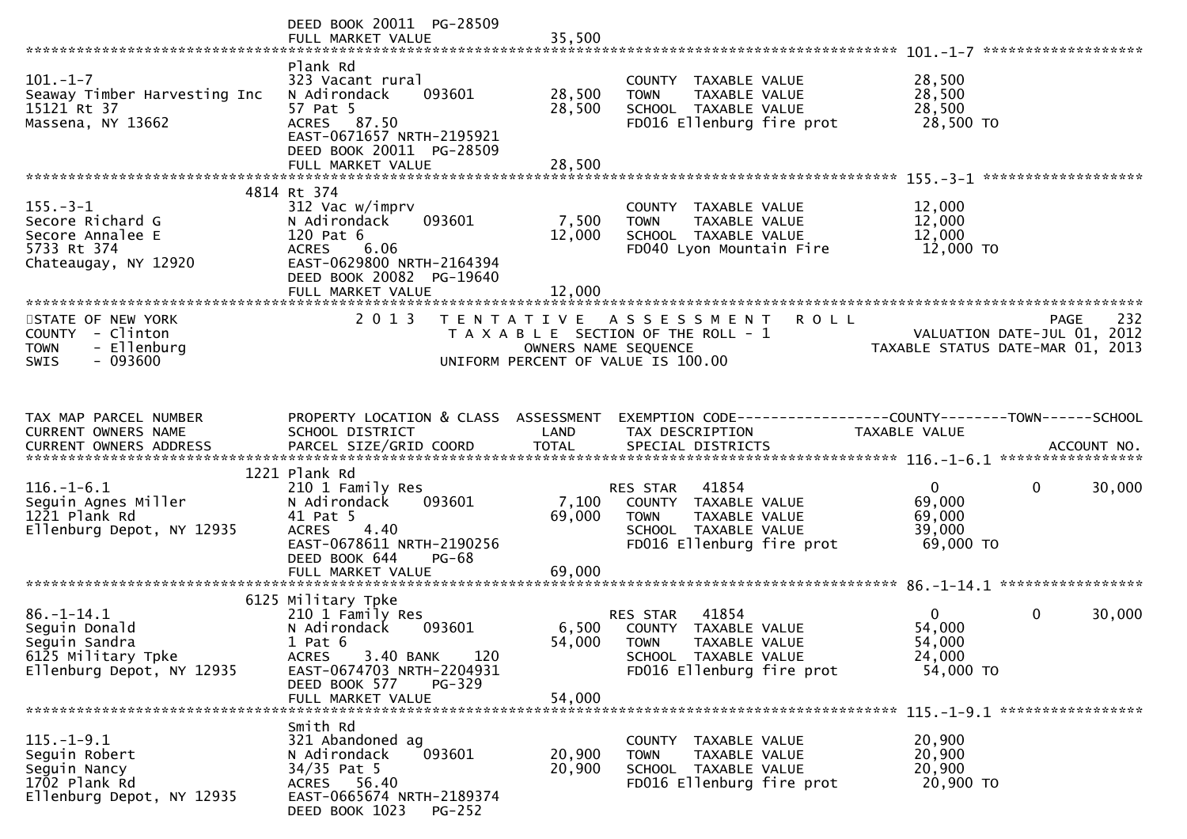DEED BOOK 20011 PG-28509
FULL MARKET VALUE 35,500

******************************************************************************************************* 101.-1-7 *******************

| Parcel / Owner | Property Location & Class | Land / Total | Tax Description | Taxable Value |
|---|---|---|---|---|
| 101.-1-7 | Plank Rd | | | |
| Seaway Timber Harvesting Inc | 323 Vacant rural | | COUNTY TAXABLE VALUE | 28,500 |
| 15121 Rt 37 | N Adirondack 093601 | 28,500 | TOWN TAXABLE VALUE | 28,500 |
| Massena, NY 13662 | 57 Pat 5 | 28,500 | SCHOOL TAXABLE VALUE | 28,500 |
| | ACRES 87.50 | | FD016 Ellenburg fire prot | 28,500 TO |
| | EAST-0671657 NRTH-2195921 | | | |
| | DEED BOOK 20011 PG-28509 | | | |
| | FULL MARKET VALUE | 28,500 | | |

******************************************************************************************************* 155.-3-1 *******************

| Parcel / Owner | Property Location & Class | Land / Total | Tax Description | Taxable Value |
|---|---|---|---|---|
| 155.-3-1 | 4814 Rt 374 | | | |
| Secore Richard G | 312 Vac w/imprv | | COUNTY TAXABLE VALUE | 12,000 |
| Secore Annalee E | N Adirondack 093601 | 7,500 | TOWN TAXABLE VALUE | 12,000 |
| 5733 Rt 374 | 120 Pat 6 | 12,000 | SCHOOL TAXABLE VALUE | 12,000 |
| Chateaugay, NY 12920 | ACRES 6.06 | | FD040 Lyon Mountain Fire | 12,000 TO |
| | EAST-0629800 NRTH-2164394 | | | |
| | DEED BOOK 20082 PG-19640 | | | |
| | FULL MARKET VALUE | 12,000 | | |

STATE OF NEW YORK — 2013 TENTATIVE ASSESSMENT ROLL — PAGE 232
COUNTY - Clinton — TAXABLE SECTION OF THE ROLL - 1 — VALUATION DATE-JUL 01, 2012
TOWN - Ellenburg — OWNERS NAME SEQUENCE — TAXABLE STATUS DATE-MAR 01, 2013
SWIS - 093600 — UNIFORM PERCENT OF VALUE IS 100.00

| TAX MAP PARCEL NUMBER / CURRENT OWNERS NAME / CURRENT OWNERS ADDRESS | PROPERTY LOCATION & CLASS / SCHOOL DISTRICT / PARCEL SIZE/GRID COORD | ASSESSMENT LAND / TOTAL | EXEMPTION CODE / TAX DESCRIPTION / SPECIAL DISTRICTS | COUNTY TAXABLE VALUE | TOWN | SCHOOL |
|---|---|---|---|---|---|---|
| **116.-1-6.1** | 1221 Plank Rd | | | | | |
| 116.-1-6.1 | 210 1 Family Res | | RES STAR 41854 | 0 | 0 | 30,000 |
| Seguin Agnes Miller | N Adirondack 093601 | 7,100 | COUNTY TAXABLE VALUE | 69,000 | | |
| 1221 Plank Rd | 41 Pat 5 | 69,000 | TOWN TAXABLE VALUE | 69,000 | | |
| Ellenburg Depot, NY 12935 | ACRES 4.40 | | SCHOOL TAXABLE VALUE | 39,000 | | |
| | EAST-0678611 NRTH-2190256 | | FD016 Ellenburg fire prot | 69,000 TO | | |
| | DEED BOOK 644 PG-68 | | | | | |
| | FULL MARKET VALUE | 69,000 | | | | |
| **86.-1-14.1** | 6125 Military Tpke | | | | | |
| 86.-1-14.1 | 210 1 Family Res | | RES STAR 41854 | 0 | 0 | 30,000 |
| Seguin Donald | N Adirondack 093601 | 6,500 | COUNTY TAXABLE VALUE | 54,000 | | |
| Seguin Sandra | 1 Pat 6 | 54,000 | TOWN TAXABLE VALUE | 54,000 | | |
| 6125 Military Tpke | ACRES 3.40 BANK 120 | | SCHOOL TAXABLE VALUE | 24,000 | | |
| Ellenburg Depot, NY 12935 | EAST-0674703 NRTH-2204931 | | FD016 Ellenburg fire prot | 54,000 TO | | |
| | DEED BOOK 577 PG-329 | | | | | |
| | FULL MARKET VALUE | 54,000 | | | | |
| **115.-1-9.1** | Smith Rd | | | | | |
| 115.-1-9.1 | 321 Abandoned ag | | COUNTY TAXABLE VALUE | 20,900 | | |
| Seguin Robert | N Adirondack 093601 | 20,900 | TOWN TAXABLE VALUE | 20,900 | | |
| Seguin Nancy | 34/35 Pat 5 | 20,900 | SCHOOL TAXABLE VALUE | 20,900 | | |
| 1702 Plank Rd | ACRES 56.40 | | FD016 Ellenburg fire prot | 20,900 TO | | |
| Ellenburg Depot, NY 12935 | EAST-0665674 NRTH-2189374 | | | | | |
| | DEED BOOK 1023 PG-252 | | | | | |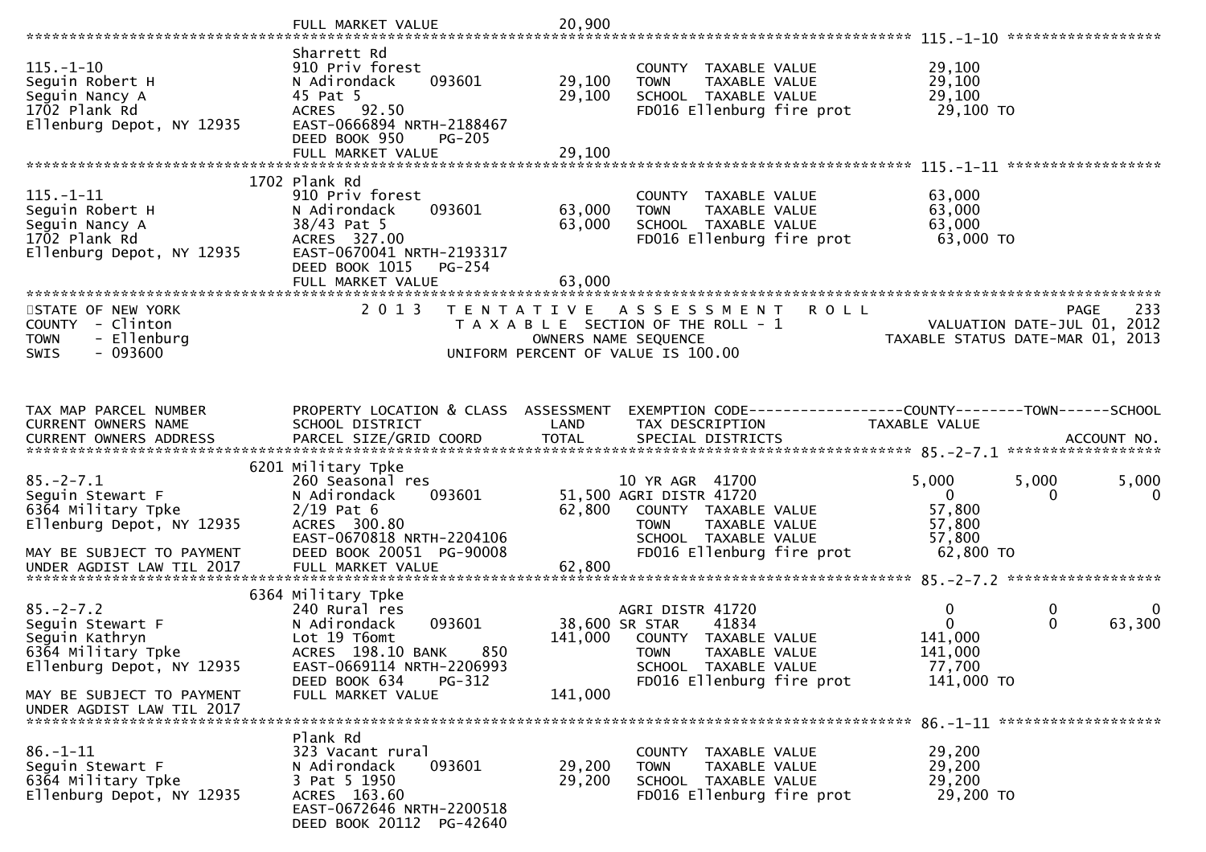FULL MARKET VALUE 20,900

******************************************************************************************************* 115.-1-10 *******************

| | | | | |
|---|---|---|---|---|
| 115.-1-10 | Sharrett Rd | | | |
| Seguin Robert H | 910 Priv forest | | COUNTY TAXABLE VALUE | 29,100 |
| Seguin Nancy A | N Adirondack 093601 | 29,100 | TOWN TAXABLE VALUE | 29,100 |
| 1702 Plank Rd | 45 Pat 5 | 29,100 | SCHOOL TAXABLE VALUE | 29,100 |
| Ellenburg Depot, NY 12935 | ACRES 92.50 | | FD016 Ellenburg fire prot | 29,100 TO |
| | EAST-0666894 NRTH-2188467 | | | |
| | DEED BOOK 950 PG-205 | | | |
| | FULL MARKET VALUE | 29,100 | | |

******************************************************************************************************* 115.-1-11 *******************

| | | | | |
|---|---|---|---|---|
| 115.-1-11 | 1702 Plank Rd | | | |
| Seguin Robert H | 910 Priv forest | | COUNTY TAXABLE VALUE | 63,000 |
| Seguin Nancy A | N Adirondack 093601 | 63,000 | TOWN TAXABLE VALUE | 63,000 |
| 1702 Plank Rd | 38/43 Pat 5 | 63,000 | SCHOOL TAXABLE VALUE | 63,000 |
| Ellenburg Depot, NY 12935 | ACRES 327.00 | | FD016 Ellenburg fire prot | 63,000 TO |
| | EAST-0670041 NRTH-2193317 | | | |
| | DEED BOOK 1015 PG-254 | | | |
| | FULL MARKET VALUE | 63,000 | | |

*******************************************************************************************************

STATE OF NEW YORK
COUNTY - Clinton
TOWN - Ellenburg
SWIS - 093600

2 0 1 3 T E N T A T I V E A S S E S S M E N T R O L L
T A X A B L E SECTION OF THE ROLL - 1
OWNERS NAME SEQUENCE
UNIFORM PERCENT OF VALUE IS 100.00

PAGE 233
VALUATION DATE-JUL 01, 2012
TAXABLE STATUS DATE-MAR 01, 2013

| TAX MAP PARCEL NUMBER / CURRENT OWNERS NAME / CURRENT OWNERS ADDRESS | PROPERTY LOCATION & CLASS / SCHOOL DISTRICT / PARCEL SIZE/GRID COORD | ASSESSMENT LAND / TOTAL | EXEMPTION CODE / TAX DESCRIPTION / SPECIAL DISTRICTS | COUNTY TAXABLE VALUE | TOWN | SCHOOL / ACCOUNT NO. |
|---|---|---|---|---|---|---|
| **85.-2-7.1** | 6201 Military Tpke | | | | | |
| 85.-2-7.1 | 260 Seasonal res | | 10 YR AGR 41700 | 5,000 | 5,000 | 5,000 |
| Seguin Stewart F | N Adirondack 093601 | 51,500 | AGRI DISTR 41720 | 0 | 0 | 0 |
| 6364 Military Tpke | 2/19 Pat 6 | 62,800 | COUNTY TAXABLE VALUE | 57,800 | | |
| Ellenburg Depot, NY 12935 | ACRES 300.80 | | TOWN TAXABLE VALUE | 57,800 | | |
| | EAST-0670818 NRTH-2204106 | | SCHOOL TAXABLE VALUE | 57,800 | | |
| MAY BE SUBJECT TO PAYMENT | DEED BOOK 20051 PG-90008 | | FD016 Ellenburg fire prot | 62,800 TO | | |
| UNDER AGDIST LAW TIL 2017 | FULL MARKET VALUE | 62,800 | | | | |
| **85.-2-7.2** | 6364 Military Tpke | | | | | |
| 85.-2-7.2 | 240 Rural res | | AGRI DISTR 41720 | 0 | 0 | 0 |
| Seguin Stewart F | N Adirondack 093601 | 38,600 | SR STAR 41834 | 0 | 0 | 63,300 |
| Seguin Kathryn | Lot 19 T6omt | 141,000 | COUNTY TAXABLE VALUE | 141,000 | | |
| 6364 Military Tpke | ACRES 198.10 BANK 850 | | TOWN TAXABLE VALUE | 141,000 | | |
| Ellenburg Depot, NY 12935 | EAST-0669114 NRTH-2206993 | | SCHOOL TAXABLE VALUE | 77,700 | | |
| | DEED BOOK 634 PG-312 | | FD016 Ellenburg fire prot | 141,000 TO | | |
| MAY BE SUBJECT TO PAYMENT | FULL MARKET VALUE | 141,000 | | | | |
| UNDER AGDIST LAW TIL 2017 | | | | | | |
| **86.-1-11** | Plank Rd | | | | | |
| 86.-1-11 | 323 Vacant rural | | COUNTY TAXABLE VALUE | 29,200 | | |
| Seguin Stewart F | N Adirondack 093601 | 29,200 | TOWN TAXABLE VALUE | 29,200 | | |
| 6364 Military Tpke | 3 Pat 5 1950 | 29,200 | SCHOOL TAXABLE VALUE | 29,200 | | |
| Ellenburg Depot, NY 12935 | ACRES 163.60 | | FD016 Ellenburg fire prot | 29,200 TO | | |
| | EAST-0672646 NRTH-2200518 | | | | | |
| | DEED BOOK 20112 PG-42640 | | | | | |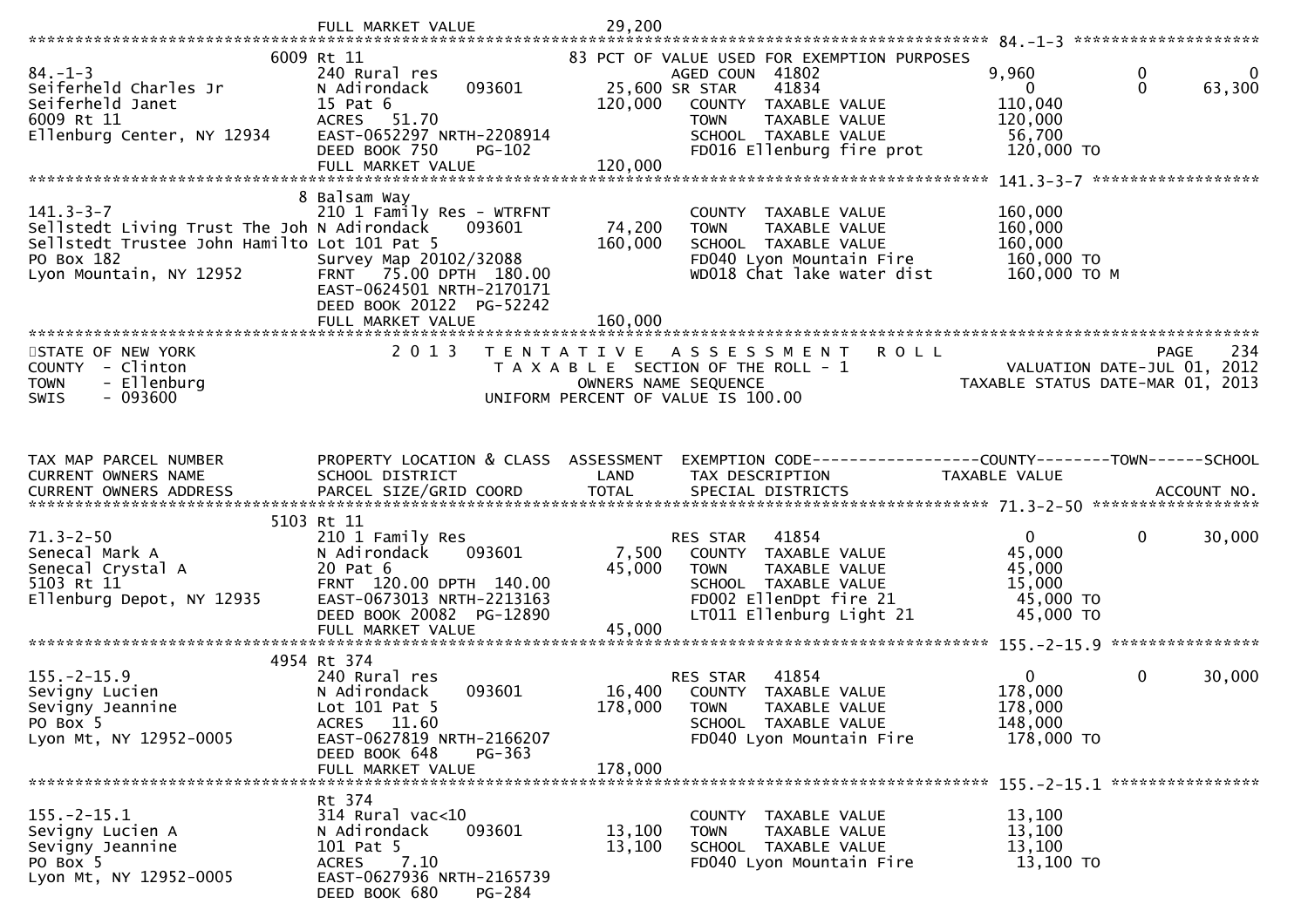```
                               FULL MARKET VALUE                  29,200
******************************************************************************************************* 84.-1-3 ********************
                          6009 Rt 11                               83 PCT OF VALUE USED FOR EXEMPTION PURPOSES
84.-1-3                        240 Rural res                        AGED COUN  41802                   9,960            0            0
Seiferheld Charles Jr          N Adirondack      093601        25,600 SR STAR    41834                      0            0       63,300
Seiferheld Janet               15 Pat 6                        120,000    COUNTY  TAXABLE VALUE          110,040
6009 Rt 11                     ACRES   51.70                              TOWN    TAXABLE VALUE          120,000
Ellenburg Center, NY 12934     EAST-0652297 NRTH-2208914                  SCHOOL  TAXABLE VALUE           56,700
                               DEED BOOK 750     PG-102                   FD016 Ellenburg fire prot       120,000 TO
                               FULL MARKET VALUE                 120,000
******************************************************************************************************* 141.3-3-7 ******************
                          8 Balsam Way
141.3-3-7                      210 1 Family Res - WTRFNT                  COUNTY  TAXABLE VALUE          160,000
Sellstedt Living Trust The Joh N Adirondack      093601        74,200    TOWN    TAXABLE VALUE          160,000
Sellstedt Trustee John Hamilto Lot 101 Pat 5                   160,000    SCHOOL  TAXABLE VALUE          160,000
PO Box 182                     Survey Map 20102/32088                     FD040 Lyon Mountain Fire        160,000 TO
Lyon Mountain, NY 12952        FRNT   75.00 DPTH  180.00                  WD018 Chat lake water dist      160,000 TO M
                               EAST-0624501 NRTH-2170171
                               DEED BOOK 20122   PG-52242
                               FULL MARKET VALUE                 160,000
************************************************************************************************************************************
STATE OF NEW YORK                    2 0 1 3   T E N T A T I V E   A S S E S S M E N T   R O L L                        PAGE    234
COUNTY  - Clinton                              T A X A B L E  SECTION OF THE ROLL - 1                   VALUATION DATE-JUL 01, 2012
TOWN    - Ellenburg                                 OWNERS NAME SEQUENCE                          TAXABLE STATUS DATE-MAR 01, 2013
SWIS    - 093600                               UNIFORM PERCENT OF VALUE IS 100.00


TAX MAP PARCEL NUMBER          PROPERTY LOCATION & CLASS  ASSESSMENT  EXEMPTION CODE------------------COUNTY--------TOWN------SCHOOL
CURRENT OWNERS NAME            SCHOOL DISTRICT              LAND      TAX DESCRIPTION             TAXABLE VALUE
CURRENT OWNERS ADDRESS         PARCEL SIZE/GRID COORD       TOTAL     SPECIAL DISTRICTS                                   ACCOUNT NO.
******************************************************************************************************* 71.3-2-50 ******************
                          5103 Rt 11
71.3-2-50                      210 1 Family Res                           RES STAR   41854                      0            0       30,000
Senecal Mark A                 N Adirondack      093601         7,500    COUNTY  TAXABLE VALUE           45,000
Senecal Crystal A              20 Pat 6                         45,000    TOWN    TAXABLE VALUE           45,000
5103 Rt 11                     FRNT  120.00 DPTH  140.00                  SCHOOL  TAXABLE VALUE           15,000
Ellenburg Depot, NY 12935      EAST-0673013 NRTH-2213163                  FD002 EllenDpt fire 21           45,000 TO
                               DEED BOOK 20082   PG-12890                 LT011 Ellenburg Light 21         45,000 TO
                               FULL MARKET VALUE                  45,000
******************************************************************************************************* 155.-2-15.9 ****************
                          4954 Rt 374
155.-2-15.9                    240 Rural res                              RES STAR   41854                      0            0       30,000
Sevigny Lucien                 N Adirondack      093601        16,400    COUNTY  TAXABLE VALUE          178,000
Sevigny Jeannine               Lot 101 Pat 5                   178,000    TOWN    TAXABLE VALUE          178,000
PO Box 5                       ACRES   11.60                              SCHOOL  TAXABLE VALUE          148,000
Lyon Mt, NY 12952-0005         EAST-0627819 NRTH-2166207                  FD040 Lyon Mountain Fire        178,000 TO
                               DEED BOOK 648     PG-363
                               FULL MARKET VALUE                 178,000
******************************************************************************************************* 155.-2-15.1 ****************
                               Rt 374
155.-2-15.1                    314 Rural vac<10                           COUNTY  TAXABLE VALUE           13,100
Sevigny Lucien A               N Adirondack      093601        13,100    TOWN    TAXABLE VALUE           13,100
Sevigny Jeannine               101 Pat 5                        13,100    SCHOOL  TAXABLE VALUE           13,100
PO Box 5                       ACRES    7.10                              FD040 Lyon Mountain Fire         13,100 TO
Lyon Mt, NY 12952-0005         EAST-0627936 NRTH-2165739
                               DEED BOOK 680     PG-284
```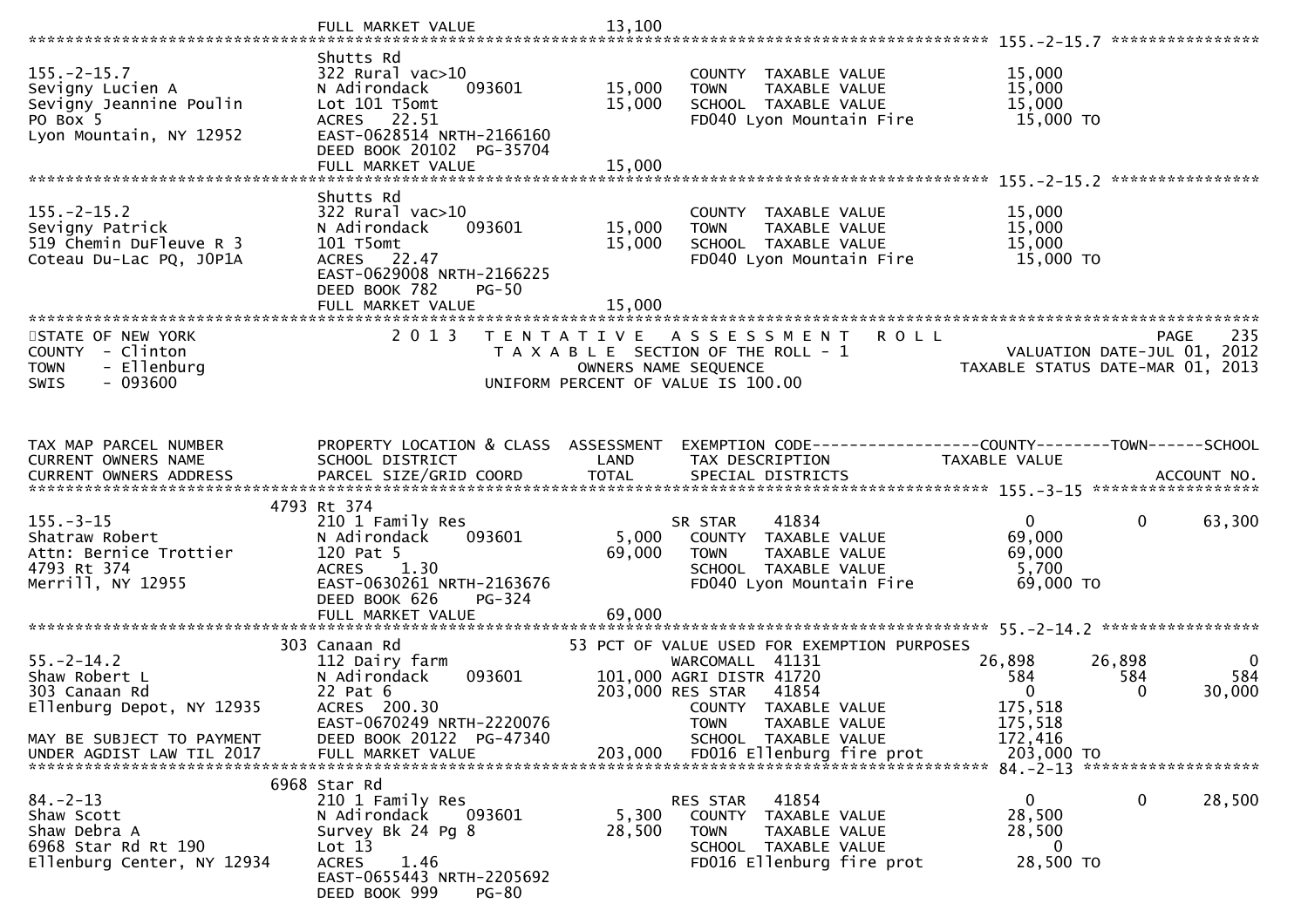```
                              FULL MARKET VALUE              13,100
******************************************************************************************************* 155.-2-15.7 ****************
                              Shutts Rd
155.-2-15.7                   322 Rural vac>10                        COUNTY  TAXABLE VALUE             15,000
Sevigny Lucien A              N Adirondack     093601        15,000   TOWN    TAXABLE VALUE             15,000
Sevigny Jeannine Poulin       Lot 101 T5omt                  15,000   SCHOOL  TAXABLE VALUE             15,000
PO Box 5                      ACRES   22.51                           FD040 Lyon Mountain Fire           15,000 TO
Lyon Mountain, NY 12952       EAST-0628514 NRTH-2166160
                              DEED BOOK 20102  PG-35704
                              FULL MARKET VALUE              15,000
******************************************************************************************************* 155.-2-15.2 ****************
                              Shutts Rd
155.-2-15.2                   322 Rural vac>10                        COUNTY  TAXABLE VALUE             15,000
Sevigny Patrick               N Adirondack     093601        15,000   TOWN    TAXABLE VALUE             15,000
519 Chemin DuFleuve R 3       101 T5omt                      15,000   SCHOOL  TAXABLE VALUE             15,000
Coteau Du-Lac PQ, J0P1A       ACRES   22.47                           FD040 Lyon Mountain Fire           15,000 TO
                              EAST-0629008 NRTH-2166225
                              DEED BOOK 782    PG-50
                              FULL MARKET VALUE              15,000
************************************************************************************************************************************
STATE OF NEW YORK                  2 0 1 3   T E N T A T I V E   A S S E S S M E N T   R O L L                        PAGE    235
COUNTY  - Clinton                            T A X A B L E SECTION OF THE ROLL - 1                     VALUATION DATE-JUL 01, 2012
TOWN    - Ellenburg                                 OWNERS NAME SEQUENCE                            TAXABLE STATUS DATE-MAR 01, 2013
SWIS    - 093600                              UNIFORM PERCENT OF VALUE IS 100.00


TAX MAP PARCEL NUMBER         PROPERTY LOCATION & CLASS  ASSESSMENT  EXEMPTION CODE------------------COUNTY--------TOWN------SCHOOL
CURRENT OWNERS NAME           SCHOOL DISTRICT               LAND      TAX DESCRIPTION              TAXABLE VALUE
CURRENT OWNERS ADDRESS        PARCEL SIZE/GRID COORD       TOTAL      SPECIAL DISTRICTS                                  ACCOUNT NO.
******************************************************************************************************* 155.-3-15 ******************
                         4793 Rt 374
155.-3-15                     210 1 Family Res                        SR STAR     41834                    0             0      63,300
Shatraw Robert                N Adirondack     093601         5,000   COUNTY  TAXABLE VALUE             69,000
Attn: Bernice Trottier        120 Pat 5                      69,000   TOWN    TAXABLE VALUE             69,000
4793 Rt 374                   ACRES    1.30                           SCHOOL  TAXABLE VALUE              5,700
Merrill, NY 12955             EAST-0630261 NRTH-2163676               FD040 Lyon Mountain Fire           69,000 TO
                              DEED BOOK 626    PG-324
                              FULL MARKET VALUE              69,000
******************************************************************************************************* 55.-2-14.2 *****************
                          303 Canaan Rd                     53 PCT OF VALUE USED FOR EXEMPTION PURPOSES
55.-2-14.2                    112 Dairy farm                          WARCOMALL  41131                26,898        26,898            0
Shaw Robert L                 N Adirondack     093601       101,000 AGRI DISTR 41720                     584           584          584
303 Canaan Rd                 22 Pat 6                      203,000 RES STAR    41854                     0             0       30,000
Ellenburg Depot, NY 12935     ACRES  200.30                           COUNTY  TAXABLE VALUE            175,518
                              EAST-0670249 NRTH-2220076               TOWN    TAXABLE VALUE            175,518
MAY BE SUBJECT TO PAYMENT     DEED BOOK 20122  PG-47340               SCHOOL  TAXABLE VALUE            172,416
UNDER AGDIST LAW TIL 2017     FULL MARKET VALUE             203,000   FD016 Ellenburg fire prot         203,000 TO
******************************************************************************************************* 84.-2-13 *******************
                         6968 Star Rd
84.-2-13                      210 1 Family Res                        RES STAR    41854                    0             0      28,500
Shaw Scott                    N Adirondack     093601         5,300   COUNTY  TAXABLE VALUE             28,500
Shaw Debra A                  Survey Bk 24 Pg 8              28,500   TOWN    TAXABLE VALUE             28,500
6968 Star Rd Rt 190           Lot 13                                  SCHOOL  TAXABLE VALUE                  0
Ellenburg Center, NY 12934    ACRES    1.46                           FD016 Ellenburg fire prot          28,500 TO
                              EAST-0655443 NRTH-2205692
                              DEED BOOK 999    PG-80
```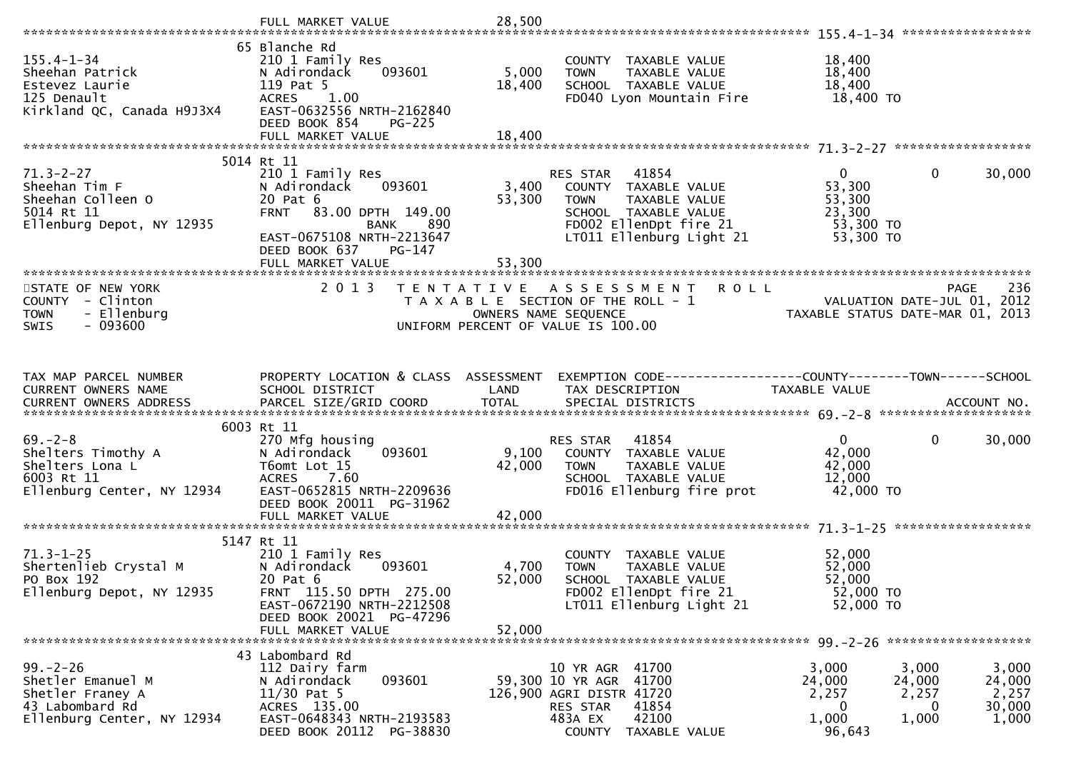FULL MARKET VALUE 28,500

**155.4-1-34**

| | | | | |
|---|---|---|---|---|
| 155.4-1-34 | 65 Blanche Rd | | | |
| Sheehan Patrick | 210 1 Family Res | | COUNTY TAXABLE VALUE | 18,400 |
| Estevez Laurie | N Adirondack 093601 | 5,000 | TOWN TAXABLE VALUE | 18,400 |
| 125 Denault | 119 Pat 5 | 18,400 | SCHOOL TAXABLE VALUE | 18,400 |
| Kirkland QC, Canada H9J3X4 | ACRES 1.00 | | FD040 Lyon Mountain Fire | 18,400 TO |
| | EAST-0632556 NRTH-2162840 | | | |
| | DEED BOOK 854 PG-225 | | | |
| | FULL MARKET VALUE | 18,400 | | |

**71.3-2-27**

| | | | | | | |
|---|---|---|---|---|---|---|
| 71.3-2-27 | 5014 Rt 11 | | | | | |
| Sheehan Tim F | 210 1 Family Res | | RES STAR 41854 | 0 | 0 | 30,000 |
| Sheehan Colleen O | N Adirondack 093601 | 3,400 | COUNTY TAXABLE VALUE | 53,300 | | |
| 5014 Rt 11 | 20 Pat 6 | 53,300 | TOWN TAXABLE VALUE | 53,300 | | |
| Ellenburg Depot, NY 12935 | FRNT 83.00 DPTH 149.00 | | SCHOOL TAXABLE VALUE | 23,300 | | |
| | BANK 890 | | FD002 EllenDpt fire 21 | 53,300 TO | | |
| | EAST-0675108 NRTH-2213647 | | LT011 Ellenburg Light 21 | 53,300 TO | | |
| | DEED BOOK 637 PG-147 | | | | | |
| | FULL MARKET VALUE | 53,300 | | | | |

STATE OF NEW YORK — 2013 TENTATIVE ASSESSMENT ROLL — PAGE 236
COUNTY - Clinton — TAXABLE SECTION OF THE ROLL - 1 — VALUATION DATE-JUL 01, 2012
TOWN - Ellenburg — OWNERS NAME SEQUENCE — TAXABLE STATUS DATE-MAR 01, 2013
SWIS - 093600 — UNIFORM PERCENT OF VALUE IS 100.00

| TAX MAP PARCEL NUMBER / CURRENT OWNERS NAME / CURRENT OWNERS ADDRESS | PROPERTY LOCATION & CLASS / SCHOOL DISTRICT / PARCEL SIZE/GRID COORD | ASSESSMENT LAND / TOTAL | EXEMPTION CODE / TAX DESCRIPTION / SPECIAL DISTRICTS | COUNTY TAXABLE VALUE | TOWN | SCHOOL / ACCOUNT NO. |
|---|---|---|---|---|---|---|

**69.-2-8**

| | | | | | | |
|---|---|---|---|---|---|---|
| 69.-2-8 | 6003 Rt 11 | | | | | |
| Shelters Timothy A | 270 Mfg housing | | RES STAR 41854 | 0 | 0 | 30,000 |
| Shelters Lona L | N Adirondack 093601 | 9,100 | COUNTY TAXABLE VALUE | 42,000 | | |
| 6003 Rt 11 | T6omt Lot 15 | 42,000 | TOWN TAXABLE VALUE | 42,000 | | |
| Ellenburg Center, NY 12934 | ACRES 7.60 | | SCHOOL TAXABLE VALUE | 12,000 | | |
| | EAST-0652815 NRTH-2209636 | | FD016 Ellenburg fire prot | 42,000 TO | | |
| | DEED BOOK 20011 PG-31962 | | | | | |
| | FULL MARKET VALUE | 42,000 | | | | |

**71.3-1-25**

| | | | | |
|---|---|---|---|---|
| 71.3-1-25 | 5147 Rt 11 | | | |
| Shertenlieb Crystal M | 210 1 Family Res | | COUNTY TAXABLE VALUE | 52,000 |
| PO Box 192 | N Adirondack 093601 | 4,700 | TOWN TAXABLE VALUE | 52,000 |
| Ellenburg Depot, NY 12935 | 20 Pat 6 | 52,000 | SCHOOL TAXABLE VALUE | 52,000 |
| | FRNT 115.50 DPTH 275.00 | | FD002 EllenDpt fire 21 | 52,000 TO |
| | EAST-0672190 NRTH-2212508 | | LT011 Ellenburg Light 21 | 52,000 TO |
| | DEED BOOK 20021 PG-47296 | | | |
| | FULL MARKET VALUE | 52,000 | | |

**99.-2-26**

| | | | | | | |
|---|---|---|---|---|---|---|
| 99.-2-26 | 43 Labombard Rd | | | | | |
| Shetler Emanuel M | 112 Dairy farm | | 10 YR AGR 41700 | 3,000 | 3,000 | 3,000 |
| Shetler Franey A | N Adirondack 093601 | 59,300 | 10 YR AGR 41700 | 24,000 | 24,000 | 24,000 |
| 43 Labombard Rd | 11/30 Pat 5 | 126,900 | AGRI DISTR 41720 | 2,257 | 2,257 | 2,257 |
| Ellenburg Center, NY 12934 | ACRES 135.00 | | RES STAR 41854 | 0 | 0 | 30,000 |
| | EAST-0648343 NRTH-2193583 | | 483A EX 42100 | 1,000 | 1,000 | 1,000 |
| | DEED BOOK 20112 PG-38830 | | COUNTY TAXABLE VALUE | 96,643 | | |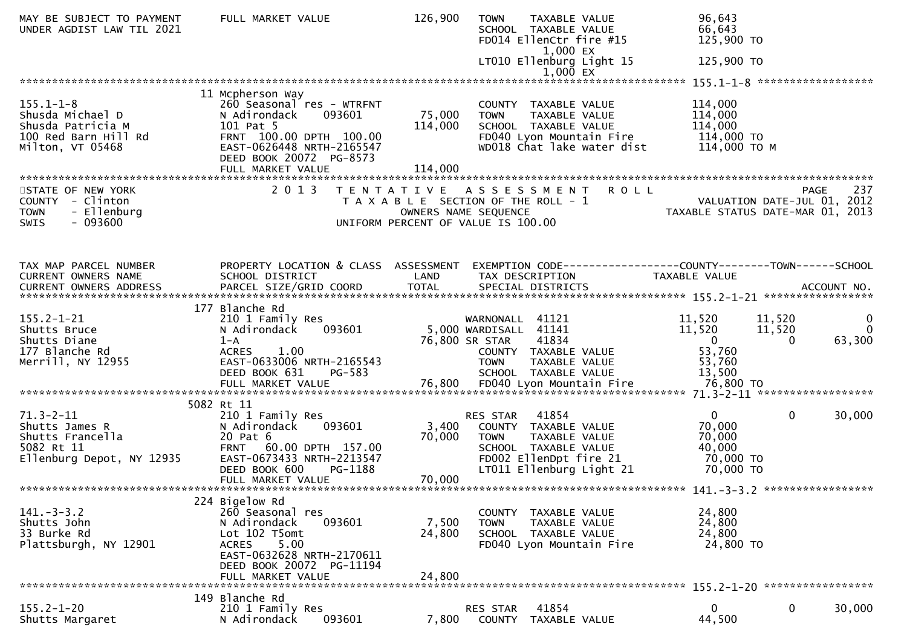```
MAY BE SUBJECT TO PAYMENT      FULL MARKET VALUE          126,900   TOWN    TAXABLE VALUE              96,643
UNDER AGDIST LAW TIL 2021                                           SCHOOL  TAXABLE VALUE              66,643
                                                                    FD014 EllenCtr fire #15           125,900 TO
                                                                          1,000 EX
                                                                    LT010 Ellenburg Light 15          125,900 TO
                                                                          1,000 EX
******************************************************************************************************* 155.1-1-8 *****************
                               11 Mcpherson Way
155.1-1-8                      260 Seasonal res - WTRFNT            COUNTY  TAXABLE VALUE             114,000
Shusda Michael D               N Adirondack      093601     75,000   TOWN    TAXABLE VALUE             114,000
Shusda Patricia M              101 Pat 5                   114,000   SCHOOL  TAXABLE VALUE             114,000
100 Red Barn Hill Rd           FRNT 100.00 DPTH 100.00              FD040 Lyon Mountain Fire          114,000 TO
Milton, VT 05468               EAST-0626448 NRTH-2165547            WD018 Chat lake water dist        114,000 TO M
                               DEED BOOK 20072  PG-8573
                               FULL MARKET VALUE           114,000
************************************************************************************************************************************
STATE OF NEW YORK                2 0 1 3   T E N T A T I V E   A S S E S S M E N T   R O L L                        PAGE   237
COUNTY  - Clinton                          T A X A B L E  SECTION OF THE ROLL - 1                 VALUATION DATE-JUL 01, 2012
TOWN    - Ellenburg                           OWNERS NAME SEQUENCE                              TAXABLE STATUS DATE-MAR 01, 2013
SWIS    - 093600                          UNIFORM PERCENT OF VALUE IS 100.00


TAX MAP PARCEL NUMBER          PROPERTY LOCATION & CLASS  ASSESSMENT  EXEMPTION CODE------------------COUNTY--------TOWN------SCHOOL
CURRENT OWNERS NAME            SCHOOL DISTRICT              LAND      TAX DESCRIPTION              TAXABLE VALUE
CURRENT OWNERS ADDRESS         PARCEL SIZE/GRID COORD       TOTAL     SPECIAL DISTRICTS                                  ACCOUNT NO.
******************************************************************************************************* 155.2-1-21 *****************
                               177 Blanche Rd
155.2-1-21                     210 1 Family Res                     WARNONALL  41121              11,520      11,520             0
Shutts Bruce                   N Adirondack      093601      5,000  WARDISALL  41141              11,520      11,520             0
Shutts Diane                   1-A                          76,800  SR STAR    41834                   0           0        63,300
177 Blanche Rd                 ACRES     1.00                       COUNTY  TAXABLE VALUE              53,760
Merrill, NY 12955              EAST-0633006 NRTH-2165543            TOWN    TAXABLE VALUE              53,760
                               DEED BOOK 631     PG-583             SCHOOL  TAXABLE VALUE              13,500
                               FULL MARKET VALUE            76,800  FD040 Lyon Mountain Fire           76,800 TO
******************************************************************************************************* 71.3-2-11 *****************
                               5082 Rt 11
71.3-2-11                      210 1 Family Res                     RES STAR   41854                   0           0        30,000
Shutts James R                 N Adirondack      093601      3,400  COUNTY  TAXABLE VALUE              70,000
Shutts Francella               20 Pat 6                     70,000  TOWN    TAXABLE VALUE              70,000
5082 Rt 11                     FRNT   60.00 DPTH 157.00             SCHOOL  TAXABLE VALUE              40,000
Ellenburg Depot, NY 12935      EAST-0673433 NRTH-2213547            FD002 EllenDpt fire 21             70,000 TO
                               DEED BOOK 600     PG-1188            LT011 Ellenburg Light 21           70,000 TO
                               FULL MARKET VALUE            70,000
******************************************************************************************************* 141.-3-3.2 *****************
                               224 Bigelow Rd
141.-3-3.2                     260 Seasonal res                     COUNTY  TAXABLE VALUE              24,800
Shutts John                    N Adirondack      093601      7,500  TOWN    TAXABLE VALUE              24,800
33 Burke Rd                    Lot 102 T5omt                24,800  SCHOOL  TAXABLE VALUE              24,800
Plattsburgh, NY 12901          ACRES     5.00                       FD040 Lyon Mountain Fire           24,800 TO
                               EAST-0632628 NRTH-2170611
                               DEED BOOK 20072  PG-11194
                               FULL MARKET VALUE            24,800
******************************************************************************************************* 155.2-1-20 *****************
                               149 Blanche Rd
155.2-1-20                     210 1 Family Res                     RES STAR   41854                   0           0        30,000
Shutts Margaret                N Adirondack      093601      7,800  COUNTY  TAXABLE VALUE              44,500
```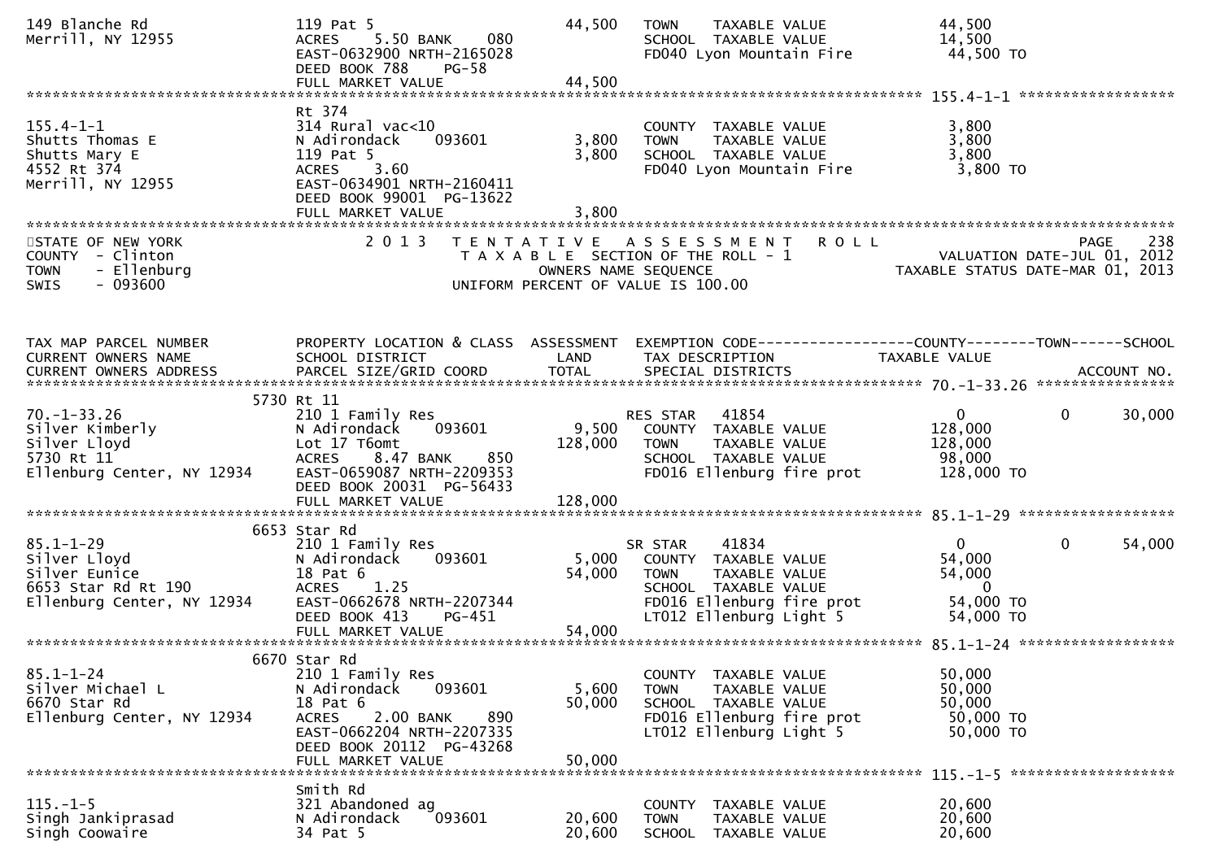```
149 Blanche Rd                119 Pat 5                     44,500   TOWN    TAXABLE VALUE              44,500
Merrill, NY 12955             ACRES    5.50 BANK    080              SCHOOL  TAXABLE VALUE              14,500
                              EAST-0632900 NRTH-2165028              FD040 Lyon Mountain Fire            44,500 TO
                              DEED BOOK 788    PG-58
                              FULL MARKET VALUE             44,500
******************************************************************************************************* 155.4-1-1 ******************
                              Rt 374
155.4-1-1                     314 Rural vac<10                       COUNTY  TAXABLE VALUE               3,800
Shutts Thomas E               N Adirondack     093601        3,800   TOWN    TAXABLE VALUE               3,800
Shutts Mary E                 119 Pat 5                      3,800   SCHOOL  TAXABLE VALUE               3,800
4552 Rt 374                   ACRES    3.60                          FD040 Lyon Mountain Fire             3,800 TO
Merrill, NY 12955             EAST-0634901 NRTH-2160411
                              DEED BOOK 99001  PG-13622
                              FULL MARKET VALUE              3,800
************************************************************************************************************************************
STATE OF NEW YORK                 2 0 1 3   T E N T A T I V E   A S S E S S M E N T   R O L L                            PAGE    238
COUNTY  - Clinton                            T A X A B L E  SECTION OF THE ROLL - 1                  VALUATION DATE-JUL 01, 2012
TOWN    - Ellenburg                                OWNERS NAME SEQUENCE                        TAXABLE STATUS DATE-MAR 01, 2013
SWIS    - 093600                           UNIFORM PERCENT OF VALUE IS 100.00


TAX MAP PARCEL NUMBER         PROPERTY LOCATION & CLASS  ASSESSMENT  EXEMPTION CODE------------------COUNTY--------TOWN------SCHOOL
CURRENT OWNERS NAME           SCHOOL DISTRICT               LAND     TAX DESCRIPTION              TAXABLE VALUE
CURRENT OWNERS ADDRESS        PARCEL SIZE/GRID COORD        TOTAL    SPECIAL DISTRICTS                                ACCOUNT NO.
******************************************************************************************************* 70.-1-33.26 ****************
                         5730 Rt 11
70.-1-33.26                   210 1 Family Res                       RES STAR   41854                  0            0     30,000
Silver Kimberly               N Adirondack     093601        9,500   COUNTY  TAXABLE VALUE             128,000
Silver Lloyd                  Lot 17 T6omt                 128,000   TOWN    TAXABLE VALUE             128,000
5730 Rt 11                    ACRES    8.47 BANK    850              SCHOOL  TAXABLE VALUE              98,000
Ellenburg Center, NY 12934    EAST-0659087 NRTH-2209353              FD016 Ellenburg fire prot          128,000 TO
                              DEED BOOK 20031  PG-56433
                              FULL MARKET VALUE            128,000
******************************************************************************************************* 85.1-1-29 ******************
                         6653 Star Rd
85.1-1-29                     210 1 Family Res                       SR STAR    41834                  0            0     54,000
Silver Lloyd                  N Adirondack     093601        5,000   COUNTY  TAXABLE VALUE              54,000
Silver Eunice                 18 Pat 6                      54,000   TOWN    TAXABLE VALUE              54,000
6653 Star Rd Rt 190           ACRES    1.25                          SCHOOL  TAXABLE VALUE                   0
Ellenburg Center, NY 12934    EAST-0662678 NRTH-2207344              FD016 Ellenburg fire prot           54,000 TO
                              DEED BOOK 413    PG-451                LT012 Ellenburg Light 5             54,000 TO
                              FULL MARKET VALUE             54,000
******************************************************************************************************* 85.1-1-24 ******************
                         6670 Star Rd
85.1-1-24                     210 1 Family Res                       COUNTY  TAXABLE VALUE              50,000
Silver Michael L              N Adirondack     093601        5,600   TOWN    TAXABLE VALUE              50,000
6670 Star Rd                  18 Pat 6                      50,000   SCHOOL  TAXABLE VALUE              50,000
Ellenburg Center, NY 12934    ACRES    2.00 BANK    890              FD016 Ellenburg fire prot           50,000 TO
                              EAST-0662204 NRTH-2207335              LT012 Ellenburg Light 5             50,000 TO
                              DEED BOOK 20112  PG-43268
                              FULL MARKET VALUE             50,000
******************************************************************************************************* 115.-1-5 *******************
                              Smith Rd
115.-1-5                      321 Abandoned ag                       COUNTY  TAXABLE VALUE              20,600
Singh Jankiprasad             N Adirondack     093601       20,600   TOWN    TAXABLE VALUE              20,600
Singh Coowaire                34 Pat 5                      20,600   SCHOOL  TAXABLE VALUE              20,600
```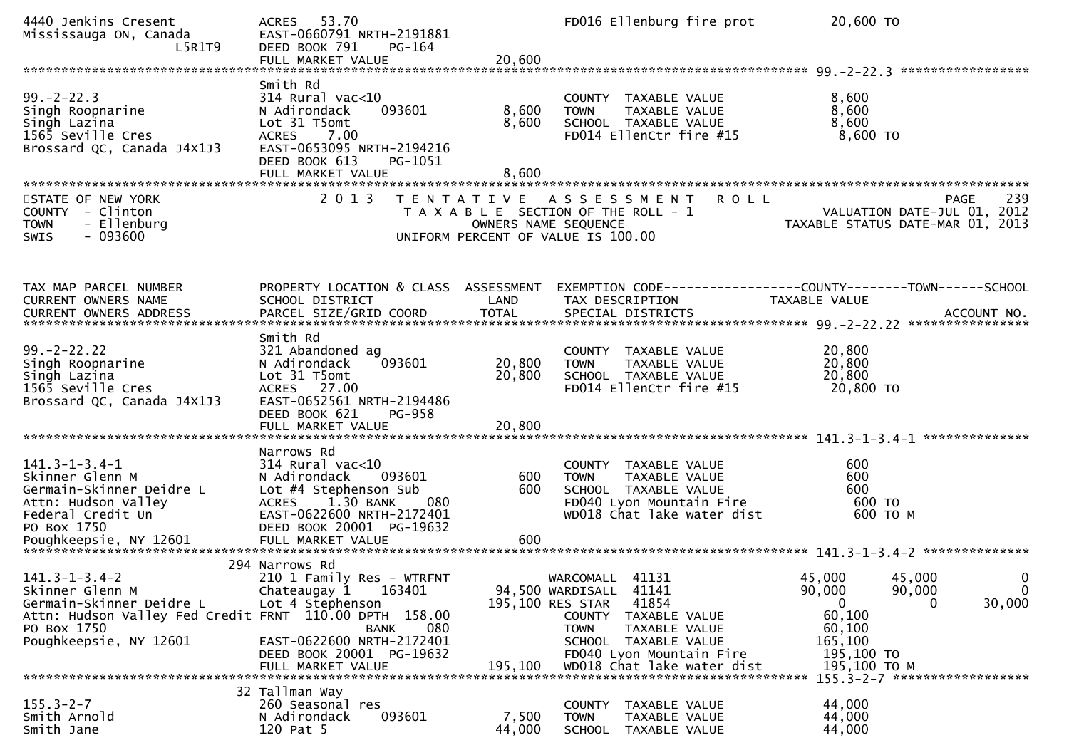```
4440 Jenkins Cresent          ACRES   53.70                              FD016 Ellenburg fire prot          20,600 TO
Mississauga ON, Canada        EAST-0660791 NRTH-2191881
                  L5R1T9      DEED BOOK 791    PG-164
                              FULL MARKET VALUE                 20,600
******************************************************************************************************* 99.-2-22.3 *****************
                              Smith Rd
99.-2-22.3                    314 Rural vac<10                           COUNTY  TAXABLE VALUE              8,600
Singh Roopnarine              N Adirondack     093601          8,600     TOWN    TAXABLE VALUE              8,600
Singh Lazina                  Lot 31 T5omt                     8,600     SCHOOL  TAXABLE VALUE              8,600
1565 Seville Cres             ACRES    7.00                              FD014 EllenCtr fire #15             8,600 TO
Brossard QC, Canada J4X1J3    EAST-0653095 NRTH-2194216
                              DEED BOOK 613    PG-1051
                              FULL MARKET VALUE                  8,600
************************************************************************************************************************************
STATE OF NEW YORK                   2 0 1 3   T E N T A T I V E   A S S E S S M E N T   R O L L                      PAGE    239
COUNTY  - Clinton                        T A X A B L E  SECTION OF THE ROLL - 1                      VALUATION DATE-JUL 01, 2012
TOWN    - Ellenburg                             OWNERS NAME SEQUENCE                          TAXABLE STATUS DATE-MAR 01, 2013
SWIS    - 093600                          UNIFORM PERCENT OF VALUE IS 100.00


TAX MAP PARCEL NUMBER         PROPERTY LOCATION & CLASS  ASSESSMENT  EXEMPTION CODE------------------COUNTY--------TOWN------SCHOOL
CURRENT OWNERS NAME           SCHOOL DISTRICT               LAND     TAX DESCRIPTION              TAXABLE VALUE
CURRENT OWNERS ADDRESS        PARCEL SIZE/GRID COORD       TOTAL     SPECIAL DISTRICTS                                  ACCOUNT NO.
******************************************************************************************************* 99.-2-22.22 ****************
                              Smith Rd
99.-2-22.22                   321 Abandoned ag                           COUNTY  TAXABLE VALUE             20,800
Singh Roopnarine              N Adirondack     093601         20,800     TOWN    TAXABLE VALUE             20,800
Singh Lazina                  Lot 31 T5omt                    20,800     SCHOOL  TAXABLE VALUE             20,800
1565 Seville Cres             ACRES   27.00                              FD014 EllenCtr fire #15            20,800 TO
Brossard QC, Canada J4X1J3    EAST-0652561 NRTH-2194486
                              DEED BOOK 621    PG-958
                              FULL MARKET VALUE                 20,800
******************************************************************************************************* 141.3-1-3.4-1 **************
                              Narrows Rd
141.3-1-3.4-1                 314 Rural vac<10                           COUNTY  TAXABLE VALUE                600
Skinner Glenn M               N Adirondack     093601            600     TOWN    TAXABLE VALUE                600
Germain-Skinner Deidre L      Lot #4 Stephenson Sub              600     SCHOOL  TAXABLE VALUE                600
Attn: Hudson Valley           ACRES    1.30 BANK     080                 FD040 Lyon Mountain Fire             600 TO
Federal Credit Un             EAST-0622600 NRTH-2172401                  WD018 Chat lake water dist           600 TO M
PO Box 1750                   DEED BOOK 20001  PG-19632
Poughkeepsie, NY 12601        FULL MARKET VALUE                    600
******************************************************************************************************* 141.3-1-3.4-2 **************
                         294 Narrows Rd
141.3-1-3.4-2                 210 1 Family Res - WTRFNT          WARCOMALL  41131               45,000       45,000             0
Skinner Glenn M               Chateaugay 1     163401     94,500 WARDISALL  41141               90,000       90,000             0
Germain-Skinner Deidre L      Lot 4 Stephenson           195,100 RES STAR   41854                    0            0        30,000
Attn: Hudson Valley Fed Credit FRNT 110.00 DPTH 158.00           COUNTY  TAXABLE VALUE              60,100
PO Box 1750                             BANK     080             TOWN    TAXABLE VALUE              60,100
Poughkeepsie, NY 12601        EAST-0622600 NRTH-2172401          SCHOOL  TAXABLE VALUE             165,100
                              DEED BOOK 20001  PG-19632          FD040 Lyon Mountain Fire          195,100 TO
                              FULL MARKET VALUE                195,100   WD018 Chat lake water dist        195,100 TO M
******************************************************************************************************* 155.3-2-7 ******************
                         32 Tallman Way
155.3-2-7                     260 Seasonal res                           COUNTY  TAXABLE VALUE             44,000
Smith Arnold                  N Adirondack     093601          7,500     TOWN    TAXABLE VALUE             44,000
Smith Jane                    120 Pat 5                       44,000     SCHOOL  TAXABLE VALUE             44,000
```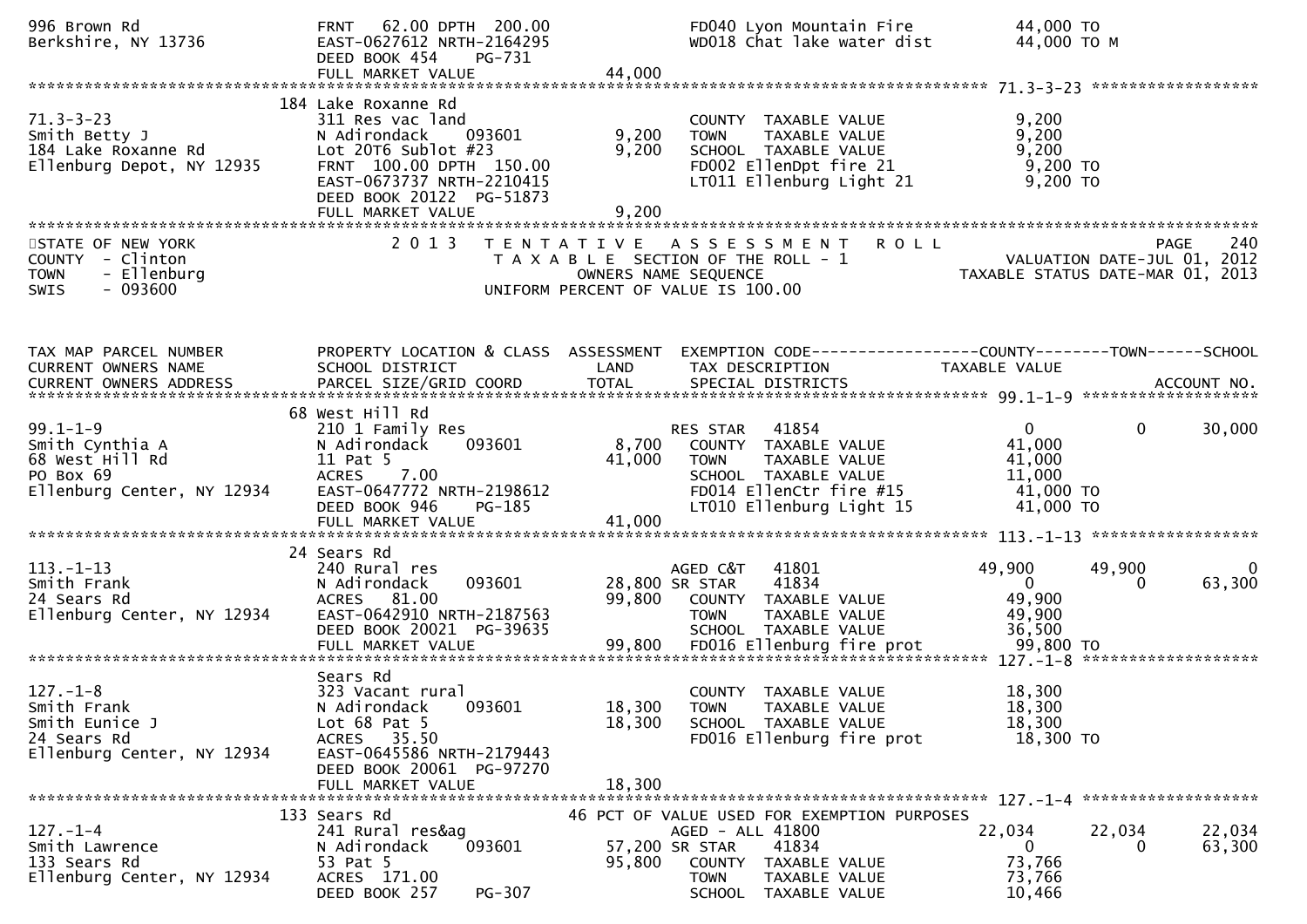```
996 Brown Rd                      FRNT   62.00 DPTH  200.00                  FD040 Lyon Mountain Fire              44,000 TO
Berkshire, NY 13736               EAST-0627612 NRTH-2164295                   WD018 Chat lake water dist            44,000 TO M
                                  DEED BOOK 454     PG-731
                                  FULL MARKET VALUE              44,000
******************************************************************************************************* 71.3-3-23 ******************
                                 184 Lake Roxanne Rd
71.3-3-23                         311 Res vac land                            COUNTY  TAXABLE VALUE                  9,200
Smith Betty J                     N Adirondack      093601          9,200     TOWN    TAXABLE VALUE                  9,200
184 Lake Roxanne Rd               Lot 20T6 Sublot #23               9,200     SCHOOL  TAXABLE VALUE                  9,200
Ellenburg Depot, NY 12935         FRNT  100.00 DPTH  150.00                   FD002 EllenDpt fire 21                 9,200 TO
                                  EAST-0673737 NRTH-2210415                   LT011 Ellenburg Light 21               9,200 TO
                                  DEED BOOK 20122  PG-51873
                                  FULL MARKET VALUE               9,200
************************************************************************************************************************************
STATE OF NEW YORK                   2 0 1 3   T E N T A T I V E   A S S E S S M E N T   R O L L                          PAGE    240
COUNTY  - Clinton                             T A X A B L E  SECTION OF THE ROLL - 1                     VALUATION DATE-JUL 01, 2012
TOWN    - Ellenburg                                  OWNERS NAME SEQUENCE                              TAXABLE STATUS DATE-MAR 01, 2013
SWIS    - 093600                               UNIFORM PERCENT OF VALUE IS 100.00


TAX MAP PARCEL NUMBER             PROPERTY LOCATION & CLASS  ASSESSMENT  EXEMPTION CODE------------------COUNTY--------TOWN------SCHOOL
CURRENT OWNERS NAME               SCHOOL DISTRICT               LAND      TAX DESCRIPTION             TAXABLE VALUE
CURRENT OWNERS ADDRESS            PARCEL SIZE/GRID COORD        TOTAL     SPECIAL DISTRICTS                                   ACCOUNT NO.
******************************************************************************************************* 99.1-1-9 *******************
                                 68 West Hill Rd
99.1-1-9                          210 1 Family Res                            RES STAR   41854                   0             0      30,000
Smith Cynthia A                   N Adirondack      093601          8,700     COUNTY  TAXABLE VALUE             41,000
68 West Hill Rd                   11 Pat 5                         41,000     TOWN    TAXABLE VALUE             41,000
PO Box 69                         ACRES    7.00                               SCHOOL  TAXABLE VALUE             11,000
Ellenburg Center, NY 12934        EAST-0647772 NRTH-2198612                   FD014 EllenCtr fire #15               41,000 TO
                                  DEED BOOK 946     PG-185                    LT010 Ellenburg Light 15              41,000 TO
                                  FULL MARKET VALUE              41,000
******************************************************************************************************* 113.-1-13 ******************
                                 24 Sears Rd
113.-1-13                         240 Rural res                               AGED C&T   41801              49,900        49,900           0
Smith Frank                       N Adirondack      093601         28,800 SR STAR    41834                       0             0      63,300
24 Sears Rd                       ACRES   81.00                    99,800     COUNTY  TAXABLE VALUE             49,900
Ellenburg Center, NY 12934        EAST-0642910 NRTH-2187563                   TOWN    TAXABLE VALUE             49,900
                                  DEED BOOK 20021  PG-39635                   SCHOOL  TAXABLE VALUE             36,500
                                  FULL MARKET VALUE              99,800      FD016 Ellenburg fire prot             99,800 TO
******************************************************************************************************* 127.-1-8 *******************
                                 Sears Rd
127.-1-8                          323 Vacant rural                            COUNTY  TAXABLE VALUE             18,300
Smith Frank                       N Adirondack      093601         18,300     TOWN    TAXABLE VALUE             18,300
Smith Eunice J                    Lot 68 Pat 5                     18,300     SCHOOL  TAXABLE VALUE             18,300
24 Sears Rd                       ACRES   35.50                               FD016 Ellenburg fire prot             18,300 TO
Ellenburg Center, NY 12934        EAST-0645586 NRTH-2179443
                                  DEED BOOK 20061  PG-97270
                                  FULL MARKET VALUE              18,300
******************************************************************************************************* 127.-1-4 *******************
                                 133 Sears Rd                    46 PCT OF VALUE USED FOR EXEMPTION PURPOSES
127.-1-4                          241 Rural res&ag                            AGED - ALL 41800              22,034        22,034      22,034
Smith Lawrence                    N Adirondack      093601         57,200 SR STAR    41834                       0             0      63,300
133 Sears Rd                      53 Pat 5                         95,800     COUNTY  TAXABLE VALUE             73,766
Ellenburg Center, NY 12934        ACRES  171.00                               TOWN    TAXABLE VALUE             73,766
                                  DEED BOOK 257     PG-307                    SCHOOL  TAXABLE VALUE             10,466
```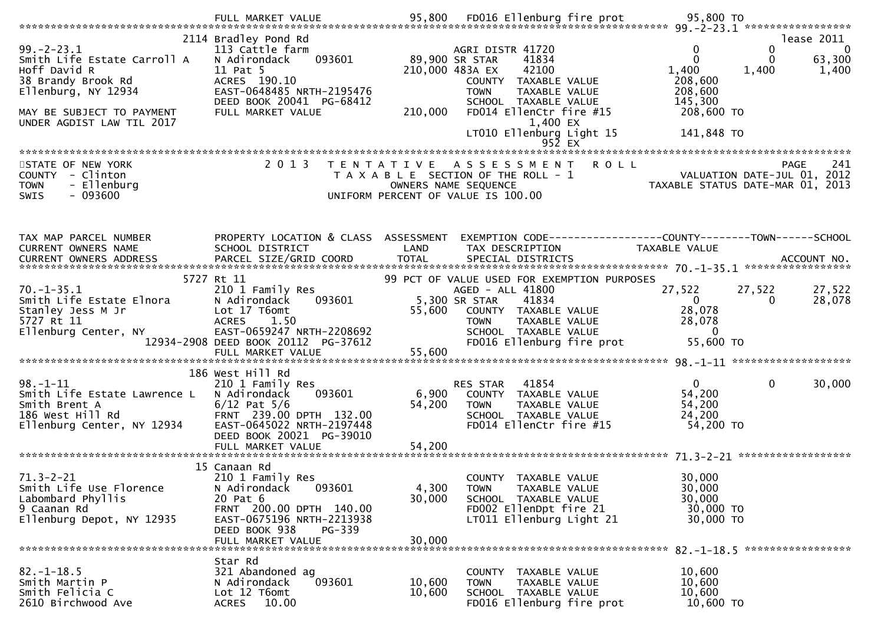```
                              FULL MARKET VALUE              95,800   FD016 Ellenburg fire prot          95,800 TO
******************************************************************************************************* 99.-2-23.1 *****************
                           2114 Bradley Pond Rd                                                                        lease 2011
99.-2-23.1                   113 Cattle farm                           AGRI DISTR 41720                   0            0            0
Smith Life Estate Carroll A  N Adirondack      093601       89,900 SR STAR    41834                   0            0       63,300
Hoff David R                 11 Pat 5                      210,000 483A EX    42100               1,400        1,400        1,400
38 Brandy Brook Rd           ACRES  190.10                          COUNTY  TAXABLE VALUE           208,600
Ellenburg, NY 12934          EAST-0648485 NRTH-2195476              TOWN    TAXABLE VALUE           208,600
                             DEED BOOK 20041  PG-68412              SCHOOL  TAXABLE VALUE           145,300
MAY BE SUBJECT TO PAYMENT    FULL MARKET VALUE             210,000   FD014 EllenCtr fire #15          208,600 TO
UNDER AGDIST LAW TIL 2017                                                    1,400 EX
                                                                    LT010 Ellenburg Light 15          141,848 TO
                                                                             952 EX
************************************************************************************************************************************
STATE OF NEW YORK              2 0 1 3   T E N T A T I V E   A S S E S S M E N T   R O L L                          PAGE    241
COUNTY  - Clinton                        T A X A B L E  SECTION OF THE ROLL - 1                  VALUATION DATE-JUL 01, 2012
TOWN    - Ellenburg                         OWNERS NAME SEQUENCE                            TAXABLE STATUS DATE-MAR 01, 2013
SWIS    - 093600                     UNIFORM PERCENT OF VALUE IS 100.00


TAX MAP PARCEL NUMBER          PROPERTY LOCATION & CLASS  ASSESSMENT  EXEMPTION CODE------------------COUNTY--------TOWN------SCHOOL
CURRENT OWNERS NAME            SCHOOL DISTRICT               LAND      TAX DESCRIPTION              TAXABLE VALUE
CURRENT OWNERS ADDRESS         PARCEL SIZE/GRID COORD        TOTAL     SPECIAL DISTRICTS                                  ACCOUNT NO.
******************************************************************************************************* 70.-1-35.1 *****************
                           5727 Rt 11                               99 PCT OF VALUE USED FOR EXEMPTION PURPOSES
70.-1-35.1                   210 1 Family Res                          AGED - ALL 41800               27,522       27,522       27,522
Smith Life Estate Elnora     N Adirondack      093601        5,300 SR STAR    41834                   0            0       28,078
Stanley Jess M Jr            Lot 17 T6omt                   55,600   COUNTY  TAXABLE VALUE            28,078
5727 Rt 11                   ACRES    1.50                           TOWN    TAXABLE VALUE            28,078
Ellenburg Center, NY         EAST-0659247 NRTH-2208692               SCHOOL  TAXABLE VALUE                0
                  12934-2908 DEED BOOK 20112  PG-37612               FD016 Ellenburg fire prot          55,600 TO
                             FULL MARKET VALUE              55,600
******************************************************************************************************* 98.-1-11 *******************
                           186 West Hill Rd
98.-1-11                     210 1 Family Res                          RES STAR   41854                   0            0       30,000
Smith Life Estate Lawrence L N Adirondack      093601        6,900   COUNTY  TAXABLE VALUE            54,200
Smith Brent A                6/12 Pat 5/6                   54,200   TOWN    TAXABLE VALUE            54,200
186 West Hill Rd             FRNT  239.00 DPTH 132.00                SCHOOL  TAXABLE VALUE            24,200
Ellenburg Center, NY 12934   EAST-0645022 NRTH-2197448               FD014 EllenCtr fire #15           54,200 TO
                             DEED BOOK 20021  PG-39010
                             FULL MARKET VALUE              54,200
******************************************************************************************************* 71.3-2-21 ******************
                           15 Canaan Rd
71.3-2-21                    210 1 Family Res                          COUNTY  TAXABLE VALUE            30,000
Smith Life Use Florence      N Adirondack      093601        4,300   TOWN    TAXABLE VALUE            30,000
Labombard Phyllis            20 Pat 6                       30,000   SCHOOL  TAXABLE VALUE            30,000
9 Caanan Rd                  FRNT  200.00 DPTH 140.00                FD002 EllenDpt fire 21            30,000 TO
Ellenburg Depot, NY 12935    EAST-0675196 NRTH-2213938               LT011 Ellenburg Light 21          30,000 TO
                             DEED BOOK 938     PG-339
                             FULL MARKET VALUE              30,000
******************************************************************************************************* 82.-1-18.5 *****************
                             Star Rd
82.-1-18.5                   321 Abandoned ag                          COUNTY  TAXABLE VALUE            10,600
Smith Martin P               N Adirondack      093601       10,600   TOWN    TAXABLE VALUE            10,600
Smith Felicia C              Lot 12 T6omt                   10,600   SCHOOL  TAXABLE VALUE            10,600
2610 Birchwood Ave           ACRES   10.00                           FD016 Ellenburg fire prot          10,600 TO
```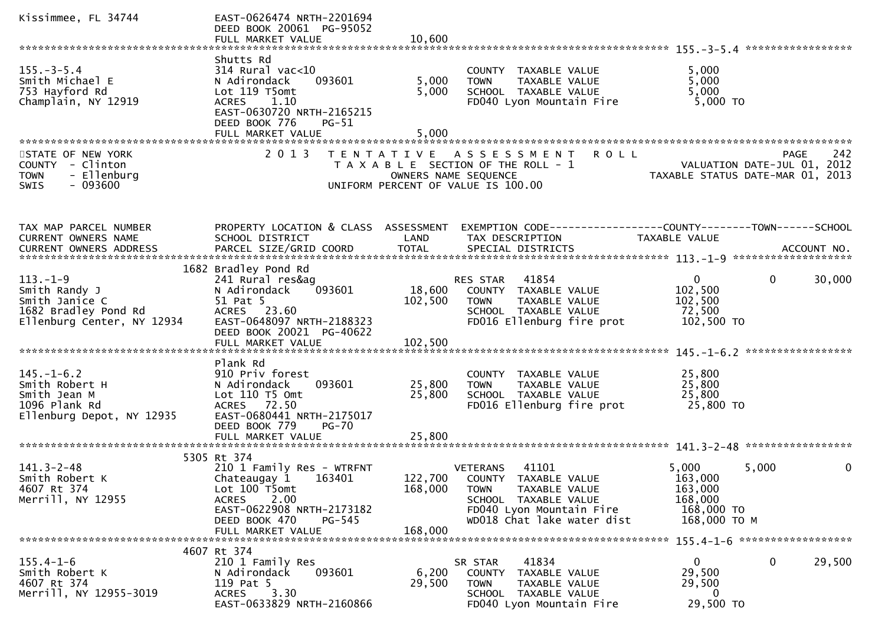```
Kissimmee, FL 34744          EAST-0626474 NRTH-2201694
                             DEED BOOK 20061  PG-95052
                             FULL MARKET VALUE              10,600
******************************************************************************************************* 155.-3-5.4 *****************
                             Shutts Rd
155.-3-5.4                   314 Rural vac<10                          COUNTY  TAXABLE VALUE             5,000
Smith Michael E              N Adirondack     093601        5,000      TOWN    TAXABLE VALUE             5,000
753 Hayford Rd               Lot 119 T5omt                  5,000      SCHOOL  TAXABLE VALUE             5,000
Champlain, NY 12919          ACRES    1.10                             FD040 Lyon Mountain Fire           5,000 TO
                             EAST-0630720 NRTH-2165215
                             DEED BOOK 776    PG-51
                             FULL MARKET VALUE               5,000
*******************************************************************************************************************************
STATE OF NEW YORK                2 0 1 3   T E N T A T I V E   A S S E S S M E N T   R O L L                     PAGE    242
COUNTY  - Clinton                          T A X A B L E  SECTION OF THE ROLL - 1                  VALUATION DATE-JUL 01, 2012
TOWN    - Ellenburg                              OWNERS NAME SEQUENCE                           TAXABLE STATUS DATE-MAR 01, 2013
SWIS    - 093600                        UNIFORM PERCENT OF VALUE IS 100.00


TAX MAP PARCEL NUMBER        PROPERTY LOCATION & CLASS  ASSESSMENT  EXEMPTION CODE------------------COUNTY--------TOWN------SCHOOL
CURRENT OWNERS NAME          SCHOOL DISTRICT               LAND      TAX DESCRIPTION              TAXABLE VALUE
CURRENT OWNERS ADDRESS       PARCEL SIZE/GRID COORD        TOTAL     SPECIAL DISTRICTS                                 ACCOUNT NO.
******************************************************************************************************* 113.-1-9 *******************
                        1682 Bradley Pond Rd
113.-1-9                     241 Rural res&ag                          RES STAR   41854                  0           0      30,000
Smith Randy J                N Adirondack     093601       18,600      COUNTY  TAXABLE VALUE           102,500
Smith Janice C               51 Pat 5                     102,500      TOWN    TAXABLE VALUE           102,500
1682 Bradley Pond Rd         ACRES   23.60                             SCHOOL  TAXABLE VALUE            72,500
Ellenburg Center, NY 12934   EAST-0648097 NRTH-2188323                 FD016 Ellenburg fire prot        102,500 TO
                             DEED BOOK 20021  PG-40622
                             FULL MARKET VALUE             102,500
******************************************************************************************************* 145.-1-6.2 *****************
                             Plank Rd
145.-1-6.2                   910 Priv forest                           COUNTY  TAXABLE VALUE            25,800
Smith Robert H               N Adirondack     093601       25,800      TOWN    TAXABLE VALUE            25,800
Smith Jean M                 Lot 110 T5 Omt                25,800      SCHOOL  TAXABLE VALUE            25,800
1096 Plank Rd                ACRES   72.50                             FD016 Ellenburg fire prot         25,800 TO
Ellenburg Depot, NY 12935    EAST-0680441 NRTH-2175017
                             DEED BOOK 779    PG-70
                             FULL MARKET VALUE              25,800
******************************************************************************************************* 141.3-2-48 *****************
                        5305 Rt 374
141.3-2-48                   210 1 Family Res - WTRFNT                 VETERANS   41101              5,000       5,000           0
Smith Robert K               Chateaugay 1     163401      122,700      COUNTY  TAXABLE VALUE           163,000
4607 Rt 374                  Lot 100 T5omt                168,000      TOWN    TAXABLE VALUE           163,000
Merrill, NY 12955            ACRES    2.00                             SCHOOL  TAXABLE VALUE           168,000
                             EAST-0622908 NRTH-2173182                 FD040 Lyon Mountain Fire         168,000 TO
                             DEED BOOK 470    PG-545                   WD018 Chat lake water dist       168,000 TO M
                             FULL MARKET VALUE             168,000
******************************************************************************************************* 155.4-1-6 ******************
                        4607 Rt 374
155.4-1-6                    210 1 Family Res                          SR STAR    41834                  0           0      29,500
Smith Robert K               N Adirondack     093601        6,200      COUNTY  TAXABLE VALUE            29,500
4607 Rt 374                  119 Pat 5                     29,500      TOWN    TAXABLE VALUE            29,500
Merrill, NY 12955-3019       ACRES    3.30                             SCHOOL  TAXABLE VALUE                 0
                             EAST-0633829 NRTH-2160866                 FD040 Lyon Mountain Fire          29,500 TO
```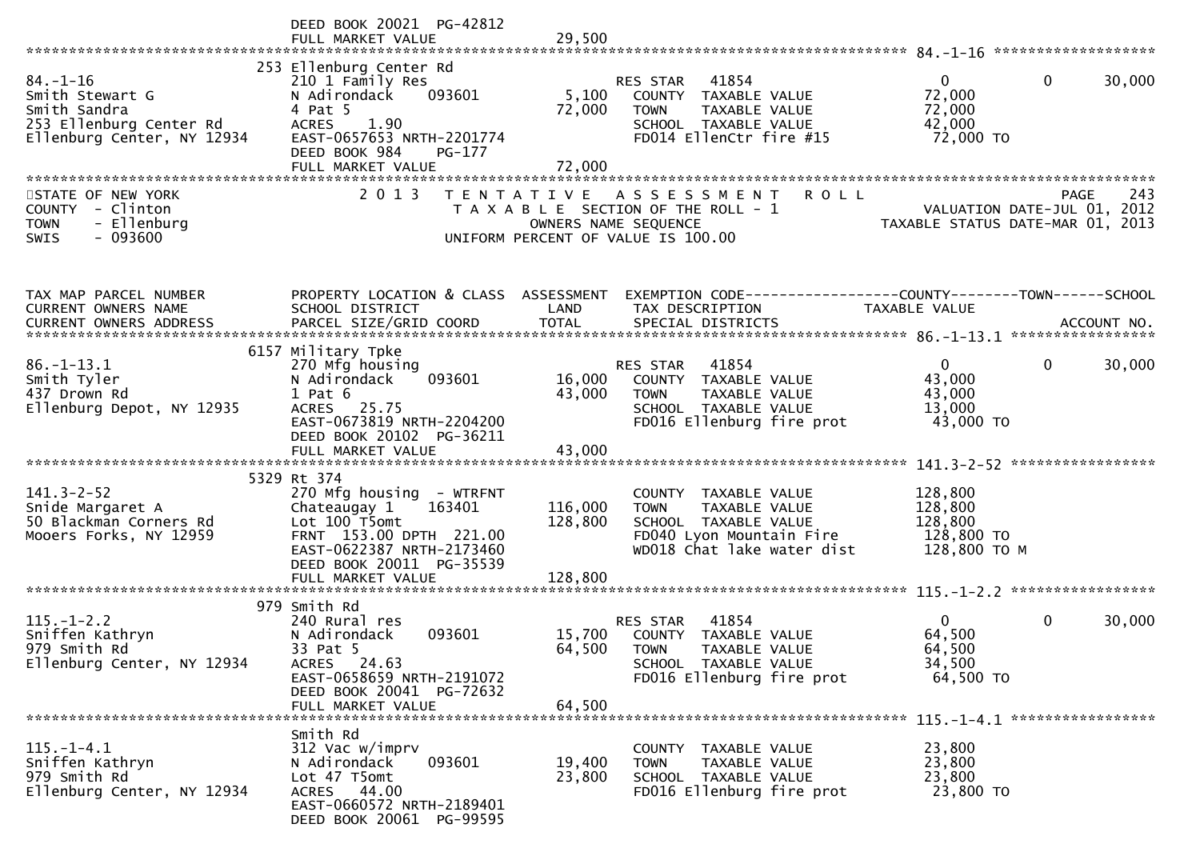DEED BOOK 20021 PG-42812
FULL MARKET VALUE 29,500

******************************************************************************************************* 84.-1-16 ********************

| | 253 Ellenburg Center Rd | | | | | |
|---|---|---|---|---|---|---|
| 84.-1-16 | 210 1 Family Res | | RES STAR 41854 | 0 | 0 | 30,000 |
| Smith Stewart G | N Adirondack 093601 | 5,100 | COUNTY TAXABLE VALUE | 72,000 | | |
| Smith Sandra | 4 Pat 5 | 72,000 | TOWN TAXABLE VALUE | 72,000 | | |
| 253 Ellenburg Center Rd | ACRES 1.90 | | SCHOOL TAXABLE VALUE | 42,000 | | |
| Ellenburg Center, NY 12934 | EAST-0657653 NRTH-2201774 | | FD014 EllenCtr fire #15 | 72,000 TO | | |
| | DEED BOOK 984 PG-177 | | | | | |
| | FULL MARKET VALUE | 72,000 | | | | |

STATE OF NEW YORK — 2013 TENTATIVE ASSESSMENT ROLL — PAGE 243
COUNTY - Clinton — TAXABLE SECTION OF THE ROLL - 1 — VALUATION DATE-JUL 01, 2012
TOWN - Ellenburg — OWNERS NAME SEQUENCE — TAXABLE STATUS DATE-MAR 01, 2013
SWIS - 093600 — UNIFORM PERCENT OF VALUE IS 100.00

| TAX MAP PARCEL NUMBER / CURRENT OWNERS NAME / CURRENT OWNERS ADDRESS | PROPERTY LOCATION & CLASS / SCHOOL DISTRICT / PARCEL SIZE/GRID COORD | ASSESSMENT LAND / TOTAL | EXEMPTION CODE / TAX DESCRIPTION / SPECIAL DISTRICTS | COUNTY TAXABLE VALUE | TOWN | SCHOOL / ACCOUNT NO. |
|---|---|---|---|---|---|---|
| | 6157 Military Tpke | | | | | |
| 86.-1-13.1 | 270 Mfg housing | | RES STAR 41854 | 0 | 0 | 30,000 |
| Smith Tyler | N Adirondack 093601 | 16,000 | COUNTY TAXABLE VALUE | 43,000 | | |
| 437 Drown Rd | 1 Pat 6 | 43,000 | TOWN TAXABLE VALUE | 43,000 | | |
| Ellenburg Depot, NY 12935 | ACRES 25.75 | | SCHOOL TAXABLE VALUE | 13,000 | | |
| | EAST-0673819 NRTH-2204200 | | FD016 Ellenburg fire prot | 43,000 TO | | |
| | DEED BOOK 20102 PG-36211 | | | | | |
| | FULL MARKET VALUE | 43,000 | | | | |
| | 5329 Rt 374 | | | | | |
| 141.3-2-52 | 270 Mfg housing - WTRFNT | | COUNTY TAXABLE VALUE | 128,800 | | |
| Snide Margaret A | Chateaugay 1 163401 | 116,000 | TOWN TAXABLE VALUE | 128,800 | | |
| 50 Blackman Corners Rd | Lot 100 T5omt | 128,800 | SCHOOL TAXABLE VALUE | 128,800 | | |
| Mooers Forks, NY 12959 | FRNT 153.00 DPTH 221.00 | | FD040 Lyon Mountain Fire | 128,800 TO | | |
| | EAST-0622387 NRTH-2173460 | | WD018 Chat lake water dist | 128,800 TO M | | |
| | DEED BOOK 20011 PG-35539 | | | | | |
| | FULL MARKET VALUE | 128,800 | | | | |
| | 979 Smith Rd | | | | | |
| 115.-1-2.2 | 240 Rural res | | RES STAR 41854 | 0 | 0 | 30,000 |
| Sniffen Kathryn | N Adirondack 093601 | 15,700 | COUNTY TAXABLE VALUE | 64,500 | | |
| 979 Smith Rd | 33 Pat 5 | 64,500 | TOWN TAXABLE VALUE | 64,500 | | |
| Ellenburg Center, NY 12934 | ACRES 24.63 | | SCHOOL TAXABLE VALUE | 34,500 | | |
| | EAST-0658659 NRTH-2191072 | | FD016 Ellenburg fire prot | 64,500 TO | | |
| | DEED BOOK 20041 PG-72632 | | | | | |
| | FULL MARKET VALUE | 64,500 | | | | |
| | Smith Rd | | | | | |
| 115.-1-4.1 | 312 Vac w/imprv | | COUNTY TAXABLE VALUE | 23,800 | | |
| Sniffen Kathryn | N Adirondack 093601 | 19,400 | TOWN TAXABLE VALUE | 23,800 | | |
| 979 Smith Rd | Lot 47 T5omt | 23,800 | SCHOOL TAXABLE VALUE | 23,800 | | |
| Ellenburg Center, NY 12934 | ACRES 44.00 | | FD016 Ellenburg fire prot | 23,800 TO | | |
| | EAST-0660572 NRTH-2189401 | | | | | |
| | DEED BOOK 20061 PG-99595 | | | | | |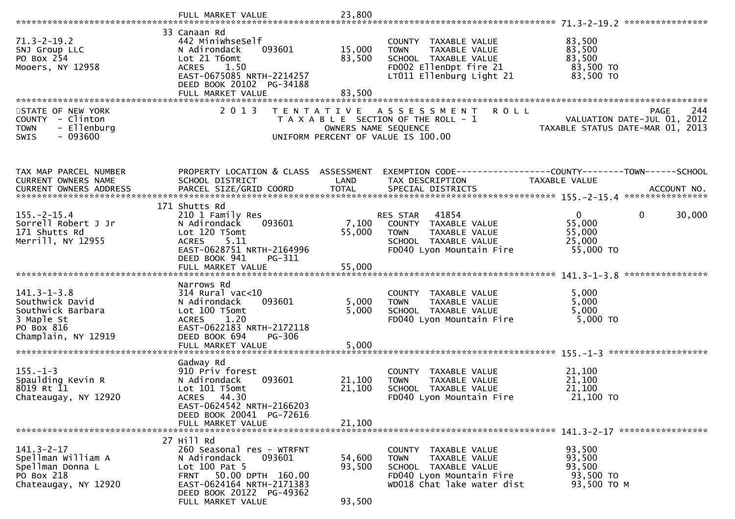```
                                   FULL MARKET VALUE              23,800
******************************************************************************************************* 71.3-2-19.2 ****************
                                   33 Canaan Rd
71.3-2-19.2                        442 MiniWhseSelf                           COUNTY  TAXABLE VALUE              83,500
SNJ Group LLC                      N Adirondack      093601       15,000     TOWN    TAXABLE VALUE              83,500
PO Box 254                         Lot 21 T6omt                   83,500     SCHOOL  TAXABLE VALUE              83,500
Mooers, NY 12958                   ACRES     1.50                             FD002 EllenDpt fire 21              83,500 TO
                                   EAST-0675085 NRTH-2214257                  LT011 Ellenburg Light 21            83,500 TO
                                   DEED BOOK 20102   PG-34188
                                   FULL MARKET VALUE              83,500
*******************************************************************************************************************************
STATE OF NEW YORK                  2 0 1 3   T E N T A T I V E   A S S E S S M E N T   R O L L                        PAGE    244
COUNTY  - Clinton                          T A X A B L E  SECTION OF THE ROLL - 1                     VALUATION DATE-JUL 01, 2012
TOWN    - Ellenburg                               OWNERS NAME SEQUENCE                             TAXABLE STATUS DATE-MAR 01, 2013
SWIS    - 093600                            UNIFORM PERCENT OF VALUE IS 100.00


TAX MAP PARCEL NUMBER              PROPERTY LOCATION & CLASS  ASSESSMENT  EXEMPTION CODE------------------COUNTY--------TOWN------SCHOOL
CURRENT OWNERS NAME                SCHOOL DISTRICT               LAND      TAX DESCRIPTION             TAXABLE VALUE
CURRENT OWNERS ADDRESS             PARCEL SIZE/GRID COORD        TOTAL     SPECIAL DISTRICTS                                 ACCOUNT NO.
******************************************************************************************************* 155.-2-15.4 ****************
                                   171 Shutts Rd
155.-2-15.4                        210 1 Family Res                           RES STAR   41854             0            0       30,000
Sorrell Robert J Jr                N Adirondack      093601        7,100     COUNTY  TAXABLE VALUE              55,000
171 Shutts Rd                      Lot 120 T5omt                  55,000     TOWN    TAXABLE VALUE              55,000
Merrill, NY 12955                  ACRES     5.11                             SCHOOL  TAXABLE VALUE              25,000
                                   EAST-0628751 NRTH-2164996                  FD040 Lyon Mountain Fire            55,000 TO
                                   DEED BOOK 941     PG-311
                                   FULL MARKET VALUE              55,000
******************************************************************************************************* 141.3-1-3.8 ****************
                                   Narrows Rd
141.3-1-3.8                        314 Rural vac<10                           COUNTY  TAXABLE VALUE               5,000
Southwick David                    N Adirondack      093601        5,000     TOWN    TAXABLE VALUE               5,000
Southwick Barbara                  Lot 100 T5omt                   5,000     SCHOOL  TAXABLE VALUE               5,000
3 Maple St                         ACRES     1.20                             FD040 Lyon Mountain Fire             5,000 TO
PO Box 816                         EAST-0622183 NRTH-2172118
Champlain, NY 12919                DEED BOOK 694     PG-306
                                   FULL MARKET VALUE               5,000
******************************************************************************************************* 155.-1-3 *******************
                                   Gadway Rd
155.-1-3                           910 Priv forest                            COUNTY  TAXABLE VALUE              21,100
Spaulding Kevin R                  N Adirondack      093601       21,100     TOWN    TAXABLE VALUE              21,100
8019 Rt 11                         Lot 101 T5omt                  21,100     SCHOOL  TAXABLE VALUE              21,100
Chateaugay, NY 12920               ACRES    44.30                             FD040 Lyon Mountain Fire            21,100 TO
                                   EAST-0624542 NRTH-2166203
                                   DEED BOOK 20041   PG-72616
                                   FULL MARKET VALUE              21,100
******************************************************************************************************* 141.3-2-17 *****************
                                   27 Hill Rd
141.3-2-17                         260 Seasonal res - WTRFNT                  COUNTY  TAXABLE VALUE              93,500
Spellman William A                 N Adirondack      093601       54,600     TOWN    TAXABLE VALUE              93,500
Spellman Donna L                   Lot 100 Pat 5                  93,500     SCHOOL  TAXABLE VALUE              93,500
PO Box 218                         FRNT    50.00 DPTH  160.00                 FD040 Lyon Mountain Fire            93,500 TO
Chateaugay, NY 12920               EAST-0624164 NRTH-2171383                  WD018 Chat lake water dist          93,500 TO M
                                   DEED BOOK 20122   PG-49362
                                   FULL MARKET VALUE              93,500
```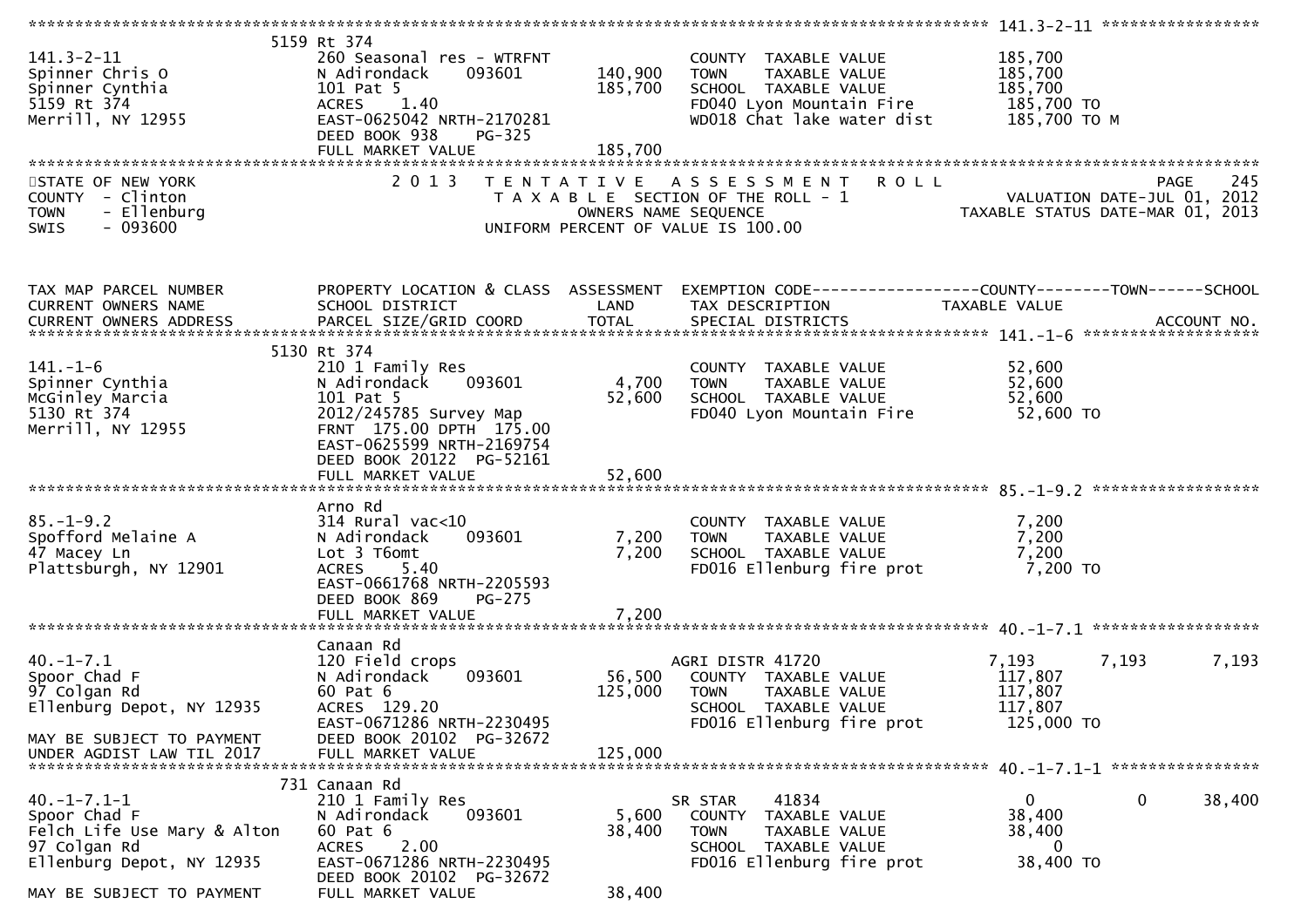```
******************************************************************************************************* 141.3-2-11 *****************
                        5159 Rt 374
141.3-2-11                   260 Seasonal res - WTRFNT             COUNTY  TAXABLE VALUE          185,700
Spinner Chris O              N Adirondack     093601     140,900   TOWN    TAXABLE VALUE          185,700
Spinner Cynthia              101 Pat 5                   185,700   SCHOOL  TAXABLE VALUE          185,700
5159 Rt 374                  ACRES    1.40                         FD040 Lyon Mountain Fire        185,700 TO
Merrill, NY 12955            EAST-0625042 NRTH-2170281             WD018 Chat lake water dist      185,700 TO M
                             DEED BOOK 938    PG-325
                             FULL MARKET VALUE           185,700
******************************************************************************************************************************************
```

STATE OF NEW YORK — 2 0 1 3 TENTATIVE ASSESSMENT ROLL — PAGE 245
COUNTY - Clinton — TAXABLE SECTION OF THE ROLL - 1 — VALUATION DATE-JUL 01, 2012
TOWN - Ellenburg — OWNERS NAME SEQUENCE — TAXABLE STATUS DATE-MAR 01, 2013
SWIS - 093600 — UNIFORM PERCENT OF VALUE IS 100.00

```
TAX MAP PARCEL NUMBER          PROPERTY LOCATION & CLASS  ASSESSMENT  EXEMPTION CODE------------------COUNTY--------TOWN------SCHOOL
CURRENT OWNERS NAME            SCHOOL DISTRICT               LAND     TAX DESCRIPTION              TAXABLE VALUE
CURRENT OWNERS ADDRESS         PARCEL SIZE/GRID COORD        TOTAL    SPECIAL DISTRICTS                                    ACCOUNT NO.
******************************************************************************************************* 141.-1-6 *******************
                        5130 Rt 374
141.-1-6                     210 1 Family Res                      COUNTY  TAXABLE VALUE           52,600
Spinner Cynthia              N Adirondack     093601       4,700   TOWN    TAXABLE VALUE           52,600
McGinley Marcia              101 Pat 5                    52,600   SCHOOL  TAXABLE VALUE           52,600
5130 Rt 374                  2012/245785 Survey Map                FD040 Lyon Mountain Fire         52,600 TO
Merrill, NY 12955            FRNT 175.00 DPTH 175.00
                             EAST-0625599 NRTH-2169754
                             DEED BOOK 20122  PG-52161
                             FULL MARKET VALUE            52,600
******************************************************************************************************* 85.-1-9.2 ******************
                             Arno Rd
85.-1-9.2                    314 Rural vac<10                      COUNTY  TAXABLE VALUE            7,200
Spofford Melaine A           N Adirondack     093601       7,200   TOWN    TAXABLE VALUE            7,200
47 Macey Ln                  Lot 3 T6omt                   7,200   SCHOOL  TAXABLE VALUE            7,200
Plattsburgh, NY 12901        ACRES    5.40                         FD016 Ellenburg fire prot         7,200 TO
                             EAST-0661768 NRTH-2205593
                             DEED BOOK 869    PG-275
                             FULL MARKET VALUE             7,200
******************************************************************************************************* 40.-1-7.1 ******************
                             Canaan Rd
40.-1-7.1                    120 Field crops                       AGRI DISTR 41720              7,193       7,193        7,193
Spoor Chad F                 N Adirondack     093601      56,500   COUNTY  TAXABLE VALUE          117,807
97 Colgan Rd                 60 Pat 6                    125,000   TOWN    TAXABLE VALUE          117,807
Ellenburg Depot, NY 12935    ACRES  129.20                         SCHOOL  TAXABLE VALUE          117,807
                             EAST-0671286 NRTH-2230495             FD016 Ellenburg fire prot       125,000 TO
MAY BE SUBJECT TO PAYMENT    DEED BOOK 20102  PG-32672
UNDER AGDIST LAW TIL 2017    FULL MARKET VALUE           125,000
******************************************************************************************************* 40.-1-7.1-1 ****************
                        731 Canaan Rd
40.-1-7.1-1                  210 1 Family Res                      SR STAR      41834                0           0       38,400
Spoor Chad F                 N Adirondack     093601       5,600   COUNTY  TAXABLE VALUE           38,400
Felch Life Use Mary & Alton  60 Pat 6                     38,400   TOWN    TAXABLE VALUE           38,400
97 Colgan Rd                 ACRES    2.00                         SCHOOL  TAXABLE VALUE                0
Ellenburg Depot, NY 12935    EAST-0671286 NRTH-2230495             FD016 Ellenburg fire prot        38,400 TO
                             DEED BOOK 20102  PG-32672
MAY BE SUBJECT TO PAYMENT    FULL MARKET VALUE            38,400
```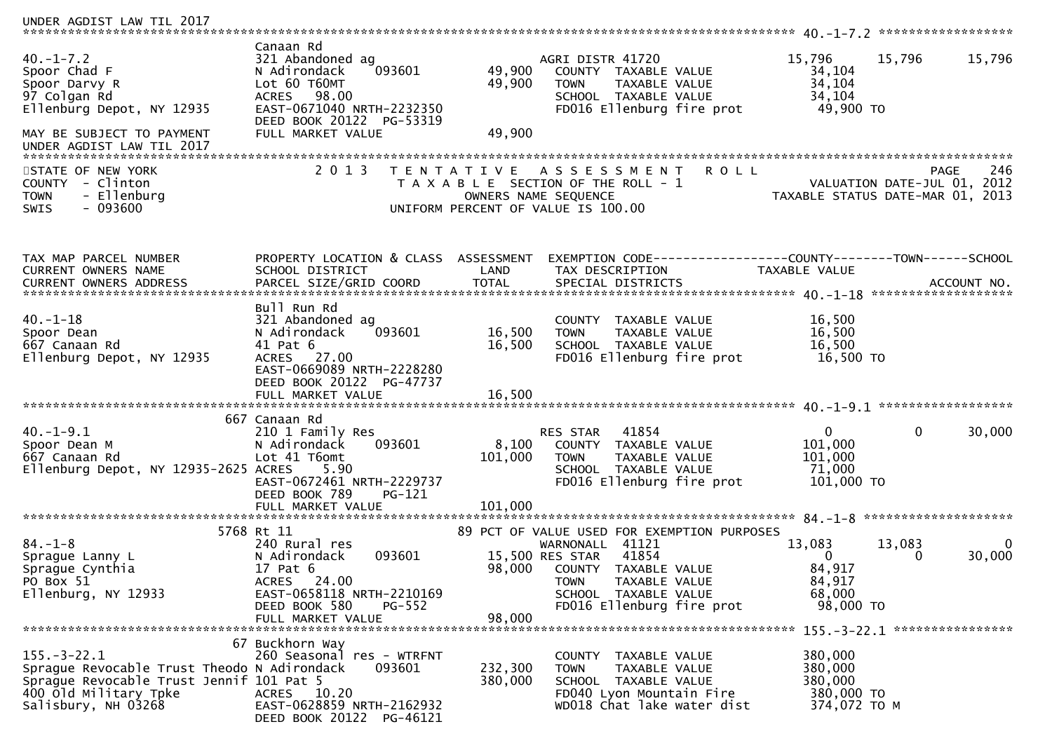UNDER AGDIST LAW TIL 2017

```
******************************************************************************************************* 40.-1-7.2 ******************
                              Canaan Rd
40.-1-7.2                     321 Abandoned ag                      AGRI DISTR 41720             15,796      15,796      15,796
Spoor Chad F                  N Adirondack     093601       49,900     COUNTY  TAXABLE VALUE            34,104
Spoor Darvy R                 Lot 60 T60MT                  49,900     TOWN    TAXABLE VALUE            34,104
97 Colgan Rd                  ACRES   98.00                            SCHOOL  TAXABLE VALUE            34,104
Ellenburg Depot, NY 12935     EAST-0671040 NRTH-2232350                FD016 Ellenburg fire prot         49,900 TO
                              DEED BOOK 20122  PG-53319
MAY BE SUBJECT TO PAYMENT     FULL MARKET VALUE             49,900
UNDER AGDIST LAW TIL 2017
*************************************************************************************************************************************
```

STATE OF NEW YORK — 2013 TENTATIVE ASSESSMENT ROLL — PAGE 246
COUNTY - Clinton — TAXABLE SECTION OF THE ROLL - 1 — VALUATION DATE-JUL 01, 2012
TOWN - Ellenburg — OWNERS NAME SEQUENCE — TAXABLE STATUS DATE-MAR 01, 2013
SWIS - 093600 — UNIFORM PERCENT OF VALUE IS 100.00

```
TAX MAP PARCEL NUMBER         PROPERTY LOCATION & CLASS  ASSESSMENT  EXEMPTION CODE------------------COUNTY--------TOWN------SCHOOL
CURRENT OWNERS NAME           SCHOOL DISTRICT               LAND      TAX DESCRIPTION             TAXABLE VALUE
CURRENT OWNERS ADDRESS        PARCEL SIZE/GRID COORD        TOTAL     SPECIAL DISTRICTS                                    ACCOUNT NO.
******************************************************************************************************* 40.-1-18 *******************
                              Bull Run Rd
40.-1-18                      321 Abandoned ag                         COUNTY  TAXABLE VALUE            16,500
Spoor Dean                    N Adirondack     093601       16,500     TOWN    TAXABLE VALUE            16,500
667 Canaan Rd                 41 Pat 6                      16,500     SCHOOL  TAXABLE VALUE            16,500
Ellenburg Depot, NY 12935     ACRES   27.00                            FD016 Ellenburg fire prot         16,500 TO
                              EAST-0669089 NRTH-2228280
                              DEED BOOK 20122  PG-47737
                              FULL MARKET VALUE             16,500
******************************************************************************************************* 40.-1-9.1 ******************
                          667 Canaan Rd
40.-1-9.1                     210 1 Family Res                      RES STAR   41854                  0           0      30,000
Spoor Dean M                  N Adirondack     093601        8,100     COUNTY  TAXABLE VALUE           101,000
667 Canaan Rd                 Lot 41 T6omt                 101,000     TOWN    TAXABLE VALUE           101,000
Ellenburg Depot, NY 12935-2625 ACRES    5.90                           SCHOOL  TAXABLE VALUE            71,000
                              EAST-0672461 NRTH-2229737                FD016 Ellenburg fire prot        101,000 TO
                              DEED BOOK 789    PG-121
                              FULL MARKET VALUE            101,000
******************************************************************************************************* 84.-1-8 ********************
                         5768 Rt 11                        89 PCT OF VALUE USED FOR EXEMPTION PURPOSES
84.-1-8                       240 Rural res                         WARNONALL  41121              13,083      13,083           0
Sprague Lanny L               N Adirondack     093601       15,500 RES STAR   41854                  0           0      30,000
Sprague Cynthia               17 Pat 6                      98,000     COUNTY  TAXABLE VALUE            84,917
PO Box 51                     ACRES   24.00                            TOWN    TAXABLE VALUE            84,917
Ellenburg, NY 12933           EAST-0658118 NRTH-2210169                SCHOOL  TAXABLE VALUE            68,000
                              DEED BOOK 580    PG-552                  FD016 Ellenburg fire prot         98,000 TO
                              FULL MARKET VALUE             98,000
******************************************************************************************************* 155.-3-22.1 ****************
                           67 Buckhorn Way
155.-3-22.1                   260 Seasonal res - WTRFNT                COUNTY  TAXABLE VALUE           380,000
Sprague Revocable Trust Theodo N Adirondack     093601     232,300     TOWN    TAXABLE VALUE           380,000
Sprague Revocable Trust Jennif 101 Pat 5                   380,000     SCHOOL  TAXABLE VALUE           380,000
400 Old Military Tpke         ACRES   10.20                            FD040 Lyon Mountain Fire         380,000 TO
Salisbury, NH 03268           EAST-0628859 NRTH-2162932                WD018 Chat lake water dist       374,072 TO M
                              DEED BOOK 20122  PG-46121
```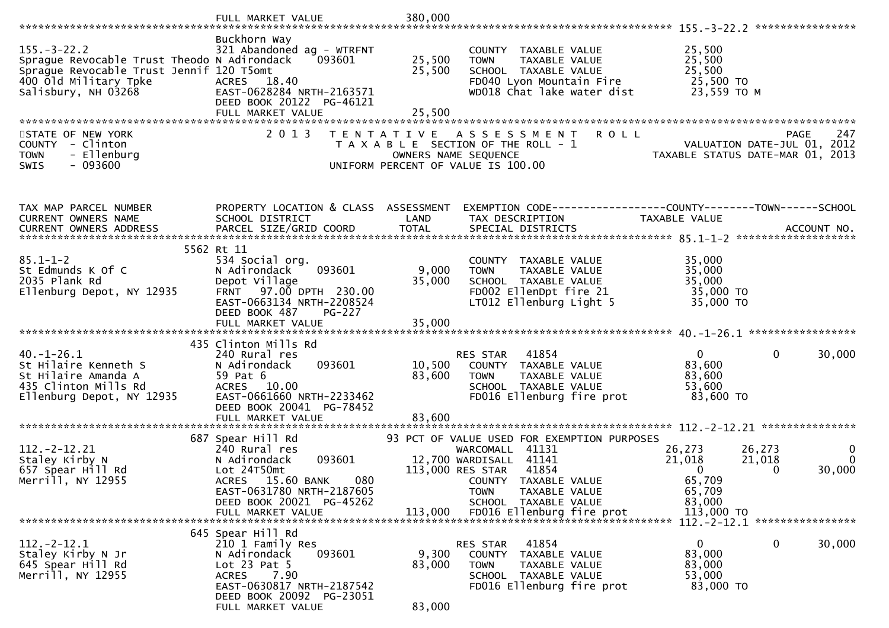```
                               FULL MARKET VALUE             380,000
******************************************************************************************************* 155.-3-22.2 ****************
                               Buckhorn Way
155.-3-22.2                    321 Abandoned ag - WTRFNT              COUNTY  TAXABLE VALUE              25,500
Sprague Revocable Trust Theodo N Adirondack     093601      25,500    TOWN    TAXABLE VALUE              25,500
Sprague Revocable Trust Jennif 120 T5omt                    25,500    SCHOOL  TAXABLE VALUE              25,500
400 Old Military Tpke          ACRES   18.40                          FD040 Lyon Mountain Fire            25,500 TO
Salisbury, NH 03268            EAST-0628284 NRTH-2163571              WD018 Chat lake water dist          23,559 TO M
                               DEED BOOK 20122  PG-46121
                               FULL MARKET VALUE             25,500
************************************************************************************************************************************
STATE OF NEW YORK               2 0 1 3   T E N T A T I V E   A S S E S S M E N T   R O L L                             PAGE    247
COUNTY  - Clinton                          T A X A B L E  SECTION OF THE ROLL - 1                       VALUATION DATE-JUL 01, 2012
TOWN    - Ellenburg                              OWNERS NAME SEQUENCE                                 TAXABLE STATUS DATE-MAR 01, 2013
SWIS    - 093600                          UNIFORM PERCENT OF VALUE IS 100.00


TAX MAP PARCEL NUMBER          PROPERTY LOCATION & CLASS  ASSESSMENT  EXEMPTION CODE------------------COUNTY--------TOWN------SCHOOL
CURRENT OWNERS NAME            SCHOOL DISTRICT               LAND     TAX DESCRIPTION             TAXABLE VALUE
CURRENT OWNERS ADDRESS         PARCEL SIZE/GRID COORD        TOTAL    SPECIAL DISTRICTS                                  ACCOUNT NO.
******************************************************************************************************* 85.1-1-2 *******************
                          5562 Rt 11
85.1-1-2                       534 Social org.                        COUNTY  TAXABLE VALUE              35,000
St Edmunds K Of C              N Adirondack     093601       9,000    TOWN    TAXABLE VALUE              35,000
2035 Plank Rd                  Depot Village                35,000    SCHOOL  TAXABLE VALUE              35,000
Ellenburg Depot, NY 12935      FRNT   97.00 DPTH 230.00               FD002 EllenDpt fire 21              35,000 TO
                               EAST-0663134 NRTH-2208524              LT012 Ellenburg Light 5             35,000 TO
                               DEED BOOK 487    PG-227
                               FULL MARKET VALUE             35,000
******************************************************************************************************* 40.-1-26.1 *****************
                          435 Clinton Mills Rd
40.-1-26.1                     240 Rural res                          RES STAR   41854                        0           0      30,000
St Hilaire Kenneth S           N Adirondack     093601      10,500    COUNTY  TAXABLE VALUE              83,600
St Hilaire Amanda A            59 Pat 6                     83,600    TOWN    TAXABLE VALUE              83,600
435 Clinton Mills Rd           ACRES   10.00                          SCHOOL  TAXABLE VALUE              53,600
Ellenburg Depot, NY 12935      EAST-0661660 NRTH-2233462              FD016 Ellenburg fire prot           83,600 TO
                               DEED BOOK 20041  PG-78452
                               FULL MARKET VALUE             83,600
******************************************************************************************************* 112.-2-12.21 ***************
                          687 Spear Hill Rd                  93 PCT OF VALUE USED FOR EXEMPTION PURPOSES
112.-2-12.21                   240 Rural res                          WARCOMALL  41131                   26,273      26,273           0
Staley Kirby N                 N Adirondack     093601      12,700 WARDISALL  41141                      21,018      21,018           0
657 Spear Hill Rd              Lot 24T50mt                 113,000 RES STAR   41854                           0           0      30,000
Merrill, NY 12955              ACRES   15.60 BANK     080             COUNTY  TAXABLE VALUE              65,709
                               EAST-0631780 NRTH-2187605              TOWN    TAXABLE VALUE              65,709
                               DEED BOOK 20021  PG-45262              SCHOOL  TAXABLE VALUE              83,000
                               FULL MARKET VALUE            113,000   FD016 Ellenburg fire prot          113,000 TO
******************************************************************************************************* 112.-2-12.1 ****************
                          645 Spear Hill Rd
112.-2-12.1                    210 1 Family Res                       RES STAR   41854                        0           0      30,000
Staley Kirby N Jr              N Adirondack     093601       9,300    COUNTY  TAXABLE VALUE              83,000
645 Spear Hill Rd              Lot 23 Pat 5                 83,000    TOWN    TAXABLE VALUE              83,000
Merrill, NY 12955              ACRES    7.90                          SCHOOL  TAXABLE VALUE              53,000
                               EAST-0630817 NRTH-2187542              FD016 Ellenburg fire prot           83,000 TO
                               DEED BOOK 20092  PG-23051
                               FULL MARKET VALUE             83,000
```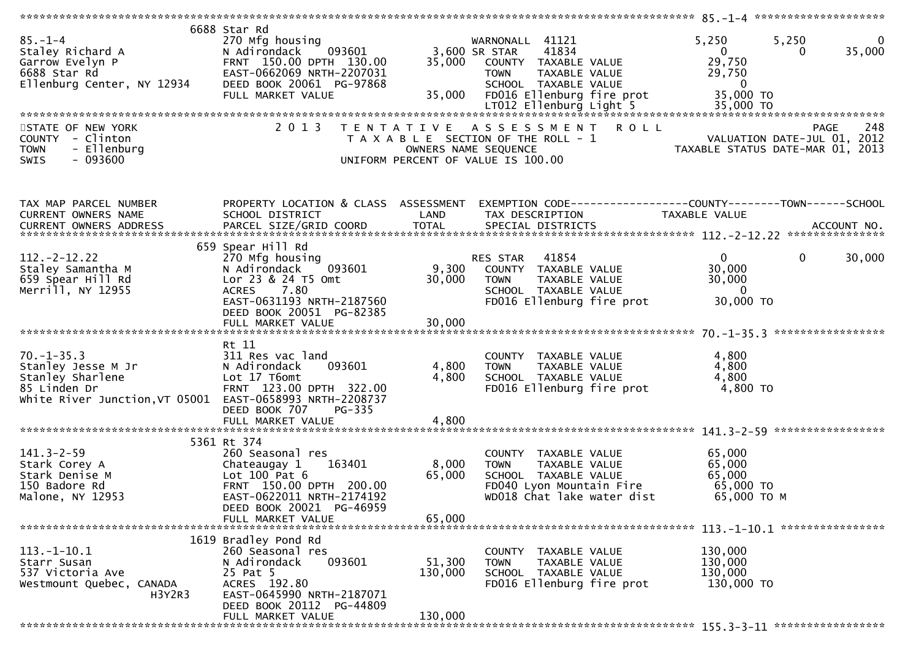```
******************************************************************************************************* 85.-1-4 ********************
                         6688 Star Rd
85.-1-4                          270 Mfg housing                        WARNONALL  41121              5,250        5,250            0
Staley Richard A                 N Adirondack    093601         3,600 SR STAR    41834                   0            0        35,000
Garrow Evelyn P                  FRNT 150.00 DPTH 130.00       35,000   COUNTY  TAXABLE VALUE          29,750
6688 Star Rd                     EAST-0662069 NRTH-2207031               TOWN    TAXABLE VALUE          29,750
Ellenburg Center, NY 12934       DEED BOOK 20061 PG-97868                SCHOOL  TAXABLE VALUE               0
                                 FULL MARKET VALUE              35,000   FD016 Ellenburg fire prot       35,000 TO
                                                                         LT012 Ellenburg Light 5         35,000 TO
************************************************************************************************************************************
STATE OF NEW YORK                   2 0 1 3   T E N T A T I V E   A S S E S S M E N T   R O L L                        PAGE   248
COUNTY  - Clinton                            T A X A B L E SECTION OF THE ROLL - 1                     VALUATION DATE-JUL 01, 2012
TOWN    - Ellenburg                                OWNERS NAME SEQUENCE                          TAXABLE STATUS DATE-MAR 01, 2013
SWIS    - 093600                            UNIFORM PERCENT OF VALUE IS 100.00


TAX MAP PARCEL NUMBER            PROPERTY LOCATION & CLASS  ASSESSMENT  EXEMPTION CODE------------------COUNTY--------TOWN------SCHOOL
CURRENT OWNERS NAME              SCHOOL DISTRICT               LAND      TAX DESCRIPTION            TAXABLE VALUE
CURRENT OWNERS ADDRESS           PARCEL SIZE/GRID COORD        TOTAL     SPECIAL DISTRICTS                                ACCOUNT NO.
******************************************************************************************************* 112.-2-12.22 ***************
                          659 Spear Hill Rd
112.-2-12.22                     270 Mfg housing                        RES STAR   41854                   0            0        30,000
Staley Samantha M                N Adirondack    093601         9,300   COUNTY  TAXABLE VALUE          30,000
659 Spear Hill Rd                Lor 23 & 24 T5 Omt            30,000   TOWN    TAXABLE VALUE          30,000
Merrill, NY 12955                ACRES    7.80                           SCHOOL  TAXABLE VALUE               0
                                 EAST-0631193 NRTH-2187560               FD016 Ellenburg fire prot       30,000 TO
                                 DEED BOOK 20051 PG-82385
                                 FULL MARKET VALUE              30,000
******************************************************************************************************* 70.-1-35.3 *****************
                                 Rt 11
70.-1-35.3                       311 Res vac land                        COUNTY  TAXABLE VALUE           4,800
Stanley Jesse M Jr               N Adirondack    093601         4,800    TOWN    TAXABLE VALUE           4,800
Stanley Sharlene                 Lot 17 T6omt                   4,800    SCHOOL  TAXABLE VALUE           4,800
85 Linden Dr                     FRNT 123.00 DPTH 322.00                 FD016 Ellenburg fire prot        4,800 TO
White River Junction,VT 05001    EAST-0658993 NRTH-2208737
                                 DEED BOOK 707     PG-335
                                 FULL MARKET VALUE               4,800
******************************************************************************************************* 141.3-2-59 *****************
                         5361 Rt 374
141.3-2-59                       260 Seasonal res                        COUNTY  TAXABLE VALUE          65,000
Stark Corey A                    Chateaugay 1    163401         8,000    TOWN    TAXABLE VALUE          65,000
Stark Denise M                   Lot 100 Pat 6                 65,000    SCHOOL  TAXABLE VALUE          65,000
150 Badore Rd                    FRNT 150.00 DPTH 200.00                 FD040 Lyon Mountain Fire        65,000 TO
Malone, NY 12953                 EAST-0622011 NRTH-2174192               WD018 Chat lake water dist      65,000 TO M
                                 DEED BOOK 20021 PG-46959
                                 FULL MARKET VALUE              65,000
******************************************************************************************************* 113.-1-10.1 ****************
                         1619 Bradley Pond Rd
113.-1-10.1                      260 Seasonal res                        COUNTY  TAXABLE VALUE         130,000
Starr Susan                      N Adirondack    093601        51,300    TOWN    TAXABLE VALUE         130,000
537 Victoria Ave                 25 Pat 5                     130,000    SCHOOL  TAXABLE VALUE         130,000
Westmount Quebec, CANADA         ACRES  192.80                           FD016 Ellenburg fire prot      130,000 TO
                  H3Y2R3         EAST-0645990 NRTH-2187071
                                 DEED BOOK 20112 PG-44809
                                 FULL MARKET VALUE             130,000
******************************************************************************************************* 155.3-3-11 *****************
```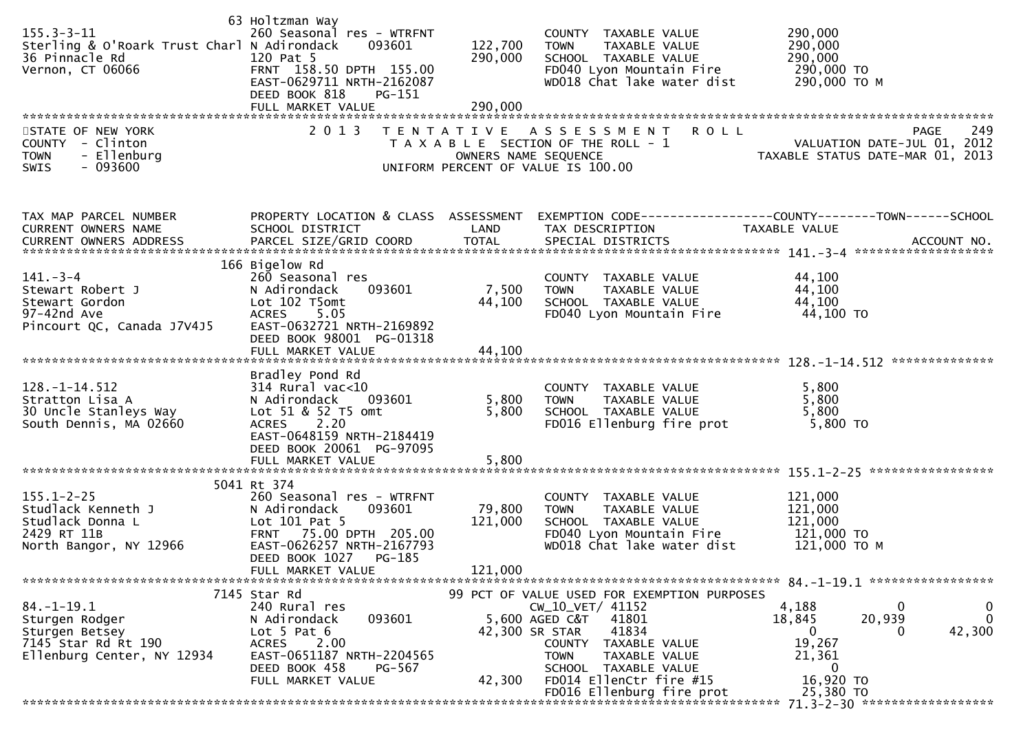```
                              63 Holtzman Way
155.3-3-11                    260 Seasonal res - WTRFNT              COUNTY  TAXABLE VALUE          290,000
Sterling & O'Roark Trust Charl N Adirondack    093601     122,700    TOWN    TAXABLE VALUE          290,000
36 Pinnacle Rd                120 Pat 5                   290,000    SCHOOL  TAXABLE VALUE          290,000
Vernon, CT 06066              FRNT 158.50 DPTH 155.00                FD040 Lyon Mountain Fire        290,000 TO
                              EAST-0629711 NRTH-2162087              WD018 Chat lake water dist      290,000 TO M
                              DEED BOOK 818    PG-151
                              FULL MARKET VALUE           290,000
******************************************************************************************************************************
STATE OF NEW YORK                2013  TENTATIVE ASSESSMENT ROLL                                              PAGE    249
COUNTY  - Clinton                   TAXABLE SECTION OF THE ROLL - 1                            VALUATION DATE-JUL 01, 2012
TOWN    - Ellenburg                     OWNERS NAME SEQUENCE                                  TAXABLE STATUS DATE-MAR 01, 2013
SWIS    - 093600                   UNIFORM PERCENT OF VALUE IS 100.00


TAX MAP PARCEL NUMBER         PROPERTY LOCATION & CLASS  ASSESSMENT  EXEMPTION CODE------------------COUNTY--------TOWN------SCHOOL
CURRENT OWNERS NAME           SCHOOL DISTRICT               LAND      TAX DESCRIPTION            TAXABLE VALUE
CURRENT OWNERS ADDRESS        PARCEL SIZE/GRID COORD        TOTAL     SPECIAL DISTRICTS                                 ACCOUNT NO.
****************************************************************************************************** 141.-3-4 ******************
                              166 Bigelow Rd
141.-3-4                      260 Seasonal res                       COUNTY  TAXABLE VALUE           44,100
Stewart Robert J              N Adirondack    093601       7,500     TOWN    TAXABLE VALUE           44,100
Stewart Gordon                Lot 102 T5omt               44,100     SCHOOL  TAXABLE VALUE           44,100
97-42nd Ave                   ACRES    5.05                          FD040 Lyon Mountain Fire         44,100 TO
Pincourt QC, Canada J7V4J5    EAST-0632721 NRTH-2169892
                              DEED BOOK 98001 PG-01318
                              FULL MARKET VALUE            44,100
****************************************************************************************************** 128.-1-14.512 **************
                              Bradley Pond Rd
128.-1-14.512                 314 Rural vac<10                       COUNTY  TAXABLE VALUE            5,800
Stratton Lisa A               N Adirondack    093601       5,800     TOWN    TAXABLE VALUE            5,800
30 Uncle Stanleys Way         Lot 51 & 52 T5 omt           5,800     SCHOOL  TAXABLE VALUE            5,800
South Dennis, MA 02660        ACRES    2.20                          FD016 Ellenburg fire prot         5,800 TO
                              EAST-0648159 NRTH-2184419
                              DEED BOOK 20061 PG-97095
                              FULL MARKET VALUE             5,800
****************************************************************************************************** 155.1-2-25 *****************
                              5041 Rt 374
155.1-2-25                    260 Seasonal res - WTRFNT              COUNTY  TAXABLE VALUE          121,000
Studlack Kenneth J            N Adirondack    093601      79,800     TOWN    TAXABLE VALUE          121,000
Studlack Donna L              Lot 101 Pat 5              121,000     SCHOOL  TAXABLE VALUE          121,000
2429 RT 11B                   FRNT  75.00 DPTH 205.00                FD040 Lyon Mountain Fire        121,000 TO
North Bangor, NY 12966        EAST-0626257 NRTH-2167793              WD018 Chat lake water dist      121,000 TO M
                              DEED BOOK 1027   PG-185
                              FULL MARKET VALUE          121,000
****************************************************************************************************** 84.-1-19.1 *****************
                              7145 Star Rd                  99 PCT OF VALUE USED FOR EXEMPTION PURPOSES
84.-1-19.1                    240 Rural res                          CW_10_VET/ 41152                4,188            0            0
Sturgen Rodger                N Adirondack    093601       5,600 AGED C&T   41801               18,845       20,939            0
Sturgen Betsey                Lot 5 Pat 6                 42,300 SR STAR    41834                    0            0       42,300
7145 Star Rd Rt 190           ACRES    2.00                          COUNTY  TAXABLE VALUE           19,267
Ellenburg Center, NY 12934    EAST-0651187 NRTH-2204565              TOWN    TAXABLE VALUE           21,361
                              DEED BOOK 458    PG-567                SCHOOL  TAXABLE VALUE                0
                              FULL MARKET VALUE            42,300    FD014 EllenCtr fire #15          16,920 TO
                                                                     FD016 Ellenburg fire prot        25,380 TO
****************************************************************************************************** 71.3-2-30 ******************
```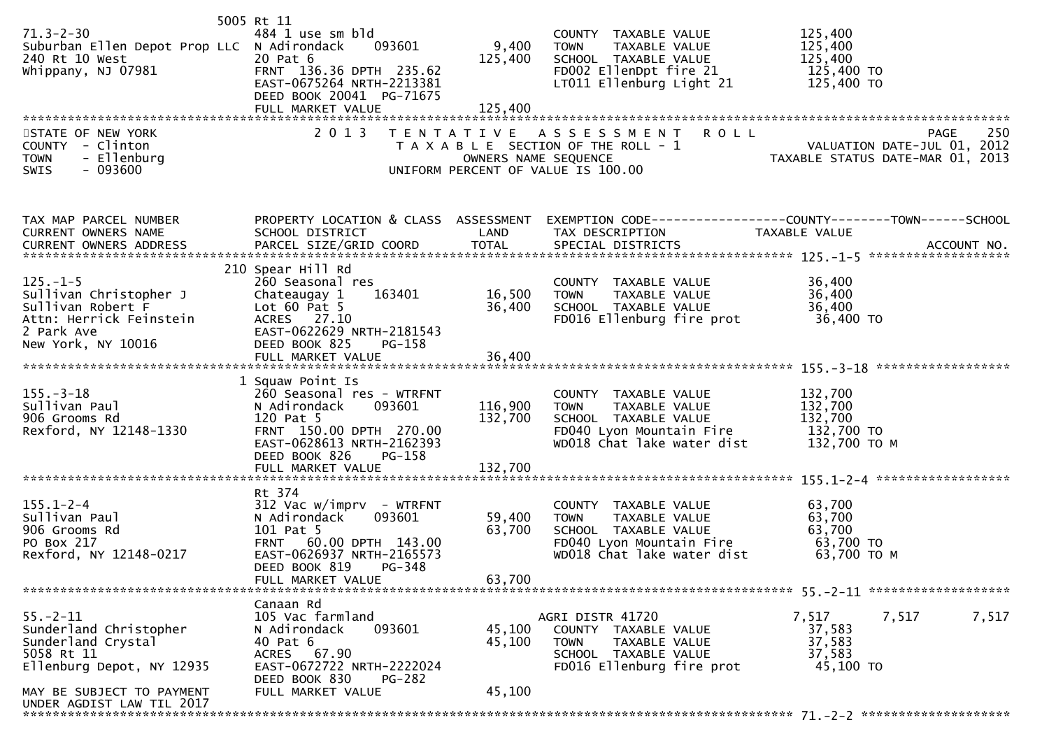```
                              5005 Rt 11
71.3-2-30                     484 1 use sm bld                          COUNTY  TAXABLE VALUE            125,400
Suburban Ellen Depot Prop LLC N Adirondack     093601         9,400     TOWN    TAXABLE VALUE            125,400
240 Rt 10 West                20 Pat 6                      125,400     SCHOOL  TAXABLE VALUE            125,400
Whippany, NJ 07981            FRNT 136.36 DPTH 235.62                   FD002 EllenDpt fire 21             125,400 TO
                              EAST-0675264 NRTH-2213381                 LT011 Ellenburg Light 21           125,400 TO
                              DEED BOOK 20041  PG-71675
                              FULL MARKET VALUE             125,400
*********************************************************************************************************************************
```

STATE OF NEW YORK — 2013 TENTATIVE ASSESSMENT ROLL — PAGE 250
COUNTY - Clinton — TAXABLE SECTION OF THE ROLL - 1 — VALUATION DATE-JUL 01, 2012
TOWN - Ellenburg — OWNERS NAME SEQUENCE — TAXABLE STATUS DATE-MAR 01, 2013
SWIS - 093600 — UNIFORM PERCENT OF VALUE IS 100.00

```
TAX MAP PARCEL NUMBER          PROPERTY LOCATION & CLASS  ASSESSMENT  EXEMPTION CODE------------------COUNTY--------TOWN------SCHOOL
CURRENT OWNERS NAME            SCHOOL DISTRICT               LAND      TAX DESCRIPTION            TAXABLE VALUE
CURRENT OWNERS ADDRESS         PARCEL SIZE/GRID COORD        TOTAL     SPECIAL DISTRICTS                                  ACCOUNT NO.
******************************************************************************************************* 125.-1-5 *******************
                              210 Spear Hill Rd
125.-1-5                      260 Seasonal res                          COUNTY  TAXABLE VALUE             36,400
Sullivan Christopher J        Chateaugay 1     163401        16,500     TOWN    TAXABLE VALUE             36,400
Sullivan Robert F             Lot 60 Pat 5                   36,400     SCHOOL  TAXABLE VALUE             36,400
Attn: Herrick Feinstein       ACRES  27.10                              FD016 Ellenburg fire prot          36,400 TO
2 Park Ave                    EAST-0622629 NRTH-2181543
New York, NY 10016            DEED BOOK 825    PG-158
                              FULL MARKET VALUE              36,400
******************************************************************************************************* 155.-3-18 ******************
                              1 Squaw Point Is
155.-3-18                     260 Seasonal res - WTRFNT                 COUNTY  TAXABLE VALUE            132,700
Sullivan Paul                 N Adirondack     093601       116,900     TOWN    TAXABLE VALUE            132,700
906 Grooms Rd                 120 Pat 5                     132,700     SCHOOL  TAXABLE VALUE            132,700
Rexford, NY 12148-1330        FRNT 150.00 DPTH 270.00                   FD040 Lyon Mountain Fire           132,700 TO
                              EAST-0628613 NRTH-2162393                 WD018 Chat lake water dist         132,700 TO M
                              DEED BOOK 826    PG-158
                              FULL MARKET VALUE             132,700
******************************************************************************************************* 155.1-2-4 ******************
                              Rt 374
155.1-2-4                     312 Vac w/imprv  - WTRFNT                 COUNTY  TAXABLE VALUE             63,700
Sullivan Paul                 N Adirondack     093601        59,400     TOWN    TAXABLE VALUE             63,700
906 Grooms Rd                 101 Pat 5                      63,700     SCHOOL  TAXABLE VALUE             63,700
PO Box 217                    FRNT  60.00 DPTH 143.00                   FD040 Lyon Mountain Fire            63,700 TO
Rexford, NY 12148-0217        EAST-0626937 NRTH-2165573                 WD018 Chat lake water dist          63,700 TO M
                              DEED BOOK 819    PG-348
                              FULL MARKET VALUE              63,700
******************************************************************************************************* 55.-2-11 *******************
                              Canaan Rd
55.-2-11                      105 Vac farmland                          AGRI DISTR 41720             7,517        7,517        7,517
Sunderland Christopher        N Adirondack     093601        45,100     COUNTY  TAXABLE VALUE             37,583
Sunderland Crystal            40 Pat 6                       45,100     TOWN    TAXABLE VALUE             37,583
5058 Rt 11                    ACRES  67.90                              SCHOOL  TAXABLE VALUE             37,583
Ellenburg Depot, NY 12935     EAST-0672722 NRTH-2222024                 FD016 Ellenburg fire prot          45,100 TO
                              DEED BOOK 830    PG-282
MAY BE SUBJECT TO PAYMENT     FULL MARKET VALUE              45,100
UNDER AGDIST LAW TIL 2017
******************************************************************************************************* 71.-2-2 ********************
```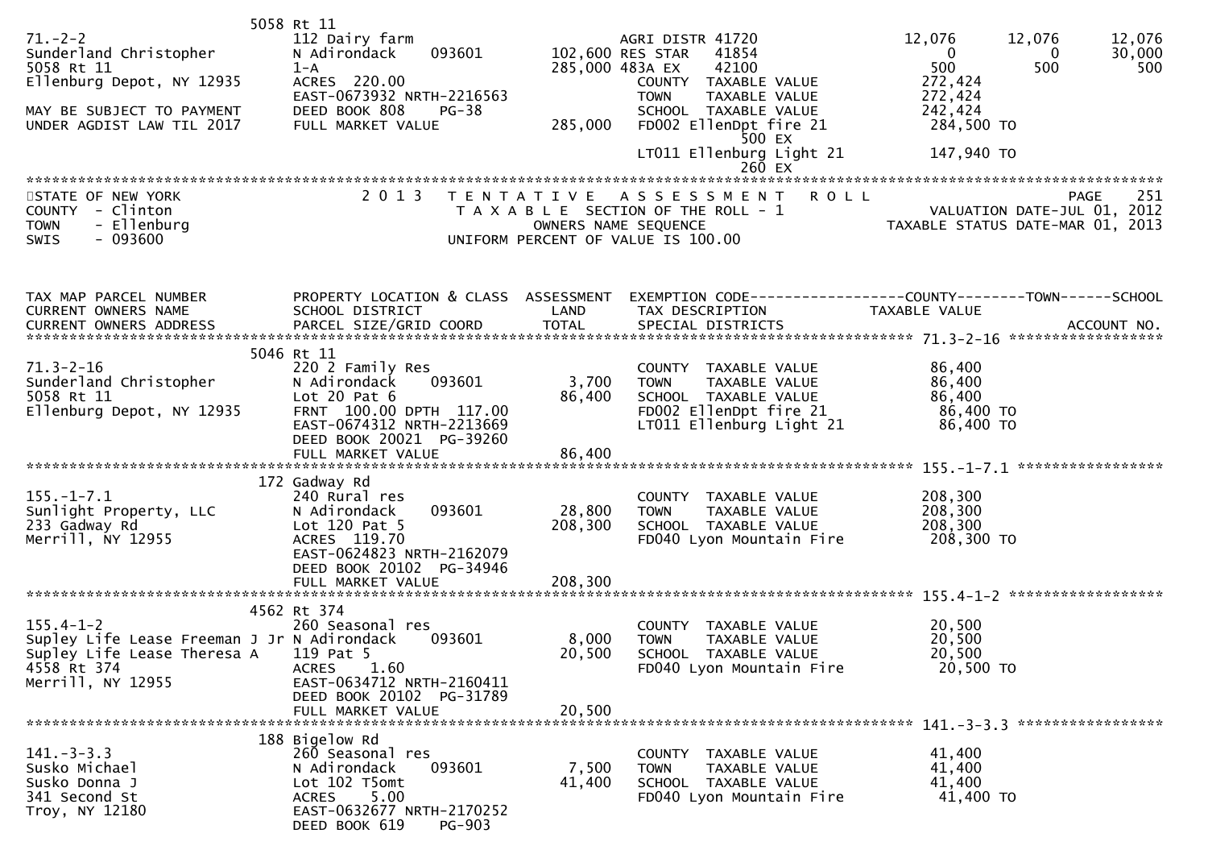```
                            5058 Rt 11
71.-2-2                      112 Dairy farm                     AGRI DISTR 41720              12,076       12,076       12,076
Sunderland Christopher       N Adirondack     093601      102,600 RES STAR   41854                 0            0       30,000
5058 Rt 11                   1-A                          285,000 483A EX    42100               500          500          500
Ellenburg Depot, NY 12935    ACRES  220.00                        COUNTY  TAXABLE VALUE         272,424
                             EAST-0673932 NRTH-2216563            TOWN    TAXABLE VALUE         272,424
MAY BE SUBJECT TO PAYMENT    DEED BOOK 808     PG-38              SCHOOL  TAXABLE VALUE         242,424
UNDER AGDIST LAW TIL 2017    FULL MARKET VALUE            285,000 FD002 EllenDpt fire 21        284,500 TO
                                                                          500 EX
                                                                  LT011 Ellenburg Light 21      147,940 TO
                                                                          260 EX
******************************************************************************************************************************
STATE OF NEW YORK                 2 0 1 3   T E N T A T I V E   A S S E S S M E N T   R O L L                      PAGE    251
COUNTY  - Clinton                       T A X A B L E  SECTION OF THE ROLL - 1                     VALUATION DATE-JUL 01, 2012
TOWN    - Ellenburg                           OWNERS NAME SEQUENCE                                TAXABLE STATUS DATE-MAR 01, 2013
SWIS    - 093600                      UNIFORM PERCENT OF VALUE IS 100.00


TAX MAP PARCEL NUMBER        PROPERTY LOCATION & CLASS  ASSESSMENT  EXEMPTION CODE------------------COUNTY--------TOWN------SCHOOL
CURRENT OWNERS NAME          SCHOOL DISTRICT               LAND     TAX DESCRIPTION              TAXABLE VALUE
CURRENT OWNERS ADDRESS       PARCEL SIZE/GRID COORD        TOTAL    SPECIAL DISTRICTS                                  ACCOUNT NO.
****************************************************************************************** 71.3-2-16 ******************
                            5046 Rt 11
71.3-2-16                    220 2 Family Res                     COUNTY  TAXABLE VALUE          86,400
Sunderland Christopher       N Adirondack     093601        3,700 TOWN    TAXABLE VALUE          86,400
5058 Rt 11                   Lot 20 Pat 6                  86,400 SCHOOL  TAXABLE VALUE          86,400
Ellenburg Depot, NY 12935    FRNT  100.00 DPTH  117.00            FD002 EllenDpt fire 21          86,400 TO
                             EAST-0674312 NRTH-2213669            LT011 Ellenburg Light 21        86,400 TO
                             DEED BOOK 20021  PG-39260
                             FULL MARKET VALUE             86,400
****************************************************************************************** 155.-1-7.1 *****************
                             172 Gadway Rd
155.-1-7.1                   240 Rural res                        COUNTY  TAXABLE VALUE         208,300
Sunlight Property, LLC       N Adirondack     093601       28,800 TOWN    TAXABLE VALUE         208,300
233 Gadway Rd                Lot 120 Pat 5                208,300 SCHOOL  TAXABLE VALUE         208,300
Merrill, NY 12955            ACRES  119.70                        FD040 Lyon Mountain Fire      208,300 TO
                             EAST-0624823 NRTH-2162079
                             DEED BOOK 20102  PG-34946
                             FULL MARKET VALUE            208,300
****************************************************************************************** 155.4-1-2 ******************
                            4562 Rt 374
155.4-1-2                    260 Seasonal res                     COUNTY  TAXABLE VALUE          20,500
Supley Life Lease Freeman J Jr N Adirondack   093601        8,000 TOWN    TAXABLE VALUE          20,500
Supley Life Lease Theresa A  119 Pat 5                     20,500 SCHOOL  TAXABLE VALUE          20,500
4558 Rt 374                  ACRES    1.60                        FD040 Lyon Mountain Fire        20,500 TO
Merrill, NY 12955            EAST-0634712 NRTH-2160411
                             DEED BOOK 20102  PG-31789
                             FULL MARKET VALUE             20,500
****************************************************************************************** 141.-3-3.3 *****************
                             188 Bigelow Rd
141.-3-3.3                   260 Seasonal res                     COUNTY  TAXABLE VALUE          41,400
Susko Michael                N Adirondack     093601        7,500 TOWN    TAXABLE VALUE          41,400
Susko Donna J                Lot 102 T5omt                 41,400 SCHOOL  TAXABLE VALUE          41,400
341 Second St                ACRES    5.00                        FD040 Lyon Mountain Fire        41,400 TO
Troy, NY 12180               EAST-0632677 NRTH-2170252
                             DEED BOOK 619     PG-903
```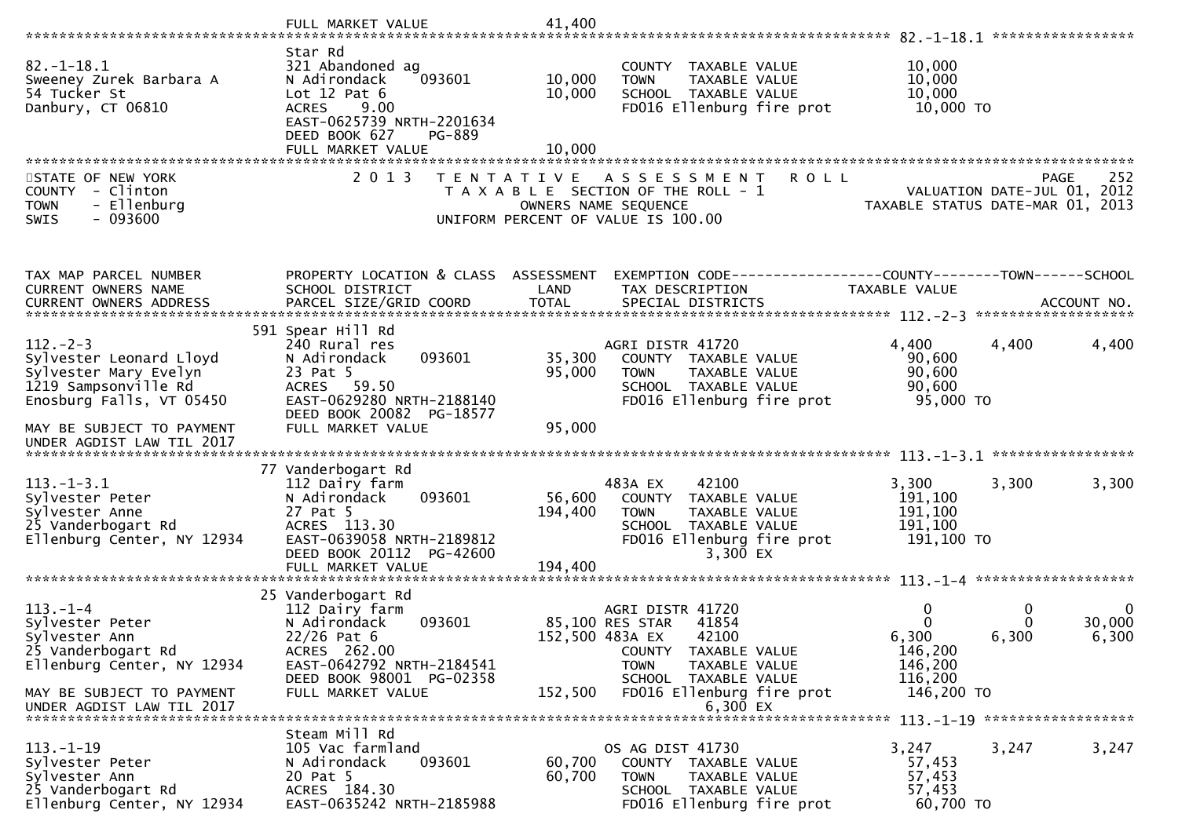FULL MARKET VALUE 41,400

******************************************************************************************************* 82.-1-18.1 *****************

| | | | | |
|---|---|---|---|---|
| 82.-1-18.1 | Star Rd | | | |
| Sweeney Zurek Barbara A | 321 Abandoned ag | | COUNTY TAXABLE VALUE | 10,000 |
| 54 Tucker St | N Adirondack 093601 | 10,000 | TOWN TAXABLE VALUE | 10,000 |
| Danbury, CT 06810 | Lot 12 Pat 6 | 10,000 | SCHOOL TAXABLE VALUE | 10,000 |
| | ACRES 9.00 | | FD016 Ellenburg fire prot | 10,000 TO |
| | EAST-0625739 NRTH-2201634 | | | |
| | DEED BOOK 627 PG-889 | | | |
| | FULL MARKET VALUE | 10,000 | | |

STATE OF NEW YORK — 2013 TENTATIVE ASSESSMENT ROLL — PAGE 252
COUNTY - Clinton — TAXABLE SECTION OF THE ROLL - 1 — VALUATION DATE-JUL 01, 2012
TOWN - Ellenburg — OWNERS NAME SEQUENCE — TAXABLE STATUS DATE-MAR 01, 2013
SWIS - 093600 — UNIFORM PERCENT OF VALUE IS 100.00

| TAX MAP PARCEL NUMBER / CURRENT OWNERS NAME / CURRENT OWNERS ADDRESS | PROPERTY LOCATION & CLASS / SCHOOL DISTRICT / PARCEL SIZE/GRID COORD | ASSESSMENT LAND / TOTAL | EXEMPTION CODE / TAX DESCRIPTION / SPECIAL DISTRICTS | COUNTY TAXABLE VALUE | TOWN | SCHOOL / ACCOUNT NO. |
|---|---|---|---|---|---|---|
| **112.-2-3** | 591 Spear Hill Rd | | | | | |
| 112.-2-3 | 240 Rural res | | AGRI DISTR 41720 | 4,400 | 4,400 | 4,400 |
| Sylvester Leonard Lloyd | N Adirondack 093601 | 35,300 | COUNTY TAXABLE VALUE | 90,600 | | |
| Sylvester Mary Evelyn | 23 Pat 5 | 95,000 | TOWN TAXABLE VALUE | 90,600 | | |
| 1219 Sampsonville Rd | ACRES 59.50 | | SCHOOL TAXABLE VALUE | 90,600 | | |
| Enosburg Falls, VT 05450 | EAST-0629280 NRTH-2188140 | | FD016 Ellenburg fire prot | 95,000 TO | | |
| | DEED BOOK 20082 PG-18577 | | | | | |
| MAY BE SUBJECT TO PAYMENT UNDER AGDIST LAW TIL 2017 | FULL MARKET VALUE | 95,000 | | | | |
| **113.-1-3.1** | 77 Vanderbogart Rd | | | | | |
| 113.-1-3.1 | 112 Dairy farm | | 483A EX 42100 | 3,300 | 3,300 | 3,300 |
| Sylvester Peter | N Adirondack 093601 | 56,600 | COUNTY TAXABLE VALUE | 191,100 | | |
| Sylvester Anne | 27 Pat 5 | 194,400 | TOWN TAXABLE VALUE | 191,100 | | |
| 25 Vanderbogart Rd | ACRES 113.30 | | SCHOOL TAXABLE VALUE | 191,100 | | |
| Ellenburg Center, NY 12934 | EAST-0639058 NRTH-2189812 | | FD016 Ellenburg fire prot | 191,100 TO | | |
| | DEED BOOK 20112 PG-42600 | | 3,300 EX | | | |
| | FULL MARKET VALUE | 194,400 | | | | |
| **113.-1-4** | 25 Vanderbogart Rd | | | | | |
| 113.-1-4 | 112 Dairy farm | | AGRI DISTR 41720 | 0 | 0 | 0 |
| Sylvester Peter | N Adirondack 093601 | 85,100 | RES STAR 41854 | 0 | 0 | 30,000 |
| Sylvester Ann | 22/26 Pat 6 | 152,500 | 483A EX 42100 | 6,300 | 6,300 | 6,300 |
| 25 Vanderbogart Rd | ACRES 262.00 | | COUNTY TAXABLE VALUE | 146,200 | | |
| Ellenburg Center, NY 12934 | EAST-0642792 NRTH-2184541 | | TOWN TAXABLE VALUE | 146,200 | | |
| | DEED BOOK 98001 PG-02358 | | SCHOOL TAXABLE VALUE | 116,200 | | |
| MAY BE SUBJECT TO PAYMENT UNDER AGDIST LAW TIL 2017 | FULL MARKET VALUE | 152,500 | FD016 Ellenburg fire prot | 146,200 TO | | |
| | | | 6,300 EX | | | |
| **113.-1-19** | Steam Mill Rd | | | | | |
| 113.-1-19 | 105 Vac farmland | | OS AG DIST 41730 | 3,247 | 3,247 | 3,247 |
| Sylvester Peter | N Adirondack 093601 | 60,700 | COUNTY TAXABLE VALUE | 57,453 | | |
| Sylvester Ann | 20 Pat 5 | 60,700 | TOWN TAXABLE VALUE | 57,453 | | |
| 25 Vanderbogart Rd | ACRES 184.30 | | SCHOOL TAXABLE VALUE | 57,453 | | |
| Ellenburg Center, NY 12934 | EAST-0635242 NRTH-2185988 | | FD016 Ellenburg fire prot | 60,700 TO | | |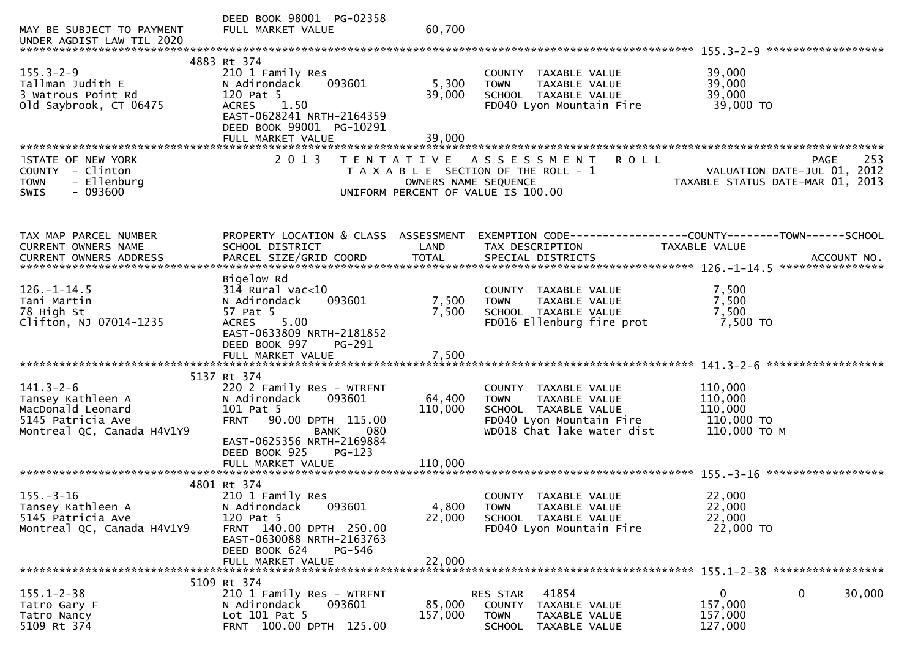DEED BOOK 98001 PG-02358
MAY BE SUBJECT TO PAYMENT FULL MARKET VALUE 60,700
UNDER AGDIST LAW TIL 2020

******************************************************************************************************* 155.3-2-9 *******************

| | | | | |
|---|---|---|---|---|
| 155.3-2-9 | 4883 Rt 374 | | | |
| Tallman Judith E | 210 1 Family Res | | COUNTY TAXABLE VALUE | 39,000 |
| 3 Watrous Point Rd | N Adirondack 093601 | 5,300 | TOWN TAXABLE VALUE | 39,000 |
| Old Saybrook, CT 06475 | 120 Pat 5 | 39,000 | SCHOOL TAXABLE VALUE | 39,000 |
| | ACRES 1.50 | | FD040 Lyon Mountain Fire | 39,000 TO |
| | EAST-0628241 NRTH-2164359 | | | |
| | DEED BOOK 99001 PG-10291 | | | |
| | FULL MARKET VALUE | 39,000 | | |

STATE OF NEW YORK
COUNTY - Clinton
TOWN - Ellenburg
SWIS - 093600

2013 TENTATIVE ASSESSMENT ROLL
TAXABLE SECTION OF THE ROLL - 1
OWNERS NAME SEQUENCE
UNIFORM PERCENT OF VALUE IS 100.00

PAGE 253
VALUATION DATE-JUL 01, 2012
TAXABLE STATUS DATE-MAR 01, 2013

| TAX MAP PARCEL NUMBER<br>CURRENT OWNERS NAME<br>CURRENT OWNERS ADDRESS | PROPERTY LOCATION & CLASS<br>SCHOOL DISTRICT<br>PARCEL SIZE/GRID COORD | ASSESSMENT<br>LAND<br>TOTAL | EXEMPTION CODE<br>TAX DESCRIPTION<br>SPECIAL DISTRICTS | COUNTY<br>TAXABLE VALUE | TOWN | SCHOOL<br>ACCOUNT NO. |
|---|---|---|---|---|---|---|
| **126.-1-14.5** | Bigelow Rd | | | | | |
| 126.-1-14.5 | 314 Rural vac<10 | | COUNTY TAXABLE VALUE | 7,500 | | |
| Tani Martin | N Adirondack 093601 | 7,500 | TOWN TAXABLE VALUE | 7,500 | | |
| 78 High St | 57 Pat 5 | 7,500 | SCHOOL TAXABLE VALUE | 7,500 | | |
| Clifton, NJ 07014-1235 | ACRES 5.00 | | FD016 Ellenburg fire prot | 7,500 TO | | |
| | EAST-0633809 NRTH-2181852 | | | | | |
| | DEED BOOK 997 PG-291 | | | | | |
| | FULL MARKET VALUE | 7,500 | | | | |
| **141.3-2-6** | 5137 Rt 374 | | | | | |
| 141.3-2-6 | 220 2 Family Res - WTRFNT | | COUNTY TAXABLE VALUE | 110,000 | | |
| Tansey Kathleen A | N Adirondack 093601 | 64,400 | TOWN TAXABLE VALUE | 110,000 | | |
| MacDonald Leonard | 101 Pat 5 | 110,000 | SCHOOL TAXABLE VALUE | 110,000 | | |
| 5145 Patricia Ave | FRNT 90.00 DPTH 115.00 | | FD040 Lyon Mountain Fire | 110,000 TO | | |
| Montreal QC, Canada H4V1Y9 | BANK 080 | | WD018 Chat lake water dist | 110,000 TO M | | |
| | EAST-0625356 NRTH-2169884 | | | | | |
| | DEED BOOK 925 PG-123 | | | | | |
| | FULL MARKET VALUE | 110,000 | | | | |
| **155.-3-16** | 4801 Rt 374 | | | | | |
| 155.-3-16 | 210 1 Family Res | | COUNTY TAXABLE VALUE | 22,000 | | |
| Tansey Kathleen A | N Adirondack 093601 | 4,800 | TOWN TAXABLE VALUE | 22,000 | | |
| 5145 Patricia Ave | 120 Pat 5 | 22,000 | SCHOOL TAXABLE VALUE | 22,000 | | |
| Montreal QC, Canada H4V1Y9 | FRNT 140.00 DPTH 250.00 | | FD040 Lyon Mountain Fire | 22,000 TO | | |
| | EAST-0630088 NRTH-2163763 | | | | | |
| | DEED BOOK 624 PG-546 | | | | | |
| | FULL MARKET VALUE | 22,000 | | | | |
| **155.1-2-38** | 5109 Rt 374 | | | | | |
| 155.1-2-38 | 210 1 Family Res - WTRFNT | | RES STAR 41854 | 0 | 0 | 30,000 |
| Tatro Gary F | N Adirondack 093601 | 85,000 | COUNTY TAXABLE VALUE | 157,000 | | |
| Tatro Nancy | Lot 101 Pat 5 | 157,000 | TOWN TAXABLE VALUE | 157,000 | | |
| 5109 Rt 374 | FRNT 100.00 DPTH 125.00 | | SCHOOL TAXABLE VALUE | 127,000 | | |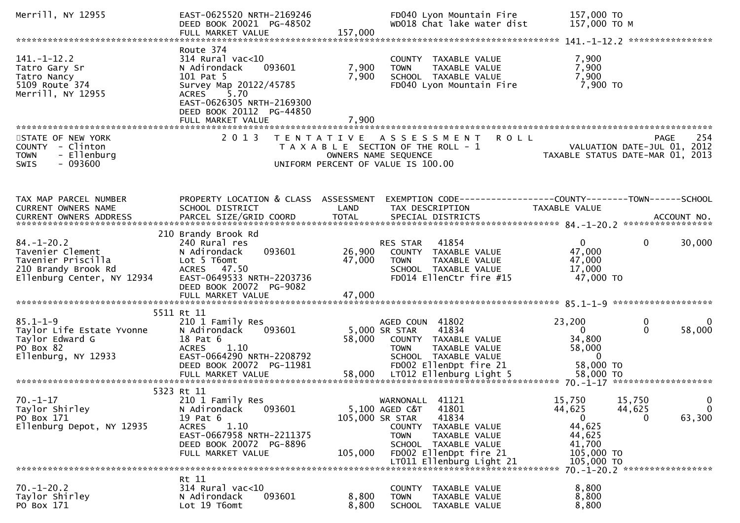```
Merrill, NY 12955              EAST-0625520 NRTH-2169246              FD040 Lyon Mountain Fire          157,000 TO
                               DEED BOOK 20021  PG-48502              WD018 Chat lake water dist        157,000 TO M
                               FULL MARKET VALUE              157,000
******************************************************************************************************* 141.-1-12.2 ****************
                               Route 374
141.-1-12.2                    314 Rural vac<10                       COUNTY  TAXABLE VALUE               7,900
Tatro Gary Sr                  N Adirondack     093601          7,900 TOWN    TAXABLE VALUE               7,900
Tatro Nancy                    101 Pat 5                        7,900 SCHOOL  TAXABLE VALUE               7,900
5109 Route 374                 Survey Map 20122/45785                 FD040 Lyon Mountain Fire            7,900 TO
Merrill, NY 12955              ACRES     5.70
                               EAST-0626305 NRTH-2169300
                               DEED BOOK 20112  PG-44850
                               FULL MARKET VALUE                7,900
*************************************************************************************************************************************
STATE OF NEW YORK                 2 0 1 3   T E N T A T I V E   A S S E S S M E N T   R O L L                     PAGE    254
COUNTY  - Clinton                             T A X A B L E  SECTION OF THE ROLL - 1                  VALUATION DATE-JUL 01, 2012
TOWN    - Ellenburg                              OWNERS NAME SEQUENCE                           TAXABLE STATUS DATE-MAR 01, 2013
SWIS    - 093600                            UNIFORM PERCENT OF VALUE IS 100.00


TAX MAP PARCEL NUMBER          PROPERTY LOCATION & CLASS  ASSESSMENT  EXEMPTION CODE------------------COUNTY--------TOWN------SCHOOL
CURRENT OWNERS NAME            SCHOOL DISTRICT               LAND      TAX DESCRIPTION            TAXABLE VALUE
CURRENT OWNERS ADDRESS         PARCEL SIZE/GRID COORD        TOTAL     SPECIAL DISTRICTS                                ACCOUNT NO.
******************************************************************************************************* 84.-1-20.2 *****************
                           210 Brandy Brook Rd
84.-1-20.2                     240 Rural res                          RES STAR   41854                0           0       30,000
Tavenier Clement               N Adirondack     093601         26,900   COUNTY  TAXABLE VALUE          47,000
Tavenier Priscilla             Lot 5 T6omt                     47,000   TOWN    TAXABLE VALUE          47,000
210 Brandy Brook Rd            ACRES    47.50                           SCHOOL  TAXABLE VALUE          17,000
Ellenburg Center, NY 12934     EAST-0649533 NRTH-2203736                FD014 EllenCtr fire #15         47,000 TO
                               DEED BOOK 20072  PG-9082
                               FULL MARKET VALUE               47,000
******************************************************************************************************* 85.1-1-9 *******************
                           5511 Rt 11
85.1-1-9                       210 1 Family Res                       AGED COUN  41802           23,200           0            0
Taylor Life Estate Yvonne      N Adirondack     093601          5,000 SR STAR    41834                0           0       58,000
Taylor Edward G                18 Pat 6                        58,000   COUNTY  TAXABLE VALUE          34,800
PO Box 82                      ACRES     1.10                           TOWN    TAXABLE VALUE          58,000
Ellenburg, NY 12933            EAST-0664290 NRTH-2208792                SCHOOL  TAXABLE VALUE               0
                               DEED BOOK 20072  PG-11981                FD002 EllenDpt fire 21          58,000 TO
                               FULL MARKET VALUE               58,000   LT012 Ellenburg Light 5         58,000 TO
******************************************************************************************************* 70.-1-17 *******************
                           5323 Rt 11
70.-1-17                       210 1 Family Res                       WARNONALL  41121           15,750      15,750            0
Taylor Shirley                 N Adirondack     093601          5,100 AGED C&T   41801           44,625      44,625            0
PO Box 171                     19 Pat 6                       105,000 SR STAR    41834                0           0       63,300
Ellenburg Depot, NY 12935      ACRES     1.10                           COUNTY  TAXABLE VALUE          44,625
                               EAST-0667958 NRTH-2211375                TOWN    TAXABLE VALUE          44,625
                               DEED BOOK 20072  PG-8896                 SCHOOL  TAXABLE VALUE          41,700
                               FULL MARKET VALUE              105,000   FD002 EllenDpt fire 21         105,000 TO
                                                                        LT011 Ellenburg Light 21       105,000 TO
******************************************************************************************************* 70.-1-20.2 *****************
                               Rt 11
70.-1-20.2                     314 Rural vac<10                       COUNTY  TAXABLE VALUE               8,800
Taylor Shirley                 N Adirondack     093601          8,800 TOWN    TAXABLE VALUE               8,800
PO Box 171                     Lot 19 T6omt                     8,800 SCHOOL  TAXABLE VALUE               8,800
```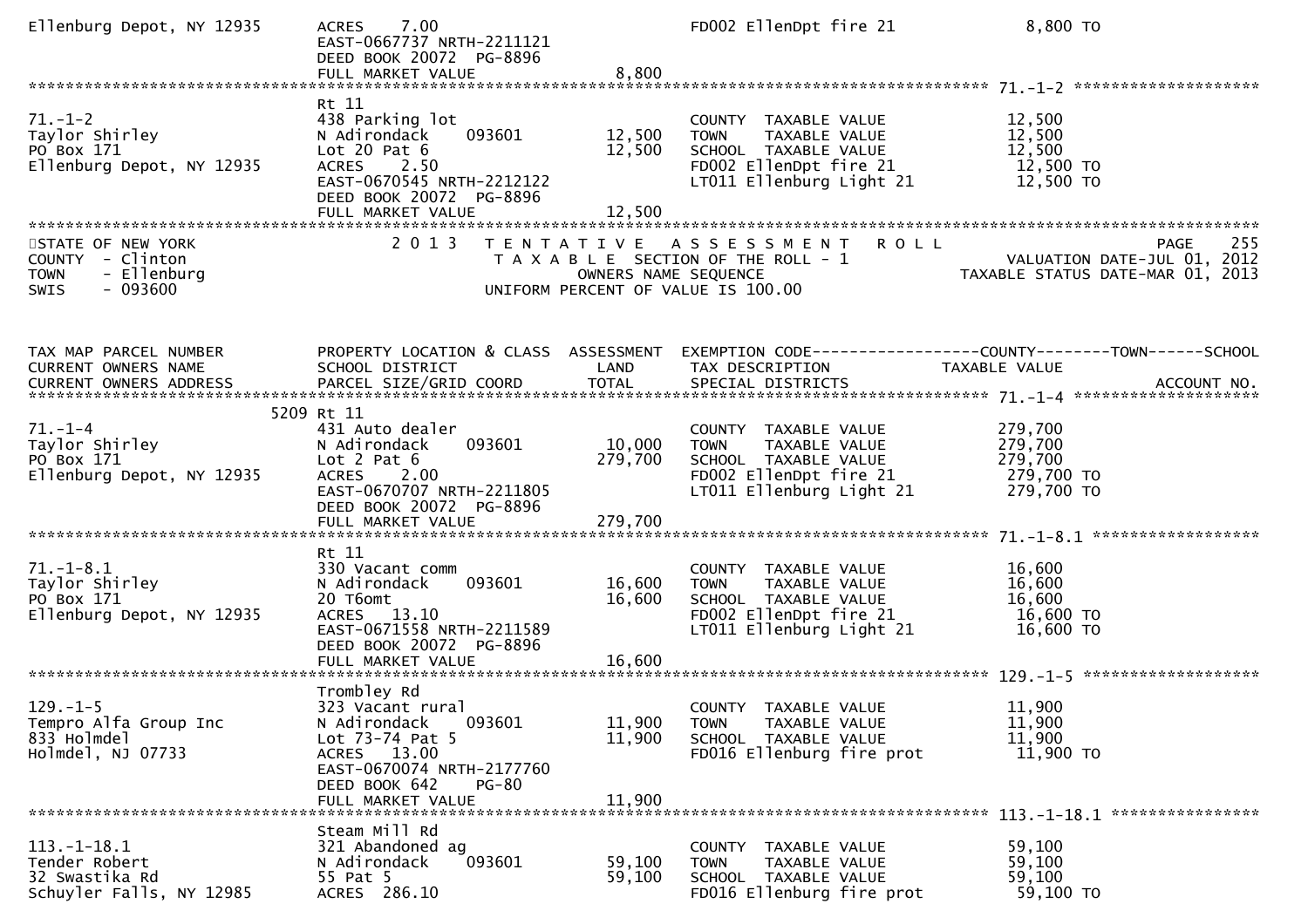```
Ellenburg Depot, NY 12935      ACRES    7.00                             FD002 EllenDpt fire 21              8,800 TO
                               EAST-0667737 NRTH-2211121
                               DEED BOOK 20072  PG-8896
                               FULL MARKET VALUE                  8,800
******************************************************************************************************* 71.-1-2 ********************
                               Rt 11
71.-1-2                        438 Parking lot                           COUNTY  TAXABLE VALUE              12,500
Taylor Shirley                 N Adirondack     093601          12,500   TOWN    TAXABLE VALUE              12,500
PO Box 171                     Lot 20 Pat 6                     12,500   SCHOOL  TAXABLE VALUE              12,500
Ellenburg Depot, NY 12935      ACRES    2.50                             FD002 EllenDpt fire 21             12,500 TO
                               EAST-0670545 NRTH-2212122                 LT011 Ellenburg Light 21           12,500 TO
                               DEED BOOK 20072  PG-8896
                               FULL MARKET VALUE                 12,500
*************************************************************************************************************************************
STATE OF NEW YORK                    2 0 1 3   T E N T A T I V E   A S S E S S M E N T   R O L L                        PAGE   255
COUNTY  - Clinton                              T A X A B L E  SECTION OF THE ROLL - 1                     VALUATION DATE-JUL 01, 2012
TOWN    - Ellenburg                                 OWNERS NAME SEQUENCE                            TAXABLE STATUS DATE-MAR 01, 2013
SWIS    - 093600                               UNIFORM PERCENT OF VALUE IS 100.00


TAX MAP PARCEL NUMBER          PROPERTY LOCATION & CLASS  ASSESSMENT  EXEMPTION CODE------------------COUNTY--------TOWN------SCHOOL
CURRENT OWNERS NAME            SCHOOL DISTRICT               LAND     TAX DESCRIPTION            TAXABLE VALUE
CURRENT OWNERS ADDRESS         PARCEL SIZE/GRID COORD        TOTAL    SPECIAL DISTRICTS                                   ACCOUNT NO.
******************************************************************************************************* 71.-1-4 ********************
                          5209 Rt 11
71.-1-4                        431 Auto dealer                           COUNTY  TAXABLE VALUE             279,700
Taylor Shirley                 N Adirondack     093601          10,000   TOWN    TAXABLE VALUE             279,700
PO Box 171                     Lot 2 Pat 6                     279,700   SCHOOL  TAXABLE VALUE             279,700
Ellenburg Depot, NY 12935      ACRES    2.00                             FD002 EllenDpt fire 21            279,700 TO
                               EAST-0670707 NRTH-2211805                 LT011 Ellenburg Light 21          279,700 TO
                               DEED BOOK 20072  PG-8896
                               FULL MARKET VALUE                279,700
******************************************************************************************************* 71.-1-8.1 ******************
                               Rt 11
71.-1-8.1                      330 Vacant comm                           COUNTY  TAXABLE VALUE              16,600
Taylor Shirley                 N Adirondack     093601          16,600   TOWN    TAXABLE VALUE              16,600
PO Box 171                     20 T6omt                         16,600   SCHOOL  TAXABLE VALUE              16,600
Ellenburg Depot, NY 12935      ACRES   13.10                             FD002 EllenDpt fire 21             16,600 TO
                               EAST-0671558 NRTH-2211589                 LT011 Ellenburg Light 21           16,600 TO
                               DEED BOOK 20072  PG-8896
                               FULL MARKET VALUE                 16,600
******************************************************************************************************* 129.-1-5 *******************
                               Trombley Rd
129.-1-5                       323 Vacant rural                          COUNTY  TAXABLE VALUE              11,900
Tempro Alfa Group Inc          N Adirondack     093601          11,900   TOWN    TAXABLE VALUE              11,900
833 Holmdel                    Lot 73-74 Pat 5                  11,900   SCHOOL  TAXABLE VALUE              11,900
Holmdel, NJ 07733              ACRES   13.00                             FD016 Ellenburg fire prot          11,900 TO
                               EAST-0670074 NRTH-2177760
                               DEED BOOK 642    PG-80
                               FULL MARKET VALUE                 11,900
******************************************************************************************************* 113.-1-18.1 ****************
                               Steam Mill Rd
113.-1-18.1                    321 Abandoned ag                          COUNTY  TAXABLE VALUE              59,100
Tender Robert                  N Adirondack     093601          59,100   TOWN    TAXABLE VALUE              59,100
32 Swastika Rd                 55 Pat 5                         59,100   SCHOOL  TAXABLE VALUE              59,100
Schuyler Falls, NY 12985       ACRES  286.10                             FD016 Ellenburg fire prot          59,100 TO
```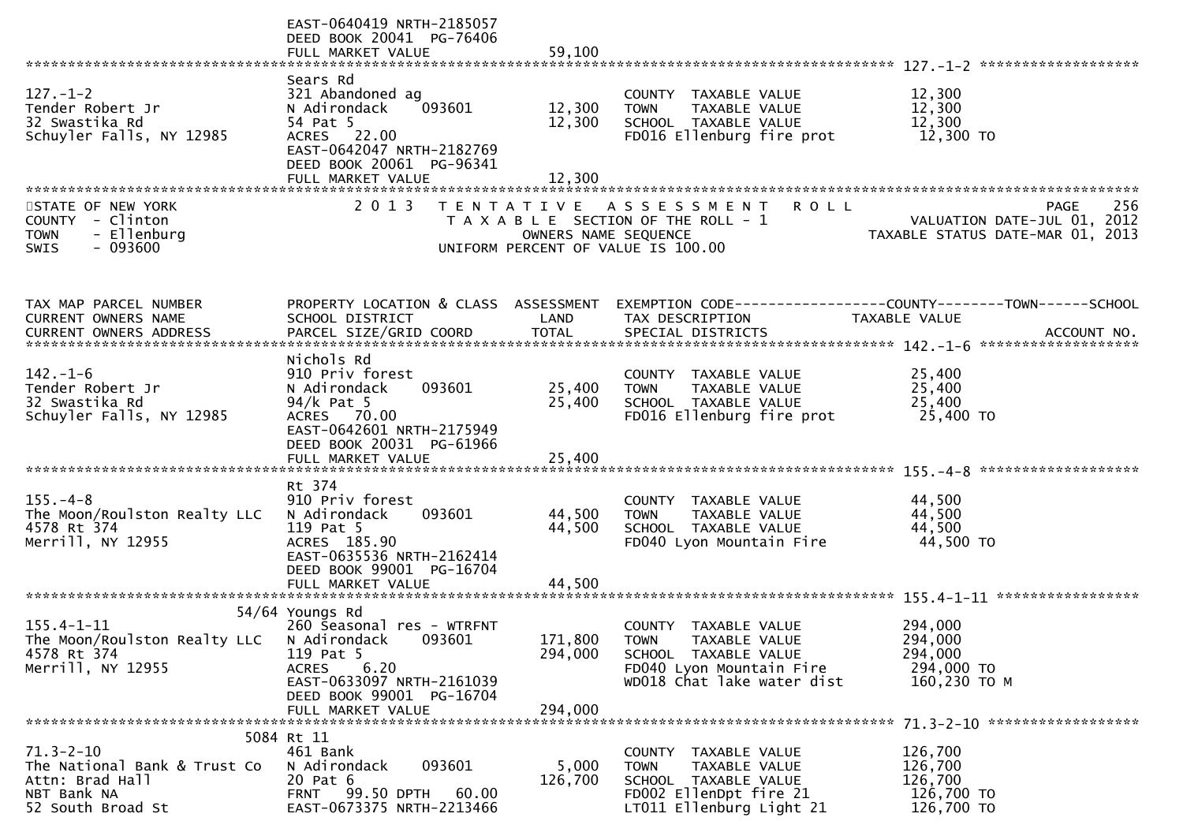```
                              EAST-0640419 NRTH-2185057
                              DEED BOOK 20041  PG-76406
                              FULL MARKET VALUE              59,100
******************************************************************************************************* 127.-1-2 ******************
                              Sears Rd
127.-1-2                      321 Abandoned ag                    COUNTY  TAXABLE VALUE           12,300
Tender Robert Jr              N Adirondack     093601      12,300   TOWN    TAXABLE VALUE           12,300
32 Swastika Rd                54 Pat 5                     12,300   SCHOOL  TAXABLE VALUE           12,300
Schuyler Falls, NY 12985      ACRES   22.00                          FD016 Ellenburg fire prot        12,300 TO
                              EAST-0642047 NRTH-2182769
                              DEED BOOK 20061  PG-96341
                              FULL MARKET VALUE              12,300
*************************************************************************************************************************************
STATE OF NEW YORK                  2 0 1 3   T E N T A T I V E   A S S E S S M E N T   R O L L                        PAGE   256
COUNTY  - Clinton                            T A X A B L E  SECTION OF THE ROLL - 1                      VALUATION DATE-JUL 01, 2012
TOWN    - Ellenburg                                  OWNERS NAME SEQUENCE                           TAXABLE STATUS DATE-MAR 01, 2013
SWIS    - 093600                             UNIFORM PERCENT OF VALUE IS 100.00


TAX MAP PARCEL NUMBER         PROPERTY LOCATION & CLASS  ASSESSMENT  EXEMPTION CODE------------------COUNTY--------TOWN------SCHOOL
CURRENT OWNERS NAME           SCHOOL DISTRICT               LAND      TAX DESCRIPTION            TAXABLE VALUE
CURRENT OWNERS ADDRESS        PARCEL SIZE/GRID COORD        TOTAL     SPECIAL DISTRICTS                                  ACCOUNT NO.
******************************************************************************************************* 142.-1-6 ******************
                              Nichols Rd
142.-1-6                      910 Priv forest                     COUNTY  TAXABLE VALUE           25,400
Tender Robert Jr              N Adirondack     093601      25,400   TOWN    TAXABLE VALUE           25,400
32 Swastika Rd                94/k Pat 5                   25,400   SCHOOL  TAXABLE VALUE           25,400
Schuyler Falls, NY 12985      ACRES   70.00                          FD016 Ellenburg fire prot        25,400 TO
                              EAST-0642601 NRTH-2175949
                              DEED BOOK 20031  PG-61966
                              FULL MARKET VALUE              25,400
******************************************************************************************************* 155.-4-8 ******************
                              Rt 374
155.-4-8                      910 Priv forest                     COUNTY  TAXABLE VALUE           44,500
The Moon/Roulston Realty LLC  N Adirondack     093601      44,500   TOWN    TAXABLE VALUE           44,500
4578 Rt 374                   119 Pat 5                    44,500   SCHOOL  TAXABLE VALUE           44,500
Merrill, NY 12955             ACRES  185.90                          FD040 Lyon Mountain Fire         44,500 TO
                              EAST-0635536 NRTH-2162414
                              DEED BOOK 99001  PG-16704
                              FULL MARKET VALUE              44,500
******************************************************************************************************* 155.4-1-11 ****************
                        54/64 Youngs Rd
155.4-1-11                    260 Seasonal res - WTRFNT           COUNTY  TAXABLE VALUE          294,000
The Moon/Roulston Realty LLC  N Adirondack     093601     171,800   TOWN    TAXABLE VALUE          294,000
4578 Rt 374                   119 Pat 5                   294,000   SCHOOL  TAXABLE VALUE          294,000
Merrill, NY 12955             ACRES    6.20                          FD040 Lyon Mountain Fire        294,000 TO
                              EAST-0633097 NRTH-2161039             WD018 Chat lake water dist      160,230 TO M
                              DEED BOOK 99001  PG-16704
                              FULL MARKET VALUE             294,000
******************************************************************************************************* 71.3-2-10 *****************
                         5084 Rt 11
71.3-2-10                     461 Bank                            COUNTY  TAXABLE VALUE          126,700
The National Bank & Trust Co  N Adirondack     093601       5,000   TOWN    TAXABLE VALUE          126,700
Attn: Brad Hall               20 Pat 6                    126,700   SCHOOL  TAXABLE VALUE          126,700
NBT Bank NA                   FRNT   99.50 DPTH   60.00              FD002 EllenDpt fire 21          126,700 TO
52 South Broad St             EAST-0673375 NRTH-2213466             LT011 Ellenburg Light 21        126,700 TO
```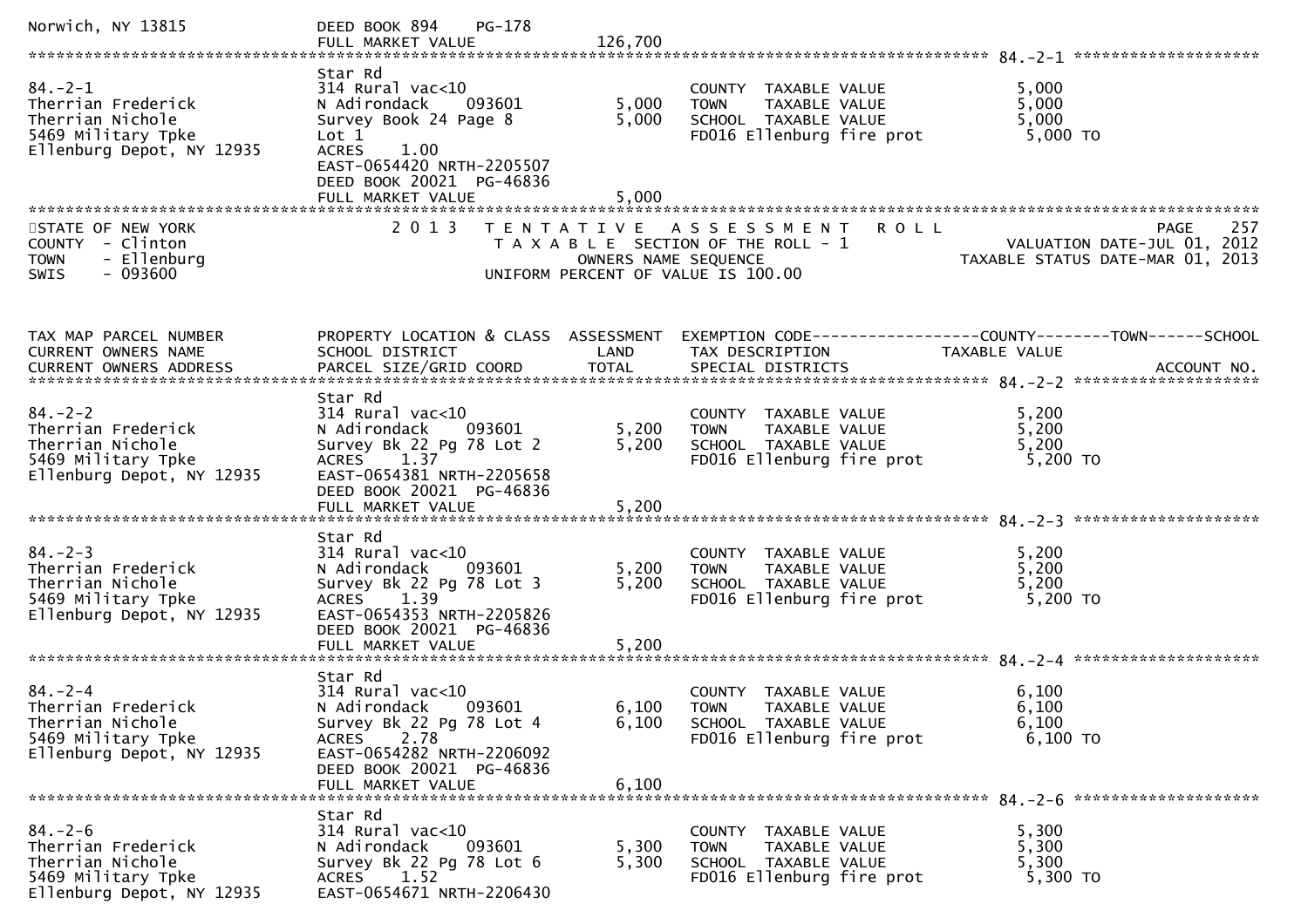```
Norwich, NY 13815            DEED BOOK 894    PG-178
                             FULL MARKET VALUE              126,700
******************************************************************************************************* 84.-2-1 ********************
                             Star Rd
84.-2-1                      314 Rural vac<10                       COUNTY  TAXABLE VALUE              5,000
Therrian Frederick           N Adirondack     093601       5,000    TOWN    TAXABLE VALUE              5,000
Therrian Nichole             Survey Book 24 Page 8         5,000    SCHOOL  TAXABLE VALUE              5,000
5469 Military Tpke           Lot 1                                  FD016 Ellenburg fire prot           5,000 TO
Ellenburg Depot, NY 12935    ACRES    1.00
                             EAST-0654420 NRTH-2205507
                             DEED BOOK 20021  PG-46836
                             FULL MARKET VALUE                5,000
*******************************************************************************************************************************
STATE OF NEW YORK                2 0 1 3   T E N T A T I V E   A S S E S S M E N T   R O L L                         PAGE    257
COUNTY  - Clinton                      T A X A B L E  SECTION OF THE ROLL - 1                       VALUATION DATE-JUL 01, 2012
TOWN    - Ellenburg                             OWNERS NAME SEQUENCE                               TAXABLE STATUS DATE-MAR 01, 2013
SWIS    - 093600                        UNIFORM PERCENT OF VALUE IS 100.00


TAX MAP PARCEL NUMBER        PROPERTY LOCATION & CLASS  ASSESSMENT  EXEMPTION CODE------------------COUNTY--------TOWN------SCHOOL
CURRENT OWNERS NAME          SCHOOL DISTRICT               LAND     TAX DESCRIPTION              TAXABLE VALUE
CURRENT OWNERS ADDRESS       PARCEL SIZE/GRID COORD        TOTAL    SPECIAL DISTRICTS                                   ACCOUNT NO.
******************************************************************************************************* 84.-2-2 ********************
                             Star Rd
84.-2-2                      314 Rural vac<10                       COUNTY  TAXABLE VALUE              5,200
Therrian Frederick           N Adirondack     093601       5,200    TOWN    TAXABLE VALUE              5,200
Therrian Nichole             Survey Bk 22 Pg 78 Lot 2      5,200    SCHOOL  TAXABLE VALUE              5,200
5469 Military Tpke           ACRES    1.37                          FD016 Ellenburg fire prot           5,200 TO
Ellenburg Depot, NY 12935    EAST-0654381 NRTH-2205658
                             DEED BOOK 20021  PG-46836
                             FULL MARKET VALUE                5,200
******************************************************************************************************* 84.-2-3 ********************
                             Star Rd
84.-2-3                      314 Rural vac<10                       COUNTY  TAXABLE VALUE              5,200
Therrian Frederick           N Adirondack     093601       5,200    TOWN    TAXABLE VALUE              5,200
Therrian Nichole             Survey Bk 22 Pg 78 Lot 3      5,200    SCHOOL  TAXABLE VALUE              5,200
5469 Military Tpke           ACRES    1.39                          FD016 Ellenburg fire prot           5,200 TO
Ellenburg Depot, NY 12935    EAST-0654353 NRTH-2205826
                             DEED BOOK 20021  PG-46836
                             FULL MARKET VALUE                5,200
******************************************************************************************************* 84.-2-4 ********************
                             Star Rd
84.-2-4                      314 Rural vac<10                       COUNTY  TAXABLE VALUE              6,100
Therrian Frederick           N Adirondack     093601       6,100    TOWN    TAXABLE VALUE              6,100
Therrian Nichole             Survey Bk 22 Pg 78 Lot 4      6,100    SCHOOL  TAXABLE VALUE              6,100
5469 Military Tpke           ACRES    2.78                          FD016 Ellenburg fire prot           6,100 TO
Ellenburg Depot, NY 12935    EAST-0654282 NRTH-2206092
                             DEED BOOK 20021  PG-46836
                             FULL MARKET VALUE                6,100
******************************************************************************************************* 84.-2-6 ********************
                             Star Rd
84.-2-6                      314 Rural vac<10                       COUNTY  TAXABLE VALUE              5,300
Therrian Frederick           N Adirondack     093601       5,300    TOWN    TAXABLE VALUE              5,300
Therrian Nichole             Survey Bk 22 Pg 78 Lot 6      5,300    SCHOOL  TAXABLE VALUE              5,300
5469 Military Tpke           ACRES    1.52                          FD016 Ellenburg fire prot           5,300 TO
Ellenburg Depot, NY 12935    EAST-0654671 NRTH-2206430
```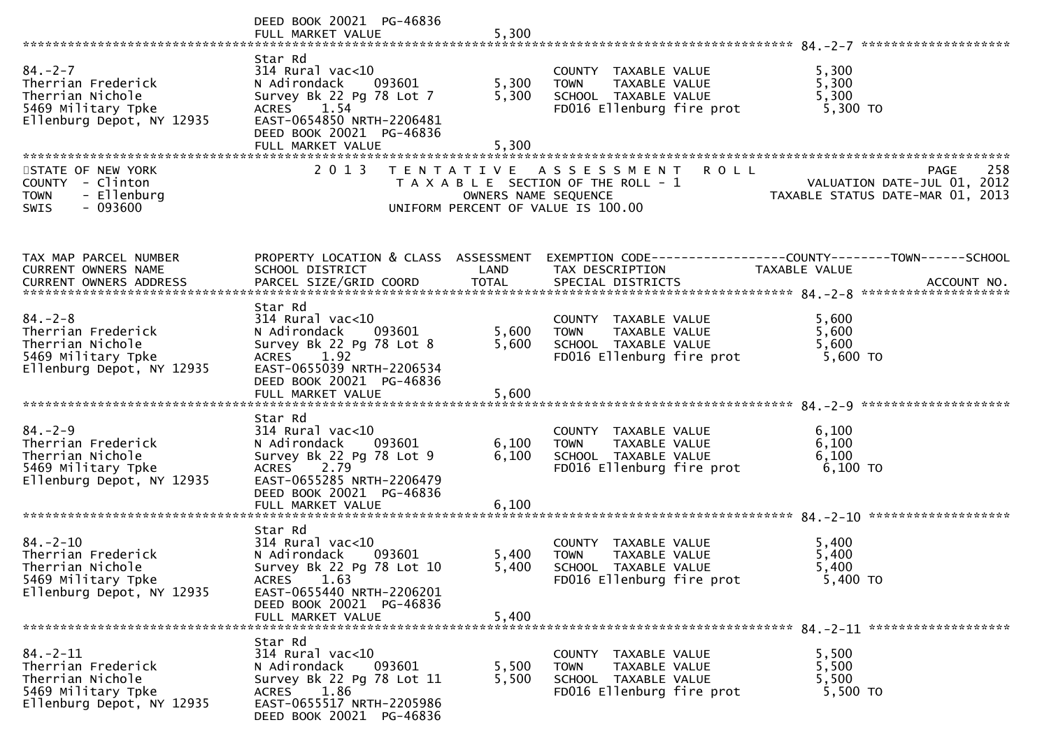DEED BOOK 20021 PG-46836
FULL MARKET VALUE 5,300

******************************************************************************************************* 84.-2-7 ********************

| | | | | |
|---|---|---|---|---|
| 84.-2-7 | Star Rd | | | |
| Therrian Frederick | 314 Rural vac<10 | | COUNTY TAXABLE VALUE | 5,300 |
| Therrian Nichole | N Adirondack 093601 | 5,300 | TOWN TAXABLE VALUE | 5,300 |
| 5469 Military Tpke | Survey Bk 22 Pg 78 Lot 7 | 5,300 | SCHOOL TAXABLE VALUE | 5,300 |
| Ellenburg Depot, NY 12935 | ACRES 1.54 | | FD016 Ellenburg fire prot | 5,300 TO |
| | EAST-0654850 NRTH-2206481 | | | |
| | DEED BOOK 20021 PG-46836 | | | |
| | FULL MARKET VALUE | 5,300 | | |

STATE OF NEW YORK
COUNTY - Clinton
TOWN - Ellenburg
SWIS - 093600

2 0 1 3 TENTATIVE ASSESSMENT ROLL
TAXABLE SECTION OF THE ROLL - 1
OWNERS NAME SEQUENCE
UNIFORM PERCENT OF VALUE IS 100.00

PAGE 258
VALUATION DATE-JUL 01, 2012
TAXABLE STATUS DATE-MAR 01, 2013

| TAX MAP PARCEL NUMBER<br>CURRENT OWNERS NAME<br>CURRENT OWNERS ADDRESS | PROPERTY LOCATION & CLASS<br>SCHOOL DISTRICT<br>PARCEL SIZE/GRID COORD | ASSESSMENT<br>LAND<br>TOTAL | EXEMPTION CODE------------------COUNTY--------TOWN------SCHOOL<br>TAX DESCRIPTION<br>SPECIAL DISTRICTS | TAXABLE VALUE<br><br>ACCOUNT NO. |
|---|---|---|---|---|
| **84.-2-8** | | | | |
| | Star Rd | | | |
| 84.-2-8 | 314 Rural vac<10 | | COUNTY TAXABLE VALUE | 5,600 |
| Therrian Frederick | N Adirondack 093601 | 5,600 | TOWN TAXABLE VALUE | 5,600 |
| Therrian Nichole | Survey Bk 22 Pg 78 Lot 8 | 5,600 | SCHOOL TAXABLE VALUE | 5,600 |
| 5469 Military Tpke | ACRES 1.92 | | FD016 Ellenburg fire prot | 5,600 TO |
| Ellenburg Depot, NY 12935 | EAST-0655039 NRTH-2206534 | | | |
| | DEED BOOK 20021 PG-46836 | | | |
| | FULL MARKET VALUE | 5,600 | | |
| **84.-2-9** | | | | |
| | Star Rd | | | |
| 84.-2-9 | 314 Rural vac<10 | | COUNTY TAXABLE VALUE | 6,100 |
| Therrian Frederick | N Adirondack 093601 | 6,100 | TOWN TAXABLE VALUE | 6,100 |
| Therrian Nichole | Survey Bk 22 Pg 78 Lot 9 | 6,100 | SCHOOL TAXABLE VALUE | 6,100 |
| 5469 Military Tpke | ACRES 2.79 | | FD016 Ellenburg fire prot | 6,100 TO |
| Ellenburg Depot, NY 12935 | EAST-0655285 NRTH-2206479 | | | |
| | DEED BOOK 20021 PG-46836 | | | |
| | FULL MARKET VALUE | 6,100 | | |
| **84.-2-10** | | | | |
| | Star Rd | | | |
| 84.-2-10 | 314 Rural vac<10 | | COUNTY TAXABLE VALUE | 5,400 |
| Therrian Frederick | N Adirondack 093601 | 5,400 | TOWN TAXABLE VALUE | 5,400 |
| Therrian Nichole | Survey Bk 22 Pg 78 Lot 10 | 5,400 | SCHOOL TAXABLE VALUE | 5,400 |
| 5469 Military Tpke | ACRES 1.63 | | FD016 Ellenburg fire prot | 5,400 TO |
| Ellenburg Depot, NY 12935 | EAST-0655440 NRTH-2206201 | | | |
| | DEED BOOK 20021 PG-46836 | | | |
| | FULL MARKET VALUE | 5,400 | | |
| **84.-2-11** | | | | |
| | Star Rd | | | |
| 84.-2-11 | 314 Rural vac<10 | | COUNTY TAXABLE VALUE | 5,500 |
| Therrian Frederick | N Adirondack 093601 | 5,500 | TOWN TAXABLE VALUE | 5,500 |
| Therrian Nichole | Survey Bk 22 Pg 78 Lot 11 | 5,500 | SCHOOL TAXABLE VALUE | 5,500 |
| 5469 Military Tpke | ACRES 1.86 | | FD016 Ellenburg fire prot | 5,500 TO |
| Ellenburg Depot, NY 12935 | EAST-0655517 NRTH-2205986 | | | |
| | DEED BOOK 20021 PG-46836 | | | |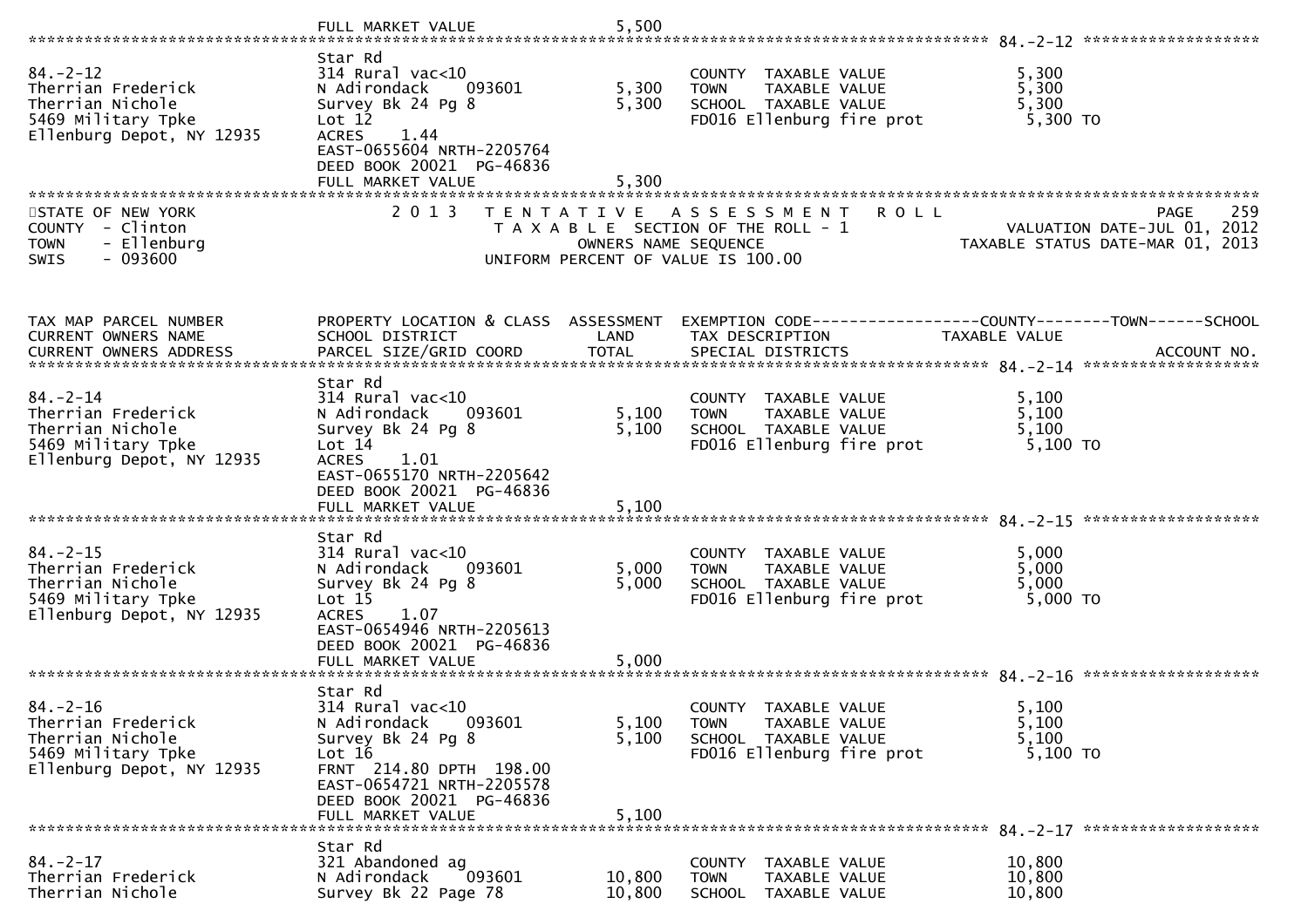FULL MARKET VALUE 5,500

*** 84.-2-12 ***

| | | | | |
|---|---|---|---|---|
| 84.-2-12 | Star Rd | | | |
| Therrian Frederick | 314 Rural vac<10 | | COUNTY TAXABLE VALUE | 5,300 |
| Therrian Nichole | N Adirondack 093601 | 5,300 | TOWN TAXABLE VALUE | 5,300 |
| 5469 Military Tpke | Survey Bk 24 Pg 8 | 5,300 | SCHOOL TAXABLE VALUE | 5,300 |
| Ellenburg Depot, NY 12935 | Lot 12 | | FD016 Ellenburg fire prot | 5,300 TO |
| | ACRES 1.44 | | | |
| | EAST-0655604 NRTH-2205764 | | | |
| | DEED BOOK 20021 PG-46836 | | | |
| | FULL MARKET VALUE | 5,300 | | |

STATE OF NEW YORK
COUNTY - Clinton
TOWN - Ellenburg
SWIS - 093600

2 0 1 3 TENTATIVE ASSESSMENT ROLL
TAXABLE SECTION OF THE ROLL - 1
OWNERS NAME SEQUENCE
UNIFORM PERCENT OF VALUE IS 100.00

PAGE 259
VALUATION DATE-JUL 01, 2012
TAXABLE STATUS DATE-MAR 01, 2013

| TAX MAP PARCEL NUMBER / CURRENT OWNERS NAME / CURRENT OWNERS ADDRESS | PROPERTY LOCATION & CLASS / SCHOOL DISTRICT / PARCEL SIZE/GRID COORD | ASSESSMENT LAND / TOTAL | EXEMPTION CODE / TAX DESCRIPTION / SPECIAL DISTRICTS | COUNTY--------TOWN------SCHOOL TAXABLE VALUE / ACCOUNT NO. |
|---|---|---|---|---|
| **84.-2-14** | | | | |
| 84.-2-14 | Star Rd | | | |
| Therrian Frederick | 314 Rural vac<10 | | COUNTY TAXABLE VALUE | 5,100 |
| Therrian Nichole | N Adirondack 093601 | 5,100 | TOWN TAXABLE VALUE | 5,100 |
| 5469 Military Tpke | Survey Bk 24 Pg 8 | 5,100 | SCHOOL TAXABLE VALUE | 5,100 |
| Ellenburg Depot, NY 12935 | Lot 14 | | FD016 Ellenburg fire prot | 5,100 TO |
| | ACRES 1.01 | | | |
| | EAST-0655170 NRTH-2205642 | | | |
| | DEED BOOK 20021 PG-46836 | | | |
| | FULL MARKET VALUE | 5,100 | | |
| **84.-2-15** | | | | |
| 84.-2-15 | Star Rd | | | |
| Therrian Frederick | 314 Rural vac<10 | | COUNTY TAXABLE VALUE | 5,000 |
| Therrian Nichole | N Adirondack 093601 | 5,000 | TOWN TAXABLE VALUE | 5,000 |
| 5469 Military Tpke | Survey Bk 24 Pg 8 | 5,000 | SCHOOL TAXABLE VALUE | 5,000 |
| Ellenburg Depot, NY 12935 | Lot 15 | | FD016 Ellenburg fire prot | 5,000 TO |
| | ACRES 1.07 | | | |
| | EAST-0654946 NRTH-2205613 | | | |
| | DEED BOOK 20021 PG-46836 | | | |
| | FULL MARKET VALUE | 5,000 | | |
| **84.-2-16** | | | | |
| 84.-2-16 | Star Rd | | | |
| Therrian Frederick | 314 Rural vac<10 | | COUNTY TAXABLE VALUE | 5,100 |
| Therrian Nichole | N Adirondack 093601 | 5,100 | TOWN TAXABLE VALUE | 5,100 |
| 5469 Military Tpke | Survey Bk 24 Pg 8 | 5,100 | SCHOOL TAXABLE VALUE | 5,100 |
| Ellenburg Depot, NY 12935 | Lot 16 | | FD016 Ellenburg fire prot | 5,100 TO |
| | FRNT 214.80 DPTH 198.00 | | | |
| | EAST-0654721 NRTH-2205578 | | | |
| | DEED BOOK 20021 PG-46836 | | | |
| | FULL MARKET VALUE | 5,100 | | |
| **84.-2-17** | | | | |
| 84.-2-17 | Star Rd | | | |
| Therrian Frederick | 321 Abandoned ag | | COUNTY TAXABLE VALUE | 10,800 |
| Therrian Nichole | N Adirondack 093601 | 10,800 | TOWN TAXABLE VALUE | 10,800 |
| | Survey Bk 22 Page 78 | 10,800 | SCHOOL TAXABLE VALUE | 10,800 |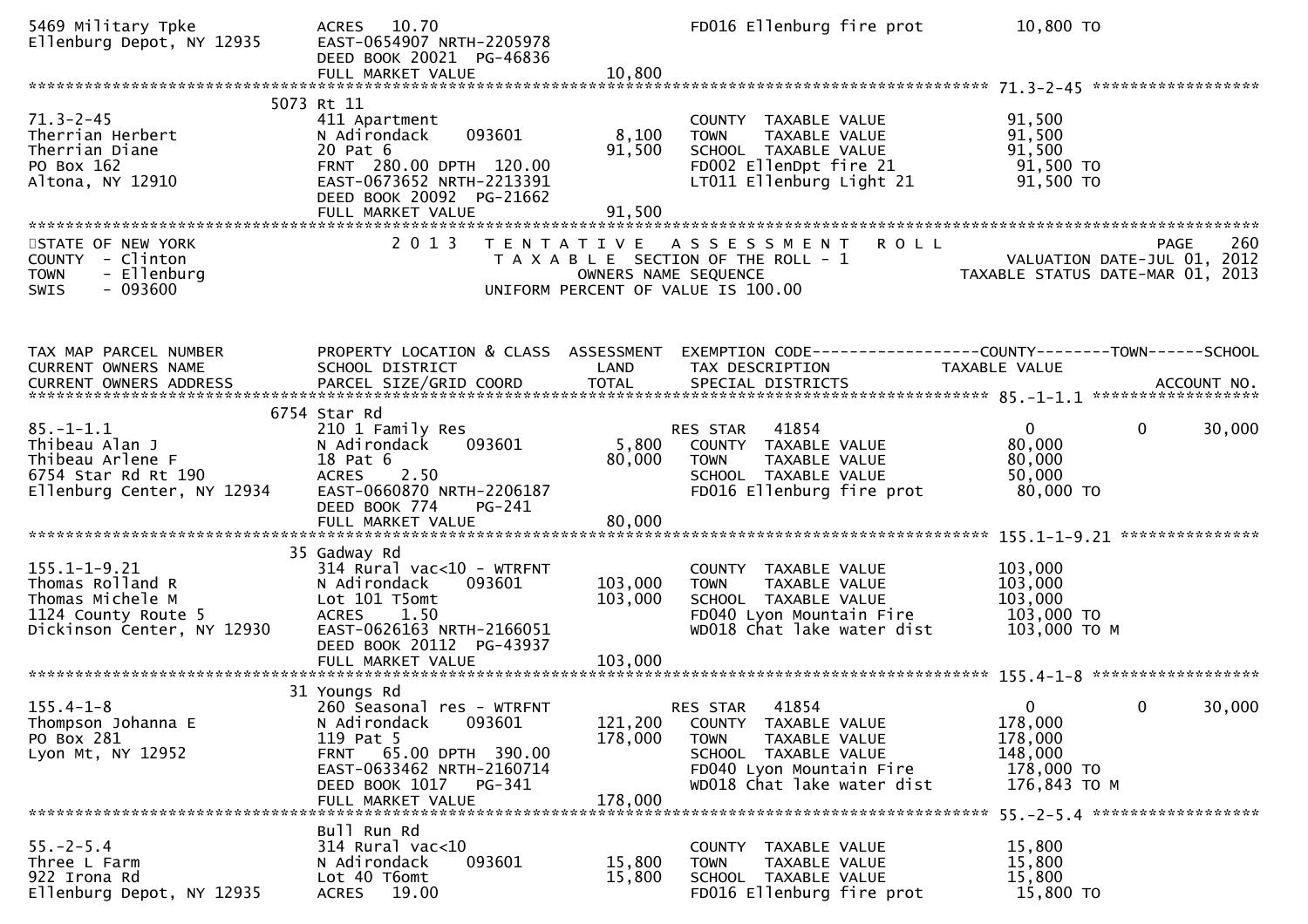```
5469 Military Tpke             ACRES   10.70                              FD016 Ellenburg fire prot          10,800 TO
Ellenburg Depot, NY 12935      EAST-0654907 NRTH-2205978
                               DEED BOOK 20021  PG-46836
                               FULL MARKET VALUE              10,800
******************************************************************************************************* 71.3-2-45 ******************
                         5073 Rt 11
71.3-2-45                      411 Apartment                             COUNTY  TAXABLE VALUE            91,500
Therrian Herbert               N Adirondack     093601        8,100      TOWN    TAXABLE VALUE            91,500
Therrian Diane                 20 Pat 6                      91,500      SCHOOL  TAXABLE VALUE            91,500
PO Box 162                     FRNT  280.00 DPTH  120.00                 FD002 EllenDpt fire 21            91,500 TO
Altona, NY 12910               EAST-0673652 NRTH-2213391                 LT011 Ellenburg Light 21          91,500 TO
                               DEED BOOK 20092  PG-21662
                               FULL MARKET VALUE              91,500
************************************************************************************************************************************
STATE OF NEW YORK                  2 0 1 3   T E N T A T I V E   A S S E S S M E N T   R O L L                        PAGE    260
COUNTY  - Clinton                        T A X A B L E  SECTION OF THE ROLL - 1                      VALUATION DATE-JUL 01, 2012
TOWN    - Ellenburg                            OWNERS NAME SEQUENCE                                 TAXABLE STATUS DATE-MAR 01, 2013
SWIS    - 093600                        UNIFORM PERCENT OF VALUE IS 100.00



TAX MAP PARCEL NUMBER          PROPERTY LOCATION & CLASS  ASSESSMENT  EXEMPTION CODE------------------COUNTY--------TOWN------SCHOOL
CURRENT OWNERS NAME            SCHOOL DISTRICT               LAND      TAX DESCRIPTION            TAXABLE VALUE
CURRENT OWNERS ADDRESS         PARCEL SIZE/GRID COORD        TOTAL     SPECIAL DISTRICTS                                  ACCOUNT NO.
******************************************************************************************************* 85.-1-1.1 ******************
                         6754 Star Rd
85.-1-1.1                      210 1 Family Res                         RES STAR   41854                 0             0       30,000
Thibeau Alan J                 N Adirondack     093601        5,800      COUNTY  TAXABLE VALUE            80,000
Thibeau Arlene F               18 Pat 6                      80,000      TOWN    TAXABLE VALUE            80,000
6754 Star Rd Rt 190            ACRES    2.50                             SCHOOL  TAXABLE VALUE            50,000
Ellenburg Center, NY 12934     EAST-0660870 NRTH-2206187                 FD016 Ellenburg fire prot         80,000 TO
                               DEED BOOK 774     PG-241
                               FULL MARKET VALUE              80,000
******************************************************************************************************* 155.1-1-9.21 ***************
                         35 Gadway Rd
155.1-1-9.21                   314 Rural vac<10 - WTRFNT                 COUNTY  TAXABLE VALUE           103,000
Thomas Rolland R               N Adirondack     093601      103,000      TOWN    TAXABLE VALUE           103,000
Thomas Michele M               Lot 101 T5omt                103,000      SCHOOL  TAXABLE VALUE           103,000
1124 County Route 5            ACRES    1.50                             FD040 Lyon Mountain Fire         103,000 TO
Dickinson Center, NY 12930     EAST-0626163 NRTH-2166051                 WD018 Chat lake water dist       103,000 TO M
                               DEED BOOK 20112  PG-43937
                               FULL MARKET VALUE             103,000
******************************************************************************************************* 155.4-1-8 ******************
                         31 Youngs Rd
155.4-1-8                      260 Seasonal res - WTRFNT                RES STAR   41854                 0             0       30,000
Thompson Johanna E             N Adirondack     093601      121,200      COUNTY  TAXABLE VALUE           178,000
PO Box 281                     119 Pat 5                    178,000      TOWN    TAXABLE VALUE           178,000
Lyon Mt, NY 12952              FRNT   65.00 DPTH  390.00                 SCHOOL  TAXABLE VALUE           148,000
                               EAST-0633462 NRTH-2160714                 FD040 Lyon Mountain Fire         178,000 TO
                               DEED BOOK 1017    PG-341                  WD018 Chat lake water dist       176,843 TO M
                               FULL MARKET VALUE             178,000
******************************************************************************************************* 55.-2-5.4 ******************
                         Bull Run Rd
55.-2-5.4                      314 Rural vac<10                          COUNTY  TAXABLE VALUE            15,800
Three L Farm                   N Adirondack     093601       15,800      TOWN    TAXABLE VALUE            15,800
922 Irona Rd                   Lot 40 T6omt                  15,800      SCHOOL  TAXABLE VALUE            15,800
Ellenburg Depot, NY 12935      ACRES   19.00                             FD016 Ellenburg fire prot         15,800 TO
```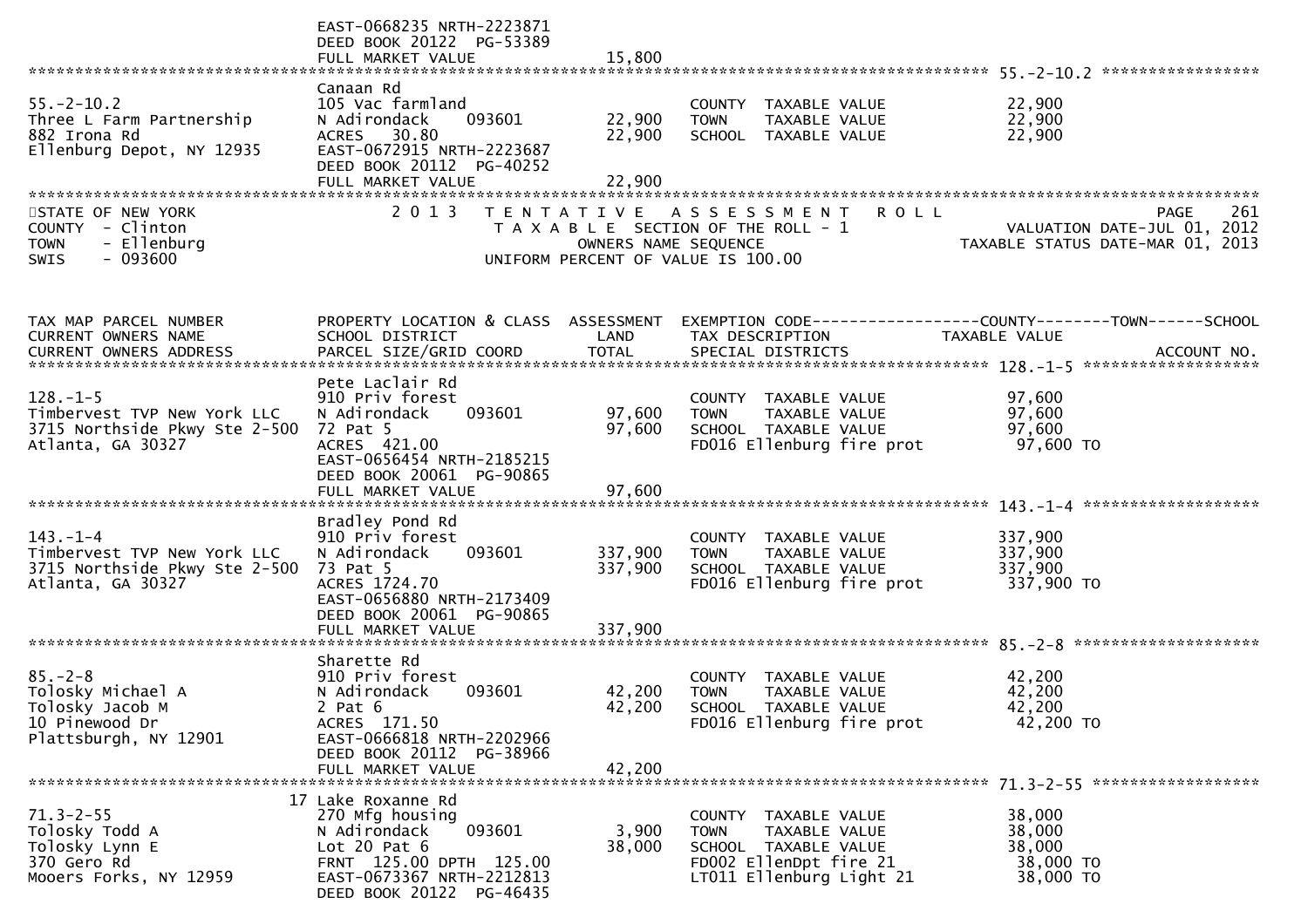EAST-0668235 NRTH-2223871
DEED BOOK 20122 PG-53389
FULL MARKET VALUE 15,800

**55.-2-10.2**

| | | | | |
|---|---|---|---|---|
| 55.-2-10.2 | Canaan Rd | | COUNTY TAXABLE VALUE | 22,900 |
| Three L Farm Partnership | 105 Vac farmland | | TOWN TAXABLE VALUE | 22,900 |
| 882 Irona Rd | N Adirondack 093601 | 22,900 | SCHOOL TAXABLE VALUE | 22,900 |
| Ellenburg Depot, NY 12935 | ACRES 30.80 | 22,900 | | |
| | EAST-0672915 NRTH-2223687 | | | |
| | DEED BOOK 20112 PG-40252 | | | |
| | FULL MARKET VALUE | 22,900 | | |

STATE OF NEW YORK
COUNTY - Clinton
TOWN - Ellenburg
SWIS - 093600

2013 TENTATIVE ASSESSMENT ROLL
TAXABLE SECTION OF THE ROLL - 1
OWNERS NAME SEQUENCE
UNIFORM PERCENT OF VALUE IS 100.00

PAGE 261
VALUATION DATE-JUL 01, 2012
TAXABLE STATUS DATE-MAR 01, 2013

| TAX MAP PARCEL NUMBER / CURRENT OWNERS NAME / CURRENT OWNERS ADDRESS | PROPERTY LOCATION & CLASS / SCHOOL DISTRICT / PARCEL SIZE/GRID COORD | ASSESSMENT LAND / TOTAL | EXEMPTION CODE / TAX DESCRIPTION / SPECIAL DISTRICTS | COUNTY--TOWN--SCHOOL TAXABLE VALUE / ACCOUNT NO. |
|---|---|---|---|---|
| **128.-1-5** | | | | |
| 128.-1-5 | Pete Laclair Rd | | | |
| Timbervest TVP New York LLC | 910 Priv forest | | COUNTY TAXABLE VALUE | 97,600 |
| 3715 Northside Pkwy Ste 2-500 | N Adirondack 093601 | 97,600 | TOWN TAXABLE VALUE | 97,600 |
| Atlanta, GA 30327 | 72 Pat 5 | 97,600 | SCHOOL TAXABLE VALUE | 97,600 |
| | ACRES 421.00 | | FD016 Ellenburg fire prot | 97,600 TO |
| | EAST-0656454 NRTH-2185215 | | | |
| | DEED BOOK 20061 PG-90865 | | | |
| | FULL MARKET VALUE | 97,600 | | |
| **143.-1-4** | | | | |
| 143.-1-4 | Bradley Pond Rd | | | |
| Timbervest TVP New York LLC | 910 Priv forest | | COUNTY TAXABLE VALUE | 337,900 |
| 3715 Northside Pkwy Ste 2-500 | N Adirondack 093601 | 337,900 | TOWN TAXABLE VALUE | 337,900 |
| Atlanta, GA 30327 | 73 Pat 5 | 337,900 | SCHOOL TAXABLE VALUE | 337,900 |
| | ACRES 1724.70 | | FD016 Ellenburg fire prot | 337,900 TO |
| | EAST-0656880 NRTH-2173409 | | | |
| | DEED BOOK 20061 PG-90865 | | | |
| | FULL MARKET VALUE | 337,900 | | |
| **85.-2-8** | | | | |
| 85.-2-8 | Sharette Rd | | | |
| Tolosky Michael A | 910 Priv forest | | COUNTY TAXABLE VALUE | 42,200 |
| Tolosky Jacob M | N Adirondack 093601 | 42,200 | TOWN TAXABLE VALUE | 42,200 |
| 10 Pinewood Dr | 2 Pat 6 | 42,200 | SCHOOL TAXABLE VALUE | 42,200 |
| Plattsburgh, NY 12901 | ACRES 171.50 | | FD016 Ellenburg fire prot | 42,200 TO |
| | EAST-0666818 NRTH-2202966 | | | |
| | DEED BOOK 20112 PG-38966 | | | |
| | FULL MARKET VALUE | 42,200 | | |
| **71.3-2-55** | | | | |
| 71.3-2-55 | 17 Lake Roxanne Rd | | | |
| Tolosky Todd A | 270 Mfg housing | | COUNTY TAXABLE VALUE | 38,000 |
| Tolosky Lynn E | N Adirondack 093601 | 3,900 | TOWN TAXABLE VALUE | 38,000 |
| 370 Gero Rd | Lot 20 Pat 6 | 38,000 | SCHOOL TAXABLE VALUE | 38,000 |
| Mooers Forks, NY 12959 | FRNT 125.00 DPTH 125.00 | | FD002 EllenDpt fire 21 | 38,000 TO |
| | EAST-0673367 NRTH-2212813 | | LT011 Ellenburg Light 21 | 38,000 TO |
| | DEED BOOK 20122 PG-46435 | | | |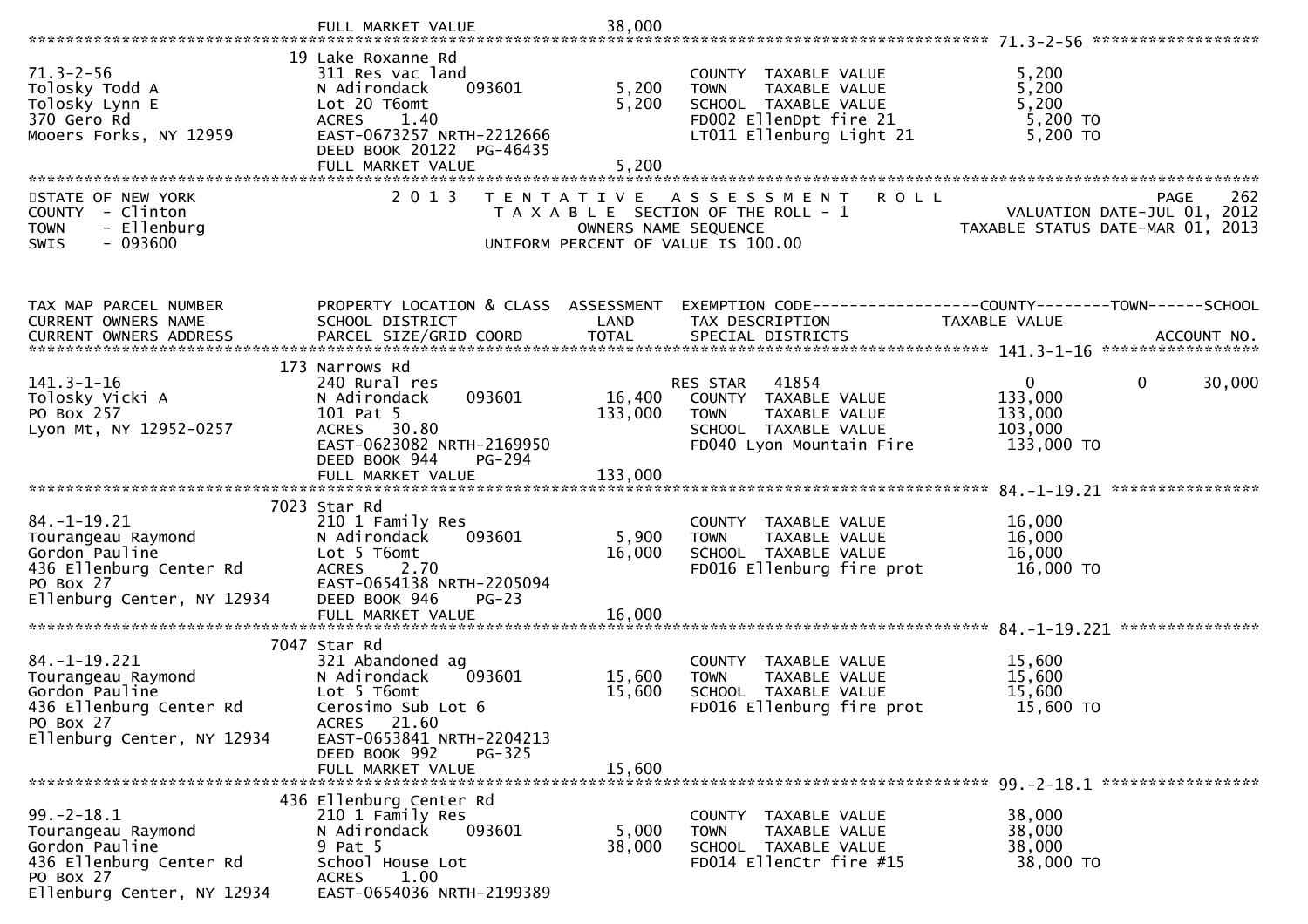FULL MARKET VALUE 38,000

******************************************************************************************************* 71.3-2-56 ******************

| | | | | |
|---|---|---|---|---|
| | 19 Lake Roxanne Rd | | | |
| 71.3-2-56 | 311 Res vac land | | COUNTY TAXABLE VALUE | 5,200 |
| Tolosky Todd A | N Adirondack 093601 | 5,200 | TOWN TAXABLE VALUE | 5,200 |
| Tolosky Lynn E | Lot 20 T6omt | 5,200 | SCHOOL TAXABLE VALUE | 5,200 |
| 370 Gero Rd | ACRES 1.40 | | FD002 EllenDpt fire 21 | 5,200 TO |
| Mooers Forks, NY 12959 | EAST-0673257 NRTH-2212666 | | LT011 Ellenburg Light 21 | 5,200 TO |
| | DEED BOOK 20122 PG-46435 | | | |
| | FULL MARKET VALUE | 5,200 | | |

STATE OF NEW YORK — 2013 TENTATIVE ASSESSMENT ROLL — PAGE 262
COUNTY - Clinton — TAXABLE SECTION OF THE ROLL - 1 — VALUATION DATE-JUL 01, 2012
TOWN - Ellenburg — OWNERS NAME SEQUENCE — TAXABLE STATUS DATE-MAR 01, 2013
SWIS - 093600 — UNIFORM PERCENT OF VALUE IS 100.00

| TAX MAP PARCEL NUMBER<br>CURRENT OWNERS NAME<br>CURRENT OWNERS ADDRESS | PROPERTY LOCATION & CLASS<br>SCHOOL DISTRICT<br>PARCEL SIZE/GRID COORD | ASSESSMENT<br>LAND<br>TOTAL | EXEMPTION CODE<br>TAX DESCRIPTION<br>SPECIAL DISTRICTS | COUNTY<br>TAXABLE VALUE | TOWN | SCHOOL<br><br>ACCOUNT NO. |
|---|---|---|---|---|---|---|
| **141.3-1-16** | 173 Narrows Rd | | | | | |
| 141.3-1-16 | 240 Rural res | | RES STAR 41854 | 0 | 0 | 30,000 |
| Tolosky Vicki A | N Adirondack 093601 | 16,400 | COUNTY TAXABLE VALUE | 133,000 | | |
| PO Box 257 | 101 Pat 5 | 133,000 | TOWN TAXABLE VALUE | 133,000 | | |
| Lyon Mt, NY 12952-0257 | ACRES 30.80 | | SCHOOL TAXABLE VALUE | 103,000 | | |
| | EAST-0623082 NRTH-2169950 | | FD040 Lyon Mountain Fire | 133,000 TO | | |
| | DEED BOOK 944 PG-294 | | | | | |
| | FULL MARKET VALUE | 133,000 | | | | |
| **84.-1-19.21** | 7023 Star Rd | | | | | |
| 84.-1-19.21 | 210 1 Family Res | | COUNTY TAXABLE VALUE | 16,000 | | |
| Tourangeau Raymond | N Adirondack 093601 | 5,900 | TOWN TAXABLE VALUE | 16,000 | | |
| Gordon Pauline | Lot 5 T6omt | 16,000 | SCHOOL TAXABLE VALUE | 16,000 | | |
| 436 Ellenburg Center Rd | ACRES 2.70 | | FD016 Ellenburg fire prot | 16,000 TO | | |
| PO Box 27 | EAST-0654138 NRTH-2205094 | | | | | |
| Ellenburg Center, NY 12934 | DEED BOOK 946 PG-23 | | | | | |
| | FULL MARKET VALUE | 16,000 | | | | |
| **84.-1-19.221** | 7047 Star Rd | | | | | |
| 84.-1-19.221 | 321 Abandoned ag | | COUNTY TAXABLE VALUE | 15,600 | | |
| Tourangeau Raymond | N Adirondack 093601 | 15,600 | TOWN TAXABLE VALUE | 15,600 | | |
| Gordon Pauline | Lot 5 T6omt | 15,600 | SCHOOL TAXABLE VALUE | 15,600 | | |
| 436 Ellenburg Center Rd | Cerosimo Sub Lot 6 | | FD016 Ellenburg fire prot | 15,600 TO | | |
| PO Box 27 | ACRES 21.60 | | | | | |
| Ellenburg Center, NY 12934 | EAST-0653841 NRTH-2204213 | | | | | |
| | DEED BOOK 992 PG-325 | | | | | |
| | FULL MARKET VALUE | 15,600 | | | | |
| **99.-2-18.1** | 436 Ellenburg Center Rd | | | | | |
| 99.-2-18.1 | 210 1 Family Res | | COUNTY TAXABLE VALUE | 38,000 | | |
| Tourangeau Raymond | N Adirondack 093601 | 5,000 | TOWN TAXABLE VALUE | 38,000 | | |
| Gordon Pauline | 9 Pat 5 | 38,000 | SCHOOL TAXABLE VALUE | 38,000 | | |
| 436 Ellenburg Center Rd | School House Lot | | FD014 EllenCtr fire #15 | 38,000 TO | | |
| PO Box 27 | ACRES 1.00 | | | | | |
| Ellenburg Center, NY 12934 | EAST-0654036 NRTH-2199389 | | | | | |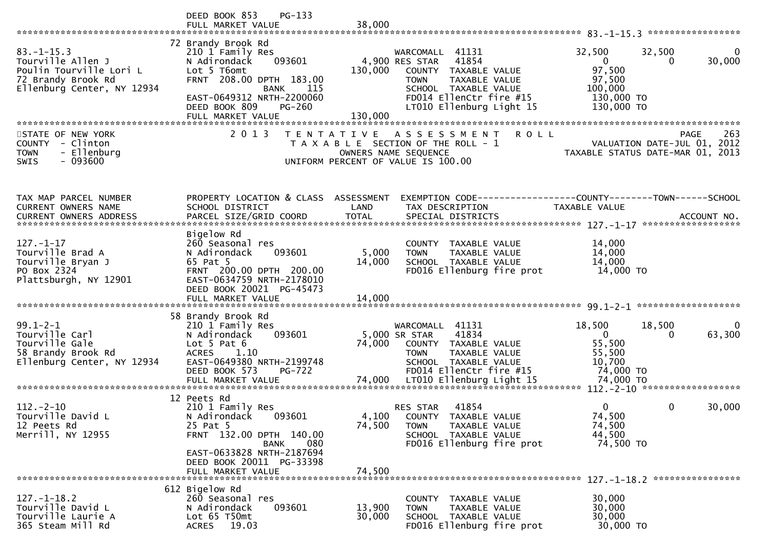```
                              DEED BOOK 853    PG-133
                              FULL MARKET VALUE                 38,000
******************************************************************************************************* 83.-1-15.3 *****************
                              72 Brandy Brook Rd
83.-1-15.3                    210 1 Family Res                      WARCOMALL  41131             32,500       32,500            0
Tourville Allen J             N Adirondack      093601         4,900 RES STAR   41854                  0            0        30,000
Poulin Tourville Lori L       Lot 5 T6omt                    130,000   COUNTY  TAXABLE VALUE           97,500
72 Brandy Brook Rd            FRNT  208.00 DPTH  183.00                TOWN    TAXABLE VALUE           97,500
Ellenburg Center, NY 12934                   BANK     115              SCHOOL  TAXABLE VALUE          100,000
                              EAST-0649312 NRTH-2200060                FD014 EllenCtr fire #15         130,000 TO
                              DEED BOOK 809     PG-260                 LT010 Ellenburg Light 15        130,000 TO
                              FULL MARKET VALUE                130,000
******************************************************************************************************************************************
STATE OF NEW YORK                2 0 1 3   T E N T A T I V E   A S S E S S M E N T   R O L L                          PAGE    263
COUNTY  - Clinton                          T A X A B L E  SECTION OF THE ROLL - 1                        VALUATION DATE-JUL 01, 2012
TOWN    - Ellenburg                               OWNERS NAME SEQUENCE                              TAXABLE STATUS DATE-MAR 01, 2013
SWIS    - 093600                           UNIFORM PERCENT OF VALUE IS 100.00


TAX MAP PARCEL NUMBER         PROPERTY LOCATION & CLASS  ASSESSMENT  EXEMPTION CODE------------------COUNTY--------TOWN------SCHOOL
CURRENT OWNERS NAME           SCHOOL DISTRICT               LAND      TAX DESCRIPTION            TAXABLE VALUE
CURRENT OWNERS ADDRESS        PARCEL SIZE/GRID COORD        TOTAL     SPECIAL DISTRICTS                                  ACCOUNT NO.
******************************************************************************************************* 127.-1-17 ******************
                              Bigelow Rd
127.-1-17                     260 Seasonal res                         COUNTY  TAXABLE VALUE           14,000
Tourville Brad A              N Adirondack      093601         5,000   TOWN    TAXABLE VALUE           14,000
Tourville Bryan J             65 Pat 5                        14,000   SCHOOL  TAXABLE VALUE           14,000
PO Box 2324                   FRNT  200.00 DPTH  200.00                FD016 Ellenburg fire prot        14,000 TO
Plattsburgh, NY 12901         EAST-0634759 NRTH-2178010
                              DEED BOOK 20021  PG-45473
                              FULL MARKET VALUE                 14,000
******************************************************************************************************* 99.1-2-1 *******************
                              58 Brandy Brook Rd
99.1-2-1                      210 1 Family Res                      WARCOMALL  41131             18,500       18,500            0
Tourville Carl                N Adirondack      093601         5,000 SR STAR    41834                  0            0        63,300
Tourville Gale                Lot 5 Pat 6                     74,000   COUNTY  TAXABLE VALUE           55,500
58 Brandy Brook Rd            ACRES     1.10                           TOWN    TAXABLE VALUE           55,500
Ellenburg Center, NY 12934    EAST-0649380 NRTH-2199748                SCHOOL  TAXABLE VALUE           10,700
                              DEED BOOK 573     PG-722                 FD014 EllenCtr fire #15          74,000 TO
                              FULL MARKET VALUE                 74,000 LT010 Ellenburg Light 15         74,000 TO
******************************************************************************************************* 112.-2-10 ******************
                              12 Peets Rd
112.-2-10                     210 1 Family Res                      RES STAR   41854                   0            0        30,000
Tourville David L             N Adirondack      093601         4,100   COUNTY  TAXABLE VALUE           74,500
12 Peets Rd                   25 Pat 5                        74,500   TOWN    TAXABLE VALUE           74,500
Merrill, NY 12955             FRNT  132.00 DPTH  140.00                SCHOOL  TAXABLE VALUE           44,500
                                             BANK     080              FD016 Ellenburg fire prot        74,500 TO
                              EAST-0633828 NRTH-2187694
                              DEED BOOK 20011  PG-33398
                              FULL MARKET VALUE                 74,500
******************************************************************************************************* 127.-1-18.2 ****************
                              612 Bigelow Rd
127.-1-18.2                   260 Seasonal res                         COUNTY  TAXABLE VALUE           30,000
Tourville David L             N Adirondack      093601        13,900   TOWN    TAXABLE VALUE           30,000
Tourville Laurie A            Lot 65 T50mt                    30,000   SCHOOL  TAXABLE VALUE           30,000
365 Steam Mill Rd             ACRES    19.03                           FD016 Ellenburg fire prot        30,000 TO
```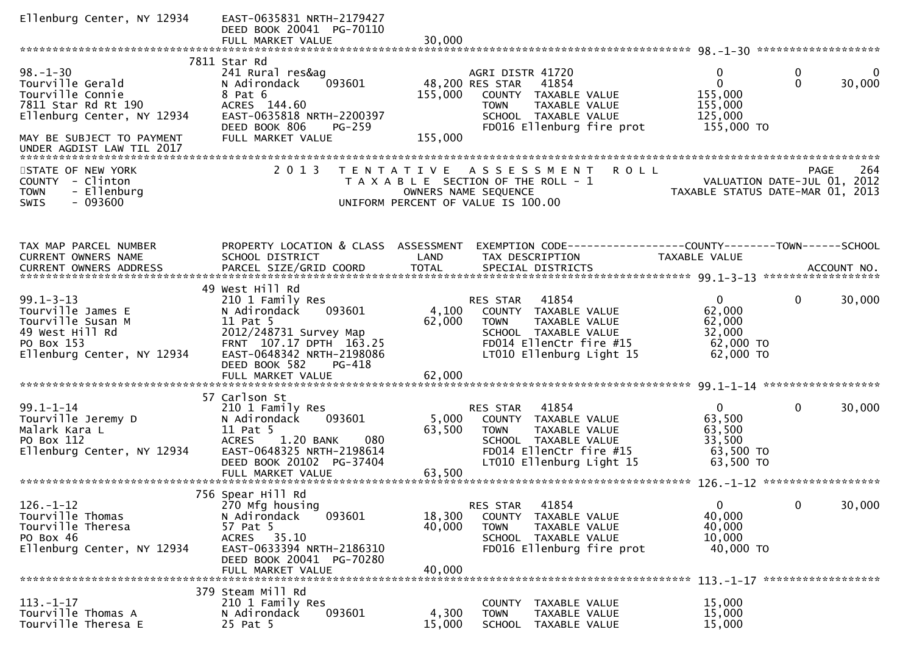```
Ellenburg Center, NY 12934     EAST-0635831 NRTH-2179427
                               DEED BOOK 20041  PG-70110
                               FULL MARKET VALUE              30,000
******************************************************************************************************* 98.-1-30 ******************
                          7811 Star Rd
98.-1-30                       241 Rural res&ag                     AGRI DISTR 41720                   0            0            0
Tourville Gerald               N Adirondack      093601       48,200 RES STAR   41854                   0            0       30,000
Tourville Connie               8 Pat 6                       155,000    COUNTY  TAXABLE VALUE       155,000
7811 Star Rd Rt 190            ACRES  144.60                            TOWN    TAXABLE VALUE       155,000
Ellenburg Center, NY 12934     EAST-0635818 NRTH-2200397                SCHOOL  TAXABLE VALUE       125,000
                               DEED BOOK 806     PG-259                 FD016 Ellenburg fire prot      155,000 TO
MAY BE SUBJECT TO PAYMENT      FULL MARKET VALUE             155,000
UNDER AGDIST LAW TIL 2017
*******************************************************************************************************************************
STATE OF NEW YORK                  2 0 1 3   T E N T A T I V E   A S S E S S M E N T   R O L L                          PAGE    264
COUNTY  - Clinton                            T A X A B L E  SECTION OF THE ROLL - 1                  VALUATION DATE-JUL 01, 2012
TOWN    - Ellenburg                              OWNERS NAME SEQUENCE                           TAXABLE STATUS DATE-MAR 01, 2013
SWIS    - 093600                           UNIFORM PERCENT OF VALUE IS 100.00


TAX MAP PARCEL NUMBER          PROPERTY LOCATION & CLASS  ASSESSMENT  EXEMPTION CODE------------------COUNTY--------TOWN------SCHOOL
CURRENT OWNERS NAME            SCHOOL DISTRICT               LAND      TAX DESCRIPTION            TAXABLE VALUE
CURRENT OWNERS ADDRESS         PARCEL SIZE/GRID COORD        TOTAL     SPECIAL DISTRICTS                                  ACCOUNT NO.
******************************************************************************************************* 99.1-3-13 ******************
                          49 West Hill Rd
99.1-3-13                      210 1 Family Res                     RES STAR   41854                   0            0       30,000
Tourville James E              N Adirondack      093601        4,100    COUNTY  TAXABLE VALUE        62,000
Tourville Susan M              11 Pat 5                       62,000    TOWN    TAXABLE VALUE        62,000
49 West Hill Rd                2012/248731 Survey Map                   SCHOOL  TAXABLE VALUE        32,000
PO Box 153                     FRNT  107.17 DPTH  163.25                FD014 EllenCtr fire #15         62,000 TO
Ellenburg Center, NY 12934     EAST-0648342 NRTH-2198086                LT010 Ellenburg Light 15        62,000 TO
                               DEED BOOK 582     PG-418
                               FULL MARKET VALUE              62,000
******************************************************************************************************* 99.1-1-14 ******************
                          57 Carlson St
99.1-1-14                      210 1 Family Res                     RES STAR   41854                   0            0       30,000
Tourville Jeremy D             N Adirondack      093601        5,000    COUNTY  TAXABLE VALUE        63,500
Malark Kara L                  11 Pat 5                       63,500    TOWN    TAXABLE VALUE        63,500
PO Box 112                     ACRES     1.20 BANK     080              SCHOOL  TAXABLE VALUE        33,500
Ellenburg Center, NY 12934     EAST-0648325 NRTH-2198614                FD014 EllenCtr fire #15         63,500 TO
                               DEED BOOK 20102  PG-37404                LT010 Ellenburg Light 15        63,500 TO
                               FULL MARKET VALUE              63,500
******************************************************************************************************* 126.-1-12 ******************
                          756 Spear Hill Rd
126.-1-12                      270 Mfg housing                      RES STAR   41854                   0            0       30,000
Tourville Thomas               N Adirondack      093601       18,300    COUNTY  TAXABLE VALUE        40,000
Tourville Theresa              57 Pat 5                       40,000    TOWN    TAXABLE VALUE        40,000
PO Box 46                      ACRES   35.10                            SCHOOL  TAXABLE VALUE        10,000
Ellenburg Center, NY 12934     EAST-0633394 NRTH-2186310                FD016 Ellenburg fire prot       40,000 TO
                               DEED BOOK 20041  PG-70280
                               FULL MARKET VALUE              40,000
******************************************************************************************************* 113.-1-17 ******************
                          379 Steam Mill Rd
113.-1-17                      210 1 Family Res                         COUNTY  TAXABLE VALUE        15,000
Tourville Thomas A             N Adirondack      093601        4,300    TOWN    TAXABLE VALUE        15,000
Tourville Theresa E            25 Pat 5                       15,000    SCHOOL  TAXABLE VALUE        15,000
```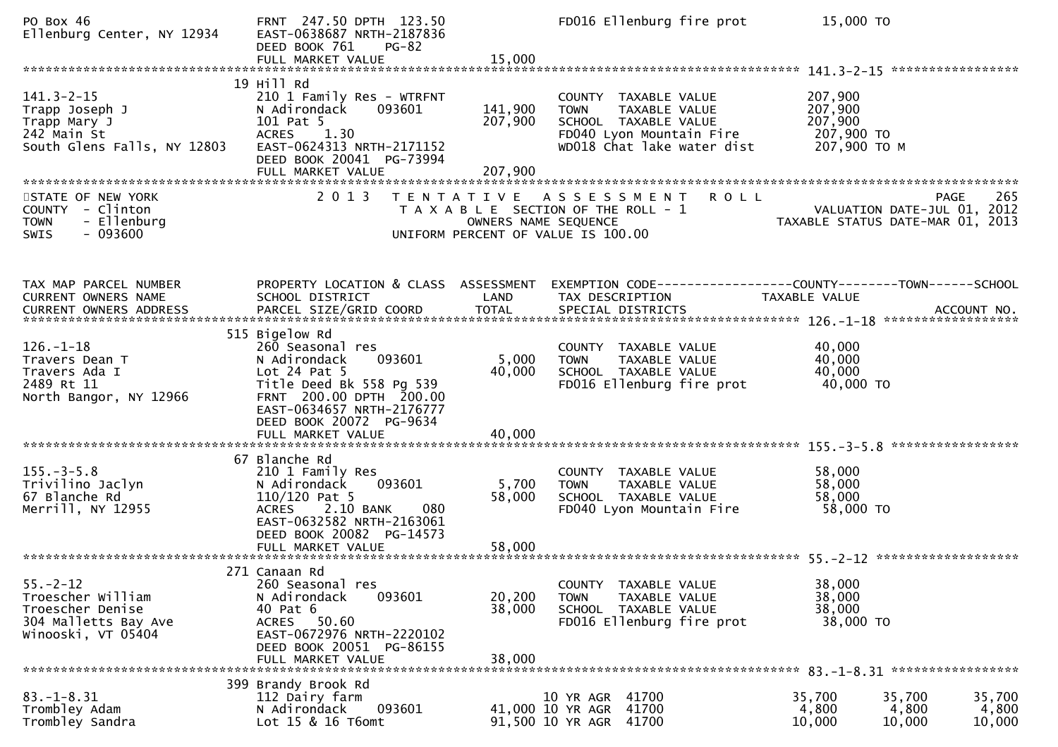```
PO Box 46                      FRNT 247.50 DPTH 123.50                   FD016 Ellenburg fire prot          15,000 TO
Ellenburg Center, NY 12934     EAST-0638687 NRTH-2187836
                               DEED BOOK 761     PG-82
                               FULL MARKET VALUE              15,000
******************************************************************************************************* 141.3-2-15 *****************
                             19 Hill Rd
141.3-2-15                     210 1 Family Res - WTRFNT                 COUNTY  TAXABLE VALUE             207,900
Trapp Joseph J                 N Adirondack      093601      141,900     TOWN    TAXABLE VALUE             207,900
Trapp Mary J                   101 Pat 5                     207,900     SCHOOL  TAXABLE VALUE             207,900
242 Main St                    ACRES    1.30                             FD040 Lyon Mountain Fire           207,900 TO
South Glens Falls, NY 12803    EAST-0624313 NRTH-2171152                 WD018 Chat lake water dist         207,900 TO M
                               DEED BOOK 20041  PG-73994
                               FULL MARKET VALUE             207,900
************************************************************************************************************************************
STATE OF NEW YORK                2 0 1 3   T E N T A T I V E   A S S E S S M E N T   R O L L                          PAGE    265
COUNTY  - Clinton                          T A X A B L E  SECTION OF THE ROLL - 1                      VALUATION DATE-JUL 01, 2012
TOWN    - Ellenburg                            OWNERS NAME SEQUENCE                              TAXABLE STATUS DATE-MAR 01, 2013
SWIS    - 093600                          UNIFORM PERCENT OF VALUE IS 100.00


TAX MAP PARCEL NUMBER          PROPERTY LOCATION & CLASS  ASSESSMENT  EXEMPTION CODE------------------COUNTY--------TOWN------SCHOOL
CURRENT OWNERS NAME            SCHOOL DISTRICT               LAND     TAX DESCRIPTION            TAXABLE VALUE
CURRENT OWNERS ADDRESS         PARCEL SIZE/GRID COORD        TOTAL    SPECIAL DISTRICTS                                  ACCOUNT NO.
******************************************************************************************************* 126.-1-18 ******************
                             515 Bigelow Rd
126.-1-18                      260 Seasonal res                          COUNTY  TAXABLE VALUE              40,000
Travers Dean T                 N Adirondack      093601        5,000     TOWN    TAXABLE VALUE              40,000
Travers Ada I                  Lot 24 Pat 5                   40,000     SCHOOL  TAXABLE VALUE              40,000
2489 Rt 11                     Title Deed Bk 558 Pg 539                  FD016 Ellenburg fire prot           40,000 TO
North Bangor, NY 12966         FRNT 200.00 DPTH 200.00
                               EAST-0634657 NRTH-2176777
                               DEED BOOK 20072  PG-9634
                               FULL MARKET VALUE              40,000
******************************************************************************************************* 155.-3-5.8 *****************
                             67 Blanche Rd
155.-3-5.8                     210 1 Family Res                          COUNTY  TAXABLE VALUE              58,000
Trivilino Jaclyn               N Adirondack      093601        5,700     TOWN    TAXABLE VALUE              58,000
67 Blanche Rd                  110/120 Pat 5                  58,000     SCHOOL  TAXABLE VALUE              58,000
Merrill, NY 12955              ACRES    2.10 BANK     080                FD040 Lyon Mountain Fire            58,000 TO
                               EAST-0632582 NRTH-2163061
                               DEED BOOK 20082  PG-14573
                               FULL MARKET VALUE              58,000
******************************************************************************************************* 55.-2-12 *******************
                             271 Canaan Rd
55.-2-12                       260 Seasonal res                          COUNTY  TAXABLE VALUE              38,000
Troescher William              N Adirondack      093601       20,200     TOWN    TAXABLE VALUE              38,000
Troescher Denise               40 Pat 6                       38,000     SCHOOL  TAXABLE VALUE              38,000
304 Malletts Bay Ave           ACRES   50.60                             FD016 Ellenburg fire prot           38,000 TO
Winooski, VT 05404             EAST-0672976 NRTH-2220102
                               DEED BOOK 20051  PG-86155
                               FULL MARKET VALUE              38,000
******************************************************************************************************* 83.-1-8.31 *****************
                             399 Brandy Brook Rd
83.-1-8.31                     112 Dairy farm                          10 YR AGR  41700                 35,700      35,700      35,700
Trombley Adam                  N Adirondack      093601       41,000 10 YR AGR  41700                  4,800       4,800       4,800
Trombley Sandra                Lot 15 & 16 T6omt              91,500 10 YR AGR  41700                 10,000      10,000      10,000
```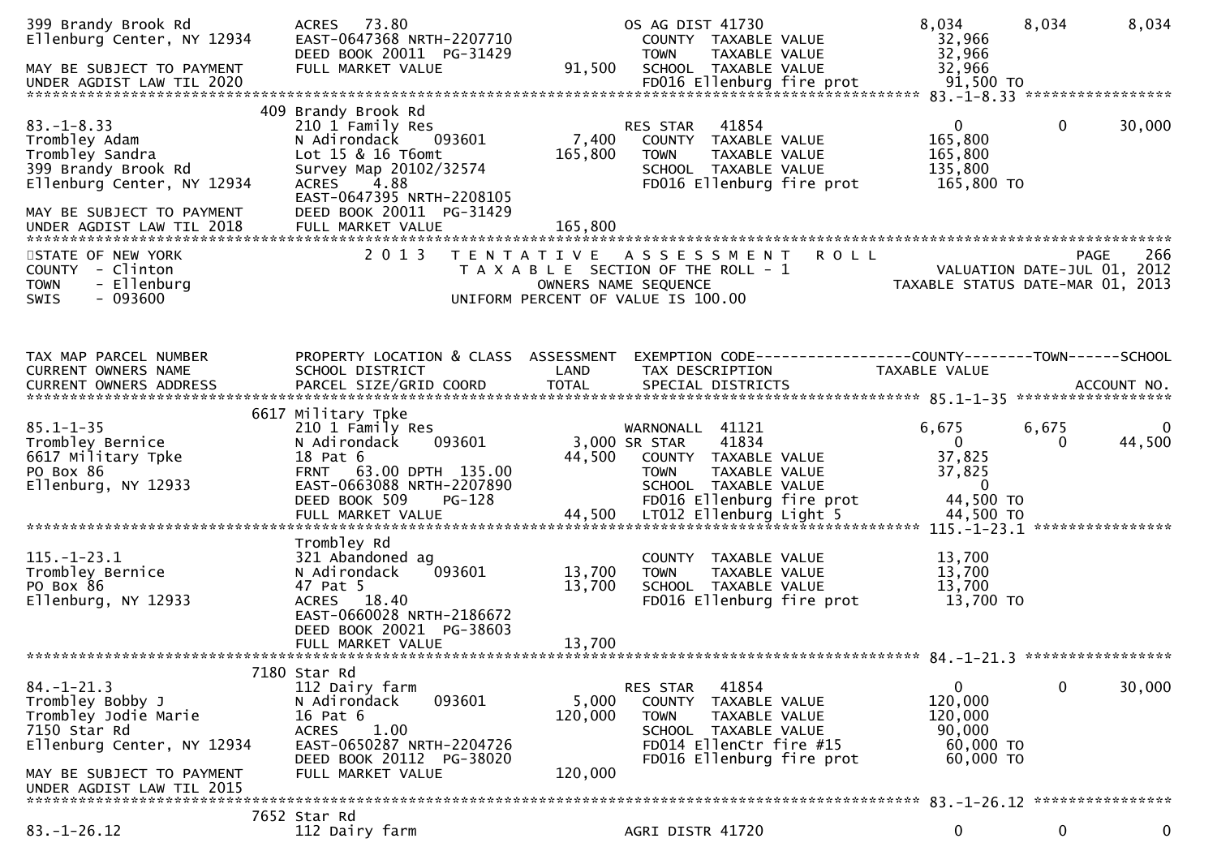```
399 Brandy Brook Rd           ACRES   73.80                          OS AG DIST 41730               8,034       8,034        8,034
Ellenburg Center, NY 12934    EAST-0647368 NRTH-2207710                COUNTY  TAXABLE VALUE           32,966
                              DEED BOOK 20011  PG-31429                TOWN    TAXABLE VALUE           32,966
MAY BE SUBJECT TO PAYMENT     FULL MARKET VALUE              91,500    SCHOOL  TAXABLE VALUE           32,966
UNDER AGDIST LAW TIL 2020                                              FD016 Ellenburg fire prot       91,500 TO
******************************************************************************************************* 83.-1-8.33 *****************
                          409 Brandy Brook Rd
83.-1-8.33                    210 1 Family Res                       RES STAR   41854                   0           0       30,000
Trombley Adam                 N Adirondack    093601          7,400    COUNTY  TAXABLE VALUE          165,800
Trombley Sandra               Lot 15 & 16 T6omt             165,800    TOWN    TAXABLE VALUE          165,800
399 Brandy Brook Rd           Survey Map 20102/32574                   SCHOOL  TAXABLE VALUE          135,800
Ellenburg Center, NY 12934    ACRES    4.88                            FD016 Ellenburg fire prot      165,800 TO
                              EAST-0647395 NRTH-2208105
MAY BE SUBJECT TO PAYMENT     DEED BOOK 20011  PG-31429
UNDER AGDIST LAW TIL 2018     FULL MARKET VALUE             165,800
************************************************************************************************************************************
STATE OF NEW YORK                2 0 1 3   T E N T A T I V E   A S S E S S M E N T   R O L L                               PAGE    266
COUNTY  - Clinton                            T A X A B L E  SECTION OF THE ROLL - 1                        VALUATION DATE-JUL 01, 2012
TOWN    - Ellenburg                              OWNERS NAME SEQUENCE                                    TAXABLE STATUS DATE-MAR 01, 2013
SWIS    - 093600                          UNIFORM PERCENT OF VALUE IS 100.00


TAX MAP PARCEL NUMBER         PROPERTY LOCATION & CLASS  ASSESSMENT  EXEMPTION CODE------------------COUNTY--------TOWN------SCHOOL
CURRENT OWNERS NAME           SCHOOL DISTRICT               LAND      TAX DESCRIPTION              TAXABLE VALUE
CURRENT OWNERS ADDRESS        PARCEL SIZE/GRID COORD        TOTAL     SPECIAL DISTRICTS                                   ACCOUNT NO.
******************************************************************************************************* 85.1-1-35 ******************
                          6617 Military Tpke
85.1-1-35                     210 1 Family Res                       WARNONALL  41121               6,675       6,675            0
Trombley Bernice              N Adirondack    093601          3,000 SR STAR     41834                   0           0       44,500
6617 Military Tpke            18 Pat 6                       44,500    COUNTY  TAXABLE VALUE           37,825
PO Box 86                     FRNT   63.00 DPTH 135.00                 TOWN    TAXABLE VALUE           37,825
Ellenburg, NY 12933           EAST-0663088 NRTH-2207890                SCHOOL  TAXABLE VALUE                0
                              DEED BOOK 509    PG-128                  FD016 Ellenburg fire prot       44,500 TO
                              FULL MARKET VALUE              44,500    LT012 Ellenburg Light 5         44,500 TO
******************************************************************************************************* 115.-1-23.1 ****************
                              Trombley Rd
115.-1-23.1                   321 Abandoned ag                         COUNTY  TAXABLE VALUE           13,700
Trombley Bernice              N Adirondack    093601         13,700    TOWN    TAXABLE VALUE           13,700
PO Box 86                     47 Pat 5                       13,700    SCHOOL  TAXABLE VALUE           13,700
Ellenburg, NY 12933           ACRES   18.40                            FD016 Ellenburg fire prot       13,700 TO
                              EAST-0660028 NRTH-2186672
                              DEED BOOK 20021  PG-38603
                              FULL MARKET VALUE              13,700
******************************************************************************************************* 84.-1-21.3 *****************
                          7180 Star Rd
84.-1-21.3                    112 Dairy farm                         RES STAR   41854                   0           0       30,000
Trombley Bobby J              N Adirondack    093601          5,000    COUNTY  TAXABLE VALUE          120,000
Trombley Jodie Marie          16 Pat 6                      120,000    TOWN    TAXABLE VALUE          120,000
7150 Star Rd                  ACRES    1.00                            SCHOOL  TAXABLE VALUE           90,000
Ellenburg Center, NY 12934    EAST-0650287 NRTH-2204726                FD014 EllenCtr fire #15         60,000 TO
                              DEED BOOK 20112  PG-38020                FD016 Ellenburg fire prot       60,000 TO
MAY BE SUBJECT TO PAYMENT     FULL MARKET VALUE             120,000
UNDER AGDIST LAW TIL 2015
******************************************************************************************************* 83.-1-26.12 ****************
                          7652 Star Rd
83.-1-26.12                   112 Dairy farm                         AGRI DISTR 41720                   0           0            0
```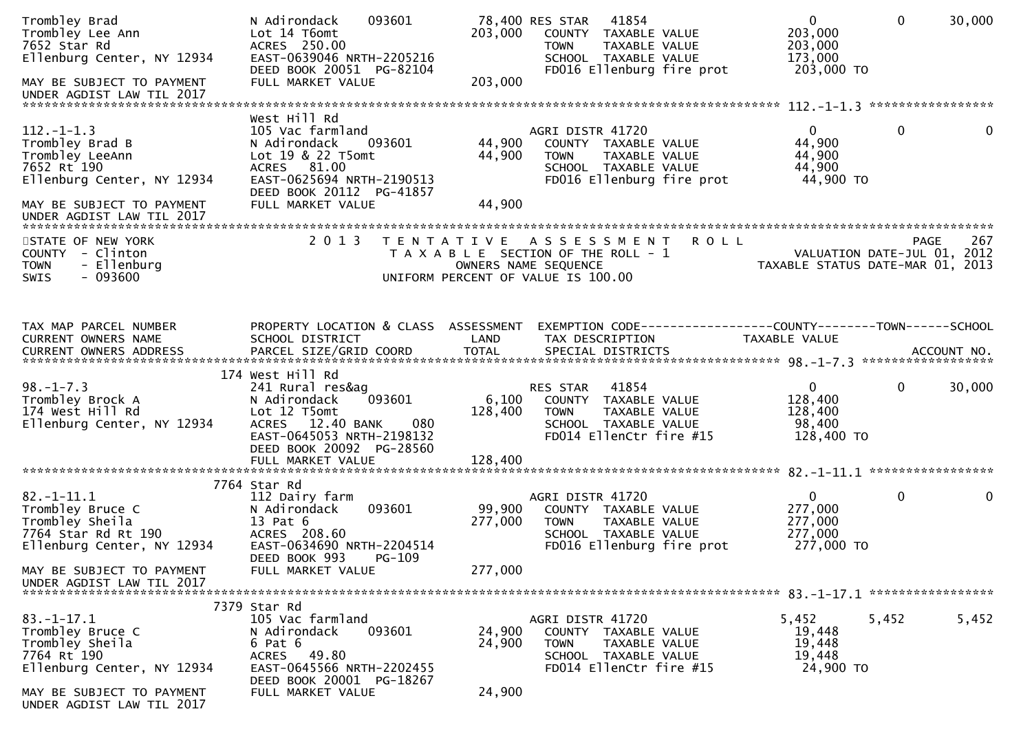```
Trombley Brad                  N Adirondack      093601        78,400 RES STAR   41854                       0          0      30,000
Trombley Lee Ann               Lot 14 T6omt                   203,000   COUNTY  TAXABLE VALUE          203,000
7652 Star Rd                   ACRES  250.00                            TOWN    TAXABLE VALUE          203,000
Ellenburg Center, NY 12934     EAST-0639046 NRTH-2205216                SCHOOL  TAXABLE VALUE          173,000
                               DEED BOOK 20051  PG-82104                FD016 Ellenburg fire prot       203,000 TO
MAY BE SUBJECT TO PAYMENT      FULL MARKET VALUE              203,000
UNDER AGDIST LAW TIL 2017
******************************************************************************************************* 112.-1-1.3 *****************
                               West Hill Rd
112.-1-1.3                     105 Vac farmland                         AGRI DISTR 41720                     0          0           0
Trombley Brad B                N Adirondack      093601        44,900   COUNTY  TAXABLE VALUE           44,900
Trombley LeeAnn                Lot 19 & 22 T5omt               44,900   TOWN    TAXABLE VALUE           44,900
7652 Rt 190                    ACRES   81.00                            SCHOOL  TAXABLE VALUE           44,900
Ellenburg Center, NY 12934     EAST-0625694 NRTH-2190513                FD016 Ellenburg fire prot        44,900 TO
                               DEED BOOK 20112  PG-41857
MAY BE SUBJECT TO PAYMENT      FULL MARKET VALUE               44,900
UNDER AGDIST LAW TIL 2017
************************************************************************************************************************************
STATE OF NEW YORK                  2 0 1 3   T E N T A T I V E   A S S E S S M E N T   R O L L                              PAGE   267
COUNTY  - Clinton                              T A X A B L E  SECTION OF THE ROLL - 1                  VALUATION DATE-JUL 01, 2012
TOWN    - Ellenburg                                 OWNERS NAME SEQUENCE                         TAXABLE STATUS DATE-MAR 01, 2013
SWIS    - 093600                             UNIFORM PERCENT OF VALUE IS 100.00


TAX MAP PARCEL NUMBER          PROPERTY LOCATION & CLASS  ASSESSMENT  EXEMPTION CODE------------------COUNTY--------TOWN------SCHOOL
CURRENT OWNERS NAME            SCHOOL DISTRICT               LAND      TAX DESCRIPTION            TAXABLE VALUE
CURRENT OWNERS ADDRESS         PARCEL SIZE/GRID COORD        TOTAL     SPECIAL DISTRICTS                                 ACCOUNT NO.
*********************************************************************************************************** 98.-1-7.3 ******************
                           174 West Hill Rd
98.-1-7.3                      241 Rural res&ag                         RES STAR   41854                     0          0      30,000
Trombley Brock A               N Adirondack      093601         6,100   COUNTY  TAXABLE VALUE          128,400
174 West Hill Rd               Lot 12 T5omt                   128,400   TOWN    TAXABLE VALUE          128,400
Ellenburg Center, NY 12934     ACRES   12.40 BANK      080              SCHOOL  TAXABLE VALUE           98,400
                               EAST-0645053 NRTH-2198132                FD014 EllenCtr fire #15         128,400 TO
                               DEED BOOK 20092  PG-28560
                               FULL MARKET VALUE              128,400
*********************************************************************************************************** 82.-1-11.1 *****************
                           7764 Star Rd
82.-1-11.1                     112 Dairy farm                           AGRI DISTR 41720                     0          0           0
Trombley Bruce C               N Adirondack      093601        99,900   COUNTY  TAXABLE VALUE          277,000
Trombley Sheila                13 Pat 6                       277,000   TOWN    TAXABLE VALUE          277,000
7764 Star Rd Rt 190            ACRES  208.60                            SCHOOL  TAXABLE VALUE          277,000
Ellenburg Center, NY 12934     EAST-0634690 NRTH-2204514                FD016 Ellenburg fire prot       277,000 TO
                               DEED BOOK 993    PG-109
MAY BE SUBJECT TO PAYMENT      FULL MARKET VALUE              277,000
UNDER AGDIST LAW TIL 2017
*********************************************************************************************************** 83.-1-17.1 *****************
                           7379 Star Rd
83.-1-17.1                     105 Vac farmland                         AGRI DISTR 41720                 5,452      5,452       5,452
Trombley Bruce C               N Adirondack      093601        24,900   COUNTY  TAXABLE VALUE           19,448
Trombley Sheila                6 Pat 6                         24,900   TOWN    TAXABLE VALUE           19,448
7764 Rt 190                    ACRES   49.80                            SCHOOL  TAXABLE VALUE           19,448
Ellenburg Center, NY 12934     EAST-0645566 NRTH-2202455                FD014 EllenCtr fire #15          24,900 TO
                               DEED BOOK 20001  PG-18267
MAY BE SUBJECT TO PAYMENT      FULL MARKET VALUE               24,900
UNDER AGDIST LAW TIL 2017
```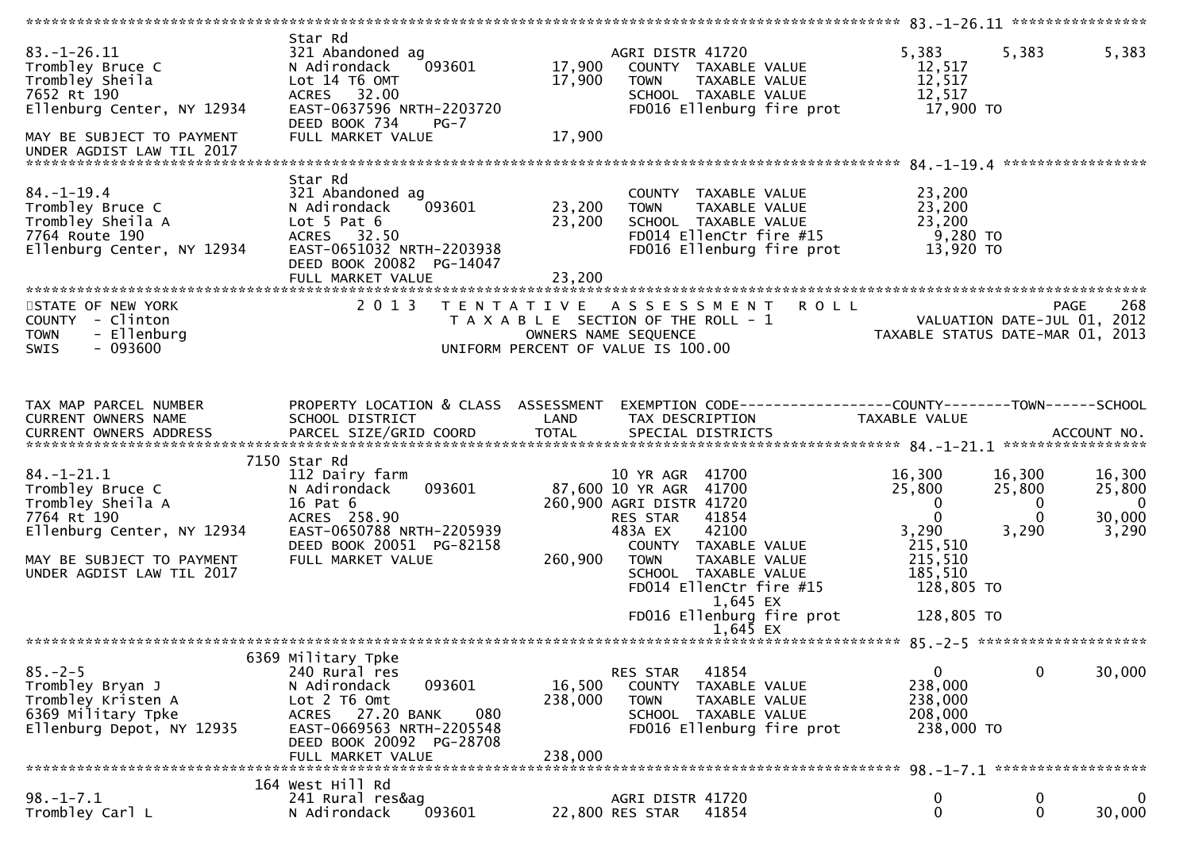```
******************************************************************************************************* 83.-1-26.11 ****************
                               Star Rd
83.-1-26.11                    321 Abandoned ag                         AGRI DISTR 41720              5,383        5,383        5,383
Trombley Bruce C               N Adirondack      093601        17,900     COUNTY  TAXABLE VALUE         12,517
Trombley Sheila                Lot 14 T6 OMT                   17,900     TOWN    TAXABLE VALUE         12,517
7652 Rt 190                    ACRES   32.00                              SCHOOL  TAXABLE VALUE         12,517
Ellenburg Center, NY 12934     EAST-0637596 NRTH-2203720                  FD016 Ellenburg fire prot      17,900 TO
                               DEED BOOK 734     PG-7
MAY BE SUBJECT TO PAYMENT      FULL MARKET VALUE               17,900
UNDER AGDIST LAW TIL 2017
******************************************************************************************************* 84.-1-19.4 *****************
                               Star Rd
84.-1-19.4                     321 Abandoned ag                           COUNTY  TAXABLE VALUE         23,200
Trombley Bruce C               N Adirondack      093601        23,200     TOWN    TAXABLE VALUE         23,200
Trombley Sheila A              Lot 5 Pat 6                     23,200     SCHOOL  TAXABLE VALUE         23,200
7764 Route 190                 ACRES   32.50                              FD014 EllenCtr fire #15        9,280 TO
Ellenburg Center, NY 12934     EAST-0651032 NRTH-2203938                  FD016 Ellenburg fire prot     13,920 TO
                               DEED BOOK 20082 PG-14047
                               FULL MARKET VALUE               23,200
************************************************************************************************************************************
STATE OF NEW YORK                   2 0 1 3   T E N T A T I V E   A S S E S S M E N T   R O L L                         PAGE    268
COUNTY  - Clinton                         T A X A B L E  SECTION OF THE ROLL - 1                      VALUATION DATE-JUL 01, 2012
TOWN    - Ellenburg                             OWNERS NAME SEQUENCE                          TAXABLE STATUS DATE-MAR 01, 2013
SWIS    - 093600                        UNIFORM PERCENT OF VALUE IS 100.00


TAX MAP PARCEL NUMBER          PROPERTY LOCATION & CLASS  ASSESSMENT  EXEMPTION CODE------------------COUNTY--------TOWN------SCHOOL
CURRENT OWNERS NAME            SCHOOL DISTRICT               LAND      TAX DESCRIPTION             TAXABLE VALUE
CURRENT OWNERS ADDRESS         PARCEL SIZE/GRID COORD       TOTAL      SPECIAL DISTRICTS                                 ACCOUNT NO.
******************************************************************************************************* 84.-1-21.1 *****************
                          7150 Star Rd
84.-1-21.1                     112 Dairy farm                           10 YR AGR  41700             16,300       16,300       16,300
Trombley Bruce C               N Adirondack      093601        87,600 10 YR AGR  41700             25,800       25,800       25,800
Trombley Sheila A              16 Pat 6                       260,900 AGRI DISTR 41720                  0            0            0
7764 Rt 190                    ACRES  258.90                            RES STAR   41854                  0            0       30,000
Ellenburg Center, NY 12934     EAST-0650788 NRTH-2205939                483A EX    42100              3,290        3,290        3,290
                               DEED BOOK 20051 PG-82158                   COUNTY  TAXABLE VALUE        215,510
MAY BE SUBJECT TO PAYMENT      FULL MARKET VALUE              260,900     TOWN    TAXABLE VALUE        215,510
UNDER AGDIST LAW TIL 2017                                                 SCHOOL  TAXABLE VALUE        185,510
                                                                          FD014 EllenCtr fire #15       128,805 TO
                                                                                1,645 EX
                                                                          FD016 Ellenburg fire prot     128,805 TO
                                                                                1,645 EX
******************************************************************************************************* 85.-2-5 ********************
                          6369 Military Tpke
85.-2-5                        240 Rural res                            RES STAR   41854                  0            0       30,000
Trombley Bryan J               N Adirondack      093601        16,500     COUNTY  TAXABLE VALUE        238,000
Trombley Kristen A             Lot 2 T6 Omt                   238,000     TOWN    TAXABLE VALUE        238,000
6369 Military Tpke             ACRES   27.20 BANK     080                 SCHOOL  TAXABLE VALUE        208,000
Ellenburg Depot, NY 12935      EAST-0669563 NRTH-2205548                  FD016 Ellenburg fire prot     238,000 TO
                               DEED BOOK 20092 PG-28708
                               FULL MARKET VALUE              238,000
******************************************************************************************************* 98.-1-7.1 ******************
                           164 West Hill Rd
98.-1-7.1                      241 Rural res&ag                         AGRI DISTR 41720                  0            0            0
Trombley Carl L                N Adirondack      093601        22,800 RES STAR   41854                  0            0       30,000
```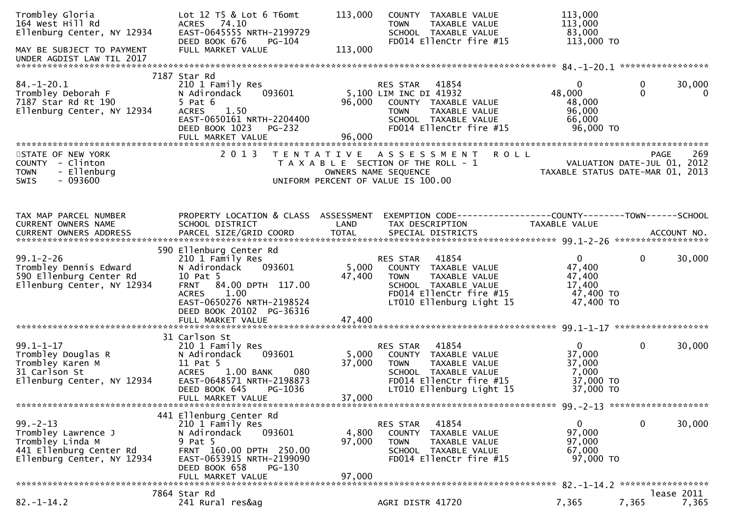```
Trombley Gloria               Lot 12 T5 & Lot 6 T6omt        113,000   COUNTY  TAXABLE VALUE             113,000
164 West Hill Rd              ACRES   74.10                            TOWN    TAXABLE VALUE             113,000
Ellenburg Center, NY 12934    EAST-0645555 NRTH-2199729                SCHOOL  TAXABLE VALUE              83,000
                              DEED BOOK 676    PG-104                  FD014 EllenCtr fire #15            113,000 TO
MAY BE SUBJECT TO PAYMENT     FULL MARKET VALUE              113,000
UNDER AGDIST LAW TIL 2017
******************************************************************************************************* 84.-1-20.1 *****************
                         7187 Star Rd
84.-1-20.1                    210 1 Family Res                         RES STAR   41854                    0           0       30,000
Trombley Deborah F            N Adirondack     093601          5,100 LIM INC DI 41932                48,000           0            0
7187 Star Rd Rt 190           5 Pat 6                         96,000   COUNTY  TAXABLE VALUE              48,000
Ellenburg Center, NY 12934    ACRES    1.50                            TOWN    TAXABLE VALUE              96,000
                              EAST-0650161 NRTH-2204400                SCHOOL  TAXABLE VALUE              66,000
                              DEED BOOK 1023   PG-232                  FD014 EllenCtr fire #15             96,000 TO
                              FULL MARKET VALUE               96,000
************************************************************************************************************************************
STATE OF NEW YORK                2 0 1 3   T E N T A T I V E   A S S E S S M E N T   R O L L                          PAGE    269
COUNTY  - Clinton                            T A X A B L E  SECTION OF THE ROLL - 1                     VALUATION DATE-JUL 01, 2012
TOWN    - Ellenburg                                OWNERS NAME SEQUENCE                             TAXABLE STATUS DATE-MAR 01, 2013
SWIS    - 093600                              UNIFORM PERCENT OF VALUE IS 100.00


TAX MAP PARCEL NUMBER         PROPERTY LOCATION & CLASS  ASSESSMENT  EXEMPTION CODE------------------COUNTY--------TOWN------SCHOOL
CURRENT OWNERS NAME           SCHOOL DISTRICT               LAND      TAX DESCRIPTION             TAXABLE VALUE
CURRENT OWNERS ADDRESS        PARCEL SIZE/GRID COORD        TOTAL     SPECIAL DISTRICTS                                   ACCOUNT NO.
******************************************************************************************************* 99.1-2-26 ******************
                         590 Ellenburg Center Rd
99.1-2-26                     210 1 Family Res                         RES STAR   41854                    0           0       30,000
Trombley Dennis Edward        N Adirondack     093601          5,000   COUNTY  TAXABLE VALUE              47,400
590 Ellenburg Center Rd       10 Pat 5                        47,400   TOWN    TAXABLE VALUE              47,400
Ellenburg Center, NY 12934    FRNT   84.00 DPTH  117.00                SCHOOL  TAXABLE VALUE              17,400
                              ACRES    1.00                            FD014 EllenCtr fire #15             47,400 TO
                              EAST-0650276 NRTH-2198524                LT010 Ellenburg Light 15            47,400 TO
                              DEED BOOK 20102  PG-36316
                              FULL MARKET VALUE               47,400
******************************************************************************************************* 99.1-1-17 ******************
                         31 Carlson St
99.1-1-17                     210 1 Family Res                         RES STAR   41854                    0           0       30,000
Trombley Douglas R            N Adirondack     093601          5,000   COUNTY  TAXABLE VALUE              37,000
Trombley Karen M              11 Pat 5                        37,000   TOWN    TAXABLE VALUE              37,000
31 Carlson St                 ACRES    1.00 BANK     080               SCHOOL  TAXABLE VALUE               7,000
Ellenburg Center, NY 12934    EAST-0648571 NRTH-2198873                FD014 EllenCtr fire #15             37,000 TO
                              DEED BOOK 645    PG-1036                 LT010 Ellenburg Light 15            37,000 TO
                              FULL MARKET VALUE               37,000
******************************************************************************************************* 99.-2-13 *******************
                         441 Ellenburg Center Rd
99.-2-13                      210 1 Family Res                         RES STAR   41854                    0           0       30,000
Trombley Lawrence J           N Adirondack     093601          4,800   COUNTY  TAXABLE VALUE              97,000
Trombley Linda M              9 Pat 5                         97,000   TOWN    TAXABLE VALUE              97,000
441 Ellenburg Center Rd       FRNT  160.00 DPTH  250.00                SCHOOL  TAXABLE VALUE              67,000
Ellenburg Center, NY 12934    EAST-0653915 NRTH-2199090                FD014 EllenCtr fire #15             97,000 TO
                              DEED BOOK 658    PG-130
                              FULL MARKET VALUE               97,000
******************************************************************************************************* 82.-1-14.2 *****************
                         7864 Star Rd                                                                                   lease 2011
82.-1-14.2                    241 Rural res&ag                         AGRI DISTR 41720                7,365       7,365        7,365
```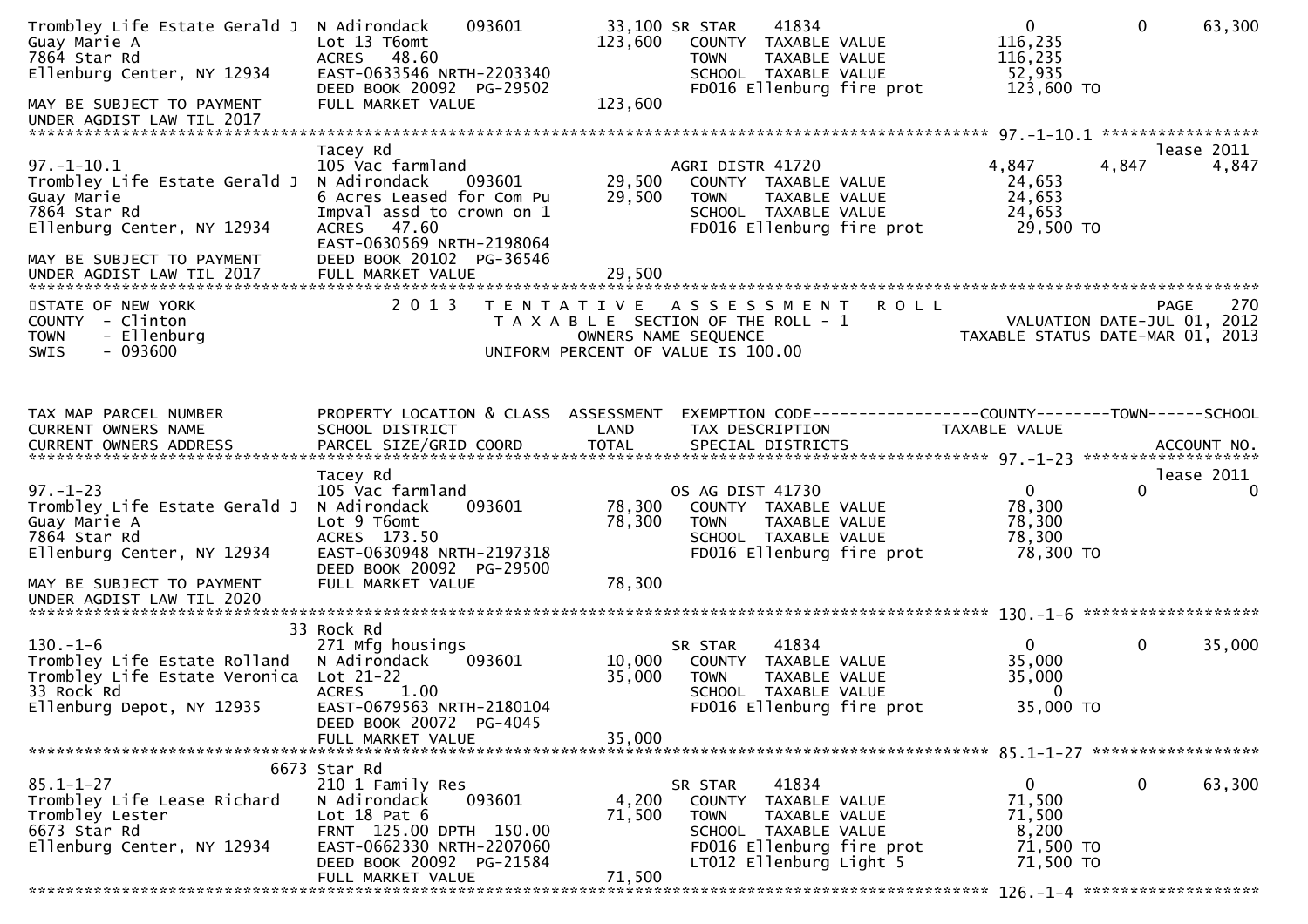```
Trombley Life Estate Gerald J  N Adirondack    093601        33,100 SR STAR    41834                    0         0    63,300
Guay Marie A                   Lot 13 T6omt                 123,600   COUNTY  TAXABLE VALUE         116,235
7864 Star Rd                   ACRES   48.60                          TOWN    TAXABLE VALUE         116,235
Ellenburg Center, NY 12934     EAST-0633546 NRTH-2203340              SCHOOL  TAXABLE VALUE          52,935
                               DEED BOOK 20092  PG-29502              FD016 Ellenburg fire prot      123,600 TO
MAY BE SUBJECT TO PAYMENT      FULL MARKET VALUE            123,600
UNDER AGDIST LAW TIL 2017
******************************************************************************************* 97.-1-10.1 *****************
                               Tacey Rd                                                                          lease 2011
97.-1-10.1                     105 Vac farmland                      AGRI DISTR 41720              4,847      4,847     4,847
Trombley Life Estate Gerald J  N Adirondack    093601        29,500   COUNTY  TAXABLE VALUE          24,653
Guay Marie                     6 Acres Leased for Com Pu     29,500   TOWN    TAXABLE VALUE          24,653
7864 Star Rd                   Impval assd to crown on 1              SCHOOL  TAXABLE VALUE          24,653
Ellenburg Center, NY 12934     ACRES   47.60                          FD016 Ellenburg fire prot       29,500 TO
                               EAST-0630569 NRTH-2198064
MAY BE SUBJECT TO PAYMENT      DEED BOOK 20102  PG-36546
UNDER AGDIST LAW TIL 2017      FULL MARKET VALUE             29,500
****************************************************************************************************************************
STATE OF NEW YORK                2 0 1 3   T E N T A T I V E   A S S E S S M E N T   R O L L                    PAGE    270
COUNTY  - Clinton                          T A X A B L E  SECTION OF THE ROLL - 1                 VALUATION DATE-JUL 01, 2012
TOWN    - Ellenburg                              OWNERS NAME SEQUENCE                          TAXABLE STATUS DATE-MAR 01, 2013
SWIS    - 093600                           UNIFORM PERCENT OF VALUE IS 100.00


TAX MAP PARCEL NUMBER          PROPERTY LOCATION & CLASS  ASSESSMENT  EXEMPTION CODE------------------COUNTY--------TOWN------SCHOOL
CURRENT OWNERS NAME            SCHOOL DISTRICT              LAND      TAX DESCRIPTION              TAXABLE VALUE
CURRENT OWNERS ADDRESS         PARCEL SIZE/GRID COORD       TOTAL     SPECIAL DISTRICTS                                ACCOUNT NO.
******************************************************************************************* 97.-1-23 *******************
                               Tacey Rd                                                                          lease 2011
97.-1-23                       105 Vac farmland                      OS AG DIST 41730                  0          0         0
Trombley Life Estate Gerald J  N Adirondack    093601        78,300   COUNTY  TAXABLE VALUE          78,300
Guay Marie A                   Lot 9 T6omt                   78,300   TOWN    TAXABLE VALUE          78,300
7864 Star Rd                   ACRES  173.50                          SCHOOL  TAXABLE VALUE          78,300
Ellenburg Center, NY 12934     EAST-0630948 NRTH-2197318              FD016 Ellenburg fire prot       78,300 TO
                               DEED BOOK 20092  PG-29500
MAY BE SUBJECT TO PAYMENT      FULL MARKET VALUE             78,300
UNDER AGDIST LAW TIL 2020
******************************************************************************************* 130.-1-6 *******************
                            33 Rock Rd
130.-1-6                       271 Mfg housings                      SR STAR    41834                   0         0    35,000
Trombley Life Estate Rolland   N Adirondack    093601        10,000   COUNTY  TAXABLE VALUE          35,000
Trombley Life Estate Veronica  Lot 21-22                     35,000   TOWN    TAXABLE VALUE          35,000
33 Rock Rd                     ACRES    1.00                          SCHOOL  TAXABLE VALUE               0
Ellenburg Depot, NY 12935      EAST-0679563 NRTH-2180104              FD016 Ellenburg fire prot       35,000 TO
                               DEED BOOK 20072  PG-4045
                               FULL MARKET VALUE             35,000
******************************************************************************************* 85.1-1-27 ******************
                          6673 Star Rd
85.1-1-27                      210 1 Family Res                      SR STAR    41834                   0         0    63,300
Trombley Life Lease Richard    N Adirondack    093601         4,200   COUNTY  TAXABLE VALUE          71,500
Trombley Lester                Lot 18 Pat 6                  71,500   TOWN    TAXABLE VALUE          71,500
6673 Star Rd                   FRNT 125.00 DPTH 150.00                SCHOOL  TAXABLE VALUE           8,200
Ellenburg Center, NY 12934     EAST-0662330 NRTH-2207060              FD016 Ellenburg fire prot       71,500 TO
                               DEED BOOK 20092  PG-21584              LT012 Ellenburg Light 5         71,500 TO
                               FULL MARKET VALUE             71,500
******************************************************************************************* 126.-1-4 *******************
```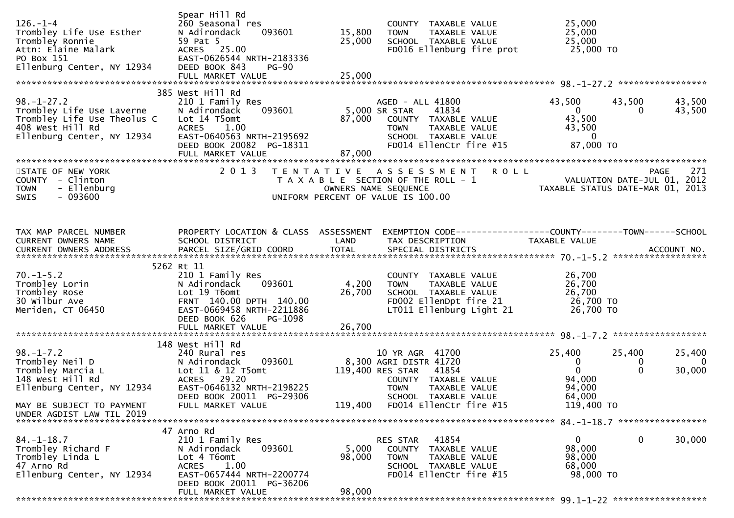| TAX MAP PARCEL NUMBER / CURRENT OWNERS NAME / CURRENT OWNERS ADDRESS | PROPERTY LOCATION & CLASS / SCHOOL DISTRICT / PARCEL SIZE/GRID COORD | ASSESSMENT LAND / TOTAL | EXEMPTION CODE / TAX DESCRIPTION / SPECIAL DISTRICTS | COUNTY TAXABLE VALUE | TOWN | SCHOOL |
|---|---|---|---|---|---|---|
| 126.-1-4 | Spear Hill Rd | | | | | |
| Trombley Life Use Esther | 260 Seasonal res | | COUNTY TAXABLE VALUE | 25,000 | | |
| Trombley Ronnie | N Adirondack 093601 | 15,800 | TOWN TAXABLE VALUE | 25,000 | | |
| Attn: Elaine Malark | 59 Pat 5 | 25,000 | SCHOOL TAXABLE VALUE | 25,000 | | |
| PO Box 151 | ACRES 25.00 | | FD016 Ellenburg fire prot | 25,000 TO | | |
| Ellenburg Center, NY 12934 | EAST-0626544 NRTH-2183336 | | | | | |
| | DEED BOOK 843 PG-90 | | | | | |
| | FULL MARKET VALUE | 25,000 | | | | |
| 98.-1-27.2 | 385 West Hill Rd | | | | | |
| Trombley Life Use Laverne | 210 1 Family Res | | AGED - ALL 41800 | 43,500 | 43,500 | 43,500 |
| Trombley Life Use Theolus C | N Adirondack 093601 | 5,000 | SR STAR 41834 | 0 | 0 | 43,500 |
| 408 West Hill Rd | Lot 14 T5omt | 87,000 | COUNTY TAXABLE VALUE | 43,500 | | |
| Ellenburg Center, NY 12934 | ACRES 1.00 | | TOWN TAXABLE VALUE | 43,500 | | |
| | EAST-0640563 NRTH-2195692 | | SCHOOL TAXABLE VALUE | 0 | | |
| | DEED BOOK 20082 PG-18311 | | FD014 EllenCtr fire #15 | 87,000 TO | | |
| | FULL MARKET VALUE | 87,000 | | | | |

STATE OF NEW YORK — 2013 TENTATIVE ASSESSMENT ROLL — PAGE 271
COUNTY - Clinton — TAXABLE SECTION OF THE ROLL - 1 — VALUATION DATE-JUL 01, 2012
TOWN - Ellenburg — OWNERS NAME SEQUENCE — TAXABLE STATUS DATE-MAR 01, 2013
SWIS - 093600 — UNIFORM PERCENT OF VALUE IS 100.00

| TAX MAP PARCEL NUMBER / CURRENT OWNERS NAME / CURRENT OWNERS ADDRESS | PROPERTY LOCATION & CLASS / SCHOOL DISTRICT / PARCEL SIZE/GRID COORD | ASSESSMENT LAND / TOTAL | EXEMPTION CODE / TAX DESCRIPTION / SPECIAL DISTRICTS | COUNTY TAXABLE VALUE | TOWN | SCHOOL / ACCOUNT NO. |
|---|---|---|---|---|---|---|
| 70.-1-5.2 | 5262 Rt 11 | | | | | |
| Trombley Lorin | 210 1 Family Res | | COUNTY TAXABLE VALUE | 26,700 | | |
| Trombley Rose | N Adirondack 093601 | 4,200 | TOWN TAXABLE VALUE | 26,700 | | |
| 30 Wilbur Ave | Lot 19 T6omt | 26,700 | SCHOOL TAXABLE VALUE | 26,700 | | |
| Meriden, CT 06450 | FRNT 140.00 DPTH 140.00 | | FD002 EllenDpt fire 21 | 26,700 TO | | |
| | EAST-0669458 NRTH-2211886 | | LT011 Ellenburg Light 21 | 26,700 TO | | |
| | DEED BOOK 626 PG-1098 | | | | | |
| | FULL MARKET VALUE | 26,700 | | | | |
| 98.-1-7.2 | 148 West Hill Rd | | | | | |
| Trombley Neil D | 240 Rural res | | 10 YR AGR 41700 | 25,400 | 25,400 | 25,400 |
| Trombley Marcia L | N Adirondack 093601 | 8,300 | AGRI DISTR 41720 | 0 | 0 | 0 |
| 148 West Hill Rd | Lot 11 & 12 T5omt | 119,400 | RES STAR 41854 | 0 | 0 | 30,000 |
| Ellenburg Center, NY 12934 | ACRES 29.20 | | COUNTY TAXABLE VALUE | 94,000 | | |
| | EAST-0646132 NRTH-2198225 | | TOWN TAXABLE VALUE | 94,000 | | |
| | DEED BOOK 20011 PG-29306 | | SCHOOL TAXABLE VALUE | 64,000 | | |
| MAY BE SUBJECT TO PAYMENT | FULL MARKET VALUE | 119,400 | FD014 EllenCtr fire #15 | 119,400 TO | | |
| UNDER AGDIST LAW TIL 2019 | | | | | | |
| 84.-1-18.7 | 47 Arno Rd | | | | | |
| Trombley Richard F | 210 1 Family Res | | RES STAR 41854 | 0 | 0 | 30,000 |
| Trombley Linda L | N Adirondack 093601 | 5,000 | COUNTY TAXABLE VALUE | 98,000 | | |
| 47 Arno Rd | Lot 4 T6omt | 98,000 | TOWN TAXABLE VALUE | 98,000 | | |
| Ellenburg Center, NY 12934 | ACRES 1.00 | | SCHOOL TAXABLE VALUE | 68,000 | | |
| | EAST-0657444 NRTH-2200774 | | FD014 EllenCtr fire #15 | 98,000 TO | | |
| | DEED BOOK 20011 PG-36206 | | | | | |
| | FULL MARKET VALUE | 98,000 | | | | |
| 99.1-1-22 | | | | | | |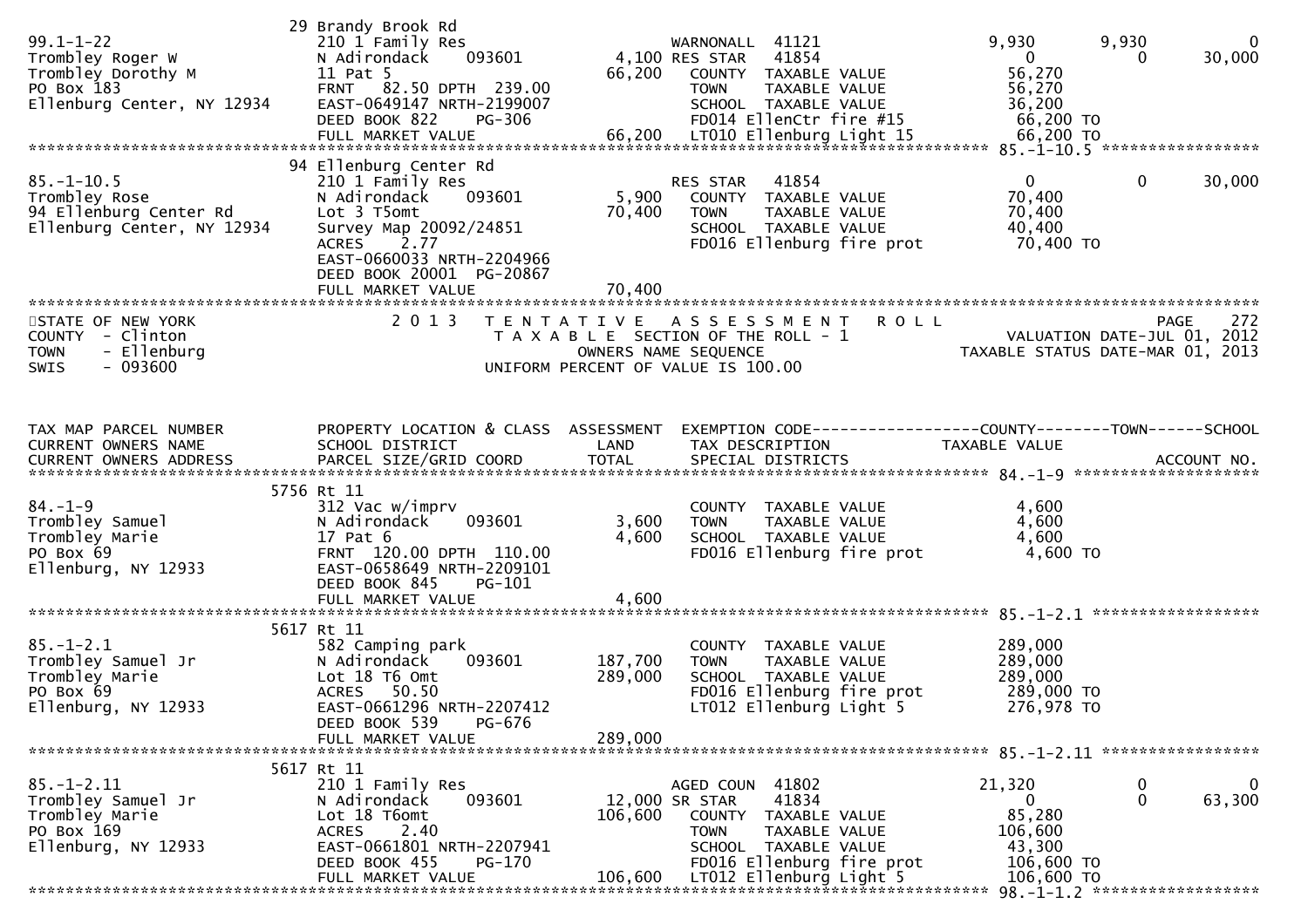```
                              29 Brandy Brook Rd
99.1-1-22                     210 1 Family Res                     WARNONALL  41121               9,930       9,930           0
Trombley Roger W              N Adirondack     093601       4,100 RES STAR   41854                    0           0      30,000
Trombley Dorothy M            11 Pat 5                      66,200   COUNTY  TAXABLE VALUE          56,270
PO Box 183                    FRNT   82.50 DPTH  239.00              TOWN    TAXABLE VALUE          56,270
Ellenburg Center, NY 12934    EAST-0649147 NRTH-2199007              SCHOOL  TAXABLE VALUE          36,200
                              DEED BOOK 822    PG-306                FD014 EllenCtr fire #15         66,200 TO
                              FULL MARKET VALUE             66,200   LT010 Ellenburg Light 15        66,200 TO
******************************************************************************************************* 85.-1-10.5 *****************
                              94 Ellenburg Center Rd
85.-1-10.5                    210 1 Family Res                     RES STAR   41854                    0           0      30,000
Trombley Rose                 N Adirondack     093601       5,900   COUNTY  TAXABLE VALUE          70,400
94 Ellenburg Center Rd        Lot 3 T5omt                  70,400   TOWN    TAXABLE VALUE          70,400
Ellenburg Center, NY 12934    Survey Map 20092/24851               SCHOOL  TAXABLE VALUE          40,400
                              ACRES     2.77                         FD016 Ellenburg fire prot       70,400 TO
                              EAST-0660033 NRTH-2204966
                              DEED BOOK 20001  PG-20867
                              FULL MARKET VALUE             70,400
************************************************************************************************************************************
STATE OF NEW YORK                2 0 1 3   T E N T A T I V E   A S S E S S M E N T   R O L L                          PAGE    272
COUNTY  - Clinton                           T A X A B L E  SECTION OF THE ROLL - 1                     VALUATION DATE-JUL 01, 2012
TOWN    - Ellenburg                                 OWNERS NAME SEQUENCE                              TAXABLE STATUS DATE-MAR 01, 2013
SWIS    - 093600                              UNIFORM PERCENT OF VALUE IS 100.00


TAX MAP PARCEL NUMBER         PROPERTY LOCATION & CLASS  ASSESSMENT  EXEMPTION CODE------------------COUNTY--------TOWN------SCHOOL
CURRENT OWNERS NAME           SCHOOL DISTRICT               LAND     TAX DESCRIPTION              TAXABLE VALUE
CURRENT OWNERS ADDRESS        PARCEL SIZE/GRID COORD       TOTAL     SPECIAL DISTRICTS                                  ACCOUNT NO.
******************************************************************************************************* 84.-1-9 ********************
                              5756 Rt 11
84.-1-9                       312 Vac w/imprv                        COUNTY  TAXABLE VALUE           4,600
Trombley Samuel               N Adirondack     093601       3,600   TOWN    TAXABLE VALUE           4,600
Trombley Marie                17 Pat 6                      4,600   SCHOOL  TAXABLE VALUE           4,600
PO Box 69                     FRNT  120.00 DPTH  110.00              FD016 Ellenburg fire prot        4,600 TO
Ellenburg, NY 12933           EAST-0658649 NRTH-2209101
                              DEED BOOK 845    PG-101
                              FULL MARKET VALUE              4,600
******************************************************************************************************* 85.-1-2.1 ******************
                              5617 Rt 11
85.-1-2.1                     582 Camping park                       COUNTY  TAXABLE VALUE         289,000
Trombley Samuel Jr            N Adirondack     093601     187,700   TOWN    TAXABLE VALUE         289,000
Trombley Marie                Lot 18 T6 Omt               289,000   SCHOOL  TAXABLE VALUE         289,000
PO Box 69                     ACRES    50.50                         FD016 Ellenburg fire prot      289,000 TO
Ellenburg, NY 12933           EAST-0661296 NRTH-2207412              LT012 Ellenburg Light 5        276,978 TO
                              DEED BOOK 539    PG-676
                              FULL MARKET VALUE            289,000
******************************************************************************************************* 85.-1-2.11 *****************
                              5617 Rt 11
85.-1-2.11                    210 1 Family Res                     AGED COUN  41802              21,320           0           0
Trombley Samuel Jr            N Adirondack     093601      12,000 SR STAR    41834                    0           0      63,300
Trombley Marie                Lot 18 T6omt                106,600   COUNTY  TAXABLE VALUE          85,280
PO Box 169                    ACRES     2.40                         TOWN    TAXABLE VALUE         106,600
Ellenburg, NY 12933           EAST-0661801 NRTH-2207941              SCHOOL  TAXABLE VALUE          43,300
                              DEED BOOK 455    PG-170                FD016 Ellenburg fire prot      106,600 TO
                              FULL MARKET VALUE            106,600   LT012 Ellenburg Light 5        106,600 TO
******************************************************************************************************* 98.-1-1.2 ******************
```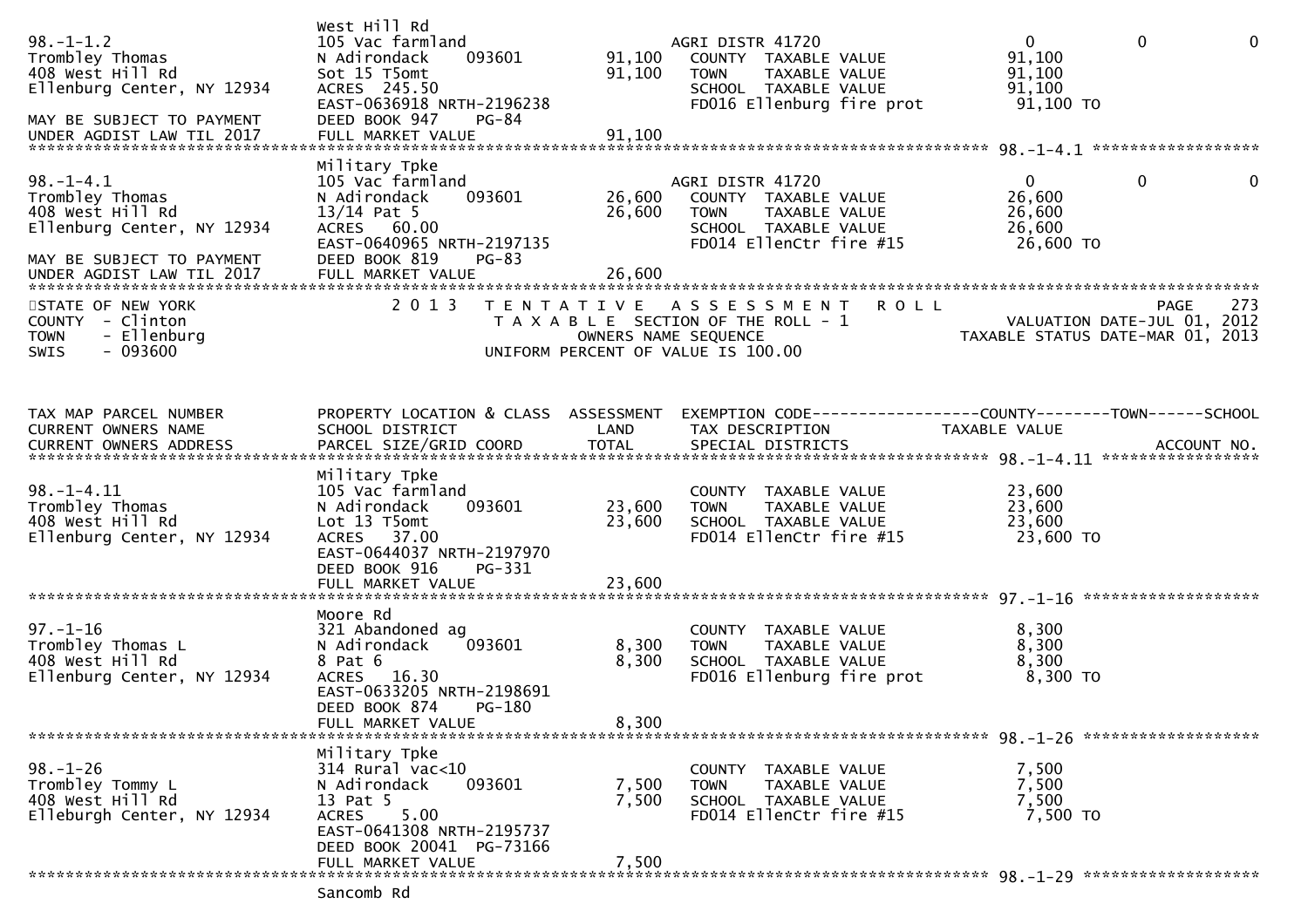```
                              West Hill Rd
98.-1-1.2                     105 Vac farmland                        AGRI DISTR 41720                   0            0            0
Trombley Thomas               N Adirondack     093601       91,100      COUNTY  TAXABLE VALUE            91,100
408 West Hill Rd              Sot 15 T5omt                  91,100      TOWN    TAXABLE VALUE            91,100
Ellenburg Center, NY 12934    ACRES  245.50                             SCHOOL  TAXABLE VALUE            91,100
                              EAST-0636918 NRTH-2196238                 FD016 Ellenburg fire prot         91,100 TO
MAY BE SUBJECT TO PAYMENT     DEED BOOK 947    PG-84
UNDER AGDIST LAW TIL 2017     FULL MARKET VALUE             91,100
******************************************************************************************************* 98.-1-4.1 ******************
                              Military Tpke
98.-1-4.1                     105 Vac farmland                        AGRI DISTR 41720                   0            0            0
Trombley Thomas               N Adirondack     093601       26,600      COUNTY  TAXABLE VALUE            26,600
408 West Hill Rd              13/14 Pat 5                   26,600      TOWN    TAXABLE VALUE            26,600
Ellenburg Center, NY 12934    ACRES   60.00                             SCHOOL  TAXABLE VALUE            26,600
                              EAST-0640965 NRTH-2197135                 FD014 EllenCtr fire #15           26,600 TO
MAY BE SUBJECT TO PAYMENT     DEED BOOK 819    PG-83
UNDER AGDIST LAW TIL 2017     FULL MARKET VALUE             26,600
************************************************************************************************************************************
STATE OF NEW YORK                2 0 1 3   T E N T A T I V E   A S S E S S M E N T   R O L L                          PAGE    273
COUNTY  - Clinton                          T A X A B L E  SECTION OF THE ROLL - 1                        VALUATION DATE-JUL 01, 2012
TOWN    - Ellenburg                               OWNERS NAME SEQUENCE                               TAXABLE STATUS DATE-MAR 01, 2013
SWIS    - 093600                            UNIFORM PERCENT OF VALUE IS 100.00



TAX MAP PARCEL NUMBER         PROPERTY LOCATION & CLASS  ASSESSMENT  EXEMPTION CODE------------------COUNTY--------TOWN------SCHOOL
CURRENT OWNERS NAME           SCHOOL DISTRICT               LAND      TAX DESCRIPTION             TAXABLE VALUE
CURRENT OWNERS ADDRESS        PARCEL SIZE/GRID COORD        TOTAL     SPECIAL DISTRICTS                                   ACCOUNT NO.
******************************************************************************************************* 98.-1-4.11 *****************
                              Military Tpke
98.-1-4.11                    105 Vac farmland                          COUNTY  TAXABLE VALUE            23,600
Trombley Thomas               N Adirondack     093601       23,600      TOWN    TAXABLE VALUE            23,600
408 West Hill Rd              Lot 13 T5omt                  23,600      SCHOOL  TAXABLE VALUE            23,600
Ellenburg Center, NY 12934    ACRES   37.00                             FD014 EllenCtr fire #15           23,600 TO
                              EAST-0644037 NRTH-2197970
                              DEED BOOK 916    PG-331
                              FULL MARKET VALUE             23,600
******************************************************************************************************* 97.-1-16 *******************
                              Moore Rd
97.-1-16                      321 Abandoned ag                          COUNTY  TAXABLE VALUE             8,300
Trombley Thomas L             N Adirondack     093601        8,300      TOWN    TAXABLE VALUE             8,300
408 West Hill Rd              8 Pat 6                        8,300      SCHOOL  TAXABLE VALUE             8,300
Ellenburg Center, NY 12934    ACRES   16.30                             FD016 Ellenburg fire prot          8,300 TO
                              EAST-0633205 NRTH-2198691
                              DEED BOOK 874    PG-180
                              FULL MARKET VALUE              8,300
******************************************************************************************************* 98.-1-26 *******************
                              Military Tpke
98.-1-26                      314 Rural vac<10                          COUNTY  TAXABLE VALUE             7,500
Trombley Tommy L              N Adirondack     093601        7,500      TOWN    TAXABLE VALUE             7,500
408 West Hill Rd              13 Pat 5                       7,500      SCHOOL  TAXABLE VALUE             7,500
Elleburgh Center, NY 12934    ACRES    5.00                             FD014 EllenCtr fire #15            7,500 TO
                              EAST-0641308 NRTH-2195737
                              DEED BOOK 20041  PG-73166
                              FULL MARKET VALUE              7,500
******************************************************************************************************* 98.-1-29 *******************
                              Sancomb Rd
```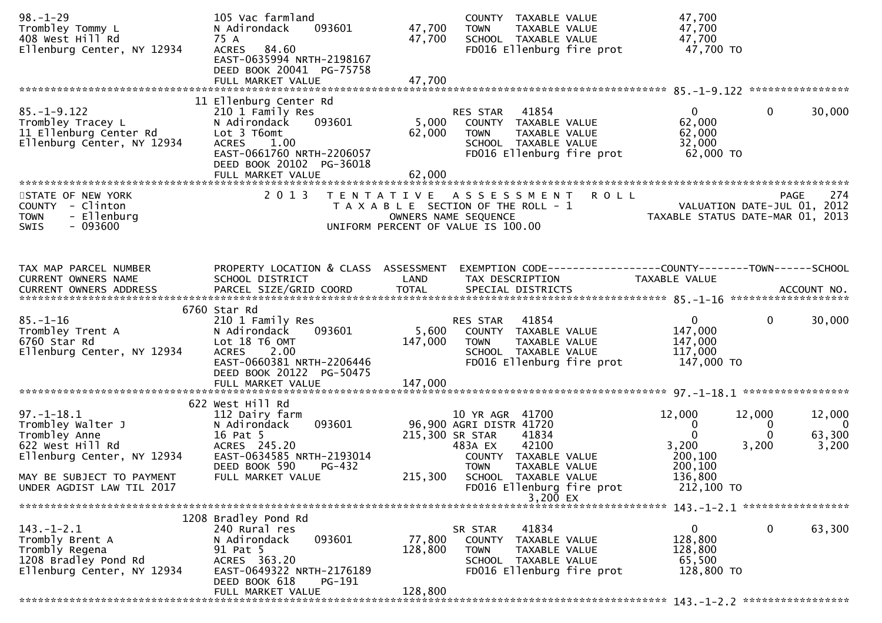```
98.-1-29                       105 Vac farmland                       COUNTY  TAXABLE VALUE           47,700
Trombley Tommy L               N Adirondack    093601       47,700    TOWN    TAXABLE VALUE           47,700
408 West Hill Rd               75 A                         47,700    SCHOOL  TAXABLE VALUE           47,700
Ellenburg Center, NY 12934     ACRES   84.60                          FD016 Ellenburg fire prot        47,700 TO
                               EAST-0635994 NRTH-2198167
                               DEED BOOK 20041  PG-75758
                               FULL MARKET VALUE            47,700
******************************************************************************************************* 85.-1-9.122 ****************
                               11 Ellenburg Center Rd
85.-1-9.122                    210 1 Family Res                       RES STAR    41854                   0             0       30,000
Trombley Tracey L              N Adirondack    093601        5,000    COUNTY  TAXABLE VALUE           62,000
11 Ellenburg Center Rd         Lot 3 T6omt                  62,000    TOWN    TAXABLE VALUE           62,000
Ellenburg Center, NY 12934     ACRES    1.00                          SCHOOL  TAXABLE VALUE           32,000
                               EAST-0661760 NRTH-2206057              FD016 Ellenburg fire prot        62,000 TO
                               DEED BOOK 20102  PG-36018
                               FULL MARKET VALUE            62,000
**************************************************************************************************************************************
STATE OF NEW YORK                    2 0 1 3   T E N T A T I V E   A S S E S S M E N T   R O L L                          PAGE    274
COUNTY  - Clinton                          T A X A B L E  SECTION OF THE ROLL - 1                     VALUATION DATE-JUL 01, 2012
TOWN    - Ellenburg                             OWNERS NAME SEQUENCE                               TAXABLE STATUS DATE-MAR 01, 2013
SWIS    - 093600                          UNIFORM PERCENT OF VALUE IS 100.00


TAX MAP PARCEL NUMBER          PROPERTY LOCATION & CLASS  ASSESSMENT  EXEMPTION CODE------------------COUNTY--------TOWN------SCHOOL
CURRENT OWNERS NAME            SCHOOL DISTRICT               LAND      TAX DESCRIPTION                TAXABLE VALUE
CURRENT OWNERS ADDRESS         PARCEL SIZE/GRID COORD        TOTAL     SPECIAL DISTRICTS                                    ACCOUNT NO.
******************************************************************************************************* 85.-1-16 *******************
                               6760 Star Rd
85.-1-16                       210 1 Family Res                       RES STAR    41854                   0             0       30,000
Trombley Trent A               N Adirondack    093601        5,600    COUNTY  TAXABLE VALUE          147,000
6760 Star Rd                   Lot 18 T6 OMT               147,000    TOWN    TAXABLE VALUE          147,000
Ellenburg Center, NY 12934     ACRES    2.00                          SCHOOL  TAXABLE VALUE          117,000
                               EAST-0660381 NRTH-2206446              FD016 Ellenburg fire prot       147,000 TO
                               DEED BOOK 20122  PG-50475
                               FULL MARKET VALUE           147,000
******************************************************************************************************* 97.-1-18.1 *****************
                               622 West Hill Rd
97.-1-18.1                     112 Dairy farm                         10 YR AGR   41700              12,000        12,000       12,000
Trombley Walter J              N Adirondack    093601       96,900 AGRI DISTR 41720                   0             0            0
Trombley Anne                  16 Pat 5                    215,300 SR STAR    41834                   0             0       63,300
622 West Hill Rd               ACRES  245.20                          483A EX     42100               3,200         3,200        3,200
Ellenburg Center, NY 12934     EAST-0634585 NRTH-2193014              COUNTY  TAXABLE VALUE          200,100
                               DEED BOOK 590    PG-432                TOWN    TAXABLE VALUE          200,100
MAY BE SUBJECT TO PAYMENT      FULL MARKET VALUE           215,300    SCHOOL  TAXABLE VALUE          136,800
UNDER AGDIST LAW TIL 2017                                             FD016 Ellenburg fire prot       212,100 TO
                                                                                3,200 EX
******************************************************************************************************* 143.-1-2.1 *****************
                               1208 Bradley Pond Rd
143.-1-2.1                     240 Rural res                          SR STAR     41834                   0             0       63,300
Trombly Brent A                N Adirondack    093601       77,800    COUNTY  TAXABLE VALUE          128,800
Trombly Regena                 91 Pat 5                    128,800    TOWN    TAXABLE VALUE          128,800
1208 Bradley Pond Rd           ACRES  363.20                          SCHOOL  TAXABLE VALUE           65,500
Ellenburg Center, NY 12934     EAST-0649322 NRTH-2176189              FD016 Ellenburg fire prot       128,800 TO
                               DEED BOOK 618    PG-191
                               FULL MARKET VALUE           128,800
******************************************************************************************************* 143.-1-2.2 *****************
```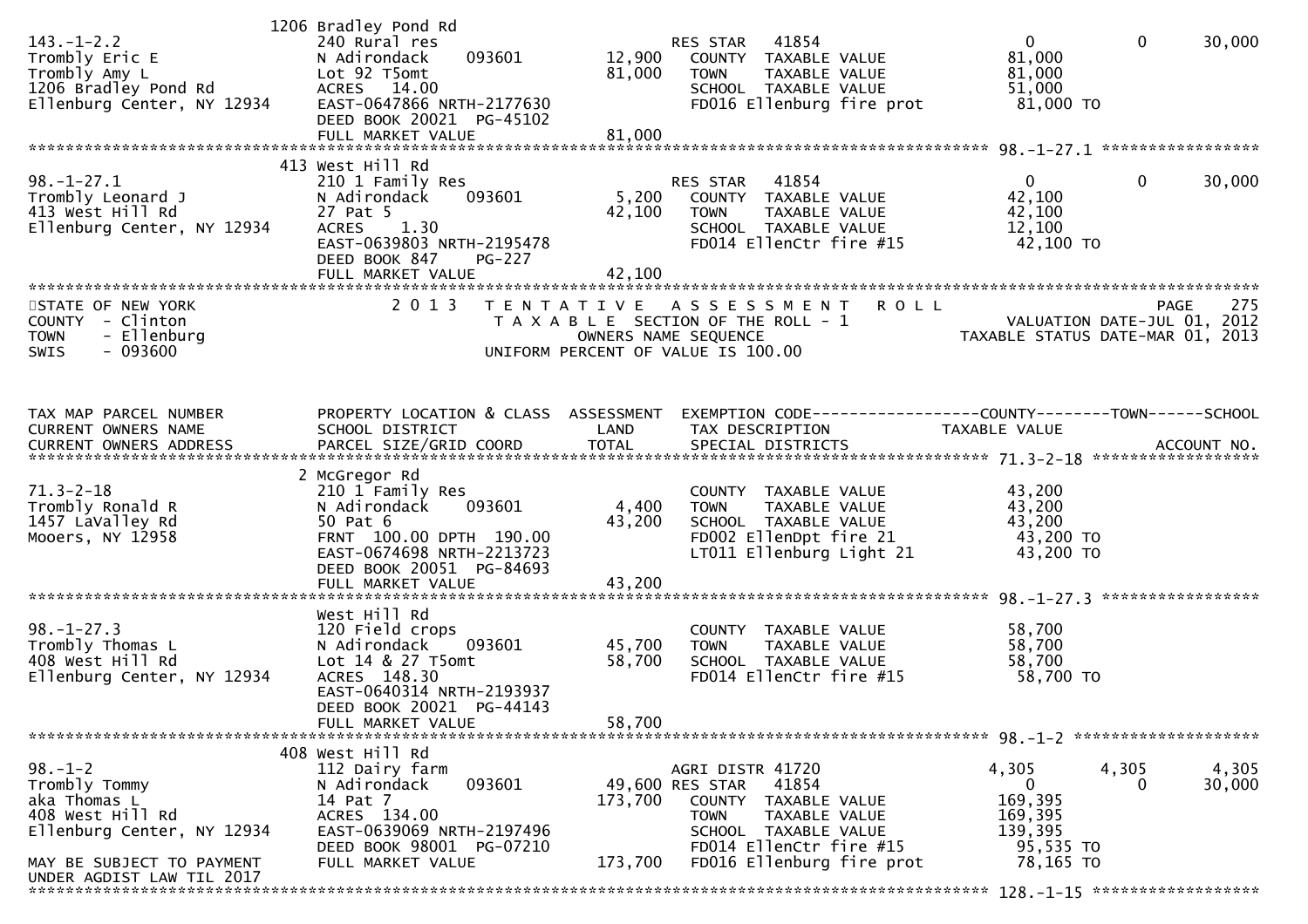| TAX MAP PARCEL NUMBER<br>CURRENT OWNERS NAME<br>CURRENT OWNERS ADDRESS | PROPERTY LOCATION & CLASS<br>SCHOOL DISTRICT<br>PARCEL SIZE/GRID COORD | ASSESSMENT<br>LAND<br>TOTAL | EXEMPTION CODE<br>TAX DESCRIPTION<br>SPECIAL DISTRICTS | COUNTY<br>TAXABLE VALUE | TOWN | SCHOOL<br>ACCOUNT NO. |
|---|---|---|---|---|---|---|
| 143.-1-2.2 | 1206 Bradley Pond Rd<br>240 Rural res | | RES STAR 41854 | 0 | 0 | 30,000 |
| Trombly Eric E | N Adirondack 093601 | 12,900 | COUNTY TAXABLE VALUE | 81,000 | | |
| Trombly Amy L | Lot 92 T5omt | 81,000 | TOWN TAXABLE VALUE | 81,000 | | |
| 1206 Bradley Pond Rd | ACRES 14.00 | | SCHOOL TAXABLE VALUE | 51,000 | | |
| Ellenburg Center, NY 12934 | EAST-0647866 NRTH-2177630 | | FD016 Ellenburg fire prot | 81,000 TO | | |
| | DEED BOOK 20021 PG-45102 | | | | | |
| | FULL MARKET VALUE | 81,000 | | | | |
| 98.-1-27.1 | 413 West Hill Rd<br>210 1 Family Res | | RES STAR 41854 | 0 | 0 | 30,000 |
| Trombly Leonard J | N Adirondack 093601 | 5,200 | COUNTY TAXABLE VALUE | 42,100 | | |
| 413 West Hill Rd | 27 Pat 5 | 42,100 | TOWN TAXABLE VALUE | 42,100 | | |
| Ellenburg Center, NY 12934 | ACRES 1.30 | | SCHOOL TAXABLE VALUE | 12,100 | | |
| | EAST-0639803 NRTH-2195478 | | FD014 EllenCtr fire #15 | 42,100 TO | | |
| | DEED BOOK 847 PG-227 | | | | | |
| | FULL MARKET VALUE | 42,100 | | | | |

STATE OF NEW YORK
COUNTY - Clinton
TOWN - Ellenburg
SWIS - 093600

2 0 1 3 T E N T A T I V E A S S E S S M E N T R O L L
T A X A B L E SECTION OF THE ROLL - 1
OWNERS NAME SEQUENCE
UNIFORM PERCENT OF VALUE IS 100.00

PAGE 275
VALUATION DATE-JUL 01, 2012
TAXABLE STATUS DATE-MAR 01, 2013

| TAX MAP PARCEL NUMBER<br>CURRENT OWNERS NAME<br>CURRENT OWNERS ADDRESS | PROPERTY LOCATION & CLASS<br>SCHOOL DISTRICT<br>PARCEL SIZE/GRID COORD | ASSESSMENT<br>LAND<br>TOTAL | EXEMPTION CODE<br>TAX DESCRIPTION<br>SPECIAL DISTRICTS | COUNTY<br>TAXABLE VALUE | TOWN | SCHOOL<br>ACCOUNT NO. |
|---|---|---|---|---|---|---|
| 71.3-2-18 | 2 McGregor Rd<br>210 1 Family Res | | COUNTY TAXABLE VALUE | 43,200 | | |
| Trombly Ronald R | N Adirondack 093601 | 4,400 | TOWN TAXABLE VALUE | 43,200 | | |
| 1457 LaValley Rd | 50 Pat 6 | 43,200 | SCHOOL TAXABLE VALUE | 43,200 | | |
| Mooers, NY 12958 | FRNT 100.00 DPTH 190.00 | | FD002 EllenDpt fire 21 | 43,200 TO | | |
| | EAST-0674698 NRTH-2213723 | | LT011 Ellenburg Light 21 | 43,200 TO | | |
| | DEED BOOK 20051 PG-84693 | | | | | |
| | FULL MARKET VALUE | 43,200 | | | | |
| 98.-1-27.3 | West Hill Rd<br>120 Field crops | | COUNTY TAXABLE VALUE | 58,700 | | |
| Trombly Thomas L | N Adirondack 093601 | 45,700 | TOWN TAXABLE VALUE | 58,700 | | |
| 408 West Hill Rd | Lot 14 & 27 T5omt | 58,700 | SCHOOL TAXABLE VALUE | 58,700 | | |
| Ellenburg Center, NY 12934 | ACRES 148.30 | | FD014 EllenCtr fire #15 | 58,700 TO | | |
| | EAST-0640314 NRTH-2193937 | | | | | |
| | DEED BOOK 20021 PG-44143 | | | | | |
| | FULL MARKET VALUE | 58,700 | | | | |
| 98.-1-2 | 408 West Hill Rd<br>112 Dairy farm | | AGRI DISTR 41720 | 4,305 | 4,305 | 4,305 |
| Trombly Tommy | N Adirondack 093601 | 49,600 | RES STAR 41854 | 0 | 0 | 30,000 |
| aka Thomas L | 14 Pat 7 | 173,700 | COUNTY TAXABLE VALUE | 169,395 | | |
| 408 West Hill Rd | ACRES 134.00 | | TOWN TAXABLE VALUE | 169,395 | | |
| Ellenburg Center, NY 12934 | EAST-0639069 NRTH-2197496 | | SCHOOL TAXABLE VALUE | 139,395 | | |
| | DEED BOOK 98001 PG-07210 | | FD014 EllenCtr fire #15 | 95,535 TO | | |
| MAY BE SUBJECT TO PAYMENT<br>UNDER AGDIST LAW TIL 2017 | FULL MARKET VALUE | 173,700 | FD016 Ellenburg fire prot | 78,165 TO | | |

128.-1-15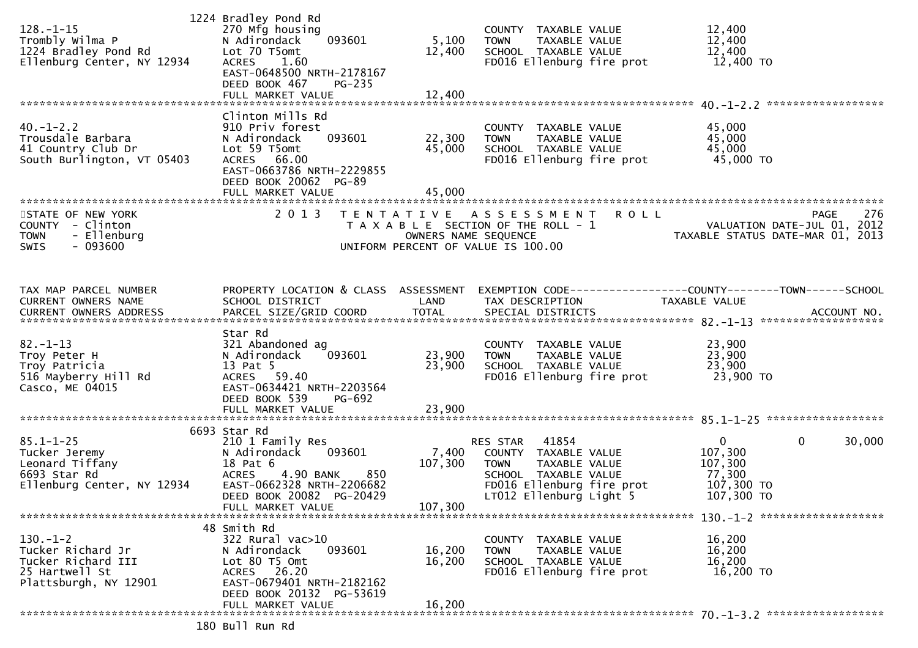```
                           1224 Bradley Pond Rd
128.-1-15                       270 Mfg housing                         COUNTY  TAXABLE VALUE            12,400
Trombly Wilma P                 N Adirondack     093601        5,100    TOWN    TAXABLE VALUE            12,400
1224 Bradley Pond Rd            Lot 70 T5omt                  12,400    SCHOOL  TAXABLE VALUE            12,400
Ellenburg Center, NY 12934      ACRES    1.60                           FD016 Ellenburg fire prot         12,400 TO
                                EAST-0648500 NRTH-2178167
                                DEED BOOK 467     PG-235
                                FULL MARKET VALUE             12,400
******************************************************************************************************* 40.-1-2.2 ******************
                                Clinton Mills Rd
40.-1-2.2                       910 Priv forest                         COUNTY  TAXABLE VALUE            45,000
Trousdale Barbara               N Adirondack     093601       22,300    TOWN    TAXABLE VALUE            45,000
41 Country Club Dr              Lot 59 T5omt                  45,000    SCHOOL  TAXABLE VALUE            45,000
South Burlington, VT 05403      ACRES   66.00                           FD016 Ellenburg fire prot         45,000 TO
                                EAST-0663786 NRTH-2229855
                                DEED BOOK 20062  PG-89
                                FULL MARKET VALUE             45,000
************************************************************************************************************************************
STATE OF NEW YORK                 2 0 1 3   T E N T A T I V E   A S S E S S M E N T   R O L L                         PAGE    276
COUNTY  - Clinton                            T A X A B L E  SECTION OF THE ROLL - 1                     VALUATION DATE-JUL 01, 2012
TOWN    - Ellenburg                                 OWNERS NAME SEQUENCE                            TAXABLE STATUS DATE-MAR 01, 2013
SWIS    - 093600                               UNIFORM PERCENT OF VALUE IS 100.00


TAX MAP PARCEL NUMBER           PROPERTY LOCATION & CLASS  ASSESSMENT  EXEMPTION CODE------------------COUNTY--------TOWN------SCHOOL
CURRENT OWNERS NAME             SCHOOL DISTRICT               LAND     TAX DESCRIPTION              TAXABLE VALUE
CURRENT OWNERS ADDRESS          PARCEL SIZE/GRID COORD       TOTAL     SPECIAL DISTRICTS                                 ACCOUNT NO.
******************************************************************************************************* 82.-1-13 *******************
                                Star Rd
82.-1-13                        321 Abandoned ag                        COUNTY  TAXABLE VALUE            23,900
Troy Peter H                    N Adirondack     093601       23,900    TOWN    TAXABLE VALUE            23,900
Troy Patricia                   13 Pat 5                      23,900    SCHOOL  TAXABLE VALUE            23,900
516 Mayberry Hill Rd            ACRES   59.40                           FD016 Ellenburg fire prot         23,900 TO
Casco, ME 04015                 EAST-0634421 NRTH-2203564
                                DEED BOOK 539     PG-692
                                FULL MARKET VALUE             23,900
******************************************************************************************************* 85.1-1-25 ******************
                           6693 Star Rd
85.1-1-25                       210 1 Family Res                        RES STAR   41854                 0              0       30,000
Tucker Jeremy                   N Adirondack     093601        7,400    COUNTY  TAXABLE VALUE           107,300
Leonard Tiffany                 18 Pat 6                     107,300    TOWN    TAXABLE VALUE           107,300
6693 Star Rd                    ACRES    4.90 BANK     850              SCHOOL  TAXABLE VALUE            77,300
Ellenburg Center, NY 12934      EAST-0662328 NRTH-2206682               FD016 Ellenburg fire prot        107,300 TO
                                DEED BOOK 20082  PG-20429               LT012 Ellenburg Light 5          107,300 TO
                                FULL MARKET VALUE            107,300
******************************************************************************************************* 130.-1-2 *******************
                             48 Smith Rd
130.-1-2                        322 Rural vac>10                        COUNTY  TAXABLE VALUE            16,200
Tucker Richard Jr               N Adirondack     093601       16,200    TOWN    TAXABLE VALUE            16,200
Tucker Richard III              Lot 80 T5 Omt                 16,200    SCHOOL  TAXABLE VALUE            16,200
25 Hartwell St                  ACRES   26.20                           FD016 Ellenburg fire prot         16,200 TO
Plattsburgh, NY 12901           EAST-0679401 NRTH-2182162
                                DEED BOOK 20132  PG-53619
                                FULL MARKET VALUE             16,200
******************************************************************************************************* 70.-1-3.2 ******************
                            180 Bull Run Rd
```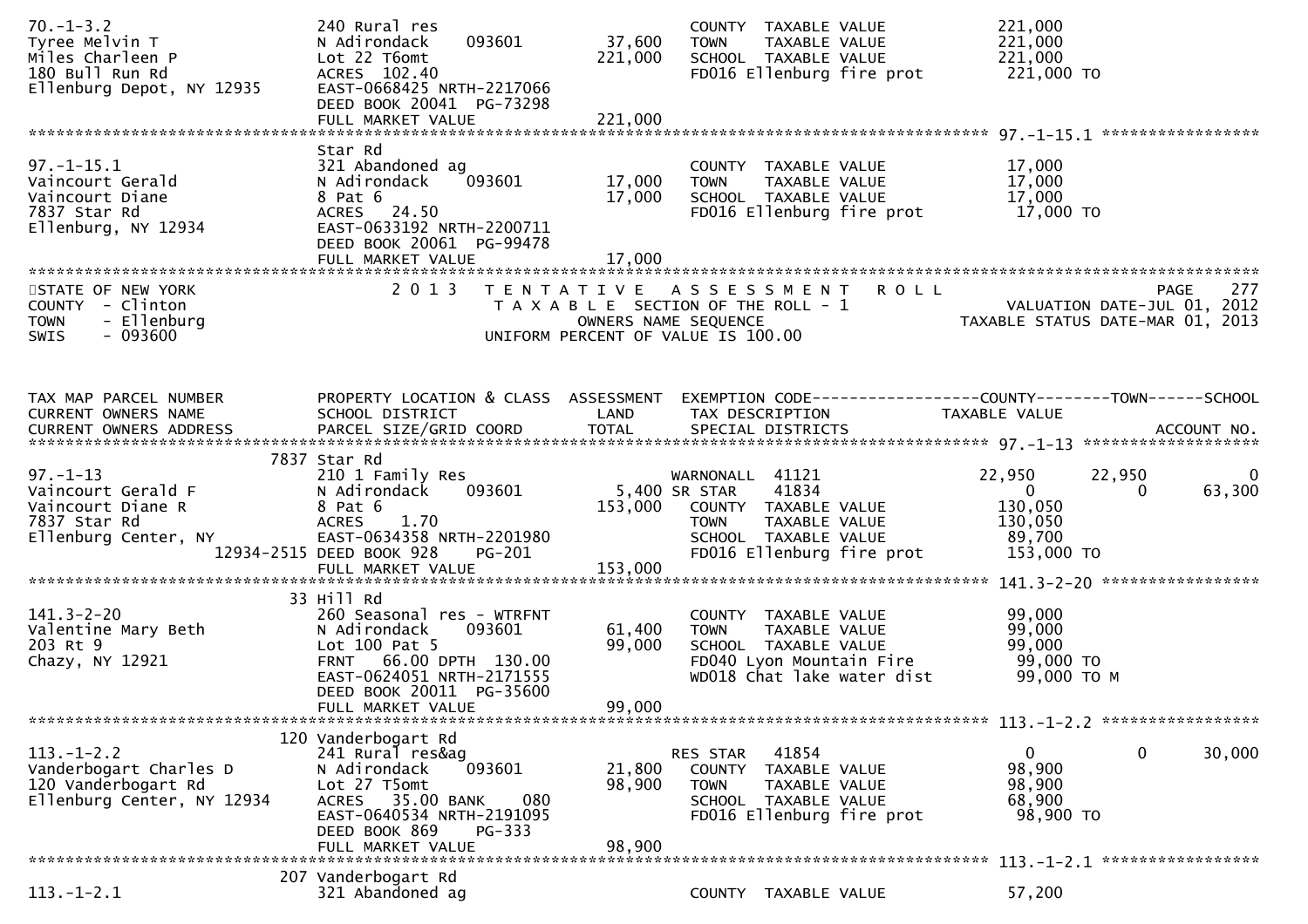```
70.-1-3.2                    240 Rural res                             COUNTY  TAXABLE VALUE            221,000
Tyree Melvin T               N Adirondack    093601       37,600   TOWN    TAXABLE VALUE            221,000
Miles Charleen P             Lot 22 T6omt                221,000   SCHOOL  TAXABLE VALUE            221,000
180 Bull Run Rd              ACRES  102.40                         FD016 Ellenburg fire prot         221,000 TO
Ellenburg Depot, NY 12935    EAST-0668425 NRTH-2217066
                             DEED BOOK 20041  PG-73298
                             FULL MARKET VALUE           221,000
******************************************************************************************************* 97.-1-15.1 *****************
                             Star Rd
97.-1-15.1                   321 Abandoned ag                          COUNTY  TAXABLE VALUE             17,000
Vaincourt Gerald             N Adirondack    093601       17,000   TOWN    TAXABLE VALUE             17,000
Vaincourt Diane              8 Pat 6                      17,000   SCHOOL  TAXABLE VALUE             17,000
7837 Star Rd                 ACRES   24.50                         FD016 Ellenburg fire prot          17,000 TO
Ellenburg, NY 12934          EAST-0633192 NRTH-2200711
                             DEED BOOK 20061  PG-99478
                             FULL MARKET VALUE            17,000
************************************************************************************************************************************
STATE OF NEW YORK                2 0 1 3   T E N T A T I V E   A S S E S S M E N T   R O L L                          PAGE    277
COUNTY  - Clinton                           T A X A B L E  SECTION OF THE ROLL - 1                        VALUATION DATE-JUL 01, 2012
TOWN    - Ellenburg                                 OWNERS NAME SEQUENCE                              TAXABLE STATUS DATE-MAR 01, 2013
SWIS    - 093600                             UNIFORM PERCENT OF VALUE IS 100.00


TAX MAP PARCEL NUMBER        PROPERTY LOCATION & CLASS  ASSESSMENT  EXEMPTION CODE------------------COUNTY--------TOWN------SCHOOL
CURRENT OWNERS NAME          SCHOOL DISTRICT               LAND      TAX DESCRIPTION              TAXABLE VALUE
CURRENT OWNERS ADDRESS       PARCEL SIZE/GRID COORD        TOTAL     SPECIAL DISTRICTS                                 ACCOUNT NO.
******************************************************************************************************* 97.-1-13 *******************
                      7837 Star Rd
97.-1-13                     210 1 Family Res                      WARNONALL  41121              22,950       22,950           0
Vaincourt Gerald F           N Adirondack    093601        5,400 SR STAR     41834                    0            0      63,300
Vaincourt Diane R            8 Pat 6                     153,000   COUNTY  TAXABLE VALUE            130,050
7837 Star Rd                 ACRES    1.70                         TOWN    TAXABLE VALUE            130,050
Ellenburg Center, NY         EAST-0634358 NRTH-2201980             SCHOOL  TAXABLE VALUE             89,700
                  12934-2515 DEED BOOK 928    PG-201               FD016 Ellenburg fire prot         153,000 TO
                             FULL MARKET VALUE           153,000
******************************************************************************************************* 141.3-2-20 *****************
                        33 Hill Rd
141.3-2-20                   260 Seasonal res - WTRFNT             COUNTY  TAXABLE VALUE             99,000
Valentine Mary Beth          N Adirondack    093601       61,400   TOWN    TAXABLE VALUE             99,000
203 Rt 9                     Lot 100 Pat 5                99,000   SCHOOL  TAXABLE VALUE             99,000
Chazy, NY 12921              FRNT   66.00 DPTH 130.00              FD040 Lyon Mountain Fire           99,000 TO
                             EAST-0624051 NRTH-2171555             WD018 Chat lake water dist         99,000 TO M
                             DEED BOOK 20011  PG-35600
                             FULL MARKET VALUE            99,000
******************************************************************************************************* 113.-1-2.2 *****************
                       120 Vanderbogart Rd
113.-1-2.2                   241 Rural res&ag                      RES STAR   41854                   0            0      30,000
Vanderbogart Charles D       N Adirondack    093601       21,800   COUNTY  TAXABLE VALUE             98,900
120 Vanderbogart Rd          Lot 27 T5omt                 98,900   TOWN    TAXABLE VALUE             98,900
Ellenburg Center, NY 12934   ACRES   35.00 BANK     080            SCHOOL  TAXABLE VALUE             68,900
                             EAST-0640534 NRTH-2191095             FD016 Ellenburg fire prot          98,900 TO
                             DEED BOOK 869    PG-333
                             FULL MARKET VALUE            98,900
******************************************************************************************************* 113.-1-2.1 *****************
                       207 Vanderbogart Rd
113.-1-2.1                   321 Abandoned ag                      COUNTY  TAXABLE VALUE             57,200
```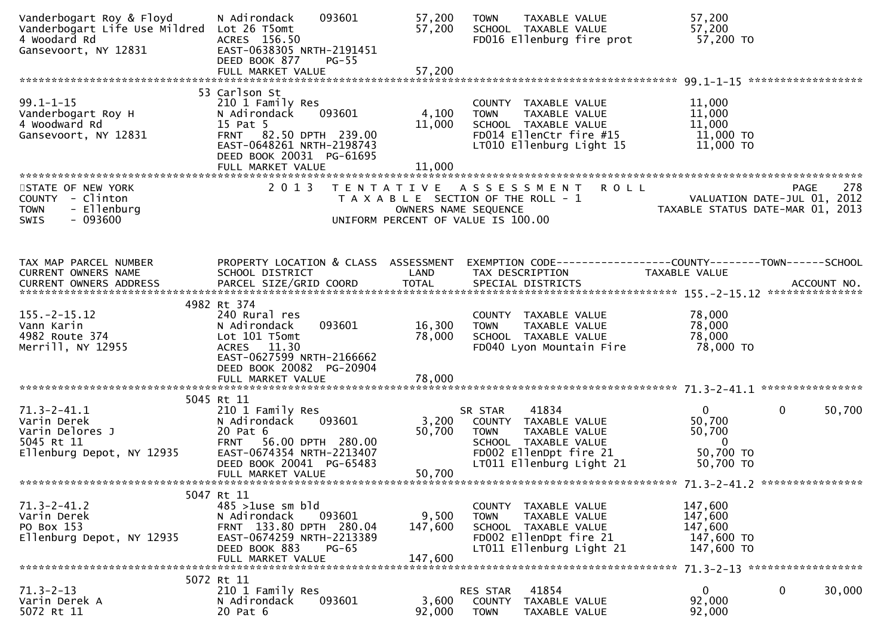```
Vanderbogart Roy & Floyd        N Adirondack     093601        57,200   TOWN    TAXABLE VALUE              57,200
Vanderbogart Life Use Mildred   Lot 26 T5omt                   57,200   SCHOOL  TAXABLE VALUE              57,200
4 Woodard Rd                    ACRES  156.50                           FD016 Ellenburg fire prot           57,200 TO
Gansevoort, NY 12831            EAST-0638305 NRTH-2191451
                                DEED BOOK 877     PG-55
                                FULL MARKET VALUE              57,200
******************************************************************************************************* 99.1-1-15 *****************
                             53 Carlson St
99.1-1-15                       210 1 Family Res                        COUNTY  TAXABLE VALUE              11,000
Vanderbogart Roy H              N Adirondack     093601         4,100   TOWN    TAXABLE VALUE              11,000
4 Woodward Rd                   15 Pat 5                       11,000   SCHOOL  TAXABLE VALUE              11,000
Gansevoort, NY 12831            FRNT   82.50 DPTH  239.00               FD014 EllenCtr fire #15             11,000 TO
                                EAST-0648261 NRTH-2198743               LT010 Ellenburg Light 15            11,000 TO
                                DEED BOOK 20031  PG-61695
                                FULL MARKET VALUE              11,000
************************************************************************************************************************************
STATE OF NEW YORK                2 0 1 3   T E N T A T I V E   A S S E S S M E N T   R O L L                           PAGE    278
COUNTY  - Clinton                          T A X A B L E  SECTION OF THE ROLL - 1                  VALUATION DATE-JUL 01, 2012
TOWN    - Ellenburg                              OWNERS NAME SEQUENCE                          TAXABLE STATUS DATE-MAR 01, 2013
SWIS    - 093600                         UNIFORM PERCENT OF VALUE IS 100.00


TAX MAP PARCEL NUMBER           PROPERTY LOCATION & CLASS  ASSESSMENT  EXEMPTION CODE------------------COUNTY--------TOWN------SCHOOL
CURRENT OWNERS NAME             SCHOOL DISTRICT               LAND      TAX DESCRIPTION            TAXABLE VALUE
CURRENT OWNERS ADDRESS          PARCEL SIZE/GRID COORD        TOTAL     SPECIAL DISTRICTS                                   ACCOUNT NO.
******************************************************************************************************* 155.-2-15.12 ***************
                           4982 Rt 374
155.-2-15.12                    240 Rural res                           COUNTY  TAXABLE VALUE              78,000
Vann Karin                      N Adirondack     093601        16,300   TOWN    TAXABLE VALUE              78,000
4982 Route 374                  Lot 101 T5omt                  78,000   SCHOOL  TAXABLE VALUE              78,000
Merrill, NY 12955               ACRES   11.30                           FD040 Lyon Mountain Fire            78,000 TO
                                EAST-0627599 NRTH-2166662
                                DEED BOOK 20082  PG-20904
                                FULL MARKET VALUE              78,000
******************************************************************************************************* 71.3-2-41.1 ****************
                           5045 Rt 11
71.3-2-41.1                     210 1 Family Res                        SR STAR     41834                 0            0      50,700
Varin Derek                     N Adirondack     093601         3,200   COUNTY  TAXABLE VALUE              50,700
Varin Delores J                 20 Pat 6                       50,700   TOWN    TAXABLE VALUE              50,700
5045 Rt 11                      FRNT   56.00 DPTH  280.00               SCHOOL  TAXABLE VALUE                   0
Ellenburg Depot, NY 12935       EAST-0674354 NRTH-2213407               FD002 EllenDpt fire 21              50,700 TO
                                DEED BOOK 20041  PG-65483               LT011 Ellenburg Light 21            50,700 TO
                                FULL MARKET VALUE              50,700
******************************************************************************************************* 71.3-2-41.2 ****************
                           5047 Rt 11
71.3-2-41.2                     485 >1use sm bld                        COUNTY  TAXABLE VALUE             147,600
Varin Derek                     N Adirondack     093601         9,500   TOWN    TAXABLE VALUE             147,600
PO Box 153                      FRNT  133.80 DPTH  280.04     147,600   SCHOOL  TAXABLE VALUE             147,600
Ellenburg Depot, NY 12935       EAST-0674259 NRTH-2213389               FD002 EllenDpt fire 21             147,600 TO
                                DEED BOOK 883     PG-65                 LT011 Ellenburg Light 21           147,600 TO
                                FULL MARKET VALUE             147,600
******************************************************************************************************* 71.3-2-13 ******************
                           5072 Rt 11
71.3-2-13                       210 1 Family Res                        RES STAR    41854                 0            0      30,000
Varin Derek A                   N Adirondack     093601         3,600   COUNTY  TAXABLE VALUE              92,000
5072 Rt 11                      20 Pat 6                       92,000   TOWN    TAXABLE VALUE              92,000
```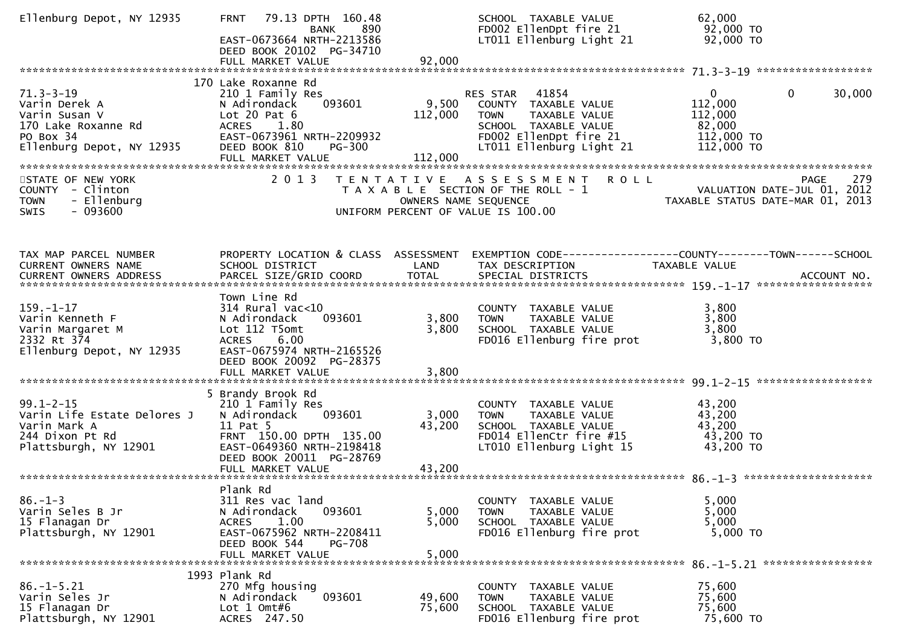```
Ellenburg Depot, NY 12935    FRNT   79.13 DPTH  160.48                      SCHOOL  TAXABLE VALUE              62,000
                                         BANK     890                       FD002 EllenDpt fire 21             92,000 TO
                             EAST-0673664 NRTH-2213586                      LT011 Ellenburg Light 21           92,000 TO
                             DEED BOOK 20102  PG-34710
                             FULL MARKET VALUE              92,000
******************************************************************************************************* 71.3-3-19 ******************
                         170 Lake Roxanne Rd
71.3-3-19                    210 1 Family Res                   RES STAR   41854                    0           0       30,000
Varin Derek A                N Adirondack     093601      9,500   COUNTY  TAXABLE VALUE            112,000
Varin Susan V                Lot 20 Pat 6               112,000   TOWN    TAXABLE VALUE            112,000
170 Lake Roxanne Rd          ACRES    1.80                        SCHOOL  TAXABLE VALUE             82,000
PO Box 34                    EAST-0673961 NRTH-2209932            FD002 EllenDpt fire 21            112,000 TO
Ellenburg Depot, NY 12935    DEED BOOK 810    PG-300              LT011 Ellenburg Light 21          112,000 TO
                             FULL MARKET VALUE             112,000
************************************************************************************************************************************
STATE OF NEW YORK                2 0 1 3   T E N T A T I V E   A S S E S S M E N T   R O L L                          PAGE    279
COUNTY  - Clinton                      T A X A B L E SECTION OF THE ROLL - 1                         VALUATION DATE-JUL 01, 2012
TOWN    - Ellenburg                              OWNERS NAME SEQUENCE                           TAXABLE STATUS DATE-MAR 01, 2013
SWIS    - 093600                        UNIFORM PERCENT OF VALUE IS 100.00



TAX MAP PARCEL NUMBER        PROPERTY LOCATION & CLASS  ASSESSMENT  EXEMPTION CODE------------------COUNTY--------TOWN------SCHOOL
CURRENT OWNERS NAME          SCHOOL DISTRICT               LAND      TAX DESCRIPTION              TAXABLE VALUE
CURRENT OWNERS ADDRESS       PARCEL SIZE/GRID COORD       TOTAL      SPECIAL DISTRICTS                                   ACCOUNT NO.
******************************************************************************************************* 159.-1-17 ******************
                             Town Line Rd
159.-1-17                    314 Rural vac<10                     COUNTY  TAXABLE VALUE              3,800
Varin Kenneth F              N Adirondack     093601      3,800   TOWN    TAXABLE VALUE              3,800
Varin Margaret M             Lot 112 T5omt                3,800   SCHOOL  TAXABLE VALUE              3,800
2332 Rt 374                  ACRES    6.00                        FD016 Ellenburg fire prot           3,800 TO
Ellenburg Depot, NY 12935    EAST-0675974 NRTH-2165526
                             DEED BOOK 20092  PG-28375
                             FULL MARKET VALUE               3,800
******************************************************************************************************* 99.1-2-15 ******************
                           5 Brandy Brook Rd
99.1-2-15                    210 1 Family Res                     COUNTY  TAXABLE VALUE             43,200
Varin Life Estate Delores J  N Adirondack     093601      3,000   TOWN    TAXABLE VALUE             43,200
Varin Mark A                 11 Pat 5                    43,200   SCHOOL  TAXABLE VALUE             43,200
244 Dixon Pt Rd              FRNT  150.00 DPTH  135.00            FD014 EllenCtr fire #15            43,200 TO
Plattsburgh, NY 12901        EAST-0649360 NRTH-2198418            LT010 Ellenburg Light 15           43,200 TO
                             DEED BOOK 20011  PG-28769
                             FULL MARKET VALUE              43,200
******************************************************************************************************* 86.-1-3 ********************
                             Plank Rd
86.-1-3                      311 Res vac land                     COUNTY  TAXABLE VALUE              5,000
Varin Seles B Jr             N Adirondack     093601      5,000   TOWN    TAXABLE VALUE              5,000
15 Flanagan Dr               ACRES    1.00                5,000   SCHOOL  TAXABLE VALUE              5,000
Plattsburgh, NY 12901        EAST-0675962 NRTH-2208411            FD016 Ellenburg fire prot           5,000 TO
                             DEED BOOK 544    PG-708
                             FULL MARKET VALUE               5,000
******************************************************************************************************* 86.-1-5.21 *****************
                        1993 Plank Rd
86.-1-5.21                   270 Mfg housing                      COUNTY  TAXABLE VALUE             75,600
Varin Seles Jr               N Adirondack     093601     49,600   TOWN    TAXABLE VALUE             75,600
15 Flanagan Dr               Lot 1 Omt#6                 75,600   SCHOOL  TAXABLE VALUE             75,600
Plattsburgh, NY 12901        ACRES  247.50                        FD016 Ellenburg fire prot          75,600 TO
```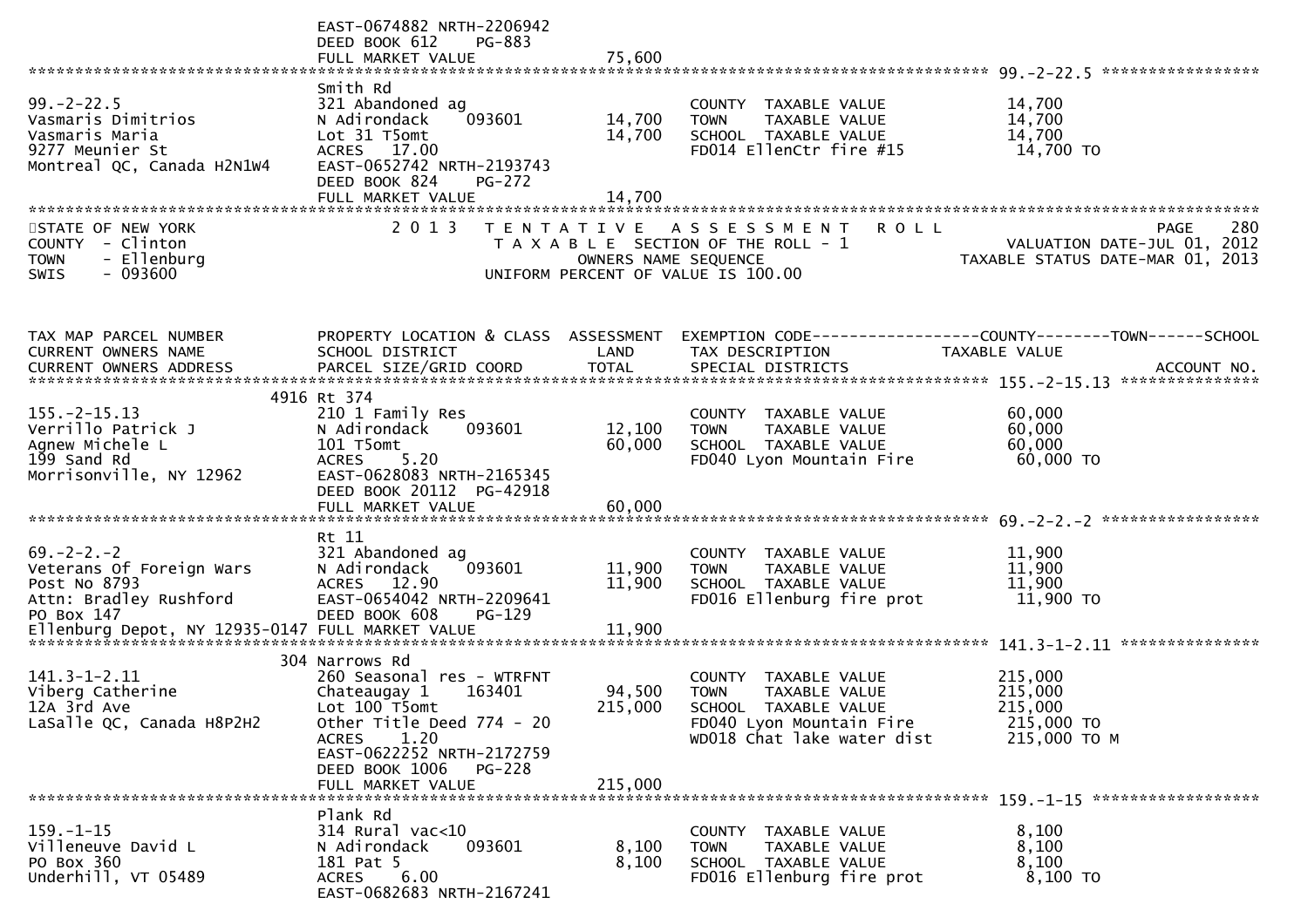```
                              EAST-0674882 NRTH-2206942
                              DEED BOOK 612    PG-883
                              FULL MARKET VALUE              75,600
******************************************************************************************************* 99.-2-22.5 *****************
                              Smith Rd
99.-2-22.5                    321 Abandoned ag                        COUNTY  TAXABLE VALUE          14,700
Vasmaris Dimitrios            N Adirondack     093601      14,700     TOWN    TAXABLE VALUE          14,700
Vasmaris Maria                Lot 31 T5omt                 14,700     SCHOOL  TAXABLE VALUE          14,700
9277 Meunier St               ACRES   17.00                           FD014 EllenCtr fire #15         14,700 TO
Montreal QC, Canada H2N1W4    EAST-0652742 NRTH-2193743
                              DEED BOOK 824    PG-272
                              FULL MARKET VALUE              14,700
************************************************************************************************************************************
STATE OF NEW YORK                   2 0 1 3   T E N T A T I V E   A S S E S S M E N T   R O L L                    PAGE    280
COUNTY  - Clinton                              T A X A B L E  SECTION OF THE ROLL - 1                  VALUATION DATE-JUL 01, 2012
TOWN    - Ellenburg                               OWNERS NAME SEQUENCE                            TAXABLE STATUS DATE-MAR 01, 2013
SWIS    - 093600                              UNIFORM PERCENT OF VALUE IS 100.00


TAX MAP PARCEL NUMBER         PROPERTY LOCATION & CLASS  ASSESSMENT  EXEMPTION CODE------------------COUNTY--------TOWN------SCHOOL
CURRENT OWNERS NAME           SCHOOL DISTRICT               LAND      TAX DESCRIPTION            TAXABLE VALUE
CURRENT OWNERS ADDRESS        PARCEL SIZE/GRID COORD        TOTAL     SPECIAL DISTRICTS                                  ACCOUNT NO.
******************************************************************************************************* 155.-2-15.13 ***************
                          4916 Rt 374
155.-2-15.13                  210 1 Family Res                        COUNTY  TAXABLE VALUE          60,000
Verrillo Patrick J            N Adirondack     093601      12,100     TOWN    TAXABLE VALUE          60,000
Agnew Michele L               101 T5omt                    60,000     SCHOOL  TAXABLE VALUE          60,000
199 Sand Rd                   ACRES    5.20                           FD040 Lyon Mountain Fire        60,000 TO
Morrisonville, NY 12962       EAST-0628083 NRTH-2165345
                              DEED BOOK 20112  PG-42918
                              FULL MARKET VALUE              60,000
******************************************************************************************************* 69.-2-2.-2 *****************
                              Rt 11
69.-2-2.-2                    321 Abandoned ag                        COUNTY  TAXABLE VALUE          11,900
Veterans Of Foreign Wars      N Adirondack     093601      11,900     TOWN    TAXABLE VALUE          11,900
Post No 8793                  ACRES   12.90                11,900     SCHOOL  TAXABLE VALUE          11,900
Attn: Bradley Rushford        EAST-0654042 NRTH-2209641               FD016 Ellenburg fire prot       11,900 TO
PO Box 147                    DEED BOOK 608    PG-129
Ellenburg Depot, NY 12935-0147 FULL MARKET VALUE             11,900
******************************************************************************************************* 141.3-1-2.11 ***************
                           304 Narrows Rd
141.3-1-2.11                  260 Seasonal res - WTRFNT               COUNTY  TAXABLE VALUE         215,000
Viberg Catherine              Chateaugay 1     163401      94,500     TOWN    TAXABLE VALUE         215,000
12A 3rd Ave                   Lot 100 T5omt               215,000     SCHOOL  TAXABLE VALUE         215,000
LaSalle QC, Canada H8P2H2     Other Title Deed 774 - 20               FD040 Lyon Mountain Fire       215,000 TO
                              ACRES    1.20                           WD018 Chat lake water dist     215,000 TO M
                              EAST-0622252 NRTH-2172759
                              DEED BOOK 1006   PG-228
                              FULL MARKET VALUE             215,000
******************************************************************************************************* 159.-1-15 ******************
                              Plank Rd
159.-1-15                     314 Rural vac<10                        COUNTY  TAXABLE VALUE           8,100
Villeneuve David L            N Adirondack     093601       8,100     TOWN    TAXABLE VALUE           8,100
PO Box 360                    181 Pat 5                     8,100     SCHOOL  TAXABLE VALUE           8,100
Underhill, VT 05489           ACRES    6.00                           FD016 Ellenburg fire prot        8,100 TO
                              EAST-0682683 NRTH-2167241
```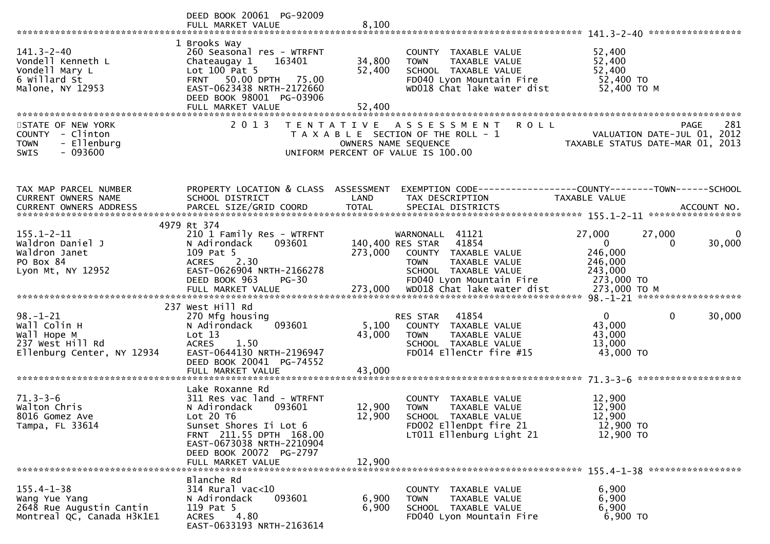DEED BOOK 20061 PG-92009
FULL MARKET VALUE 8,100

**141.3-2-40**

| TAX MAP PARCEL NUMBER / CURRENT OWNERS NAME / CURRENT OWNERS ADDRESS | PROPERTY LOCATION & CLASS / SCHOOL DISTRICT / PARCEL SIZE/GRID COORD | ASSESSMENT LAND | ASSESSMENT TOTAL | EXEMPTION CODE / TAX DESCRIPTION / SPECIAL DISTRICTS | COUNTY TAXABLE VALUE | TOWN | SCHOOL |
|---|---|---|---|---|---|---|---|
| 141.3-2-40 | 1 Brooks Way | | | | | | |
| Vondell Kenneth L | 260 Seasonal res - WTRFNT | | | COUNTY TAXABLE VALUE | 52,400 | | |
| Vondell Mary L | Chateaugay 1 163401 | 34,800 | | TOWN TAXABLE VALUE | 52,400 | | |
| 6 Willard St | Lot 100 Pat 5 | | 52,400 | SCHOOL TAXABLE VALUE | 52,400 | | |
| Malone, NY 12953 | FRNT 50.00 DPTH 75.00 | | | FD040 Lyon Mountain Fire | 52,400 TO | | |
| | EAST-0623438 NRTH-2172660 | | | WD018 Chat lake water dist | 52,400 TO M | | |
| | DEED BOOK 98001 PG-03906 | | | | | | |
| | FULL MARKET VALUE | | 52,400 | | | | |

STATE OF NEW YORK
COUNTY - Clinton
TOWN - Ellenburg
SWIS - 093600

2013 TENTATIVE ASSESSMENT ROLL
TAXABLE SECTION OF THE ROLL - 1
OWNERS NAME SEQUENCE
UNIFORM PERCENT OF VALUE IS 100.00

PAGE 281
VALUATION DATE-JUL 01, 2012
TAXABLE STATUS DATE-MAR 01, 2013

| TAX MAP PARCEL NUMBER / CURRENT OWNERS NAME / CURRENT OWNERS ADDRESS | PROPERTY LOCATION & CLASS / SCHOOL DISTRICT / PARCEL SIZE/GRID COORD | ASSESSMENT LAND | ASSESSMENT TOTAL | EXEMPTION CODE / TAX DESCRIPTION / SPECIAL DISTRICTS | COUNTY TAXABLE VALUE | TOWN | SCHOOL / ACCOUNT NO. |
|---|---|---|---|---|---|---|---|
| **155.1-2-11** | 4979 Rt 374 | | | | | | |
| 155.1-2-11 | 210 1 Family Res - WTRFNT | | | WARNONALL 41121 | 27,000 | 27,000 | 0 |
| Waldron Daniel J | N Adirondack 093601 | 140,400 | | RES STAR 41854 | 0 | 0 | 30,000 |
| Waldron Janet | 109 Pat 5 | | 273,000 | COUNTY TAXABLE VALUE | 246,000 | | |
| PO Box 84 | ACRES 2.30 | | | TOWN TAXABLE VALUE | 246,000 | | |
| Lyon Mt, NY 12952 | EAST-0626904 NRTH-2166278 | | | SCHOOL TAXABLE VALUE | 243,000 | | |
| | DEED BOOK 963 PG-30 | | | FD040 Lyon Mountain Fire | 273,000 TO | | |
| | FULL MARKET VALUE | | 273,000 | WD018 Chat lake water dist | 273,000 TO M | | |
| **98.-1-21** | 237 West Hill Rd | | | | | | |
| 98.-1-21 | 270 Mfg housing | | | RES STAR 41854 | 0 | 0 | 30,000 |
| Wall Colin H | N Adirondack 093601 | 5,100 | | COUNTY TAXABLE VALUE | 43,000 | | |
| Wall Hope M | Lot 13 | | 43,000 | TOWN TAXABLE VALUE | 43,000 | | |
| 237 West Hill Rd | ACRES 1.50 | | | SCHOOL TAXABLE VALUE | 13,000 | | |
| Ellenburg Center, NY 12934 | EAST-0644130 NRTH-2196947 | | | FD014 EllenCtr fire #15 | 43,000 TO | | |
| | DEED BOOK 20041 PG-74552 | | | | | | |
| | FULL MARKET VALUE | | 43,000 | | | | |
| **71.3-3-6** | Lake Roxanne Rd | | | | | | |
| 71.3-3-6 | 311 Res vac land - WTRFNT | | | COUNTY TAXABLE VALUE | 12,900 | | |
| Walton Chris | N Adirondack 093601 | 12,900 | | TOWN TAXABLE VALUE | 12,900 | | |
| 8016 Gomez Ave | Lot 20 T6 | | 12,900 | SCHOOL TAXABLE VALUE | 12,900 | | |
| Tampa, FL 33614 | Sunset Shores Ii Lot 6 | | | FD002 EllenDpt fire 21 | 12,900 TO | | |
| | FRNT 211.55 DPTH 168.00 | | | LT011 Ellenburg Light 21 | 12,900 TO | | |
| | EAST-0673038 NRTH-2210904 | | | | | | |
| | DEED BOOK 20072 PG-2797 | | | | | | |
| | FULL MARKET VALUE | | 12,900 | | | | |
| **155.4-1-38** | Blanche Rd | | | | | | |
| 155.4-1-38 | 314 Rural vac<10 | | | COUNTY TAXABLE VALUE | 6,900 | | |
| Wang Yue Yang | N Adirondack 093601 | 6,900 | | TOWN TAXABLE VALUE | 6,900 | | |
| 2648 Rue Augustin Cantin | 119 Pat 5 | | 6,900 | SCHOOL TAXABLE VALUE | 6,900 | | |
| Montreal QC, Canada H3K1E1 | ACRES 4.80 | | | FD040 Lyon Mountain Fire | 6,900 TO | | |
| | EAST-0633193 NRTH-2163614 | | | | | | |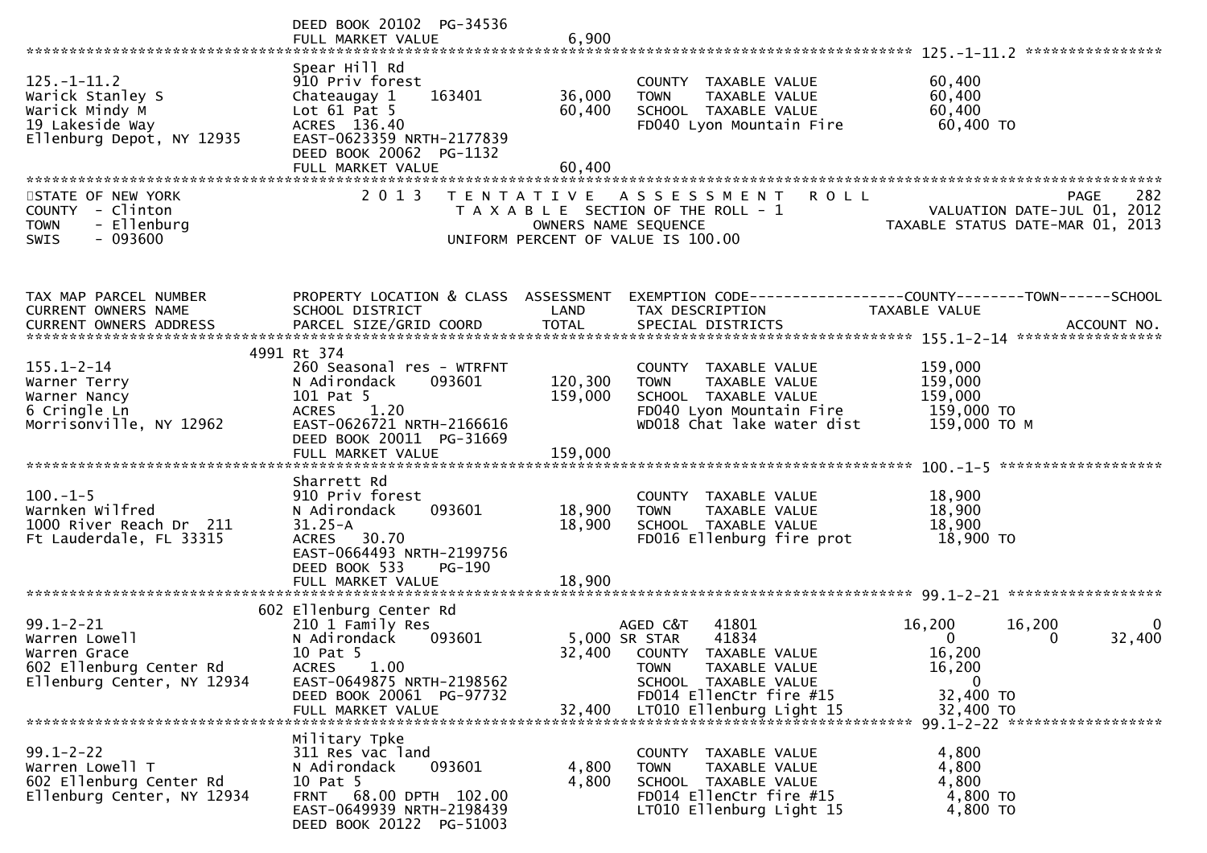DEED BOOK 20102 PG-34536
FULL MARKET VALUE 6,900

******************************************************************************************************* 125.-1-11.2 ****************

| | | | | |
|---|---|---|---|---|
| | Spear Hill Rd | | | |
| 125.-1-11.2 | 910 Priv forest | | COUNTY TAXABLE VALUE | 60,400 |
| Warick Stanley S | Chateaugay 1 163401 | 36,000 | TOWN TAXABLE VALUE | 60,400 |
| Warick Mindy M | Lot 61 Pat 5 | 60,400 | SCHOOL TAXABLE VALUE | 60,400 |
| 19 Lakeside Way | ACRES 136.40 | | FD040 Lyon Mountain Fire | 60,400 TO |
| Ellenburg Depot, NY 12935 | EAST-0623359 NRTH-2177839 | | | |
| | DEED BOOK 20062 PG-1132 | | | |
| | FULL MARKET VALUE | 60,400 | | |

STATE OF NEW YORK — 2013 TENTATIVE ASSESSMENT ROLL — PAGE 282
COUNTY - Clinton — TAXABLE SECTION OF THE ROLL - 1 — VALUATION DATE-JUL 01, 2012
TOWN - Ellenburg — OWNERS NAME SEQUENCE — TAXABLE STATUS DATE-MAR 01, 2013
SWIS - 093600 — UNIFORM PERCENT OF VALUE IS 100.00

| TAX MAP PARCEL NUMBER / CURRENT OWNERS NAME / CURRENT OWNERS ADDRESS | PROPERTY LOCATION & CLASS / SCHOOL DISTRICT / PARCEL SIZE/GRID COORD | ASSESSMENT LAND / TOTAL | EXEMPTION CODE / TAX DESCRIPTION / SPECIAL DISTRICTS | COUNTY TAXABLE VALUE | TOWN | SCHOOL / ACCOUNT NO. |
|---|---|---|---|---|---|---|
| **155.1-2-14** | 4991 Rt 374 | | | | | |
| 155.1-2-14 | 260 Seasonal res - WTRFNT | | COUNTY TAXABLE VALUE | 159,000 | | |
| Warner Terry | N Adirondack 093601 | 120,300 | TOWN TAXABLE VALUE | 159,000 | | |
| Warner Nancy | 101 Pat 5 | 159,000 | SCHOOL TAXABLE VALUE | 159,000 | | |
| 6 Cringle Ln | ACRES 1.20 | | FD040 Lyon Mountain Fire | 159,000 TO | | |
| Morrisonville, NY 12962 | EAST-0626721 NRTH-2166616 | | WD018 Chat lake water dist | 159,000 TO M | | |
| | DEED BOOK 20011 PG-31669 | | | | | |
| | FULL MARKET VALUE | 159,000 | | | | |
| **100.-1-5** | Sharrett Rd | | | | | |
| 100.-1-5 | 910 Priv forest | | COUNTY TAXABLE VALUE | 18,900 | | |
| Warnken Wilfred | N Adirondack 093601 | 18,900 | TOWN TAXABLE VALUE | 18,900 | | |
| 1000 River Reach Dr 211 | 31.25-A | 18,900 | SCHOOL TAXABLE VALUE | 18,900 | | |
| Ft Lauderdale, FL 33315 | ACRES 30.70 | | FD016 Ellenburg fire prot | 18,900 TO | | |
| | EAST-0664493 NRTH-2199756 | | | | | |
| | DEED BOOK 533 PG-190 | | | | | |
| | FULL MARKET VALUE | 18,900 | | | | |
| **99.1-2-21** | 602 Ellenburg Center Rd | | | | | |
| 99.1-2-21 | 210 1 Family Res | | AGED C&T 41801 | 16,200 | 16,200 | 0 |
| Warren Lowell | N Adirondack 093601 | 5,000 | SR STAR 41834 | 0 | 0 | 32,400 |
| Warren Grace | 10 Pat 5 | 32,400 | COUNTY TAXABLE VALUE | 16,200 | | |
| 602 Ellenburg Center Rd | ACRES 1.00 | | TOWN TAXABLE VALUE | 16,200 | | |
| Ellenburg Center, NY 12934 | EAST-0649875 NRTH-2198562 | | SCHOOL TAXABLE VALUE | 0 | | |
| | DEED BOOK 20061 PG-97732 | | FD014 EllenCtr fire #15 | 32,400 TO | | |
| | FULL MARKET VALUE | 32,400 | LT010 Ellenburg Light 15 | 32,400 TO | | |
| **99.1-2-22** | Military Tpke | | | | | |
| 99.1-2-22 | 311 Res vac land | | COUNTY TAXABLE VALUE | 4,800 | | |
| Warren Lowell T | N Adirondack 093601 | 4,800 | TOWN TAXABLE VALUE | 4,800 | | |
| 602 Ellenburg Center Rd | 10 Pat 5 | 4,800 | SCHOOL TAXABLE VALUE | 4,800 | | |
| Ellenburg Center, NY 12934 | FRNT 68.00 DPTH 102.00 | | FD014 EllenCtr fire #15 | 4,800 TO | | |
| | EAST-0649939 NRTH-2198439 | | LT010 Ellenburg Light 15 | 4,800 TO | | |
| | DEED BOOK 20122 PG-51003 | | | | | |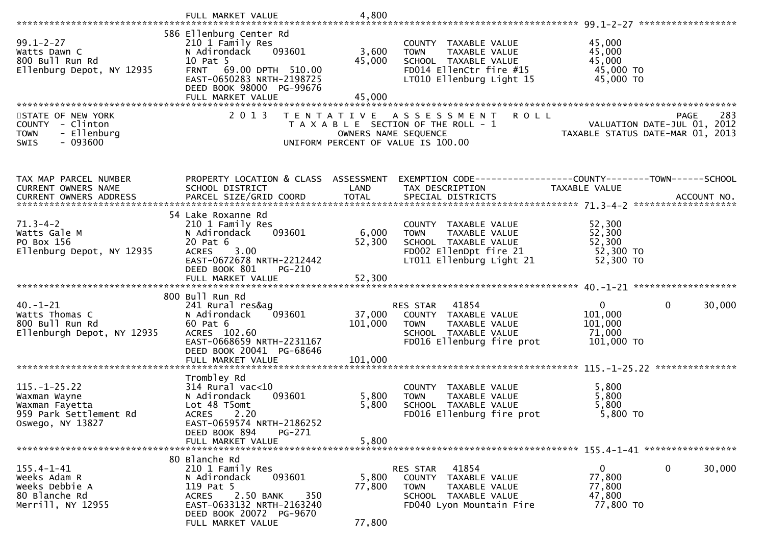FULL MARKET VALUE 4,800

**99.1-2-27**

| | | | | |
|---|---|---|---|---|
| 99.1-2-27 | 586 Ellenburg Center Rd | | | |
| Watts Dawn C | 210 1 Family Res | | COUNTY TAXABLE VALUE | 45,000 |
| 800 Bull Run Rd | N Adirondack 093601 | 3,600 | TOWN TAXABLE VALUE | 45,000 |
| Ellenburg Depot, NY 12935 | 10 Pat 5 | 45,000 | SCHOOL TAXABLE VALUE | 45,000 |
| | FRNT 69.00 DPTH 510.00 | | FD014 EllenCtr fire #15 | 45,000 TO |
| | EAST-0650283 NRTH-2198725 | | LT010 Ellenburg Light 15 | 45,000 TO |
| | DEED BOOK 98000 PG-99676 | | | |
| | FULL MARKET VALUE | 45,000 | | |

STATE OF NEW YORK — 2013 TENTATIVE ASSESSMENT ROLL — PAGE 283
COUNTY - Clinton — TAXABLE SECTION OF THE ROLL - 1 — VALUATION DATE-JUL 01, 2012
TOWN - Ellenburg — OWNERS NAME SEQUENCE — TAXABLE STATUS DATE-MAR 01, 2013
SWIS - 093600 — UNIFORM PERCENT OF VALUE IS 100.00

| TAX MAP PARCEL NUMBER / CURRENT OWNERS NAME / CURRENT OWNERS ADDRESS | PROPERTY LOCATION & CLASS / SCHOOL DISTRICT / PARCEL SIZE/GRID COORD | ASSESSMENT LAND / TOTAL | EXEMPTION CODE / TAX DESCRIPTION / SPECIAL DISTRICTS | COUNTY TAXABLE VALUE | TOWN | SCHOOL / ACCOUNT NO. |
|---|---|---|---|---|---|---|
| **71.3-4-2** | 54 Lake Roxanne Rd | | | | | |
| 71.3-4-2 | 210 1 Family Res | | COUNTY TAXABLE VALUE | 52,300 | | |
| Watts Gale M | N Adirondack 093601 | 6,000 | TOWN TAXABLE VALUE | 52,300 | | |
| PO Box 156 | 20 Pat 6 | 52,300 | SCHOOL TAXABLE VALUE | 52,300 | | |
| Ellenburg Depot, NY 12935 | ACRES 3.00 | | FD002 EllenDpt fire 21 | 52,300 TO | | |
| | EAST-0672678 NRTH-2212442 | | LT011 Ellenburg Light 21 | 52,300 TO | | |
| | DEED BOOK 801 PG-210 | | | | | |
| | FULL MARKET VALUE | 52,300 | | | | |
| **40.-1-21** | 800 Bull Run Rd | | | | | |
| 40.-1-21 | 241 Rural res&ag | | RES STAR 41854 | 0 | 0 | 30,000 |
| Watts Thomas C | N Adirondack 093601 | 37,000 | COUNTY TAXABLE VALUE | 101,000 | | |
| 800 Bull Run Rd | 60 Pat 6 | 101,000 | TOWN TAXABLE VALUE | 101,000 | | |
| Ellenburgh Depot, NY 12935 | ACRES 102.60 | | SCHOOL TAXABLE VALUE | 71,000 | | |
| | EAST-0668659 NRTH-2231167 | | FD016 Ellenburg fire prot | 101,000 TO | | |
| | DEED BOOK 20041 PG-68646 | | | | | |
| | FULL MARKET VALUE | 101,000 | | | | |
| **115.-1-25.22** | Trombley Rd | | | | | |
| 115.-1-25.22 | 314 Rural vac<10 | | COUNTY TAXABLE VALUE | 5,800 | | |
| Waxman Wayne | N Adirondack 093601 | 5,800 | TOWN TAXABLE VALUE | 5,800 | | |
| Waxman Fayetta | Lot 48 T5omt | 5,800 | SCHOOL TAXABLE VALUE | 5,800 | | |
| 959 Park Settlement Rd | ACRES 2.20 | | FD016 Ellenburg fire prot | 5,800 TO | | |
| Oswego, NY 13827 | EAST-0659574 NRTH-2186252 | | | | | |
| | DEED BOOK 894 PG-271 | | | | | |
| | FULL MARKET VALUE | 5,800 | | | | |
| **155.4-1-41** | 80 Blanche Rd | | | | | |
| 155.4-1-41 | 210 1 Family Res | | RES STAR 41854 | 0 | 0 | 30,000 |
| Weeks Adam R | N Adirondack 093601 | 5,800 | COUNTY TAXABLE VALUE | 77,800 | | |
| Weeks Debbie A | 119 Pat 5 | 77,800 | TOWN TAXABLE VALUE | 77,800 | | |
| 80 Blanche Rd | ACRES 2.50 BANK 350 | | SCHOOL TAXABLE VALUE | 47,800 | | |
| Merrill, NY 12955 | EAST-0633132 NRTH-2163240 | | FD040 Lyon Mountain Fire | 77,800 TO | | |
| | DEED BOOK 20072 PG-9670 | | | | | |
| | FULL MARKET VALUE | 77,800 | | | | |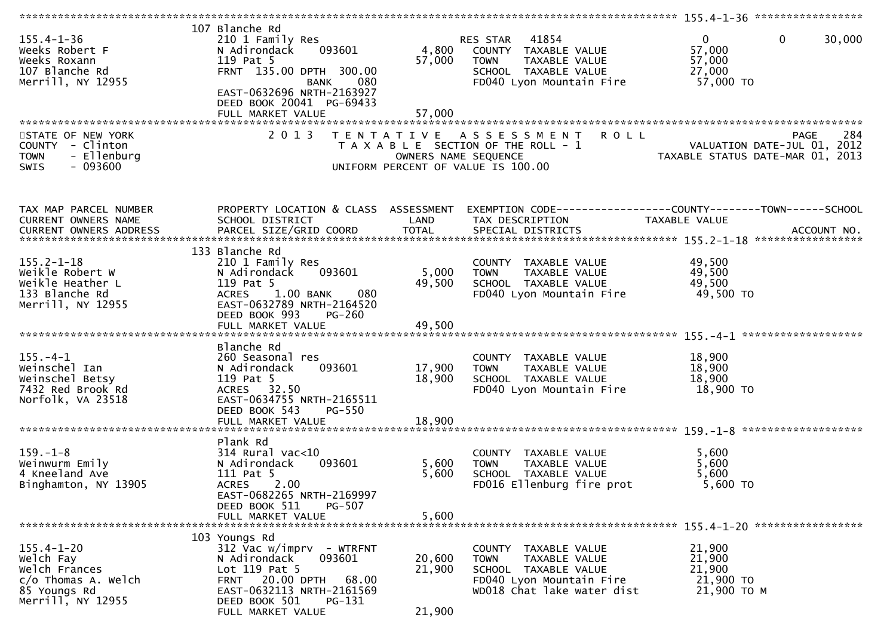## 155.4-1-36

| | | | | |
|---|---|---|---|---|
| 155.4-1-36 | 107 Blanche Rd | | | |
| Weeks Robert F | 210 1 Family Res | | RES STAR 41854 | 0 / 0 / 30,000 |
| Weeks Roxann | N Adirondack 093601 | 4,800 | COUNTY TAXABLE VALUE | 57,000 |
| 107 Blanche Rd | 119 Pat 5 | 57,000 | TOWN TAXABLE VALUE | 57,000 |
| Merrill, NY 12955 | FRNT 135.00 DPTH 300.00 | | SCHOOL TAXABLE VALUE | 27,000 |
| | BANK 080 | | FD040 Lyon Mountain Fire | 57,000 TO |
| | EAST-0632696 NRTH-2163927 | | | |
| | DEED BOOK 20041 PG-69433 | | | |
| | FULL MARKET VALUE | 57,000 | | |

STATE OF NEW YORK
COUNTY - Clinton
TOWN - Ellenburg
SWIS - 093600

2013 TENTATIVE ASSESSMENT ROLL
TAXABLE SECTION OF THE ROLL - 1
OWNERS NAME SEQUENCE
UNIFORM PERCENT OF VALUE IS 100.00

PAGE 284
VALUATION DATE-JUL 01, 2012
TAXABLE STATUS DATE-MAR 01, 2013

| TAX MAP PARCEL NUMBER / CURRENT OWNERS NAME / CURRENT OWNERS ADDRESS | PROPERTY LOCATION & CLASS / SCHOOL DISTRICT / PARCEL SIZE/GRID COORD | ASSESSMENT LAND / TOTAL | EXEMPTION CODE / TAX DESCRIPTION / SPECIAL DISTRICTS | COUNTY--------TOWN------SCHOOL TAXABLE VALUE / ACCOUNT NO. |
|---|---|---|---|---|
| **155.2-1-18** | 133 Blanche Rd | | | |
| Weikle Robert W | 210 1 Family Res | | COUNTY TAXABLE VALUE | 49,500 |
| Weikle Heather L | N Adirondack 093601 | 5,000 | TOWN TAXABLE VALUE | 49,500 |
| 133 Blanche Rd | 119 Pat 5 | 49,500 | SCHOOL TAXABLE VALUE | 49,500 |
| Merrill, NY 12955 | ACRES 1.00 BANK 080 | | FD040 Lyon Mountain Fire | 49,500 TO |
| | EAST-0632789 NRTH-2164520 | | | |
| | DEED BOOK 993 PG-260 | | | |
| | FULL MARKET VALUE | 49,500 | | |
| **155.-4-1** | Blanche Rd | | | |
| Weinschel Ian | 260 Seasonal res | | COUNTY TAXABLE VALUE | 18,900 |
| Weinschel Betsy | N Adirondack 093601 | 17,900 | TOWN TAXABLE VALUE | 18,900 |
| 7432 Red Brook Rd | 119 Pat 5 | 18,900 | SCHOOL TAXABLE VALUE | 18,900 |
| Norfolk, VA 23518 | ACRES 32.50 | | FD040 Lyon Mountain Fire | 18,900 TO |
| | EAST-0634755 NRTH-2165511 | | | |
| | DEED BOOK 543 PG-550 | | | |
| | FULL MARKET VALUE | 18,900 | | |
| **159.-1-8** | Plank Rd | | | |
| Weinwurm Emily | 314 Rural vac<10 | | COUNTY TAXABLE VALUE | 5,600 |
| 4 Kneeland Ave | N Adirondack 093601 | 5,600 | TOWN TAXABLE VALUE | 5,600 |
| Binghamton, NY 13905 | 111 Pat 5 | 5,600 | SCHOOL TAXABLE VALUE | 5,600 |
| | ACRES 2.00 | | FD016 Ellenburg fire prot | 5,600 TO |
| | EAST-0682265 NRTH-2169997 | | | |
| | DEED BOOK 511 PG-507 | | | |
| | FULL MARKET VALUE | 5,600 | | |
| **155.4-1-20** | 103 Youngs Rd | | | |
| Welch Fay | 312 Vac w/imprv - WTRFNT | | COUNTY TAXABLE VALUE | 21,900 |
| Welch Frances | N Adirondack 093601 | 20,600 | TOWN TAXABLE VALUE | 21,900 |
| c/o Thomas A. Welch | Lot 119 Pat 5 | 21,900 | SCHOOL TAXABLE VALUE | 21,900 |
| 85 Youngs Rd | FRNT 20.00 DPTH 68.00 | | FD040 Lyon Mountain Fire | 21,900 TO |
| Merrill, NY 12955 | EAST-0632113 NRTH-2161569 | | WD018 Chat lake water dist | 21,900 TO M |
| | DEED BOOK 501 PG-131 | | | |
| | FULL MARKET VALUE | 21,900 | | |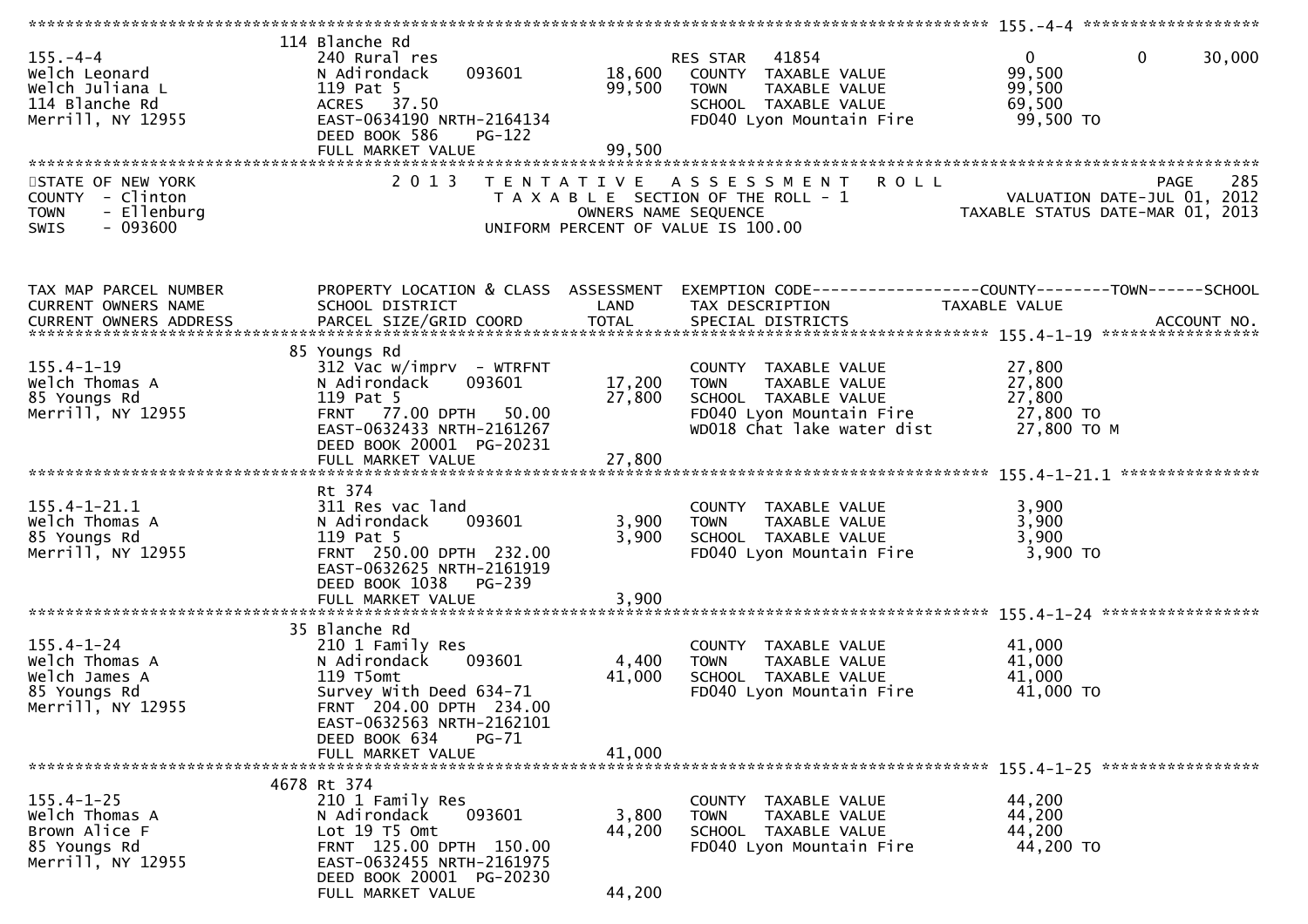**155.-4-4**

| | | | | | | |
|---|---|---|---|---|---|---|
| 155.-4-4 | 114 Blanche Rd | | | | | |
| Welch Leonard | 240 Rural res | | RES STAR 41854 | 0 | 0 | 30,000 |
| Welch Juliana L | N Adirondack 093601 | 18,600 | COUNTY TAXABLE VALUE | 99,500 | | |
| 114 Blanche Rd | 119 Pat 5 | 99,500 | TOWN TAXABLE VALUE | 99,500 | | |
| Merrill, NY 12955 | ACRES 37.50 | | SCHOOL TAXABLE VALUE | 69,500 | | |
| | EAST-0634190 NRTH-2164134 | | FD040 Lyon Mountain Fire | 99,500 TO | | |
| | DEED BOOK 586 PG-122 | | | | | |
| | FULL MARKET VALUE | 99,500 | | | | |

STATE OF NEW YORK
COUNTY - Clinton
TOWN - Ellenburg
SWIS - 093600

2013 TENTATIVE ASSESSMENT ROLL
TAXABLE SECTION OF THE ROLL - 1
OWNERS NAME SEQUENCE
UNIFORM PERCENT OF VALUE IS 100.00

PAGE 285
VALUATION DATE-JUL 01, 2012
TAXABLE STATUS DATE-MAR 01, 2013

| TAX MAP PARCEL NUMBER / CURRENT OWNERS NAME / CURRENT OWNERS ADDRESS | PROPERTY LOCATION & CLASS / SCHOOL DISTRICT / PARCEL SIZE/GRID COORD | ASSESSMENT LAND / TOTAL | EXEMPTION CODE / TAX DESCRIPTION / SPECIAL DISTRICTS | COUNTY TAXABLE VALUE | TOWN | SCHOOL / ACCOUNT NO. |
|---|---|---|---|---|---|---|
| **155.4-1-19** | 85 Youngs Rd | | | | | |
| 155.4-1-19 | 312 Vac w/imprv - WTRFNT | | COUNTY TAXABLE VALUE | 27,800 | | |
| Welch Thomas A | N Adirondack 093601 | 17,200 | TOWN TAXABLE VALUE | 27,800 | | |
| 85 Youngs Rd | 119 Pat 5 | 27,800 | SCHOOL TAXABLE VALUE | 27,800 | | |
| Merrill, NY 12955 | FRNT 77.00 DPTH 50.00 | | FD040 Lyon Mountain Fire | 27,800 TO | | |
| | EAST-0632433 NRTH-2161267 | | WD018 Chat lake water dist | 27,800 TO M | | |
| | DEED BOOK 20001 PG-20231 | | | | | |
| | FULL MARKET VALUE | 27,800 | | | | |
| **155.4-1-21.1** | Rt 374 | | | | | |
| 155.4-1-21.1 | 311 Res vac land | | COUNTY TAXABLE VALUE | 3,900 | | |
| Welch Thomas A | N Adirondack 093601 | 3,900 | TOWN TAXABLE VALUE | 3,900 | | |
| 85 Youngs Rd | 119 Pat 5 | 3,900 | SCHOOL TAXABLE VALUE | 3,900 | | |
| Merrill, NY 12955 | FRNT 250.00 DPTH 232.00 | | FD040 Lyon Mountain Fire | 3,900 TO | | |
| | EAST-0632625 NRTH-2161919 | | | | | |
| | DEED BOOK 1038 PG-239 | | | | | |
| | FULL MARKET VALUE | 3,900 | | | | |
| **155.4-1-24** | 35 Blanche Rd | | | | | |
| 155.4-1-24 | 210 1 Family Res | | COUNTY TAXABLE VALUE | 41,000 | | |
| Welch Thomas A | N Adirondack 093601 | 4,400 | TOWN TAXABLE VALUE | 41,000 | | |
| Welch James A | 119 T5omt | 41,000 | SCHOOL TAXABLE VALUE | 41,000 | | |
| 85 Youngs Rd | Survey With Deed 634-71 | | FD040 Lyon Mountain Fire | 41,000 TO | | |
| Merrill, NY 12955 | FRNT 204.00 DPTH 234.00 | | | | | |
| | EAST-0632563 NRTH-2162101 | | | | | |
| | DEED BOOK 634 PG-71 | | | | | |
| | FULL MARKET VALUE | 41,000 | | | | |
| **155.4-1-25** | 4678 Rt 374 | | | | | |
| 155.4-1-25 | 210 1 Family Res | | COUNTY TAXABLE VALUE | 44,200 | | |
| Welch Thomas A | N Adirondack 093601 | 3,800 | TOWN TAXABLE VALUE | 44,200 | | |
| Brown Alice F | Lot 19 T5 Omt | 44,200 | SCHOOL TAXABLE VALUE | 44,200 | | |
| 85 Youngs Rd | FRNT 125.00 DPTH 150.00 | | FD040 Lyon Mountain Fire | 44,200 TO | | |
| Merrill, NY 12955 | EAST-0632455 NRTH-2161975 | | | | | |
| | DEED BOOK 20001 PG-20230 | | | | | |
| | FULL MARKET VALUE | 44,200 | | | | |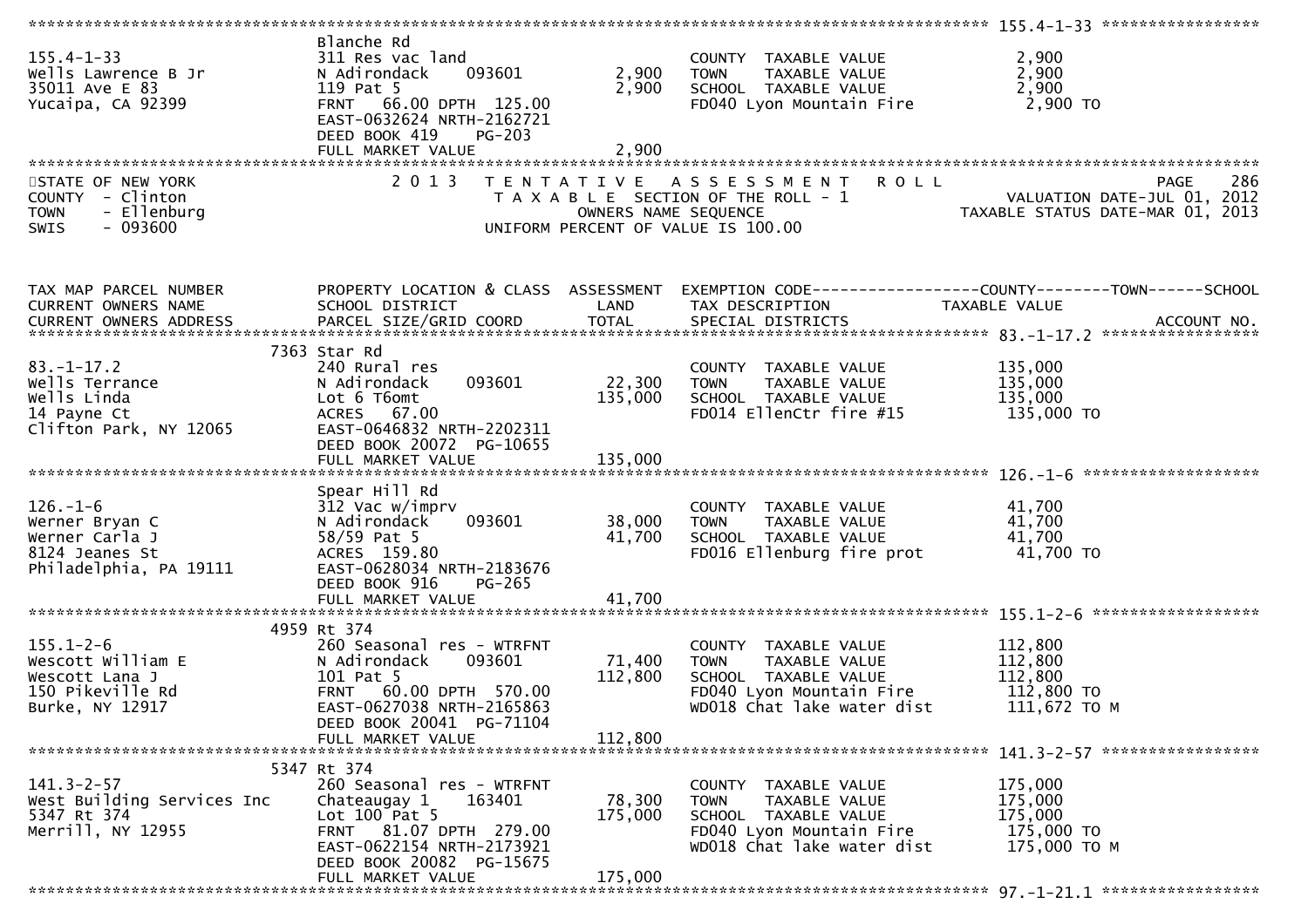| TAX MAP PARCEL NUMBER / CURRENT OWNERS NAME / CURRENT OWNERS ADDRESS | PROPERTY LOCATION & CLASS / SCHOOL DISTRICT / PARCEL SIZE/GRID COORD | ASSESSMENT LAND / TOTAL | EXEMPTION CODE / TAX DESCRIPTION / SPECIAL DISTRICTS | TAXABLE VALUE (COUNTY / TOWN / SCHOOL) | ACCOUNT NO. |
|---|---|---|---|---|---|
| 155.4-1-33 | Blanche Rd | | | | |
| 155.4-1-33 | 311 Res vac land | | COUNTY TAXABLE VALUE | 2,900 | |
| Wells Lawrence B Jr | N Adirondack 093601 | 2,900 | TOWN TAXABLE VALUE | 2,900 | |
| 35011 Ave E 83 | 119 Pat 5 | 2,900 | SCHOOL TAXABLE VALUE | 2,900 | |
| Yucaipa, CA 92399 | FRNT 66.00 DPTH 125.00 | | FD040 Lyon Mountain Fire | 2,900 TO | |
| | EAST-0632624 NRTH-2162721 | | | | |
| | DEED BOOK 419 PG-203 | | | | |
| | FULL MARKET VALUE | 2,900 | | | |

STATE OF NEW YORK — 2013 TENTATIVE ASSESSMENT ROLL — PAGE 286
COUNTY - Clinton — TAXABLE SECTION OF THE ROLL - 1 — VALUATION DATE-JUL 01, 2012
TOWN - Ellenburg — OWNERS NAME SEQUENCE — TAXABLE STATUS DATE-MAR 01, 2013
SWIS - 093600 — UNIFORM PERCENT OF VALUE IS 100.00

| TAX MAP PARCEL NUMBER / CURRENT OWNERS NAME / CURRENT OWNERS ADDRESS | PROPERTY LOCATION & CLASS / SCHOOL DISTRICT / PARCEL SIZE/GRID COORD | ASSESSMENT LAND / TOTAL | EXEMPTION CODE / TAX DESCRIPTION / SPECIAL DISTRICTS | TAXABLE VALUE (COUNTY / TOWN / SCHOOL) | ACCOUNT NO. |
|---|---|---|---|---|---|
| 83.-1-17.2 | 7363 Star Rd | | | | |
| 83.-1-17.2 | 240 Rural res | | COUNTY TAXABLE VALUE | 135,000 | |
| Wells Terrance | N Adirondack 093601 | 22,300 | TOWN TAXABLE VALUE | 135,000 | |
| Wells Linda | Lot 6 T6omt | 135,000 | SCHOOL TAXABLE VALUE | 135,000 | |
| 14 Payne Ct | ACRES 67.00 | | FD014 EllenCtr fire #15 | 135,000 TO | |
| Clifton Park, NY 12065 | EAST-0646832 NRTH-2202311 | | | | |
| | DEED BOOK 20072 PG-10655 | | | | |
| | FULL MARKET VALUE | 135,000 | | | |
| 126.-1-6 | Spear Hill Rd | | | | |
| 126.-1-6 | 312 Vac w/imprv | | COUNTY TAXABLE VALUE | 41,700 | |
| Werner Bryan C | N Adirondack 093601 | 38,000 | TOWN TAXABLE VALUE | 41,700 | |
| Werner Carla J | 58/59 Pat 5 | 41,700 | SCHOOL TAXABLE VALUE | 41,700 | |
| 8124 Jeanes St | ACRES 159.80 | | FD016 Ellenburg fire prot | 41,700 TO | |
| Philadelphia, PA 19111 | EAST-0628034 NRTH-2183676 | | | | |
| | DEED BOOK 916 PG-265 | | | | |
| | FULL MARKET VALUE | 41,700 | | | |
| 155.1-2-6 | 4959 Rt 374 | | | | |
| 155.1-2-6 | 260 Seasonal res - WTRFNT | | COUNTY TAXABLE VALUE | 112,800 | |
| Wescott William E | N Adirondack 093601 | 71,400 | TOWN TAXABLE VALUE | 112,800 | |
| Wescott Lana J | 101 Pat 5 | 112,800 | SCHOOL TAXABLE VALUE | 112,800 | |
| 150 Pikeville Rd | FRNT 60.00 DPTH 570.00 | | FD040 Lyon Mountain Fire | 112,800 TO | |
| Burke, NY 12917 | EAST-0627038 NRTH-2165863 | | WD018 Chat lake water dist | 111,672 TO M | |
| | DEED BOOK 20041 PG-71104 | | | | |
| | FULL MARKET VALUE | 112,800 | | | |
| 141.3-2-57 | 5347 Rt 374 | | | | |
| 141.3-2-57 | 260 Seasonal res - WTRFNT | | COUNTY TAXABLE VALUE | 175,000 | |
| West Building Services Inc | Chateaugay 1 163401 | 78,300 | TOWN TAXABLE VALUE | 175,000 | |
| 5347 Rt 374 | Lot 100 Pat 5 | 175,000 | SCHOOL TAXABLE VALUE | 175,000 | |
| Merrill, NY 12955 | FRNT 81.07 DPTH 279.00 | | FD040 Lyon Mountain Fire | 175,000 TO | |
| | EAST-0622154 NRTH-2173921 | | WD018 Chat lake water dist | 175,000 TO M | |
| | DEED BOOK 20082 PG-15675 | | | | |
| | FULL MARKET VALUE | 175,000 | | | |
| 97.-1-21.1 | | | | | |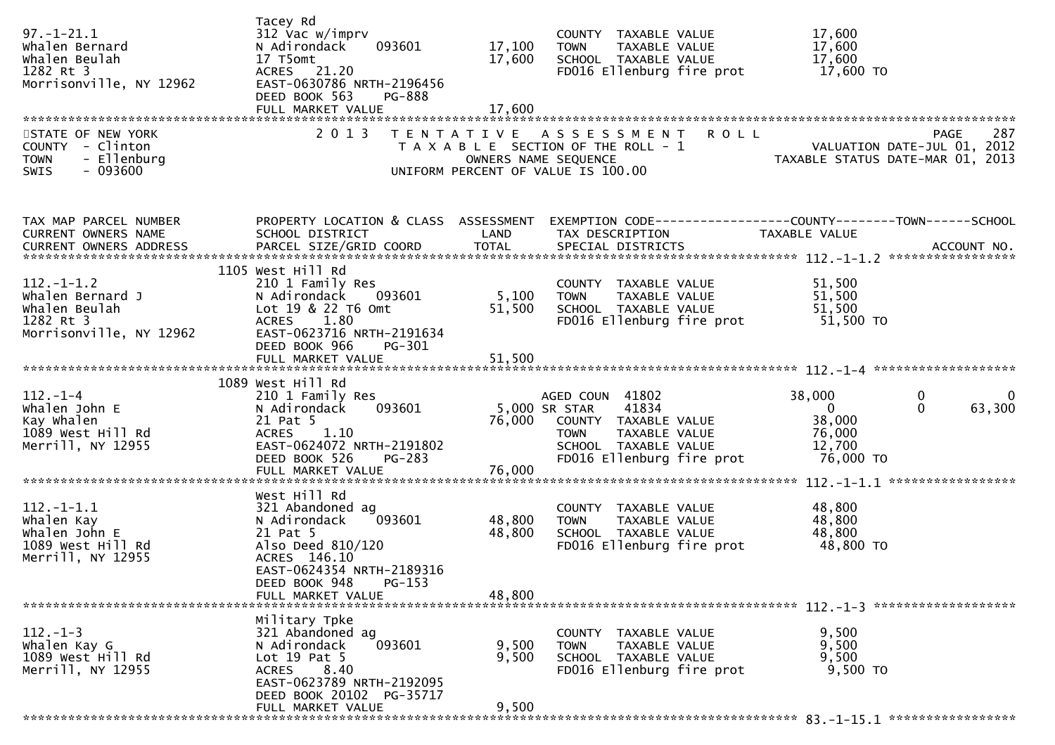```
97.-1-21.1                 Tacey Rd
Whalen Bernard             312 Vac w/imprv                          COUNTY  TAXABLE VALUE           17,600
Whalen Beulah              N Adirondack    093601       17,100      TOWN    TAXABLE VALUE           17,600
1282 Rt 3                  17 T5omt                     17,600      SCHOOL  TAXABLE VALUE           17,600
Morrisonville, NY 12962    ACRES   21.20                            FD016 Ellenburg fire prot        17,600 TO
                           EAST-0630786 NRTH-2196456
                           DEED BOOK 563    PG-888
                           FULL MARKET VALUE            17,600
*****************************************************************************************************************************
```

```
STATE OF NEW YORK                 2 0 1 3   T E N T A T I V E   A S S E S S M E N T   R O L L                      PAGE    287
COUNTY  - Clinton                       T A X A B L E  SECTION OF THE ROLL - 1                    VALUATION DATE-JUL 01, 2012
TOWN    - Ellenburg                            OWNERS NAME SEQUENCE                          TAXABLE STATUS DATE-MAR 01, 2013
SWIS    - 093600                        UNIFORM PERCENT OF VALUE IS 100.00
```

```
TAX MAP PARCEL NUMBER          PROPERTY LOCATION & CLASS  ASSESSMENT  EXEMPTION CODE------------------COUNTY--------TOWN------SCHOOL
CURRENT OWNERS NAME            SCHOOL DISTRICT               LAND      TAX DESCRIPTION              TAXABLE VALUE
CURRENT OWNERS ADDRESS         PARCEL SIZE/GRID COORD        TOTAL     SPECIAL DISTRICTS                                  ACCOUNT NO.
****************************************************************************************************** 112.-1-1.2 *****************
                          1105 West Hill Rd
112.-1-1.2                 210 1 Family Res                          COUNTY  TAXABLE VALUE           51,500
Whalen Bernard J           N Adirondack    093601        5,100      TOWN    TAXABLE VALUE           51,500
Whalen Beulah              Lot 19 & 22 T6 Omt           51,500      SCHOOL  TAXABLE VALUE           51,500
1282 Rt 3                  ACRES    1.80                            FD016 Ellenburg fire prot        51,500 TO
Morrisonville, NY 12962    EAST-0623716 NRTH-2191634
                           DEED BOOK 966    PG-301
                           FULL MARKET VALUE            51,500
****************************************************************************************************** 112.-1-4 *******************
                          1089 West Hill Rd
112.-1-4                   210 1 Family Res                         AGED COUN  41802             38,000           0            0
Whalen John E              N Adirondack    093601        5,000 SR STAR    41834                  0           0       63,300
Kay Whalen                 21 Pat 5                     76,000      COUNTY  TAXABLE VALUE           38,000
1089 West Hill Rd          ACRES    1.10                            TOWN    TAXABLE VALUE           76,000
Merrill, NY 12955          EAST-0624072 NRTH-2191802                SCHOOL  TAXABLE VALUE           12,700
                           DEED BOOK 526    PG-283                  FD016 Ellenburg fire prot        76,000 TO
                           FULL MARKET VALUE            76,000
****************************************************************************************************** 112.-1-1.1 *****************
                           West Hill Rd
112.-1-1.1                 321 Abandoned ag                          COUNTY  TAXABLE VALUE           48,800
Whalen Kay                 N Adirondack    093601       48,800      TOWN    TAXABLE VALUE           48,800
Whalen John E              21 Pat 5                     48,800      SCHOOL  TAXABLE VALUE           48,800
1089 West Hill Rd          Also Deed 810/120                        FD016 Ellenburg fire prot        48,800 TO
Merrill, NY 12955          ACRES  146.10
                           EAST-0624354 NRTH-2189316
                           DEED BOOK 948    PG-153
                           FULL MARKET VALUE            48,800
****************************************************************************************************** 112.-1-3 *******************
                           Military Tpke
112.-1-3                   321 Abandoned ag                          COUNTY  TAXABLE VALUE            9,500
Whalen Kay G               N Adirondack    093601        9,500      TOWN    TAXABLE VALUE            9,500
1089 West Hill Rd          Lot 19 Pat 5                  9,500      SCHOOL  TAXABLE VALUE            9,500
Merrill, NY 12955          ACRES    8.40                            FD016 Ellenburg fire prot         9,500 TO
                           EAST-0623789 NRTH-2192095
                           DEED BOOK 20102  PG-35717
                           FULL MARKET VALUE             9,500
****************************************************************************************************** 83.-1-15.1 *****************
```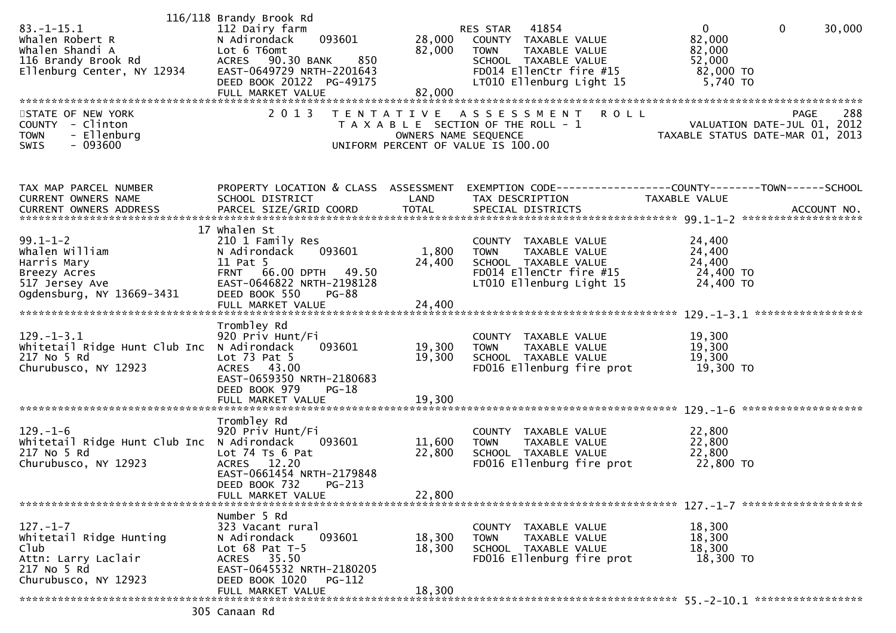```
                         116/118 Brandy Brook Rd
83.-1-15.1                      112 Dairy farm                          RES STAR   41854                  0           0        30,000
Whalen Robert R                 N Adirondack     093601        28,000     COUNTY  TAXABLE VALUE          82,000
Whalen Shandi A                 Lot 6 T6omt                    82,000     TOWN    TAXABLE VALUE          82,000
116 Brandy Brook Rd             ACRES   90.30 BANK     850                SCHOOL  TAXABLE VALUE          52,000
Ellenburg Center, NY 12934      EAST-0649729 NRTH-2201643                 FD014 EllenCtr fire #15        82,000 TO
                                DEED BOOK 20122  PG-49175                 LT010 Ellenburg Light 15        5,740 TO
                                FULL MARKET VALUE              82,000
************************************************************************************************************************************
```

STATE OF NEW YORK — COUNTY - Clinton — TOWN - Ellenburg — SWIS - 093600

2013 TENTATIVE ASSESSMENT ROLL — TAXABLE SECTION OF THE ROLL - 1 — OWNERS NAME SEQUENCE — UNIFORM PERCENT OF VALUE IS 100.00

VALUATION DATE-JUL 01, 2012 — TAXABLE STATUS DATE-MAR 01, 2013

```
TAX MAP PARCEL NUMBER           PROPERTY LOCATION & CLASS  ASSESSMENT  EXEMPTION CODE------------------COUNTY--------TOWN------SCHOOL
CURRENT OWNERS NAME             SCHOOL DISTRICT               LAND      TAX DESCRIPTION             TAXABLE VALUE
CURRENT OWNERS ADDRESS          PARCEL SIZE/GRID COORD        TOTAL     SPECIAL DISTRICTS                                   ACCOUNT NO.
******************************************************************************************************* 99.1-1-2 ********************
                             17 Whalen St
99.1-1-2                        210 1 Family Res                          COUNTY  TAXABLE VALUE          24,400
Whalen William                  N Adirondack     093601         1,800     TOWN    TAXABLE VALUE          24,400
Harris Mary                     11 Pat 5                       24,400     SCHOOL  TAXABLE VALUE          24,400
Breezy Acres                    FRNT   66.00 DPTH   49.50                 FD014 EllenCtr fire #15        24,400 TO
517 Jersey Ave                  EAST-0646822 NRTH-2198128                 LT010 Ellenburg Light 15       24,400 TO
Ogdensburg, NY 13669-3431       DEED BOOK 550     PG-88
                                FULL MARKET VALUE              24,400
******************************************************************************************************* 129.-1-3.1 ******************
                                Trombley Rd
129.-1-3.1                      920 Priv Hunt/Fi                          COUNTY  TAXABLE VALUE          19,300
Whitetail Ridge Hunt Club Inc   N Adirondack     093601        19,300     TOWN    TAXABLE VALUE          19,300
217 No 5 Rd                     Lot 73 Pat 5                   19,300     SCHOOL  TAXABLE VALUE          19,300
Churubusco, NY 12923            ACRES   43.00                             FD016 Ellenburg fire prot      19,300 TO
                                EAST-0659350 NRTH-2180683
                                DEED BOOK 979     PG-18
                                FULL MARKET VALUE              19,300
******************************************************************************************************* 129.-1-6 ********************
                                Trombley Rd
129.-1-6                        920 Priv Hunt/Fi                          COUNTY  TAXABLE VALUE          22,800
Whitetail Ridge Hunt Club Inc   N Adirondack     093601        11,600     TOWN    TAXABLE VALUE          22,800
217 No 5 Rd                     Lot 74 Ts 6 Pat                22,800     SCHOOL  TAXABLE VALUE          22,800
Churubusco, NY 12923            ACRES   12.20                             FD016 Ellenburg fire prot      22,800 TO
                                EAST-0661454 NRTH-2179848
                                DEED BOOK 732     PG-213
                                FULL MARKET VALUE              22,800
******************************************************************************************************* 127.-1-7 ********************
                                Number 5 Rd
127.-1-7                        323 Vacant rural                          COUNTY  TAXABLE VALUE          18,300
Whitetail Ridge Hunting         N Adirondack     093601        18,300     TOWN    TAXABLE VALUE          18,300
Club                            Lot 68 Pat T-5                 18,300     SCHOOL  TAXABLE VALUE          18,300
Attn: Larry Laclair             ACRES   35.50                             FD016 Ellenburg fire prot      18,300 TO
217 No 5 Rd                     EAST-0645532 NRTH-2180205
Churubusco, NY 12923            DEED BOOK 1020    PG-112
                                FULL MARKET VALUE              18,300
******************************************************************************************************* 55.-2-10.1 ******************
                            305 Canaan Rd
```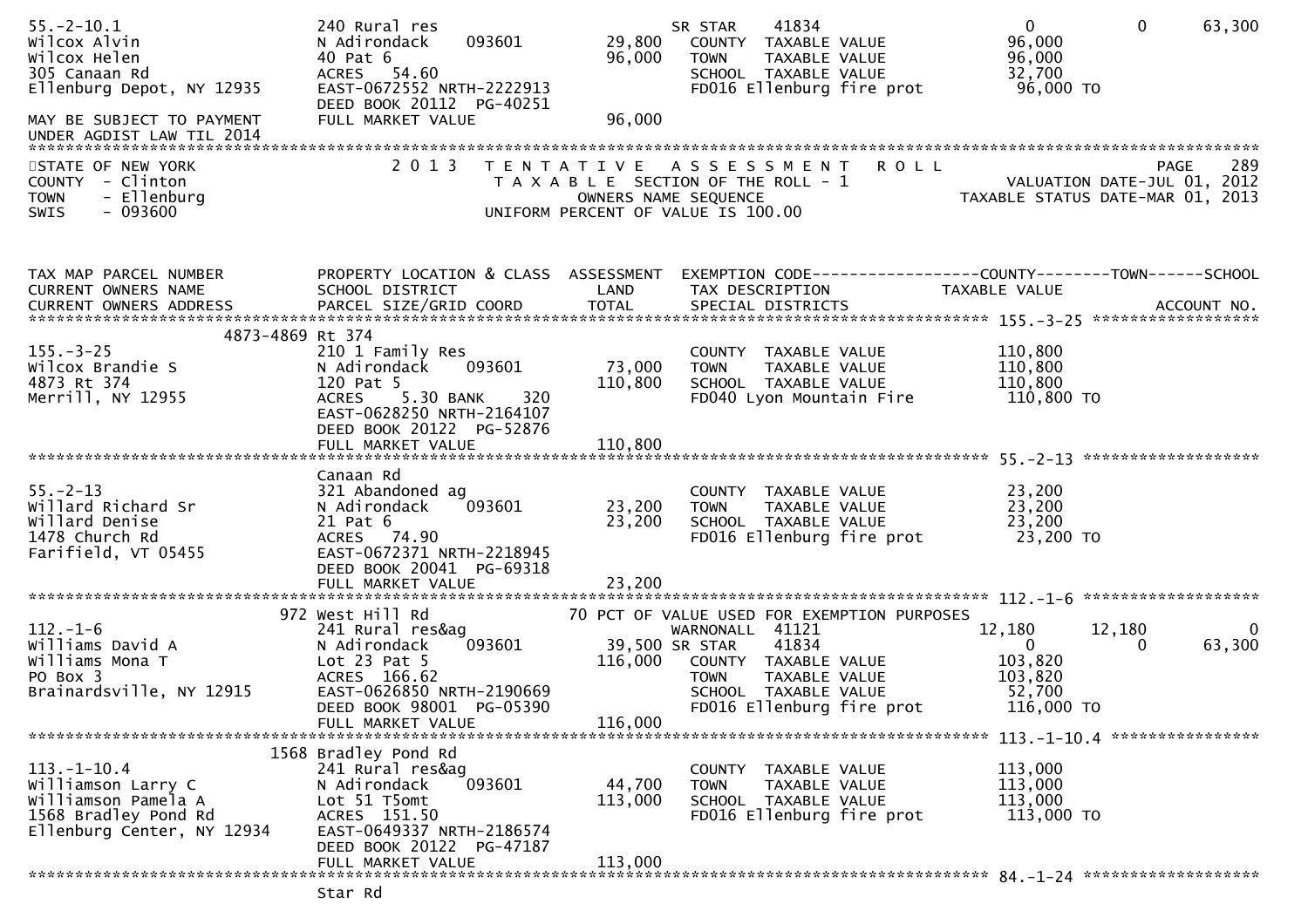```
55.-2-10.1                  240 Rural res                         SR STAR     41834                       0          0       63,300
Wilcox Alvin                N Adirondack     093601       29,800   COUNTY  TAXABLE VALUE             96,000
Wilcox Helen                40 Pat 6                      96,000   TOWN    TAXABLE VALUE             96,000
305 Canaan Rd               ACRES  54.60                           SCHOOL  TAXABLE VALUE             32,700
Ellenburg Depot, NY 12935   EAST-0672552 NRTH-2222913              FD016 Ellenburg fire prot         96,000 TO
                            DEED BOOK 20112  PG-40251
MAY BE SUBJECT TO PAYMENT   FULL MARKET VALUE             96,000
UNDER AGDIST LAW TIL 2014
************************************************************************************************************************************
STATE OF NEW YORK              2 0 1 3   T E N T A T I V E   A S S E S S M E N T   R O L L                               PAGE    289
COUNTY  - Clinton                    T A X A B L E  SECTION OF THE ROLL - 1                        VALUATION DATE-JUL 01, 2012
TOWN    - Ellenburg                        OWNERS NAME SEQUENCE                               TAXABLE STATUS DATE-MAR 01, 2013
SWIS    - 093600                   UNIFORM PERCENT OF VALUE IS 100.00


TAX MAP PARCEL NUMBER       PROPERTY LOCATION & CLASS  ASSESSMENT  EXEMPTION CODE------------------COUNTY--------TOWN------SCHOOL
CURRENT OWNERS NAME         SCHOOL DISTRICT               LAND      TAX DESCRIPTION            TAXABLE VALUE
CURRENT OWNERS ADDRESS      PARCEL SIZE/GRID COORD       TOTAL      SPECIAL DISTRICTS                                   ACCOUNT NO.
************************************************************************************************* 155.-3-25 *******************
              4873-4869 Rt 374
155.-3-25                   210 1 Family Res                       COUNTY  TAXABLE VALUE            110,800
Wilcox Brandie S            N Adirondack     093601       73,000   TOWN    TAXABLE VALUE            110,800
4873 Rt 374                 120 Pat 5                    110,800   SCHOOL  TAXABLE VALUE            110,800
Merrill, NY 12955           ACRES    5.30 BANK     320             FD040 Lyon Mountain Fire         110,800 TO
                            EAST-0628250 NRTH-2164107
                            DEED BOOK 20122  PG-52876
                            FULL MARKET VALUE            110,800
************************************************************************************************* 55.-2-13 ********************
                            Canaan Rd
55.-2-13                    321 Abandoned ag                       COUNTY  TAXABLE VALUE             23,200
Willard Richard Sr          N Adirondack     093601       23,200   TOWN    TAXABLE VALUE             23,200
Willard Denise              21 Pat 6                      23,200   SCHOOL  TAXABLE VALUE             23,200
1478 Church Rd              ACRES  74.90                           FD016 Ellenburg fire prot         23,200 TO
Farifield, VT 05455         EAST-0672371 NRTH-2218945
                            DEED BOOK 20041  PG-69318
                            FULL MARKET VALUE             23,200
************************************************************************************************* 112.-1-6 ********************
                972 West Hill Rd                     70 PCT OF VALUE USED FOR EXEMPTION PURPOSES
112.-1-6                    241 Rural res&ag                       WARNONALL  41121              12,180     12,180            0
Williams David A            N Adirondack     093601       39,500 SR STAR     41834                   0          0       63,300
Williams Mona T             Lot 23 Pat 5                 116,000   COUNTY  TAXABLE VALUE            103,820
PO Box 3                    ACRES 166.62                           TOWN    TAXABLE VALUE            103,820
Brainardsville, NY 12915    EAST-0626850 NRTH-2190669              SCHOOL  TAXABLE VALUE             52,700
                            DEED BOOK 98001  PG-05390              FD016 Ellenburg fire prot        116,000 TO
                            FULL MARKET VALUE            116,000
************************************************************************************************* 113.-1-10.4 *****************
               1568 Bradley Pond Rd
113.-1-10.4                 241 Rural res&ag                       COUNTY  TAXABLE VALUE            113,000
Williamson Larry C          N Adirondack     093601       44,700   TOWN    TAXABLE VALUE            113,000
Williamson Pamela A         Lot 51 T5omt                 113,000   SCHOOL  TAXABLE VALUE            113,000
1568 Bradley Pond Rd        ACRES 151.50                           FD016 Ellenburg fire prot        113,000 TO
Ellenburg Center, NY 12934  EAST-0649337 NRTH-2186574
                            DEED BOOK 20122  PG-47187
                            FULL MARKET VALUE            113,000
************************************************************************************************* 84.-1-24 ********************
                            Star Rd
```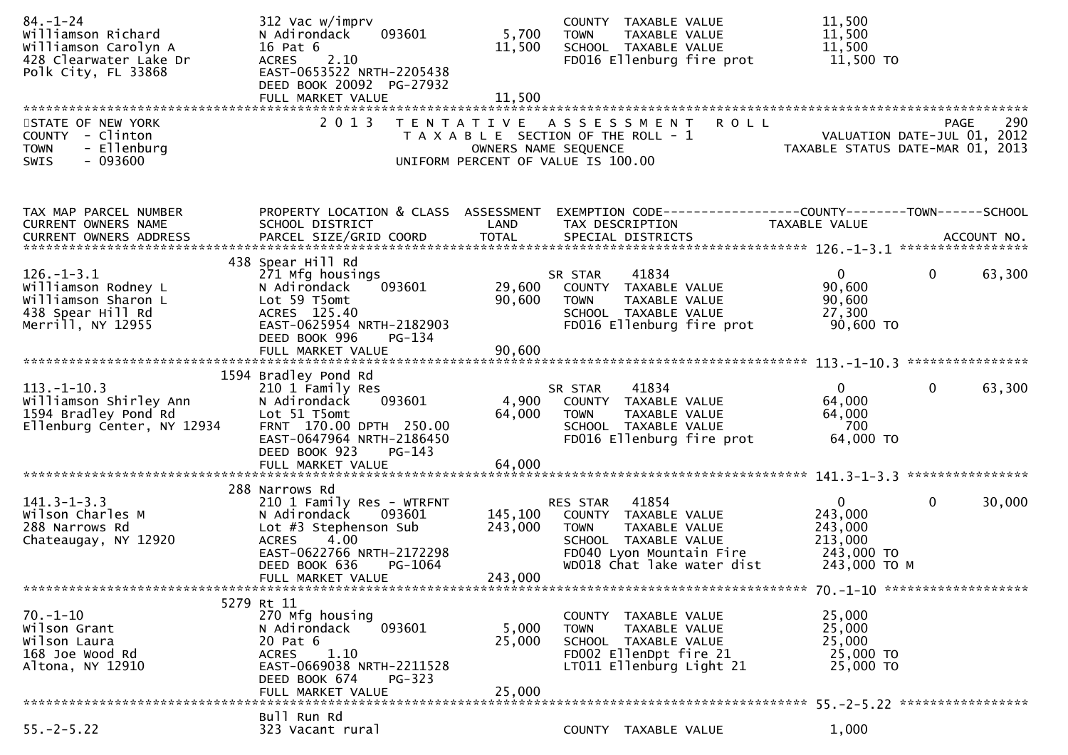```
84.-1-24                    312 Vac w/imprv                         COUNTY  TAXABLE VALUE              11,500
Williamson Richard          N Adirondack     093601       5,700    TOWN    TAXABLE VALUE              11,500
Williamson Carolyn A        16 Pat 6                      11,500    SCHOOL  TAXABLE VALUE              11,500
428 Clearwater Lake Dr      ACRES    2.10                           FD016 Ellenburg fire prot           11,500 TO
Polk City, FL 33868         EAST-0653522 NRTH-2205438
                            DEED BOOK 20092  PG-27932
                            FULL MARKET VALUE             11,500
```

STATE OF NEW YORK
COUNTY - Clinton
TOWN - Ellenburg
SWIS - 093600

2013 TENTATIVE ASSESSMENT ROLL
TAXABLE SECTION OF THE ROLL - 1
OWNERS NAME SEQUENCE
UNIFORM PERCENT OF VALUE IS 100.00

VALUATION DATE-JUL 01, 2012
TAXABLE STATUS DATE-MAR 01, 2013

```
TAX MAP PARCEL NUMBER       PROPERTY LOCATION & CLASS  ASSESSMENT  EXEMPTION CODE------------------COUNTY--------TOWN------SCHOOL
CURRENT OWNERS NAME         SCHOOL DISTRICT               LAND      TAX DESCRIPTION             TAXABLE VALUE
CURRENT OWNERS ADDRESS      PARCEL SIZE/GRID COORD        TOTAL     SPECIAL DISTRICTS                                  ACCOUNT NO.
************************************************************************************************ 126.-1-3.1 *****************
                        438 Spear Hill Rd
126.-1-3.1                  271 Mfg housings                        SR STAR     41834                  0            0     63,300
Williamson Rodney L         N Adirondack     093601      29,600    COUNTY  TAXABLE VALUE              90,600
Williamson Sharon L         Lot 59 T5omt                  90,600    TOWN    TAXABLE VALUE              90,600
438 Spear Hill Rd           ACRES  125.40                           SCHOOL  TAXABLE VALUE              27,300
Merrill, NY 12955           EAST-0625954 NRTH-2182903               FD016 Ellenburg fire prot           90,600 TO
                            DEED BOOK 996    PG-134
                            FULL MARKET VALUE             90,600
************************************************************************************************ 113.-1-10.3 ****************
                       1594 Bradley Pond Rd
113.-1-10.3                 210 1 Family Res                        SR STAR     41834                  0            0     63,300
Williamson Shirley Ann      N Adirondack     093601       4,900    COUNTY  TAXABLE VALUE              64,000
1594 Bradley Pond Rd        Lot 51 T5omt                  64,000    TOWN    TAXABLE VALUE              64,000
Ellenburg Center, NY 12934  FRNT 170.00 DPTH 250.00                 SCHOOL  TAXABLE VALUE                 700
                            EAST-0647964 NRTH-2186450               FD016 Ellenburg fire prot           64,000 TO
                            DEED BOOK 923    PG-143
                            FULL MARKET VALUE             64,000
************************************************************************************************ 141.3-1-3.3 ****************
                        288 Narrows Rd
141.3-1-3.3                 210 1 Family Res - WTRFNT               RES STAR    41854                  0            0     30,000
Wilson Charles M            N Adirondack     093601     145,100    COUNTY  TAXABLE VALUE             243,000
288 Narrows Rd              Lot #3 Stephenson Sub        243,000    TOWN    TAXABLE VALUE             243,000
Chateaugay, NY 12920        ACRES    4.00                           SCHOOL  TAXABLE VALUE             213,000
                            EAST-0622766 NRTH-2172298               FD040 Lyon Mountain Fire           243,000 TO
                            DEED BOOK 636    PG-1064                WD018 Chat lake water dist         243,000 TO M
                            FULL MARKET VALUE            243,000
************************************************************************************************ 70.-1-10 *******************
                       5279 Rt 11
70.-1-10                    270 Mfg housing                         COUNTY  TAXABLE VALUE              25,000
Wilson Grant                N Adirondack     093601       5,000    TOWN    TAXABLE VALUE              25,000
Wilson Laura                20 Pat 6                      25,000    SCHOOL  TAXABLE VALUE              25,000
168 Joe Wood Rd             ACRES    1.10                           FD002 EllenDpt fire 21              25,000 TO
Altona, NY 12910            EAST-0669038 NRTH-2211528               LT011 Ellenburg Light 21            25,000 TO
                            DEED BOOK 674    PG-323
                            FULL MARKET VALUE             25,000
************************************************************************************************ 55.-2-5.22 *****************
                            Bull Run Rd
55.-2-5.22                  323 Vacant rural                        COUNTY  TAXABLE VALUE               1,000
```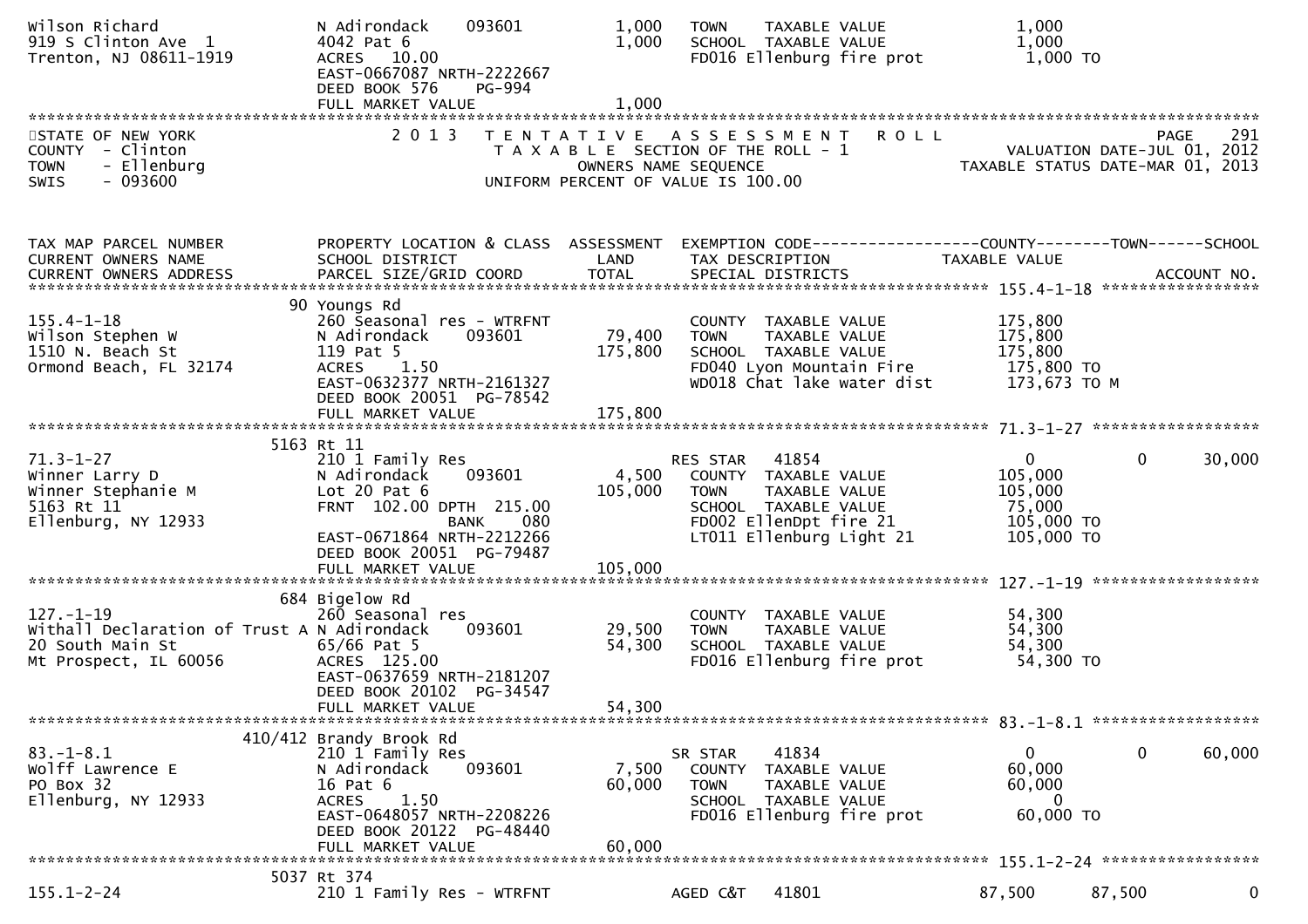```
Wilson Richard                  N Adirondack    093601         1,000   TOWN    TAXABLE VALUE              1,000
919 S Clinton Ave  1            4042 Pat 6                     1,000   SCHOOL  TAXABLE VALUE              1,000
Trenton, NJ 08611-1919          ACRES   10.00                          FD016 Ellenburg fire prot           1,000 TO
                                EAST-0667087 NRTH-2222667
                                DEED BOOK 576     PG-994
                                FULL MARKET VALUE              1,000
******************************************************************************************************************************
STATE OF NEW YORK                 2 0 1 3   T E N T A T I V E   A S S E S S M E N T   R O L L                      PAGE    291
COUNTY  - Clinton                            T A X A B L E  SECTION OF THE ROLL - 1                 VALUATION DATE-JUL 01, 2012
TOWN    - Ellenburg                                 OWNERS NAME SEQUENCE                      TAXABLE STATUS DATE-MAR 01, 2013
SWIS    - 093600                             UNIFORM PERCENT OF VALUE IS 100.00


TAX MAP PARCEL NUMBER           PROPERTY LOCATION & CLASS  ASSESSMENT  EXEMPTION CODE------------------COUNTY--------TOWN------SCHOOL
CURRENT OWNERS NAME             SCHOOL DISTRICT               LAND     TAX DESCRIPTION             TAXABLE VALUE
CURRENT OWNERS ADDRESS          PARCEL SIZE/GRID COORD        TOTAL    SPECIAL DISTRICTS                                  ACCOUNT NO.
*************************************************************************************************** 155.4-1-18 ******************
                            90 Youngs Rd
155.4-1-18                      260 Seasonal res - WTRFNT              COUNTY  TAXABLE VALUE            175,800
Wilson Stephen W                N Adirondack    093601        79,400   TOWN    TAXABLE VALUE            175,800
1510 N. Beach St                119 Pat 5                    175,800   SCHOOL  TAXABLE VALUE            175,800
Ormond Beach, FL 32174          ACRES    1.50                          FD040 Lyon Mountain Fire          175,800 TO
                                EAST-0632377 NRTH-2161327              WD018 Chat lake water dist        173,673 TO M
                                DEED BOOK 20051  PG-78542
                                FULL MARKET VALUE            175,800
*************************************************************************************************** 71.3-1-27 *******************
                          5163 Rt 11
71.3-1-27                       210 1 Family Res                       RES STAR   41854                   0            0       30,000
Winner Larry D                  N Adirondack    093601         4,500   COUNTY  TAXABLE VALUE            105,000
Winner Stephanie M              Lot 20 Pat 6                 105,000   TOWN    TAXABLE VALUE            105,000
5163 Rt 11                      FRNT  102.00 DPTH  215.00              SCHOOL  TAXABLE VALUE             75,000
Ellenburg, NY 12933                           BANK     080             FD002 EllenDpt fire 21            105,000 TO
                                EAST-0671864 NRTH-2212266              LT011 Ellenburg Light 21          105,000 TO
                                DEED BOOK 20051  PG-79487
                                FULL MARKET VALUE            105,000
*************************************************************************************************** 127.-1-19 *******************
                           684 Bigelow Rd
127.-1-19                       260 Seasonal res                       COUNTY  TAXABLE VALUE             54,300
Withall Declaration of Trust A N Adirondack     093601        29,500   TOWN    TAXABLE VALUE             54,300
20 South Main St                65/66 Pat 5                   54,300   SCHOOL  TAXABLE VALUE             54,300
Mt Prospect, IL 60056           ACRES  125.00                          FD016 Ellenburg fire prot          54,300 TO
                                EAST-0637659 NRTH-2181207
                                DEED BOOK 20102  PG-34547
                                FULL MARKET VALUE             54,300
*************************************************************************************************** 83.-1-8.1 *******************
                       410/412 Brandy Brook Rd
83.-1-8.1                       210 1 Family Res                       SR STAR    41834                   0            0       60,000
Wolff Lawrence E                N Adirondack    093601         7,500   COUNTY  TAXABLE VALUE             60,000
PO Box 32                       16 Pat 6                      60,000   TOWN    TAXABLE VALUE             60,000
Ellenburg, NY 12933             ACRES    1.50                          SCHOOL  TAXABLE VALUE                  0
                                EAST-0648057 NRTH-2208226              FD016 Ellenburg fire prot          60,000 TO
                                DEED BOOK 20122  PG-48440
                                FULL MARKET VALUE             60,000
*************************************************************************************************** 155.1-2-24 ******************
                          5037 Rt 374
155.1-2-24                      210 1 Family Res - WTRFNT              AGED C&T   41801              87,500       87,500            0
```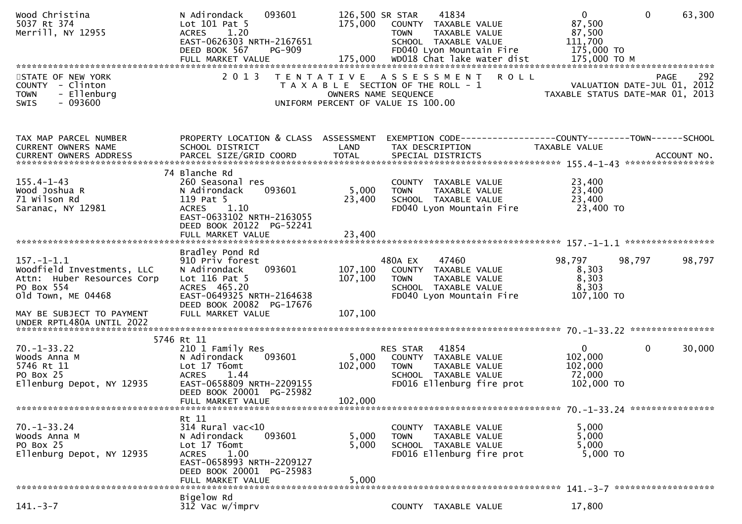```
Wood Christina                 N Adirondack     093601        126,500 SR STAR     41834                    0            0       63,300
5037 Rt 374                    Lot 101 Pat 5                  175,000   COUNTY  TAXABLE VALUE          87,500
Merrill, NY 12955              ACRES    1.20                            TOWN    TAXABLE VALUE          87,500
                               EAST-0626303 NRTH-2167651                SCHOOL  TAXABLE VALUE         111,700
                               DEED BOOK 567     PG-909                 FD040 Lyon Mountain Fire       175,000 TO
                               FULL MARKET VALUE              175,000   WD018 Chat lake water dist     175,000 TO M
******************************************************************************************************************************************
STATE OF NEW YORK                 2 0 1 3   T E N T A T I V E   A S S E S S M E N T   R O L L                                PAGE   292
COUNTY  - Clinton                        T A X A B L E  SECTION OF THE ROLL - 1                     VALUATION DATE-JUL 01, 2012
TOWN    - Ellenburg                            OWNERS NAME SEQUENCE                           TAXABLE STATUS DATE-MAR 01, 2013
SWIS    - 093600                        UNIFORM PERCENT OF VALUE IS 100.00


TAX MAP PARCEL NUMBER          PROPERTY LOCATION & CLASS  ASSESSMENT  EXEMPTION CODE------------------COUNTY--------TOWN------SCHOOL
CURRENT OWNERS NAME            SCHOOL DISTRICT               LAND      TAX DESCRIPTION             TAXABLE VALUE
CURRENT OWNERS ADDRESS         PARCEL SIZE/GRID COORD        TOTAL     SPECIAL DISTRICTS                                   ACCOUNT NO.
************************************************************************************************ 155.4-1-43 ******************
                            74 Blanche Rd
155.4-1-43                     260 Seasonal res                          COUNTY  TAXABLE VALUE          23,400
Wood Joshua R                  N Adirondack     093601          5,000   TOWN    TAXABLE VALUE          23,400
71 Wilson Rd                   119 Pat 5                       23,400   SCHOOL  TAXABLE VALUE          23,400
Saranac, NY 12981              ACRES    1.10                            FD040 Lyon Mountain Fire        23,400 TO
                               EAST-0633102 NRTH-2163055
                               DEED BOOK 20122  PG-52241
                               FULL MARKET VALUE               23,400
************************************************************************************************ 157.-1-1.1 ******************
                               Bradley Pond Rd
157.-1-1.1                     910 Priv forest                         480A EX     47460               98,797       98,797       98,797
Woodfield Investments, LLC     N Adirondack     093601        107,100   COUNTY  TAXABLE VALUE           8,303
Attn:  Huber Resources Corp    Lot 116 Pat 5                  107,100   TOWN    TAXABLE VALUE           8,303
PO Box 554                     ACRES  465.20                            SCHOOL  TAXABLE VALUE           8,303
Old Town, ME 04468             EAST-0649325 NRTH-2164638                FD040 Lyon Mountain Fire       107,100 TO
                               DEED BOOK 20082  PG-17676
MAY BE SUBJECT TO PAYMENT      FULL MARKET VALUE              107,100
UNDER RPTL480A UNTIL 2022
************************************************************************************************ 70.-1-33.22 *****************
                          5746 Rt 11
70.-1-33.22                    210 1 Family Res                        RES STAR    41854                    0            0       30,000
Woods Anna M                   N Adirondack     093601          5,000   COUNTY  TAXABLE VALUE         102,000
5746 Rt 11                     Lot 17 T6omt                   102,000   TOWN    TAXABLE VALUE         102,000
PO Box 25                      ACRES    1.44                            SCHOOL  TAXABLE VALUE          72,000
Ellenburg Depot, NY 12935      EAST-0658809 NRTH-2209155                FD016 Ellenburg fire prot      102,000 TO
                               DEED BOOK 20001  PG-25982
                               FULL MARKET VALUE              102,000
************************************************************************************************ 70.-1-33.24 *****************
                               Rt 11
70.-1-33.24                    314 Rural vac<10                          COUNTY  TAXABLE VALUE           5,000
Woods Anna M                   N Adirondack     093601          5,000   TOWN    TAXABLE VALUE           5,000
PO Box 25                      Lot 17 T6omt                     5,000   SCHOOL  TAXABLE VALUE           5,000
Ellenburg Depot, NY 12935      ACRES    1.00                            FD016 Ellenburg fire prot        5,000 TO
                               EAST-0658993 NRTH-2209127
                               DEED BOOK 20001  PG-25983
                               FULL MARKET VALUE                5,000
************************************************************************************************ 141.-3-7 ********************
                               Bigelow Rd
141.-3-7                       312 Vac w/imprv                           COUNTY  TAXABLE VALUE          17,800
```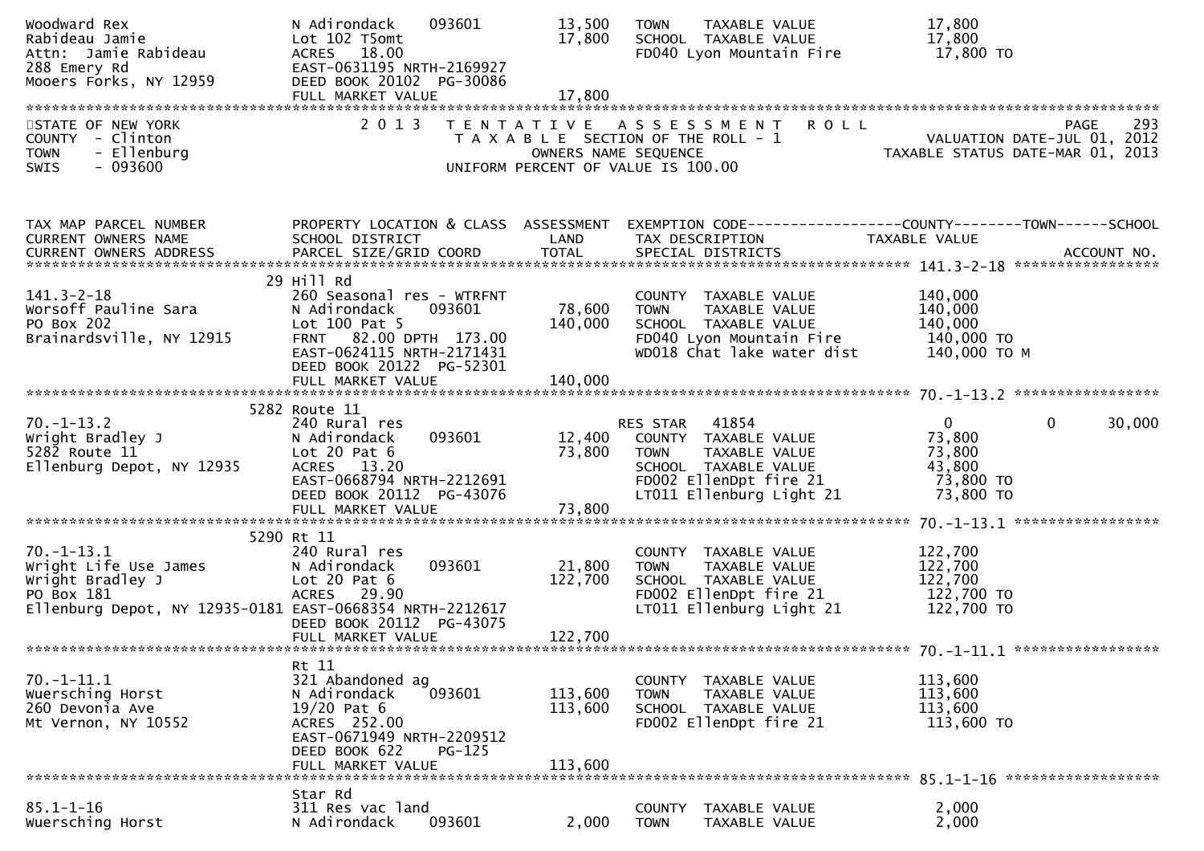```
Woodward Rex                 N Adirondack     093601       13,500    TOWN     TAXABLE VALUE              17,800
Rabideau Jamie               Lot 102 T5omt                 17,800    SCHOOL  TAXABLE VALUE              17,800
Attn: Jamie Rabideau         ACRES   18.00                           FD040 Lyon Mountain Fire            17,800 TO
288 Emery Rd                 EAST-0631195 NRTH-2169927
Mooers Forks, NY 12959       DEED BOOK 20102  PG-30086
                             FULL MARKET VALUE             17,800
******************************************************************************************************************************
STATE OF NEW YORK                  2 0 1 3   T E N T A T I V E   A S S E S S M E N T   R O L L                     PAGE    293
COUNTY  - Clinton                          T A X A B L E SECTION OF THE ROLL - 1                  VALUATION DATE-JUL 01, 2012
TOWN    - Ellenburg                              OWNERS NAME SEQUENCE                        TAXABLE STATUS DATE-MAR 01, 2013
SWIS    - 093600                        UNIFORM PERCENT OF VALUE IS 100.00


TAX MAP PARCEL NUMBER        PROPERTY LOCATION & CLASS  ASSESSMENT  EXEMPTION CODE------------------COUNTY--------TOWN------SCHOOL
CURRENT OWNERS NAME          SCHOOL DISTRICT              LAND      TAX DESCRIPTION            TAXABLE VALUE
CURRENT OWNERS ADDRESS       PARCEL SIZE/GRID COORD       TOTAL     SPECIAL DISTRICTS                                  ACCOUNT NO.
******************************************************************************************* 141.3-2-18 ******************
                            29 Hill Rd
141.3-2-18                   260 Seasonal res - WTRFNT               COUNTY  TAXABLE VALUE             140,000
Worsoff Pauline Sara         N Adirondack     093601       78,600    TOWN    TAXABLE VALUE             140,000
PO Box 202                   Lot 100 Pat 5                140,000    SCHOOL  TAXABLE VALUE             140,000
Brainardsville, NY 12915     FRNT   82.00 DPTH 173.00                FD040 Lyon Mountain Fire           140,000 TO
                             EAST-0624115 NRTH-2171431               WD018 Chat lake water dist         140,000 TO M
                             DEED BOOK 20122  PG-52301
                             FULL MARKET VALUE            140,000
******************************************************************************************* 70.-1-13.2 ******************
                           5282 Route 11
70.-1-13.2                   240 Rural res                           RES STAR   41854                     0           0      30,000
Wright Bradley J             N Adirondack     093601       12,400    COUNTY  TAXABLE VALUE              73,800
5282 Route 11                Lot 20 Pat 6                  73,800    TOWN    TAXABLE VALUE              73,800
Ellenburg Depot, NY 12935    ACRES   13.20                           SCHOOL  TAXABLE VALUE              43,800
                             EAST-0668794 NRTH-2212691               FD002 EllenDpt fire 21              73,800 TO
                             DEED BOOK 20112  PG-43076               LT011 Ellenburg Light 21            73,800 TO
                             FULL MARKET VALUE             73,800
******************************************************************************************* 70.-1-13.1 ******************
                           5290 Rt 11
70.-1-13.1                   240 Rural res                           COUNTY  TAXABLE VALUE             122,700
Wright Life Use James        N Adirondack     093601       21,800    TOWN    TAXABLE VALUE             122,700
Wright Bradley J             Lot 20 Pat 6                 122,700    SCHOOL  TAXABLE VALUE             122,700
PO Box 181                   ACRES   29.90                           FD002 EllenDpt fire 21             122,700 TO
Ellenburg Depot, NY 12935-0181 EAST-0668354 NRTH-2212617             LT011 Ellenburg Light 21           122,700 TO
                             DEED BOOK 20112  PG-43075
                             FULL MARKET VALUE            122,700
******************************************************************************************* 70.-1-11.1 ******************
                             Rt 11
70.-1-11.1                   321 Abandoned ag                        COUNTY  TAXABLE VALUE             113,600
Wuersching Horst             N Adirondack     093601      113,600    TOWN    TAXABLE VALUE             113,600
260 Devonia Ave              19/20 Pat 6                  113,600    SCHOOL  TAXABLE VALUE             113,600
Mt Vernon, NY 10552          ACRES  252.00                           FD002 EllenDpt fire 21             113,600 TO
                             EAST-0671949 NRTH-2209512
                             DEED BOOK 622    PG-125
                             FULL MARKET VALUE            113,600
******************************************************************************************* 85.1-1-16 *******************
                             Star Rd
85.1-1-16                    311 Res vac land                        COUNTY  TAXABLE VALUE               2,000
Wuersching Horst             N Adirondack     093601        2,000    TOWN    TAXABLE VALUE               2,000
```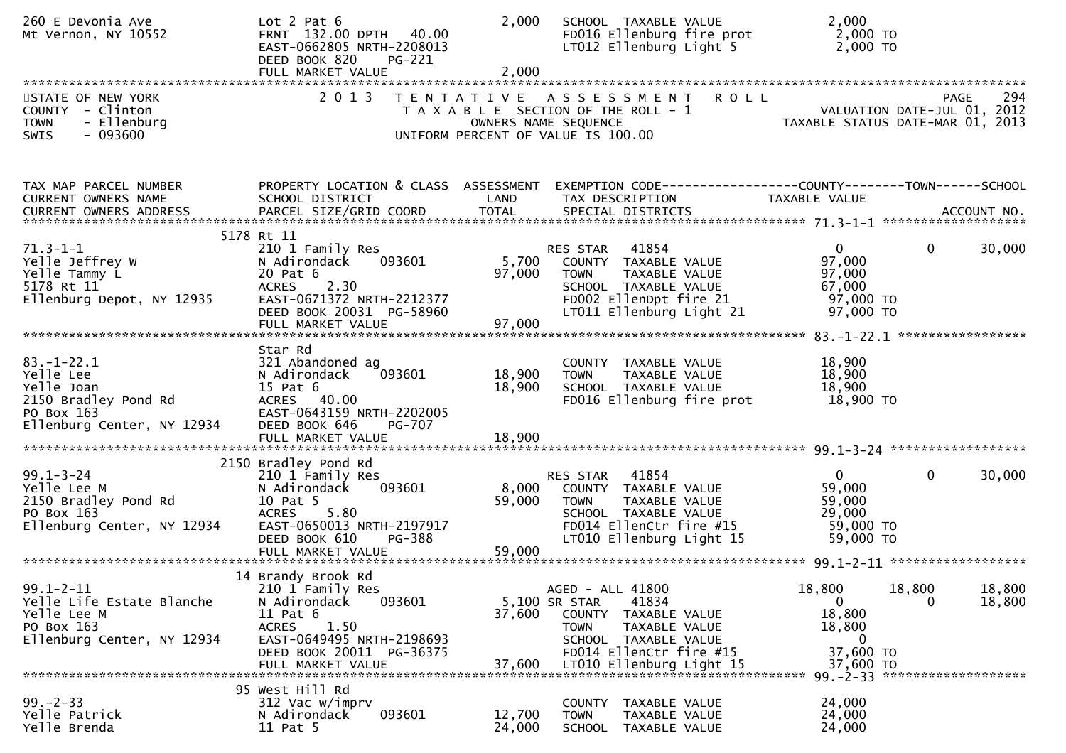```
260 E Devonia Ave              Lot 2 Pat 6                        2,000   SCHOOL  TAXABLE VALUE                2,000
Mt Vernon, NY 10552            FRNT 132.00 DPTH   40.00                   FD016 Ellenburg fire prot            2,000 TO
                               EAST-0662805 NRTH-2208013                  LT012 Ellenburg Light 5              2,000 TO
                               DEED BOOK 820    PG-221
                               FULL MARKET VALUE                  2,000
******************************************************************************************************************************************
STATE OF NEW YORK              2 0 1 3   T E N T A T I V E   A S S E S S M E N T   R O L L                                 PAGE    294
COUNTY  - Clinton                        T A X A B L E  SECTION OF THE ROLL - 1                            VALUATION DATE-JUL 01, 2012
TOWN    - Ellenburg                               OWNERS NAME SEQUENCE                                TAXABLE STATUS DATE-MAR 01, 2013
SWIS    - 093600                        UNIFORM PERCENT OF VALUE IS 100.00


TAX MAP PARCEL NUMBER          PROPERTY LOCATION & CLASS  ASSESSMENT  EXEMPTION CODE------------------COUNTY--------TOWN------SCHOOL
CURRENT OWNERS NAME            SCHOOL DISTRICT               LAND      TAX DESCRIPTION               TAXABLE VALUE
CURRENT OWNERS ADDRESS         PARCEL SIZE/GRID COORD       TOTAL      SPECIAL DISTRICTS                                      ACCOUNT NO.
*********************************************************************************************************** 71.3-1-1 *******************
                          5178 Rt 11
71.3-1-1                       210 1 Family Res                      RES STAR   41854                   0            0      30,000
Yelle Jeffrey W                N Adirondack     093601       5,700    COUNTY  TAXABLE VALUE            97,000
Yelle Tammy L                  20 Pat 6                     97,000    TOWN    TAXABLE VALUE            97,000
5178 Rt 11                     ACRES    2.30                          SCHOOL  TAXABLE VALUE            67,000
Ellenburg Depot, NY 12935      EAST-0671372 NRTH-2212377              FD002 EllenDpt fire 21            97,000 TO
                               DEED BOOK 20031  PG-58960              LT011 Ellenburg Light 21          97,000 TO
                               FULL MARKET VALUE             97,000
*********************************************************************************************************** 83.-1-22.1 *****************
                               Star Rd
83.-1-22.1                     321 Abandoned ag                       COUNTY  TAXABLE VALUE            18,900
Yelle Lee                      N Adirondack     093601      18,900    TOWN    TAXABLE VALUE            18,900
Yelle Joan                     15 Pat 6                     18,900    SCHOOL  TAXABLE VALUE            18,900
2150 Bradley Pond Rd           ACRES   40.00                          FD016 Ellenburg fire prot         18,900 TO
PO Box 163                     EAST-0643159 NRTH-2202005
Ellenburg Center, NY 12934     DEED BOOK 646    PG-707
                               FULL MARKET VALUE             18,900
*********************************************************************************************************** 99.1-3-24 ******************
                          2150 Bradley Pond Rd
99.1-3-24                      210 1 Family Res                      RES STAR   41854                   0            0      30,000
Yelle Lee M                    N Adirondack     093601       8,000    COUNTY  TAXABLE VALUE            59,000
2150 Bradley Pond Rd           10 Pat 5                     59,000    TOWN    TAXABLE VALUE            59,000
PO Box 163                     ACRES    5.80                          SCHOOL  TAXABLE VALUE            29,000
Ellenburg Center, NY 12934     EAST-0650013 NRTH-2197917              FD014 EllenCtr fire #15           59,000 TO
                               DEED BOOK 610    PG-388                LT010 Ellenburg Light 15          59,000 TO
                               FULL MARKET VALUE             59,000
*********************************************************************************************************** 99.1-2-11 ******************
                          14 Brandy Brook Rd
99.1-2-11                      210 1 Family Res                      AGED - ALL 41800               18,800       18,800      18,800
Yelle Life Estate Blanche      N Adirondack     093601       5,100 SR STAR     41834                   0            0      18,800
Yelle Lee M                    11 Pat 6                     37,600    COUNTY  TAXABLE VALUE            18,800
PO Box 163                     ACRES    1.50                          TOWN    TAXABLE VALUE            18,800
Ellenburg Center, NY 12934     EAST-0649495 NRTH-2198693              SCHOOL  TAXABLE VALUE                 0
                               DEED BOOK 20011  PG-36375              FD014 EllenCtr fire #15           37,600 TO
                               FULL MARKET VALUE             37,600   LT010 Ellenburg Light 15          37,600 TO
*********************************************************************************************************** 99.-2-33 *******************
                          95 West Hill Rd
99.-2-33                       312 Vac w/imprv                        COUNTY  TAXABLE VALUE            24,000
Yelle Patrick                  N Adirondack     093601      12,700    TOWN    TAXABLE VALUE            24,000
Yelle Brenda                   11 Pat 5                     24,000    SCHOOL  TAXABLE VALUE            24,000
```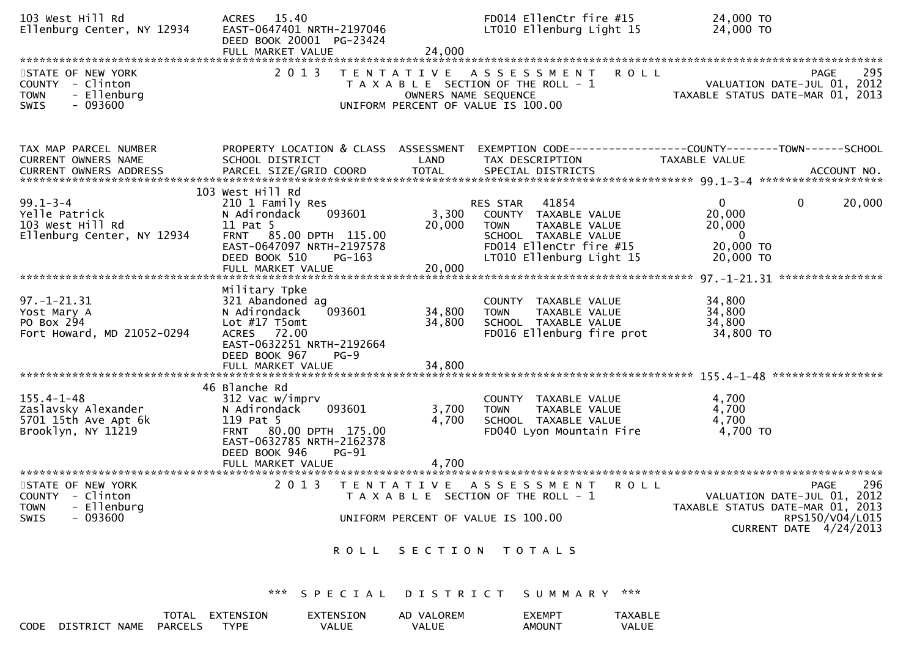```
103 West Hill Rd              ACRES   15.40                              FD014 EllenCtr fire #15             24,000 TO
Ellenburg Center, NY 12934    EAST-0647401 NRTH-2197046                  LT010 Ellenburg Light 15            24,000 TO
                              DEED BOOK 20001  PG-23424
                              FULL MARKET VALUE              24,000
******************************************************************************************************************************
STATE OF NEW YORK                  2 0 1 3   T E N T A T I V E   A S S E S S M E N T   R O L L                      PAGE    295
COUNTY  - Clinton                            T A X A B L E  SECTION OF THE ROLL - 1                 VALUATION DATE-JUL 01, 2012
TOWN    - Ellenburg                              OWNERS NAME SEQUENCE                          TAXABLE STATUS DATE-MAR 01, 2013
SWIS    - 093600                           UNIFORM PERCENT OF VALUE IS 100.00


TAX MAP PARCEL NUMBER         PROPERTY LOCATION & CLASS  ASSESSMENT  EXEMPTION CODE------------------COUNTY--------TOWN------SCHOOL
CURRENT OWNERS NAME           SCHOOL DISTRICT               LAND      TAX DESCRIPTION               TAXABLE VALUE
CURRENT OWNERS ADDRESS        PARCEL SIZE/GRID COORD        TOTAL     SPECIAL DISTRICTS                                  ACCOUNT NO.
******************************************************************************************************* 99.1-3-4 *******************
                              103 West Hill Rd
99.1-3-4                      210 1 Family Res                        RES STAR    41854                0            0       20,000
Yelle Patrick                 N Adirondack     093601       3,300     COUNTY   TAXABLE VALUE          20,000
103 West Hill Rd              11 Pat 5                     20,000     TOWN     TAXABLE VALUE          20,000
Ellenburg Center, NY 12934    FRNT   85.00 DPTH  115.00               SCHOOL   TAXABLE VALUE               0
                              EAST-0647097 NRTH-2197578               FD014 EllenCtr fire #15           20,000 TO
                              DEED BOOK 510     PG-163                LT010 Ellenburg Light 15          20,000 TO
                              FULL MARKET VALUE            20,000
******************************************************************************************************* 97.-1-21.31 ****************
                              Military Tpke
97.-1-21.31                   321 Abandoned ag                        COUNTY   TAXABLE VALUE          34,800
Yost Mary A                   N Adirondack     093601      34,800     TOWN     TAXABLE VALUE          34,800
PO Box 294                    Lot #17 T5omt                34,800     SCHOOL   TAXABLE VALUE          34,800
Fort Howard, MD 21052-0294    ACRES   72.00                           FD016 Ellenburg fire prot         34,800 TO
                              EAST-0632251 NRTH-2192664
                              DEED BOOK 967     PG-9
                              FULL MARKET VALUE            34,800
******************************************************************************************************* 155.4-1-48 *****************
                              46 Blanche Rd
155.4-1-48                    312 Vac w/imprv                         COUNTY   TAXABLE VALUE           4,700
Zaslavsky Alexander           N Adirondack     093601       3,700     TOWN     TAXABLE VALUE           4,700
5701 15th Ave Apt 6k          119 Pat 5                     4,700     SCHOOL   TAXABLE VALUE           4,700
Brooklyn, NY 11219            FRNT   80.00 DPTH  175.00               FD040 Lyon Mountain Fire           4,700 TO
                              EAST-0632785 NRTH-2162378
                              DEED BOOK 946     PG-91
                              FULL MARKET VALUE             4,700
******************************************************************************************************************************
STATE OF NEW YORK                  2 0 1 3   T E N T A T I V E   A S S E S S M E N T   R O L L                      PAGE    296
COUNTY  - Clinton                            T A X A B L E  SECTION OF THE ROLL - 1                 VALUATION DATE-JUL 01, 2012
TOWN    - Ellenburg                                                                            TAXABLE STATUS DATE-MAR 01, 2013
SWIS    - 093600                           UNIFORM PERCENT OF VALUE IS 100.00                                   RPS150/V04/L015
                                                                                                        CURRENT DATE  4/24/2013

                                              R O L L   S E C T I O N   T O T A L S


                                   ***   S P E C I A L   D I S T R I C T   S U M M A R Y   ***

                    TOTAL  EXTENSION      EXTENSION      AD VALOREM          EXEMPT        TAXABLE
CODE  DISTRICT NAME  PARCELS   TYPE          VALUE          VALUE            AMOUNT         VALUE
```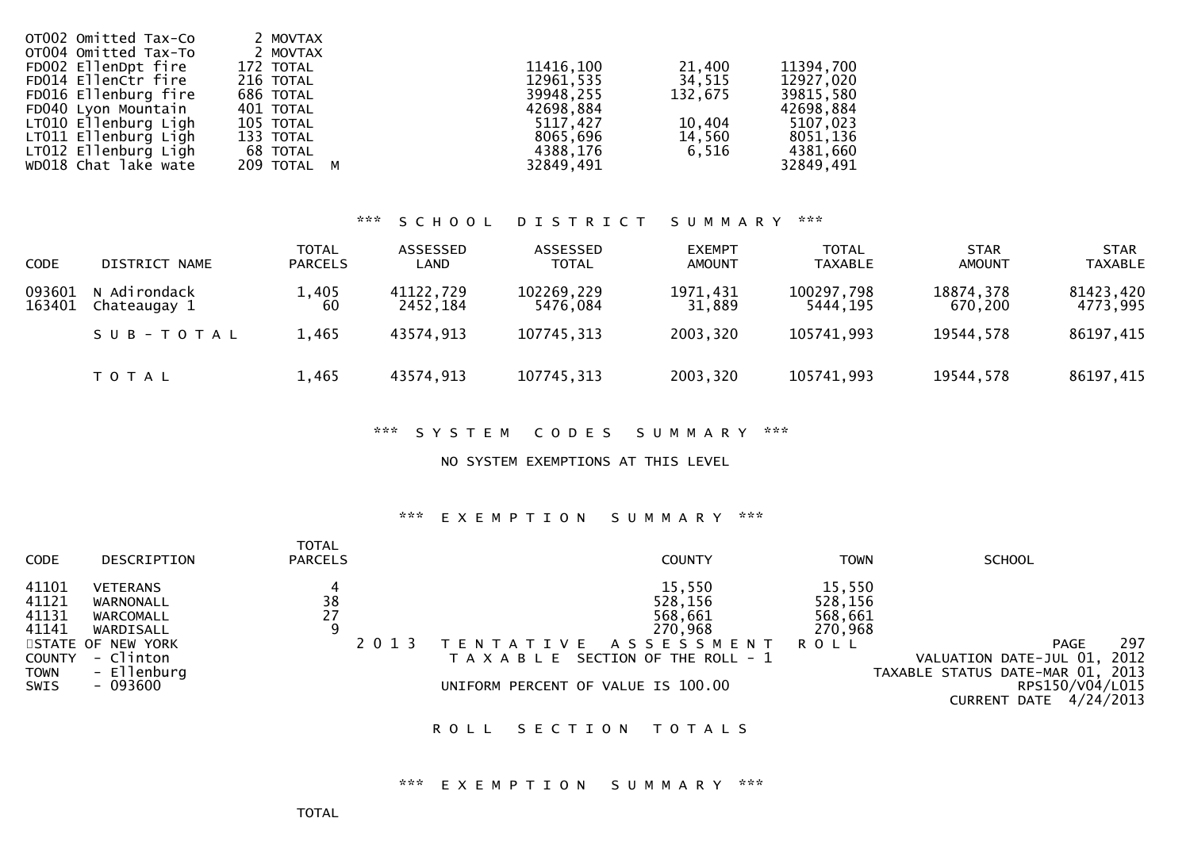| | | | | |
|---|---|---|---|---|
| OT002 Omitted Tax-Co | 2 MOVTAX | | | |
| OT004 Omitted Tax-To | 2 MOVTAX | | | |
| FD002 EllenDpt fire | 172 TOTAL | 11416,100 | 21,400 | 11394,700 |
| FD014 EllenCtr fire | 216 TOTAL | 12961,535 | 34,515 | 12927,020 |
| FD016 Ellenburg fire | 686 TOTAL | 39948,255 | 132,675 | 39815,580 |
| FD040 Lyon Mountain | 401 TOTAL | 42698,884 | | 42698,884 |
| LT010 Ellenburg Ligh | 105 TOTAL | 5117,427 | 10,404 | 5107,023 |
| LT011 Ellenburg Ligh | 133 TOTAL | 8065,696 | 14,560 | 8051,136 |
| LT012 Ellenburg Ligh | 68 TOTAL | 4388,176 | 6,516 | 4381,660 |
| WD018 Chat lake wate | 209 TOTAL M | 32849,491 | | 32849,491 |

*** S C H O O L   D I S T R I C T   S U M M A R Y ***

| CODE | DISTRICT NAME | TOTAL PARCELS | ASSESSED LAND | ASSESSED TOTAL | EXEMPT AMOUNT | TOTAL TAXABLE | STAR AMOUNT | STAR TAXABLE |
|---|---|---|---|---|---|---|---|---|
| 093601 | N Adirondack | 1,405 | 41122,729 | 102269,229 | 1971,431 | 100297,798 | 18874,378 | 81423,420 |
| 163401 | Chateaugay 1 | 60 | 2452,184 | 5476,084 | 31,889 | 5444,195 | 670,200 | 4773,995 |
| | S U B - T O T A L | 1,465 | 43574,913 | 107745,313 | 2003,320 | 105741,993 | 19544,578 | 86197,415 |
| | T O T A L | 1,465 | 43574,913 | 107745,313 | 2003,320 | 105741,993 | 19544,578 | 86197,415 |

*** S Y S T E M   C O D E S   S U M M A R Y ***

NO SYSTEM EXEMPTIONS AT THIS LEVEL

*** E X E M P T I O N   S U M M A R Y ***

| CODE | DESCRIPTION | TOTAL PARCELS | COUNTY | TOWN | SCHOOL |
|---|---|---|---|---|---|
| 41101 | VETERANS | 4 | 15,550 | 15,550 | |
| 41121 | WARNONALL | 38 | 528,156 | 528,156 | |
| 41131 | WARCOMALL | 27 | 568,661 | 568,661 | |
| 41141 | WARDISALL | 9 | 270,968 | 270,968 | |

STATE OF NEW YORK
COUNTY - Clinton
TOWN - Ellenburg
SWIS - 093600

2 0 1 3   T E N T A T I V E   A S S E S S M E N T   R O L L
T A X A B L E  SECTION OF THE ROLL - 1
UNIFORM PERCENT OF VALUE IS 100.00

PAGE 297
VALUATION DATE-JUL 01, 2012
TAXABLE STATUS DATE-MAR 01, 2013
RPS150/V04/L015
CURRENT DATE 4/24/2013

R O L L   S E C T I O N   T O T A L S

*** E X E M P T I O N   S U M M A R Y ***

TOTAL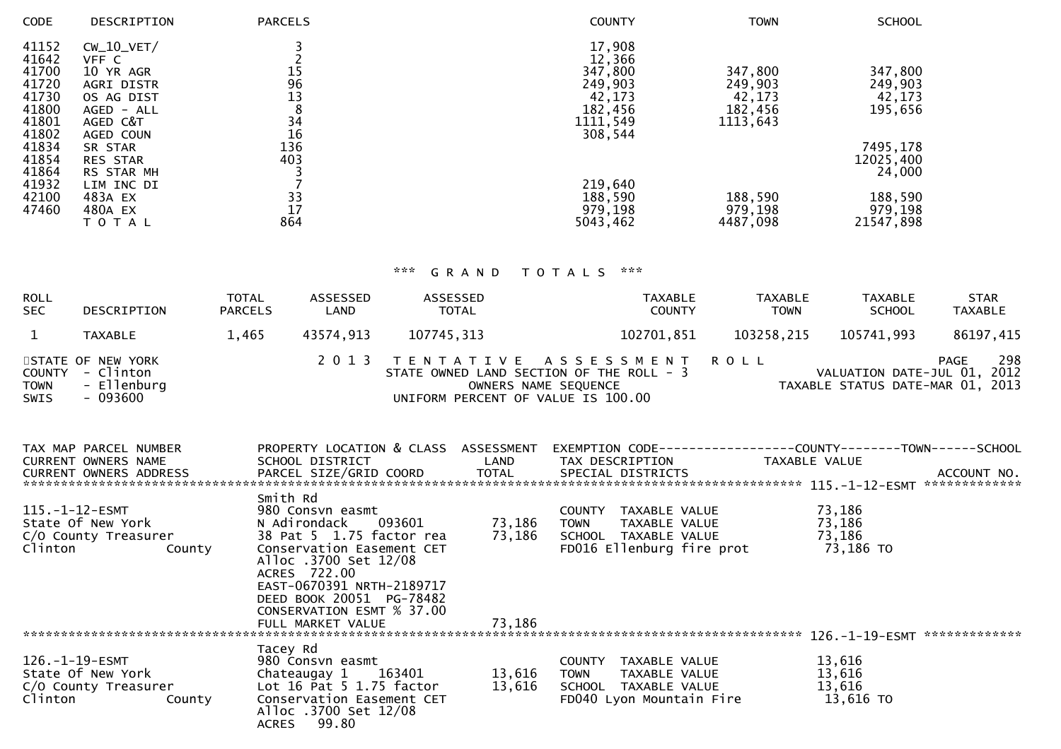| CODE | DESCRIPTION | PARCELS | COUNTY | TOWN | SCHOOL |
|---|---|---|---|---|---|
| 41152 | CW_10_VET/ | 3 | 17,908 | | |
| 41642 | VFF C | 2 | 12,366 | | |
| 41700 | 10 YR AGR | 15 | 347,800 | 347,800 | 347,800 |
| 41720 | AGRI DISTR | 96 | 249,903 | 249,903 | 249,903 |
| 41730 | OS AG DIST | 13 | 42,173 | 42,173 | 42,173 |
| 41800 | AGED - ALL | 8 | 182,456 | 182,456 | 195,656 |
| 41801 | AGED C&T | 34 | 1111,549 | 1113,643 | |
| 41802 | AGED COUN | 16 | 308,544 | | |
| 41834 | SR STAR | 136 | | | 7495,178 |
| 41854 | RES STAR | 403 | | | 12025,400 |
| 41864 | RS STAR MH | 3 | | | 24,000 |
| 41932 | LIM INC DI | 7 | 219,640 | | |
| 42100 | 483A EX | 33 | 188,590 | 188,590 | 188,590 |
| 47460 | 480A EX | 17 | 979,198 | 979,198 | 979,198 |
| | T O T A L | 864 | 5043,462 | 4487,098 | 21547,898 |

*** G R A N D T O T A L S ***

| ROLL SEC | DESCRIPTION | TOTAL PARCELS | ASSESSED LAND | ASSESSED TOTAL | TAXABLE COUNTY | TAXABLE TOWN | TAXABLE SCHOOL | STAR TAXABLE |
|---|---|---|---|---|---|---|---|---|
| 1 | TAXABLE | 1,465 | 43574,913 | 107745,313 | 102701,851 | 103258,215 | 105741,993 | 86197,415 |

STATE OF NEW YORK — 2 0 1 3 T E N T A T I V E A S S E S S M E N T R O L L — PAGE 298
COUNTY - Clinton — STATE OWNED LAND SECTION OF THE ROLL - 3 — VALUATION DATE-JUL 01, 2012
TOWN - Ellenburg — OWNERS NAME SEQUENCE — TAXABLE STATUS DATE-MAR 01, 2013
SWIS - 093600 — UNIFORM PERCENT OF VALUE IS 100.00

| TAX MAP PARCEL NUMBER / CURRENT OWNERS NAME / CURRENT OWNERS ADDRESS | PROPERTY LOCATION & CLASS / SCHOOL DISTRICT / PARCEL SIZE/GRID COORD | ASSESSMENT LAND / TOTAL | EXEMPTION CODE / TAX DESCRIPTION / SPECIAL DISTRICTS | COUNTY / TOWN / SCHOOL TAXABLE VALUE | ACCOUNT NO. |
|---|---|---|---|---|---|
| **115.-1-12-ESMT** | | | | | |
| 115.-1-12-ESMT | Smith Rd | | | | |
| | 980 Consvn easmt | | | | |
| State Of New York | N Adirondack 093601 | 73,186 | COUNTY TAXABLE VALUE | 73,186 | |
| C/O County Treasurer | 38 Pat 5 1.75 factor rea | 73,186 | TOWN TAXABLE VALUE | 73,186 | |
| Clinton County | Conservation Easement CET | | SCHOOL TAXABLE VALUE | 73,186 | |
| | Alloc .3700 Set 12/08 | | FD016 Ellenburg fire prot | 73,186 TO | |
| | ACRES 722.00 | | | | |
| | EAST-0670391 NRTH-2189717 | | | | |
| | DEED BOOK 20051 PG-78482 | | | | |
| | CONSERVATION ESMT % 37.00 | | | | |
| | FULL MARKET VALUE | 73,186 | | | |
| **126.-1-19-ESMT** | | | | | |
| 126.-1-19-ESMT | Tacey Rd | | | | |
| | 980 Consvn easmt | | | | |
| State Of New York | Chateaugay 1 163401 | 13,616 | COUNTY TAXABLE VALUE | 13,616 | |
| C/O County Treasurer | Lot 16 Pat 5 1.75 factor | 13,616 | TOWN TAXABLE VALUE | 13,616 | |
| Clinton County | Conservation Easement CET | | SCHOOL TAXABLE VALUE | 13,616 | |
| | Alloc .3700 Set 12/08 | | FD040 Lyon Mountain Fire | 13,616 TO | |
| | ACRES 99.80 | | | | |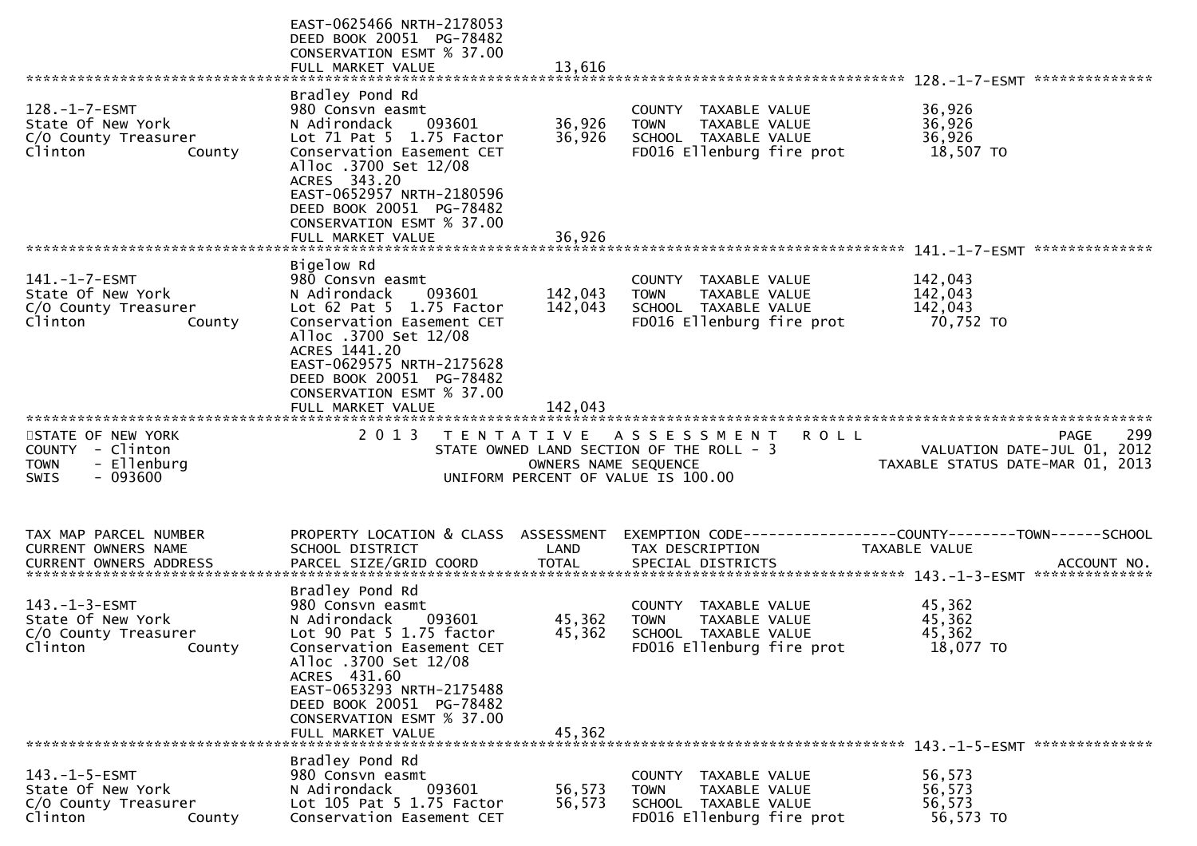EAST-0625466 NRTH-2178053
DEED BOOK 20051 PG-78482
CONSERVATION ESMT % 37.00
FULL MARKET VALUE 13,616

**128.-1-7-ESMT**

| TAX MAP PARCEL NUMBER / CURRENT OWNERS NAME / CURRENT OWNERS ADDRESS | PROPERTY LOCATION & CLASS / SCHOOL DISTRICT / PARCEL SIZE/GRID COORD | ASSESSMENT LAND | ASSESSMENT TOTAL | TAX DESCRIPTION / SPECIAL DISTRICTS | TAXABLE VALUE |
|---|---|---|---|---|---|
| 128.-1-7-ESMT | Bradley Pond Rd | | | | |
| State Of New York | 980 Consvn easmt | | | COUNTY TAXABLE VALUE | 36,926 |
| C/O County Treasurer | N Adirondack 093601 | 36,926 | | TOWN TAXABLE VALUE | 36,926 |
| Clinton County | Lot 71 Pat 5 1.75 Factor | | 36,926 | SCHOOL TAXABLE VALUE | 36,926 |
| | Conservation Easement CET | | | FD016 Ellenburg fire prot | 18,507 TO |
| | Alloc .3700 Set 12/08 | | | | |
| | ACRES 343.20 | | | | |
| | EAST-0652957 NRTH-2180596 | | | | |
| | DEED BOOK 20051 PG-78482 | | | | |
| | CONSERVATION ESMT % 37.00 | | | | |
| | FULL MARKET VALUE | | 36,926 | | |

**141.-1-7-ESMT**

| TAX MAP PARCEL NUMBER / CURRENT OWNERS NAME / CURRENT OWNERS ADDRESS | PROPERTY LOCATION & CLASS / SCHOOL DISTRICT / PARCEL SIZE/GRID COORD | ASSESSMENT LAND | ASSESSMENT TOTAL | TAX DESCRIPTION / SPECIAL DISTRICTS | TAXABLE VALUE |
|---|---|---|---|---|---|
| 141.-1-7-ESMT | Bigelow Rd | | | | |
| State Of New York | 980 Consvn easmt | | | COUNTY TAXABLE VALUE | 142,043 |
| C/O County Treasurer | N Adirondack 093601 | 142,043 | | TOWN TAXABLE VALUE | 142,043 |
| Clinton County | Lot 62 Pat 5 1.75 Factor | | 142,043 | SCHOOL TAXABLE VALUE | 142,043 |
| | Conservation Easement CET | | | FD016 Ellenburg fire prot | 70,752 TO |
| | Alloc .3700 Set 12/08 | | | | |
| | ACRES 1441.20 | | | | |
| | EAST-0629575 NRTH-2175628 | | | | |
| | DEED BOOK 20051 PG-78482 | | | | |
| | CONSERVATION ESMT % 37.00 | | | | |
| | FULL MARKET VALUE | | 142,043 | | |

STATE OF NEW YORK
COUNTY - Clinton
TOWN - Ellenburg
SWIS - 093600

## 2013 TENTATIVE ASSESSMENT ROLL

STATE OWNED LAND SECTION OF THE ROLL - 3
OWNERS NAME SEQUENCE
UNIFORM PERCENT OF VALUE IS 100.00

VALUATION DATE-JUL 01, 2012
TAXABLE STATUS DATE-MAR 01, 2013

| TAX MAP PARCEL NUMBER / CURRENT OWNERS NAME / CURRENT OWNERS ADDRESS | PROPERTY LOCATION & CLASS / SCHOOL DISTRICT / PARCEL SIZE/GRID COORD | ASSESSMENT LAND | ASSESSMENT TOTAL | EXEMPTION CODE / TAX DESCRIPTION / SPECIAL DISTRICTS | TAXABLE VALUE (COUNTY--------TOWN------SCHOOL) / ACCOUNT NO. |
|---|---|---|---|---|---|
| **143.-1-3-ESMT** | | | | | |
| 143.-1-3-ESMT | Bradley Pond Rd | | | | |
| State Of New York | 980 Consvn easmt | | | COUNTY TAXABLE VALUE | 45,362 |
| C/O County Treasurer | N Adirondack 093601 | 45,362 | | TOWN TAXABLE VALUE | 45,362 |
| Clinton County | Lot 90 Pat 5 1.75 factor | | 45,362 | SCHOOL TAXABLE VALUE | 45,362 |
| | Conservation Easement CET | | | FD016 Ellenburg fire prot | 18,077 TO |
| | Alloc .3700 Set 12/08 | | | | |
| | ACRES 431.60 | | | | |
| | EAST-0653293 NRTH-2175488 | | | | |
| | DEED BOOK 20051 PG-78482 | | | | |
| | CONSERVATION ESMT % 37.00 | | | | |
| | FULL MARKET VALUE | | 45,362 | | |
| **143.-1-5-ESMT** | | | | | |
| 143.-1-5-ESMT | Bradley Pond Rd | | | | |
| State Of New York | 980 Consvn easmt | | | COUNTY TAXABLE VALUE | 56,573 |
| C/O County Treasurer | N Adirondack 093601 | 56,573 | | TOWN TAXABLE VALUE | 56,573 |
| Clinton County | Lot 105 Pat 5 1.75 Factor | | 56,573 | SCHOOL TAXABLE VALUE | 56,573 |
| | Conservation Easement CET | | | FD016 Ellenburg fire prot | 56,573 TO |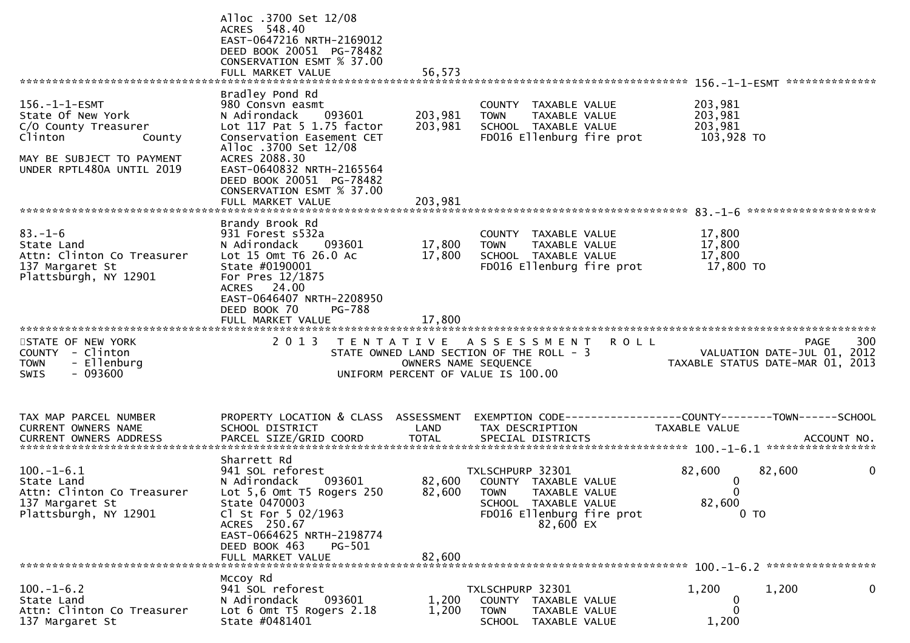```
                         Alloc .3700 Set 12/08
                         ACRES  548.40
                         EAST-0647216 NRTH-2169012
                         DEED BOOK 20051  PG-78482
                         CONSERVATION ESMT % 37.00
                         FULL MARKET VALUE             56,573
******************************************************************************************* 156.-1-1-ESMT **************
                         Bradley Pond Rd
156.-1-1-ESMT            980 Consvn easmt                      COUNTY  TAXABLE VALUE         203,981
State Of New York        N Adirondack    093601     203,981   TOWN    TAXABLE VALUE         203,981
C/O County Treasurer     Lot 117 Pat 5 1.75 factor  203,981   SCHOOL  TAXABLE VALUE         203,981
Clinton         County   Conservation Easement CET             FD016 Ellenburg fire prot      103,928 TO
                         Alloc .3700 Set 12/08
MAY BE SUBJECT TO PAYMENT ACRES 2088.30
UNDER RPTL480A UNTIL 2019 EAST-0640832 NRTH-2165564
                         DEED BOOK 20051  PG-78482
                         CONSERVATION ESMT % 37.00
                         FULL MARKET VALUE            203,981
******************************************************************************************* 83.-1-6 ********************
                         Brandy Brook Rd
83.-1-6                  931 Forest s532a                      COUNTY  TAXABLE VALUE          17,800
State Land               N Adirondack    093601      17,800   TOWN    TAXABLE VALUE          17,800
Attn: Clinton Co Treasurer Lot 15 Omt T6 26.0 Ac     17,800   SCHOOL  TAXABLE VALUE          17,800
137 Margaret St          State #0190001                        FD016 Ellenburg fire prot       17,800 TO
Plattsburgh, NY 12901    For Pres 12/1875
                         ACRES   24.00
                         EAST-0646407 NRTH-2208950
                         DEED BOOK 70     PG-788
                         FULL MARKET VALUE             17,800
*************************************************************************************************************************
STATE OF NEW YORK              2 0 1 3   T E N T A T I V E   A S S E S S M E N T   R O L L                    PAGE   300
COUNTY  - Clinton                  STATE OWNED LAND SECTION OF THE ROLL - 3                   VALUATION DATE-JUL 01, 2012
TOWN    - Ellenburg                         OWNERS NAME SEQUENCE                          TAXABLE STATUS DATE-MAR 01, 2013
SWIS    - 093600                       UNIFORM PERCENT OF VALUE IS 100.00


TAX MAP PARCEL NUMBER    PROPERTY LOCATION & CLASS  ASSESSMENT  EXEMPTION CODE------------------COUNTY--------TOWN------SCHOOL
CURRENT OWNERS NAME      SCHOOL DISTRICT              LAND      TAX DESCRIPTION            TAXABLE VALUE
CURRENT OWNERS ADDRESS   PARCEL SIZE/GRID COORD      TOTAL      SPECIAL DISTRICTS                                ACCOUNT NO.
******************************************************************************************* 100.-1-6.1 *****************
                         Sharrett Rd
100.-1-6.1               941 SOL reforest                     TXLSCHPURP 32301             82,600      82,600          0
State Land               N Adirondack    093601      82,600    COUNTY  TAXABLE VALUE             0
Attn: Clinton Co Treasurer Lot 5,6 Omt T5 Rogers 250 82,600    TOWN    TAXABLE VALUE             0
137 Margaret St          State 0470003                         SCHOOL  TAXABLE VALUE        82,600
Plattsburgh, NY 12901    Cl St For 5 02/1963                   FD016 Ellenburg fire prot          0 TO
                         ACRES  250.67                                   82,600 EX
                         EAST-0664625 NRTH-2198774
                         DEED BOOK 463    PG-501
                         FULL MARKET VALUE             82,600
******************************************************************************************* 100.-1-6.2 *****************
                         Mccoy Rd
100.-1-6.2               941 SOL reforest                     TXLSCHPURP 32301              1,200       1,200          0
State Land               N Adirondack    093601       1,200    COUNTY  TAXABLE VALUE             0
Attn: Clinton Co Treasurer Lot 6 Omt T5 Rogers 2.18   1,200    TOWN    TAXABLE VALUE             0
137 Margaret St          State #0481401                        SCHOOL  TAXABLE VALUE         1,200
```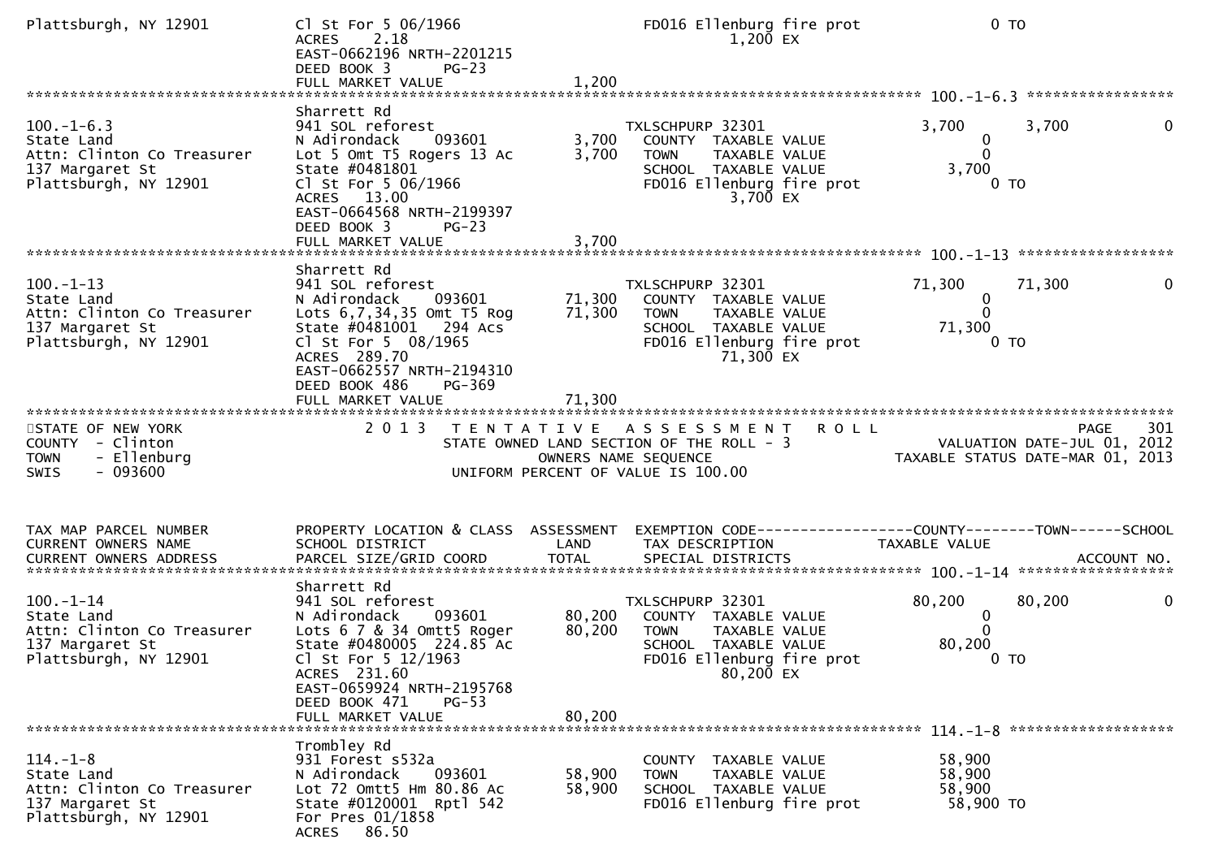```
Plattsburgh, NY 12901          Cl St For 5 06/1966                     FD016 Ellenburg fire prot                    0 TO
                               ACRES     2.18                                     1,200 EX
                               EAST-0662196 NRTH-2201215
                               DEED BOOK 3       PG-23
                               FULL MARKET VALUE                1,200
******************************************************************************************************* 100.-1-6.3 *****************
                               Sharrett Rd
100.-1-6.3                     941 SOL reforest                        TXLSCHPURP 32301                   3,700        3,700            0
State Land                     N Adirondack     093601          3,700    COUNTY  TAXABLE VALUE                 0
Attn: Clinton Co Treasurer     Lot 5 Omt T5 Rogers 13 Ac        3,700    TOWN    TAXABLE VALUE                 0
137 Margaret St                State #0481801                            SCHOOL  TAXABLE VALUE             3,700
Plattsburgh, NY 12901          Cl St For 5 06/1966                       FD016 Ellenburg fire prot                0 TO
                               ACRES    13.00                                     3,700 EX
                               EAST-0664568 NRTH-2199397
                               DEED BOOK 3       PG-23
                               FULL MARKET VALUE                3,700
******************************************************************************************************* 100.-1-13 ******************
                               Sharrett Rd
100.-1-13                      941 SOL reforest                        TXLSCHPURP 32301                  71,300       71,300            0
State Land                     N Adirondack     093601         71,300    COUNTY  TAXABLE VALUE                 0
Attn: Clinton Co Treasurer     Lots 6,7,34,35 Omt T5 Rog       71,300    TOWN    TAXABLE VALUE                 0
137 Margaret St                State #0481001    294 Acs                 SCHOOL  TAXABLE VALUE            71,300
Plattsburgh, NY 12901          Cl St For 5  08/1965                      FD016 Ellenburg fire prot                0 TO
                               ACRES   289.70                                    71,300 EX
                               EAST-0662557 NRTH-2194310
                               DEED BOOK 486     PG-369
                               FULL MARKET VALUE               71,300
************************************************************************************************************************************
STATE OF NEW YORK                   2 0 1 3   T E N T A T I V E   A S S E S S M E N T   R O L L                          PAGE    301
COUNTY  - Clinton                        STATE OWNED LAND SECTION OF THE ROLL - 3                    VALUATION DATE-JUL 01, 2012
TOWN    - Ellenburg                              OWNERS NAME SEQUENCE                             TAXABLE STATUS DATE-MAR 01, 2013
SWIS    - 093600                           UNIFORM PERCENT OF VALUE IS 100.00



TAX MAP PARCEL NUMBER          PROPERTY LOCATION & CLASS  ASSESSMENT  EXEMPTION CODE------------------COUNTY--------TOWN------SCHOOL
CURRENT OWNERS NAME            SCHOOL DISTRICT               LAND      TAX DESCRIPTION                TAXABLE VALUE
CURRENT OWNERS ADDRESS         PARCEL SIZE/GRID COORD        TOTAL     SPECIAL DISTRICTS                                  ACCOUNT NO.
******************************************************************************************************* 100.-1-14 ******************
                               Sharrett Rd
100.-1-14                      941 SOL reforest                        TXLSCHPURP 32301                  80,200       80,200            0
State Land                     N Adirondack     093601         80,200    COUNTY  TAXABLE VALUE                 0
Attn: Clinton Co Treasurer     Lots 6 7 & 34 Omtt5 Roger       80,200    TOWN    TAXABLE VALUE                 0
137 Margaret St                State #0480005  224.85 Ac                 SCHOOL  TAXABLE VALUE            80,200
Plattsburgh, NY 12901          Cl St For 5 12/1963                       FD016 Ellenburg fire prot                0 TO
                               ACRES   231.60                                    80,200 EX
                               EAST-0659924 NRTH-2195768
                               DEED BOOK 471     PG-53
                               FULL MARKET VALUE               80,200
******************************************************************************************************* 114.-1-8 *******************
                               Trombley Rd
114.-1-8                       931 Forest s532a                          COUNTY  TAXABLE VALUE            58,900
State Land                     N Adirondack     093601         58,900    TOWN    TAXABLE VALUE            58,900
Attn: Clinton Co Treasurer     Lot 72 Omtt5 Hm 80.86 Ac        58,900    SCHOOL  TAXABLE VALUE            58,900
137 Margaret St                State #0120001  Rptl 542                  FD016 Ellenburg fire prot           58,900 TO
Plattsburgh, NY 12901          For Pres 01/1858
                               ACRES    86.50
```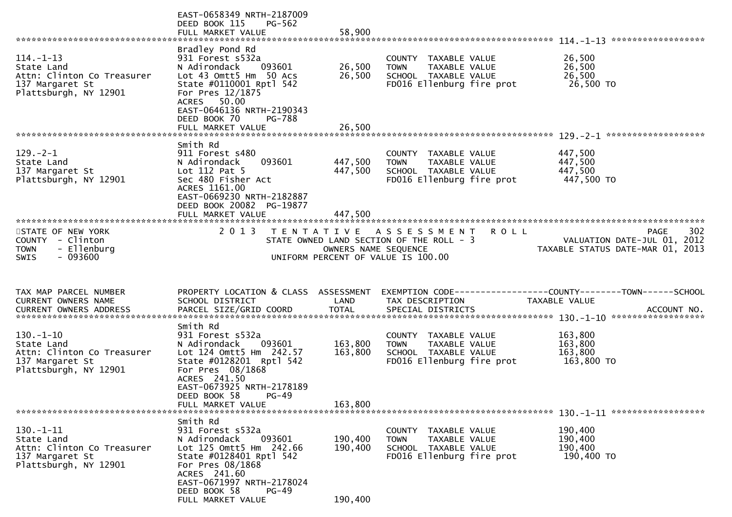EAST-0658349 NRTH-2187009
DEED BOOK 115 PG-562
FULL MARKET VALUE 58,900

******************************************************************************************************* 114.-1-13 *****************

| TAX MAP PARCEL NUMBER / CURRENT OWNERS NAME / CURRENT OWNERS ADDRESS | PROPERTY LOCATION & CLASS / SCHOOL DISTRICT / PARCEL SIZE/GRID COORD | ASSESSMENT LAND | ASSESSMENT TOTAL | EXEMPTION CODE / TAX DESCRIPTION / SPECIAL DISTRICTS | TAXABLE VALUE |
|---|---|---|---|---|---|
| 114.-1-13 | Bradley Pond Rd | | | | |
| State Land | 931 Forest s532a | | | COUNTY TAXABLE VALUE | 26,500 |
| Attn: Clinton Co Treasurer | N Adirondack 093601 | 26,500 | | TOWN TAXABLE VALUE | 26,500 |
| 137 Margaret St | Lot 43 Omtt5 Hm 50 Acs | | 26,500 | SCHOOL TAXABLE VALUE | 26,500 |
| Plattsburgh, NY 12901 | State #0110001 Rptl 542 | | | FD016 Ellenburg fire prot | 26,500 TO |
| | For Pres 12/1875 | | | | |
| | ACRES 50.00 | | | | |
| | EAST-0646136 NRTH-2190343 | | | | |
| | DEED BOOK 70 PG-788 | | | | |
| | FULL MARKET VALUE | | 26,500 | | |

******************************************************************************************************* 129.-2-1 *****************

| TAX MAP PARCEL NUMBER / CURRENT OWNERS NAME / CURRENT OWNERS ADDRESS | PROPERTY LOCATION & CLASS / SCHOOL DISTRICT / PARCEL SIZE/GRID COORD | ASSESSMENT LAND | ASSESSMENT TOTAL | EXEMPTION CODE / TAX DESCRIPTION / SPECIAL DISTRICTS | TAXABLE VALUE |
|---|---|---|---|---|---|
| 129.-2-1 | Smith Rd | | | | |
| State Land | 911 Forest s480 | | | COUNTY TAXABLE VALUE | 447,500 |
| 137 Margaret St | N Adirondack 093601 | 447,500 | | TOWN TAXABLE VALUE | 447,500 |
| Plattsburgh, NY 12901 | Lot 112 Pat 5 | | 447,500 | SCHOOL TAXABLE VALUE | 447,500 |
| | Sec 480 Fisher Act | | | FD016 Ellenburg fire prot | 447,500 TO |
| | ACRES 1161.00 | | | | |
| | EAST-0669230 NRTH-2182887 | | | | |
| | DEED BOOK 20082 PG-19877 | | | | |
| | FULL MARKET VALUE | | 447,500 | | |

STATE OF NEW YORK
COUNTY - Clinton
TOWN - Ellenburg
SWIS - 093600

2013 TENTATIVE ASSESSMENT ROLL
STATE OWNED LAND SECTION OF THE ROLL - 3
OWNERS NAME SEQUENCE
UNIFORM PERCENT OF VALUE IS 100.00

PAGE 302
VALUATION DATE-JUL 01, 2012
TAXABLE STATUS DATE-MAR 01, 2013

| TAX MAP PARCEL NUMBER / CURRENT OWNERS NAME / CURRENT OWNERS ADDRESS | PROPERTY LOCATION & CLASS / SCHOOL DISTRICT / PARCEL SIZE/GRID COORD | ASSESSMENT LAND | ASSESSMENT TOTAL | EXEMPTION CODE-----COUNTY-----TOWN-----SCHOOL / TAX DESCRIPTION / SPECIAL DISTRICTS | TAXABLE VALUE / ACCOUNT NO. |
|---|---|---|---|---|---|
| 130.-1-10 | Smith Rd | | | | |
| State Land | 931 Forest s532a | | | COUNTY TAXABLE VALUE | 163,800 |
| Attn: Clinton Co Treasurer | N Adirondack 093601 | 163,800 | | TOWN TAXABLE VALUE | 163,800 |
| 137 Margaret St | Lot 124 Omtt5 Hm 242.57 | | 163,800 | SCHOOL TAXABLE VALUE | 163,800 |
| Plattsburgh, NY 12901 | State #0128201 Rptl 542 | | | FD016 Ellenburg fire prot | 163,800 TO |
| | For Pres 08/1868 | | | | |
| | ACRES 241.50 | | | | |
| | EAST-0673925 NRTH-2178189 | | | | |
| | DEED BOOK 58 PG-49 | | | | |
| | FULL MARKET VALUE | | 163,800 | | |

******************************************************************************************************* 130.-1-11 *****************

| TAX MAP PARCEL NUMBER / CURRENT OWNERS NAME / CURRENT OWNERS ADDRESS | PROPERTY LOCATION & CLASS / SCHOOL DISTRICT / PARCEL SIZE/GRID COORD | ASSESSMENT LAND | ASSESSMENT TOTAL | EXEMPTION CODE / TAX DESCRIPTION / SPECIAL DISTRICTS | TAXABLE VALUE |
|---|---|---|---|---|---|
| 130.-1-11 | Smith Rd | | | | |
| State Land | 931 Forest s532a | | | COUNTY TAXABLE VALUE | 190,400 |
| Attn: Clinton Co Treasurer | N Adirondack 093601 | 190,400 | | TOWN TAXABLE VALUE | 190,400 |
| 137 Margaret St | Lot 125 Omtt5 Hm 242.66 | | 190,400 | SCHOOL TAXABLE VALUE | 190,400 |
| Plattsburgh, NY 12901 | State #0128401 Rptl 542 | | | FD016 Ellenburg fire prot | 190,400 TO |
| | For Pres 08/1868 | | | | |
| | ACRES 241.60 | | | | |
| | EAST-0671997 NRTH-2178024 | | | | |
| | DEED BOOK 58 PG-49 | | | | |
| | FULL MARKET VALUE | | 190,400 | | |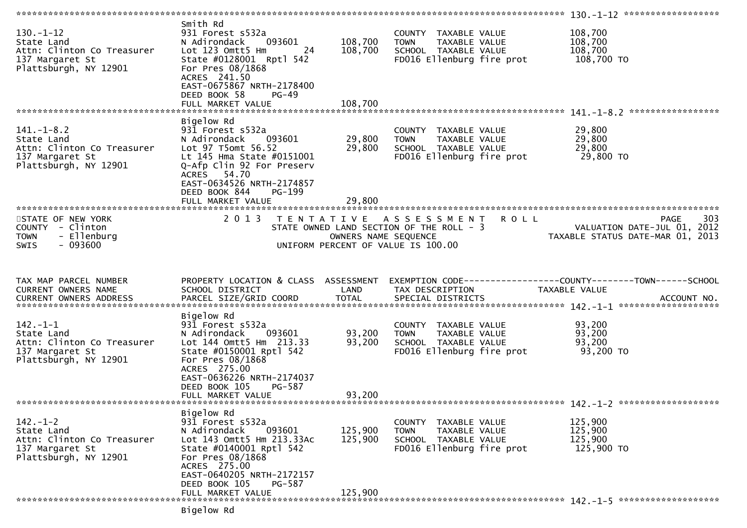```
******************************************************************************************************* 130.-1-12 ******************
                              Smith Rd
130.-1-12                     931 Forest s532a                        COUNTY  TAXABLE VALUE           108,700
State Land                    N Adirondack     093601     108,700     TOWN    TAXABLE VALUE           108,700
Attn: Clinton Co Treasurer    Lot 123 Omtt5 Hm        24  108,700     SCHOOL  TAXABLE VALUE           108,700
137 Margaret St               State #0128001  Rptl 542                FD016 Ellenburg fire prot        108,700 TO
Plattsburgh, NY 12901         For Pres 08/1868
                              ACRES  241.50
                              EAST-0675867 NRTH-2178400
                              DEED BOOK 58      PG-49
                              FULL MARKET VALUE           108,700
******************************************************************************************************* 141.-1-8.2 *****************
                              Bigelow Rd
141.-1-8.2                    931 Forest s532a                        COUNTY  TAXABLE VALUE            29,800
State Land                    N Adirondack     093601      29,800     TOWN    TAXABLE VALUE            29,800
Attn: Clinton Co Treasurer    Lot 97 T5omt 56.52           29,800     SCHOOL  TAXABLE VALUE            29,800
137 Margaret St               Lt 145 Hma State #0151001               FD016 Ellenburg fire prot         29,800 TO
Plattsburgh, NY 12901         Q-Afp Clin 92 For Preserv
                              ACRES   54.70
                              EAST-0634526 NRTH-2174857
                              DEED BOOK 844     PG-199
                              FULL MARKET VALUE            29,800
************************************************************************************************************************************
STATE OF NEW YORK                2 0 1 3   T E N T A T I V E   A S S E S S M E N T   R O L L                          PAGE    303
COUNTY  - Clinton                      STATE OWNED LAND SECTION OF THE ROLL - 3                      VALUATION DATE-JUL 01, 2012
TOWN    - Ellenburg                           OWNERS NAME SEQUENCE                              TAXABLE STATUS DATE-MAR 01, 2013
SWIS    - 093600                         UNIFORM PERCENT OF VALUE IS 100.00


TAX MAP PARCEL NUMBER         PROPERTY LOCATION & CLASS  ASSESSMENT  EXEMPTION CODE------------------COUNTY--------TOWN------SCHOOL
CURRENT OWNERS NAME           SCHOOL DISTRICT               LAND     TAX DESCRIPTION             TAXABLE VALUE
CURRENT OWNERS ADDRESS        PARCEL SIZE/GRID COORD        TOTAL    SPECIAL DISTRICTS                                   ACCOUNT NO.
******************************************************************************************************* 142.-1-1 *******************
                              Bigelow Rd
142.-1-1                      931 Forest s532a                        COUNTY  TAXABLE VALUE            93,200
State Land                    N Adirondack     093601      93,200     TOWN    TAXABLE VALUE            93,200
Attn: Clinton Co Treasurer    Lot 144 Omtt5 Hm  213.33     93,200     SCHOOL  TAXABLE VALUE            93,200
137 Margaret St               State #0150001 Rptl 542                 FD016 Ellenburg fire prot         93,200 TO
Plattsburgh, NY 12901         For Pres 08/1868
                              ACRES  275.00
                              EAST-0636226 NRTH-2174037
                              DEED BOOK 105     PG-587
                              FULL MARKET VALUE            93,200
******************************************************************************************************* 142.-1-2 *******************
                              Bigelow Rd
142.-1-2                      931 Forest s532a                        COUNTY  TAXABLE VALUE           125,900
State Land                    N Adirondack     093601     125,900     TOWN    TAXABLE VALUE           125,900
Attn: Clinton Co Treasurer    Lot 143 Omtt5 Hm 213.33Ac   125,900     SCHOOL  TAXABLE VALUE           125,900
137 Margaret St               State #0140001 Rptl 542                 FD016 Ellenburg fire prot        125,900 TO
Plattsburgh, NY 12901         For Pres 08/1868
                              ACRES  275.00
                              EAST-0640205 NRTH-2172157
                              DEED BOOK 105     PG-587
                              FULL MARKET VALUE           125,900
******************************************************************************************************* 142.-1-5 *******************
                              Bigelow Rd
```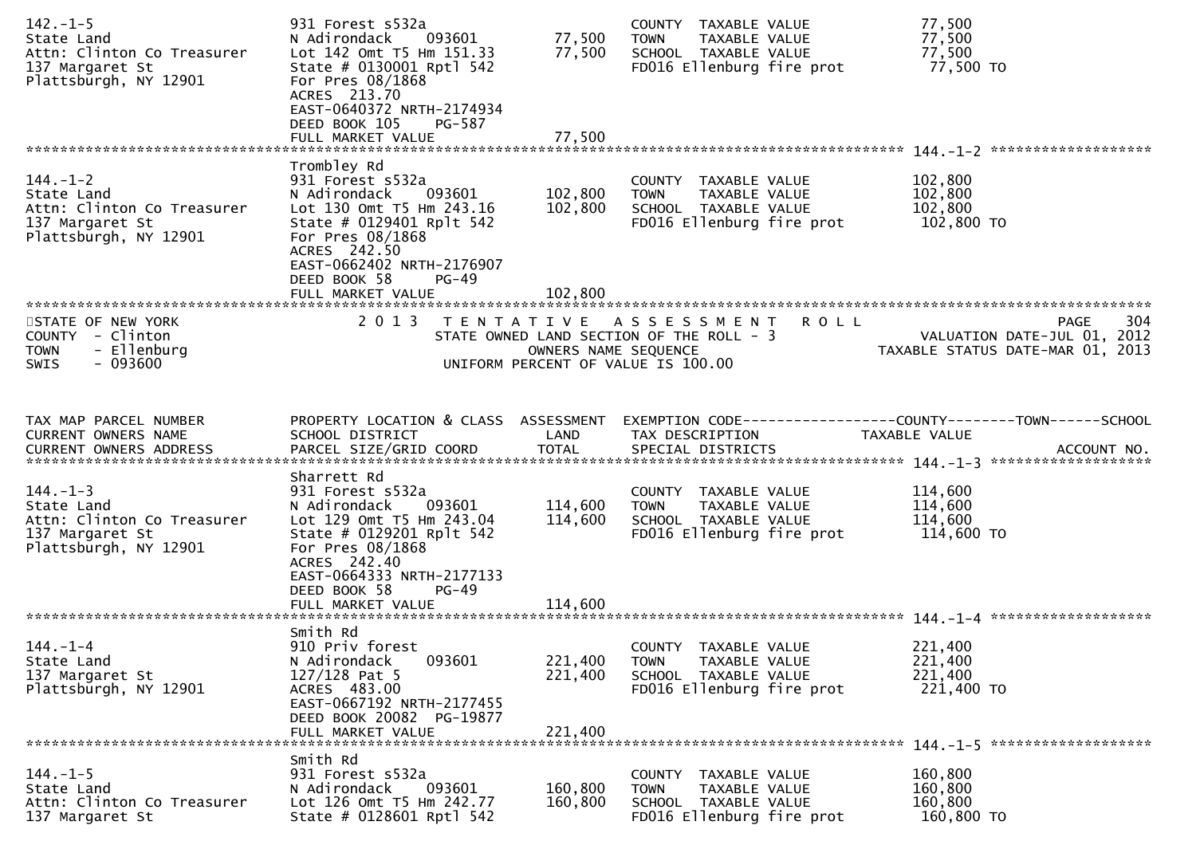```
142.-1-5                        931 Forest s532a                           COUNTY  TAXABLE VALUE             77,500
State Land                      N Adirondack      093601        77,500     TOWN    TAXABLE VALUE             77,500
Attn: Clinton Co Treasurer      Lot 142 Omt T5 Hm 151.33        77,500     SCHOOL  TAXABLE VALUE             77,500
137 Margaret St                 State # 0130001 Rptl 542                   FD016 Ellenburg fire prot          77,500 TO
Plattsburgh, NY 12901           For Pres 08/1868
                                ACRES  213.70
                                EAST-0640372 NRTH-2174934
                                DEED BOOK 105     PG-587
                                FULL MARKET VALUE               77,500
******************************************************************************************************* 144.-1-2 *******************
                                Trombley Rd
144.-1-2                        931 Forest s532a                           COUNTY  TAXABLE VALUE            102,800
State Land                      N Adirondack      093601       102,800     TOWN    TAXABLE VALUE            102,800
Attn: Clinton Co Treasurer      Lot 130 Omt T5 Hm 243.16       102,800     SCHOOL  TAXABLE VALUE            102,800
137 Margaret St                 State # 0129401 Rplt 542                   FD016 Ellenburg fire prot         102,800 TO
Plattsburgh, NY 12901           For Pres 08/1868
                                ACRES  242.50
                                EAST-0662402 NRTH-2176907
                                DEED BOOK 58      PG-49
                                FULL MARKET VALUE              102,800
************************************************************************************************************************************
STATE OF NEW YORK                  2 0 1 3   T E N T A T I V E   A S S E S S M E N T   R O L L                              PAGE    304
COUNTY  - Clinton                         STATE OWNED LAND SECTION OF THE ROLL - 3                          VALUATION DATE-JUL 01, 2012
TOWN    - Ellenburg                                 OWNERS NAME SEQUENCE                                 TAXABLE STATUS DATE-MAR 01, 2013
SWIS    - 093600                           UNIFORM PERCENT OF VALUE IS 100.00


TAX MAP PARCEL NUMBER           PROPERTY LOCATION & CLASS  ASSESSMENT  EXEMPTION CODE------------------COUNTY--------TOWN------SCHOOL
CURRENT OWNERS NAME             SCHOOL DISTRICT               LAND     TAX DESCRIPTION             TAXABLE VALUE
CURRENT OWNERS ADDRESS          PARCEL SIZE/GRID COORD       TOTAL     SPECIAL DISTRICTS                                     ACCOUNT NO.
******************************************************************************************************* 144.-1-3 *******************
                                Sharrett Rd
144.-1-3                        931 Forest s532a                           COUNTY  TAXABLE VALUE            114,600
State Land                      N Adirondack      093601       114,600     TOWN    TAXABLE VALUE            114,600
Attn: Clinton Co Treasurer      Lot 129 Omt T5 Hm 243.04       114,600     SCHOOL  TAXABLE VALUE            114,600
137 Margaret St                 State # 0129201 Rplt 542                   FD016 Ellenburg fire prot         114,600 TO
Plattsburgh, NY 12901           For Pres 08/1868
                                ACRES  242.40
                                EAST-0664333 NRTH-2177133
                                DEED BOOK 58      PG-49
                                FULL MARKET VALUE              114,600
******************************************************************************************************* 144.-1-4 *******************
                                Smith Rd
144.-1-4                        910 Priv forest                            COUNTY  TAXABLE VALUE            221,400
State Land                      N Adirondack      093601       221,400     TOWN    TAXABLE VALUE            221,400
137 Margaret St                 127/128 Pat 5                  221,400     SCHOOL  TAXABLE VALUE            221,400
Plattsburgh, NY 12901           ACRES  483.00                              FD016 Ellenburg fire prot         221,400 TO
                                EAST-0667192 NRTH-2177455
                                DEED BOOK 20082  PG-19877
                                FULL MARKET VALUE              221,400
******************************************************************************************************* 144.-1-5 *******************
                                Smith Rd
144.-1-5                        931 Forest s532a                           COUNTY  TAXABLE VALUE            160,800
State Land                      N Adirondack      093601       160,800     TOWN    TAXABLE VALUE            160,800
Attn: Clinton Co Treasurer      Lot 126 Omt T5 Hm 242.77       160,800     SCHOOL  TAXABLE VALUE            160,800
137 Margaret St                 State # 0128601 Rptl 542                   FD016 Ellenburg fire prot         160,800 TO
```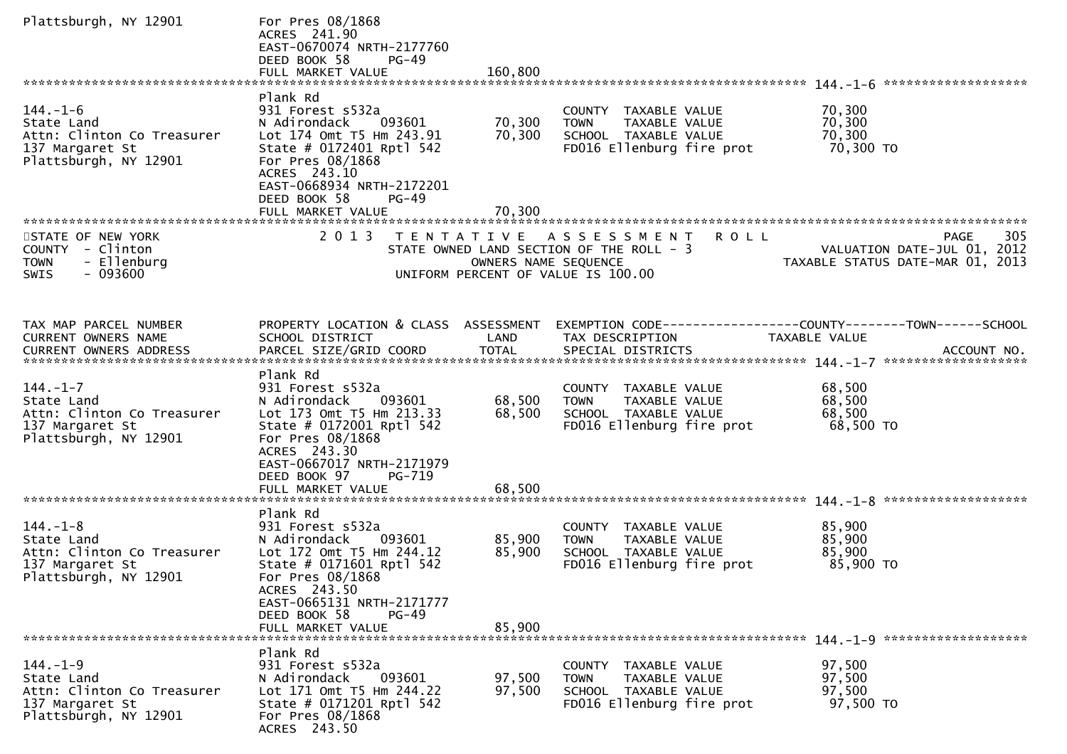```
Plattsburgh, NY 12901          For Pres 08/1868
                               ACRES 241.90
                               EAST-0670074 NRTH-2177760
                               DEED BOOK 58     PG-49
                               FULL MARKET VALUE           160,800
******************************************************************************************************* 144.-1-6 *******************
                               Plank Rd
144.-1-6                       931 Forest s532a                         COUNTY  TAXABLE VALUE            70,300
State Land                     N Adirondack     093601        70,300    TOWN    TAXABLE VALUE            70,300
Attn: Clinton Co Treasurer     Lot 174 Omt T5 Hm 243.91       70,300    SCHOOL  TAXABLE VALUE            70,300
137 Margaret St                State # 0172401 Rptl 542                 FD016 Ellenburg fire prot         70,300 TO
Plattsburgh, NY 12901          For Pres 08/1868
                               ACRES 243.10
                               EAST-0668934 NRTH-2172201
                               DEED BOOK 58     PG-49
                               FULL MARKET VALUE            70,300
*******************************************************************************************************************************
STATE OF NEW YORK                 2 0 1 3   T E N T A T I V E   A S S E S S M E N T   R O L L                     PAGE     305
COUNTY  - Clinton                          STATE OWNED LAND SECTION OF THE ROLL - 3                    VALUATION DATE-JUL 01, 2012
TOWN    - Ellenburg                               OWNERS NAME SEQUENCE                           TAXABLE STATUS DATE-MAR 01, 2013
SWIS    - 093600                            UNIFORM PERCENT OF VALUE IS 100.00


TAX MAP PARCEL NUMBER          PROPERTY LOCATION & CLASS  ASSESSMENT  EXEMPTION CODE------------------COUNTY--------TOWN------SCHOOL
CURRENT OWNERS NAME            SCHOOL DISTRICT               LAND      TAX DESCRIPTION              TAXABLE VALUE
CURRENT OWNERS ADDRESS         PARCEL SIZE/GRID COORD        TOTAL     SPECIAL DISTRICTS                                 ACCOUNT NO.
******************************************************************************************************* 144.-1-7 *******************
                               Plank Rd
144.-1-7                       931 Forest s532a                         COUNTY  TAXABLE VALUE            68,500
State Land                     N Adirondack     093601        68,500    TOWN    TAXABLE VALUE            68,500
Attn: Clinton Co Treasurer     Lot 173 Omt T5 Hm 213.33       68,500    SCHOOL  TAXABLE VALUE            68,500
137 Margaret St                State # 0172001 Rptl 542                 FD016 Ellenburg fire prot         68,500 TO
Plattsburgh, NY 12901          For Pres 08/1868
                               ACRES 243.30
                               EAST-0667017 NRTH-2171979
                               DEED BOOK 97     PG-719
                               FULL MARKET VALUE            68,500
******************************************************************************************************* 144.-1-8 *******************
                               Plank Rd
144.-1-8                       931 Forest s532a                         COUNTY  TAXABLE VALUE            85,900
State Land                     N Adirondack     093601        85,900    TOWN    TAXABLE VALUE            85,900
Attn: Clinton Co Treasurer     Lot 172 Omt T5 Hm 244.12       85,900    SCHOOL  TAXABLE VALUE            85,900
137 Margaret St                State # 0171601 Rptl 542                 FD016 Ellenburg fire prot         85,900 TO
Plattsburgh, NY 12901          For Pres 08/1868
                               ACRES 243.50
                               EAST-0665131 NRTH-2171777
                               DEED BOOK 58     PG-49
                               FULL MARKET VALUE            85,900
******************************************************************************************************* 144.-1-9 *******************
                               Plank Rd
144.-1-9                       931 Forest s532a                         COUNTY  TAXABLE VALUE            97,500
State Land                     N Adirondack     093601        97,500    TOWN    TAXABLE VALUE            97,500
Attn: Clinton Co Treasurer     Lot 171 Omt T5 Hm 244.22       97,500    SCHOOL  TAXABLE VALUE            97,500
137 Margaret St                State # 0171201 Rptl 542                 FD016 Ellenburg fire prot         97,500 TO
Plattsburgh, NY 12901          For Pres 08/1868
                               ACRES 243.50
```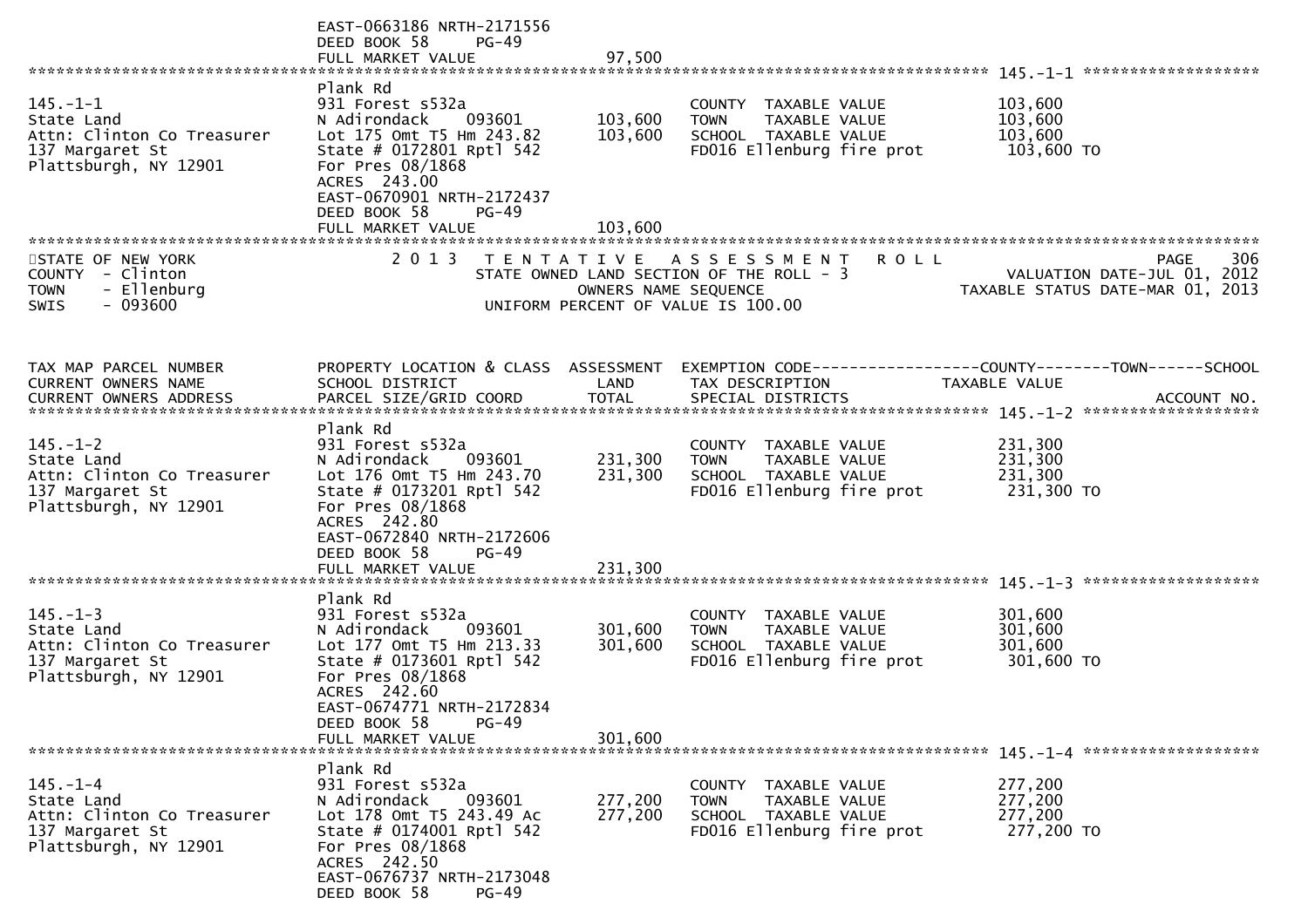EAST-0663186 NRTH-2171556
DEED BOOK 58 PG-49
FULL MARKET VALUE 97,500

******************************************************************************************************* 145.-1-1 *******************

| | | | | |
|---|---|---|---|---|
| 145.-1-1 | Plank Rd | | | |
| State Land | 931 Forest s532a | | COUNTY TAXABLE VALUE | 103,600 |
| Attn: Clinton Co Treasurer | N Adirondack 093601 | 103,600 | TOWN TAXABLE VALUE | 103,600 |
| 137 Margaret St | Lot 175 Omt T5 Hm 243.82 | 103,600 | SCHOOL TAXABLE VALUE | 103,600 |
| Plattsburgh, NY 12901 | State # 0172801 Rptl 542 | | FD016 Ellenburg fire prot | 103,600 TO |
| | For Pres 08/1868 | | | |
| | ACRES 243.00 | | | |
| | EAST-0670901 NRTH-2172437 | | | |
| | DEED BOOK 58 PG-49 | | | |
| | FULL MARKET VALUE | 103,600 | | |

STATE OF NEW YORK — 2013 TENTATIVE ASSESSMENT ROLL — PAGE 306
COUNTY - Clinton — STATE OWNED LAND SECTION OF THE ROLL - 3 — VALUATION DATE-JUL 01, 2012
TOWN - Ellenburg — OWNERS NAME SEQUENCE — TAXABLE STATUS DATE-MAR 01, 2013
SWIS - 093600 — UNIFORM PERCENT OF VALUE IS 100.00

| TAX MAP PARCEL NUMBER / CURRENT OWNERS NAME / CURRENT OWNERS ADDRESS | PROPERTY LOCATION & CLASS / SCHOOL DISTRICT / PARCEL SIZE/GRID COORD | ASSESSMENT LAND / TOTAL | EXEMPTION CODE / TAX DESCRIPTION / SPECIAL DISTRICTS | COUNTY--------TOWN------SCHOOL / TAXABLE VALUE / ACCOUNT NO. |
|---|---|---|---|---|
| **145.-1-2** | Plank Rd | | | |
| State Land | 931 Forest s532a | | COUNTY TAXABLE VALUE | 231,300 |
| Attn: Clinton Co Treasurer | N Adirondack 093601 | 231,300 | TOWN TAXABLE VALUE | 231,300 |
| 137 Margaret St | Lot 176 Omt T5 Hm 243.70 | 231,300 | SCHOOL TAXABLE VALUE | 231,300 |
| Plattsburgh, NY 12901 | State # 0173201 Rptl 542 | | FD016 Ellenburg fire prot | 231,300 TO |
| | For Pres 08/1868 | | | |
| | ACRES 242.80 | | | |
| | EAST-0672840 NRTH-2172606 | | | |
| | DEED BOOK 58 PG-49 | | | |
| | FULL MARKET VALUE | 231,300 | | |
| **145.-1-3** | Plank Rd | | | |
| State Land | 931 Forest s532a | | COUNTY TAXABLE VALUE | 301,600 |
| Attn: Clinton Co Treasurer | N Adirondack 093601 | 301,600 | TOWN TAXABLE VALUE | 301,600 |
| 137 Margaret St | Lot 177 Omt T5 Hm 213.33 | 301,600 | SCHOOL TAXABLE VALUE | 301,600 |
| Plattsburgh, NY 12901 | State # 0173601 Rptl 542 | | FD016 Ellenburg fire prot | 301,600 TO |
| | For Pres 08/1868 | | | |
| | ACRES 242.60 | | | |
| | EAST-0674771 NRTH-2172834 | | | |
| | DEED BOOK 58 PG-49 | | | |
| | FULL MARKET VALUE | 301,600 | | |
| **145.-1-4** | Plank Rd | | | |
| State Land | 931 Forest s532a | | COUNTY TAXABLE VALUE | 277,200 |
| Attn: Clinton Co Treasurer | N Adirondack 093601 | 277,200 | TOWN TAXABLE VALUE | 277,200 |
| 137 Margaret St | Lot 178 Omt T5 243.49 Ac | 277,200 | SCHOOL TAXABLE VALUE | 277,200 |
| Plattsburgh, NY 12901 | State # 0174001 Rptl 542 | | FD016 Ellenburg fire prot | 277,200 TO |
| | For Pres 08/1868 | | | |
| | ACRES 242.50 | | | |
| | EAST-0676737 NRTH-2173048 | | | |
| | DEED BOOK 58 PG-49 | | | |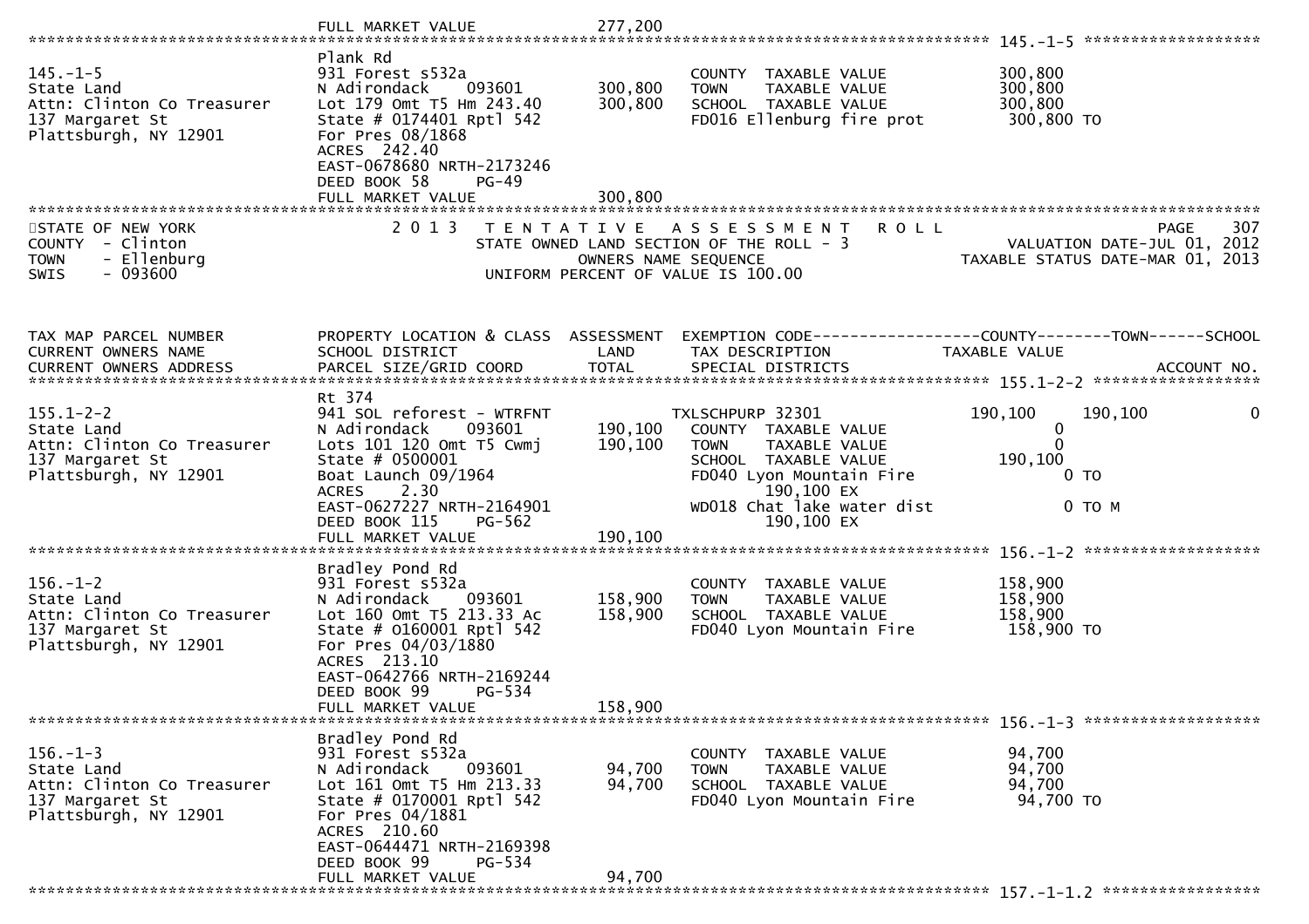FULL MARKET VALUE 277,200

******************************************************************************************************* 145.-1-5 *******************

| | | | | |
|---|---|---|---|---|
| 145.-1-5<br>State Land<br>Attn: Clinton Co Treasurer<br>137 Margaret St<br>Plattsburgh, NY 12901 | Plank Rd<br>931 Forest s532a<br>N Adirondack 093601<br>Lot 179 Omt T5 Hm 243.40<br>State # 0174401 Rptl 542<br>For Pres 08/1868<br>ACRES 242.40<br>EAST-0678680 NRTH-2173246<br>DEED BOOK 58 PG-49<br>FULL MARKET VALUE | 300,800<br>300,800<br><br><br><br><br><br><br>300,800 | COUNTY TAXABLE VALUE<br>TOWN TAXABLE VALUE<br>SCHOOL TAXABLE VALUE<br>FD016 Ellenburg fire prot | 300,800<br>300,800<br>300,800<br>300,800 TO |

STATE OF NEW YORK
COUNTY - Clinton
TOWN - Ellenburg
SWIS - 093600

2 0 1 3 T E N T A T I V E A S S E S S M E N T R O L L
STATE OWNED LAND SECTION OF THE ROLL - 3
OWNERS NAME SEQUENCE
UNIFORM PERCENT OF VALUE IS 100.00

PAGE 307
VALUATION DATE-JUL 01, 2012
TAXABLE STATUS DATE-MAR 01, 2013

| TAX MAP PARCEL NUMBER<br>CURRENT OWNERS NAME<br>CURRENT OWNERS ADDRESS | PROPERTY LOCATION & CLASS<br>SCHOOL DISTRICT<br>PARCEL SIZE/GRID COORD | ASSESSMENT<br>LAND<br>TOTAL | EXEMPTION CODE<br>TAX DESCRIPTION<br>SPECIAL DISTRICTS | COUNTY<br>TAXABLE VALUE | TOWN | SCHOOL<br><br>ACCOUNT NO. |
|---|---|---|---|---|---|---|
| **155.1-2-2** | | | | | | |
| 155.1-2-2<br>State Land<br>Attn: Clinton Co Treasurer<br>137 Margaret St<br>Plattsburgh, NY 12901 | Rt 374<br>941 SOL reforest - WTRFNT<br>N Adirondack 093601<br>Lots 101 120 Omt T5 Cwmj<br>State # 0500001<br>Boat Launch 09/1964<br>ACRES 2.30<br>EAST-0627227 NRTH-2164901<br>DEED BOOK 115 PG-562<br>FULL MARKET VALUE | <br><br>190,100<br>190,100<br><br><br><br><br><br>190,100 | TXLSCHPURP 32301<br>COUNTY TAXABLE VALUE<br>TOWN TAXABLE VALUE<br>SCHOOL TAXABLE VALUE<br>FD040 Lyon Mountain Fire<br>190,100 EX<br>WD018 Chat lake water dist<br>190,100 EX | 190,100<br>0<br>0<br>190,100<br>0 TO<br><br>0 TO M | 190,100 | 0 |
| **156.-1-2** | | | | | | |
| 156.-1-2<br>State Land<br>Attn: Clinton Co Treasurer<br>137 Margaret St<br>Plattsburgh, NY 12901 | Bradley Pond Rd<br>931 Forest s532a<br>N Adirondack 093601<br>Lot 160 Omt T5 213.33 Ac<br>State # 0160001 Rptl 542<br>For Pres 04/03/1880<br>ACRES 213.10<br>EAST-0642766 NRTH-2169244<br>DEED BOOK 99 PG-534<br>FULL MARKET VALUE | <br><br>158,900<br>158,900<br><br><br><br><br><br>158,900 | COUNTY TAXABLE VALUE<br>TOWN TAXABLE VALUE<br>SCHOOL TAXABLE VALUE<br>FD040 Lyon Mountain Fire | 158,900<br>158,900<br>158,900<br>158,900 TO | | |
| **156.-1-3** | | | | | | |
| 156.-1-3<br>State Land<br>Attn: Clinton Co Treasurer<br>137 Margaret St<br>Plattsburgh, NY 12901 | Bradley Pond Rd<br>931 Forest s532a<br>N Adirondack 093601<br>Lot 161 Omt T5 Hm 213.33<br>State # 0170001 Rptl 542<br>For Pres 04/1881<br>ACRES 210.60<br>EAST-0644471 NRTH-2169398<br>DEED BOOK 99 PG-534<br>FULL MARKET VALUE | <br><br>94,700<br>94,700<br><br><br><br><br><br>94,700 | COUNTY TAXABLE VALUE<br>TOWN TAXABLE VALUE<br>SCHOOL TAXABLE VALUE<br>FD040 Lyon Mountain Fire | 94,700<br>94,700<br>94,700<br>94,700 TO | | |

******************************************************************************************************* 157.-1-1.2 *****************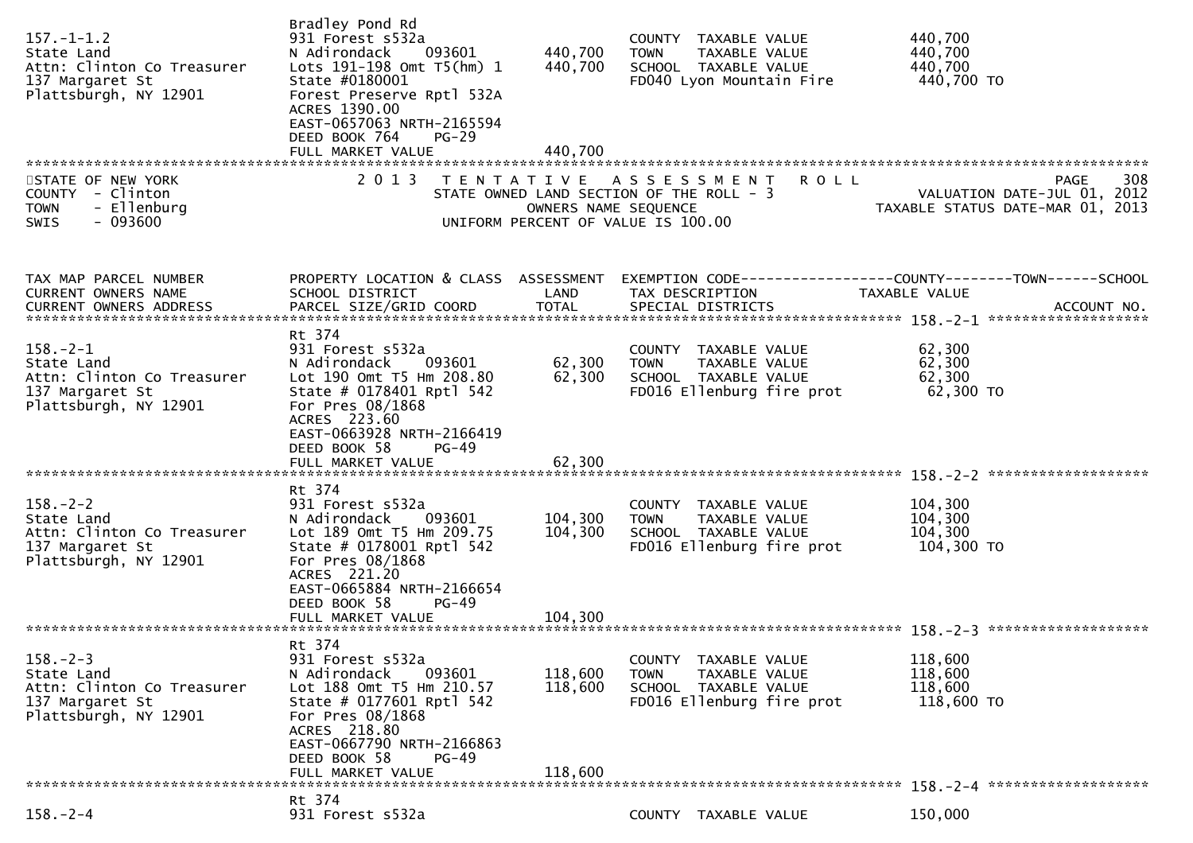| TAX MAP PARCEL NUMBER / CURRENT OWNERS NAME / CURRENT OWNERS ADDRESS | PROPERTY LOCATION & CLASS / SCHOOL DISTRICT / PARCEL SIZE/GRID COORD | ASSESSMENT LAND | TOTAL | EXEMPTION CODE / TAX DESCRIPTION / SPECIAL DISTRICTS | TAXABLE VALUE (COUNTY / TOWN / SCHOOL) | ACCOUNT NO. |
|---|---|---|---|---|---|---|
| 157.-1-1.2 | Bradley Pond Rd | | | | | |
| State Land | 931 Forest s532a | | | COUNTY TAXABLE VALUE | 440,700 | |
| Attn: Clinton Co Treasurer | N Adirondack 093601 | 440,700 | | TOWN TAXABLE VALUE | 440,700 | |
| 137 Margaret St | Lots 191-198 Omt T5(hm) 1 | | 440,700 | SCHOOL TAXABLE VALUE | 440,700 | |
| Plattsburgh, NY 12901 | State #0180001 | | | FD040 Lyon Mountain Fire | 440,700 TO | |
| | Forest Preserve Rptl 532A | | | | | |
| | ACRES 1390.00 | | | | | |
| | EAST-0657063 NRTH-2165594 | | | | | |
| | DEED BOOK 764 PG-29 | | | | | |
| | FULL MARKET VALUE | | 440,700 | | | |

STATE OF NEW YORK — 2013 TENTATIVE ASSESSMENT ROLL
COUNTY - Clinton — STATE OWNED LAND SECTION OF THE ROLL - 3 — VALUATION DATE-JUL 01, 2012
TOWN - Ellenburg — OWNERS NAME SEQUENCE — TAXABLE STATUS DATE-MAR 01, 2013
SWIS - 093600 — UNIFORM PERCENT OF VALUE IS 100.00

| TAX MAP PARCEL NUMBER / CURRENT OWNERS NAME / CURRENT OWNERS ADDRESS | PROPERTY LOCATION & CLASS / SCHOOL DISTRICT / PARCEL SIZE/GRID COORD | ASSESSMENT LAND | TOTAL | EXEMPTION CODE / TAX DESCRIPTION / SPECIAL DISTRICTS | TAXABLE VALUE (COUNTY / TOWN / SCHOOL) | ACCOUNT NO. |
|---|---|---|---|---|---|---|
| **158.-2-1** | Rt 374 | | | | | |
| 158.-2-1 | 931 Forest s532a | | | COUNTY TAXABLE VALUE | 62,300 | |
| State Land | N Adirondack 093601 | 62,300 | | TOWN TAXABLE VALUE | 62,300 | |
| Attn: Clinton Co Treasurer | Lot 190 Omt T5 Hm 208.80 | | 62,300 | SCHOOL TAXABLE VALUE | 62,300 | |
| 137 Margaret St | State # 0178401 Rptl 542 | | | FD016 Ellenburg fire prot | 62,300 TO | |
| Plattsburgh, NY 12901 | For Pres 08/1868 | | | | | |
| | ACRES 223.60 | | | | | |
| | EAST-0663928 NRTH-2166419 | | | | | |
| | DEED BOOK 58 PG-49 | | | | | |
| | FULL MARKET VALUE | | 62,300 | | | |
| **158.-2-2** | Rt 374 | | | | | |
| 158.-2-2 | 931 Forest s532a | | | COUNTY TAXABLE VALUE | 104,300 | |
| State Land | N Adirondack 093601 | 104,300 | | TOWN TAXABLE VALUE | 104,300 | |
| Attn: Clinton Co Treasurer | Lot 189 Omt T5 Hm 209.75 | | 104,300 | SCHOOL TAXABLE VALUE | 104,300 | |
| 137 Margaret St | State # 0178001 Rptl 542 | | | FD016 Ellenburg fire prot | 104,300 TO | |
| Plattsburgh, NY 12901 | For Pres 08/1868 | | | | | |
| | ACRES 221.20 | | | | | |
| | EAST-0665884 NRTH-2166654 | | | | | |
| | DEED BOOK 58 PG-49 | | | | | |
| | FULL MARKET VALUE | | 104,300 | | | |
| **158.-2-3** | Rt 374 | | | | | |
| 158.-2-3 | 931 Forest s532a | | | COUNTY TAXABLE VALUE | 118,600 | |
| State Land | N Adirondack 093601 | 118,600 | | TOWN TAXABLE VALUE | 118,600 | |
| Attn: Clinton Co Treasurer | Lot 188 Omt T5 Hm 210.57 | | 118,600 | SCHOOL TAXABLE VALUE | 118,600 | |
| 137 Margaret St | State # 0177601 Rptl 542 | | | FD016 Ellenburg fire prot | 118,600 TO | |
| Plattsburgh, NY 12901 | For Pres 08/1868 | | | | | |
| | ACRES 218.80 | | | | | |
| | EAST-0667790 NRTH-2166863 | | | | | |
| | DEED BOOK 58 PG-49 | | | | | |
| | FULL MARKET VALUE | | 118,600 | | | |
| **158.-2-4** | Rt 374 | | | | | |
| 158.-2-4 | 931 Forest s532a | | | COUNTY TAXABLE VALUE | 150,000 | |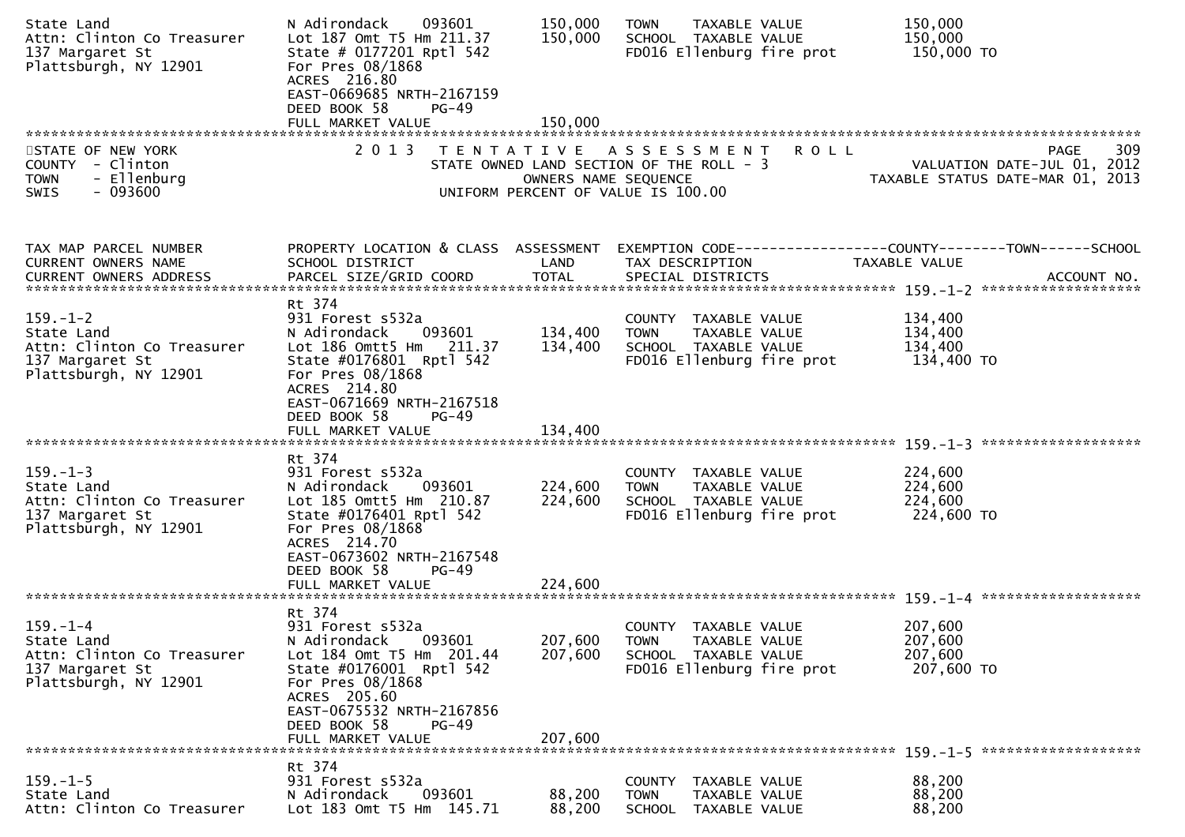| | | | | |
|---|---|---|---|---|
| State Land | N Adirondack 093601 | 150,000 | TOWN TAXABLE VALUE | 150,000 |
| Attn: Clinton Co Treasurer | Lot 187 Omt T5 Hm 211.37 | 150,000 | SCHOOL TAXABLE VALUE | 150,000 |
| 137 Margaret St | State # 0177201 Rptl 542 | | FD016 Ellenburg fire prot | 150,000 TO |
| Plattsburgh, NY 12901 | For Pres 08/1868 | | | |
| | ACRES 216.80 | | | |
| | EAST-0669685 NRTH-2167159 | | | |
| | DEED BOOK 58 PG-49 | | | |
| | FULL MARKET VALUE | 150,000 | | |

STATE OF NEW YORK — 2013 TENTATIVE ASSESSMENT ROLL
COUNTY - Clinton — STATE OWNED LAND SECTION OF THE ROLL - 3 — VALUATION DATE-JUL 01, 2012
TOWN - Ellenburg — OWNERS NAME SEQUENCE — TAXABLE STATUS DATE-MAR 01, 2013
SWIS - 093600 — UNIFORM PERCENT OF VALUE IS 100.00

| TAX MAP PARCEL NUMBER / CURRENT OWNERS NAME / CURRENT OWNERS ADDRESS | PROPERTY LOCATION & CLASS / SCHOOL DISTRICT / PARCEL SIZE/GRID COORD | ASSESSMENT LAND / TOTAL | EXEMPTION CODE / TAX DESCRIPTION / SPECIAL DISTRICTS | COUNTY--TOWN--SCHOOL TAXABLE VALUE / ACCOUNT NO. |
|---|---|---|---|---|
| **159.-1-2** | Rt 374 | | | |
| 159.-1-2 | 931 Forest s532a | | COUNTY TAXABLE VALUE | 134,400 |
| State Land | N Adirondack 093601 | 134,400 | TOWN TAXABLE VALUE | 134,400 |
| Attn: Clinton Co Treasurer | Lot 186 Omtt5 Hm 211.37 | 134,400 | SCHOOL TAXABLE VALUE | 134,400 |
| 137 Margaret St | State #0176801 Rptl 542 | | FD016 Ellenburg fire prot | 134,400 TO |
| Plattsburgh, NY 12901 | For Pres 08/1868 | | | |
| | ACRES 214.80 | | | |
| | EAST-0671669 NRTH-2167518 | | | |
| | DEED BOOK 58 PG-49 | | | |
| | FULL MARKET VALUE | 134,400 | | |
| **159.-1-3** | Rt 374 | | | |
| 159.-1-3 | 931 Forest s532a | | COUNTY TAXABLE VALUE | 224,600 |
| State Land | N Adirondack 093601 | 224,600 | TOWN TAXABLE VALUE | 224,600 |
| Attn: Clinton Co Treasurer | Lot 185 Omtt5 Hm 210.87 | 224,600 | SCHOOL TAXABLE VALUE | 224,600 |
| 137 Margaret St | State #0176401 Rptl 542 | | FD016 Ellenburg fire prot | 224,600 TO |
| Plattsburgh, NY 12901 | For Pres 08/1868 | | | |
| | ACRES 214.70 | | | |
| | EAST-0673602 NRTH-2167548 | | | |
| | DEED BOOK 58 PG-49 | | | |
| | FULL MARKET VALUE | 224,600 | | |
| **159.-1-4** | Rt 374 | | | |
| 159.-1-4 | 931 Forest s532a | | COUNTY TAXABLE VALUE | 207,600 |
| State Land | N Adirondack 093601 | 207,600 | TOWN TAXABLE VALUE | 207,600 |
| Attn: Clinton Co Treasurer | Lot 184 Omt T5 Hm 201.44 | 207,600 | SCHOOL TAXABLE VALUE | 207,600 |
| 137 Margaret St | State #0176001 Rptl 542 | | FD016 Ellenburg fire prot | 207,600 TO |
| Plattsburgh, NY 12901 | For Pres 08/1868 | | | |
| | ACRES 205.60 | | | |
| | EAST-0675532 NRTH-2167856 | | | |
| | DEED BOOK 58 PG-49 | | | |
| | FULL MARKET VALUE | 207,600 | | |
| **159.-1-5** | Rt 374 | | | |
| 159.-1-5 | 931 Forest s532a | | COUNTY TAXABLE VALUE | 88,200 |
| State Land | N Adirondack 093601 | 88,200 | TOWN TAXABLE VALUE | 88,200 |
| Attn: Clinton Co Treasurer | Lot 183 Omt T5 Hm 145.71 | 88,200 | SCHOOL TAXABLE VALUE | 88,200 |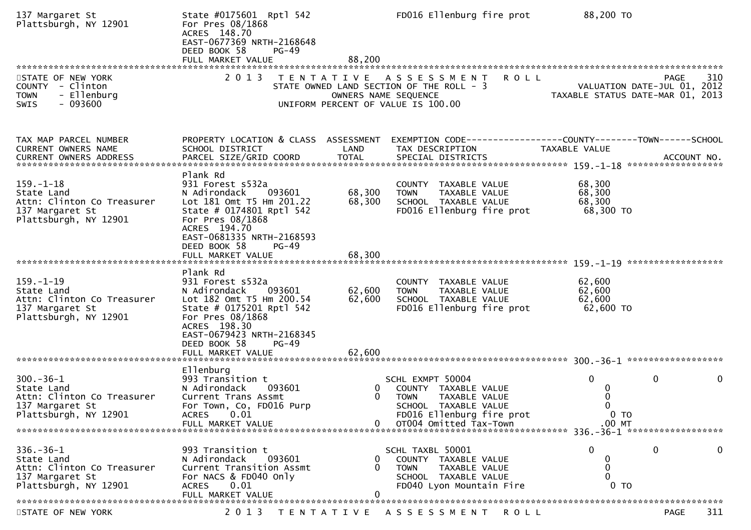```
137 Margaret St                   State #0175601  Rptl 542                FD016 Ellenburg fire prot          88,200 TO
Plattsburgh, NY 12901             For Pres 08/1868
                                  ACRES  148.70
                                  EAST-0677369 NRTH-2168648
                                  DEED BOOK 58      PG-49
                                  FULL MARKET VALUE              88,200
******************************************************************************************************************************************
STATE OF NEW YORK                   2 0 1 3   T E N T A T I V E   A S S E S S M E N T   R O L L                                  PAGE    310
COUNTY  - Clinton                          STATE OWNED LAND SECTION OF THE ROLL - 3                        VALUATION DATE-JUL 01, 2012
TOWN    - Ellenburg                                  OWNERS NAME SEQUENCE                              TAXABLE STATUS DATE-MAR 01, 2013
SWIS    - 093600                            UNIFORM PERCENT OF VALUE IS 100.00


TAX MAP PARCEL NUMBER             PROPERTY LOCATION & CLASS  ASSESSMENT  EXEMPTION CODE------------------COUNTY--------TOWN------SCHOOL
CURRENT OWNERS NAME               SCHOOL DISTRICT               LAND      TAX DESCRIPTION            TAXABLE VALUE
CURRENT OWNERS ADDRESS            PARCEL SIZE/GRID COORD       TOTAL      SPECIAL DISTRICTS                                      ACCOUNT NO.
*************************************************************************************************** 159.-1-18 ******************
                                  Plank Rd
159.-1-18                         931 Forest s532a                         COUNTY  TAXABLE VALUE             68,300
State Land                        N Adirondack     093601      68,300      TOWN    TAXABLE VALUE             68,300
Attn: Clinton Co Treasurer        Lot 181 Omt T5 Hm 201.22     68,300      SCHOOL  TAXABLE VALUE             68,300
137 Margaret St                   State # 0174801 Rptl 542                 FD016 Ellenburg fire prot          68,300 TO
Plattsburgh, NY 12901             For Pres 08/1868
                                  ACRES  194.70
                                  EAST-0681335 NRTH-2168593
                                  DEED BOOK 58      PG-49
                                  FULL MARKET VALUE              68,300
*************************************************************************************************** 159.-1-19 ******************
                                  Plank Rd
159.-1-19                         931 Forest s532a                         COUNTY  TAXABLE VALUE             62,600
State Land                        N Adirondack     093601      62,600      TOWN    TAXABLE VALUE             62,600
Attn: Clinton Co Treasurer        Lot 182 Omt T5 Hm 200.54     62,600      SCHOOL  TAXABLE VALUE             62,600
137 Margaret St                   State # 0175201 Rptl 542                 FD016 Ellenburg fire prot          62,600 TO
Plattsburgh, NY 12901             For Pres 08/1868
                                  ACRES  198.30
                                  EAST-0679423 NRTH-2168345
                                  DEED BOOK 58      PG-49
                                  FULL MARKET VALUE              62,600
*************************************************************************************************** 300.-36-1 ******************
                                  Ellenburg
300.-36-1                         993 Transition t                        SCHL EXMPT 50004                     0             0             0
State Land                        N Adirondack     093601           0      COUNTY  TAXABLE VALUE                 0
Attn: Clinton Co Treasurer        Current Trans Assmt                0      TOWN    TAXABLE VALUE                 0
137 Margaret St                   For Town, Co, FD016 Purp                 SCHOOL  TAXABLE VALUE                 0
Plattsburgh, NY 12901             ACRES    0.01                            FD016 Ellenburg fire prot              0 TO
                                  FULL MARKET VALUE                   0    OT004 Omitted Tax-Town               .00 MT
*************************************************************************************************** 336.-36-1 ******************
336.-36-1                         993 Transition t                        SCHL TAXBL 50001                     0             0             0
State Land                        N Adirondack     093601           0      COUNTY  TAXABLE VALUE                 0
Attn: Clinton Co Treasurer        Current Transition Assmt           0      TOWN    TAXABLE VALUE                 0
137 Margaret St                   For NACS & FD040 Only                    SCHOOL  TAXABLE VALUE                 0
Plattsburgh, NY 12901             ACRES    0.01                            FD040 Lyon Mountain Fire               0 TO
                                  FULL MARKET VALUE                   0
******************************************************************************************************************************************
STATE OF NEW YORK                   2 0 1 3   T E N T A T I V E   A S S E S S M E N T   R O L L                                  PAGE    311
```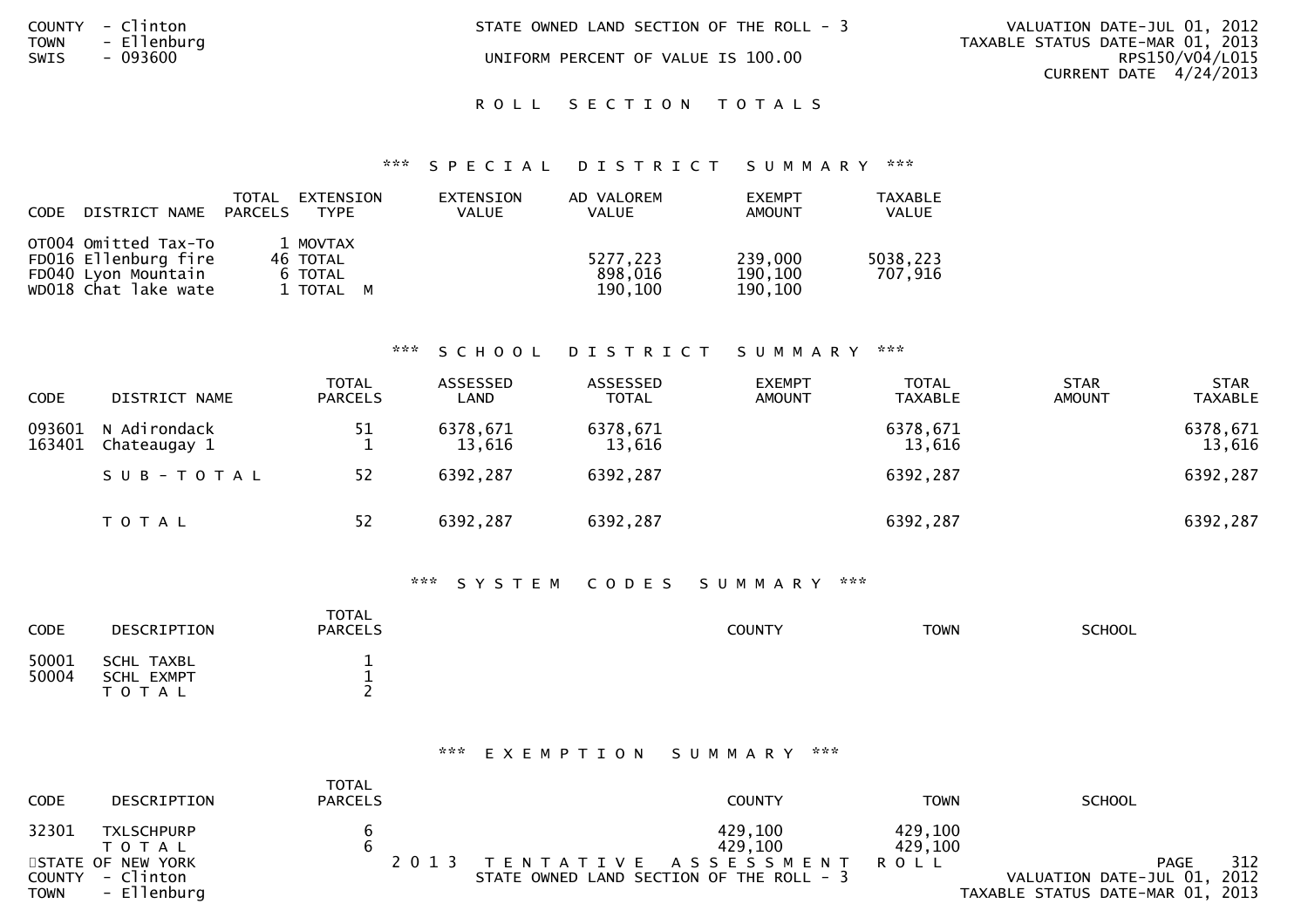COUNTY - Clinton
TOWN - Ellenburg
SWIS - 093600

STATE OWNED LAND SECTION OF THE ROLL - 3

UNIFORM PERCENT OF VALUE IS 100.00

VALUATION DATE-JUL 01, 2012
TAXABLE STATUS DATE-MAR 01, 2013
RPS150/V04/L015
CURRENT DATE 4/24/2013

## ROLL SECTION TOTALS

### *** SPECIAL DISTRICT SUMMARY ***

| CODE | DISTRICT NAME | TOTAL PARCELS | EXTENSION TYPE | EXTENSION VALUE | AD VALOREM VALUE | EXEMPT AMOUNT | TAXABLE VALUE |
|---|---|---|---|---|---|---|---|
| OT004 | Omitted Tax-To | 1 | MOVTAX | | | | |
| FD016 | Ellenburg fire | 46 | TOTAL | | 5277,223 | 239,000 | 5038,223 |
| FD040 | Lyon Mountain | 6 | TOTAL | | 898,016 | 190,100 | 707,916 |
| WD018 | Chat lake wate | 1 | TOTAL M | | 190,100 | 190,100 | |

### *** SCHOOL DISTRICT SUMMARY ***

| CODE | DISTRICT NAME | TOTAL PARCELS | ASSESSED LAND | ASSESSED TOTAL | EXEMPT AMOUNT | TOTAL TAXABLE | STAR AMOUNT | STAR TAXABLE |
|---|---|---|---|---|---|---|---|---|
| 093601 | N Adirondack | 51 | 6378,671 | 6378,671 | | 6378,671 | | 6378,671 |
| 163401 | Chateaugay 1 | 1 | 13,616 | 13,616 | | 13,616 | | 13,616 |
| | SUB-TOTAL | 52 | 6392,287 | 6392,287 | | 6392,287 | | 6392,287 |
| | TOTAL | 52 | 6392,287 | 6392,287 | | 6392,287 | | 6392,287 |

### *** SYSTEM CODES SUMMARY ***

| CODE | DESCRIPTION | TOTAL PARCELS | COUNTY | TOWN | SCHOOL |
|---|---|---|---|---|---|
| 50001 | SCHL TAXBL | 1 | | | |
| 50004 | SCHL EXMPT | 1 | | | |
| | TOTAL | 2 | | | |

### *** EXEMPTION SUMMARY ***

| CODE | DESCRIPTION | TOTAL PARCELS | COUNTY | TOWN | SCHOOL |
|---|---|---|---|---|---|
| 32301 | TXLSCHPURP | 6 | 429,100 | 429,100 | |
| | TOTAL | 6 | 429,100 | 429,100 | |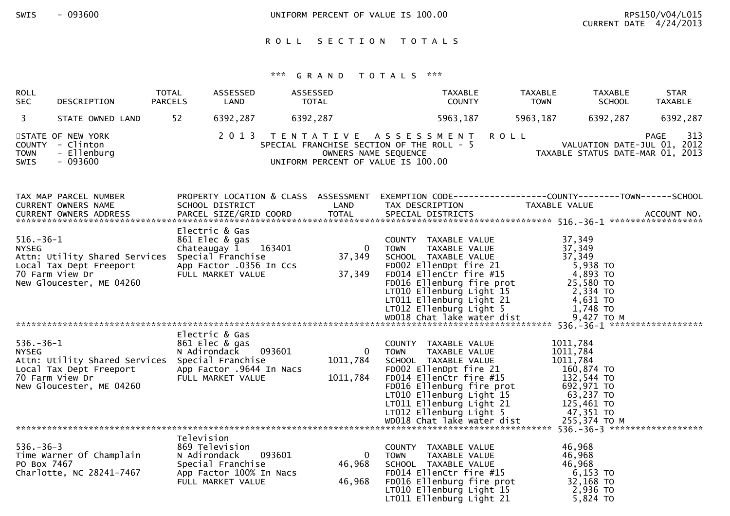SWIS - 093600 UNIFORM PERCENT OF VALUE IS 100.00 RPS150/V04/L015
CURRENT DATE 4/24/2013

## ROLL SECTION TOTALS

### *** GRAND TOTALS ***

| ROLL SEC | DESCRIPTION | TOTAL PARCELS | ASSESSED LAND | ASSESSED TOTAL | TAXABLE COUNTY | TAXABLE TOWN | TAXABLE SCHOOL | STAR TAXABLE |
|---|---|---|---|---|---|---|---|---|
| 3 | STATE OWNED LAND | 52 | 6392,287 | 6392,287 | 5963,187 | 5963,187 | 6392,287 | 6392,287 |

STATE OF NEW YORK 2 0 1 3 T E N T A T I V E A S S E S S M E N T R O L L PAGE 313
COUNTY - Clinton SPECIAL FRANCHISE SECTION OF THE ROLL - 5 VALUATION DATE-JUL 01, 2012
TOWN - Ellenburg OWNERS NAME SEQUENCE TAXABLE STATUS DATE-MAR 01, 2013
SWIS - 093600 UNIFORM PERCENT OF VALUE IS 100.00

| TAX MAP PARCEL NUMBER / CURRENT OWNERS NAME / CURRENT OWNERS ADDRESS | PROPERTY LOCATION & CLASS / SCHOOL DISTRICT / PARCEL SIZE/GRID COORD | ASSESSMENT LAND / TOTAL | EXEMPTION CODE / TAX DESCRIPTION / SPECIAL DISTRICTS | TAXABLE VALUE (COUNTY--------TOWN------SCHOOL) | ACCOUNT NO. |
|---|---|---|---|---|---|
| ***** 516.-36-1 ***** | | | | | |
| | Electric & Gas | | | | |
| 516.-36-1 | 861 Elec & gas | | COUNTY TAXABLE VALUE | 37,349 | |
| NYSEG | Chateaugay 1 163401 | 0 | TOWN TAXABLE VALUE | 37,349 | |
| Attn: Utility Shared Services | Special Franchise | 37,349 | SCHOOL TAXABLE VALUE | 37,349 | |
| Local Tax Dept Freeport | App Factor .0356 In Ccs | | FD002 EllenDpt fire 21 | 5,938 TO | |
| 70 Farm View Dr | FULL MARKET VALUE | 37,349 | FD014 EllenCtr fire #15 | 4,893 TO | |
| New Gloucester, ME 04260 | | | FD016 Ellenburg fire prot | 25,580 TO | |
| | | | LT010 Ellenburg Light 15 | 2,334 TO | |
| | | | LT011 Ellenburg Light 21 | 4,631 TO | |
| | | | LT012 Ellenburg Light 5 | 1,748 TO | |
| | | | WD018 Chat lake water dist | 9,427 TO M | |
| ***** 536.-36-1 ***** | | | | | |
| | Electric & Gas | | | | |
| 536.-36-1 | 861 Elec & gas | | COUNTY TAXABLE VALUE | 1011,784 | |
| NYSEG | N Adirondack 093601 | 0 | TOWN TAXABLE VALUE | 1011,784 | |
| Attn: Utility Shared Services | Special Franchise | 1011,784 | SCHOOL TAXABLE VALUE | 1011,784 | |
| Local Tax Dept Freeport | App Factor .9644 In Nacs | | FD002 EllenDpt fire 21 | 160,874 TO | |
| 70 Farm View Dr | FULL MARKET VALUE | 1011,784 | FD014 EllenCtr fire #15 | 132,544 TO | |
| New Gloucester, ME 04260 | | | FD016 Ellenburg fire prot | 692,971 TO | |
| | | | LT010 Ellenburg Light 15 | 63,237 TO | |
| | | | LT011 Ellenburg Light 21 | 125,461 TO | |
| | | | LT012 Ellenburg Light 5 | 47,351 TO | |
| | | | WD018 Chat lake water dist | 255,374 TO M | |
| ***** 536.-36-3 ***** | | | | | |
| | Television | | | | |
| 536.-36-3 | 869 Television | | COUNTY TAXABLE VALUE | 46,968 | |
| Time Warner Of Champlain | N Adirondack 093601 | 0 | TOWN TAXABLE VALUE | 46,968 | |
| PO Box 7467 | Special Franchise | 46,968 | SCHOOL TAXABLE VALUE | 46,968 | |
| Charlotte, NC 28241-7467 | App Factor 100% In Nacs | | FD014 EllenCtr fire #15 | 6,153 TO | |
| | FULL MARKET VALUE | 46,968 | FD016 Ellenburg fire prot | 32,168 TO | |
| | | | LT010 Ellenburg Light 15 | 2,936 TO | |
| | | | LT011 Ellenburg Light 21 | 5,824 TO | |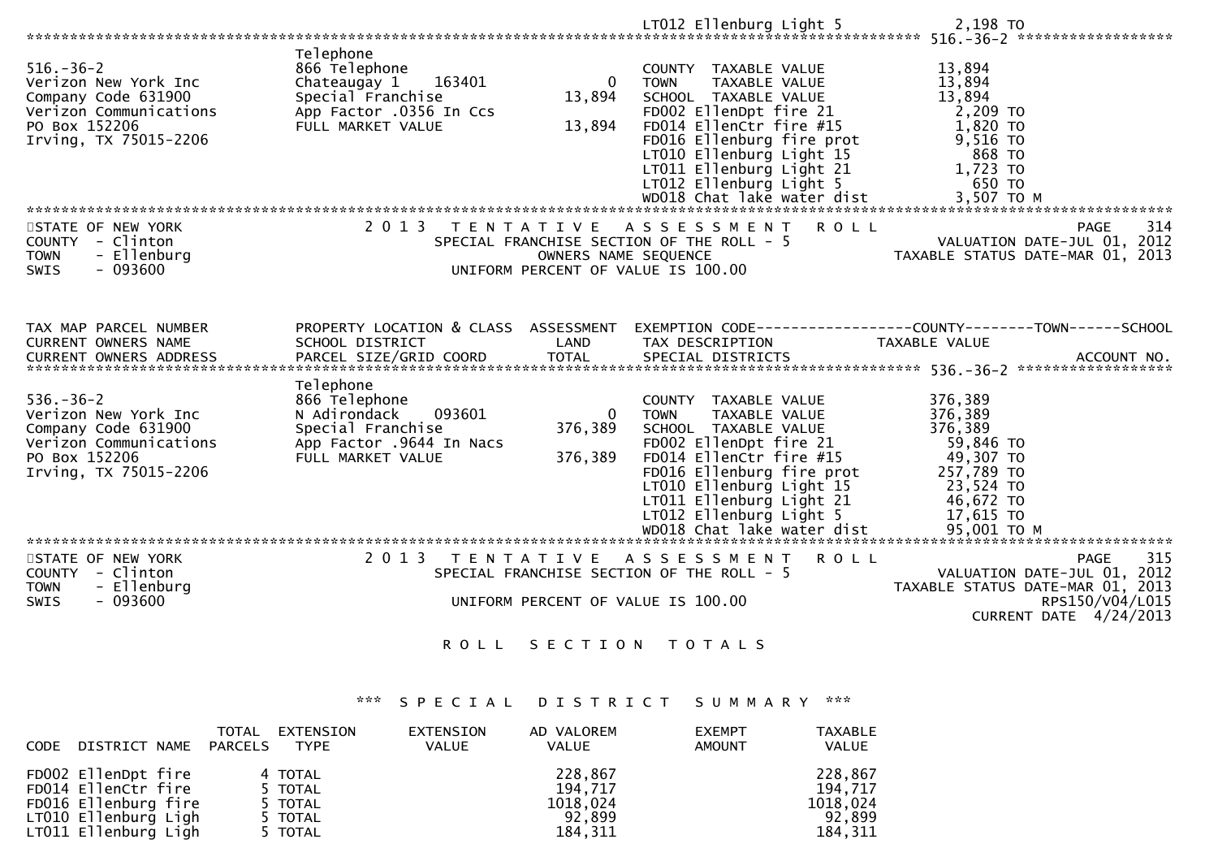LT012 Ellenburg Light 5 2,198 TO

******************************************************************************************************* 516.-36-2 ******************

| | | | | |
|---|---|---|---|---|
| 516.-36-2 | Telephone | | | |
| Verizon New York Inc | 866 Telephone | | COUNTY TAXABLE VALUE | 13,894 |
| Company Code 631900 | Chateaugay 1 163401 | 0 | TOWN TAXABLE VALUE | 13,894 |
| Verizon Communications | Special Franchise | 13,894 | SCHOOL TAXABLE VALUE | 13,894 |
| PO Box 152206 | App Factor .0356 In Ccs | | FD002 EllenDpt fire 21 | 2,209 TO |
| Irving, TX 75015-2206 | FULL MARKET VALUE | 13,894 | FD014 EllenCtr fire #15 | 1,820 TO |
| | | | FD016 Ellenburg fire prot | 9,516 TO |
| | | | LT010 Ellenburg Light 15 | 868 TO |
| | | | LT011 Ellenburg Light 21 | 1,723 TO |
| | | | LT012 Ellenburg Light 5 | 650 TO |
| | | | WD018 Chat lake water dist | 3,507 TO M |

STATE OF NEW YORK
COUNTY - Clinton
TOWN - Ellenburg
SWIS - 093600

2 0 1 3 T E N T A T I V E A S S E S S M E N T R O L L
SPECIAL FRANCHISE SECTION OF THE ROLL - 5
OWNERS NAME SEQUENCE
UNIFORM PERCENT OF VALUE IS 100.00

PAGE 314
VALUATION DATE-JUL 01, 2012
TAXABLE STATUS DATE-MAR 01, 2013

| TAX MAP PARCEL NUMBER / CURRENT OWNERS NAME / CURRENT OWNERS ADDRESS | PROPERTY LOCATION & CLASS / SCHOOL DISTRICT / PARCEL SIZE/GRID COORD | ASSESSMENT LAND / TOTAL | EXEMPTION CODE / TAX DESCRIPTION / SPECIAL DISTRICTS | COUNTY--------TOWN------SCHOOL TAXABLE VALUE / ACCOUNT NO. |
|---|---|---|---|---|
| 536.-36-2 | Telephone | | | |
| Verizon New York Inc | 866 Telephone | | COUNTY TAXABLE VALUE | 376,389 |
| Company Code 631900 | N Adirondack 093601 | 0 | TOWN TAXABLE VALUE | 376,389 |
| Verizon Communications | Special Franchise | 376,389 | SCHOOL TAXABLE VALUE | 376,389 |
| PO Box 152206 | App Factor .9644 In Nacs | | FD002 EllenDpt fire 21 | 59,846 TO |
| Irving, TX 75015-2206 | FULL MARKET VALUE | 376,389 | FD014 EllenCtr fire #15 | 49,307 TO |
| | | | FD016 Ellenburg fire prot | 257,789 TO |
| | | | LT010 Ellenburg Light 15 | 23,524 TO |
| | | | LT011 Ellenburg Light 21 | 46,672 TO |
| | | | LT012 Ellenburg Light 5 | 17,615 TO |
| | | | WD018 Chat lake water dist | 95,001 TO M |

STATE OF NEW YORK
COUNTY - Clinton
TOWN - Ellenburg
SWIS - 093600

2 0 1 3 T E N T A T I V E A S S E S S M E N T R O L L
SPECIAL FRANCHISE SECTION OF THE ROLL - 5
UNIFORM PERCENT OF VALUE IS 100.00

PAGE 315
VALUATION DATE-JUL 01, 2012
TAXABLE STATUS DATE-MAR 01, 2013
RPS150/V04/L015
CURRENT DATE 4/24/2013

## R O L L S E C T I O N T O T A L S

### *** S P E C I A L D I S T R I C T S U M M A R Y ***

| CODE | DISTRICT NAME | TOTAL PARCELS | EXTENSION TYPE | EXTENSION VALUE | AD VALOREM VALUE | EXEMPT AMOUNT | TAXABLE VALUE |
|---|---|---|---|---|---|---|---|
| FD002 | EllenDpt fire | 4 | TOTAL | | 228,867 | | 228,867 |
| FD014 | EllenCtr fire | 5 | TOTAL | | 194,717 | | 194,717 |
| FD016 | Ellenburg fire | 5 | TOTAL | | 1018,024 | | 1018,024 |
| LT010 | Ellenburg Ligh | 5 | TOTAL | | 92,899 | | 92,899 |
| LT011 | Ellenburg Ligh | 5 | TOTAL | | 184,311 | | 184,311 |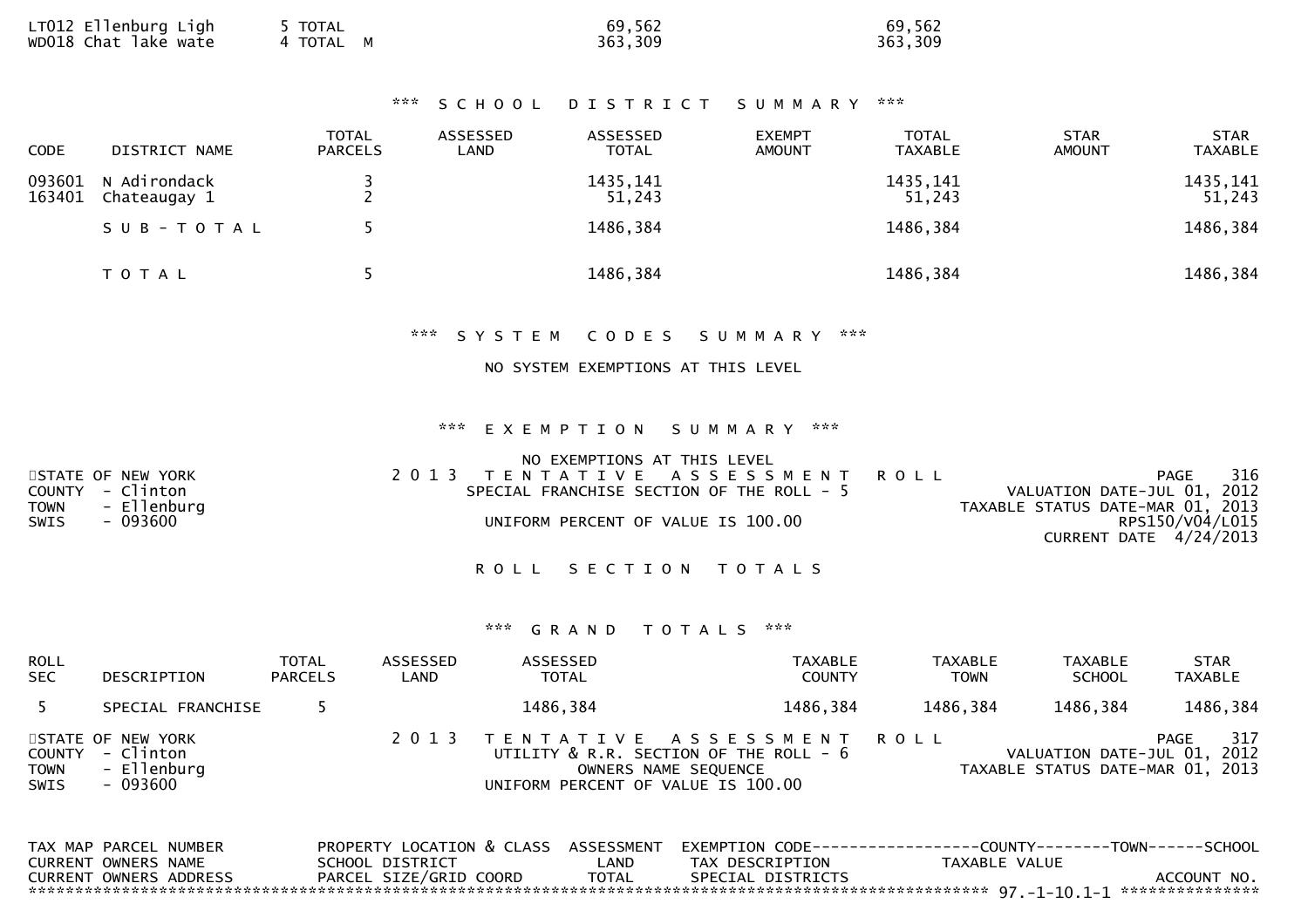| | | | |
|---|---|---|---|
| LT012 Ellenburg Ligh | 5 TOTAL | 69,562 | 69,562 |
| WD018 Chat lake wate | 4 TOTAL M | 363,309 | 363,309 |

### *** S C H O O L D I S T R I C T S U M M A R Y ***

| CODE | DISTRICT NAME | TOTAL PARCELS | ASSESSED LAND | ASSESSED TOTAL | EXEMPT AMOUNT | TOTAL TAXABLE | STAR AMOUNT | STAR TAXABLE |
|---|---|---|---|---|---|---|---|---|
| 093601 | N Adirondack | 3 | | 1435,141 | | 1435,141 | | 1435,141 |
| 163401 | Chateaugay 1 | 2 | | 51,243 | | 51,243 | | 51,243 |
| | S U B - T O T A L | 5 | | 1486,384 | | 1486,384 | | 1486,384 |
| | T O T A L | 5 | | 1486,384 | | 1486,384 | | 1486,384 |

### *** S Y S T E M C O D E S S U M M A R Y ***

NO SYSTEM EXEMPTIONS AT THIS LEVEL

### *** E X E M P T I O N S U M M A R Y ***

NO EXEMPTIONS AT THIS LEVEL

STATE OF NEW YORK
COUNTY - Clinton
TOWN - Ellenburg
SWIS - 093600

2 0 1 3 T E N T A T I V E A S S E S S M E N T R O L L
SPECIAL FRANCHISE SECTION OF THE ROLL - 5
UNIFORM PERCENT OF VALUE IS 100.00

PAGE 316
VALUATION DATE-JUL 01, 2012
TAXABLE STATUS DATE-MAR 01, 2013
RPS150/V04/L015
CURRENT DATE 4/24/2013

## R O L L S E C T I O N T O T A L S

### *** G R A N D T O T A L S ***

| ROLL SEC | DESCRIPTION | TOTAL PARCELS | ASSESSED LAND | ASSESSED TOTAL | TAXABLE COUNTY | TAXABLE TOWN | TAXABLE SCHOOL | STAR TAXABLE |
|---|---|---|---|---|---|---|---|---|
| 5 | SPECIAL FRANCHISE | 5 | | 1486,384 | 1486,384 | 1486,384 | 1486,384 | 1486,384 |

STATE OF NEW YORK
COUNTY - Clinton
TOWN - Ellenburg
SWIS - 093600

2 0 1 3 T E N T A T I V E A S S E S S M E N T R O L L
UTILITY & R.R. SECTION OF THE ROLL - 6
OWNERS NAME SEQUENCE
UNIFORM PERCENT OF VALUE IS 100.00

PAGE 317
VALUATION DATE-JUL 01, 2012
TAXABLE STATUS DATE-MAR 01, 2013

| TAX MAP PARCEL NUMBER / CURRENT OWNERS NAME / CURRENT OWNERS ADDRESS | PROPERTY LOCATION & CLASS / SCHOOL DISTRICT / PARCEL SIZE/GRID COORD | ASSESSMENT LAND / TOTAL | EXEMPTION CODE / TAX DESCRIPTION / SPECIAL DISTRICTS | COUNTY / TAXABLE VALUE | TOWN | SCHOOL / ACCOUNT NO. |
|---|---|---|---|---|---|---|

*************************************************************************************** 97.-1-10.1-1 ****************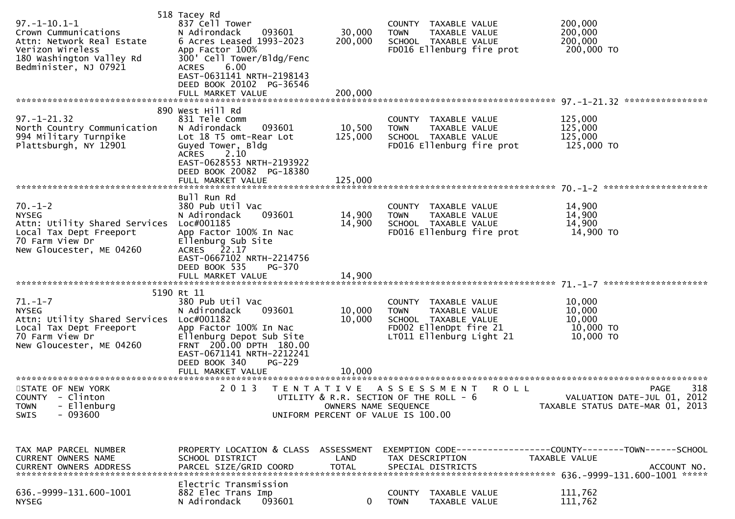```
                              518 Tacey Rd
97.-1-10.1-1                   837 Cell Tower                        COUNTY  TAXABLE VALUE           200,000
Crown Cummunications           N Adirondack     093601      30,000   TOWN    TAXABLE VALUE           200,000
Attn: Network Real Estate      6 Acres Leased 1993-2023    200,000   SCHOOL  TAXABLE VALUE           200,000
Verizon Wireless               App Factor 100%                       FD016 Ellenburg fire prot        200,000 TO
180 Washington Valley Rd       300' Cell Tower/Bldg/Fenc
Bedminister, NJ 07921          ACRES     6.00
                               EAST-0631141 NRTH-2198143
                               DEED BOOK 20102  PG-36546
                               FULL MARKET VALUE           200,000
******************************************************************************************************* 97.-1-21.32 ****************
                              890 West Hill Rd
97.-1-21.32                    831 Tele Comm                         COUNTY  TAXABLE VALUE           125,000
North Country Communication    N Adirondack     093601      10,500   TOWN    TAXABLE VALUE           125,000
994 Military Turnpike          Lot 18 T5 omt-Rear Lot      125,000   SCHOOL  TAXABLE VALUE           125,000
Plattsburgh, NY 12901          Guyed Tower, Bldg                     FD016 Ellenburg fire prot        125,000 TO
                               ACRES     2.10
                               EAST-0628553 NRTH-2193922
                               DEED BOOK 20082  PG-18380
                               FULL MARKET VALUE           125,000
******************************************************************************************************* 70.-1-2 ********************
                               Bull Run Rd
70.-1-2                        380 Pub Util Vac                      COUNTY  TAXABLE VALUE            14,900
NYSEG                          N Adirondack     093601      14,900   TOWN    TAXABLE VALUE            14,900
Attn: Utility Shared Services  Loc#001185                   14,900   SCHOOL  TAXABLE VALUE            14,900
Local Tax Dept Freeport        App Factor 100% In Nac                FD016 Ellenburg fire prot         14,900 TO
70 Farm View Dr                Ellenburg Sub Site
New Gloucester, ME 04260       ACRES    22.17
                               EAST-0667102 NRTH-2214756
                               DEED BOOK 535     PG-370
                               FULL MARKET VALUE            14,900
******************************************************************************************************* 71.-1-7 ********************
                              5190 Rt 11
71.-1-7                        380 Pub Util Vac                      COUNTY  TAXABLE VALUE            10,000
NYSEG                          N Adirondack     093601      10,000   TOWN    TAXABLE VALUE            10,000
Attn: Utility Shared Services  Loc#001182                   10,000   SCHOOL  TAXABLE VALUE            10,000
Local Tax Dept Freeport        App Factor 100% In Nac                FD002 EllenDpt fire 21            10,000 TO
70 Farm View Dr                Ellenburg Depot Sub Site              LT011 Ellenburg Light 21          10,000 TO
New Gloucester, ME 04260       FRNT  200.00 DPTH  180.00
                               EAST-0671141 NRTH-2212241
                               DEED BOOK 340     PG-229
                               FULL MARKET VALUE            10,000
************************************************************************************************************************************
STATE OF NEW YORK                   2 0 1 3   T E N T A T I V E   A S S E S S M E N T   R O L L                          PAGE    318
COUNTY  - Clinton                           UTILITY & R.R. SECTION OF THE ROLL - 6                      VALUATION DATE-JUL 01, 2012
TOWN    - Ellenburg                                 OWNERS NAME SEQUENCE                            TAXABLE STATUS DATE-MAR 01, 2013
SWIS    - 093600                           UNIFORM PERCENT OF VALUE IS 100.00


TAX MAP PARCEL NUMBER          PROPERTY LOCATION & CLASS  ASSESSMENT  EXEMPTION CODE------------------COUNTY--------TOWN------SCHOOL
CURRENT OWNERS NAME            SCHOOL DISTRICT                 LAND   TAX DESCRIPTION             TAXABLE VALUE
CURRENT OWNERS ADDRESS         PARCEL SIZE/GRID COORD         TOTAL   SPECIAL DISTRICTS                                  ACCOUNT NO.
******************************************************************************************************* 636.-9999-131.600-1001 *****
                               Electric Transmission
636.-9999-131.600-1001         882 Elec Trans Imp                    COUNTY  TAXABLE VALUE           111,762
NYSEG                          N Adirondack     093601           0   TOWN    TAXABLE VALUE           111,762
```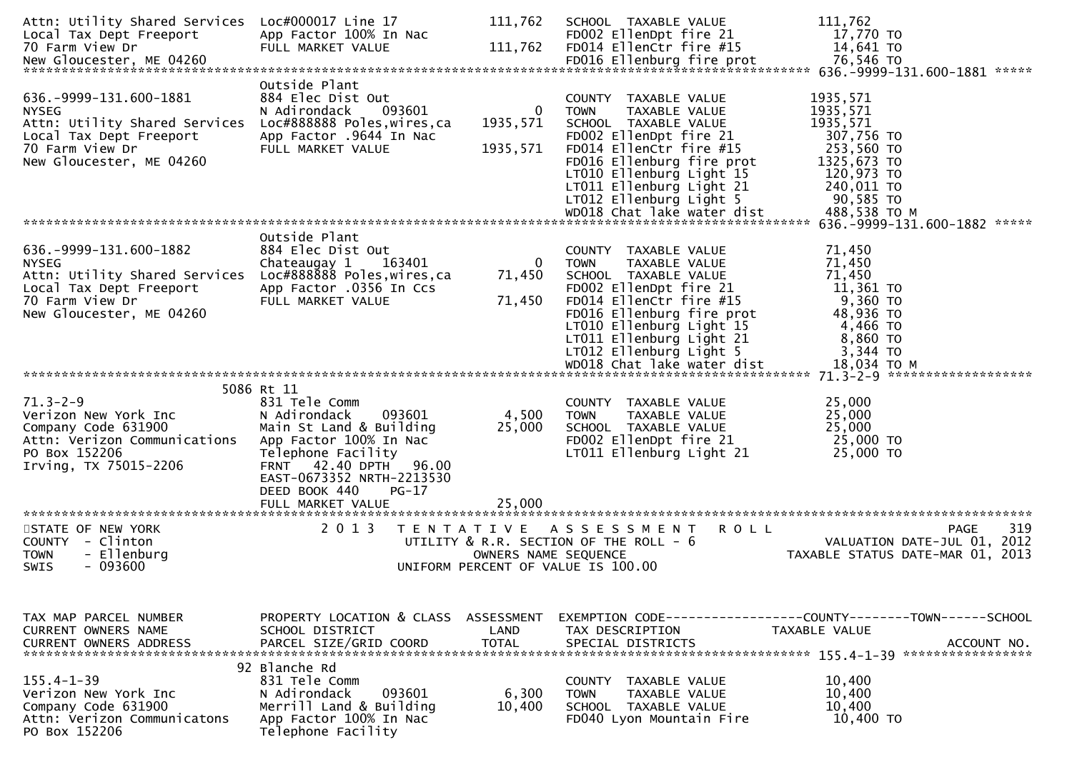```
Attn: Utility Shared Services  Loc#000017 Line 17             111,762    SCHOOL  TAXABLE VALUE              111,762
Local Tax Dept Freeport        App Factor 100% In Nac                    FD002 EllenDpt fire 21              17,770 TO
70 Farm View Dr                FULL MARKET VALUE             111,762    FD014 EllenCtr fire #15             14,641 TO
New Gloucester, ME 04260                                                 FD016 Ellenburg fire prot           76,546 TO
******************************************************************************************************* 636.-9999-131.600-1881 *****
                               Outside Plant
636.-9999-131.600-1881         884 Elec Dist Out                         COUNTY  TAXABLE VALUE            1935,571
NYSEG                          N Adirondack    093601              0    TOWN    TAXABLE VALUE            1935,571
Attn: Utility Shared Services  Loc#888888 Poles,wires,ca     1935,571   SCHOOL  TAXABLE VALUE            1935,571
Local Tax Dept Freeport        App Factor .9644 In Nac                   FD002 EllenDpt fire 21             307,756 TO
70 Farm View Dr                FULL MARKET VALUE            1935,571    FD014 EllenCtr fire #15            253,560 TO
New Gloucester, ME 04260                                                 FD016 Ellenburg fire prot         1325,673 TO
                                                                         LT010 Ellenburg Light 15           120,973 TO
                                                                         LT011 Ellenburg Light 21           240,011 TO
                                                                         LT012 Ellenburg Light 5             90,585 TO
                                                                         WD018 Chat lake water dist         488,538 TO M
******************************************************************************************************* 636.-9999-131.600-1882 *****
                               Outside Plant
636.-9999-131.600-1882         884 Elec Dist Out                         COUNTY  TAXABLE VALUE              71,450
NYSEG                          Chateaugay 1    163401              0    TOWN    TAXABLE VALUE              71,450
Attn: Utility Shared Services  Loc#888888 Poles,wires,ca       71,450   SCHOOL  TAXABLE VALUE              71,450
Local Tax Dept Freeport        App Factor .0356 In Ccs                   FD002 EllenDpt fire 21              11,361 TO
70 Farm View Dr                FULL MARKET VALUE              71,450    FD014 EllenCtr fire #15              9,360 TO
New Gloucester, ME 04260                                                 FD016 Ellenburg fire prot           48,936 TO
                                                                         LT010 Ellenburg Light 15             4,466 TO
                                                                         LT011 Ellenburg Light 21             8,860 TO
                                                                         LT012 Ellenburg Light 5              3,344 TO
                                                                         WD018 Chat lake water dist          18,034 TO M
******************************************************************************************************* 71.3-2-9 *******************
                     5086 Rt 11
71.3-2-9                       831 Tele Comm                             COUNTY  TAXABLE VALUE              25,000
Verizon New York Inc           N Adirondack    093601          4,500    TOWN    TAXABLE VALUE              25,000
Company Code 631900            Main St Land & Building        25,000    SCHOOL  TAXABLE VALUE              25,000
Attn: Verizon Communications   App Factor 100% In Nac                    FD002 EllenDpt fire 21              25,000 TO
PO Box 152206                  Telephone Facility                        LT011 Ellenburg Light 21            25,000 TO
Irving, TX 75015-2206          FRNT   42.40 DPTH   96.00
                               EAST-0673352 NRTH-2213530
                               DEED BOOK 440    PG-17
                               FULL MARKET VALUE              25,000
************************************************************************************************************************************
STATE OF NEW YORK                  2 0 1 3   T E N T A T I V E   A S S E S S M E N T   R O L L                        PAGE    319
COUNTY  - Clinton                          UTILITY & R.R. SECTION OF THE ROLL - 6                    VALUATION DATE-JUL 01, 2012
TOWN    - Ellenburg                                 OWNERS NAME SEQUENCE                         TAXABLE STATUS DATE-MAR 01, 2013
SWIS    - 093600                           UNIFORM PERCENT OF VALUE IS 100.00


TAX MAP PARCEL NUMBER          PROPERTY LOCATION & CLASS  ASSESSMENT  EXEMPTION CODE------------------COUNTY--------TOWN------SCHOOL
CURRENT OWNERS NAME            SCHOOL DISTRICT               LAND      TAX DESCRIPTION            TAXABLE VALUE
CURRENT OWNERS ADDRESS         PARCEL SIZE/GRID COORD        TOTAL     SPECIAL DISTRICTS                                 ACCOUNT NO.
******************************************************************************************************* 155.4-1-39 *****************
                     92 Blanche Rd
155.4-1-39                     831 Tele Comm                             COUNTY  TAXABLE VALUE              10,400
Verizon New York Inc           N Adirondack    093601          6,300    TOWN    TAXABLE VALUE              10,400
Company Code 631900            Merrill Land & Building        10,400    SCHOOL  TAXABLE VALUE              10,400
Attn: Verizon Communicatons    App Factor 100% In Nac                    FD040 Lyon Mountain Fire            10,400 TO
PO Box 152206                  Telephone Facility
```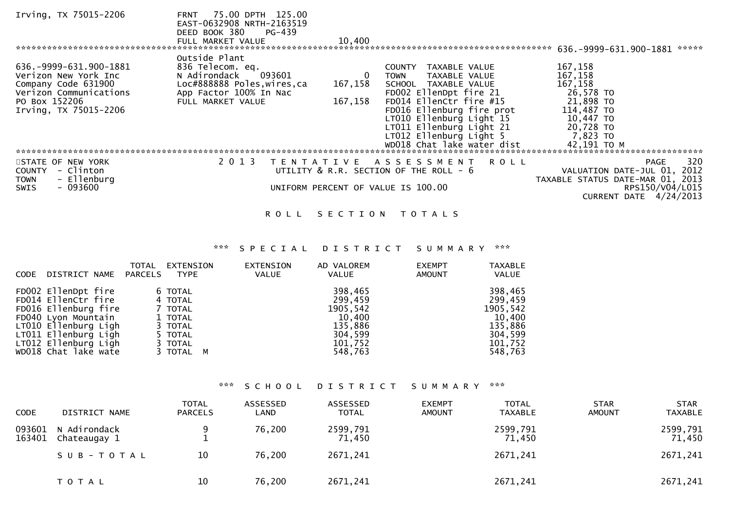Irving, TX 75015-2206 FRNT 75.00 DPTH 125.00
EAST-0632908 NRTH-2163519
DEED BOOK 380 PG-439
FULL MARKET VALUE 10,400

****************************************************************************************************** 636.-9999-631.900-1881 *****

| | | | | |
|---|---|---|---|---|
| 636.-9999-631.900-1881 | Outside Plant | | | |
| Verizon New York Inc | 836 Telecom. eq. | | COUNTY TAXABLE VALUE | 167,158 |
| Company Code 631900 | N Adirondack 093601 | 0 | TOWN TAXABLE VALUE | 167,158 |
| Verizon Communications | Loc#888888 Poles,wires,ca | 167,158 | SCHOOL TAXABLE VALUE | 167,158 |
| PO Box 152206 | App Factor 100% In Nac | | FD002 EllenDpt fire 21 | 26,578 TO |
| Irving, TX 75015-2206 | FULL MARKET VALUE | 167,158 | FD014 EllenCtr fire #15 | 21,898 TO |
| | | | FD016 Ellenburg fire prot | 114,487 TO |
| | | | LT010 Ellenburg Light 15 | 10,447 TO |
| | | | LT011 Ellenburg Light 21 | 20,728 TO |
| | | | LT012 Ellenburg Light 5 | 7,823 TO |
| | | | WD018 Chat lake water dist | 42,191 TO M |

******************************************************************************************************

STATE OF NEW YORK — 2013 TENTATIVE ASSESSMENT ROLL — PAGE 320
COUNTY - Clinton — UTILITY & R.R. SECTION OF THE ROLL - 6 — VALUATION DATE-JUL 01, 2012
TOWN - Ellenburg — TAXABLE STATUS DATE-MAR 01, 2013
SWIS - 093600 — UNIFORM PERCENT OF VALUE IS 100.00 — RPS150/V04/L015
CURRENT DATE 4/24/2013

# ROLL SECTION TOTALS

## *** SPECIAL DISTRICT SUMMARY ***

| CODE | DISTRICT NAME | TOTAL PARCELS | EXTENSION TYPE | EXTENSION VALUE | AD VALOREM VALUE | EXEMPT AMOUNT | TAXABLE VALUE |
|---|---|---|---|---|---|---|---|
| FD002 | EllenDpt fire | 6 | TOTAL | | 398,465 | | 398,465 |
| FD014 | EllenCtr fire | 4 | TOTAL | | 299,459 | | 299,459 |
| FD016 | Ellenburg fire | 7 | TOTAL | | 1905,542 | | 1905,542 |
| FD040 | Lyon Mountain | 1 | TOTAL | | 10,400 | | 10,400 |
| LT010 | Ellenburg Ligh | 3 | TOTAL | | 135,886 | | 135,886 |
| LT011 | Ellenburg Ligh | 5 | TOTAL | | 304,599 | | 304,599 |
| LT012 | Ellenburg Ligh | 3 | TOTAL | | 101,752 | | 101,752 |
| WD018 | Chat lake wate | 3 | TOTAL M | | 548,763 | | 548,763 |

## *** SCHOOL DISTRICT SUMMARY ***

| CODE | DISTRICT NAME | TOTAL PARCELS | ASSESSED LAND | ASSESSED TOTAL | EXEMPT AMOUNT | TOTAL TAXABLE | STAR AMOUNT | STAR TAXABLE |
|---|---|---|---|---|---|---|---|---|
| 093601 | N Adirondack | 9 | 76,200 | 2599,791 | | 2599,791 | | 2599,791 |
| 163401 | Chateaugay 1 | 1 | | 71,450 | | 71,450 | | 71,450 |
| | SUB-TOTAL | 10 | 76,200 | 2671,241 | | 2671,241 | | 2671,241 |
| | TOTAL | 10 | 76,200 | 2671,241 | | 2671,241 | | 2671,241 |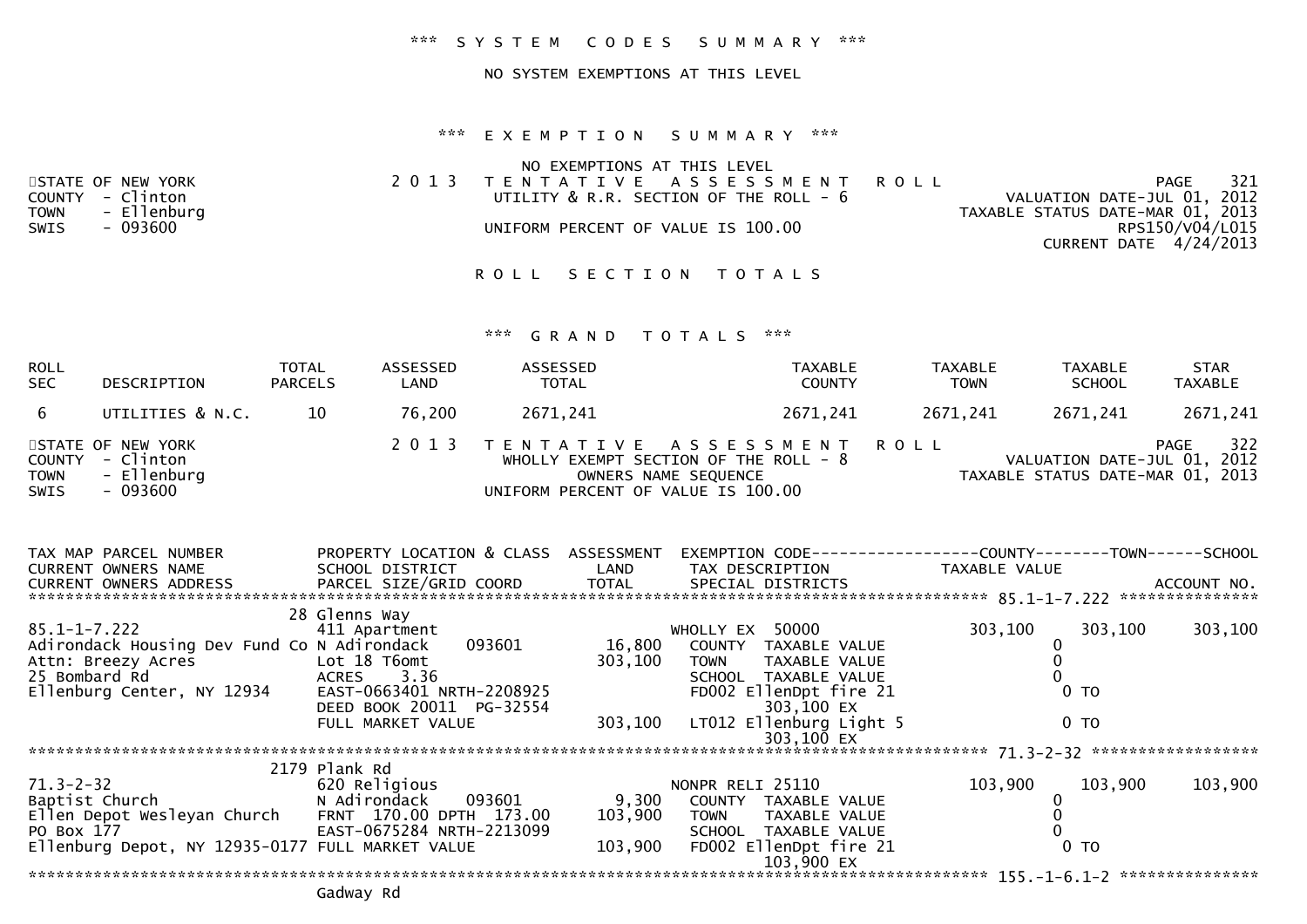*** S Y S T E M   C O D E S   S U M M A R Y ***

NO SYSTEM EXEMPTIONS AT THIS LEVEL

*** E X E M P T I O N   S U M M A R Y ***

NO EXEMPTIONS AT THIS LEVEL

STATE OF NEW YORK
COUNTY - Clinton
TOWN - Ellenburg
SWIS - 093600

2 0 1 3   T E N T A T I V E   A S S E S S M E N T   R O L L
UTILITY & R.R. SECTION OF THE ROLL - 6
UNIFORM PERCENT OF VALUE IS 100.00

PAGE 321
VALUATION DATE-JUL 01, 2012
TAXABLE STATUS DATE-MAR 01, 2013
RPS150/V04/L015
CURRENT DATE 4/24/2013

R O L L   S E C T I O N   T O T A L S

*** G R A N D   T O T A L S ***

| ROLL SEC | DESCRIPTION | TOTAL PARCELS | ASSESSED LAND | ASSESSED TOTAL | TAXABLE COUNTY | TAXABLE TOWN | TAXABLE SCHOOL | STAR TAXABLE |
|---|---|---|---|---|---|---|---|---|
| 6 | UTILITIES & N.C. | 10 | 76,200 | 2671,241 | 2671,241 | 2671,241 | 2671,241 | 2671,241 |

STATE OF NEW YORK
COUNTY - Clinton
TOWN - Ellenburg
SWIS - 093600

2 0 1 3   T E N T A T I V E   A S S E S S M E N T   R O L L
WHOLLY EXEMPT SECTION OF THE ROLL - 8
OWNERS NAME SEQUENCE
UNIFORM PERCENT OF VALUE IS 100.00

PAGE 322
VALUATION DATE-JUL 01, 2012
TAXABLE STATUS DATE-MAR 01, 2013

```
TAX MAP PARCEL NUMBER          PROPERTY LOCATION & CLASS  ASSESSMENT  EXEMPTION CODE------------------COUNTY--------TOWN------SCHOOL
CURRENT OWNERS NAME            SCHOOL DISTRICT               LAND      TAX DESCRIPTION            TAXABLE VALUE
CURRENT OWNERS ADDRESS         PARCEL SIZE/GRID COORD        TOTAL     SPECIAL DISTRICTS                                      ACCOUNT NO.
******************************************************************************************** 85.1-1-7.222 ***************
                            28 Glenns Way
85.1-1-7.222                   411 Apartment                           WHOLLY EX  50000             303,100      303,100     303,100
Adirondack Housing Dev Fund Co N Adirondack      093601       16,800     COUNTY  TAXABLE VALUE              0
Attn: Breezy Acres             Lot 18 T6omt                  303,100     TOWN    TAXABLE VALUE              0
25 Bombard Rd                  ACRES     3.36                            SCHOOL  TAXABLE VALUE              0
Ellenburg Center, NY 12934     EAST-0663401 NRTH-2208925                 FD002 EllenDpt fire 21             0 TO
                               DEED BOOK 20011  PG-32554                       303,100 EX
                               FULL MARKET VALUE             303,100     LT012 Ellenburg Light 5            0 TO
                                                                               303,100 EX
******************************************************************************************** 71.3-2-32 ******************
                          2179 Plank Rd
71.3-2-32                      620 Religious                           NONPR RELI 25110             103,900      103,900     103,900
Baptist Church                 N Adirondack      093601        9,300     COUNTY  TAXABLE VALUE              0
Ellen Depot Wesleyan Church    FRNT 170.00 DPTH 173.00       103,900     TOWN    TAXABLE VALUE              0
PO Box 177                     EAST-0675284 NRTH-2213099                 SCHOOL  TAXABLE VALUE              0
Ellenburg Depot, NY 12935-0177 FULL MARKET VALUE             103,900     FD002 EllenDpt fire 21             0 TO
                                                                               103,900 EX
******************************************************************************************** 155.-1-6.1-2 ***************
                               Gadway Rd
```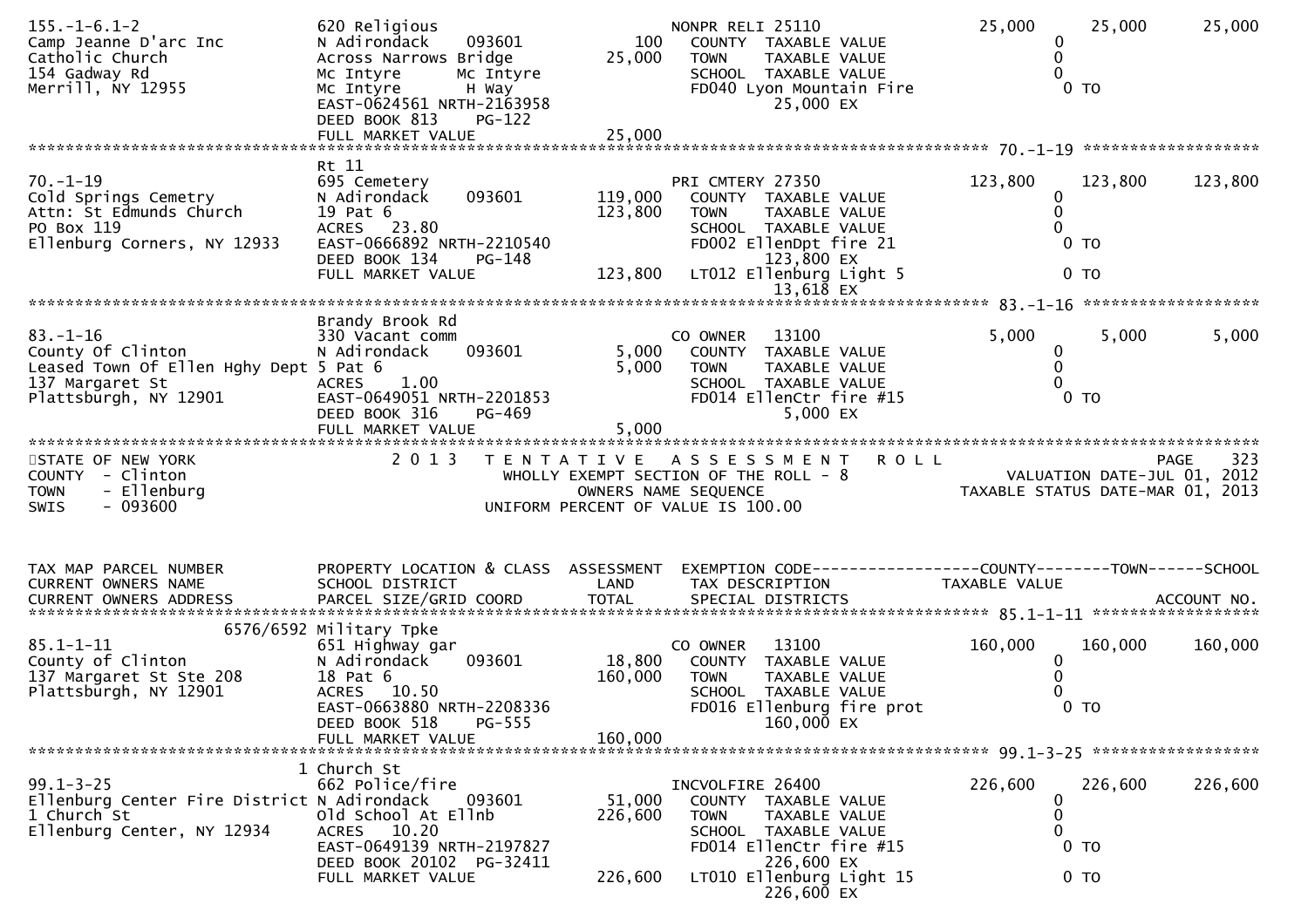```
155.-1-6.1-2                    620 Religious                          NONPR RELI 25110             25,000     25,000     25,000
Camp Jeanne D'arc Inc           N Adirondack     093601          100    COUNTY  TAXABLE VALUE              0
Catholic Church                 Across Narrows Bridge         25,000    TOWN    TAXABLE VALUE              0
154 Gadway Rd                   Mc Intyre      Mc Intyre                SCHOOL  TAXABLE VALUE              0
Merrill, NY 12955               Mc Intyre         H Way                 FD040 Lyon Mountain Fire               0 TO
                                EAST-0624561 NRTH-2163958                         25,000 EX
                                DEED BOOK 813     PG-122
                                FULL MARKET VALUE             25,000
******************************************************************************************************* 70.-1-19 *******************
                                Rt 11
70.-1-19                        695 Cemetery                           PRI CMTERY 27350            123,800    123,800    123,800
Cold Springs Cemetry            N Adirondack     093601      119,000    COUNTY  TAXABLE VALUE              0
Attn: St Edmunds Church         19 Pat 6                     123,800    TOWN    TAXABLE VALUE              0
PO Box 119                      ACRES   23.80                           SCHOOL  TAXABLE VALUE              0
Ellenburg Corners, NY 12933     EAST-0666892 NRTH-2210540               FD002 EllenDpt fire 21                 0 TO
                                DEED BOOK 134     PG-148                         123,800 EX
                                FULL MARKET VALUE            123,800    LT012 Ellenburg Light 5                0 TO
                                                                                  13,618 EX
******************************************************************************************************* 83.-1-16 *******************
                                Brandy Brook Rd
83.-1-16                        330 Vacant comm                        CO OWNER    13100             5,000      5,000      5,000
County Of Clinton               N Adirondack     093601        5,000    COUNTY  TAXABLE VALUE              0
Leased Town Of Ellen Hghy Dept  5 Pat 6                        5,000    TOWN    TAXABLE VALUE              0
137 Margaret St                 ACRES    1.00                           SCHOOL  TAXABLE VALUE              0
Plattsburgh, NY 12901           EAST-0649051 NRTH-2201853               FD014 EllenCtr fire #15                0 TO
                                DEED BOOK 316     PG-469                           5,000 EX
                                FULL MARKET VALUE              5,000
*************************************************************************************************************************************
STATE OF NEW YORK                 2 0 1 3   T E N T A T I V E   A S S E S S M E N T   R O L L                          PAGE    323
COUNTY  - Clinton                         WHOLLY EXEMPT SECTION OF THE ROLL - 8                     VALUATION DATE-JUL 01, 2012
TOWN    - Ellenburg                              OWNERS NAME SEQUENCE                          TAXABLE STATUS DATE-MAR 01, 2013
SWIS    - 093600                          UNIFORM PERCENT OF VALUE IS 100.00


TAX MAP PARCEL NUMBER           PROPERTY LOCATION & CLASS  ASSESSMENT  EXEMPTION CODE------------------COUNTY--------TOWN------SCHOOL
CURRENT OWNERS NAME             SCHOOL DISTRICT               LAND     TAX DESCRIPTION                TAXABLE VALUE
CURRENT OWNERS ADDRESS          PARCEL SIZE/GRID COORD        TOTAL    SPECIAL DISTRICTS                                    ACCOUNT NO.
******************************************************************************************************* 85.1-1-11 ******************
                    6576/6592 Military Tpke
85.1-1-11                       651 Highway gar                        CO OWNER    13100           160,000    160,000    160,000
County of Clinton               N Adirondack     093601       18,800    COUNTY  TAXABLE VALUE              0
137 Margaret St Ste 208         18 Pat 6                     160,000    TOWN    TAXABLE VALUE              0
Plattsburgh, NY 12901           ACRES   10.50                           SCHOOL  TAXABLE VALUE              0
                                EAST-0663880 NRTH-2208336               FD016 Ellenburg fire prot              0 TO
                                DEED BOOK 518     PG-555                         160,000 EX
                                FULL MARKET VALUE            160,000
******************************************************************************************************* 99.1-3-25 ******************
                              1 Church St
99.1-3-25                       662 Police/fire                        INCVOLFIRE 26400            226,600    226,600    226,600
Ellenburg Center Fire District  N Adirondack     093601       51,000    COUNTY  TAXABLE VALUE              0
1 Church St                     Old School At Ellnb          226,600    TOWN    TAXABLE VALUE              0
Ellenburg Center, NY 12934      ACRES   10.20                           SCHOOL  TAXABLE VALUE              0
                                EAST-0649139 NRTH-2197827               FD014 EllenCtr fire #15                0 TO
                                DEED BOOK 20102   PG-32411                       226,600 EX
                                FULL MARKET VALUE            226,600    LT010 Ellenburg Light 15               0 TO
                                                                                 226,600 EX
```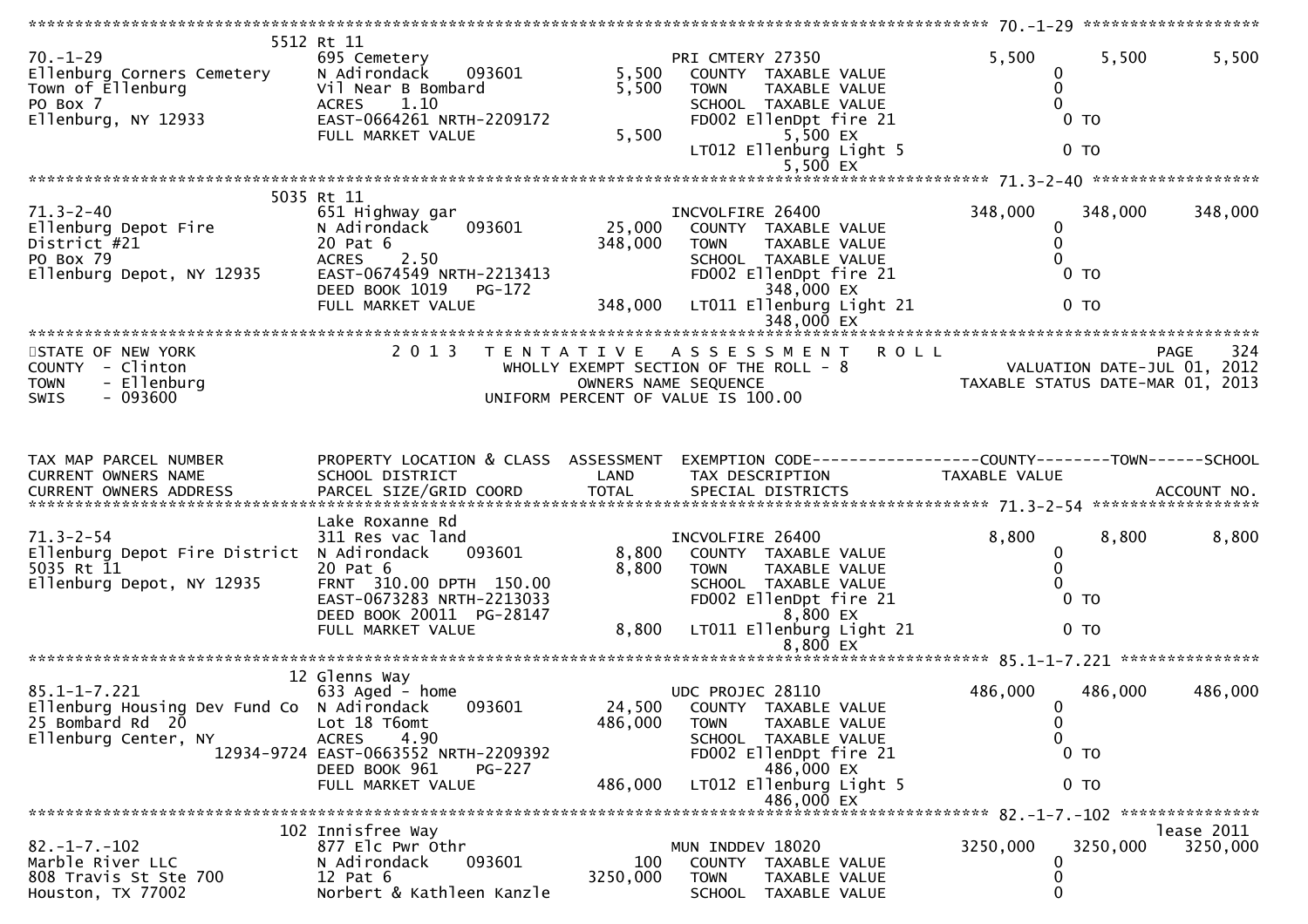```
********************************************************************************************** 70.-1-29 *******************
                    5512 Rt 11
70.-1-29                       695 Cemetery                        PRI CMTERY 27350              5,500      5,500      5,500
Ellenburg Corners Cemetery     N Adirondack    093601       5,500    COUNTY  TAXABLE VALUE              0
Town of Ellenburg              Vil Near B Bombard           5,500    TOWN    TAXABLE VALUE              0
PO Box 7                       ACRES    1.10                         SCHOOL  TAXABLE VALUE              0
Ellenburg, NY 12933            EAST-0664261 NRTH-2209172             FD002 EllenDpt fire 21               0 TO
                               FULL MARKET VALUE            5,500           5,500 EX
                                                                     LT012 Ellenburg Light 5              0 TO
                                                                            5,500 EX
********************************************************************************************** 71.3-2-40 ******************
                    5035 Rt 11
71.3-2-40                      651 Highway gar                     INCVOLFIRE 26400            348,000    348,000    348,000
Ellenburg Depot Fire           N Adirondack    093601      25,000    COUNTY  TAXABLE VALUE              0
District #21                   20 Pat 6                   348,000    TOWN    TAXABLE VALUE              0
PO Box 79                      ACRES    2.50                         SCHOOL  TAXABLE VALUE              0
Ellenburg Depot, NY 12935      EAST-0674549 NRTH-2213413             FD002 EllenDpt fire 21               0 TO
                               DEED BOOK 1019   PG-172                      348,000 EX
                               FULL MARKET VALUE          348,000    LT011 Ellenburg Light 21             0 TO
                                                                            348,000 EX
*********************************************************************************************************************************
STATE OF NEW YORK                    2 0 1 3   T E N T A T I V E   A S S E S S M E N T   R O L L                    PAGE    324
COUNTY  - Clinton                          WHOLLY EXEMPT SECTION OF THE ROLL - 8                VALUATION DATE-JUL 01, 2012
TOWN    - Ellenburg                              OWNERS NAME SEQUENCE                      TAXABLE STATUS DATE-MAR 01, 2013
SWIS    - 093600                           UNIFORM PERCENT OF VALUE IS 100.00


TAX MAP PARCEL NUMBER          PROPERTY LOCATION & CLASS  ASSESSMENT  EXEMPTION CODE------------------COUNTY--------TOWN------SCHOOL
CURRENT OWNERS NAME            SCHOOL DISTRICT               LAND      TAX DESCRIPTION            TAXABLE VALUE
CURRENT OWNERS ADDRESS         PARCEL SIZE/GRID COORD       TOTAL      SPECIAL DISTRICTS                                  ACCOUNT NO.
********************************************************************************************** 71.3-2-54 ******************
                               Lake Roxanne Rd
71.3-2-54                      311 Res vac land                    INCVOLFIRE 26400              8,800      8,800      8,800
Ellenburg Depot Fire District  N Adirondack    093601       8,800    COUNTY  TAXABLE VALUE              0
5035 Rt 11                     20 Pat 6                     8,800    TOWN    TAXABLE VALUE              0
Ellenburg Depot, NY 12935      FRNT 310.00 DPTH 150.00               SCHOOL  TAXABLE VALUE              0
                               EAST-0673283 NRTH-2213033             FD002 EllenDpt fire 21               0 TO
                               DEED BOOK 20011  PG-28147                    8,800 EX
                               FULL MARKET VALUE            8,800    LT011 Ellenburg Light 21             0 TO
                                                                            8,800 EX
********************************************************************************************** 85.1-1-7.221 ***************
                    12 Glenns Way
85.1-1-7.221                   633 Aged - home                     UDC PROJEC 28110            486,000    486,000    486,000
Ellenburg Housing Dev Fund Co  N Adirondack    093601      24,500    COUNTY  TAXABLE VALUE              0
25 Bombard Rd  20              Lot 18 T6omt               486,000    TOWN    TAXABLE VALUE              0
Ellenburg Center, NY           ACRES    4.90                         SCHOOL  TAXABLE VALUE              0
                    12934-9724 EAST-0663552 NRTH-2209392             FD002 EllenDpt fire 21               0 TO
                               DEED BOOK 961    PG-227                      486,000 EX
                               FULL MARKET VALUE          486,000    LT012 Ellenburg Light 5              0 TO
                                                                            486,000 EX
********************************************************************************************** 82.-1-7.-102 ***************
                    102 Innisfree Way                                                                                lease 2011
82.-1-7.-102                   877 Elc Pwr Othr                    MUN INDDEV 18020           3250,000   3250,000   3250,000
Marble River LLC               N Adirondack    093601         100    COUNTY  TAXABLE VALUE              0
808 Travis St Ste 700          12 Pat 6                  3250,000    TOWN    TAXABLE VALUE              0
Houston, TX 77002              Norbert & Kathleen Kanzle             SCHOOL  TAXABLE VALUE              0
```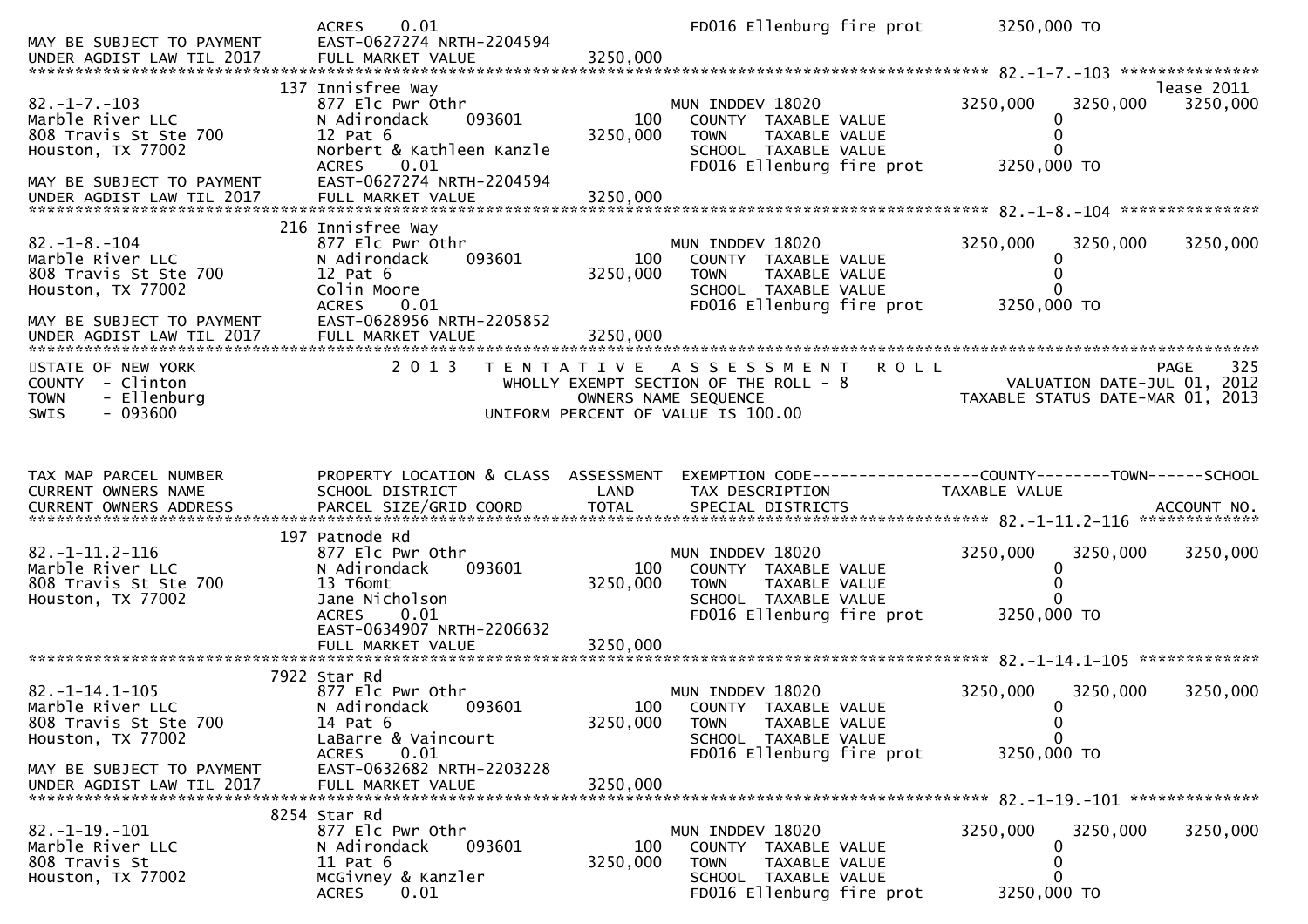```
                              ACRES     0.01                                      FD016 Ellenburg fire prot        3250,000 TO
MAY BE SUBJECT TO PAYMENT     EAST-0627274 NRTH-2204594
UNDER AGDIST LAW TIL 2017     FULL MARKET VALUE              3250,000
******************************************************************************************************* 82.-1-7.-103 ***************
                          137 Innisfree Way                                                                                lease 2011
82.-1-7.-103                  877 Elc Pwr Othr                    MUN INDDEV 18020              3250,000     3250,000     3250,000
Marble River LLC              N Adirondack      093601        100   COUNTY  TAXABLE VALUE                0
808 Travis St Ste 700         12 Pat 6                     3250,000   TOWN    TAXABLE VALUE                0
Houston, TX 77002             Norbert & Kathleen Kanzle             SCHOOL  TAXABLE VALUE                0
                              ACRES     0.01                        FD016 Ellenburg fire prot        3250,000 TO
MAY BE SUBJECT TO PAYMENT     EAST-0627274 NRTH-2204594
UNDER AGDIST LAW TIL 2017     FULL MARKET VALUE              3250,000
******************************************************************************************************* 82.-1-8.-104 ***************
                          216 Innisfree Way
82.-1-8.-104                  877 Elc Pwr Othr                    MUN INDDEV 18020              3250,000     3250,000     3250,000
Marble River LLC              N Adirondack      093601        100   COUNTY  TAXABLE VALUE                0
808 Travis St Ste 700         12 Pat 6                     3250,000   TOWN    TAXABLE VALUE                0
Houston, TX 77002             Colin Moore                           SCHOOL  TAXABLE VALUE                0
                              ACRES     0.01                        FD016 Ellenburg fire prot        3250,000 TO
MAY BE SUBJECT TO PAYMENT     EAST-0628956 NRTH-2205852
UNDER AGDIST LAW TIL 2017     FULL MARKET VALUE              3250,000
************************************************************************************************************************************
STATE OF NEW YORK                   2 0 1 3   T E N T A T I V E   A S S E S S M E N T   R O L L                          PAGE    325
COUNTY  - Clinton                             WHOLLY EXEMPT SECTION OF THE ROLL - 8                      VALUATION DATE-JUL 01, 2012
TOWN    - Ellenburg                                   OWNERS NAME SEQUENCE                            TAXABLE STATUS DATE-MAR 01, 2013
SWIS    - 093600                                UNIFORM PERCENT OF VALUE IS 100.00


TAX MAP PARCEL NUMBER         PROPERTY LOCATION & CLASS  ASSESSMENT  EXEMPTION CODE------------------COUNTY--------TOWN------SCHOOL
CURRENT OWNERS NAME           SCHOOL DISTRICT               LAND      TAX DESCRIPTION               TAXABLE VALUE
CURRENT OWNERS ADDRESS        PARCEL SIZE/GRID COORD        TOTAL     SPECIAL DISTRICTS                                  ACCOUNT NO.
******************************************************************************************************* 82.-1-11.2-116 *************
                          197 Patnode Rd
82.-1-11.2-116                877 Elc Pwr Othr                    MUN INDDEV 18020              3250,000     3250,000     3250,000
Marble River LLC              N Adirondack      093601        100   COUNTY  TAXABLE VALUE                0
808 Travis St Ste 700         13 T6omt                     3250,000   TOWN    TAXABLE VALUE                0
Houston, TX 77002             Jane Nicholson                        SCHOOL  TAXABLE VALUE                0
                              ACRES     0.01                        FD016 Ellenburg fire prot        3250,000 TO
                              EAST-0634907 NRTH-2206632
                              FULL MARKET VALUE              3250,000
******************************************************************************************************* 82.-1-14.1-105 *************
                          7922 Star Rd
82.-1-14.1-105                877 Elc Pwr Othr                    MUN INDDEV 18020              3250,000     3250,000     3250,000
Marble River LLC              N Adirondack      093601        100   COUNTY  TAXABLE VALUE                0
808 Travis St Ste 700         14 Pat 6                     3250,000   TOWN    TAXABLE VALUE                0
Houston, TX 77002             LaBarre & Vaincourt                   SCHOOL  TAXABLE VALUE                0
                              ACRES     0.01                        FD016 Ellenburg fire prot        3250,000 TO
MAY BE SUBJECT TO PAYMENT     EAST-0632682 NRTH-2203228
UNDER AGDIST LAW TIL 2017     FULL MARKET VALUE              3250,000
******************************************************************************************************* 82.-1-19.-101 **************
                          8254 Star Rd
82.-1-19.-101                 877 Elc Pwr Othr                    MUN INDDEV 18020              3250,000     3250,000     3250,000
Marble River LLC              N Adirondack      093601        100   COUNTY  TAXABLE VALUE                0
808 Travis St                 11 Pat 6                     3250,000   TOWN    TAXABLE VALUE                0
Houston, TX 77002             McGivney & Kanzler                    SCHOOL  TAXABLE VALUE                0
                              ACRES     0.01                        FD016 Ellenburg fire prot        3250,000 TO
```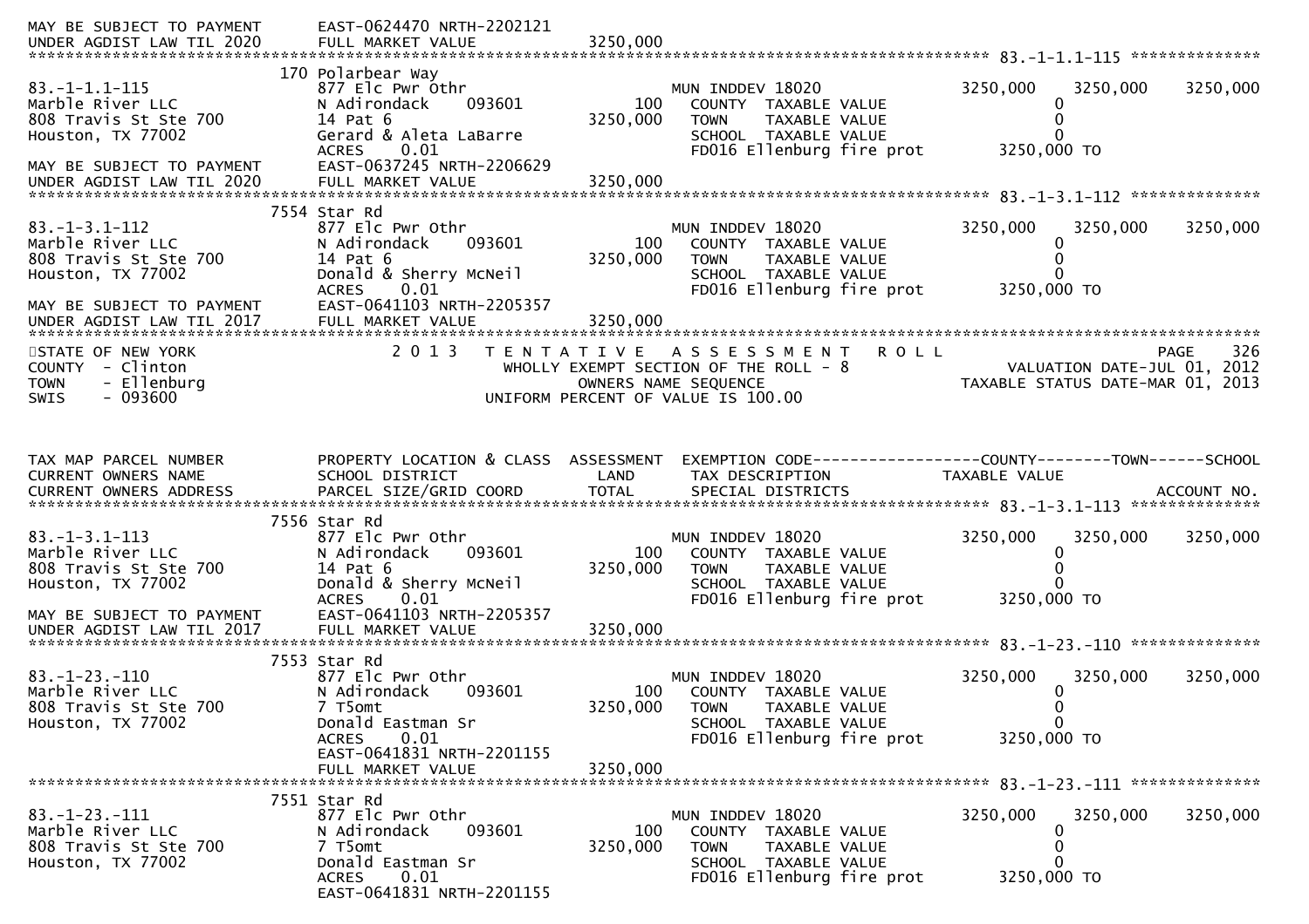```
MAY BE SUBJECT TO PAYMENT      EAST-0624470 NRTH-2202121
UNDER AGDIST LAW TIL 2020      FULL MARKET VALUE            3250,000
******************************************************************************************************* 83.-1-1.1-115 ***************
                          170 Polarbear Way
83.-1-1.1-115                  877 Elc Pwr Othr                         MUN INDDEV 18020              3250,000     3250,000     3250,000
Marble River LLC               N Adirondack       093601         100      COUNTY  TAXABLE VALUE                  0
808 Travis St Ste 700          14 Pat 6                      3250,000      TOWN    TAXABLE VALUE                  0
Houston, TX 77002              Gerard & Aleta LaBarre                      SCHOOL  TAXABLE VALUE                  0
                               ACRES     0.01                              FD016 Ellenburg fire prot          3250,000 TO
MAY BE SUBJECT TO PAYMENT      EAST-0637245 NRTH-2206629
UNDER AGDIST LAW TIL 2020      FULL MARKET VALUE            3250,000
******************************************************************************************************* 83.-1-3.1-112 ***************
                          7554 Star Rd
83.-1-3.1-112                  877 Elc Pwr Othr                         MUN INDDEV 18020              3250,000     3250,000     3250,000
Marble River LLC               N Adirondack       093601         100      COUNTY  TAXABLE VALUE                  0
808 Travis St Ste 700          14 Pat 6                      3250,000      TOWN    TAXABLE VALUE                  0
Houston, TX 77002              Donald & Sherry McNeil                      SCHOOL  TAXABLE VALUE                  0
                               ACRES     0.01                              FD016 Ellenburg fire prot          3250,000 TO
MAY BE SUBJECT TO PAYMENT      EAST-0641103 NRTH-2205357
UNDER AGDIST LAW TIL 2017      FULL MARKET VALUE            3250,000
*******************************************************************************************************************************************
STATE OF NEW YORK                     2 0 1 3   T E N T A T I V E   A S S E S S M E N T   R O L L                              PAGE     326
COUNTY  - Clinton                                WHOLLY EXEMPT SECTION OF THE ROLL - 8                        VALUATION DATE-JUL 01, 2012
TOWN    - Ellenburg                                      OWNERS NAME SEQUENCE                            TAXABLE STATUS DATE-MAR 01, 2013
SWIS    - 093600                                  UNIFORM PERCENT OF VALUE IS 100.00


TAX MAP PARCEL NUMBER          PROPERTY LOCATION & CLASS  ASSESSMENT  EXEMPTION CODE------------------COUNTY--------TOWN------SCHOOL
CURRENT OWNERS NAME            SCHOOL DISTRICT               LAND      TAX DESCRIPTION               TAXABLE VALUE
CURRENT OWNERS ADDRESS         PARCEL SIZE/GRID COORD        TOTAL     SPECIAL DISTRICTS                                    ACCOUNT NO.
******************************************************************************************************* 83.-1-3.1-113 ***************
                          7556 Star Rd
83.-1-3.1-113                  877 Elc Pwr Othr                         MUN INDDEV 18020              3250,000     3250,000     3250,000
Marble River LLC               N Adirondack       093601         100      COUNTY  TAXABLE VALUE                  0
808 Travis St Ste 700          14 Pat 6                      3250,000      TOWN    TAXABLE VALUE                  0
Houston, TX 77002              Donald & Sherry McNeil                      SCHOOL  TAXABLE VALUE                  0
                               ACRES     0.01                              FD016 Ellenburg fire prot          3250,000 TO
MAY BE SUBJECT TO PAYMENT      EAST-0641103 NRTH-2205357
UNDER AGDIST LAW TIL 2017      FULL MARKET VALUE            3250,000
******************************************************************************************************* 83.-1-23.-110 ***************
                          7553 Star Rd
83.-1-23.-110                  877 Elc Pwr Othr                         MUN INDDEV 18020              3250,000     3250,000     3250,000
Marble River LLC               N Adirondack       093601         100      COUNTY  TAXABLE VALUE                  0
808 Travis St Ste 700          7 T5omt                       3250,000      TOWN    TAXABLE VALUE                  0
Houston, TX 77002              Donald Eastman Sr                           SCHOOL  TAXABLE VALUE                  0
                               ACRES     0.01                              FD016 Ellenburg fire prot          3250,000 TO
                               EAST-0641831 NRTH-2201155
                               FULL MARKET VALUE            3250,000
******************************************************************************************************* 83.-1-23.-111 ***************
                          7551 Star Rd
83.-1-23.-111                  877 Elc Pwr Othr                         MUN INDDEV 18020              3250,000     3250,000     3250,000
Marble River LLC               N Adirondack       093601         100      COUNTY  TAXABLE VALUE                  0
808 Travis St Ste 700          7 T5omt                       3250,000      TOWN    TAXABLE VALUE                  0
Houston, TX 77002              Donald Eastman Sr                           SCHOOL  TAXABLE VALUE                  0
                               ACRES     0.01                              FD016 Ellenburg fire prot          3250,000 TO
                               EAST-0641831 NRTH-2201155
```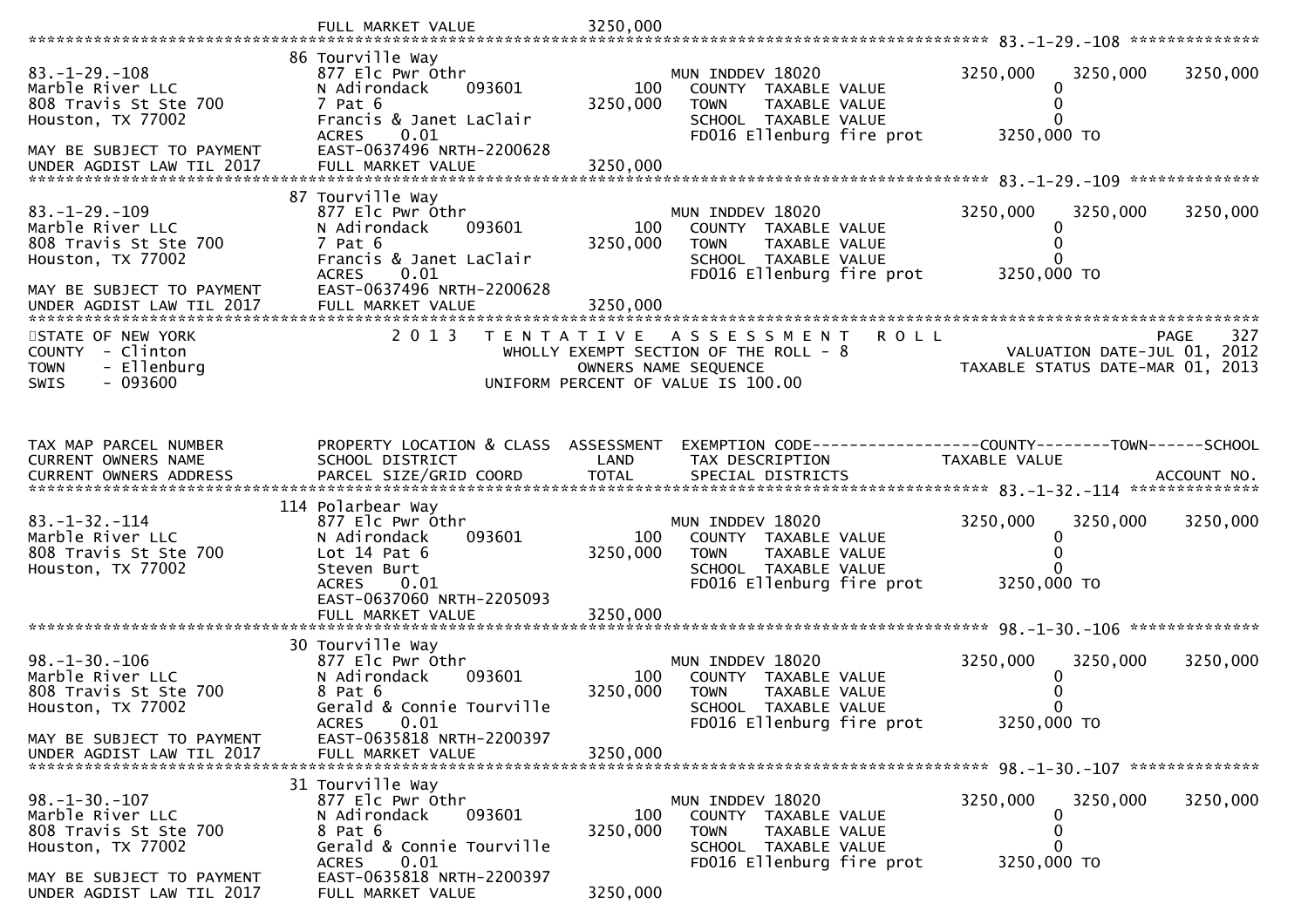FULL MARKET VALUE 3250,000

**83.-1-29.-108**

| | | | | | | |
|---|---|---|---|---|---|---|
| 83.-1-29.-108 | 86 Tourville Way | | | | | |
| Marble River LLC | 877 Elc Pwr Othr | | MUN INDDEV 18020 | 3250,000 | 3250,000 | 3250,000 |
| 808 Travis St Ste 700 | N Adirondack 093601 | 100 | COUNTY TAXABLE VALUE | 0 | | |
| Houston, TX 77002 | 7 Pat 6 | 3250,000 | TOWN TAXABLE VALUE | 0 | | |
| | Francis & Janet LaClair | | SCHOOL TAXABLE VALUE | 0 | | |
| | ACRES 0.01 | | FD016 Ellenburg fire prot | 3250,000 TO | | |
| MAY BE SUBJECT TO PAYMENT | EAST-0637496 NRTH-2200628 | | | | | |
| UNDER AGDIST LAW TIL 2017 | FULL MARKET VALUE | 3250,000 | | | | |

**83.-1-29.-109**

| | | | | | | |
|---|---|---|---|---|---|---|
| 83.-1-29.-109 | 87 Tourville Way | | | | | |
| Marble River LLC | 877 Elc Pwr Othr | | MUN INDDEV 18020 | 3250,000 | 3250,000 | 3250,000 |
| 808 Travis St Ste 700 | N Adirondack 093601 | 100 | COUNTY TAXABLE VALUE | 0 | | |
| Houston, TX 77002 | 7 Pat 6 | 3250,000 | TOWN TAXABLE VALUE | 0 | | |
| | Francis & Janet LaClair | | SCHOOL TAXABLE VALUE | 0 | | |
| | ACRES 0.01 | | FD016 Ellenburg fire prot | 3250,000 TO | | |
| MAY BE SUBJECT TO PAYMENT | EAST-0637496 NRTH-2200628 | | | | | |
| UNDER AGDIST LAW TIL 2017 | FULL MARKET VALUE | 3250,000 | | | | |

STATE OF NEW YORK
COUNTY - Clinton
TOWN - Ellenburg
SWIS - 093600

2 0 1 3 T E N T A T I V E A S S E S S M E N T R O L L
WHOLLY EXEMPT SECTION OF THE ROLL - 8
OWNERS NAME SEQUENCE
UNIFORM PERCENT OF VALUE IS 100.00

PAGE 327
VALUATION DATE-JUL 01, 2012
TAXABLE STATUS DATE-MAR 01, 2013

| TAX MAP PARCEL NUMBER / CURRENT OWNERS NAME / CURRENT OWNERS ADDRESS | PROPERTY LOCATION & CLASS / SCHOOL DISTRICT / PARCEL SIZE/GRID COORD | ASSESSMENT LAND / TOTAL | EXEMPTION CODE / TAX DESCRIPTION / SPECIAL DISTRICTS | COUNTY TAXABLE VALUE | TOWN | SCHOOL / ACCOUNT NO. |
|---|---|---|---|---|---|---|
| **83.-1-32.-114** | 114 Polarbear Way | | | | | |
| Marble River LLC | 877 Elc Pwr Othr | | MUN INDDEV 18020 | 3250,000 | 3250,000 | 3250,000 |
| 808 Travis St Ste 700 | N Adirondack 093601 | 100 | COUNTY TAXABLE VALUE | 0 | | |
| Houston, TX 77002 | Lot 14 Pat 6 | 3250,000 | TOWN TAXABLE VALUE | 0 | | |
| | Steven Burt | | SCHOOL TAXABLE VALUE | 0 | | |
| | ACRES 0.01 | | FD016 Ellenburg fire prot | 3250,000 TO | | |
| | EAST-0637060 NRTH-2205093 | | | | | |
| | FULL MARKET VALUE | 3250,000 | | | | |
| **98.-1-30.-106** | 30 Tourville Way | | | | | |
| Marble River LLC | 877 Elc Pwr Othr | | MUN INDDEV 18020 | 3250,000 | 3250,000 | 3250,000 |
| 808 Travis St Ste 700 | N Adirondack 093601 | 100 | COUNTY TAXABLE VALUE | 0 | | |
| Houston, TX 77002 | 8 Pat 6 | 3250,000 | TOWN TAXABLE VALUE | 0 | | |
| | Gerald & Connie Tourville | | SCHOOL TAXABLE VALUE | 0 | | |
| | ACRES 0.01 | | FD016 Ellenburg fire prot | 3250,000 TO | | |
| MAY BE SUBJECT TO PAYMENT | EAST-0635818 NRTH-2200397 | | | | | |
| UNDER AGDIST LAW TIL 2017 | FULL MARKET VALUE | 3250,000 | | | | |
| **98.-1-30.-107** | 31 Tourville Way | | | | | |
| Marble River LLC | 877 Elc Pwr Othr | | MUN INDDEV 18020 | 3250,000 | 3250,000 | 3250,000 |
| 808 Travis St Ste 700 | N Adirondack 093601 | 100 | COUNTY TAXABLE VALUE | 0 | | |
| Houston, TX 77002 | 8 Pat 6 | 3250,000 | TOWN TAXABLE VALUE | 0 | | |
| | Gerald & Connie Tourville | | SCHOOL TAXABLE VALUE | 0 | | |
| | ACRES 0.01 | | FD016 Ellenburg fire prot | 3250,000 TO | | |
| MAY BE SUBJECT TO PAYMENT | EAST-0635818 NRTH-2200397 | | | | | |
| UNDER AGDIST LAW TIL 2017 | FULL MARKET VALUE | 3250,000 | | | | |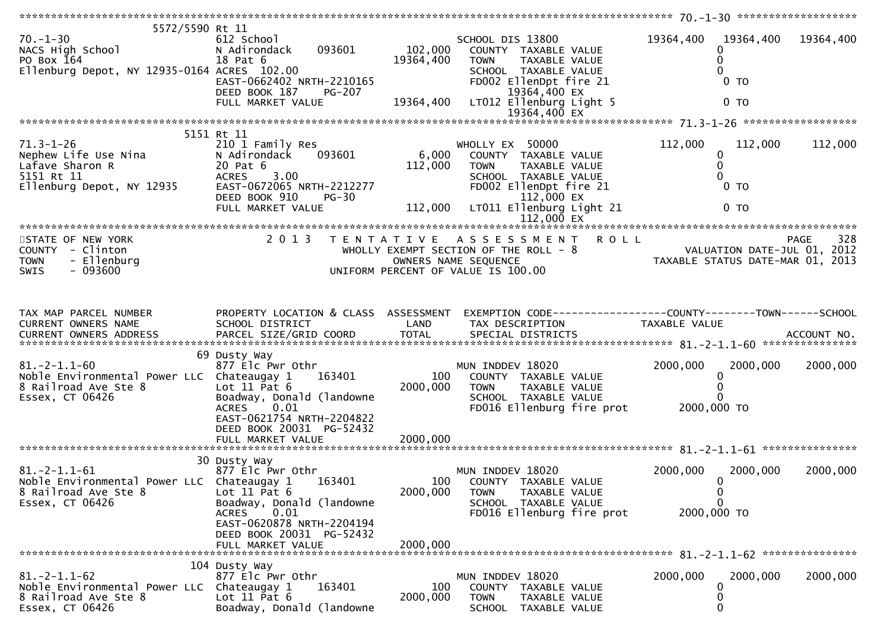```
******************************************************************************************************* 70.-1-30 ******************
                 5572/5590 Rt 11
70.-1-30                         612 School                            SCHOOL DIS 13800          19364,400  19364,400   19364,400
NACS High School                 N Adirondack      093601      102,000    COUNTY  TAXABLE VALUE                    0
PO Box 164                       18 Pat 6                    19364,400    TOWN    TAXABLE VALUE                    0
Ellenburg Depot, NY 12935-0164 ACRES  102.00                               SCHOOL  TAXABLE VALUE                    0
                                 EAST-0662402 NRTH-2210165                 FD002 EllenDpt fire 21                  0 TO
                                 DEED BOOK 187     PG-207                       19364,400 EX
                                 FULL MARKET VALUE           19364,400    LT012 Ellenburg Light 5                 0 TO
                                                                                19364,400 EX
******************************************************************************************************* 71.3-1-26 ******************
                 5151 Rt 11
71.3-1-26                        210 1 Family Res                      WHOLLY EX  50000            112,000    112,000     112,000
Nephew Life Use Nina             N Adirondack      093601        6,000    COUNTY  TAXABLE VALUE                    0
Lafave Sharon R                  20 Pat 6                      112,000    TOWN    TAXABLE VALUE                    0
5151 Rt 11                       ACRES     3.00                            SCHOOL  TAXABLE VALUE                    0
Ellenburg Depot, NY 12935        EAST-0672065 NRTH-2212277                 FD002 EllenDpt fire 21                  0 TO
                                 DEED BOOK 910     PG-30                         112,000 EX
                                 FULL MARKET VALUE             112,000    LT011 Ellenburg Light 21                0 TO
                                                                                 112,000 EX
************************************************************************************************************************************
STATE OF NEW YORK                       2 0 1 3   T E N T A T I V E   A S S E S S M E N T   R O L L                  PAGE    328
COUNTY  - Clinton                              WHOLLY EXEMPT SECTION OF THE ROLL - 8                    VALUATION DATE-JUL 01, 2012
TOWN    - Ellenburg                                    OWNERS NAME SEQUENCE                           TAXABLE STATUS DATE-MAR 01, 2013
SWIS    - 093600                                UNIFORM PERCENT OF VALUE IS 100.00


TAX MAP PARCEL NUMBER            PROPERTY LOCATION & CLASS  ASSESSMENT  EXEMPTION CODE------------------COUNTY--------TOWN------SCHOOL
CURRENT OWNERS NAME              SCHOOL DISTRICT               LAND     TAX DESCRIPTION            TAXABLE VALUE
CURRENT OWNERS ADDRESS           PARCEL SIZE/GRID COORD       TOTAL     SPECIAL DISTRICTS                                   ACCOUNT NO.
******************************************************************************************************* 81.-2-1.1-60 ***************
                   69 Dusty Way
81.-2-1.1-60                     877 Elc Pwr Othr                      MUN INDDEV 18020           2000,000   2000,000    2000,000
Noble Environmental Power LLC  Chateaugay 1     163401          100    COUNTY  TAXABLE VALUE                    0
8 Railroad Ave Ste 8             Lot 11 Pat 6                 2000,000    TOWN    TAXABLE VALUE                    0
Essex, CT 06426                  Boadway, Donald (landowne                 SCHOOL  TAXABLE VALUE                    0
                                 ACRES     0.01                            FD016 Ellenburg fire prot        2000,000 TO
                                 EAST-0621754 NRTH-2204822
                                 DEED BOOK 20031  PG-52432
                                 FULL MARKET VALUE            2000,000
******************************************************************************************************* 81.-2-1.1-61 ***************
                   30 Dusty Way
81.-2-1.1-61                     877 Elc Pwr Othr                      MUN INDDEV 18020           2000,000   2000,000    2000,000
Noble Environmental Power LLC  Chateaugay 1     163401          100    COUNTY  TAXABLE VALUE                    0
8 Railroad Ave Ste 8             Lot 11 Pat 6                 2000,000    TOWN    TAXABLE VALUE                    0
Essex, CT 06426                  Boadway, Donald (landowne                 SCHOOL  TAXABLE VALUE                    0
                                 ACRES     0.01                            FD016 Ellenburg fire prot        2000,000 TO
                                 EAST-0620878 NRTH-2204194
                                 DEED BOOK 20031  PG-52432
                                 FULL MARKET VALUE            2000,000
******************************************************************************************************* 81.-2-1.1-62 ***************
                  104 Dusty Way
81.-2-1.1-62                     877 Elc Pwr Othr                      MUN INDDEV 18020           2000,000   2000,000    2000,000
Noble Environmental Power LLC  Chateaugay 1     163401          100    COUNTY  TAXABLE VALUE                    0
8 Railroad Ave Ste 8             Lot 11 Pat 6                 2000,000    TOWN    TAXABLE VALUE                    0
Essex, CT 06426                  Boadway, Donald (landowne                 SCHOOL  TAXABLE VALUE                    0
```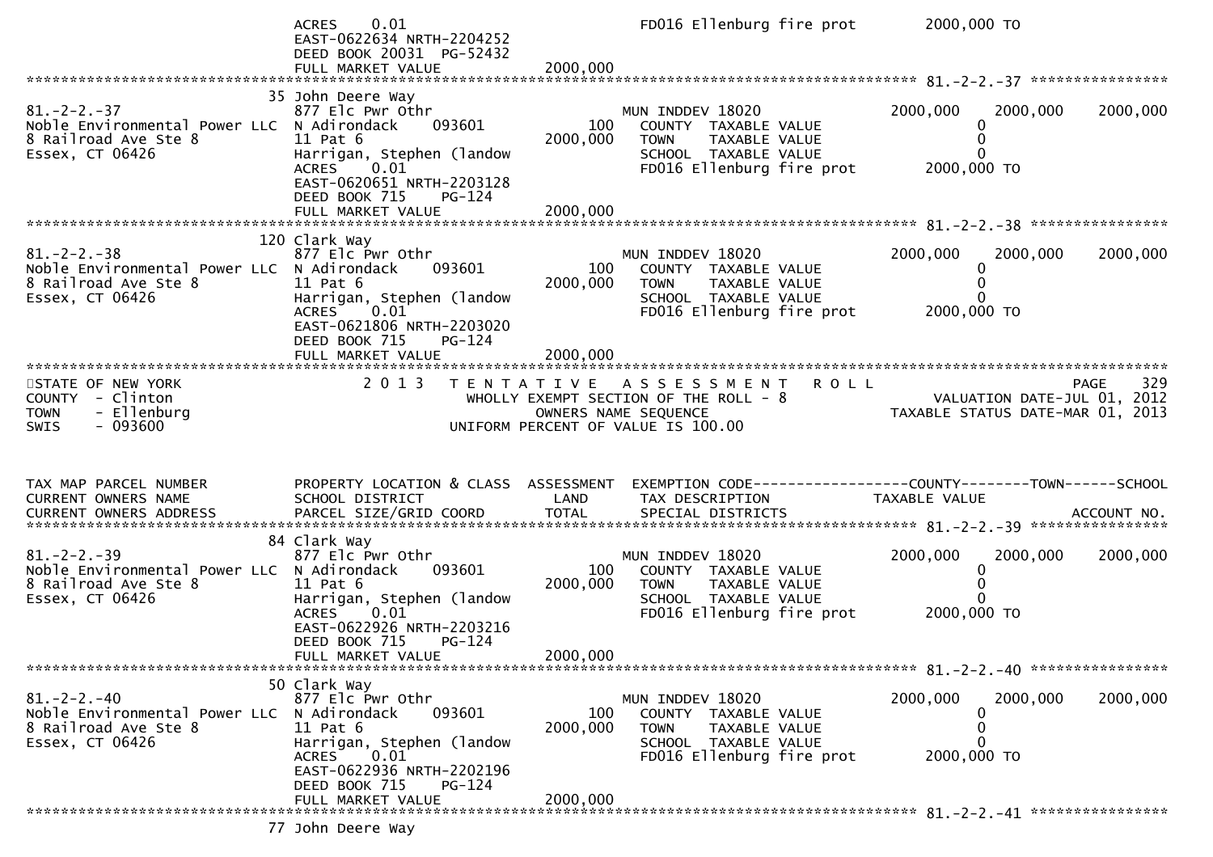```
                                   ACRES     0.01                                 FD016 Ellenburg fire prot         2000,000 TO
                                   EAST-0622634 NRTH-2204252
                                   DEED BOOK 20031  PG-52432
                                   FULL MARKET VALUE             2000,000
******************************************************************************************************* 81.-2-2.-37 ****************
                                 35 John Deere Way
81.-2-2.-37                        877 Elc Pwr Othr                      MUN INDDEV 18020                  2000,000     2000,000     2000,000
Noble Environmental Power LLC  N Adirondack      093601             100    COUNTY  TAXABLE VALUE                  0
8 Railroad Ave Ste 8               11 Pat 6                       2000,000    TOWN    TAXABLE VALUE                  0
Essex, CT 06426                    Harrigan, Stephen (landow                SCHOOL  TAXABLE VALUE                  0
                                   ACRES     0.01                           FD016 Ellenburg fire prot         2000,000 TO
                                   EAST-0620651 NRTH-2203128
                                   DEED BOOK 715     PG-124
                                   FULL MARKET VALUE             2000,000
******************************************************************************************************* 81.-2-2.-38 ****************
                                120 Clark Way
81.-2-2.-38                        877 Elc Pwr Othr                      MUN INDDEV 18020                  2000,000     2000,000     2000,000
Noble Environmental Power LLC  N Adirondack      093601             100    COUNTY  TAXABLE VALUE                  0
8 Railroad Ave Ste 8               11 Pat 6                       2000,000    TOWN    TAXABLE VALUE                  0
Essex, CT 06426                    Harrigan, Stephen (landow                SCHOOL  TAXABLE VALUE                  0
                                   ACRES     0.01                           FD016 Ellenburg fire prot         2000,000 TO
                                   EAST-0621806 NRTH-2203020
                                   DEED BOOK 715     PG-124
                                   FULL MARKET VALUE             2000,000
************************************************************************************************************************************
STATE OF NEW YORK                     2 0 1 3   T E N T A T I V E   A S S E S S M E N T   R O L L                              PAGE    329
COUNTY  - Clinton                              WHOLLY EXEMPT SECTION OF THE ROLL - 8                     VALUATION DATE-JUL 01, 2012
TOWN    - Ellenburg                                  OWNERS NAME SEQUENCE                               TAXABLE STATUS DATE-MAR 01, 2013
SWIS    - 093600                               UNIFORM PERCENT OF VALUE IS 100.00


TAX MAP PARCEL NUMBER            PROPERTY LOCATION & CLASS  ASSESSMENT  EXEMPTION CODE------------------COUNTY--------TOWN------SCHOOL
CURRENT OWNERS NAME              SCHOOL DISTRICT                 LAND      TAX DESCRIPTION                TAXABLE VALUE
CURRENT OWNERS ADDRESS           PARCEL SIZE/GRID COORD          TOTAL      SPECIAL DISTRICTS                                    ACCOUNT NO.
******************************************************************************************************* 81.-2-2.-39 ****************
                                 84 Clark Way
81.-2-2.-39                        877 Elc Pwr Othr                      MUN INDDEV 18020                  2000,000     2000,000     2000,000
Noble Environmental Power LLC  N Adirondack      093601             100    COUNTY  TAXABLE VALUE                  0
8 Railroad Ave Ste 8               11 Pat 6                       2000,000    TOWN    TAXABLE VALUE                  0
Essex, CT 06426                    Harrigan, Stephen (landow                SCHOOL  TAXABLE VALUE                  0
                                   ACRES     0.01                           FD016 Ellenburg fire prot         2000,000 TO
                                   EAST-0622926 NRTH-2203216
                                   DEED BOOK 715     PG-124
                                   FULL MARKET VALUE             2000,000
******************************************************************************************************* 81.-2-2.-40 ****************
                                 50 Clark Way
81.-2-2.-40                        877 Elc Pwr Othr                      MUN INDDEV 18020                  2000,000     2000,000     2000,000
Noble Environmental Power LLC  N Adirondack      093601             100    COUNTY  TAXABLE VALUE                  0
8 Railroad Ave Ste 8               11 Pat 6                       2000,000    TOWN    TAXABLE VALUE                  0
Essex, CT 06426                    Harrigan, Stephen (landow                SCHOOL  TAXABLE VALUE                  0
                                   ACRES     0.01                           FD016 Ellenburg fire prot         2000,000 TO
                                   EAST-0622936 NRTH-2202196
                                   DEED BOOK 715     PG-124
                                   FULL MARKET VALUE             2000,000
******************************************************************************************************* 81.-2-2.-41 ****************
                                 77 John Deere Way
```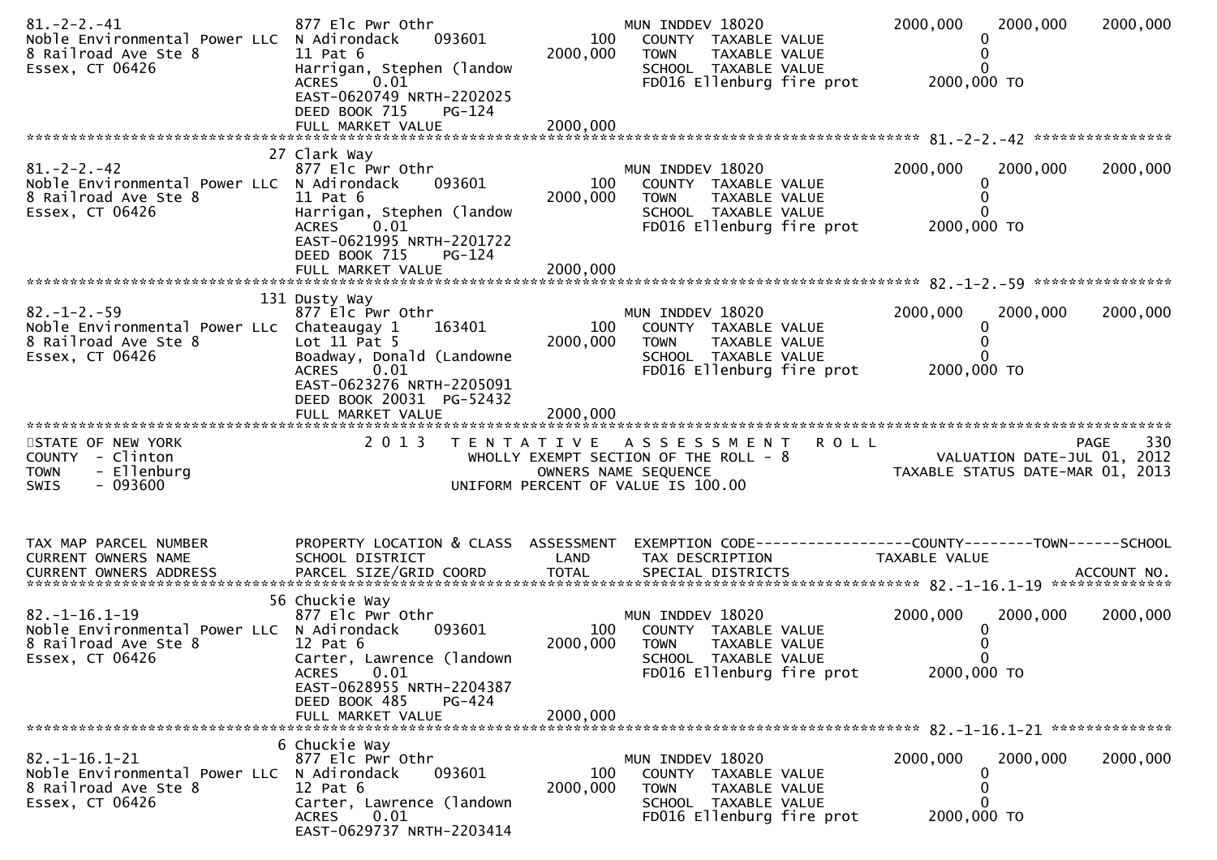```
81.-2-2.-41                    877 Elc Pwr Othr                          MUN INDDEV 18020              2000,000    2000,000     2000,000
Noble Environmental Power LLC  N Adirondack     093601          100      COUNTY  TAXABLE VALUE                   0
8 Railroad Ave Ste 8           11 Pat 6                     2000,000      TOWN    TAXABLE VALUE                   0
Essex, CT 06426                Harrigan, Stephen (landow                  SCHOOL  TAXABLE VALUE                   0
                               ACRES     0.01                            FD016 Ellenburg fire prot        2000,000 TO
                               EAST-0620749 NRTH-2202025
                               DEED BOOK 715     PG-124
                               FULL MARKET VALUE            2000,000
******************************************************************************************************* 81.-2-2.-42 *****************
                            27 Clark Way
81.-2-2.-42                    877 Elc Pwr Othr                          MUN INDDEV 18020              2000,000    2000,000     2000,000
Noble Environmental Power LLC  N Adirondack     093601          100      COUNTY  TAXABLE VALUE                   0
8 Railroad Ave Ste 8           11 Pat 6                     2000,000      TOWN    TAXABLE VALUE                   0
Essex, CT 06426                Harrigan, Stephen (landow                  SCHOOL  TAXABLE VALUE                   0
                               ACRES     0.01                            FD016 Ellenburg fire prot        2000,000 TO
                               EAST-0621995 NRTH-2201722
                               DEED BOOK 715     PG-124
                               FULL MARKET VALUE            2000,000
******************************************************************************************************* 82.-1-2.-59 *****************
                           131 Dusty Way
82.-1-2.-59                    877 Elc Pwr Othr                          MUN INDDEV 18020              2000,000    2000,000     2000,000
Noble Environmental Power LLc  Chateaugay 1     163401          100      COUNTY  TAXABLE VALUE                   0
8 Railroad Ave Ste 8           Lot 11 Pat 5                 2000,000      TOWN    TAXABLE VALUE                   0
Essex, CT 06426                Boadway, Donald (Landowne                  SCHOOL  TAXABLE VALUE                   0
                               ACRES     0.01                            FD016 Ellenburg fire prot        2000,000 TO
                               EAST-0623276 NRTH-2205091
                               DEED BOOK 20031  PG-52432
                               FULL MARKET VALUE            2000,000
***************************************************************************************************************************************
STATE OF NEW YORK                2 0 1 3   T E N T A T I V E   A S S E S S M E N T   R O L L                              PAGE    330
COUNTY  - Clinton                          WHOLLY EXEMPT SECTION OF THE ROLL - 8                         VALUATION DATE-JUL 01, 2012
TOWN    - Ellenburg                            OWNERS NAME SEQUENCE                                   TAXABLE STATUS DATE-MAR 01, 2013
SWIS    - 093600                        UNIFORM PERCENT OF VALUE IS 100.00


TAX MAP PARCEL NUMBER          PROPERTY LOCATION & CLASS  ASSESSMENT  EXEMPTION CODE------------------COUNTY--------TOWN------SCHOOL
CURRENT OWNERS NAME            SCHOOL DISTRICT               LAND      TAX DESCRIPTION             TAXABLE VALUE
CURRENT OWNERS ADDRESS         PARCEL SIZE/GRID COORD        TOTAL     SPECIAL DISTRICTS                                   ACCOUNT NO.
******************************************************************************************************* 82.-1-16.1-19 ***************
                            56 Chuckie Way
82.-1-16.1-19                  877 Elc Pwr Othr                          MUN INDDEV 18020              2000,000    2000,000     2000,000
Noble Environmental Power LLC  N Adirondack     093601          100      COUNTY  TAXABLE VALUE                   0
8 Railroad Ave Ste 8           12 Pat 6                     2000,000      TOWN    TAXABLE VALUE                   0
Essex, CT 06426                Carter, Lawrence (landown                  SCHOOL  TAXABLE VALUE                   0
                               ACRES     0.01                            FD016 Ellenburg fire prot        2000,000 TO
                               EAST-0628955 NRTH-2204387
                               DEED BOOK 485     PG-424
                               FULL MARKET VALUE            2000,000
******************************************************************************************************* 82.-1-16.1-21 ***************
                             6 Chuckie Way
82.-1-16.1-21                  877 Elc Pwr Othr                          MUN INDDEV 18020              2000,000    2000,000     2000,000
Noble Environmental Power LLC  N Adirondack     093601          100      COUNTY  TAXABLE VALUE                   0
8 Railroad Ave Ste 8           12 Pat 6                     2000,000      TOWN    TAXABLE VALUE                   0
Essex, CT 06426                Carter, Lawrence (landown                  SCHOOL  TAXABLE VALUE                   0
                               ACRES     0.01                            FD016 Ellenburg fire prot        2000,000 TO
                               EAST-0629737 NRTH-2203414
```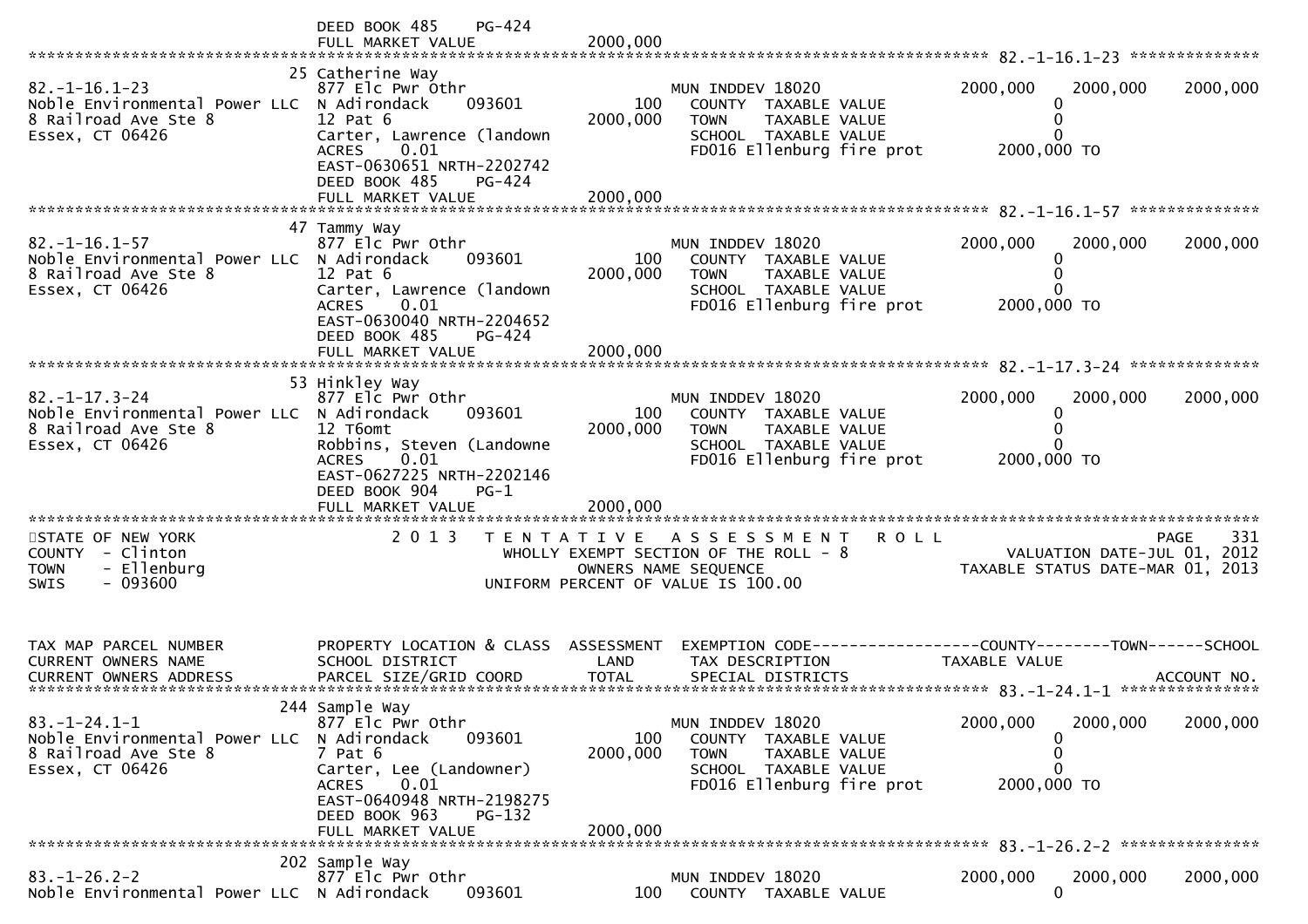```
                                 DEED BOOK 485     PG-424
                                 FULL MARKET VALUE             2000,000
******************************************************************************************************* 82.-1-16.1-23 **************
                               25 Catherine Way
82.-1-16.1-23                  877 Elc Pwr Othr                          MUN INDDEV 18020              2000,000    2000,000    2000,000
Noble Environmental Power LLC  N Adirondack     093601          100        COUNTY  TAXABLE VALUE             0
8 Railroad Ave Ste 8           12 Pat 6                    2000,000        TOWN    TAXABLE VALUE             0
Essex, CT 06426                Carter, Lawrence (landown                   SCHOOL  TAXABLE VALUE             0
                               ACRES     0.01                              FD016 Ellenburg fire prot      2000,000 TO
                               EAST-0630651 NRTH-2202742
                               DEED BOOK 485     PG-424
                               FULL MARKET VALUE             2000,000
******************************************************************************************************* 82.-1-16.1-57 **************
                               47 Tammy Way
82.-1-16.1-57                  877 Elc Pwr Othr                          MUN INDDEV 18020              2000,000    2000,000    2000,000
Noble Environmental Power LLC  N Adirondack     093601          100        COUNTY  TAXABLE VALUE             0
8 Railroad Ave Ste 8           12 Pat 6                    2000,000        TOWN    TAXABLE VALUE             0
Essex, CT 06426                Carter, Lawrence (landown                   SCHOOL  TAXABLE VALUE             0
                               ACRES     0.01                              FD016 Ellenburg fire prot      2000,000 TO
                               EAST-0630040 NRTH-2204652
                               DEED BOOK 485     PG-424
                               FULL MARKET VALUE             2000,000
******************************************************************************************************* 82.-1-17.3-24 **************
                               53 Hinkley Way
82.-1-17.3-24                  877 Elc Pwr Othr                          MUN INDDEV 18020              2000,000    2000,000    2000,000
Noble Environmental Power LLC  N Adirondack     093601          100        COUNTY  TAXABLE VALUE             0
8 Railroad Ave Ste 8           12 T6omt                    2000,000        TOWN    TAXABLE VALUE             0
Essex, CT 06426                Robbins, Steven (Landowne                   SCHOOL  TAXABLE VALUE             0
                               ACRES     0.01                              FD016 Ellenburg fire prot      2000,000 TO
                               EAST-0627225 NRTH-2202146
                               DEED BOOK 904     PG-1
                               FULL MARKET VALUE             2000,000
************************************************************************************************************************************
STATE OF NEW YORK                2 0 1 3   T E N T A T I V E   A S S E S S M E N T   R O L L                              PAGE   331
COUNTY  - Clinton                            WHOLLY EXEMPT SECTION OF THE ROLL - 8                      VALUATION DATE-JUL 01, 2012
TOWN    - Ellenburg                                  OWNERS NAME SEQUENCE                               TAXABLE STATUS DATE-MAR 01, 2013
SWIS    - 093600                              UNIFORM PERCENT OF VALUE IS 100.00


TAX MAP PARCEL NUMBER          PROPERTY LOCATION & CLASS  ASSESSMENT  EXEMPTION CODE------------------COUNTY--------TOWN------SCHOOL
CURRENT OWNERS NAME            SCHOOL DISTRICT               LAND     TAX DESCRIPTION              TAXABLE VALUE
CURRENT OWNERS ADDRESS         PARCEL SIZE/GRID COORD        TOTAL    SPECIAL DISTRICTS                                  ACCOUNT NO.
******************************************************************************************************* 83.-1-24.1-1 ***************
                              244 Sample Way
83.-1-24.1-1                   877 Elc Pwr Othr                          MUN INDDEV 18020              2000,000    2000,000    2000,000
Noble Environmental Power LLC  N Adirondack     093601          100        COUNTY  TAXABLE VALUE             0
8 Railroad Ave Ste 8           7 Pat 6                     2000,000        TOWN    TAXABLE VALUE             0
Essex, CT 06426                Carter, Lee (Landowner)                     SCHOOL  TAXABLE VALUE             0
                               ACRES     0.01                              FD016 Ellenburg fire prot      2000,000 TO
                               EAST-0640948 NRTH-2198275
                               DEED BOOK 963     PG-132
                               FULL MARKET VALUE             2000,000
******************************************************************************************************* 83.-1-26.2-2 ***************
                              202 Sample Way
83.-1-26.2-2                   877 Elc Pwr Othr                          MUN INDDEV 18020              2000,000    2000,000    2000,000
Noble Environmental Power LLC  N Adirondack     093601          100        COUNTY  TAXABLE VALUE             0
```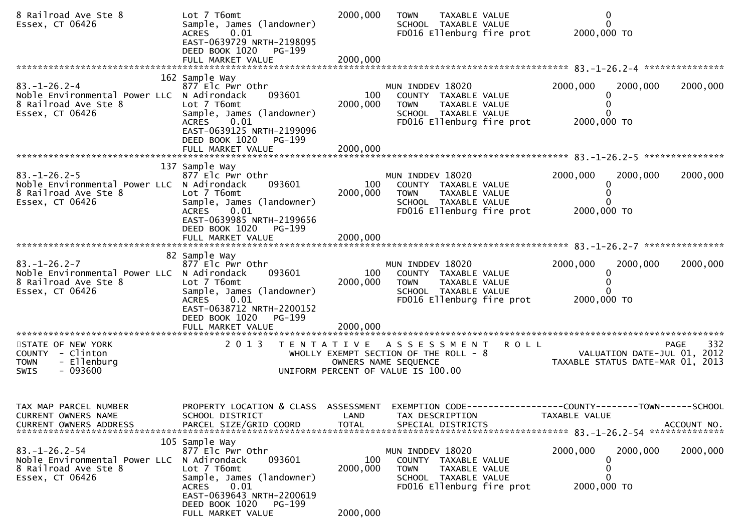```
8 Railroad Ave Ste 8          Lot 7 T6omt                    2000,000   TOWN    TAXABLE VALUE                  0
Essex, CT 06426               Sample, James (landowner)                 SCHOOL  TAXABLE VALUE                  0
                              ACRES    0.01                             FD016 Ellenburg fire prot       2000,000 TO
                              EAST-0639729 NRTH-2198095
                              DEED BOOK 1020    PG-199
                              FULL MARKET VALUE              2000,000
******************************************************************************************************* 83.-1-26.2-4 ***************
                          162 Sample Way
83.-1-26.2-4                  877 Elc Pwr Othr                          MUN INDDEV 18020             2000,000   2000,000    2000,000
Noble Environmental Power LLC N Adirondack      093601            100     COUNTY  TAXABLE VALUE                  0
8 Railroad Ave Ste 8          Lot 7 T6omt                    2000,000   TOWN    TAXABLE VALUE                  0
Essex, CT 06426               Sample, James (landowner)                 SCHOOL  TAXABLE VALUE                  0
                              ACRES    0.01                             FD016 Ellenburg fire prot       2000,000 TO
                              EAST-0639125 NRTH-2199096
                              DEED BOOK 1020    PG-199
                              FULL MARKET VALUE              2000,000
******************************************************************************************************* 83.-1-26.2-5 ***************
                          137 Sample Way
83.-1-26.2-5                  877 Elc Pwr Othr                          MUN INDDEV 18020             2000,000   2000,000    2000,000
Noble Environmental Power LLC N Adirondack      093601            100     COUNTY  TAXABLE VALUE                  0
8 Railroad Ave Ste 8          Lot 7 T6omt                    2000,000   TOWN    TAXABLE VALUE                  0
Essex, CT 06426               Sample, James (landowner)                 SCHOOL  TAXABLE VALUE                  0
                              ACRES    0.01                             FD016 Ellenburg fire prot       2000,000 TO
                              EAST-0639985 NRTH-2199656
                              DEED BOOK 1020    PG-199
                              FULL MARKET VALUE              2000,000
******************************************************************************************************* 83.-1-26.2-7 ***************
                           82 Sample Way
83.-1-26.2-7                  877 Elc Pwr Othr                          MUN INDDEV 18020             2000,000   2000,000    2000,000
Noble Environmental Power LLC N Adirondack      093601            100     COUNTY  TAXABLE VALUE                  0
8 Railroad Ave Ste 8          Lot 7 T6omt                    2000,000   TOWN    TAXABLE VALUE                  0
Essex, CT 06426               Sample, James (landowner)                 SCHOOL  TAXABLE VALUE                  0
                              ACRES    0.01                             FD016 Ellenburg fire prot       2000,000 TO
                              EAST-0638712 NRTH-2200152
                              DEED BOOK 1020    PG-199
                              FULL MARKET VALUE              2000,000
************************************************************************************************************************************
STATE OF NEW YORK                 2 0 1 3   T E N T A T I V E   A S S E S S M E N T   R O L L                          PAGE    332
COUNTY  - Clinton                         WHOLLY EXEMPT SECTION OF THE ROLL - 8                    VALUATION DATE-JUL 01, 2012
TOWN    - Ellenburg                              OWNERS NAME SEQUENCE                         TAXABLE STATUS DATE-MAR 01, 2013
SWIS    - 093600                          UNIFORM PERCENT OF VALUE IS 100.00


TAX MAP PARCEL NUMBER         PROPERTY LOCATION & CLASS  ASSESSMENT  EXEMPTION CODE------------------COUNTY--------TOWN------SCHOOL
CURRENT OWNERS NAME           SCHOOL DISTRICT               LAND      TAX DESCRIPTION             TAXABLE VALUE
CURRENT OWNERS ADDRESS        PARCEL SIZE/GRID COORD        TOTAL     SPECIAL DISTRICTS                                  ACCOUNT NO.
******************************************************************************************************* 83.-1-26.2-54 **************
                          105 Sample Way
83.-1-26.2-54                 877 Elc Pwr Othr                          MUN INDDEV 18020             2000,000   2000,000    2000,000
Noble Environmental Power LLC N Adirondack      093601            100     COUNTY  TAXABLE VALUE                  0
8 Railroad Ave Ste 8          Lot 7 T6omt                    2000,000   TOWN    TAXABLE VALUE                  0
Essex, CT 06426               Sample, James (landowner)                 SCHOOL  TAXABLE VALUE                  0
                              ACRES    0.01                             FD016 Ellenburg fire prot       2000,000 TO
                              EAST-0639643 NRTH-2200619
                              DEED BOOK 1020    PG-199
                              FULL MARKET VALUE              2000,000
```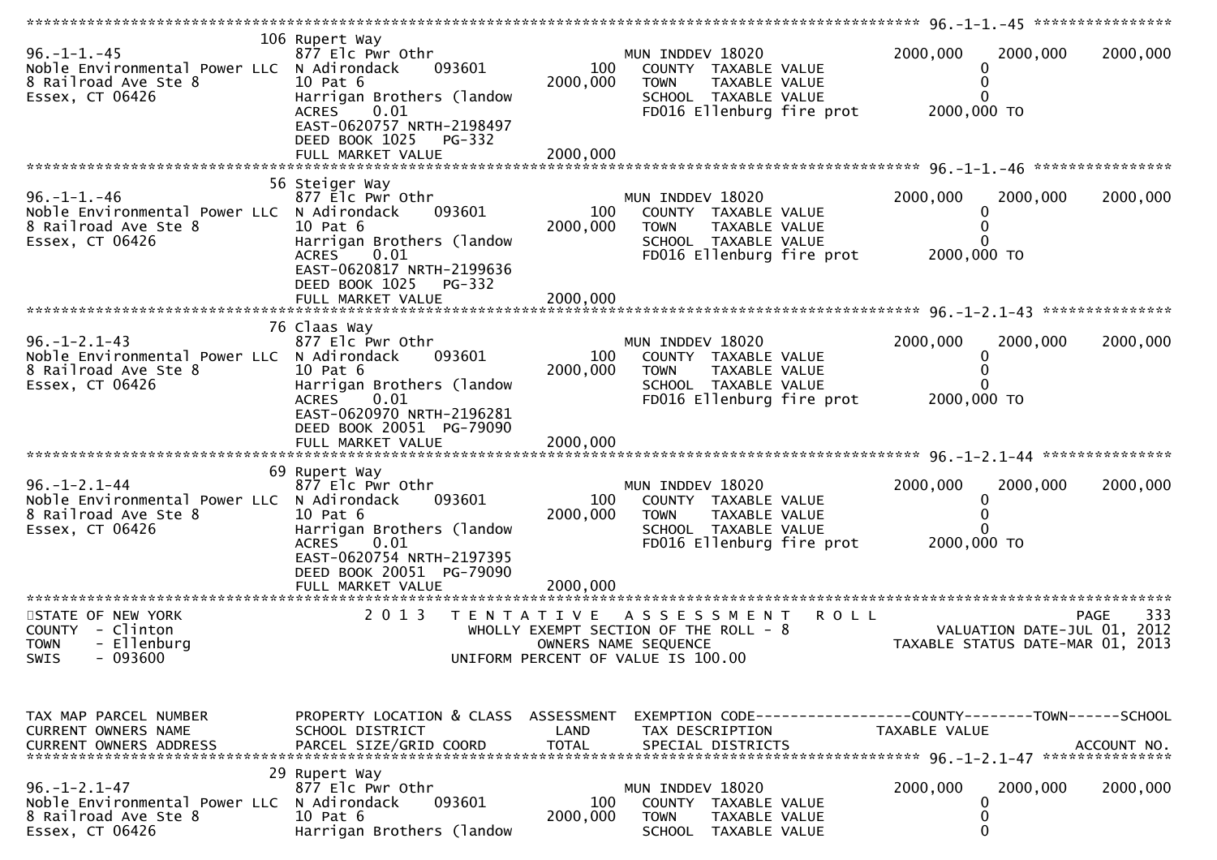```
******************************************************************************************************* 96.-1-1.-45 ****************
                              106 Rupert Way
96.-1-1.-45                   877 Elc Pwr Othr                        MUN INDDEV 18020              2000,000    2000,000    2000,000
Noble Environmental Power LLC  N Adirondack      093601        100    COUNTY  TAXABLE VALUE                0
8 Railroad Ave Ste 8          10 Pat 6                     2000,000   TOWN    TAXABLE VALUE                0
Essex, CT 06426               Harrigan Brothers (landow                SCHOOL  TAXABLE VALUE                0
                              ACRES    0.01                            FD016 Ellenburg fire prot       2000,000 TO
                              EAST-0620757 NRTH-2198497
                              DEED BOOK 1025    PG-332
                              FULL MARKET VALUE            2000,000
******************************************************************************************************* 96.-1-1.-46 ****************
                              56 Steiger Way
96.-1-1.-46                   877 Elc Pwr Othr                        MUN INDDEV 18020              2000,000    2000,000    2000,000
Noble Environmental Power LLC  N Adirondack      093601        100    COUNTY  TAXABLE VALUE                0
8 Railroad Ave Ste 8          10 Pat 6                     2000,000   TOWN    TAXABLE VALUE                0
Essex, CT 06426               Harrigan Brothers (landow                SCHOOL  TAXABLE VALUE                0
                              ACRES    0.01                            FD016 Ellenburg fire prot       2000,000 TO
                              EAST-0620817 NRTH-2199636
                              DEED BOOK 1025    PG-332
                              FULL MARKET VALUE            2000,000
******************************************************************************************************* 96.-1-2.1-43 ***************
                              76 Claas Way
96.-1-2.1-43                  877 Elc Pwr Othr                        MUN INDDEV 18020              2000,000    2000,000    2000,000
Noble Environmental Power LLC  N Adirondack      093601        100    COUNTY  TAXABLE VALUE                0
8 Railroad Ave Ste 8          10 Pat 6                     2000,000   TOWN    TAXABLE VALUE                0
Essex, CT 06426               Harrigan Brothers (landow                SCHOOL  TAXABLE VALUE                0
                              ACRES    0.01                            FD016 Ellenburg fire prot       2000,000 TO
                              EAST-0620970 NRTH-2196281
                              DEED BOOK 20051  PG-79090
                              FULL MARKET VALUE            2000,000
******************************************************************************************************* 96.-1-2.1-44 ***************
                              69 Rupert Way
96.-1-2.1-44                  877 Elc Pwr Othr                        MUN INDDEV 18020              2000,000    2000,000    2000,000
Noble Environmental Power LLC  N Adirondack      093601        100    COUNTY  TAXABLE VALUE                0
8 Railroad Ave Ste 8          10 Pat 6                     2000,000   TOWN    TAXABLE VALUE                0
Essex, CT 06426               Harrigan Brothers (landow                SCHOOL  TAXABLE VALUE                0
                              ACRES    0.01                            FD016 Ellenburg fire prot       2000,000 TO
                              EAST-0620754 NRTH-2197395
                              DEED BOOK 20051  PG-79090
                              FULL MARKET VALUE            2000,000
************************************************************************************************************************************
STATE OF NEW YORK                  2 0 1 3   T E N T A T I V E   A S S E S S M E N T   R O L L                          PAGE    333
COUNTY  - Clinton                           WHOLLY EXEMPT SECTION OF THE ROLL - 8                     VALUATION DATE-JUL 01, 2012
TOWN    - Ellenburg                                 OWNERS NAME SEQUENCE                           TAXABLE STATUS DATE-MAR 01, 2013
SWIS    - 093600                               UNIFORM PERCENT OF VALUE IS 100.00


TAX MAP PARCEL NUMBER         PROPERTY LOCATION & CLASS  ASSESSMENT  EXEMPTION CODE------------------COUNTY--------TOWN------SCHOOL
CURRENT OWNERS NAME           SCHOOL DISTRICT               LAND      TAX DESCRIPTION              TAXABLE VALUE
CURRENT OWNERS ADDRESS        PARCEL SIZE/GRID COORD        TOTAL     SPECIAL DISTRICTS                                  ACCOUNT NO.
******************************************************************************************************* 96.-1-2.1-47 ***************
                              29 Rupert Way
96.-1-2.1-47                  877 Elc Pwr Othr                        MUN INDDEV 18020              2000,000    2000,000    2000,000
Noble Environmental Power LLC  N Adirondack      093601        100    COUNTY  TAXABLE VALUE                0
8 Railroad Ave Ste 8          10 Pat 6                     2000,000   TOWN    TAXABLE VALUE                0
Essex, CT 06426               Harrigan Brothers (landow                SCHOOL  TAXABLE VALUE                0
```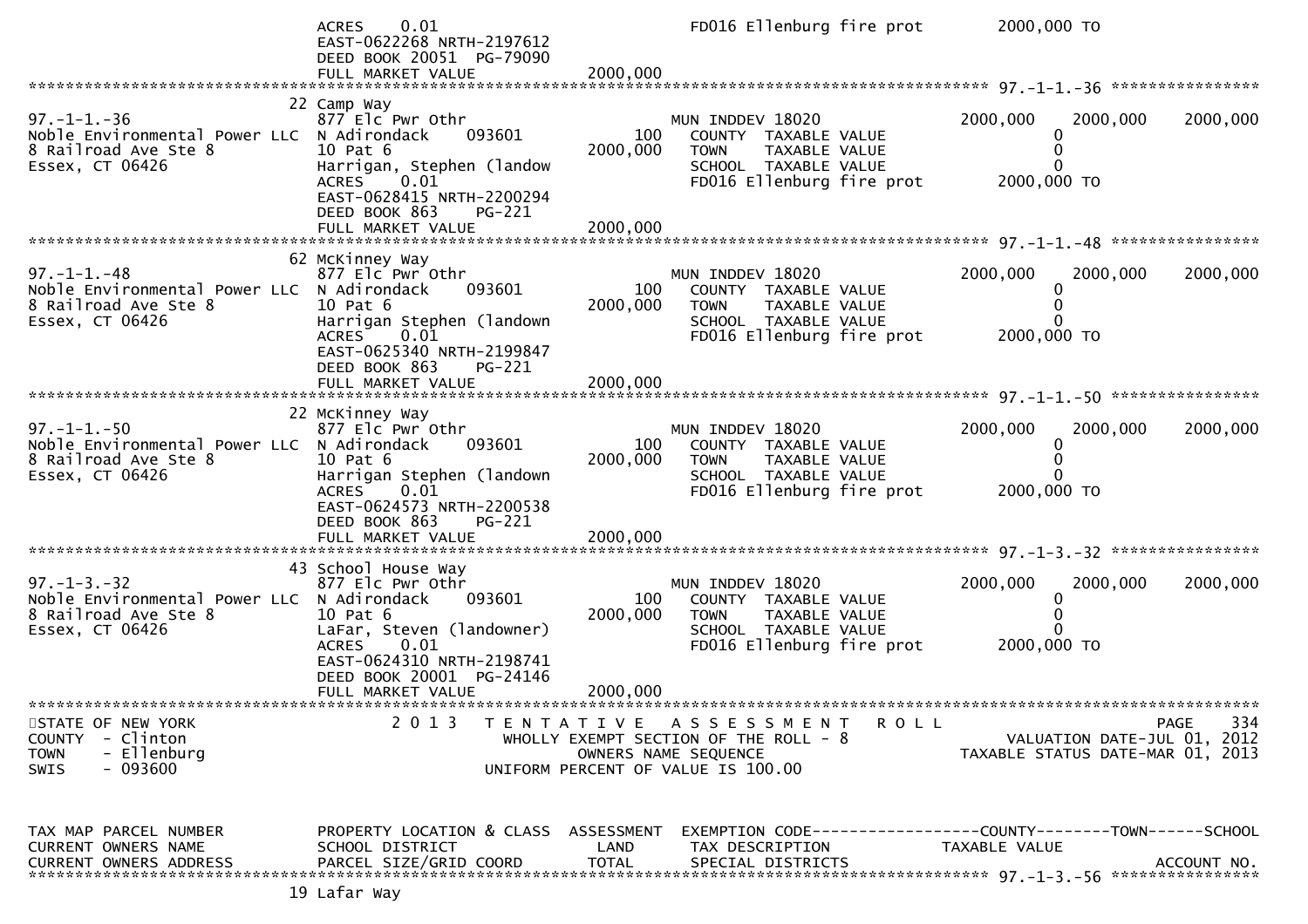```
                                  ACRES     0.01                                 FD016 Ellenburg fire prot        2000,000 TO
                                  EAST-0622268 NRTH-2197612
                                  DEED BOOK 20051  PG-79090
                                  FULL MARKET VALUE              2000,000
******************************************************************************************************* 97.-1-1.-36 ****************
                                22 Camp Way
97.-1-1.-36                      877 Elc Pwr Othr                        MUN INDDEV 18020             2000,000    2000,000     2000,000
Noble Environmental Power LLC  N Adirondack     093601          100   COUNTY  TAXABLE VALUE                    0
8 Railroad Ave Ste 8             10 Pat 6                   2000,000   TOWN    TAXABLE VALUE                    0
Essex, CT 06426                  Harrigan, Stephen (landow             SCHOOL  TAXABLE VALUE                    0
                                  ACRES     0.01                       FD016 Ellenburg fire prot        2000,000 TO
                                  EAST-0628415 NRTH-2200294
                                  DEED BOOK 863    PG-221
                                  FULL MARKET VALUE              2000,000
******************************************************************************************************* 97.-1-1.-48 ****************
                                62 McKinney Way
97.-1-1.-48                      877 Elc Pwr Othr                        MUN INDDEV 18020             2000,000    2000,000     2000,000
Noble Environmental Power LLC  N Adirondack     093601          100   COUNTY  TAXABLE VALUE                    0
8 Railroad Ave Ste 8             10 Pat 6                   2000,000   TOWN    TAXABLE VALUE                    0
Essex, CT 06426                  Harrigan Stephen (landown             SCHOOL  TAXABLE VALUE                    0
                                  ACRES     0.01                       FD016 Ellenburg fire prot        2000,000 TO
                                  EAST-0625340 NRTH-2199847
                                  DEED BOOK 863    PG-221
                                  FULL MARKET VALUE              2000,000
******************************************************************************************************* 97.-1-1.-50 ****************
                                22 McKinney Way
97.-1-1.-50                      877 Elc Pwr Othr                        MUN INDDEV 18020             2000,000    2000,000     2000,000
Noble Environmental Power LLC  N Adirondack     093601          100   COUNTY  TAXABLE VALUE                    0
8 Railroad Ave Ste 8             10 Pat 6                   2000,000   TOWN    TAXABLE VALUE                    0
Essex, CT 06426                  Harrigan Stephen (landown             SCHOOL  TAXABLE VALUE                    0
                                  ACRES     0.01                       FD016 Ellenburg fire prot        2000,000 TO
                                  EAST-0624573 NRTH-2200538
                                  DEED BOOK 863    PG-221
                                  FULL MARKET VALUE              2000,000
******************************************************************************************************* 97.-1-3.-32 ****************
                                43 School House Way
97.-1-3.-32                      877 Elc Pwr Othr                        MUN INDDEV 18020             2000,000    2000,000     2000,000
Noble Environmental Power LLC  N Adirondack     093601          100   COUNTY  TAXABLE VALUE                    0
8 Railroad Ave Ste 8             10 Pat 6                   2000,000   TOWN    TAXABLE VALUE                    0
Essex, CT 06426                  LaFar, Steven (landowner)             SCHOOL  TAXABLE VALUE                    0
                                  ACRES     0.01                       FD016 Ellenburg fire prot        2000,000 TO
                                  EAST-0624310 NRTH-2198741
                                  DEED BOOK 20001  PG-24146
                                  FULL MARKET VALUE              2000,000
************************************************************************************************************************************
STATE OF NEW YORK                2 0 1 3   T E N T A T I V E   A S S E S S M E N T   R O L L                            PAGE    334
COUNTY  - Clinton                            WHOLLY EXEMPT SECTION OF THE ROLL - 8                  VALUATION DATE-JUL 01, 2012
TOWN    - Ellenburg                                  OWNERS NAME SEQUENCE                       TAXABLE STATUS DATE-MAR 01, 2013
SWIS    - 093600                               UNIFORM PERCENT OF VALUE IS 100.00


TAX MAP PARCEL NUMBER            PROPERTY LOCATION & CLASS  ASSESSMENT  EXEMPTION CODE------------------COUNTY--------TOWN------SCHOOL
CURRENT OWNERS NAME              SCHOOL DISTRICT               LAND      TAX DESCRIPTION             TAXABLE VALUE
CURRENT OWNERS ADDRESS           PARCEL SIZE/GRID COORD        TOTAL     SPECIAL DISTRICTS                                 ACCOUNT NO.
******************************************************************************************************* 97.-1-3.-56 ****************
                                19 Lafar Way
```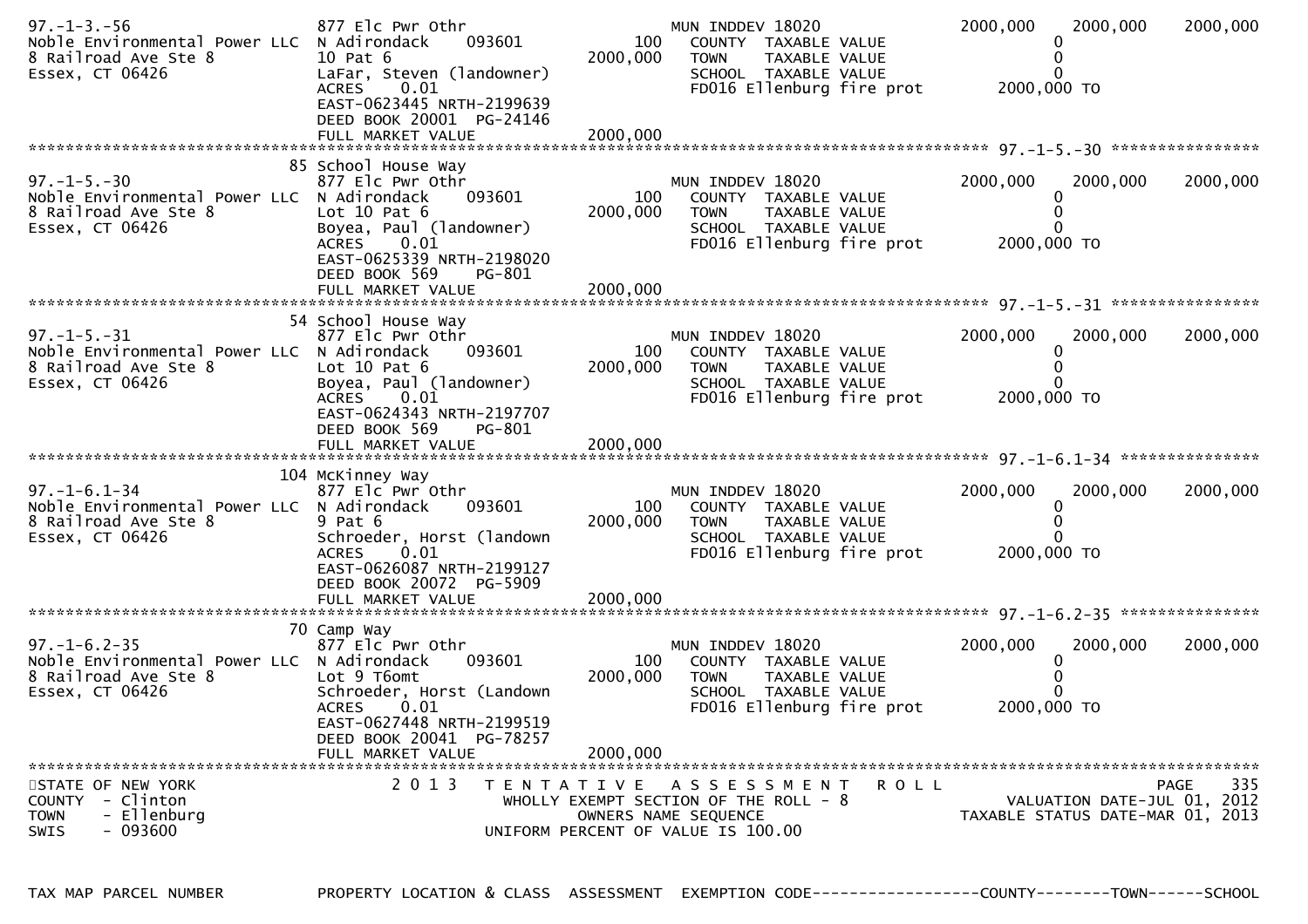```
97.-1-3.-56                    877 Elc Pwr Othr                            MUN INDDEV 18020              2000,000    2000,000    2000,000
Noble Environmental Power LLC  N Adirondack      093601          100      COUNTY  TAXABLE VALUE                  0
8 Railroad Ave Ste 8           10 Pat 6                       2000,000      TOWN    TAXABLE VALUE                  0
Essex, CT 06426                LaFar, Steven (landowner)                  SCHOOL  TAXABLE VALUE                  0
                               ACRES     0.01                             FD016 Ellenburg fire prot       2000,000 TO
                               EAST-0623445 NRTH-2199639
                               DEED BOOK 20001  PG-24146
                               FULL MARKET VALUE              2000,000
******************************************************************************************************* 97.-1-5.-30 *****************
                            85 School House Way
97.-1-5.-30                    877 Elc Pwr Othr                            MUN INDDEV 18020              2000,000    2000,000    2000,000
Noble Environmental Power LLC  N Adirondack      093601          100      COUNTY  TAXABLE VALUE                  0
8 Railroad Ave Ste 8           Lot 10 Pat 6                   2000,000      TOWN    TAXABLE VALUE                  0
Essex, CT 06426                Boyea, Paul (landowner)                    SCHOOL  TAXABLE VALUE                  0
                               ACRES     0.01                             FD016 Ellenburg fire prot       2000,000 TO
                               EAST-0625339 NRTH-2198020
                               DEED BOOK 569     PG-801
                               FULL MARKET VALUE              2000,000
******************************************************************************************************* 97.-1-5.-31 *****************
                            54 School House Way
97.-1-5.-31                    877 Elc Pwr Othr                            MUN INDDEV 18020              2000,000    2000,000    2000,000
Noble Environmental Power LLC  N Adirondack      093601          100      COUNTY  TAXABLE VALUE                  0
8 Railroad Ave Ste 8           Lot 10 Pat 6                   2000,000      TOWN    TAXABLE VALUE                  0
Essex, CT 06426                Boyea, Paul (landowner)                    SCHOOL  TAXABLE VALUE                  0
                               ACRES     0.01                             FD016 Ellenburg fire prot       2000,000 TO
                               EAST-0624343 NRTH-2197707
                               DEED BOOK 569     PG-801
                               FULL MARKET VALUE              2000,000
******************************************************************************************************* 97.-1-6.1-34 ****************
                           104 McKinney Way
97.-1-6.1-34                   877 Elc Pwr Othr                            MUN INDDEV 18020              2000,000    2000,000    2000,000
Noble Environmental Power LLC  N Adirondack      093601          100      COUNTY  TAXABLE VALUE                  0
8 Railroad Ave Ste 8           9 Pat 6                        2000,000      TOWN    TAXABLE VALUE                  0
Essex, CT 06426                Schroeder, Horst (landown                  SCHOOL  TAXABLE VALUE                  0
                               ACRES     0.01                             FD016 Ellenburg fire prot       2000,000 TO
                               EAST-0626087 NRTH-2199127
                               DEED BOOK 20072  PG-5909
                               FULL MARKET VALUE              2000,000
******************************************************************************************************* 97.-1-6.2-35 ****************
                            70 Camp Way
97.-1-6.2-35                   877 Elc Pwr Othr                            MUN INDDEV 18020              2000,000    2000,000    2000,000
Noble Environmental Power LLC  N Adirondack      093601          100      COUNTY  TAXABLE VALUE                  0
8 Railroad Ave Ste 8           Lot 9 T6omt                    2000,000      TOWN    TAXABLE VALUE                  0
Essex, CT 06426                Schroeder, Horst (Landown                  SCHOOL  TAXABLE VALUE                  0
                               ACRES     0.01                             FD016 Ellenburg fire prot       2000,000 TO
                               EAST-0627448 NRTH-2199519
                               DEED BOOK 20041  PG-78257
                               FULL MARKET VALUE              2000,000
**************************************************************************************************************************************
STATE OF NEW YORK                2 0 1 3   T E N T A T I V E   A S S E S S M E N T   R O L L                               PAGE    335
COUNTY  - Clinton                          WHOLLY EXEMPT SECTION OF THE ROLL - 8                       VALUATION DATE-JUL 01, 2012
TOWN    - Ellenburg                               OWNERS NAME SEQUENCE                            TAXABLE STATUS DATE-MAR 01, 2013
SWIS    - 093600                           UNIFORM PERCENT OF VALUE IS 100.00


TAX MAP PARCEL NUMBER          PROPERTY LOCATION & CLASS  ASSESSMENT  EXEMPTION CODE------------------COUNTY--------TOWN------SCHOOL
```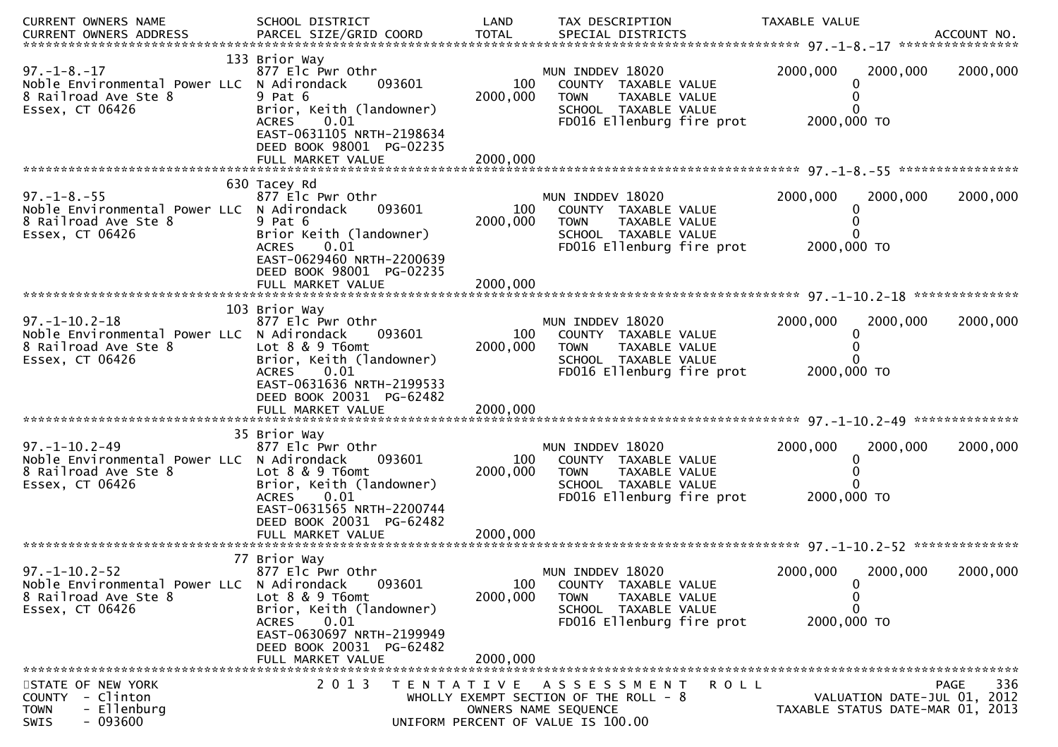| CURRENT OWNERS NAME<br>CURRENT OWNERS ADDRESS | SCHOOL DISTRICT<br>PARCEL SIZE/GRID COORD | LAND<br>TOTAL | TAX DESCRIPTION<br>SPECIAL DISTRICTS | TAXABLE VALUE | | | ACCOUNT NO. |
|---|---|---|---|---|---|---|---|
| **97.-1-8.-17** | 133 Brior Way | | | | | | |
| 97.-1-8.-17 | 877 Elc Pwr Othr | | MUN INDDEV 18020 | 2000,000 | 2000,000 | 2000,000 | |
| Noble Environmental Power LLC | N Adirondack 093601 | 100 | COUNTY TAXABLE VALUE | 0 | | | |
| 8 Railroad Ave Ste 8 | 9 Pat 6 | 2000,000 | TOWN TAXABLE VALUE | 0 | | | |
| Essex, CT 06426 | Brior, Keith (landowner) | | SCHOOL TAXABLE VALUE | 0 | | | |
| | ACRES 0.01 | | FD016 Ellenburg fire prot | 2000,000 TO | | | |
| | EAST-0631105 NRTH-2198634 | | | | | | |
| | DEED BOOK 98001 PG-02235 | | | | | | |
| | FULL MARKET VALUE | 2000,000 | | | | | |
| **97.-1-8.-55** | 630 Tacey Rd | | | | | | |
| 97.-1-8.-55 | 877 Elc Pwr Othr | | MUN INDDEV 18020 | 2000,000 | 2000,000 | 2000,000 | |
| Noble Environmental Power LLC | N Adirondack 093601 | 100 | COUNTY TAXABLE VALUE | 0 | | | |
| 8 Railroad Ave Ste 8 | 9 Pat 6 | 2000,000 | TOWN TAXABLE VALUE | 0 | | | |
| Essex, CT 06426 | Brior Keith (landowner) | | SCHOOL TAXABLE VALUE | 0 | | | |
| | ACRES 0.01 | | FD016 Ellenburg fire prot | 2000,000 TO | | | |
| | EAST-0629460 NRTH-2200639 | | | | | | |
| | DEED BOOK 98001 PG-02235 | | | | | | |
| | FULL MARKET VALUE | 2000,000 | | | | | |
| **97.-1-10.2-18** | 103 Brior Way | | | | | | |
| 97.-1-10.2-18 | 877 Elc Pwr Othr | | MUN INDDEV 18020 | 2000,000 | 2000,000 | 2000,000 | |
| Noble Environmental Power LLC | N Adirondack 093601 | 100 | COUNTY TAXABLE VALUE | 0 | | | |
| 8 Railroad Ave Ste 8 | Lot 8 & 9 T6omt | 2000,000 | TOWN TAXABLE VALUE | 0 | | | |
| Essex, CT 06426 | Brior, Keith (landowner) | | SCHOOL TAXABLE VALUE | 0 | | | |
| | ACRES 0.01 | | FD016 Ellenburg fire prot | 2000,000 TO | | | |
| | EAST-0631636 NRTH-2199533 | | | | | | |
| | DEED BOOK 20031 PG-62482 | | | | | | |
| | FULL MARKET VALUE | 2000,000 | | | | | |
| **97.-1-10.2-49** | 35 Brior Way | | | | | | |
| 97.-1-10.2-49 | 877 Elc Pwr Othr | | MUN INDDEV 18020 | 2000,000 | 2000,000 | 2000,000 | |
| Noble Environmental Power LLC | N Adirondack 093601 | 100 | COUNTY TAXABLE VALUE | 0 | | | |
| 8 Railroad Ave Ste 8 | Lot 8 & 9 T6omt | 2000,000 | TOWN TAXABLE VALUE | 0 | | | |
| Essex, CT 06426 | Brior, Keith (landowner) | | SCHOOL TAXABLE VALUE | 0 | | | |
| | ACRES 0.01 | | FD016 Ellenburg fire prot | 2000,000 TO | | | |
| | EAST-0631565 NRTH-2200744 | | | | | | |
| | DEED BOOK 20031 PG-62482 | | | | | | |
| | FULL MARKET VALUE | 2000,000 | | | | | |
| **97.-1-10.2-52** | 77 Brior Way | | | | | | |
| 97.-1-10.2-52 | 877 Elc Pwr Othr | | MUN INDDEV 18020 | 2000,000 | 2000,000 | 2000,000 | |
| Noble Environmental Power LLC | N Adirondack 093601 | 100 | COUNTY TAXABLE VALUE | 0 | | | |
| 8 Railroad Ave Ste 8 | Lot 8 & 9 T6omt | 2000,000 | TOWN TAXABLE VALUE | 0 | | | |
| Essex, CT 06426 | Brior, Keith (landowner) | | SCHOOL TAXABLE VALUE | 0 | | | |
| | ACRES 0.01 | | FD016 Ellenburg fire prot | 2000,000 TO | | | |
| | EAST-0630697 NRTH-2199949 | | | | | | |
| | DEED BOOK 20031 PG-62482 | | | | | | |
| | FULL MARKET VALUE | 2000,000 | | | | | |

STATE OF NEW YORK
COUNTY - Clinton
TOWN - Ellenburg
SWIS - 093600

2013 TENTATIVE ASSESSMENT ROLL
WHOLLY EXEMPT SECTION OF THE ROLL - 8
OWNERS NAME SEQUENCE
UNIFORM PERCENT OF VALUE IS 100.00

VALUATION DATE-JUL 01, 2012
TAXABLE STATUS DATE-MAR 01, 2013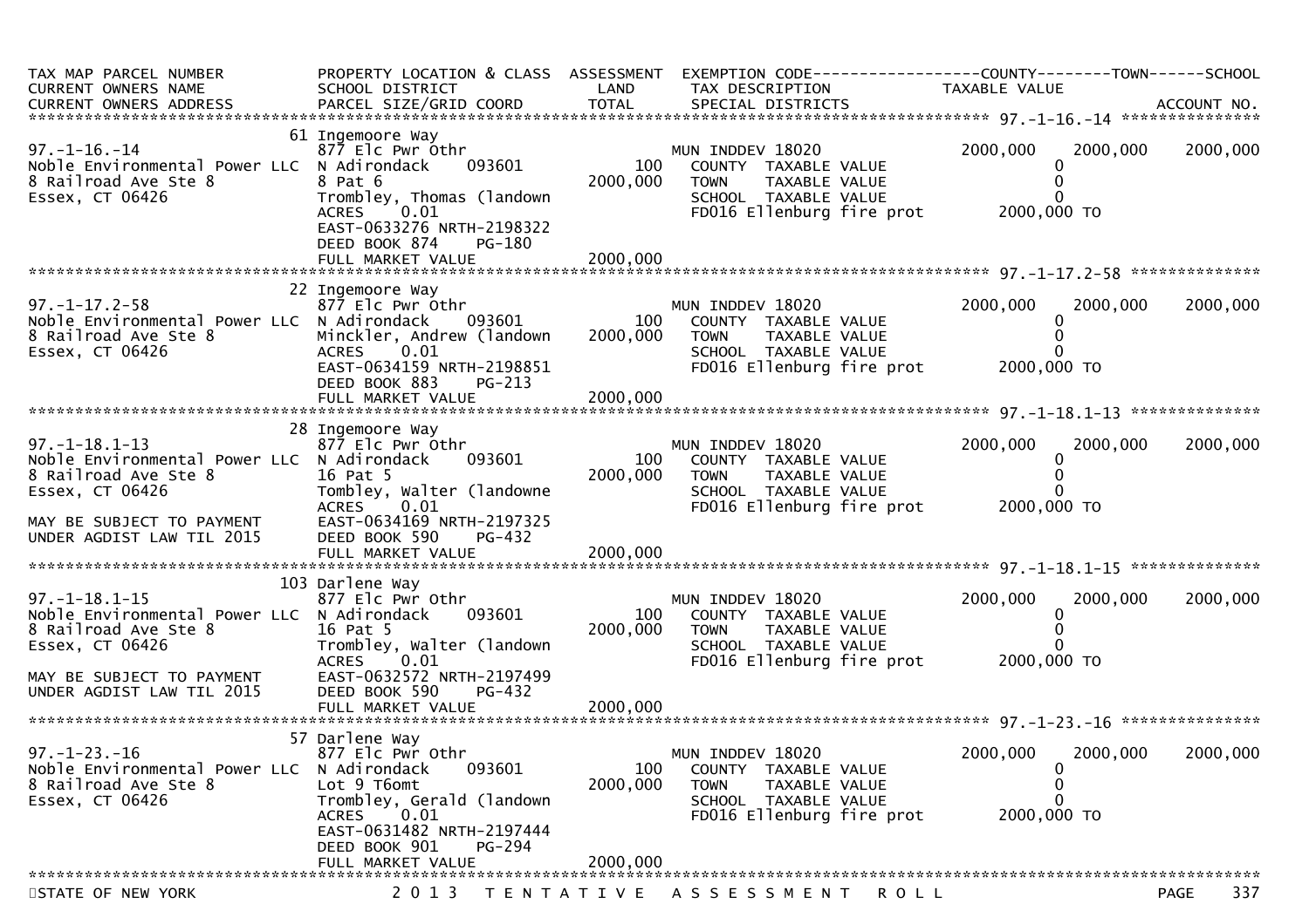| TAX MAP PARCEL NUMBER<br>CURRENT OWNERS NAME<br>CURRENT OWNERS ADDRESS | PROPERTY LOCATION & CLASS<br>SCHOOL DISTRICT<br>PARCEL SIZE/GRID COORD | ASSESSMENT<br>LAND<br>TOTAL | EXEMPTION CODE<br>TAX DESCRIPTION<br>SPECIAL DISTRICTS | COUNTY<br>TAXABLE VALUE | TOWN | SCHOOL<br><br>ACCOUNT NO. |
|---|---|---|---|---|---|---|
| 97.-1-16.-14 | 61 Ingemoore Way | | | | | |
| 97.-1-16.-14 | 877 Elc Pwr Othr | | MUN INDDEV 18020 | 2000,000 | 2000,000 | 2000,000 |
| Noble Environmental Power LLC | N Adirondack 093601 | 100 | COUNTY TAXABLE VALUE | 0 | | |
| 8 Railroad Ave Ste 8 | 8 Pat 6 | 2000,000 | TOWN TAXABLE VALUE | 0 | | |
| Essex, CT 06426 | Trombley, Thomas (landown | | SCHOOL TAXABLE VALUE | 0 | | |
| | ACRES 0.01 | | FD016 Ellenburg fire prot | 2000,000 TO | | |
| | EAST-0633276 NRTH-2198322 | | | | | |
| | DEED BOOK 874 PG-180 | | | | | |
| | FULL MARKET VALUE | 2000,000 | | | | |
| 97.-1-17.2-58 | 22 Ingemoore Way | | | | | |
| 97.-1-17.2-58 | 877 Elc Pwr Othr | | MUN INDDEV 18020 | 2000,000 | 2000,000 | 2000,000 |
| Noble Environmental Power LLC | N Adirondack 093601 | 100 | COUNTY TAXABLE VALUE | 0 | | |
| 8 Railroad Ave Ste 8 | Minckler, Andrew (landown | 2000,000 | TOWN TAXABLE VALUE | 0 | | |
| Essex, CT 06426 | ACRES 0.01 | | SCHOOL TAXABLE VALUE | 0 | | |
| | EAST-0634159 NRTH-2198851 | | FD016 Ellenburg fire prot | 2000,000 TO | | |
| | DEED BOOK 883 PG-213 | | | | | |
| | FULL MARKET VALUE | 2000,000 | | | | |
| 97.-1-18.1-13 | 28 Ingemoore Way | | | | | |
| 97.-1-18.1-13 | 877 Elc Pwr Othr | | MUN INDDEV 18020 | 2000,000 | 2000,000 | 2000,000 |
| Noble Environmental Power LLC | N Adirondack 093601 | 100 | COUNTY TAXABLE VALUE | 0 | | |
| 8 Railroad Ave Ste 8 | 16 Pat 5 | 2000,000 | TOWN TAXABLE VALUE | 0 | | |
| Essex, CT 06426 | Tombley, Walter (landowne | | SCHOOL TAXABLE VALUE | 0 | | |
| | ACRES 0.01 | | FD016 Ellenburg fire prot | 2000,000 TO | | |
| MAY BE SUBJECT TO PAYMENT | EAST-0634169 NRTH-2197325 | | | | | |
| UNDER AGDIST LAW TIL 2015 | DEED BOOK 590 PG-432 | | | | | |
| | FULL MARKET VALUE | 2000,000 | | | | |
| 97.-1-18.1-15 | 103 Darlene Way | | | | | |
| 97.-1-18.1-15 | 877 Elc Pwr Othr | | MUN INDDEV 18020 | 2000,000 | 2000,000 | 2000,000 |
| Noble Environmental Power LLC | N Adirondack 093601 | 100 | COUNTY TAXABLE VALUE | 0 | | |
| 8 Railroad Ave Ste 8 | 16 Pat 5 | 2000,000 | TOWN TAXABLE VALUE | 0 | | |
| Essex, CT 06426 | Trombley, Walter (landown | | SCHOOL TAXABLE VALUE | 0 | | |
| | ACRES 0.01 | | FD016 Ellenburg fire prot | 2000,000 TO | | |
| MAY BE SUBJECT TO PAYMENT | EAST-0632572 NRTH-2197499 | | | | | |
| UNDER AGDIST LAW TIL 2015 | DEED BOOK 590 PG-432 | | | | | |
| | FULL MARKET VALUE | 2000,000 | | | | |
| 97.-1-23.-16 | 57 Darlene Way | | | | | |
| 97.-1-23.-16 | 877 Elc Pwr Othr | | MUN INDDEV 18020 | 2000,000 | 2000,000 | 2000,000 |
| Noble Environmental Power LLC | N Adirondack 093601 | 100 | COUNTY TAXABLE VALUE | 0 | | |
| 8 Railroad Ave Ste 8 | Lot 9 T6omt | 2000,000 | TOWN TAXABLE VALUE | 0 | | |
| Essex, CT 06426 | Trombley, Gerald (landown | | SCHOOL TAXABLE VALUE | 0 | | |
| | ACRES 0.01 | | FD016 Ellenburg fire prot | 2000,000 TO | | |
| | EAST-0631482 NRTH-2197444 | | | | | |
| | DEED BOOK 901 PG-294 | | | | | |
| | FULL MARKET VALUE | 2000,000 | | | | |

STATE OF NEW YORK — 2013 TENTATIVE ASSESSMENT ROLL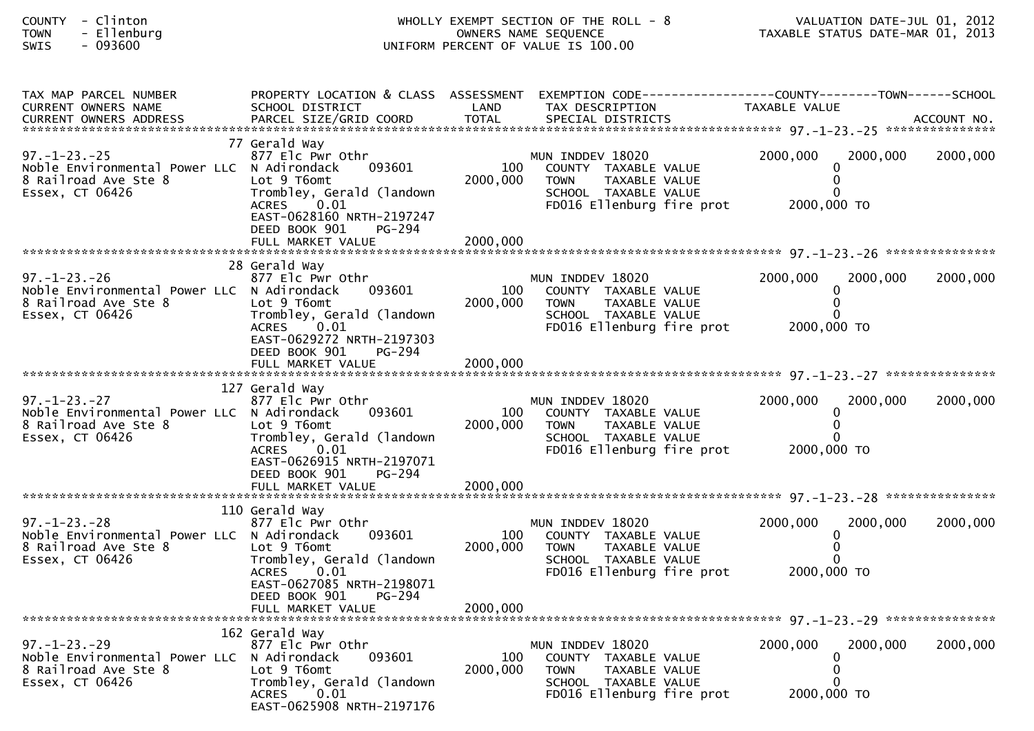COUNTY - Clinton
TOWN - Ellenburg
SWIS - 093600

WHOLLY EXEMPT SECTION OF THE ROLL - 8
OWNERS NAME SEQUENCE
UNIFORM PERCENT OF VALUE IS 100.00

VALUATION DATE-JUL 01, 2012
TAXABLE STATUS DATE-MAR 01, 2013

| TAX MAP PARCEL NUMBER / CURRENT OWNERS NAME / CURRENT OWNERS ADDRESS | PROPERTY LOCATION & CLASS / SCHOOL DISTRICT / PARCEL SIZE/GRID COORD | ASSESSMENT LAND / TOTAL | EXEMPTION CODE / TAX DESCRIPTION / SPECIAL DISTRICTS | COUNTY TAXABLE VALUE | TOWN | SCHOOL / ACCOUNT NO. |
|---|---|---|---|---|---|---|
| **97.-1-23.-25** | 77 Gerald Way | | | | | |
| 97.-1-23.-25 | 877 Elc Pwr Othr | | MUN INDDEV 18020 | 2000,000 | 2000,000 | 2000,000 |
| Noble Environmental Power LLC | N Adirondack 093601 | 100 | COUNTY TAXABLE VALUE | 0 | | |
| 8 Railroad Ave Ste 8 | Lot 9 T6omt | 2000,000 | TOWN TAXABLE VALUE | 0 | | |
| Essex, CT 06426 | Trombley, Gerald (landown | | SCHOOL TAXABLE VALUE | 0 | | |
| | ACRES 0.01 | | FD016 Ellenburg fire prot | 2000,000 TO | | |
| | EAST-0628160 NRTH-2197247 | | | | | |
| | DEED BOOK 901 PG-294 | | | | | |
| | FULL MARKET VALUE | 2000,000 | | | | |
| **97.-1-23.-26** | 28 Gerald Way | | | | | |
| 97.-1-23.-26 | 877 Elc Pwr Othr | | MUN INDDEV 18020 | 2000,000 | 2000,000 | 2000,000 |
| Noble Environmental Power LLC | N Adirondack 093601 | 100 | COUNTY TAXABLE VALUE | 0 | | |
| 8 Railroad Ave Ste 8 | Lot 9 T6omt | 2000,000 | TOWN TAXABLE VALUE | 0 | | |
| Essex, CT 06426 | Trombley, Gerald (landown | | SCHOOL TAXABLE VALUE | 0 | | |
| | ACRES 0.01 | | FD016 Ellenburg fire prot | 2000,000 TO | | |
| | EAST-0629272 NRTH-2197303 | | | | | |
| | DEED BOOK 901 PG-294 | | | | | |
| | FULL MARKET VALUE | 2000,000 | | | | |
| **97.-1-23.-27** | 127 Gerald Way | | | | | |
| 97.-1-23.-27 | 877 Elc Pwr Othr | | MUN INDDEV 18020 | 2000,000 | 2000,000 | 2000,000 |
| Noble Environmental Power LLC | N Adirondack 093601 | 100 | COUNTY TAXABLE VALUE | 0 | | |
| 8 Railroad Ave Ste 8 | Lot 9 T6omt | 2000,000 | TOWN TAXABLE VALUE | 0 | | |
| Essex, CT 06426 | Trombley, Gerald (landown | | SCHOOL TAXABLE VALUE | 0 | | |
| | ACRES 0.01 | | FD016 Ellenburg fire prot | 2000,000 TO | | |
| | EAST-0626915 NRTH-2197071 | | | | | |
| | DEED BOOK 901 PG-294 | | | | | |
| | FULL MARKET VALUE | 2000,000 | | | | |
| **97.-1-23.-28** | 110 Gerald Way | | | | | |
| 97.-1-23.-28 | 877 Elc Pwr Othr | | MUN INDDEV 18020 | 2000,000 | 2000,000 | 2000,000 |
| Noble Environmental Power LLC | N Adirondack 093601 | 100 | COUNTY TAXABLE VALUE | 0 | | |
| 8 Railroad Ave Ste 8 | Lot 9 T6omt | 2000,000 | TOWN TAXABLE VALUE | 0 | | |
| Essex, CT 06426 | Trombley, Gerald (landown | | SCHOOL TAXABLE VALUE | 0 | | |
| | ACRES 0.01 | | FD016 Ellenburg fire prot | 2000,000 TO | | |
| | EAST-0627085 NRTH-2198071 | | | | | |
| | DEED BOOK 901 PG-294 | | | | | |
| | FULL MARKET VALUE | 2000,000 | | | | |
| **97.-1-23.-29** | 162 Gerald Way | | | | | |
| 97.-1-23.-29 | 877 Elc Pwr Othr | | MUN INDDEV 18020 | 2000,000 | 2000,000 | 2000,000 |
| Noble Environmental Power LLC | N Adirondack 093601 | 100 | COUNTY TAXABLE VALUE | 0 | | |
| 8 Railroad Ave Ste 8 | Lot 9 T6omt | 2000,000 | TOWN TAXABLE VALUE | 0 | | |
| Essex, CT 06426 | Trombley, Gerald (landown | | SCHOOL TAXABLE VALUE | 0 | | |
| | ACRES 0.01 | | FD016 Ellenburg fire prot | 2000,000 TO | | |
| | EAST-0625908 NRTH-2197176 | | | | | |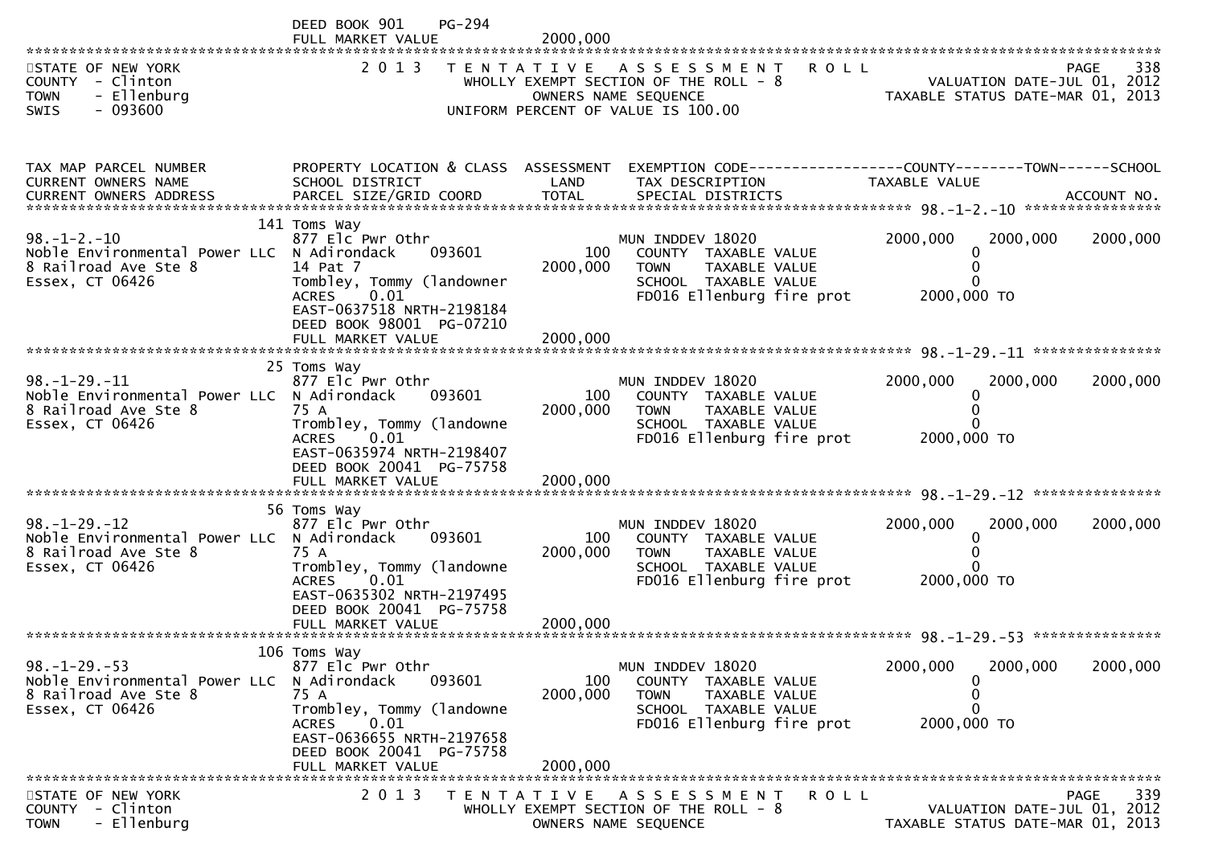DEED BOOK 901 PG-294
FULL MARKET VALUE 2000,000

STATE OF NEW YORK — 2013 TENTATIVE ASSESSMENT ROLL — PAGE 338
COUNTY - Clinton — WHOLLY EXEMPT SECTION OF THE ROLL - 8 — VALUATION DATE-JUL 01, 2012
TOWN - Ellenburg — OWNERS NAME SEQUENCE — TAXABLE STATUS DATE-MAR 01, 2013
SWIS - 093600 — UNIFORM PERCENT OF VALUE IS 100.00

| TAX MAP PARCEL NUMBER / CURRENT OWNERS NAME / CURRENT OWNERS ADDRESS | PROPERTY LOCATION & CLASS / SCHOOL DISTRICT / PARCEL SIZE/GRID COORD | ASSESSMENT LAND / TOTAL | EXEMPTION CODE / TAX DESCRIPTION / SPECIAL DISTRICTS | COUNTY TAXABLE VALUE | TOWN | SCHOOL | ACCOUNT NO. |
|---|---|---|---|---|---|---|---|
| 98.-1-2.-10 | 141 Toms Way | | | | | | |
| | 877 Elc Pwr Othr | | MUN INDDEV 18020 | 2000,000 | 2000,000 | 2000,000 | |
| Noble Environmental Power LLC | N Adirondack 093601 | 100 | COUNTY TAXABLE VALUE | 0 | | | |
| 8 Railroad Ave Ste 8 | 14 Pat 7 | 2000,000 | TOWN TAXABLE VALUE | 0 | | | |
| Essex, CT 06426 | Tombley, Tommy (landowner | | SCHOOL TAXABLE VALUE | 0 | | | |
| | ACRES 0.01 | | FD016 Ellenburg fire prot | 2000,000 TO | | | |
| | EAST-0637518 NRTH-2198184 | | | | | | |
| | DEED BOOK 98001 PG-07210 | | | | | | |
| | FULL MARKET VALUE | 2000,000 | | | | | |
| 98.-1-29.-11 | 25 Toms Way | | | | | | |
| | 877 Elc Pwr Othr | | MUN INDDEV 18020 | 2000,000 | 2000,000 | 2000,000 | |
| Noble Environmental Power LLC | N Adirondack 093601 | 100 | COUNTY TAXABLE VALUE | 0 | | | |
| 8 Railroad Ave Ste 8 | 75 A | 2000,000 | TOWN TAXABLE VALUE | 0 | | | |
| Essex, CT 06426 | Trombley, Tommy (landowne | | SCHOOL TAXABLE VALUE | 0 | | | |
| | ACRES 0.01 | | FD016 Ellenburg fire prot | 2000,000 TO | | | |
| | EAST-0635974 NRTH-2198407 | | | | | | |
| | DEED BOOK 20041 PG-75758 | | | | | | |
| | FULL MARKET VALUE | 2000,000 | | | | | |
| 98.-1-29.-12 | 56 Toms Way | | | | | | |
| | 877 Elc Pwr Othr | | MUN INDDEV 18020 | 2000,000 | 2000,000 | 2000,000 | |
| Noble Environmental Power LLC | N Adirondack 093601 | 100 | COUNTY TAXABLE VALUE | 0 | | | |
| 8 Railroad Ave Ste 8 | 75 A | 2000,000 | TOWN TAXABLE VALUE | 0 | | | |
| Essex, CT 06426 | Trombley, Tommy (landowne | | SCHOOL TAXABLE VALUE | 0 | | | |
| | ACRES 0.01 | | FD016 Ellenburg fire prot | 2000,000 TO | | | |
| | EAST-0635302 NRTH-2197495 | | | | | | |
| | DEED BOOK 20041 PG-75758 | | | | | | |
| | FULL MARKET VALUE | 2000,000 | | | | | |
| 98.-1-29.-53 | 106 Toms Way | | | | | | |
| | 877 Elc Pwr Othr | | MUN INDDEV 18020 | 2000,000 | 2000,000 | 2000,000 | |
| Noble Environmental Power LLC | N Adirondack 093601 | 100 | COUNTY TAXABLE VALUE | 0 | | | |
| 8 Railroad Ave Ste 8 | 75 A | 2000,000 | TOWN TAXABLE VALUE | 0 | | | |
| Essex, CT 06426 | Trombley, Tommy (landowne | | SCHOOL TAXABLE VALUE | 0 | | | |
| | ACRES 0.01 | | FD016 Ellenburg fire prot | 2000,000 TO | | | |
| | EAST-0636655 NRTH-2197658 | | | | | | |
| | DEED BOOK 20041 PG-75758 | | | | | | |
| | FULL MARKET VALUE | 2000,000 | | | | | |

STATE OF NEW YORK — 2013 TENTATIVE ASSESSMENT ROLL — PAGE 339
COUNTY - Clinton — WHOLLY EXEMPT SECTION OF THE ROLL - 8 — VALUATION DATE-JUL 01, 2012
TOWN - Ellenburg — OWNERS NAME SEQUENCE — TAXABLE STATUS DATE-MAR 01, 2013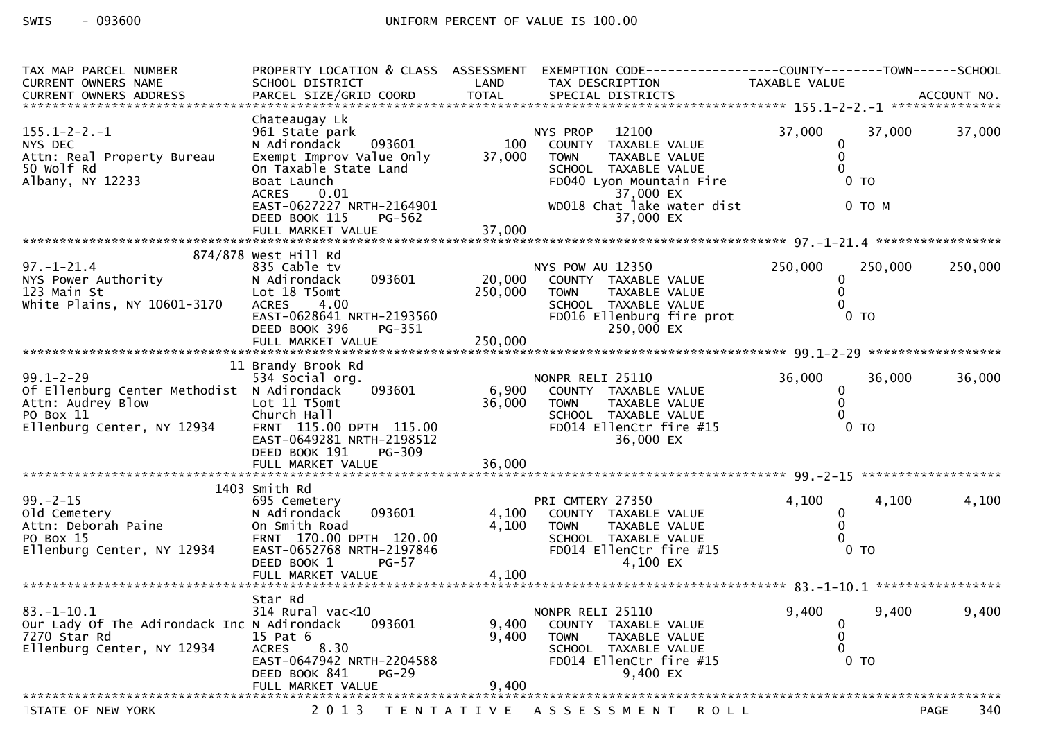SWIS - 093600 UNIFORM PERCENT OF VALUE IS 100.00

```
TAX MAP PARCEL NUMBER          PROPERTY LOCATION & CLASS  ASSESSMENT  EXEMPTION CODE------------------COUNTY--------TOWN------SCHOOL
CURRENT OWNERS NAME            SCHOOL DISTRICT               LAND      TAX DESCRIPTION            TAXABLE VALUE
CURRENT OWNERS ADDRESS         PARCEL SIZE/GRID COORD       TOTAL      SPECIAL DISTRICTS                                  ACCOUNT NO.
******************************************************************************************************* 155.1-2-2.-1 ****************
                               Chateaugay Lk
155.1-2-2.-1                   961 State park                          NYS PROP   12100             37,000      37,000      37,000
NYS DEC                        N Adirondack     093601          100     COUNTY  TAXABLE VALUE            0
Attn: Real Property Bureau     Exempt Improv Value Only      37,000     TOWN    TAXABLE VALUE            0
50 Wolf Rd                     On Taxable State Land                    SCHOOL  TAXABLE VALUE            0
Albany, NY 12233               Boat Launch                              FD040 Lyon Mountain Fire          0 TO
                               ACRES     0.01                                  37,000 EX
                               EAST-0627227 NRTH-2164901                WD018 Chat lake water dist        0 TO M
                               DEED BOOK 115     PG-562                        37,000 EX
                               FULL MARKET VALUE             37,000
******************************************************************************************************* 97.-1-21.4 *****************
                      874/878 West Hill Rd
97.-1-21.4                     835 Cable tv                            NYS POW AU 12350             250,000     250,000     250,000
NYS Power Authority            N Adirondack     093601       20,000     COUNTY  TAXABLE VALUE            0
123 Main St                    Lot 18 T5omt                 250,000     TOWN    TAXABLE VALUE            0
White Plains, NY 10601-3170    ACRES     4.00                           SCHOOL  TAXABLE VALUE            0
                               EAST-0628641 NRTH-2193560                FD016 Ellenburg fire prot          0 TO
                               DEED BOOK 396     PG-351                        250,000 EX
                               FULL MARKET VALUE            250,000
******************************************************************************************************* 99.1-2-29 ******************
                            11 Brandy Brook Rd
99.1-2-29                      534 Social org.                         NONPR RELI 25110              36,000      36,000      36,000
Of Ellenburg Center Methodist  N Adirondack     093601        6,900     COUNTY  TAXABLE VALUE            0
Attn: Audrey Blow              Lot 11 T5omt                  36,000     TOWN    TAXABLE VALUE            0
PO Box 11                      Church Hall                              SCHOOL  TAXABLE VALUE            0
Ellenburg Center, NY 12934     FRNT 115.00 DPTH 115.00                  FD014 EllenCtr fire #15          0 TO
                               EAST-0649281 NRTH-2198512                       36,000 EX
                               DEED BOOK 191     PG-309
                               FULL MARKET VALUE             36,000
******************************************************************************************************* 99.-2-15 *******************
                          1403 Smith Rd
99.-2-15                       695 Cemetery                            PRI CMTERY 27350               4,100       4,100       4,100
Old Cemetery                   N Adirondack     093601        4,100     COUNTY  TAXABLE VALUE            0
Attn: Deborah Paine            On Smith Road                  4,100     TOWN    TAXABLE VALUE            0
PO Box 15                      FRNT 170.00 DPTH 120.00                  SCHOOL  TAXABLE VALUE            0
Ellenburg Center, NY 12934     EAST-0652768 NRTH-2197846                FD014 EllenCtr fire #15          0 TO
                               DEED BOOK 1       PG-57                          4,100 EX
                               FULL MARKET VALUE              4,100
******************************************************************************************************* 83.-1-10.1 *****************
                               Star Rd
83.-1-10.1                     314 Rural vac<10                        NONPR RELI 25110               9,400       9,400       9,400
Our Lady Of The Adirondack Inc N Adirondack     093601        9,400     COUNTY  TAXABLE VALUE            0
7270 Star Rd                   15 Pat 6                       9,400     TOWN    TAXABLE VALUE            0
Ellenburg Center, NY 12934     ACRES     8.30                           SCHOOL  TAXABLE VALUE            0
                               EAST-0647942 NRTH-2204588                FD014 EllenCtr fire #15          0 TO
                               DEED BOOK 841     PG-29                          9,400 EX
                               FULL MARKET VALUE              9,400
************************************************************************************************************************************
```

STATE OF NEW YORK 2013 TENTATIVE ASSESSMENT ROLL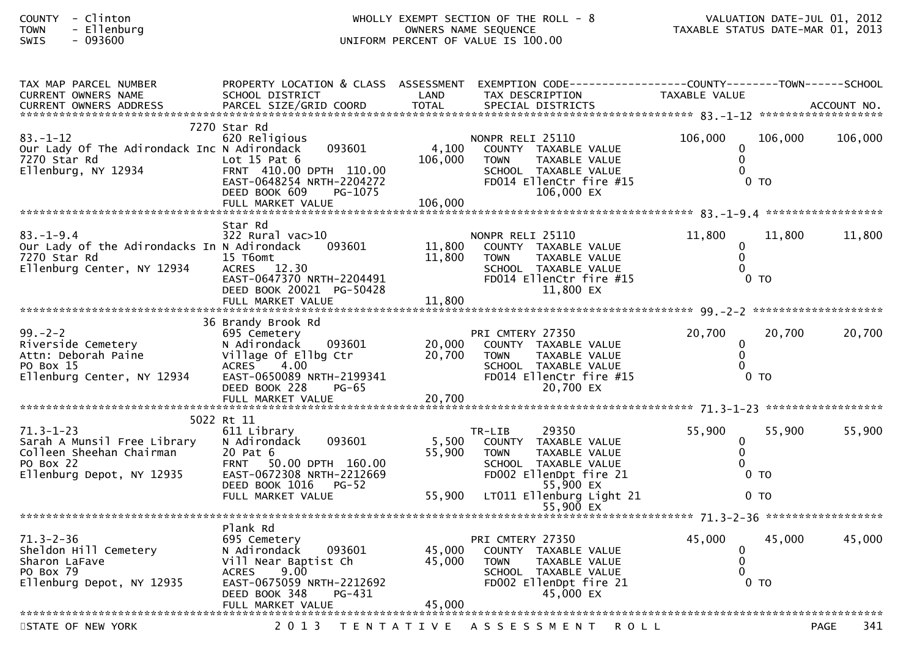COUNTY - Clinton
TOWN - Ellenburg
SWIS - 093600

WHOLLY EXEMPT SECTION OF THE ROLL - 8
OWNERS NAME SEQUENCE
UNIFORM PERCENT OF VALUE IS 100.00

VALUATION DATE-JUL 01, 2012
TAXABLE STATUS DATE-MAR 01, 2013

```
TAX MAP PARCEL NUMBER          PROPERTY LOCATION & CLASS  ASSESSMENT  EXEMPTION CODE------------------COUNTY--------TOWN------SCHOOL
CURRENT OWNERS NAME            SCHOOL DISTRICT             LAND       TAX DESCRIPTION              TAXABLE VALUE
CURRENT OWNERS ADDRESS         PARCEL SIZE/GRID COORD      TOTAL      SPECIAL DISTRICTS                                        ACCOUNT NO.
*********************************************************************************************************** 83.-1-12 *******************
                          7270 Star Rd
83.-1-12                       620 Religious                          NONPR RELI 25110               106,000    106,000    106,000
Our Lady Of The Adirondack Inc N Adirondack    093601      4,100     COUNTY  TAXABLE VALUE                0
7270 Star Rd                   Lot 15 Pat 6              106,000     TOWN    TAXABLE VALUE                0
Ellenburg, NY 12934            FRNT 410.00 DPTH 110.00               SCHOOL  TAXABLE VALUE                0
                               EAST-0648254 NRTH-2204272             FD014 EllenCtr fire #15              0 TO
                               DEED BOOK 609     PG-1075                       106,000 EX
                               FULL MARKET VALUE         106,000
*********************************************************************************************************** 83.-1-9.4 ******************
                               Star Rd
83.-1-9.4                      322 Rural vac>10                       NONPR RELI 25110                11,800     11,800     11,800
Our Lady of the Adirondacks In N Adirondack    093601     11,800     COUNTY  TAXABLE VALUE                0
7270 Star Rd                   15 T6omt                   11,800     TOWN    TAXABLE VALUE                0
Ellenburg Center, NY 12934     ACRES   12.30                          SCHOOL  TAXABLE VALUE                0
                               EAST-0647370 NRTH-2204491             FD014 EllenCtr fire #15              0 TO
                               DEED BOOK 20021 PG-50428                        11,800 EX
                               FULL MARKET VALUE          11,800
*********************************************************************************************************** 99.-2-2 ********************
                          36 Brandy Brook Rd
99.-2-2                        695 Cemetery                           PRI CMTERY 27350                20,700     20,700     20,700
Riverside Cemetery             N Adirondack    093601     20,000     COUNTY  TAXABLE VALUE                0
Attn: Deborah Paine            Village Of Ellbg Ctr       20,700     TOWN    TAXABLE VALUE                0
PO Box 15                      ACRES    4.00                          SCHOOL  TAXABLE VALUE                0
Ellenburg Center, NY 12934     EAST-0650089 NRTH-2199341             FD014 EllenCtr fire #15              0 TO
                               DEED BOOK 228     PG-65                          20,700 EX
                               FULL MARKET VALUE          20,700
*********************************************************************************************************** 71.3-1-23 ******************
                          5022 Rt 11
71.3-1-23                      611 Library                            TR-LIB      29350               55,900     55,900     55,900
Sarah A Munsil Free Library    N Adirondack    093601      5,500     COUNTY  TAXABLE VALUE                0
Colleen Sheehan Chairman       20 Pat 6                   55,900     TOWN    TAXABLE VALUE                0
PO Box 22                      FRNT  50.00 DPTH 160.00               SCHOOL  TAXABLE VALUE                0
Ellenburg Depot, NY 12935      EAST-0672308 NRTH-2212669             FD002 EllenDpt fire 21               0 TO
                               DEED BOOK 1016    PG-52                          55,900 EX
                               FULL MARKET VALUE          55,900     LT011 Ellenburg Light 21             0 TO
                                                                                55,900 EX
*********************************************************************************************************** 71.3-2-36 ******************
                               Plank Rd
71.3-2-36                      695 Cemetery                           PRI CMTERY 27350                45,000     45,000     45,000
Sheldon Hill Cemetery          N Adirondack    093601     45,000     COUNTY  TAXABLE VALUE                0
Sharon LaFave                  Vill Near Baptist Ch       45,000     TOWN    TAXABLE VALUE                0
PO Box 79                      ACRES    9.00                          SCHOOL  TAXABLE VALUE                0
Ellenburg Depot, NY 12935      EAST-0675059 NRTH-2212692             FD002 EllenDpt fire 21               0 TO
                               DEED BOOK 348     PG-431                         45,000 EX
                               FULL MARKET VALUE          45,000
****************************************************************************************************************************************
```

STATE OF NEW YORK — 2013 TENTATIVE ASSESSMENT ROLL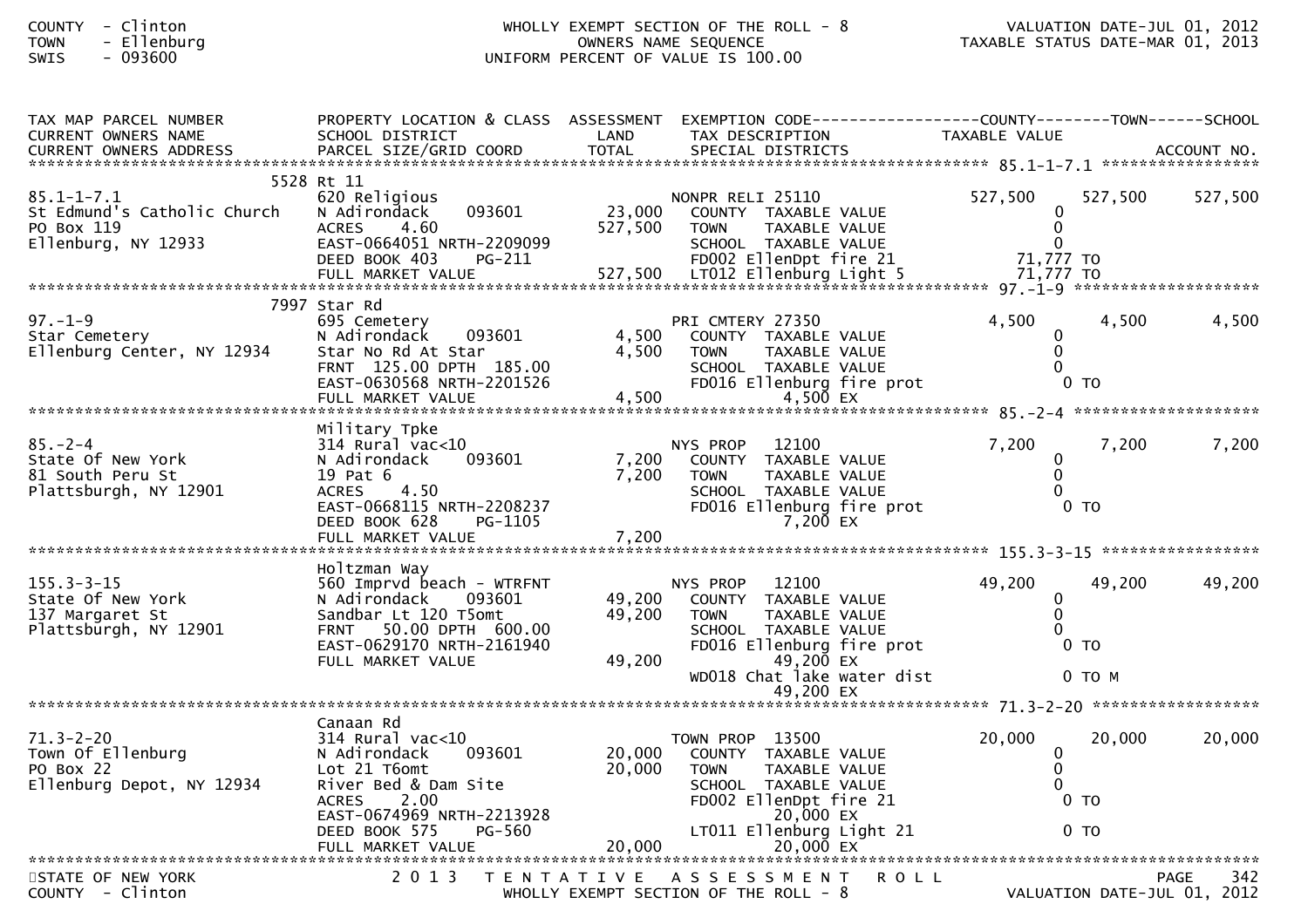COUNTY - Clinton
TOWN - Ellenburg
SWIS - 093600

WHOLLY EXEMPT SECTION OF THE ROLL - 8
OWNERS NAME SEQUENCE
UNIFORM PERCENT OF VALUE IS 100.00

VALUATION DATE-JUL 01, 2012
TAXABLE STATUS DATE-MAR 01, 2013

| TAX MAP PARCEL NUMBER / CURRENT OWNERS NAME / CURRENT OWNERS ADDRESS | PROPERTY LOCATION & CLASS / SCHOOL DISTRICT / PARCEL SIZE/GRID COORD | ASSESSMENT LAND / TOTAL | EXEMPTION CODE / TAX DESCRIPTION / SPECIAL DISTRICTS | COUNTY TAXABLE VALUE | TOWN | SCHOOL / ACCOUNT NO. |
|---|---|---|---|---|---|---|
| **85.1-1-7.1** | 5528 Rt 11 | | | | | |
| 85.1-1-7.1 | 620 Religious | | NONPR RELI 25110 | 527,500 | 527,500 | 527,500 |
| St Edmund's Catholic Church | N Adirondack 093601 | 23,000 | COUNTY TAXABLE VALUE | 0 | | |
| PO Box 119 | ACRES 4.60 | 527,500 | TOWN TAXABLE VALUE | 0 | | |
| Ellenburg, NY 12933 | EAST-0664051 NRTH-2209099 | | SCHOOL TAXABLE VALUE | 0 | | |
| | DEED BOOK 403 PG-211 | | FD002 EllenDpt fire 21 | 71,777 TO | | |
| | FULL MARKET VALUE | 527,500 | LT012 Ellenburg Light 5 | 71,777 TO | | |
| **97.-1-9** | 7997 Star Rd | | | | | |
| 97.-1-9 | 695 Cemetery | | PRI CMTERY 27350 | 4,500 | 4,500 | 4,500 |
| Star Cemetery | N Adirondack 093601 | 4,500 | COUNTY TAXABLE VALUE | 0 | | |
| Ellenburg Center, NY 12934 | Star No Rd At Star | 4,500 | TOWN TAXABLE VALUE | 0 | | |
| | FRNT 125.00 DPTH 185.00 | | SCHOOL TAXABLE VALUE | 0 | | |
| | EAST-0630568 NRTH-2201526 | | FD016 Ellenburg fire prot | 0 TO | | |
| | FULL MARKET VALUE | 4,500 | 4,500 EX | | | |
| **85.-2-4** | Military Tpke | | | | | |
| 85.-2-4 | 314 Rural vac<10 | | NYS PROP 12100 | 7,200 | 7,200 | 7,200 |
| State Of New York | N Adirondack 093601 | 7,200 | COUNTY TAXABLE VALUE | 0 | | |
| 81 South Peru St | 19 Pat 6 | 7,200 | TOWN TAXABLE VALUE | 0 | | |
| Plattsburgh, NY 12901 | ACRES 4.50 | | SCHOOL TAXABLE VALUE | 0 | | |
| | EAST-0668115 NRTH-2208237 | | FD016 Ellenburg fire prot | 0 TO | | |
| | DEED BOOK 628 PG-1105 | | 7,200 EX | | | |
| | FULL MARKET VALUE | 7,200 | | | | |
| **155.3-3-15** | Holtzman Way | | | | | |
| 155.3-3-15 | 560 Imprvd beach - WTRFNT | | NYS PROP 12100 | 49,200 | 49,200 | 49,200 |
| State Of New York | N Adirondack 093601 | 49,200 | COUNTY TAXABLE VALUE | 0 | | |
| 137 Margaret St | Sandbar Lt 120 T5omt | 49,200 | TOWN TAXABLE VALUE | 0 | | |
| Plattsburgh, NY 12901 | FRNT 50.00 DPTH 600.00 | | SCHOOL TAXABLE VALUE | 0 | | |
| | EAST-0629170 NRTH-2161940 | | FD016 Ellenburg fire prot | 0 TO | | |
| | FULL MARKET VALUE | 49,200 | 49,200 EX | | | |
| | | | WD018 Chat lake water dist | 0 TO M | | |
| | | | 49,200 EX | | | |
| **71.3-2-20** | Canaan Rd | | | | | |
| 71.3-2-20 | 314 Rural vac<10 | | TOWN PROP 13500 | 20,000 | 20,000 | 20,000 |
| Town Of Ellenburg | N Adirondack 093601 | 20,000 | COUNTY TAXABLE VALUE | 0 | | |
| PO Box 22 | Lot 21 T6omt | 20,000 | TOWN TAXABLE VALUE | 0 | | |
| Ellenburg Depot, NY 12934 | River Bed & Dam Site | | SCHOOL TAXABLE VALUE | 0 | | |
| | ACRES 2.00 | | FD002 EllenDpt fire 21 | 0 TO | | |
| | EAST-0674969 NRTH-2213928 | | 20,000 EX | | | |
| | DEED BOOK 575 PG-560 | | LT011 Ellenburg Light 21 | 0 TO | | |
| | FULL MARKET VALUE | 20,000 | 20,000 EX | | | |

STATE OF NEW YORK
COUNTY - Clinton

2013 TENTATIVE ASSESSMENT ROLL
WHOLLY EXEMPT SECTION OF THE ROLL - 8

VALUATION DATE-JUL 01, 2012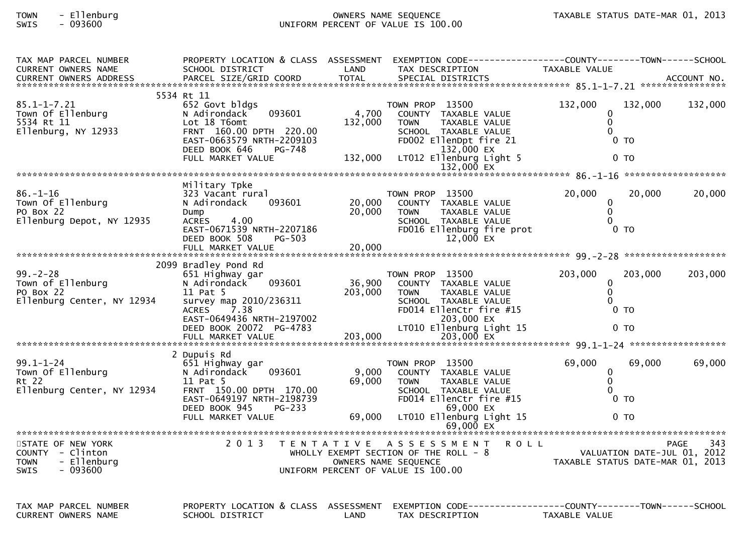| TAX MAP PARCEL NUMBER<br>CURRENT OWNERS NAME<br>CURRENT OWNERS ADDRESS | PROPERTY LOCATION & CLASS<br>SCHOOL DISTRICT<br>PARCEL SIZE/GRID COORD | ASSESSMENT<br>LAND<br>TOTAL | EXEMPTION CODE<br>TAX DESCRIPTION<br>SPECIAL DISTRICTS | COUNTY<br>TAXABLE VALUE | TOWN | SCHOOL<br>ACCOUNT NO. |
|---|---|---|---|---|---|---|
| **85.1-1-7.21** | 5534 Rt 11 | | | | | |
| 85.1-1-7.21 | 652 Govt bldgs | | TOWN PROP 13500 | 132,000 | 132,000 | 132,000 |
| Town Of Ellenburg | N Adirondack 093601 | 4,700 | COUNTY TAXABLE VALUE | 0 | | |
| 5534 Rt 11 | Lot 18 T6omt | 132,000 | TOWN TAXABLE VALUE | 0 | | |
| Ellenburg, NY 12933 | FRNT 160.00 DPTH 220.00 | | SCHOOL TAXABLE VALUE | 0 | | |
| | EAST-0663579 NRTH-2209103 | | FD002 EllenDpt fire 21 | 0 TO | | |
| | DEED BOOK 646 PG-748 | | 132,000 EX | | | |
| | FULL MARKET VALUE | 132,000 | LT012 Ellenburg Light 5 | 0 TO | | |
| | | | 132,000 EX | | | |
| **86.-1-16** | Military Tpke | | | | | |
| 86.-1-16 | 323 Vacant rural | | TOWN PROP 13500 | 20,000 | 20,000 | 20,000 |
| Town of Ellenburg | N Adirondack 093601 | 20,000 | COUNTY TAXABLE VALUE | 0 | | |
| PO Box 22 | Dump | 20,000 | TOWN TAXABLE VALUE | 0 | | |
| Ellenburg Depot, NY 12935 | ACRES 4.00 | | SCHOOL TAXABLE VALUE | 0 | | |
| | EAST-0671539 NRTH-2207186 | | FD016 Ellenburg fire prot | 0 TO | | |
| | DEED BOOK 508 PG-503 | | 12,000 EX | | | |
| | FULL MARKET VALUE | 20,000 | | | | |
| **99.-2-28** | 2099 Bradley Pond Rd | | | | | |
| 99.-2-28 | 651 Highway gar | | TOWN PROP 13500 | 203,000 | 203,000 | 203,000 |
| Town of Ellenburg | N Adirondack 093601 | 36,900 | COUNTY TAXABLE VALUE | 0 | | |
| PO Box 22 | 11 Pat 5 | 203,000 | TOWN TAXABLE VALUE | 0 | | |
| Ellenburg Center, NY 12934 | survey map 2010/236311 | | SCHOOL TAXABLE VALUE | 0 | | |
| | ACRES 7.38 | | FD014 EllenCtr fire #15 | 0 TO | | |
| | EAST-0649436 NRTH-2197002 | | 203,000 EX | | | |
| | DEED BOOK 20072 PG-4783 | | LT010 Ellenburg Light 15 | 0 TO | | |
| | FULL MARKET VALUE | 203,000 | 203,000 EX | | | |
| **99.1-1-24** | 2 Dupuis Rd | | | | | |
| 99.1-1-24 | 651 Highway gar | | TOWN PROP 13500 | 69,000 | 69,000 | 69,000 |
| Town Of Ellenburg | N Adirondack 093601 | 9,000 | COUNTY TAXABLE VALUE | 0 | | |
| Rt 22 | 11 Pat 5 | 69,000 | TOWN TAXABLE VALUE | 0 | | |
| Ellenburg Center, NY 12934 | FRNT 150.00 DPTH 170.00 | | SCHOOL TAXABLE VALUE | 0 | | |
| | EAST-0649197 NRTH-2198739 | | FD014 EllenCtr fire #15 | 0 TO | | |
| | DEED BOOK 945 PG-233 | | 69,000 EX | | | |
| | FULL MARKET VALUE | 69,000 | LT010 Ellenburg Light 15 | 0 TO | | |
| | | | 69,000 EX | | | |

STATE OF NEW YORK
COUNTY - Clinton
TOWN - Ellenburg
SWIS - 093600

2013 TENTATIVE ASSESSMENT ROLL
WHOLLY EXEMPT SECTION OF THE ROLL - 8
OWNERS NAME SEQUENCE
UNIFORM PERCENT OF VALUE IS 100.00

PAGE 343
VALUATION DATE-JUL 01, 2012
TAXABLE STATUS DATE-MAR 01, 2013

| TAX MAP PARCEL NUMBER | PROPERTY LOCATION & CLASS | ASSESSMENT | EXEMPTION CODE | COUNTY | TOWN | SCHOOL |
|---|---|---|---|---|---|---|
| CURRENT OWNERS NAME | SCHOOL DISTRICT | LAND | TAX DESCRIPTION | TAXABLE VALUE | | |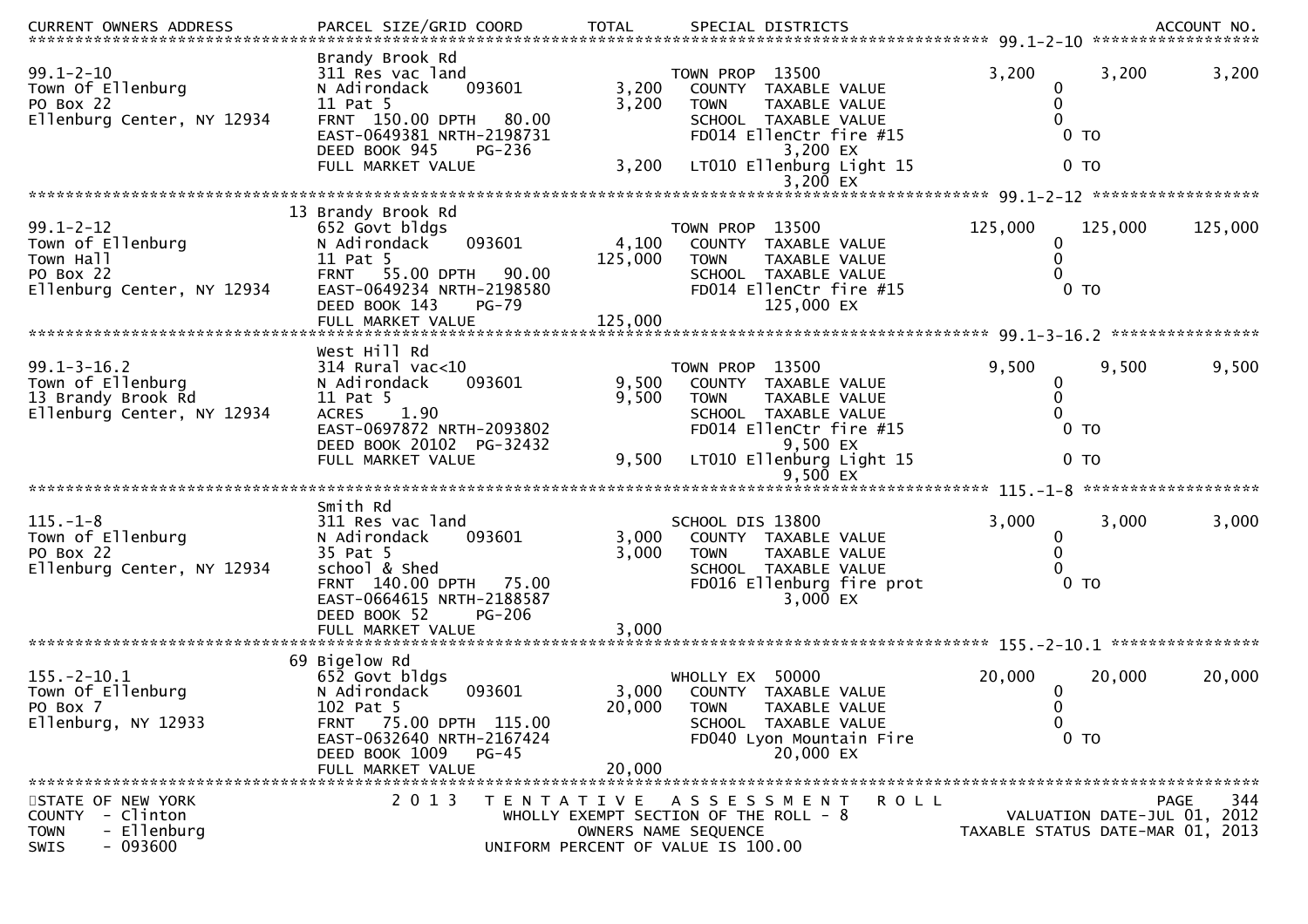| CURRENT OWNERS ADDRESS | PARCEL SIZE/GRID COORD | TOTAL | SPECIAL DISTRICTS | | | | ACCOUNT NO. |
|---|---|---|---|---|---|---|---|
| **99.1-2-10** | | | | | | | |
| 99.1-2-10 | Brandy Brook Rd | | | | | | |
| Town Of Ellenburg | 311 Res vac land | | TOWN PROP 13500 | 3,200 | 3,200 | 3,200 | |
| PO Box 22 | N Adirondack 093601 | 3,200 | COUNTY TAXABLE VALUE | | 0 | | |
| Ellenburg Center, NY 12934 | 11 Pat 5 | 3,200 | TOWN TAXABLE VALUE | | 0 | | |
| | FRNT 150.00 DPTH 80.00 | | SCHOOL TAXABLE VALUE | | 0 | | |
| | EAST-0649381 NRTH-2198731 | | FD014 EllenCtr fire #15 | | 0 TO | | |
| | DEED BOOK 945 PG-236 | | 3,200 EX | | | | |
| | FULL MARKET VALUE | 3,200 | LT010 Ellenburg Light 15 | | 0 TO | | |
| | | | 3,200 EX | | | | |
| **99.1-2-12** | | | | | | | |
| 99.1-2-12 | 13 Brandy Brook Rd | | | | | | |
| Town of Ellenburg | 652 Govt bldgs | | TOWN PROP 13500 | 125,000 | 125,000 | 125,000 | |
| Town Hall | N Adirondack 093601 | 4,100 | COUNTY TAXABLE VALUE | | 0 | | |
| PO Box 22 | 11 Pat 5 | 125,000 | TOWN TAXABLE VALUE | | 0 | | |
| Ellenburg Center, NY 12934 | FRNT 55.00 DPTH 90.00 | | SCHOOL TAXABLE VALUE | | 0 | | |
| | EAST-0649234 NRTH-2198580 | | FD014 EllenCtr fire #15 | | 0 TO | | |
| | DEED BOOK 143 PG-79 | | 125,000 EX | | | | |
| | FULL MARKET VALUE | 125,000 | | | | | |
| **99.1-3-16.2** | | | | | | | |
| 99.1-3-16.2 | West Hill Rd | | | | | | |
| Town of Ellenburg | 314 Rural vac<10 | | TOWN PROP 13500 | 9,500 | 9,500 | 9,500 | |
| 13 Brandy Brook Rd | N Adirondack 093601 | 9,500 | COUNTY TAXABLE VALUE | | 0 | | |
| Ellenburg Center, NY 12934 | 11 Pat 5 | 9,500 | TOWN TAXABLE VALUE | | 0 | | |
| | ACRES 1.90 | | SCHOOL TAXABLE VALUE | | 0 | | |
| | EAST-0697872 NRTH-2093802 | | FD014 EllenCtr fire #15 | | 0 TO | | |
| | DEED BOOK 20102 PG-32432 | | 9,500 EX | | | | |
| | FULL MARKET VALUE | 9,500 | LT010 Ellenburg Light 15 | | 0 TO | | |
| | | | 9,500 EX | | | | |
| **115.-1-8** | | | | | | | |
| 115.-1-8 | Smith Rd | | | | | | |
| Town of Ellenburg | 311 Res vac land | | SCHOOL DIS 13800 | 3,000 | 3,000 | 3,000 | |
| PO Box 22 | N Adirondack 093601 | 3,000 | COUNTY TAXABLE VALUE | | 0 | | |
| Ellenburg Center, NY 12934 | 35 Pat 5 | 3,000 | TOWN TAXABLE VALUE | | 0 | | |
| | school & Shed | | SCHOOL TAXABLE VALUE | | 0 | | |
| | FRNT 140.00 DPTH 75.00 | | FD016 Ellenburg fire prot | | 0 TO | | |
| | EAST-0664615 NRTH-2188587 | | 3,000 EX | | | | |
| | DEED BOOK 52 PG-206 | | | | | | |
| | FULL MARKET VALUE | 3,000 | | | | | |
| **155.-2-10.1** | | | | | | | |
| 155.-2-10.1 | 69 Bigelow Rd | | | | | | |
| Town Of Ellenburg | 652 Govt bldgs | | WHOLLY EX 50000 | 20,000 | 20,000 | 20,000 | |
| PO Box 7 | N Adirondack 093601 | 3,000 | COUNTY TAXABLE VALUE | | 0 | | |
| Ellenburg, NY 12933 | 102 Pat 5 | 20,000 | TOWN TAXABLE VALUE | | 0 | | |
| | FRNT 75.00 DPTH 115.00 | | SCHOOL TAXABLE VALUE | | 0 | | |
| | EAST-0632640 NRTH-2167424 | | FD040 Lyon Mountain Fire | | 0 TO | | |
| | DEED BOOK 1009 PG-45 | | 20,000 EX | | | | |
| | FULL MARKET VALUE | 20,000 | | | | | |

STATE OF NEW YORK
COUNTY - Clinton
TOWN - Ellenburg
SWIS - 093600

2013 TENTATIVE ASSESSMENT ROLL
WHOLLY EXEMPT SECTION OF THE ROLL - 8
OWNERS NAME SEQUENCE
UNIFORM PERCENT OF VALUE IS 100.00

VALUATION DATE-JUL 01, 2012
TAXABLE STATUS DATE-MAR 01, 2013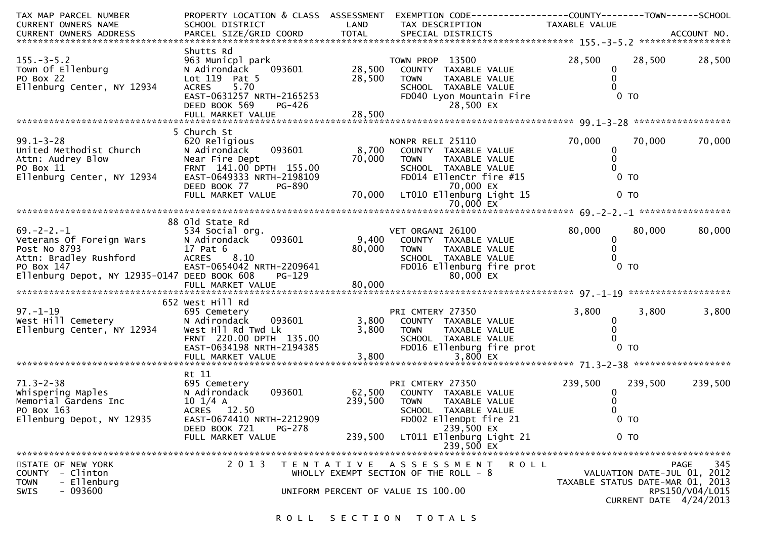| TAX MAP PARCEL NUMBER<br>CURRENT OWNERS NAME<br>CURRENT OWNERS ADDRESS | PROPERTY LOCATION & CLASS<br>SCHOOL DISTRICT<br>PARCEL SIZE/GRID COORD | ASSESSMENT<br>LAND<br>TOTAL | EXEMPTION CODE<br>TAX DESCRIPTION<br>SPECIAL DISTRICTS | COUNTY<br>TAXABLE VALUE | TOWN | SCHOOL<br><br>ACCOUNT NO. |
|---|---|---|---|---|---|---|
| **155.-3-5.2** | Shutts Rd | | | | | |
| 155.-3-5.2 | 963 Municpl park | | TOWN PROP 13500 | 28,500 | 28,500 | 28,500 |
| Town Of Ellenburg | N Adirondack 093601 | 28,500 | COUNTY TAXABLE VALUE | 0 | | |
| PO Box 22 | Lot 119 Pat 5 | 28,500 | TOWN TAXABLE VALUE | 0 | | |
| Ellenburg Center, NY 12934 | ACRES 5.70 | | SCHOOL TAXABLE VALUE | 0 | | |
| | EAST-0631257 NRTH-2165253 | | FD040 Lyon Mountain Fire | 0 TO | | |
| | DEED BOOK 569 PG-426 | | 28,500 EX | | | |
| | FULL MARKET VALUE | 28,500 | | | | |
| **99.1-3-28** | 5 Church St | | | | | |
| 99.1-3-28 | 620 Religious | | NONPR RELI 25110 | 70,000 | 70,000 | 70,000 |
| United Methodist Church | N Adirondack 093601 | 8,700 | COUNTY TAXABLE VALUE | 0 | | |
| Attn: Audrey Blow | Near Fire Dept | 70,000 | TOWN TAXABLE VALUE | 0 | | |
| PO Box 11 | FRNT 141.00 DPTH 155.00 | | SCHOOL TAXABLE VALUE | 0 | | |
| Ellenburg Center, NY 12934 | EAST-0649333 NRTH-2198109 | | FD014 EllenCtr fire #15 | 0 TO | | |
| | DEED BOOK 77 PG-890 | | 70,000 EX | | | |
| | FULL MARKET VALUE | 70,000 | LT010 Ellenburg Light 15 | 0 TO | | |
| | | | 70,000 EX | | | |
| **69.-2-2.-1** | 88 Old State Rd | | | | | |
| 69.-2-2.-1 | 534 Social org. | | VET ORGANI 26100 | 80,000 | 80,000 | 80,000 |
| Veterans Of Foreign Wars | N Adirondack 093601 | 9,400 | COUNTY TAXABLE VALUE | 0 | | |
| Post No 8793 | 17 Pat 6 | 80,000 | TOWN TAXABLE VALUE | 0 | | |
| Attn: Bradley Rushford | ACRES 8.10 | | SCHOOL TAXABLE VALUE | 0 | | |
| PO Box 147 | EAST-0654042 NRTH-2209641 | | FD016 Ellenburg fire prot | 0 TO | | |
| Ellenburg Depot, NY 12935-0147 | DEED BOOK 608 PG-129 | | 80,000 EX | | | |
| | FULL MARKET VALUE | 80,000 | | | | |
| **97.-1-19** | 652 West Hill Rd | | | | | |
| 97.-1-19 | 695 Cemetery | | PRI CMTERY 27350 | 3,800 | 3,800 | 3,800 |
| West Hill Cemetery | N Adirondack 093601 | 3,800 | COUNTY TAXABLE VALUE | 0 | | |
| Ellenburg Center, NY 12934 | West Hll Rd Twd Lk | 3,800 | TOWN TAXABLE VALUE | 0 | | |
| | FRNT 220.00 DPTH 135.00 | | SCHOOL TAXABLE VALUE | 0 | | |
| | EAST-0634198 NRTH-2194385 | | FD016 Ellenburg fire prot | 0 TO | | |
| | FULL MARKET VALUE | 3,800 | 3,800 EX | | | |
| **71.3-2-38** | Rt 11 | | | | | |
| 71.3-2-38 | 695 Cemetery | | PRI CMTERY 27350 | 239,500 | 239,500 | 239,500 |
| Whispering Maples | N Adirondack 093601 | 62,500 | COUNTY TAXABLE VALUE | 0 | | |
| Memorial Gardens Inc | 10 1/4 A | 239,500 | TOWN TAXABLE VALUE | 0 | | |
| PO Box 163 | ACRES 12.50 | | SCHOOL TAXABLE VALUE | 0 | | |
| Ellenburg Depot, NY 12935 | EAST-0674410 NRTH-2212909 | | FD002 EllenDpt fire 21 | 0 TO | | |
| | DEED BOOK 721 PG-278 | | 239,500 EX | | | |
| | FULL MARKET VALUE | 239,500 | LT011 Ellenburg Light 21 | 0 TO | | |
| | | | 239,500 EX | | | |

STATE OF NEW YORK
COUNTY - Clinton
TOWN - Ellenburg
SWIS - 093600

2013 TENTATIVE ASSESSMENT ROLL
WHOLLY EXEMPT SECTION OF THE ROLL - 8
UNIFORM PERCENT OF VALUE IS 100.00

VALUATION DATE-JUL 01, 2012
TAXABLE STATUS DATE-MAR 01, 2013
RPS150/V04/L015
CURRENT DATE 4/24/2013

ROLL SECTION TOTALS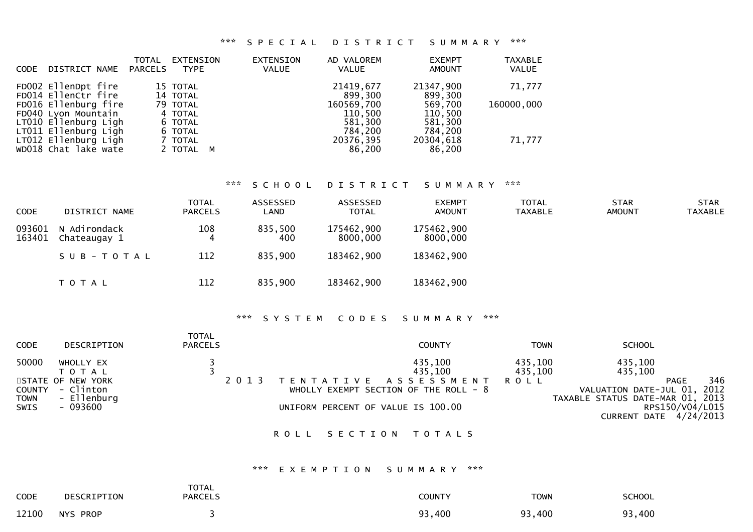## *** SPECIAL DISTRICT SUMMARY ***

| CODE | DISTRICT NAME | TOTAL PARCELS | EXTENSION TYPE | EXTENSION VALUE | AD VALOREM VALUE | EXEMPT AMOUNT | TAXABLE VALUE |
|---|---|---|---|---|---|---|---|
| FD002 | EllenDpt fire | 15 | TOTAL | | 21419,677 | 21347,900 | 71,777 |
| FD014 | EllenCtr fire | 14 | TOTAL | | 899,300 | 899,300 | |
| FD016 | Ellenburg fire | 79 | TOTAL | | 160569,700 | 569,700 | 160000,000 |
| FD040 | Lyon Mountain | 4 | TOTAL | | 110,500 | 110,500 | |
| LT010 | Ellenburg Ligh | 6 | TOTAL | | 581,300 | 581,300 | |
| LT011 | Ellenburg Ligh | 6 | TOTAL | | 784,200 | 784,200 | |
| LT012 | Ellenburg Ligh | 7 | TOTAL | | 20376,395 | 20304,618 | 71,777 |
| WD018 | Chat lake wate | 2 | TOTAL M | | 86,200 | 86,200 | |

## *** SCHOOL DISTRICT SUMMARY ***

| CODE | DISTRICT NAME | TOTAL PARCELS | ASSESSED LAND | ASSESSED TOTAL | EXEMPT AMOUNT | TOTAL TAXABLE | STAR AMOUNT | STAR TAXABLE |
|---|---|---|---|---|---|---|---|---|
| 093601 | N Adirondack | 108 | 835,500 | 175462,900 | 175462,900 | | | |
| 163401 | Chateaugay 1 | 4 | 400 | 8000,000 | 8000,000 | | | |
| | S U B - T O T A L | 112 | 835,900 | 183462,900 | 183462,900 | | | |
| | T O T A L | 112 | 835,900 | 183462,900 | 183462,900 | | | |

## *** SYSTEM CODES SUMMARY ***

| CODE | DESCRIPTION | TOTAL PARCELS | COUNTY | TOWN | SCHOOL |
|---|---|---|---|---|---|
| 50000 | WHOLLY EX | 3 | 435,100 | 435,100 | 435,100 |
| | T O T A L | 3 | 435,100 | 435,100 | 435,100 |

STATE OF NEW YORK
COUNTY - Clinton
TOWN - Ellenburg
SWIS - 093600

2 0 1 3 TENTATIVE ASSESSMENT ROLL
WHOLLY EXEMPT SECTION OF THE ROLL - 8

UNIFORM PERCENT OF VALUE IS 100.00

PAGE 346
VALUATION DATE-JUL 01, 2012
TAXABLE STATUS DATE-MAR 01, 2013
RPS150/V04/L015
CURRENT DATE 4/24/2013

## ROLL SECTION TOTALS

## *** EXEMPTION SUMMARY ***

| CODE | DESCRIPTION | TOTAL PARCELS | COUNTY | TOWN | SCHOOL |
|---|---|---|---|---|---|
| 12100 | NYS PROP | 3 | 93,400 | 93,400 | 93,400 |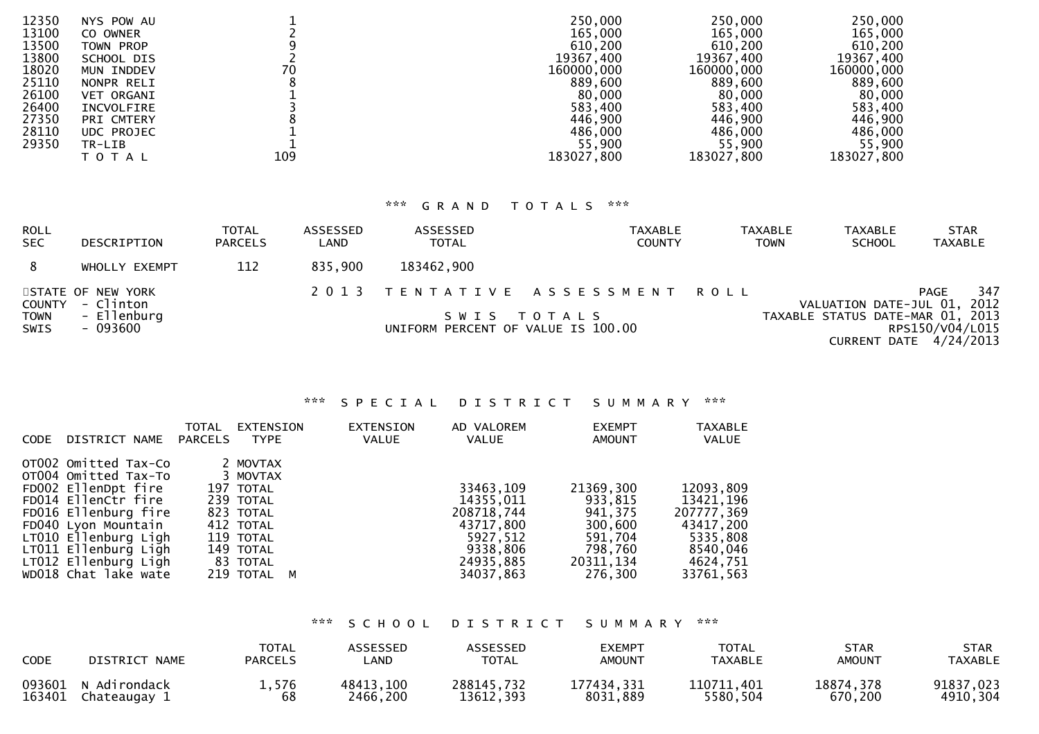| | | | | | |
|---|---|---|---|---|---|
| 12350 | NYS POW AU | 1 | 250,000 | 250,000 | 250,000 |
| 13100 | CO OWNER | 2 | 165,000 | 165,000 | 165,000 |
| 13500 | TOWN PROP | 9 | 610,200 | 610,200 | 610,200 |
| 13800 | SCHOOL DIS | 2 | 19367,400 | 19367,400 | 19367,400 |
| 18020 | MUN INDDEV | 70 | 160000,000 | 160000,000 | 160000,000 |
| 25110 | NONPR RELI | 8 | 889,600 | 889,600 | 889,600 |
| 26100 | VET ORGANI | 1 | 80,000 | 80,000 | 80,000 |
| 26400 | INCVOLFIRE | 3 | 583,400 | 583,400 | 583,400 |
| 27350 | PRI CMTERY | 8 | 446,900 | 446,900 | 446,900 |
| 28110 | UDC PROJEC | 1 | 486,000 | 486,000 | 486,000 |
| 29350 | TR-LIB | 1 | 55,900 | 55,900 | 55,900 |
| | T O T A L | 109 | 183027,800 | 183027,800 | 183027,800 |

*** G R A N D   T O T A L S ***

| ROLL SEC | DESCRIPTION | TOTAL PARCELS | ASSESSED LAND | ASSESSED TOTAL | TAXABLE COUNTY | TAXABLE TOWN | TAXABLE SCHOOL | STAR TAXABLE |
|---|---|---|---|---|---|---|---|---|
| 8 | WHOLLY EXEMPT | 112 | 835,900 | 183462,900 | | | | |

STATE OF NEW YORK
COUNTY - Clinton
TOWN - Ellenburg
SWIS - 093600

2 0 1 3   T E N T A T I V E   A S S E S S M E N T   R O L L

S W I S   T O T A L S

UNIFORM PERCENT OF VALUE IS 100.00

PAGE 347
VALUATION DATE-JUL 01, 2012
TAXABLE STATUS DATE-MAR 01, 2013
RPS150/V04/L015
CURRENT DATE 4/24/2013

*** S P E C I A L   D I S T R I C T   S U M M A R Y ***

| CODE | DISTRICT NAME | TOTAL PARCELS | EXTENSION TYPE | EXTENSION VALUE | AD VALOREM VALUE | EXEMPT AMOUNT | TAXABLE VALUE |
|---|---|---|---|---|---|---|---|
| OT002 | Omitted Tax-Co | 2 | MOVTAX | | | | |
| OT004 | Omitted Tax-To | 3 | MOVTAX | | | | |
| FD002 | EllenDpt fire | 197 | TOTAL | | 33463,109 | 21369,300 | 12093,809 |
| FD014 | EllenCtr fire | 239 | TOTAL | | 14355,011 | 933,815 | 13421,196 |
| FD016 | Ellenburg fire | 823 | TOTAL | | 208718,744 | 941,375 | 207777,369 |
| FD040 | Lyon Mountain | 412 | TOTAL | | 43717,800 | 300,600 | 43417,200 |
| LT010 | Ellenburg Ligh | 119 | TOTAL | | 5927,512 | 591,704 | 5335,808 |
| LT011 | Ellenburg Ligh | 149 | TOTAL | | 9338,806 | 798,760 | 8540,046 |
| LT012 | Ellenburg Ligh | 83 | TOTAL | | 24935,885 | 20311,134 | 4624,751 |
| WD018 | Chat lake wate | 219 | TOTAL M | | 34037,863 | 276,300 | 33761,563 |

*** S C H O O L   D I S T R I C T   S U M M A R Y ***

| CODE | DISTRICT NAME | TOTAL PARCELS | ASSESSED LAND | ASSESSED TOTAL | EXEMPT AMOUNT | TOTAL TAXABLE | STAR AMOUNT | STAR TAXABLE |
|---|---|---|---|---|---|---|---|---|
| 093601 | N Adirondack | 1,576 | 48413,100 | 288145,732 | 177434,331 | 110711,401 | 18874,378 | 91837,023 |
| 163401 | Chateaugay 1 | 68 | 2466,200 | 13612,393 | 8031,889 | 5580,504 | 670,200 | 4910,304 |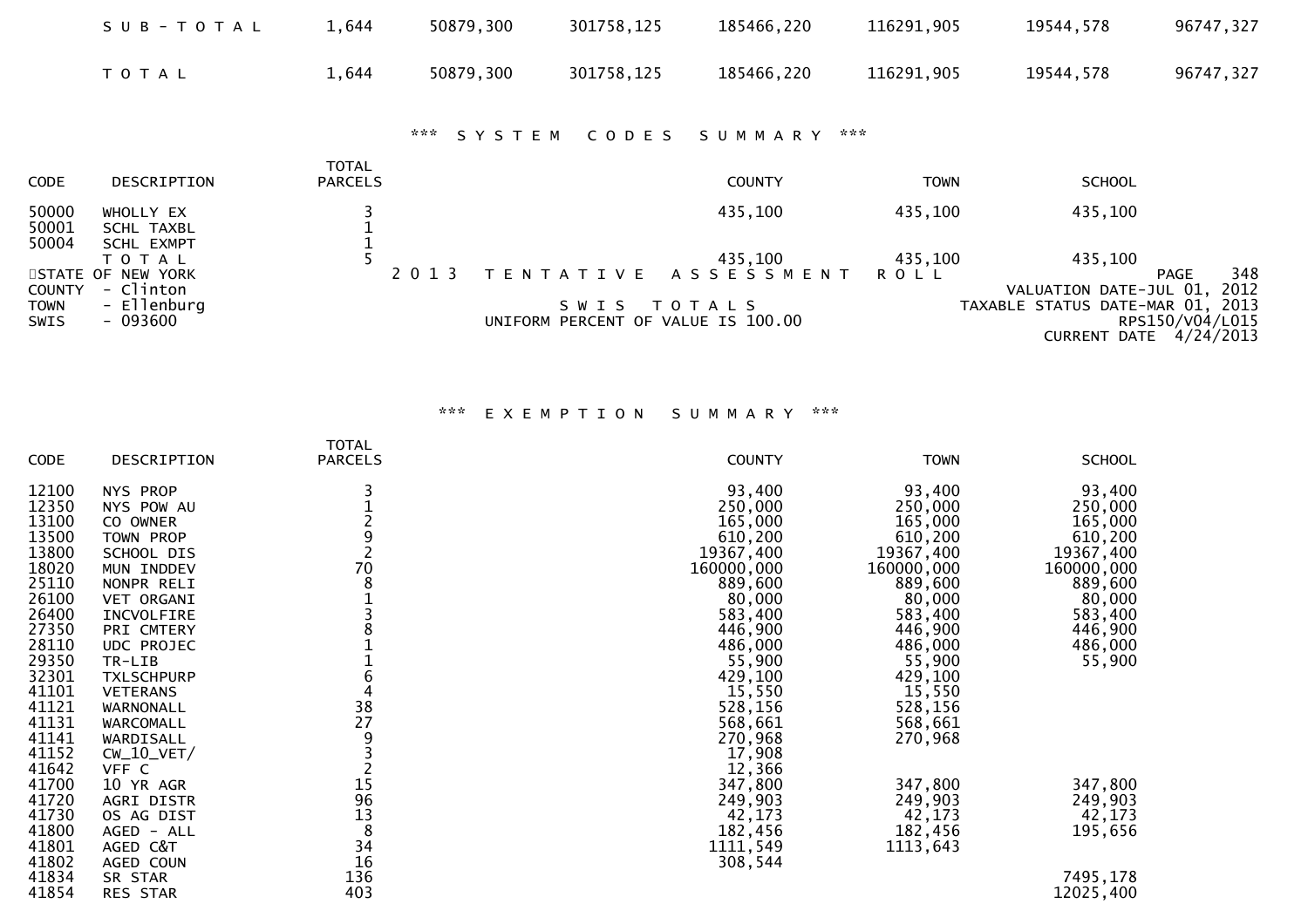| | | | | | | | |
|---|---|---|---|---|---|---|---|
| S U B - T O T A L | 1,644 | 50879,300 | 301758,125 | 185466,220 | 116291,905 | 19544,578 | 96747,327 |
| T O T A L | 1,644 | 50879,300 | 301758,125 | 185466,220 | 116291,905 | 19544,578 | 96747,327 |

### \*\*\* S Y S T E M   C O D E S   S U M M A R Y \*\*\*

| CODE | DESCRIPTION | TOTAL PARCELS | COUNTY | TOWN | SCHOOL |
|---|---|---|---|---|---|
| 50000 | WHOLLY EX | 3 | 435,100 | 435,100 | 435,100 |
| 50001 | SCHL TAXBL | 1 | | | |
| 50004 | SCHL EXMPT | 1 | | | |
| | T O T A L | 5 | 435,100 | 435,100 | 435,100 |

STATE OF NEW YORK
COUNTY - Clinton
TOWN - Ellenburg
SWIS - 093600

2 0 1 3   T E N T A T I V E   A S S E S S M E N T   R O L L

S W I S   T O T A L S
UNIFORM PERCENT OF VALUE IS 100.00

PAGE 348
VALUATION DATE-JUL 01, 2012
TAXABLE STATUS DATE-MAR 01, 2013
RPS150/V04/L015
CURRENT DATE 4/24/2013

### \*\*\* E X E M P T I O N   S U M M A R Y \*\*\*

| CODE | DESCRIPTION | TOTAL PARCELS | COUNTY | TOWN | SCHOOL |
|---|---|---|---|---|---|
| 12100 | NYS PROP | 3 | 93,400 | 93,400 | 93,400 |
| 12350 | NYS POW AU | 1 | 250,000 | 250,000 | 250,000 |
| 13100 | CO OWNER | 2 | 165,000 | 165,000 | 165,000 |
| 13500 | TOWN PROP | 9 | 610,200 | 610,200 | 610,200 |
| 13800 | SCHOOL DIS | 2 | 19367,400 | 19367,400 | 19367,400 |
| 18020 | MUN INDDEV | 70 | 160000,000 | 160000,000 | 160000,000 |
| 25110 | NONPR RELI | 8 | 889,600 | 889,600 | 889,600 |
| 26100 | VET ORGANI | 1 | 80,000 | 80,000 | 80,000 |
| 26400 | INCVOLFIRE | 3 | 583,400 | 583,400 | 583,400 |
| 27350 | PRI CMTERY | 8 | 446,900 | 446,900 | 446,900 |
| 28110 | UDC PROJEC | 1 | 486,000 | 486,000 | 486,000 |
| 29350 | TR-LIB | 1 | 55,900 | 55,900 | 55,900 |
| 32301 | TXLSCHPURP | 6 | 429,100 | 429,100 | |
| 41101 | VETERANS | 4 | 15,550 | 15,550 | |
| 41121 | WARNONALL | 38 | 528,156 | 528,156 | |
| 41131 | WARCOMALL | 27 | 568,661 | 568,661 | |
| 41141 | WARDISALL | 9 | 270,968 | 270,968 | |
| 41152 | CW_10_VET/ | 3 | 17,908 | | |
| 41642 | VFF C | 2 | 12,366 | | |
| 41700 | 10 YR AGR | 15 | 347,800 | 347,800 | 347,800 |
| 41720 | AGRI DISTR | 96 | 249,903 | 249,903 | 249,903 |
| 41730 | OS AG DIST | 13 | 42,173 | 42,173 | 42,173 |
| 41800 | AGED - ALL | 8 | 182,456 | 182,456 | 195,656 |
| 41801 | AGED C&T | 34 | 1111,549 | 1113,643 | |
| 41802 | AGED COUN | 16 | 308,544 | | |
| 41834 | SR STAR | 136 | | | 7495,178 |
| 41854 | RES STAR | 403 | | | 12025,400 |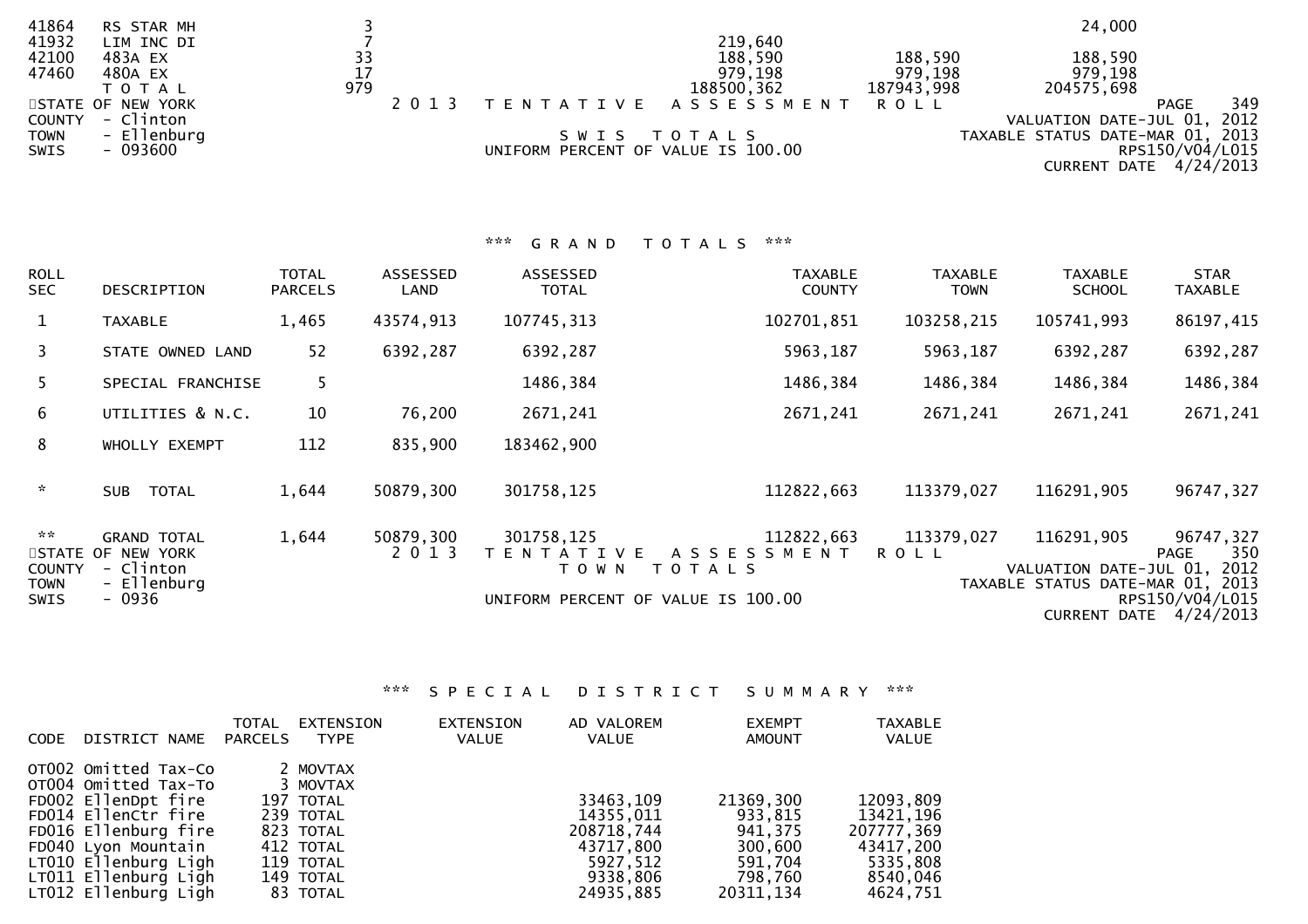| | | | | | | |
|---|---|---|---|---|---|---|
| 41864 | RS STAR MH | 3 | | | | 24,000 |
| 41932 | LIM INC DI | 7 | | 219,640 | | |
| 42100 | 483A EX | 33 | | 188,590 | 188,590 | 188,590 |
| 47460 | 480A EX | 17 | | 979,198 | 979,198 | 979,198 |
| | T O T A L | 979 | | 188500,362 | 187943,998 | 204575,698 |

STATE OF NEW YORK — 2 0 1 3 T E N T A T I V E A S S E S S M E N T R O L L

COUNTY - Clinton
TOWN - Ellenburg
SWIS - 093600

S W I S T O T A L S
UNIFORM PERCENT OF VALUE IS 100.00

VALUATION DATE-JUL 01, 2012
TAXABLE STATUS DATE-MAR 01, 2013
RPS150/V04/L015
CURRENT DATE 4/24/2013

## *** G R A N D T O T A L S ***

| ROLL SEC | DESCRIPTION | TOTAL PARCELS | ASSESSED LAND | ASSESSED TOTAL | TAXABLE COUNTY | TAXABLE TOWN | TAXABLE SCHOOL | STAR TAXABLE |
|---|---|---|---|---|---|---|---|---|
| 1 | TAXABLE | 1,465 | 43574,913 | 107745,313 | 102701,851 | 103258,215 | 105741,993 | 86197,415 |
| 3 | STATE OWNED LAND | 52 | 6392,287 | 6392,287 | 5963,187 | 5963,187 | 6392,287 | 6392,287 |
| 5 | SPECIAL FRANCHISE | 5 | | 1486,384 | 1486,384 | 1486,384 | 1486,384 | 1486,384 |
| 6 | UTILITIES & N.C. | 10 | 76,200 | 2671,241 | 2671,241 | 2671,241 | 2671,241 | 2671,241 |
| 8 | WHOLLY EXEMPT | 112 | 835,900 | 183462,900 | | | | |
| * | SUB TOTAL | 1,644 | 50879,300 | 301758,125 | 112822,663 | 113379,027 | 116291,905 | 96747,327 |
| ** | GRAND TOTAL | 1,644 | 50879,300 | 301758,125 | 112822,663 | 113379,027 | 116291,905 | 96747,327 |

STATE OF NEW YORK — 2 0 1 3 T E N T A T I V E A S S E S S M E N T R O L L

COUNTY - Clinton
TOWN - Ellenburg
SWIS - 0936

T O W N T O T A L S
UNIFORM PERCENT OF VALUE IS 100.00

VALUATION DATE-JUL 01, 2012
TAXABLE STATUS DATE-MAR 01, 2013
RPS150/V04/L015
CURRENT DATE 4/24/2013

## *** S P E C I A L D I S T R I C T S U M M A R Y ***

| CODE | DISTRICT NAME | TOTAL PARCELS | EXTENSION TYPE | EXTENSION VALUE | AD VALOREM VALUE | EXEMPT AMOUNT | TAXABLE VALUE |
|---|---|---|---|---|---|---|---|
| OT002 | Omitted Tax-Co | 2 | MOVTAX | | | | |
| OT004 | Omitted Tax-To | 3 | MOVTAX | | | | |
| FD002 | EllenDpt fire | 197 | TOTAL | | 33463,109 | 21369,300 | 12093,809 |
| FD014 | EllenCtr fire | 239 | TOTAL | | 14355,011 | 933,815 | 13421,196 |
| FD016 | Ellenburg fire | 823 | TOTAL | | 208718,744 | 941,375 | 207777,369 |
| FD040 | Lyon Mountain | 412 | TOTAL | | 43717,800 | 300,600 | 43417,200 |
| LT010 | Ellenburg Ligh | 119 | TOTAL | | 5927,512 | 591,704 | 5335,808 |
| LT011 | Ellenburg Ligh | 149 | TOTAL | | 9338,806 | 798,760 | 8540,046 |
| LT012 | Ellenburg Ligh | 83 | TOTAL | | 24935,885 | 20311,134 | 4624,751 |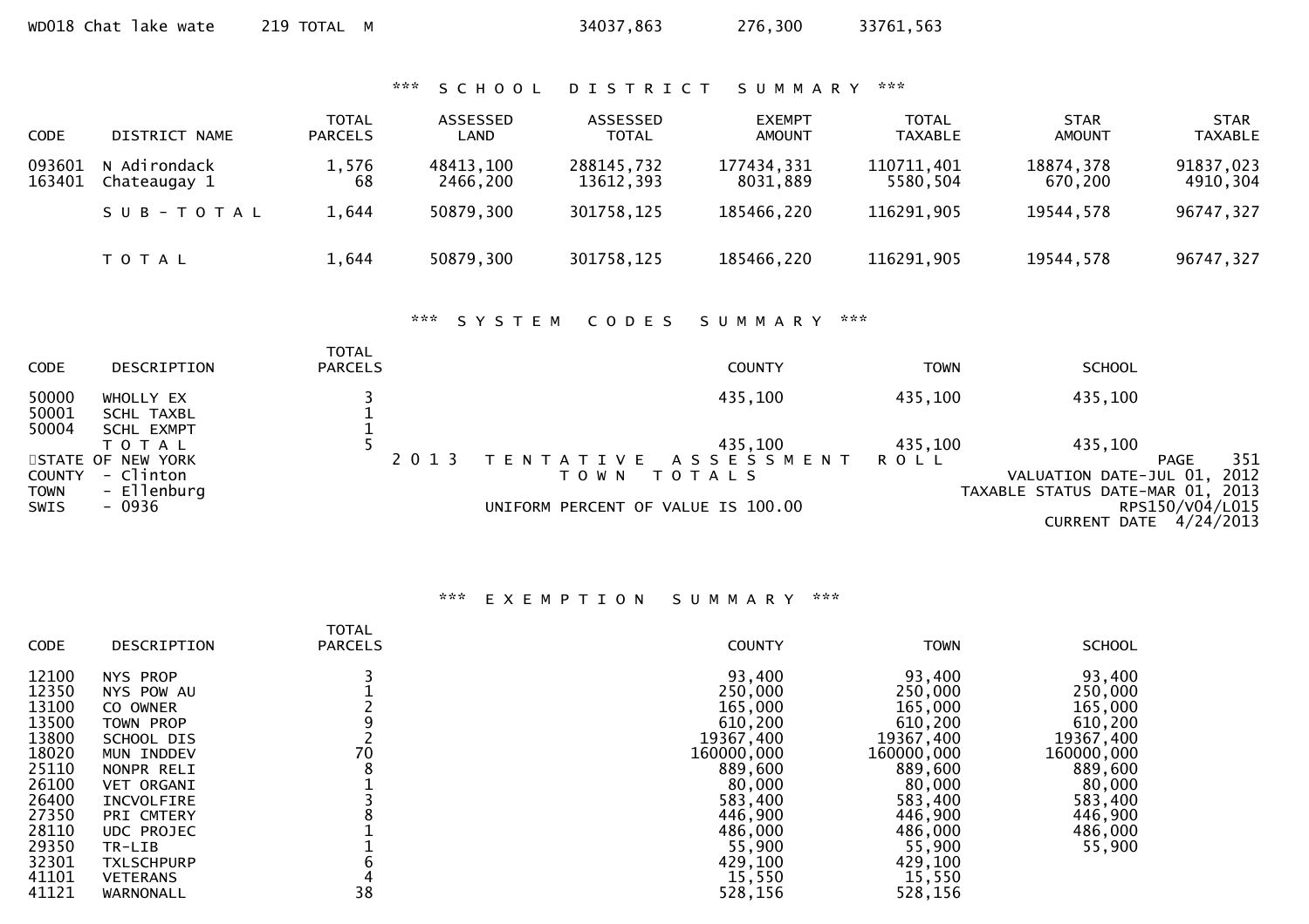| WD018 Chat lake wate | 219 TOTAL | M | 34037,863 | 276,300 | 33761,563 |
|---|---|---|---|---|---|

### *** S C H O O L   D I S T R I C T   S U M M A R Y ***

| CODE | DISTRICT NAME | TOTAL PARCELS | ASSESSED LAND | ASSESSED TOTAL | EXEMPT AMOUNT | TOTAL TAXABLE | STAR AMOUNT | STAR TAXABLE |
|---|---|---|---|---|---|---|---|---|
| 093601 | N Adirondack | 1,576 | 48413,100 | 288145,732 | 177434,331 | 110711,401 | 18874,378 | 91837,023 |
| 163401 | Chateaugay 1 | 68 | 2466,200 | 13612,393 | 8031,889 | 5580,504 | 670,200 | 4910,304 |
| | S U B - T O T A L | 1,644 | 50879,300 | 301758,125 | 185466,220 | 116291,905 | 19544,578 | 96747,327 |
| | T O T A L | 1,644 | 50879,300 | 301758,125 | 185466,220 | 116291,905 | 19544,578 | 96747,327 |

### *** S Y S T E M   C O D E S   S U M M A R Y ***

| CODE | DESCRIPTION | TOTAL PARCELS | COUNTY | TOWN | SCHOOL |
|---|---|---|---|---|---|
| 50000 | WHOLLY EX | 3 | 435,100 | 435,100 | 435,100 |
| 50001 | SCHL TAXBL | 1 | | | |
| 50004 | SCHL EXMPT | 1 | | | |
| | T O T A L | 5 | 435,100 | 435,100 | 435,100 |

STATE OF NEW YORK  
COUNTY - Clinton  
TOWN - Ellenburg  
SWIS - 0936

2 0 1 3   T E N T A T I V E   A S S E S S M E N T   R O L L  
T O W N   T O T A L S  
UNIFORM PERCENT OF VALUE IS 100.00

PAGE 351  
VALUATION DATE-JUL 01, 2012  
TAXABLE STATUS DATE-MAR 01, 2013  
RPS150/V04/L015  
CURRENT DATE 4/24/2013

### *** E X E M P T I O N   S U M M A R Y ***

| CODE | DESCRIPTION | TOTAL PARCELS | COUNTY | TOWN | SCHOOL |
|---|---|---|---|---|---|
| 12100 | NYS PROP | 3 | 93,400 | 93,400 | 93,400 |
| 12350 | NYS POW AU | 1 | 250,000 | 250,000 | 250,000 |
| 13100 | CO OWNER | 2 | 165,000 | 165,000 | 165,000 |
| 13500 | TOWN PROP | 9 | 610,200 | 610,200 | 610,200 |
| 13800 | SCHOOL DIS | 2 | 19367,400 | 19367,400 | 19367,400 |
| 18020 | MUN INDDEV | 70 | 160000,000 | 160000,000 | 160000,000 |
| 25110 | NONPR RELI | 8 | 889,600 | 889,600 | 889,600 |
| 26100 | VET ORGANI | 1 | 80,000 | 80,000 | 80,000 |
| 26400 | INCVOLFIRE | 3 | 583,400 | 583,400 | 583,400 |
| 27350 | PRI CMTERY | 8 | 446,900 | 446,900 | 446,900 |
| 28110 | UDC PROJEC | 1 | 486,000 | 486,000 | 486,000 |
| 29350 | TR-LIB | 1 | 55,900 | 55,900 | 55,900 |
| 32301 | TXLSCHPURP | 6 | 429,100 | 429,100 | |
| 41101 | VETERANS | 4 | 15,550 | 15,550 | |
| 41121 | WARNONALL | 38 | 528,156 | 528,156 | |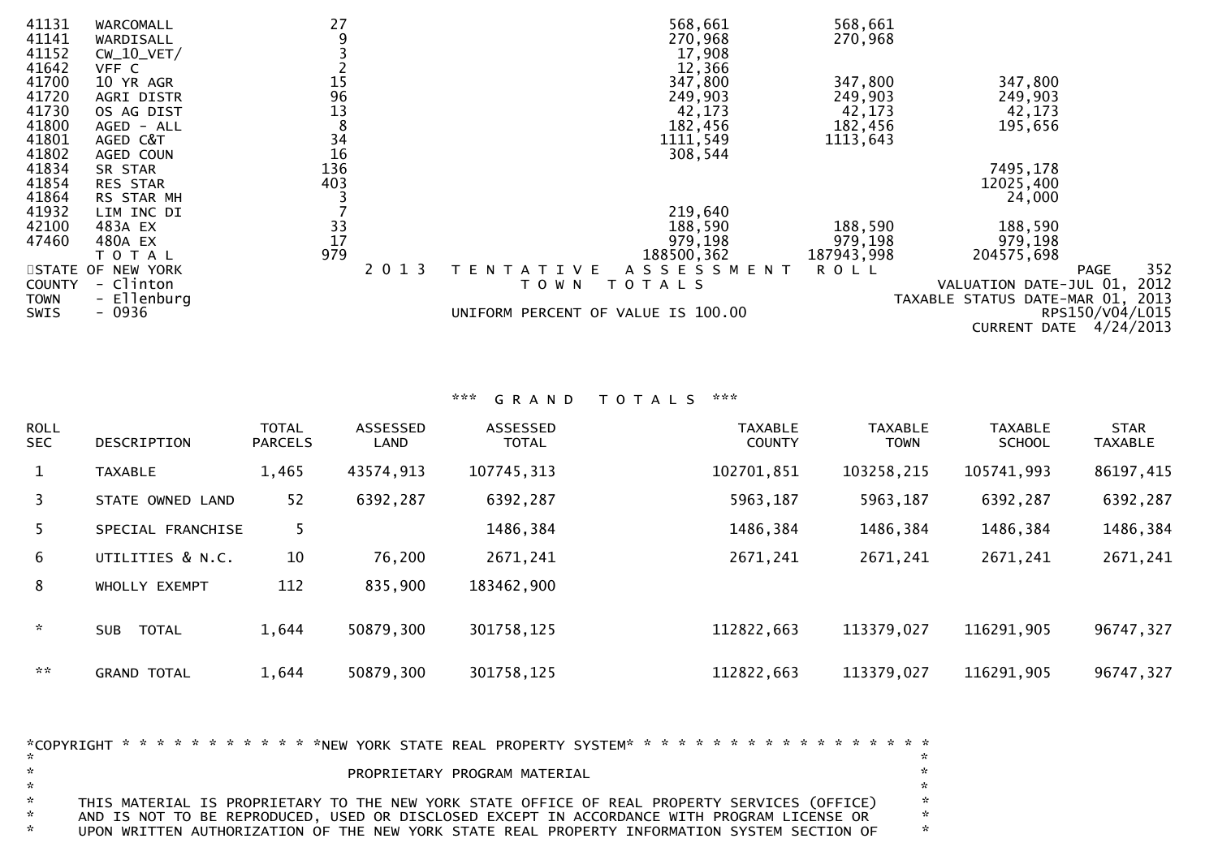| CODE | DESCRIPTION | TOTAL PARCELS | COUNTY | TOWN | SCHOOL |
|---|---|---|---|---|---|
| 41131 | WARCOMALL | 27 | 568,661 | 568,661 | |
| 41141 | WARDISALL | 9 | 270,968 | 270,968 | |
| 41152 | CW_10_VET/ | 3 | 17,908 | | |
| 41642 | VFF C | 2 | 12,366 | | |
| 41700 | 10 YR AGR | 15 | 347,800 | 347,800 | 347,800 |
| 41720 | AGRI DISTR | 96 | 249,903 | 249,903 | 249,903 |
| 41730 | OS AG DIST | 13 | 42,173 | 42,173 | 42,173 |
| 41800 | AGED - ALL | 8 | 182,456 | 182,456 | 195,656 |
| 41801 | AGED C&T | 34 | 1111,549 | 1113,643 | |
| 41802 | AGED COUN | 16 | 308,544 | | |
| 41834 | SR STAR | 136 | | | 7495,178 |
| 41854 | RES STAR | 403 | | | 12025,400 |
| 41864 | RS STAR MH | 3 | | | 24,000 |
| 41932 | LIM INC DI | 7 | 219,640 | | |
| 42100 | 483A EX | 33 | 188,590 | 188,590 | 188,590 |
| 47460 | 480A EX | 17 | 979,198 | 979,198 | 979,198 |
| | T O T A L | 979 | 188500,362 | 187943,998 | 204575,698 |

STATE OF NEW YORK — 2 0 1 3 T E N T A T I V E A S S E S S M E N T R O L L — PAGE 352

COUNTY - Clinton — T O W N T O T A L S — VALUATION DATE-JUL 01, 2012

TOWN - Ellenburg — TAXABLE STATUS DATE-MAR 01, 2013

SWIS - 0936 — UNIFORM PERCENT OF VALUE IS 100.00 — RPS150/V04/L015

CURRENT DATE 4/24/2013

## *** G R A N D T O T A L S ***

| ROLL SEC | DESCRIPTION | TOTAL PARCELS | ASSESSED LAND | ASSESSED TOTAL | TAXABLE COUNTY | TAXABLE TOWN | TAXABLE SCHOOL | STAR TAXABLE |
|---|---|---|---|---|---|---|---|---|
| 1 | TAXABLE | 1,465 | 43574,913 | 107745,313 | 102701,851 | 103258,215 | 105741,993 | 86197,415 |
| 3 | STATE OWNED LAND | 52 | 6392,287 | 6392,287 | 5963,187 | 5963,187 | 6392,287 | 6392,287 |
| 5 | SPECIAL FRANCHISE | 5 | | 1486,384 | 1486,384 | 1486,384 | 1486,384 | 1486,384 |
| 6 | UTILITIES & N.C. | 10 | 76,200 | 2671,241 | 2671,241 | 2671,241 | 2671,241 | 2671,241 |
| 8 | WHOLLY EXEMPT | 112 | 835,900 | 183462,900 | | | | |
| * | SUB TOTAL | 1,644 | 50879,300 | 301758,125 | 112822,663 | 113379,027 | 116291,905 | 96747,327 |
| ** | GRAND TOTAL | 1,644 | 50879,300 | 301758,125 | 112822,663 | 113379,027 | 116291,905 | 96747,327 |

*COPYRIGHT * * * * * * * * * * * *NEW YORK STATE REAL PROPERTY SYSTEM* * * * * * * * * * * * * * * * * *

PROPRIETARY PROGRAM MATERIAL

THIS MATERIAL IS PROPRIETARY TO THE NEW YORK STATE OFFICE OF REAL PROPERTY SERVICES (OFFICE) AND IS NOT TO BE REPRODUCED, USED OR DISCLOSED EXCEPT IN ACCORDANCE WITH PROGRAM LICENSE OR UPON WRITTEN AUTHORIZATION OF THE NEW YORK STATE REAL PROPERTY INFORMATION SYSTEM SECTION OF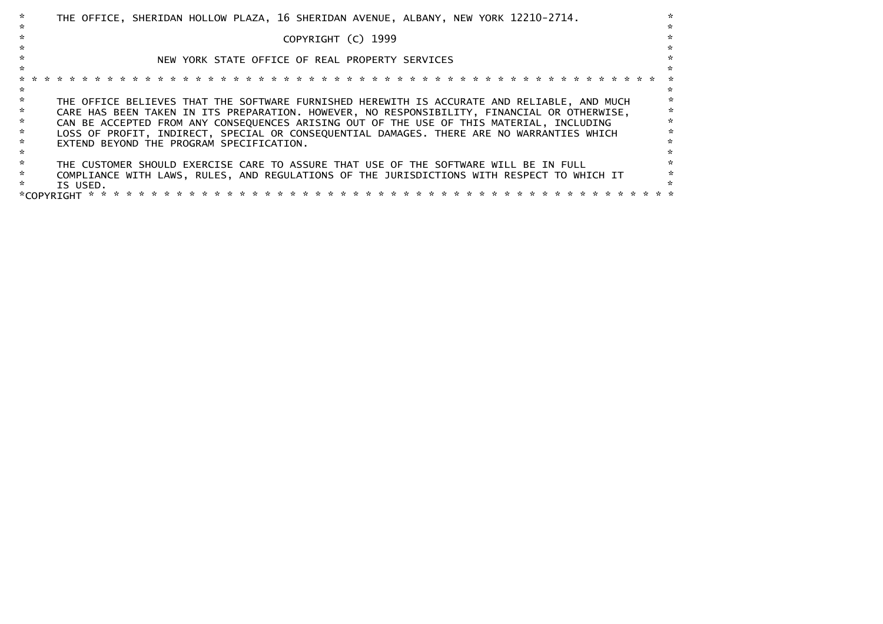```
*     THE OFFICE, SHERIDAN HOLLOW PLAZA, 16 SHERIDAN AVENUE, ALBANY, NEW YORK 12210-2714.        *
*                                                                                               *
*                                      COPYRIGHT (C) 1999                                       *
*                                                                                               *
*                        NEW YORK STATE OFFICE OF REAL PROPERTY SERVICES                        *
*                                                                                               *
* * * * * * * * * * * * * * * * * * * * * * * * * * * * * * * * * * * * * * * * * * * * * * * * *
*                                                                                               *
*     THE OFFICE BELIEVES THAT THE SOFTWARE FURNISHED HEREWITH IS ACCURATE AND RELIABLE, AND MUCH *
*     CARE HAS BEEN TAKEN IN ITS PREPARATION. HOWEVER, NO RESPONSIBILITY, FINANCIAL OR OTHERWISE, *
*     CAN BE ACCEPTED FROM ANY CONSEQUENCES ARISING OUT OF THE USE OF THIS MATERIAL, INCLUDING    *
*     LOSS OF PROFIT, INDIRECT, SPECIAL OR CONSEQUENTIAL DAMAGES. THERE ARE NO WARRANTIES WHICH   *
*     EXTEND BEYOND THE PROGRAM SPECIFICATION.                                                  *
*                                                                                               *
*     THE CUSTOMER SHOULD EXERCISE CARE TO ASSURE THAT USE OF THE SOFTWARE WILL BE IN FULL       *
*     COMPLIANCE WITH LAWS, RULES, AND REGULATIONS OF THE JURISDICTIONS WITH RESPECT TO WHICH IT *
*     IS USED.                                                                                  *
*COPYRIGHT * * * * * * * * * * * * * * * * * * * * * * * * * * * * * * * * * * * * * * * * * * *
```